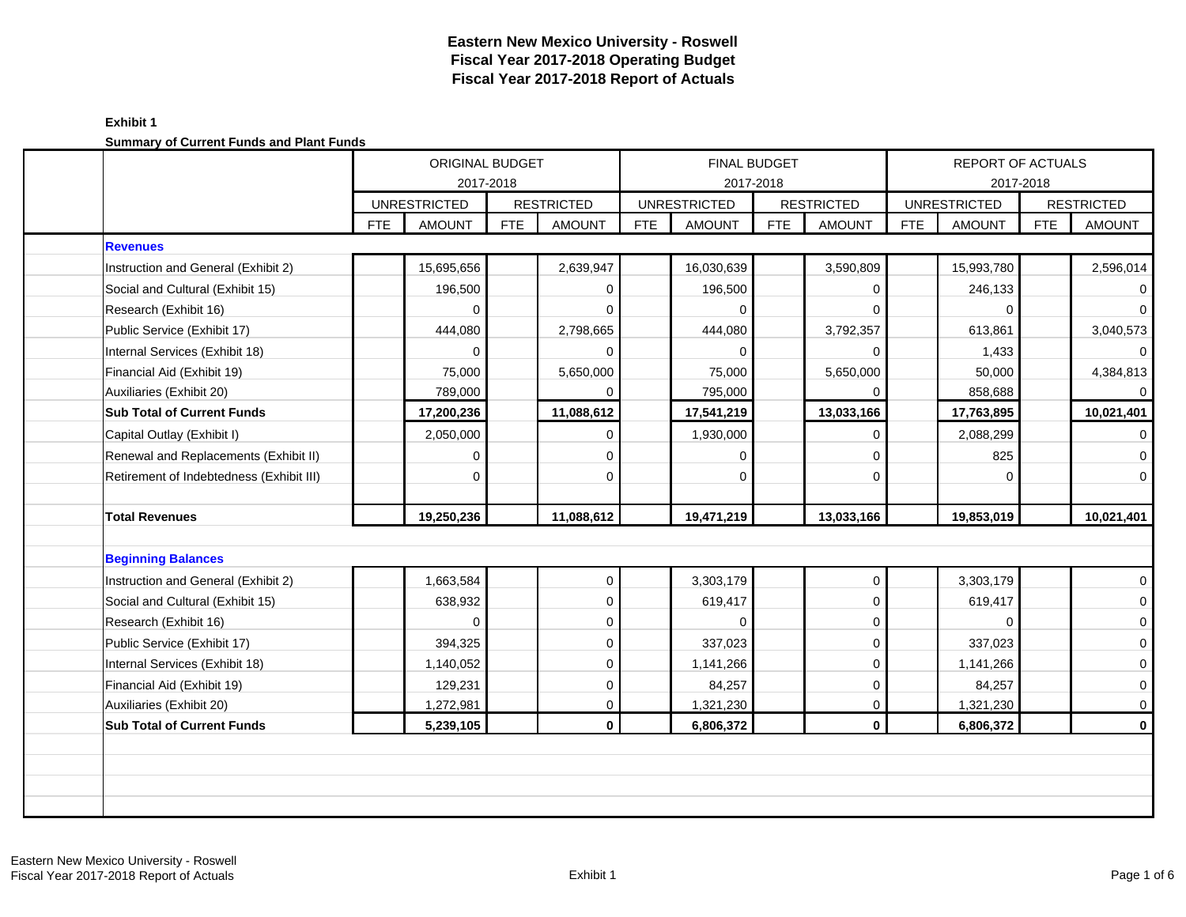# Eastern New Mexico University - Roswell
## Fiscal Year 2017-2018 Operating Budget
## Fiscal Year 2017-2018 Report of Actuals

**Exhibit 1**

**Summary of Current Funds and Plant Funds**

| | ORIGINAL BUDGET 2017-2018 | | | | FINAL BUDGET 2017-2018 | | | | REPORT OF ACTUALS 2017-2018 | | | |
|---|---|---|---|---|---|---|---|---|---|---|---|---|
| | UNRESTRICTED | | RESTRICTED | | UNRESTRICTED | | RESTRICTED | | UNRESTRICTED | | RESTRICTED | |
| | FTE | AMOUNT | FTE | AMOUNT | FTE | AMOUNT | FTE | AMOUNT | FTE | AMOUNT | FTE | AMOUNT |
| **Revenues** | | | | | | | | | | | | |
| Instruction and General (Exhibit 2) | | 15,695,656 | | 2,639,947 | | 16,030,639 | | 3,590,809 | | 15,993,780 | | 2,596,014 |
| Social and Cultural (Exhibit 15) | | 196,500 | | 0 | | 196,500 | | 0 | | 246,133 | | 0 |
| Research (Exhibit 16) | | 0 | | 0 | | 0 | | 0 | | 0 | | 0 |
| Public Service (Exhibit 17) | | 444,080 | | 2,798,665 | | 444,080 | | 3,792,357 | | 613,861 | | 3,040,573 |
| Internal Services (Exhibit 18) | | 0 | | 0 | | 0 | | 0 | | 1,433 | | 0 |
| Financial Aid (Exhibit 19) | | 75,000 | | 5,650,000 | | 75,000 | | 5,650,000 | | 50,000 | | 4,384,813 |
| Auxiliaries (Exhibit 20) | | 789,000 | | 0 | | 795,000 | | 0 | | 858,688 | | 0 |
| **Sub Total of Current Funds** | | **17,200,236** | | **11,088,612** | | **17,541,219** | | **13,033,166** | | **17,763,895** | | **10,021,401** |
| Capital Outlay (Exhibit I) | | 2,050,000 | | 0 | | 1,930,000 | | 0 | | 2,088,299 | | 0 |
| Renewal and Replacements (Exhibit II) | | 0 | | 0 | | 0 | | 0 | | 825 | | 0 |
| Retirement of Indebtedness (Exhibit III) | | 0 | | 0 | | 0 | | 0 | | 0 | | 0 |
| **Total Revenues** | | **19,250,236** | | **11,088,612** | | **19,471,219** | | **13,033,166** | | **19,853,019** | | **10,021,401** |
| **Beginning Balances** | | | | | | | | | | | | |
| Instruction and General (Exhibit 2) | | 1,663,584 | | 0 | | 3,303,179 | | 0 | | 3,303,179 | | 0 |
| Social and Cultural (Exhibit 15) | | 638,932 | | 0 | | 619,417 | | 0 | | 619,417 | | 0 |
| Research (Exhibit 16) | | 0 | | 0 | | 0 | | 0 | | 0 | | 0 |
| Public Service (Exhibit 17) | | 394,325 | | 0 | | 337,023 | | 0 | | 337,023 | | 0 |
| Internal Services (Exhibit 18) | | 1,140,052 | | 0 | | 1,141,266 | | 0 | | 1,141,266 | | 0 |
| Financial Aid (Exhibit 19) | | 129,231 | | 0 | | 84,257 | | 0 | | 84,257 | | 0 |
| Auxiliaries (Exhibit 20) | | 1,272,981 | | 0 | | 1,321,230 | | 0 | | 1,321,230 | | 0 |
| **Sub Total of Current Funds** | | **5,239,105** | | **0** | | **6,806,372** | | **0** | | **6,806,372** | | **0** |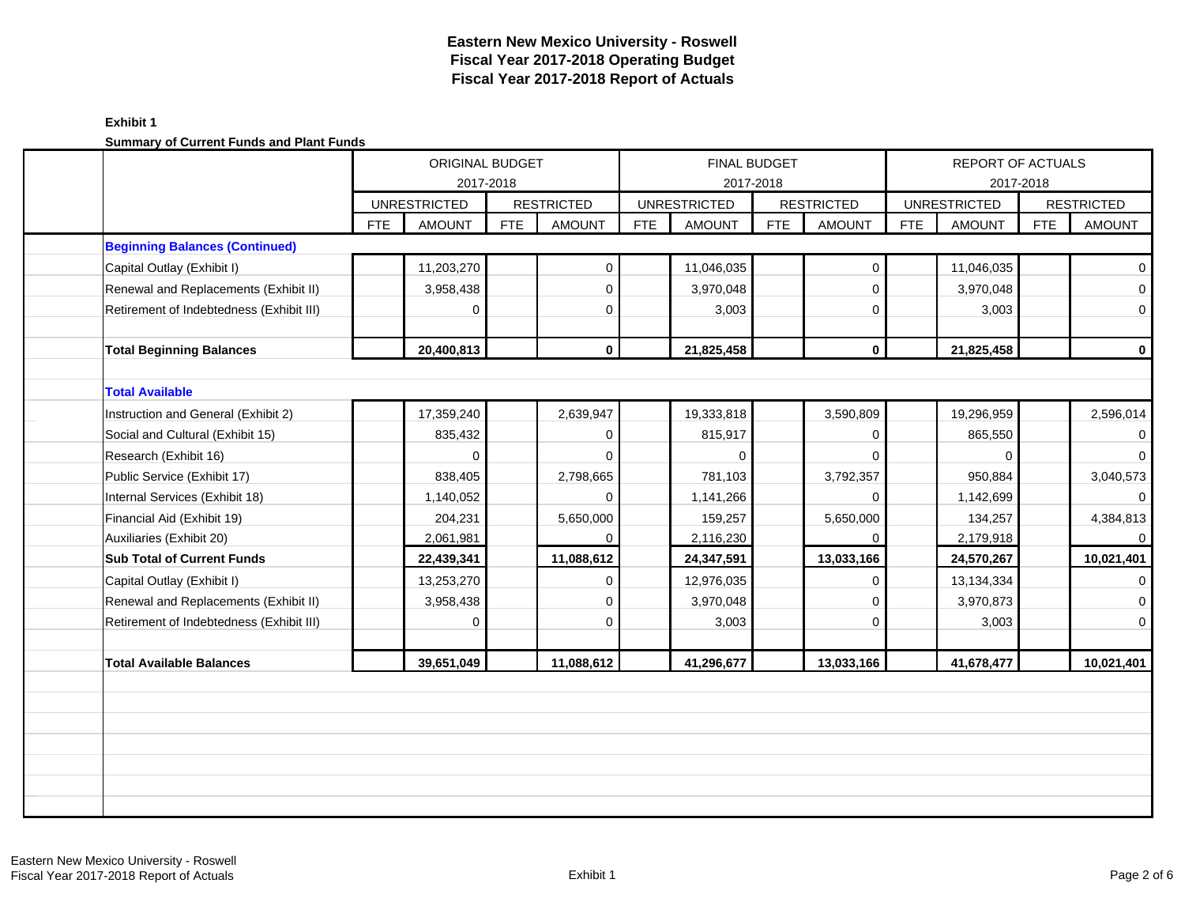# Eastern New Mexico University - Roswell
# Fiscal Year 2017-2018 Operating Budget
# Fiscal Year 2017-2018 Report of Actuals

**Exhibit 1**

**Summary of Current Funds and Plant Funds**

| | ORIGINAL BUDGET 2017-2018 | | | | FINAL BUDGET 2017-2018 | | | | REPORT OF ACTUALS 2017-2018 | | | |
|---|---|---|---|---|---|---|---|---|---|---|---|---|
| | UNRESTRICTED | | RESTRICTED | | UNRESTRICTED | | RESTRICTED | | UNRESTRICTED | | RESTRICTED | |
| | FTE | AMOUNT | FTE | AMOUNT | FTE | AMOUNT | FTE | AMOUNT | FTE | AMOUNT | FTE | AMOUNT |
| **Beginning Balances (Continued)** | | | | | | | | | | | | |
| Capital Outlay (Exhibit I) | | 11,203,270 | | 0 | | 11,046,035 | | 0 | | 11,046,035 | | 0 |
| Renewal and Replacements (Exhibit II) | | 3,958,438 | | 0 | | 3,970,048 | | 0 | | 3,970,048 | | 0 |
| Retirement of Indebtedness (Exhibit III) | | 0 | | 0 | | 3,003 | | 0 | | 3,003 | | 0 |
| **Total Beginning Balances** | | **20,400,813** | | **0** | | **21,825,458** | | **0** | | **21,825,458** | | **0** |
| **Total Available** | | | | | | | | | | | | |
| Instruction and General (Exhibit 2) | | 17,359,240 | | 2,639,947 | | 19,333,818 | | 3,590,809 | | 19,296,959 | | 2,596,014 |
| Social and Cultural (Exhibit 15) | | 835,432 | | 0 | | 815,917 | | 0 | | 865,550 | | 0 |
| Research (Exhibit 16) | | 0 | | 0 | | 0 | | 0 | | 0 | | 0 |
| Public Service (Exhibit 17) | | 838,405 | | 2,798,665 | | 781,103 | | 3,792,357 | | 950,884 | | 3,040,573 |
| Internal Services (Exhibit 18) | | 1,140,052 | | 0 | | 1,141,266 | | 0 | | 1,142,699 | | 0 |
| Financial Aid (Exhibit 19) | | 204,231 | | 5,650,000 | | 159,257 | | 5,650,000 | | 134,257 | | 4,384,813 |
| Auxiliaries (Exhibit 20) | | 2,061,981 | | 0 | | 2,116,230 | | 0 | | 2,179,918 | | 0 |
| **Sub Total of Current Funds** | | **22,439,341** | | **11,088,612** | | **24,347,591** | | **13,033,166** | | **24,570,267** | | **10,021,401** |
| Capital Outlay (Exhibit I) | | 13,253,270 | | 0 | | 12,976,035 | | 0 | | 13,134,334 | | 0 |
| Renewal and Replacements (Exhibit II) | | 3,958,438 | | 0 | | 3,970,048 | | 0 | | 3,970,873 | | 0 |
| Retirement of Indebtedness (Exhibit III) | | 0 | | 0 | | 3,003 | | 0 | | 3,003 | | 0 |
| **Total Available Balances** | | **39,651,049** | | **11,088,612** | | **41,296,677** | | **13,033,166** | | **41,678,477** | | **10,021,401** |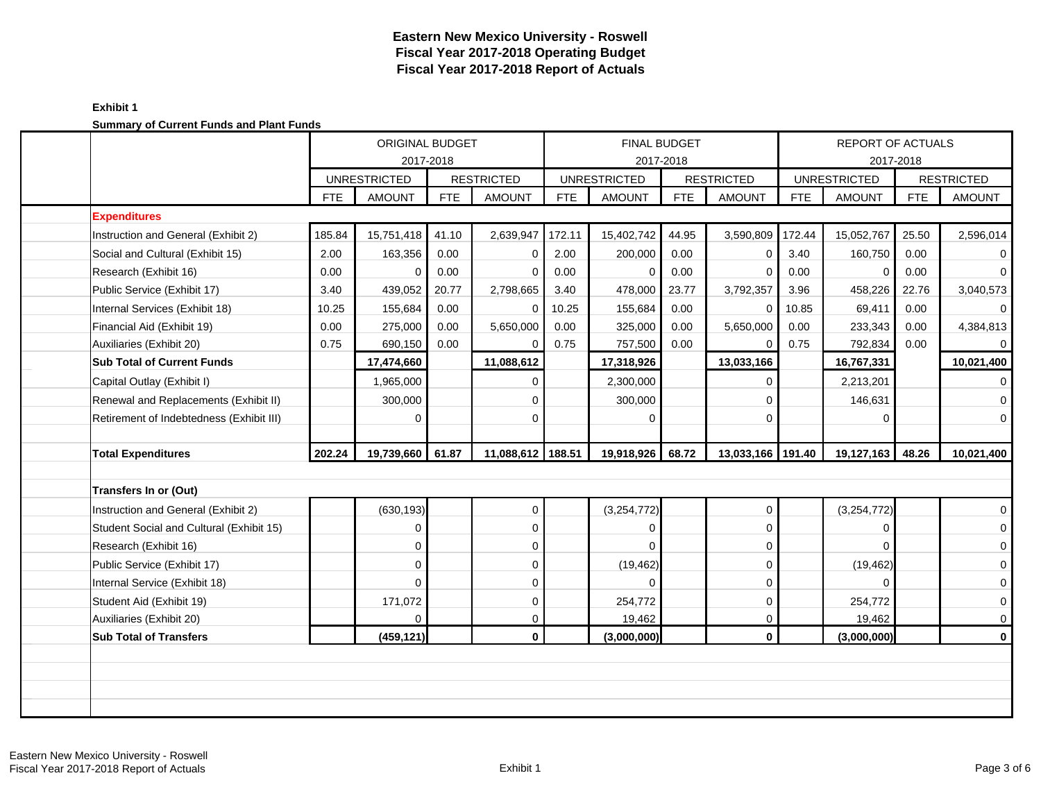# Eastern New Mexico University - Roswell
## Fiscal Year 2017-2018 Operating Budget
## Fiscal Year 2017-2018 Report of Actuals

**Exhibit 1**

**Summary of Current Funds and Plant Funds**

| | ORIGINAL BUDGET 2017-2018 | | | | FINAL BUDGET 2017-2018 | | | | REPORT OF ACTUALS 2017-2018 | | | |
|---|---|---|---|---|---|---|---|---|---|---|---|---|
| | UNRESTRICTED | | RESTRICTED | | UNRESTRICTED | | RESTRICTED | | UNRESTRICTED | | RESTRICTED | |
| | FTE | AMOUNT | FTE | AMOUNT | FTE | AMOUNT | FTE | AMOUNT | FTE | AMOUNT | FTE | AMOUNT |
| **Expenditures** | | | | | | | | | | | | |
| Instruction and General (Exhibit 2) | 185.84 | 15,751,418 | 41.10 | 2,639,947 | 172.11 | 15,402,742 | 44.95 | 3,590,809 | 172.44 | 15,052,767 | 25.50 | 2,596,014 |
| Social and Cultural (Exhibit 15) | 2.00 | 163,356 | 0.00 | 0 | 2.00 | 200,000 | 0.00 | 0 | 3.40 | 160,750 | 0.00 | 0 |
| Research (Exhibit 16) | 0.00 | 0 | 0.00 | 0 | 0.00 | 0 | 0.00 | 0 | 0.00 | 0 | 0.00 | 0 |
| Public Service (Exhibit 17) | 3.40 | 439,052 | 20.77 | 2,798,665 | 3.40 | 478,000 | 23.77 | 3,792,357 | 3.96 | 458,226 | 22.76 | 3,040,573 |
| Internal Services (Exhibit 18) | 10.25 | 155,684 | 0.00 | 0 | 10.25 | 155,684 | 0.00 | 0 | 10.85 | 69,411 | 0.00 | 0 |
| Financial Aid (Exhibit 19) | 0.00 | 275,000 | 0.00 | 5,650,000 | 0.00 | 325,000 | 0.00 | 5,650,000 | 0.00 | 233,343 | 0.00 | 4,384,813 |
| Auxiliaries (Exhibit 20) | 0.75 | 690,150 | 0.00 | 0 | 0.75 | 757,500 | 0.00 | 0 | 0.75 | 792,834 | 0.00 | 0 |
| **Sub Total of Current Funds** | | **17,474,660** | | **11,088,612** | | **17,318,926** | | **13,033,166** | | **16,767,331** | | **10,021,400** |
| Capital Outlay (Exhibit I) | | 1,965,000 | | 0 | | 2,300,000 | | 0 | | 2,213,201 | | 0 |
| Renewal and Replacements (Exhibit II) | | 300,000 | | 0 | | 300,000 | | 0 | | 146,631 | | 0 |
| Retirement of Indebtedness (Exhibit III) | | 0 | | 0 | | 0 | | 0 | | 0 | | 0 |
| **Total Expenditures** | **202.24** | **19,739,660** | **61.87** | **11,088,612** | **188.51** | **19,918,926** | **68.72** | **13,033,166** | **191.40** | **19,127,163** | **48.26** | **10,021,400** |
| **Transfers In or (Out)** | | | | | | | | | | | | |
| Instruction and General (Exhibit 2) | | (630,193) | | 0 | | (3,254,772) | | 0 | | (3,254,772) | | 0 |
| Student Social and Cultural (Exhibit 15) | | 0 | | 0 | | 0 | | 0 | | 0 | | 0 |
| Research (Exhibit 16) | | 0 | | 0 | | 0 | | 0 | | 0 | | 0 |
| Public Service (Exhibit 17) | | 0 | | 0 | | (19,462) | | 0 | | (19,462) | | 0 |
| Internal Service (Exhibit 18) | | 0 | | 0 | | 0 | | 0 | | 0 | | 0 |
| Student Aid (Exhibit 19) | | 171,072 | | 0 | | 254,772 | | 0 | | 254,772 | | 0 |
| Auxiliaries (Exhibit 20) | | 0 | | 0 | | 19,462 | | 0 | | 19,462 | | 0 |
| **Sub Total of Transfers** | | **(459,121)** | | **0** | | **(3,000,000)** | | **0** | | **(3,000,000)** | | **0** |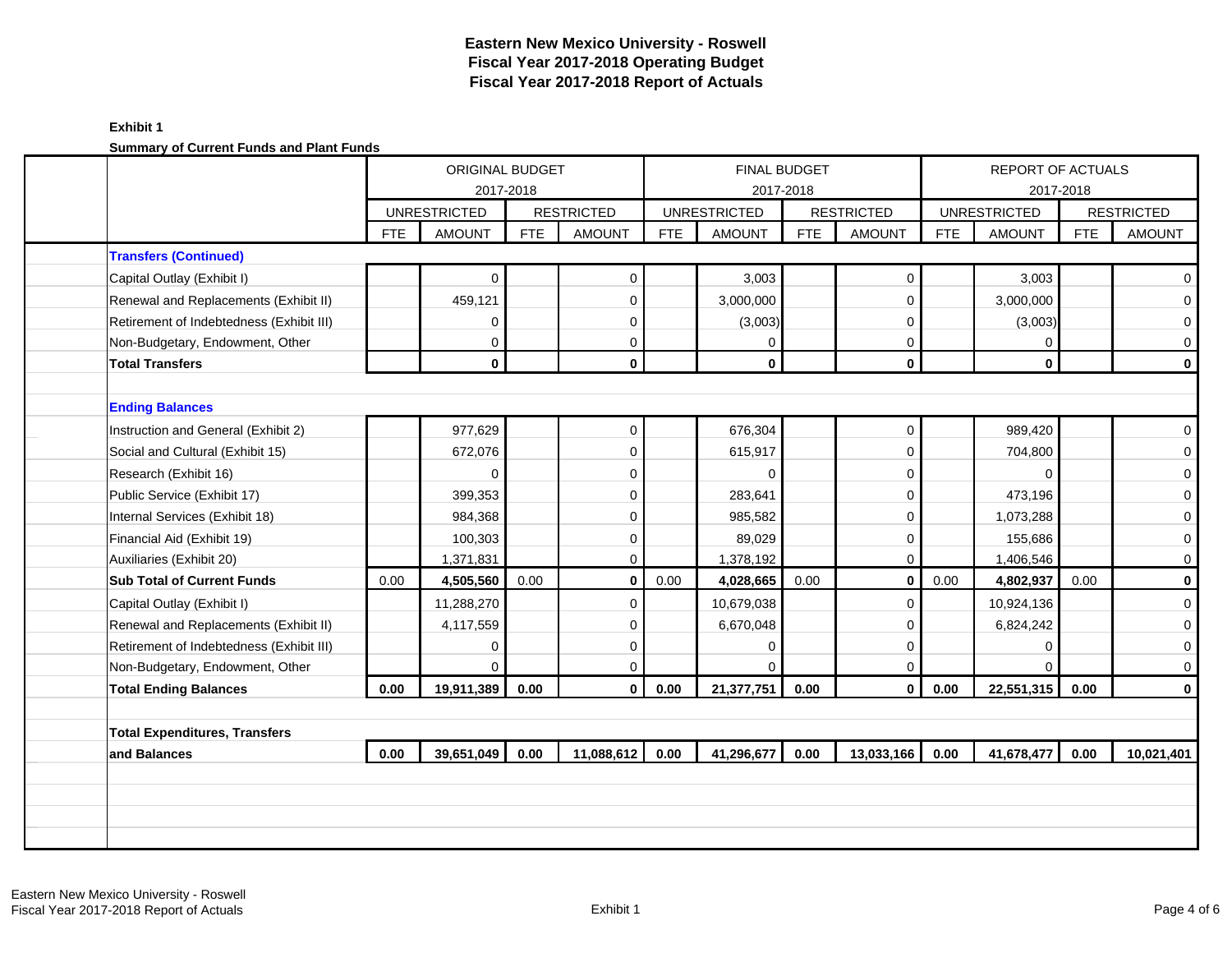# Eastern New Mexico University - Roswell
## Fiscal Year 2017-2018 Operating Budget
## Fiscal Year 2017-2018 Report of Actuals

**Exhibit 1**

**Summary of Current Funds and Plant Funds**

| | ORIGINAL BUDGET 2017-2018 | | | | FINAL BUDGET 2017-2018 | | | | REPORT OF ACTUALS 2017-2018 | | | |
|---|---|---|---|---|---|---|---|---|---|---|---|---|
| | UNRESTRICTED | | RESTRICTED | | UNRESTRICTED | | RESTRICTED | | UNRESTRICTED | | RESTRICTED | |
| | FTE | AMOUNT | FTE | AMOUNT | FTE | AMOUNT | FTE | AMOUNT | FTE | AMOUNT | FTE | AMOUNT |
| **Transfers (Continued)** | | | | | | | | | | | | |
| Capital Outlay (Exhibit I) | | 0 | | 0 | | 3,003 | | 0 | | 3,003 | | 0 |
| Renewal and Replacements (Exhibit II) | | 459,121 | | 0 | | 3,000,000 | | 0 | | 3,000,000 | | 0 |
| Retirement of Indebtedness (Exhibit III) | | 0 | | 0 | | (3,003) | | 0 | | (3,003) | | 0 |
| Non-Budgetary, Endowment, Other | | 0 | | 0 | | 0 | | 0 | | 0 | | 0 |
| **Total Transfers** | | **0** | | **0** | | **0** | | **0** | | **0** | | **0** |
| | | | | | | | | | | | | |
| **Ending Balances** | | | | | | | | | | | | |
| Instruction and General (Exhibit 2) | | 977,629 | | 0 | | 676,304 | | 0 | | 989,420 | | 0 |
| Social and Cultural (Exhibit 15) | | 672,076 | | 0 | | 615,917 | | 0 | | 704,800 | | 0 |
| Research (Exhibit 16) | | 0 | | 0 | | 0 | | 0 | | 0 | | 0 |
| Public Service (Exhibit 17) | | 399,353 | | 0 | | 283,641 | | 0 | | 473,196 | | 0 |
| Internal Services (Exhibit 18) | | 984,368 | | 0 | | 985,582 | | 0 | | 1,073,288 | | 0 |
| Financial Aid (Exhibit 19) | | 100,303 | | 0 | | 89,029 | | 0 | | 155,686 | | 0 |
| Auxiliaries (Exhibit 20) | | 1,371,831 | | 0 | | 1,378,192 | | 0 | | 1,406,546 | | 0 |
| **Sub Total of Current Funds** | 0.00 | **4,505,560** | 0.00 | **0** | 0.00 | **4,028,665** | 0.00 | **0** | 0.00 | **4,802,937** | 0.00 | **0** |
| Capital Outlay (Exhibit I) | | 11,288,270 | | 0 | | 10,679,038 | | 0 | | 10,924,136 | | 0 |
| Renewal and Replacements (Exhibit II) | | 4,117,559 | | 0 | | 6,670,048 | | 0 | | 6,824,242 | | 0 |
| Retirement of Indebtedness (Exhibit III) | | 0 | | 0 | | 0 | | 0 | | 0 | | 0 |
| Non-Budgetary, Endowment, Other | | 0 | | 0 | | 0 | | 0 | | 0 | | 0 |
| **Total Ending Balances** | **0.00** | **19,911,389** | **0.00** | **0** | **0.00** | **21,377,751** | **0.00** | **0** | **0.00** | **22,551,315** | **0.00** | **0** |
| | | | | | | | | | | | | |
| **Total Expenditures, Transfers and Balances** | **0.00** | **39,651,049** | **0.00** | **11,088,612** | **0.00** | **41,296,677** | **0.00** | **13,033,166** | **0.00** | **41,678,477** | **0.00** | **10,021,401** |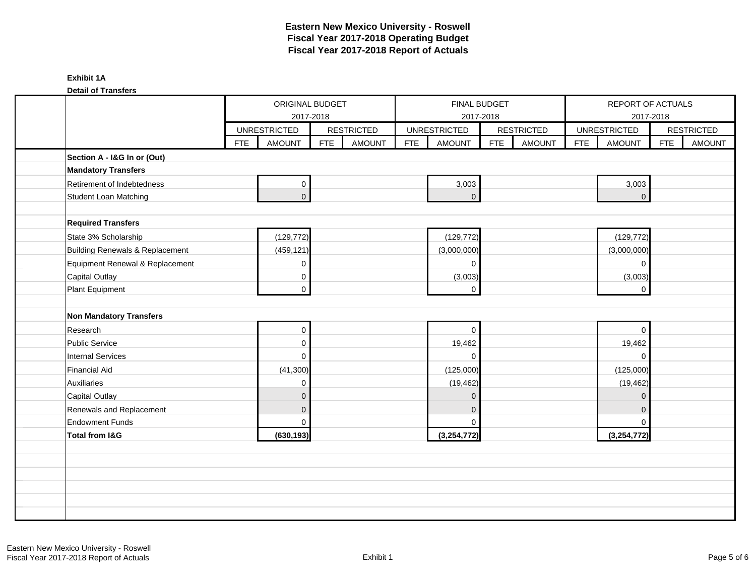# Eastern New Mexico University - Roswell
## Fiscal Year 2017-2018 Operating Budget
## Fiscal Year 2017-2018 Report of Actuals

**Exhibit 1A**

**Detail of Transfers**

| | ORIGINAL BUDGET 2017-2018 | | | | FINAL BUDGET 2017-2018 | | | | REPORT OF ACTUALS 2017-2018 | | | |
|---|---|---|---|---|---|---|---|---|---|---|---|---|
| | UNRESTRICTED | | RESTRICTED | | UNRESTRICTED | | RESTRICTED | | UNRESTRICTED | | RESTRICTED | |
| | FTE | AMOUNT | FTE | AMOUNT | FTE | AMOUNT | FTE | AMOUNT | FTE | AMOUNT | FTE | AMOUNT |
| **Section A - I&G In or (Out)** | | | | | | | | | | | | |
| **Mandatory Transfers** | | | | | | | | | | | | |
| Retirement of Indebtedness | | 0 | | | | 3,003 | | | | 3,003 | | |
| Student Loan Matching | | 0 | | | | 0 | | | | 0 | | |
| | | | | | | | | | | | | |
| **Required Transfers** | | | | | | | | | | | | |
| State 3% Scholarship | | (129,772) | | | | (129,772) | | | | (129,772) | | |
| Building Renewals & Replacement | | (459,121) | | | | (3,000,000) | | | | (3,000,000) | | |
| Equipment Renewal & Replacement | | 0 | | | | 0 | | | | 0 | | |
| Capital Outlay | | 0 | | | | (3,003) | | | | (3,003) | | |
| Plant Equipment | | 0 | | | | 0 | | | | 0 | | |
| | | | | | | | | | | | | |
| **Non Mandatory Transfers** | | | | | | | | | | | | |
| Research | | 0 | | | | 0 | | | | 0 | | |
| Public Service | | 0 | | | | 19,462 | | | | 19,462 | | |
| Internal Services | | 0 | | | | 0 | | | | 0 | | |
| Financial Aid | | (41,300) | | | | (125,000) | | | | (125,000) | | |
| Auxiliaries | | 0 | | | | (19,462) | | | | (19,462) | | |
| Capital Outlay | | 0 | | | | 0 | | | | 0 | | |
| Renewals and Replacement | | 0 | | | | 0 | | | | 0 | | |
| Endowment Funds | | 0 | | | | 0 | | | | 0 | | |
| **Total from I&G** | | **(630,193)** | | | | **(3,254,772)** | | | | **(3,254,772)** | | |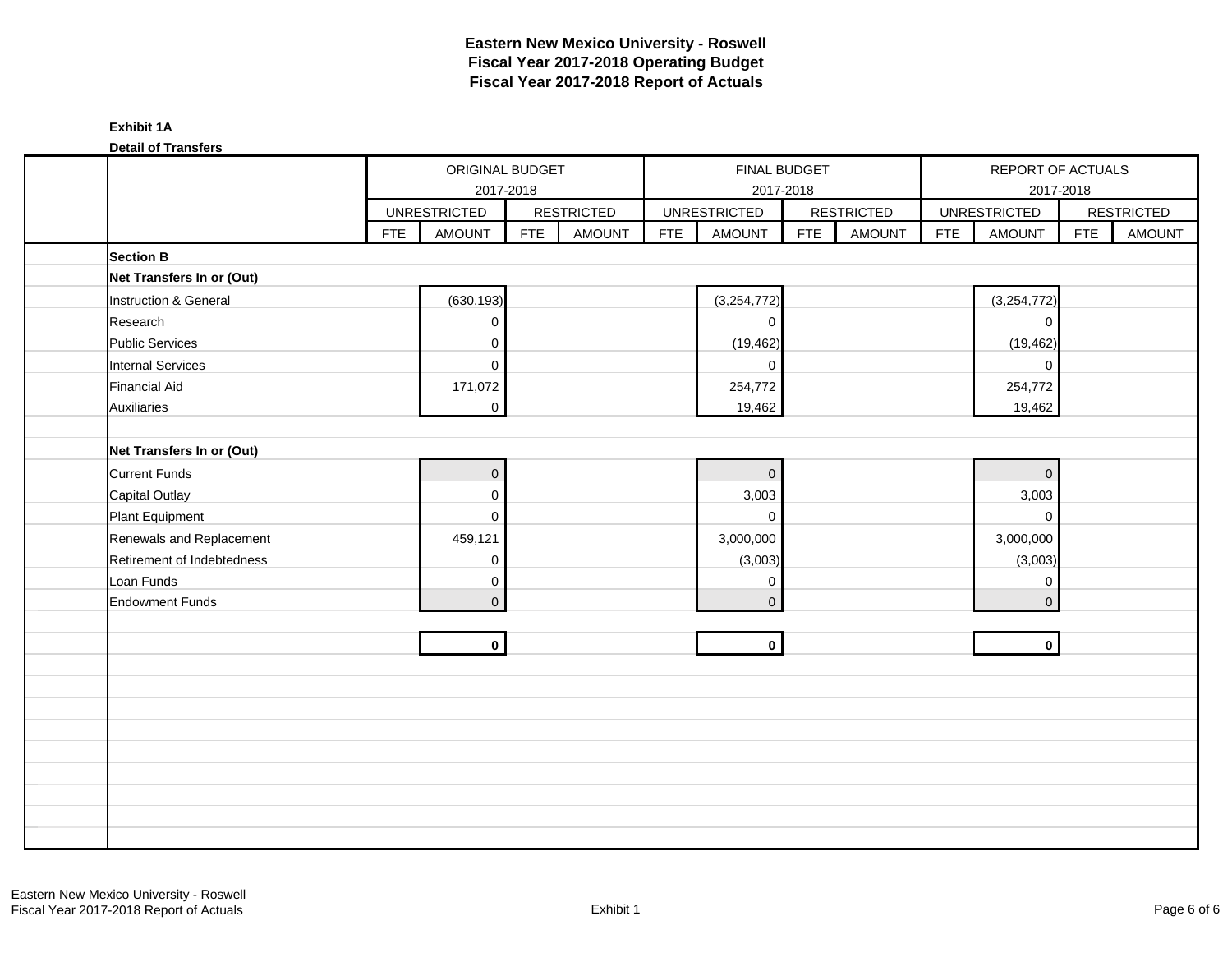# Eastern New Mexico University - Roswell
## Fiscal Year 2017-2018 Operating Budget
## Fiscal Year 2017-2018 Report of Actuals

**Exhibit 1A**

**Detail of Transfers**

| | ORIGINAL BUDGET 2017-2018 | | | | FINAL BUDGET 2017-2018 | | | | REPORT OF ACTUALS 2017-2018 | | | |
|---|---|---|---|---|---|---|---|---|---|---|---|---|
| | UNRESTRICTED | | RESTRICTED | | UNRESTRICTED | | RESTRICTED | | UNRESTRICTED | | RESTRICTED | |
| | FTE | AMOUNT | FTE | AMOUNT | FTE | AMOUNT | FTE | AMOUNT | FTE | AMOUNT | FTE | AMOUNT |
| **Section B** | | | | | | | | | | | | |
| **Net Transfers In or (Out)** | | | | | | | | | | | | |
| Instruction & General | | (630,193) | | | | (3,254,772) | | | | (3,254,772) | | |
| Research | | 0 | | | | 0 | | | | 0 | | |
| Public Services | | 0 | | | | (19,462) | | | | (19,462) | | |
| Internal Services | | 0 | | | | 0 | | | | 0 | | |
| Financial Aid | | 171,072 | | | | 254,772 | | | | 254,772 | | |
| Auxiliaries | | 0 | | | | 19,462 | | | | 19,462 | | |
| | | | | | | | | | | | | |
| **Net Transfers In or (Out)** | | | | | | | | | | | | |
| Current Funds | | 0 | | | | 0 | | | | 0 | | |
| Capital Outlay | | 0 | | | | 3,003 | | | | 3,003 | | |
| Plant Equipment | | 0 | | | | 0 | | | | 0 | | |
| Renewals and Replacement | | 459,121 | | | | 3,000,000 | | | | 3,000,000 | | |
| Retirement of Indebtedness | | 0 | | | | (3,003) | | | | (3,003) | | |
| Loan Funds | | 0 | | | | 0 | | | | 0 | | |
| Endowment Funds | | 0 | | | | 0 | | | | 0 | | |
| | | | | | | | | | | | | |
| | | **0** | | | | **0** | | | | **0** | | |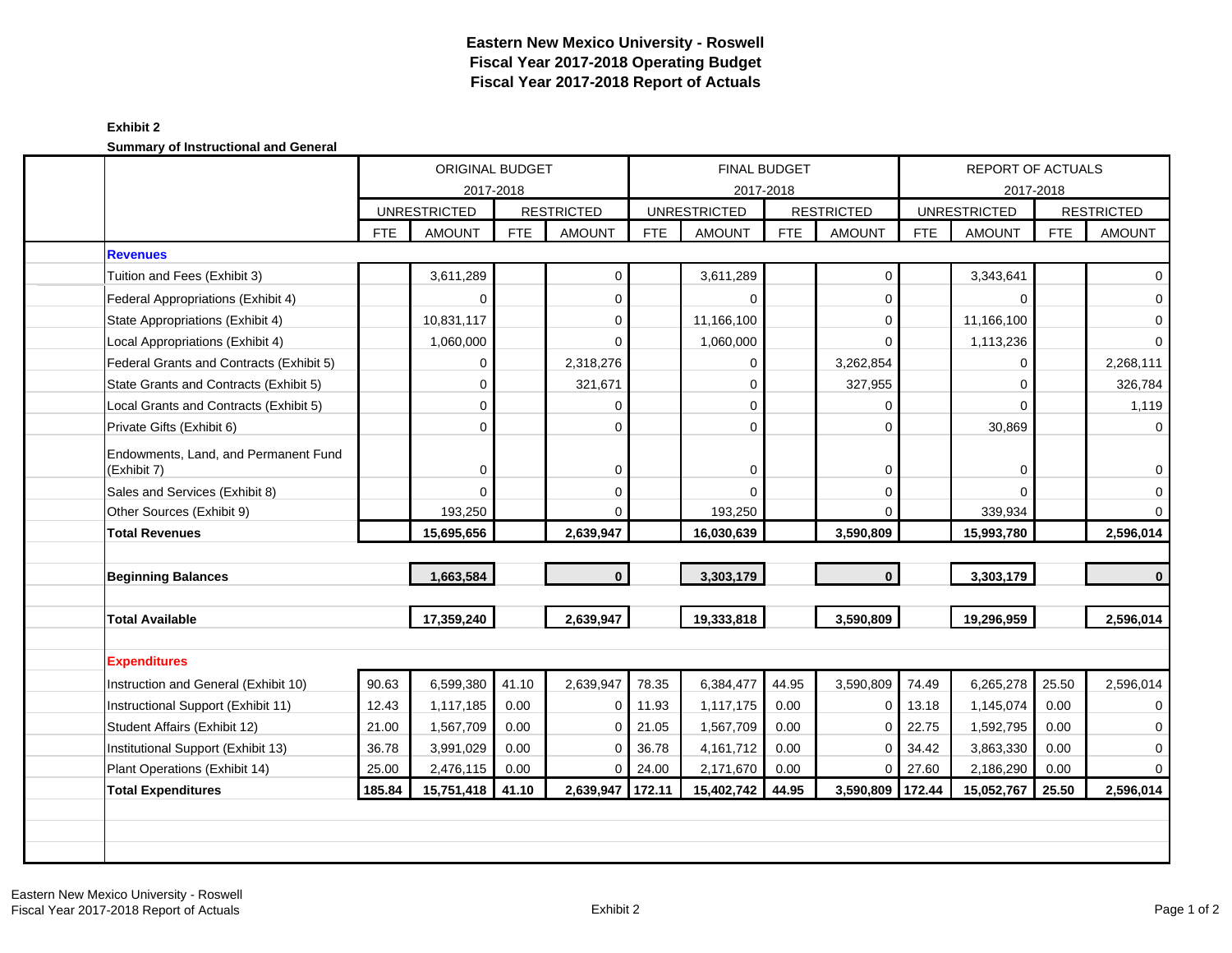# Eastern New Mexico University - Roswell
## Fiscal Year 2017-2018 Operating Budget
## Fiscal Year 2017-2018 Report of Actuals

**Exhibit 2**

**Summary of Instructional and General**

| | ORIGINAL BUDGET 2017-2018 | | | | FINAL BUDGET 2017-2018 | | | | REPORT OF ACTUALS 2017-2018 | | | |
|---|---|---|---|---|---|---|---|---|---|---|---|---|
| | UNRESTRICTED | | RESTRICTED | | UNRESTRICTED | | RESTRICTED | | UNRESTRICTED | | RESTRICTED | |
| | FTE | AMOUNT | FTE | AMOUNT | FTE | AMOUNT | FTE | AMOUNT | FTE | AMOUNT | FTE | AMOUNT |
| **Revenues** | | | | | | | | | | | | |
| Tuition and Fees (Exhibit 3) | | 3,611,289 | | 0 | | 3,611,289 | | 0 | | 3,343,641 | | 0 |
| Federal Appropriations (Exhibit 4) | | 0 | | 0 | | 0 | | 0 | | 0 | | 0 |
| State Appropriations (Exhibit 4) | | 10,831,117 | | 0 | | 11,166,100 | | 0 | | 11,166,100 | | 0 |
| Local Appropriations (Exhibit 4) | | 1,060,000 | | 0 | | 1,060,000 | | 0 | | 1,113,236 | | 0 |
| Federal Grants and Contracts (Exhibit 5) | | 0 | | 2,318,276 | | 0 | | 3,262,854 | | 0 | | 2,268,111 |
| State Grants and Contracts (Exhibit 5) | | 0 | | 321,671 | | 0 | | 327,955 | | 0 | | 326,784 |
| Local Grants and Contracts (Exhibit 5) | | 0 | | 0 | | 0 | | 0 | | 0 | | 1,119 |
| Private Gifts (Exhibit 6) | | 0 | | 0 | | 0 | | 0 | | 30,869 | | 0 |
| Endowments, Land, and Permanent Fund (Exhibit 7) | | 0 | | 0 | | 0 | | 0 | | 0 | | 0 |
| Sales and Services (Exhibit 8) | | 0 | | 0 | | 0 | | 0 | | 0 | | 0 |
| Other Sources (Exhibit 9) | | 193,250 | | 0 | | 193,250 | | 0 | | 339,934 | | 0 |
| **Total Revenues** | | **15,695,656** | | **2,639,947** | | **16,030,639** | | **3,590,809** | | **15,993,780** | | **2,596,014** |
| **Beginning Balances** | | **1,663,584** | | **0** | | **3,303,179** | | **0** | | **3,303,179** | | **0** |
| **Total Available** | | **17,359,240** | | **2,639,947** | | **19,333,818** | | **3,590,809** | | **19,296,959** | | **2,596,014** |
| **Expenditures** | | | | | | | | | | | | |
| Instruction and General (Exhibit 10) | 90.63 | 6,599,380 | 41.10 | 2,639,947 | 78.35 | 6,384,477 | 44.95 | 3,590,809 | 74.49 | 6,265,278 | 25.50 | 2,596,014 |
| Instructional Support (Exhibit 11) | 12.43 | 1,117,185 | 0.00 | 0 | 11.93 | 1,117,175 | 0.00 | 0 | 13.18 | 1,145,074 | 0.00 | 0 |
| Student Affairs (Exhibit 12) | 21.00 | 1,567,709 | 0.00 | 0 | 21.05 | 1,567,709 | 0.00 | 0 | 22.75 | 1,592,795 | 0.00 | 0 |
| Institutional Support (Exhibit 13) | 36.78 | 3,991,029 | 0.00 | 0 | 36.78 | 4,161,712 | 0.00 | 0 | 34.42 | 3,863,330 | 0.00 | 0 |
| Plant Operations (Exhibit 14) | 25.00 | 2,476,115 | 0.00 | 0 | 24.00 | 2,171,670 | 0.00 | 0 | 27.60 | 2,186,290 | 0.00 | 0 |
| **Total Expenditures** | **185.84** | **15,751,418** | **41.10** | **2,639,947** | **172.11** | **15,402,742** | **44.95** | **3,590,809** | **172.44** | **15,052,767** | **25.50** | **2,596,014** |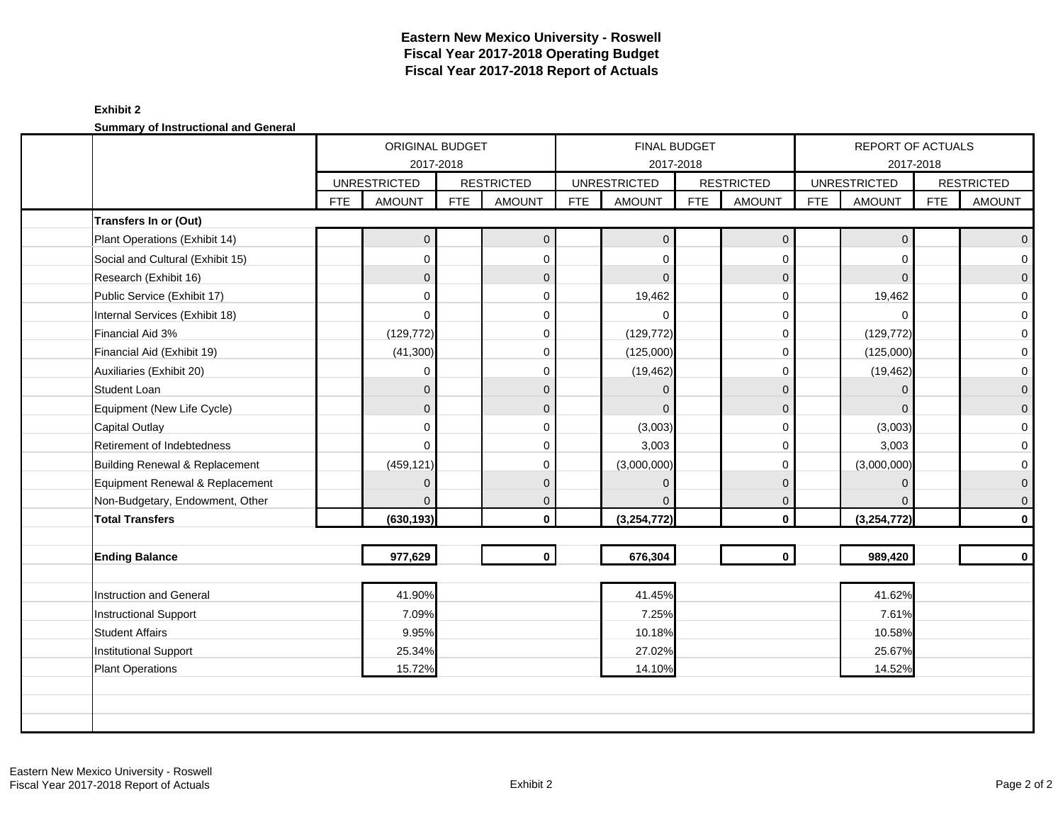# Eastern New Mexico University - Roswell
## Fiscal Year 2017-2018 Operating Budget
## Fiscal Year 2017-2018 Report of Actuals

**Exhibit 2**

**Summary of Instructional and General**

| | ORIGINAL BUDGET 2017-2018 | | | | FINAL BUDGET 2017-2018 | | | | REPORT OF ACTUALS 2017-2018 | | | |
|---|---|---|---|---|---|---|---|---|---|---|---|---|
| | UNRESTRICTED | | RESTRICTED | | UNRESTRICTED | | RESTRICTED | | UNRESTRICTED | | RESTRICTED | |
| | FTE | AMOUNT | FTE | AMOUNT | FTE | AMOUNT | FTE | AMOUNT | FTE | AMOUNT | FTE | AMOUNT |
| **Transfers In or (Out)** | | | | | | | | | | | | |
| Plant Operations (Exhibit 14) | | 0 | | 0 | | 0 | | 0 | | 0 | | 0 |
| Social and Cultural (Exhibit 15) | | 0 | | 0 | | 0 | | 0 | | 0 | | 0 |
| Research (Exhibit 16) | | 0 | | 0 | | 0 | | 0 | | 0 | | 0 |
| Public Service (Exhibit 17) | | 0 | | 0 | | 19,462 | | 0 | | 19,462 | | 0 |
| Internal Services (Exhibit 18) | | 0 | | 0 | | 0 | | 0 | | 0 | | 0 |
| Financial Aid 3% | | (129,772) | | 0 | | (129,772) | | 0 | | (129,772) | | 0 |
| Financial Aid (Exhibit 19) | | (41,300) | | 0 | | (125,000) | | 0 | | (125,000) | | 0 |
| Auxiliaries (Exhibit 20) | | 0 | | 0 | | (19,462) | | 0 | | (19,462) | | 0 |
| Student Loan | | 0 | | 0 | | 0 | | 0 | | 0 | | 0 |
| Equipment (New Life Cycle) | | 0 | | 0 | | 0 | | 0 | | 0 | | 0 |
| Capital Outlay | | 0 | | 0 | | (3,003) | | 0 | | (3,003) | | 0 |
| Retirement of Indebtedness | | 0 | | 0 | | 3,003 | | 0 | | 3,003 | | 0 |
| Building Renewal & Replacement | | (459,121) | | 0 | | (3,000,000) | | 0 | | (3,000,000) | | 0 |
| Equipment Renewal & Replacement | | 0 | | 0 | | 0 | | 0 | | 0 | | 0 |
| Non-Budgetary, Endowment, Other | | 0 | | 0 | | 0 | | 0 | | 0 | | 0 |
| **Total Transfers** | | **(630,193)** | | **0** | | **(3,254,772)** | | **0** | | **(3,254,772)** | | **0** |
| | | | | | | | | | | | | |
| **Ending Balance** | | **977,629** | | **0** | | **676,304** | | **0** | | **989,420** | | **0** |
| | | | | | | | | | | | | |
| Instruction and General | | 41.90% | | | | 41.45% | | | | 41.62% | | |
| Instructional Support | | 7.09% | | | | 7.25% | | | | 7.61% | | |
| Student Affairs | | 9.95% | | | | 10.18% | | | | 10.58% | | |
| Institutional Support | | 25.34% | | | | 27.02% | | | | 25.67% | | |
| Plant Operations | | 15.72% | | | | 14.10% | | | | 14.52% | | |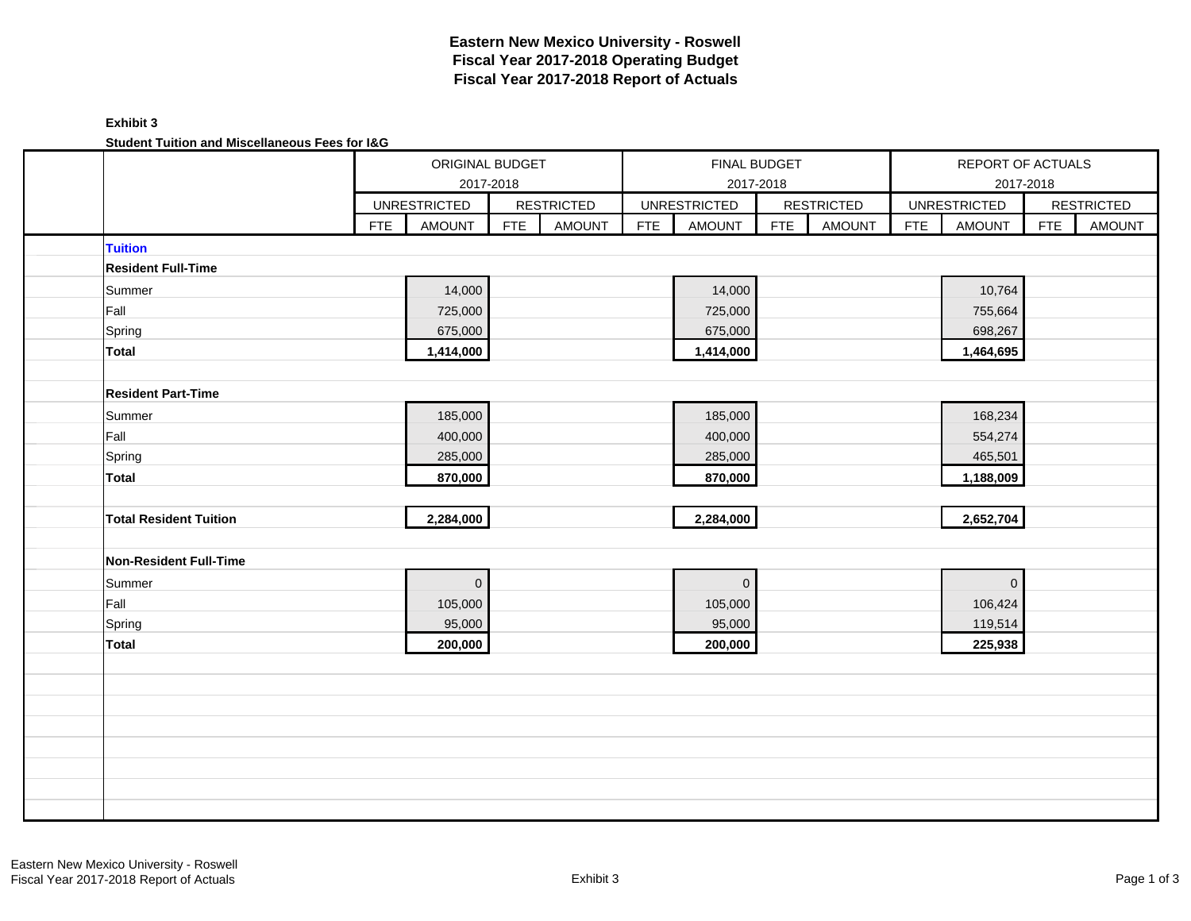# Eastern New Mexico University - Roswell
## Fiscal Year 2017-2018 Operating Budget
## Fiscal Year 2017-2018 Report of Actuals

**Exhibit 3**

**Student Tuition and Miscellaneous Fees for I&G**

| | ORIGINAL BUDGET 2017-2018 | | | | FINAL BUDGET 2017-2018 | | | | REPORT OF ACTUALS 2017-2018 | | | |
|---|---|---|---|---|---|---|---|---|---|---|---|---|
| | UNRESTRICTED | | RESTRICTED | | UNRESTRICTED | | RESTRICTED | | UNRESTRICTED | | RESTRICTED | |
| | FTE | AMOUNT | FTE | AMOUNT | FTE | AMOUNT | FTE | AMOUNT | FTE | AMOUNT | FTE | AMOUNT |
| **Tuition** | | | | | | | | | | | | |
| **Resident Full-Time** | | | | | | | | | | | | |
| Summer | | 14,000 | | | | 14,000 | | | | 10,764 | | |
| Fall | | 725,000 | | | | 725,000 | | | | 755,664 | | |
| Spring | | 675,000 | | | | 675,000 | | | | 698,267 | | |
| **Total** | | **1,414,000** | | | | **1,414,000** | | | | **1,464,695** | | |
| | | | | | | | | | | | | |
| **Resident Part-Time** | | | | | | | | | | | | |
| Summer | | 185,000 | | | | 185,000 | | | | 168,234 | | |
| Fall | | 400,000 | | | | 400,000 | | | | 554,274 | | |
| Spring | | 285,000 | | | | 285,000 | | | | 465,501 | | |
| **Total** | | **870,000** | | | | **870,000** | | | | **1,188,009** | | |
| | | | | | | | | | | | | |
| **Total Resident Tuition** | | **2,284,000** | | | | **2,284,000** | | | | **2,652,704** | | |
| | | | | | | | | | | | | |
| **Non-Resident Full-Time** | | | | | | | | | | | | |
| Summer | | 0 | | | | 0 | | | | 0 | | |
| Fall | | 105,000 | | | | 105,000 | | | | 106,424 | | |
| Spring | | 95,000 | | | | 95,000 | | | | 119,514 | | |
| **Total** | | **200,000** | | | | **200,000** | | | | **225,938** | | |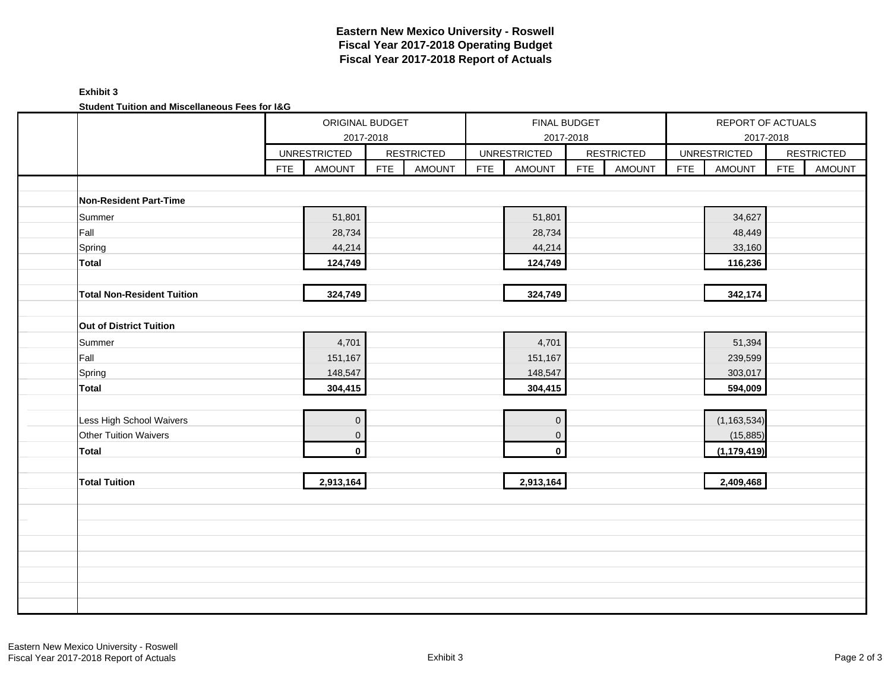# Eastern New Mexico University - Roswell
## Fiscal Year 2017-2018 Operating Budget
## Fiscal Year 2017-2018 Report of Actuals

**Exhibit 3**

**Student Tuition and Miscellaneous Fees for I&G**

| | ORIGINAL BUDGET 2017-2018 | | | | FINAL BUDGET 2017-2018 | | | | REPORT OF ACTUALS 2017-2018 | | | |
|---|---|---|---|---|---|---|---|---|---|---|---|---|
| | UNRESTRICTED | | RESTRICTED | | UNRESTRICTED | | RESTRICTED | | UNRESTRICTED | | RESTRICTED | |
| | FTE | AMOUNT | FTE | AMOUNT | FTE | AMOUNT | FTE | AMOUNT | FTE | AMOUNT | FTE | AMOUNT |
| **Non-Resident Part-Time** | | | | | | | | | | | | |
| Summer | | 51,801 | | | | 51,801 | | | | 34,627 | | |
| Fall | | 28,734 | | | | 28,734 | | | | 48,449 | | |
| Spring | | 44,214 | | | | 44,214 | | | | 33,160 | | |
| **Total** | | **124,749** | | | | **124,749** | | | | **116,236** | | |
| **Total Non-Resident Tuition** | | **324,749** | | | | **324,749** | | | | **342,174** | | |
| **Out of District Tuition** | | | | | | | | | | | | |
| Summer | | 4,701 | | | | 4,701 | | | | 51,394 | | |
| Fall | | 151,167 | | | | 151,167 | | | | 239,599 | | |
| Spring | | 148,547 | | | | 148,547 | | | | 303,017 | | |
| **Total** | | **304,415** | | | | **304,415** | | | | **594,009** | | |
| Less High School Waivers | | 0 | | | | 0 | | | | (1,163,534) | | |
| Other Tuition Waivers | | 0 | | | | 0 | | | | (15,885) | | |
| **Total** | | **0** | | | | **0** | | | | **(1,179,419)** | | |
| **Total Tuition** | | **2,913,164** | | | | **2,913,164** | | | | **2,409,468** | | |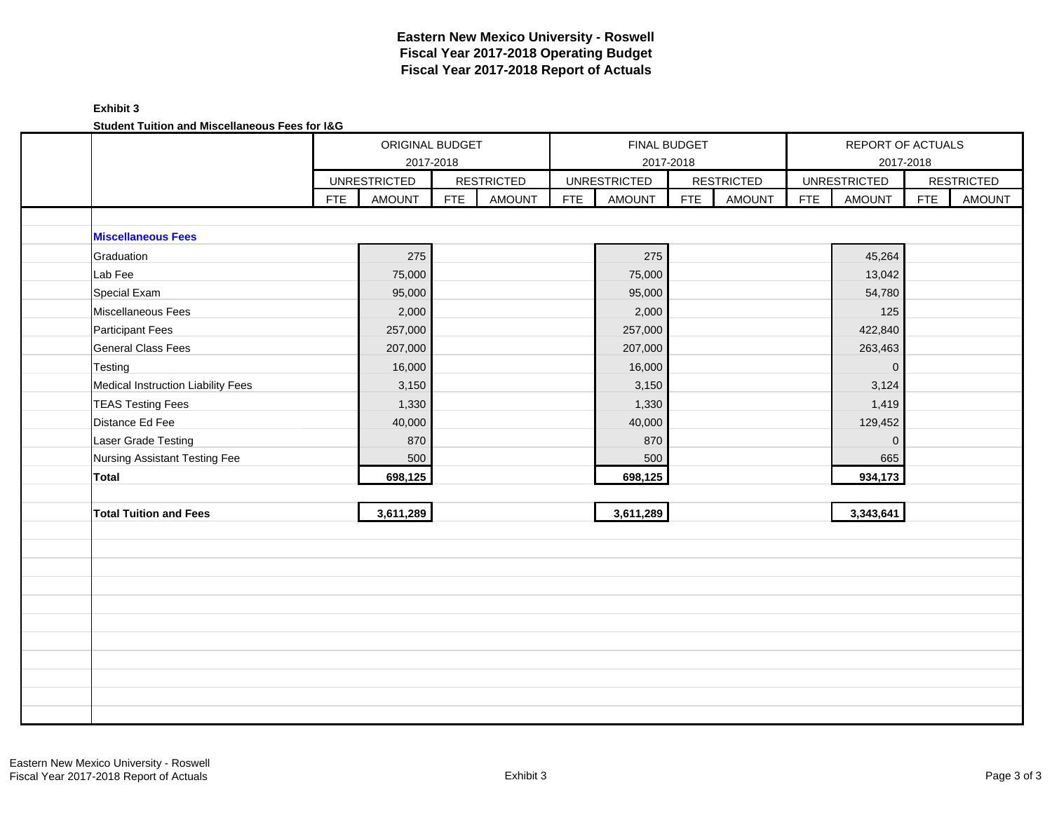**Eastern New Mexico University - Roswell**
**Fiscal Year 2017-2018 Operating Budget**
**Fiscal Year 2017-2018 Report of Actuals**

**Exhibit 3**

**Student Tuition and Miscellaneous Fees for I&G**

| | ORIGINAL BUDGET 2017-2018 | | | | FINAL BUDGET 2017-2018 | | | | REPORT OF ACTUALS 2017-2018 | | | |
|---|---|---|---|---|---|---|---|---|---|---|---|---|
| | UNRESTRICTED | | RESTRICTED | | UNRESTRICTED | | RESTRICTED | | UNRESTRICTED | | RESTRICTED | |
| | FTE | AMOUNT | FTE | AMOUNT | FTE | AMOUNT | FTE | AMOUNT | FTE | AMOUNT | FTE | AMOUNT |
| **Miscellaneous Fees** | | | | | | | | | | | | |
| Graduation | | 275 | | | | 275 | | | | 45,264 | | |
| Lab Fee | | 75,000 | | | | 75,000 | | | | 13,042 | | |
| Special Exam | | 95,000 | | | | 95,000 | | | | 54,780 | | |
| Miscellaneous Fees | | 2,000 | | | | 2,000 | | | | 125 | | |
| Participant Fees | | 257,000 | | | | 257,000 | | | | 422,840 | | |
| General Class Fees | | 207,000 | | | | 207,000 | | | | 263,463 | | |
| Testing | | 16,000 | | | | 16,000 | | | | 0 | | |
| Medical Instruction Liability Fees | | 3,150 | | | | 3,150 | | | | 3,124 | | |
| TEAS Testing Fees | | 1,330 | | | | 1,330 | | | | 1,419 | | |
| Distance Ed Fee | | 40,000 | | | | 40,000 | | | | 129,452 | | |
| Laser Grade Testing | | 870 | | | | 870 | | | | 0 | | |
| Nursing Assistant Testing Fee | | 500 | | | | 500 | | | | 665 | | |
| **Total** | | **698,125** | | | | **698,125** | | | | **934,173** | | |
| **Total Tuition and Fees** | | **3,611,289** | | | | **3,611,289** | | | | **3,343,641** | | |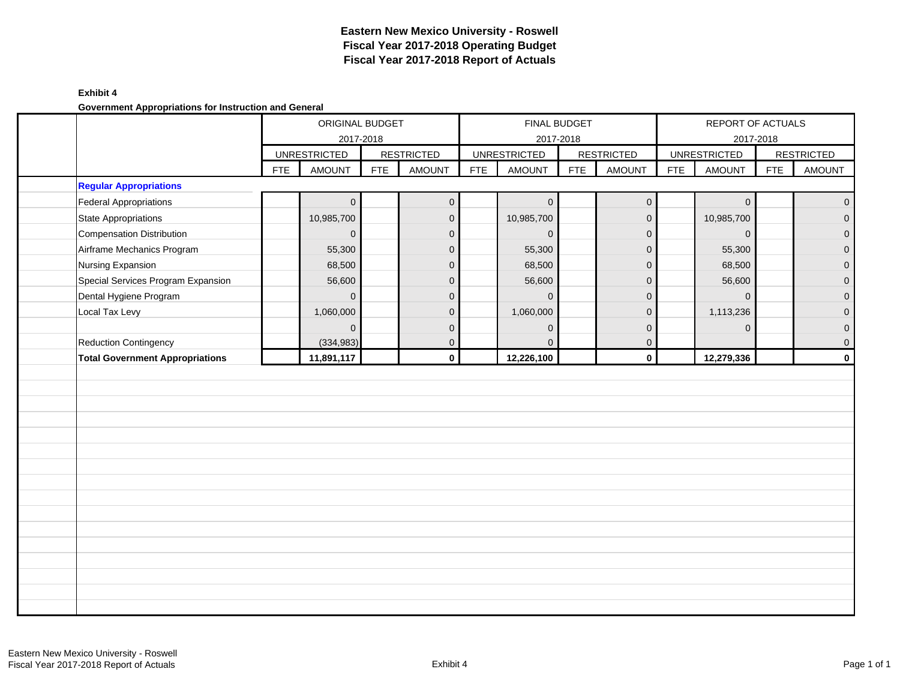# Eastern New Mexico University - Roswell
# Fiscal Year 2017-2018 Operating Budget
# Fiscal Year 2017-2018 Report of Actuals

**Exhibit 4**

**Government Appropriations for Instruction and General**

| | ORIGINAL BUDGET 2017-2018 | | | | FINAL BUDGET 2017-2018 | | | | REPORT OF ACTUALS 2017-2018 | | | |
|---|---|---|---|---|---|---|---|---|---|---|---|---|
| | UNRESTRICTED | | RESTRICTED | | UNRESTRICTED | | RESTRICTED | | UNRESTRICTED | | RESTRICTED | |
| | FTE | AMOUNT | FTE | AMOUNT | FTE | AMOUNT | FTE | AMOUNT | FTE | AMOUNT | FTE | AMOUNT |
| **Regular Appropriations** | | | | | | | | | | | | |
| Federal Appropriations | | 0 | | 0 | | 0 | | 0 | | 0 | | 0 |
| State Appropriations | | 10,985,700 | | 0 | | 10,985,700 | | 0 | | 10,985,700 | | 0 |
| Compensation Distribution | | 0 | | 0 | | 0 | | 0 | | 0 | | 0 |
| Airframe Mechanics Program | | 55,300 | | 0 | | 55,300 | | 0 | | 55,300 | | 0 |
| Nursing Expansion | | 68,500 | | 0 | | 68,500 | | 0 | | 68,500 | | 0 |
| Special Services Program Expansion | | 56,600 | | 0 | | 56,600 | | 0 | | 56,600 | | 0 |
| Dental Hygiene Program | | 0 | | 0 | | 0 | | 0 | | 0 | | 0 |
| Local Tax Levy | | 1,060,000 | | 0 | | 1,060,000 | | 0 | | 1,113,236 | | 0 |
| | | 0 | | 0 | | 0 | | 0 | | 0 | | 0 |
| Reduction Contingency | | (334,983) | | 0 | | 0 | | 0 | | | | 0 |
| **Total Government Appropriations** | | **11,891,117** | | **0** | | **12,226,100** | | **0** | | **12,279,336** | | **0** |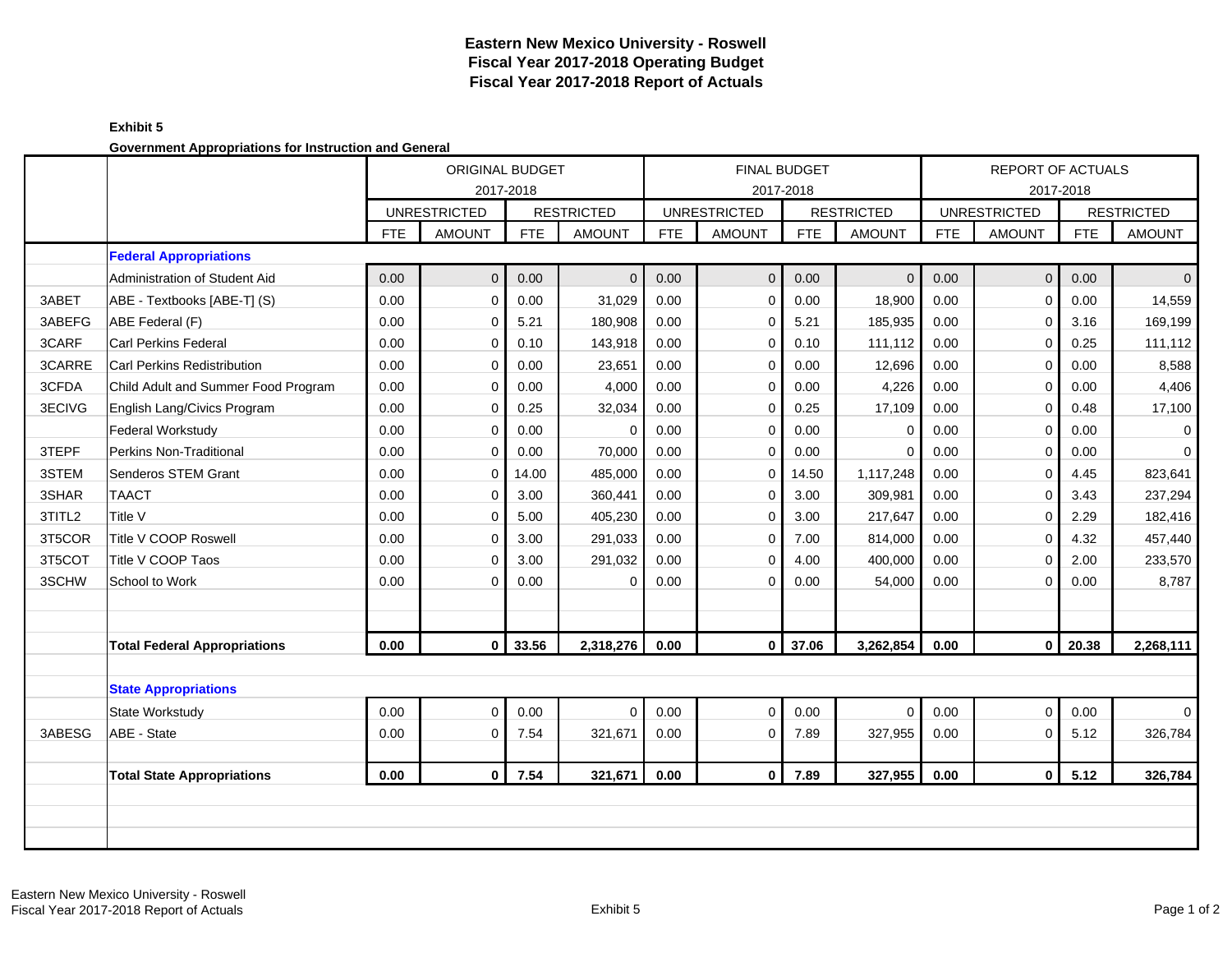# Eastern New Mexico University - Roswell
## Fiscal Year 2017-2018 Operating Budget
## Fiscal Year 2017-2018 Report of Actuals

**Exhibit 5**

**Government Appropriations for Instruction and General**

| | | ORIGINAL BUDGET 2017-2018 | | | | FINAL BUDGET 2017-2018 | | | | REPORT OF ACTUALS 2017-2018 | | | |
|---|---|---|---|---|---|---|---|---|---|---|---|---|---|
| | | UNRESTRICTED | | RESTRICTED | | UNRESTRICTED | | RESTRICTED | | UNRESTRICTED | | RESTRICTED | |
| | | FTE | AMOUNT | FTE | AMOUNT | FTE | AMOUNT | FTE | AMOUNT | FTE | AMOUNT | FTE | AMOUNT |
| | **Federal Appropriations** | | | | | | | | | | | | |
| | Administration of Student Aid | 0.00 | 0 | 0.00 | 0 | 0.00 | 0 | 0.00 | 0 | 0.00 | 0 | 0.00 | 0 |
| 3ABET | ABE - Textbooks [ABE-T] (S) | 0.00 | 0 | 0.00 | 31,029 | 0.00 | 0 | 0.00 | 18,900 | 0.00 | 0 | 0.00 | 14,559 |
| 3ABEFG | ABE Federal (F) | 0.00 | 0 | 5.21 | 180,908 | 0.00 | 0 | 5.21 | 185,935 | 0.00 | 0 | 3.16 | 169,199 |
| 3CARF | Carl Perkins Federal | 0.00 | 0 | 0.10 | 143,918 | 0.00 | 0 | 0.10 | 111,112 | 0.00 | 0 | 0.25 | 111,112 |
| 3CARRE | Carl Perkins Redistribution | 0.00 | 0 | 0.00 | 23,651 | 0.00 | 0 | 0.00 | 12,696 | 0.00 | 0 | 0.00 | 8,588 |
| 3CFDA | Child Adult and Summer Food Program | 0.00 | 0 | 0.00 | 4,000 | 0.00 | 0 | 0.00 | 4,226 | 0.00 | 0 | 0.00 | 4,406 |
| 3ECIVG | English Lang/Civics Program | 0.00 | 0 | 0.25 | 32,034 | 0.00 | 0 | 0.25 | 17,109 | 0.00 | 0 | 0.48 | 17,100 |
| | Federal Workstudy | 0.00 | 0 | 0.00 | 0 | 0.00 | 0 | 0.00 | 0 | 0.00 | 0 | 0.00 | 0 |
| 3TEPF | Perkins Non-Traditional | 0.00 | 0 | 0.00 | 70,000 | 0.00 | 0 | 0.00 | 0 | 0.00 | 0 | 0.00 | 0 |
| 3STEM | Senderos STEM Grant | 0.00 | 0 | 14.00 | 485,000 | 0.00 | 0 | 14.50 | 1,117,248 | 0.00 | 0 | 4.45 | 823,641 |
| 3SHAR | TAACT | 0.00 | 0 | 3.00 | 360,441 | 0.00 | 0 | 3.00 | 309,981 | 0.00 | 0 | 3.43 | 237,294 |
| 3TITL2 | Title V | 0.00 | 0 | 5.00 | 405,230 | 0.00 | 0 | 3.00 | 217,647 | 0.00 | 0 | 2.29 | 182,416 |
| 3T5COR | Title V COOP Roswell | 0.00 | 0 | 3.00 | 291,033 | 0.00 | 0 | 7.00 | 814,000 | 0.00 | 0 | 4.32 | 457,440 |
| 3T5COT | Title V COOP Taos | 0.00 | 0 | 3.00 | 291,032 | 0.00 | 0 | 4.00 | 400,000 | 0.00 | 0 | 2.00 | 233,570 |
| 3SCHW | School to Work | 0.00 | 0 | 0.00 | 0 | 0.00 | 0 | 0.00 | 54,000 | 0.00 | 0 | 0.00 | 8,787 |
| | **Total Federal Appropriations** | **0.00** | **0** | **33.56** | **2,318,276** | **0.00** | **0** | **37.06** | **3,262,854** | **0.00** | **0** | **20.38** | **2,268,111** |
| | **State Appropriations** | | | | | | | | | | | | |
| | State Workstudy | 0.00 | 0 | 0.00 | 0 | 0.00 | 0 | 0.00 | 0 | 0.00 | 0 | 0.00 | 0 |
| 3ABESG | ABE - State | 0.00 | 0 | 7.54 | 321,671 | 0.00 | 0 | 7.89 | 327,955 | 0.00 | 0 | 5.12 | 326,784 |
| | **Total State Appropriations** | **0.00** | **0** | **7.54** | **321,671** | **0.00** | **0** | **7.89** | **327,955** | **0.00** | **0** | **5.12** | **326,784** |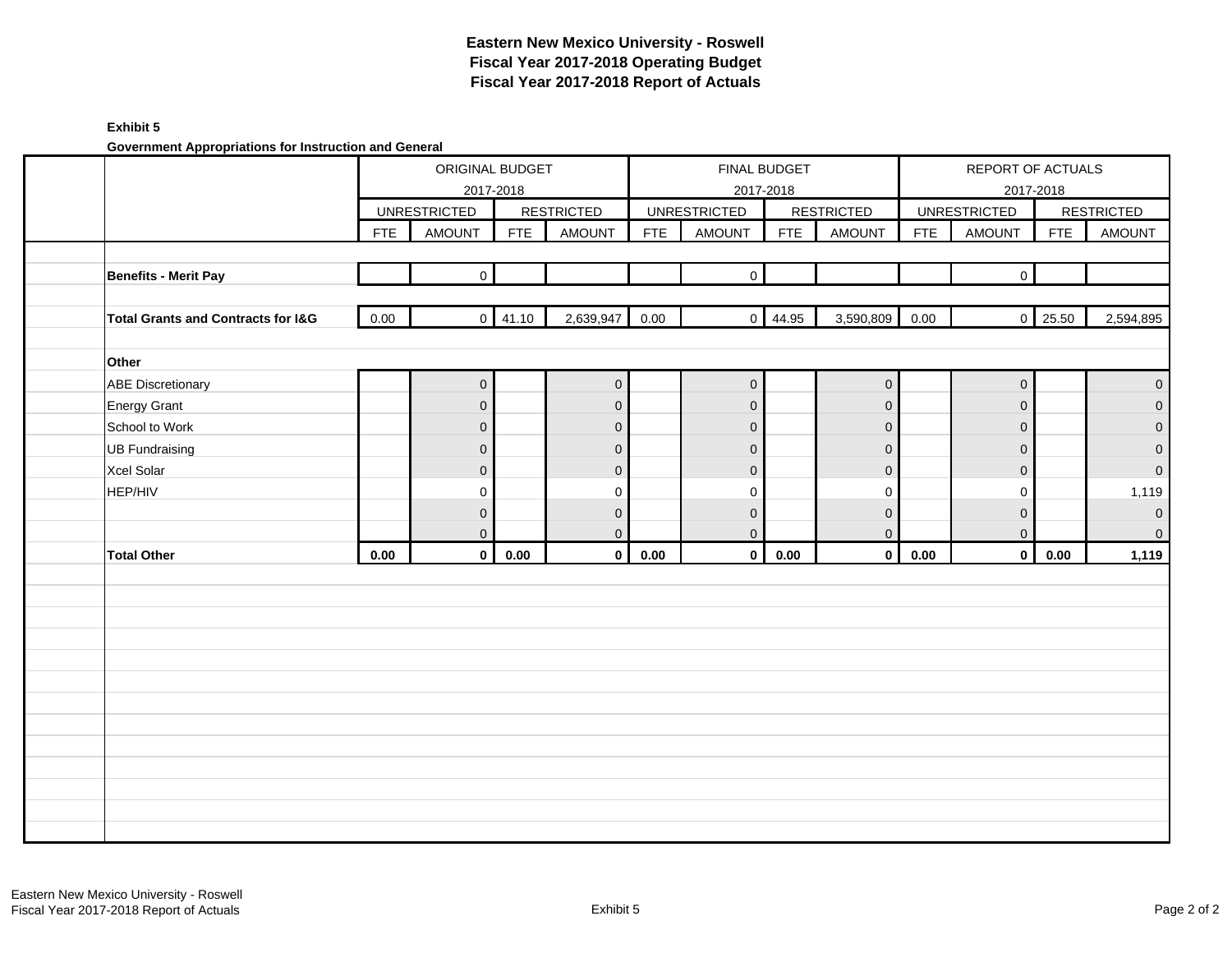# Eastern New Mexico University - Roswell
## Fiscal Year 2017-2018 Operating Budget
## Fiscal Year 2017-2018 Report of Actuals

**Exhibit 5**

**Government Appropriations for Instruction and General**

| | ORIGINAL BUDGET 2017-2018 | | | | FINAL BUDGET 2017-2018 | | | | REPORT OF ACTUALS 2017-2018 | | | |
|---|---|---|---|---|---|---|---|---|---|---|---|---|
| | UNRESTRICTED | | RESTRICTED | | UNRESTRICTED | | RESTRICTED | | UNRESTRICTED | | RESTRICTED | |
| | FTE | AMOUNT | FTE | AMOUNT | FTE | AMOUNT | FTE | AMOUNT | FTE | AMOUNT | FTE | AMOUNT |
| **Benefits - Merit Pay** | | 0 | | | | 0 | | | | 0 | | |
| **Total Grants and Contracts for I&G** | 0.00 | 0 | 41.10 | 2,639,947 | 0.00 | 0 | 44.95 | 3,590,809 | 0.00 | 0 | 25.50 | 2,594,895 |
| **Other** | | | | | | | | | | | | |
| ABE Discretionary | | 0 | | 0 | | 0 | | 0 | | 0 | | 0 |
| Energy Grant | | 0 | | 0 | | 0 | | 0 | | 0 | | 0 |
| School to Work | | 0 | | 0 | | 0 | | 0 | | 0 | | 0 |
| UB Fundraising | | 0 | | 0 | | 0 | | 0 | | 0 | | 0 |
| Xcel Solar | | 0 | | 0 | | 0 | | 0 | | 0 | | 0 |
| HEP/HIV | | 0 | | 0 | | 0 | | 0 | | 0 | | 1,119 |
| | | 0 | | 0 | | 0 | | 0 | | 0 | | 0 |
| | | 0 | | 0 | | 0 | | 0 | | 0 | | 0 |
| **Total Other** | **0.00** | **0** | **0.00** | **0** | **0.00** | **0** | **0.00** | **0** | **0.00** | **0** | **0.00** | **1,119** |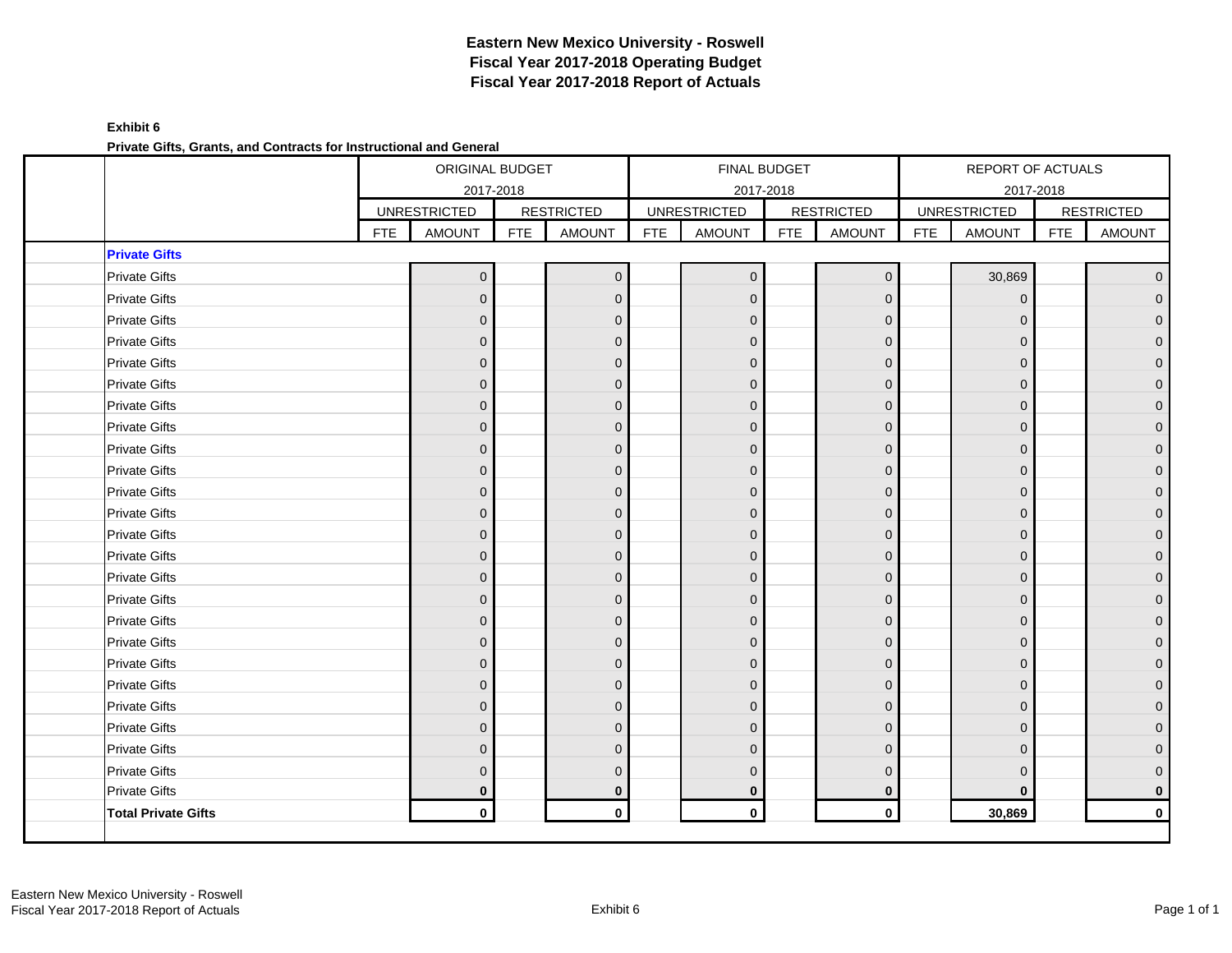# Eastern New Mexico University - Roswell
# Fiscal Year 2017-2018 Operating Budget
# Fiscal Year 2017-2018 Report of Actuals

**Exhibit 6**

**Private Gifts, Grants, and Contracts for Instructional and General**

| | ORIGINAL BUDGET 2017-2018 | | | | FINAL BUDGET 2017-2018 | | | | REPORT OF ACTUALS 2017-2018 | | | |
|---|---|---|---|---|---|---|---|---|---|---|---|---|
| | UNRESTRICTED | | RESTRICTED | | UNRESTRICTED | | RESTRICTED | | UNRESTRICTED | | RESTRICTED | |
| | FTE | AMOUNT | FTE | AMOUNT | FTE | AMOUNT | FTE | AMOUNT | FTE | AMOUNT | FTE | AMOUNT |
| **Private Gifts** | | | | | | | | | | | | |
| Private Gifts | | 0 | | 0 | | 0 | | 0 | | 30,869 | | 0 |
| Private Gifts | | 0 | | 0 | | 0 | | 0 | | 0 | | 0 |
| Private Gifts | | 0 | | 0 | | 0 | | 0 | | 0 | | 0 |
| Private Gifts | | 0 | | 0 | | 0 | | 0 | | 0 | | 0 |
| Private Gifts | | 0 | | 0 | | 0 | | 0 | | 0 | | 0 |
| Private Gifts | | 0 | | 0 | | 0 | | 0 | | 0 | | 0 |
| Private Gifts | | 0 | | 0 | | 0 | | 0 | | 0 | | 0 |
| Private Gifts | | 0 | | 0 | | 0 | | 0 | | 0 | | 0 |
| Private Gifts | | 0 | | 0 | | 0 | | 0 | | 0 | | 0 |
| Private Gifts | | 0 | | 0 | | 0 | | 0 | | 0 | | 0 |
| Private Gifts | | 0 | | 0 | | 0 | | 0 | | 0 | | 0 |
| Private Gifts | | 0 | | 0 | | 0 | | 0 | | 0 | | 0 |
| Private Gifts | | 0 | | 0 | | 0 | | 0 | | 0 | | 0 |
| Private Gifts | | 0 | | 0 | | 0 | | 0 | | 0 | | 0 |
| Private Gifts | | 0 | | 0 | | 0 | | 0 | | 0 | | 0 |
| Private Gifts | | 0 | | 0 | | 0 | | 0 | | 0 | | 0 |
| Private Gifts | | 0 | | 0 | | 0 | | 0 | | 0 | | 0 |
| Private Gifts | | 0 | | 0 | | 0 | | 0 | | 0 | | 0 |
| Private Gifts | | 0 | | 0 | | 0 | | 0 | | 0 | | 0 |
| Private Gifts | | 0 | | 0 | | 0 | | 0 | | 0 | | 0 |
| Private Gifts | | 0 | | 0 | | 0 | | 0 | | 0 | | 0 |
| Private Gifts | | 0 | | 0 | | 0 | | 0 | | 0 | | 0 |
| Private Gifts | | 0 | | 0 | | 0 | | 0 | | 0 | | 0 |
| Private Gifts | | 0 | | 0 | | 0 | | 0 | | 0 | | 0 |
| Private Gifts | | **0** | | **0** | | **0** | | **0** | | **0** | | **0** |
| **Total Private Gifts** | | **0** | | **0** | | **0** | | **0** | | **30,869** | | **0** |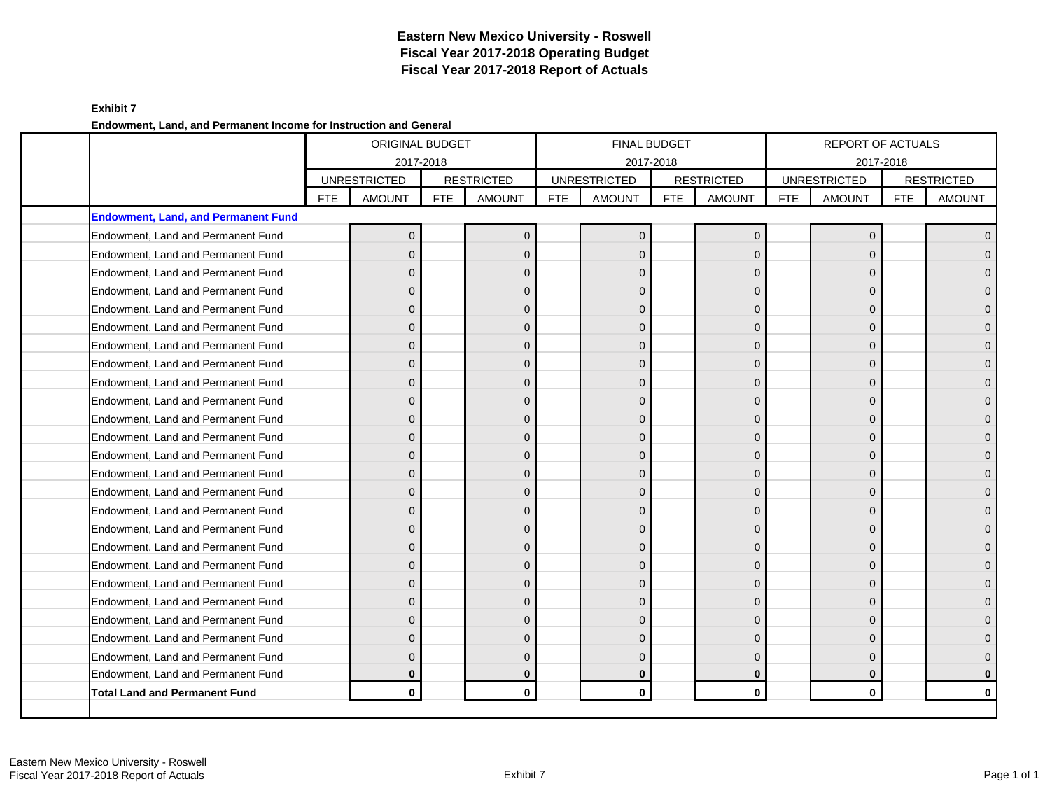# Eastern New Mexico University - Roswell
# Fiscal Year 2017-2018 Operating Budget
# Fiscal Year 2017-2018 Report of Actuals

**Exhibit 7**

**Endowment, Land, and Permanent Income for Instruction and General**

| | ORIGINAL BUDGET 2017-2018 | | | | FINAL BUDGET 2017-2018 | | | | REPORT OF ACTUALS 2017-2018 | | | |
|---|---|---|---|---|---|---|---|---|---|---|---|---|
| | UNRESTRICTED | | RESTRICTED | | UNRESTRICTED | | RESTRICTED | | UNRESTRICTED | | RESTRICTED | |
| | FTE | AMOUNT | FTE | AMOUNT | FTE | AMOUNT | FTE | AMOUNT | FTE | AMOUNT | FTE | AMOUNT |
| **Endowment, Land, and Permanent Fund** | | | | | | | | | | | | |
| Endowment, Land and Permanent Fund | | 0 | | 0 | | 0 | | 0 | | 0 | | 0 |
| Endowment, Land and Permanent Fund | | 0 | | 0 | | 0 | | 0 | | 0 | | 0 |
| Endowment, Land and Permanent Fund | | 0 | | 0 | | 0 | | 0 | | 0 | | 0 |
| Endowment, Land and Permanent Fund | | 0 | | 0 | | 0 | | 0 | | 0 | | 0 |
| Endowment, Land and Permanent Fund | | 0 | | 0 | | 0 | | 0 | | 0 | | 0 |
| Endowment, Land and Permanent Fund | | 0 | | 0 | | 0 | | 0 | | 0 | | 0 |
| Endowment, Land and Permanent Fund | | 0 | | 0 | | 0 | | 0 | | 0 | | 0 |
| Endowment, Land and Permanent Fund | | 0 | | 0 | | 0 | | 0 | | 0 | | 0 |
| Endowment, Land and Permanent Fund | | 0 | | 0 | | 0 | | 0 | | 0 | | 0 |
| Endowment, Land and Permanent Fund | | 0 | | 0 | | 0 | | 0 | | 0 | | 0 |
| Endowment, Land and Permanent Fund | | 0 | | 0 | | 0 | | 0 | | 0 | | 0 |
| Endowment, Land and Permanent Fund | | 0 | | 0 | | 0 | | 0 | | 0 | | 0 |
| Endowment, Land and Permanent Fund | | 0 | | 0 | | 0 | | 0 | | 0 | | 0 |
| Endowment, Land and Permanent Fund | | 0 | | 0 | | 0 | | 0 | | 0 | | 0 |
| Endowment, Land and Permanent Fund | | 0 | | 0 | | 0 | | 0 | | 0 | | 0 |
| Endowment, Land and Permanent Fund | | 0 | | 0 | | 0 | | 0 | | 0 | | 0 |
| Endowment, Land and Permanent Fund | | 0 | | 0 | | 0 | | 0 | | 0 | | 0 |
| Endowment, Land and Permanent Fund | | 0 | | 0 | | 0 | | 0 | | 0 | | 0 |
| Endowment, Land and Permanent Fund | | 0 | | 0 | | 0 | | 0 | | 0 | | 0 |
| Endowment, Land and Permanent Fund | | 0 | | 0 | | 0 | | 0 | | 0 | | 0 |
| Endowment, Land and Permanent Fund | | 0 | | 0 | | 0 | | 0 | | 0 | | 0 |
| Endowment, Land and Permanent Fund | | 0 | | 0 | | 0 | | 0 | | 0 | | 0 |
| Endowment, Land and Permanent Fund | | 0 | | 0 | | 0 | | 0 | | 0 | | 0 |
| Endowment, Land and Permanent Fund | | 0 | | 0 | | 0 | | 0 | | 0 | | 0 |
| Endowment, Land and Permanent Fund | | **0** | | **0** | | **0** | | **0** | | **0** | | **0** |
| **Total Land and Permanent Fund** | | **0** | | **0** | | **0** | | **0** | | **0** | | **0** |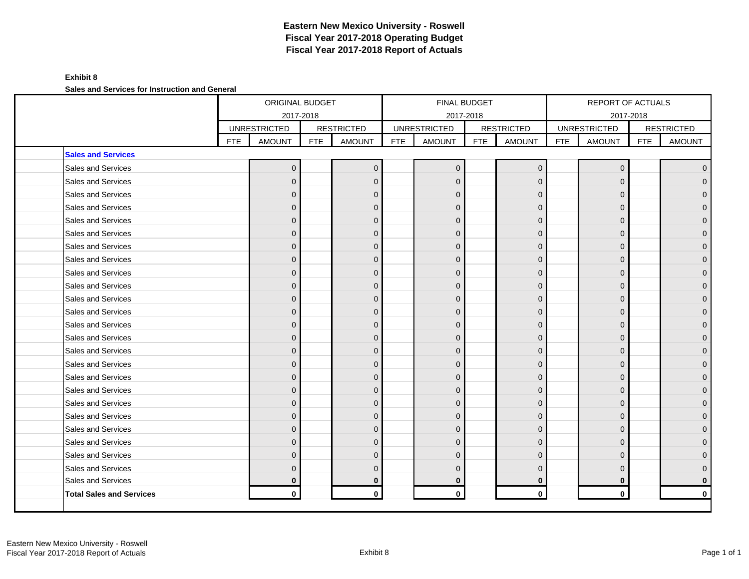# Eastern New Mexico University - Roswell
# Fiscal Year 2017-2018 Operating Budget
# Fiscal Year 2017-2018 Report of Actuals

**Exhibit 8**

**Sales and Services for Instruction and General**

| | ORIGINAL BUDGET 2017-2018 | | | | FINAL BUDGET 2017-2018 | | | | REPORT OF ACTUALS 2017-2018 | | | |
|---|---|---|---|---|---|---|---|---|---|---|---|---|
| | UNRESTRICTED | | RESTRICTED | | UNRESTRICTED | | RESTRICTED | | UNRESTRICTED | | RESTRICTED | |
| | FTE | AMOUNT | FTE | AMOUNT | FTE | AMOUNT | FTE | AMOUNT | FTE | AMOUNT | FTE | AMOUNT |
| **Sales and Services** | | | | | | | | | | | | |
| Sales and Services | | 0 | | 0 | | 0 | | 0 | | 0 | | 0 |
| Sales and Services | | 0 | | 0 | | 0 | | 0 | | 0 | | 0 |
| Sales and Services | | 0 | | 0 | | 0 | | 0 | | 0 | | 0 |
| Sales and Services | | 0 | | 0 | | 0 | | 0 | | 0 | | 0 |
| Sales and Services | | 0 | | 0 | | 0 | | 0 | | 0 | | 0 |
| Sales and Services | | 0 | | 0 | | 0 | | 0 | | 0 | | 0 |
| Sales and Services | | 0 | | 0 | | 0 | | 0 | | 0 | | 0 |
| Sales and Services | | 0 | | 0 | | 0 | | 0 | | 0 | | 0 |
| Sales and Services | | 0 | | 0 | | 0 | | 0 | | 0 | | 0 |
| Sales and Services | | 0 | | 0 | | 0 | | 0 | | 0 | | 0 |
| Sales and Services | | 0 | | 0 | | 0 | | 0 | | 0 | | 0 |
| Sales and Services | | 0 | | 0 | | 0 | | 0 | | 0 | | 0 |
| Sales and Services | | 0 | | 0 | | 0 | | 0 | | 0 | | 0 |
| Sales and Services | | 0 | | 0 | | 0 | | 0 | | 0 | | 0 |
| Sales and Services | | 0 | | 0 | | 0 | | 0 | | 0 | | 0 |
| Sales and Services | | 0 | | 0 | | 0 | | 0 | | 0 | | 0 |
| Sales and Services | | 0 | | 0 | | 0 | | 0 | | 0 | | 0 |
| Sales and Services | | 0 | | 0 | | 0 | | 0 | | 0 | | 0 |
| Sales and Services | | 0 | | 0 | | 0 | | 0 | | 0 | | 0 |
| Sales and Services | | 0 | | 0 | | 0 | | 0 | | 0 | | 0 |
| Sales and Services | | 0 | | 0 | | 0 | | 0 | | 0 | | 0 |
| Sales and Services | | 0 | | 0 | | 0 | | 0 | | 0 | | 0 |
| Sales and Services | | 0 | | 0 | | 0 | | 0 | | 0 | | 0 |
| Sales and Services | | 0 | | 0 | | 0 | | 0 | | 0 | | 0 |
| Sales and Services | | **0** | | **0** | | **0** | | **0** | | **0** | | **0** |
| **Total Sales and Services** | | **0** | | **0** | | **0** | | **0** | | **0** | | **0** |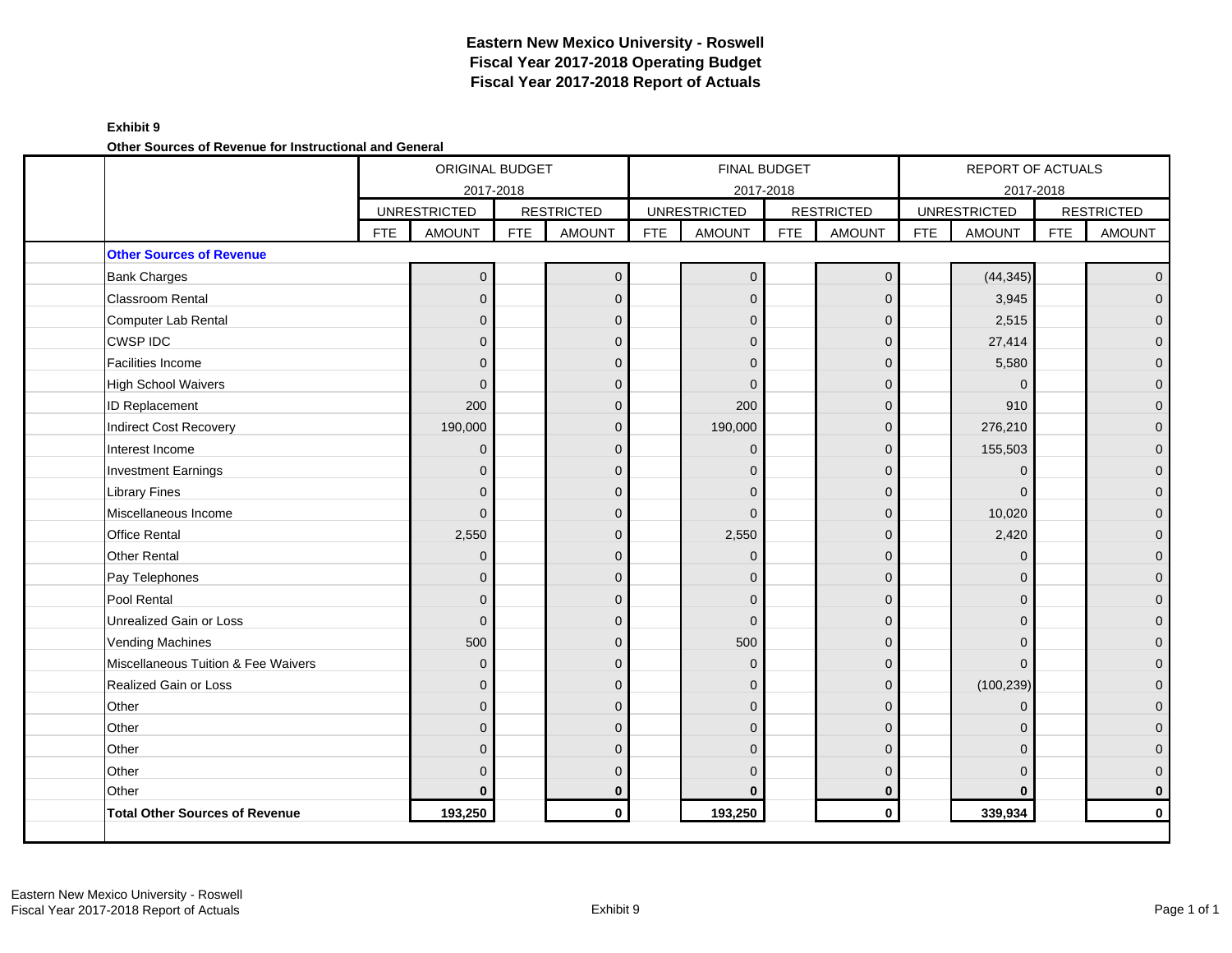# Eastern New Mexico University - Roswell
## Fiscal Year 2017-2018 Operating Budget
## Fiscal Year 2017-2018 Report of Actuals

**Exhibit 9**

**Other Sources of Revenue for Instructional and General**

| | ORIGINAL BUDGET 2017-2018 | | | | FINAL BUDGET 2017-2018 | | | | REPORT OF ACTUALS 2017-2018 | | | |
|---|---|---|---|---|---|---|---|---|---|---|---|---|
| | UNRESTRICTED | | RESTRICTED | | UNRESTRICTED | | RESTRICTED | | UNRESTRICTED | | RESTRICTED | |
| | FTE | AMOUNT | FTE | AMOUNT | FTE | AMOUNT | FTE | AMOUNT | FTE | AMOUNT | FTE | AMOUNT |
| **Other Sources of Revenue** | | | | | | | | | | | | |
| Bank Charges | | 0 | | 0 | | 0 | | 0 | | (44,345) | | 0 |
| Classroom Rental | | 0 | | 0 | | 0 | | 0 | | 3,945 | | 0 |
| Computer Lab Rental | | 0 | | 0 | | 0 | | 0 | | 2,515 | | 0 |
| CWSP IDC | | 0 | | 0 | | 0 | | 0 | | 27,414 | | 0 |
| Facilities Income | | 0 | | 0 | | 0 | | 0 | | 5,580 | | 0 |
| High School Waivers | | 0 | | 0 | | 0 | | 0 | | 0 | | 0 |
| ID Replacement | | 200 | | 0 | | 200 | | 0 | | 910 | | 0 |
| Indirect Cost Recovery | | 190,000 | | 0 | | 190,000 | | 0 | | 276,210 | | 0 |
| Interest Income | | 0 | | 0 | | 0 | | 0 | | 155,503 | | 0 |
| Investment Earnings | | 0 | | 0 | | 0 | | 0 | | 0 | | 0 |
| Library Fines | | 0 | | 0 | | 0 | | 0 | | 0 | | 0 |
| Miscellaneous Income | | 0 | | 0 | | 0 | | 0 | | 10,020 | | 0 |
| Office Rental | | 2,550 | | 0 | | 2,550 | | 0 | | 2,420 | | 0 |
| Other Rental | | 0 | | 0 | | 0 | | 0 | | 0 | | 0 |
| Pay Telephones | | 0 | | 0 | | 0 | | 0 | | 0 | | 0 |
| Pool Rental | | 0 | | 0 | | 0 | | 0 | | 0 | | 0 |
| Unrealized Gain or Loss | | 0 | | 0 | | 0 | | 0 | | 0 | | 0 |
| Vending Machines | | 500 | | 0 | | 500 | | 0 | | 0 | | 0 |
| Miscellaneous Tuition & Fee Waivers | | 0 | | 0 | | 0 | | 0 | | 0 | | 0 |
| Realized Gain or Loss | | 0 | | 0 | | 0 | | 0 | | (100,239) | | 0 |
| Other | | 0 | | 0 | | 0 | | 0 | | 0 | | 0 |
| Other | | 0 | | 0 | | 0 | | 0 | | 0 | | 0 |
| Other | | 0 | | 0 | | 0 | | 0 | | 0 | | 0 |
| Other | | 0 | | 0 | | 0 | | 0 | | 0 | | 0 |
| Other | | **0** | | **0** | | **0** | | **0** | | **0** | | **0** |
| **Total Other Sources of Revenue** | | **193,250** | | **0** | | **193,250** | | **0** | | **339,934** | | **0** |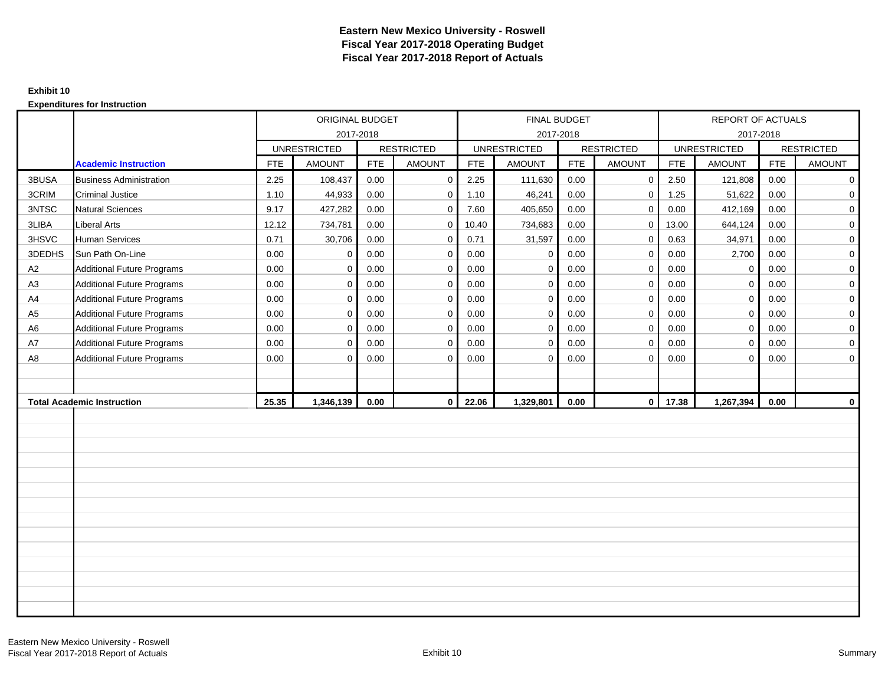# Eastern New Mexico University - Roswell
## Fiscal Year 2017-2018 Operating Budget
## Fiscal Year 2017-2018 Report of Actuals

**Exhibit 10**

**Expenditures for Instruction**

| | | ORIGINAL BUDGET 2017-2018 | | | | FINAL BUDGET 2017-2018 | | | | REPORT OF ACTUALS 2017-2018 | | | |
|---|---|---|---|---|---|---|---|---|---|---|---|---|---|
| | | UNRESTRICTED | | RESTRICTED | | UNRESTRICTED | | RESTRICTED | | UNRESTRICTED | | RESTRICTED | |
| | **Academic Instruction** | FTE | AMOUNT | FTE | AMOUNT | FTE | AMOUNT | FTE | AMOUNT | FTE | AMOUNT | FTE | AMOUNT |
| 3BUSA | Business Administration | 2.25 | 108,437 | 0.00 | 0 | 2.25 | 111,630 | 0.00 | 0 | 2.50 | 121,808 | 0.00 | 0 |
| 3CRIM | Criminal Justice | 1.10 | 44,933 | 0.00 | 0 | 1.10 | 46,241 | 0.00 | 0 | 1.25 | 51,622 | 0.00 | 0 |
| 3NTSC | Natural Sciences | 9.17 | 427,282 | 0.00 | 0 | 7.60 | 405,650 | 0.00 | 0 | 0.00 | 412,169 | 0.00 | 0 |
| 3LIBA | Liberal Arts | 12.12 | 734,781 | 0.00 | 0 | 10.40 | 734,683 | 0.00 | 0 | 13.00 | 644,124 | 0.00 | 0 |
| 3HSVC | Human Services | 0.71 | 30,706 | 0.00 | 0 | 0.71 | 31,597 | 0.00 | 0 | 0.63 | 34,971 | 0.00 | 0 |
| 3DEDHS | Sun Path On-Line | 0.00 | 0 | 0.00 | 0 | 0.00 | 0 | 0.00 | 0 | 0.00 | 2,700 | 0.00 | 0 |
| A2 | Additional Future Programs | 0.00 | 0 | 0.00 | 0 | 0.00 | 0 | 0.00 | 0 | 0.00 | 0 | 0.00 | 0 |
| A3 | Additional Future Programs | 0.00 | 0 | 0.00 | 0 | 0.00 | 0 | 0.00 | 0 | 0.00 | 0 | 0.00 | 0 |
| A4 | Additional Future Programs | 0.00 | 0 | 0.00 | 0 | 0.00 | 0 | 0.00 | 0 | 0.00 | 0 | 0.00 | 0 |
| A5 | Additional Future Programs | 0.00 | 0 | 0.00 | 0 | 0.00 | 0 | 0.00 | 0 | 0.00 | 0 | 0.00 | 0 |
| A6 | Additional Future Programs | 0.00 | 0 | 0.00 | 0 | 0.00 | 0 | 0.00 | 0 | 0.00 | 0 | 0.00 | 0 |
| A7 | Additional Future Programs | 0.00 | 0 | 0.00 | 0 | 0.00 | 0 | 0.00 | 0 | 0.00 | 0 | 0.00 | 0 |
| A8 | Additional Future Programs | 0.00 | 0 | 0.00 | 0 | 0.00 | 0 | 0.00 | 0 | 0.00 | 0 | 0.00 | 0 |
| **Total Academic Instruction** | | **25.35** | **1,346,139** | **0.00** | **0** | **22.06** | **1,329,801** | **0.00** | **0** | **17.38** | **1,267,394** | **0.00** | **0** |

Eastern New Mexico University - Roswell
Fiscal Year 2017-2018 Report of Actuals

Exhibit 10

Summary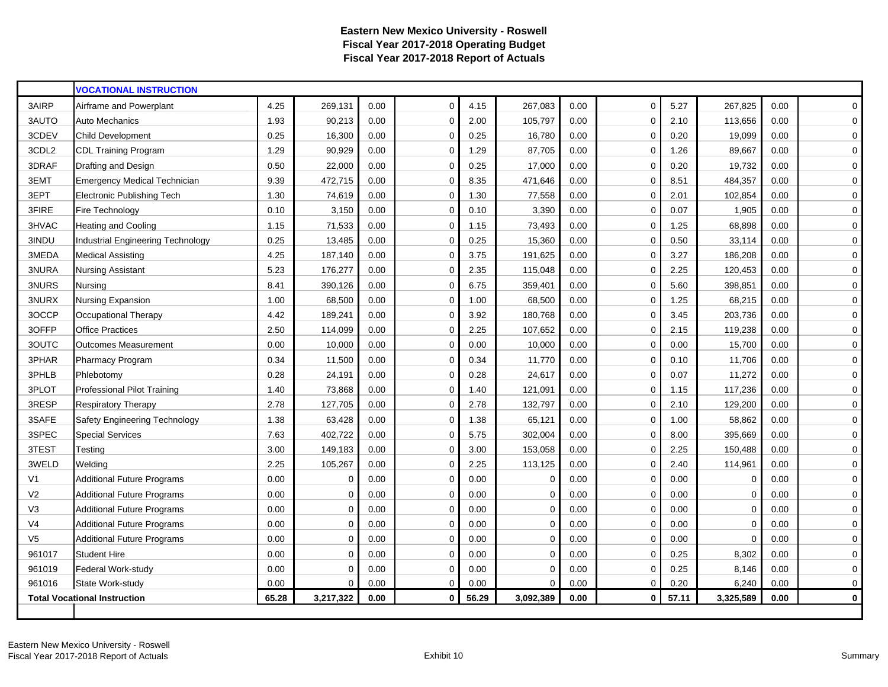# Eastern New Mexico University - Roswell
## Fiscal Year 2017-2018 Operating Budget
## Fiscal Year 2017-2018 Report of Actuals

| | **VOCATIONAL INSTRUCTION** | | | | | | | | | | | | |
|---|---|---|---|---|---|---|---|---|---|---|---|---|---|
| 3AIRP | Airframe and Powerplant | 4.25 | 269,131 | 0.00 | 0 | 4.15 | 267,083 | 0.00 | 0 | 5.27 | 267,825 | 0.00 | 0 |
| 3AUTO | Auto Mechanics | 1.93 | 90,213 | 0.00 | 0 | 2.00 | 105,797 | 0.00 | 0 | 2.10 | 113,656 | 0.00 | 0 |
| 3CDEV | Child Development | 0.25 | 16,300 | 0.00 | 0 | 0.25 | 16,780 | 0.00 | 0 | 0.20 | 19,099 | 0.00 | 0 |
| 3CDL2 | CDL Training Program | 1.29 | 90,929 | 0.00 | 0 | 1.29 | 87,705 | 0.00 | 0 | 1.26 | 89,667 | 0.00 | 0 |
| 3DRAF | Drafting and Design | 0.50 | 22,000 | 0.00 | 0 | 0.25 | 17,000 | 0.00 | 0 | 0.20 | 19,732 | 0.00 | 0 |
| 3EMT | Emergency Medical Technician | 9.39 | 472,715 | 0.00 | 0 | 8.35 | 471,646 | 0.00 | 0 | 8.51 | 484,357 | 0.00 | 0 |
| 3EPT | Electronic Publishing Tech | 1.30 | 74,619 | 0.00 | 0 | 1.30 | 77,558 | 0.00 | 0 | 2.01 | 102,854 | 0.00 | 0 |
| 3FIRE | Fire Technology | 0.10 | 3,150 | 0.00 | 0 | 0.10 | 3,390 | 0.00 | 0 | 0.07 | 1,905 | 0.00 | 0 |
| 3HVAC | Heating and Cooling | 1.15 | 71,533 | 0.00 | 0 | 1.15 | 73,493 | 0.00 | 0 | 1.25 | 68,898 | 0.00 | 0 |
| 3INDU | Industrial Engineering Technology | 0.25 | 13,485 | 0.00 | 0 | 0.25 | 15,360 | 0.00 | 0 | 0.50 | 33,114 | 0.00 | 0 |
| 3MEDA | Medical Assisting | 4.25 | 187,140 | 0.00 | 0 | 3.75 | 191,625 | 0.00 | 0 | 3.27 | 186,208 | 0.00 | 0 |
| 3NURA | Nursing Assistant | 5.23 | 176,277 | 0.00 | 0 | 2.35 | 115,048 | 0.00 | 0 | 2.25 | 120,453 | 0.00 | 0 |
| 3NURS | Nursing | 8.41 | 390,126 | 0.00 | 0 | 6.75 | 359,401 | 0.00 | 0 | 5.60 | 398,851 | 0.00 | 0 |
| 3NURX | Nursing Expansion | 1.00 | 68,500 | 0.00 | 0 | 1.00 | 68,500 | 0.00 | 0 | 1.25 | 68,215 | 0.00 | 0 |
| 3OCCP | Occupational Therapy | 4.42 | 189,241 | 0.00 | 0 | 3.92 | 180,768 | 0.00 | 0 | 3.45 | 203,736 | 0.00 | 0 |
| 3OFFP | Office Practices | 2.50 | 114,099 | 0.00 | 0 | 2.25 | 107,652 | 0.00 | 0 | 2.15 | 119,238 | 0.00 | 0 |
| 3OUTC | Outcomes Measurement | 0.00 | 10,000 | 0.00 | 0 | 0.00 | 10,000 | 0.00 | 0 | 0.00 | 15,700 | 0.00 | 0 |
| 3PHAR | Pharmacy Program | 0.34 | 11,500 | 0.00 | 0 | 0.34 | 11,770 | 0.00 | 0 | 0.10 | 11,706 | 0.00 | 0 |
| 3PHLB | Phlebotomy | 0.28 | 24,191 | 0.00 | 0 | 0.28 | 24,617 | 0.00 | 0 | 0.07 | 11,272 | 0.00 | 0 |
| 3PLOT | Professional Pilot Training | 1.40 | 73,868 | 0.00 | 0 | 1.40 | 121,091 | 0.00 | 0 | 1.15 | 117,236 | 0.00 | 0 |
| 3RESP | Respiratory Therapy | 2.78 | 127,705 | 0.00 | 0 | 2.78 | 132,797 | 0.00 | 0 | 2.10 | 129,200 | 0.00 | 0 |
| 3SAFE | Safety Engineering Technology | 1.38 | 63,428 | 0.00 | 0 | 1.38 | 65,121 | 0.00 | 0 | 1.00 | 58,862 | 0.00 | 0 |
| 3SPEC | Special Services | 7.63 | 402,722 | 0.00 | 0 | 5.75 | 302,004 | 0.00 | 0 | 8.00 | 395,669 | 0.00 | 0 |
| 3TEST | Testing | 3.00 | 149,183 | 0.00 | 0 | 3.00 | 153,058 | 0.00 | 0 | 2.25 | 150,488 | 0.00 | 0 |
| 3WELD | Welding | 2.25 | 105,267 | 0.00 | 0 | 2.25 | 113,125 | 0.00 | 0 | 2.40 | 114,961 | 0.00 | 0 |
| V1 | Additional Future Programs | 0.00 | 0 | 0.00 | 0 | 0.00 | 0 | 0.00 | 0 | 0.00 | 0 | 0.00 | 0 |
| V2 | Additional Future Programs | 0.00 | 0 | 0.00 | 0 | 0.00 | 0 | 0.00 | 0 | 0.00 | 0 | 0.00 | 0 |
| V3 | Additional Future Programs | 0.00 | 0 | 0.00 | 0 | 0.00 | 0 | 0.00 | 0 | 0.00 | 0 | 0.00 | 0 |
| V4 | Additional Future Programs | 0.00 | 0 | 0.00 | 0 | 0.00 | 0 | 0.00 | 0 | 0.00 | 0 | 0.00 | 0 |
| V5 | Additional Future Programs | 0.00 | 0 | 0.00 | 0 | 0.00 | 0 | 0.00 | 0 | 0.00 | 0 | 0.00 | 0 |
| 961017 | Student Hire | 0.00 | 0 | 0.00 | 0 | 0.00 | 0 | 0.00 | 0 | 0.25 | 8,302 | 0.00 | 0 |
| 961019 | Federal Work-study | 0.00 | 0 | 0.00 | 0 | 0.00 | 0 | 0.00 | 0 | 0.25 | 8,146 | 0.00 | 0 |
| 961016 | State Work-study | 0.00 | 0 | 0.00 | 0 | 0.00 | 0 | 0.00 | 0 | 0.20 | 6,240 | 0.00 | 0 |
| **Total Vocational Instruction** | | **65.28** | **3,217,322** | **0.00** | **0** | **56.29** | **3,092,389** | **0.00** | **0** | **57.11** | **3,325,589** | **0.00** | **0** |

Eastern New Mexico University - Roswell
Fiscal Year 2017-2018 Report of Actuals

Exhibit 10

Summary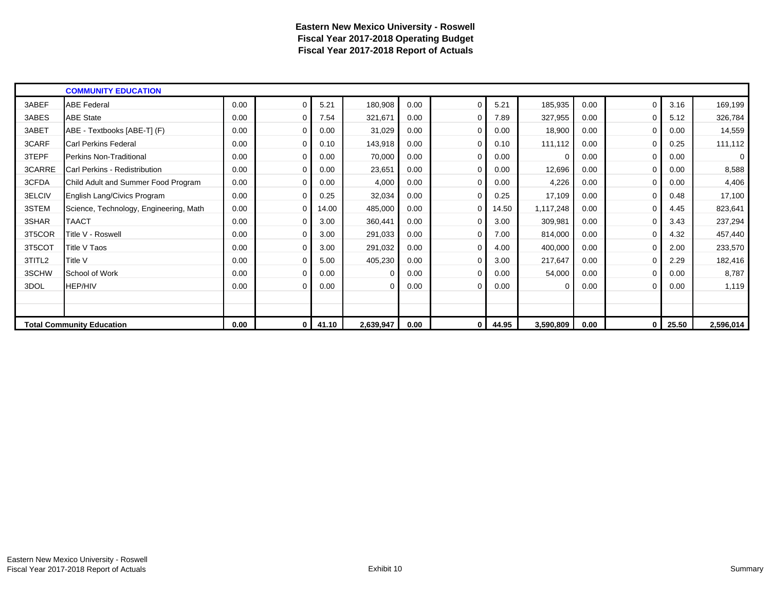# Eastern New Mexico University - Roswell
## Fiscal Year 2017-2018 Operating Budget
## Fiscal Year 2017-2018 Report of Actuals

| | COMMUNITY EDUCATION | | | | | | | | | | | | |
|---|---|---|---|---|---|---|---|---|---|---|---|---|---|
| 3ABEF | ABE Federal | 0.00 | 0 | 5.21 | 180,908 | 0.00 | 0 | 5.21 | 185,935 | 0.00 | 0 | 3.16 | 169,199 |
| 3ABES | ABE State | 0.00 | 0 | 7.54 | 321,671 | 0.00 | 0 | 7.89 | 327,955 | 0.00 | 0 | 5.12 | 326,784 |
| 3ABET | ABE - Textbooks [ABE-T] (F) | 0.00 | 0 | 0.00 | 31,029 | 0.00 | 0 | 0.00 | 18,900 | 0.00 | 0 | 0.00 | 14,559 |
| 3CARF | Carl Perkins Federal | 0.00 | 0 | 0.10 | 143,918 | 0.00 | 0 | 0.10 | 111,112 | 0.00 | 0 | 0.25 | 111,112 |
| 3TEPF | Perkins Non-Traditional | 0.00 | 0 | 0.00 | 70,000 | 0.00 | 0 | 0.00 | 0 | 0.00 | 0 | 0.00 | 0 |
| 3CARRE | Carl Perkins - Redistribution | 0.00 | 0 | 0.00 | 23,651 | 0.00 | 0 | 0.00 | 12,696 | 0.00 | 0 | 0.00 | 8,588 |
| 3CFDA | Child Adult and Summer Food Program | 0.00 | 0 | 0.00 | 4,000 | 0.00 | 0 | 0.00 | 4,226 | 0.00 | 0 | 0.00 | 4,406 |
| 3ELCIV | English Lang/Civics Program | 0.00 | 0 | 0.25 | 32,034 | 0.00 | 0 | 0.25 | 17,109 | 0.00 | 0 | 0.48 | 17,100 |
| 3STEM | Science, Technology, Engineering, Math | 0.00 | 0 | 14.00 | 485,000 | 0.00 | 0 | 14.50 | 1,117,248 | 0.00 | 0 | 4.45 | 823,641 |
| 3SHAR | TAACT | 0.00 | 0 | 3.00 | 360,441 | 0.00 | 0 | 3.00 | 309,981 | 0.00 | 0 | 3.43 | 237,294 |
| 3T5COR | Title V - Roswell | 0.00 | 0 | 3.00 | 291,033 | 0.00 | 0 | 7.00 | 814,000 | 0.00 | 0 | 4.32 | 457,440 |
| 3T5COT | Title V Taos | 0.00 | 0 | 3.00 | 291,032 | 0.00 | 0 | 4.00 | 400,000 | 0.00 | 0 | 2.00 | 233,570 |
| 3TITL2 | Title V | 0.00 | 0 | 5.00 | 405,230 | 0.00 | 0 | 3.00 | 217,647 | 0.00 | 0 | 2.29 | 182,416 |
| 3SCHW | School of Work | 0.00 | 0 | 0.00 | 0 | 0.00 | 0 | 0.00 | 54,000 | 0.00 | 0 | 0.00 | 8,787 |
| 3DOL | HEP/HIV | 0.00 | 0 | 0.00 | 0 | 0.00 | 0 | 0.00 | 0 | 0.00 | 0 | 0.00 | 1,119 |
| | | | | | | | | | | | | | |
| | | | | | | | | | | | | | |
| **Total Community Education** | | **0.00** | **0** | **41.10** | **2,639,947** | **0.00** | **0** | **44.95** | **3,590,809** | **0.00** | **0** | **25.50** | **2,596,014** |

Eastern New Mexico University - Roswell
Fiscal Year 2017-2018 Report of Actuals

Exhibit 10

Summary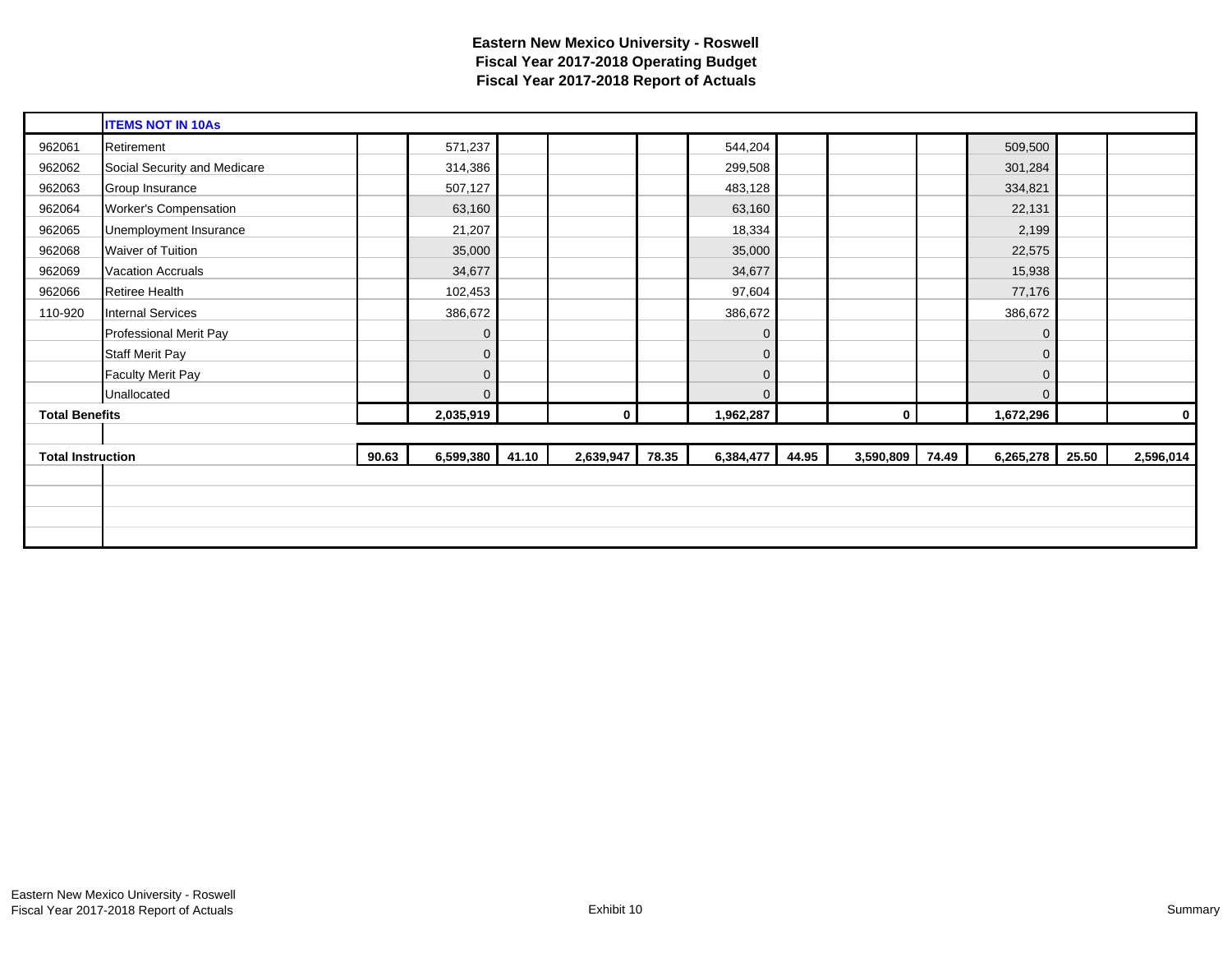# Eastern New Mexico University - Roswell
## Fiscal Year 2017-2018 Operating Budget
## Fiscal Year 2017-2018 Report of Actuals

| | **ITEMS NOT IN 10As** | | | | | | | | | | | | |
|---|---|---|---|---|---|---|---|---|---|---|---|---|---|
| 962061 | Retirement | | 571,237 | | | | 544,204 | | | | 509,500 | | |
| 962062 | Social Security and Medicare | | 314,386 | | | | 299,508 | | | | 301,284 | | |
| 962063 | Group Insurance | | 507,127 | | | | 483,128 | | | | 334,821 | | |
| 962064 | Worker's Compensation | | 63,160 | | | | 63,160 | | | | 22,131 | | |
| 962065 | Unemployment Insurance | | 21,207 | | | | 18,334 | | | | 2,199 | | |
| 962068 | Waiver of Tuition | | 35,000 | | | | 35,000 | | | | 22,575 | | |
| 962069 | Vacation Accruals | | 34,677 | | | | 34,677 | | | | 15,938 | | |
| 962066 | Retiree Health | | 102,453 | | | | 97,604 | | | | 77,176 | | |
| 110-920 | Internal Services | | 386,672 | | | | 386,672 | | | | 386,672 | | |
| | Professional Merit Pay | | 0 | | | | 0 | | | | 0 | | |
| | Staff Merit Pay | | 0 | | | | 0 | | | | 0 | | |
| | Faculty Merit Pay | | 0 | | | | 0 | | | | 0 | | |
| | Unallocated | | 0 | | | | 0 | | | | 0 | | |
| **Total Benefits** | | | **2,035,919** | | **0** | | **1,962,287** | | **0** | | **1,672,296** | | **0** |
| | | | | | | | | | | | | | |
| **Total Instruction** | | **90.63** | **6,599,380** | **41.10** | **2,639,947** | **78.35** | **6,384,477** | **44.95** | **3,590,809** | **74.49** | **6,265,278** | **25.50** | **2,596,014** |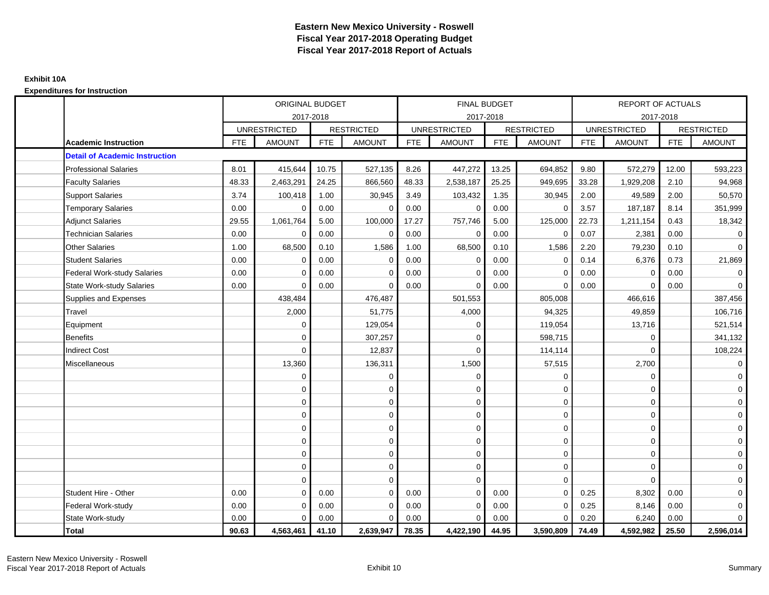# Eastern New Mexico University - Roswell
## Fiscal Year 2017-2018 Operating Budget
## Fiscal Year 2017-2018 Report of Actuals

**Exhibit 10A**

**Expenditures for Instruction**

| | ORIGINAL BUDGET 2017-2018 | | | | FINAL BUDGET 2017-2018 | | | | REPORT OF ACTUALS 2017-2018 | | | |
|---|---|---|---|---|---|---|---|---|---|---|---|---|
| | UNRESTRICTED | | RESTRICTED | | UNRESTRICTED | | RESTRICTED | | UNRESTRICTED | | RESTRICTED | |
| **Academic Instruction** | FTE | AMOUNT | FTE | AMOUNT | FTE | AMOUNT | FTE | AMOUNT | FTE | AMOUNT | FTE | AMOUNT |
| **Detail of Academic Instruction** | | | | | | | | | | | | |
| Professional Salaries | 8.01 | 415,644 | 10.75 | 527,135 | 8.26 | 447,272 | 13.25 | 694,852 | 9.80 | 572,279 | 12.00 | 593,223 |
| Faculty Salaries | 48.33 | 2,463,291 | 24.25 | 866,560 | 48.33 | 2,538,187 | 25.25 | 949,695 | 33.28 | 1,929,208 | 2.10 | 94,968 |
| Support Salaries | 3.74 | 100,418 | 1.00 | 30,945 | 3.49 | 103,432 | 1.35 | 30,945 | 2.00 | 49,589 | 2.00 | 50,570 |
| Temporary Salaries | 0.00 | 0 | 0.00 | 0 | 0.00 | 0 | 0.00 | 0 | 3.57 | 187,187 | 8.14 | 351,999 |
| Adjunct Salaries | 29.55 | 1,061,764 | 5.00 | 100,000 | 17.27 | 757,746 | 5.00 | 125,000 | 22.73 | 1,211,154 | 0.43 | 18,342 |
| Technician Salaries | 0.00 | 0 | 0.00 | 0 | 0.00 | 0 | 0.00 | 0 | 0.07 | 2,381 | 0.00 | 0 |
| Other Salaries | 1.00 | 68,500 | 0.10 | 1,586 | 1.00 | 68,500 | 0.10 | 1,586 | 2.20 | 79,230 | 0.10 | 0 |
| Student Salaries | 0.00 | 0 | 0.00 | 0 | 0.00 | 0 | 0.00 | 0 | 0.14 | 6,376 | 0.73 | 21,869 |
| Federal Work-study Salaries | 0.00 | 0 | 0.00 | 0 | 0.00 | 0 | 0.00 | 0 | 0.00 | 0 | 0.00 | 0 |
| State Work-study Salaries | 0.00 | 0 | 0.00 | 0 | 0.00 | 0 | 0.00 | 0 | 0.00 | 0 | 0.00 | 0 |
| Supplies and Expenses | | 438,484 | | 476,487 | | 501,553 | | 805,008 | | 466,616 | | 387,456 |
| Travel | | 2,000 | | 51,775 | | 4,000 | | 94,325 | | 49,859 | | 106,716 |
| Equipment | | 0 | | 129,054 | | 0 | | 119,054 | | 13,716 | | 521,514 |
| Benefits | | 0 | | 307,257 | | 0 | | 598,715 | | 0 | | 341,132 |
| Indirect Cost | | 0 | | 12,837 | | 0 | | 114,114 | | 0 | | 108,224 |
| Miscellaneous | | 13,360 | | 136,311 | | 1,500 | | 57,515 | | 2,700 | | 0 |
| | | 0 | | 0 | | 0 | | 0 | | 0 | | 0 |
| | | 0 | | 0 | | 0 | | 0 | | 0 | | 0 |
| | | 0 | | 0 | | 0 | | 0 | | 0 | | 0 |
| | | 0 | | 0 | | 0 | | 0 | | 0 | | 0 |
| | | 0 | | 0 | | 0 | | 0 | | 0 | | 0 |
| | | 0 | | 0 | | 0 | | 0 | | 0 | | 0 |
| | | 0 | | 0 | | 0 | | 0 | | 0 | | 0 |
| | | 0 | | 0 | | 0 | | 0 | | 0 | | 0 |
| | | 0 | | 0 | | 0 | | 0 | | 0 | | 0 |
| Student Hire - Other | 0.00 | 0 | 0.00 | 0 | 0.00 | 0 | 0.00 | 0 | 0.25 | 8,302 | 0.00 | 0 |
| Federal Work-study | 0.00 | 0 | 0.00 | 0 | 0.00 | 0 | 0.00 | 0 | 0.25 | 8,146 | 0.00 | 0 |
| State Work-study | 0.00 | 0 | 0.00 | 0 | 0.00 | 0 | 0.00 | 0 | 0.20 | 6,240 | 0.00 | 0 |
| **Total** | **90.63** | **4,563,461** | **41.10** | **2,639,947** | **78.35** | **4,422,190** | **44.95** | **3,590,809** | **74.49** | **4,592,982** | **25.50** | **2,596,014** |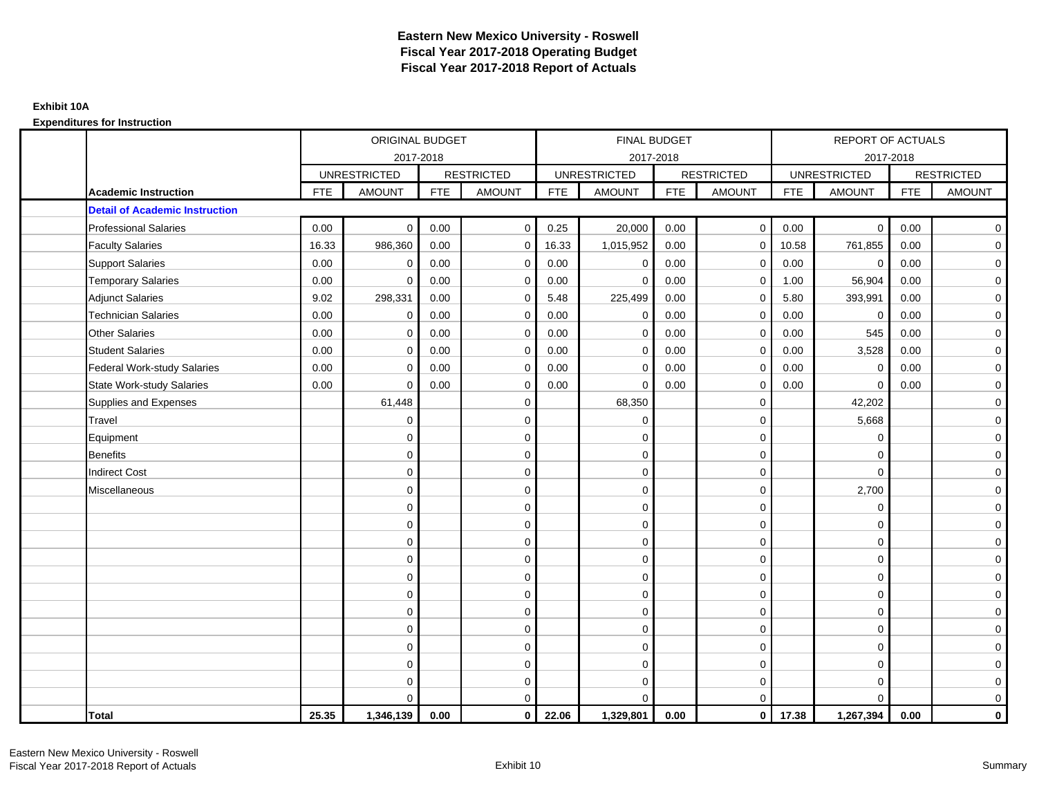# Eastern New Mexico University - Roswell
## Fiscal Year 2017-2018 Operating Budget
## Fiscal Year 2017-2018 Report of Actuals

**Exhibit 10A**

**Expenditures for Instruction**

| | | ORIGINAL BUDGET 2017-2018 | | | | FINAL BUDGET 2017-2018 | | | | REPORT OF ACTUALS 2017-2018 | | | |
|---|---|---|---|---|---|---|---|---|---|---|---|---|---|
| | | UNRESTRICTED | | RESTRICTED | | UNRESTRICTED | | RESTRICTED | | UNRESTRICTED | | RESTRICTED | |
| | **Academic Instruction** | FTE | AMOUNT | FTE | AMOUNT | FTE | AMOUNT | FTE | AMOUNT | FTE | AMOUNT | FTE | AMOUNT |
| | **Detail of Academic Instruction** | | | | | | | | | | | | |
| | Professional Salaries | 0.00 | 0 | 0.00 | 0 | 0.25 | 20,000 | 0.00 | 0 | 0.00 | 0 | 0.00 | 0 |
| | Faculty Salaries | 16.33 | 986,360 | 0.00 | 0 | 16.33 | 1,015,952 | 0.00 | 0 | 10.58 | 761,855 | 0.00 | 0 |
| | Support Salaries | 0.00 | 0 | 0.00 | 0 | 0.00 | 0 | 0.00 | 0 | 0.00 | 0 | 0.00 | 0 |
| | Temporary Salaries | 0.00 | 0 | 0.00 | 0 | 0.00 | 0 | 0.00 | 0 | 1.00 | 56,904 | 0.00 | 0 |
| | Adjunct Salaries | 9.02 | 298,331 | 0.00 | 0 | 5.48 | 225,499 | 0.00 | 0 | 5.80 | 393,991 | 0.00 | 0 |
| | Technician Salaries | 0.00 | 0 | 0.00 | 0 | 0.00 | 0 | 0.00 | 0 | 0.00 | 0 | 0.00 | 0 |
| | Other Salaries | 0.00 | 0 | 0.00 | 0 | 0.00 | 0 | 0.00 | 0 | 0.00 | 545 | 0.00 | 0 |
| | Student Salaries | 0.00 | 0 | 0.00 | 0 | 0.00 | 0 | 0.00 | 0 | 0.00 | 3,528 | 0.00 | 0 |
| | Federal Work-study Salaries | 0.00 | 0 | 0.00 | 0 | 0.00 | 0 | 0.00 | 0 | 0.00 | 0 | 0.00 | 0 |
| | State Work-study Salaries | 0.00 | 0 | 0.00 | 0 | 0.00 | 0 | 0.00 | 0 | 0.00 | 0 | 0.00 | 0 |
| | Supplies and Expenses | | 61,448 | | 0 | | 68,350 | | 0 | | 42,202 | | 0 |
| | Travel | | 0 | | 0 | | 0 | | 0 | | 5,668 | | 0 |
| | Equipment | | 0 | | 0 | | 0 | | 0 | | 0 | | 0 |
| | Benefits | | 0 | | 0 | | 0 | | 0 | | 0 | | 0 |
| | Indirect Cost | | 0 | | 0 | | 0 | | 0 | | 0 | | 0 |
| | Miscellaneous | | 0 | | 0 | | 0 | | 0 | | 2,700 | | 0 |
| | | | 0 | | 0 | | 0 | | 0 | | 0 | | 0 |
| | | | 0 | | 0 | | 0 | | 0 | | 0 | | 0 |
| | | | 0 | | 0 | | 0 | | 0 | | 0 | | 0 |
| | | | 0 | | 0 | | 0 | | 0 | | 0 | | 0 |
| | | | 0 | | 0 | | 0 | | 0 | | 0 | | 0 |
| | | | 0 | | 0 | | 0 | | 0 | | 0 | | 0 |
| | | | 0 | | 0 | | 0 | | 0 | | 0 | | 0 |
| | | | 0 | | 0 | | 0 | | 0 | | 0 | | 0 |
| | | | 0 | | 0 | | 0 | | 0 | | 0 | | 0 |
| | | | 0 | | 0 | | 0 | | 0 | | 0 | | 0 |
| | | | 0 | | 0 | | 0 | | 0 | | 0 | | 0 |
| | | | 0 | | 0 | | 0 | | 0 | | 0 | | 0 |
| | **Total** | **25.35** | **1,346,139** | **0.00** | **0** | **22.06** | **1,329,801** | **0.00** | **0** | **17.38** | **1,267,394** | **0.00** | **0** |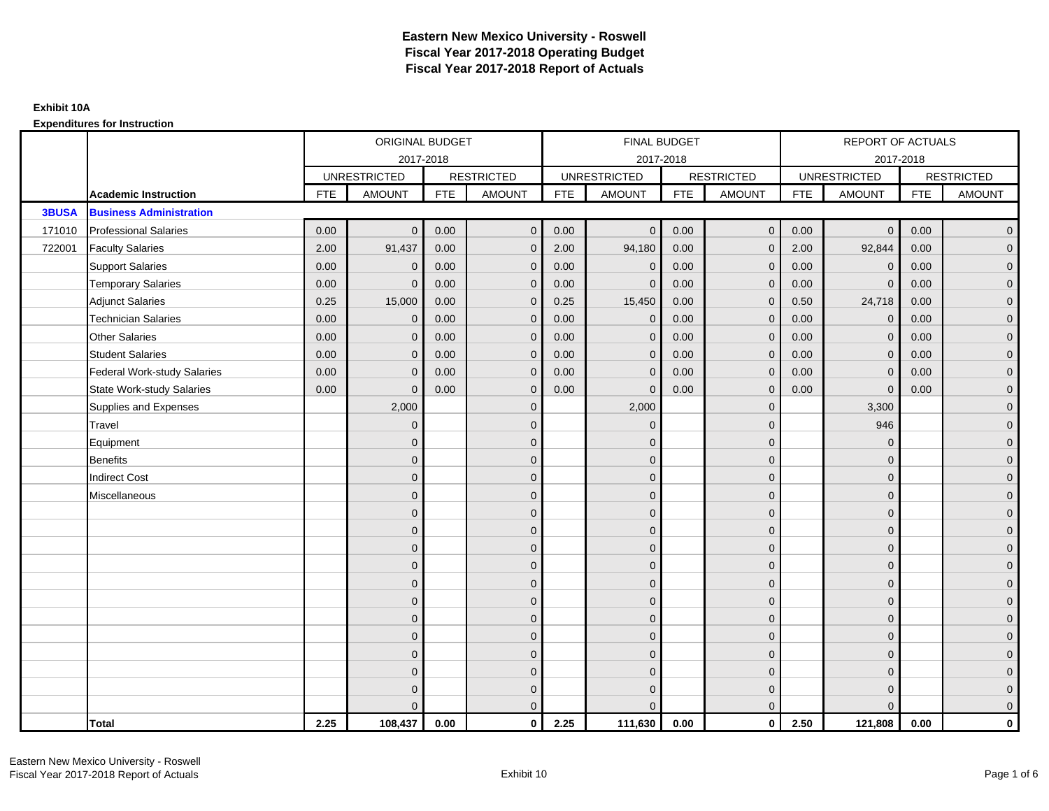# Eastern New Mexico University - Roswell
# Fiscal Year 2017-2018 Operating Budget
# Fiscal Year 2017-2018 Report of Actuals

**Exhibit 10A**

**Expenditures for Instruction**

| | | ORIGINAL BUDGET 2017-2018 | | | | FINAL BUDGET 2017-2018 | | | | REPORT OF ACTUALS 2017-2018 | | | |
|---|---|---|---|---|---|---|---|---|---|---|---|---|---|
| | | UNRESTRICTED | | RESTRICTED | | UNRESTRICTED | | RESTRICTED | | UNRESTRICTED | | RESTRICTED | |
| | **Academic Instruction** | FTE | AMOUNT | FTE | AMOUNT | FTE | AMOUNT | FTE | AMOUNT | FTE | AMOUNT | FTE | AMOUNT |
| **3BUSA** | **Business Administration** | | | | | | | | | | | | |
| 171010 | Professional Salaries | 0.00 | 0 | 0.00 | 0 | 0.00 | 0 | 0.00 | 0 | 0.00 | 0 | 0.00 | 0 |
| 722001 | Faculty Salaries | 2.00 | 91,437 | 0.00 | 0 | 2.00 | 94,180 | 0.00 | 0 | 2.00 | 92,844 | 0.00 | 0 |
| | Support Salaries | 0.00 | 0 | 0.00 | 0 | 0.00 | 0 | 0.00 | 0 | 0.00 | 0 | 0.00 | 0 |
| | Temporary Salaries | 0.00 | 0 | 0.00 | 0 | 0.00 | 0 | 0.00 | 0 | 0.00 | 0 | 0.00 | 0 |
| | Adjunct Salaries | 0.25 | 15,000 | 0.00 | 0 | 0.25 | 15,450 | 0.00 | 0 | 0.50 | 24,718 | 0.00 | 0 |
| | Technician Salaries | 0.00 | 0 | 0.00 | 0 | 0.00 | 0 | 0.00 | 0 | 0.00 | 0 | 0.00 | 0 |
| | Other Salaries | 0.00 | 0 | 0.00 | 0 | 0.00 | 0 | 0.00 | 0 | 0.00 | 0 | 0.00 | 0 |
| | Student Salaries | 0.00 | 0 | 0.00 | 0 | 0.00 | 0 | 0.00 | 0 | 0.00 | 0 | 0.00 | 0 |
| | Federal Work-study Salaries | 0.00 | 0 | 0.00 | 0 | 0.00 | 0 | 0.00 | 0 | 0.00 | 0 | 0.00 | 0 |
| | State Work-study Salaries | 0.00 | 0 | 0.00 | 0 | 0.00 | 0 | 0.00 | 0 | 0.00 | 0 | 0.00 | 0 |
| | Supplies and Expenses | | 2,000 | | 0 | | 2,000 | | 0 | | 3,300 | | 0 |
| | Travel | | 0 | | 0 | | 0 | | 0 | | 946 | | 0 |
| | Equipment | | 0 | | 0 | | 0 | | 0 | | 0 | | 0 |
| | Benefits | | 0 | | 0 | | 0 | | 0 | | 0 | | 0 |
| | Indirect Cost | | 0 | | 0 | | 0 | | 0 | | 0 | | 0 |
| | Miscellaneous | | 0 | | 0 | | 0 | | 0 | | 0 | | 0 |
| | | | 0 | | 0 | | 0 | | 0 | | 0 | | 0 |
| | | | 0 | | 0 | | 0 | | 0 | | 0 | | 0 |
| | | | 0 | | 0 | | 0 | | 0 | | 0 | | 0 |
| | | | 0 | | 0 | | 0 | | 0 | | 0 | | 0 |
| | | | 0 | | 0 | | 0 | | 0 | | 0 | | 0 |
| | | | 0 | | 0 | | 0 | | 0 | | 0 | | 0 |
| | | | 0 | | 0 | | 0 | | 0 | | 0 | | 0 |
| | | | 0 | | 0 | | 0 | | 0 | | 0 | | 0 |
| | | | 0 | | 0 | | 0 | | 0 | | 0 | | 0 |
| | | | 0 | | 0 | | 0 | | 0 | | 0 | | 0 |
| | | | 0 | | 0 | | 0 | | 0 | | 0 | | 0 |
| | | | 0 | | 0 | | 0 | | 0 | | 0 | | 0 |
| | **Total** | **2.25** | **108,437** | **0.00** | **0** | **2.25** | **111,630** | **0.00** | **0** | **2.50** | **121,808** | **0.00** | **0** |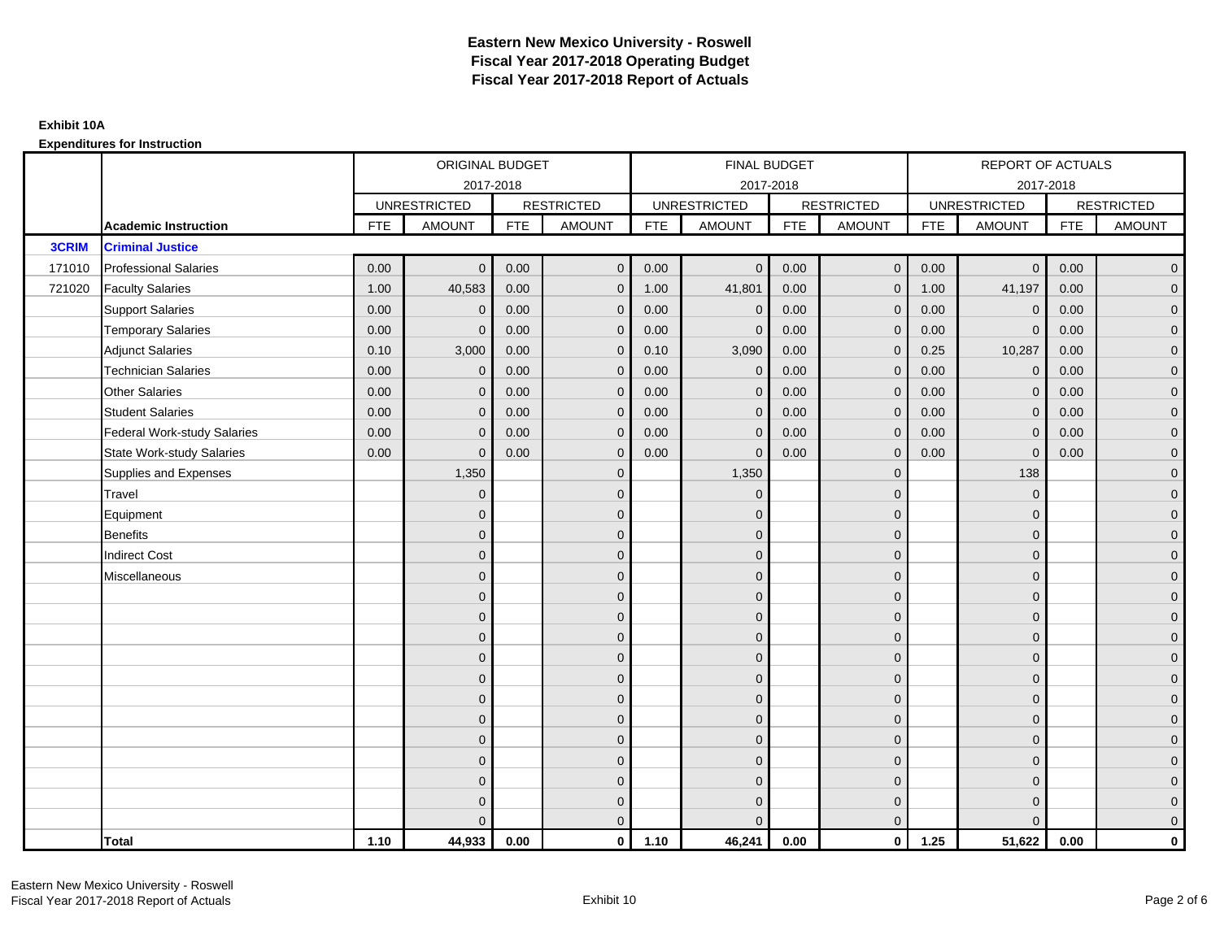# Eastern New Mexico University - Roswell
# Fiscal Year 2017-2018 Operating Budget
# Fiscal Year 2017-2018 Report of Actuals

**Exhibit 10A**

**Expenditures for Instruction**

| | | ORIGINAL BUDGET 2017-2018 | | | | FINAL BUDGET 2017-2018 | | | | REPORT OF ACTUALS 2017-2018 | | | |
|---|---|---|---|---|---|---|---|---|---|---|---|---|---|
| | | UNRESTRICTED | | RESTRICTED | | UNRESTRICTED | | RESTRICTED | | UNRESTRICTED | | RESTRICTED | |
| | **Academic Instruction** | FTE | AMOUNT | FTE | AMOUNT | FTE | AMOUNT | FTE | AMOUNT | FTE | AMOUNT | FTE | AMOUNT |
| **3CRIM** | **Criminal Justice** | | | | | | | | | | | | |
| 171010 | Professional Salaries | 0.00 | 0 | 0.00 | 0 | 0.00 | 0 | 0.00 | 0 | 0.00 | 0 | 0.00 | 0 |
| 721020 | Faculty Salaries | 1.00 | 40,583 | 0.00 | 0 | 1.00 | 41,801 | 0.00 | 0 | 1.00 | 41,197 | 0.00 | 0 |
| | Support Salaries | 0.00 | 0 | 0.00 | 0 | 0.00 | 0 | 0.00 | 0 | 0.00 | 0 | 0.00 | 0 |
| | Temporary Salaries | 0.00 | 0 | 0.00 | 0 | 0.00 | 0 | 0.00 | 0 | 0.00 | 0 | 0.00 | 0 |
| | Adjunct Salaries | 0.10 | 3,000 | 0.00 | 0 | 0.10 | 3,090 | 0.00 | 0 | 0.25 | 10,287 | 0.00 | 0 |
| | Technician Salaries | 0.00 | 0 | 0.00 | 0 | 0.00 | 0 | 0.00 | 0 | 0.00 | 0 | 0.00 | 0 |
| | Other Salaries | 0.00 | 0 | 0.00 | 0 | 0.00 | 0 | 0.00 | 0 | 0.00 | 0 | 0.00 | 0 |
| | Student Salaries | 0.00 | 0 | 0.00 | 0 | 0.00 | 0 | 0.00 | 0 | 0.00 | 0 | 0.00 | 0 |
| | Federal Work-study Salaries | 0.00 | 0 | 0.00 | 0 | 0.00 | 0 | 0.00 | 0 | 0.00 | 0 | 0.00 | 0 |
| | State Work-study Salaries | 0.00 | 0 | 0.00 | 0 | 0.00 | 0 | 0.00 | 0 | 0.00 | 0 | 0.00 | 0 |
| | Supplies and Expenses | | 1,350 | | 0 | | 1,350 | | 0 | | 138 | | 0 |
| | Travel | | 0 | | 0 | | 0 | | 0 | | 0 | | 0 |
| | Equipment | | 0 | | 0 | | 0 | | 0 | | 0 | | 0 |
| | Benefits | | 0 | | 0 | | 0 | | 0 | | 0 | | 0 |
| | Indirect Cost | | 0 | | 0 | | 0 | | 0 | | 0 | | 0 |
| | Miscellaneous | | 0 | | 0 | | 0 | | 0 | | 0 | | 0 |
| | | | 0 | | 0 | | 0 | | 0 | | 0 | | 0 |
| | | | 0 | | 0 | | 0 | | 0 | | 0 | | 0 |
| | | | 0 | | 0 | | 0 | | 0 | | 0 | | 0 |
| | | | 0 | | 0 | | 0 | | 0 | | 0 | | 0 |
| | | | 0 | | 0 | | 0 | | 0 | | 0 | | 0 |
| | | | 0 | | 0 | | 0 | | 0 | | 0 | | 0 |
| | | | 0 | | 0 | | 0 | | 0 | | 0 | | 0 |
| | | | 0 | | 0 | | 0 | | 0 | | 0 | | 0 |
| | | | 0 | | 0 | | 0 | | 0 | | 0 | | 0 |
| | | | 0 | | 0 | | 0 | | 0 | | 0 | | 0 |
| | | | 0 | | 0 | | 0 | | 0 | | 0 | | 0 |
| | | | 0 | | 0 | | 0 | | 0 | | 0 | | 0 |
| | **Total** | **1.10** | **44,933** | **0.00** | **0** | **1.10** | **46,241** | **0.00** | **0** | **1.25** | **51,622** | **0.00** | **0** |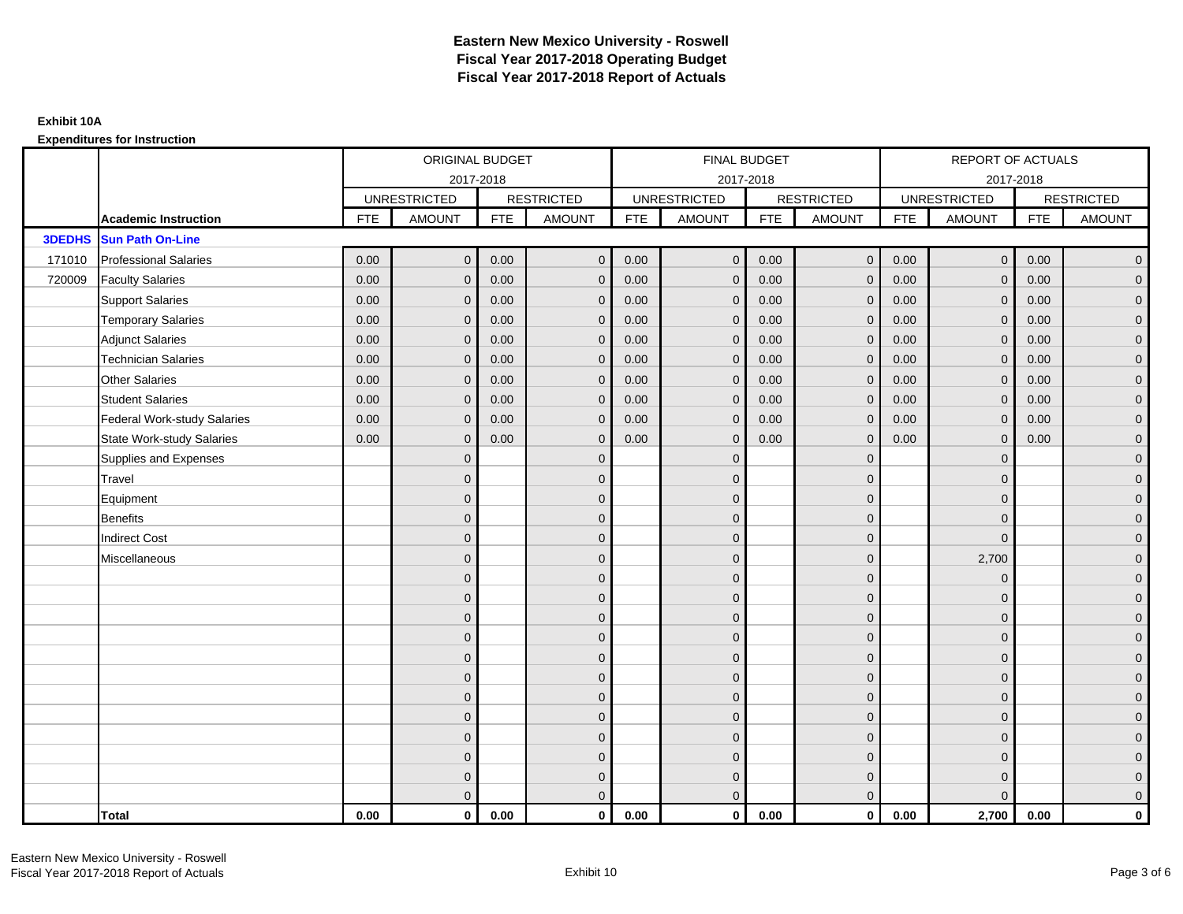# Eastern New Mexico University - Roswell
## Fiscal Year 2017-2018 Operating Budget
## Fiscal Year 2017-2018 Report of Actuals

**Exhibit 10A**

**Expenditures for Instruction**

| | | ORIGINAL BUDGET 2017-2018 | | | | FINAL BUDGET 2017-2018 | | | | REPORT OF ACTUALS 2017-2018 | | | |
|---|---|---|---|---|---|---|---|---|---|---|---|---|---|
| | | UNRESTRICTED | | RESTRICTED | | UNRESTRICTED | | RESTRICTED | | UNRESTRICTED | | RESTRICTED | |
| | **Academic Instruction** | FTE | AMOUNT | FTE | AMOUNT | FTE | AMOUNT | FTE | AMOUNT | FTE | AMOUNT | FTE | AMOUNT |
| **3DEDHS** | **Sun Path On-Line** | | | | | | | | | | | | |
| 171010 | Professional Salaries | 0.00 | 0 | 0.00 | 0 | 0.00 | 0 | 0.00 | 0 | 0.00 | 0 | 0.00 | 0 |
| 720009 | Faculty Salaries | 0.00 | 0 | 0.00 | 0 | 0.00 | 0 | 0.00 | 0 | 0.00 | 0 | 0.00 | 0 |
| | Support Salaries | 0.00 | 0 | 0.00 | 0 | 0.00 | 0 | 0.00 | 0 | 0.00 | 0 | 0.00 | 0 |
| | Temporary Salaries | 0.00 | 0 | 0.00 | 0 | 0.00 | 0 | 0.00 | 0 | 0.00 | 0 | 0.00 | 0 |
| | Adjunct Salaries | 0.00 | 0 | 0.00 | 0 | 0.00 | 0 | 0.00 | 0 | 0.00 | 0 | 0.00 | 0 |
| | Technician Salaries | 0.00 | 0 | 0.00 | 0 | 0.00 | 0 | 0.00 | 0 | 0.00 | 0 | 0.00 | 0 |
| | Other Salaries | 0.00 | 0 | 0.00 | 0 | 0.00 | 0 | 0.00 | 0 | 0.00 | 0 | 0.00 | 0 |
| | Student Salaries | 0.00 | 0 | 0.00 | 0 | 0.00 | 0 | 0.00 | 0 | 0.00 | 0 | 0.00 | 0 |
| | Federal Work-study Salaries | 0.00 | 0 | 0.00 | 0 | 0.00 | 0 | 0.00 | 0 | 0.00 | 0 | 0.00 | 0 |
| | State Work-study Salaries | 0.00 | 0 | 0.00 | 0 | 0.00 | 0 | 0.00 | 0 | 0.00 | 0 | 0.00 | 0 |
| | Supplies and Expenses | | 0 | | 0 | | 0 | | 0 | | 0 | | 0 |
| | Travel | | 0 | | 0 | | 0 | | 0 | | 0 | | 0 |
| | Equipment | | 0 | | 0 | | 0 | | 0 | | 0 | | 0 |
| | Benefits | | 0 | | 0 | | 0 | | 0 | | 0 | | 0 |
| | Indirect Cost | | 0 | | 0 | | 0 | | 0 | | 0 | | 0 |
| | Miscellaneous | | 0 | | 0 | | 0 | | 0 | | 2,700 | | 0 |
| | | | 0 | | 0 | | 0 | | 0 | | 0 | | 0 |
| | | | 0 | | 0 | | 0 | | 0 | | 0 | | 0 |
| | | | 0 | | 0 | | 0 | | 0 | | 0 | | 0 |
| | | | 0 | | 0 | | 0 | | 0 | | 0 | | 0 |
| | | | 0 | | 0 | | 0 | | 0 | | 0 | | 0 |
| | | | 0 | | 0 | | 0 | | 0 | | 0 | | 0 |
| | | | 0 | | 0 | | 0 | | 0 | | 0 | | 0 |
| | | | 0 | | 0 | | 0 | | 0 | | 0 | | 0 |
| | | | 0 | | 0 | | 0 | | 0 | | 0 | | 0 |
| | | | 0 | | 0 | | 0 | | 0 | | 0 | | 0 |
| | | | 0 | | 0 | | 0 | | 0 | | 0 | | 0 |
| | | | 0 | | 0 | | 0 | | 0 | | 0 | | 0 |
| | **Total** | **0.00** | **0** | **0.00** | **0** | **0.00** | **0** | **0.00** | **0** | **0.00** | **2,700** | **0.00** | **0** |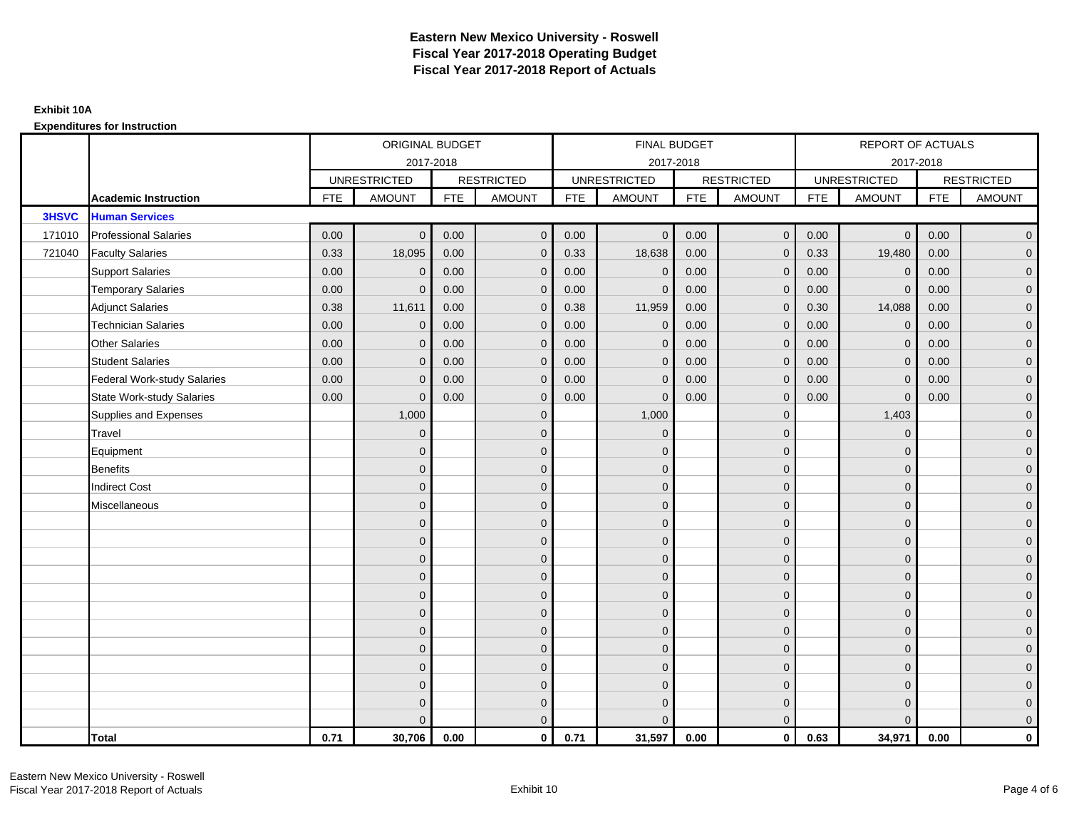# Eastern New Mexico University - Roswell
## Fiscal Year 2017-2018 Operating Budget
## Fiscal Year 2017-2018 Report of Actuals

**Exhibit 10A**

**Expenditures for Instruction**

| | | ORIGINAL BUDGET 2017-2018 | | | | FINAL BUDGET 2017-2018 | | | | REPORT OF ACTUALS 2017-2018 | | | |
|---|---|---|---|---|---|---|---|---|---|---|---|---|---|
| | | UNRESTRICTED | | RESTRICTED | | UNRESTRICTED | | RESTRICTED | | UNRESTRICTED | | RESTRICTED | |
| | **Academic Instruction** | FTE | AMOUNT | FTE | AMOUNT | FTE | AMOUNT | FTE | AMOUNT | FTE | AMOUNT | FTE | AMOUNT |
| **3HSVC** | **Human Services** | | | | | | | | | | | | |
| 171010 | Professional Salaries | 0.00 | 0 | 0.00 | 0 | 0.00 | 0 | 0.00 | 0 | 0.00 | 0 | 0.00 | 0 |
| 721040 | Faculty Salaries | 0.33 | 18,095 | 0.00 | 0 | 0.33 | 18,638 | 0.00 | 0 | 0.33 | 19,480 | 0.00 | 0 |
| | Support Salaries | 0.00 | 0 | 0.00 | 0 | 0.00 | 0 | 0.00 | 0 | 0.00 | 0 | 0.00 | 0 |
| | Temporary Salaries | 0.00 | 0 | 0.00 | 0 | 0.00 | 0 | 0.00 | 0 | 0.00 | 0 | 0.00 | 0 |
| | Adjunct Salaries | 0.38 | 11,611 | 0.00 | 0 | 0.38 | 11,959 | 0.00 | 0 | 0.30 | 14,088 | 0.00 | 0 |
| | Technician Salaries | 0.00 | 0 | 0.00 | 0 | 0.00 | 0 | 0.00 | 0 | 0.00 | 0 | 0.00 | 0 |
| | Other Salaries | 0.00 | 0 | 0.00 | 0 | 0.00 | 0 | 0.00 | 0 | 0.00 | 0 | 0.00 | 0 |
| | Student Salaries | 0.00 | 0 | 0.00 | 0 | 0.00 | 0 | 0.00 | 0 | 0.00 | 0 | 0.00 | 0 |
| | Federal Work-study Salaries | 0.00 | 0 | 0.00 | 0 | 0.00 | 0 | 0.00 | 0 | 0.00 | 0 | 0.00 | 0 |
| | State Work-study Salaries | 0.00 | 0 | 0.00 | 0 | 0.00 | 0 | 0.00 | 0 | 0.00 | 0 | 0.00 | 0 |
| | Supplies and Expenses | | 1,000 | | 0 | | 1,000 | | 0 | | 1,403 | | 0 |
| | Travel | | 0 | | 0 | | 0 | | 0 | | 0 | | 0 |
| | Equipment | | 0 | | 0 | | 0 | | 0 | | 0 | | 0 |
| | Benefits | | 0 | | 0 | | 0 | | 0 | | 0 | | 0 |
| | Indirect Cost | | 0 | | 0 | | 0 | | 0 | | 0 | | 0 |
| | Miscellaneous | | 0 | | 0 | | 0 | | 0 | | 0 | | 0 |
| | | | 0 | | 0 | | 0 | | 0 | | 0 | | 0 |
| | | | 0 | | 0 | | 0 | | 0 | | 0 | | 0 |
| | | | 0 | | 0 | | 0 | | 0 | | 0 | | 0 |
| | | | 0 | | 0 | | 0 | | 0 | | 0 | | 0 |
| | | | 0 | | 0 | | 0 | | 0 | | 0 | | 0 |
| | | | 0 | | 0 | | 0 | | 0 | | 0 | | 0 |
| | | | 0 | | 0 | | 0 | | 0 | | 0 | | 0 |
| | | | 0 | | 0 | | 0 | | 0 | | 0 | | 0 |
| | | | 0 | | 0 | | 0 | | 0 | | 0 | | 0 |
| | | | 0 | | 0 | | 0 | | 0 | | 0 | | 0 |
| | | | 0 | | 0 | | 0 | | 0 | | 0 | | 0 |
| | | | 0 | | 0 | | 0 | | 0 | | 0 | | 0 |
| | **Total** | **0.71** | **30,706** | **0.00** | **0** | **0.71** | **31,597** | **0.00** | **0** | **0.63** | **34,971** | **0.00** | **0** |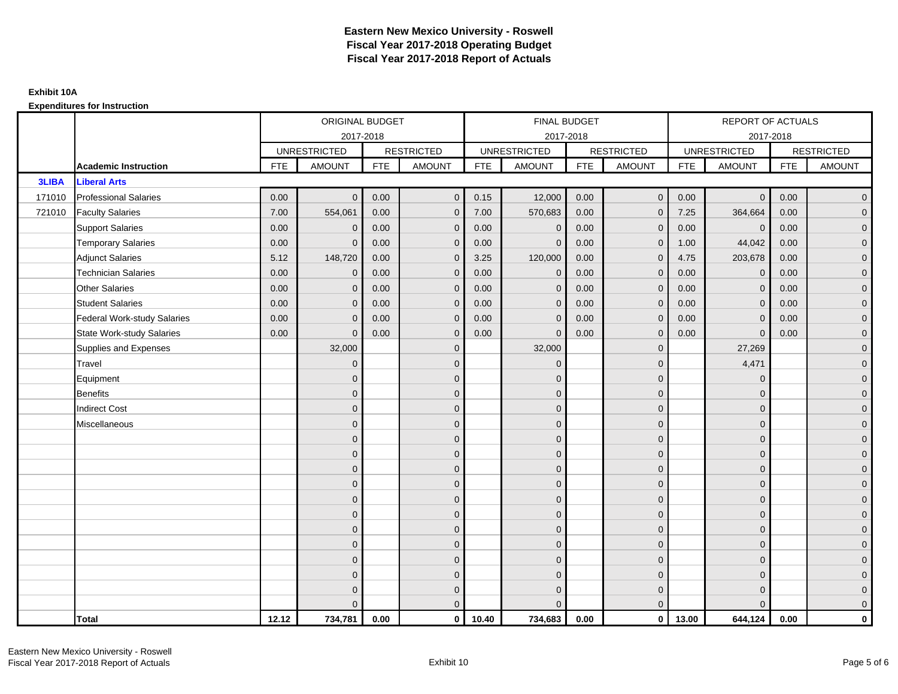# Eastern New Mexico University - Roswell
## Fiscal Year 2017-2018 Operating Budget
## Fiscal Year 2017-2018 Report of Actuals

**Exhibit 10A**

**Expenditures for Instruction**

| | | ORIGINAL BUDGET | | | | FINAL BUDGET | | | | REPORT OF ACTUALS | | | |
|---|---|---|---|---|---|---|---|---|---|---|---|---|---|
| | | 2017-2018 | | | | 2017-2018 | | | | 2017-2018 | | | |
| | | UNRESTRICTED | | RESTRICTED | | UNRESTRICTED | | RESTRICTED | | UNRESTRICTED | | RESTRICTED | |
| | **Academic Instruction** | FTE | AMOUNT | FTE | AMOUNT | FTE | AMOUNT | FTE | AMOUNT | FTE | AMOUNT | FTE | AMOUNT |
| **3LIBA** | **Liberal Arts** | | | | | | | | | | | | |
| 171010 | Professional Salaries | 0.00 | 0 | 0.00 | 0 | 0.15 | 12,000 | 0.00 | 0 | 0.00 | 0 | 0.00 | 0 |
| 721010 | Faculty Salaries | 7.00 | 554,061 | 0.00 | 0 | 7.00 | 570,683 | 0.00 | 0 | 7.25 | 364,664 | 0.00 | 0 |
| | Support Salaries | 0.00 | 0 | 0.00 | 0 | 0.00 | 0 | 0.00 | 0 | 0.00 | 0 | 0.00 | 0 |
| | Temporary Salaries | 0.00 | 0 | 0.00 | 0 | 0.00 | 0 | 0.00 | 0 | 1.00 | 44,042 | 0.00 | 0 |
| | Adjunct Salaries | 5.12 | 148,720 | 0.00 | 0 | 3.25 | 120,000 | 0.00 | 0 | 4.75 | 203,678 | 0.00 | 0 |
| | Technician Salaries | 0.00 | 0 | 0.00 | 0 | 0.00 | 0 | 0.00 | 0 | 0.00 | 0 | 0.00 | 0 |
| | Other Salaries | 0.00 | 0 | 0.00 | 0 | 0.00 | 0 | 0.00 | 0 | 0.00 | 0 | 0.00 | 0 |
| | Student Salaries | 0.00 | 0 | 0.00 | 0 | 0.00 | 0 | 0.00 | 0 | 0.00 | 0 | 0.00 | 0 |
| | Federal Work-study Salaries | 0.00 | 0 | 0.00 | 0 | 0.00 | 0 | 0.00 | 0 | 0.00 | 0 | 0.00 | 0 |
| | State Work-study Salaries | 0.00 | 0 | 0.00 | 0 | 0.00 | 0 | 0.00 | 0 | 0.00 | 0 | 0.00 | 0 |
| | Supplies and Expenses | | 32,000 | | 0 | | 32,000 | | 0 | | 27,269 | | 0 |
| | Travel | | 0 | | 0 | | 0 | | 0 | | 4,471 | | 0 |
| | Equipment | | 0 | | 0 | | 0 | | 0 | | 0 | | 0 |
| | Benefits | | 0 | | 0 | | 0 | | 0 | | 0 | | 0 |
| | Indirect Cost | | 0 | | 0 | | 0 | | 0 | | 0 | | 0 |
| | Miscellaneous | | 0 | | 0 | | 0 | | 0 | | 0 | | 0 |
| | | | 0 | | 0 | | 0 | | 0 | | 0 | | 0 |
| | | | 0 | | 0 | | 0 | | 0 | | 0 | | 0 |
| | | | 0 | | 0 | | 0 | | 0 | | 0 | | 0 |
| | | | 0 | | 0 | | 0 | | 0 | | 0 | | 0 |
| | | | 0 | | 0 | | 0 | | 0 | | 0 | | 0 |
| | | | 0 | | 0 | | 0 | | 0 | | 0 | | 0 |
| | | | 0 | | 0 | | 0 | | 0 | | 0 | | 0 |
| | | | 0 | | 0 | | 0 | | 0 | | 0 | | 0 |
| | | | 0 | | 0 | | 0 | | 0 | | 0 | | 0 |
| | | | 0 | | 0 | | 0 | | 0 | | 0 | | 0 |
| | | | 0 | | 0 | | 0 | | 0 | | 0 | | 0 |
| | | | 0 | | 0 | | 0 | | 0 | | 0 | | 0 |
| | **Total** | **12.12** | **734,781** | **0.00** | **0** | **10.40** | **734,683** | **0.00** | **0** | **13.00** | **644,124** | **0.00** | **0** |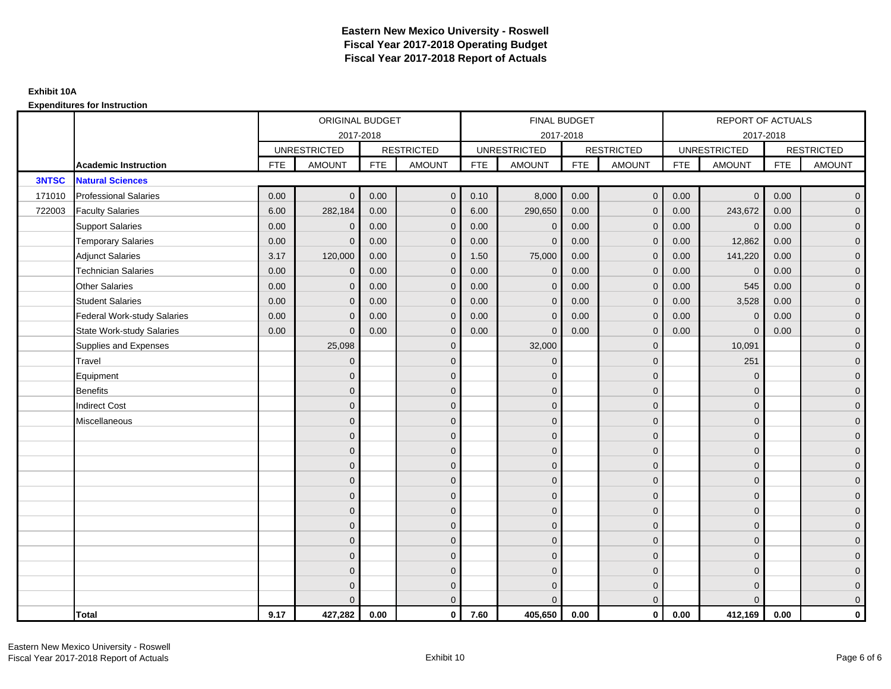# Eastern New Mexico University - Roswell
## Fiscal Year 2017-2018 Operating Budget
## Fiscal Year 2017-2018 Report of Actuals

**Exhibit 10A**

**Expenditures for Instruction**

| | | ORIGINAL BUDGET 2017-2018 | | | | FINAL BUDGET 2017-2018 | | | | REPORT OF ACTUALS 2017-2018 | | | |
|---|---|---|---|---|---|---|---|---|---|---|---|---|---|
| | | UNRESTRICTED | | RESTRICTED | | UNRESTRICTED | | RESTRICTED | | UNRESTRICTED | | RESTRICTED | |
| | **Academic Instruction** | FTE | AMOUNT | FTE | AMOUNT | FTE | AMOUNT | FTE | AMOUNT | FTE | AMOUNT | FTE | AMOUNT |
| **3NTSC** | **Natural Sciences** | | | | | | | | | | | | |
| 171010 | Professional Salaries | 0.00 | 0 | 0.00 | 0 | 0.10 | 8,000 | 0.00 | 0 | 0.00 | 0 | 0.00 | 0 |
| 722003 | Faculty Salaries | 6.00 | 282,184 | 0.00 | 0 | 6.00 | 290,650 | 0.00 | 0 | 0.00 | 243,672 | 0.00 | 0 |
| | Support Salaries | 0.00 | 0 | 0.00 | 0 | 0.00 | 0 | 0.00 | 0 | 0.00 | 0 | 0.00 | 0 |
| | Temporary Salaries | 0.00 | 0 | 0.00 | 0 | 0.00 | 0 | 0.00 | 0 | 0.00 | 12,862 | 0.00 | 0 |
| | Adjunct Salaries | 3.17 | 120,000 | 0.00 | 0 | 1.50 | 75,000 | 0.00 | 0 | 0.00 | 141,220 | 0.00 | 0 |
| | Technician Salaries | 0.00 | 0 | 0.00 | 0 | 0.00 | 0 | 0.00 | 0 | 0.00 | 0 | 0.00 | 0 |
| | Other Salaries | 0.00 | 0 | 0.00 | 0 | 0.00 | 0 | 0.00 | 0 | 0.00 | 545 | 0.00 | 0 |
| | Student Salaries | 0.00 | 0 | 0.00 | 0 | 0.00 | 0 | 0.00 | 0 | 0.00 | 3,528 | 0.00 | 0 |
| | Federal Work-study Salaries | 0.00 | 0 | 0.00 | 0 | 0.00 | 0 | 0.00 | 0 | 0.00 | 0 | 0.00 | 0 |
| | State Work-study Salaries | 0.00 | 0 | 0.00 | 0 | 0.00 | 0 | 0.00 | 0 | 0.00 | 0 | 0.00 | 0 |
| | Supplies and Expenses | | 25,098 | | 0 | | 32,000 | | 0 | | 10,091 | | 0 |
| | Travel | | 0 | | 0 | | 0 | | 0 | | 251 | | 0 |
| | Equipment | | 0 | | 0 | | 0 | | 0 | | 0 | | 0 |
| | Benefits | | 0 | | 0 | | 0 | | 0 | | 0 | | 0 |
| | Indirect Cost | | 0 | | 0 | | 0 | | 0 | | 0 | | 0 |
| | Miscellaneous | | 0 | | 0 | | 0 | | 0 | | 0 | | 0 |
| | | | 0 | | 0 | | 0 | | 0 | | 0 | | 0 |
| | | | 0 | | 0 | | 0 | | 0 | | 0 | | 0 |
| | | | 0 | | 0 | | 0 | | 0 | | 0 | | 0 |
| | | | 0 | | 0 | | 0 | | 0 | | 0 | | 0 |
| | | | 0 | | 0 | | 0 | | 0 | | 0 | | 0 |
| | | | 0 | | 0 | | 0 | | 0 | | 0 | | 0 |
| | | | 0 | | 0 | | 0 | | 0 | | 0 | | 0 |
| | | | 0 | | 0 | | 0 | | 0 | | 0 | | 0 |
| | | | 0 | | 0 | | 0 | | 0 | | 0 | | 0 |
| | | | 0 | | 0 | | 0 | | 0 | | 0 | | 0 |
| | | | 0 | | 0 | | 0 | | 0 | | 0 | | 0 |
| | | | 0 | | 0 | | 0 | | 0 | | 0 | | 0 |
| | **Total** | **9.17** | **427,282** | **0.00** | **0** | **7.60** | **405,650** | **0.00** | **0** | **0.00** | **412,169** | **0.00** | **0** |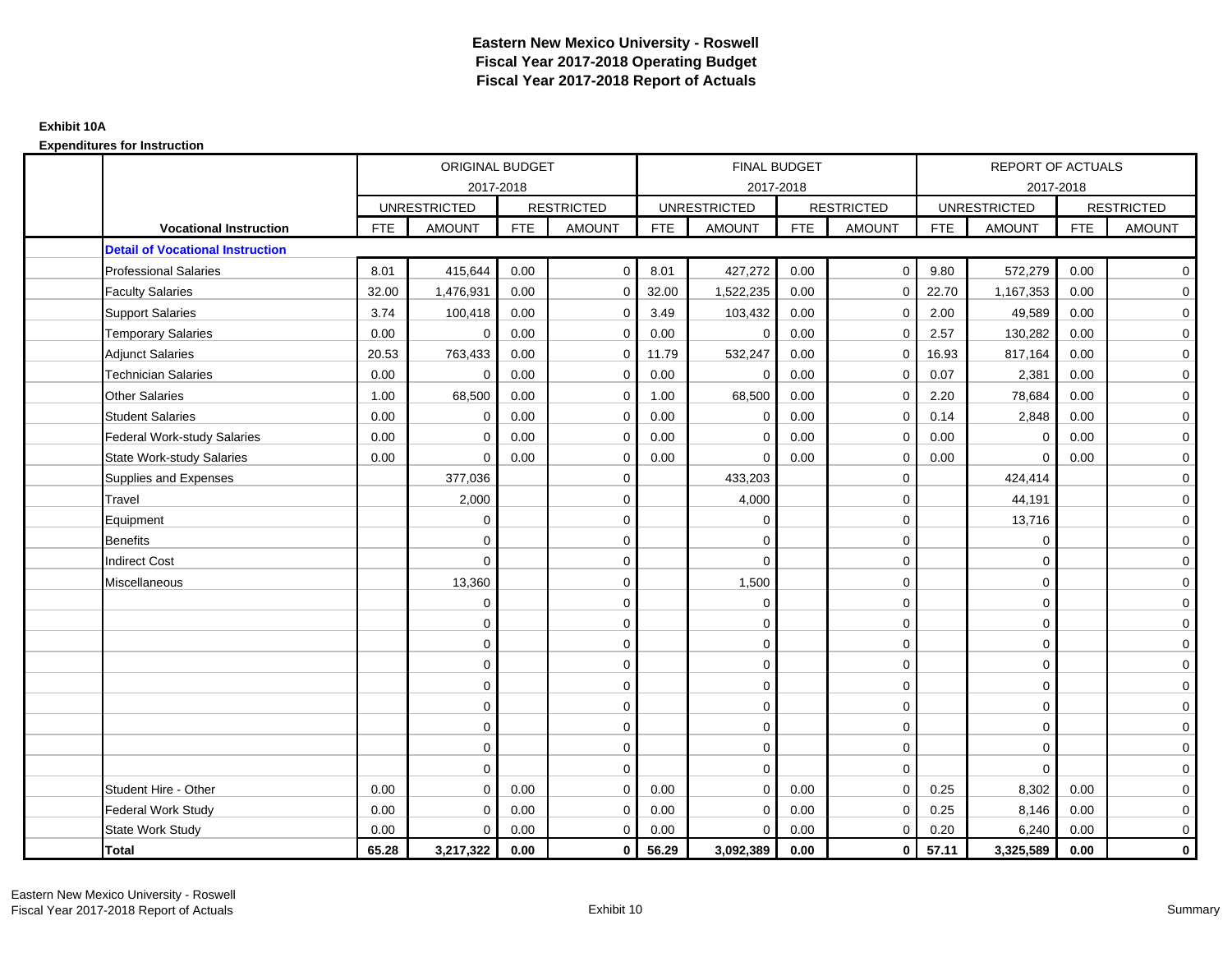# Eastern New Mexico University - Roswell
## Fiscal Year 2017-2018 Operating Budget
## Fiscal Year 2017-2018 Report of Actuals

**Exhibit 10A**

**Expenditures for Instruction**

| | ORIGINAL BUDGET 2017-2018 | | | | FINAL BUDGET 2017-2018 | | | | REPORT OF ACTUALS 2017-2018 | | | |
|---|---|---|---|---|---|---|---|---|---|---|---|---|
| | UNRESTRICTED | | RESTRICTED | | UNRESTRICTED | | RESTRICTED | | UNRESTRICTED | | RESTRICTED | |
| **Vocational Instruction** | FTE | AMOUNT | FTE | AMOUNT | FTE | AMOUNT | FTE | AMOUNT | FTE | AMOUNT | FTE | AMOUNT |
| **Detail of Vocational Instruction** | | | | | | | | | | | | |
| Professional Salaries | 8.01 | 415,644 | 0.00 | 0 | 8.01 | 427,272 | 0.00 | 0 | 9.80 | 572,279 | 0.00 | 0 |
| Faculty Salaries | 32.00 | 1,476,931 | 0.00 | 0 | 32.00 | 1,522,235 | 0.00 | 0 | 22.70 | 1,167,353 | 0.00 | 0 |
| Support Salaries | 3.74 | 100,418 | 0.00 | 0 | 3.49 | 103,432 | 0.00 | 0 | 2.00 | 49,589 | 0.00 | 0 |
| Temporary Salaries | 0.00 | 0 | 0.00 | 0 | 0.00 | 0 | 0.00 | 0 | 2.57 | 130,282 | 0.00 | 0 |
| Adjunct Salaries | 20.53 | 763,433 | 0.00 | 0 | 11.79 | 532,247 | 0.00 | 0 | 16.93 | 817,164 | 0.00 | 0 |
| Technician Salaries | 0.00 | 0 | 0.00 | 0 | 0.00 | 0 | 0.00 | 0 | 0.07 | 2,381 | 0.00 | 0 |
| Other Salaries | 1.00 | 68,500 | 0.00 | 0 | 1.00 | 68,500 | 0.00 | 0 | 2.20 | 78,684 | 0.00 | 0 |
| Student Salaries | 0.00 | 0 | 0.00 | 0 | 0.00 | 0 | 0.00 | 0 | 0.14 | 2,848 | 0.00 | 0 |
| Federal Work-study Salaries | 0.00 | 0 | 0.00 | 0 | 0.00 | 0 | 0.00 | 0 | 0.00 | 0 | 0.00 | 0 |
| State Work-study Salaries | 0.00 | 0 | 0.00 | 0 | 0.00 | 0 | 0.00 | 0 | 0.00 | 0 | 0.00 | 0 |
| Supplies and Expenses | | 377,036 | | 0 | | 433,203 | | 0 | | 424,414 | | 0 |
| Travel | | 2,000 | | 0 | | 4,000 | | 0 | | 44,191 | | 0 |
| Equipment | | 0 | | 0 | | 0 | | 0 | | 13,716 | | 0 |
| Benefits | | 0 | | 0 | | 0 | | 0 | | 0 | | 0 |
| Indirect Cost | | 0 | | 0 | | 0 | | 0 | | 0 | | 0 |
| Miscellaneous | | 13,360 | | 0 | | 1,500 | | 0 | | 0 | | 0 |
| | | 0 | | 0 | | 0 | | 0 | | 0 | | 0 |
| | | 0 | | 0 | | 0 | | 0 | | 0 | | 0 |
| | | 0 | | 0 | | 0 | | 0 | | 0 | | 0 |
| | | 0 | | 0 | | 0 | | 0 | | 0 | | 0 |
| | | 0 | | 0 | | 0 | | 0 | | 0 | | 0 |
| | | 0 | | 0 | | 0 | | 0 | | 0 | | 0 |
| | | 0 | | 0 | | 0 | | 0 | | 0 | | 0 |
| | | 0 | | 0 | | 0 | | 0 | | 0 | | 0 |
| | | 0 | | 0 | | 0 | | 0 | | 0 | | 0 |
| Student Hire - Other | 0.00 | 0 | 0.00 | 0 | 0.00 | 0 | 0.00 | 0 | 0.25 | 8,302 | 0.00 | 0 |
| Federal Work Study | 0.00 | 0 | 0.00 | 0 | 0.00 | 0 | 0.00 | 0 | 0.25 | 8,146 | 0.00 | 0 |
| State Work Study | 0.00 | 0 | 0.00 | 0 | 0.00 | 0 | 0.00 | 0 | 0.20 | 6,240 | 0.00 | 0 |
| **Total** | **65.28** | **3,217,322** | **0.00** | **0** | **56.29** | **3,092,389** | **0.00** | **0** | **57.11** | **3,325,589** | **0.00** | **0** |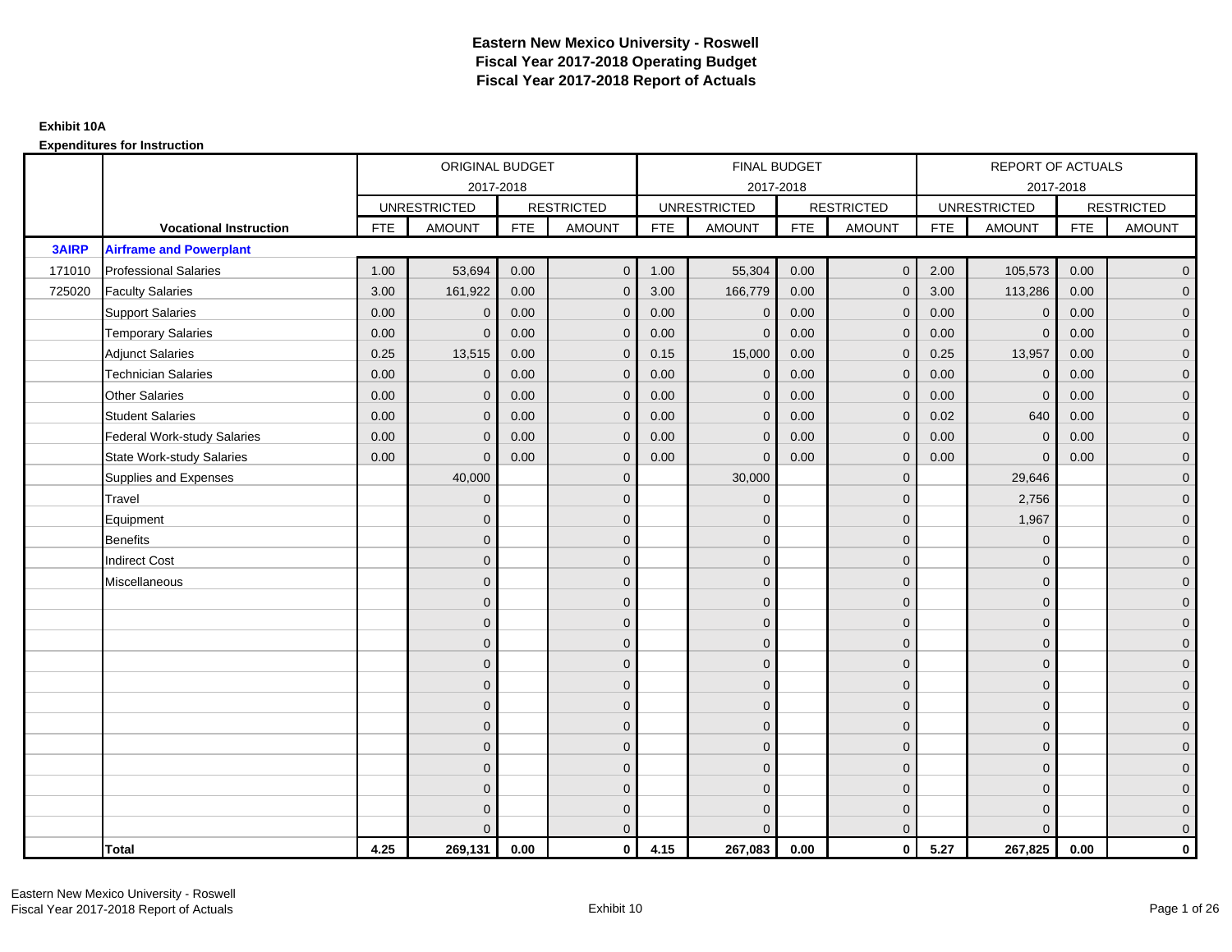# Eastern New Mexico University - Roswell
## Fiscal Year 2017-2018 Operating Budget
## Fiscal Year 2017-2018 Report of Actuals

**Exhibit 10A**

**Expenditures for Instruction**

| | | ORIGINAL BUDGET 2017-2018 | | | | FINAL BUDGET 2017-2018 | | | | REPORT OF ACTUALS 2017-2018 | | | |
|---|---|---|---|---|---|---|---|---|---|---|---|---|---|
| | | UNRESTRICTED | | RESTRICTED | | UNRESTRICTED | | RESTRICTED | | UNRESTRICTED | | RESTRICTED | |
| | **Vocational Instruction** | FTE | AMOUNT | FTE | AMOUNT | FTE | AMOUNT | FTE | AMOUNT | FTE | AMOUNT | FTE | AMOUNT |
| **3AIRP** | **Airframe and Powerplant** | | | | | | | | | | | | |
| 171010 | Professional Salaries | 1.00 | 53,694 | 0.00 | 0 | 1.00 | 55,304 | 0.00 | 0 | 2.00 | 105,573 | 0.00 | 0 |
| 725020 | Faculty Salaries | 3.00 | 161,922 | 0.00 | 0 | 3.00 | 166,779 | 0.00 | 0 | 3.00 | 113,286 | 0.00 | 0 |
| | Support Salaries | 0.00 | 0 | 0.00 | 0 | 0.00 | 0 | 0.00 | 0 | 0.00 | 0 | 0.00 | 0 |
| | Temporary Salaries | 0.00 | 0 | 0.00 | 0 | 0.00 | 0 | 0.00 | 0 | 0.00 | 0 | 0.00 | 0 |
| | Adjunct Salaries | 0.25 | 13,515 | 0.00 | 0 | 0.15 | 15,000 | 0.00 | 0 | 0.25 | 13,957 | 0.00 | 0 |
| | Technician Salaries | 0.00 | 0 | 0.00 | 0 | 0.00 | 0 | 0.00 | 0 | 0.00 | 0 | 0.00 | 0 |
| | Other Salaries | 0.00 | 0 | 0.00 | 0 | 0.00 | 0 | 0.00 | 0 | 0.00 | 0 | 0.00 | 0 |
| | Student Salaries | 0.00 | 0 | 0.00 | 0 | 0.00 | 0 | 0.00 | 0 | 0.02 | 640 | 0.00 | 0 |
| | Federal Work-study Salaries | 0.00 | 0 | 0.00 | 0 | 0.00 | 0 | 0.00 | 0 | 0.00 | 0 | 0.00 | 0 |
| | State Work-study Salaries | 0.00 | 0 | 0.00 | 0 | 0.00 | 0 | 0.00 | 0 | 0.00 | 0 | 0.00 | 0 |
| | Supplies and Expenses | | 40,000 | | 0 | | 30,000 | | 0 | | 29,646 | | 0 |
| | Travel | | 0 | | 0 | | 0 | | 0 | | 2,756 | | 0 |
| | Equipment | | 0 | | 0 | | 0 | | 0 | | 1,967 | | 0 |
| | Benefits | | 0 | | 0 | | 0 | | 0 | | 0 | | 0 |
| | Indirect Cost | | 0 | | 0 | | 0 | | 0 | | 0 | | 0 |
| | Miscellaneous | | 0 | | 0 | | 0 | | 0 | | 0 | | 0 |
| | | | 0 | | 0 | | 0 | | 0 | | 0 | | 0 |
| | | | 0 | | 0 | | 0 | | 0 | | 0 | | 0 |
| | | | 0 | | 0 | | 0 | | 0 | | 0 | | 0 |
| | | | 0 | | 0 | | 0 | | 0 | | 0 | | 0 |
| | | | 0 | | 0 | | 0 | | 0 | | 0 | | 0 |
| | | | 0 | | 0 | | 0 | | 0 | | 0 | | 0 |
| | | | 0 | | 0 | | 0 | | 0 | | 0 | | 0 |
| | | | 0 | | 0 | | 0 | | 0 | | 0 | | 0 |
| | | | 0 | | 0 | | 0 | | 0 | | 0 | | 0 |
| | | | 0 | | 0 | | 0 | | 0 | | 0 | | 0 |
| | | | 0 | | 0 | | 0 | | 0 | | 0 | | 0 |
| | | | 0 | | 0 | | 0 | | 0 | | 0 | | 0 |
| | **Total** | **4.25** | **269,131** | **0.00** | **0** | **4.15** | **267,083** | **0.00** | **0** | **5.27** | **267,825** | **0.00** | **0** |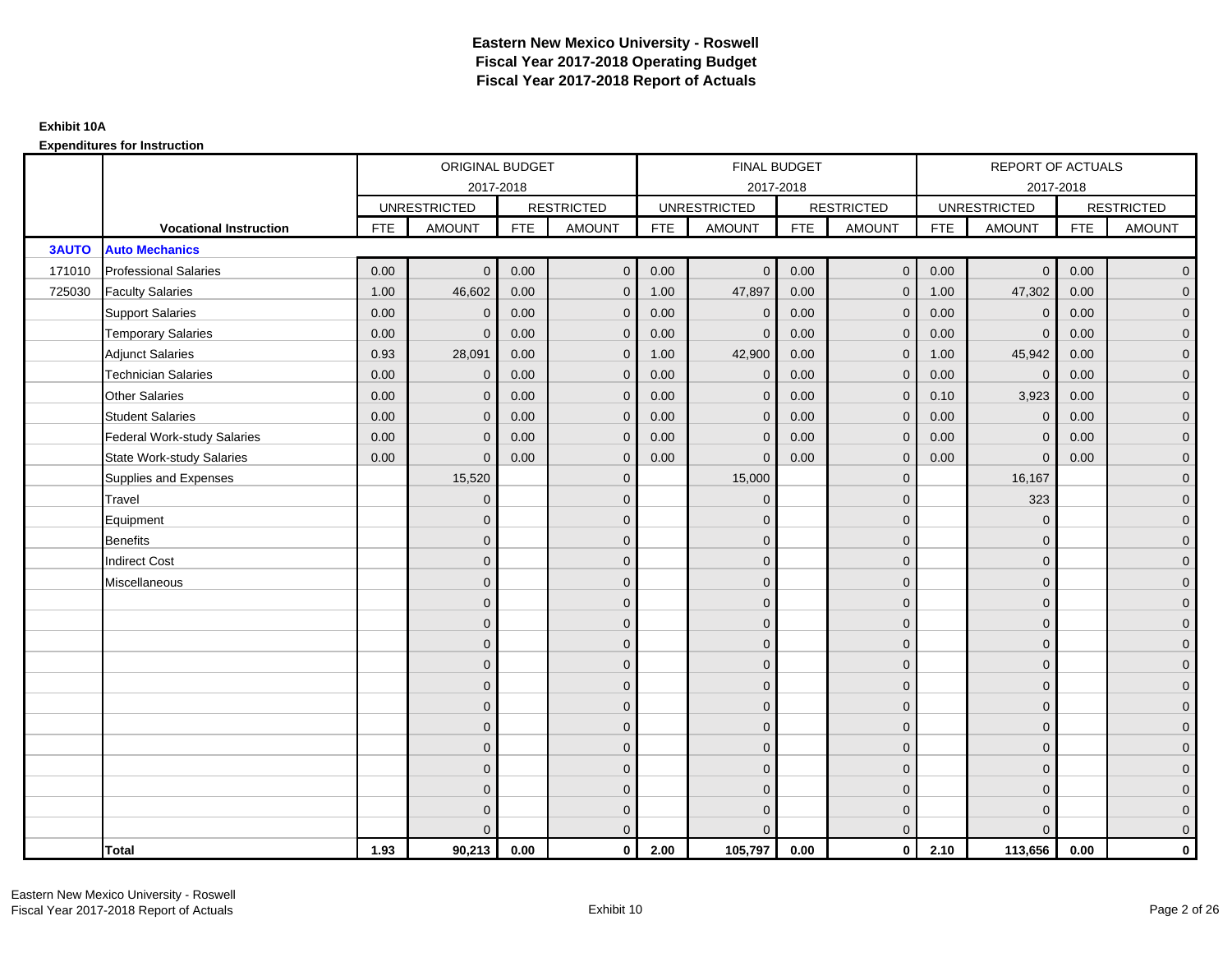# Eastern New Mexico University - Roswell
# Fiscal Year 2017-2018 Operating Budget
# Fiscal Year 2017-2018 Report of Actuals

**Exhibit 10A**

**Expenditures for Instruction**

| | | ORIGINAL BUDGET 2017-2018 | | | | FINAL BUDGET 2017-2018 | | | | REPORT OF ACTUALS 2017-2018 | | | |
|---|---|---|---|---|---|---|---|---|---|---|---|---|---|
| | | UNRESTRICTED | | RESTRICTED | | UNRESTRICTED | | RESTRICTED | | UNRESTRICTED | | RESTRICTED | |
| | **Vocational Instruction** | FTE | AMOUNT | FTE | AMOUNT | FTE | AMOUNT | FTE | AMOUNT | FTE | AMOUNT | FTE | AMOUNT |
| **3AUTO** | **Auto Mechanics** | | | | | | | | | | | | |
| 171010 | Professional Salaries | 0.00 | 0 | 0.00 | 0 | 0.00 | 0 | 0.00 | 0 | 0.00 | 0 | 0.00 | 0 |
| 725030 | Faculty Salaries | 1.00 | 46,602 | 0.00 | 0 | 1.00 | 47,897 | 0.00 | 0 | 1.00 | 47,302 | 0.00 | 0 |
| | Support Salaries | 0.00 | 0 | 0.00 | 0 | 0.00 | 0 | 0.00 | 0 | 0.00 | 0 | 0.00 | 0 |
| | Temporary Salaries | 0.00 | 0 | 0.00 | 0 | 0.00 | 0 | 0.00 | 0 | 0.00 | 0 | 0.00 | 0 |
| | Adjunct Salaries | 0.93 | 28,091 | 0.00 | 0 | 1.00 | 42,900 | 0.00 | 0 | 1.00 | 45,942 | 0.00 | 0 |
| | Technician Salaries | 0.00 | 0 | 0.00 | 0 | 0.00 | 0 | 0.00 | 0 | 0.00 | 0 | 0.00 | 0 |
| | Other Salaries | 0.00 | 0 | 0.00 | 0 | 0.00 | 0 | 0.00 | 0 | 0.10 | 3,923 | 0.00 | 0 |
| | Student Salaries | 0.00 | 0 | 0.00 | 0 | 0.00 | 0 | 0.00 | 0 | 0.00 | 0 | 0.00 | 0 |
| | Federal Work-study Salaries | 0.00 | 0 | 0.00 | 0 | 0.00 | 0 | 0.00 | 0 | 0.00 | 0 | 0.00 | 0 |
| | State Work-study Salaries | 0.00 | 0 | 0.00 | 0 | 0.00 | 0 | 0.00 | 0 | 0.00 | 0 | 0.00 | 0 |
| | Supplies and Expenses | | 15,520 | | 0 | | 15,000 | | 0 | | 16,167 | | 0 |
| | Travel | | 0 | | 0 | | 0 | | 0 | | 323 | | 0 |
| | Equipment | | 0 | | 0 | | 0 | | 0 | | 0 | | 0 |
| | Benefits | | 0 | | 0 | | 0 | | 0 | | 0 | | 0 |
| | Indirect Cost | | 0 | | 0 | | 0 | | 0 | | 0 | | 0 |
| | Miscellaneous | | 0 | | 0 | | 0 | | 0 | | 0 | | 0 |
| | | | 0 | | 0 | | 0 | | 0 | | 0 | | 0 |
| | | | 0 | | 0 | | 0 | | 0 | | 0 | | 0 |
| | | | 0 | | 0 | | 0 | | 0 | | 0 | | 0 |
| | | | 0 | | 0 | | 0 | | 0 | | 0 | | 0 |
| | | | 0 | | 0 | | 0 | | 0 | | 0 | | 0 |
| | | | 0 | | 0 | | 0 | | 0 | | 0 | | 0 |
| | | | 0 | | 0 | | 0 | | 0 | | 0 | | 0 |
| | | | 0 | | 0 | | 0 | | 0 | | 0 | | 0 |
| | | | 0 | | 0 | | 0 | | 0 | | 0 | | 0 |
| | | | 0 | | 0 | | 0 | | 0 | | 0 | | 0 |
| | | | 0 | | 0 | | 0 | | 0 | | 0 | | 0 |
| | | | 0 | | 0 | | 0 | | 0 | | 0 | | 0 |
| | **Total** | **1.93** | **90,213** | **0.00** | **0** | **2.00** | **105,797** | **0.00** | **0** | **2.10** | **113,656** | **0.00** | **0** |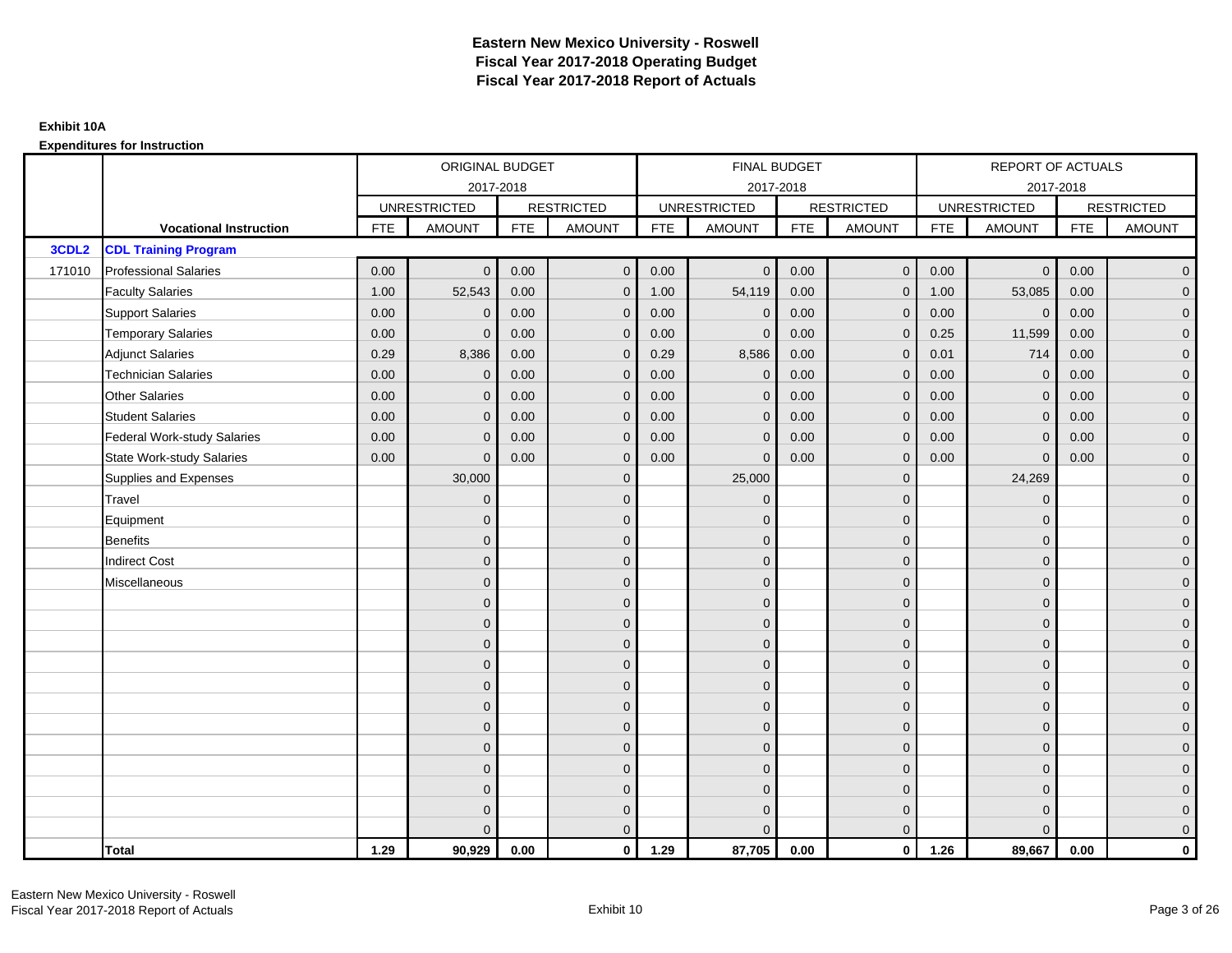# Eastern New Mexico University - Roswell
## Fiscal Year 2017-2018 Operating Budget
## Fiscal Year 2017-2018 Report of Actuals

**Exhibit 10A**

**Expenditures for Instruction**

| | | ORIGINAL BUDGET 2017-2018 | | | | FINAL BUDGET 2017-2018 | | | | REPORT OF ACTUALS 2017-2018 | | | |
|---|---|---|---|---|---|---|---|---|---|---|---|---|---|
| | | UNRESTRICTED | | RESTRICTED | | UNRESTRICTED | | RESTRICTED | | UNRESTRICTED | | RESTRICTED | |
| | **Vocational Instruction** | FTE | AMOUNT | FTE | AMOUNT | FTE | AMOUNT | FTE | AMOUNT | FTE | AMOUNT | FTE | AMOUNT |
| **3CDL2** | **CDL Training Program** | | | | | | | | | | | | |
| 171010 | Professional Salaries | 0.00 | 0 | 0.00 | 0 | 0.00 | 0 | 0.00 | 0 | 0.00 | 0 | 0.00 | 0 |
| | Faculty Salaries | 1.00 | 52,543 | 0.00 | 0 | 1.00 | 54,119 | 0.00 | 0 | 1.00 | 53,085 | 0.00 | 0 |
| | Support Salaries | 0.00 | 0 | 0.00 | 0 | 0.00 | 0 | 0.00 | 0 | 0.00 | 0 | 0.00 | 0 |
| | Temporary Salaries | 0.00 | 0 | 0.00 | 0 | 0.00 | 0 | 0.00 | 0 | 0.25 | 11,599 | 0.00 | 0 |
| | Adjunct Salaries | 0.29 | 8,386 | 0.00 | 0 | 0.29 | 8,586 | 0.00 | 0 | 0.01 | 714 | 0.00 | 0 |
| | Technician Salaries | 0.00 | 0 | 0.00 | 0 | 0.00 | 0 | 0.00 | 0 | 0.00 | 0 | 0.00 | 0 |
| | Other Salaries | 0.00 | 0 | 0.00 | 0 | 0.00 | 0 | 0.00 | 0 | 0.00 | 0 | 0.00 | 0 |
| | Student Salaries | 0.00 | 0 | 0.00 | 0 | 0.00 | 0 | 0.00 | 0 | 0.00 | 0 | 0.00 | 0 |
| | Federal Work-study Salaries | 0.00 | 0 | 0.00 | 0 | 0.00 | 0 | 0.00 | 0 | 0.00 | 0 | 0.00 | 0 |
| | State Work-study Salaries | 0.00 | 0 | 0.00 | 0 | 0.00 | 0 | 0.00 | 0 | 0.00 | 0 | 0.00 | 0 |
| | Supplies and Expenses | | 30,000 | | 0 | | 25,000 | | 0 | | 24,269 | | 0 |
| | Travel | | 0 | | 0 | | 0 | | 0 | | 0 | | 0 |
| | Equipment | | 0 | | 0 | | 0 | | 0 | | 0 | | 0 |
| | Benefits | | 0 | | 0 | | 0 | | 0 | | 0 | | 0 |
| | Indirect Cost | | 0 | | 0 | | 0 | | 0 | | 0 | | 0 |
| | Miscellaneous | | 0 | | 0 | | 0 | | 0 | | 0 | | 0 |
| | | | 0 | | 0 | | 0 | | 0 | | 0 | | 0 |
| | | | 0 | | 0 | | 0 | | 0 | | 0 | | 0 |
| | | | 0 | | 0 | | 0 | | 0 | | 0 | | 0 |
| | | | 0 | | 0 | | 0 | | 0 | | 0 | | 0 |
| | | | 0 | | 0 | | 0 | | 0 | | 0 | | 0 |
| | | | 0 | | 0 | | 0 | | 0 | | 0 | | 0 |
| | | | 0 | | 0 | | 0 | | 0 | | 0 | | 0 |
| | | | 0 | | 0 | | 0 | | 0 | | 0 | | 0 |
| | | | 0 | | 0 | | 0 | | 0 | | 0 | | 0 |
| | | | 0 | | 0 | | 0 | | 0 | | 0 | | 0 |
| | | | 0 | | 0 | | 0 | | 0 | | 0 | | 0 |
| | | | 0 | | 0 | | 0 | | 0 | | 0 | | 0 |
| | **Total** | **1.29** | **90,929** | **0.00** | **0** | **1.29** | **87,705** | **0.00** | **0** | **1.26** | **89,667** | **0.00** | **0** |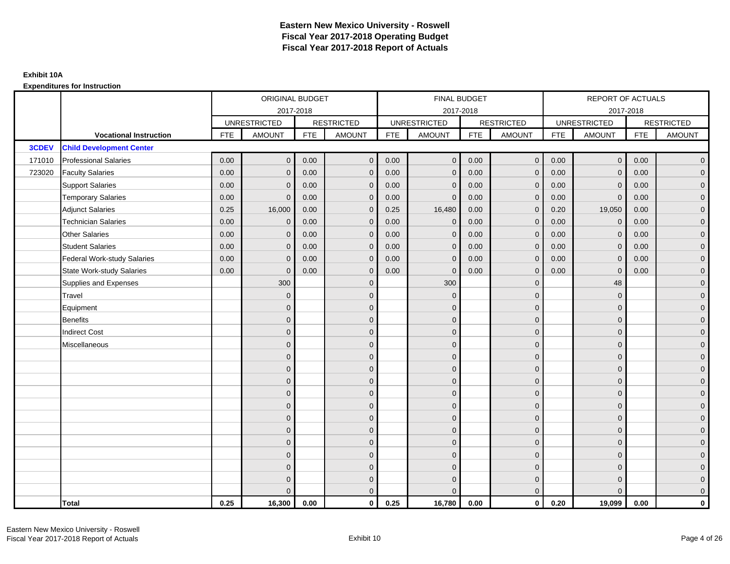# Eastern New Mexico University - Roswell
## Fiscal Year 2017-2018 Operating Budget
## Fiscal Year 2017-2018 Report of Actuals

**Exhibit 10A**

**Expenditures for Instruction**

| | | ORIGINAL BUDGET 2017-2018 | | | | FINAL BUDGET 2017-2018 | | | | REPORT OF ACTUALS 2017-2018 | | | |
|---|---|---|---|---|---|---|---|---|---|---|---|---|---|
| | | UNRESTRICTED | | RESTRICTED | | UNRESTRICTED | | RESTRICTED | | UNRESTRICTED | | RESTRICTED | |
| | **Vocational Instruction** | FTE | AMOUNT | FTE | AMOUNT | FTE | AMOUNT | FTE | AMOUNT | FTE | AMOUNT | FTE | AMOUNT |
| **3CDEV** | **Child Development Center** | | | | | | | | | | | | |
| 171010 | Professional Salaries | 0.00 | 0 | 0.00 | 0 | 0.00 | 0 | 0.00 | 0 | 0.00 | 0 | 0.00 | 0 |
| 723020 | Faculty Salaries | 0.00 | 0 | 0.00 | 0 | 0.00 | 0 | 0.00 | 0 | 0.00 | 0 | 0.00 | 0 |
| | Support Salaries | 0.00 | 0 | 0.00 | 0 | 0.00 | 0 | 0.00 | 0 | 0.00 | 0 | 0.00 | 0 |
| | Temporary Salaries | 0.00 | 0 | 0.00 | 0 | 0.00 | 0 | 0.00 | 0 | 0.00 | 0 | 0.00 | 0 |
| | Adjunct Salaries | 0.25 | 16,000 | 0.00 | 0 | 0.25 | 16,480 | 0.00 | 0 | 0.20 | 19,050 | 0.00 | 0 |
| | Technician Salaries | 0.00 | 0 | 0.00 | 0 | 0.00 | 0 | 0.00 | 0 | 0.00 | 0 | 0.00 | 0 |
| | Other Salaries | 0.00 | 0 | 0.00 | 0 | 0.00 | 0 | 0.00 | 0 | 0.00 | 0 | 0.00 | 0 |
| | Student Salaries | 0.00 | 0 | 0.00 | 0 | 0.00 | 0 | 0.00 | 0 | 0.00 | 0 | 0.00 | 0 |
| | Federal Work-study Salaries | 0.00 | 0 | 0.00 | 0 | 0.00 | 0 | 0.00 | 0 | 0.00 | 0 | 0.00 | 0 |
| | State Work-study Salaries | 0.00 | 0 | 0.00 | 0 | 0.00 | 0 | 0.00 | 0 | 0.00 | 0 | 0.00 | 0 |
| | Supplies and Expenses | | 300 | | 0 | | 300 | | 0 | | 48 | | 0 |
| | Travel | | 0 | | 0 | | 0 | | 0 | | 0 | | 0 |
| | Equipment | | 0 | | 0 | | 0 | | 0 | | 0 | | 0 |
| | Benefits | | 0 | | 0 | | 0 | | 0 | | 0 | | 0 |
| | Indirect Cost | | 0 | | 0 | | 0 | | 0 | | 0 | | 0 |
| | Miscellaneous | | 0 | | 0 | | 0 | | 0 | | 0 | | 0 |
| | | | 0 | | 0 | | 0 | | 0 | | 0 | | 0 |
| | | | 0 | | 0 | | 0 | | 0 | | 0 | | 0 |
| | | | 0 | | 0 | | 0 | | 0 | | 0 | | 0 |
| | | | 0 | | 0 | | 0 | | 0 | | 0 | | 0 |
| | | | 0 | | 0 | | 0 | | 0 | | 0 | | 0 |
| | | | 0 | | 0 | | 0 | | 0 | | 0 | | 0 |
| | | | 0 | | 0 | | 0 | | 0 | | 0 | | 0 |
| | | | 0 | | 0 | | 0 | | 0 | | 0 | | 0 |
| | | | 0 | | 0 | | 0 | | 0 | | 0 | | 0 |
| | | | 0 | | 0 | | 0 | | 0 | | 0 | | 0 |
| | | | 0 | | 0 | | 0 | | 0 | | 0 | | 0 |
| | | | 0 | | 0 | | 0 | | 0 | | 0 | | 0 |
| | **Total** | **0.25** | **16,300** | **0.00** | **0** | **0.25** | **16,780** | **0.00** | **0** | **0.20** | **19,099** | **0.00** | **0** |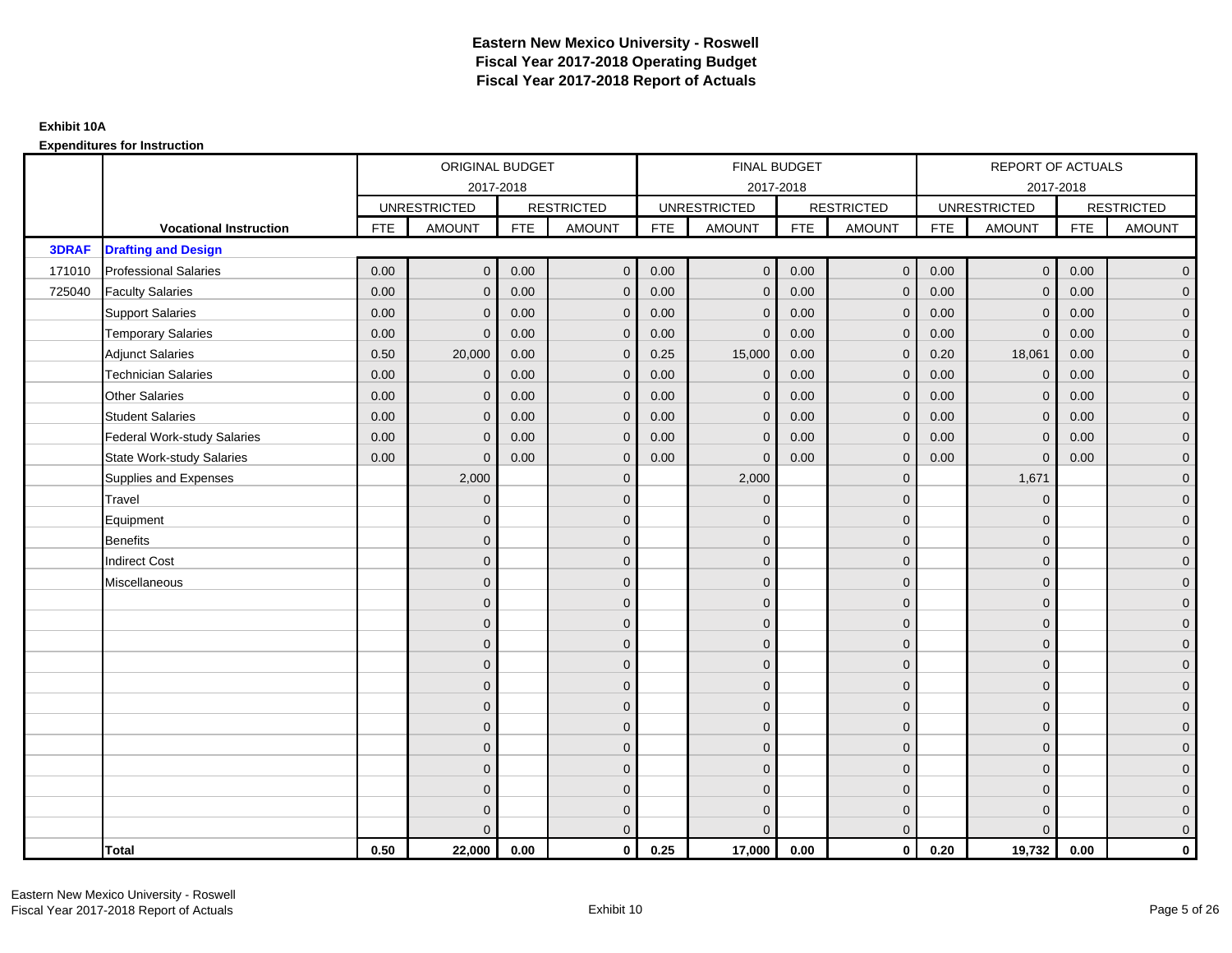# Eastern New Mexico University - Roswell
## Fiscal Year 2017-2018 Operating Budget
## Fiscal Year 2017-2018 Report of Actuals

**Exhibit 10A**

**Expenditures for Instruction**

| | | ORIGINAL BUDGET 2017-2018 | | | | FINAL BUDGET 2017-2018 | | | | REPORT OF ACTUALS 2017-2018 | | | |
|---|---|---|---|---|---|---|---|---|---|---|---|---|---|
| | | UNRESTRICTED | | RESTRICTED | | UNRESTRICTED | | RESTRICTED | | UNRESTRICTED | | RESTRICTED | |
| | **Vocational Instruction** | FTE | AMOUNT | FTE | AMOUNT | FTE | AMOUNT | FTE | AMOUNT | FTE | AMOUNT | FTE | AMOUNT |
| **3DRAF** | **Drafting and Design** | | | | | | | | | | | | |
| 171010 | Professional Salaries | 0.00 | 0 | 0.00 | 0 | 0.00 | 0 | 0.00 | 0 | 0.00 | 0 | 0.00 | 0 |
| 725040 | Faculty Salaries | 0.00 | 0 | 0.00 | 0 | 0.00 | 0 | 0.00 | 0 | 0.00 | 0 | 0.00 | 0 |
| | Support Salaries | 0.00 | 0 | 0.00 | 0 | 0.00 | 0 | 0.00 | 0 | 0.00 | 0 | 0.00 | 0 |
| | Temporary Salaries | 0.00 | 0 | 0.00 | 0 | 0.00 | 0 | 0.00 | 0 | 0.00 | 0 | 0.00 | 0 |
| | Adjunct Salaries | 0.50 | 20,000 | 0.00 | 0 | 0.25 | 15,000 | 0.00 | 0 | 0.20 | 18,061 | 0.00 | 0 |
| | Technician Salaries | 0.00 | 0 | 0.00 | 0 | 0.00 | 0 | 0.00 | 0 | 0.00 | 0 | 0.00 | 0 |
| | Other Salaries | 0.00 | 0 | 0.00 | 0 | 0.00 | 0 | 0.00 | 0 | 0.00 | 0 | 0.00 | 0 |
| | Student Salaries | 0.00 | 0 | 0.00 | 0 | 0.00 | 0 | 0.00 | 0 | 0.00 | 0 | 0.00 | 0 |
| | Federal Work-study Salaries | 0.00 | 0 | 0.00 | 0 | 0.00 | 0 | 0.00 | 0 | 0.00 | 0 | 0.00 | 0 |
| | State Work-study Salaries | 0.00 | 0 | 0.00 | 0 | 0.00 | 0 | 0.00 | 0 | 0.00 | 0 | 0.00 | 0 |
| | Supplies and Expenses | | 2,000 | | 0 | | 2,000 | | 0 | | 1,671 | | 0 |
| | Travel | | 0 | | 0 | | 0 | | 0 | | 0 | | 0 |
| | Equipment | | 0 | | 0 | | 0 | | 0 | | 0 | | 0 |
| | Benefits | | 0 | | 0 | | 0 | | 0 | | 0 | | 0 |
| | Indirect Cost | | 0 | | 0 | | 0 | | 0 | | 0 | | 0 |
| | Miscellaneous | | 0 | | 0 | | 0 | | 0 | | 0 | | 0 |
| | | | 0 | | 0 | | 0 | | 0 | | 0 | | 0 |
| | | | 0 | | 0 | | 0 | | 0 | | 0 | | 0 |
| | | | 0 | | 0 | | 0 | | 0 | | 0 | | 0 |
| | | | 0 | | 0 | | 0 | | 0 | | 0 | | 0 |
| | | | 0 | | 0 | | 0 | | 0 | | 0 | | 0 |
| | | | 0 | | 0 | | 0 | | 0 | | 0 | | 0 |
| | | | 0 | | 0 | | 0 | | 0 | | 0 | | 0 |
| | | | 0 | | 0 | | 0 | | 0 | | 0 | | 0 |
| | | | 0 | | 0 | | 0 | | 0 | | 0 | | 0 |
| | | | 0 | | 0 | | 0 | | 0 | | 0 | | 0 |
| | | | 0 | | 0 | | 0 | | 0 | | 0 | | 0 |
| | | | 0 | | 0 | | 0 | | 0 | | 0 | | 0 |
| | **Total** | **0.50** | **22,000** | **0.00** | **0** | **0.25** | **17,000** | **0.00** | **0** | **0.20** | **19,732** | **0.00** | **0** |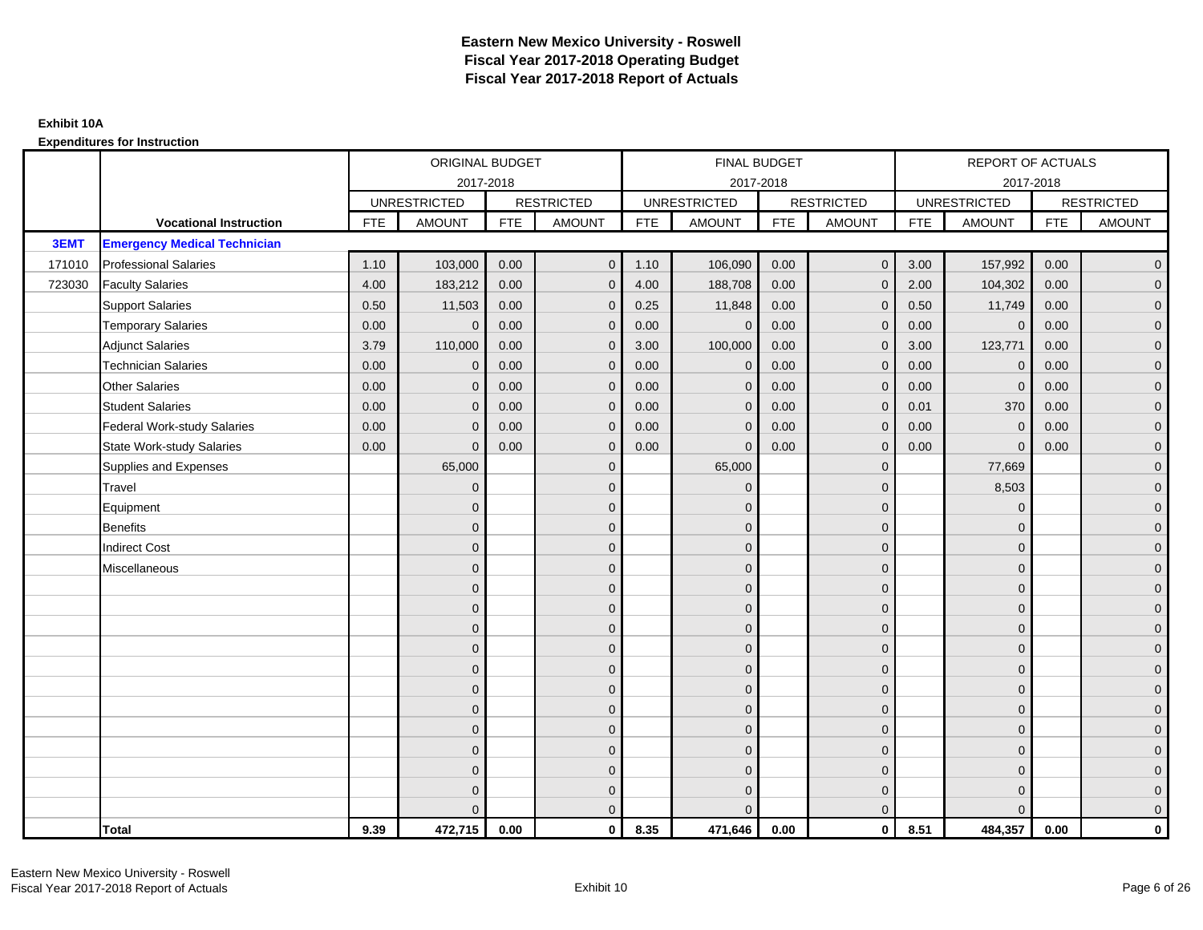# Eastern New Mexico University - Roswell
## Fiscal Year 2017-2018 Operating Budget
## Fiscal Year 2017-2018 Report of Actuals

**Exhibit 10A**

**Expenditures for Instruction**

| | | ORIGINAL BUDGET 2017-2018 | | | | FINAL BUDGET 2017-2018 | | | | REPORT OF ACTUALS 2017-2018 | | | |
|---|---|---|---|---|---|---|---|---|---|---|---|---|---|
| | | UNRESTRICTED | | RESTRICTED | | UNRESTRICTED | | RESTRICTED | | UNRESTRICTED | | RESTRICTED | |
| | **Vocational Instruction** | FTE | AMOUNT | FTE | AMOUNT | FTE | AMOUNT | FTE | AMOUNT | FTE | AMOUNT | FTE | AMOUNT |
| **3EMT** | **Emergency Medical Technician** | | | | | | | | | | | | |
| 171010 | Professional Salaries | 1.10 | 103,000 | 0.00 | 0 | 1.10 | 106,090 | 0.00 | 0 | 3.00 | 157,992 | 0.00 | 0 |
| 723030 | Faculty Salaries | 4.00 | 183,212 | 0.00 | 0 | 4.00 | 188,708 | 0.00 | 0 | 2.00 | 104,302 | 0.00 | 0 |
| | Support Salaries | 0.50 | 11,503 | 0.00 | 0 | 0.25 | 11,848 | 0.00 | 0 | 0.50 | 11,749 | 0.00 | 0 |
| | Temporary Salaries | 0.00 | 0 | 0.00 | 0 | 0.00 | 0 | 0.00 | 0 | 0.00 | 0 | 0.00 | 0 |
| | Adjunct Salaries | 3.79 | 110,000 | 0.00 | 0 | 3.00 | 100,000 | 0.00 | 0 | 3.00 | 123,771 | 0.00 | 0 |
| | Technician Salaries | 0.00 | 0 | 0.00 | 0 | 0.00 | 0 | 0.00 | 0 | 0.00 | 0 | 0.00 | 0 |
| | Other Salaries | 0.00 | 0 | 0.00 | 0 | 0.00 | 0 | 0.00 | 0 | 0.00 | 0 | 0.00 | 0 |
| | Student Salaries | 0.00 | 0 | 0.00 | 0 | 0.00 | 0 | 0.00 | 0 | 0.01 | 370 | 0.00 | 0 |
| | Federal Work-study Salaries | 0.00 | 0 | 0.00 | 0 | 0.00 | 0 | 0.00 | 0 | 0.00 | 0 | 0.00 | 0 |
| | State Work-study Salaries | 0.00 | 0 | 0.00 | 0 | 0.00 | 0 | 0.00 | 0 | 0.00 | 0 | 0.00 | 0 |
| | Supplies and Expenses | | 65,000 | | 0 | | 65,000 | | 0 | | 77,669 | | 0 |
| | Travel | | 0 | | 0 | | 0 | | 0 | | 8,503 | | 0 |
| | Equipment | | 0 | | 0 | | 0 | | 0 | | 0 | | 0 |
| | Benefits | | 0 | | 0 | | 0 | | 0 | | 0 | | 0 |
| | Indirect Cost | | 0 | | 0 | | 0 | | 0 | | 0 | | 0 |
| | Miscellaneous | | 0 | | 0 | | 0 | | 0 | | 0 | | 0 |
| | | | 0 | | 0 | | 0 | | 0 | | 0 | | 0 |
| | | | 0 | | 0 | | 0 | | 0 | | 0 | | 0 |
| | | | 0 | | 0 | | 0 | | 0 | | 0 | | 0 |
| | | | 0 | | 0 | | 0 | | 0 | | 0 | | 0 |
| | | | 0 | | 0 | | 0 | | 0 | | 0 | | 0 |
| | | | 0 | | 0 | | 0 | | 0 | | 0 | | 0 |
| | | | 0 | | 0 | | 0 | | 0 | | 0 | | 0 |
| | | | 0 | | 0 | | 0 | | 0 | | 0 | | 0 |
| | | | 0 | | 0 | | 0 | | 0 | | 0 | | 0 |
| | | | 0 | | 0 | | 0 | | 0 | | 0 | | 0 |
| | | | 0 | | 0 | | 0 | | 0 | | 0 | | 0 |
| | | | 0 | | 0 | | 0 | | 0 | | 0 | | 0 |
| | **Total** | **9.39** | **472,715** | **0.00** | **0** | **8.35** | **471,646** | **0.00** | **0** | **8.51** | **484,357** | **0.00** | **0** |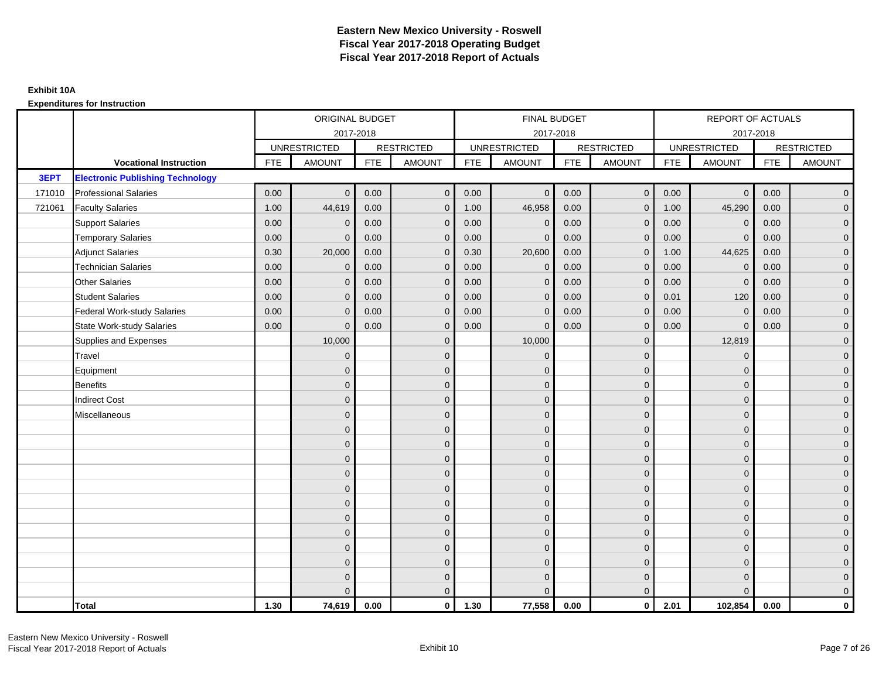# Eastern New Mexico University - Roswell
## Fiscal Year 2017-2018 Operating Budget
## Fiscal Year 2017-2018 Report of Actuals

**Exhibit 10A**

**Expenditures for Instruction**

| | | ORIGINAL BUDGET 2017-2018 | | | | FINAL BUDGET 2017-2018 | | | | REPORT OF ACTUALS 2017-2018 | | | |
|---|---|---|---|---|---|---|---|---|---|---|---|---|---|
| | | UNRESTRICTED | | RESTRICTED | | UNRESTRICTED | | RESTRICTED | | UNRESTRICTED | | RESTRICTED | |
| | **Vocational Instruction** | FTE | AMOUNT | FTE | AMOUNT | FTE | AMOUNT | FTE | AMOUNT | FTE | AMOUNT | FTE | AMOUNT |
| **3EPT** | **Electronic Publishing Technology** | | | | | | | | | | | | |
| 171010 | Professional Salaries | 0.00 | 0 | 0.00 | 0 | 0.00 | 0 | 0.00 | 0 | 0.00 | 0 | 0.00 | 0 |
| 721061 | Faculty Salaries | 1.00 | 44,619 | 0.00 | 0 | 1.00 | 46,958 | 0.00 | 0 | 1.00 | 45,290 | 0.00 | 0 |
| | Support Salaries | 0.00 | 0 | 0.00 | 0 | 0.00 | 0 | 0.00 | 0 | 0.00 | 0 | 0.00 | 0 |
| | Temporary Salaries | 0.00 | 0 | 0.00 | 0 | 0.00 | 0 | 0.00 | 0 | 0.00 | 0 | 0.00 | 0 |
| | Adjunct Salaries | 0.30 | 20,000 | 0.00 | 0 | 0.30 | 20,600 | 0.00 | 0 | 1.00 | 44,625 | 0.00 | 0 |
| | Technician Salaries | 0.00 | 0 | 0.00 | 0 | 0.00 | 0 | 0.00 | 0 | 0.00 | 0 | 0.00 | 0 |
| | Other Salaries | 0.00 | 0 | 0.00 | 0 | 0.00 | 0 | 0.00 | 0 | 0.00 | 0 | 0.00 | 0 |
| | Student Salaries | 0.00 | 0 | 0.00 | 0 | 0.00 | 0 | 0.00 | 0 | 0.01 | 120 | 0.00 | 0 |
| | Federal Work-study Salaries | 0.00 | 0 | 0.00 | 0 | 0.00 | 0 | 0.00 | 0 | 0.00 | 0 | 0.00 | 0 |
| | State Work-study Salaries | 0.00 | 0 | 0.00 | 0 | 0.00 | 0 | 0.00 | 0 | 0.00 | 0 | 0.00 | 0 |
| | Supplies and Expenses | | 10,000 | | 0 | | 10,000 | | 0 | | 12,819 | | 0 |
| | Travel | | 0 | | 0 | | 0 | | 0 | | 0 | | 0 |
| | Equipment | | 0 | | 0 | | 0 | | 0 | | 0 | | 0 |
| | Benefits | | 0 | | 0 | | 0 | | 0 | | 0 | | 0 |
| | Indirect Cost | | 0 | | 0 | | 0 | | 0 | | 0 | | 0 |
| | Miscellaneous | | 0 | | 0 | | 0 | | 0 | | 0 | | 0 |
| | | | 0 | | 0 | | 0 | | 0 | | 0 | | 0 |
| | | | 0 | | 0 | | 0 | | 0 | | 0 | | 0 |
| | | | 0 | | 0 | | 0 | | 0 | | 0 | | 0 |
| | | | 0 | | 0 | | 0 | | 0 | | 0 | | 0 |
| | | | 0 | | 0 | | 0 | | 0 | | 0 | | 0 |
| | | | 0 | | 0 | | 0 | | 0 | | 0 | | 0 |
| | | | 0 | | 0 | | 0 | | 0 | | 0 | | 0 |
| | | | 0 | | 0 | | 0 | | 0 | | 0 | | 0 |
| | | | 0 | | 0 | | 0 | | 0 | | 0 | | 0 |
| | | | 0 | | 0 | | 0 | | 0 | | 0 | | 0 |
| | | | 0 | | 0 | | 0 | | 0 | | 0 | | 0 |
| | | | 0 | | 0 | | 0 | | 0 | | 0 | | 0 |
| | **Total** | **1.30** | **74,619** | **0.00** | **0** | **1.30** | **77,558** | **0.00** | **0** | **2.01** | **102,854** | **0.00** | **0** |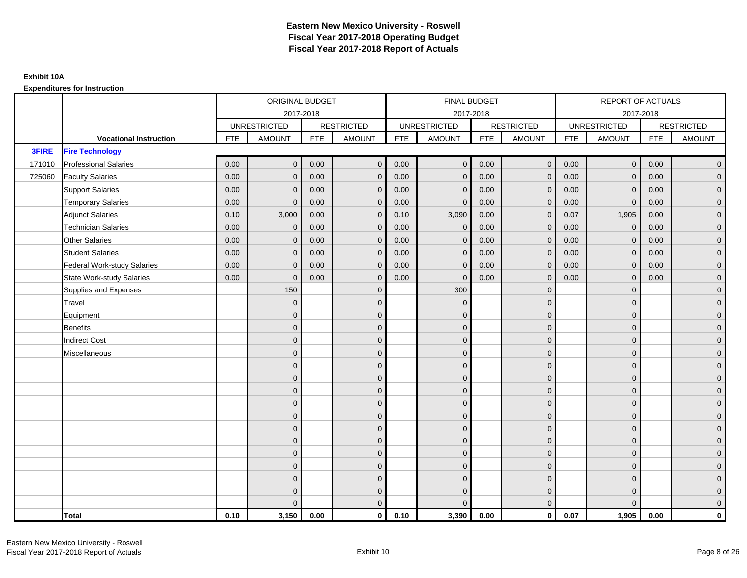# Eastern New Mexico University - Roswell
# Fiscal Year 2017-2018 Operating Budget
# Fiscal Year 2017-2018 Report of Actuals

**Exhibit 10A**

**Expenditures for Instruction**

| | | ORIGINAL BUDGET 2017-2018 | | | | FINAL BUDGET 2017-2018 | | | | REPORT OF ACTUALS 2017-2018 | | | |
|---|---|---|---|---|---|---|---|---|---|---|---|---|---|
| | | UNRESTRICTED | | RESTRICTED | | UNRESTRICTED | | RESTRICTED | | UNRESTRICTED | | RESTRICTED | |
| | **Vocational Instruction** | FTE | AMOUNT | FTE | AMOUNT | FTE | AMOUNT | FTE | AMOUNT | FTE | AMOUNT | FTE | AMOUNT |
| **3FIRE** | **Fire Technology** | | | | | | | | | | | | |
| 171010 | Professional Salaries | 0.00 | 0 | 0.00 | 0 | 0.00 | 0 | 0.00 | 0 | 0.00 | 0 | 0.00 | 0 |
| 725060 | Faculty Salaries | 0.00 | 0 | 0.00 | 0 | 0.00 | 0 | 0.00 | 0 | 0.00 | 0 | 0.00 | 0 |
| | Support Salaries | 0.00 | 0 | 0.00 | 0 | 0.00 | 0 | 0.00 | 0 | 0.00 | 0 | 0.00 | 0 |
| | Temporary Salaries | 0.00 | 0 | 0.00 | 0 | 0.00 | 0 | 0.00 | 0 | 0.00 | 0 | 0.00 | 0 |
| | Adjunct Salaries | 0.10 | 3,000 | 0.00 | 0 | 0.10 | 3,090 | 0.00 | 0 | 0.07 | 1,905 | 0.00 | 0 |
| | Technician Salaries | 0.00 | 0 | 0.00 | 0 | 0.00 | 0 | 0.00 | 0 | 0.00 | 0 | 0.00 | 0 |
| | Other Salaries | 0.00 | 0 | 0.00 | 0 | 0.00 | 0 | 0.00 | 0 | 0.00 | 0 | 0.00 | 0 |
| | Student Salaries | 0.00 | 0 | 0.00 | 0 | 0.00 | 0 | 0.00 | 0 | 0.00 | 0 | 0.00 | 0 |
| | Federal Work-study Salaries | 0.00 | 0 | 0.00 | 0 | 0.00 | 0 | 0.00 | 0 | 0.00 | 0 | 0.00 | 0 |
| | State Work-study Salaries | 0.00 | 0 | 0.00 | 0 | 0.00 | 0 | 0.00 | 0 | 0.00 | 0 | 0.00 | 0 |
| | Supplies and Expenses | | 150 | | 0 | | 300 | | 0 | | 0 | | 0 |
| | Travel | | 0 | | 0 | | 0 | | 0 | | 0 | | 0 |
| | Equipment | | 0 | | 0 | | 0 | | 0 | | 0 | | 0 |
| | Benefits | | 0 | | 0 | | 0 | | 0 | | 0 | | 0 |
| | Indirect Cost | | 0 | | 0 | | 0 | | 0 | | 0 | | 0 |
| | Miscellaneous | | 0 | | 0 | | 0 | | 0 | | 0 | | 0 |
| | | | 0 | | 0 | | 0 | | 0 | | 0 | | 0 |
| | | | 0 | | 0 | | 0 | | 0 | | 0 | | 0 |
| | | | 0 | | 0 | | 0 | | 0 | | 0 | | 0 |
| | | | 0 | | 0 | | 0 | | 0 | | 0 | | 0 |
| | | | 0 | | 0 | | 0 | | 0 | | 0 | | 0 |
| | | | 0 | | 0 | | 0 | | 0 | | 0 | | 0 |
| | | | 0 | | 0 | | 0 | | 0 | | 0 | | 0 |
| | | | 0 | | 0 | | 0 | | 0 | | 0 | | 0 |
| | | | 0 | | 0 | | 0 | | 0 | | 0 | | 0 |
| | | | 0 | | 0 | | 0 | | 0 | | 0 | | 0 |
| | | | 0 | | 0 | | 0 | | 0 | | 0 | | 0 |
| | | | 0 | | 0 | | 0 | | 0 | | 0 | | 0 |
| | **Total** | **0.10** | **3,150** | **0.00** | **0** | **0.10** | **3,390** | **0.00** | **0** | **0.07** | **1,905** | **0.00** | **0** |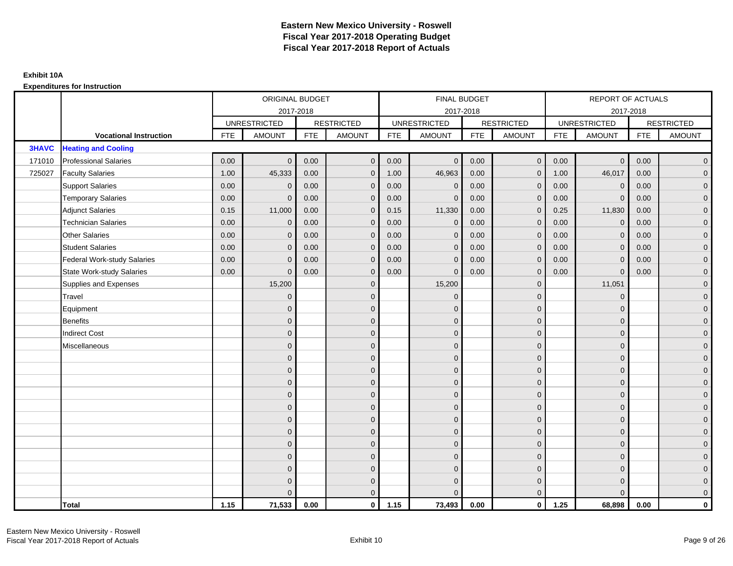# Eastern New Mexico University - Roswell
## Fiscal Year 2017-2018 Operating Budget
## Fiscal Year 2017-2018 Report of Actuals

**Exhibit 10A**

**Expenditures for Instruction**

| | | ORIGINAL BUDGET 2017-2018 | | | | FINAL BUDGET 2017-2018 | | | | REPORT OF ACTUALS 2017-2018 | | | |
|---|---|---|---|---|---|---|---|---|---|---|---|---|---|
| | | UNRESTRICTED | | RESTRICTED | | UNRESTRICTED | | RESTRICTED | | UNRESTRICTED | | RESTRICTED | |
| | **Vocational Instruction** | FTE | AMOUNT | FTE | AMOUNT | FTE | AMOUNT | FTE | AMOUNT | FTE | AMOUNT | FTE | AMOUNT |
| **3HAVC** | **Heating and Cooling** | | | | | | | | | | | | |
| 171010 | Professional Salaries | 0.00 | 0 | 0.00 | 0 | 0.00 | 0 | 0.00 | 0 | 0.00 | 0 | 0.00 | 0 |
| 725027 | Faculty Salaries | 1.00 | 45,333 | 0.00 | 0 | 1.00 | 46,963 | 0.00 | 0 | 1.00 | 46,017 | 0.00 | 0 |
| | Support Salaries | 0.00 | 0 | 0.00 | 0 | 0.00 | 0 | 0.00 | 0 | 0.00 | 0 | 0.00 | 0 |
| | Temporary Salaries | 0.00 | 0 | 0.00 | 0 | 0.00 | 0 | 0.00 | 0 | 0.00 | 0 | 0.00 | 0 |
| | Adjunct Salaries | 0.15 | 11,000 | 0.00 | 0 | 0.15 | 11,330 | 0.00 | 0 | 0.25 | 11,830 | 0.00 | 0 |
| | Technician Salaries | 0.00 | 0 | 0.00 | 0 | 0.00 | 0 | 0.00 | 0 | 0.00 | 0 | 0.00 | 0 |
| | Other Salaries | 0.00 | 0 | 0.00 | 0 | 0.00 | 0 | 0.00 | 0 | 0.00 | 0 | 0.00 | 0 |
| | Student Salaries | 0.00 | 0 | 0.00 | 0 | 0.00 | 0 | 0.00 | 0 | 0.00 | 0 | 0.00 | 0 |
| | Federal Work-study Salaries | 0.00 | 0 | 0.00 | 0 | 0.00 | 0 | 0.00 | 0 | 0.00 | 0 | 0.00 | 0 |
| | State Work-study Salaries | 0.00 | 0 | 0.00 | 0 | 0.00 | 0 | 0.00 | 0 | 0.00 | 0 | 0.00 | 0 |
| | Supplies and Expenses | | 15,200 | | 0 | | 15,200 | | 0 | | 11,051 | | 0 |
| | Travel | | 0 | | 0 | | 0 | | 0 | | 0 | | 0 |
| | Equipment | | 0 | | 0 | | 0 | | 0 | | 0 | | 0 |
| | Benefits | | 0 | | 0 | | 0 | | 0 | | 0 | | 0 |
| | Indirect Cost | | 0 | | 0 | | 0 | | 0 | | 0 | | 0 |
| | Miscellaneous | | 0 | | 0 | | 0 | | 0 | | 0 | | 0 |
| | | | 0 | | 0 | | 0 | | 0 | | 0 | | 0 |
| | | | 0 | | 0 | | 0 | | 0 | | 0 | | 0 |
| | | | 0 | | 0 | | 0 | | 0 | | 0 | | 0 |
| | | | 0 | | 0 | | 0 | | 0 | | 0 | | 0 |
| | | | 0 | | 0 | | 0 | | 0 | | 0 | | 0 |
| | | | 0 | | 0 | | 0 | | 0 | | 0 | | 0 |
| | | | 0 | | 0 | | 0 | | 0 | | 0 | | 0 |
| | | | 0 | | 0 | | 0 | | 0 | | 0 | | 0 |
| | | | 0 | | 0 | | 0 | | 0 | | 0 | | 0 |
| | | | 0 | | 0 | | 0 | | 0 | | 0 | | 0 |
| | | | 0 | | 0 | | 0 | | 0 | | 0 | | 0 |
| | | | 0 | | 0 | | 0 | | 0 | | 0 | | 0 |
| | **Total** | **1.15** | **71,533** | **0.00** | **0** | **1.15** | **73,493** | **0.00** | **0** | **1.25** | **68,898** | **0.00** | **0** |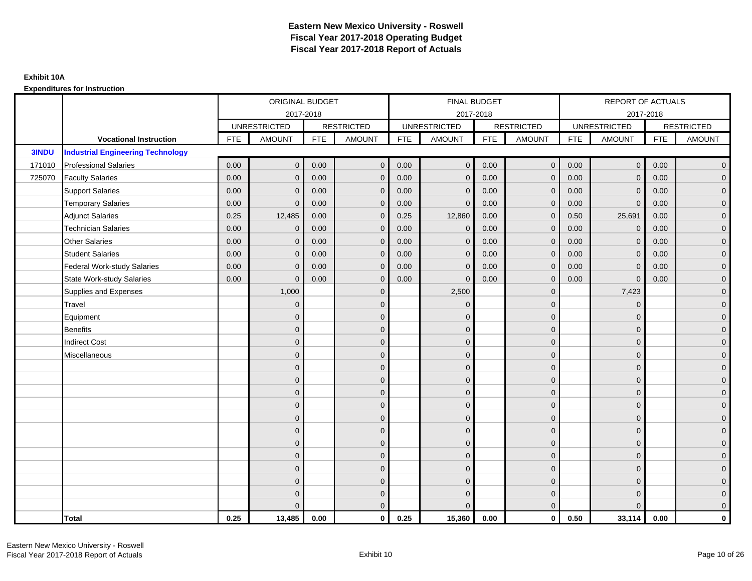# Eastern New Mexico University - Roswell
## Fiscal Year 2017-2018 Operating Budget
## Fiscal Year 2017-2018 Report of Actuals

**Exhibit 10A**

**Expenditures for Instruction**

| | | ORIGINAL BUDGET 2017-2018 | | | | FINAL BUDGET 2017-2018 | | | | REPORT OF ACTUALS 2017-2018 | | | |
|---|---|---|---|---|---|---|---|---|---|---|---|---|---|
| | | UNRESTRICTED | | RESTRICTED | | UNRESTRICTED | | RESTRICTED | | UNRESTRICTED | | RESTRICTED | |
| | **Vocational Instruction** | FTE | AMOUNT | FTE | AMOUNT | FTE | AMOUNT | FTE | AMOUNT | FTE | AMOUNT | FTE | AMOUNT |
| **3INDU** | **Industrial Engineering Technology** | | | | | | | | | | | | |
| 171010 | Professional Salaries | 0.00 | 0 | 0.00 | 0 | 0.00 | 0 | 0.00 | 0 | 0.00 | 0 | 0.00 | 0 |
| 725070 | Faculty Salaries | 0.00 | 0 | 0.00 | 0 | 0.00 | 0 | 0.00 | 0 | 0.00 | 0 | 0.00 | 0 |
| | Support Salaries | 0.00 | 0 | 0.00 | 0 | 0.00 | 0 | 0.00 | 0 | 0.00 | 0 | 0.00 | 0 |
| | Temporary Salaries | 0.00 | 0 | 0.00 | 0 | 0.00 | 0 | 0.00 | 0 | 0.00 | 0 | 0.00 | 0 |
| | Adjunct Salaries | 0.25 | 12,485 | 0.00 | 0 | 0.25 | 12,860 | 0.00 | 0 | 0.50 | 25,691 | 0.00 | 0 |
| | Technician Salaries | 0.00 | 0 | 0.00 | 0 | 0.00 | 0 | 0.00 | 0 | 0.00 | 0 | 0.00 | 0 |
| | Other Salaries | 0.00 | 0 | 0.00 | 0 | 0.00 | 0 | 0.00 | 0 | 0.00 | 0 | 0.00 | 0 |
| | Student Salaries | 0.00 | 0 | 0.00 | 0 | 0.00 | 0 | 0.00 | 0 | 0.00 | 0 | 0.00 | 0 |
| | Federal Work-study Salaries | 0.00 | 0 | 0.00 | 0 | 0.00 | 0 | 0.00 | 0 | 0.00 | 0 | 0.00 | 0 |
| | State Work-study Salaries | 0.00 | 0 | 0.00 | 0 | 0.00 | 0 | 0.00 | 0 | 0.00 | 0 | 0.00 | 0 |
| | Supplies and Expenses | | 1,000 | | 0 | | 2,500 | | 0 | | 7,423 | | 0 |
| | Travel | | 0 | | 0 | | 0 | | 0 | | 0 | | 0 |
| | Equipment | | 0 | | 0 | | 0 | | 0 | | 0 | | 0 |
| | Benefits | | 0 | | 0 | | 0 | | 0 | | 0 | | 0 |
| | Indirect Cost | | 0 | | 0 | | 0 | | 0 | | 0 | | 0 |
| | Miscellaneous | | 0 | | 0 | | 0 | | 0 | | 0 | | 0 |
| | | | 0 | | 0 | | 0 | | 0 | | 0 | | 0 |
| | | | 0 | | 0 | | 0 | | 0 | | 0 | | 0 |
| | | | 0 | | 0 | | 0 | | 0 | | 0 | | 0 |
| | | | 0 | | 0 | | 0 | | 0 | | 0 | | 0 |
| | | | 0 | | 0 | | 0 | | 0 | | 0 | | 0 |
| | | | 0 | | 0 | | 0 | | 0 | | 0 | | 0 |
| | | | 0 | | 0 | | 0 | | 0 | | 0 | | 0 |
| | | | 0 | | 0 | | 0 | | 0 | | 0 | | 0 |
| | | | 0 | | 0 | | 0 | | 0 | | 0 | | 0 |
| | | | 0 | | 0 | | 0 | | 0 | | 0 | | 0 |
| | | | 0 | | 0 | | 0 | | 0 | | 0 | | 0 |
| | | | 0 | | 0 | | 0 | | 0 | | 0 | | 0 |
| | **Total** | **0.25** | **13,485** | **0.00** | **0** | **0.25** | **15,360** | **0.00** | **0** | **0.50** | **33,114** | **0.00** | **0** |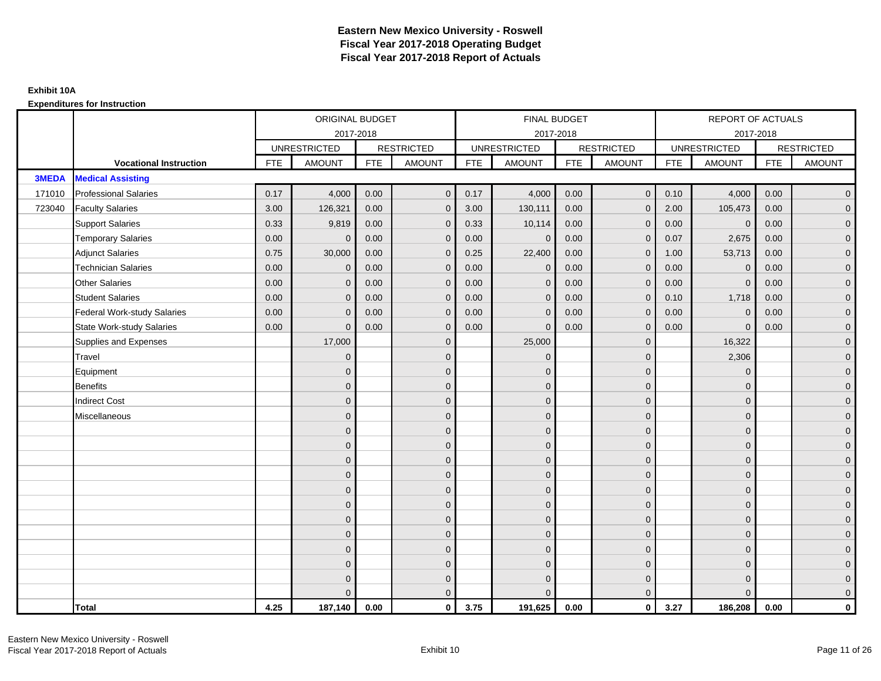# Eastern New Mexico University - Roswell
# Fiscal Year 2017-2018 Operating Budget
# Fiscal Year 2017-2018 Report of Actuals

**Exhibit 10A**

**Expenditures for Instruction**

| | | ORIGINAL BUDGET 2017-2018 | | | | FINAL BUDGET 2017-2018 | | | | REPORT OF ACTUALS 2017-2018 | | | |
|---|---|---|---|---|---|---|---|---|---|---|---|---|---|
| | | UNRESTRICTED | | RESTRICTED | | UNRESTRICTED | | RESTRICTED | | UNRESTRICTED | | RESTRICTED | |
| | **Vocational Instruction** | FTE | AMOUNT | FTE | AMOUNT | FTE | AMOUNT | FTE | AMOUNT | FTE | AMOUNT | FTE | AMOUNT |
| **3MEDA** | **Medical Assisting** | | | | | | | | | | | | |
| 171010 | Professional Salaries | 0.17 | 4,000 | 0.00 | 0 | 0.17 | 4,000 | 0.00 | 0 | 0.10 | 4,000 | 0.00 | 0 |
| 723040 | Faculty Salaries | 3.00 | 126,321 | 0.00 | 0 | 3.00 | 130,111 | 0.00 | 0 | 2.00 | 105,473 | 0.00 | 0 |
| | Support Salaries | 0.33 | 9,819 | 0.00 | 0 | 0.33 | 10,114 | 0.00 | 0 | 0.00 | 0 | 0.00 | 0 |
| | Temporary Salaries | 0.00 | 0 | 0.00 | 0 | 0.00 | 0 | 0.00 | 0 | 0.07 | 2,675 | 0.00 | 0 |
| | Adjunct Salaries | 0.75 | 30,000 | 0.00 | 0 | 0.25 | 22,400 | 0.00 | 0 | 1.00 | 53,713 | 0.00 | 0 |
| | Technician Salaries | 0.00 | 0 | 0.00 | 0 | 0.00 | 0 | 0.00 | 0 | 0.00 | 0 | 0.00 | 0 |
| | Other Salaries | 0.00 | 0 | 0.00 | 0 | 0.00 | 0 | 0.00 | 0 | 0.00 | 0 | 0.00 | 0 |
| | Student Salaries | 0.00 | 0 | 0.00 | 0 | 0.00 | 0 | 0.00 | 0 | 0.10 | 1,718 | 0.00 | 0 |
| | Federal Work-study Salaries | 0.00 | 0 | 0.00 | 0 | 0.00 | 0 | 0.00 | 0 | 0.00 | 0 | 0.00 | 0 |
| | State Work-study Salaries | 0.00 | 0 | 0.00 | 0 | 0.00 | 0 | 0.00 | 0 | 0.00 | 0 | 0.00 | 0 |
| | Supplies and Expenses | | 17,000 | | 0 | | 25,000 | | 0 | | 16,322 | | 0 |
| | Travel | | 0 | | 0 | | 0 | | 0 | | 2,306 | | 0 |
| | Equipment | | 0 | | 0 | | 0 | | 0 | | 0 | | 0 |
| | Benefits | | 0 | | 0 | | 0 | | 0 | | 0 | | 0 |
| | Indirect Cost | | 0 | | 0 | | 0 | | 0 | | 0 | | 0 |
| | Miscellaneous | | 0 | | 0 | | 0 | | 0 | | 0 | | 0 |
| | | | 0 | | 0 | | 0 | | 0 | | 0 | | 0 |
| | | | 0 | | 0 | | 0 | | 0 | | 0 | | 0 |
| | | | 0 | | 0 | | 0 | | 0 | | 0 | | 0 |
| | | | 0 | | 0 | | 0 | | 0 | | 0 | | 0 |
| | | | 0 | | 0 | | 0 | | 0 | | 0 | | 0 |
| | | | 0 | | 0 | | 0 | | 0 | | 0 | | 0 |
| | | | 0 | | 0 | | 0 | | 0 | | 0 | | 0 |
| | | | 0 | | 0 | | 0 | | 0 | | 0 | | 0 |
| | | | 0 | | 0 | | 0 | | 0 | | 0 | | 0 |
| | | | 0 | | 0 | | 0 | | 0 | | 0 | | 0 |
| | | | 0 | | 0 | | 0 | | 0 | | 0 | | 0 |
| | | | 0 | | 0 | | 0 | | 0 | | 0 | | 0 |
| | **Total** | **4.25** | **187,140** | **0.00** | **0** | **3.75** | **191,625** | **0.00** | **0** | **3.27** | **186,208** | **0.00** | **0** |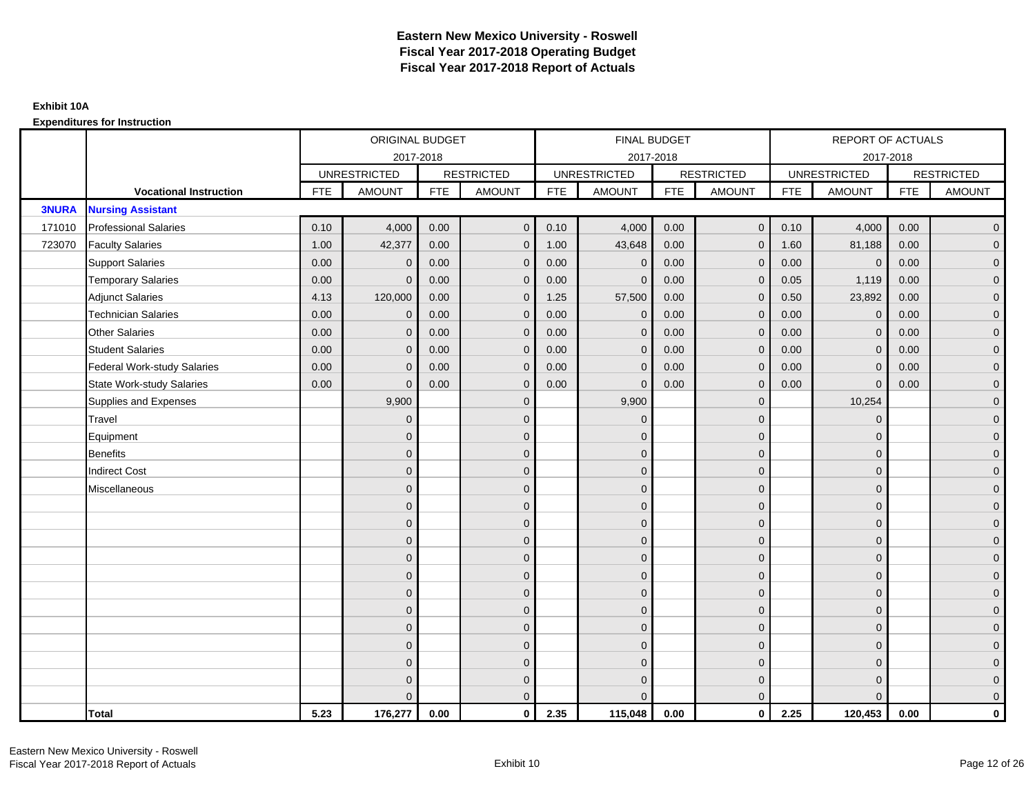# Eastern New Mexico University - Roswell
## Fiscal Year 2017-2018 Operating Budget
## Fiscal Year 2017-2018 Report of Actuals

**Exhibit 10A**

**Expenditures for Instruction**

| | | ORIGINAL BUDGET 2017-2018 | | | | FINAL BUDGET 2017-2018 | | | | REPORT OF ACTUALS 2017-2018 | | | |
|---|---|---|---|---|---|---|---|---|---|---|---|---|---|
| | | UNRESTRICTED | | RESTRICTED | | UNRESTRICTED | | RESTRICTED | | UNRESTRICTED | | RESTRICTED | |
| | **Vocational Instruction** | FTE | AMOUNT | FTE | AMOUNT | FTE | AMOUNT | FTE | AMOUNT | FTE | AMOUNT | FTE | AMOUNT |
| **3NURA** | **Nursing Assistant** | | | | | | | | | | | | |
| 171010 | Professional Salaries | 0.10 | 4,000 | 0.00 | 0 | 0.10 | 4,000 | 0.00 | 0 | 0.10 | 4,000 | 0.00 | 0 |
| 723070 | Faculty Salaries | 1.00 | 42,377 | 0.00 | 0 | 1.00 | 43,648 | 0.00 | 0 | 1.60 | 81,188 | 0.00 | 0 |
| | Support Salaries | 0.00 | 0 | 0.00 | 0 | 0.00 | 0 | 0.00 | 0 | 0.00 | 0 | 0.00 | 0 |
| | Temporary Salaries | 0.00 | 0 | 0.00 | 0 | 0.00 | 0 | 0.00 | 0 | 0.05 | 1,119 | 0.00 | 0 |
| | Adjunct Salaries | 4.13 | 120,000 | 0.00 | 0 | 1.25 | 57,500 | 0.00 | 0 | 0.50 | 23,892 | 0.00 | 0 |
| | Technician Salaries | 0.00 | 0 | 0.00 | 0 | 0.00 | 0 | 0.00 | 0 | 0.00 | 0 | 0.00 | 0 |
| | Other Salaries | 0.00 | 0 | 0.00 | 0 | 0.00 | 0 | 0.00 | 0 | 0.00 | 0 | 0.00 | 0 |
| | Student Salaries | 0.00 | 0 | 0.00 | 0 | 0.00 | 0 | 0.00 | 0 | 0.00 | 0 | 0.00 | 0 |
| | Federal Work-study Salaries | 0.00 | 0 | 0.00 | 0 | 0.00 | 0 | 0.00 | 0 | 0.00 | 0 | 0.00 | 0 |
| | State Work-study Salaries | 0.00 | 0 | 0.00 | 0 | 0.00 | 0 | 0.00 | 0 | 0.00 | 0 | 0.00 | 0 |
| | Supplies and Expenses | | 9,900 | | 0 | | 9,900 | | 0 | | 10,254 | | 0 |
| | Travel | | 0 | | 0 | | 0 | | 0 | | 0 | | 0 |
| | Equipment | | 0 | | 0 | | 0 | | 0 | | 0 | | 0 |
| | Benefits | | 0 | | 0 | | 0 | | 0 | | 0 | | 0 |
| | Indirect Cost | | 0 | | 0 | | 0 | | 0 | | 0 | | 0 |
| | Miscellaneous | | 0 | | 0 | | 0 | | 0 | | 0 | | 0 |
| | | | 0 | | 0 | | 0 | | 0 | | 0 | | 0 |
| | | | 0 | | 0 | | 0 | | 0 | | 0 | | 0 |
| | | | 0 | | 0 | | 0 | | 0 | | 0 | | 0 |
| | | | 0 | | 0 | | 0 | | 0 | | 0 | | 0 |
| | | | 0 | | 0 | | 0 | | 0 | | 0 | | 0 |
| | | | 0 | | 0 | | 0 | | 0 | | 0 | | 0 |
| | | | 0 | | 0 | | 0 | | 0 | | 0 | | 0 |
| | | | 0 | | 0 | | 0 | | 0 | | 0 | | 0 |
| | | | 0 | | 0 | | 0 | | 0 | | 0 | | 0 |
| | | | 0 | | 0 | | 0 | | 0 | | 0 | | 0 |
| | | | 0 | | 0 | | 0 | | 0 | | 0 | | 0 |
| | | | 0 | | 0 | | 0 | | 0 | | 0 | | 0 |
| | **Total** | **5.23** | **176,277** | **0.00** | **0** | **2.35** | **115,048** | **0.00** | **0** | **2.25** | **120,453** | **0.00** | **0** |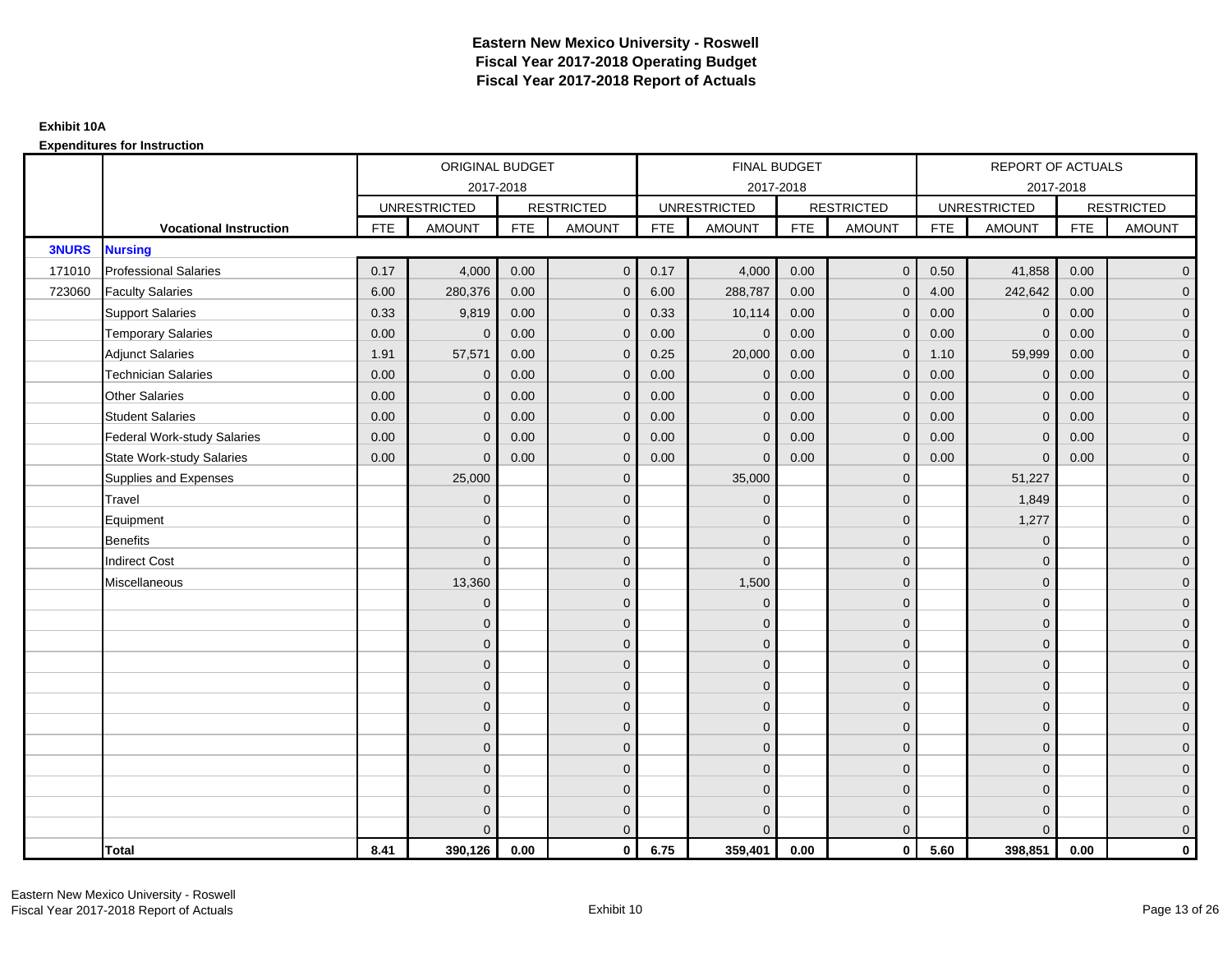# Eastern New Mexico University - Roswell
# Fiscal Year 2017-2018 Operating Budget
# Fiscal Year 2017-2018 Report of Actuals

**Exhibit 10A**

**Expenditures for Instruction**

| | | ORIGINAL BUDGET 2017-2018 | | | | FINAL BUDGET 2017-2018 | | | | REPORT OF ACTUALS 2017-2018 | | | |
|---|---|---|---|---|---|---|---|---|---|---|---|---|---|
| | | UNRESTRICTED | | RESTRICTED | | UNRESTRICTED | | RESTRICTED | | UNRESTRICTED | | RESTRICTED | |
| | **Vocational Instruction** | FTE | AMOUNT | FTE | AMOUNT | FTE | AMOUNT | FTE | AMOUNT | FTE | AMOUNT | FTE | AMOUNT |
| **3NURS** | **Nursing** | | | | | | | | | | | | |
| 171010 | Professional Salaries | 0.17 | 4,000 | 0.00 | 0 | 0.17 | 4,000 | 0.00 | 0 | 0.50 | 41,858 | 0.00 | 0 |
| 723060 | Faculty Salaries | 6.00 | 280,376 | 0.00 | 0 | 6.00 | 288,787 | 0.00 | 0 | 4.00 | 242,642 | 0.00 | 0 |
| | Support Salaries | 0.33 | 9,819 | 0.00 | 0 | 0.33 | 10,114 | 0.00 | 0 | 0.00 | 0 | 0.00 | 0 |
| | Temporary Salaries | 0.00 | 0 | 0.00 | 0 | 0.00 | 0 | 0.00 | 0 | 0.00 | 0 | 0.00 | 0 |
| | Adjunct Salaries | 1.91 | 57,571 | 0.00 | 0 | 0.25 | 20,000 | 0.00 | 0 | 1.10 | 59,999 | 0.00 | 0 |
| | Technician Salaries | 0.00 | 0 | 0.00 | 0 | 0.00 | 0 | 0.00 | 0 | 0.00 | 0 | 0.00 | 0 |
| | Other Salaries | 0.00 | 0 | 0.00 | 0 | 0.00 | 0 | 0.00 | 0 | 0.00 | 0 | 0.00 | 0 |
| | Student Salaries | 0.00 | 0 | 0.00 | 0 | 0.00 | 0 | 0.00 | 0 | 0.00 | 0 | 0.00 | 0 |
| | Federal Work-study Salaries | 0.00 | 0 | 0.00 | 0 | 0.00 | 0 | 0.00 | 0 | 0.00 | 0 | 0.00 | 0 |
| | State Work-study Salaries | 0.00 | 0 | 0.00 | 0 | 0.00 | 0 | 0.00 | 0 | 0.00 | 0 | 0.00 | 0 |
| | Supplies and Expenses | | 25,000 | | 0 | | 35,000 | | 0 | | 51,227 | | 0 |
| | Travel | | 0 | | 0 | | 0 | | 0 | | 1,849 | | 0 |
| | Equipment | | 0 | | 0 | | 0 | | 0 | | 1,277 | | 0 |
| | Benefits | | 0 | | 0 | | 0 | | 0 | | 0 | | 0 |
| | Indirect Cost | | 0 | | 0 | | 0 | | 0 | | 0 | | 0 |
| | Miscellaneous | | 13,360 | | 0 | | 1,500 | | 0 | | 0 | | 0 |
| | | | 0 | | 0 | | 0 | | 0 | | 0 | | 0 |
| | | | 0 | | 0 | | 0 | | 0 | | 0 | | 0 |
| | | | 0 | | 0 | | 0 | | 0 | | 0 | | 0 |
| | | | 0 | | 0 | | 0 | | 0 | | 0 | | 0 |
| | | | 0 | | 0 | | 0 | | 0 | | 0 | | 0 |
| | | | 0 | | 0 | | 0 | | 0 | | 0 | | 0 |
| | | | 0 | | 0 | | 0 | | 0 | | 0 | | 0 |
| | | | 0 | | 0 | | 0 | | 0 | | 0 | | 0 |
| | | | 0 | | 0 | | 0 | | 0 | | 0 | | 0 |
| | | | 0 | | 0 | | 0 | | 0 | | 0 | | 0 |
| | | | 0 | | 0 | | 0 | | 0 | | 0 | | 0 |
| | | | 0 | | 0 | | 0 | | 0 | | 0 | | 0 |
| | **Total** | **8.41** | **390,126** | **0.00** | **0** | **6.75** | **359,401** | **0.00** | **0** | **5.60** | **398,851** | **0.00** | **0** |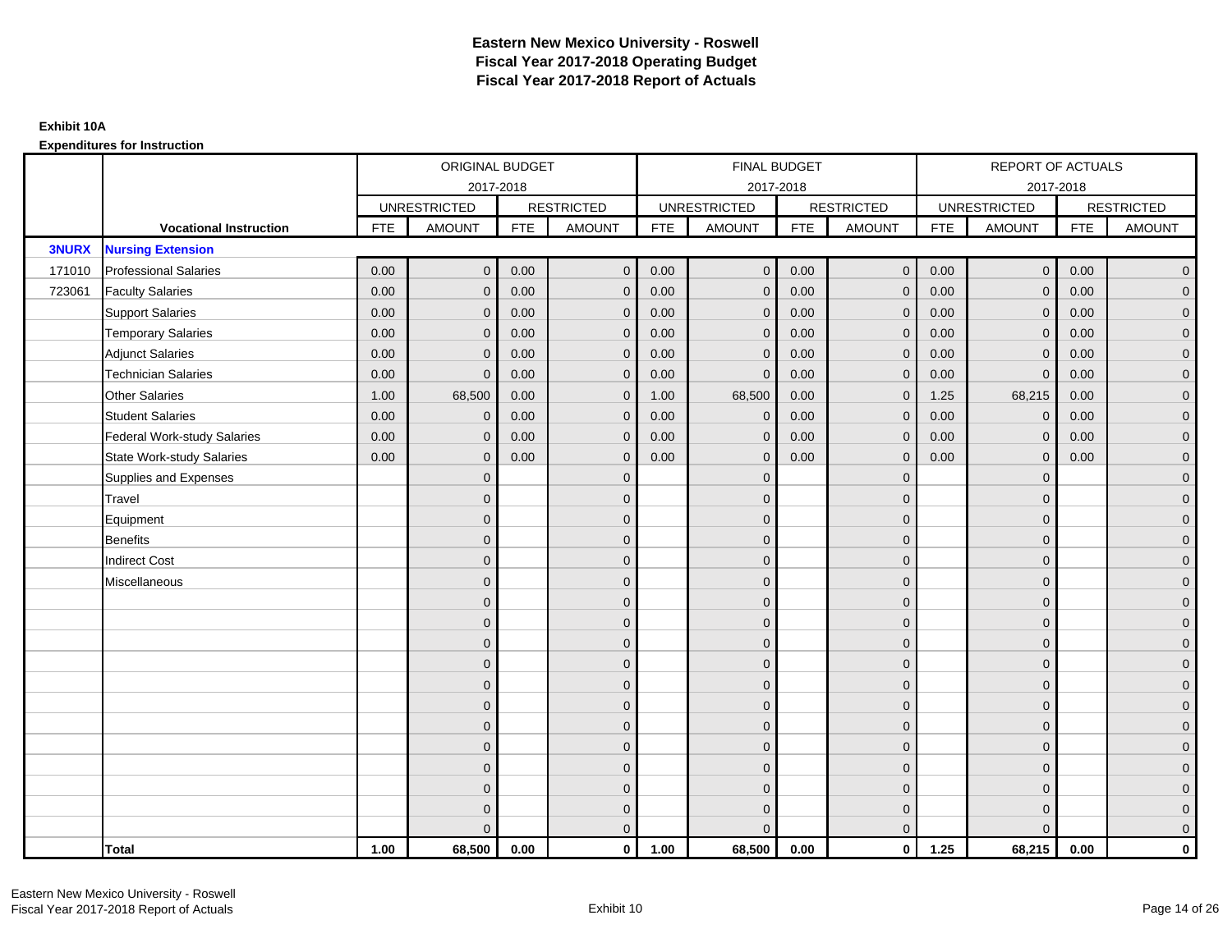# Eastern New Mexico University - Roswell
## Fiscal Year 2017-2018 Operating Budget
## Fiscal Year 2017-2018 Report of Actuals

**Exhibit 10A**

**Expenditures for Instruction**

| | | ORIGINAL BUDGET 2017-2018 | | | | FINAL BUDGET 2017-2018 | | | | REPORT OF ACTUALS 2017-2018 | | | |
|---|---|---|---|---|---|---|---|---|---|---|---|---|---|
| | | UNRESTRICTED | | RESTRICTED | | UNRESTRICTED | | RESTRICTED | | UNRESTRICTED | | RESTRICTED | |
| | **Vocational Instruction** | FTE | AMOUNT | FTE | AMOUNT | FTE | AMOUNT | FTE | AMOUNT | FTE | AMOUNT | FTE | AMOUNT |
| **3NURX** | **Nursing Extension** | | | | | | | | | | | | |
| 171010 | Professional Salaries | 0.00 | 0 | 0.00 | 0 | 0.00 | 0 | 0.00 | 0 | 0.00 | 0 | 0.00 | 0 |
| 723061 | Faculty Salaries | 0.00 | 0 | 0.00 | 0 | 0.00 | 0 | 0.00 | 0 | 0.00 | 0 | 0.00 | 0 |
| | Support Salaries | 0.00 | 0 | 0.00 | 0 | 0.00 | 0 | 0.00 | 0 | 0.00 | 0 | 0.00 | 0 |
| | Temporary Salaries | 0.00 | 0 | 0.00 | 0 | 0.00 | 0 | 0.00 | 0 | 0.00 | 0 | 0.00 | 0 |
| | Adjunct Salaries | 0.00 | 0 | 0.00 | 0 | 0.00 | 0 | 0.00 | 0 | 0.00 | 0 | 0.00 | 0 |
| | Technician Salaries | 0.00 | 0 | 0.00 | 0 | 0.00 | 0 | 0.00 | 0 | 0.00 | 0 | 0.00 | 0 |
| | Other Salaries | 1.00 | 68,500 | 0.00 | 0 | 1.00 | 68,500 | 0.00 | 0 | 1.25 | 68,215 | 0.00 | 0 |
| | Student Salaries | 0.00 | 0 | 0.00 | 0 | 0.00 | 0 | 0.00 | 0 | 0.00 | 0 | 0.00 | 0 |
| | Federal Work-study Salaries | 0.00 | 0 | 0.00 | 0 | 0.00 | 0 | 0.00 | 0 | 0.00 | 0 | 0.00 | 0 |
| | State Work-study Salaries | 0.00 | 0 | 0.00 | 0 | 0.00 | 0 | 0.00 | 0 | 0.00 | 0 | 0.00 | 0 |
| | Supplies and Expenses | | 0 | | 0 | | 0 | | 0 | | 0 | | 0 |
| | Travel | | 0 | | 0 | | 0 | | 0 | | 0 | | 0 |
| | Equipment | | 0 | | 0 | | 0 | | 0 | | 0 | | 0 |
| | Benefits | | 0 | | 0 | | 0 | | 0 | | 0 | | 0 |
| | Indirect Cost | | 0 | | 0 | | 0 | | 0 | | 0 | | 0 |
| | Miscellaneous | | 0 | | 0 | | 0 | | 0 | | 0 | | 0 |
| | | | 0 | | 0 | | 0 | | 0 | | 0 | | 0 |
| | | | 0 | | 0 | | 0 | | 0 | | 0 | | 0 |
| | | | 0 | | 0 | | 0 | | 0 | | 0 | | 0 |
| | | | 0 | | 0 | | 0 | | 0 | | 0 | | 0 |
| | | | 0 | | 0 | | 0 | | 0 | | 0 | | 0 |
| | | | 0 | | 0 | | 0 | | 0 | | 0 | | 0 |
| | | | 0 | | 0 | | 0 | | 0 | | 0 | | 0 |
| | | | 0 | | 0 | | 0 | | 0 | | 0 | | 0 |
| | | | 0 | | 0 | | 0 | | 0 | | 0 | | 0 |
| | | | 0 | | 0 | | 0 | | 0 | | 0 | | 0 |
| | | | 0 | | 0 | | 0 | | 0 | | 0 | | 0 |
| | | | 0 | | 0 | | 0 | | 0 | | 0 | | 0 |
| | **Total** | **1.00** | **68,500** | **0.00** | **0** | **1.00** | **68,500** | **0.00** | **0** | **1.25** | **68,215** | **0.00** | **0** |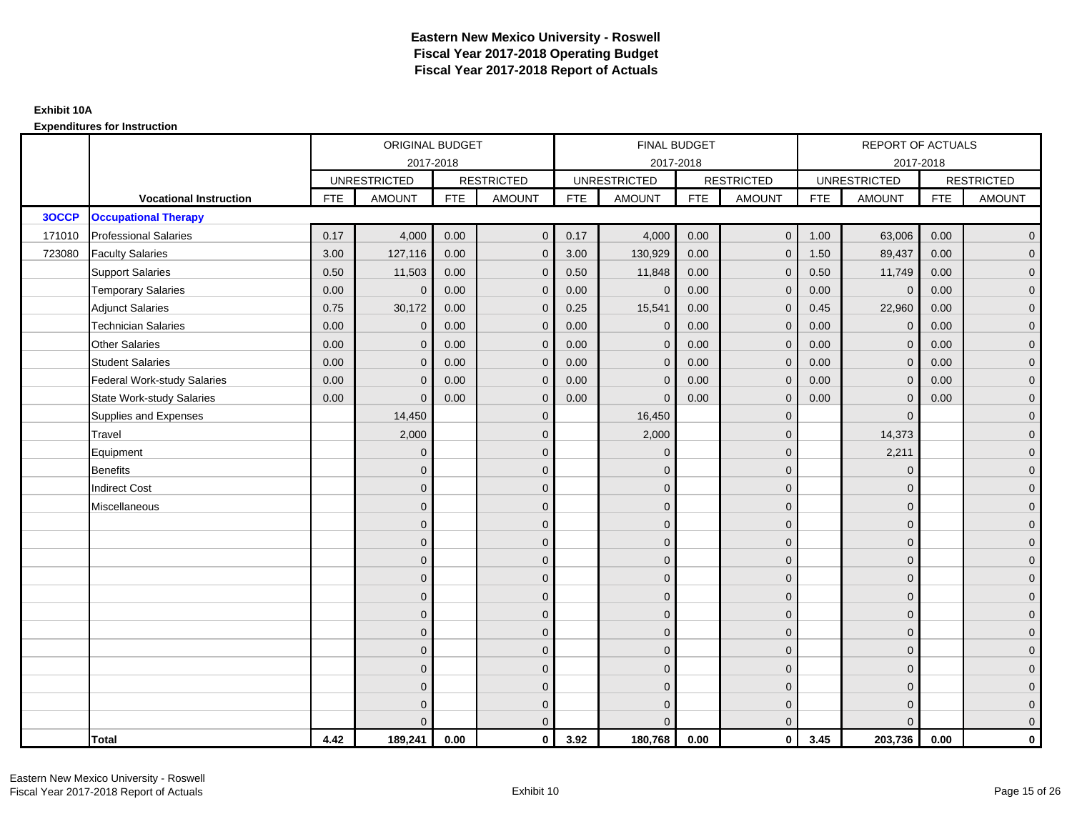# Eastern New Mexico University - Roswell
# Fiscal Year 2017-2018 Operating Budget
# Fiscal Year 2017-2018 Report of Actuals

**Exhibit 10A**

**Expenditures for Instruction**

| | | ORIGINAL BUDGET 2017-2018 | | | | FINAL BUDGET 2017-2018 | | | | REPORT OF ACTUALS 2017-2018 | | | |
|---|---|---|---|---|---|---|---|---|---|---|---|---|---|
| | | UNRESTRICTED | | RESTRICTED | | UNRESTRICTED | | RESTRICTED | | UNRESTRICTED | | RESTRICTED | |
| | **Vocational Instruction** | FTE | AMOUNT | FTE | AMOUNT | FTE | AMOUNT | FTE | AMOUNT | FTE | AMOUNT | FTE | AMOUNT |
| **3OCCP** | **Occupational Therapy** | | | | | | | | | | | | |
| 171010 | Professional Salaries | 0.17 | 4,000 | 0.00 | 0 | 0.17 | 4,000 | 0.00 | 0 | 1.00 | 63,006 | 0.00 | 0 |
| 723080 | Faculty Salaries | 3.00 | 127,116 | 0.00 | 0 | 3.00 | 130,929 | 0.00 | 0 | 1.50 | 89,437 | 0.00 | 0 |
| | Support Salaries | 0.50 | 11,503 | 0.00 | 0 | 0.50 | 11,848 | 0.00 | 0 | 0.50 | 11,749 | 0.00 | 0 |
| | Temporary Salaries | 0.00 | 0 | 0.00 | 0 | 0.00 | 0 | 0.00 | 0 | 0.00 | 0 | 0.00 | 0 |
| | Adjunct Salaries | 0.75 | 30,172 | 0.00 | 0 | 0.25 | 15,541 | 0.00 | 0 | 0.45 | 22,960 | 0.00 | 0 |
| | Technician Salaries | 0.00 | 0 | 0.00 | 0 | 0.00 | 0 | 0.00 | 0 | 0.00 | 0 | 0.00 | 0 |
| | Other Salaries | 0.00 | 0 | 0.00 | 0 | 0.00 | 0 | 0.00 | 0 | 0.00 | 0 | 0.00 | 0 |
| | Student Salaries | 0.00 | 0 | 0.00 | 0 | 0.00 | 0 | 0.00 | 0 | 0.00 | 0 | 0.00 | 0 |
| | Federal Work-study Salaries | 0.00 | 0 | 0.00 | 0 | 0.00 | 0 | 0.00 | 0 | 0.00 | 0 | 0.00 | 0 |
| | State Work-study Salaries | 0.00 | 0 | 0.00 | 0 | 0.00 | 0 | 0.00 | 0 | 0.00 | 0 | 0.00 | 0 |
| | Supplies and Expenses | | 14,450 | | 0 | | 16,450 | | 0 | | 0 | | 0 |
| | Travel | | 2,000 | | 0 | | 2,000 | | 0 | | 14,373 | | 0 |
| | Equipment | | 0 | | 0 | | 0 | | 0 | | 2,211 | | 0 |
| | Benefits | | 0 | | 0 | | 0 | | 0 | | 0 | | 0 |
| | Indirect Cost | | 0 | | 0 | | 0 | | 0 | | 0 | | 0 |
| | Miscellaneous | | 0 | | 0 | | 0 | | 0 | | 0 | | 0 |
| | | | 0 | | 0 | | 0 | | 0 | | 0 | | 0 |
| | | | 0 | | 0 | | 0 | | 0 | | 0 | | 0 |
| | | | 0 | | 0 | | 0 | | 0 | | 0 | | 0 |
| | | | 0 | | 0 | | 0 | | 0 | | 0 | | 0 |
| | | | 0 | | 0 | | 0 | | 0 | | 0 | | 0 |
| | | | 0 | | 0 | | 0 | | 0 | | 0 | | 0 |
| | | | 0 | | 0 | | 0 | | 0 | | 0 | | 0 |
| | | | 0 | | 0 | | 0 | | 0 | | 0 | | 0 |
| | | | 0 | | 0 | | 0 | | 0 | | 0 | | 0 |
| | | | 0 | | 0 | | 0 | | 0 | | 0 | | 0 |
| | | | 0 | | 0 | | 0 | | 0 | | 0 | | 0 |
| | | | 0 | | 0 | | 0 | | 0 | | 0 | | 0 |
| | **Total** | **4.42** | **189,241** | **0.00** | **0** | **3.92** | **180,768** | **0.00** | **0** | **3.45** | **203,736** | **0.00** | **0** |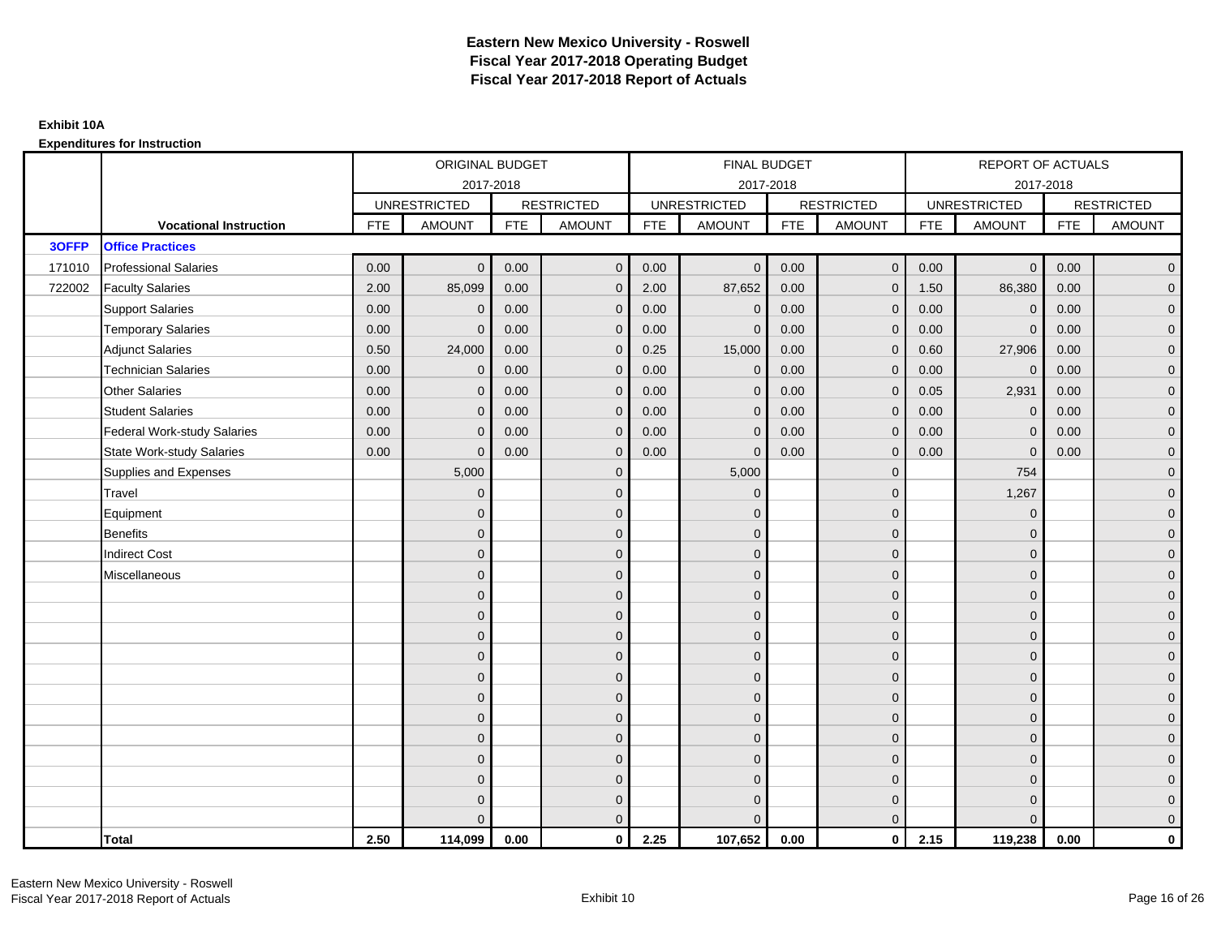# Eastern New Mexico University - Roswell
# Fiscal Year 2017-2018 Operating Budget
# Fiscal Year 2017-2018 Report of Actuals

**Exhibit 10A**

**Expenditures for Instruction**

| | | ORIGINAL BUDGET 2017-2018 | | | | FINAL BUDGET 2017-2018 | | | | REPORT OF ACTUALS 2017-2018 | | | |
|---|---|---|---|---|---|---|---|---|---|---|---|---|---|
| | | UNRESTRICTED | | RESTRICTED | | UNRESTRICTED | | RESTRICTED | | UNRESTRICTED | | RESTRICTED | |
| | **Vocational Instruction** | FTE | AMOUNT | FTE | AMOUNT | FTE | AMOUNT | FTE | AMOUNT | FTE | AMOUNT | FTE | AMOUNT |
| **3OFFP** | **Office Practices** | | | | | | | | | | | | |
| 171010 | Professional Salaries | 0.00 | 0 | 0.00 | 0 | 0.00 | 0 | 0.00 | 0 | 0.00 | 0 | 0.00 | 0 |
| 722002 | Faculty Salaries | 2.00 | 85,099 | 0.00 | 0 | 2.00 | 87,652 | 0.00 | 0 | 1.50 | 86,380 | 0.00 | 0 |
| | Support Salaries | 0.00 | 0 | 0.00 | 0 | 0.00 | 0 | 0.00 | 0 | 0.00 | 0 | 0.00 | 0 |
| | Temporary Salaries | 0.00 | 0 | 0.00 | 0 | 0.00 | 0 | 0.00 | 0 | 0.00 | 0 | 0.00 | 0 |
| | Adjunct Salaries | 0.50 | 24,000 | 0.00 | 0 | 0.25 | 15,000 | 0.00 | 0 | 0.60 | 27,906 | 0.00 | 0 |
| | Technician Salaries | 0.00 | 0 | 0.00 | 0 | 0.00 | 0 | 0.00 | 0 | 0.00 | 0 | 0.00 | 0 |
| | Other Salaries | 0.00 | 0 | 0.00 | 0 | 0.00 | 0 | 0.00 | 0 | 0.05 | 2,931 | 0.00 | 0 |
| | Student Salaries | 0.00 | 0 | 0.00 | 0 | 0.00 | 0 | 0.00 | 0 | 0.00 | 0 | 0.00 | 0 |
| | Federal Work-study Salaries | 0.00 | 0 | 0.00 | 0 | 0.00 | 0 | 0.00 | 0 | 0.00 | 0 | 0.00 | 0 |
| | State Work-study Salaries | 0.00 | 0 | 0.00 | 0 | 0.00 | 0 | 0.00 | 0 | 0.00 | 0 | 0.00 | 0 |
| | Supplies and Expenses | | 5,000 | | 0 | | 5,000 | | 0 | | 754 | | 0 |
| | Travel | | 0 | | 0 | | 0 | | 0 | | 1,267 | | 0 |
| | Equipment | | 0 | | 0 | | 0 | | 0 | | 0 | | 0 |
| | Benefits | | 0 | | 0 | | 0 | | 0 | | 0 | | 0 |
| | Indirect Cost | | 0 | | 0 | | 0 | | 0 | | 0 | | 0 |
| | Miscellaneous | | 0 | | 0 | | 0 | | 0 | | 0 | | 0 |
| | | | 0 | | 0 | | 0 | | 0 | | 0 | | 0 |
| | | | 0 | | 0 | | 0 | | 0 | | 0 | | 0 |
| | | | 0 | | 0 | | 0 | | 0 | | 0 | | 0 |
| | | | 0 | | 0 | | 0 | | 0 | | 0 | | 0 |
| | | | 0 | | 0 | | 0 | | 0 | | 0 | | 0 |
| | | | 0 | | 0 | | 0 | | 0 | | 0 | | 0 |
| | | | 0 | | 0 | | 0 | | 0 | | 0 | | 0 |
| | | | 0 | | 0 | | 0 | | 0 | | 0 | | 0 |
| | | | 0 | | 0 | | 0 | | 0 | | 0 | | 0 |
| | | | 0 | | 0 | | 0 | | 0 | | 0 | | 0 |
| | | | 0 | | 0 | | 0 | | 0 | | 0 | | 0 |
| | | | 0 | | 0 | | 0 | | 0 | | 0 | | 0 |
| | **Total** | **2.50** | **114,099** | **0.00** | **0** | **2.25** | **107,652** | **0.00** | **0** | **2.15** | **119,238** | **0.00** | **0** |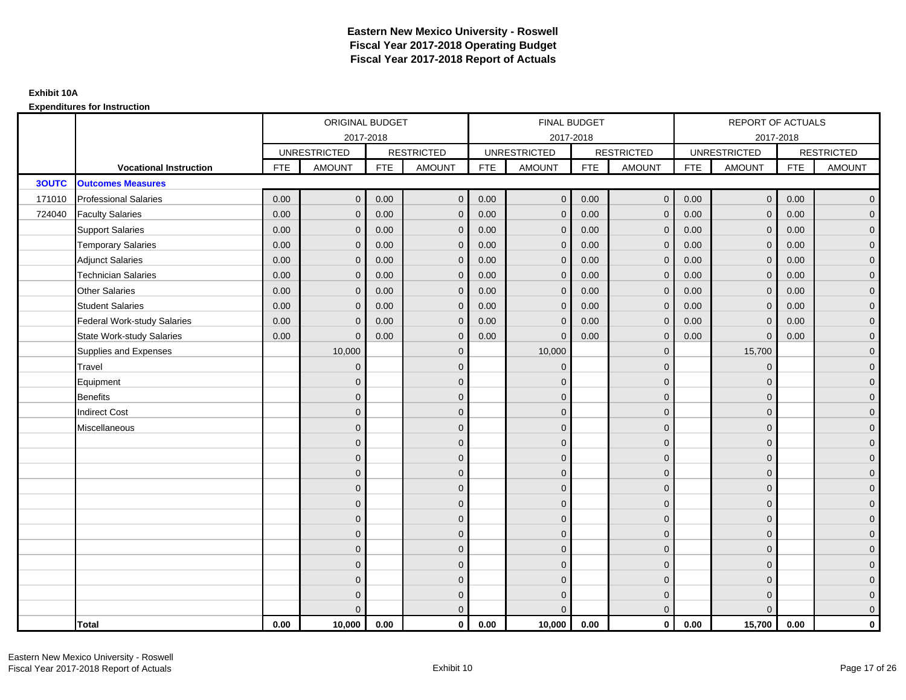# Eastern New Mexico University - Roswell
## Fiscal Year 2017-2018 Operating Budget
## Fiscal Year 2017-2018 Report of Actuals

**Exhibit 10A**

**Expenditures for Instruction**

| | | ORIGINAL BUDGET 2017-2018 | | | | FINAL BUDGET 2017-2018 | | | | REPORT OF ACTUALS 2017-2018 | | | |
|---|---|---|---|---|---|---|---|---|---|---|---|---|---|
| | | UNRESTRICTED | | RESTRICTED | | UNRESTRICTED | | RESTRICTED | | UNRESTRICTED | | RESTRICTED | |
| | **Vocational Instruction** | FTE | AMOUNT | FTE | AMOUNT | FTE | AMOUNT | FTE | AMOUNT | FTE | AMOUNT | FTE | AMOUNT |
| **3OUTC** | **Outcomes Measures** | | | | | | | | | | | | |
| 171010 | Professional Salaries | 0.00 | 0 | 0.00 | 0 | 0.00 | 0 | 0.00 | 0 | 0.00 | 0 | 0.00 | 0 |
| 724040 | Faculty Salaries | 0.00 | 0 | 0.00 | 0 | 0.00 | 0 | 0.00 | 0 | 0.00 | 0 | 0.00 | 0 |
| | Support Salaries | 0.00 | 0 | 0.00 | 0 | 0.00 | 0 | 0.00 | 0 | 0.00 | 0 | 0.00 | 0 |
| | Temporary Salaries | 0.00 | 0 | 0.00 | 0 | 0.00 | 0 | 0.00 | 0 | 0.00 | 0 | 0.00 | 0 |
| | Adjunct Salaries | 0.00 | 0 | 0.00 | 0 | 0.00 | 0 | 0.00 | 0 | 0.00 | 0 | 0.00 | 0 |
| | Technician Salaries | 0.00 | 0 | 0.00 | 0 | 0.00 | 0 | 0.00 | 0 | 0.00 | 0 | 0.00 | 0 |
| | Other Salaries | 0.00 | 0 | 0.00 | 0 | 0.00 | 0 | 0.00 | 0 | 0.00 | 0 | 0.00 | 0 |
| | Student Salaries | 0.00 | 0 | 0.00 | 0 | 0.00 | 0 | 0.00 | 0 | 0.00 | 0 | 0.00 | 0 |
| | Federal Work-study Salaries | 0.00 | 0 | 0.00 | 0 | 0.00 | 0 | 0.00 | 0 | 0.00 | 0 | 0.00 | 0 |
| | State Work-study Salaries | 0.00 | 0 | 0.00 | 0 | 0.00 | 0 | 0.00 | 0 | 0.00 | 0 | 0.00 | 0 |
| | Supplies and Expenses | | 10,000 | | 0 | | 10,000 | | 0 | | 15,700 | | 0 |
| | Travel | | 0 | | 0 | | 0 | | 0 | | 0 | | 0 |
| | Equipment | | 0 | | 0 | | 0 | | 0 | | 0 | | 0 |
| | Benefits | | 0 | | 0 | | 0 | | 0 | | 0 | | 0 |
| | Indirect Cost | | 0 | | 0 | | 0 | | 0 | | 0 | | 0 |
| | Miscellaneous | | 0 | | 0 | | 0 | | 0 | | 0 | | 0 |
| | | | 0 | | 0 | | 0 | | 0 | | 0 | | 0 |
| | | | 0 | | 0 | | 0 | | 0 | | 0 | | 0 |
| | | | 0 | | 0 | | 0 | | 0 | | 0 | | 0 |
| | | | 0 | | 0 | | 0 | | 0 | | 0 | | 0 |
| | | | 0 | | 0 | | 0 | | 0 | | 0 | | 0 |
| | | | 0 | | 0 | | 0 | | 0 | | 0 | | 0 |
| | | | 0 | | 0 | | 0 | | 0 | | 0 | | 0 |
| | | | 0 | | 0 | | 0 | | 0 | | 0 | | 0 |
| | | | 0 | | 0 | | 0 | | 0 | | 0 | | 0 |
| | | | 0 | | 0 | | 0 | | 0 | | 0 | | 0 |
| | | | 0 | | 0 | | 0 | | 0 | | 0 | | 0 |
| | | | 0 | | 0 | | 0 | | 0 | | 0 | | 0 |
| | **Total** | **0.00** | **10,000** | **0.00** | **0** | **0.00** | **10,000** | **0.00** | **0** | **0.00** | **15,700** | **0.00** | **0** |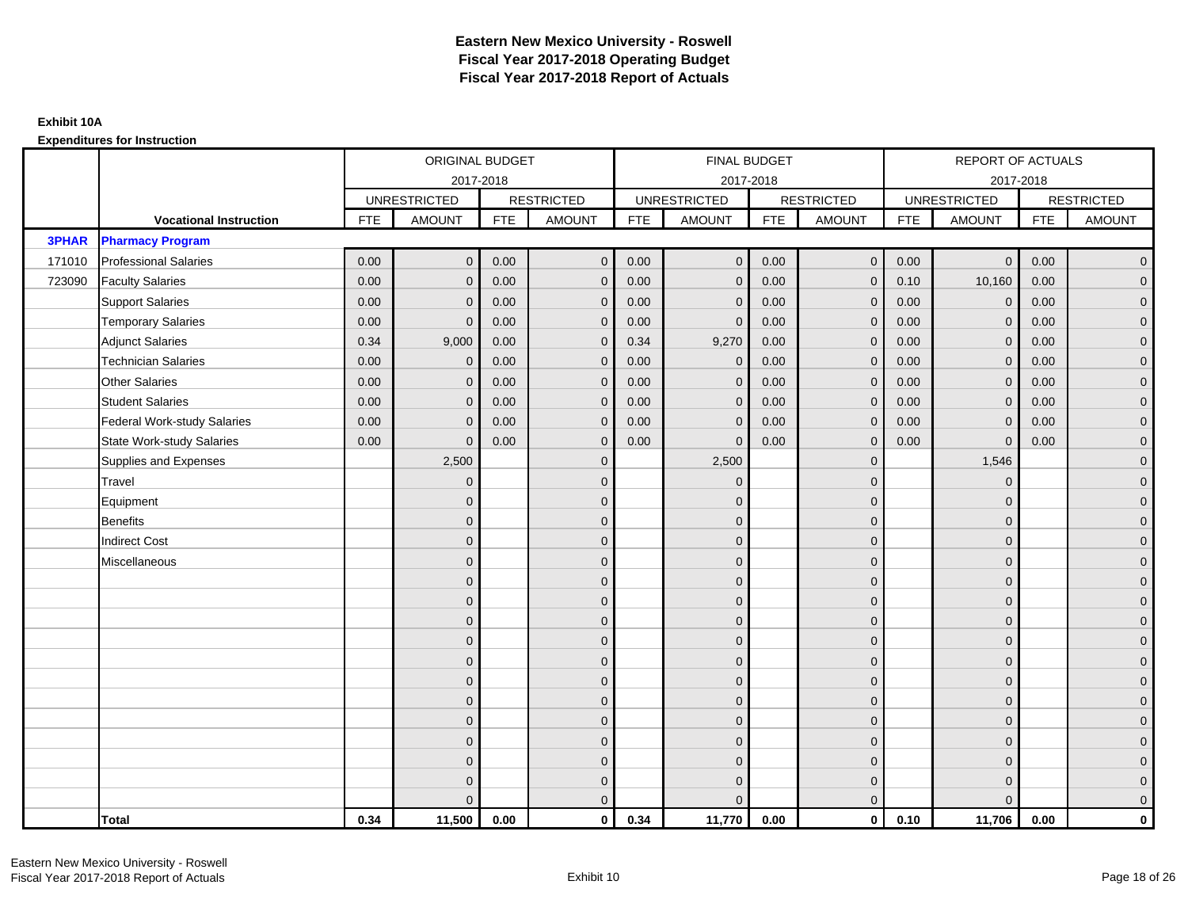# Eastern New Mexico University - Roswell
## Fiscal Year 2017-2018 Operating Budget
## Fiscal Year 2017-2018 Report of Actuals

**Exhibit 10A**

**Expenditures for Instruction**

| | | ORIGINAL BUDGET 2017-2018 | | | | FINAL BUDGET 2017-2018 | | | | REPORT OF ACTUALS 2017-2018 | | | |
|---|---|---|---|---|---|---|---|---|---|---|---|---|---|
| | | UNRESTRICTED | | RESTRICTED | | UNRESTRICTED | | RESTRICTED | | UNRESTRICTED | | RESTRICTED | |
| | **Vocational Instruction** | FTE | AMOUNT | FTE | AMOUNT | FTE | AMOUNT | FTE | AMOUNT | FTE | AMOUNT | FTE | AMOUNT |
| **3PHAR** | **Pharmacy Program** | | | | | | | | | | | | |
| 171010 | Professional Salaries | 0.00 | 0 | 0.00 | 0 | 0.00 | 0 | 0.00 | 0 | 0.00 | 0 | 0.00 | 0 |
| 723090 | Faculty Salaries | 0.00 | 0 | 0.00 | 0 | 0.00 | 0 | 0.00 | 0 | 0.10 | 10,160 | 0.00 | 0 |
| | Support Salaries | 0.00 | 0 | 0.00 | 0 | 0.00 | 0 | 0.00 | 0 | 0.00 | 0 | 0.00 | 0 |
| | Temporary Salaries | 0.00 | 0 | 0.00 | 0 | 0.00 | 0 | 0.00 | 0 | 0.00 | 0 | 0.00 | 0 |
| | Adjunct Salaries | 0.34 | 9,000 | 0.00 | 0 | 0.34 | 9,270 | 0.00 | 0 | 0.00 | 0 | 0.00 | 0 |
| | Technician Salaries | 0.00 | 0 | 0.00 | 0 | 0.00 | 0 | 0.00 | 0 | 0.00 | 0 | 0.00 | 0 |
| | Other Salaries | 0.00 | 0 | 0.00 | 0 | 0.00 | 0 | 0.00 | 0 | 0.00 | 0 | 0.00 | 0 |
| | Student Salaries | 0.00 | 0 | 0.00 | 0 | 0.00 | 0 | 0.00 | 0 | 0.00 | 0 | 0.00 | 0 |
| | Federal Work-study Salaries | 0.00 | 0 | 0.00 | 0 | 0.00 | 0 | 0.00 | 0 | 0.00 | 0 | 0.00 | 0 |
| | State Work-study Salaries | 0.00 | 0 | 0.00 | 0 | 0.00 | 0 | 0.00 | 0 | 0.00 | 0 | 0.00 | 0 |
| | Supplies and Expenses | | 2,500 | | 0 | | 2,500 | | 0 | | 1,546 | | 0 |
| | Travel | | 0 | | 0 | | 0 | | 0 | | 0 | | 0 |
| | Equipment | | 0 | | 0 | | 0 | | 0 | | 0 | | 0 |
| | Benefits | | 0 | | 0 | | 0 | | 0 | | 0 | | 0 |
| | Indirect Cost | | 0 | | 0 | | 0 | | 0 | | 0 | | 0 |
| | Miscellaneous | | 0 | | 0 | | 0 | | 0 | | 0 | | 0 |
| | | | 0 | | 0 | | 0 | | 0 | | 0 | | 0 |
| | | | 0 | | 0 | | 0 | | 0 | | 0 | | 0 |
| | | | 0 | | 0 | | 0 | | 0 | | 0 | | 0 |
| | | | 0 | | 0 | | 0 | | 0 | | 0 | | 0 |
| | | | 0 | | 0 | | 0 | | 0 | | 0 | | 0 |
| | | | 0 | | 0 | | 0 | | 0 | | 0 | | 0 |
| | | | 0 | | 0 | | 0 | | 0 | | 0 | | 0 |
| | | | 0 | | 0 | | 0 | | 0 | | 0 | | 0 |
| | | | 0 | | 0 | | 0 | | 0 | | 0 | | 0 |
| | | | 0 | | 0 | | 0 | | 0 | | 0 | | 0 |
| | | | 0 | | 0 | | 0 | | 0 | | 0 | | 0 |
| | | | 0 | | 0 | | 0 | | 0 | | 0 | | 0 |
| | **Total** | **0.34** | **11,500** | **0.00** | **0** | **0.34** | **11,770** | **0.00** | **0** | **0.10** | **11,706** | **0.00** | **0** |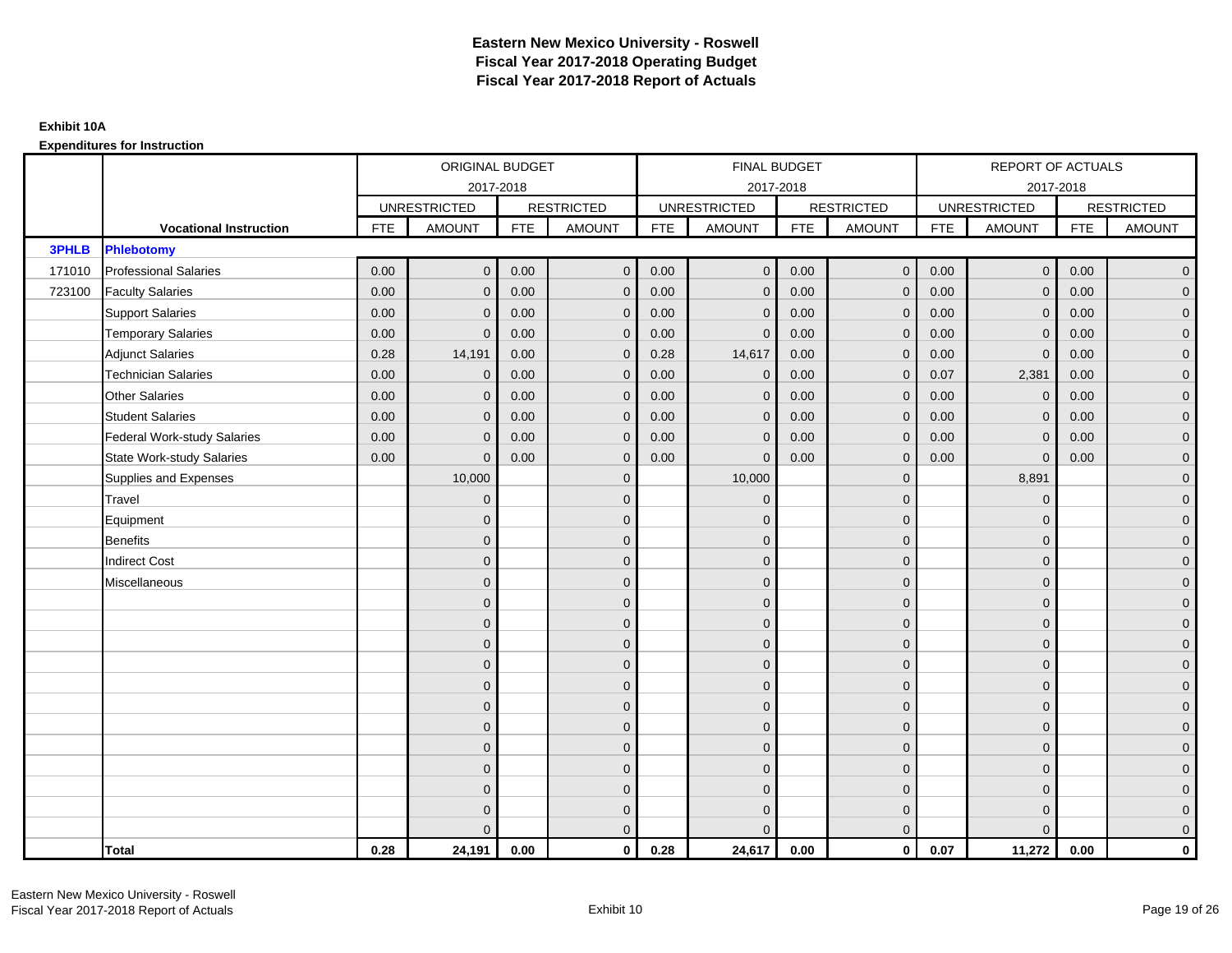# Eastern New Mexico University - Roswell
# Fiscal Year 2017-2018 Operating Budget
# Fiscal Year 2017-2018 Report of Actuals

**Exhibit 10A**

**Expenditures for Instruction**

| | | ORIGINAL BUDGET | | | | FINAL BUDGET | | | | REPORT OF ACTUALS | | | |
|---|---|---|---|---|---|---|---|---|---|---|---|---|---|
| | | 2017-2018 | | | | 2017-2018 | | | | 2017-2018 | | | |
| | | UNRESTRICTED | | RESTRICTED | | UNRESTRICTED | | RESTRICTED | | UNRESTRICTED | | RESTRICTED | |
| | **Vocational Instruction** | FTE | AMOUNT | FTE | AMOUNT | FTE | AMOUNT | FTE | AMOUNT | FTE | AMOUNT | FTE | AMOUNT |
| **3PHLB** | **Phlebotomy** | | | | | | | | | | | | |
| 171010 | Professional Salaries | 0.00 | 0 | 0.00 | 0 | 0.00 | 0 | 0.00 | 0 | 0.00 | 0 | 0.00 | 0 |
| 723100 | Faculty Salaries | 0.00 | 0 | 0.00 | 0 | 0.00 | 0 | 0.00 | 0 | 0.00 | 0 | 0.00 | 0 |
| | Support Salaries | 0.00 | 0 | 0.00 | 0 | 0.00 | 0 | 0.00 | 0 | 0.00 | 0 | 0.00 | 0 |
| | Temporary Salaries | 0.00 | 0 | 0.00 | 0 | 0.00 | 0 | 0.00 | 0 | 0.00 | 0 | 0.00 | 0 |
| | Adjunct Salaries | 0.28 | 14,191 | 0.00 | 0 | 0.28 | 14,617 | 0.00 | 0 | 0.00 | 0 | 0.00 | 0 |
| | Technician Salaries | 0.00 | 0 | 0.00 | 0 | 0.00 | 0 | 0.00 | 0 | 0.07 | 2,381 | 0.00 | 0 |
| | Other Salaries | 0.00 | 0 | 0.00 | 0 | 0.00 | 0 | 0.00 | 0 | 0.00 | 0 | 0.00 | 0 |
| | Student Salaries | 0.00 | 0 | 0.00 | 0 | 0.00 | 0 | 0.00 | 0 | 0.00 | 0 | 0.00 | 0 |
| | Federal Work-study Salaries | 0.00 | 0 | 0.00 | 0 | 0.00 | 0 | 0.00 | 0 | 0.00 | 0 | 0.00 | 0 |
| | State Work-study Salaries | 0.00 | 0 | 0.00 | 0 | 0.00 | 0 | 0.00 | 0 | 0.00 | 0 | 0.00 | 0 |
| | Supplies and Expenses | | 10,000 | | 0 | | 10,000 | | 0 | | 8,891 | | 0 |
| | Travel | | 0 | | 0 | | 0 | | 0 | | 0 | | 0 |
| | Equipment | | 0 | | 0 | | 0 | | 0 | | 0 | | 0 |
| | Benefits | | 0 | | 0 | | 0 | | 0 | | 0 | | 0 |
| | Indirect Cost | | 0 | | 0 | | 0 | | 0 | | 0 | | 0 |
| | Miscellaneous | | 0 | | 0 | | 0 | | 0 | | 0 | | 0 |
| | | | 0 | | 0 | | 0 | | 0 | | 0 | | 0 |
| | | | 0 | | 0 | | 0 | | 0 | | 0 | | 0 |
| | | | 0 | | 0 | | 0 | | 0 | | 0 | | 0 |
| | | | 0 | | 0 | | 0 | | 0 | | 0 | | 0 |
| | | | 0 | | 0 | | 0 | | 0 | | 0 | | 0 |
| | | | 0 | | 0 | | 0 | | 0 | | 0 | | 0 |
| | | | 0 | | 0 | | 0 | | 0 | | 0 | | 0 |
| | | | 0 | | 0 | | 0 | | 0 | | 0 | | 0 |
| | | | 0 | | 0 | | 0 | | 0 | | 0 | | 0 |
| | | | 0 | | 0 | | 0 | | 0 | | 0 | | 0 |
| | | | 0 | | 0 | | 0 | | 0 | | 0 | | 0 |
| | | | 0 | | 0 | | 0 | | 0 | | 0 | | 0 |
| | **Total** | **0.28** | **24,191** | **0.00** | **0** | **0.28** | **24,617** | **0.00** | **0** | **0.07** | **11,272** | **0.00** | **0** |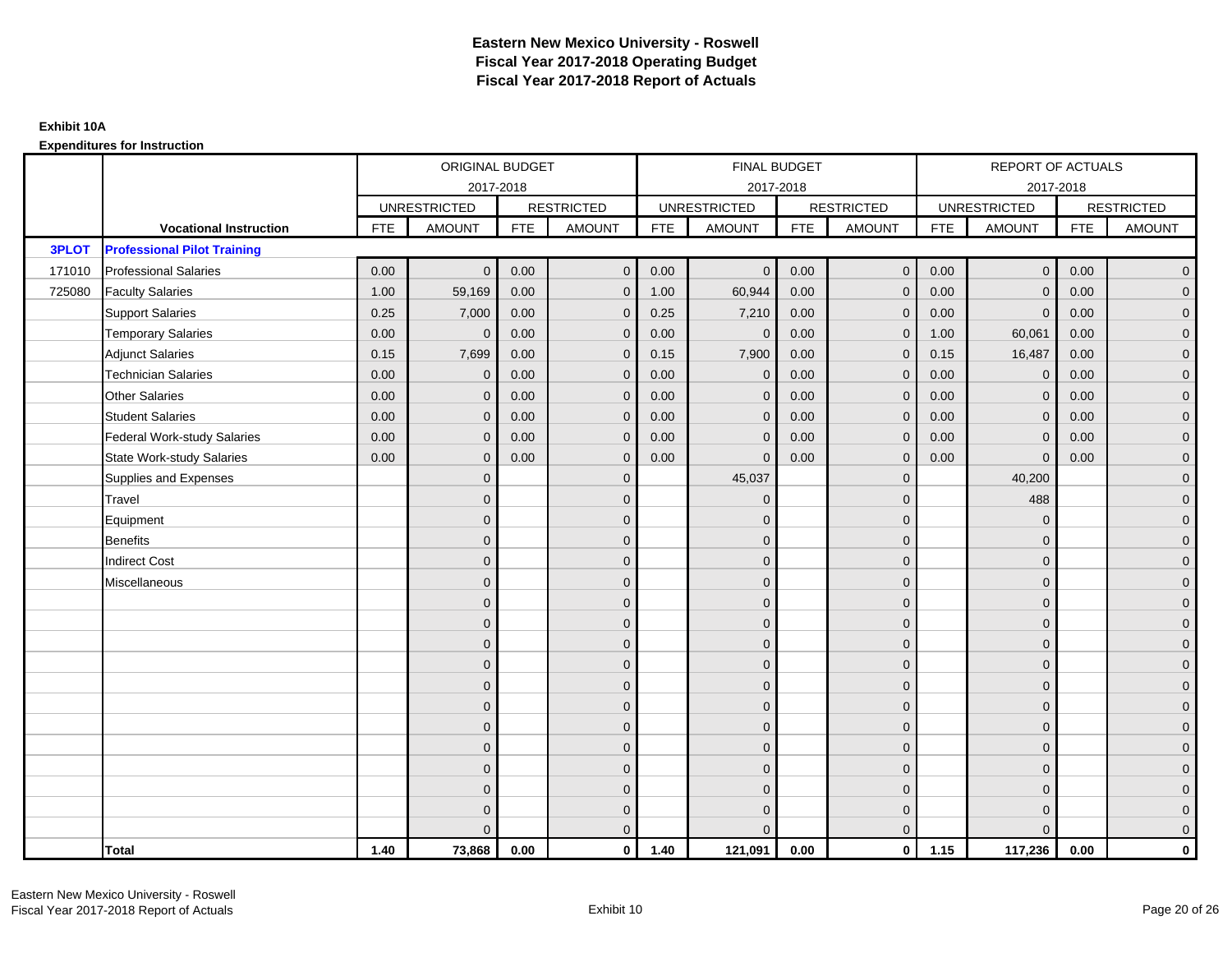# Eastern New Mexico University - Roswell
# Fiscal Year 2017-2018 Operating Budget
# Fiscal Year 2017-2018 Report of Actuals

**Exhibit 10A**

**Expenditures for Instruction**

| | | ORIGINAL BUDGET | | | | FINAL BUDGET | | | | REPORT OF ACTUALS | | | |
|---|---|---|---|---|---|---|---|---|---|---|---|---|---|
| | | 2017-2018 | | | | 2017-2018 | | | | 2017-2018 | | | |
| | | UNRESTRICTED | | RESTRICTED | | UNRESTRICTED | | RESTRICTED | | UNRESTRICTED | | RESTRICTED | |
| | **Vocational Instruction** | FTE | AMOUNT | FTE | AMOUNT | FTE | AMOUNT | FTE | AMOUNT | FTE | AMOUNT | FTE | AMOUNT |
| **3PLOT** | **Professional Pilot Training** | | | | | | | | | | | | |
| 171010 | Professional Salaries | 0.00 | 0 | 0.00 | 0 | 0.00 | 0 | 0.00 | 0 | 0.00 | 0 | 0.00 | 0 |
| 725080 | Faculty Salaries | 1.00 | 59,169 | 0.00 | 0 | 1.00 | 60,944 | 0.00 | 0 | 0.00 | 0 | 0.00 | 0 |
| | Support Salaries | 0.25 | 7,000 | 0.00 | 0 | 0.25 | 7,210 | 0.00 | 0 | 0.00 | 0 | 0.00 | 0 |
| | Temporary Salaries | 0.00 | 0 | 0.00 | 0 | 0.00 | 0 | 0.00 | 0 | 1.00 | 60,061 | 0.00 | 0 |
| | Adjunct Salaries | 0.15 | 7,699 | 0.00 | 0 | 0.15 | 7,900 | 0.00 | 0 | 0.15 | 16,487 | 0.00 | 0 |
| | Technician Salaries | 0.00 | 0 | 0.00 | 0 | 0.00 | 0 | 0.00 | 0 | 0.00 | 0 | 0.00 | 0 |
| | Other Salaries | 0.00 | 0 | 0.00 | 0 | 0.00 | 0 | 0.00 | 0 | 0.00 | 0 | 0.00 | 0 |
| | Student Salaries | 0.00 | 0 | 0.00 | 0 | 0.00 | 0 | 0.00 | 0 | 0.00 | 0 | 0.00 | 0 |
| | Federal Work-study Salaries | 0.00 | 0 | 0.00 | 0 | 0.00 | 0 | 0.00 | 0 | 0.00 | 0 | 0.00 | 0 |
| | State Work-study Salaries | 0.00 | 0 | 0.00 | 0 | 0.00 | 0 | 0.00 | 0 | 0.00 | 0 | 0.00 | 0 |
| | Supplies and Expenses | | 0 | | 0 | | 45,037 | | 0 | | 40,200 | | 0 |
| | Travel | | 0 | | 0 | | 0 | | 0 | | 488 | | 0 |
| | Equipment | | 0 | | 0 | | 0 | | 0 | | 0 | | 0 |
| | Benefits | | 0 | | 0 | | 0 | | 0 | | 0 | | 0 |
| | Indirect Cost | | 0 | | 0 | | 0 | | 0 | | 0 | | 0 |
| | Miscellaneous | | 0 | | 0 | | 0 | | 0 | | 0 | | 0 |
| | | | 0 | | 0 | | 0 | | 0 | | 0 | | 0 |
| | | | 0 | | 0 | | 0 | | 0 | | 0 | | 0 |
| | | | 0 | | 0 | | 0 | | 0 | | 0 | | 0 |
| | | | 0 | | 0 | | 0 | | 0 | | 0 | | 0 |
| | | | 0 | | 0 | | 0 | | 0 | | 0 | | 0 |
| | | | 0 | | 0 | | 0 | | 0 | | 0 | | 0 |
| | | | 0 | | 0 | | 0 | | 0 | | 0 | | 0 |
| | | | 0 | | 0 | | 0 | | 0 | | 0 | | 0 |
| | | | 0 | | 0 | | 0 | | 0 | | 0 | | 0 |
| | | | 0 | | 0 | | 0 | | 0 | | 0 | | 0 |
| | | | 0 | | 0 | | 0 | | 0 | | 0 | | 0 |
| | | | 0 | | 0 | | 0 | | 0 | | 0 | | 0 |
| | **Total** | **1.40** | **73,868** | **0.00** | **0** | **1.40** | **121,091** | **0.00** | **0** | **1.15** | **117,236** | **0.00** | **0** |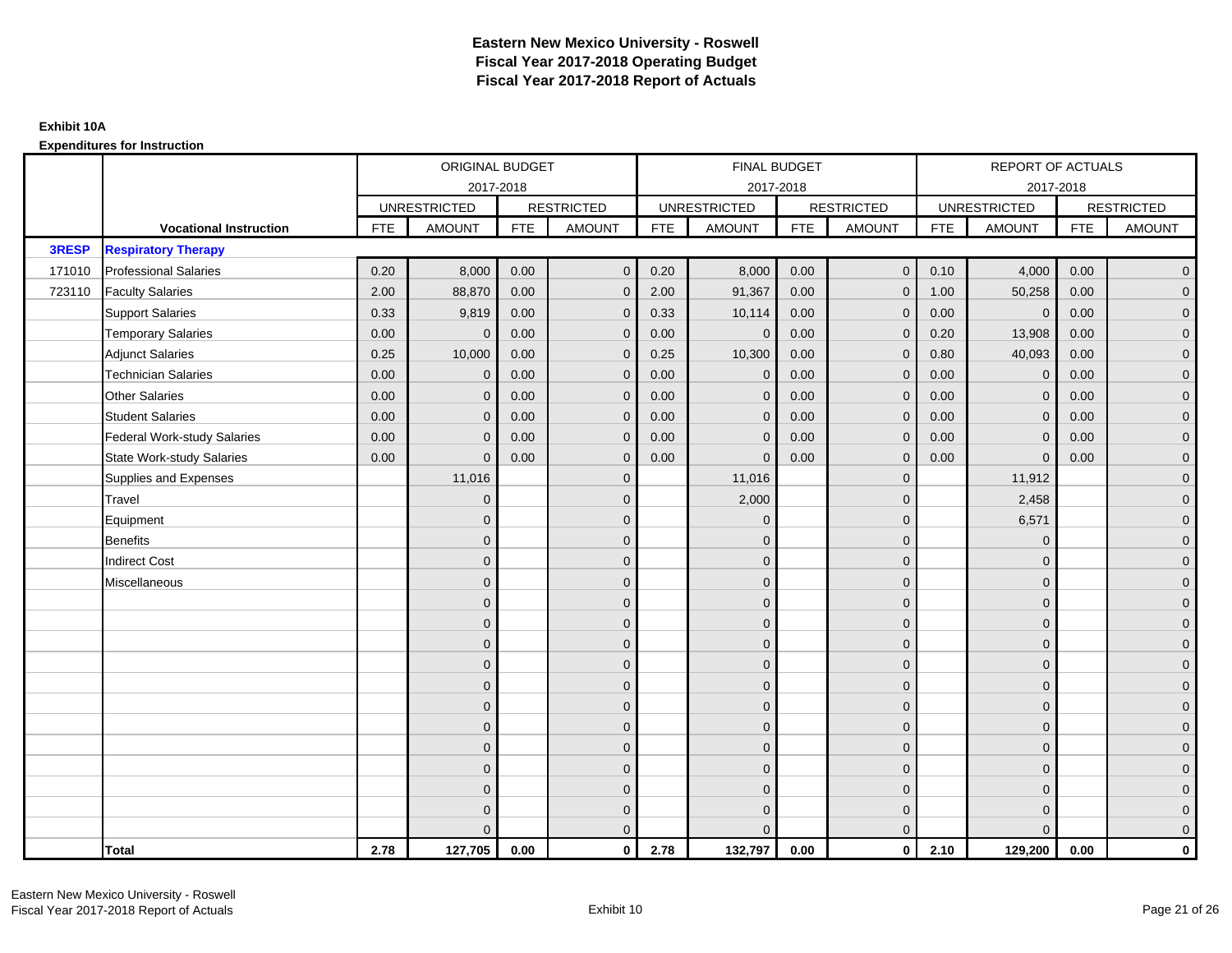# Eastern New Mexico University - Roswell
# Fiscal Year 2017-2018 Operating Budget
# Fiscal Year 2017-2018 Report of Actuals

**Exhibit 10A**

**Expenditures for Instruction**

| | | ORIGINAL BUDGET | | | | FINAL BUDGET | | | | REPORT OF ACTUALS | | | |
|---|---|---|---|---|---|---|---|---|---|---|---|---|---|
| | | 2017-2018 | | | | 2017-2018 | | | | 2017-2018 | | | |
| | | UNRESTRICTED | | RESTRICTED | | UNRESTRICTED | | RESTRICTED | | UNRESTRICTED | | RESTRICTED | |
| | **Vocational Instruction** | FTE | AMOUNT | FTE | AMOUNT | FTE | AMOUNT | FTE | AMOUNT | FTE | AMOUNT | FTE | AMOUNT |
| **3RESP** | **Respiratory Therapy** | | | | | | | | | | | | |
| 171010 | Professional Salaries | 0.20 | 8,000 | 0.00 | 0 | 0.20 | 8,000 | 0.00 | 0 | 0.10 | 4,000 | 0.00 | 0 |
| 723110 | Faculty Salaries | 2.00 | 88,870 | 0.00 | 0 | 2.00 | 91,367 | 0.00 | 0 | 1.00 | 50,258 | 0.00 | 0 |
| | Support Salaries | 0.33 | 9,819 | 0.00 | 0 | 0.33 | 10,114 | 0.00 | 0 | 0.00 | 0 | 0.00 | 0 |
| | Temporary Salaries | 0.00 | 0 | 0.00 | 0 | 0.00 | 0 | 0.00 | 0 | 0.20 | 13,908 | 0.00 | 0 |
| | Adjunct Salaries | 0.25 | 10,000 | 0.00 | 0 | 0.25 | 10,300 | 0.00 | 0 | 0.80 | 40,093 | 0.00 | 0 |
| | Technician Salaries | 0.00 | 0 | 0.00 | 0 | 0.00 | 0 | 0.00 | 0 | 0.00 | 0 | 0.00 | 0 |
| | Other Salaries | 0.00 | 0 | 0.00 | 0 | 0.00 | 0 | 0.00 | 0 | 0.00 | 0 | 0.00 | 0 |
| | Student Salaries | 0.00 | 0 | 0.00 | 0 | 0.00 | 0 | 0.00 | 0 | 0.00 | 0 | 0.00 | 0 |
| | Federal Work-study Salaries | 0.00 | 0 | 0.00 | 0 | 0.00 | 0 | 0.00 | 0 | 0.00 | 0 | 0.00 | 0 |
| | State Work-study Salaries | 0.00 | 0 | 0.00 | 0 | 0.00 | 0 | 0.00 | 0 | 0.00 | 0 | 0.00 | 0 |
| | Supplies and Expenses | | 11,016 | | 0 | | 11,016 | | 0 | | 11,912 | | 0 |
| | Travel | | 0 | | 0 | | 2,000 | | 0 | | 2,458 | | 0 |
| | Equipment | | 0 | | 0 | | 0 | | 0 | | 6,571 | | 0 |
| | Benefits | | 0 | | 0 | | 0 | | 0 | | 0 | | 0 |
| | Indirect Cost | | 0 | | 0 | | 0 | | 0 | | 0 | | 0 |
| | Miscellaneous | | 0 | | 0 | | 0 | | 0 | | 0 | | 0 |
| | | | 0 | | 0 | | 0 | | 0 | | 0 | | 0 |
| | | | 0 | | 0 | | 0 | | 0 | | 0 | | 0 |
| | | | 0 | | 0 | | 0 | | 0 | | 0 | | 0 |
| | | | 0 | | 0 | | 0 | | 0 | | 0 | | 0 |
| | | | 0 | | 0 | | 0 | | 0 | | 0 | | 0 |
| | | | 0 | | 0 | | 0 | | 0 | | 0 | | 0 |
| | | | 0 | | 0 | | 0 | | 0 | | 0 | | 0 |
| | | | 0 | | 0 | | 0 | | 0 | | 0 | | 0 |
| | | | 0 | | 0 | | 0 | | 0 | | 0 | | 0 |
| | | | 0 | | 0 | | 0 | | 0 | | 0 | | 0 |
| | | | 0 | | 0 | | 0 | | 0 | | 0 | | 0 |
| | | | 0 | | 0 | | 0 | | 0 | | 0 | | 0 |
| | **Total** | **2.78** | **127,705** | **0.00** | **0** | **2.78** | **132,797** | **0.00** | **0** | **2.10** | **129,200** | **0.00** | **0** |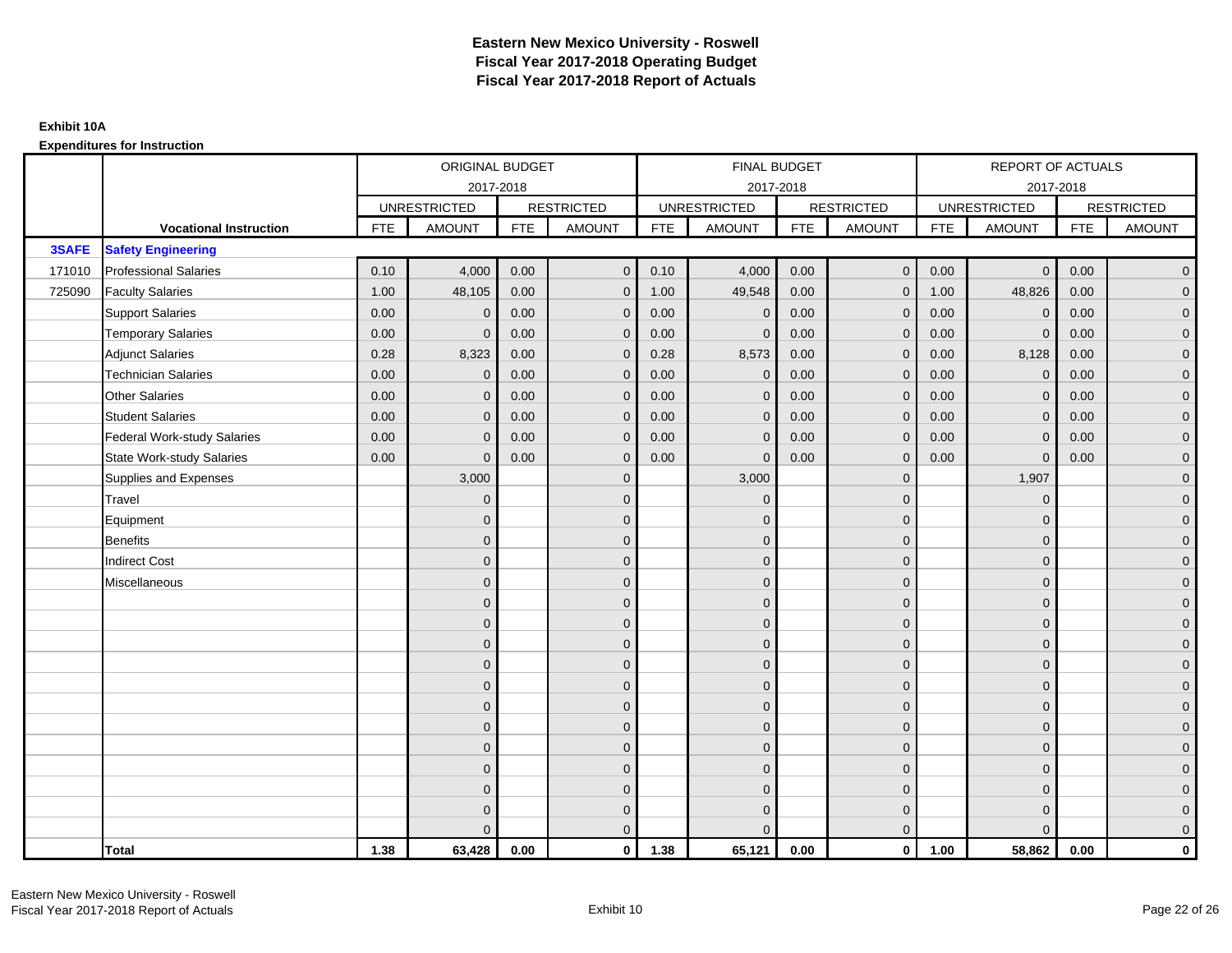# Eastern New Mexico University - Roswell
# Fiscal Year 2017-2018 Operating Budget
# Fiscal Year 2017-2018 Report of Actuals

**Exhibit 10A**

**Expenditures for Instruction**

| | | ORIGINAL BUDGET 2017-2018 | | | | FINAL BUDGET 2017-2018 | | | | REPORT OF ACTUALS 2017-2018 | | | |
|---|---|---|---|---|---|---|---|---|---|---|---|---|---|
| | | UNRESTRICTED | | RESTRICTED | | UNRESTRICTED | | RESTRICTED | | UNRESTRICTED | | RESTRICTED | |
| | **Vocational Instruction** | FTE | AMOUNT | FTE | AMOUNT | FTE | AMOUNT | FTE | AMOUNT | FTE | AMOUNT | FTE | AMOUNT |
| **3SAFE** | **Safety Engineering** | | | | | | | | | | | | |
| 171010 | Professional Salaries | 0.10 | 4,000 | 0.00 | 0 | 0.10 | 4,000 | 0.00 | 0 | 0.00 | 0 | 0.00 | 0 |
| 725090 | Faculty Salaries | 1.00 | 48,105 | 0.00 | 0 | 1.00 | 49,548 | 0.00 | 0 | 1.00 | 48,826 | 0.00 | 0 |
| | Support Salaries | 0.00 | 0 | 0.00 | 0 | 0.00 | 0 | 0.00 | 0 | 0.00 | 0 | 0.00 | 0 |
| | Temporary Salaries | 0.00 | 0 | 0.00 | 0 | 0.00 | 0 | 0.00 | 0 | 0.00 | 0 | 0.00 | 0 |
| | Adjunct Salaries | 0.28 | 8,323 | 0.00 | 0 | 0.28 | 8,573 | 0.00 | 0 | 0.00 | 8,128 | 0.00 | 0 |
| | Technician Salaries | 0.00 | 0 | 0.00 | 0 | 0.00 | 0 | 0.00 | 0 | 0.00 | 0 | 0.00 | 0 |
| | Other Salaries | 0.00 | 0 | 0.00 | 0 | 0.00 | 0 | 0.00 | 0 | 0.00 | 0 | 0.00 | 0 |
| | Student Salaries | 0.00 | 0 | 0.00 | 0 | 0.00 | 0 | 0.00 | 0 | 0.00 | 0 | 0.00 | 0 |
| | Federal Work-study Salaries | 0.00 | 0 | 0.00 | 0 | 0.00 | 0 | 0.00 | 0 | 0.00 | 0 | 0.00 | 0 |
| | State Work-study Salaries | 0.00 | 0 | 0.00 | 0 | 0.00 | 0 | 0.00 | 0 | 0.00 | 0 | 0.00 | 0 |
| | Supplies and Expenses | | 3,000 | | 0 | | 3,000 | | 0 | | 1,907 | | 0 |
| | Travel | | 0 | | 0 | | 0 | | 0 | | 0 | | 0 |
| | Equipment | | 0 | | 0 | | 0 | | 0 | | 0 | | 0 |
| | Benefits | | 0 | | 0 | | 0 | | 0 | | 0 | | 0 |
| | Indirect Cost | | 0 | | 0 | | 0 | | 0 | | 0 | | 0 |
| | Miscellaneous | | 0 | | 0 | | 0 | | 0 | | 0 | | 0 |
| | | | 0 | | 0 | | 0 | | 0 | | 0 | | 0 |
| | | | 0 | | 0 | | 0 | | 0 | | 0 | | 0 |
| | | | 0 | | 0 | | 0 | | 0 | | 0 | | 0 |
| | | | 0 | | 0 | | 0 | | 0 | | 0 | | 0 |
| | | | 0 | | 0 | | 0 | | 0 | | 0 | | 0 |
| | | | 0 | | 0 | | 0 | | 0 | | 0 | | 0 |
| | | | 0 | | 0 | | 0 | | 0 | | 0 | | 0 |
| | | | 0 | | 0 | | 0 | | 0 | | 0 | | 0 |
| | | | 0 | | 0 | | 0 | | 0 | | 0 | | 0 |
| | | | 0 | | 0 | | 0 | | 0 | | 0 | | 0 |
| | | | 0 | | 0 | | 0 | | 0 | | 0 | | 0 |
| | | | 0 | | 0 | | 0 | | 0 | | 0 | | 0 |
| | **Total** | **1.38** | **63,428** | **0.00** | **0** | **1.38** | **65,121** | **0.00** | **0** | **1.00** | **58,862** | **0.00** | **0** |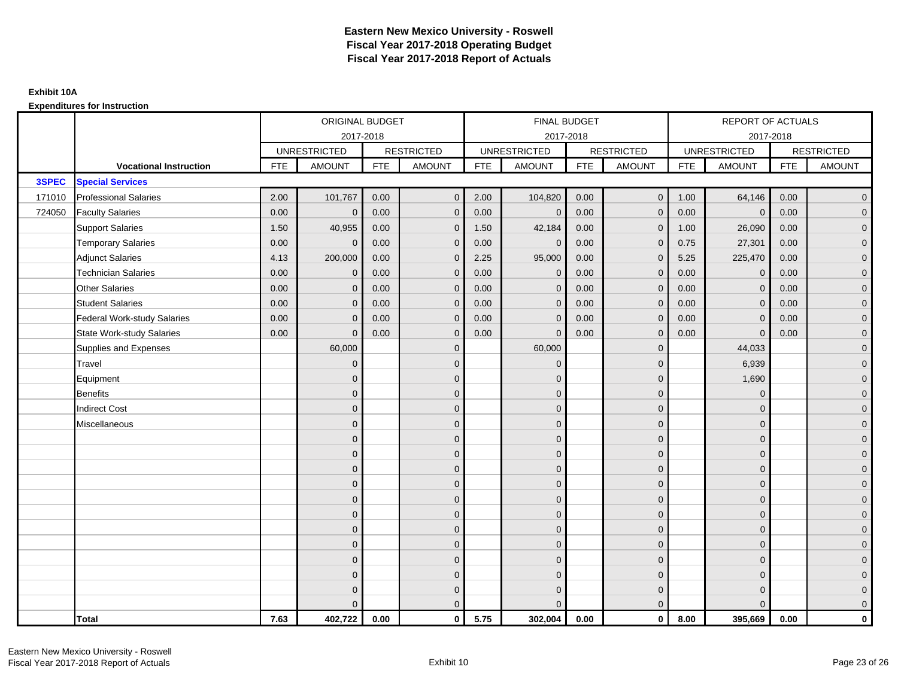# Eastern New Mexico University - Roswell
## Fiscal Year 2017-2018 Operating Budget
## Fiscal Year 2017-2018 Report of Actuals

**Exhibit 10A**

**Expenditures for Instruction**

| | | ORIGINAL BUDGET | | | | FINAL BUDGET | | | | REPORT OF ACTUALS | | | |
|---|---|---|---|---|---|---|---|---|---|---|---|---|---|
| | | 2017-2018 | | | | 2017-2018 | | | | 2017-2018 | | | |
| | | UNRESTRICTED | | RESTRICTED | | UNRESTRICTED | | RESTRICTED | | UNRESTRICTED | | RESTRICTED | |
| | **Vocational Instruction** | FTE | AMOUNT | FTE | AMOUNT | FTE | AMOUNT | FTE | AMOUNT | FTE | AMOUNT | FTE | AMOUNT |
| **3SPEC** | **Special Services** | | | | | | | | | | | | |
| 171010 | Professional Salaries | 2.00 | 101,767 | 0.00 | 0 | 2.00 | 104,820 | 0.00 | 0 | 1.00 | 64,146 | 0.00 | 0 |
| 724050 | Faculty Salaries | 0.00 | 0 | 0.00 | 0 | 0.00 | 0 | 0.00 | 0 | 0.00 | 0 | 0.00 | 0 |
| | Support Salaries | 1.50 | 40,955 | 0.00 | 0 | 1.50 | 42,184 | 0.00 | 0 | 1.00 | 26,090 | 0.00 | 0 |
| | Temporary Salaries | 0.00 | 0 | 0.00 | 0 | 0.00 | 0 | 0.00 | 0 | 0.75 | 27,301 | 0.00 | 0 |
| | Adjunct Salaries | 4.13 | 200,000 | 0.00 | 0 | 2.25 | 95,000 | 0.00 | 0 | 5.25 | 225,470 | 0.00 | 0 |
| | Technician Salaries | 0.00 | 0 | 0.00 | 0 | 0.00 | 0 | 0.00 | 0 | 0.00 | 0 | 0.00 | 0 |
| | Other Salaries | 0.00 | 0 | 0.00 | 0 | 0.00 | 0 | 0.00 | 0 | 0.00 | 0 | 0.00 | 0 |
| | Student Salaries | 0.00 | 0 | 0.00 | 0 | 0.00 | 0 | 0.00 | 0 | 0.00 | 0 | 0.00 | 0 |
| | Federal Work-study Salaries | 0.00 | 0 | 0.00 | 0 | 0.00 | 0 | 0.00 | 0 | 0.00 | 0 | 0.00 | 0 |
| | State Work-study Salaries | 0.00 | 0 | 0.00 | 0 | 0.00 | 0 | 0.00 | 0 | 0.00 | 0 | 0.00 | 0 |
| | Supplies and Expenses | | 60,000 | | 0 | | 60,000 | | 0 | | 44,033 | | 0 |
| | Travel | | 0 | | 0 | | 0 | | 0 | | 6,939 | | 0 |
| | Equipment | | 0 | | 0 | | 0 | | 0 | | 1,690 | | 0 |
| | Benefits | | 0 | | 0 | | 0 | | 0 | | 0 | | 0 |
| | Indirect Cost | | 0 | | 0 | | 0 | | 0 | | 0 | | 0 |
| | Miscellaneous | | 0 | | 0 | | 0 | | 0 | | 0 | | 0 |
| | | | 0 | | 0 | | 0 | | 0 | | 0 | | 0 |
| | | | 0 | | 0 | | 0 | | 0 | | 0 | | 0 |
| | | | 0 | | 0 | | 0 | | 0 | | 0 | | 0 |
| | | | 0 | | 0 | | 0 | | 0 | | 0 | | 0 |
| | | | 0 | | 0 | | 0 | | 0 | | 0 | | 0 |
| | | | 0 | | 0 | | 0 | | 0 | | 0 | | 0 |
| | | | 0 | | 0 | | 0 | | 0 | | 0 | | 0 |
| | | | 0 | | 0 | | 0 | | 0 | | 0 | | 0 |
| | | | 0 | | 0 | | 0 | | 0 | | 0 | | 0 |
| | | | 0 | | 0 | | 0 | | 0 | | 0 | | 0 |
| | | | 0 | | 0 | | 0 | | 0 | | 0 | | 0 |
| | | | 0 | | 0 | | 0 | | 0 | | 0 | | 0 |
| | **Total** | **7.63** | **402,722** | **0.00** | **0** | **5.75** | **302,004** | **0.00** | **0** | **8.00** | **395,669** | **0.00** | **0** |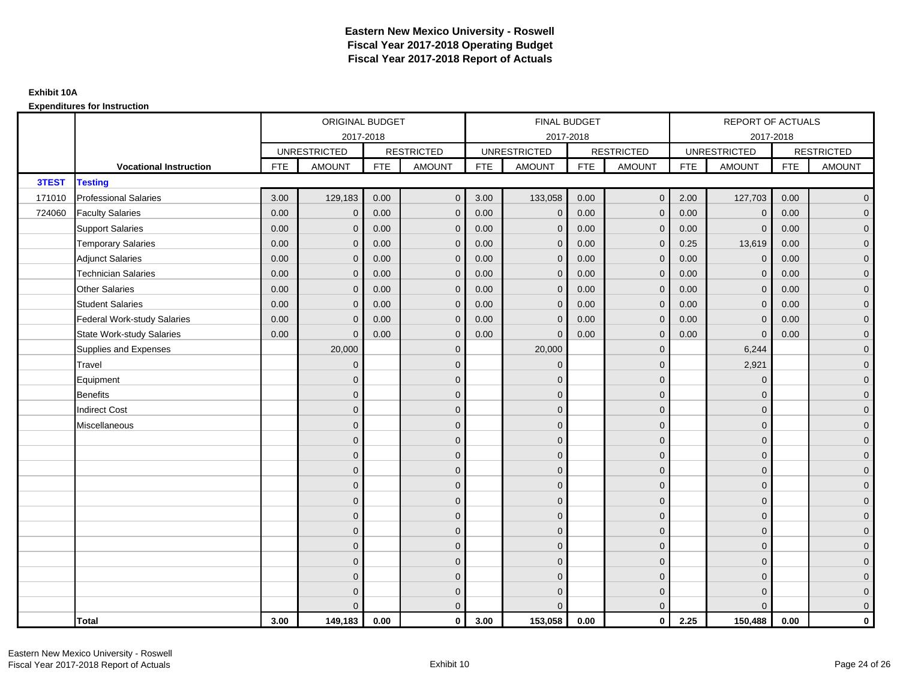# Eastern New Mexico University - Roswell
## Fiscal Year 2017-2018 Operating Budget
## Fiscal Year 2017-2018 Report of Actuals

**Exhibit 10A**

**Expenditures for Instruction**

| | | ORIGINAL BUDGET 2017-2018 | | | | FINAL BUDGET 2017-2018 | | | | REPORT OF ACTUALS 2017-2018 | | | |
|---|---|---|---|---|---|---|---|---|---|---|---|---|---|
| | | UNRESTRICTED | | RESTRICTED | | UNRESTRICTED | | RESTRICTED | | UNRESTRICTED | | RESTRICTED | |
| | **Vocational Instruction** | FTE | AMOUNT | FTE | AMOUNT | FTE | AMOUNT | FTE | AMOUNT | FTE | AMOUNT | FTE | AMOUNT |
| **3TEST** | **Testing** | | | | | | | | | | | | |
| 171010 | Professional Salaries | 3.00 | 129,183 | 0.00 | 0 | 3.00 | 133,058 | 0.00 | 0 | 2.00 | 127,703 | 0.00 | 0 |
| 724060 | Faculty Salaries | 0.00 | 0 | 0.00 | 0 | 0.00 | 0 | 0.00 | 0 | 0.00 | 0 | 0.00 | 0 |
| | Support Salaries | 0.00 | 0 | 0.00 | 0 | 0.00 | 0 | 0.00 | 0 | 0.00 | 0 | 0.00 | 0 |
| | Temporary Salaries | 0.00 | 0 | 0.00 | 0 | 0.00 | 0 | 0.00 | 0 | 0.25 | 13,619 | 0.00 | 0 |
| | Adjunct Salaries | 0.00 | 0 | 0.00 | 0 | 0.00 | 0 | 0.00 | 0 | 0.00 | 0 | 0.00 | 0 |
| | Technician Salaries | 0.00 | 0 | 0.00 | 0 | 0.00 | 0 | 0.00 | 0 | 0.00 | 0 | 0.00 | 0 |
| | Other Salaries | 0.00 | 0 | 0.00 | 0 | 0.00 | 0 | 0.00 | 0 | 0.00 | 0 | 0.00 | 0 |
| | Student Salaries | 0.00 | 0 | 0.00 | 0 | 0.00 | 0 | 0.00 | 0 | 0.00 | 0 | 0.00 | 0 |
| | Federal Work-study Salaries | 0.00 | 0 | 0.00 | 0 | 0.00 | 0 | 0.00 | 0 | 0.00 | 0 | 0.00 | 0 |
| | State Work-study Salaries | 0.00 | 0 | 0.00 | 0 | 0.00 | 0 | 0.00 | 0 | 0.00 | 0 | 0.00 | 0 |
| | Supplies and Expenses | | 20,000 | | 0 | | 20,000 | | 0 | | 6,244 | | 0 |
| | Travel | | 0 | | 0 | | 0 | | 0 | | 2,921 | | 0 |
| | Equipment | | 0 | | 0 | | 0 | | 0 | | 0 | | 0 |
| | Benefits | | 0 | | 0 | | 0 | | 0 | | 0 | | 0 |
| | Indirect Cost | | 0 | | 0 | | 0 | | 0 | | 0 | | 0 |
| | Miscellaneous | | 0 | | 0 | | 0 | | 0 | | 0 | | 0 |
| | | | 0 | | 0 | | 0 | | 0 | | 0 | | 0 |
| | | | 0 | | 0 | | 0 | | 0 | | 0 | | 0 |
| | | | 0 | | 0 | | 0 | | 0 | | 0 | | 0 |
| | | | 0 | | 0 | | 0 | | 0 | | 0 | | 0 |
| | | | 0 | | 0 | | 0 | | 0 | | 0 | | 0 |
| | | | 0 | | 0 | | 0 | | 0 | | 0 | | 0 |
| | | | 0 | | 0 | | 0 | | 0 | | 0 | | 0 |
| | | | 0 | | 0 | | 0 | | 0 | | 0 | | 0 |
| | | | 0 | | 0 | | 0 | | 0 | | 0 | | 0 |
| | | | 0 | | 0 | | 0 | | 0 | | 0 | | 0 |
| | | | 0 | | 0 | | 0 | | 0 | | 0 | | 0 |
| | | | 0 | | 0 | | 0 | | 0 | | 0 | | 0 |
| | **Total** | **3.00** | **149,183** | **0.00** | **0** | **3.00** | **153,058** | **0.00** | **0** | **2.25** | **150,488** | **0.00** | **0** |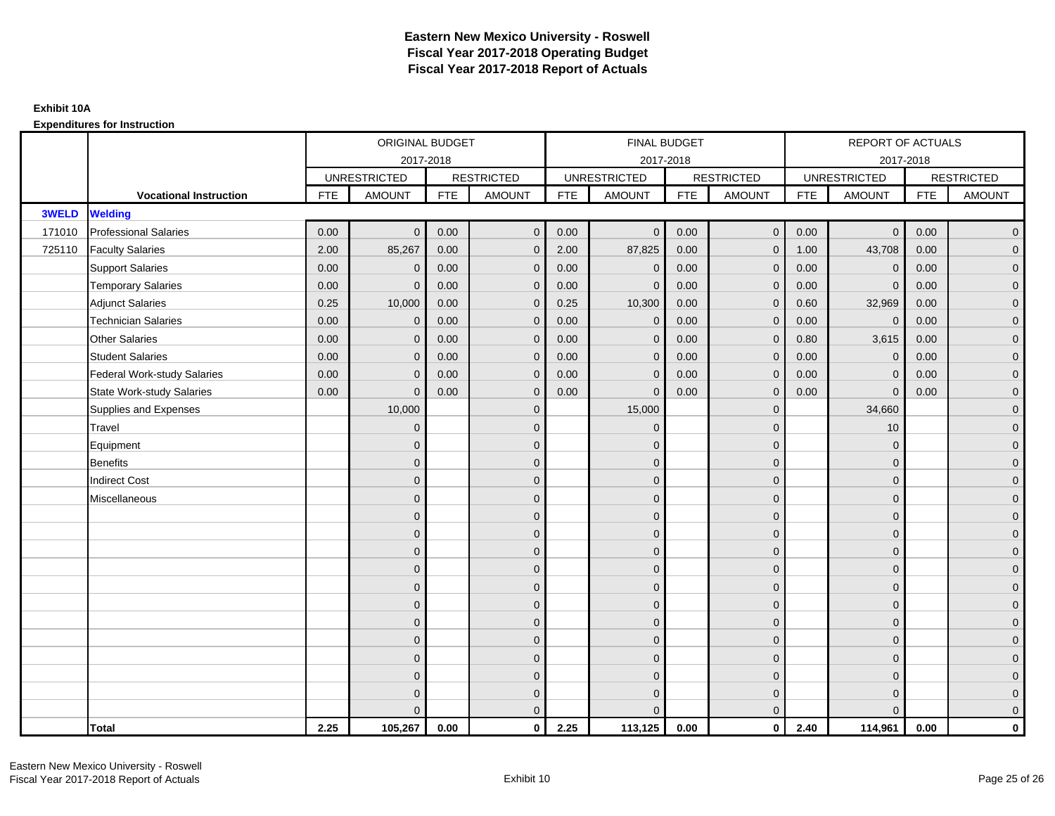# Eastern New Mexico University - Roswell
# Fiscal Year 2017-2018 Operating Budget
# Fiscal Year 2017-2018 Report of Actuals

**Exhibit 10A**

**Expenditures for Instruction**

| | | ORIGINAL BUDGET 2017-2018 | | | | FINAL BUDGET 2017-2018 | | | | REPORT OF ACTUALS 2017-2018 | | | |
|---|---|---|---|---|---|---|---|---|---|---|---|---|---|
| | | UNRESTRICTED | | RESTRICTED | | UNRESTRICTED | | RESTRICTED | | UNRESTRICTED | | RESTRICTED | |
| | **Vocational Instruction** | FTE | AMOUNT | FTE | AMOUNT | FTE | AMOUNT | FTE | AMOUNT | FTE | AMOUNT | FTE | AMOUNT |
| **3WELD** | **Welding** | | | | | | | | | | | | |
| 171010 | Professional Salaries | 0.00 | 0 | 0.00 | 0 | 0.00 | 0 | 0.00 | 0 | 0.00 | 0 | 0.00 | 0 |
| 725110 | Faculty Salaries | 2.00 | 85,267 | 0.00 | 0 | 2.00 | 87,825 | 0.00 | 0 | 1.00 | 43,708 | 0.00 | 0 |
| | Support Salaries | 0.00 | 0 | 0.00 | 0 | 0.00 | 0 | 0.00 | 0 | 0.00 | 0 | 0.00 | 0 |
| | Temporary Salaries | 0.00 | 0 | 0.00 | 0 | 0.00 | 0 | 0.00 | 0 | 0.00 | 0 | 0.00 | 0 |
| | Adjunct Salaries | 0.25 | 10,000 | 0.00 | 0 | 0.25 | 10,300 | 0.00 | 0 | 0.60 | 32,969 | 0.00 | 0 |
| | Technician Salaries | 0.00 | 0 | 0.00 | 0 | 0.00 | 0 | 0.00 | 0 | 0.00 | 0 | 0.00 | 0 |
| | Other Salaries | 0.00 | 0 | 0.00 | 0 | 0.00 | 0 | 0.00 | 0 | 0.80 | 3,615 | 0.00 | 0 |
| | Student Salaries | 0.00 | 0 | 0.00 | 0 | 0.00 | 0 | 0.00 | 0 | 0.00 | 0 | 0.00 | 0 |
| | Federal Work-study Salaries | 0.00 | 0 | 0.00 | 0 | 0.00 | 0 | 0.00 | 0 | 0.00 | 0 | 0.00 | 0 |
| | State Work-study Salaries | 0.00 | 0 | 0.00 | 0 | 0.00 | 0 | 0.00 | 0 | 0.00 | 0 | 0.00 | 0 |
| | Supplies and Expenses | | 10,000 | | 0 | | 15,000 | | 0 | | 34,660 | | 0 |
| | Travel | | 0 | | 0 | | 0 | | 0 | | 10 | | 0 |
| | Equipment | | 0 | | 0 | | 0 | | 0 | | 0 | | 0 |
| | Benefits | | 0 | | 0 | | 0 | | 0 | | 0 | | 0 |
| | Indirect Cost | | 0 | | 0 | | 0 | | 0 | | 0 | | 0 |
| | Miscellaneous | | 0 | | 0 | | 0 | | 0 | | 0 | | 0 |
| | | | 0 | | 0 | | 0 | | 0 | | 0 | | 0 |
| | | | 0 | | 0 | | 0 | | 0 | | 0 | | 0 |
| | | | 0 | | 0 | | 0 | | 0 | | 0 | | 0 |
| | | | 0 | | 0 | | 0 | | 0 | | 0 | | 0 |
| | | | 0 | | 0 | | 0 | | 0 | | 0 | | 0 |
| | | | 0 | | 0 | | 0 | | 0 | | 0 | | 0 |
| | | | 0 | | 0 | | 0 | | 0 | | 0 | | 0 |
| | | | 0 | | 0 | | 0 | | 0 | | 0 | | 0 |
| | | | 0 | | 0 | | 0 | | 0 | | 0 | | 0 |
| | | | 0 | | 0 | | 0 | | 0 | | 0 | | 0 |
| | | | 0 | | 0 | | 0 | | 0 | | 0 | | 0 |
| | | | 0 | | 0 | | 0 | | 0 | | 0 | | 0 |
| | **Total** | **2.25** | **105,267** | **0.00** | **0** | **2.25** | **113,125** | **0.00** | **0** | **2.40** | **114,961** | **0.00** | **0** |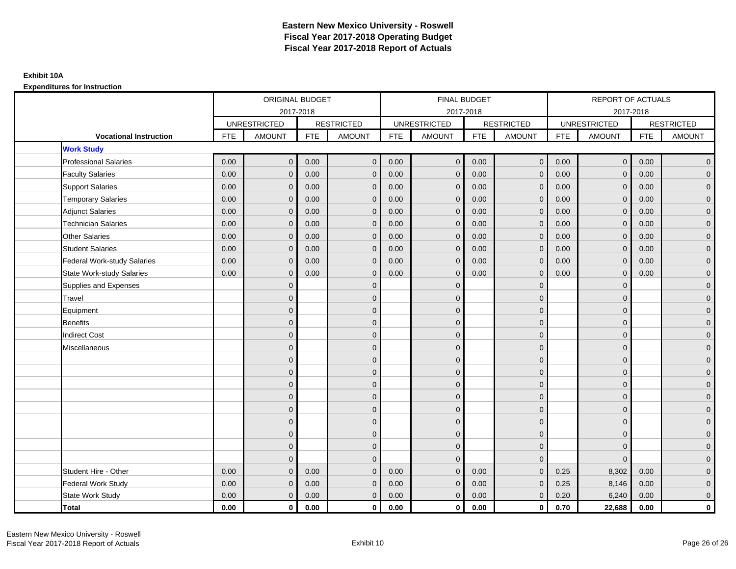# Eastern New Mexico University - Roswell
# Fiscal Year 2017-2018 Operating Budget
# Fiscal Year 2017-2018 Report of Actuals

**Exhibit 10A**

**Expenditures for Instruction**

| | ORIGINAL BUDGET 2017-2018 | | | | FINAL BUDGET 2017-2018 | | | | REPORT OF ACTUALS 2017-2018 | | | |
|---|---|---|---|---|---|---|---|---|---|---|---|---|
| | UNRESTRICTED | | RESTRICTED | | UNRESTRICTED | | RESTRICTED | | UNRESTRICTED | | RESTRICTED | |
| **Vocational Instruction** | FTE | AMOUNT | FTE | AMOUNT | FTE | AMOUNT | FTE | AMOUNT | FTE | AMOUNT | FTE | AMOUNT |
| **Work Study** | | | | | | | | | | | | |
| Professional Salaries | 0.00 | 0 | 0.00 | 0 | 0.00 | 0 | 0.00 | 0 | 0.00 | 0 | 0.00 | 0 |
| Faculty Salaries | 0.00 | 0 | 0.00 | 0 | 0.00 | 0 | 0.00 | 0 | 0.00 | 0 | 0.00 | 0 |
| Support Salaries | 0.00 | 0 | 0.00 | 0 | 0.00 | 0 | 0.00 | 0 | 0.00 | 0 | 0.00 | 0 |
| Temporary Salaries | 0.00 | 0 | 0.00 | 0 | 0.00 | 0 | 0.00 | 0 | 0.00 | 0 | 0.00 | 0 |
| Adjunct Salaries | 0.00 | 0 | 0.00 | 0 | 0.00 | 0 | 0.00 | 0 | 0.00 | 0 | 0.00 | 0 |
| Technician Salaries | 0.00 | 0 | 0.00 | 0 | 0.00 | 0 | 0.00 | 0 | 0.00 | 0 | 0.00 | 0 |
| Other Salaries | 0.00 | 0 | 0.00 | 0 | 0.00 | 0 | 0.00 | 0 | 0.00 | 0 | 0.00 | 0 |
| Student Salaries | 0.00 | 0 | 0.00 | 0 | 0.00 | 0 | 0.00 | 0 | 0.00 | 0 | 0.00 | 0 |
| Federal Work-study Salaries | 0.00 | 0 | 0.00 | 0 | 0.00 | 0 | 0.00 | 0 | 0.00 | 0 | 0.00 | 0 |
| State Work-study Salaries | 0.00 | 0 | 0.00 | 0 | 0.00 | 0 | 0.00 | 0 | 0.00 | 0 | 0.00 | 0 |
| Supplies and Expenses | | 0 | | 0 | | 0 | | 0 | | 0 | | 0 |
| Travel | | 0 | | 0 | | 0 | | 0 | | 0 | | 0 |
| Equipment | | 0 | | 0 | | 0 | | 0 | | 0 | | 0 |
| Benefits | | 0 | | 0 | | 0 | | 0 | | 0 | | 0 |
| Indirect Cost | | 0 | | 0 | | 0 | | 0 | | 0 | | 0 |
| Miscellaneous | | 0 | | 0 | | 0 | | 0 | | 0 | | 0 |
| | | 0 | | 0 | | 0 | | 0 | | 0 | | 0 |
| | | 0 | | 0 | | 0 | | 0 | | 0 | | 0 |
| | | 0 | | 0 | | 0 | | 0 | | 0 | | 0 |
| | | 0 | | 0 | | 0 | | 0 | | 0 | | 0 |
| | | 0 | | 0 | | 0 | | 0 | | 0 | | 0 |
| | | 0 | | 0 | | 0 | | 0 | | 0 | | 0 |
| | | 0 | | 0 | | 0 | | 0 | | 0 | | 0 |
| | | 0 | | 0 | | 0 | | 0 | | 0 | | 0 |
| | | 0 | | 0 | | 0 | | 0 | | 0 | | 0 |
| Student Hire - Other | 0.00 | 0 | 0.00 | 0 | 0.00 | 0 | 0.00 | 0 | 0.25 | 8,302 | 0.00 | 0 |
| Federal Work Study | 0.00 | 0 | 0.00 | 0 | 0.00 | 0 | 0.00 | 0 | 0.25 | 8,146 | 0.00 | 0 |
| State Work Study | 0.00 | 0 | 0.00 | 0 | 0.00 | 0 | 0.00 | 0 | 0.20 | 6,240 | 0.00 | 0 |
| **Total** | **0.00** | **0** | **0.00** | **0** | **0.00** | **0** | **0.00** | **0** | **0.70** | **22,688** | **0.00** | **0** |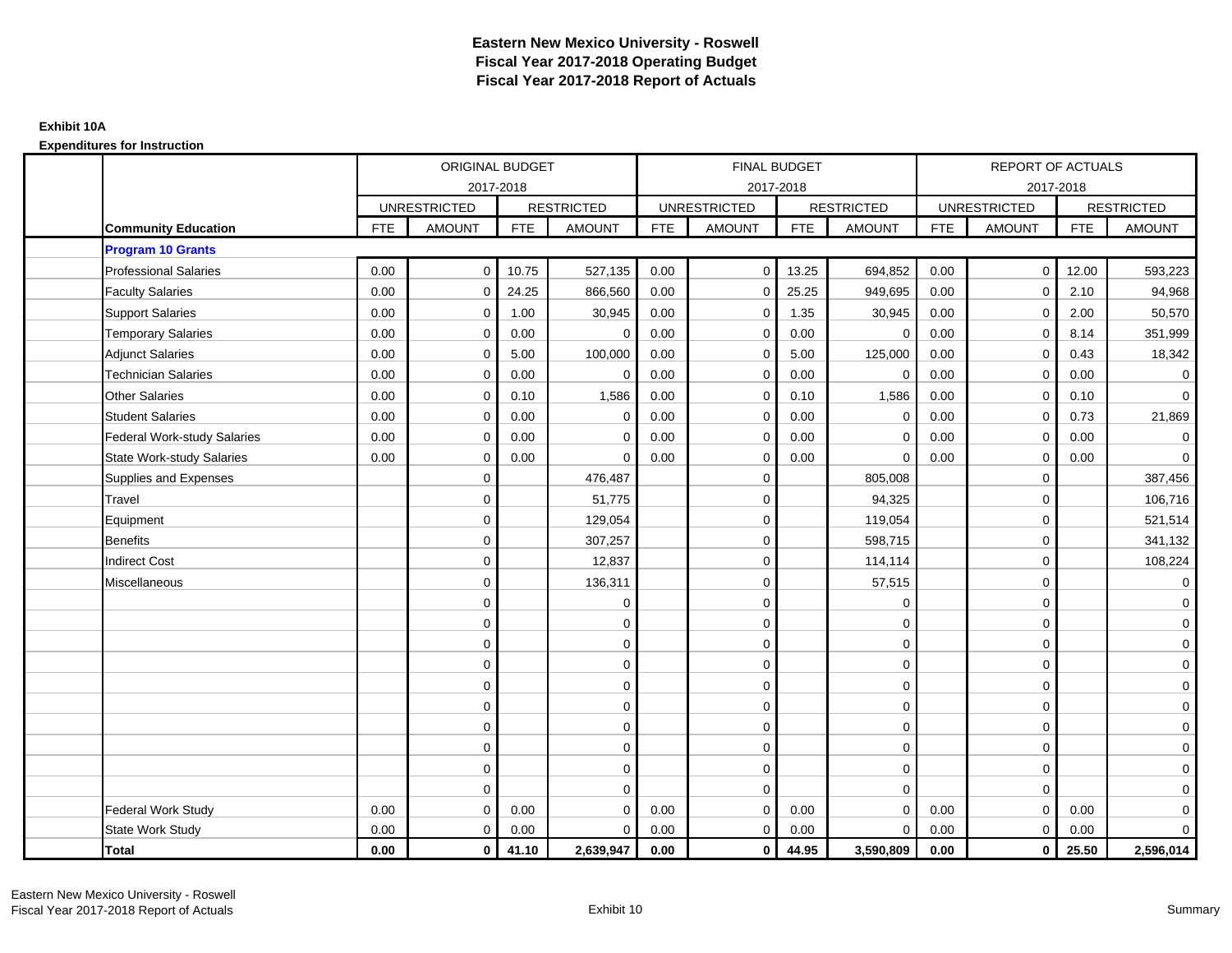# Eastern New Mexico University - Roswell
## Fiscal Year 2017-2018 Operating Budget
## Fiscal Year 2017-2018 Report of Actuals

**Exhibit 10A**

**Expenditures for Instruction**

| | ORIGINAL BUDGET 2017-2018 | | | | FINAL BUDGET 2017-2018 | | | | REPORT OF ACTUALS 2017-2018 | | | |
|---|---|---|---|---|---|---|---|---|---|---|---|---|
| | UNRESTRICTED | | RESTRICTED | | UNRESTRICTED | | RESTRICTED | | UNRESTRICTED | | RESTRICTED | |
| **Community Education** | FTE | AMOUNT | FTE | AMOUNT | FTE | AMOUNT | FTE | AMOUNT | FTE | AMOUNT | FTE | AMOUNT |
| **Program 10 Grants** | | | | | | | | | | | | |
| Professional Salaries | 0.00 | 0 | 10.75 | 527,135 | 0.00 | 0 | 13.25 | 694,852 | 0.00 | 0 | 12.00 | 593,223 |
| Faculty Salaries | 0.00 | 0 | 24.25 | 866,560 | 0.00 | 0 | 25.25 | 949,695 | 0.00 | 0 | 2.10 | 94,968 |
| Support Salaries | 0.00 | 0 | 1.00 | 30,945 | 0.00 | 0 | 1.35 | 30,945 | 0.00 | 0 | 2.00 | 50,570 |
| Temporary Salaries | 0.00 | 0 | 0.00 | 0 | 0.00 | 0 | 0.00 | 0 | 0.00 | 0 | 8.14 | 351,999 |
| Adjunct Salaries | 0.00 | 0 | 5.00 | 100,000 | 0.00 | 0 | 5.00 | 125,000 | 0.00 | 0 | 0.43 | 18,342 |
| Technician Salaries | 0.00 | 0 | 0.00 | 0 | 0.00 | 0 | 0.00 | 0 | 0.00 | 0 | 0.00 | 0 |
| Other Salaries | 0.00 | 0 | 0.10 | 1,586 | 0.00 | 0 | 0.10 | 1,586 | 0.00 | 0 | 0.10 | 0 |
| Student Salaries | 0.00 | 0 | 0.00 | 0 | 0.00 | 0 | 0.00 | 0 | 0.00 | 0 | 0.73 | 21,869 |
| Federal Work-study Salaries | 0.00 | 0 | 0.00 | 0 | 0.00 | 0 | 0.00 | 0 | 0.00 | 0 | 0.00 | 0 |
| State Work-study Salaries | 0.00 | 0 | 0.00 | 0 | 0.00 | 0 | 0.00 | 0 | 0.00 | 0 | 0.00 | 0 |
| Supplies and Expenses | | 0 | | 476,487 | | 0 | | 805,008 | | 0 | | 387,456 |
| Travel | | 0 | | 51,775 | | 0 | | 94,325 | | 0 | | 106,716 |
| Equipment | | 0 | | 129,054 | | 0 | | 119,054 | | 0 | | 521,514 |
| Benefits | | 0 | | 307,257 | | 0 | | 598,715 | | 0 | | 341,132 |
| Indirect Cost | | 0 | | 12,837 | | 0 | | 114,114 | | 0 | | 108,224 |
| Miscellaneous | | 0 | | 136,311 | | 0 | | 57,515 | | 0 | | 0 |
| | | 0 | | 0 | | 0 | | 0 | | 0 | | 0 |
| | | 0 | | 0 | | 0 | | 0 | | 0 | | 0 |
| | | 0 | | 0 | | 0 | | 0 | | 0 | | 0 |
| | | 0 | | 0 | | 0 | | 0 | | 0 | | 0 |
| | | 0 | | 0 | | 0 | | 0 | | 0 | | 0 |
| | | 0 | | 0 | | 0 | | 0 | | 0 | | 0 |
| | | 0 | | 0 | | 0 | | 0 | | 0 | | 0 |
| | | 0 | | 0 | | 0 | | 0 | | 0 | | 0 |
| | | 0 | | 0 | | 0 | | 0 | | 0 | | 0 |
| | | 0 | | 0 | | 0 | | 0 | | 0 | | 0 |
| Federal Work Study | 0.00 | 0 | 0.00 | 0 | 0.00 | 0 | 0.00 | 0 | 0.00 | 0 | 0.00 | 0 |
| State Work Study | 0.00 | 0 | 0.00 | 0 | 0.00 | 0 | 0.00 | 0 | 0.00 | 0 | 0.00 | 0 |
| **Total** | **0.00** | **0** | **41.10** | **2,639,947** | **0.00** | **0** | **44.95** | **3,590,809** | **0.00** | **0** | **25.50** | **2,596,014** |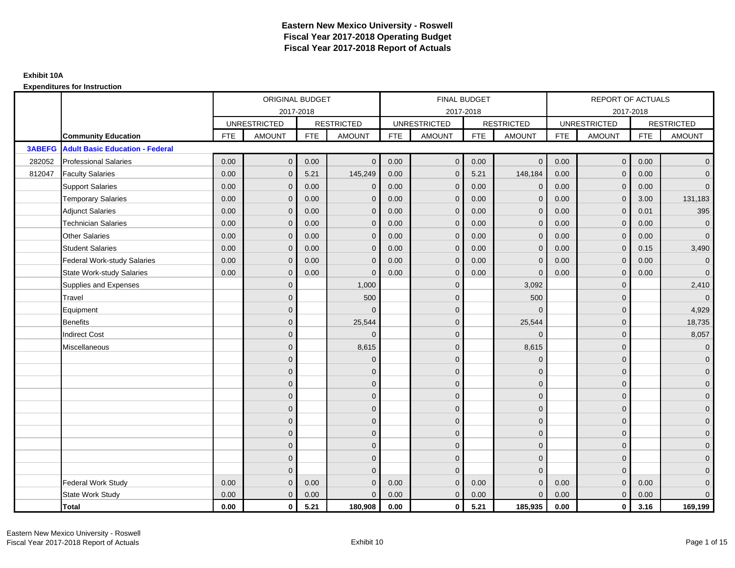# Eastern New Mexico University - Roswell
# Fiscal Year 2017-2018 Operating Budget
# Fiscal Year 2017-2018 Report of Actuals

**Exhibit 10A**

**Expenditures for Instruction**

| | | ORIGINAL BUDGET 2017-2018 | | | | FINAL BUDGET 2017-2018 | | | | REPORT OF ACTUALS 2017-2018 | | | |
|---|---|---|---|---|---|---|---|---|---|---|---|---|---|
| | | UNRESTRICTED | | RESTRICTED | | UNRESTRICTED | | RESTRICTED | | UNRESTRICTED | | RESTRICTED | |
| | **Community Education** | FTE | AMOUNT | FTE | AMOUNT | FTE | AMOUNT | FTE | AMOUNT | FTE | AMOUNT | FTE | AMOUNT |
| **3ABEFG** | **Adult Basic Education - Federal** | | | | | | | | | | | | |
| 282052 | Professional Salaries | 0.00 | 0 | 0.00 | 0 | 0.00 | 0 | 0.00 | 0 | 0.00 | 0 | 0.00 | 0 |
| 812047 | Faculty Salaries | 0.00 | 0 | 5.21 | 145,249 | 0.00 | 0 | 5.21 | 148,184 | 0.00 | 0 | 0.00 | 0 |
| | Support Salaries | 0.00 | 0 | 0.00 | 0 | 0.00 | 0 | 0.00 | 0 | 0.00 | 0 | 0.00 | 0 |
| | Temporary Salaries | 0.00 | 0 | 0.00 | 0 | 0.00 | 0 | 0.00 | 0 | 0.00 | 0 | 3.00 | 131,183 |
| | Adjunct Salaries | 0.00 | 0 | 0.00 | 0 | 0.00 | 0 | 0.00 | 0 | 0.00 | 0 | 0.01 | 395 |
| | Technician Salaries | 0.00 | 0 | 0.00 | 0 | 0.00 | 0 | 0.00 | 0 | 0.00 | 0 | 0.00 | 0 |
| | Other Salaries | 0.00 | 0 | 0.00 | 0 | 0.00 | 0 | 0.00 | 0 | 0.00 | 0 | 0.00 | 0 |
| | Student Salaries | 0.00 | 0 | 0.00 | 0 | 0.00 | 0 | 0.00 | 0 | 0.00 | 0 | 0.15 | 3,490 |
| | Federal Work-study Salaries | 0.00 | 0 | 0.00 | 0 | 0.00 | 0 | 0.00 | 0 | 0.00 | 0 | 0.00 | 0 |
| | State Work-study Salaries | 0.00 | 0 | 0.00 | 0 | 0.00 | 0 | 0.00 | 0 | 0.00 | 0 | 0.00 | 0 |
| | Supplies and Expenses | | 0 | | 1,000 | | 0 | | 3,092 | | 0 | | 2,410 |
| | Travel | | 0 | | 500 | | 0 | | 500 | | 0 | | 0 |
| | Equipment | | 0 | | 0 | | 0 | | 0 | | 0 | | 4,929 |
| | Benefits | | 0 | | 25,544 | | 0 | | 25,544 | | 0 | | 18,735 |
| | Indirect Cost | | 0 | | 0 | | 0 | | 0 | | 0 | | 8,057 |
| | Miscellaneous | | 0 | | 8,615 | | 0 | | 8,615 | | 0 | | 0 |
| | | | 0 | | 0 | | 0 | | 0 | | 0 | | 0 |
| | | | 0 | | 0 | | 0 | | 0 | | 0 | | 0 |
| | | | 0 | | 0 | | 0 | | 0 | | 0 | | 0 |
| | | | 0 | | 0 | | 0 | | 0 | | 0 | | 0 |
| | | | 0 | | 0 | | 0 | | 0 | | 0 | | 0 |
| | | | 0 | | 0 | | 0 | | 0 | | 0 | | 0 |
| | | | 0 | | 0 | | 0 | | 0 | | 0 | | 0 |
| | | | 0 | | 0 | | 0 | | 0 | | 0 | | 0 |
| | | | 0 | | 0 | | 0 | | 0 | | 0 | | 0 |
| | | | 0 | | 0 | | 0 | | 0 | | 0 | | 0 |
| | Federal Work Study | 0.00 | 0 | 0.00 | 0 | 0.00 | 0 | 0.00 | 0 | 0.00 | 0 | 0.00 | 0 |
| | State Work Study | 0.00 | 0 | 0.00 | 0 | 0.00 | 0 | 0.00 | 0 | 0.00 | 0 | 0.00 | 0 |
| | **Total** | **0.00** | **0** | **5.21** | **180,908** | **0.00** | **0** | **5.21** | **185,935** | **0.00** | **0** | **3.16** | **169,199** |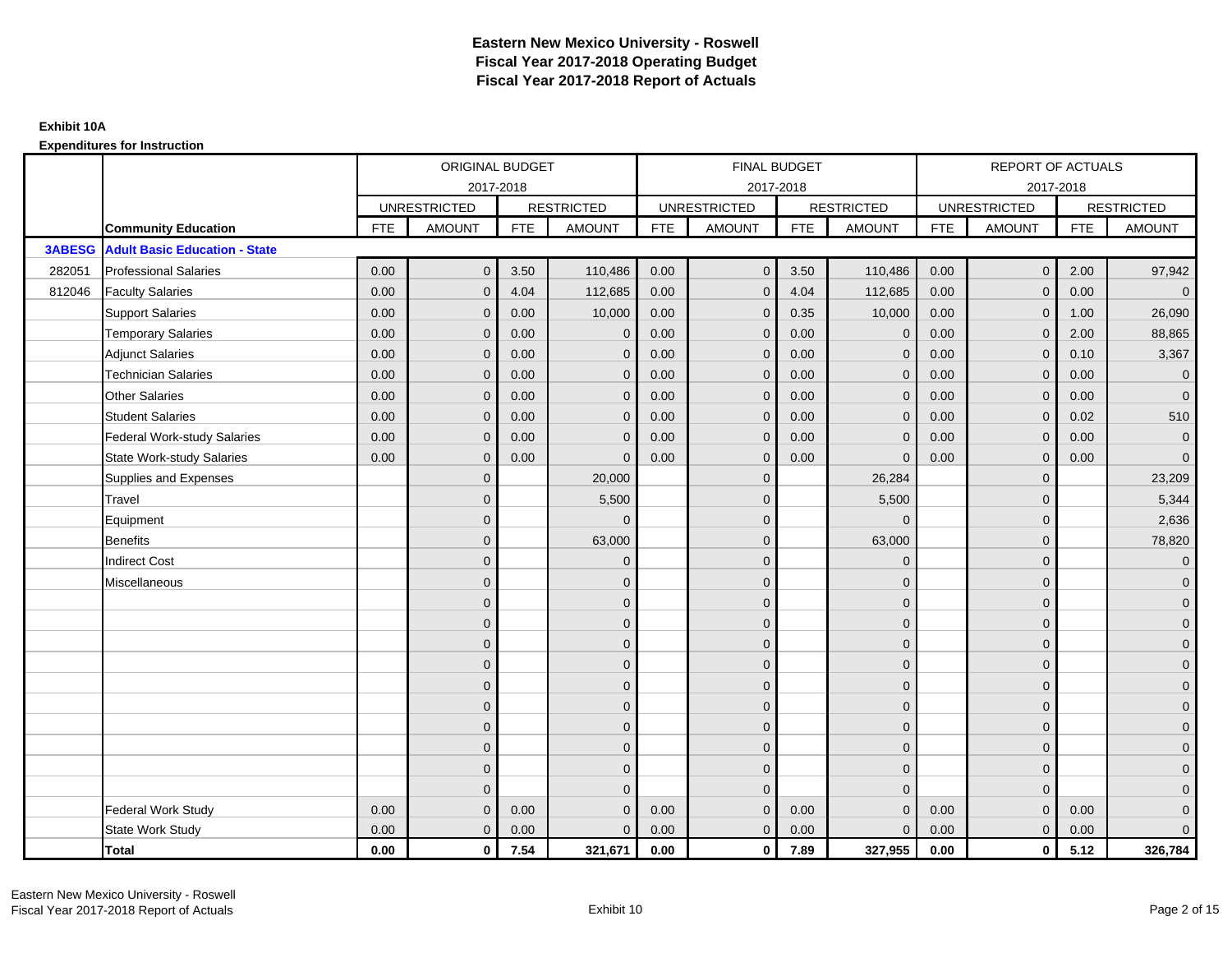# Eastern New Mexico University - Roswell
## Fiscal Year 2017-2018 Operating Budget
## Fiscal Year 2017-2018 Report of Actuals

**Exhibit 10A**

**Expenditures for Instruction**

| | | ORIGINAL BUDGET 2017-2018 | | | | FINAL BUDGET 2017-2018 | | | | REPORT OF ACTUALS 2017-2018 | | | |
|---|---|---|---|---|---|---|---|---|---|---|---|---|---|
| | | UNRESTRICTED | | RESTRICTED | | UNRESTRICTED | | RESTRICTED | | UNRESTRICTED | | RESTRICTED | |
| | **Community Education** | FTE | AMOUNT | FTE | AMOUNT | FTE | AMOUNT | FTE | AMOUNT | FTE | AMOUNT | FTE | AMOUNT |
| **3ABESG** | **Adult Basic Education - State** | | | | | | | | | | | | |
| 282051 | Professional Salaries | 0.00 | 0 | 3.50 | 110,486 | 0.00 | 0 | 3.50 | 110,486 | 0.00 | 0 | 2.00 | 97,942 |
| 812046 | Faculty Salaries | 0.00 | 0 | 4.04 | 112,685 | 0.00 | 0 | 4.04 | 112,685 | 0.00 | 0 | 0.00 | 0 |
| | Support Salaries | 0.00 | 0 | 0.00 | 10,000 | 0.00 | 0 | 0.35 | 10,000 | 0.00 | 0 | 1.00 | 26,090 |
| | Temporary Salaries | 0.00 | 0 | 0.00 | 0 | 0.00 | 0 | 0.00 | 0 | 0.00 | 0 | 2.00 | 88,865 |
| | Adjunct Salaries | 0.00 | 0 | 0.00 | 0 | 0.00 | 0 | 0.00 | 0 | 0.00 | 0 | 0.10 | 3,367 |
| | Technician Salaries | 0.00 | 0 | 0.00 | 0 | 0.00 | 0 | 0.00 | 0 | 0.00 | 0 | 0.00 | 0 |
| | Other Salaries | 0.00 | 0 | 0.00 | 0 | 0.00 | 0 | 0.00 | 0 | 0.00 | 0 | 0.00 | 0 |
| | Student Salaries | 0.00 | 0 | 0.00 | 0 | 0.00 | 0 | 0.00 | 0 | 0.00 | 0 | 0.02 | 510 |
| | Federal Work-study Salaries | 0.00 | 0 | 0.00 | 0 | 0.00 | 0 | 0.00 | 0 | 0.00 | 0 | 0.00 | 0 |
| | State Work-study Salaries | 0.00 | 0 | 0.00 | 0 | 0.00 | 0 | 0.00 | 0 | 0.00 | 0 | 0.00 | 0 |
| | Supplies and Expenses | | 0 | | 20,000 | | 0 | | 26,284 | | 0 | | 23,209 |
| | Travel | | 0 | | 5,500 | | 0 | | 5,500 | | 0 | | 5,344 |
| | Equipment | | 0 | | 0 | | 0 | | 0 | | 0 | | 2,636 |
| | Benefits | | 0 | | 63,000 | | 0 | | 63,000 | | 0 | | 78,820 |
| | Indirect Cost | | 0 | | 0 | | 0 | | 0 | | 0 | | 0 |
| | Miscellaneous | | 0 | | 0 | | 0 | | 0 | | 0 | | 0 |
| | | | 0 | | 0 | | 0 | | 0 | | 0 | | 0 |
| | | | 0 | | 0 | | 0 | | 0 | | 0 | | 0 |
| | | | 0 | | 0 | | 0 | | 0 | | 0 | | 0 |
| | | | 0 | | 0 | | 0 | | 0 | | 0 | | 0 |
| | | | 0 | | 0 | | 0 | | 0 | | 0 | | 0 |
| | | | 0 | | 0 | | 0 | | 0 | | 0 | | 0 |
| | | | 0 | | 0 | | 0 | | 0 | | 0 | | 0 |
| | | | 0 | | 0 | | 0 | | 0 | | 0 | | 0 |
| | | | 0 | | 0 | | 0 | | 0 | | 0 | | 0 |
| | | | 0 | | 0 | | 0 | | 0 | | 0 | | 0 |
| | Federal Work Study | 0.00 | 0 | 0.00 | 0 | 0.00 | 0 | 0.00 | 0 | 0.00 | 0 | 0.00 | 0 |
| | State Work Study | 0.00 | 0 | 0.00 | 0 | 0.00 | 0 | 0.00 | 0 | 0.00 | 0 | 0.00 | 0 |
| | **Total** | **0.00** | **0** | **7.54** | **321,671** | **0.00** | **0** | **7.89** | **327,955** | **0.00** | **0** | **5.12** | **326,784** |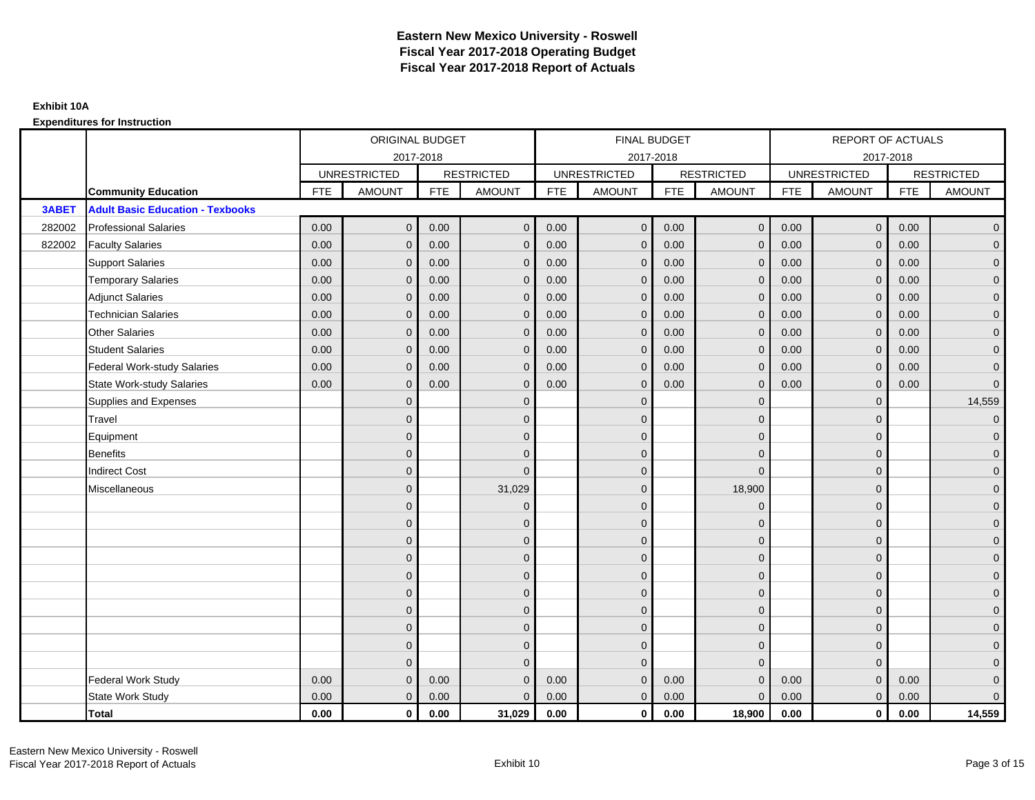# Eastern New Mexico University - Roswell
## Fiscal Year 2017-2018 Operating Budget
## Fiscal Year 2017-2018 Report of Actuals

**Exhibit 10A**

**Expenditures for Instruction**

| | | ORIGINAL BUDGET 2017-2018 | | | | FINAL BUDGET 2017-2018 | | | | REPORT OF ACTUALS 2017-2018 | | | |
|---|---|---|---|---|---|---|---|---|---|---|---|---|---|
| | | UNRESTRICTED | | RESTRICTED | | UNRESTRICTED | | RESTRICTED | | UNRESTRICTED | | RESTRICTED | |
| | **Community Education** | FTE | AMOUNT | FTE | AMOUNT | FTE | AMOUNT | FTE | AMOUNT | FTE | AMOUNT | FTE | AMOUNT |
| **3ABET** | **Adult Basic Education - Texbooks** | | | | | | | | | | | | |
| 282002 | Professional Salaries | 0.00 | 0 | 0.00 | 0 | 0.00 | 0 | 0.00 | 0 | 0.00 | 0 | 0.00 | 0 |
| 822002 | Faculty Salaries | 0.00 | 0 | 0.00 | 0 | 0.00 | 0 | 0.00 | 0 | 0.00 | 0 | 0.00 | 0 |
| | Support Salaries | 0.00 | 0 | 0.00 | 0 | 0.00 | 0 | 0.00 | 0 | 0.00 | 0 | 0.00 | 0 |
| | Temporary Salaries | 0.00 | 0 | 0.00 | 0 | 0.00 | 0 | 0.00 | 0 | 0.00 | 0 | 0.00 | 0 |
| | Adjunct Salaries | 0.00 | 0 | 0.00 | 0 | 0.00 | 0 | 0.00 | 0 | 0.00 | 0 | 0.00 | 0 |
| | Technician Salaries | 0.00 | 0 | 0.00 | 0 | 0.00 | 0 | 0.00 | 0 | 0.00 | 0 | 0.00 | 0 |
| | Other Salaries | 0.00 | 0 | 0.00 | 0 | 0.00 | 0 | 0.00 | 0 | 0.00 | 0 | 0.00 | 0 |
| | Student Salaries | 0.00 | 0 | 0.00 | 0 | 0.00 | 0 | 0.00 | 0 | 0.00 | 0 | 0.00 | 0 |
| | Federal Work-study Salaries | 0.00 | 0 | 0.00 | 0 | 0.00 | 0 | 0.00 | 0 | 0.00 | 0 | 0.00 | 0 |
| | State Work-study Salaries | 0.00 | 0 | 0.00 | 0 | 0.00 | 0 | 0.00 | 0 | 0.00 | 0 | 0.00 | 0 |
| | Supplies and Expenses | | 0 | | 0 | | 0 | | 0 | | 0 | | 14,559 |
| | Travel | | 0 | | 0 | | 0 | | 0 | | 0 | | 0 |
| | Equipment | | 0 | | 0 | | 0 | | 0 | | 0 | | 0 |
| | Benefits | | 0 | | 0 | | 0 | | 0 | | 0 | | 0 |
| | Indirect Cost | | 0 | | 0 | | 0 | | 0 | | 0 | | 0 |
| | Miscellaneous | | 0 | | 31,029 | | 0 | | 18,900 | | 0 | | 0 |
| | | | 0 | | 0 | | 0 | | 0 | | 0 | | 0 |
| | | | 0 | | 0 | | 0 | | 0 | | 0 | | 0 |
| | | | 0 | | 0 | | 0 | | 0 | | 0 | | 0 |
| | | | 0 | | 0 | | 0 | | 0 | | 0 | | 0 |
| | | | 0 | | 0 | | 0 | | 0 | | 0 | | 0 |
| | | | 0 | | 0 | | 0 | | 0 | | 0 | | 0 |
| | | | 0 | | 0 | | 0 | | 0 | | 0 | | 0 |
| | | | 0 | | 0 | | 0 | | 0 | | 0 | | 0 |
| | | | 0 | | 0 | | 0 | | 0 | | 0 | | 0 |
| | | | 0 | | 0 | | 0 | | 0 | | 0 | | 0 |
| | Federal Work Study | 0.00 | 0 | 0.00 | 0 | 0.00 | 0 | 0.00 | 0 | 0.00 | 0 | 0.00 | 0 |
| | State Work Study | 0.00 | 0 | 0.00 | 0 | 0.00 | 0 | 0.00 | 0 | 0.00 | 0 | 0.00 | 0 |
| | **Total** | **0.00** | **0** | **0.00** | **31,029** | **0.00** | **0** | **0.00** | **18,900** | **0.00** | **0** | **0.00** | **14,559** |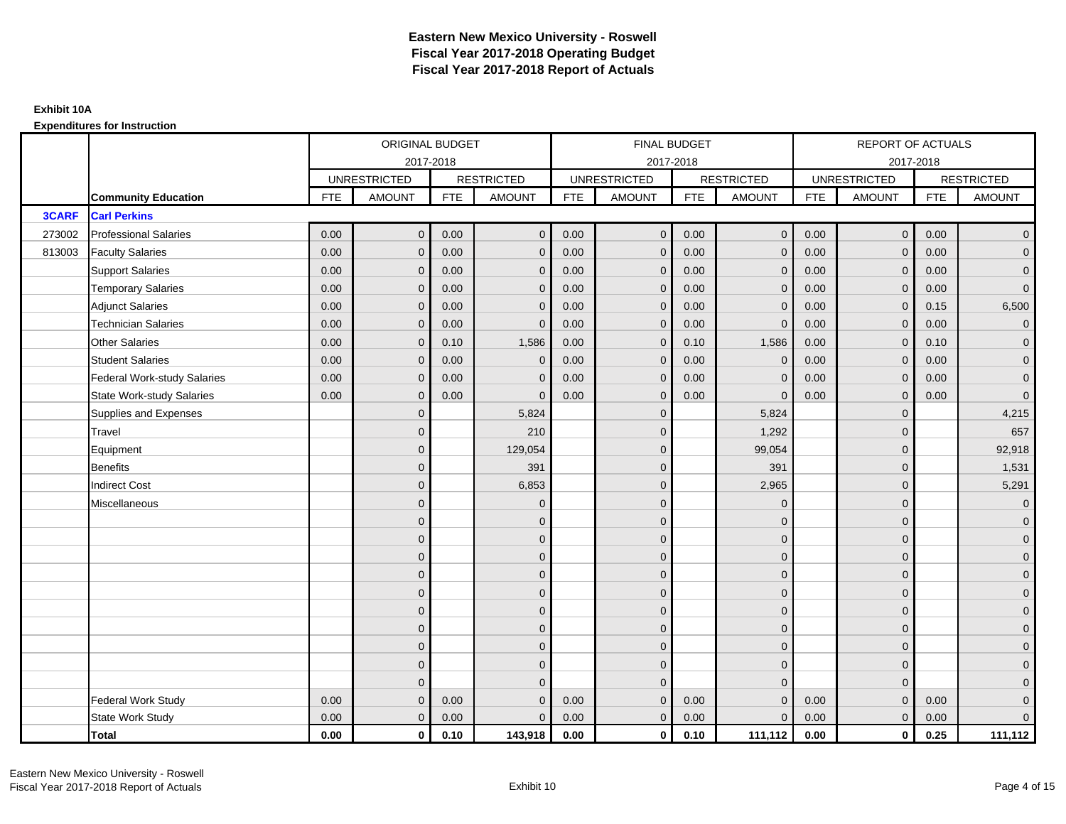# Eastern New Mexico University - Roswell
# Fiscal Year 2017-2018 Operating Budget
# Fiscal Year 2017-2018 Report of Actuals

**Exhibit 10A**

**Expenditures for Instruction**

| | | ORIGINAL BUDGET | | | | FINAL BUDGET | | | | REPORT OF ACTUALS | | | |
|---|---|---|---|---|---|---|---|---|---|---|---|---|---|
| | | 2017-2018 | | | | 2017-2018 | | | | 2017-2018 | | | |
| | | UNRESTRICTED | | RESTRICTED | | UNRESTRICTED | | RESTRICTED | | UNRESTRICTED | | RESTRICTED | |
| | **Community Education** | FTE | AMOUNT | FTE | AMOUNT | FTE | AMOUNT | FTE | AMOUNT | FTE | AMOUNT | FTE | AMOUNT |
| **3CARF** | **Carl Perkins** | | | | | | | | | | | | |
| 273002 | Professional Salaries | 0.00 | 0 | 0.00 | 0 | 0.00 | 0 | 0.00 | 0 | 0.00 | 0 | 0.00 | 0 |
| 813003 | Faculty Salaries | 0.00 | 0 | 0.00 | 0 | 0.00 | 0 | 0.00 | 0 | 0.00 | 0 | 0.00 | 0 |
| | Support Salaries | 0.00 | 0 | 0.00 | 0 | 0.00 | 0 | 0.00 | 0 | 0.00 | 0 | 0.00 | 0 |
| | Temporary Salaries | 0.00 | 0 | 0.00 | 0 | 0.00 | 0 | 0.00 | 0 | 0.00 | 0 | 0.00 | 0 |
| | Adjunct Salaries | 0.00 | 0 | 0.00 | 0 | 0.00 | 0 | 0.00 | 0 | 0.00 | 0 | 0.15 | 6,500 |
| | Technician Salaries | 0.00 | 0 | 0.00 | 0 | 0.00 | 0 | 0.00 | 0 | 0.00 | 0 | 0.00 | 0 |
| | Other Salaries | 0.00 | 0 | 0.10 | 1,586 | 0.00 | 0 | 0.10 | 1,586 | 0.00 | 0 | 0.10 | 0 |
| | Student Salaries | 0.00 | 0 | 0.00 | 0 | 0.00 | 0 | 0.00 | 0 | 0.00 | 0 | 0.00 | 0 |
| | Federal Work-study Salaries | 0.00 | 0 | 0.00 | 0 | 0.00 | 0 | 0.00 | 0 | 0.00 | 0 | 0.00 | 0 |
| | State Work-study Salaries | 0.00 | 0 | 0.00 | 0 | 0.00 | 0 | 0.00 | 0 | 0.00 | 0 | 0.00 | 0 |
| | Supplies and Expenses | | 0 | | 5,824 | | 0 | | 5,824 | | 0 | | 4,215 |
| | Travel | | 0 | | 210 | | 0 | | 1,292 | | 0 | | 657 |
| | Equipment | | 0 | | 129,054 | | 0 | | 99,054 | | 0 | | 92,918 |
| | Benefits | | 0 | | 391 | | 0 | | 391 | | 0 | | 1,531 |
| | Indirect Cost | | 0 | | 6,853 | | 0 | | 2,965 | | 0 | | 5,291 |
| | Miscellaneous | | 0 | | 0 | | 0 | | 0 | | 0 | | 0 |
| | | | 0 | | 0 | | 0 | | 0 | | 0 | | 0 |
| | | | 0 | | 0 | | 0 | | 0 | | 0 | | 0 |
| | | | 0 | | 0 | | 0 | | 0 | | 0 | | 0 |
| | | | 0 | | 0 | | 0 | | 0 | | 0 | | 0 |
| | | | 0 | | 0 | | 0 | | 0 | | 0 | | 0 |
| | | | 0 | | 0 | | 0 | | 0 | | 0 | | 0 |
| | | | 0 | | 0 | | 0 | | 0 | | 0 | | 0 |
| | | | 0 | | 0 | | 0 | | 0 | | 0 | | 0 |
| | | | 0 | | 0 | | 0 | | 0 | | 0 | | 0 |
| | | | 0 | | 0 | | 0 | | 0 | | 0 | | 0 |
| | Federal Work Study | 0.00 | 0 | 0.00 | 0 | 0.00 | 0 | 0.00 | 0 | 0.00 | 0 | 0.00 | 0 |
| | State Work Study | 0.00 | 0 | 0.00 | 0 | 0.00 | 0 | 0.00 | 0 | 0.00 | 0 | 0.00 | 0 |
| | **Total** | **0.00** | **0** | **0.10** | **143,918** | **0.00** | **0** | **0.10** | **111,112** | **0.00** | **0** | **0.25** | **111,112** |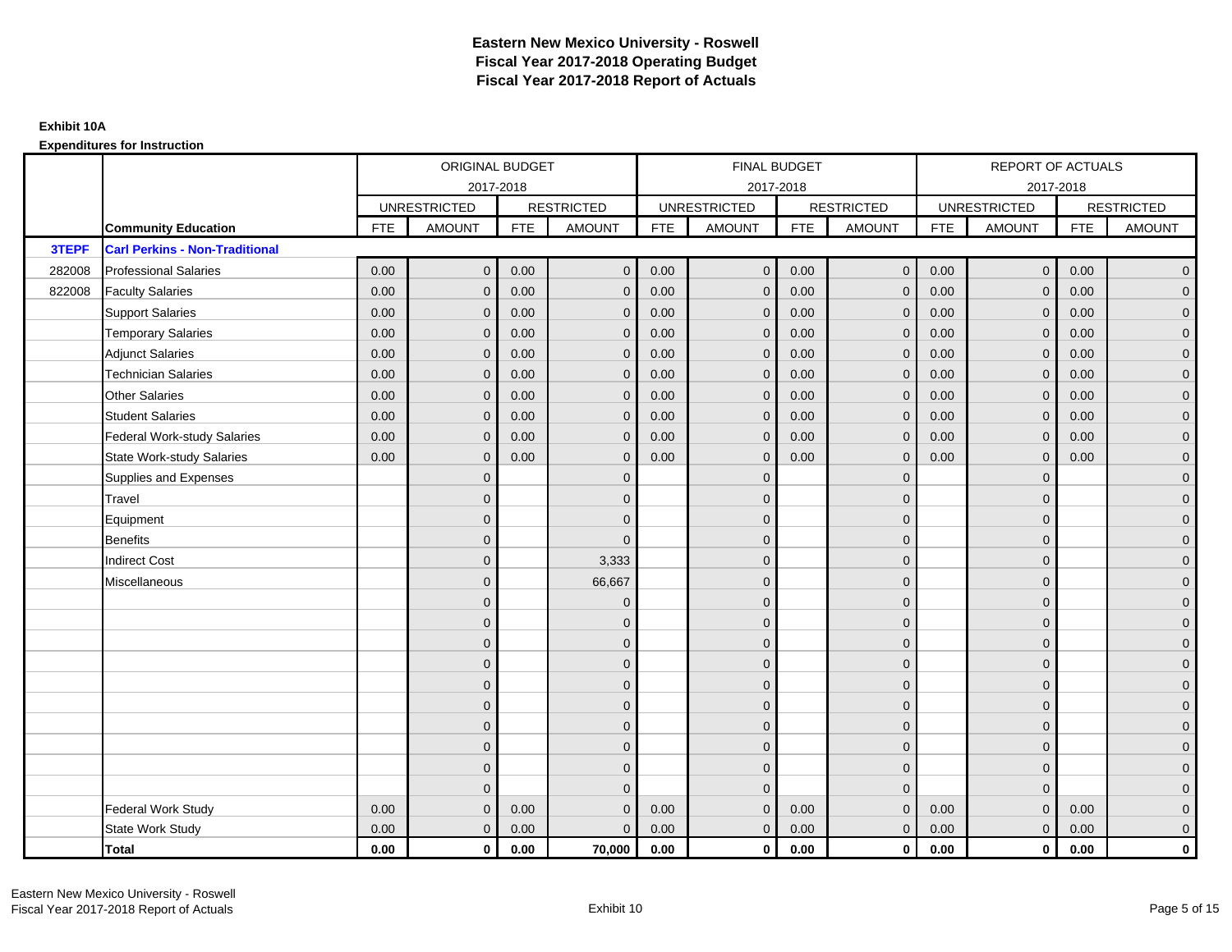# Eastern New Mexico University - Roswell
## Fiscal Year 2017-2018 Operating Budget
## Fiscal Year 2017-2018 Report of Actuals

**Exhibit 10A**

**Expenditures for Instruction**

| | | ORIGINAL BUDGET 2017-2018 | | | | FINAL BUDGET 2017-2018 | | | | REPORT OF ACTUALS 2017-2018 | | | |
|---|---|---|---|---|---|---|---|---|---|---|---|---|---|
| | | UNRESTRICTED | | RESTRICTED | | UNRESTRICTED | | RESTRICTED | | UNRESTRICTED | | RESTRICTED | |
| | **Community Education** | FTE | AMOUNT | FTE | AMOUNT | FTE | AMOUNT | FTE | AMOUNT | FTE | AMOUNT | FTE | AMOUNT |
| **3TEPF** | **Carl Perkins - Non-Traditional** | | | | | | | | | | | | |
| 282008 | Professional Salaries | 0.00 | 0 | 0.00 | 0 | 0.00 | 0 | 0.00 | 0 | 0.00 | 0 | 0.00 | 0 |
| 822008 | Faculty Salaries | 0.00 | 0 | 0.00 | 0 | 0.00 | 0 | 0.00 | 0 | 0.00 | 0 | 0.00 | 0 |
| | Support Salaries | 0.00 | 0 | 0.00 | 0 | 0.00 | 0 | 0.00 | 0 | 0.00 | 0 | 0.00 | 0 |
| | Temporary Salaries | 0.00 | 0 | 0.00 | 0 | 0.00 | 0 | 0.00 | 0 | 0.00 | 0 | 0.00 | 0 |
| | Adjunct Salaries | 0.00 | 0 | 0.00 | 0 | 0.00 | 0 | 0.00 | 0 | 0.00 | 0 | 0.00 | 0 |
| | Technician Salaries | 0.00 | 0 | 0.00 | 0 | 0.00 | 0 | 0.00 | 0 | 0.00 | 0 | 0.00 | 0 |
| | Other Salaries | 0.00 | 0 | 0.00 | 0 | 0.00 | 0 | 0.00 | 0 | 0.00 | 0 | 0.00 | 0 |
| | Student Salaries | 0.00 | 0 | 0.00 | 0 | 0.00 | 0 | 0.00 | 0 | 0.00 | 0 | 0.00 | 0 |
| | Federal Work-study Salaries | 0.00 | 0 | 0.00 | 0 | 0.00 | 0 | 0.00 | 0 | 0.00 | 0 | 0.00 | 0 |
| | State Work-study Salaries | 0.00 | 0 | 0.00 | 0 | 0.00 | 0 | 0.00 | 0 | 0.00 | 0 | 0.00 | 0 |
| | Supplies and Expenses | | 0 | | 0 | | 0 | | 0 | | 0 | | 0 |
| | Travel | | 0 | | 0 | | 0 | | 0 | | 0 | | 0 |
| | Equipment | | 0 | | 0 | | 0 | | 0 | | 0 | | 0 |
| | Benefits | | 0 | | 0 | | 0 | | 0 | | 0 | | 0 |
| | Indirect Cost | | 0 | | 3,333 | | 0 | | 0 | | 0 | | 0 |
| | Miscellaneous | | 0 | | 66,667 | | 0 | | 0 | | 0 | | 0 |
| | | | 0 | | 0 | | 0 | | 0 | | 0 | | 0 |
| | | | 0 | | 0 | | 0 | | 0 | | 0 | | 0 |
| | | | 0 | | 0 | | 0 | | 0 | | 0 | | 0 |
| | | | 0 | | 0 | | 0 | | 0 | | 0 | | 0 |
| | | | 0 | | 0 | | 0 | | 0 | | 0 | | 0 |
| | | | 0 | | 0 | | 0 | | 0 | | 0 | | 0 |
| | | | 0 | | 0 | | 0 | | 0 | | 0 | | 0 |
| | | | 0 | | 0 | | 0 | | 0 | | 0 | | 0 |
| | | | 0 | | 0 | | 0 | | 0 | | 0 | | 0 |
| | | | 0 | | 0 | | 0 | | 0 | | 0 | | 0 |
| | Federal Work Study | 0.00 | 0 | 0.00 | 0 | 0.00 | 0 | 0.00 | 0 | 0.00 | 0 | 0.00 | 0 |
| | State Work Study | 0.00 | 0 | 0.00 | 0 | 0.00 | 0 | 0.00 | 0 | 0.00 | 0 | 0.00 | 0 |
| | **Total** | **0.00** | **0** | **0.00** | **70,000** | **0.00** | **0** | **0.00** | **0** | **0.00** | **0** | **0.00** | **0** |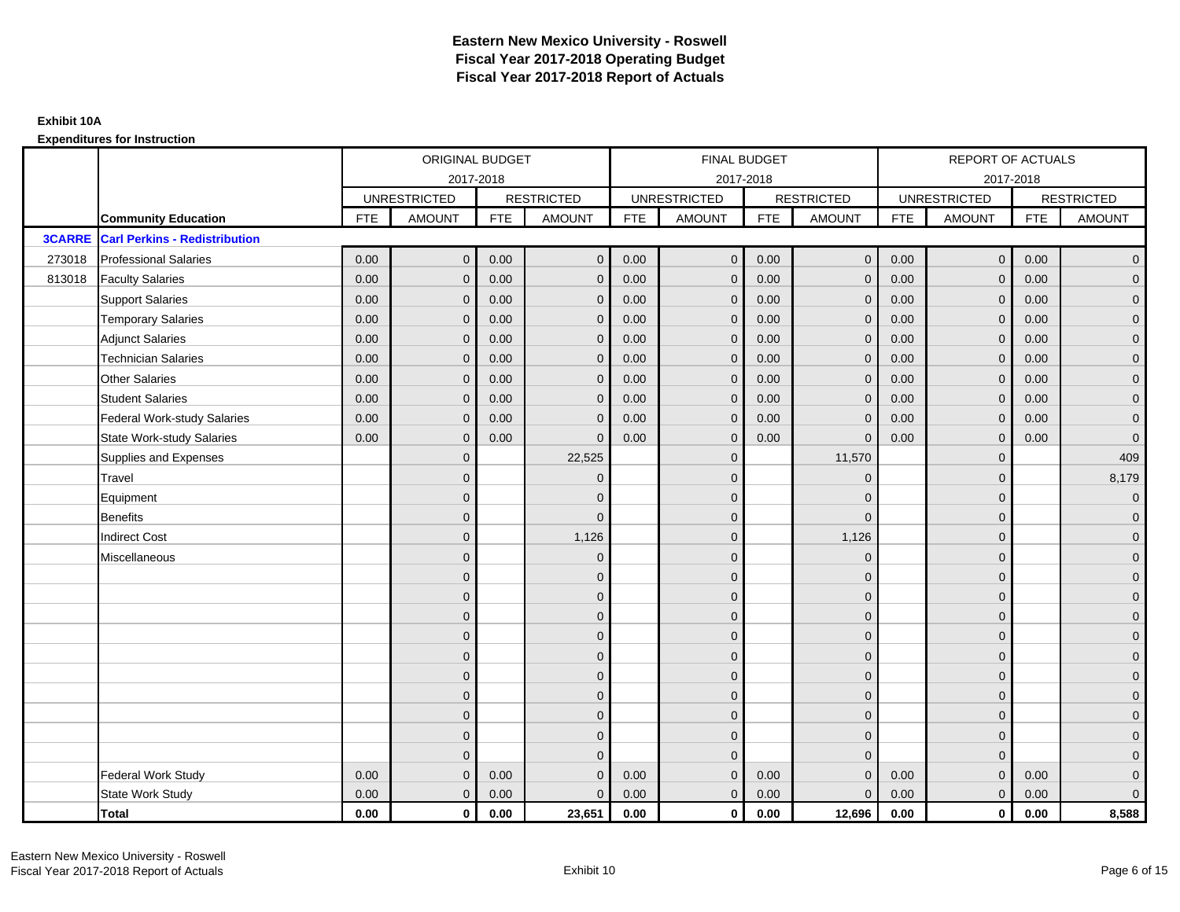# Eastern New Mexico University - Roswell
## Fiscal Year 2017-2018 Operating Budget
## Fiscal Year 2017-2018 Report of Actuals

**Exhibit 10A**

**Expenditures for Instruction**

| | | ORIGINAL BUDGET 2017-2018 | | | | FINAL BUDGET 2017-2018 | | | | REPORT OF ACTUALS 2017-2018 | | | |
|---|---|---|---|---|---|---|---|---|---|---|---|---|---|
| | | UNRESTRICTED | | RESTRICTED | | UNRESTRICTED | | RESTRICTED | | UNRESTRICTED | | RESTRICTED | |
| | **Community Education** | FTE | AMOUNT | FTE | AMOUNT | FTE | AMOUNT | FTE | AMOUNT | FTE | AMOUNT | FTE | AMOUNT |
| **3CARRE** | **Carl Perkins - Redistribution** | | | | | | | | | | | | |
| 273018 | Professional Salaries | 0.00 | 0 | 0.00 | 0 | 0.00 | 0 | 0.00 | 0 | 0.00 | 0 | 0.00 | 0 |
| 813018 | Faculty Salaries | 0.00 | 0 | 0.00 | 0 | 0.00 | 0 | 0.00 | 0 | 0.00 | 0 | 0.00 | 0 |
| | Support Salaries | 0.00 | 0 | 0.00 | 0 | 0.00 | 0 | 0.00 | 0 | 0.00 | 0 | 0.00 | 0 |
| | Temporary Salaries | 0.00 | 0 | 0.00 | 0 | 0.00 | 0 | 0.00 | 0 | 0.00 | 0 | 0.00 | 0 |
| | Adjunct Salaries | 0.00 | 0 | 0.00 | 0 | 0.00 | 0 | 0.00 | 0 | 0.00 | 0 | 0.00 | 0 |
| | Technician Salaries | 0.00 | 0 | 0.00 | 0 | 0.00 | 0 | 0.00 | 0 | 0.00 | 0 | 0.00 | 0 |
| | Other Salaries | 0.00 | 0 | 0.00 | 0 | 0.00 | 0 | 0.00 | 0 | 0.00 | 0 | 0.00 | 0 |
| | Student Salaries | 0.00 | 0 | 0.00 | 0 | 0.00 | 0 | 0.00 | 0 | 0.00 | 0 | 0.00 | 0 |
| | Federal Work-study Salaries | 0.00 | 0 | 0.00 | 0 | 0.00 | 0 | 0.00 | 0 | 0.00 | 0 | 0.00 | 0 |
| | State Work-study Salaries | 0.00 | 0 | 0.00 | 0 | 0.00 | 0 | 0.00 | 0 | 0.00 | 0 | 0.00 | 0 |
| | Supplies and Expenses | | 0 | | 22,525 | | 0 | | 11,570 | | 0 | | 409 |
| | Travel | | 0 | | 0 | | 0 | | 0 | | 0 | | 8,179 |
| | Equipment | | 0 | | 0 | | 0 | | 0 | | 0 | | 0 |
| | Benefits | | 0 | | 0 | | 0 | | 0 | | 0 | | 0 |
| | Indirect Cost | | 0 | | 1,126 | | 0 | | 1,126 | | 0 | | 0 |
| | Miscellaneous | | 0 | | 0 | | 0 | | 0 | | 0 | | 0 |
| | | | 0 | | 0 | | 0 | | 0 | | 0 | | 0 |
| | | | 0 | | 0 | | 0 | | 0 | | 0 | | 0 |
| | | | 0 | | 0 | | 0 | | 0 | | 0 | | 0 |
| | | | 0 | | 0 | | 0 | | 0 | | 0 | | 0 |
| | | | 0 | | 0 | | 0 | | 0 | | 0 | | 0 |
| | | | 0 | | 0 | | 0 | | 0 | | 0 | | 0 |
| | | | 0 | | 0 | | 0 | | 0 | | 0 | | 0 |
| | | | 0 | | 0 | | 0 | | 0 | | 0 | | 0 |
| | | | 0 | | 0 | | 0 | | 0 | | 0 | | 0 |
| | | | 0 | | 0 | | 0 | | 0 | | 0 | | 0 |
| | Federal Work Study | 0.00 | 0 | 0.00 | 0 | 0.00 | 0 | 0.00 | 0 | 0.00 | 0 | 0.00 | 0 |
| | State Work Study | 0.00 | 0 | 0.00 | 0 | 0.00 | 0 | 0.00 | 0 | 0.00 | 0 | 0.00 | 0 |
| | **Total** | **0.00** | **0** | **0.00** | **23,651** | **0.00** | **0** | **0.00** | **12,696** | **0.00** | **0** | **0.00** | **8,588** |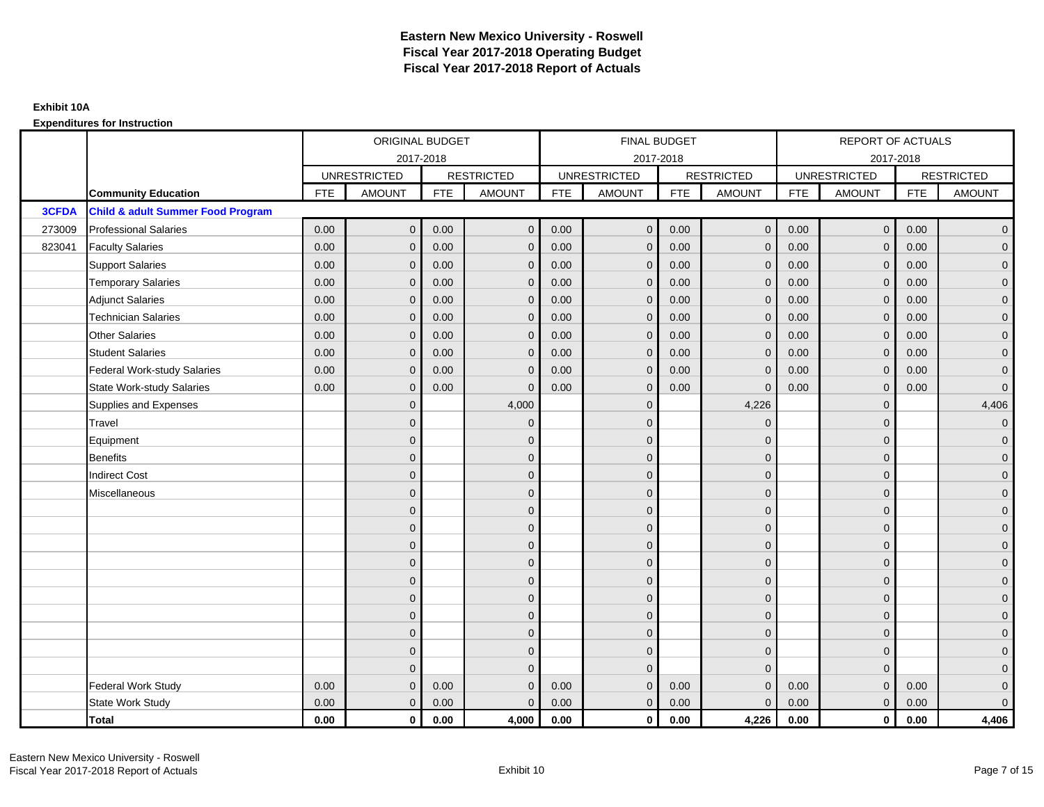# Eastern New Mexico University - Roswell
## Fiscal Year 2017-2018 Operating Budget
## Fiscal Year 2017-2018 Report of Actuals

**Exhibit 10A**

**Expenditures for Instruction**

| | | ORIGINAL BUDGET 2017-2018 | | | | FINAL BUDGET 2017-2018 | | | | REPORT OF ACTUALS 2017-2018 | | | |
|---|---|---|---|---|---|---|---|---|---|---|---|---|---|
| | | UNRESTRICTED | | RESTRICTED | | UNRESTRICTED | | RESTRICTED | | UNRESTRICTED | | RESTRICTED | |
| | **Community Education** | FTE | AMOUNT | FTE | AMOUNT | FTE | AMOUNT | FTE | AMOUNT | FTE | AMOUNT | FTE | AMOUNT |
| **3CFDA** | **Child & adult Summer Food Program** | | | | | | | | | | | | |
| 273009 | Professional Salaries | 0.00 | 0 | 0.00 | 0 | 0.00 | 0 | 0.00 | 0 | 0.00 | 0 | 0.00 | 0 |
| 823041 | Faculty Salaries | 0.00 | 0 | 0.00 | 0 | 0.00 | 0 | 0.00 | 0 | 0.00 | 0 | 0.00 | 0 |
| | Support Salaries | 0.00 | 0 | 0.00 | 0 | 0.00 | 0 | 0.00 | 0 | 0.00 | 0 | 0.00 | 0 |
| | Temporary Salaries | 0.00 | 0 | 0.00 | 0 | 0.00 | 0 | 0.00 | 0 | 0.00 | 0 | 0.00 | 0 |
| | Adjunct Salaries | 0.00 | 0 | 0.00 | 0 | 0.00 | 0 | 0.00 | 0 | 0.00 | 0 | 0.00 | 0 |
| | Technician Salaries | 0.00 | 0 | 0.00 | 0 | 0.00 | 0 | 0.00 | 0 | 0.00 | 0 | 0.00 | 0 |
| | Other Salaries | 0.00 | 0 | 0.00 | 0 | 0.00 | 0 | 0.00 | 0 | 0.00 | 0 | 0.00 | 0 |
| | Student Salaries | 0.00 | 0 | 0.00 | 0 | 0.00 | 0 | 0.00 | 0 | 0.00 | 0 | 0.00 | 0 |
| | Federal Work-study Salaries | 0.00 | 0 | 0.00 | 0 | 0.00 | 0 | 0.00 | 0 | 0.00 | 0 | 0.00 | 0 |
| | State Work-study Salaries | 0.00 | 0 | 0.00 | 0 | 0.00 | 0 | 0.00 | 0 | 0.00 | 0 | 0.00 | 0 |
| | Supplies and Expenses | | 0 | | 4,000 | | 0 | | 4,226 | | 0 | | 4,406 |
| | Travel | | 0 | | 0 | | 0 | | 0 | | 0 | | 0 |
| | Equipment | | 0 | | 0 | | 0 | | 0 | | 0 | | 0 |
| | Benefits | | 0 | | 0 | | 0 | | 0 | | 0 | | 0 |
| | Indirect Cost | | 0 | | 0 | | 0 | | 0 | | 0 | | 0 |
| | Miscellaneous | | 0 | | 0 | | 0 | | 0 | | 0 | | 0 |
| | | | 0 | | 0 | | 0 | | 0 | | 0 | | 0 |
| | | | 0 | | 0 | | 0 | | 0 | | 0 | | 0 |
| | | | 0 | | 0 | | 0 | | 0 | | 0 | | 0 |
| | | | 0 | | 0 | | 0 | | 0 | | 0 | | 0 |
| | | | 0 | | 0 | | 0 | | 0 | | 0 | | 0 |
| | | | 0 | | 0 | | 0 | | 0 | | 0 | | 0 |
| | | | 0 | | 0 | | 0 | | 0 | | 0 | | 0 |
| | | | 0 | | 0 | | 0 | | 0 | | 0 | | 0 |
| | | | 0 | | 0 | | 0 | | 0 | | 0 | | 0 |
| | | | 0 | | 0 | | 0 | | 0 | | 0 | | 0 |
| | Federal Work Study | 0.00 | 0 | 0.00 | 0 | 0.00 | 0 | 0.00 | 0 | 0.00 | 0 | 0.00 | 0 |
| | State Work Study | 0.00 | 0 | 0.00 | 0 | 0.00 | 0 | 0.00 | 0 | 0.00 | 0 | 0.00 | 0 |
| | **Total** | **0.00** | **0** | **0.00** | **4,000** | **0.00** | **0** | **0.00** | **4,226** | **0.00** | **0** | **0.00** | **4,406** |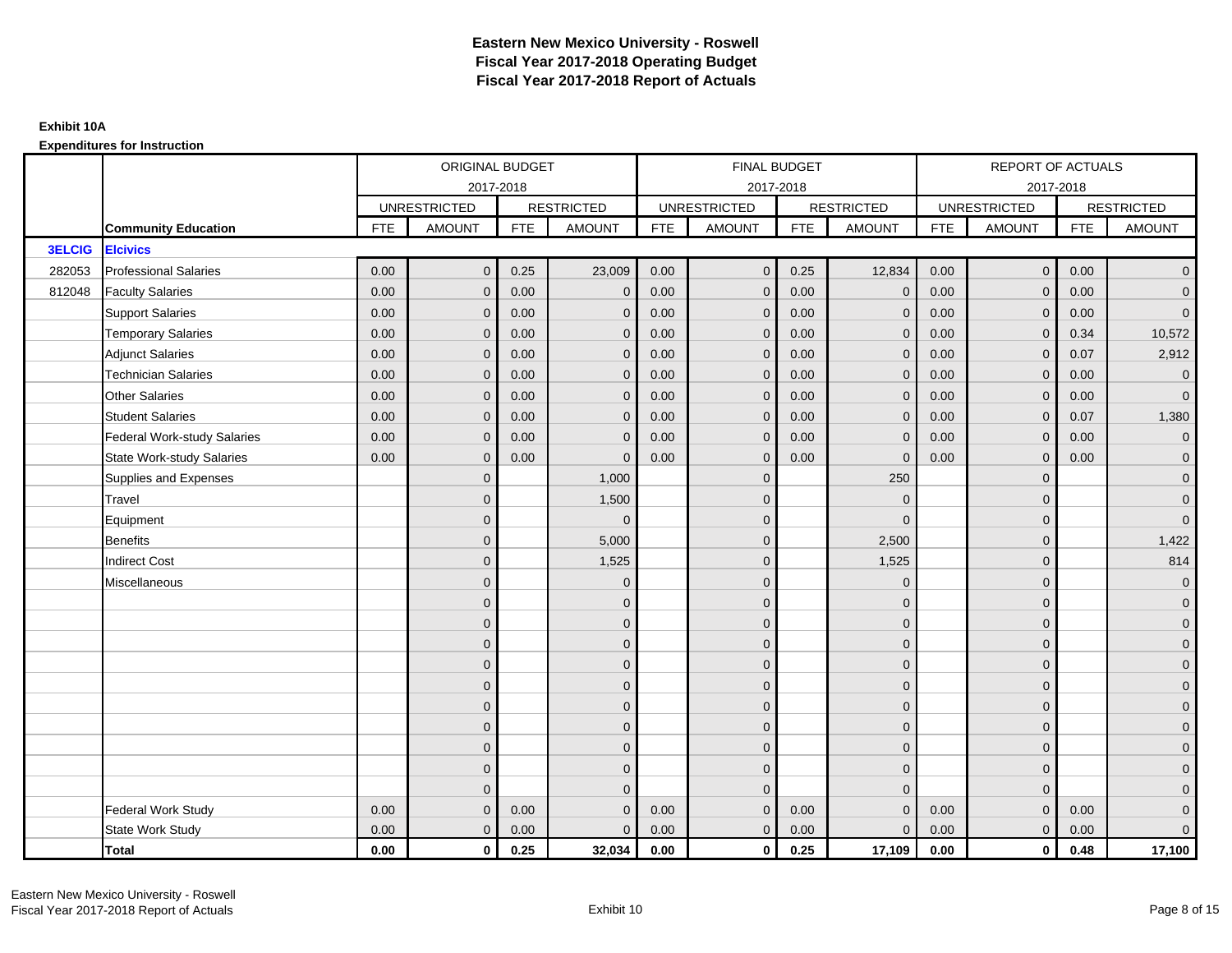# Eastern New Mexico University - Roswell
# Fiscal Year 2017-2018 Operating Budget
# Fiscal Year 2017-2018 Report of Actuals

**Exhibit 10A**

**Expenditures for Instruction**

| | | ORIGINAL BUDGET 2017-2018 | | | | FINAL BUDGET 2017-2018 | | | | REPORT OF ACTUALS 2017-2018 | | | |
|---|---|---|---|---|---|---|---|---|---|---|---|---|---|
| | | UNRESTRICTED | | RESTRICTED | | UNRESTRICTED | | RESTRICTED | | UNRESTRICTED | | RESTRICTED | |
| | **Community Education** | FTE | AMOUNT | FTE | AMOUNT | FTE | AMOUNT | FTE | AMOUNT | FTE | AMOUNT | FTE | AMOUNT |
| **3ELCIG** | **Elcivics** | | | | | | | | | | | | |
| 282053 | Professional Salaries | 0.00 | 0 | 0.25 | 23,009 | 0.00 | 0 | 0.25 | 12,834 | 0.00 | 0 | 0.00 | 0 |
| 812048 | Faculty Salaries | 0.00 | 0 | 0.00 | 0 | 0.00 | 0 | 0.00 | 0 | 0.00 | 0 | 0.00 | 0 |
| | Support Salaries | 0.00 | 0 | 0.00 | 0 | 0.00 | 0 | 0.00 | 0 | 0.00 | 0 | 0.00 | 0 |
| | Temporary Salaries | 0.00 | 0 | 0.00 | 0 | 0.00 | 0 | 0.00 | 0 | 0.00 | 0 | 0.34 | 10,572 |
| | Adjunct Salaries | 0.00 | 0 | 0.00 | 0 | 0.00 | 0 | 0.00 | 0 | 0.00 | 0 | 0.07 | 2,912 |
| | Technician Salaries | 0.00 | 0 | 0.00 | 0 | 0.00 | 0 | 0.00 | 0 | 0.00 | 0 | 0.00 | 0 |
| | Other Salaries | 0.00 | 0 | 0.00 | 0 | 0.00 | 0 | 0.00 | 0 | 0.00 | 0 | 0.00 | 0 |
| | Student Salaries | 0.00 | 0 | 0.00 | 0 | 0.00 | 0 | 0.00 | 0 | 0.00 | 0 | 0.07 | 1,380 |
| | Federal Work-study Salaries | 0.00 | 0 | 0.00 | 0 | 0.00 | 0 | 0.00 | 0 | 0.00 | 0 | 0.00 | 0 |
| | State Work-study Salaries | 0.00 | 0 | 0.00 | 0 | 0.00 | 0 | 0.00 | 0 | 0.00 | 0 | 0.00 | 0 |
| | Supplies and Expenses | | 0 | | 1,000 | | 0 | | 250 | | 0 | | 0 |
| | Travel | | 0 | | 1,500 | | 0 | | 0 | | 0 | | 0 |
| | Equipment | | 0 | | 0 | | 0 | | 0 | | 0 | | 0 |
| | Benefits | | 0 | | 5,000 | | 0 | | 2,500 | | 0 | | 1,422 |
| | Indirect Cost | | 0 | | 1,525 | | 0 | | 1,525 | | 0 | | 814 |
| | Miscellaneous | | 0 | | 0 | | 0 | | 0 | | 0 | | 0 |
| | | | 0 | | 0 | | 0 | | 0 | | 0 | | 0 |
| | | | 0 | | 0 | | 0 | | 0 | | 0 | | 0 |
| | | | 0 | | 0 | | 0 | | 0 | | 0 | | 0 |
| | | | 0 | | 0 | | 0 | | 0 | | 0 | | 0 |
| | | | 0 | | 0 | | 0 | | 0 | | 0 | | 0 |
| | | | 0 | | 0 | | 0 | | 0 | | 0 | | 0 |
| | | | 0 | | 0 | | 0 | | 0 | | 0 | | 0 |
| | | | 0 | | 0 | | 0 | | 0 | | 0 | | 0 |
| | | | 0 | | 0 | | 0 | | 0 | | 0 | | 0 |
| | | | 0 | | 0 | | 0 | | 0 | | 0 | | 0 |
| | Federal Work Study | 0.00 | 0 | 0.00 | 0 | 0.00 | 0 | 0.00 | 0 | 0.00 | 0 | 0.00 | 0 |
| | State Work Study | 0.00 | 0 | 0.00 | 0 | 0.00 | 0 | 0.00 | 0 | 0.00 | 0 | 0.00 | 0 |
| | **Total** | **0.00** | **0** | **0.25** | **32,034** | **0.00** | **0** | **0.25** | **17,109** | **0.00** | **0** | **0.48** | **17,100** |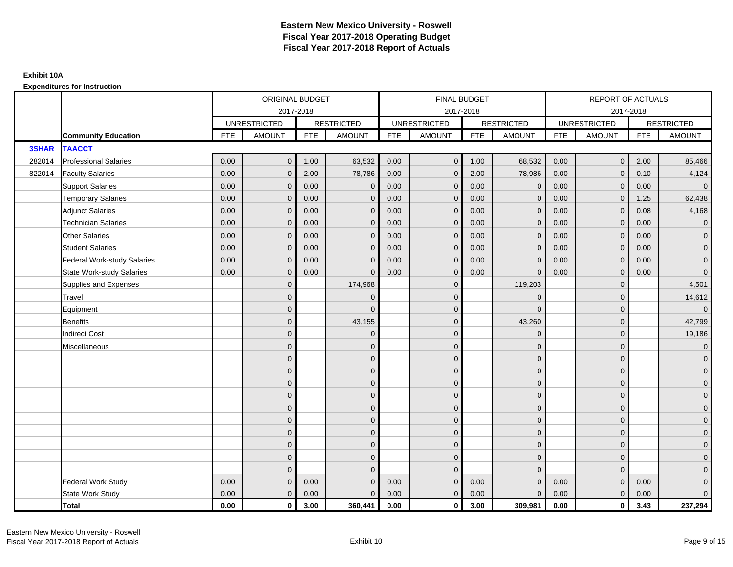# Eastern New Mexico University - Roswell
## Fiscal Year 2017-2018 Operating Budget
## Fiscal Year 2017-2018 Report of Actuals

**Exhibit 10A**

**Expenditures for Instruction**

| | | ORIGINAL BUDGET 2017-2018 | | | | FINAL BUDGET 2017-2018 | | | | REPORT OF ACTUALS 2017-2018 | | | |
|---|---|---|---|---|---|---|---|---|---|---|---|---|---|
| | | UNRESTRICTED | | RESTRICTED | | UNRESTRICTED | | RESTRICTED | | UNRESTRICTED | | RESTRICTED | |
| | **Community Education** | FTE | AMOUNT | FTE | AMOUNT | FTE | AMOUNT | FTE | AMOUNT | FTE | AMOUNT | FTE | AMOUNT |
| **3SHAR** | **TAACCT** | | | | | | | | | | | | |
| 282014 | Professional Salaries | 0.00 | 0 | 1.00 | 63,532 | 0.00 | 0 | 1.00 | 68,532 | 0.00 | 0 | 2.00 | 85,466 |
| 822014 | Faculty Salaries | 0.00 | 0 | 2.00 | 78,786 | 0.00 | 0 | 2.00 | 78,986 | 0.00 | 0 | 0.10 | 4,124 |
| | Support Salaries | 0.00 | 0 | 0.00 | 0 | 0.00 | 0 | 0.00 | 0 | 0.00 | 0 | 0.00 | 0 |
| | Temporary Salaries | 0.00 | 0 | 0.00 | 0 | 0.00 | 0 | 0.00 | 0 | 0.00 | 0 | 1.25 | 62,438 |
| | Adjunct Salaries | 0.00 | 0 | 0.00 | 0 | 0.00 | 0 | 0.00 | 0 | 0.00 | 0 | 0.08 | 4,168 |
| | Technician Salaries | 0.00 | 0 | 0.00 | 0 | 0.00 | 0 | 0.00 | 0 | 0.00 | 0 | 0.00 | 0 |
| | Other Salaries | 0.00 | 0 | 0.00 | 0 | 0.00 | 0 | 0.00 | 0 | 0.00 | 0 | 0.00 | 0 |
| | Student Salaries | 0.00 | 0 | 0.00 | 0 | 0.00 | 0 | 0.00 | 0 | 0.00 | 0 | 0.00 | 0 |
| | Federal Work-study Salaries | 0.00 | 0 | 0.00 | 0 | 0.00 | 0 | 0.00 | 0 | 0.00 | 0 | 0.00 | 0 |
| | State Work-study Salaries | 0.00 | 0 | 0.00 | 0 | 0.00 | 0 | 0.00 | 0 | 0.00 | 0 | 0.00 | 0 |
| | Supplies and Expenses | | 0 | | 174,968 | | 0 | | 119,203 | | 0 | | 4,501 |
| | Travel | | 0 | | 0 | | 0 | | 0 | | 0 | | 14,612 |
| | Equipment | | 0 | | 0 | | 0 | | 0 | | 0 | | 0 |
| | Benefits | | 0 | | 43,155 | | 0 | | 43,260 | | 0 | | 42,799 |
| | Indirect Cost | | 0 | | 0 | | 0 | | 0 | | 0 | | 19,186 |
| | Miscellaneous | | 0 | | 0 | | 0 | | 0 | | 0 | | 0 |
| | | | 0 | | 0 | | 0 | | 0 | | 0 | | 0 |
| | | | 0 | | 0 | | 0 | | 0 | | 0 | | 0 |
| | | | 0 | | 0 | | 0 | | 0 | | 0 | | 0 |
| | | | 0 | | 0 | | 0 | | 0 | | 0 | | 0 |
| | | | 0 | | 0 | | 0 | | 0 | | 0 | | 0 |
| | | | 0 | | 0 | | 0 | | 0 | | 0 | | 0 |
| | | | 0 | | 0 | | 0 | | 0 | | 0 | | 0 |
| | | | 0 | | 0 | | 0 | | 0 | | 0 | | 0 |
| | | | 0 | | 0 | | 0 | | 0 | | 0 | | 0 |
| | | | 0 | | 0 | | 0 | | 0 | | 0 | | 0 |
| | Federal Work Study | 0.00 | 0 | 0.00 | 0 | 0.00 | 0 | 0.00 | 0 | 0.00 | 0 | 0.00 | 0 |
| | State Work Study | 0.00 | 0 | 0.00 | 0 | 0.00 | 0 | 0.00 | 0 | 0.00 | 0 | 0.00 | 0 |
| | **Total** | **0.00** | **0** | **3.00** | **360,441** | **0.00** | **0** | **3.00** | **309,981** | **0.00** | **0** | **3.43** | **237,294** |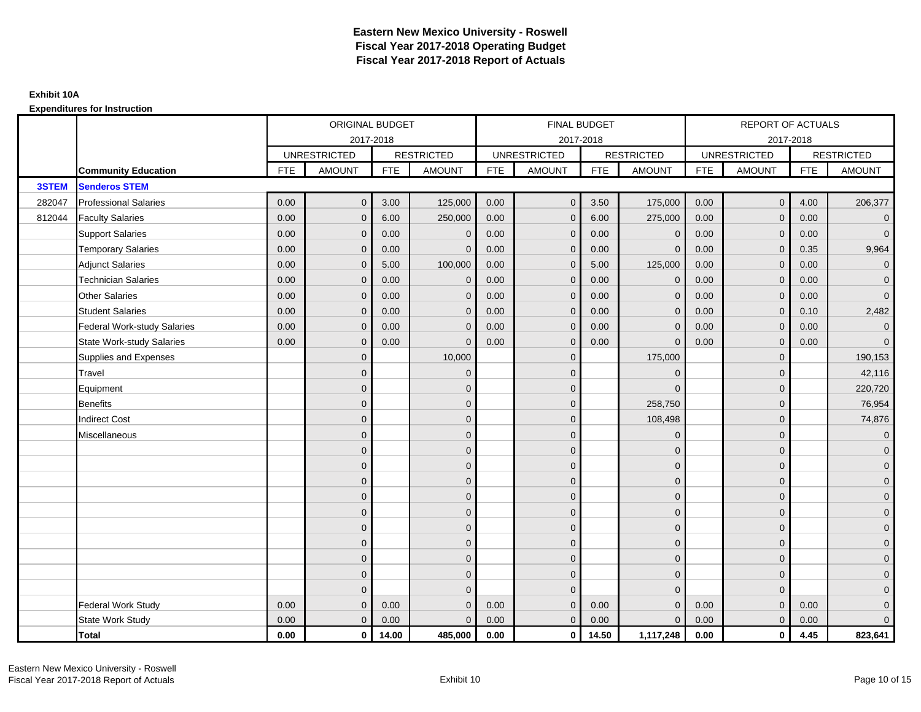# Eastern New Mexico University - Roswell
## Fiscal Year 2017-2018 Operating Budget
## Fiscal Year 2017-2018 Report of Actuals

**Exhibit 10A**

**Expenditures for Instruction**

| | | ORIGINAL BUDGET 2017-2018 | | | | FINAL BUDGET 2017-2018 | | | | REPORT OF ACTUALS 2017-2018 | | | |
|---|---|---|---|---|---|---|---|---|---|---|---|---|---|
| | | UNRESTRICTED | | RESTRICTED | | UNRESTRICTED | | RESTRICTED | | UNRESTRICTED | | RESTRICTED | |
| | **Community Education** | FTE | AMOUNT | FTE | AMOUNT | FTE | AMOUNT | FTE | AMOUNT | FTE | AMOUNT | FTE | AMOUNT |
| **3STEM** | **Senderos STEM** | | | | | | | | | | | | |
| 282047 | Professional Salaries | 0.00 | 0 | 3.00 | 125,000 | 0.00 | 0 | 3.50 | 175,000 | 0.00 | 0 | 4.00 | 206,377 |
| 812044 | Faculty Salaries | 0.00 | 0 | 6.00 | 250,000 | 0.00 | 0 | 6.00 | 275,000 | 0.00 | 0 | 0.00 | 0 |
| | Support Salaries | 0.00 | 0 | 0.00 | 0 | 0.00 | 0 | 0.00 | 0 | 0.00 | 0 | 0.00 | 0 |
| | Temporary Salaries | 0.00 | 0 | 0.00 | 0 | 0.00 | 0 | 0.00 | 0 | 0.00 | 0 | 0.35 | 9,964 |
| | Adjunct Salaries | 0.00 | 0 | 5.00 | 100,000 | 0.00 | 0 | 5.00 | 125,000 | 0.00 | 0 | 0.00 | 0 |
| | Technician Salaries | 0.00 | 0 | 0.00 | 0 | 0.00 | 0 | 0.00 | 0 | 0.00 | 0 | 0.00 | 0 |
| | Other Salaries | 0.00 | 0 | 0.00 | 0 | 0.00 | 0 | 0.00 | 0 | 0.00 | 0 | 0.00 | 0 |
| | Student Salaries | 0.00 | 0 | 0.00 | 0 | 0.00 | 0 | 0.00 | 0 | 0.00 | 0 | 0.10 | 2,482 |
| | Federal Work-study Salaries | 0.00 | 0 | 0.00 | 0 | 0.00 | 0 | 0.00 | 0 | 0.00 | 0 | 0.00 | 0 |
| | State Work-study Salaries | 0.00 | 0 | 0.00 | 0 | 0.00 | 0 | 0.00 | 0 | 0.00 | 0 | 0.00 | 0 |
| | Supplies and Expenses | | 0 | | 10,000 | | 0 | | 175,000 | | 0 | | 190,153 |
| | Travel | | 0 | | 0 | | 0 | | 0 | | 0 | | 42,116 |
| | Equipment | | 0 | | 0 | | 0 | | 0 | | 0 | | 220,720 |
| | Benefits | | 0 | | 0 | | 0 | | 258,750 | | 0 | | 76,954 |
| | Indirect Cost | | 0 | | 0 | | 0 | | 108,498 | | 0 | | 74,876 |
| | Miscellaneous | | 0 | | 0 | | 0 | | 0 | | 0 | | 0 |
| | | | 0 | | 0 | | 0 | | 0 | | 0 | | 0 |
| | | | 0 | | 0 | | 0 | | 0 | | 0 | | 0 |
| | | | 0 | | 0 | | 0 | | 0 | | 0 | | 0 |
| | | | 0 | | 0 | | 0 | | 0 | | 0 | | 0 |
| | | | 0 | | 0 | | 0 | | 0 | | 0 | | 0 |
| | | | 0 | | 0 | | 0 | | 0 | | 0 | | 0 |
| | | | 0 | | 0 | | 0 | | 0 | | 0 | | 0 |
| | | | 0 | | 0 | | 0 | | 0 | | 0 | | 0 |
| | | | 0 | | 0 | | 0 | | 0 | | 0 | | 0 |
| | | | 0 | | 0 | | 0 | | 0 | | 0 | | 0 |
| | Federal Work Study | 0.00 | 0 | 0.00 | 0 | 0.00 | 0 | 0.00 | 0 | 0.00 | 0 | 0.00 | 0 |
| | State Work Study | 0.00 | 0 | 0.00 | 0 | 0.00 | 0 | 0.00 | 0 | 0.00 | 0 | 0.00 | 0 |
| | **Total** | **0.00** | **0** | **14.00** | **485,000** | **0.00** | **0** | **14.50** | **1,117,248** | **0.00** | **0** | **4.45** | **823,641** |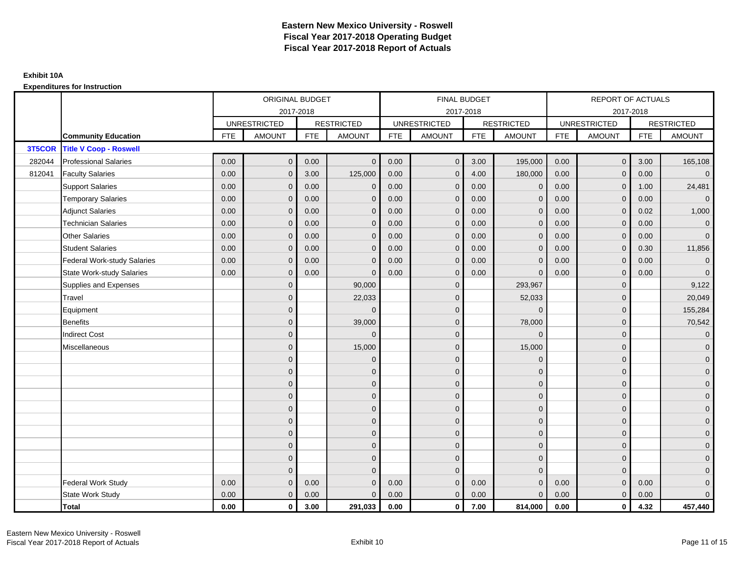# Eastern New Mexico University - Roswell
# Fiscal Year 2017-2018 Operating Budget
# Fiscal Year 2017-2018 Report of Actuals

**Exhibit 10A**

**Expenditures for Instruction**

| | | ORIGINAL BUDGET 2017-2018 | | | | FINAL BUDGET 2017-2018 | | | | REPORT OF ACTUALS 2017-2018 | | | |
|---|---|---|---|---|---|---|---|---|---|---|---|---|---|
| | | UNRESTRICTED | | RESTRICTED | | UNRESTRICTED | | RESTRICTED | | UNRESTRICTED | | RESTRICTED | |
| | **Community Education** | FTE | AMOUNT | FTE | AMOUNT | FTE | AMOUNT | FTE | AMOUNT | FTE | AMOUNT | FTE | AMOUNT |
| **3T5COR** | **Title V Coop - Roswell** | | | | | | | | | | | | |
| 282044 | Professional Salaries | 0.00 | 0 | 0.00 | 0 | 0.00 | 0 | 3.00 | 195,000 | 0.00 | 0 | 3.00 | 165,108 |
| 812041 | Faculty Salaries | 0.00 | 0 | 3.00 | 125,000 | 0.00 | 0 | 4.00 | 180,000 | 0.00 | 0 | 0.00 | 0 |
| | Support Salaries | 0.00 | 0 | 0.00 | 0 | 0.00 | 0 | 0.00 | 0 | 0.00 | 0 | 1.00 | 24,481 |
| | Temporary Salaries | 0.00 | 0 | 0.00 | 0 | 0.00 | 0 | 0.00 | 0 | 0.00 | 0 | 0.00 | 0 |
| | Adjunct Salaries | 0.00 | 0 | 0.00 | 0 | 0.00 | 0 | 0.00 | 0 | 0.00 | 0 | 0.02 | 1,000 |
| | Technician Salaries | 0.00 | 0 | 0.00 | 0 | 0.00 | 0 | 0.00 | 0 | 0.00 | 0 | 0.00 | 0 |
| | Other Salaries | 0.00 | 0 | 0.00 | 0 | 0.00 | 0 | 0.00 | 0 | 0.00 | 0 | 0.00 | 0 |
| | Student Salaries | 0.00 | 0 | 0.00 | 0 | 0.00 | 0 | 0.00 | 0 | 0.00 | 0 | 0.30 | 11,856 |
| | Federal Work-study Salaries | 0.00 | 0 | 0.00 | 0 | 0.00 | 0 | 0.00 | 0 | 0.00 | 0 | 0.00 | 0 |
| | State Work-study Salaries | 0.00 | 0 | 0.00 | 0 | 0.00 | 0 | 0.00 | 0 | 0.00 | 0 | 0.00 | 0 |
| | Supplies and Expenses | | 0 | | 90,000 | | 0 | | 293,967 | | 0 | | 9,122 |
| | Travel | | 0 | | 22,033 | | 0 | | 52,033 | | 0 | | 20,049 |
| | Equipment | | 0 | | 0 | | 0 | | 0 | | 0 | | 155,284 |
| | Benefits | | 0 | | 39,000 | | 0 | | 78,000 | | 0 | | 70,542 |
| | Indirect Cost | | 0 | | 0 | | 0 | | 0 | | 0 | | 0 |
| | Miscellaneous | | 0 | | 15,000 | | 0 | | 15,000 | | 0 | | 0 |
| | | | 0 | | 0 | | 0 | | 0 | | 0 | | 0 |
| | | | 0 | | 0 | | 0 | | 0 | | 0 | | 0 |
| | | | 0 | | 0 | | 0 | | 0 | | 0 | | 0 |
| | | | 0 | | 0 | | 0 | | 0 | | 0 | | 0 |
| | | | 0 | | 0 | | 0 | | 0 | | 0 | | 0 |
| | | | 0 | | 0 | | 0 | | 0 | | 0 | | 0 |
| | | | 0 | | 0 | | 0 | | 0 | | 0 | | 0 |
| | | | 0 | | 0 | | 0 | | 0 | | 0 | | 0 |
| | | | 0 | | 0 | | 0 | | 0 | | 0 | | 0 |
| | | | 0 | | 0 | | 0 | | 0 | | 0 | | 0 |
| | Federal Work Study | 0.00 | 0 | 0.00 | 0 | 0.00 | 0 | 0.00 | 0 | 0.00 | 0 | 0.00 | 0 |
| | State Work Study | 0.00 | 0 | 0.00 | 0 | 0.00 | 0 | 0.00 | 0 | 0.00 | 0 | 0.00 | 0 |
| | **Total** | **0.00** | **0** | **3.00** | **291,033** | **0.00** | **0** | **7.00** | **814,000** | **0.00** | **0** | **4.32** | **457,440** |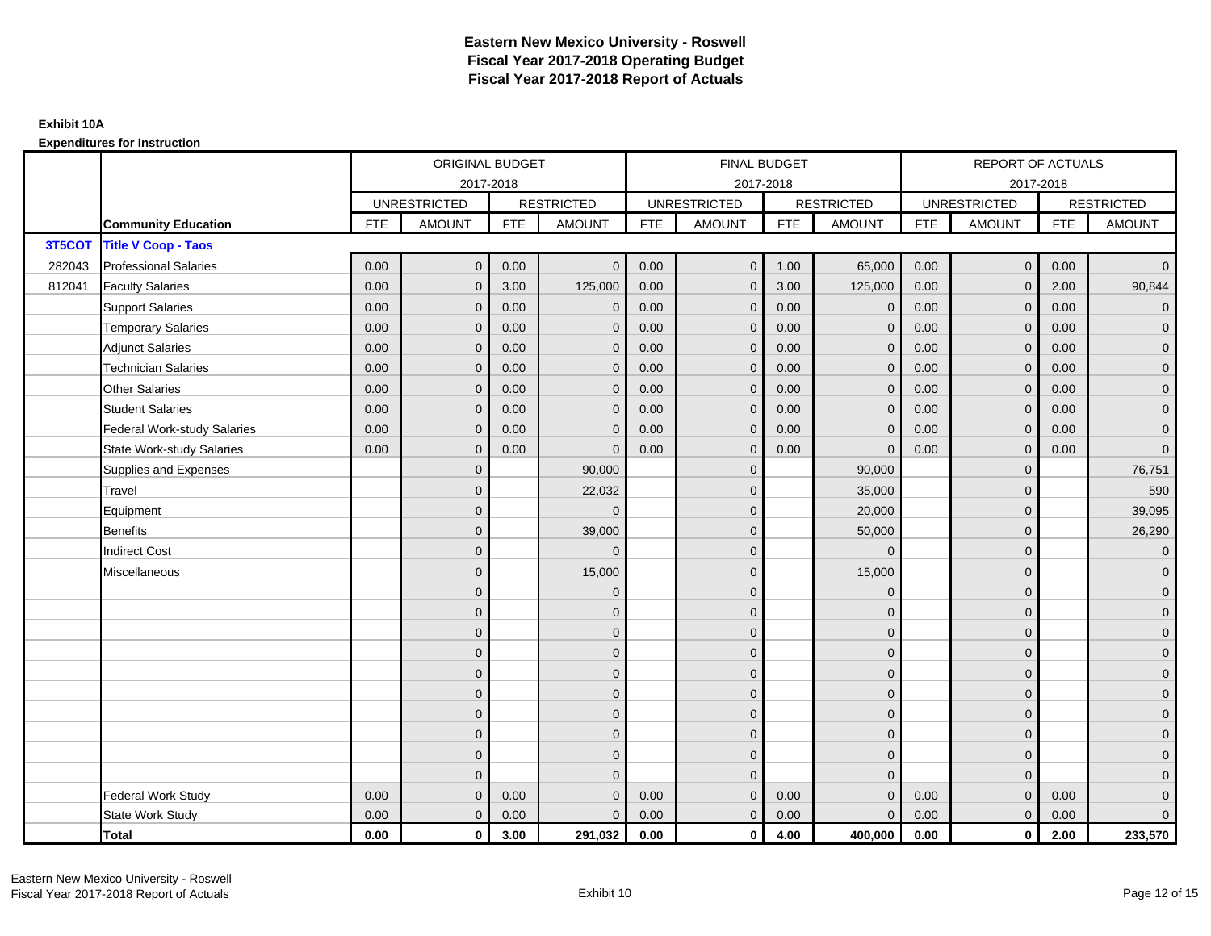# Eastern New Mexico University - Roswell
## Fiscal Year 2017-2018 Operating Budget
## Fiscal Year 2017-2018 Report of Actuals

**Exhibit 10A**

**Expenditures for Instruction**

| | | ORIGINAL BUDGET 2017-2018 | | | | FINAL BUDGET 2017-2018 | | | | REPORT OF ACTUALS 2017-2018 | | | |
|---|---|---|---|---|---|---|---|---|---|---|---|---|---|
| | | UNRESTRICTED | | RESTRICTED | | UNRESTRICTED | | RESTRICTED | | UNRESTRICTED | | RESTRICTED | |
| | **Community Education** | FTE | AMOUNT | FTE | AMOUNT | FTE | AMOUNT | FTE | AMOUNT | FTE | AMOUNT | FTE | AMOUNT |
| **3T5COT** | **Title V Coop - Taos** | | | | | | | | | | | | |
| 282043 | Professional Salaries | 0.00 | 0 | 0.00 | 0 | 0.00 | 0 | 1.00 | 65,000 | 0.00 | 0 | 0.00 | 0 |
| 812041 | Faculty Salaries | 0.00 | 0 | 3.00 | 125,000 | 0.00 | 0 | 3.00 | 125,000 | 0.00 | 0 | 2.00 | 90,844 |
| | Support Salaries | 0.00 | 0 | 0.00 | 0 | 0.00 | 0 | 0.00 | 0 | 0.00 | 0 | 0.00 | 0 |
| | Temporary Salaries | 0.00 | 0 | 0.00 | 0 | 0.00 | 0 | 0.00 | 0 | 0.00 | 0 | 0.00 | 0 |
| | Adjunct Salaries | 0.00 | 0 | 0.00 | 0 | 0.00 | 0 | 0.00 | 0 | 0.00 | 0 | 0.00 | 0 |
| | Technician Salaries | 0.00 | 0 | 0.00 | 0 | 0.00 | 0 | 0.00 | 0 | 0.00 | 0 | 0.00 | 0 |
| | Other Salaries | 0.00 | 0 | 0.00 | 0 | 0.00 | 0 | 0.00 | 0 | 0.00 | 0 | 0.00 | 0 |
| | Student Salaries | 0.00 | 0 | 0.00 | 0 | 0.00 | 0 | 0.00 | 0 | 0.00 | 0 | 0.00 | 0 |
| | Federal Work-study Salaries | 0.00 | 0 | 0.00 | 0 | 0.00 | 0 | 0.00 | 0 | 0.00 | 0 | 0.00 | 0 |
| | State Work-study Salaries | 0.00 | 0 | 0.00 | 0 | 0.00 | 0 | 0.00 | 0 | 0.00 | 0 | 0.00 | 0 |
| | Supplies and Expenses | | 0 | | 90,000 | | 0 | | 90,000 | | 0 | | 76,751 |
| | Travel | | 0 | | 22,032 | | 0 | | 35,000 | | 0 | | 590 |
| | Equipment | | 0 | | 0 | | 0 | | 20,000 | | 0 | | 39,095 |
| | Benefits | | 0 | | 39,000 | | 0 | | 50,000 | | 0 | | 26,290 |
| | Indirect Cost | | 0 | | 0 | | 0 | | 0 | | 0 | | 0 |
| | Miscellaneous | | 0 | | 15,000 | | 0 | | 15,000 | | 0 | | 0 |
| | | | 0 | | 0 | | 0 | | 0 | | 0 | | 0 |
| | | | 0 | | 0 | | 0 | | 0 | | 0 | | 0 |
| | | | 0 | | 0 | | 0 | | 0 | | 0 | | 0 |
| | | | 0 | | 0 | | 0 | | 0 | | 0 | | 0 |
| | | | 0 | | 0 | | 0 | | 0 | | 0 | | 0 |
| | | | 0 | | 0 | | 0 | | 0 | | 0 | | 0 |
| | | | 0 | | 0 | | 0 | | 0 | | 0 | | 0 |
| | | | 0 | | 0 | | 0 | | 0 | | 0 | | 0 |
| | | | 0 | | 0 | | 0 | | 0 | | 0 | | 0 |
| | | | 0 | | 0 | | 0 | | 0 | | 0 | | 0 |
| | Federal Work Study | 0.00 | 0 | 0.00 | 0 | 0.00 | 0 | 0.00 | 0 | 0.00 | 0 | 0.00 | 0 |
| | State Work Study | 0.00 | 0 | 0.00 | 0 | 0.00 | 0 | 0.00 | 0 | 0.00 | 0 | 0.00 | 0 |
| | **Total** | **0.00** | **0** | **3.00** | **291,032** | **0.00** | **0** | **4.00** | **400,000** | **0.00** | **0** | **2.00** | **233,570** |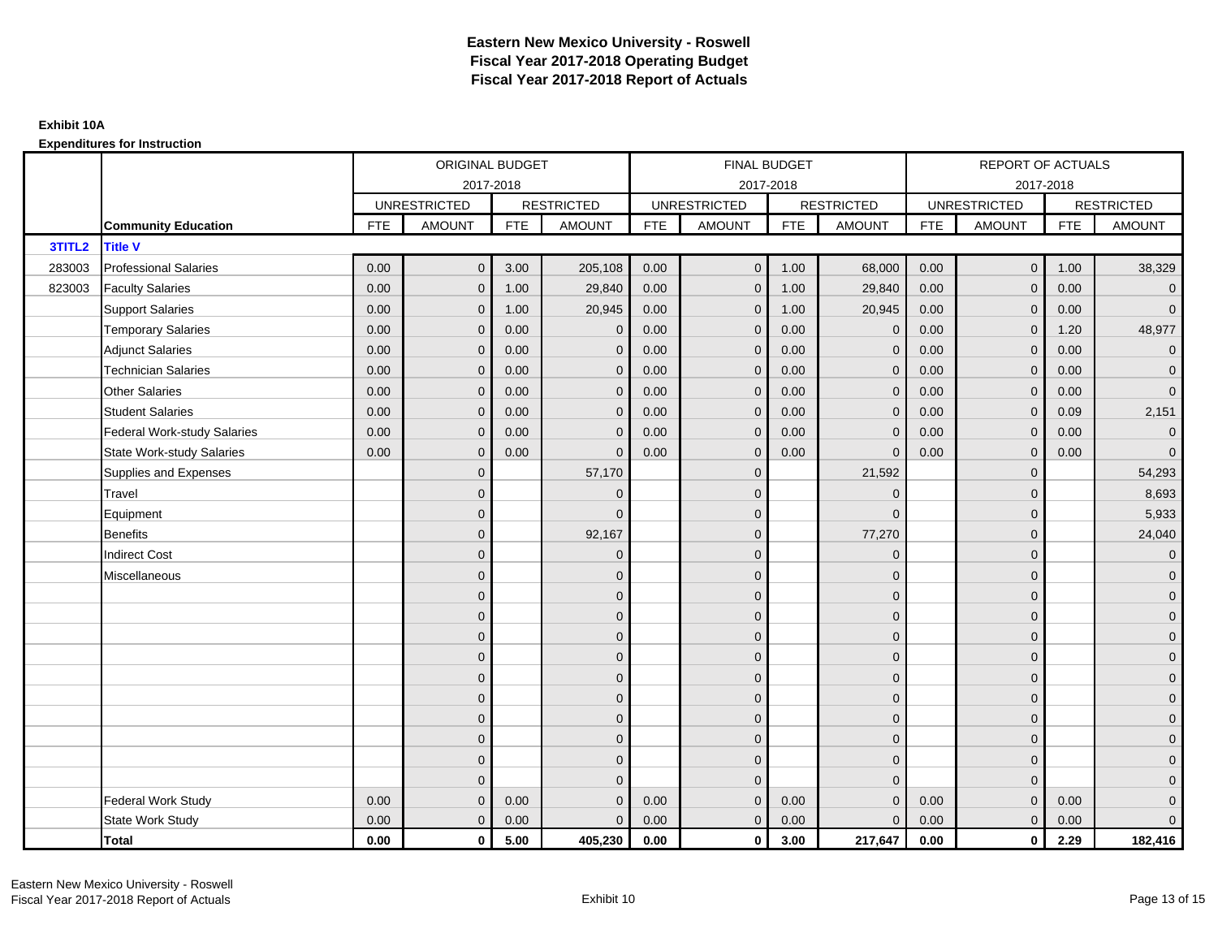# Eastern New Mexico University - Roswell
# Fiscal Year 2017-2018 Operating Budget
# Fiscal Year 2017-2018 Report of Actuals

**Exhibit 10A**

**Expenditures for Instruction**

| | | ORIGINAL BUDGET 2017-2018 | | | | FINAL BUDGET 2017-2018 | | | | REPORT OF ACTUALS 2017-2018 | | | |
|---|---|---|---|---|---|---|---|---|---|---|---|---|---|
| | | UNRESTRICTED | | RESTRICTED | | UNRESTRICTED | | RESTRICTED | | UNRESTRICTED | | RESTRICTED | |
| | **Community Education** | FTE | AMOUNT | FTE | AMOUNT | FTE | AMOUNT | FTE | AMOUNT | FTE | AMOUNT | FTE | AMOUNT |
| **3TITL2** | **Title V** | | | | | | | | | | | | |
| 283003 | Professional Salaries | 0.00 | 0 | 3.00 | 205,108 | 0.00 | 0 | 1.00 | 68,000 | 0.00 | 0 | 1.00 | 38,329 |
| 823003 | Faculty Salaries | 0.00 | 0 | 1.00 | 29,840 | 0.00 | 0 | 1.00 | 29,840 | 0.00 | 0 | 0.00 | 0 |
| | Support Salaries | 0.00 | 0 | 1.00 | 20,945 | 0.00 | 0 | 1.00 | 20,945 | 0.00 | 0 | 0.00 | 0 |
| | Temporary Salaries | 0.00 | 0 | 0.00 | 0 | 0.00 | 0 | 0.00 | 0 | 0.00 | 0 | 1.20 | 48,977 |
| | Adjunct Salaries | 0.00 | 0 | 0.00 | 0 | 0.00 | 0 | 0.00 | 0 | 0.00 | 0 | 0.00 | 0 |
| | Technician Salaries | 0.00 | 0 | 0.00 | 0 | 0.00 | 0 | 0.00 | 0 | 0.00 | 0 | 0.00 | 0 |
| | Other Salaries | 0.00 | 0 | 0.00 | 0 | 0.00 | 0 | 0.00 | 0 | 0.00 | 0 | 0.00 | 0 |
| | Student Salaries | 0.00 | 0 | 0.00 | 0 | 0.00 | 0 | 0.00 | 0 | 0.00 | 0 | 0.09 | 2,151 |
| | Federal Work-study Salaries | 0.00 | 0 | 0.00 | 0 | 0.00 | 0 | 0.00 | 0 | 0.00 | 0 | 0.00 | 0 |
| | State Work-study Salaries | 0.00 | 0 | 0.00 | 0 | 0.00 | 0 | 0.00 | 0 | 0.00 | 0 | 0.00 | 0 |
| | Supplies and Expenses | | 0 | | 57,170 | | 0 | | 21,592 | | 0 | | 54,293 |
| | Travel | | 0 | | 0 | | 0 | | 0 | | 0 | | 8,693 |
| | Equipment | | 0 | | 0 | | 0 | | 0 | | 0 | | 5,933 |
| | Benefits | | 0 | | 92,167 | | 0 | | 77,270 | | 0 | | 24,040 |
| | Indirect Cost | | 0 | | 0 | | 0 | | 0 | | 0 | | 0 |
| | Miscellaneous | | 0 | | 0 | | 0 | | 0 | | 0 | | 0 |
| | | | 0 | | 0 | | 0 | | 0 | | 0 | | 0 |
| | | | 0 | | 0 | | 0 | | 0 | | 0 | | 0 |
| | | | 0 | | 0 | | 0 | | 0 | | 0 | | 0 |
| | | | 0 | | 0 | | 0 | | 0 | | 0 | | 0 |
| | | | 0 | | 0 | | 0 | | 0 | | 0 | | 0 |
| | | | 0 | | 0 | | 0 | | 0 | | 0 | | 0 |
| | | | 0 | | 0 | | 0 | | 0 | | 0 | | 0 |
| | | | 0 | | 0 | | 0 | | 0 | | 0 | | 0 |
| | | | 0 | | 0 | | 0 | | 0 | | 0 | | 0 |
| | | | 0 | | 0 | | 0 | | 0 | | 0 | | 0 |
| | Federal Work Study | 0.00 | 0 | 0.00 | 0 | 0.00 | 0 | 0.00 | 0 | 0.00 | 0 | 0.00 | 0 |
| | State Work Study | 0.00 | 0 | 0.00 | 0 | 0.00 | 0 | 0.00 | 0 | 0.00 | 0 | 0.00 | 0 |
| | **Total** | **0.00** | **0** | **5.00** | **405,230** | **0.00** | **0** | **3.00** | **217,647** | **0.00** | **0** | **2.29** | **182,416** |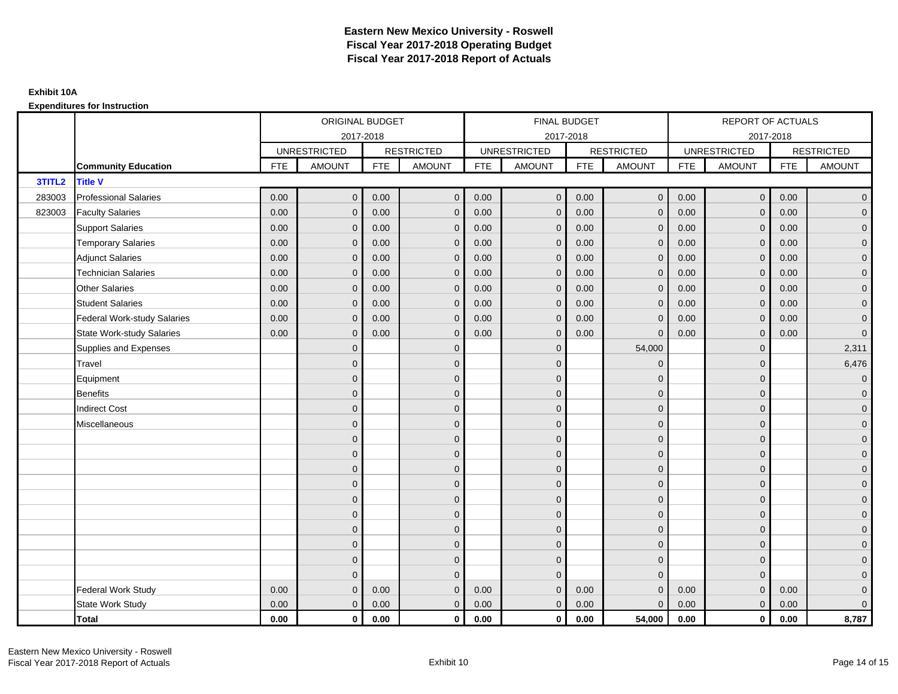# Eastern New Mexico University - Roswell
# Fiscal Year 2017-2018 Operating Budget
# Fiscal Year 2017-2018 Report of Actuals

**Exhibit 10A**

**Expenditures for Instruction**

| | | ORIGINAL BUDGET 2017-2018 | | | | FINAL BUDGET 2017-2018 | | | | REPORT OF ACTUALS 2017-2018 | | | |
|---|---|---|---|---|---|---|---|---|---|---|---|---|---|
| | | UNRESTRICTED | | RESTRICTED | | UNRESTRICTED | | RESTRICTED | | UNRESTRICTED | | RESTRICTED | |
| | **Community Education** | FTE | AMOUNT | FTE | AMOUNT | FTE | AMOUNT | FTE | AMOUNT | FTE | AMOUNT | FTE | AMOUNT |
| **3TITL2** | **Title V** | | | | | | | | | | | | |
| 283003 | Professional Salaries | 0.00 | 0 | 0.00 | 0 | 0.00 | 0 | 0.00 | 0 | 0.00 | 0 | 0.00 | 0 |
| 823003 | Faculty Salaries | 0.00 | 0 | 0.00 | 0 | 0.00 | 0 | 0.00 | 0 | 0.00 | 0 | 0.00 | 0 |
| | Support Salaries | 0.00 | 0 | 0.00 | 0 | 0.00 | 0 | 0.00 | 0 | 0.00 | 0 | 0.00 | 0 |
| | Temporary Salaries | 0.00 | 0 | 0.00 | 0 | 0.00 | 0 | 0.00 | 0 | 0.00 | 0 | 0.00 | 0 |
| | Adjunct Salaries | 0.00 | 0 | 0.00 | 0 | 0.00 | 0 | 0.00 | 0 | 0.00 | 0 | 0.00 | 0 |
| | Technician Salaries | 0.00 | 0 | 0.00 | 0 | 0.00 | 0 | 0.00 | 0 | 0.00 | 0 | 0.00 | 0 |
| | Other Salaries | 0.00 | 0 | 0.00 | 0 | 0.00 | 0 | 0.00 | 0 | 0.00 | 0 | 0.00 | 0 |
| | Student Salaries | 0.00 | 0 | 0.00 | 0 | 0.00 | 0 | 0.00 | 0 | 0.00 | 0 | 0.00 | 0 |
| | Federal Work-study Salaries | 0.00 | 0 | 0.00 | 0 | 0.00 | 0 | 0.00 | 0 | 0.00 | 0 | 0.00 | 0 |
| | State Work-study Salaries | 0.00 | 0 | 0.00 | 0 | 0.00 | 0 | 0.00 | 0 | 0.00 | 0 | 0.00 | 0 |
| | Supplies and Expenses | | 0 | | 0 | | 0 | | 54,000 | | 0 | | 2,311 |
| | Travel | | 0 | | 0 | | 0 | | 0 | | 0 | | 6,476 |
| | Equipment | | 0 | | 0 | | 0 | | 0 | | 0 | | 0 |
| | Benefits | | 0 | | 0 | | 0 | | 0 | | 0 | | 0 |
| | Indirect Cost | | 0 | | 0 | | 0 | | 0 | | 0 | | 0 |
| | Miscellaneous | | 0 | | 0 | | 0 | | 0 | | 0 | | 0 |
| | | | 0 | | 0 | | 0 | | 0 | | 0 | | 0 |
| | | | 0 | | 0 | | 0 | | 0 | | 0 | | 0 |
| | | | 0 | | 0 | | 0 | | 0 | | 0 | | 0 |
| | | | 0 | | 0 | | 0 | | 0 | | 0 | | 0 |
| | | | 0 | | 0 | | 0 | | 0 | | 0 | | 0 |
| | | | 0 | | 0 | | 0 | | 0 | | 0 | | 0 |
| | | | 0 | | 0 | | 0 | | 0 | | 0 | | 0 |
| | | | 0 | | 0 | | 0 | | 0 | | 0 | | 0 |
| | | | 0 | | 0 | | 0 | | 0 | | 0 | | 0 |
| | | | 0 | | 0 | | 0 | | 0 | | 0 | | 0 |
| | Federal Work Study | 0.00 | 0 | 0.00 | 0 | 0.00 | 0 | 0.00 | 0 | 0.00 | 0 | 0.00 | 0 |
| | State Work Study | 0.00 | 0 | 0.00 | 0 | 0.00 | 0 | 0.00 | 0 | 0.00 | 0 | 0.00 | 0 |
| | **Total** | **0.00** | **0** | **0.00** | **0** | **0.00** | **0** | **0.00** | **54,000** | **0.00** | **0** | **0.00** | **8,787** |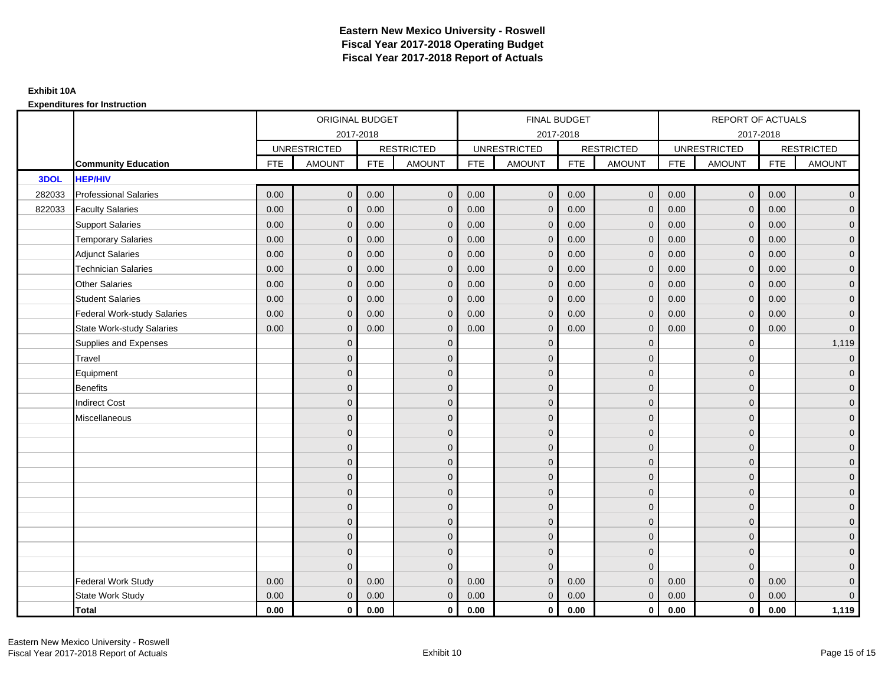# Eastern New Mexico University - Roswell
## Fiscal Year 2017-2018 Operating Budget
## Fiscal Year 2017-2018 Report of Actuals

**Exhibit 10A**

**Expenditures for Instruction**

| | | ORIGINAL BUDGET 2017-2018 | | | | FINAL BUDGET 2017-2018 | | | | REPORT OF ACTUALS 2017-2018 | | | |
|---|---|---|---|---|---|---|---|---|---|---|---|---|---|
| | | UNRESTRICTED | | RESTRICTED | | UNRESTRICTED | | RESTRICTED | | UNRESTRICTED | | RESTRICTED | |
| | **Community Education** | FTE | AMOUNT | FTE | AMOUNT | FTE | AMOUNT | FTE | AMOUNT | FTE | AMOUNT | FTE | AMOUNT |
| **3DOL** | **HEP/HIV** | | | | | | | | | | | | |
| 282033 | Professional Salaries | 0.00 | 0 | 0.00 | 0 | 0.00 | 0 | 0.00 | 0 | 0.00 | 0 | 0.00 | 0 |
| 822033 | Faculty Salaries | 0.00 | 0 | 0.00 | 0 | 0.00 | 0 | 0.00 | 0 | 0.00 | 0 | 0.00 | 0 |
| | Support Salaries | 0.00 | 0 | 0.00 | 0 | 0.00 | 0 | 0.00 | 0 | 0.00 | 0 | 0.00 | 0 |
| | Temporary Salaries | 0.00 | 0 | 0.00 | 0 | 0.00 | 0 | 0.00 | 0 | 0.00 | 0 | 0.00 | 0 |
| | Adjunct Salaries | 0.00 | 0 | 0.00 | 0 | 0.00 | 0 | 0.00 | 0 | 0.00 | 0 | 0.00 | 0 |
| | Technician Salaries | 0.00 | 0 | 0.00 | 0 | 0.00 | 0 | 0.00 | 0 | 0.00 | 0 | 0.00 | 0 |
| | Other Salaries | 0.00 | 0 | 0.00 | 0 | 0.00 | 0 | 0.00 | 0 | 0.00 | 0 | 0.00 | 0 |
| | Student Salaries | 0.00 | 0 | 0.00 | 0 | 0.00 | 0 | 0.00 | 0 | 0.00 | 0 | 0.00 | 0 |
| | Federal Work-study Salaries | 0.00 | 0 | 0.00 | 0 | 0.00 | 0 | 0.00 | 0 | 0.00 | 0 | 0.00 | 0 |
| | State Work-study Salaries | 0.00 | 0 | 0.00 | 0 | 0.00 | 0 | 0.00 | 0 | 0.00 | 0 | 0.00 | 0 |
| | Supplies and Expenses | | 0 | | 0 | | 0 | | 0 | | 0 | | 1,119 |
| | Travel | | 0 | | 0 | | 0 | | 0 | | 0 | | 0 |
| | Equipment | | 0 | | 0 | | 0 | | 0 | | 0 | | 0 |
| | Benefits | | 0 | | 0 | | 0 | | 0 | | 0 | | 0 |
| | Indirect Cost | | 0 | | 0 | | 0 | | 0 | | 0 | | 0 |
| | Miscellaneous | | 0 | | 0 | | 0 | | 0 | | 0 | | 0 |
| | | | 0 | | 0 | | 0 | | 0 | | 0 | | 0 |
| | | | 0 | | 0 | | 0 | | 0 | | 0 | | 0 |
| | | | 0 | | 0 | | 0 | | 0 | | 0 | | 0 |
| | | | 0 | | 0 | | 0 | | 0 | | 0 | | 0 |
| | | | 0 | | 0 | | 0 | | 0 | | 0 | | 0 |
| | | | 0 | | 0 | | 0 | | 0 | | 0 | | 0 |
| | | | 0 | | 0 | | 0 | | 0 | | 0 | | 0 |
| | | | 0 | | 0 | | 0 | | 0 | | 0 | | 0 |
| | | | 0 | | 0 | | 0 | | 0 | | 0 | | 0 |
| | | | 0 | | 0 | | 0 | | 0 | | 0 | | 0 |
| | Federal Work Study | 0.00 | 0 | 0.00 | 0 | 0.00 | 0 | 0.00 | 0 | 0.00 | 0 | 0.00 | 0 |
| | State Work Study | 0.00 | 0 | 0.00 | 0 | 0.00 | 0 | 0.00 | 0 | 0.00 | 0 | 0.00 | 0 |
| | **Total** | **0.00** | **0** | **0.00** | **0** | **0.00** | **0** | **0.00** | **0** | **0.00** | **0** | **0.00** | **1,119** |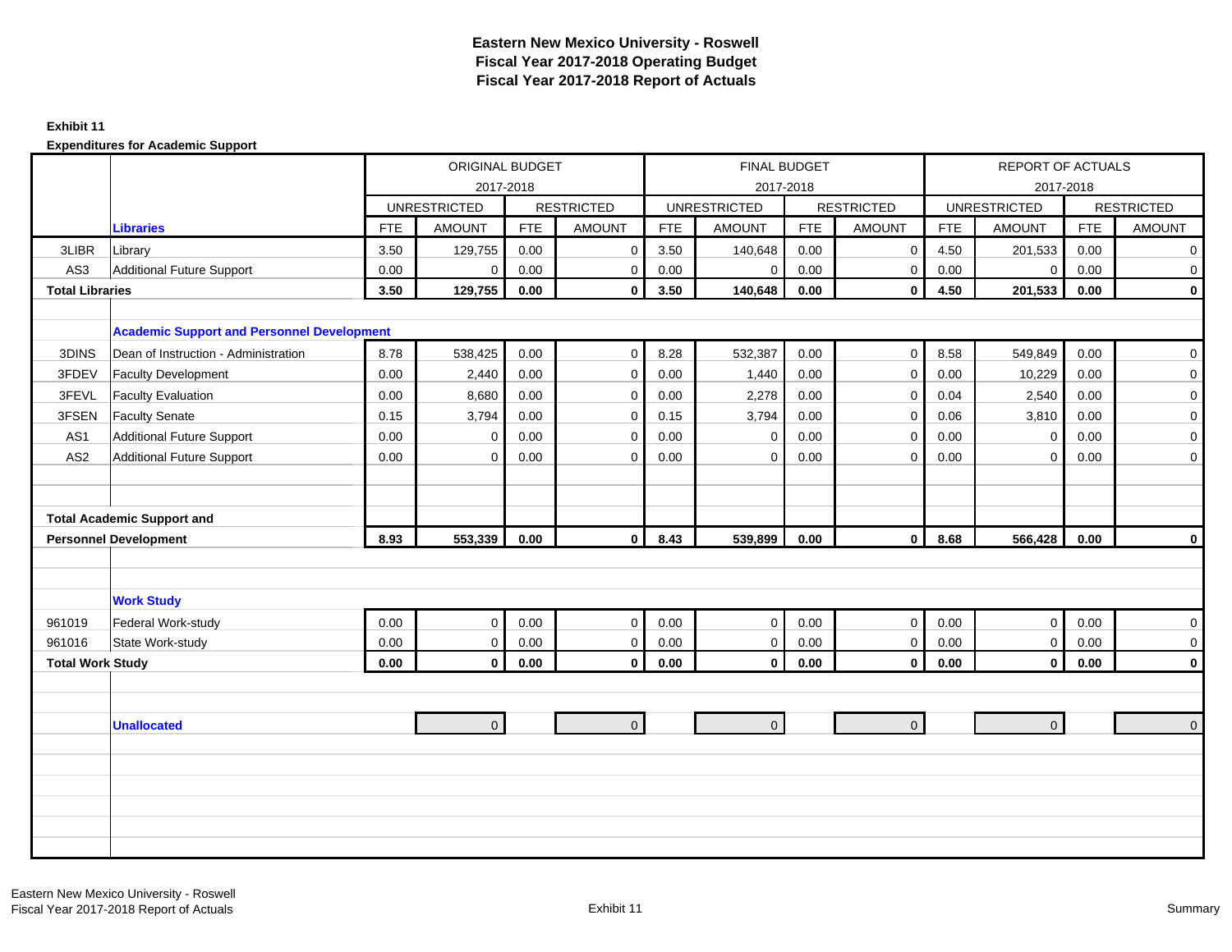# Eastern New Mexico University - Roswell
## Fiscal Year 2017-2018 Operating Budget
## Fiscal Year 2017-2018 Report of Actuals

**Exhibit 11**

**Expenditures for Academic Support**

| | | ORIGINAL BUDGET 2017-2018 | | | | FINAL BUDGET 2017-2018 | | | | REPORT OF ACTUALS 2017-2018 | | | |
|---|---|---|---|---|---|---|---|---|---|---|---|---|---|
| | | UNRESTRICTED | | RESTRICTED | | UNRESTRICTED | | RESTRICTED | | UNRESTRICTED | | RESTRICTED | |
| | **Libraries** | FTE | AMOUNT | FTE | AMOUNT | FTE | AMOUNT | FTE | AMOUNT | FTE | AMOUNT | FTE | AMOUNT |
| 3LIBR | Library | 3.50 | 129,755 | 0.00 | 0 | 3.50 | 140,648 | 0.00 | 0 | 4.50 | 201,533 | 0.00 | 0 |
| AS3 | Additional Future Support | 0.00 | 0 | 0.00 | 0 | 0.00 | 0 | 0.00 | 0 | 0.00 | 0 | 0.00 | 0 |
| **Total Libraries** | | **3.50** | **129,755** | **0.00** | **0** | **3.50** | **140,648** | **0.00** | **0** | **4.50** | **201,533** | **0.00** | **0** |
| | **Academic Support and Personnel Development** | | | | | | | | | | | | |
| 3DINS | Dean of Instruction - Administration | 8.78 | 538,425 | 0.00 | 0 | 8.28 | 532,387 | 0.00 | 0 | 8.58 | 549,849 | 0.00 | 0 |
| 3FDEV | Faculty Development | 0.00 | 2,440 | 0.00 | 0 | 0.00 | 1,440 | 0.00 | 0 | 0.00 | 10,229 | 0.00 | 0 |
| 3FEVL | Faculty Evaluation | 0.00 | 8,680 | 0.00 | 0 | 0.00 | 2,278 | 0.00 | 0 | 0.04 | 2,540 | 0.00 | 0 |
| 3FSEN | Faculty Senate | 0.15 | 3,794 | 0.00 | 0 | 0.15 | 3,794 | 0.00 | 0 | 0.06 | 3,810 | 0.00 | 0 |
| AS1 | Additional Future Support | 0.00 | 0 | 0.00 | 0 | 0.00 | 0 | 0.00 | 0 | 0.00 | 0 | 0.00 | 0 |
| AS2 | Additional Future Support | 0.00 | 0 | 0.00 | 0 | 0.00 | 0 | 0.00 | 0 | 0.00 | 0 | 0.00 | 0 |
| **Total Academic Support and Personnel Development** | | **8.93** | **553,339** | **0.00** | **0** | **8.43** | **539,899** | **0.00** | **0** | **8.68** | **566,428** | **0.00** | **0** |
| | **Work Study** | | | | | | | | | | | | |
| 961019 | Federal Work-study | 0.00 | 0 | 0.00 | 0 | 0.00 | 0 | 0.00 | 0 | 0.00 | 0 | 0.00 | 0 |
| 961016 | State Work-study | 0.00 | 0 | 0.00 | 0 | 0.00 | 0 | 0.00 | 0 | 0.00 | 0 | 0.00 | 0 |
| **Total Work Study** | | **0.00** | **0** | **0.00** | **0** | **0.00** | **0** | **0.00** | **0** | **0.00** | **0** | **0.00** | **0** |
| | **Unallocated** | | 0 | | 0 | | 0 | | 0 | | 0 | | 0 |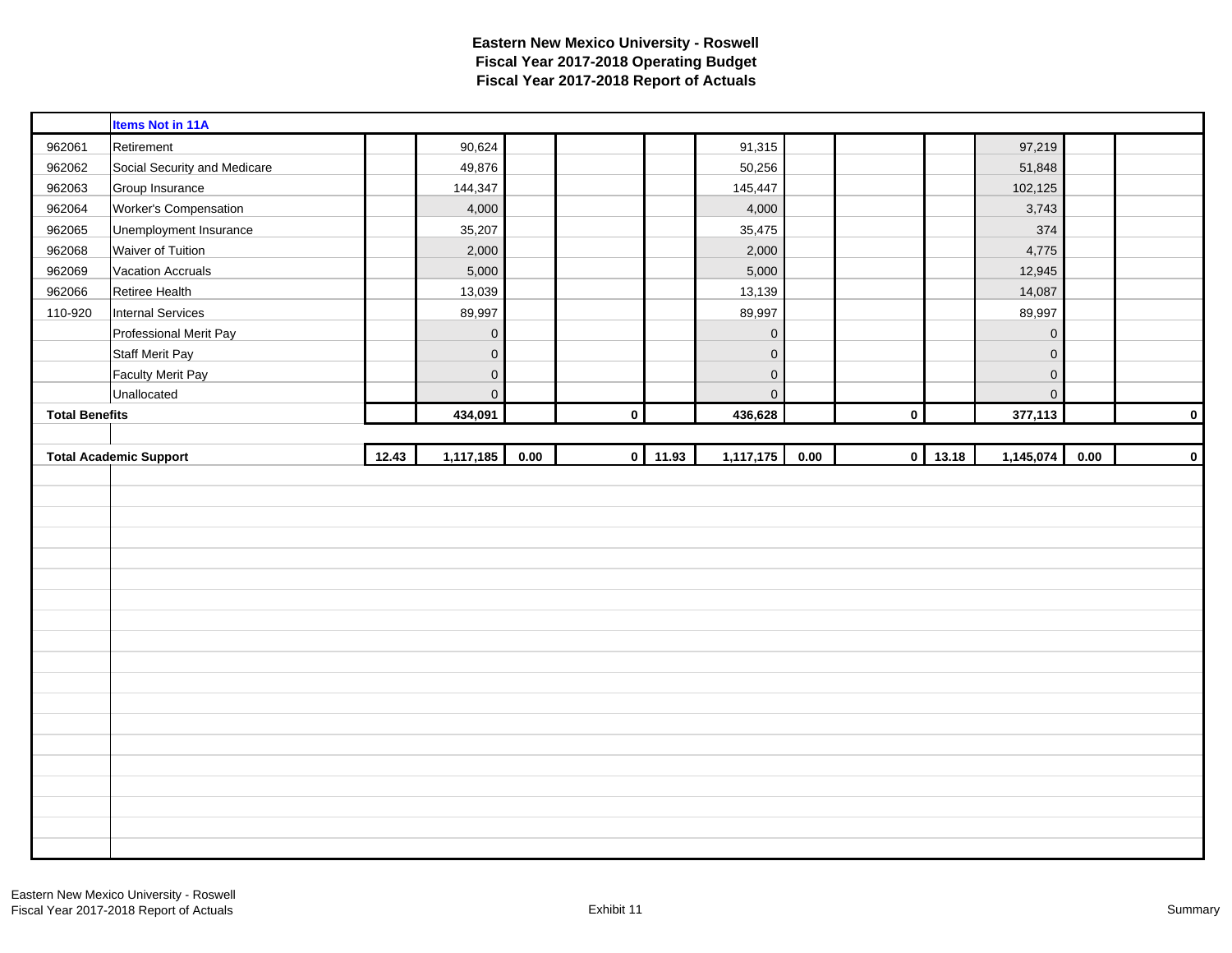# Eastern New Mexico University - Roswell
## Fiscal Year 2017-2018 Operating Budget
## Fiscal Year 2017-2018 Report of Actuals

| | Items Not in 11A | | | | | | | | | | | | |
|---|---|---|---|---|---|---|---|---|---|---|---|---|---|
| 962061 | Retirement | | 90,624 | | | | 91,315 | | | | 97,219 | | |
| 962062 | Social Security and Medicare | | 49,876 | | | | 50,256 | | | | 51,848 | | |
| 962063 | Group Insurance | | 144,347 | | | | 145,447 | | | | 102,125 | | |
| 962064 | Worker's Compensation | | 4,000 | | | | 4,000 | | | | 3,743 | | |
| 962065 | Unemployment Insurance | | 35,207 | | | | 35,475 | | | | 374 | | |
| 962068 | Waiver of Tuition | | 2,000 | | | | 2,000 | | | | 4,775 | | |
| 962069 | Vacation Accruals | | 5,000 | | | | 5,000 | | | | 12,945 | | |
| 962066 | Retiree Health | | 13,039 | | | | 13,139 | | | | 14,087 | | |
| 110-920 | Internal Services | | 89,997 | | | | 89,997 | | | | 89,997 | | |
| | Professional Merit Pay | | 0 | | | | 0 | | | | 0 | | |
| | Staff Merit Pay | | 0 | | | | 0 | | | | 0 | | |
| | Faculty Merit Pay | | 0 | | | | 0 | | | | 0 | | |
| | Unallocated | | 0 | | | | 0 | | | | 0 | | |
| **Total Benefits** | | | **434,091** | | **0** | | **436,628** | | **0** | | **377,113** | | **0** |
| | | | | | | | | | | | | | |
| **Total Academic Support** | | **12.43** | **1,117,185** | **0.00** | **0** | **11.93** | **1,117,175** | **0.00** | **0** | **13.18** | **1,145,074** | **0.00** | **0** |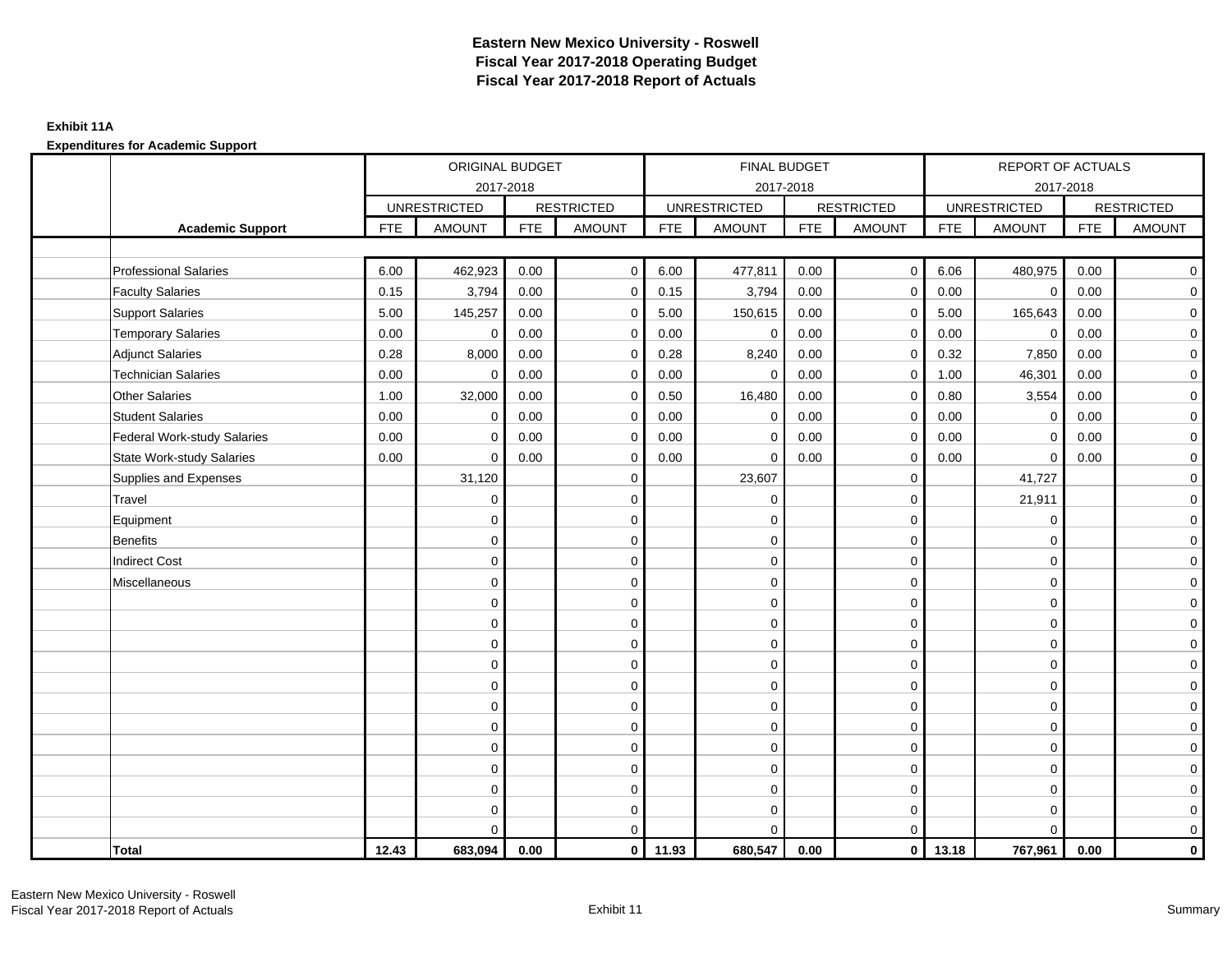# Eastern New Mexico University - Roswell
## Fiscal Year 2017-2018 Operating Budget
## Fiscal Year 2017-2018 Report of Actuals

**Exhibit 11A**

**Expenditures for Academic Support**

| | ORIGINAL BUDGET 2017-2018 | | | | FINAL BUDGET 2017-2018 | | | | REPORT OF ACTUALS 2017-2018 | | | |
|---|---|---|---|---|---|---|---|---|---|---|---|---|
| | UNRESTRICTED | | RESTRICTED | | UNRESTRICTED | | RESTRICTED | | UNRESTRICTED | | RESTRICTED | |
| **Academic Support** | FTE | AMOUNT | FTE | AMOUNT | FTE | AMOUNT | FTE | AMOUNT | FTE | AMOUNT | FTE | AMOUNT |
| Professional Salaries | 6.00 | 462,923 | 0.00 | 0 | 6.00 | 477,811 | 0.00 | 0 | 6.06 | 480,975 | 0.00 | 0 |
| Faculty Salaries | 0.15 | 3,794 | 0.00 | 0 | 0.15 | 3,794 | 0.00 | 0 | 0.00 | 0 | 0.00 | 0 |
| Support Salaries | 5.00 | 145,257 | 0.00 | 0 | 5.00 | 150,615 | 0.00 | 0 | 5.00 | 165,643 | 0.00 | 0 |
| Temporary Salaries | 0.00 | 0 | 0.00 | 0 | 0.00 | 0 | 0.00 | 0 | 0.00 | 0 | 0.00 | 0 |
| Adjunct Salaries | 0.28 | 8,000 | 0.00 | 0 | 0.28 | 8,240 | 0.00 | 0 | 0.32 | 7,850 | 0.00 | 0 |
| Technician Salaries | 0.00 | 0 | 0.00 | 0 | 0.00 | 0 | 0.00 | 0 | 1.00 | 46,301 | 0.00 | 0 |
| Other Salaries | 1.00 | 32,000 | 0.00 | 0 | 0.50 | 16,480 | 0.00 | 0 | 0.80 | 3,554 | 0.00 | 0 |
| Student Salaries | 0.00 | 0 | 0.00 | 0 | 0.00 | 0 | 0.00 | 0 | 0.00 | 0 | 0.00 | 0 |
| Federal Work-study Salaries | 0.00 | 0 | 0.00 | 0 | 0.00 | 0 | 0.00 | 0 | 0.00 | 0 | 0.00 | 0 |
| State Work-study Salaries | 0.00 | 0 | 0.00 | 0 | 0.00 | 0 | 0.00 | 0 | 0.00 | 0 | 0.00 | 0 |
| Supplies and Expenses | | 31,120 | | 0 | | 23,607 | | 0 | | 41,727 | | 0 |
| Travel | | 0 | | 0 | | 0 | | 0 | | 21,911 | | 0 |
| Equipment | | 0 | | 0 | | 0 | | 0 | | 0 | | 0 |
| Benefits | | 0 | | 0 | | 0 | | 0 | | 0 | | 0 |
| Indirect Cost | | 0 | | 0 | | 0 | | 0 | | 0 | | 0 |
| Miscellaneous | | 0 | | 0 | | 0 | | 0 | | 0 | | 0 |
| | | 0 | | 0 | | 0 | | 0 | | 0 | | 0 |
| | | 0 | | 0 | | 0 | | 0 | | 0 | | 0 |
| | | 0 | | 0 | | 0 | | 0 | | 0 | | 0 |
| | | 0 | | 0 | | 0 | | 0 | | 0 | | 0 |
| | | 0 | | 0 | | 0 | | 0 | | 0 | | 0 |
| | | 0 | | 0 | | 0 | | 0 | | 0 | | 0 |
| | | 0 | | 0 | | 0 | | 0 | | 0 | | 0 |
| | | 0 | | 0 | | 0 | | 0 | | 0 | | 0 |
| | | 0 | | 0 | | 0 | | 0 | | 0 | | 0 |
| | | 0 | | 0 | | 0 | | 0 | | 0 | | 0 |
| | | 0 | | 0 | | 0 | | 0 | | 0 | | 0 |
| | | 0 | | 0 | | 0 | | 0 | | 0 | | 0 |
| **Total** | **12.43** | **683,094** | **0.00** | **0** | **11.93** | **680,547** | **0.00** | **0** | **13.18** | **767,961** | **0.00** | **0** |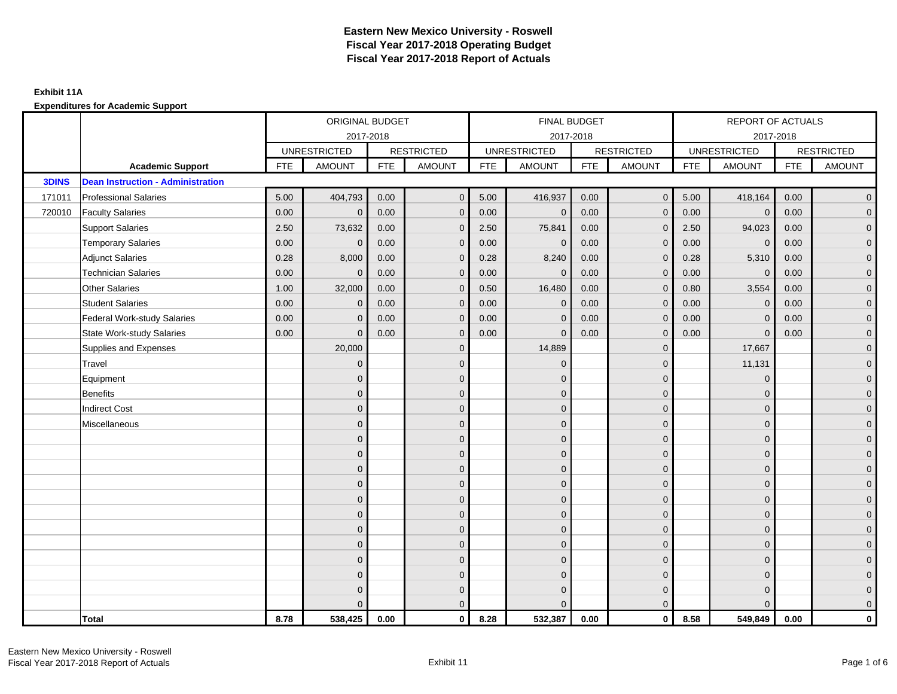# Eastern New Mexico University - Roswell
## Fiscal Year 2017-2018 Operating Budget
## Fiscal Year 2017-2018 Report of Actuals

**Exhibit 11A**

**Expenditures for Academic Support**

| | | ORIGINAL BUDGET 2017-2018 | | | | FINAL BUDGET 2017-2018 | | | | REPORT OF ACTUALS 2017-2018 | | | |
|---|---|---|---|---|---|---|---|---|---|---|---|---|---|
| | | UNRESTRICTED | | RESTRICTED | | UNRESTRICTED | | RESTRICTED | | UNRESTRICTED | | RESTRICTED | |
| | **Academic Support** | FTE | AMOUNT | FTE | AMOUNT | FTE | AMOUNT | FTE | AMOUNT | FTE | AMOUNT | FTE | AMOUNT |
| **3DINS** | **Dean Instruction - Administration** | | | | | | | | | | | | |
| 171011 | Professional Salaries | 5.00 | 404,793 | 0.00 | 0 | 5.00 | 416,937 | 0.00 | 0 | 5.00 | 418,164 | 0.00 | 0 |
| 720010 | Faculty Salaries | 0.00 | 0 | 0.00 | 0 | 0.00 | 0 | 0.00 | 0 | 0.00 | 0 | 0.00 | 0 |
| | Support Salaries | 2.50 | 73,632 | 0.00 | 0 | 2.50 | 75,841 | 0.00 | 0 | 2.50 | 94,023 | 0.00 | 0 |
| | Temporary Salaries | 0.00 | 0 | 0.00 | 0 | 0.00 | 0 | 0.00 | 0 | 0.00 | 0 | 0.00 | 0 |
| | Adjunct Salaries | 0.28 | 8,000 | 0.00 | 0 | 0.28 | 8,240 | 0.00 | 0 | 0.28 | 5,310 | 0.00 | 0 |
| | Technician Salaries | 0.00 | 0 | 0.00 | 0 | 0.00 | 0 | 0.00 | 0 | 0.00 | 0 | 0.00 | 0 |
| | Other Salaries | 1.00 | 32,000 | 0.00 | 0 | 0.50 | 16,480 | 0.00 | 0 | 0.80 | 3,554 | 0.00 | 0 |
| | Student Salaries | 0.00 | 0 | 0.00 | 0 | 0.00 | 0 | 0.00 | 0 | 0.00 | 0 | 0.00 | 0 |
| | Federal Work-study Salaries | 0.00 | 0 | 0.00 | 0 | 0.00 | 0 | 0.00 | 0 | 0.00 | 0 | 0.00 | 0 |
| | State Work-study Salaries | 0.00 | 0 | 0.00 | 0 | 0.00 | 0 | 0.00 | 0 | 0.00 | 0 | 0.00 | 0 |
| | Supplies and Expenses | | 20,000 | | 0 | | 14,889 | | 0 | | 17,667 | | 0 |
| | Travel | | 0 | | 0 | | 0 | | 0 | | 11,131 | | 0 |
| | Equipment | | 0 | | 0 | | 0 | | 0 | | 0 | | 0 |
| | Benefits | | 0 | | 0 | | 0 | | 0 | | 0 | | 0 |
| | Indirect Cost | | 0 | | 0 | | 0 | | 0 | | 0 | | 0 |
| | Miscellaneous | | 0 | | 0 | | 0 | | 0 | | 0 | | 0 |
| | | | 0 | | 0 | | 0 | | 0 | | 0 | | 0 |
| | | | 0 | | 0 | | 0 | | 0 | | 0 | | 0 |
| | | | 0 | | 0 | | 0 | | 0 | | 0 | | 0 |
| | | | 0 | | 0 | | 0 | | 0 | | 0 | | 0 |
| | | | 0 | | 0 | | 0 | | 0 | | 0 | | 0 |
| | | | 0 | | 0 | | 0 | | 0 | | 0 | | 0 |
| | | | 0 | | 0 | | 0 | | 0 | | 0 | | 0 |
| | | | 0 | | 0 | | 0 | | 0 | | 0 | | 0 |
| | | | 0 | | 0 | | 0 | | 0 | | 0 | | 0 |
| | | | 0 | | 0 | | 0 | | 0 | | 0 | | 0 |
| | | | 0 | | 0 | | 0 | | 0 | | 0 | | 0 |
| | | | 0 | | 0 | | 0 | | 0 | | 0 | | 0 |
| | **Total** | **8.78** | **538,425** | **0.00** | **0** | **8.28** | **532,387** | **0.00** | **0** | **8.58** | **549,849** | **0.00** | **0** |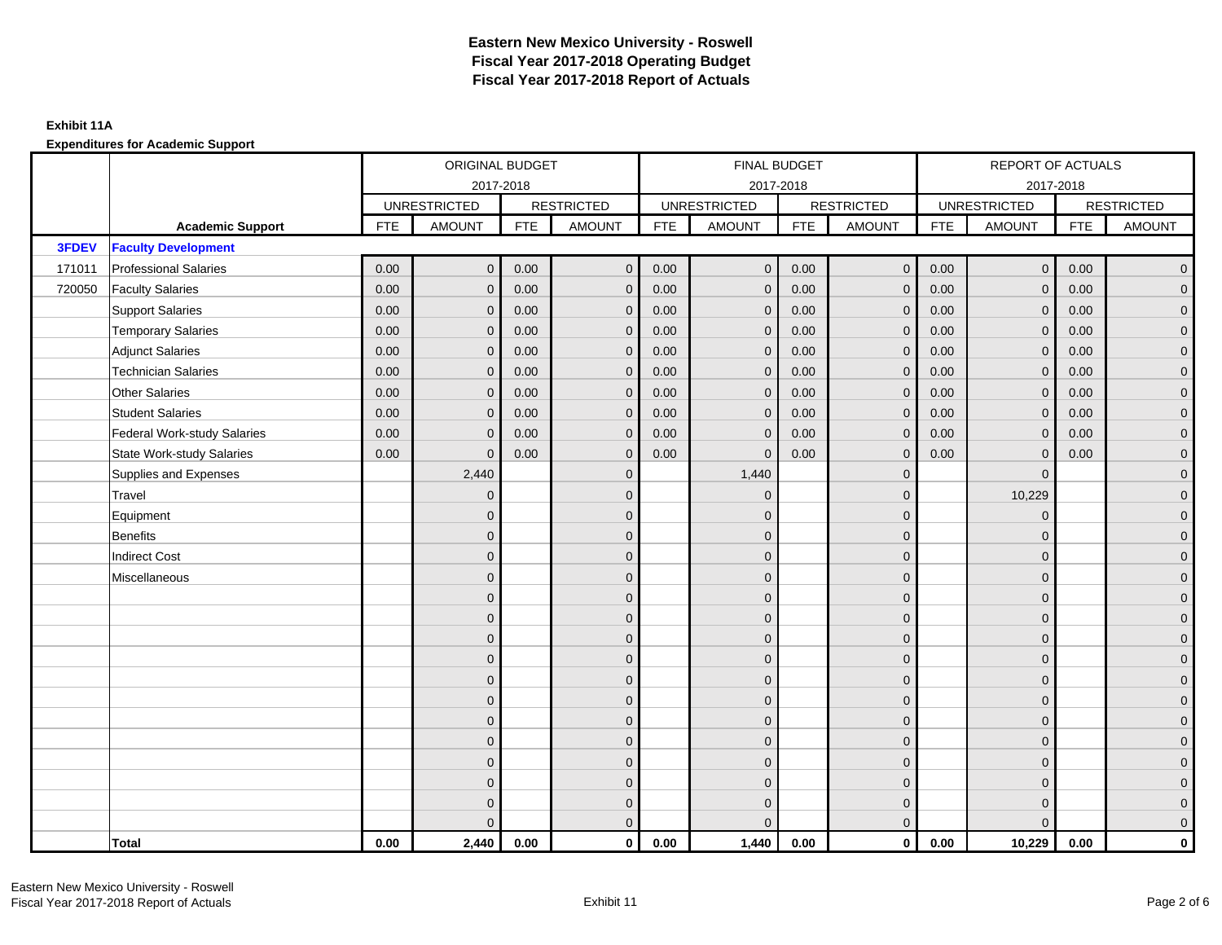# Eastern New Mexico University - Roswell
# Fiscal Year 2017-2018 Operating Budget
# Fiscal Year 2017-2018 Report of Actuals

**Exhibit 11A**

**Expenditures for Academic Support**

| | | ORIGINAL BUDGET 2017-2018 | | | | FINAL BUDGET 2017-2018 | | | | REPORT OF ACTUALS 2017-2018 | | | |
|---|---|---|---|---|---|---|---|---|---|---|---|---|---|
| | | UNRESTRICTED | | RESTRICTED | | UNRESTRICTED | | RESTRICTED | | UNRESTRICTED | | RESTRICTED | |
| | **Academic Support** | FTE | AMOUNT | FTE | AMOUNT | FTE | AMOUNT | FTE | AMOUNT | FTE | AMOUNT | FTE | AMOUNT |
| **3FDEV** | **Faculty Development** | | | | | | | | | | | | |
| 171011 | Professional Salaries | 0.00 | 0 | 0.00 | 0 | 0.00 | 0 | 0.00 | 0 | 0.00 | 0 | 0.00 | 0 |
| 720050 | Faculty Salaries | 0.00 | 0 | 0.00 | 0 | 0.00 | 0 | 0.00 | 0 | 0.00 | 0 | 0.00 | 0 |
| | Support Salaries | 0.00 | 0 | 0.00 | 0 | 0.00 | 0 | 0.00 | 0 | 0.00 | 0 | 0.00 | 0 |
| | Temporary Salaries | 0.00 | 0 | 0.00 | 0 | 0.00 | 0 | 0.00 | 0 | 0.00 | 0 | 0.00 | 0 |
| | Adjunct Salaries | 0.00 | 0 | 0.00 | 0 | 0.00 | 0 | 0.00 | 0 | 0.00 | 0 | 0.00 | 0 |
| | Technician Salaries | 0.00 | 0 | 0.00 | 0 | 0.00 | 0 | 0.00 | 0 | 0.00 | 0 | 0.00 | 0 |
| | Other Salaries | 0.00 | 0 | 0.00 | 0 | 0.00 | 0 | 0.00 | 0 | 0.00 | 0 | 0.00 | 0 |
| | Student Salaries | 0.00 | 0 | 0.00 | 0 | 0.00 | 0 | 0.00 | 0 | 0.00 | 0 | 0.00 | 0 |
| | Federal Work-study Salaries | 0.00 | 0 | 0.00 | 0 | 0.00 | 0 | 0.00 | 0 | 0.00 | 0 | 0.00 | 0 |
| | State Work-study Salaries | 0.00 | 0 | 0.00 | 0 | 0.00 | 0 | 0.00 | 0 | 0.00 | 0 | 0.00 | 0 |
| | Supplies and Expenses | | 2,440 | | 0 | | 1,440 | | 0 | | 0 | | 0 |
| | Travel | | 0 | | 0 | | 0 | | 0 | | 10,229 | | 0 |
| | Equipment | | 0 | | 0 | | 0 | | 0 | | 0 | | 0 |
| | Benefits | | 0 | | 0 | | 0 | | 0 | | 0 | | 0 |
| | Indirect Cost | | 0 | | 0 | | 0 | | 0 | | 0 | | 0 |
| | Miscellaneous | | 0 | | 0 | | 0 | | 0 | | 0 | | 0 |
| | | | 0 | | 0 | | 0 | | 0 | | 0 | | 0 |
| | | | 0 | | 0 | | 0 | | 0 | | 0 | | 0 |
| | | | 0 | | 0 | | 0 | | 0 | | 0 | | 0 |
| | | | 0 | | 0 | | 0 | | 0 | | 0 | | 0 |
| | | | 0 | | 0 | | 0 | | 0 | | 0 | | 0 |
| | | | 0 | | 0 | | 0 | | 0 | | 0 | | 0 |
| | | | 0 | | 0 | | 0 | | 0 | | 0 | | 0 |
| | | | 0 | | 0 | | 0 | | 0 | | 0 | | 0 |
| | | | 0 | | 0 | | 0 | | 0 | | 0 | | 0 |
| | | | 0 | | 0 | | 0 | | 0 | | 0 | | 0 |
| | | | 0 | | 0 | | 0 | | 0 | | 0 | | 0 |
| | | | 0 | | 0 | | 0 | | 0 | | 0 | | 0 |
| | **Total** | **0.00** | **2,440** | **0.00** | **0** | **0.00** | **1,440** | **0.00** | **0** | **0.00** | **10,229** | **0.00** | **0** |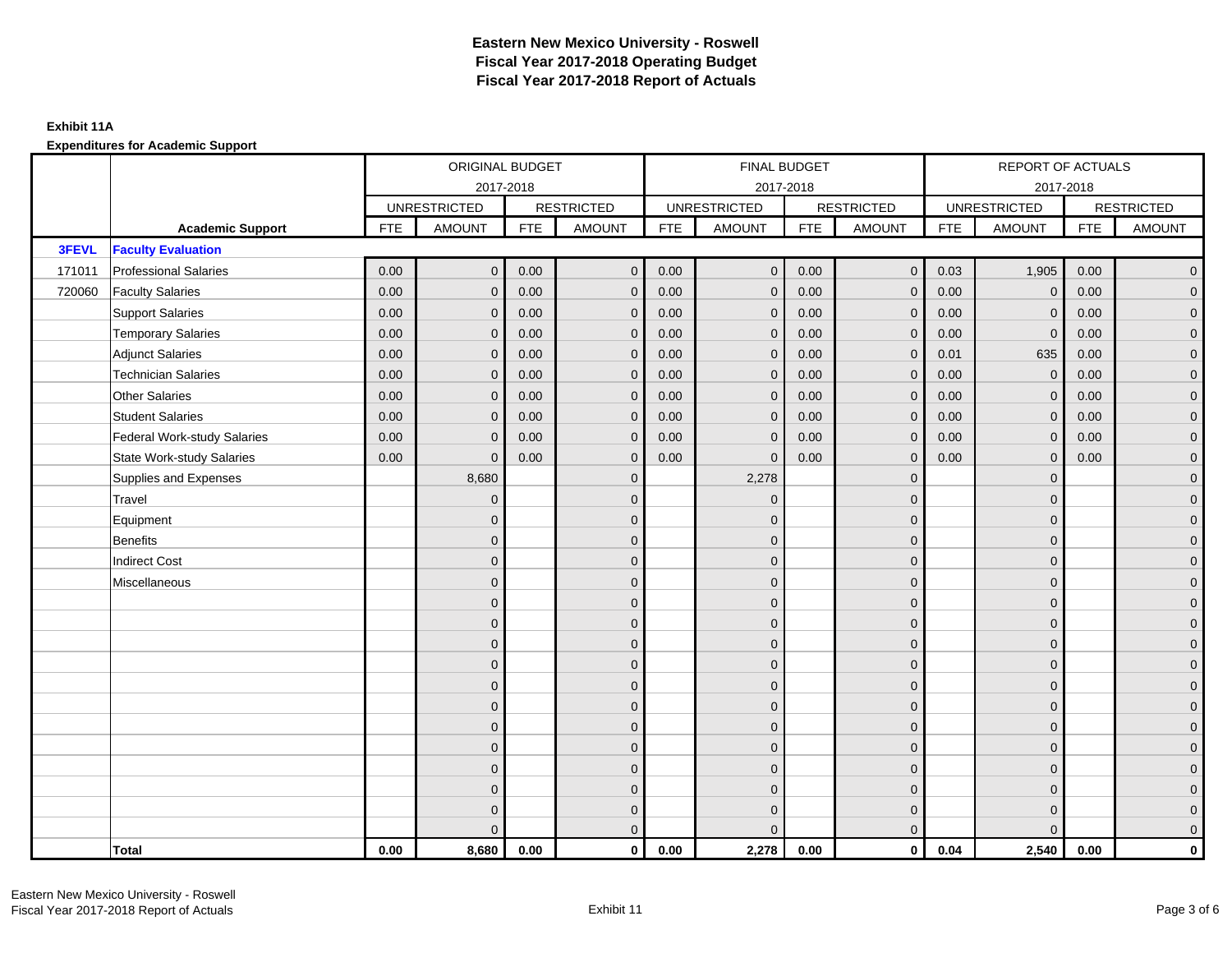# Eastern New Mexico University - Roswell
## Fiscal Year 2017-2018 Operating Budget
## Fiscal Year 2017-2018 Report of Actuals

**Exhibit 11A**

**Expenditures for Academic Support**

| | | ORIGINAL BUDGET 2017-2018 | | | | FINAL BUDGET 2017-2018 | | | | REPORT OF ACTUALS 2017-2018 | | | |
|---|---|---|---|---|---|---|---|---|---|---|---|---|---|
| | | UNRESTRICTED | | RESTRICTED | | UNRESTRICTED | | RESTRICTED | | UNRESTRICTED | | RESTRICTED | |
| | **Academic Support** | FTE | AMOUNT | FTE | AMOUNT | FTE | AMOUNT | FTE | AMOUNT | FTE | AMOUNT | FTE | AMOUNT |
| **3FEVL** | **Faculty Evaluation** | | | | | | | | | | | | |
| 171011 | Professional Salaries | 0.00 | 0 | 0.00 | 0 | 0.00 | 0 | 0.00 | 0 | 0.03 | 1,905 | 0.00 | 0 |
| 720060 | Faculty Salaries | 0.00 | 0 | 0.00 | 0 | 0.00 | 0 | 0.00 | 0 | 0.00 | 0 | 0.00 | 0 |
| | Support Salaries | 0.00 | 0 | 0.00 | 0 | 0.00 | 0 | 0.00 | 0 | 0.00 | 0 | 0.00 | 0 |
| | Temporary Salaries | 0.00 | 0 | 0.00 | 0 | 0.00 | 0 | 0.00 | 0 | 0.00 | 0 | 0.00 | 0 |
| | Adjunct Salaries | 0.00 | 0 | 0.00 | 0 | 0.00 | 0 | 0.00 | 0 | 0.01 | 635 | 0.00 | 0 |
| | Technician Salaries | 0.00 | 0 | 0.00 | 0 | 0.00 | 0 | 0.00 | 0 | 0.00 | 0 | 0.00 | 0 |
| | Other Salaries | 0.00 | 0 | 0.00 | 0 | 0.00 | 0 | 0.00 | 0 | 0.00 | 0 | 0.00 | 0 |
| | Student Salaries | 0.00 | 0 | 0.00 | 0 | 0.00 | 0 | 0.00 | 0 | 0.00 | 0 | 0.00 | 0 |
| | Federal Work-study Salaries | 0.00 | 0 | 0.00 | 0 | 0.00 | 0 | 0.00 | 0 | 0.00 | 0 | 0.00 | 0 |
| | State Work-study Salaries | 0.00 | 0 | 0.00 | 0 | 0.00 | 0 | 0.00 | 0 | 0.00 | 0 | 0.00 | 0 |
| | Supplies and Expenses | | 8,680 | | 0 | | 2,278 | | 0 | | 0 | | 0 |
| | Travel | | 0 | | 0 | | 0 | | 0 | | 0 | | 0 |
| | Equipment | | 0 | | 0 | | 0 | | 0 | | 0 | | 0 |
| | Benefits | | 0 | | 0 | | 0 | | 0 | | 0 | | 0 |
| | Indirect Cost | | 0 | | 0 | | 0 | | 0 | | 0 | | 0 |
| | Miscellaneous | | 0 | | 0 | | 0 | | 0 | | 0 | | 0 |
| | | | 0 | | 0 | | 0 | | 0 | | 0 | | 0 |
| | | | 0 | | 0 | | 0 | | 0 | | 0 | | 0 |
| | | | 0 | | 0 | | 0 | | 0 | | 0 | | 0 |
| | | | 0 | | 0 | | 0 | | 0 | | 0 | | 0 |
| | | | 0 | | 0 | | 0 | | 0 | | 0 | | 0 |
| | | | 0 | | 0 | | 0 | | 0 | | 0 | | 0 |
| | | | 0 | | 0 | | 0 | | 0 | | 0 | | 0 |
| | | | 0 | | 0 | | 0 | | 0 | | 0 | | 0 |
| | | | 0 | | 0 | | 0 | | 0 | | 0 | | 0 |
| | | | 0 | | 0 | | 0 | | 0 | | 0 | | 0 |
| | | | 0 | | 0 | | 0 | | 0 | | 0 | | 0 |
| | | | 0 | | 0 | | 0 | | 0 | | 0 | | 0 |
| | **Total** | **0.00** | **8,680** | **0.00** | **0** | **0.00** | **2,278** | **0.00** | **0** | **0.04** | **2,540** | **0.00** | **0** |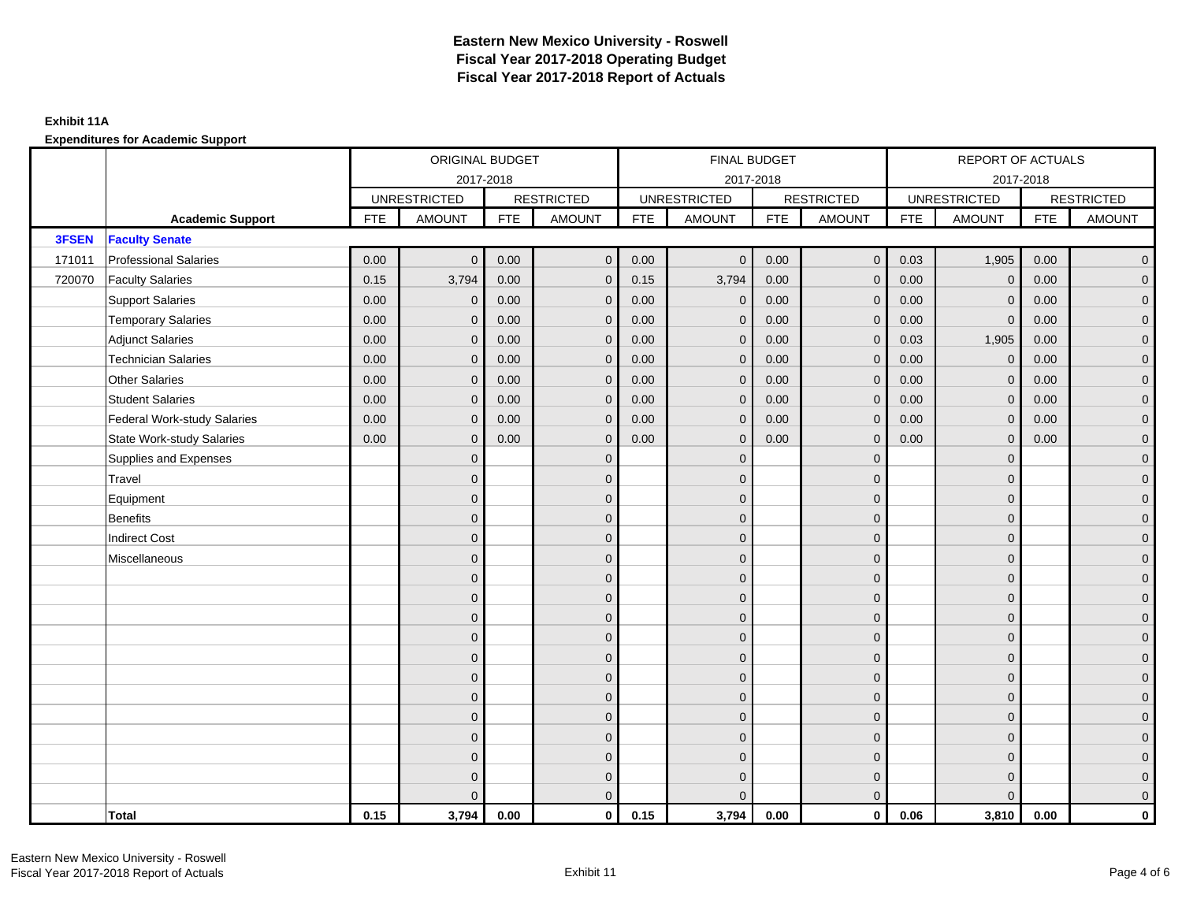# Eastern New Mexico University - Roswell
# Fiscal Year 2017-2018 Operating Budget
# Fiscal Year 2017-2018 Report of Actuals

**Exhibit 11A**

**Expenditures for Academic Support**

| | | ORIGINAL BUDGET 2017-2018 | | | | FINAL BUDGET 2017-2018 | | | | REPORT OF ACTUALS 2017-2018 | | | |
|---|---|---|---|---|---|---|---|---|---|---|---|---|---|
| | | UNRESTRICTED | | RESTRICTED | | UNRESTRICTED | | RESTRICTED | | UNRESTRICTED | | RESTRICTED | |
| | **Academic Support** | FTE | AMOUNT | FTE | AMOUNT | FTE | AMOUNT | FTE | AMOUNT | FTE | AMOUNT | FTE | AMOUNT |
| **3FSEN** | **Faculty Senate** | | | | | | | | | | | | |
| 171011 | Professional Salaries | 0.00 | 0 | 0.00 | 0 | 0.00 | 0 | 0.00 | 0 | 0.03 | 1,905 | 0.00 | 0 |
| 720070 | Faculty Salaries | 0.15 | 3,794 | 0.00 | 0 | 0.15 | 3,794 | 0.00 | 0 | 0.00 | 0 | 0.00 | 0 |
| | Support Salaries | 0.00 | 0 | 0.00 | 0 | 0.00 | 0 | 0.00 | 0 | 0.00 | 0 | 0.00 | 0 |
| | Temporary Salaries | 0.00 | 0 | 0.00 | 0 | 0.00 | 0 | 0.00 | 0 | 0.00 | 0 | 0.00 | 0 |
| | Adjunct Salaries | 0.00 | 0 | 0.00 | 0 | 0.00 | 0 | 0.00 | 0 | 0.03 | 1,905 | 0.00 | 0 |
| | Technician Salaries | 0.00 | 0 | 0.00 | 0 | 0.00 | 0 | 0.00 | 0 | 0.00 | 0 | 0.00 | 0 |
| | Other Salaries | 0.00 | 0 | 0.00 | 0 | 0.00 | 0 | 0.00 | 0 | 0.00 | 0 | 0.00 | 0 |
| | Student Salaries | 0.00 | 0 | 0.00 | 0 | 0.00 | 0 | 0.00 | 0 | 0.00 | 0 | 0.00 | 0 |
| | Federal Work-study Salaries | 0.00 | 0 | 0.00 | 0 | 0.00 | 0 | 0.00 | 0 | 0.00 | 0 | 0.00 | 0 |
| | State Work-study Salaries | 0.00 | 0 | 0.00 | 0 | 0.00 | 0 | 0.00 | 0 | 0.00 | 0 | 0.00 | 0 |
| | Supplies and Expenses | | 0 | | 0 | | 0 | | 0 | | 0 | | 0 |
| | Travel | | 0 | | 0 | | 0 | | 0 | | 0 | | 0 |
| | Equipment | | 0 | | 0 | | 0 | | 0 | | 0 | | 0 |
| | Benefits | | 0 | | 0 | | 0 | | 0 | | 0 | | 0 |
| | Indirect Cost | | 0 | | 0 | | 0 | | 0 | | 0 | | 0 |
| | Miscellaneous | | 0 | | 0 | | 0 | | 0 | | 0 | | 0 |
| | | | 0 | | 0 | | 0 | | 0 | | 0 | | 0 |
| | | | 0 | | 0 | | 0 | | 0 | | 0 | | 0 |
| | | | 0 | | 0 | | 0 | | 0 | | 0 | | 0 |
| | | | 0 | | 0 | | 0 | | 0 | | 0 | | 0 |
| | | | 0 | | 0 | | 0 | | 0 | | 0 | | 0 |
| | | | 0 | | 0 | | 0 | | 0 | | 0 | | 0 |
| | | | 0 | | 0 | | 0 | | 0 | | 0 | | 0 |
| | | | 0 | | 0 | | 0 | | 0 | | 0 | | 0 |
| | | | 0 | | 0 | | 0 | | 0 | | 0 | | 0 |
| | | | 0 | | 0 | | 0 | | 0 | | 0 | | 0 |
| | | | 0 | | 0 | | 0 | | 0 | | 0 | | 0 |
| | | | 0 | | 0 | | 0 | | 0 | | 0 | | 0 |
| | **Total** | **0.15** | **3,794** | **0.00** | **0** | **0.15** | **3,794** | **0.00** | **0** | **0.06** | **3,810** | **0.00** | **0** |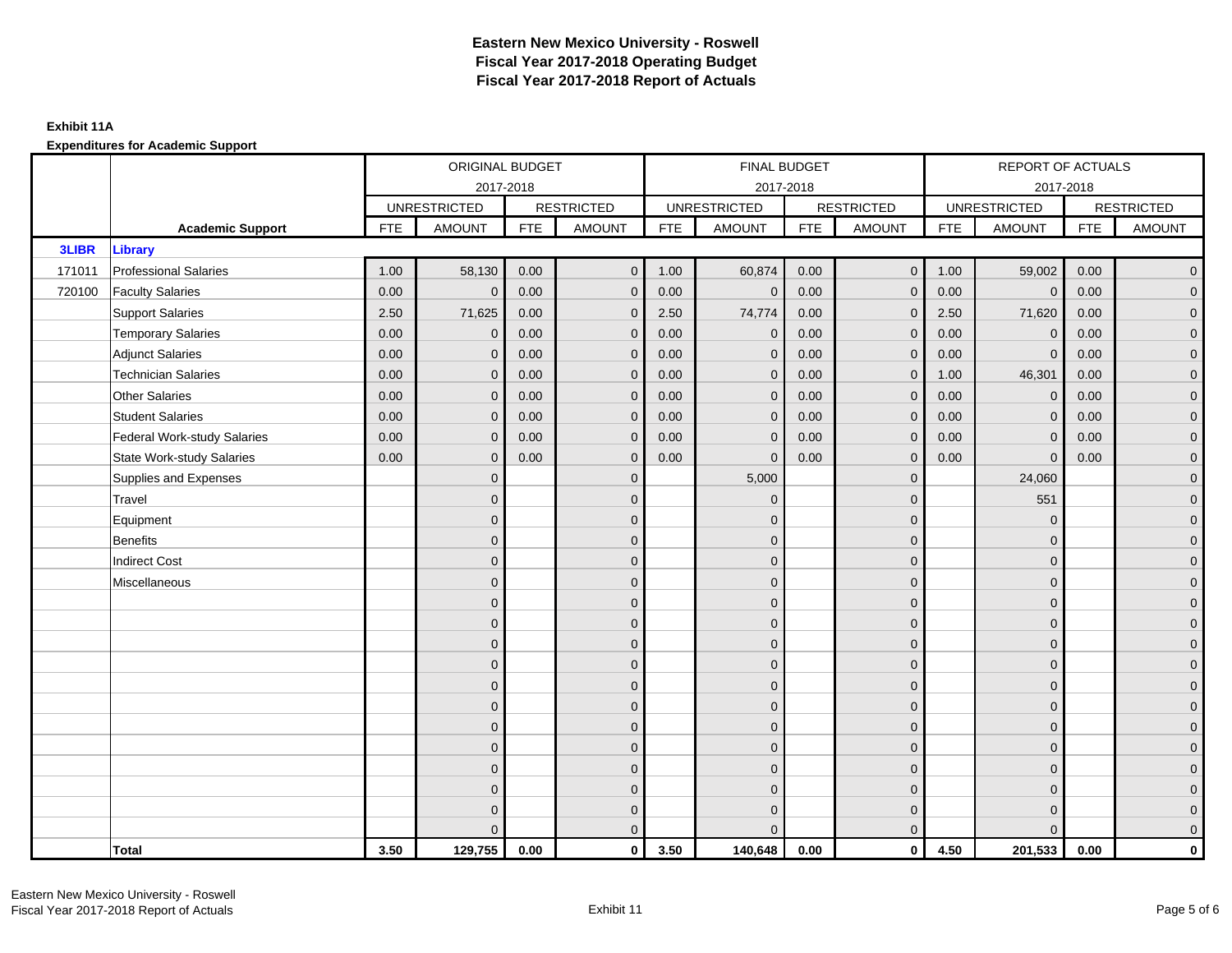# Eastern New Mexico University - Roswell
## Fiscal Year 2017-2018 Operating Budget
## Fiscal Year 2017-2018 Report of Actuals

**Exhibit 11A**

**Expenditures for Academic Support**

| | | ORIGINAL BUDGET 2017-2018 | | | | FINAL BUDGET 2017-2018 | | | | REPORT OF ACTUALS 2017-2018 | | | |
|---|---|---|---|---|---|---|---|---|---|---|---|---|---|
| | | UNRESTRICTED | | RESTRICTED | | UNRESTRICTED | | RESTRICTED | | UNRESTRICTED | | RESTRICTED | |
| | **Academic Support** | FTE | AMOUNT | FTE | AMOUNT | FTE | AMOUNT | FTE | AMOUNT | FTE | AMOUNT | FTE | AMOUNT |
| **3LIBR** | **Library** | | | | | | | | | | | | |
| 171011 | Professional Salaries | 1.00 | 58,130 | 0.00 | 0 | 1.00 | 60,874 | 0.00 | 0 | 1.00 | 59,002 | 0.00 | 0 |
| 720100 | Faculty Salaries | 0.00 | 0 | 0.00 | 0 | 0.00 | 0 | 0.00 | 0 | 0.00 | 0 | 0.00 | 0 |
| | Support Salaries | 2.50 | 71,625 | 0.00 | 0 | 2.50 | 74,774 | 0.00 | 0 | 2.50 | 71,620 | 0.00 | 0 |
| | Temporary Salaries | 0.00 | 0 | 0.00 | 0 | 0.00 | 0 | 0.00 | 0 | 0.00 | 0 | 0.00 | 0 |
| | Adjunct Salaries | 0.00 | 0 | 0.00 | 0 | 0.00 | 0 | 0.00 | 0 | 0.00 | 0 | 0.00 | 0 |
| | Technician Salaries | 0.00 | 0 | 0.00 | 0 | 0.00 | 0 | 0.00 | 0 | 1.00 | 46,301 | 0.00 | 0 |
| | Other Salaries | 0.00 | 0 | 0.00 | 0 | 0.00 | 0 | 0.00 | 0 | 0.00 | 0 | 0.00 | 0 |
| | Student Salaries | 0.00 | 0 | 0.00 | 0 | 0.00 | 0 | 0.00 | 0 | 0.00 | 0 | 0.00 | 0 |
| | Federal Work-study Salaries | 0.00 | 0 | 0.00 | 0 | 0.00 | 0 | 0.00 | 0 | 0.00 | 0 | 0.00 | 0 |
| | State Work-study Salaries | 0.00 | 0 | 0.00 | 0 | 0.00 | 0 | 0.00 | 0 | 0.00 | 0 | 0.00 | 0 |
| | Supplies and Expenses | | 0 | | 0 | | 5,000 | | 0 | | 24,060 | | 0 |
| | Travel | | 0 | | 0 | | 0 | | 0 | | 551 | | 0 |
| | Equipment | | 0 | | 0 | | 0 | | 0 | | 0 | | 0 |
| | Benefits | | 0 | | 0 | | 0 | | 0 | | 0 | | 0 |
| | Indirect Cost | | 0 | | 0 | | 0 | | 0 | | 0 | | 0 |
| | Miscellaneous | | 0 | | 0 | | 0 | | 0 | | 0 | | 0 |
| | | | 0 | | 0 | | 0 | | 0 | | 0 | | 0 |
| | | | 0 | | 0 | | 0 | | 0 | | 0 | | 0 |
| | | | 0 | | 0 | | 0 | | 0 | | 0 | | 0 |
| | | | 0 | | 0 | | 0 | | 0 | | 0 | | 0 |
| | | | 0 | | 0 | | 0 | | 0 | | 0 | | 0 |
| | | | 0 | | 0 | | 0 | | 0 | | 0 | | 0 |
| | | | 0 | | 0 | | 0 | | 0 | | 0 | | 0 |
| | | | 0 | | 0 | | 0 | | 0 | | 0 | | 0 |
| | | | 0 | | 0 | | 0 | | 0 | | 0 | | 0 |
| | | | 0 | | 0 | | 0 | | 0 | | 0 | | 0 |
| | | | 0 | | 0 | | 0 | | 0 | | 0 | | 0 |
| | | | 0 | | 0 | | 0 | | 0 | | 0 | | 0 |
| | **Total** | **3.50** | **129,755** | **0.00** | **0** | **3.50** | **140,648** | **0.00** | **0** | **4.50** | **201,533** | **0.00** | **0** |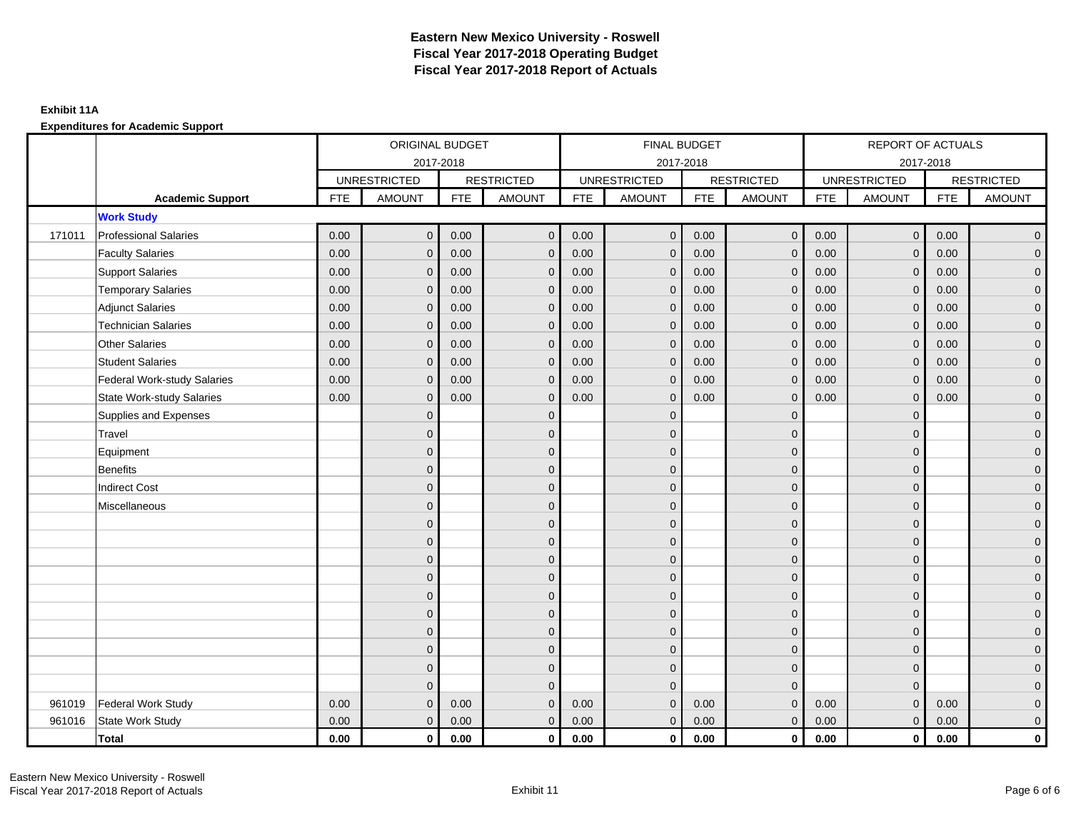# Eastern New Mexico University - Roswell
# Fiscal Year 2017-2018 Operating Budget
# Fiscal Year 2017-2018 Report of Actuals

**Exhibit 11A**

**Expenditures for Academic Support**

| | | ORIGINAL BUDGET 2017-2018 | | | | FINAL BUDGET 2017-2018 | | | | REPORT OF ACTUALS 2017-2018 | | | |
|---|---|---|---|---|---|---|---|---|---|---|---|---|---|
| | | UNRESTRICTED | | RESTRICTED | | UNRESTRICTED | | RESTRICTED | | UNRESTRICTED | | RESTRICTED | |
| | **Academic Support** | FTE | AMOUNT | FTE | AMOUNT | FTE | AMOUNT | FTE | AMOUNT | FTE | AMOUNT | FTE | AMOUNT |
| | **Work Study** | | | | | | | | | | | | |
| 171011 | Professional Salaries | 0.00 | 0 | 0.00 | 0 | 0.00 | 0 | 0.00 | 0 | 0.00 | 0 | 0.00 | 0 |
| | Faculty Salaries | 0.00 | 0 | 0.00 | 0 | 0.00 | 0 | 0.00 | 0 | 0.00 | 0 | 0.00 | 0 |
| | Support Salaries | 0.00 | 0 | 0.00 | 0 | 0.00 | 0 | 0.00 | 0 | 0.00 | 0 | 0.00 | 0 |
| | Temporary Salaries | 0.00 | 0 | 0.00 | 0 | 0.00 | 0 | 0.00 | 0 | 0.00 | 0 | 0.00 | 0 |
| | Adjunct Salaries | 0.00 | 0 | 0.00 | 0 | 0.00 | 0 | 0.00 | 0 | 0.00 | 0 | 0.00 | 0 |
| | Technician Salaries | 0.00 | 0 | 0.00 | 0 | 0.00 | 0 | 0.00 | 0 | 0.00 | 0 | 0.00 | 0 |
| | Other Salaries | 0.00 | 0 | 0.00 | 0 | 0.00 | 0 | 0.00 | 0 | 0.00 | 0 | 0.00 | 0 |
| | Student Salaries | 0.00 | 0 | 0.00 | 0 | 0.00 | 0 | 0.00 | 0 | 0.00 | 0 | 0.00 | 0 |
| | Federal Work-study Salaries | 0.00 | 0 | 0.00 | 0 | 0.00 | 0 | 0.00 | 0 | 0.00 | 0 | 0.00 | 0 |
| | State Work-study Salaries | 0.00 | 0 | 0.00 | 0 | 0.00 | 0 | 0.00 | 0 | 0.00 | 0 | 0.00 | 0 |
| | Supplies and Expenses | | 0 | | 0 | | 0 | | 0 | | 0 | | 0 |
| | Travel | | 0 | | 0 | | 0 | | 0 | | 0 | | 0 |
| | Equipment | | 0 | | 0 | | 0 | | 0 | | 0 | | 0 |
| | Benefits | | 0 | | 0 | | 0 | | 0 | | 0 | | 0 |
| | Indirect Cost | | 0 | | 0 | | 0 | | 0 | | 0 | | 0 |
| | Miscellaneous | | 0 | | 0 | | 0 | | 0 | | 0 | | 0 |
| | | | 0 | | 0 | | 0 | | 0 | | 0 | | 0 |
| | | | 0 | | 0 | | 0 | | 0 | | 0 | | 0 |
| | | | 0 | | 0 | | 0 | | 0 | | 0 | | 0 |
| | | | 0 | | 0 | | 0 | | 0 | | 0 | | 0 |
| | | | 0 | | 0 | | 0 | | 0 | | 0 | | 0 |
| | | | 0 | | 0 | | 0 | | 0 | | 0 | | 0 |
| | | | 0 | | 0 | | 0 | | 0 | | 0 | | 0 |
| | | | 0 | | 0 | | 0 | | 0 | | 0 | | 0 |
| | | | 0 | | 0 | | 0 | | 0 | | 0 | | 0 |
| | | | 0 | | 0 | | 0 | | 0 | | 0 | | 0 |
| 961019 | Federal Work Study | 0.00 | 0 | 0.00 | 0 | 0.00 | 0 | 0.00 | 0 | 0.00 | 0 | 0.00 | 0 |
| 961016 | State Work Study | 0.00 | 0 | 0.00 | 0 | 0.00 | 0 | 0.00 | 0 | 0.00 | 0 | 0.00 | 0 |
| | **Total** | **0.00** | **0** | **0.00** | **0** | **0.00** | **0** | **0.00** | **0** | **0.00** | **0** | **0.00** | **0** |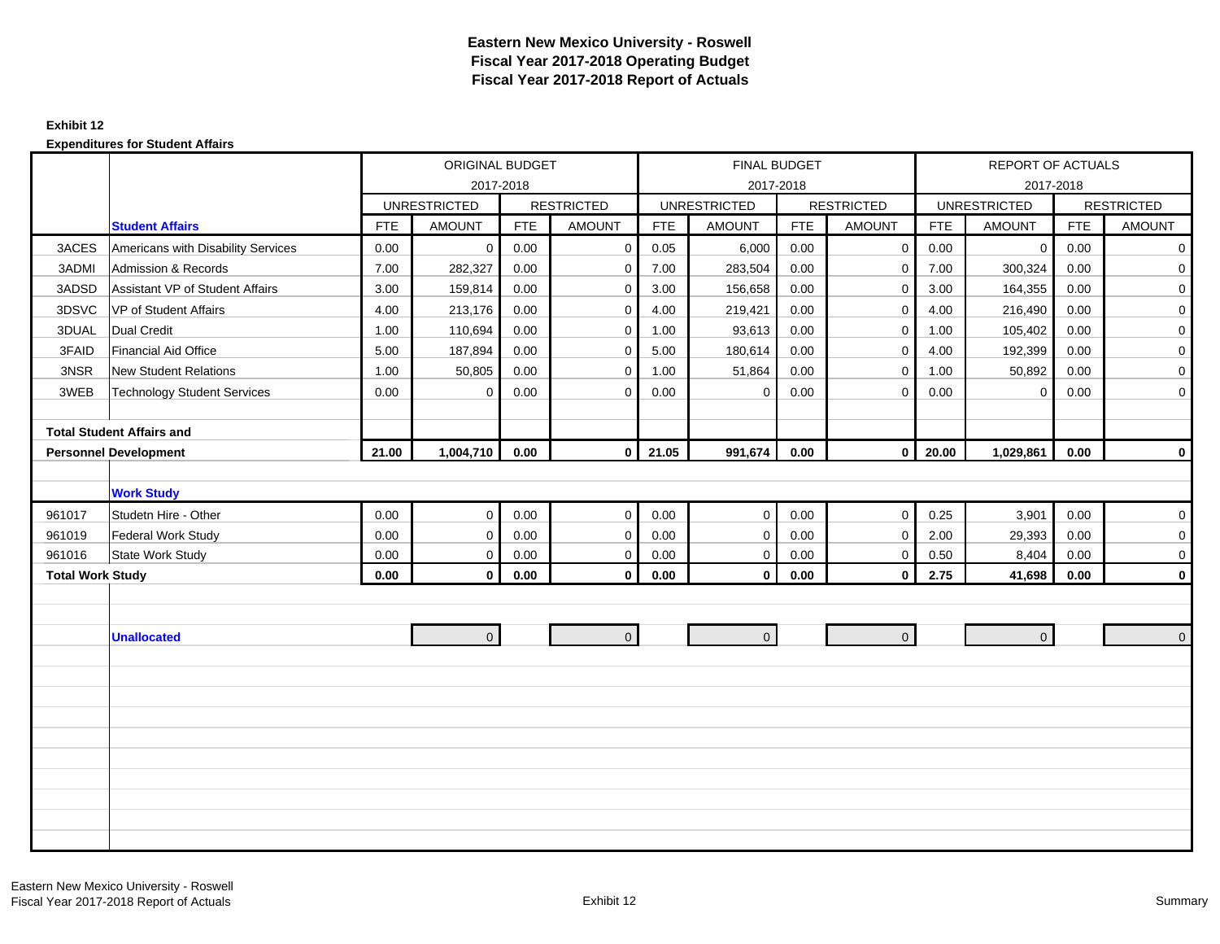# Eastern New Mexico University - Roswell
## Fiscal Year 2017-2018 Operating Budget
## Fiscal Year 2017-2018 Report of Actuals

**Exhibit 12**

**Expenditures for Student Affairs**

| | | ORIGINAL BUDGET 2017-2018 | | | | FINAL BUDGET 2017-2018 | | | | REPORT OF ACTUALS 2017-2018 | | | |
|---|---|---|---|---|---|---|---|---|---|---|---|---|---|
| | | UNRESTRICTED | | RESTRICTED | | UNRESTRICTED | | RESTRICTED | | UNRESTRICTED | | RESTRICTED | |
| | **Student Affairs** | FTE | AMOUNT | FTE | AMOUNT | FTE | AMOUNT | FTE | AMOUNT | FTE | AMOUNT | FTE | AMOUNT |
| 3ACES | Americans with Disability Services | 0.00 | 0 | 0.00 | 0 | 0.05 | 6,000 | 0.00 | 0 | 0.00 | 0 | 0.00 | 0 |
| 3ADMI | Admission & Records | 7.00 | 282,327 | 0.00 | 0 | 7.00 | 283,504 | 0.00 | 0 | 7.00 | 300,324 | 0.00 | 0 |
| 3ADSD | Assistant VP of Student Affairs | 3.00 | 159,814 | 0.00 | 0 | 3.00 | 156,658 | 0.00 | 0 | 3.00 | 164,355 | 0.00 | 0 |
| 3DSVC | VP of Student Affairs | 4.00 | 213,176 | 0.00 | 0 | 4.00 | 219,421 | 0.00 | 0 | 4.00 | 216,490 | 0.00 | 0 |
| 3DUAL | Dual Credit | 1.00 | 110,694 | 0.00 | 0 | 1.00 | 93,613 | 0.00 | 0 | 1.00 | 105,402 | 0.00 | 0 |
| 3FAID | Financial Aid Office | 5.00 | 187,894 | 0.00 | 0 | 5.00 | 180,614 | 0.00 | 0 | 4.00 | 192,399 | 0.00 | 0 |
| 3NSR | New Student Relations | 1.00 | 50,805 | 0.00 | 0 | 1.00 | 51,864 | 0.00 | 0 | 1.00 | 50,892 | 0.00 | 0 |
| 3WEB | Technology Student Services | 0.00 | 0 | 0.00 | 0 | 0.00 | 0 | 0.00 | 0 | 0.00 | 0 | 0.00 | 0 |
| **Total Student Affairs and Personnel Development** | | **21.00** | **1,004,710** | **0.00** | **0** | **21.05** | **991,674** | **0.00** | **0** | **20.00** | **1,029,861** | **0.00** | **0** |
| | **Work Study** | | | | | | | | | | | | |
| 961017 | Studetn Hire - Other | 0.00 | 0 | 0.00 | 0 | 0.00 | 0 | 0.00 | 0 | 0.25 | 3,901 | 0.00 | 0 |
| 961019 | Federal Work Study | 0.00 | 0 | 0.00 | 0 | 0.00 | 0 | 0.00 | 0 | 2.00 | 29,393 | 0.00 | 0 |
| 961016 | State Work Study | 0.00 | 0 | 0.00 | 0 | 0.00 | 0 | 0.00 | 0 | 0.50 | 8,404 | 0.00 | 0 |
| **Total Work Study** | | **0.00** | **0** | **0.00** | **0** | **0.00** | **0** | **0.00** | **0** | **2.75** | **41,698** | **0.00** | **0** |
| | **Unallocated** | | 0 | | 0 | | 0 | | 0 | | 0 | | 0 |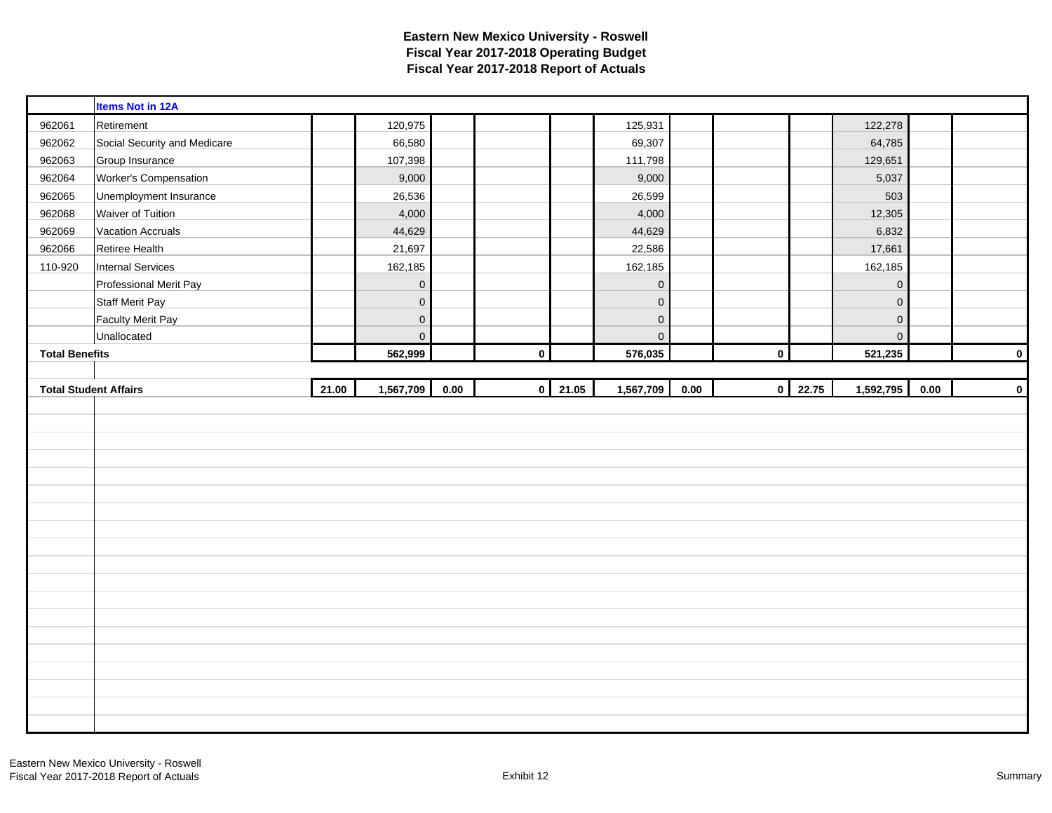# Eastern New Mexico University - Roswell
## Fiscal Year 2017-2018 Operating Budget
## Fiscal Year 2017-2018 Report of Actuals

| | Items Not in 12A | | | | | | | | | | | | |
|---|---|---|---|---|---|---|---|---|---|---|---|---|---|
| 962061 | Retirement | | 120,975 | | | | 125,931 | | | | 122,278 | | |
| 962062 | Social Security and Medicare | | 66,580 | | | | 69,307 | | | | 64,785 | | |
| 962063 | Group Insurance | | 107,398 | | | | 111,798 | | | | 129,651 | | |
| 962064 | Worker's Compensation | | 9,000 | | | | 9,000 | | | | 5,037 | | |
| 962065 | Unemployment Insurance | | 26,536 | | | | 26,599 | | | | 503 | | |
| 962068 | Waiver of Tuition | | 4,000 | | | | 4,000 | | | | 12,305 | | |
| 962069 | Vacation Accruals | | 44,629 | | | | 44,629 | | | | 6,832 | | |
| 962066 | Retiree Health | | 21,697 | | | | 22,586 | | | | 17,661 | | |
| 110-920 | Internal Services | | 162,185 | | | | 162,185 | | | | 162,185 | | |
| | Professional Merit Pay | | 0 | | | | 0 | | | | 0 | | |
| | Staff Merit Pay | | 0 | | | | 0 | | | | 0 | | |
| | Faculty Merit Pay | | 0 | | | | 0 | | | | 0 | | |
| | Unallocated | | 0 | | | | 0 | | | | 0 | | |
| **Total Benefits** | | | **562,999** | | **0** | | **576,035** | | **0** | | **521,235** | | **0** |
| | | | | | | | | | | | | | |
| **Total Student Affairs** | | **21.00** | **1,567,709** | **0.00** | **0** | **21.05** | **1,567,709** | **0.00** | **0** | **22.75** | **1,592,795** | **0.00** | **0** |

Eastern New Mexico University - Roswell
Fiscal Year 2017-2018 Report of Actuals

Exhibit 12

Summary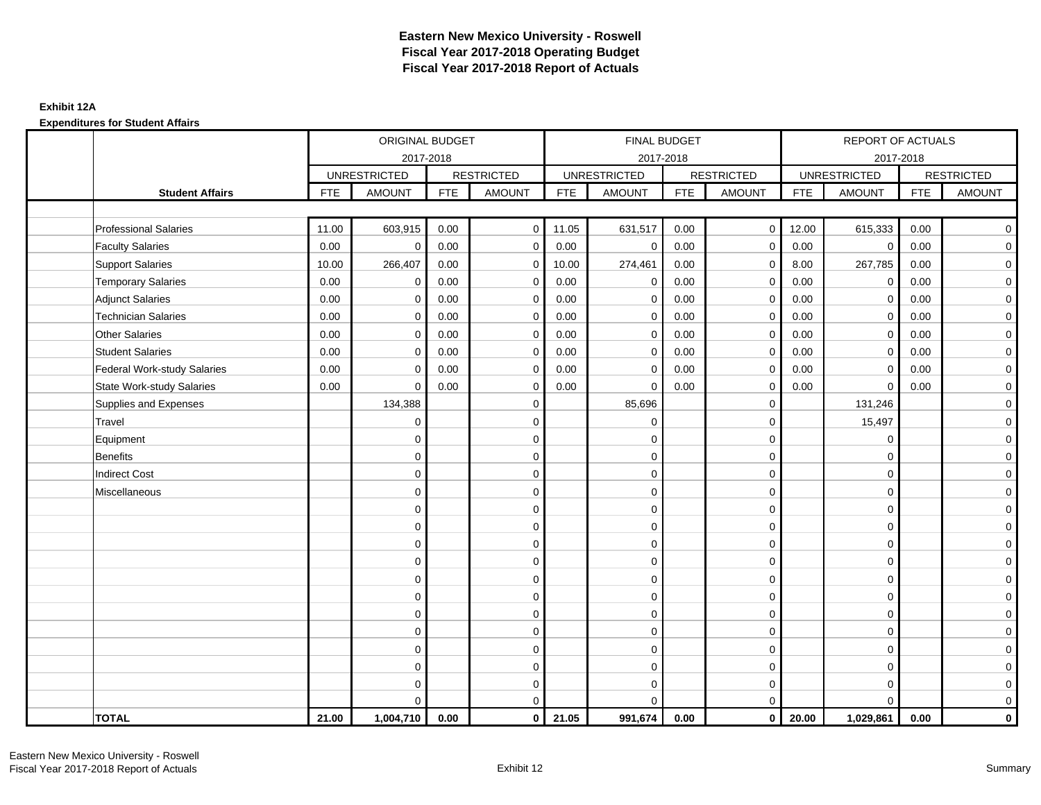# Eastern New Mexico University - Roswell
## Fiscal Year 2017-2018 Operating Budget
## Fiscal Year 2017-2018 Report of Actuals

**Exhibit 12A**

**Expenditures for Student Affairs**

| | ORIGINAL BUDGET 2017-2018 | | | | FINAL BUDGET 2017-2018 | | | | REPORT OF ACTUALS 2017-2018 | | | |
|---|---|---|---|---|---|---|---|---|---|---|---|---|
| | UNRESTRICTED | | RESTRICTED | | UNRESTRICTED | | RESTRICTED | | UNRESTRICTED | | RESTRICTED | |
| **Student Affairs** | FTE | AMOUNT | FTE | AMOUNT | FTE | AMOUNT | FTE | AMOUNT | FTE | AMOUNT | FTE | AMOUNT |
| Professional Salaries | 11.00 | 603,915 | 0.00 | 0 | 11.05 | 631,517 | 0.00 | 0 | 12.00 | 615,333 | 0.00 | 0 |
| Faculty Salaries | 0.00 | 0 | 0.00 | 0 | 0.00 | 0 | 0.00 | 0 | 0.00 | 0 | 0.00 | 0 |
| Support Salaries | 10.00 | 266,407 | 0.00 | 0 | 10.00 | 274,461 | 0.00 | 0 | 8.00 | 267,785 | 0.00 | 0 |
| Temporary Salaries | 0.00 | 0 | 0.00 | 0 | 0.00 | 0 | 0.00 | 0 | 0.00 | 0 | 0.00 | 0 |
| Adjunct Salaries | 0.00 | 0 | 0.00 | 0 | 0.00 | 0 | 0.00 | 0 | 0.00 | 0 | 0.00 | 0 |
| Technician Salaries | 0.00 | 0 | 0.00 | 0 | 0.00 | 0 | 0.00 | 0 | 0.00 | 0 | 0.00 | 0 |
| Other Salaries | 0.00 | 0 | 0.00 | 0 | 0.00 | 0 | 0.00 | 0 | 0.00 | 0 | 0.00 | 0 |
| Student Salaries | 0.00 | 0 | 0.00 | 0 | 0.00 | 0 | 0.00 | 0 | 0.00 | 0 | 0.00 | 0 |
| Federal Work-study Salaries | 0.00 | 0 | 0.00 | 0 | 0.00 | 0 | 0.00 | 0 | 0.00 | 0 | 0.00 | 0 |
| State Work-study Salaries | 0.00 | 0 | 0.00 | 0 | 0.00 | 0 | 0.00 | 0 | 0.00 | 0 | 0.00 | 0 |
| Supplies and Expenses | | 134,388 | | 0 | | 85,696 | | 0 | | 131,246 | | 0 |
| Travel | | 0 | | 0 | | 0 | | 0 | | 15,497 | | 0 |
| Equipment | | 0 | | 0 | | 0 | | 0 | | 0 | | 0 |
| Benefits | | 0 | | 0 | | 0 | | 0 | | 0 | | 0 |
| Indirect Cost | | 0 | | 0 | | 0 | | 0 | | 0 | | 0 |
| Miscellaneous | | 0 | | 0 | | 0 | | 0 | | 0 | | 0 |
| | | 0 | | 0 | | 0 | | 0 | | 0 | | 0 |
| | | 0 | | 0 | | 0 | | 0 | | 0 | | 0 |
| | | 0 | | 0 | | 0 | | 0 | | 0 | | 0 |
| | | 0 | | 0 | | 0 | | 0 | | 0 | | 0 |
| | | 0 | | 0 | | 0 | | 0 | | 0 | | 0 |
| | | 0 | | 0 | | 0 | | 0 | | 0 | | 0 |
| | | 0 | | 0 | | 0 | | 0 | | 0 | | 0 |
| | | 0 | | 0 | | 0 | | 0 | | 0 | | 0 |
| | | 0 | | 0 | | 0 | | 0 | | 0 | | 0 |
| | | 0 | | 0 | | 0 | | 0 | | 0 | | 0 |
| | | 0 | | 0 | | 0 | | 0 | | 0 | | 0 |
| | | 0 | | 0 | | 0 | | 0 | | 0 | | 0 |
| **TOTAL** | **21.00** | **1,004,710** | **0.00** | **0** | **21.05** | **991,674** | **0.00** | **0** | **20.00** | **1,029,861** | **0.00** | **0** |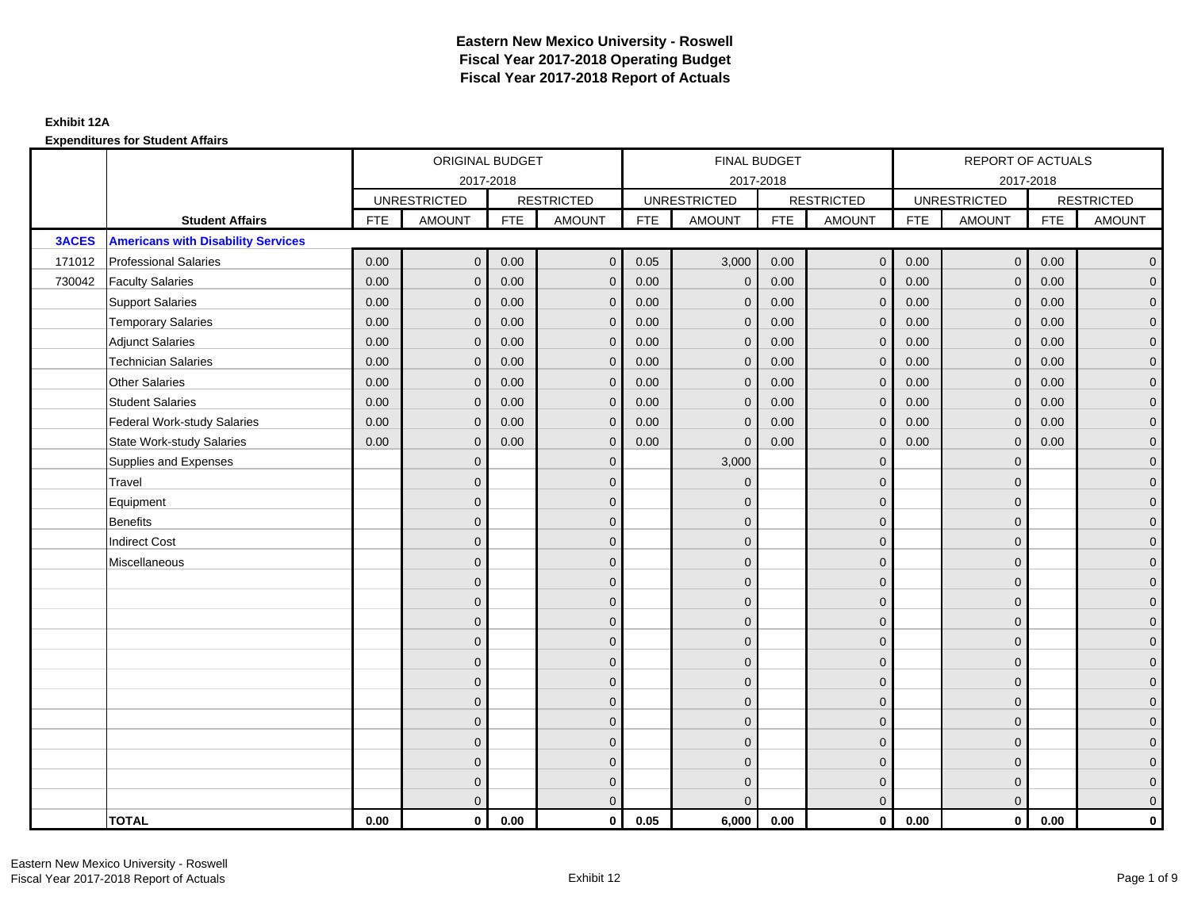# Eastern New Mexico University - Roswell
# Fiscal Year 2017-2018 Operating Budget
# Fiscal Year 2017-2018 Report of Actuals

**Exhibit 12A**

**Expenditures for Student Affairs**

| | | ORIGINAL BUDGET 2017-2018 | | | | FINAL BUDGET 2017-2018 | | | | REPORT OF ACTUALS 2017-2018 | | | |
|---|---|---|---|---|---|---|---|---|---|---|---|---|---|
| | | UNRESTRICTED | | RESTRICTED | | UNRESTRICTED | | RESTRICTED | | UNRESTRICTED | | RESTRICTED | |
| | **Student Affairs** | FTE | AMOUNT | FTE | AMOUNT | FTE | AMOUNT | FTE | AMOUNT | FTE | AMOUNT | FTE | AMOUNT |
| **3ACES** | **Americans with Disability Services** | | | | | | | | | | | | |
| 171012 | Professional Salaries | 0.00 | 0 | 0.00 | 0 | 0.05 | 3,000 | 0.00 | 0 | 0.00 | 0 | 0.00 | 0 |
| 730042 | Faculty Salaries | 0.00 | 0 | 0.00 | 0 | 0.00 | 0 | 0.00 | 0 | 0.00 | 0 | 0.00 | 0 |
| | Support Salaries | 0.00 | 0 | 0.00 | 0 | 0.00 | 0 | 0.00 | 0 | 0.00 | 0 | 0.00 | 0 |
| | Temporary Salaries | 0.00 | 0 | 0.00 | 0 | 0.00 | 0 | 0.00 | 0 | 0.00 | 0 | 0.00 | 0 |
| | Adjunct Salaries | 0.00 | 0 | 0.00 | 0 | 0.00 | 0 | 0.00 | 0 | 0.00 | 0 | 0.00 | 0 |
| | Technician Salaries | 0.00 | 0 | 0.00 | 0 | 0.00 | 0 | 0.00 | 0 | 0.00 | 0 | 0.00 | 0 |
| | Other Salaries | 0.00 | 0 | 0.00 | 0 | 0.00 | 0 | 0.00 | 0 | 0.00 | 0 | 0.00 | 0 |
| | Student Salaries | 0.00 | 0 | 0.00 | 0 | 0.00 | 0 | 0.00 | 0 | 0.00 | 0 | 0.00 | 0 |
| | Federal Work-study Salaries | 0.00 | 0 | 0.00 | 0 | 0.00 | 0 | 0.00 | 0 | 0.00 | 0 | 0.00 | 0 |
| | State Work-study Salaries | 0.00 | 0 | 0.00 | 0 | 0.00 | 0 | 0.00 | 0 | 0.00 | 0 | 0.00 | 0 |
| | Supplies and Expenses | | 0 | | 0 | | 3,000 | | 0 | | 0 | | 0 |
| | Travel | | 0 | | 0 | | 0 | | 0 | | 0 | | 0 |
| | Equipment | | 0 | | 0 | | 0 | | 0 | | 0 | | 0 |
| | Benefits | | 0 | | 0 | | 0 | | 0 | | 0 | | 0 |
| | Indirect Cost | | 0 | | 0 | | 0 | | 0 | | 0 | | 0 |
| | Miscellaneous | | 0 | | 0 | | 0 | | 0 | | 0 | | 0 |
| | | | 0 | | 0 | | 0 | | 0 | | 0 | | 0 |
| | | | 0 | | 0 | | 0 | | 0 | | 0 | | 0 |
| | | | 0 | | 0 | | 0 | | 0 | | 0 | | 0 |
| | | | 0 | | 0 | | 0 | | 0 | | 0 | | 0 |
| | | | 0 | | 0 | | 0 | | 0 | | 0 | | 0 |
| | | | 0 | | 0 | | 0 | | 0 | | 0 | | 0 |
| | | | 0 | | 0 | | 0 | | 0 | | 0 | | 0 |
| | | | 0 | | 0 | | 0 | | 0 | | 0 | | 0 |
| | | | 0 | | 0 | | 0 | | 0 | | 0 | | 0 |
| | | | 0 | | 0 | | 0 | | 0 | | 0 | | 0 |
| | | | 0 | | 0 | | 0 | | 0 | | 0 | | 0 |
| | | | 0 | | 0 | | 0 | | 0 | | 0 | | 0 |
| | **TOTAL** | **0.00** | **0** | **0.00** | **0** | **0.05** | **6,000** | **0.00** | **0** | **0.00** | **0** | **0.00** | **0** |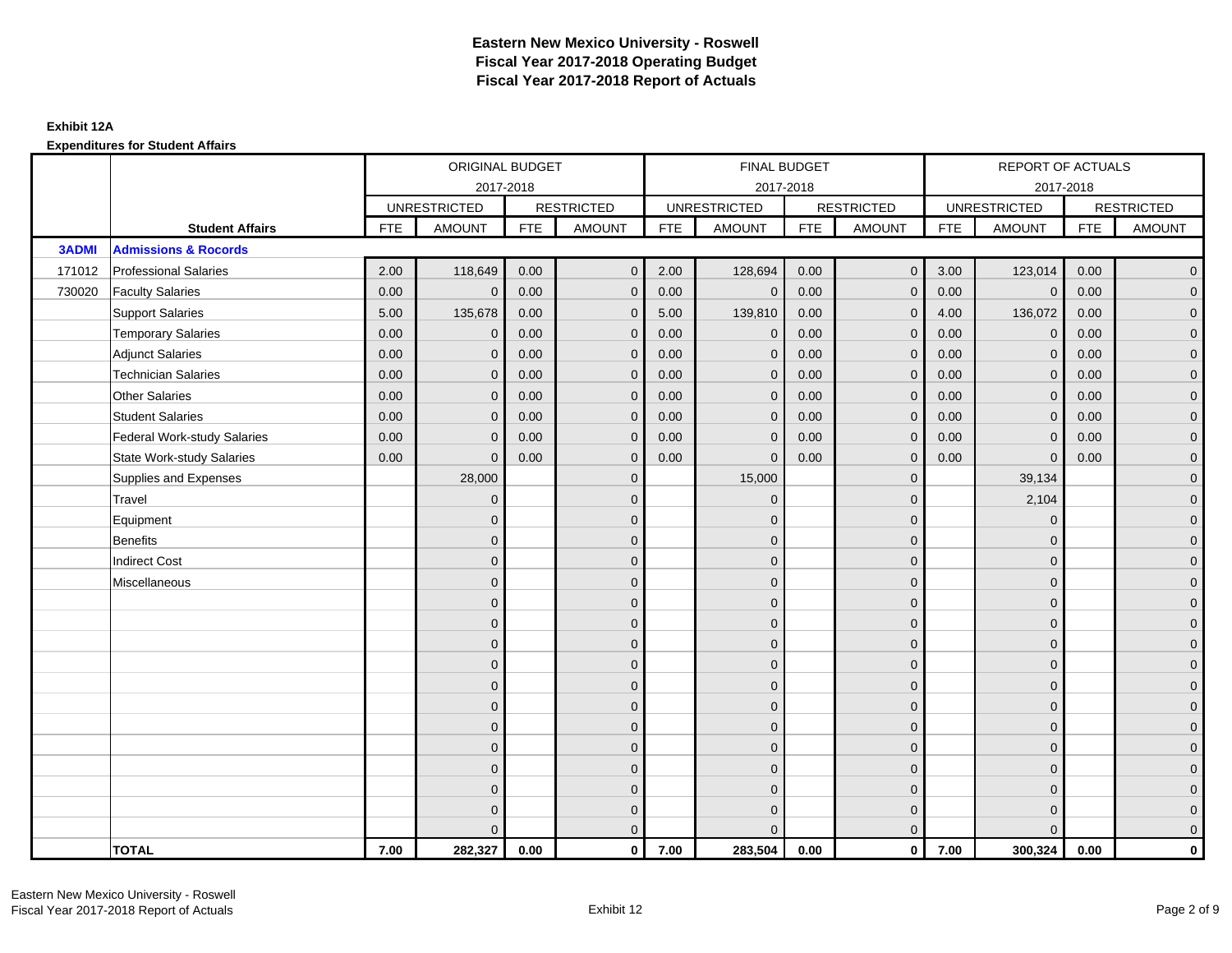# Eastern New Mexico University - Roswell
# Fiscal Year 2017-2018 Operating Budget
# Fiscal Year 2017-2018 Report of Actuals

**Exhibit 12A**

**Expenditures for Student Affairs**

| | | ORIGINAL BUDGET 2017-2018 | | | | FINAL BUDGET 2017-2018 | | | | REPORT OF ACTUALS 2017-2018 | | | |
|---|---|---|---|---|---|---|---|---|---|---|---|---|---|
| | | UNRESTRICTED | | RESTRICTED | | UNRESTRICTED | | RESTRICTED | | UNRESTRICTED | | RESTRICTED | |
| | **Student Affairs** | FTE | AMOUNT | FTE | AMOUNT | FTE | AMOUNT | FTE | AMOUNT | FTE | AMOUNT | FTE | AMOUNT |
| **3ADMI** | **Admissions & Rocords** | | | | | | | | | | | | |
| 171012 | Professional Salaries | 2.00 | 118,649 | 0.00 | 0 | 2.00 | 128,694 | 0.00 | 0 | 3.00 | 123,014 | 0.00 | 0 |
| 730020 | Faculty Salaries | 0.00 | 0 | 0.00 | 0 | 0.00 | 0 | 0.00 | 0 | 0.00 | 0 | 0.00 | 0 |
| | Support Salaries | 5.00 | 135,678 | 0.00 | 0 | 5.00 | 139,810 | 0.00 | 0 | 4.00 | 136,072 | 0.00 | 0 |
| | Temporary Salaries | 0.00 | 0 | 0.00 | 0 | 0.00 | 0 | 0.00 | 0 | 0.00 | 0 | 0.00 | 0 |
| | Adjunct Salaries | 0.00 | 0 | 0.00 | 0 | 0.00 | 0 | 0.00 | 0 | 0.00 | 0 | 0.00 | 0 |
| | Technician Salaries | 0.00 | 0 | 0.00 | 0 | 0.00 | 0 | 0.00 | 0 | 0.00 | 0 | 0.00 | 0 |
| | Other Salaries | 0.00 | 0 | 0.00 | 0 | 0.00 | 0 | 0.00 | 0 | 0.00 | 0 | 0.00 | 0 |
| | Student Salaries | 0.00 | 0 | 0.00 | 0 | 0.00 | 0 | 0.00 | 0 | 0.00 | 0 | 0.00 | 0 |
| | Federal Work-study Salaries | 0.00 | 0 | 0.00 | 0 | 0.00 | 0 | 0.00 | 0 | 0.00 | 0 | 0.00 | 0 |
| | State Work-study Salaries | 0.00 | 0 | 0.00 | 0 | 0.00 | 0 | 0.00 | 0 | 0.00 | 0 | 0.00 | 0 |
| | Supplies and Expenses | | 28,000 | | 0 | | 15,000 | | 0 | | 39,134 | | 0 |
| | Travel | | 0 | | 0 | | 0 | | 0 | | 2,104 | | 0 |
| | Equipment | | 0 | | 0 | | 0 | | 0 | | 0 | | 0 |
| | Benefits | | 0 | | 0 | | 0 | | 0 | | 0 | | 0 |
| | Indirect Cost | | 0 | | 0 | | 0 | | 0 | | 0 | | 0 |
| | Miscellaneous | | 0 | | 0 | | 0 | | 0 | | 0 | | 0 |
| | | | 0 | | 0 | | 0 | | 0 | | 0 | | 0 |
| | | | 0 | | 0 | | 0 | | 0 | | 0 | | 0 |
| | | | 0 | | 0 | | 0 | | 0 | | 0 | | 0 |
| | | | 0 | | 0 | | 0 | | 0 | | 0 | | 0 |
| | | | 0 | | 0 | | 0 | | 0 | | 0 | | 0 |
| | | | 0 | | 0 | | 0 | | 0 | | 0 | | 0 |
| | | | 0 | | 0 | | 0 | | 0 | | 0 | | 0 |
| | | | 0 | | 0 | | 0 | | 0 | | 0 | | 0 |
| | | | 0 | | 0 | | 0 | | 0 | | 0 | | 0 |
| | | | 0 | | 0 | | 0 | | 0 | | 0 | | 0 |
| | | | 0 | | 0 | | 0 | | 0 | | 0 | | 0 |
| | | | 0 | | 0 | | 0 | | 0 | | 0 | | 0 |
| | **TOTAL** | **7.00** | **282,327** | **0.00** | **0** | **7.00** | **283,504** | **0.00** | **0** | **7.00** | **300,324** | **0.00** | **0** |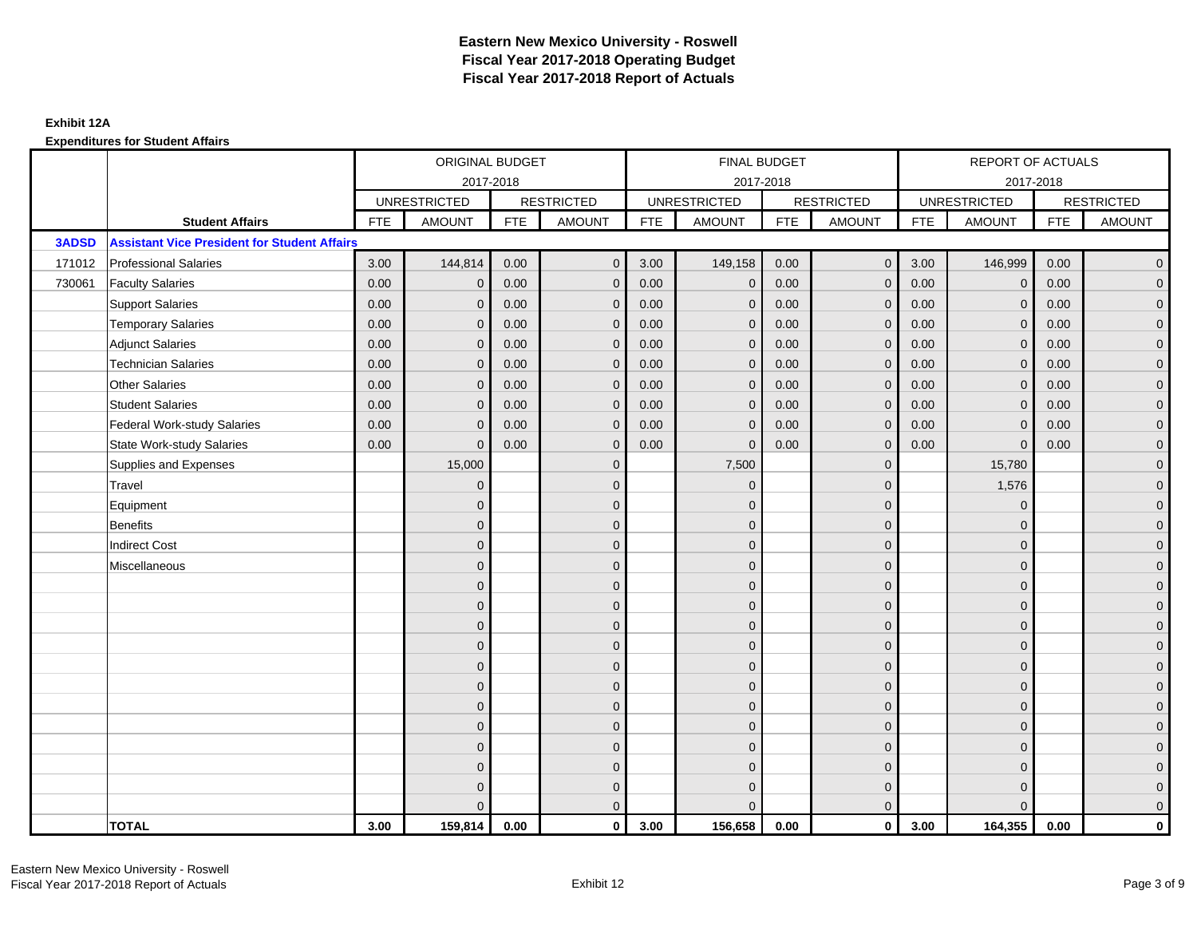# Eastern New Mexico University - Roswell
## Fiscal Year 2017-2018 Operating Budget
## Fiscal Year 2017-2018 Report of Actuals

**Exhibit 12A**

**Expenditures for Student Affairs**

| | | ORIGINAL BUDGET 2017-2018 | | | | FINAL BUDGET 2017-2018 | | | | REPORT OF ACTUALS 2017-2018 | | | |
|---|---|---|---|---|---|---|---|---|---|---|---|---|---|
| | | UNRESTRICTED | | RESTRICTED | | UNRESTRICTED | | RESTRICTED | | UNRESTRICTED | | RESTRICTED | |
| | **Student Affairs** | FTE | AMOUNT | FTE | AMOUNT | FTE | AMOUNT | FTE | AMOUNT | FTE | AMOUNT | FTE | AMOUNT |
| **3ADSD** | **Assistant Vice President for Student Affairs** | | | | | | | | | | | | |
| 171012 | Professional Salaries | 3.00 | 144,814 | 0.00 | 0 | 3.00 | 149,158 | 0.00 | 0 | 3.00 | 146,999 | 0.00 | 0 |
| 730061 | Faculty Salaries | 0.00 | 0 | 0.00 | 0 | 0.00 | 0 | 0.00 | 0 | 0.00 | 0 | 0.00 | 0 |
| | Support Salaries | 0.00 | 0 | 0.00 | 0 | 0.00 | 0 | 0.00 | 0 | 0.00 | 0 | 0.00 | 0 |
| | Temporary Salaries | 0.00 | 0 | 0.00 | 0 | 0.00 | 0 | 0.00 | 0 | 0.00 | 0 | 0.00 | 0 |
| | Adjunct Salaries | 0.00 | 0 | 0.00 | 0 | 0.00 | 0 | 0.00 | 0 | 0.00 | 0 | 0.00 | 0 |
| | Technician Salaries | 0.00 | 0 | 0.00 | 0 | 0.00 | 0 | 0.00 | 0 | 0.00 | 0 | 0.00 | 0 |
| | Other Salaries | 0.00 | 0 | 0.00 | 0 | 0.00 | 0 | 0.00 | 0 | 0.00 | 0 | 0.00 | 0 |
| | Student Salaries | 0.00 | 0 | 0.00 | 0 | 0.00 | 0 | 0.00 | 0 | 0.00 | 0 | 0.00 | 0 |
| | Federal Work-study Salaries | 0.00 | 0 | 0.00 | 0 | 0.00 | 0 | 0.00 | 0 | 0.00 | 0 | 0.00 | 0 |
| | State Work-study Salaries | 0.00 | 0 | 0.00 | 0 | 0.00 | 0 | 0.00 | 0 | 0.00 | 0 | 0.00 | 0 |
| | Supplies and Expenses | | 15,000 | | 0 | | 7,500 | | 0 | | 15,780 | | 0 |
| | Travel | | 0 | | 0 | | 0 | | 0 | | 1,576 | | 0 |
| | Equipment | | 0 | | 0 | | 0 | | 0 | | 0 | | 0 |
| | Benefits | | 0 | | 0 | | 0 | | 0 | | 0 | | 0 |
| | Indirect Cost | | 0 | | 0 | | 0 | | 0 | | 0 | | 0 |
| | Miscellaneous | | 0 | | 0 | | 0 | | 0 | | 0 | | 0 |
| | | | 0 | | 0 | | 0 | | 0 | | 0 | | 0 |
| | | | 0 | | 0 | | 0 | | 0 | | 0 | | 0 |
| | | | 0 | | 0 | | 0 | | 0 | | 0 | | 0 |
| | | | 0 | | 0 | | 0 | | 0 | | 0 | | 0 |
| | | | 0 | | 0 | | 0 | | 0 | | 0 | | 0 |
| | | | 0 | | 0 | | 0 | | 0 | | 0 | | 0 |
| | | | 0 | | 0 | | 0 | | 0 | | 0 | | 0 |
| | | | 0 | | 0 | | 0 | | 0 | | 0 | | 0 |
| | | | 0 | | 0 | | 0 | | 0 | | 0 | | 0 |
| | | | 0 | | 0 | | 0 | | 0 | | 0 | | 0 |
| | | | 0 | | 0 | | 0 | | 0 | | 0 | | 0 |
| | | | 0 | | 0 | | 0 | | 0 | | 0 | | 0 |
| | **TOTAL** | **3.00** | **159,814** | **0.00** | **0** | **3.00** | **156,658** | **0.00** | **0** | **3.00** | **164,355** | **0.00** | **0** |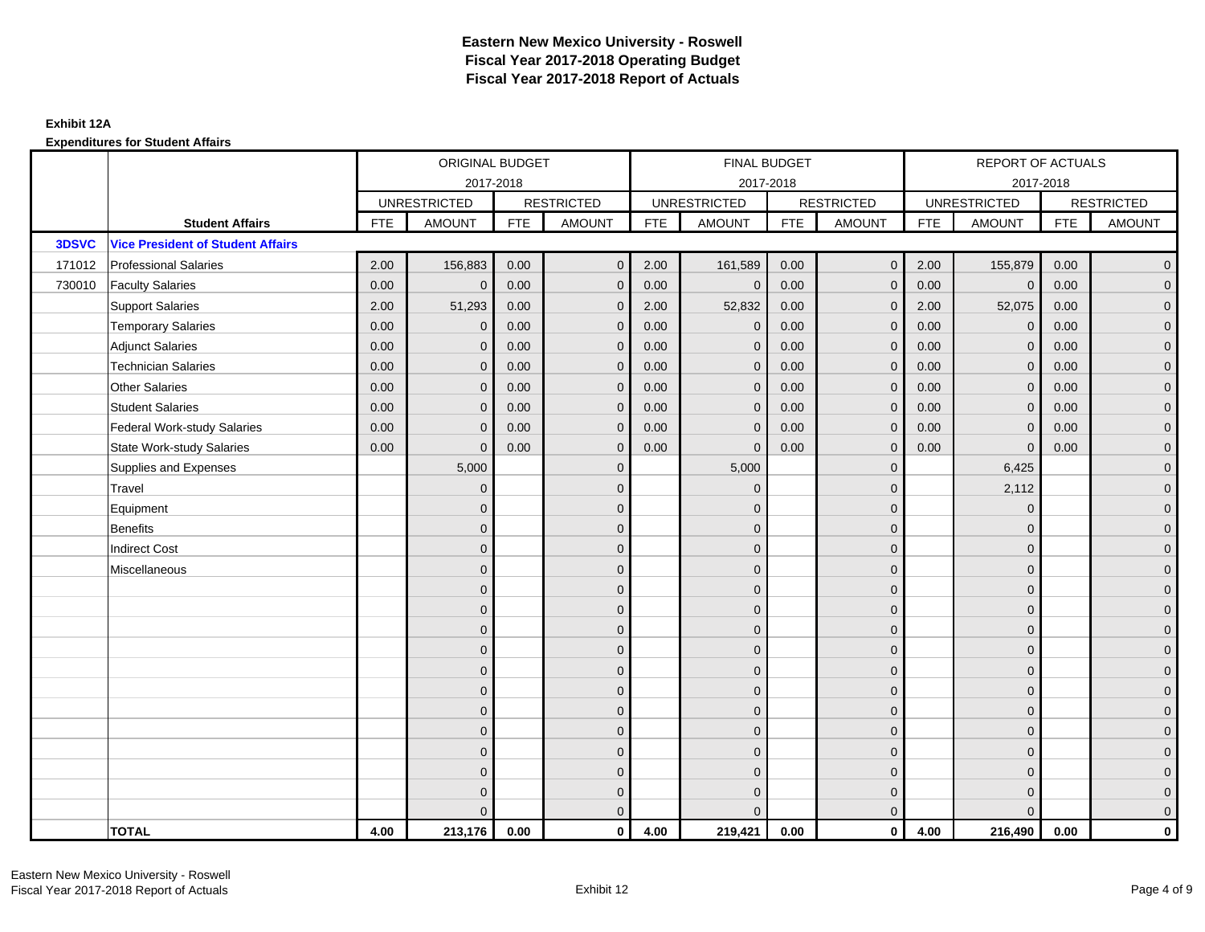# Eastern New Mexico University - Roswell
# Fiscal Year 2017-2018 Operating Budget
# Fiscal Year 2017-2018 Report of Actuals

**Exhibit 12A**

**Expenditures for Student Affairs**

| | | ORIGINAL BUDGET 2017-2018 | | | | FINAL BUDGET 2017-2018 | | | | REPORT OF ACTUALS 2017-2018 | | | |
|---|---|---|---|---|---|---|---|---|---|---|---|---|---|
| | | UNRESTRICTED | | RESTRICTED | | UNRESTRICTED | | RESTRICTED | | UNRESTRICTED | | RESTRICTED | |
| | **Student Affairs** | FTE | AMOUNT | FTE | AMOUNT | FTE | AMOUNT | FTE | AMOUNT | FTE | AMOUNT | FTE | AMOUNT |
| **3DSVC** | **Vice President of Student Affairs** | | | | | | | | | | | | |
| 171012 | Professional Salaries | 2.00 | 156,883 | 0.00 | 0 | 2.00 | 161,589 | 0.00 | 0 | 2.00 | 155,879 | 0.00 | 0 |
| 730010 | Faculty Salaries | 0.00 | 0 | 0.00 | 0 | 0.00 | 0 | 0.00 | 0 | 0.00 | 0 | 0.00 | 0 |
| | Support Salaries | 2.00 | 51,293 | 0.00 | 0 | 2.00 | 52,832 | 0.00 | 0 | 2.00 | 52,075 | 0.00 | 0 |
| | Temporary Salaries | 0.00 | 0 | 0.00 | 0 | 0.00 | 0 | 0.00 | 0 | 0.00 | 0 | 0.00 | 0 |
| | Adjunct Salaries | 0.00 | 0 | 0.00 | 0 | 0.00 | 0 | 0.00 | 0 | 0.00 | 0 | 0.00 | 0 |
| | Technician Salaries | 0.00 | 0 | 0.00 | 0 | 0.00 | 0 | 0.00 | 0 | 0.00 | 0 | 0.00 | 0 |
| | Other Salaries | 0.00 | 0 | 0.00 | 0 | 0.00 | 0 | 0.00 | 0 | 0.00 | 0 | 0.00 | 0 |
| | Student Salaries | 0.00 | 0 | 0.00 | 0 | 0.00 | 0 | 0.00 | 0 | 0.00 | 0 | 0.00 | 0 |
| | Federal Work-study Salaries | 0.00 | 0 | 0.00 | 0 | 0.00 | 0 | 0.00 | 0 | 0.00 | 0 | 0.00 | 0 |
| | State Work-study Salaries | 0.00 | 0 | 0.00 | 0 | 0.00 | 0 | 0.00 | 0 | 0.00 | 0 | 0.00 | 0 |
| | Supplies and Expenses | | 5,000 | | 0 | | 5,000 | | 0 | | 6,425 | | 0 |
| | Travel | | 0 | | 0 | | 0 | | 0 | | 2,112 | | 0 |
| | Equipment | | 0 | | 0 | | 0 | | 0 | | 0 | | 0 |
| | Benefits | | 0 | | 0 | | 0 | | 0 | | 0 | | 0 |
| | Indirect Cost | | 0 | | 0 | | 0 | | 0 | | 0 | | 0 |
| | Miscellaneous | | 0 | | 0 | | 0 | | 0 | | 0 | | 0 |
| | | | 0 | | 0 | | 0 | | 0 | | 0 | | 0 |
| | | | 0 | | 0 | | 0 | | 0 | | 0 | | 0 |
| | | | 0 | | 0 | | 0 | | 0 | | 0 | | 0 |
| | | | 0 | | 0 | | 0 | | 0 | | 0 | | 0 |
| | | | 0 | | 0 | | 0 | | 0 | | 0 | | 0 |
| | | | 0 | | 0 | | 0 | | 0 | | 0 | | 0 |
| | | | 0 | | 0 | | 0 | | 0 | | 0 | | 0 |
| | | | 0 | | 0 | | 0 | | 0 | | 0 | | 0 |
| | | | 0 | | 0 | | 0 | | 0 | | 0 | | 0 |
| | | | 0 | | 0 | | 0 | | 0 | | 0 | | 0 |
| | | | 0 | | 0 | | 0 | | 0 | | 0 | | 0 |
| | | | 0 | | 0 | | 0 | | 0 | | 0 | | 0 |
| | **TOTAL** | **4.00** | **213,176** | **0.00** | **0** | **4.00** | **219,421** | **0.00** | **0** | **4.00** | **216,490** | **0.00** | **0** |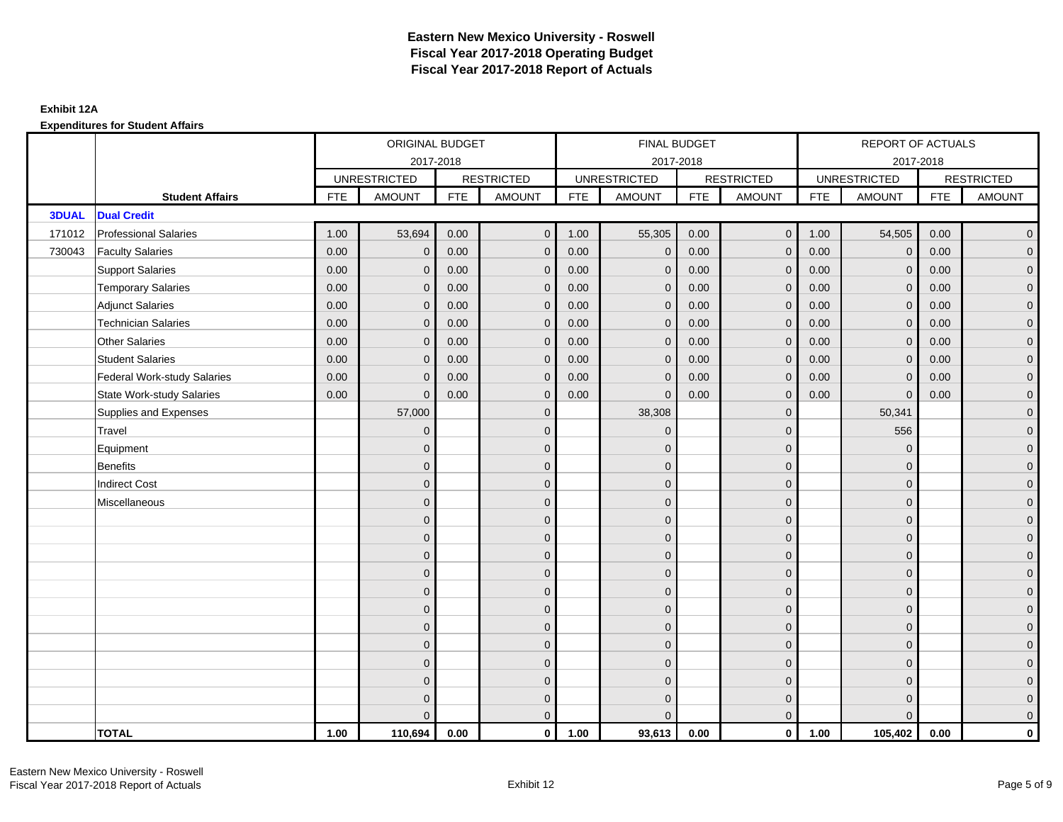# Eastern New Mexico University - Roswell
# Fiscal Year 2017-2018 Operating Budget
# Fiscal Year 2017-2018 Report of Actuals

**Exhibit 12A**

**Expenditures for Student Affairs**

| | | ORIGINAL BUDGET 2017-2018 | | | | FINAL BUDGET 2017-2018 | | | | REPORT OF ACTUALS 2017-2018 | | | |
|---|---|---|---|---|---|---|---|---|---|---|---|---|---|
| | | UNRESTRICTED | | RESTRICTED | | UNRESTRICTED | | RESTRICTED | | UNRESTRICTED | | RESTRICTED | |
| | **Student Affairs** | FTE | AMOUNT | FTE | AMOUNT | FTE | AMOUNT | FTE | AMOUNT | FTE | AMOUNT | FTE | AMOUNT |
| **3DUAL** | **Dual Credit** | | | | | | | | | | | | |
| 171012 | Professional Salaries | 1.00 | 53,694 | 0.00 | 0 | 1.00 | 55,305 | 0.00 | 0 | 1.00 | 54,505 | 0.00 | 0 |
| 730043 | Faculty Salaries | 0.00 | 0 | 0.00 | 0 | 0.00 | 0 | 0.00 | 0 | 0.00 | 0 | 0.00 | 0 |
| | Support Salaries | 0.00 | 0 | 0.00 | 0 | 0.00 | 0 | 0.00 | 0 | 0.00 | 0 | 0.00 | 0 |
| | Temporary Salaries | 0.00 | 0 | 0.00 | 0 | 0.00 | 0 | 0.00 | 0 | 0.00 | 0 | 0.00 | 0 |
| | Adjunct Salaries | 0.00 | 0 | 0.00 | 0 | 0.00 | 0 | 0.00 | 0 | 0.00 | 0 | 0.00 | 0 |
| | Technician Salaries | 0.00 | 0 | 0.00 | 0 | 0.00 | 0 | 0.00 | 0 | 0.00 | 0 | 0.00 | 0 |
| | Other Salaries | 0.00 | 0 | 0.00 | 0 | 0.00 | 0 | 0.00 | 0 | 0.00 | 0 | 0.00 | 0 |
| | Student Salaries | 0.00 | 0 | 0.00 | 0 | 0.00 | 0 | 0.00 | 0 | 0.00 | 0 | 0.00 | 0 |
| | Federal Work-study Salaries | 0.00 | 0 | 0.00 | 0 | 0.00 | 0 | 0.00 | 0 | 0.00 | 0 | 0.00 | 0 |
| | State Work-study Salaries | 0.00 | 0 | 0.00 | 0 | 0.00 | 0 | 0.00 | 0 | 0.00 | 0 | 0.00 | 0 |
| | Supplies and Expenses | | 57,000 | | 0 | | 38,308 | | 0 | | 50,341 | | 0 |
| | Travel | | 0 | | 0 | | 0 | | 0 | | 556 | | 0 |
| | Equipment | | 0 | | 0 | | 0 | | 0 | | 0 | | 0 |
| | Benefits | | 0 | | 0 | | 0 | | 0 | | 0 | | 0 |
| | Indirect Cost | | 0 | | 0 | | 0 | | 0 | | 0 | | 0 |
| | Miscellaneous | | 0 | | 0 | | 0 | | 0 | | 0 | | 0 |
| | | | 0 | | 0 | | 0 | | 0 | | 0 | | 0 |
| | | | 0 | | 0 | | 0 | | 0 | | 0 | | 0 |
| | | | 0 | | 0 | | 0 | | 0 | | 0 | | 0 |
| | | | 0 | | 0 | | 0 | | 0 | | 0 | | 0 |
| | | | 0 | | 0 | | 0 | | 0 | | 0 | | 0 |
| | | | 0 | | 0 | | 0 | | 0 | | 0 | | 0 |
| | | | 0 | | 0 | | 0 | | 0 | | 0 | | 0 |
| | | | 0 | | 0 | | 0 | | 0 | | 0 | | 0 |
| | | | 0 | | 0 | | 0 | | 0 | | 0 | | 0 |
| | | | 0 | | 0 | | 0 | | 0 | | 0 | | 0 |
| | | | 0 | | 0 | | 0 | | 0 | | 0 | | 0 |
| | | | 0 | | 0 | | 0 | | 0 | | 0 | | 0 |
| | **TOTAL** | **1.00** | **110,694** | **0.00** | **0** | **1.00** | **93,613** | **0.00** | **0** | **1.00** | **105,402** | **0.00** | **0** |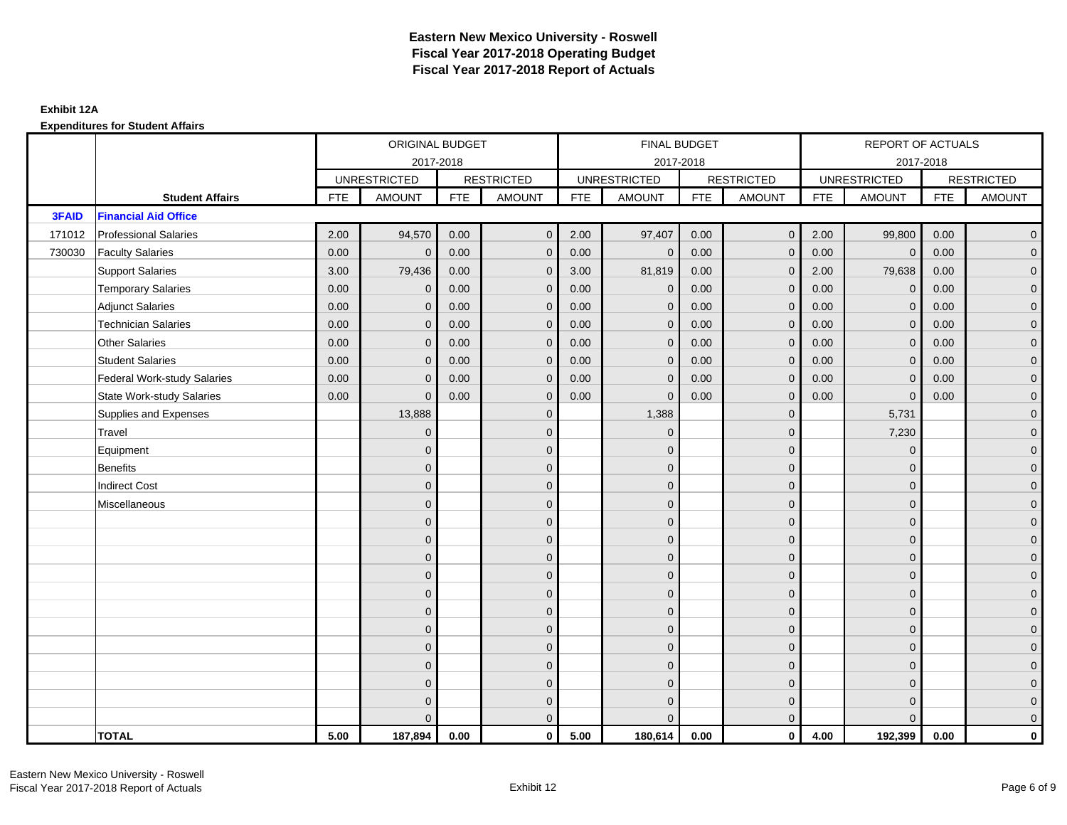# Eastern New Mexico University - Roswell
## Fiscal Year 2017-2018 Operating Budget
## Fiscal Year 2017-2018 Report of Actuals

**Exhibit 12A**

**Expenditures for Student Affairs**

| | | ORIGINAL BUDGET 2017-2018 | | | | FINAL BUDGET 2017-2018 | | | | REPORT OF ACTUALS 2017-2018 | | | |
|---|---|---|---|---|---|---|---|---|---|---|---|---|---|
| | | UNRESTRICTED | | RESTRICTED | | UNRESTRICTED | | RESTRICTED | | UNRESTRICTED | | RESTRICTED | |
| | **Student Affairs** | FTE | AMOUNT | FTE | AMOUNT | FTE | AMOUNT | FTE | AMOUNT | FTE | AMOUNT | FTE | AMOUNT |
| **3FAID** | **Financial Aid Office** | | | | | | | | | | | | |
| 171012 | Professional Salaries | 2.00 | 94,570 | 0.00 | 0 | 2.00 | 97,407 | 0.00 | 0 | 2.00 | 99,800 | 0.00 | 0 |
| 730030 | Faculty Salaries | 0.00 | 0 | 0.00 | 0 | 0.00 | 0 | 0.00 | 0 | 0.00 | 0 | 0.00 | 0 |
| | Support Salaries | 3.00 | 79,436 | 0.00 | 0 | 3.00 | 81,819 | 0.00 | 0 | 2.00 | 79,638 | 0.00 | 0 |
| | Temporary Salaries | 0.00 | 0 | 0.00 | 0 | 0.00 | 0 | 0.00 | 0 | 0.00 | 0 | 0.00 | 0 |
| | Adjunct Salaries | 0.00 | 0 | 0.00 | 0 | 0.00 | 0 | 0.00 | 0 | 0.00 | 0 | 0.00 | 0 |
| | Technician Salaries | 0.00 | 0 | 0.00 | 0 | 0.00 | 0 | 0.00 | 0 | 0.00 | 0 | 0.00 | 0 |
| | Other Salaries | 0.00 | 0 | 0.00 | 0 | 0.00 | 0 | 0.00 | 0 | 0.00 | 0 | 0.00 | 0 |
| | Student Salaries | 0.00 | 0 | 0.00 | 0 | 0.00 | 0 | 0.00 | 0 | 0.00 | 0 | 0.00 | 0 |
| | Federal Work-study Salaries | 0.00 | 0 | 0.00 | 0 | 0.00 | 0 | 0.00 | 0 | 0.00 | 0 | 0.00 | 0 |
| | State Work-study Salaries | 0.00 | 0 | 0.00 | 0 | 0.00 | 0 | 0.00 | 0 | 0.00 | 0 | 0.00 | 0 |
| | Supplies and Expenses | | 13,888 | | 0 | | 1,388 | | 0 | | 5,731 | | 0 |
| | Travel | | 0 | | 0 | | 0 | | 0 | | 7,230 | | 0 |
| | Equipment | | 0 | | 0 | | 0 | | 0 | | 0 | | 0 |
| | Benefits | | 0 | | 0 | | 0 | | 0 | | 0 | | 0 |
| | Indirect Cost | | 0 | | 0 | | 0 | | 0 | | 0 | | 0 |
| | Miscellaneous | | 0 | | 0 | | 0 | | 0 | | 0 | | 0 |
| | | | 0 | | 0 | | 0 | | 0 | | 0 | | 0 |
| | | | 0 | | 0 | | 0 | | 0 | | 0 | | 0 |
| | | | 0 | | 0 | | 0 | | 0 | | 0 | | 0 |
| | | | 0 | | 0 | | 0 | | 0 | | 0 | | 0 |
| | | | 0 | | 0 | | 0 | | 0 | | 0 | | 0 |
| | | | 0 | | 0 | | 0 | | 0 | | 0 | | 0 |
| | | | 0 | | 0 | | 0 | | 0 | | 0 | | 0 |
| | | | 0 | | 0 | | 0 | | 0 | | 0 | | 0 |
| | | | 0 | | 0 | | 0 | | 0 | | 0 | | 0 |
| | | | 0 | | 0 | | 0 | | 0 | | 0 | | 0 |
| | | | 0 | | 0 | | 0 | | 0 | | 0 | | 0 |
| | | | 0 | | 0 | | 0 | | 0 | | 0 | | 0 |
| | **TOTAL** | **5.00** | **187,894** | **0.00** | **0** | **5.00** | **180,614** | **0.00** | **0** | **4.00** | **192,399** | **0.00** | **0** |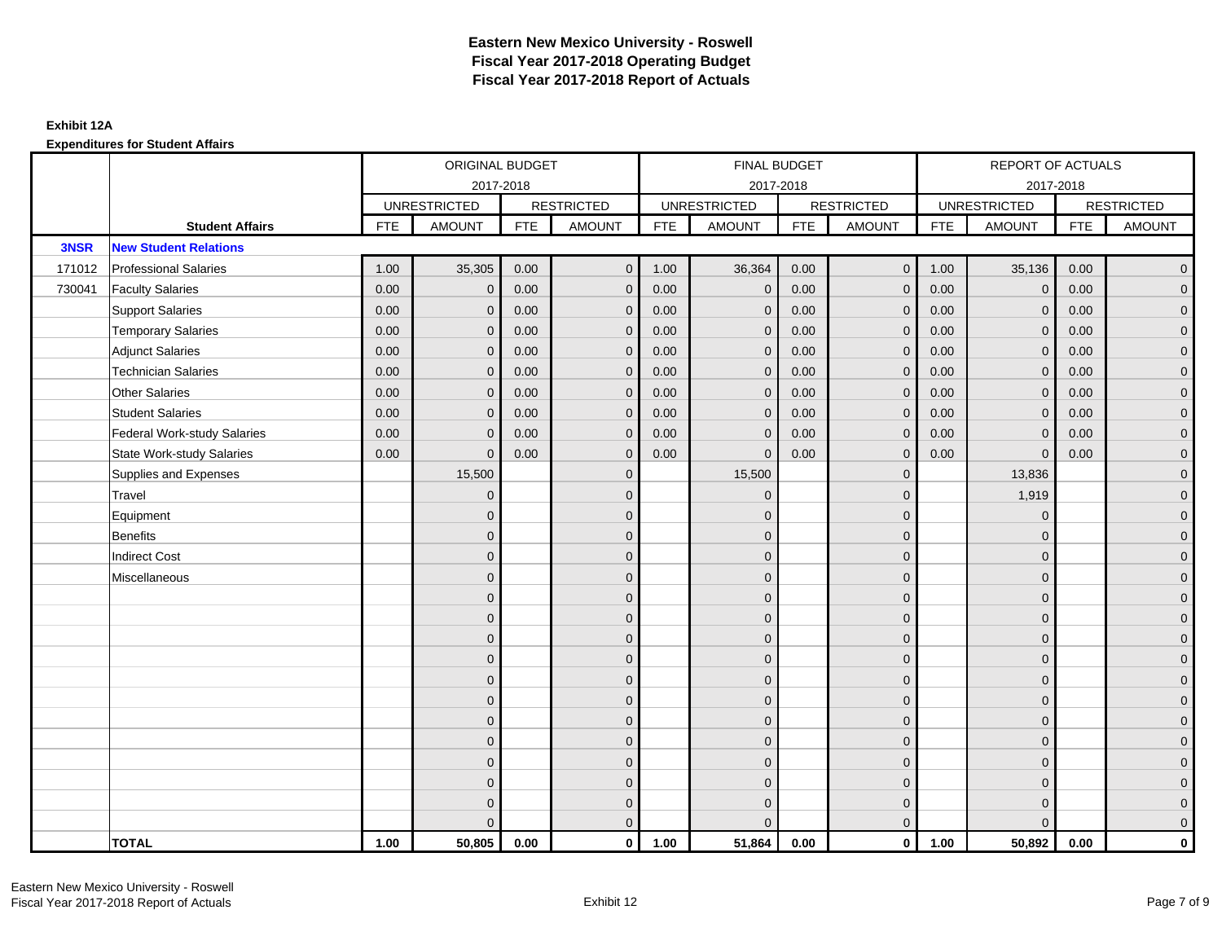# Eastern New Mexico University - Roswell
## Fiscal Year 2017-2018 Operating Budget
## Fiscal Year 2017-2018 Report of Actuals

**Exhibit 12A**

**Expenditures for Student Affairs**

| | | ORIGINAL BUDGET 2017-2018 | | | | FINAL BUDGET 2017-2018 | | | | REPORT OF ACTUALS 2017-2018 | | | |
|---|---|---|---|---|---|---|---|---|---|---|---|---|---|
| | | UNRESTRICTED | | RESTRICTED | | UNRESTRICTED | | RESTRICTED | | UNRESTRICTED | | RESTRICTED | |
| | **Student Affairs** | FTE | AMOUNT | FTE | AMOUNT | FTE | AMOUNT | FTE | AMOUNT | FTE | AMOUNT | FTE | AMOUNT |
| **3NSR** | **New Student Relations** | | | | | | | | | | | | |
| 171012 | Professional Salaries | 1.00 | 35,305 | 0.00 | 0 | 1.00 | 36,364 | 0.00 | 0 | 1.00 | 35,136 | 0.00 | 0 |
| 730041 | Faculty Salaries | 0.00 | 0 | 0.00 | 0 | 0.00 | 0 | 0.00 | 0 | 0.00 | 0 | 0.00 | 0 |
| | Support Salaries | 0.00 | 0 | 0.00 | 0 | 0.00 | 0 | 0.00 | 0 | 0.00 | 0 | 0.00 | 0 |
| | Temporary Salaries | 0.00 | 0 | 0.00 | 0 | 0.00 | 0 | 0.00 | 0 | 0.00 | 0 | 0.00 | 0 |
| | Adjunct Salaries | 0.00 | 0 | 0.00 | 0 | 0.00 | 0 | 0.00 | 0 | 0.00 | 0 | 0.00 | 0 |
| | Technician Salaries | 0.00 | 0 | 0.00 | 0 | 0.00 | 0 | 0.00 | 0 | 0.00 | 0 | 0.00 | 0 |
| | Other Salaries | 0.00 | 0 | 0.00 | 0 | 0.00 | 0 | 0.00 | 0 | 0.00 | 0 | 0.00 | 0 |
| | Student Salaries | 0.00 | 0 | 0.00 | 0 | 0.00 | 0 | 0.00 | 0 | 0.00 | 0 | 0.00 | 0 |
| | Federal Work-study Salaries | 0.00 | 0 | 0.00 | 0 | 0.00 | 0 | 0.00 | 0 | 0.00 | 0 | 0.00 | 0 |
| | State Work-study Salaries | 0.00 | 0 | 0.00 | 0 | 0.00 | 0 | 0.00 | 0 | 0.00 | 0 | 0.00 | 0 |
| | Supplies and Expenses | | 15,500 | | 0 | | 15,500 | | 0 | | 13,836 | | 0 |
| | Travel | | 0 | | 0 | | 0 | | 0 | | 1,919 | | 0 |
| | Equipment | | 0 | | 0 | | 0 | | 0 | | 0 | | 0 |
| | Benefits | | 0 | | 0 | | 0 | | 0 | | 0 | | 0 |
| | Indirect Cost | | 0 | | 0 | | 0 | | 0 | | 0 | | 0 |
| | Miscellaneous | | 0 | | 0 | | 0 | | 0 | | 0 | | 0 |
| | | | 0 | | 0 | | 0 | | 0 | | 0 | | 0 |
| | | | 0 | | 0 | | 0 | | 0 | | 0 | | 0 |
| | | | 0 | | 0 | | 0 | | 0 | | 0 | | 0 |
| | | | 0 | | 0 | | 0 | | 0 | | 0 | | 0 |
| | | | 0 | | 0 | | 0 | | 0 | | 0 | | 0 |
| | | | 0 | | 0 | | 0 | | 0 | | 0 | | 0 |
| | | | 0 | | 0 | | 0 | | 0 | | 0 | | 0 |
| | | | 0 | | 0 | | 0 | | 0 | | 0 | | 0 |
| | | | 0 | | 0 | | 0 | | 0 | | 0 | | 0 |
| | | | 0 | | 0 | | 0 | | 0 | | 0 | | 0 |
| | | | 0 | | 0 | | 0 | | 0 | | 0 | | 0 |
| | | | 0 | | 0 | | 0 | | 0 | | 0 | | 0 |
| | **TOTAL** | **1.00** | **50,805** | **0.00** | **0** | **1.00** | **51,864** | **0.00** | **0** | **1.00** | **50,892** | **0.00** | **0** |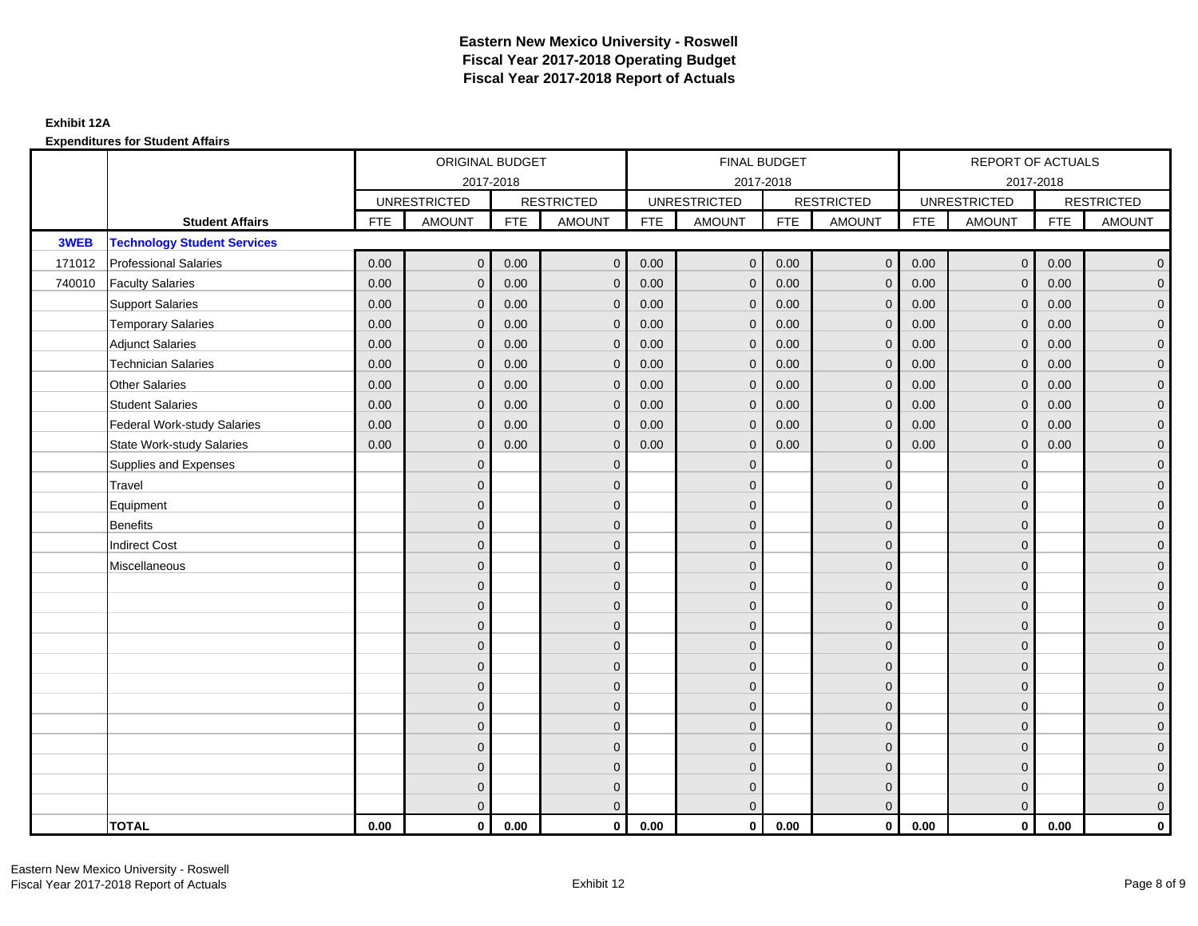# Eastern New Mexico University - Roswell
## Fiscal Year 2017-2018 Operating Budget
## Fiscal Year 2017-2018 Report of Actuals

**Exhibit 12A**

**Expenditures for Student Affairs**

| | | ORIGINAL BUDGET 2017-2018 | | | | FINAL BUDGET 2017-2018 | | | | REPORT OF ACTUALS 2017-2018 | | | |
|---|---|---|---|---|---|---|---|---|---|---|---|---|---|
| | | UNRESTRICTED | | RESTRICTED | | UNRESTRICTED | | RESTRICTED | | UNRESTRICTED | | RESTRICTED | |
| | **Student Affairs** | FTE | AMOUNT | FTE | AMOUNT | FTE | AMOUNT | FTE | AMOUNT | FTE | AMOUNT | FTE | AMOUNT |
| **3WEB** | **Technology Student Services** | | | | | | | | | | | | |
| 171012 | Professional Salaries | 0.00 | 0 | 0.00 | 0 | 0.00 | 0 | 0.00 | 0 | 0.00 | 0 | 0.00 | 0 |
| 740010 | Faculty Salaries | 0.00 | 0 | 0.00 | 0 | 0.00 | 0 | 0.00 | 0 | 0.00 | 0 | 0.00 | 0 |
| | Support Salaries | 0.00 | 0 | 0.00 | 0 | 0.00 | 0 | 0.00 | 0 | 0.00 | 0 | 0.00 | 0 |
| | Temporary Salaries | 0.00 | 0 | 0.00 | 0 | 0.00 | 0 | 0.00 | 0 | 0.00 | 0 | 0.00 | 0 |
| | Adjunct Salaries | 0.00 | 0 | 0.00 | 0 | 0.00 | 0 | 0.00 | 0 | 0.00 | 0 | 0.00 | 0 |
| | Technician Salaries | 0.00 | 0 | 0.00 | 0 | 0.00 | 0 | 0.00 | 0 | 0.00 | 0 | 0.00 | 0 |
| | Other Salaries | 0.00 | 0 | 0.00 | 0 | 0.00 | 0 | 0.00 | 0 | 0.00 | 0 | 0.00 | 0 |
| | Student Salaries | 0.00 | 0 | 0.00 | 0 | 0.00 | 0 | 0.00 | 0 | 0.00 | 0 | 0.00 | 0 |
| | Federal Work-study Salaries | 0.00 | 0 | 0.00 | 0 | 0.00 | 0 | 0.00 | 0 | 0.00 | 0 | 0.00 | 0 |
| | State Work-study Salaries | 0.00 | 0 | 0.00 | 0 | 0.00 | 0 | 0.00 | 0 | 0.00 | 0 | 0.00 | 0 |
| | Supplies and Expenses | | 0 | | 0 | | 0 | | 0 | | 0 | | 0 |
| | Travel | | 0 | | 0 | | 0 | | 0 | | 0 | | 0 |
| | Equipment | | 0 | | 0 | | 0 | | 0 | | 0 | | 0 |
| | Benefits | | 0 | | 0 | | 0 | | 0 | | 0 | | 0 |
| | Indirect Cost | | 0 | | 0 | | 0 | | 0 | | 0 | | 0 |
| | Miscellaneous | | 0 | | 0 | | 0 | | 0 | | 0 | | 0 |
| | | | 0 | | 0 | | 0 | | 0 | | 0 | | 0 |
| | | | 0 | | 0 | | 0 | | 0 | | 0 | | 0 |
| | | | 0 | | 0 | | 0 | | 0 | | 0 | | 0 |
| | | | 0 | | 0 | | 0 | | 0 | | 0 | | 0 |
| | | | 0 | | 0 | | 0 | | 0 | | 0 | | 0 |
| | | | 0 | | 0 | | 0 | | 0 | | 0 | | 0 |
| | | | 0 | | 0 | | 0 | | 0 | | 0 | | 0 |
| | | | 0 | | 0 | | 0 | | 0 | | 0 | | 0 |
| | | | 0 | | 0 | | 0 | | 0 | | 0 | | 0 |
| | | | 0 | | 0 | | 0 | | 0 | | 0 | | 0 |
| | | | 0 | | 0 | | 0 | | 0 | | 0 | | 0 |
| | | | 0 | | 0 | | 0 | | 0 | | 0 | | 0 |
| | **TOTAL** | **0.00** | **0** | **0.00** | **0** | **0.00** | **0** | **0.00** | **0** | **0.00** | **0** | **0.00** | **0** |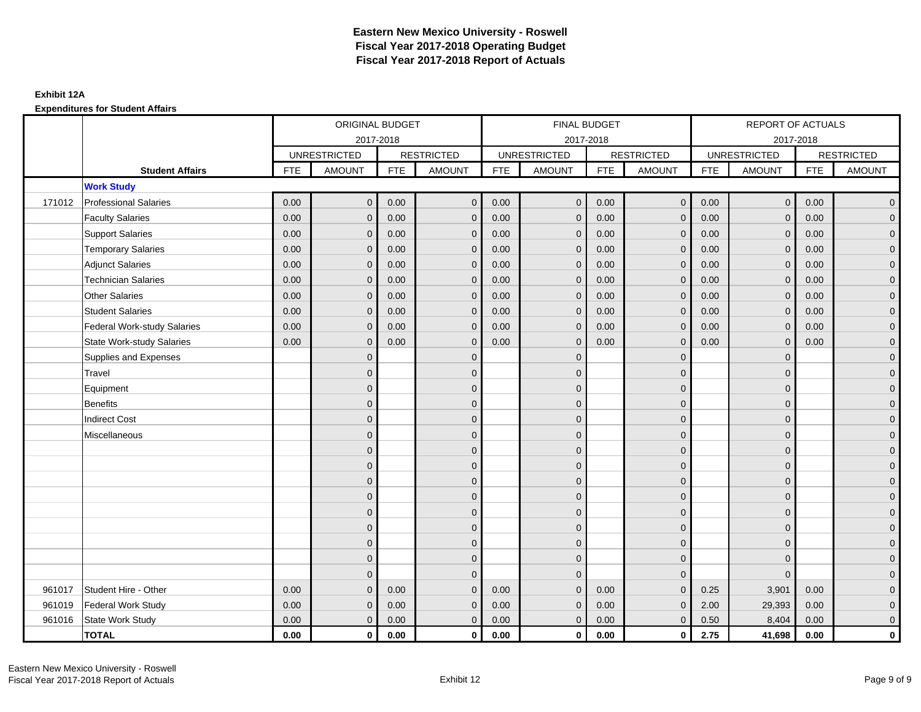# Eastern New Mexico University - Roswell
# Fiscal Year 2017-2018 Operating Budget
# Fiscal Year 2017-2018 Report of Actuals

**Exhibit 12A**

**Expenditures for Student Affairs**

| | | ORIGINAL BUDGET 2017-2018 | | | | FINAL BUDGET 2017-2018 | | | | REPORT OF ACTUALS 2017-2018 | | | |
|---|---|---|---|---|---|---|---|---|---|---|---|---|---|
| | | UNRESTRICTED | | RESTRICTED | | UNRESTRICTED | | RESTRICTED | | UNRESTRICTED | | RESTRICTED | |
| | **Student Affairs** | FTE | AMOUNT | FTE | AMOUNT | FTE | AMOUNT | FTE | AMOUNT | FTE | AMOUNT | FTE | AMOUNT |
| | **Work Study** | | | | | | | | | | | | |
| 171012 | Professional Salaries | 0.00 | 0 | 0.00 | 0 | 0.00 | 0 | 0.00 | 0 | 0.00 | 0 | 0.00 | 0 |
| | Faculty Salaries | 0.00 | 0 | 0.00 | 0 | 0.00 | 0 | 0.00 | 0 | 0.00 | 0 | 0.00 | 0 |
| | Support Salaries | 0.00 | 0 | 0.00 | 0 | 0.00 | 0 | 0.00 | 0 | 0.00 | 0 | 0.00 | 0 |
| | Temporary Salaries | 0.00 | 0 | 0.00 | 0 | 0.00 | 0 | 0.00 | 0 | 0.00 | 0 | 0.00 | 0 |
| | Adjunct Salaries | 0.00 | 0 | 0.00 | 0 | 0.00 | 0 | 0.00 | 0 | 0.00 | 0 | 0.00 | 0 |
| | Technician Salaries | 0.00 | 0 | 0.00 | 0 | 0.00 | 0 | 0.00 | 0 | 0.00 | 0 | 0.00 | 0 |
| | Other Salaries | 0.00 | 0 | 0.00 | 0 | 0.00 | 0 | 0.00 | 0 | 0.00 | 0 | 0.00 | 0 |
| | Student Salaries | 0.00 | 0 | 0.00 | 0 | 0.00 | 0 | 0.00 | 0 | 0.00 | 0 | 0.00 | 0 |
| | Federal Work-study Salaries | 0.00 | 0 | 0.00 | 0 | 0.00 | 0 | 0.00 | 0 | 0.00 | 0 | 0.00 | 0 |
| | State Work-study Salaries | 0.00 | 0 | 0.00 | 0 | 0.00 | 0 | 0.00 | 0 | 0.00 | 0 | 0.00 | 0 |
| | Supplies and Expenses | | 0 | | 0 | | 0 | | 0 | | 0 | | 0 |
| | Travel | | 0 | | 0 | | 0 | | 0 | | 0 | | 0 |
| | Equipment | | 0 | | 0 | | 0 | | 0 | | 0 | | 0 |
| | Benefits | | 0 | | 0 | | 0 | | 0 | | 0 | | 0 |
| | Indirect Cost | | 0 | | 0 | | 0 | | 0 | | 0 | | 0 |
| | Miscellaneous | | 0 | | 0 | | 0 | | 0 | | 0 | | 0 |
| | | | 0 | | 0 | | 0 | | 0 | | 0 | | 0 |
| | | | 0 | | 0 | | 0 | | 0 | | 0 | | 0 |
| | | | 0 | | 0 | | 0 | | 0 | | 0 | | 0 |
| | | | 0 | | 0 | | 0 | | 0 | | 0 | | 0 |
| | | | 0 | | 0 | | 0 | | 0 | | 0 | | 0 |
| | | | 0 | | 0 | | 0 | | 0 | | 0 | | 0 |
| | | | 0 | | 0 | | 0 | | 0 | | 0 | | 0 |
| | | | 0 | | 0 | | 0 | | 0 | | 0 | | 0 |
| | | | 0 | | 0 | | 0 | | 0 | | 0 | | 0 |
| 961017 | Student Hire - Other | 0.00 | 0 | 0.00 | 0 | 0.00 | 0 | 0.00 | 0 | 0.25 | 3,901 | 0.00 | 0 |
| 961019 | Federal Work Study | 0.00 | 0 | 0.00 | 0 | 0.00 | 0 | 0.00 | 0 | 2.00 | 29,393 | 0.00 | 0 |
| 961016 | State Work Study | 0.00 | 0 | 0.00 | 0 | 0.00 | 0 | 0.00 | 0 | 0.50 | 8,404 | 0.00 | 0 |
| | **TOTAL** | **0.00** | **0** | **0.00** | **0** | **0.00** | **0** | **0.00** | **0** | **2.75** | **41,698** | **0.00** | **0** |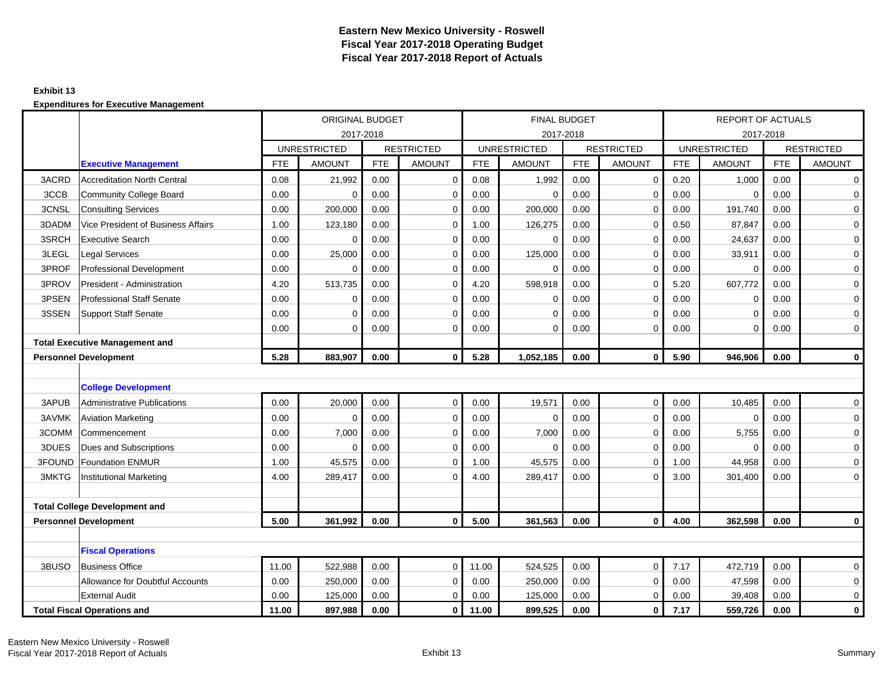# Eastern New Mexico University - Roswell
## Fiscal Year 2017-2018 Operating Budget
## Fiscal Year 2017-2018 Report of Actuals

**Exhibit 13**

**Expenditures for Executive Management**

| | | ORIGINAL BUDGET 2017-2018 | | | | FINAL BUDGET 2017-2018 | | | | REPORT OF ACTUALS 2017-2018 | | | |
|---|---|---|---|---|---|---|---|---|---|---|---|---|---|
| | | UNRESTRICTED | | RESTRICTED | | UNRESTRICTED | | RESTRICTED | | UNRESTRICTED | | RESTRICTED | |
| | **Executive Management** | FTE | AMOUNT | FTE | AMOUNT | FTE | AMOUNT | FTE | AMOUNT | FTE | AMOUNT | FTE | AMOUNT |
| 3ACRD | Accreditation North Central | 0.08 | 21,992 | 0.00 | 0 | 0.08 | 1,992 | 0.00 | 0 | 0.20 | 1,000 | 0.00 | 0 |
| 3CCB | Community College Board | 0.00 | 0 | 0.00 | 0 | 0.00 | 0 | 0.00 | 0 | 0.00 | 0 | 0.00 | 0 |
| 3CNSL | Consulting Services | 0.00 | 200,000 | 0.00 | 0 | 0.00 | 200,000 | 0.00 | 0 | 0.00 | 191,740 | 0.00 | 0 |
| 3DADM | Vice President of Business Affairs | 1.00 | 123,180 | 0.00 | 0 | 1.00 | 126,275 | 0.00 | 0 | 0.50 | 87,847 | 0.00 | 0 |
| 3SRCH | Executive Search | 0.00 | 0 | 0.00 | 0 | 0.00 | 0 | 0.00 | 0 | 0.00 | 24,637 | 0.00 | 0 |
| 3LEGL | Legal Services | 0.00 | 25,000 | 0.00 | 0 | 0.00 | 125,000 | 0.00 | 0 | 0.00 | 33,911 | 0.00 | 0 |
| 3PROF | Professional Development | 0.00 | 0 | 0.00 | 0 | 0.00 | 0 | 0.00 | 0 | 0.00 | 0 | 0.00 | 0 |
| 3PROV | President - Administration | 4.20 | 513,735 | 0.00 | 0 | 4.20 | 598,918 | 0.00 | 0 | 5.20 | 607,772 | 0.00 | 0 |
| 3PSEN | Professional Staff Senate | 0.00 | 0 | 0.00 | 0 | 0.00 | 0 | 0.00 | 0 | 0.00 | 0 | 0.00 | 0 |
| 3SSEN | Support Staff Senate | 0.00 | 0 | 0.00 | 0 | 0.00 | 0 | 0.00 | 0 | 0.00 | 0 | 0.00 | 0 |
| | | 0.00 | 0 | 0.00 | 0 | 0.00 | 0 | 0.00 | 0 | 0.00 | 0 | 0.00 | 0 |
| **Total Executive Management and Personnel Development** | | **5.28** | **883,907** | **0.00** | **0** | **5.28** | **1,052,185** | **0.00** | **0** | **5.90** | **946,906** | **0.00** | **0** |
| | **College Development** | | | | | | | | | | | | |
| 3APUB | Administrative Publications | 0.00 | 20,000 | 0.00 | 0 | 0.00 | 19,571 | 0.00 | 0 | 0.00 | 10,485 | 0.00 | 0 |
| 3AVMK | Aviation Marketing | 0.00 | 0 | 0.00 | 0 | 0.00 | 0 | 0.00 | 0 | 0.00 | 0 | 0.00 | 0 |
| 3COMM | Commencement | 0.00 | 7,000 | 0.00 | 0 | 0.00 | 7,000 | 0.00 | 0 | 0.00 | 5,755 | 0.00 | 0 |
| 3DUES | Dues and Subscriptions | 0.00 | 0 | 0.00 | 0 | 0.00 | 0 | 0.00 | 0 | 0.00 | 0 | 0.00 | 0 |
| 3FOUND | Foundation ENMUR | 1.00 | 45,575 | 0.00 | 0 | 1.00 | 45,575 | 0.00 | 0 | 1.00 | 44,958 | 0.00 | 0 |
| 3MKTG | Institutional Marketing | 4.00 | 289,417 | 0.00 | 0 | 4.00 | 289,417 | 0.00 | 0 | 3.00 | 301,400 | 0.00 | 0 |
| **Total College Development and Personnel Development** | | **5.00** | **361,992** | **0.00** | **0** | **5.00** | **361,563** | **0.00** | **0** | **4.00** | **362,598** | **0.00** | **0** |
| | **Fiscal Operations** | | | | | | | | | | | | |
| 3BUSO | Business Office | 11.00 | 522,988 | 0.00 | 0 | 11.00 | 524,525 | 0.00 | 0 | 7.17 | 472,719 | 0.00 | 0 |
| | Allowance for Doubtful Accounts | 0.00 | 250,000 | 0.00 | 0 | 0.00 | 250,000 | 0.00 | 0 | 0.00 | 47,598 | 0.00 | 0 |
| | External Audit | 0.00 | 125,000 | 0.00 | 0 | 0.00 | 125,000 | 0.00 | 0 | 0.00 | 39,408 | 0.00 | 0 |
| **Total Fiscal Operations and** | | **11.00** | **897,988** | **0.00** | **0** | **11.00** | **899,525** | **0.00** | **0** | **7.17** | **559,726** | **0.00** | **0** |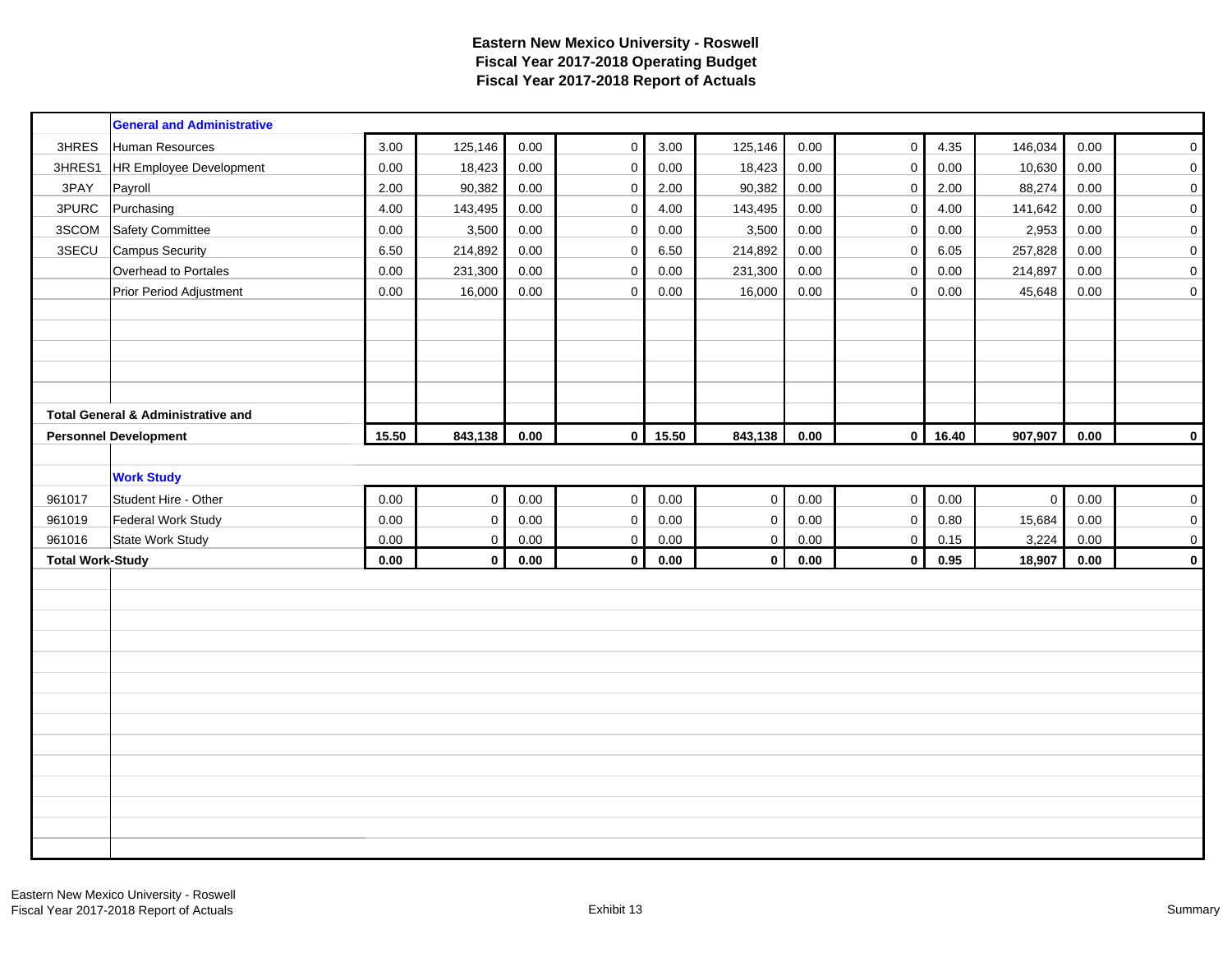# Eastern New Mexico University - Roswell
## Fiscal Year 2017-2018 Operating Budget
## Fiscal Year 2017-2018 Report of Actuals

| | General and Administrative | | | | | | | | | | | | |
|---|---|---|---|---|---|---|---|---|---|---|---|---|---|
| 3HRES | Human Resources | 3.00 | 125,146 | 0.00 | 0 | 3.00 | 125,146 | 0.00 | 0 | 4.35 | 146,034 | 0.00 | 0 |
| 3HRES1 | HR Employee Development | 0.00 | 18,423 | 0.00 | 0 | 0.00 | 18,423 | 0.00 | 0 | 0.00 | 10,630 | 0.00 | 0 |
| 3PAY | Payroll | 2.00 | 90,382 | 0.00 | 0 | 2.00 | 90,382 | 0.00 | 0 | 2.00 | 88,274 | 0.00 | 0 |
| 3PURC | Purchasing | 4.00 | 143,495 | 0.00 | 0 | 4.00 | 143,495 | 0.00 | 0 | 4.00 | 141,642 | 0.00 | 0 |
| 3SCOM | Safety Committee | 0.00 | 3,500 | 0.00 | 0 | 0.00 | 3,500 | 0.00 | 0 | 0.00 | 2,953 | 0.00 | 0 |
| 3SECU | Campus Security | 6.50 | 214,892 | 0.00 | 0 | 6.50 | 214,892 | 0.00 | 0 | 6.05 | 257,828 | 0.00 | 0 |
| | Overhead to Portales | 0.00 | 231,300 | 0.00 | 0 | 0.00 | 231,300 | 0.00 | 0 | 0.00 | 214,897 | 0.00 | 0 |
| | Prior Period Adjustment | 0.00 | 16,000 | 0.00 | 0 | 0.00 | 16,000 | 0.00 | 0 | 0.00 | 45,648 | 0.00 | 0 |
| **Total General & Administrative and Personnel Development** | | **15.50** | **843,138** | **0.00** | **0** | **15.50** | **843,138** | **0.00** | **0** | **16.40** | **907,907** | **0.00** | **0** |

| | Work Study | | | | | | | | | | | | |
|---|---|---|---|---|---|---|---|---|---|---|---|---|---|
| 961017 | Student Hire - Other | 0.00 | 0 | 0.00 | 0 | 0.00 | 0 | 0.00 | 0 | 0.00 | 0 | 0.00 | 0 |
| 961019 | Federal Work Study | 0.00 | 0 | 0.00 | 0 | 0.00 | 0 | 0.00 | 0 | 0.80 | 15,684 | 0.00 | 0 |
| 961016 | State Work Study | 0.00 | 0 | 0.00 | 0 | 0.00 | 0 | 0.00 | 0 | 0.15 | 3,224 | 0.00 | 0 |
| **Total Work-Study** | | **0.00** | **0** | **0.00** | **0** | **0.00** | **0** | **0.00** | **0** | **0.95** | **18,907** | **0.00** | **0** |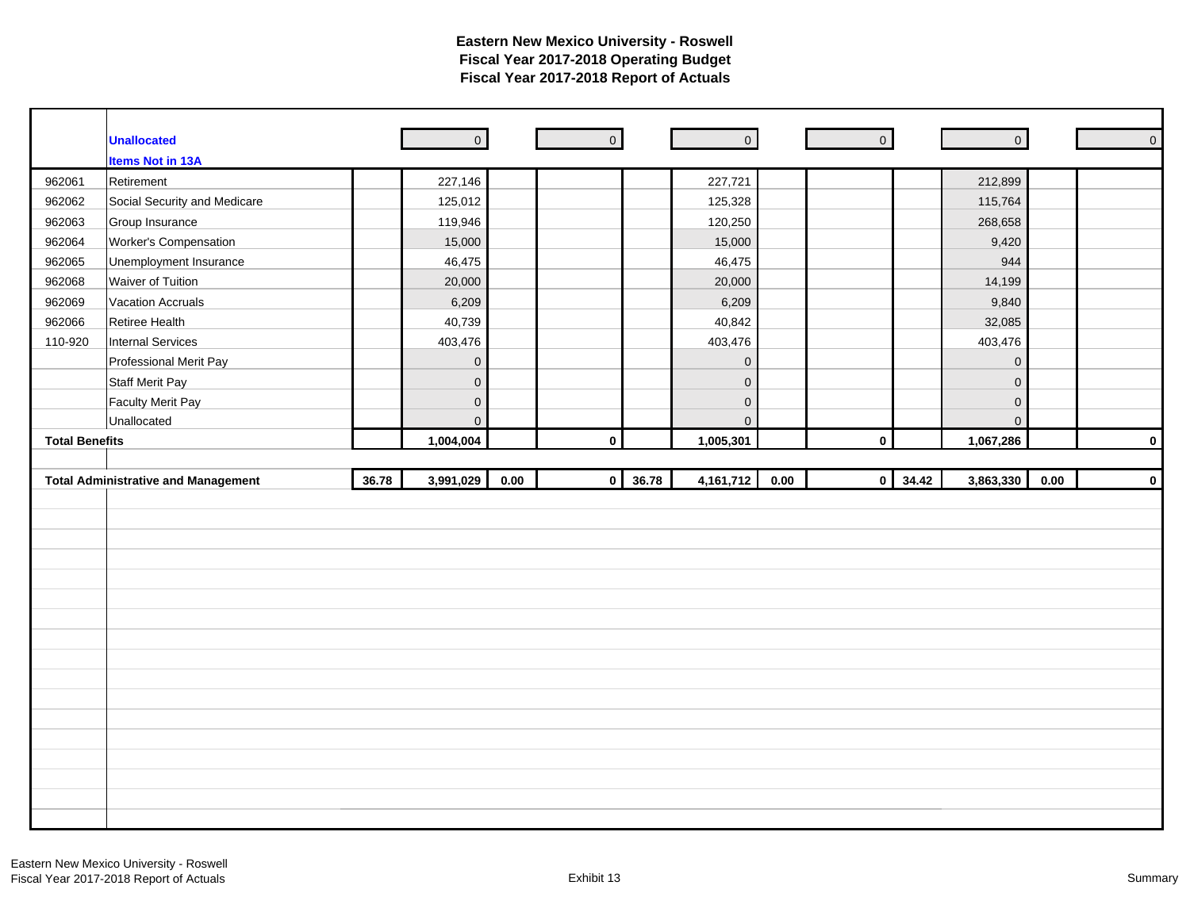# Eastern New Mexico University - Roswell
## Fiscal Year 2017-2018 Operating Budget
## Fiscal Year 2017-2018 Report of Actuals

| | | | | | | | | | | | | |
|---|---|---|---|---|---|---|---|---|---|---|---|---|
| | **Unallocated** | | 0 | | 0 | | 0 | | 0 | | 0 | 0 |
| | **Items Not in 13A** | | | | | | | | | | | |
| 962061 | Retirement | | 227,146 | | | | 227,721 | | | | 212,899 | |
| 962062 | Social Security and Medicare | | 125,012 | | | | 125,328 | | | | 115,764 | |
| 962063 | Group Insurance | | 119,946 | | | | 120,250 | | | | 268,658 | |
| 962064 | Worker's Compensation | | 15,000 | | | | 15,000 | | | | 9,420 | |
| 962065 | Unemployment Insurance | | 46,475 | | | | 46,475 | | | | 944 | |
| 962068 | Waiver of Tuition | | 20,000 | | | | 20,000 | | | | 14,199 | |
| 962069 | Vacation Accruals | | 6,209 | | | | 6,209 | | | | 9,840 | |
| 962066 | Retiree Health | | 40,739 | | | | 40,842 | | | | 32,085 | |
| 110-920 | Internal Services | | 403,476 | | | | 403,476 | | | | 403,476 | |
| | Professional Merit Pay | | 0 | | | | 0 | | | | 0 | |
| | Staff Merit Pay | | 0 | | | | 0 | | | | 0 | |
| | Faculty Merit Pay | | 0 | | | | 0 | | | | 0 | |
| | Unallocated | | 0 | | | | 0 | | | | 0 | |
| **Total Benefits** | | | **1,004,004** | | **0** | | **1,005,301** | | **0** | | **1,067,286** | **0** |
| **Total Administrative and Management** | | **36.78** | **3,991,029** | **0.00** | **0** | **36.78** | **4,161,712** | **0.00** | **0** | **34.42** | **3,863,330** | **0.00** | **0** |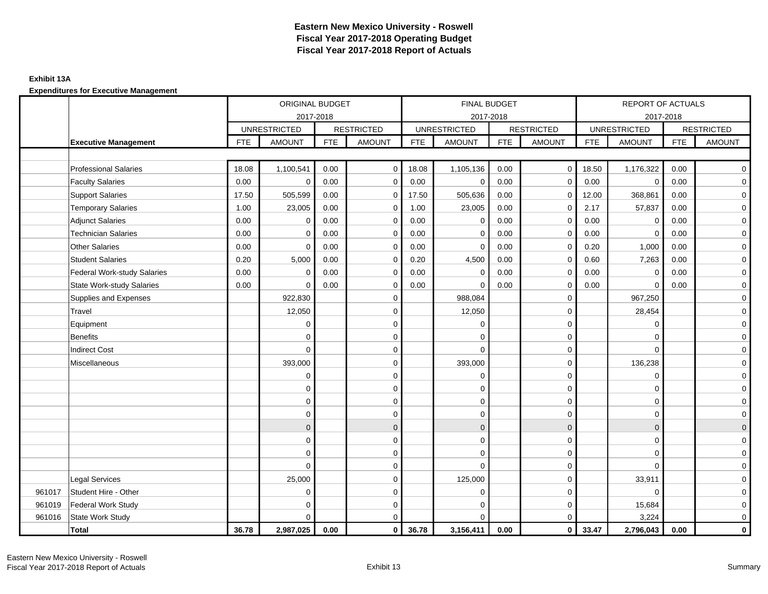# Eastern New Mexico University - Roswell
## Fiscal Year 2017-2018 Operating Budget
## Fiscal Year 2017-2018 Report of Actuals

**Exhibit 13A**

**Expenditures for Executive Management**

| | | ORIGINAL BUDGET 2017-2018 | | | | FINAL BUDGET 2017-2018 | | | | REPORT OF ACTUALS 2017-2018 | | | |
|---|---|---|---|---|---|---|---|---|---|---|---|---|---|
| | | UNRESTRICTED | | RESTRICTED | | UNRESTRICTED | | RESTRICTED | | UNRESTRICTED | | RESTRICTED | |
| | **Executive Management** | FTE | AMOUNT | FTE | AMOUNT | FTE | AMOUNT | FTE | AMOUNT | FTE | AMOUNT | FTE | AMOUNT |
| | Professional Salaries | 18.08 | 1,100,541 | 0.00 | 0 | 18.08 | 1,105,136 | 0.00 | 0 | 18.50 | 1,176,322 | 0.00 | 0 |
| | Faculty Salaries | 0.00 | 0 | 0.00 | 0 | 0.00 | 0 | 0.00 | 0 | 0.00 | 0 | 0.00 | 0 |
| | Support Salaries | 17.50 | 505,599 | 0.00 | 0 | 17.50 | 505,636 | 0.00 | 0 | 12.00 | 368,861 | 0.00 | 0 |
| | Temporary Salaries | 1.00 | 23,005 | 0.00 | 0 | 1.00 | 23,005 | 0.00 | 0 | 2.17 | 57,837 | 0.00 | 0 |
| | Adjunct Salaries | 0.00 | 0 | 0.00 | 0 | 0.00 | 0 | 0.00 | 0 | 0.00 | 0 | 0.00 | 0 |
| | Technician Salaries | 0.00 | 0 | 0.00 | 0 | 0.00 | 0 | 0.00 | 0 | 0.00 | 0 | 0.00 | 0 |
| | Other Salaries | 0.00 | 0 | 0.00 | 0 | 0.00 | 0 | 0.00 | 0 | 0.20 | 1,000 | 0.00 | 0 |
| | Student Salaries | 0.20 | 5,000 | 0.00 | 0 | 0.20 | 4,500 | 0.00 | 0 | 0.60 | 7,263 | 0.00 | 0 |
| | Federal Work-study Salaries | 0.00 | 0 | 0.00 | 0 | 0.00 | 0 | 0.00 | 0 | 0.00 | 0 | 0.00 | 0 |
| | State Work-study Salaries | 0.00 | 0 | 0.00 | 0 | 0.00 | 0 | 0.00 | 0 | 0.00 | 0 | 0.00 | 0 |
| | Supplies and Expenses | | 922,830 | | 0 | | 988,084 | | 0 | | 967,250 | | 0 |
| | Travel | | 12,050 | | 0 | | 12,050 | | 0 | | 28,454 | | 0 |
| | Equipment | | 0 | | 0 | | 0 | | 0 | | 0 | | 0 |
| | Benefits | | 0 | | 0 | | 0 | | 0 | | 0 | | 0 |
| | Indirect Cost | | 0 | | 0 | | 0 | | 0 | | 0 | | 0 |
| | Miscellaneous | | 393,000 | | 0 | | 393,000 | | 0 | | 136,238 | | 0 |
| | | | 0 | | 0 | | 0 | | 0 | | 0 | | 0 |
| | | | 0 | | 0 | | 0 | | 0 | | 0 | | 0 |
| | | | 0 | | 0 | | 0 | | 0 | | 0 | | 0 |
| | | | 0 | | 0 | | 0 | | 0 | | 0 | | 0 |
| | | | 0 | | 0 | | 0 | | 0 | | 0 | | 0 |
| | | | 0 | | 0 | | 0 | | 0 | | 0 | | 0 |
| | | | 0 | | 0 | | 0 | | 0 | | 0 | | 0 |
| | | | 0 | | 0 | | 0 | | 0 | | 0 | | 0 |
| | Legal Services | | 25,000 | | 0 | | 125,000 | | 0 | | 33,911 | | 0 |
| 961017 | Student Hire - Other | | 0 | | 0 | | 0 | | 0 | | 0 | | 0 |
| 961019 | Federal Work Study | | 0 | | 0 | | 0 | | 0 | | 15,684 | | 0 |
| 961016 | State Work Study | | 0 | | 0 | | 0 | | 0 | | 3,224 | | 0 |
| | **Total** | **36.78** | **2,987,025** | **0.00** | **0** | **36.78** | **3,156,411** | **0.00** | **0** | **33.47** | **2,796,043** | **0.00** | **0** |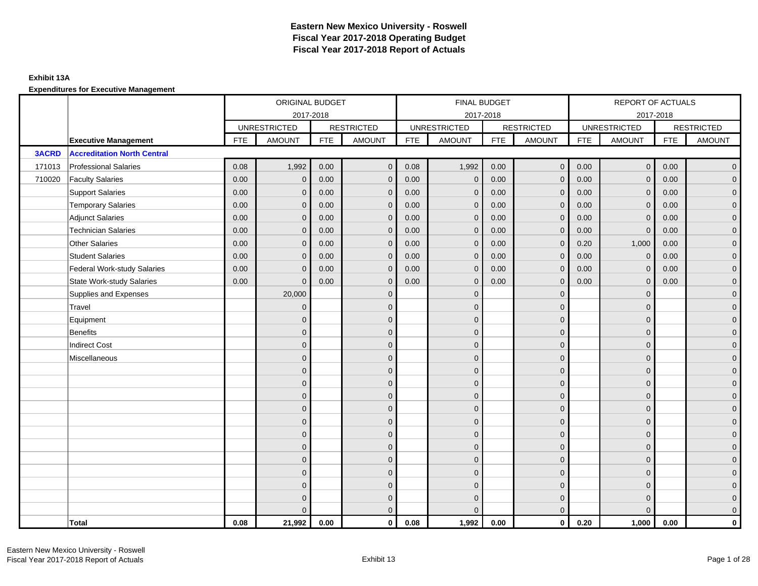# Eastern New Mexico University - Roswell
## Fiscal Year 2017-2018 Operating Budget
## Fiscal Year 2017-2018 Report of Actuals

**Exhibit 13A**

**Expenditures for Executive Management**

| | | ORIGINAL BUDGET 2017-2018 | | | | FINAL BUDGET 2017-2018 | | | | REPORT OF ACTUALS 2017-2018 | | | |
|---|---|---|---|---|---|---|---|---|---|---|---|---|---|
| | | UNRESTRICTED | | RESTRICTED | | UNRESTRICTED | | RESTRICTED | | UNRESTRICTED | | RESTRICTED | |
| | **Executive Management** | FTE | AMOUNT | FTE | AMOUNT | FTE | AMOUNT | FTE | AMOUNT | FTE | AMOUNT | FTE | AMOUNT |
| **3ACRD** | **Accreditation North Central** | | | | | | | | | | | | |
| 171013 | Professional Salaries | 0.08 | 1,992 | 0.00 | 0 | 0.08 | 1,992 | 0.00 | 0 | 0.00 | 0 | 0.00 | 0 |
| 710020 | Faculty Salaries | 0.00 | 0 | 0.00 | 0 | 0.00 | 0 | 0.00 | 0 | 0.00 | 0 | 0.00 | 0 |
| | Support Salaries | 0.00 | 0 | 0.00 | 0 | 0.00 | 0 | 0.00 | 0 | 0.00 | 0 | 0.00 | 0 |
| | Temporary Salaries | 0.00 | 0 | 0.00 | 0 | 0.00 | 0 | 0.00 | 0 | 0.00 | 0 | 0.00 | 0 |
| | Adjunct Salaries | 0.00 | 0 | 0.00 | 0 | 0.00 | 0 | 0.00 | 0 | 0.00 | 0 | 0.00 | 0 |
| | Technician Salaries | 0.00 | 0 | 0.00 | 0 | 0.00 | 0 | 0.00 | 0 | 0.00 | 0 | 0.00 | 0 |
| | Other Salaries | 0.00 | 0 | 0.00 | 0 | 0.00 | 0 | 0.00 | 0 | 0.20 | 1,000 | 0.00 | 0 |
| | Student Salaries | 0.00 | 0 | 0.00 | 0 | 0.00 | 0 | 0.00 | 0 | 0.00 | 0 | 0.00 | 0 |
| | Federal Work-study Salaries | 0.00 | 0 | 0.00 | 0 | 0.00 | 0 | 0.00 | 0 | 0.00 | 0 | 0.00 | 0 |
| | State Work-study Salaries | 0.00 | 0 | 0.00 | 0 | 0.00 | 0 | 0.00 | 0 | 0.00 | 0 | 0.00 | 0 |
| | Supplies and Expenses | | 20,000 | | 0 | | 0 | | 0 | | 0 | | 0 |
| | Travel | | 0 | | 0 | | 0 | | 0 | | 0 | | 0 |
| | Equipment | | 0 | | 0 | | 0 | | 0 | | 0 | | 0 |
| | Benefits | | 0 | | 0 | | 0 | | 0 | | 0 | | 0 |
| | Indirect Cost | | 0 | | 0 | | 0 | | 0 | | 0 | | 0 |
| | Miscellaneous | | 0 | | 0 | | 0 | | 0 | | 0 | | 0 |
| | | | 0 | | 0 | | 0 | | 0 | | 0 | | 0 |
| | | | 0 | | 0 | | 0 | | 0 | | 0 | | 0 |
| | | | 0 | | 0 | | 0 | | 0 | | 0 | | 0 |
| | | | 0 | | 0 | | 0 | | 0 | | 0 | | 0 |
| | | | 0 | | 0 | | 0 | | 0 | | 0 | | 0 |
| | | | 0 | | 0 | | 0 | | 0 | | 0 | | 0 |
| | | | 0 | | 0 | | 0 | | 0 | | 0 | | 0 |
| | | | 0 | | 0 | | 0 | | 0 | | 0 | | 0 |
| | | | 0 | | 0 | | 0 | | 0 | | 0 | | 0 |
| | | | 0 | | 0 | | 0 | | 0 | | 0 | | 0 |
| | | | 0 | | 0 | | 0 | | 0 | | 0 | | 0 |
| | | | 0 | | 0 | | 0 | | 0 | | 0 | | 0 |
| | **Total** | **0.08** | **21,992** | **0.00** | **0** | **0.08** | **1,992** | **0.00** | **0** | **0.20** | **1,000** | **0.00** | **0** |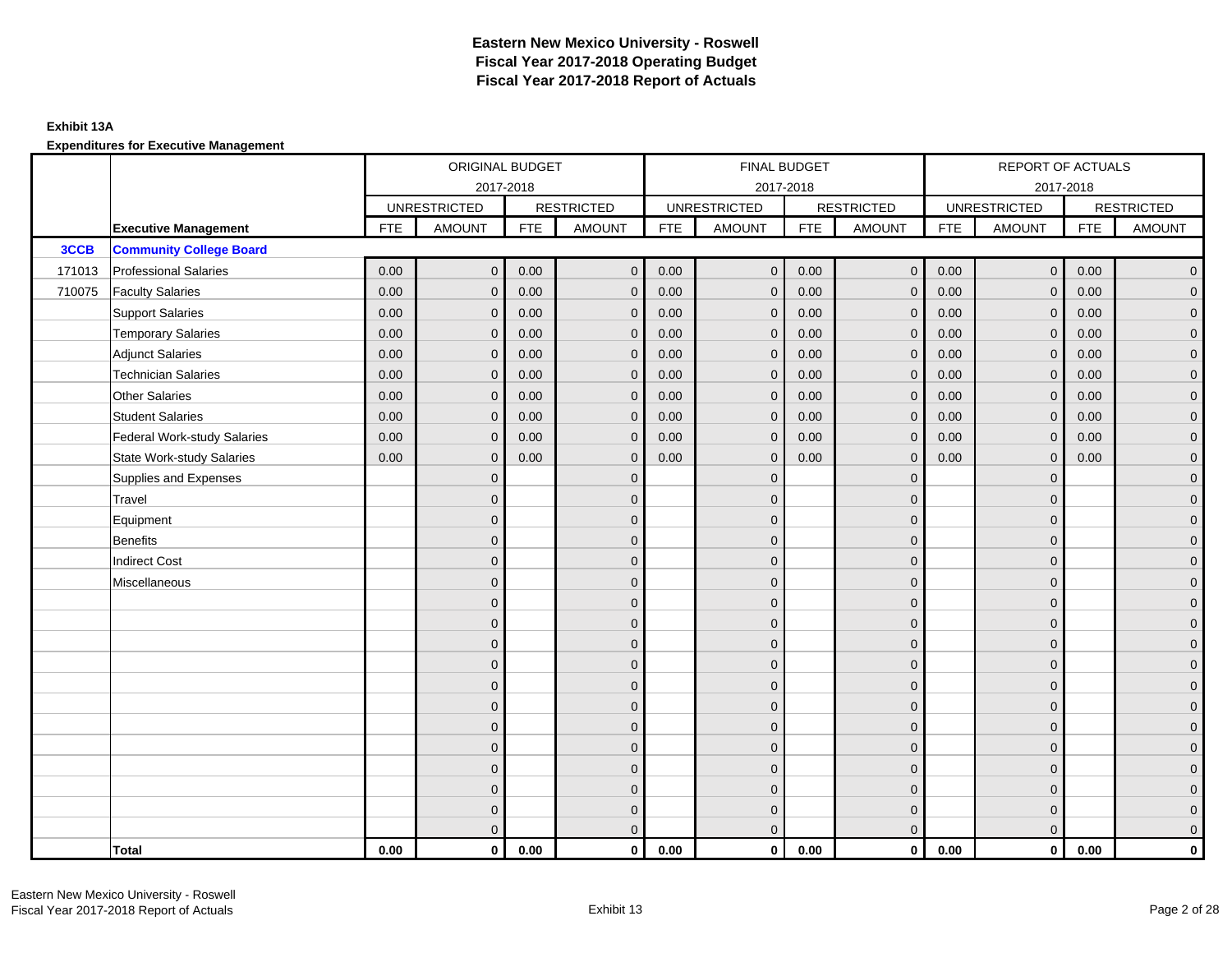# Eastern New Mexico University - Roswell
## Fiscal Year 2017-2018 Operating Budget
## Fiscal Year 2017-2018 Report of Actuals

**Exhibit 13A**

**Expenditures for Executive Management**

| | | ORIGINAL BUDGET 2017-2018 | | | | FINAL BUDGET 2017-2018 | | | | REPORT OF ACTUALS 2017-2018 | | | |
|---|---|---|---|---|---|---|---|---|---|---|---|---|---|
| | | UNRESTRICTED | | RESTRICTED | | UNRESTRICTED | | RESTRICTED | | UNRESTRICTED | | RESTRICTED | |
| | **Executive Management** | FTE | AMOUNT | FTE | AMOUNT | FTE | AMOUNT | FTE | AMOUNT | FTE | AMOUNT | FTE | AMOUNT |
| **3CCB** | **Community College Board** | | | | | | | | | | | | |
| 171013 | Professional Salaries | 0.00 | 0 | 0.00 | 0 | 0.00 | 0 | 0.00 | 0 | 0.00 | 0 | 0.00 | 0 |
| 710075 | Faculty Salaries | 0.00 | 0 | 0.00 | 0 | 0.00 | 0 | 0.00 | 0 | 0.00 | 0 | 0.00 | 0 |
| | Support Salaries | 0.00 | 0 | 0.00 | 0 | 0.00 | 0 | 0.00 | 0 | 0.00 | 0 | 0.00 | 0 |
| | Temporary Salaries | 0.00 | 0 | 0.00 | 0 | 0.00 | 0 | 0.00 | 0 | 0.00 | 0 | 0.00 | 0 |
| | Adjunct Salaries | 0.00 | 0 | 0.00 | 0 | 0.00 | 0 | 0.00 | 0 | 0.00 | 0 | 0.00 | 0 |
| | Technician Salaries | 0.00 | 0 | 0.00 | 0 | 0.00 | 0 | 0.00 | 0 | 0.00 | 0 | 0.00 | 0 |
| | Other Salaries | 0.00 | 0 | 0.00 | 0 | 0.00 | 0 | 0.00 | 0 | 0.00 | 0 | 0.00 | 0 |
| | Student Salaries | 0.00 | 0 | 0.00 | 0 | 0.00 | 0 | 0.00 | 0 | 0.00 | 0 | 0.00 | 0 |
| | Federal Work-study Salaries | 0.00 | 0 | 0.00 | 0 | 0.00 | 0 | 0.00 | 0 | 0.00 | 0 | 0.00 | 0 |
| | State Work-study Salaries | 0.00 | 0 | 0.00 | 0 | 0.00 | 0 | 0.00 | 0 | 0.00 | 0 | 0.00 | 0 |
| | Supplies and Expenses | | 0 | | 0 | | 0 | | 0 | | 0 | | 0 |
| | Travel | | 0 | | 0 | | 0 | | 0 | | 0 | | 0 |
| | Equipment | | 0 | | 0 | | 0 | | 0 | | 0 | | 0 |
| | Benefits | | 0 | | 0 | | 0 | | 0 | | 0 | | 0 |
| | Indirect Cost | | 0 | | 0 | | 0 | | 0 | | 0 | | 0 |
| | Miscellaneous | | 0 | | 0 | | 0 | | 0 | | 0 | | 0 |
| | | | 0 | | 0 | | 0 | | 0 | | 0 | | 0 |
| | | | 0 | | 0 | | 0 | | 0 | | 0 | | 0 |
| | | | 0 | | 0 | | 0 | | 0 | | 0 | | 0 |
| | | | 0 | | 0 | | 0 | | 0 | | 0 | | 0 |
| | | | 0 | | 0 | | 0 | | 0 | | 0 | | 0 |
| | | | 0 | | 0 | | 0 | | 0 | | 0 | | 0 |
| | | | 0 | | 0 | | 0 | | 0 | | 0 | | 0 |
| | | | 0 | | 0 | | 0 | | 0 | | 0 | | 0 |
| | | | 0 | | 0 | | 0 | | 0 | | 0 | | 0 |
| | | | 0 | | 0 | | 0 | | 0 | | 0 | | 0 |
| | | | 0 | | 0 | | 0 | | 0 | | 0 | | 0 |
| | | | 0 | | 0 | | 0 | | 0 | | 0 | | 0 |
| | **Total** | **0.00** | **0** | **0.00** | **0** | **0.00** | **0** | **0.00** | **0** | **0.00** | **0** | **0.00** | **0** |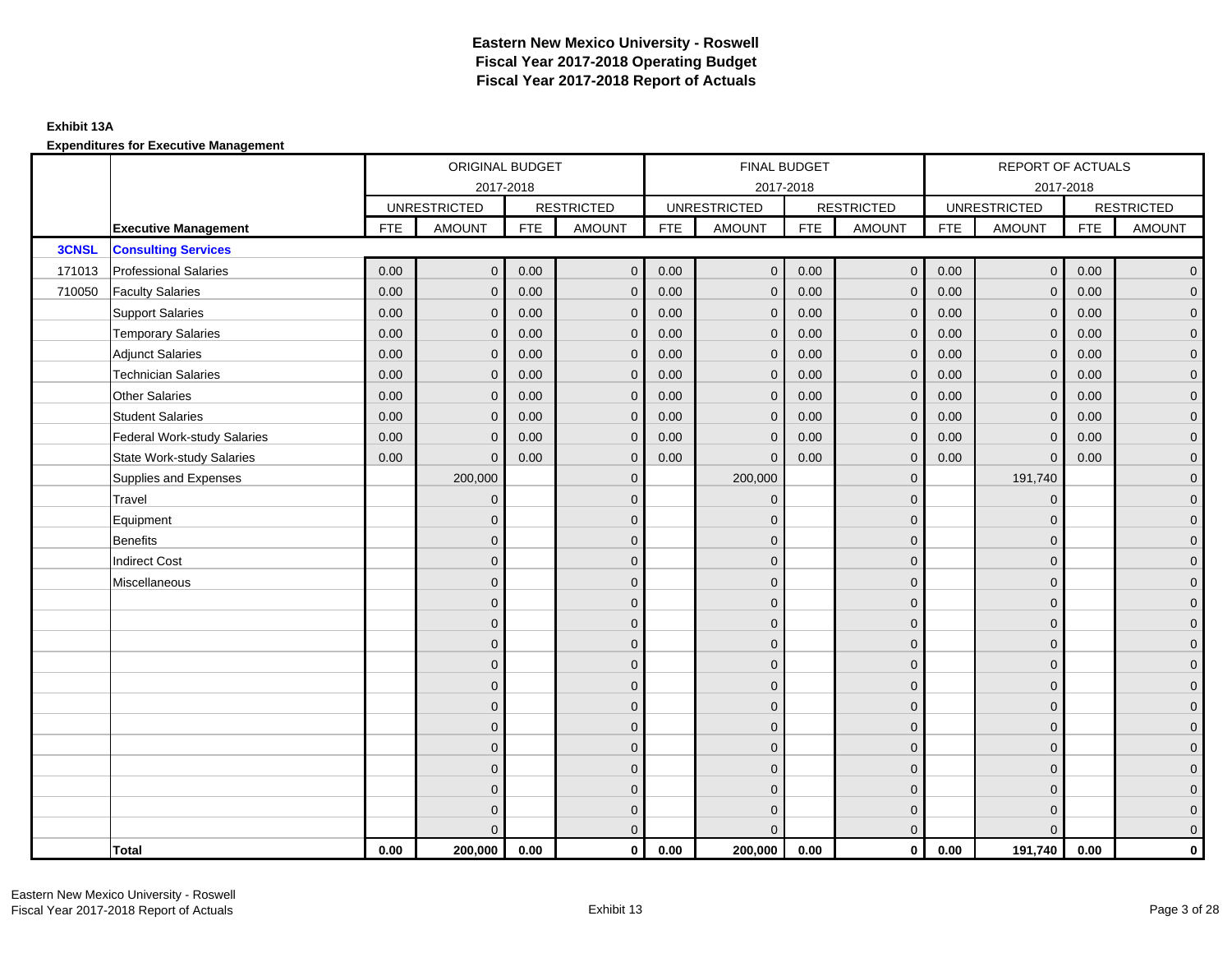# Eastern New Mexico University - Roswell
# Fiscal Year 2017-2018 Operating Budget
# Fiscal Year 2017-2018 Report of Actuals

**Exhibit 13A**

**Expenditures for Executive Management**

| | | ORIGINAL BUDGET 2017-2018 | | | | FINAL BUDGET 2017-2018 | | | | REPORT OF ACTUALS 2017-2018 | | | |
|---|---|---|---|---|---|---|---|---|---|---|---|---|---|
| | | UNRESTRICTED | | RESTRICTED | | UNRESTRICTED | | RESTRICTED | | UNRESTRICTED | | RESTRICTED | |
| | **Executive Management** | FTE | AMOUNT | FTE | AMOUNT | FTE | AMOUNT | FTE | AMOUNT | FTE | AMOUNT | FTE | AMOUNT |
| **3CNSL** | **Consulting Services** | | | | | | | | | | | | |
| 171013 | Professional Salaries | 0.00 | 0 | 0.00 | 0 | 0.00 | 0 | 0.00 | 0 | 0.00 | 0 | 0.00 | 0 |
| 710050 | Faculty Salaries | 0.00 | 0 | 0.00 | 0 | 0.00 | 0 | 0.00 | 0 | 0.00 | 0 | 0.00 | 0 |
| | Support Salaries | 0.00 | 0 | 0.00 | 0 | 0.00 | 0 | 0.00 | 0 | 0.00 | 0 | 0.00 | 0 |
| | Temporary Salaries | 0.00 | 0 | 0.00 | 0 | 0.00 | 0 | 0.00 | 0 | 0.00 | 0 | 0.00 | 0 |
| | Adjunct Salaries | 0.00 | 0 | 0.00 | 0 | 0.00 | 0 | 0.00 | 0 | 0.00 | 0 | 0.00 | 0 |
| | Technician Salaries | 0.00 | 0 | 0.00 | 0 | 0.00 | 0 | 0.00 | 0 | 0.00 | 0 | 0.00 | 0 |
| | Other Salaries | 0.00 | 0 | 0.00 | 0 | 0.00 | 0 | 0.00 | 0 | 0.00 | 0 | 0.00 | 0 |
| | Student Salaries | 0.00 | 0 | 0.00 | 0 | 0.00 | 0 | 0.00 | 0 | 0.00 | 0 | 0.00 | 0 |
| | Federal Work-study Salaries | 0.00 | 0 | 0.00 | 0 | 0.00 | 0 | 0.00 | 0 | 0.00 | 0 | 0.00 | 0 |
| | State Work-study Salaries | 0.00 | 0 | 0.00 | 0 | 0.00 | 0 | 0.00 | 0 | 0.00 | 0 | 0.00 | 0 |
| | Supplies and Expenses | | 200,000 | | 0 | | 200,000 | | 0 | | 191,740 | | 0 |
| | Travel | | 0 | | 0 | | 0 | | 0 | | 0 | | 0 |
| | Equipment | | 0 | | 0 | | 0 | | 0 | | 0 | | 0 |
| | Benefits | | 0 | | 0 | | 0 | | 0 | | 0 | | 0 |
| | Indirect Cost | | 0 | | 0 | | 0 | | 0 | | 0 | | 0 |
| | Miscellaneous | | 0 | | 0 | | 0 | | 0 | | 0 | | 0 |
| | | | 0 | | 0 | | 0 | | 0 | | 0 | | 0 |
| | | | 0 | | 0 | | 0 | | 0 | | 0 | | 0 |
| | | | 0 | | 0 | | 0 | | 0 | | 0 | | 0 |
| | | | 0 | | 0 | | 0 | | 0 | | 0 | | 0 |
| | | | 0 | | 0 | | 0 | | 0 | | 0 | | 0 |
| | | | 0 | | 0 | | 0 | | 0 | | 0 | | 0 |
| | | | 0 | | 0 | | 0 | | 0 | | 0 | | 0 |
| | | | 0 | | 0 | | 0 | | 0 | | 0 | | 0 |
| | | | 0 | | 0 | | 0 | | 0 | | 0 | | 0 |
| | | | 0 | | 0 | | 0 | | 0 | | 0 | | 0 |
| | | | 0 | | 0 | | 0 | | 0 | | 0 | | 0 |
| | | | 0 | | 0 | | 0 | | 0 | | 0 | | 0 |
| | **Total** | **0.00** | **200,000** | **0.00** | **0** | **0.00** | **200,000** | **0.00** | **0** | **0.00** | **191,740** | **0.00** | **0** |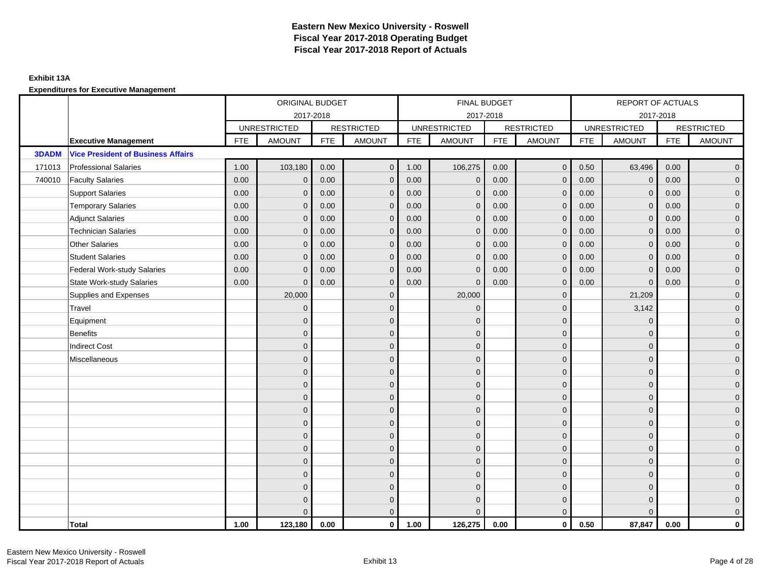# Eastern New Mexico University - Roswell
## Fiscal Year 2017-2018 Operating Budget
## Fiscal Year 2017-2018 Report of Actuals

**Exhibit 13A**

**Expenditures for Executive Management**

| | | ORIGINAL BUDGET 2017-2018 | | | | FINAL BUDGET 2017-2018 | | | | REPORT OF ACTUALS 2017-2018 | | | |
|---|---|---|---|---|---|---|---|---|---|---|---|---|---|
| | | UNRESTRICTED | | RESTRICTED | | UNRESTRICTED | | RESTRICTED | | UNRESTRICTED | | RESTRICTED | |
| | **Executive Management** | FTE | AMOUNT | FTE | AMOUNT | FTE | AMOUNT | FTE | AMOUNT | FTE | AMOUNT | FTE | AMOUNT |
| **3DADM** | **Vice President of Business Affairs** | | | | | | | | | | | | |
| 171013 | Professional Salaries | 1.00 | 103,180 | 0.00 | 0 | 1.00 | 106,275 | 0.00 | 0 | 0.50 | 63,496 | 0.00 | 0 |
| 740010 | Faculty Salaries | 0.00 | 0 | 0.00 | 0 | 0.00 | 0 | 0.00 | 0 | 0.00 | 0 | 0.00 | 0 |
| | Support Salaries | 0.00 | 0 | 0.00 | 0 | 0.00 | 0 | 0.00 | 0 | 0.00 | 0 | 0.00 | 0 |
| | Temporary Salaries | 0.00 | 0 | 0.00 | 0 | 0.00 | 0 | 0.00 | 0 | 0.00 | 0 | 0.00 | 0 |
| | Adjunct Salaries | 0.00 | 0 | 0.00 | 0 | 0.00 | 0 | 0.00 | 0 | 0.00 | 0 | 0.00 | 0 |
| | Technician Salaries | 0.00 | 0 | 0.00 | 0 | 0.00 | 0 | 0.00 | 0 | 0.00 | 0 | 0.00 | 0 |
| | Other Salaries | 0.00 | 0 | 0.00 | 0 | 0.00 | 0 | 0.00 | 0 | 0.00 | 0 | 0.00 | 0 |
| | Student Salaries | 0.00 | 0 | 0.00 | 0 | 0.00 | 0 | 0.00 | 0 | 0.00 | 0 | 0.00 | 0 |
| | Federal Work-study Salaries | 0.00 | 0 | 0.00 | 0 | 0.00 | 0 | 0.00 | 0 | 0.00 | 0 | 0.00 | 0 |
| | State Work-study Salaries | 0.00 | 0 | 0.00 | 0 | 0.00 | 0 | 0.00 | 0 | 0.00 | 0 | 0.00 | 0 |
| | Supplies and Expenses | | 20,000 | | 0 | | 20,000 | | 0 | | 21,209 | | 0 |
| | Travel | | 0 | | 0 | | 0 | | 0 | | 3,142 | | 0 |
| | Equipment | | 0 | | 0 | | 0 | | 0 | | 0 | | 0 |
| | Benefits | | 0 | | 0 | | 0 | | 0 | | 0 | | 0 |
| | Indirect Cost | | 0 | | 0 | | 0 | | 0 | | 0 | | 0 |
| | Miscellaneous | | 0 | | 0 | | 0 | | 0 | | 0 | | 0 |
| | | | 0 | | 0 | | 0 | | 0 | | 0 | | 0 |
| | | | 0 | | 0 | | 0 | | 0 | | 0 | | 0 |
| | | | 0 | | 0 | | 0 | | 0 | | 0 | | 0 |
| | | | 0 | | 0 | | 0 | | 0 | | 0 | | 0 |
| | | | 0 | | 0 | | 0 | | 0 | | 0 | | 0 |
| | | | 0 | | 0 | | 0 | | 0 | | 0 | | 0 |
| | | | 0 | | 0 | | 0 | | 0 | | 0 | | 0 |
| | | | 0 | | 0 | | 0 | | 0 | | 0 | | 0 |
| | | | 0 | | 0 | | 0 | | 0 | | 0 | | 0 |
| | | | 0 | | 0 | | 0 | | 0 | | 0 | | 0 |
| | | | 0 | | 0 | | 0 | | 0 | | 0 | | 0 |
| | | | 0 | | 0 | | 0 | | 0 | | 0 | | 0 |
| | **Total** | **1.00** | **123,180** | **0.00** | **0** | **1.00** | **126,275** | **0.00** | **0** | **0.50** | **87,847** | **0.00** | **0** |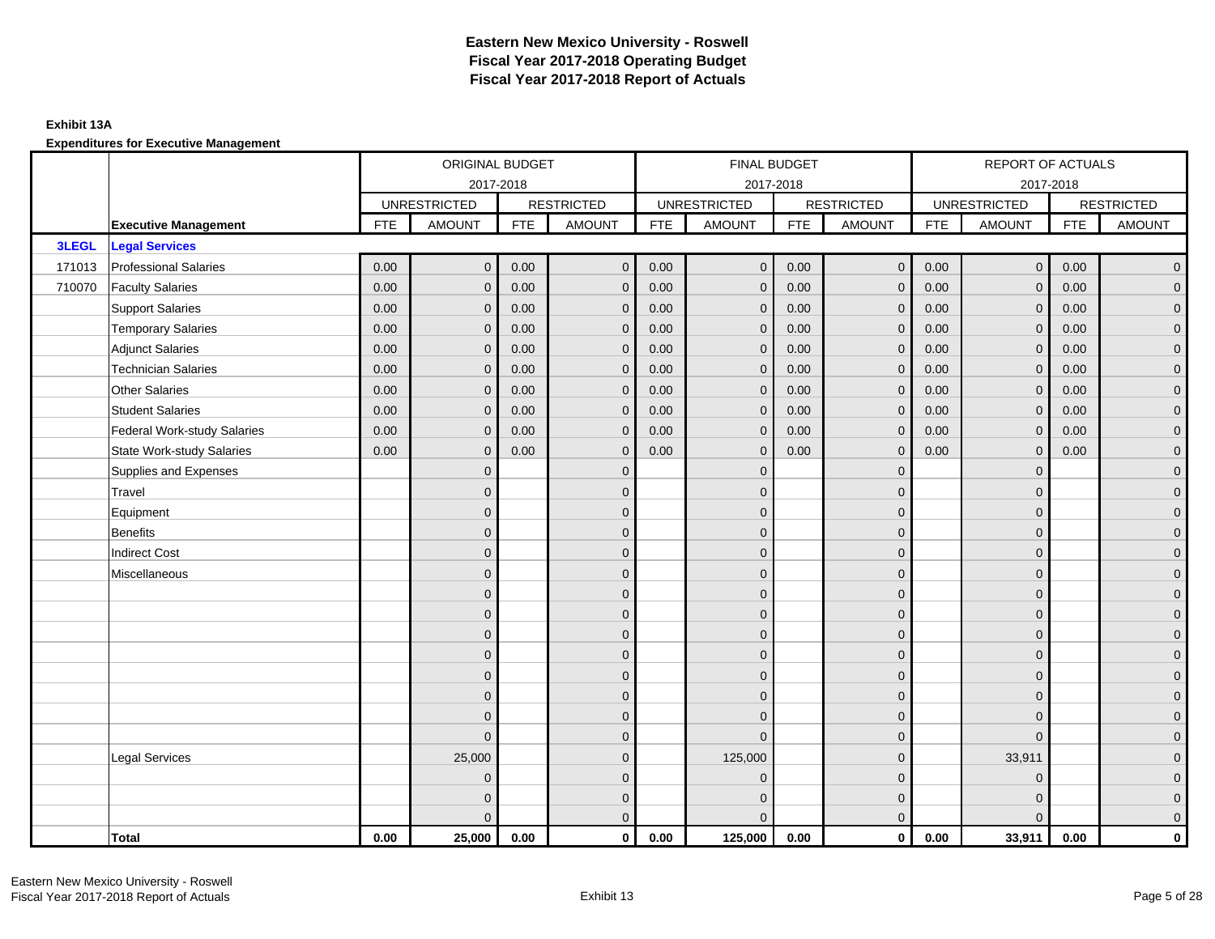# Eastern New Mexico University - Roswell
## Fiscal Year 2017-2018 Operating Budget
## Fiscal Year 2017-2018 Report of Actuals

**Exhibit 13A**

**Expenditures for Executive Management**

| | | ORIGINAL BUDGET 2017-2018 | | | | FINAL BUDGET 2017-2018 | | | | REPORT OF ACTUALS 2017-2018 | | | |
|---|---|---|---|---|---|---|---|---|---|---|---|---|---|
| | | UNRESTRICTED | | RESTRICTED | | UNRESTRICTED | | RESTRICTED | | UNRESTRICTED | | RESTRICTED | |
| | **Executive Management** | FTE | AMOUNT | FTE | AMOUNT | FTE | AMOUNT | FTE | AMOUNT | FTE | AMOUNT | FTE | AMOUNT |
| **3LEGL** | **Legal Services** | | | | | | | | | | | | |
| 171013 | Professional Salaries | 0.00 | 0 | 0.00 | 0 | 0.00 | 0 | 0.00 | 0 | 0.00 | 0 | 0.00 | 0 |
| 710070 | Faculty Salaries | 0.00 | 0 | 0.00 | 0 | 0.00 | 0 | 0.00 | 0 | 0.00 | 0 | 0.00 | 0 |
| | Support Salaries | 0.00 | 0 | 0.00 | 0 | 0.00 | 0 | 0.00 | 0 | 0.00 | 0 | 0.00 | 0 |
| | Temporary Salaries | 0.00 | 0 | 0.00 | 0 | 0.00 | 0 | 0.00 | 0 | 0.00 | 0 | 0.00 | 0 |
| | Adjunct Salaries | 0.00 | 0 | 0.00 | 0 | 0.00 | 0 | 0.00 | 0 | 0.00 | 0 | 0.00 | 0 |
| | Technician Salaries | 0.00 | 0 | 0.00 | 0 | 0.00 | 0 | 0.00 | 0 | 0.00 | 0 | 0.00 | 0 |
| | Other Salaries | 0.00 | 0 | 0.00 | 0 | 0.00 | 0 | 0.00 | 0 | 0.00 | 0 | 0.00 | 0 |
| | Student Salaries | 0.00 | 0 | 0.00 | 0 | 0.00 | 0 | 0.00 | 0 | 0.00 | 0 | 0.00 | 0 |
| | Federal Work-study Salaries | 0.00 | 0 | 0.00 | 0 | 0.00 | 0 | 0.00 | 0 | 0.00 | 0 | 0.00 | 0 |
| | State Work-study Salaries | 0.00 | 0 | 0.00 | 0 | 0.00 | 0 | 0.00 | 0 | 0.00 | 0 | 0.00 | 0 |
| | Supplies and Expenses | | 0 | | 0 | | 0 | | 0 | | 0 | | 0 |
| | Travel | | 0 | | 0 | | 0 | | 0 | | 0 | | 0 |
| | Equipment | | 0 | | 0 | | 0 | | 0 | | 0 | | 0 |
| | Benefits | | 0 | | 0 | | 0 | | 0 | | 0 | | 0 |
| | Indirect Cost | | 0 | | 0 | | 0 | | 0 | | 0 | | 0 |
| | Miscellaneous | | 0 | | 0 | | 0 | | 0 | | 0 | | 0 |
| | | | 0 | | 0 | | 0 | | 0 | | 0 | | 0 |
| | | | 0 | | 0 | | 0 | | 0 | | 0 | | 0 |
| | | | 0 | | 0 | | 0 | | 0 | | 0 | | 0 |
| | | | 0 | | 0 | | 0 | | 0 | | 0 | | 0 |
| | | | 0 | | 0 | | 0 | | 0 | | 0 | | 0 |
| | | | 0 | | 0 | | 0 | | 0 | | 0 | | 0 |
| | | | 0 | | 0 | | 0 | | 0 | | 0 | | 0 |
| | | | 0 | | 0 | | 0 | | 0 | | 0 | | 0 |
| | Legal Services | | 25,000 | | 0 | | 125,000 | | 0 | | 33,911 | | 0 |
| | | | 0 | | 0 | | 0 | | 0 | | 0 | | 0 |
| | | | 0 | | 0 | | 0 | | 0 | | 0 | | 0 |
| | | | 0 | | 0 | | 0 | | 0 | | 0 | | 0 |
| | **Total** | **0.00** | **25,000** | **0.00** | **0** | **0.00** | **125,000** | **0.00** | **0** | **0.00** | **33,911** | **0.00** | **0** |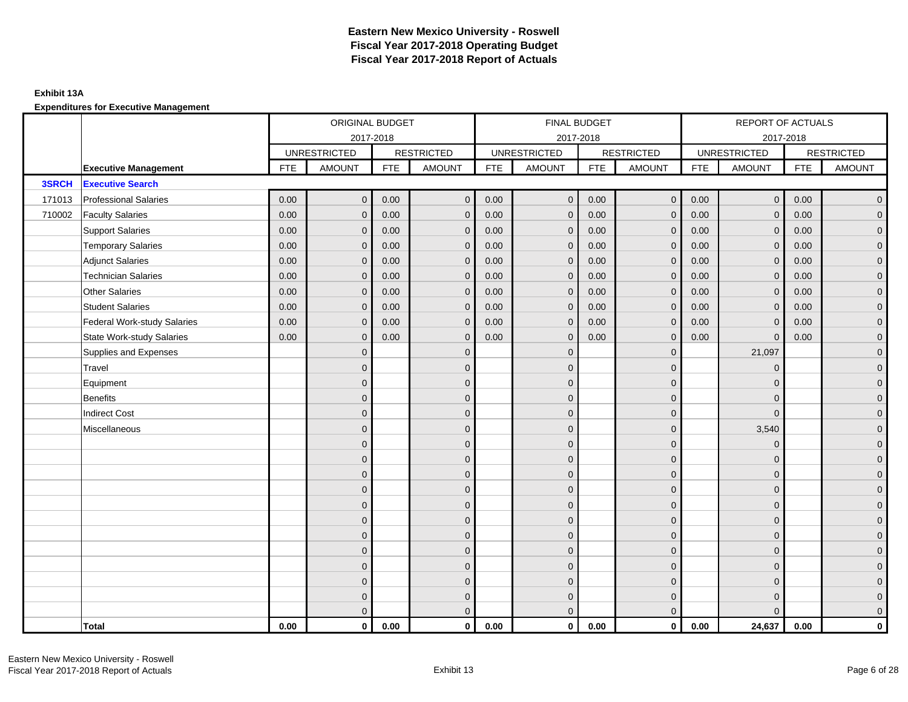# Eastern New Mexico University - Roswell
# Fiscal Year 2017-2018 Operating Budget
# Fiscal Year 2017-2018 Report of Actuals

**Exhibit 13A**

**Expenditures for Executive Management**

| | | ORIGINAL BUDGET 2017-2018 | | | | FINAL BUDGET 2017-2018 | | | | REPORT OF ACTUALS 2017-2018 | | | |
|---|---|---|---|---|---|---|---|---|---|---|---|---|---|
| | | UNRESTRICTED | | RESTRICTED | | UNRESTRICTED | | RESTRICTED | | UNRESTRICTED | | RESTRICTED | |
| | **Executive Management** | FTE | AMOUNT | FTE | AMOUNT | FTE | AMOUNT | FTE | AMOUNT | FTE | AMOUNT | FTE | AMOUNT |
| **3SRCH** | **Executive Search** | | | | | | | | | | | | |
| 171013 | Professional Salaries | 0.00 | 0 | 0.00 | 0 | 0.00 | 0 | 0.00 | 0 | 0.00 | 0 | 0.00 | 0 |
| 710002 | Faculty Salaries | 0.00 | 0 | 0.00 | 0 | 0.00 | 0 | 0.00 | 0 | 0.00 | 0 | 0.00 | 0 |
| | Support Salaries | 0.00 | 0 | 0.00 | 0 | 0.00 | 0 | 0.00 | 0 | 0.00 | 0 | 0.00 | 0 |
| | Temporary Salaries | 0.00 | 0 | 0.00 | 0 | 0.00 | 0 | 0.00 | 0 | 0.00 | 0 | 0.00 | 0 |
| | Adjunct Salaries | 0.00 | 0 | 0.00 | 0 | 0.00 | 0 | 0.00 | 0 | 0.00 | 0 | 0.00 | 0 |
| | Technician Salaries | 0.00 | 0 | 0.00 | 0 | 0.00 | 0 | 0.00 | 0 | 0.00 | 0 | 0.00 | 0 |
| | Other Salaries | 0.00 | 0 | 0.00 | 0 | 0.00 | 0 | 0.00 | 0 | 0.00 | 0 | 0.00 | 0 |
| | Student Salaries | 0.00 | 0 | 0.00 | 0 | 0.00 | 0 | 0.00 | 0 | 0.00 | 0 | 0.00 | 0 |
| | Federal Work-study Salaries | 0.00 | 0 | 0.00 | 0 | 0.00 | 0 | 0.00 | 0 | 0.00 | 0 | 0.00 | 0 |
| | State Work-study Salaries | 0.00 | 0 | 0.00 | 0 | 0.00 | 0 | 0.00 | 0 | 0.00 | 0 | 0.00 | 0 |
| | Supplies and Expenses | | 0 | | 0 | | 0 | | 0 | | 21,097 | | 0 |
| | Travel | | 0 | | 0 | | 0 | | 0 | | 0 | | 0 |
| | Equipment | | 0 | | 0 | | 0 | | 0 | | 0 | | 0 |
| | Benefits | | 0 | | 0 | | 0 | | 0 | | 0 | | 0 |
| | Indirect Cost | | 0 | | 0 | | 0 | | 0 | | 0 | | 0 |
| | Miscellaneous | | 0 | | 0 | | 0 | | 0 | | 3,540 | | 0 |
| | | | 0 | | 0 | | 0 | | 0 | | 0 | | 0 |
| | | | 0 | | 0 | | 0 | | 0 | | 0 | | 0 |
| | | | 0 | | 0 | | 0 | | 0 | | 0 | | 0 |
| | | | 0 | | 0 | | 0 | | 0 | | 0 | | 0 |
| | | | 0 | | 0 | | 0 | | 0 | | 0 | | 0 |
| | | | 0 | | 0 | | 0 | | 0 | | 0 | | 0 |
| | | | 0 | | 0 | | 0 | | 0 | | 0 | | 0 |
| | | | 0 | | 0 | | 0 | | 0 | | 0 | | 0 |
| | | | 0 | | 0 | | 0 | | 0 | | 0 | | 0 |
| | | | 0 | | 0 | | 0 | | 0 | | 0 | | 0 |
| | | | 0 | | 0 | | 0 | | 0 | | 0 | | 0 |
| | | | 0 | | 0 | | 0 | | 0 | | 0 | | 0 |
| | **Total** | **0.00** | **0** | **0.00** | **0** | **0.00** | **0** | **0.00** | **0** | **0.00** | **24,637** | **0.00** | **0** |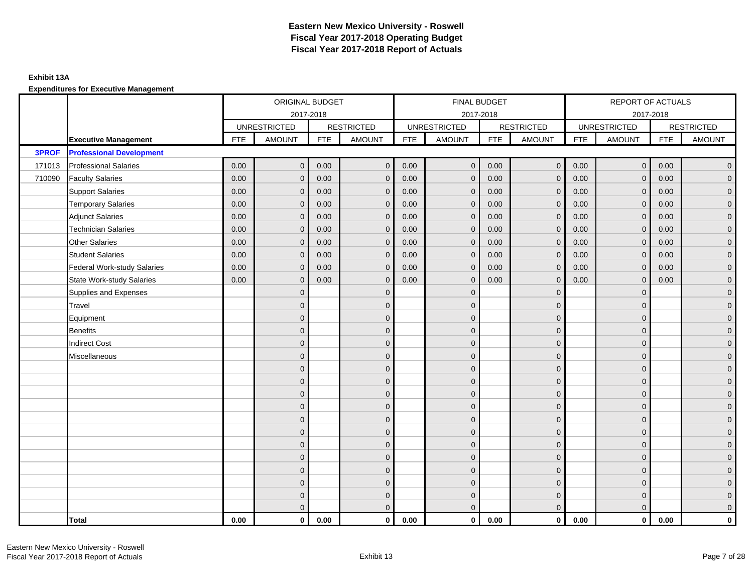# Eastern New Mexico University - Roswell
## Fiscal Year 2017-2018 Operating Budget
## Fiscal Year 2017-2018 Report of Actuals

**Exhibit 13A**

**Expenditures for Executive Management**

| | | ORIGINAL BUDGET 2017-2018 | | | | FINAL BUDGET 2017-2018 | | | | REPORT OF ACTUALS 2017-2018 | | | |
|---|---|---|---|---|---|---|---|---|---|---|---|---|---|
| | | UNRESTRICTED | | RESTRICTED | | UNRESTRICTED | | RESTRICTED | | UNRESTRICTED | | RESTRICTED | |
| | **Executive Management** | FTE | AMOUNT | FTE | AMOUNT | FTE | AMOUNT | FTE | AMOUNT | FTE | AMOUNT | FTE | AMOUNT |
| **3PROF** | **Professional Development** | | | | | | | | | | | | |
| 171013 | Professional Salaries | 0.00 | 0 | 0.00 | 0 | 0.00 | 0 | 0.00 | 0 | 0.00 | 0 | 0.00 | 0 |
| 710090 | Faculty Salaries | 0.00 | 0 | 0.00 | 0 | 0.00 | 0 | 0.00 | 0 | 0.00 | 0 | 0.00 | 0 |
| | Support Salaries | 0.00 | 0 | 0.00 | 0 | 0.00 | 0 | 0.00 | 0 | 0.00 | 0 | 0.00 | 0 |
| | Temporary Salaries | 0.00 | 0 | 0.00 | 0 | 0.00 | 0 | 0.00 | 0 | 0.00 | 0 | 0.00 | 0 |
| | Adjunct Salaries | 0.00 | 0 | 0.00 | 0 | 0.00 | 0 | 0.00 | 0 | 0.00 | 0 | 0.00 | 0 |
| | Technician Salaries | 0.00 | 0 | 0.00 | 0 | 0.00 | 0 | 0.00 | 0 | 0.00 | 0 | 0.00 | 0 |
| | Other Salaries | 0.00 | 0 | 0.00 | 0 | 0.00 | 0 | 0.00 | 0 | 0.00 | 0 | 0.00 | 0 |
| | Student Salaries | 0.00 | 0 | 0.00 | 0 | 0.00 | 0 | 0.00 | 0 | 0.00 | 0 | 0.00 | 0 |
| | Federal Work-study Salaries | 0.00 | 0 | 0.00 | 0 | 0.00 | 0 | 0.00 | 0 | 0.00 | 0 | 0.00 | 0 |
| | State Work-study Salaries | 0.00 | 0 | 0.00 | 0 | 0.00 | 0 | 0.00 | 0 | 0.00 | 0 | 0.00 | 0 |
| | Supplies and Expenses | | 0 | | 0 | | 0 | | 0 | | 0 | | 0 |
| | Travel | | 0 | | 0 | | 0 | | 0 | | 0 | | 0 |
| | Equipment | | 0 | | 0 | | 0 | | 0 | | 0 | | 0 |
| | Benefits | | 0 | | 0 | | 0 | | 0 | | 0 | | 0 |
| | Indirect Cost | | 0 | | 0 | | 0 | | 0 | | 0 | | 0 |
| | Miscellaneous | | 0 | | 0 | | 0 | | 0 | | 0 | | 0 |
| | | | 0 | | 0 | | 0 | | 0 | | 0 | | 0 |
| | | | 0 | | 0 | | 0 | | 0 | | 0 | | 0 |
| | | | 0 | | 0 | | 0 | | 0 | | 0 | | 0 |
| | | | 0 | | 0 | | 0 | | 0 | | 0 | | 0 |
| | | | 0 | | 0 | | 0 | | 0 | | 0 | | 0 |
| | | | 0 | | 0 | | 0 | | 0 | | 0 | | 0 |
| | | | 0 | | 0 | | 0 | | 0 | | 0 | | 0 |
| | | | 0 | | 0 | | 0 | | 0 | | 0 | | 0 |
| | | | 0 | | 0 | | 0 | | 0 | | 0 | | 0 |
| | | | 0 | | 0 | | 0 | | 0 | | 0 | | 0 |
| | | | 0 | | 0 | | 0 | | 0 | | 0 | | 0 |
| | | | 0 | | 0 | | 0 | | 0 | | 0 | | 0 |
| | **Total** | **0.00** | **0** | **0.00** | **0** | **0.00** | **0** | **0.00** | **0** | **0.00** | **0** | **0.00** | **0** |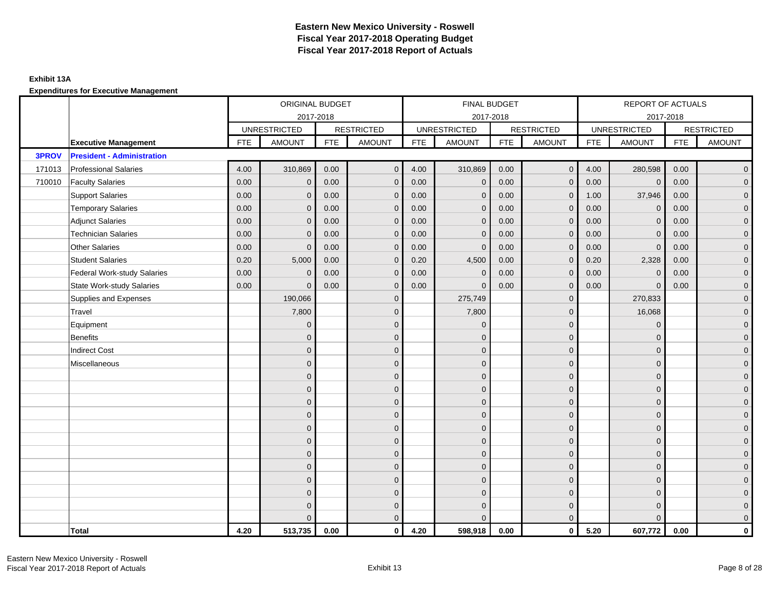# Eastern New Mexico University - Roswell
# Fiscal Year 2017-2018 Operating Budget
# Fiscal Year 2017-2018 Report of Actuals

**Exhibit 13A**

**Expenditures for Executive Management**

| | | ORIGINAL BUDGET 2017-2018 | | | | FINAL BUDGET 2017-2018 | | | | REPORT OF ACTUALS 2017-2018 | | | |
|---|---|---|---|---|---|---|---|---|---|---|---|---|---|
| | | UNRESTRICTED | | RESTRICTED | | UNRESTRICTED | | RESTRICTED | | UNRESTRICTED | | RESTRICTED | |
| | **Executive Management** | FTE | AMOUNT | FTE | AMOUNT | FTE | AMOUNT | FTE | AMOUNT | FTE | AMOUNT | FTE | AMOUNT |
| **3PROV** | **President - Administration** | | | | | | | | | | | | |
| 171013 | Professional Salaries | 4.00 | 310,869 | 0.00 | 0 | 4.00 | 310,869 | 0.00 | 0 | 4.00 | 280,598 | 0.00 | 0 |
| 710010 | Faculty Salaries | 0.00 | 0 | 0.00 | 0 | 0.00 | 0 | 0.00 | 0 | 0.00 | 0 | 0.00 | 0 |
| | Support Salaries | 0.00 | 0 | 0.00 | 0 | 0.00 | 0 | 0.00 | 0 | 1.00 | 37,946 | 0.00 | 0 |
| | Temporary Salaries | 0.00 | 0 | 0.00 | 0 | 0.00 | 0 | 0.00 | 0 | 0.00 | 0 | 0.00 | 0 |
| | Adjunct Salaries | 0.00 | 0 | 0.00 | 0 | 0.00 | 0 | 0.00 | 0 | 0.00 | 0 | 0.00 | 0 |
| | Technician Salaries | 0.00 | 0 | 0.00 | 0 | 0.00 | 0 | 0.00 | 0 | 0.00 | 0 | 0.00 | 0 |
| | Other Salaries | 0.00 | 0 | 0.00 | 0 | 0.00 | 0 | 0.00 | 0 | 0.00 | 0 | 0.00 | 0 |
| | Student Salaries | 0.20 | 5,000 | 0.00 | 0 | 0.20 | 4,500 | 0.00 | 0 | 0.20 | 2,328 | 0.00 | 0 |
| | Federal Work-study Salaries | 0.00 | 0 | 0.00 | 0 | 0.00 | 0 | 0.00 | 0 | 0.00 | 0 | 0.00 | 0 |
| | State Work-study Salaries | 0.00 | 0 | 0.00 | 0 | 0.00 | 0 | 0.00 | 0 | 0.00 | 0 | 0.00 | 0 |
| | Supplies and Expenses | | 190,066 | | 0 | | 275,749 | | 0 | | 270,833 | | 0 |
| | Travel | | 7,800 | | 0 | | 7,800 | | 0 | | 16,068 | | 0 |
| | Equipment | | 0 | | 0 | | 0 | | 0 | | 0 | | 0 |
| | Benefits | | 0 | | 0 | | 0 | | 0 | | 0 | | 0 |
| | Indirect Cost | | 0 | | 0 | | 0 | | 0 | | 0 | | 0 |
| | Miscellaneous | | 0 | | 0 | | 0 | | 0 | | 0 | | 0 |
| | | | 0 | | 0 | | 0 | | 0 | | 0 | | 0 |
| | | | 0 | | 0 | | 0 | | 0 | | 0 | | 0 |
| | | | 0 | | 0 | | 0 | | 0 | | 0 | | 0 |
| | | | 0 | | 0 | | 0 | | 0 | | 0 | | 0 |
| | | | 0 | | 0 | | 0 | | 0 | | 0 | | 0 |
| | | | 0 | | 0 | | 0 | | 0 | | 0 | | 0 |
| | | | 0 | | 0 | | 0 | | 0 | | 0 | | 0 |
| | | | 0 | | 0 | | 0 | | 0 | | 0 | | 0 |
| | | | 0 | | 0 | | 0 | | 0 | | 0 | | 0 |
| | | | 0 | | 0 | | 0 | | 0 | | 0 | | 0 |
| | | | 0 | | 0 | | 0 | | 0 | | 0 | | 0 |
| | | | 0 | | 0 | | 0 | | 0 | | 0 | | 0 |
| | **Total** | **4.20** | **513,735** | **0.00** | **0** | **4.20** | **598,918** | **0.00** | **0** | **5.20** | **607,772** | **0.00** | **0** |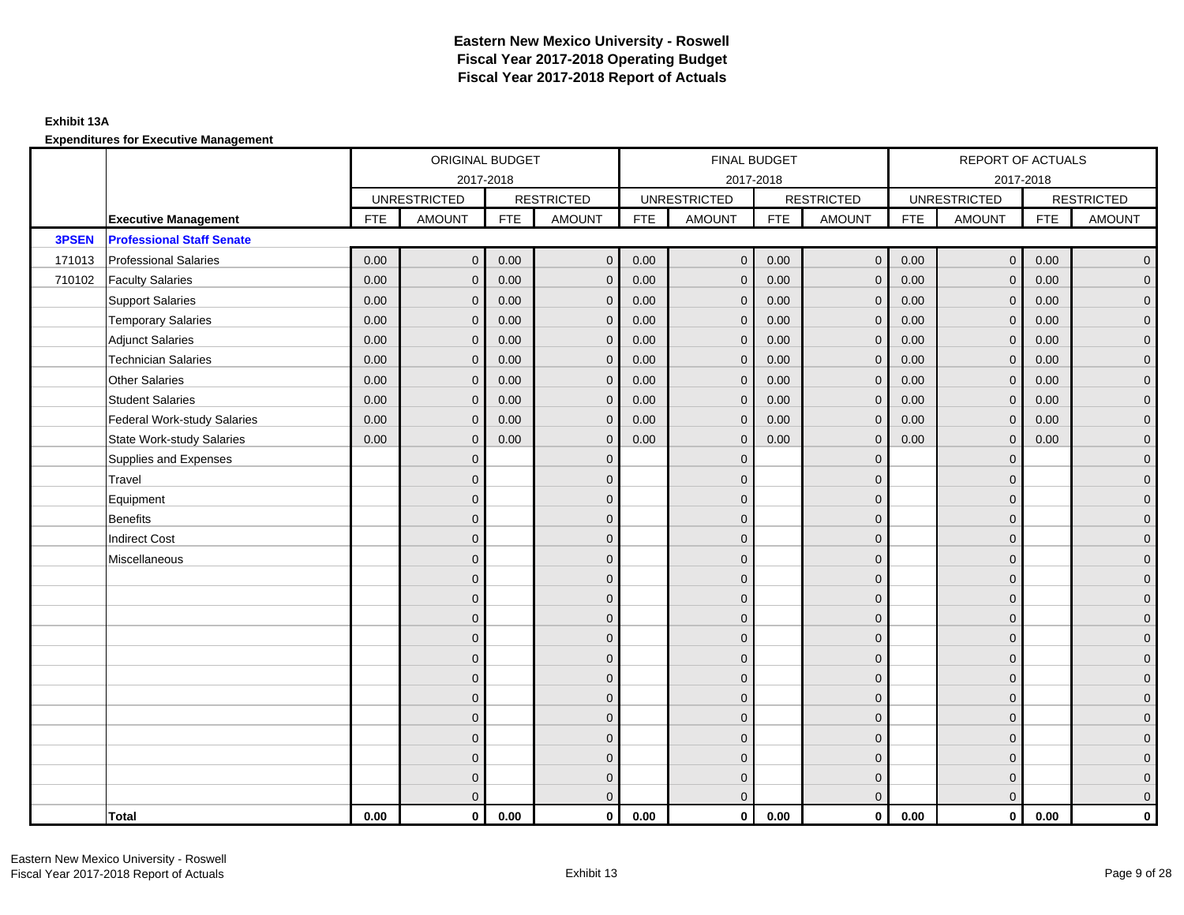# Eastern New Mexico University - Roswell
# Fiscal Year 2017-2018 Operating Budget
# Fiscal Year 2017-2018 Report of Actuals

**Exhibit 13A**

**Expenditures for Executive Management**

| | | ORIGINAL BUDGET 2017-2018 | | | | FINAL BUDGET 2017-2018 | | | | REPORT OF ACTUALS 2017-2018 | | | |
|---|---|---|---|---|---|---|---|---|---|---|---|---|---|
| | | UNRESTRICTED | | RESTRICTED | | UNRESTRICTED | | RESTRICTED | | UNRESTRICTED | | RESTRICTED | |
| | **Executive Management** | FTE | AMOUNT | FTE | AMOUNT | FTE | AMOUNT | FTE | AMOUNT | FTE | AMOUNT | FTE | AMOUNT |
| **3PSEN** | **Professional Staff Senate** | | | | | | | | | | | | |
| 171013 | Professional Salaries | 0.00 | 0 | 0.00 | 0 | 0.00 | 0 | 0.00 | 0 | 0.00 | 0 | 0.00 | 0 |
| 710102 | Faculty Salaries | 0.00 | 0 | 0.00 | 0 | 0.00 | 0 | 0.00 | 0 | 0.00 | 0 | 0.00 | 0 |
| | Support Salaries | 0.00 | 0 | 0.00 | 0 | 0.00 | 0 | 0.00 | 0 | 0.00 | 0 | 0.00 | 0 |
| | Temporary Salaries | 0.00 | 0 | 0.00 | 0 | 0.00 | 0 | 0.00 | 0 | 0.00 | 0 | 0.00 | 0 |
| | Adjunct Salaries | 0.00 | 0 | 0.00 | 0 | 0.00 | 0 | 0.00 | 0 | 0.00 | 0 | 0.00 | 0 |
| | Technician Salaries | 0.00 | 0 | 0.00 | 0 | 0.00 | 0 | 0.00 | 0 | 0.00 | 0 | 0.00 | 0 |
| | Other Salaries | 0.00 | 0 | 0.00 | 0 | 0.00 | 0 | 0.00 | 0 | 0.00 | 0 | 0.00 | 0 |
| | Student Salaries | 0.00 | 0 | 0.00 | 0 | 0.00 | 0 | 0.00 | 0 | 0.00 | 0 | 0.00 | 0 |
| | Federal Work-study Salaries | 0.00 | 0 | 0.00 | 0 | 0.00 | 0 | 0.00 | 0 | 0.00 | 0 | 0.00 | 0 |
| | State Work-study Salaries | 0.00 | 0 | 0.00 | 0 | 0.00 | 0 | 0.00 | 0 | 0.00 | 0 | 0.00 | 0 |
| | Supplies and Expenses | | 0 | | 0 | | 0 | | 0 | | 0 | | 0 |
| | Travel | | 0 | | 0 | | 0 | | 0 | | 0 | | 0 |
| | Equipment | | 0 | | 0 | | 0 | | 0 | | 0 | | 0 |
| | Benefits | | 0 | | 0 | | 0 | | 0 | | 0 | | 0 |
| | Indirect Cost | | 0 | | 0 | | 0 | | 0 | | 0 | | 0 |
| | Miscellaneous | | 0 | | 0 | | 0 | | 0 | | 0 | | 0 |
| | | | 0 | | 0 | | 0 | | 0 | | 0 | | 0 |
| | | | 0 | | 0 | | 0 | | 0 | | 0 | | 0 |
| | | | 0 | | 0 | | 0 | | 0 | | 0 | | 0 |
| | | | 0 | | 0 | | 0 | | 0 | | 0 | | 0 |
| | | | 0 | | 0 | | 0 | | 0 | | 0 | | 0 |
| | | | 0 | | 0 | | 0 | | 0 | | 0 | | 0 |
| | | | 0 | | 0 | | 0 | | 0 | | 0 | | 0 |
| | | | 0 | | 0 | | 0 | | 0 | | 0 | | 0 |
| | | | 0 | | 0 | | 0 | | 0 | | 0 | | 0 |
| | | | 0 | | 0 | | 0 | | 0 | | 0 | | 0 |
| | | | 0 | | 0 | | 0 | | 0 | | 0 | | 0 |
| | | | 0 | | 0 | | 0 | | 0 | | 0 | | 0 |
| | **Total** | **0.00** | **0** | **0.00** | **0** | **0.00** | **0** | **0.00** | **0** | **0.00** | **0** | **0.00** | **0** |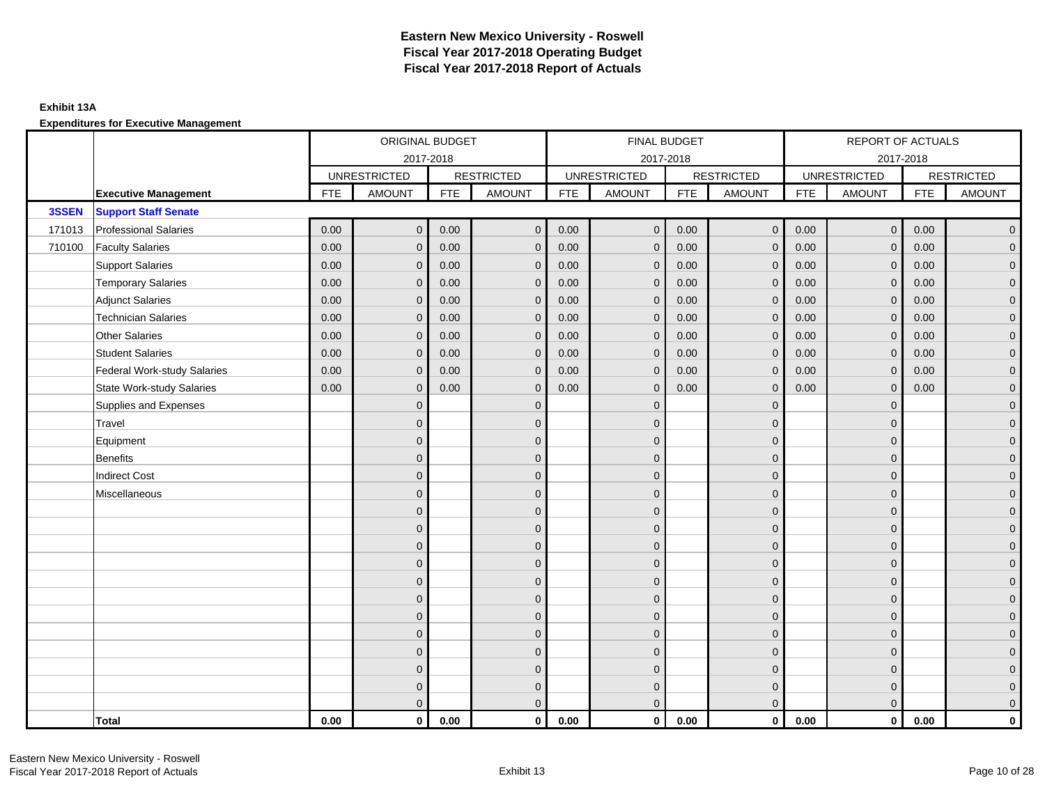# Eastern New Mexico University - Roswell
## Fiscal Year 2017-2018 Operating Budget
## Fiscal Year 2017-2018 Report of Actuals

**Exhibit 13A**

**Expenditures for Executive Management**

| | | ORIGINAL BUDGET 2017-2018 | | | | FINAL BUDGET 2017-2018 | | | | REPORT OF ACTUALS 2017-2018 | | | |
|---|---|---|---|---|---|---|---|---|---|---|---|---|---|
| | | UNRESTRICTED | | RESTRICTED | | UNRESTRICTED | | RESTRICTED | | UNRESTRICTED | | RESTRICTED | |
| | **Executive Management** | FTE | AMOUNT | FTE | AMOUNT | FTE | AMOUNT | FTE | AMOUNT | FTE | AMOUNT | FTE | AMOUNT |
| **3SSEN** | **Support Staff Senate** | | | | | | | | | | | | |
| 171013 | Professional Salaries | 0.00 | 0 | 0.00 | 0 | 0.00 | 0 | 0.00 | 0 | 0.00 | 0 | 0.00 | 0 |
| 710100 | Faculty Salaries | 0.00 | 0 | 0.00 | 0 | 0.00 | 0 | 0.00 | 0 | 0.00 | 0 | 0.00 | 0 |
| | Support Salaries | 0.00 | 0 | 0.00 | 0 | 0.00 | 0 | 0.00 | 0 | 0.00 | 0 | 0.00 | 0 |
| | Temporary Salaries | 0.00 | 0 | 0.00 | 0 | 0.00 | 0 | 0.00 | 0 | 0.00 | 0 | 0.00 | 0 |
| | Adjunct Salaries | 0.00 | 0 | 0.00 | 0 | 0.00 | 0 | 0.00 | 0 | 0.00 | 0 | 0.00 | 0 |
| | Technician Salaries | 0.00 | 0 | 0.00 | 0 | 0.00 | 0 | 0.00 | 0 | 0.00 | 0 | 0.00 | 0 |
| | Other Salaries | 0.00 | 0 | 0.00 | 0 | 0.00 | 0 | 0.00 | 0 | 0.00 | 0 | 0.00 | 0 |
| | Student Salaries | 0.00 | 0 | 0.00 | 0 | 0.00 | 0 | 0.00 | 0 | 0.00 | 0 | 0.00 | 0 |
| | Federal Work-study Salaries | 0.00 | 0 | 0.00 | 0 | 0.00 | 0 | 0.00 | 0 | 0.00 | 0 | 0.00 | 0 |
| | State Work-study Salaries | 0.00 | 0 | 0.00 | 0 | 0.00 | 0 | 0.00 | 0 | 0.00 | 0 | 0.00 | 0 |
| | Supplies and Expenses | | 0 | | 0 | | 0 | | 0 | | 0 | | 0 |
| | Travel | | 0 | | 0 | | 0 | | 0 | | 0 | | 0 |
| | Equipment | | 0 | | 0 | | 0 | | 0 | | 0 | | 0 |
| | Benefits | | 0 | | 0 | | 0 | | 0 | | 0 | | 0 |
| | Indirect Cost | | 0 | | 0 | | 0 | | 0 | | 0 | | 0 |
| | Miscellaneous | | 0 | | 0 | | 0 | | 0 | | 0 | | 0 |
| | | | 0 | | 0 | | 0 | | 0 | | 0 | | 0 |
| | | | 0 | | 0 | | 0 | | 0 | | 0 | | 0 |
| | | | 0 | | 0 | | 0 | | 0 | | 0 | | 0 |
| | | | 0 | | 0 | | 0 | | 0 | | 0 | | 0 |
| | | | 0 | | 0 | | 0 | | 0 | | 0 | | 0 |
| | | | 0 | | 0 | | 0 | | 0 | | 0 | | 0 |
| | | | 0 | | 0 | | 0 | | 0 | | 0 | | 0 |
| | | | 0 | | 0 | | 0 | | 0 | | 0 | | 0 |
| | | | 0 | | 0 | | 0 | | 0 | | 0 | | 0 |
| | | | 0 | | 0 | | 0 | | 0 | | 0 | | 0 |
| | | | 0 | | 0 | | 0 | | 0 | | 0 | | 0 |
| | | | 0 | | 0 | | 0 | | 0 | | 0 | | 0 |
| | **Total** | **0.00** | **0** | **0.00** | **0** | **0.00** | **0** | **0.00** | **0** | **0.00** | **0** | **0.00** | **0** |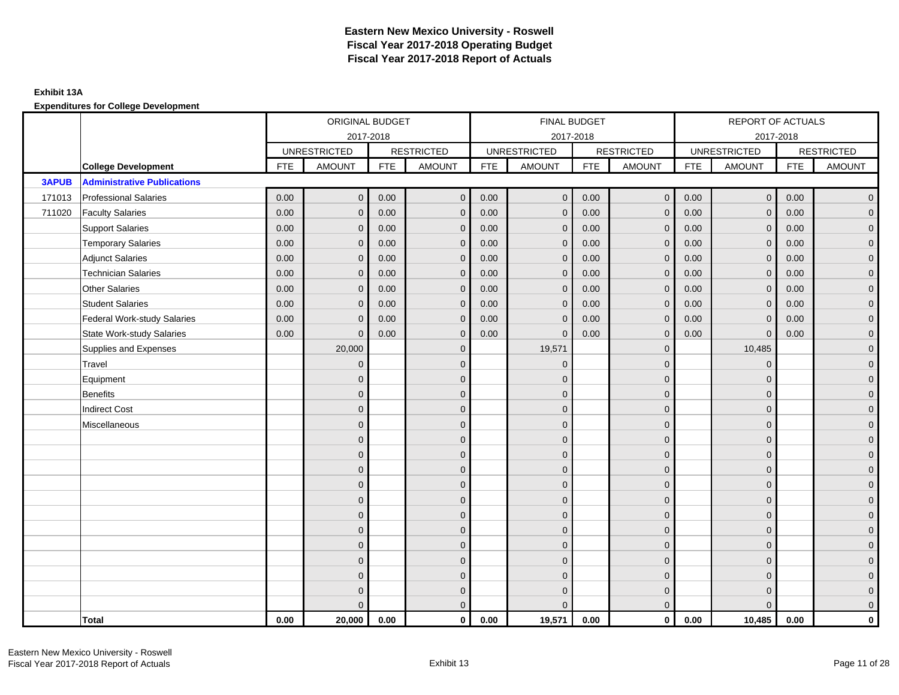# Eastern New Mexico University - Roswell
# Fiscal Year 2017-2018 Operating Budget
# Fiscal Year 2017-2018 Report of Actuals

**Exhibit 13A**

**Expenditures for College Development**

| | | ORIGINAL BUDGET 2017-2018 | | | | FINAL BUDGET 2017-2018 | | | | REPORT OF ACTUALS 2017-2018 | | | |
|---|---|---|---|---|---|---|---|---|---|---|---|---|---|
| | | UNRESTRICTED | | RESTRICTED | | UNRESTRICTED | | RESTRICTED | | UNRESTRICTED | | RESTRICTED | |
| | **College Development** | FTE | AMOUNT | FTE | AMOUNT | FTE | AMOUNT | FTE | AMOUNT | FTE | AMOUNT | FTE | AMOUNT |
| **3APUB** | **Administrative Publications** | | | | | | | | | | | | |
| 171013 | Professional Salaries | 0.00 | 0 | 0.00 | 0 | 0.00 | 0 | 0.00 | 0 | 0.00 | 0 | 0.00 | 0 |
| 711020 | Faculty Salaries | 0.00 | 0 | 0.00 | 0 | 0.00 | 0 | 0.00 | 0 | 0.00 | 0 | 0.00 | 0 |
| | Support Salaries | 0.00 | 0 | 0.00 | 0 | 0.00 | 0 | 0.00 | 0 | 0.00 | 0 | 0.00 | 0 |
| | Temporary Salaries | 0.00 | 0 | 0.00 | 0 | 0.00 | 0 | 0.00 | 0 | 0.00 | 0 | 0.00 | 0 |
| | Adjunct Salaries | 0.00 | 0 | 0.00 | 0 | 0.00 | 0 | 0.00 | 0 | 0.00 | 0 | 0.00 | 0 |
| | Technician Salaries | 0.00 | 0 | 0.00 | 0 | 0.00 | 0 | 0.00 | 0 | 0.00 | 0 | 0.00 | 0 |
| | Other Salaries | 0.00 | 0 | 0.00 | 0 | 0.00 | 0 | 0.00 | 0 | 0.00 | 0 | 0.00 | 0 |
| | Student Salaries | 0.00 | 0 | 0.00 | 0 | 0.00 | 0 | 0.00 | 0 | 0.00 | 0 | 0.00 | 0 |
| | Federal Work-study Salaries | 0.00 | 0 | 0.00 | 0 | 0.00 | 0 | 0.00 | 0 | 0.00 | 0 | 0.00 | 0 |
| | State Work-study Salaries | 0.00 | 0 | 0.00 | 0 | 0.00 | 0 | 0.00 | 0 | 0.00 | 0 | 0.00 | 0 |
| | Supplies and Expenses | | 20,000 | | 0 | | 19,571 | | 0 | | 10,485 | | 0 |
| | Travel | | 0 | | 0 | | 0 | | 0 | | 0 | | 0 |
| | Equipment | | 0 | | 0 | | 0 | | 0 | | 0 | | 0 |
| | Benefits | | 0 | | 0 | | 0 | | 0 | | 0 | | 0 |
| | Indirect Cost | | 0 | | 0 | | 0 | | 0 | | 0 | | 0 |
| | Miscellaneous | | 0 | | 0 | | 0 | | 0 | | 0 | | 0 |
| | | | 0 | | 0 | | 0 | | 0 | | 0 | | 0 |
| | | | 0 | | 0 | | 0 | | 0 | | 0 | | 0 |
| | | | 0 | | 0 | | 0 | | 0 | | 0 | | 0 |
| | | | 0 | | 0 | | 0 | | 0 | | 0 | | 0 |
| | | | 0 | | 0 | | 0 | | 0 | | 0 | | 0 |
| | | | 0 | | 0 | | 0 | | 0 | | 0 | | 0 |
| | | | 0 | | 0 | | 0 | | 0 | | 0 | | 0 |
| | | | 0 | | 0 | | 0 | | 0 | | 0 | | 0 |
| | | | 0 | | 0 | | 0 | | 0 | | 0 | | 0 |
| | | | 0 | | 0 | | 0 | | 0 | | 0 | | 0 |
| | | | 0 | | 0 | | 0 | | 0 | | 0 | | 0 |
| | | | 0 | | 0 | | 0 | | 0 | | 0 | | 0 |
| | **Total** | **0.00** | **20,000** | **0.00** | **0** | **0.00** | **19,571** | **0.00** | **0** | **0.00** | **10,485** | **0.00** | **0** |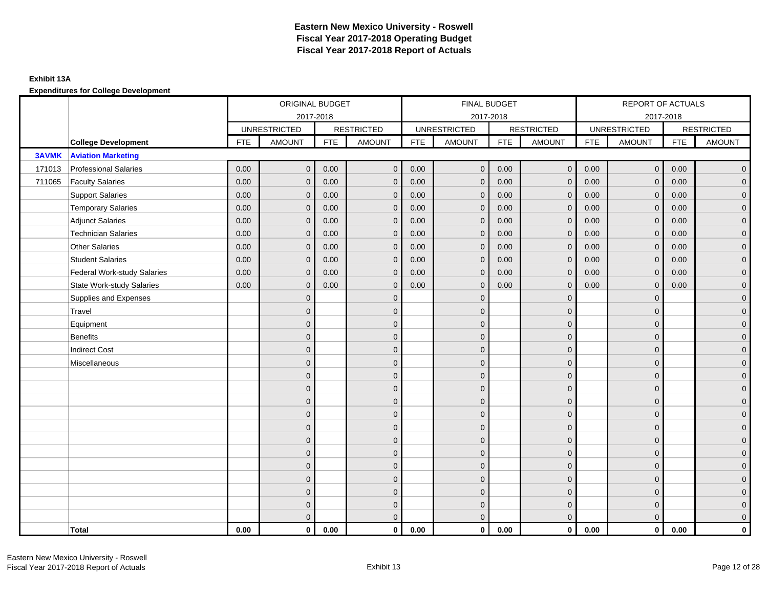# Eastern New Mexico University - Roswell
## Fiscal Year 2017-2018 Operating Budget
## Fiscal Year 2017-2018 Report of Actuals

**Exhibit 13A**

**Expenditures for College Development**

| | | ORIGINAL BUDGET 2017-2018 | | | | FINAL BUDGET 2017-2018 | | | | REPORT OF ACTUALS 2017-2018 | | | |
|---|---|---|---|---|---|---|---|---|---|---|---|---|---|
| | | UNRESTRICTED | | RESTRICTED | | UNRESTRICTED | | RESTRICTED | | UNRESTRICTED | | RESTRICTED | |
| | **College Development** | FTE | AMOUNT | FTE | AMOUNT | FTE | AMOUNT | FTE | AMOUNT | FTE | AMOUNT | FTE | AMOUNT |
| **3AVMK** | **Aviation Marketing** | | | | | | | | | | | | |
| 171013 | Professional Salaries | 0.00 | 0 | 0.00 | 0 | 0.00 | 0 | 0.00 | 0 | 0.00 | 0 | 0.00 | 0 |
| 711065 | Faculty Salaries | 0.00 | 0 | 0.00 | 0 | 0.00 | 0 | 0.00 | 0 | 0.00 | 0 | 0.00 | 0 |
| | Support Salaries | 0.00 | 0 | 0.00 | 0 | 0.00 | 0 | 0.00 | 0 | 0.00 | 0 | 0.00 | 0 |
| | Temporary Salaries | 0.00 | 0 | 0.00 | 0 | 0.00 | 0 | 0.00 | 0 | 0.00 | 0 | 0.00 | 0 |
| | Adjunct Salaries | 0.00 | 0 | 0.00 | 0 | 0.00 | 0 | 0.00 | 0 | 0.00 | 0 | 0.00 | 0 |
| | Technician Salaries | 0.00 | 0 | 0.00 | 0 | 0.00 | 0 | 0.00 | 0 | 0.00 | 0 | 0.00 | 0 |
| | Other Salaries | 0.00 | 0 | 0.00 | 0 | 0.00 | 0 | 0.00 | 0 | 0.00 | 0 | 0.00 | 0 |
| | Student Salaries | 0.00 | 0 | 0.00 | 0 | 0.00 | 0 | 0.00 | 0 | 0.00 | 0 | 0.00 | 0 |
| | Federal Work-study Salaries | 0.00 | 0 | 0.00 | 0 | 0.00 | 0 | 0.00 | 0 | 0.00 | 0 | 0.00 | 0 |
| | State Work-study Salaries | 0.00 | 0 | 0.00 | 0 | 0.00 | 0 | 0.00 | 0 | 0.00 | 0 | 0.00 | 0 |
| | Supplies and Expenses | | 0 | | 0 | | 0 | | 0 | | 0 | | 0 |
| | Travel | | 0 | | 0 | | 0 | | 0 | | 0 | | 0 |
| | Equipment | | 0 | | 0 | | 0 | | 0 | | 0 | | 0 |
| | Benefits | | 0 | | 0 | | 0 | | 0 | | 0 | | 0 |
| | Indirect Cost | | 0 | | 0 | | 0 | | 0 | | 0 | | 0 |
| | Miscellaneous | | 0 | | 0 | | 0 | | 0 | | 0 | | 0 |
| | | | 0 | | 0 | | 0 | | 0 | | 0 | | 0 |
| | | | 0 | | 0 | | 0 | | 0 | | 0 | | 0 |
| | | | 0 | | 0 | | 0 | | 0 | | 0 | | 0 |
| | | | 0 | | 0 | | 0 | | 0 | | 0 | | 0 |
| | | | 0 | | 0 | | 0 | | 0 | | 0 | | 0 |
| | | | 0 | | 0 | | 0 | | 0 | | 0 | | 0 |
| | | | 0 | | 0 | | 0 | | 0 | | 0 | | 0 |
| | | | 0 | | 0 | | 0 | | 0 | | 0 | | 0 |
| | | | 0 | | 0 | | 0 | | 0 | | 0 | | 0 |
| | | | 0 | | 0 | | 0 | | 0 | | 0 | | 0 |
| | | | 0 | | 0 | | 0 | | 0 | | 0 | | 0 |
| | | | 0 | | 0 | | 0 | | 0 | | 0 | | 0 |
| | **Total** | **0.00** | **0** | **0.00** | **0** | **0.00** | **0** | **0.00** | **0** | **0.00** | **0** | **0.00** | **0** |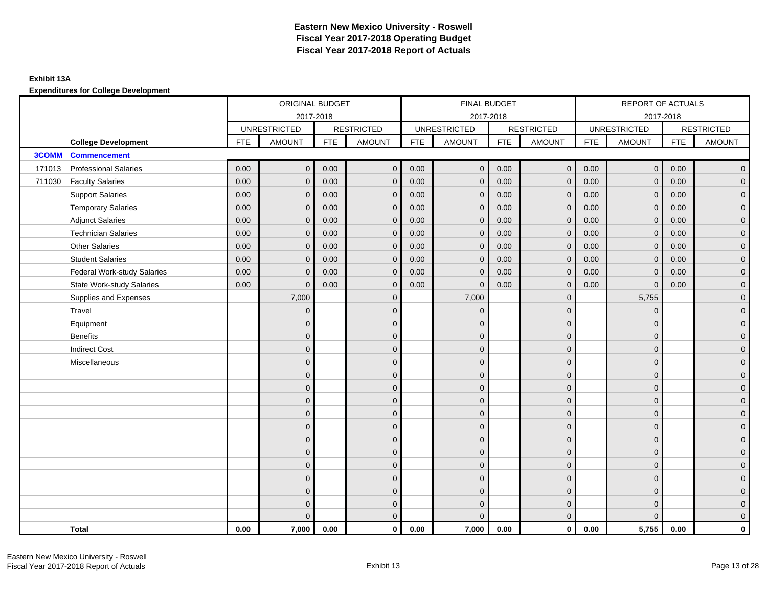# Eastern New Mexico University - Roswell
# Fiscal Year 2017-2018 Operating Budget
# Fiscal Year 2017-2018 Report of Actuals

**Exhibit 13A**

**Expenditures for College Development**

| | | ORIGINAL BUDGET 2017-2018 | | | | FINAL BUDGET 2017-2018 | | | | REPORT OF ACTUALS 2017-2018 | | | |
|---|---|---|---|---|---|---|---|---|---|---|---|---|---|
| | | UNRESTRICTED | | RESTRICTED | | UNRESTRICTED | | RESTRICTED | | UNRESTRICTED | | RESTRICTED | |
| | **College Development** | FTE | AMOUNT | FTE | AMOUNT | FTE | AMOUNT | FTE | AMOUNT | FTE | AMOUNT | FTE | AMOUNT |
| **3COMM** | **Commencement** | | | | | | | | | | | | |
| 171013 | Professional Salaries | 0.00 | 0 | 0.00 | 0 | 0.00 | 0 | 0.00 | 0 | 0.00 | 0 | 0.00 | 0 |
| 711030 | Faculty Salaries | 0.00 | 0 | 0.00 | 0 | 0.00 | 0 | 0.00 | 0 | 0.00 | 0 | 0.00 | 0 |
| | Support Salaries | 0.00 | 0 | 0.00 | 0 | 0.00 | 0 | 0.00 | 0 | 0.00 | 0 | 0.00 | 0 |
| | Temporary Salaries | 0.00 | 0 | 0.00 | 0 | 0.00 | 0 | 0.00 | 0 | 0.00 | 0 | 0.00 | 0 |
| | Adjunct Salaries | 0.00 | 0 | 0.00 | 0 | 0.00 | 0 | 0.00 | 0 | 0.00 | 0 | 0.00 | 0 |
| | Technician Salaries | 0.00 | 0 | 0.00 | 0 | 0.00 | 0 | 0.00 | 0 | 0.00 | 0 | 0.00 | 0 |
| | Other Salaries | 0.00 | 0 | 0.00 | 0 | 0.00 | 0 | 0.00 | 0 | 0.00 | 0 | 0.00 | 0 |
| | Student Salaries | 0.00 | 0 | 0.00 | 0 | 0.00 | 0 | 0.00 | 0 | 0.00 | 0 | 0.00 | 0 |
| | Federal Work-study Salaries | 0.00 | 0 | 0.00 | 0 | 0.00 | 0 | 0.00 | 0 | 0.00 | 0 | 0.00 | 0 |
| | State Work-study Salaries | 0.00 | 0 | 0.00 | 0 | 0.00 | 0 | 0.00 | 0 | 0.00 | 0 | 0.00 | 0 |
| | Supplies and Expenses | | 7,000 | | 0 | | 7,000 | | 0 | | 5,755 | | 0 |
| | Travel | | 0 | | 0 | | 0 | | 0 | | 0 | | 0 |
| | Equipment | | 0 | | 0 | | 0 | | 0 | | 0 | | 0 |
| | Benefits | | 0 | | 0 | | 0 | | 0 | | 0 | | 0 |
| | Indirect Cost | | 0 | | 0 | | 0 | | 0 | | 0 | | 0 |
| | Miscellaneous | | 0 | | 0 | | 0 | | 0 | | 0 | | 0 |
| | | | 0 | | 0 | | 0 | | 0 | | 0 | | 0 |
| | | | 0 | | 0 | | 0 | | 0 | | 0 | | 0 |
| | | | 0 | | 0 | | 0 | | 0 | | 0 | | 0 |
| | | | 0 | | 0 | | 0 | | 0 | | 0 | | 0 |
| | | | 0 | | 0 | | 0 | | 0 | | 0 | | 0 |
| | | | 0 | | 0 | | 0 | | 0 | | 0 | | 0 |
| | | | 0 | | 0 | | 0 | | 0 | | 0 | | 0 |
| | | | 0 | | 0 | | 0 | | 0 | | 0 | | 0 |
| | | | 0 | | 0 | | 0 | | 0 | | 0 | | 0 |
| | | | 0 | | 0 | | 0 | | 0 | | 0 | | 0 |
| | | | 0 | | 0 | | 0 | | 0 | | 0 | | 0 |
| | | | 0 | | 0 | | 0 | | 0 | | 0 | | 0 |
| | **Total** | **0.00** | **7,000** | **0.00** | **0** | **0.00** | **7,000** | **0.00** | **0** | **0.00** | **5,755** | **0.00** | **0** |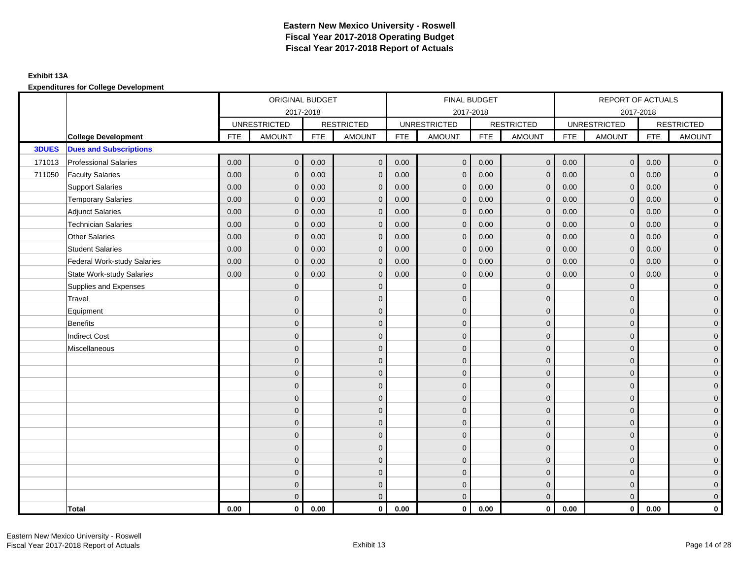# Eastern New Mexico University - Roswell
# Fiscal Year 2017-2018 Operating Budget
# Fiscal Year 2017-2018 Report of Actuals

**Exhibit 13A**

**Expenditures for College Development**

| | | ORIGINAL BUDGET 2017-2018 | | | | FINAL BUDGET 2017-2018 | | | | REPORT OF ACTUALS 2017-2018 | | | |
|---|---|---|---|---|---|---|---|---|---|---|---|---|---|
| | | UNRESTRICTED | | RESTRICTED | | UNRESTRICTED | | RESTRICTED | | UNRESTRICTED | | RESTRICTED | |
| | **College Development** | FTE | AMOUNT | FTE | AMOUNT | FTE | AMOUNT | FTE | AMOUNT | FTE | AMOUNT | FTE | AMOUNT |
| **3DUES** | **Dues and Subscriptions** | | | | | | | | | | | | |
| 171013 | Professional Salaries | 0.00 | 0 | 0.00 | 0 | 0.00 | 0 | 0.00 | 0 | 0.00 | 0 | 0.00 | 0 |
| 711050 | Faculty Salaries | 0.00 | 0 | 0.00 | 0 | 0.00 | 0 | 0.00 | 0 | 0.00 | 0 | 0.00 | 0 |
| | Support Salaries | 0.00 | 0 | 0.00 | 0 | 0.00 | 0 | 0.00 | 0 | 0.00 | 0 | 0.00 | 0 |
| | Temporary Salaries | 0.00 | 0 | 0.00 | 0 | 0.00 | 0 | 0.00 | 0 | 0.00 | 0 | 0.00 | 0 |
| | Adjunct Salaries | 0.00 | 0 | 0.00 | 0 | 0.00 | 0 | 0.00 | 0 | 0.00 | 0 | 0.00 | 0 |
| | Technician Salaries | 0.00 | 0 | 0.00 | 0 | 0.00 | 0 | 0.00 | 0 | 0.00 | 0 | 0.00 | 0 |
| | Other Salaries | 0.00 | 0 | 0.00 | 0 | 0.00 | 0 | 0.00 | 0 | 0.00 | 0 | 0.00 | 0 |
| | Student Salaries | 0.00 | 0 | 0.00 | 0 | 0.00 | 0 | 0.00 | 0 | 0.00 | 0 | 0.00 | 0 |
| | Federal Work-study Salaries | 0.00 | 0 | 0.00 | 0 | 0.00 | 0 | 0.00 | 0 | 0.00 | 0 | 0.00 | 0 |
| | State Work-study Salaries | 0.00 | 0 | 0.00 | 0 | 0.00 | 0 | 0.00 | 0 | 0.00 | 0 | 0.00 | 0 |
| | Supplies and Expenses | | 0 | | 0 | | 0 | | 0 | | 0 | | 0 |
| | Travel | | 0 | | 0 | | 0 | | 0 | | 0 | | 0 |
| | Equipment | | 0 | | 0 | | 0 | | 0 | | 0 | | 0 |
| | Benefits | | 0 | | 0 | | 0 | | 0 | | 0 | | 0 |
| | Indirect Cost | | 0 | | 0 | | 0 | | 0 | | 0 | | 0 |
| | Miscellaneous | | 0 | | 0 | | 0 | | 0 | | 0 | | 0 |
| | | | 0 | | 0 | | 0 | | 0 | | 0 | | 0 |
| | | | 0 | | 0 | | 0 | | 0 | | 0 | | 0 |
| | | | 0 | | 0 | | 0 | | 0 | | 0 | | 0 |
| | | | 0 | | 0 | | 0 | | 0 | | 0 | | 0 |
| | | | 0 | | 0 | | 0 | | 0 | | 0 | | 0 |
| | | | 0 | | 0 | | 0 | | 0 | | 0 | | 0 |
| | | | 0 | | 0 | | 0 | | 0 | | 0 | | 0 |
| | | | 0 | | 0 | | 0 | | 0 | | 0 | | 0 |
| | | | 0 | | 0 | | 0 | | 0 | | 0 | | 0 |
| | | | 0 | | 0 | | 0 | | 0 | | 0 | | 0 |
| | | | 0 | | 0 | | 0 | | 0 | | 0 | | 0 |
| | | | 0 | | 0 | | 0 | | 0 | | 0 | | 0 |
| | **Total** | **0.00** | **0** | **0.00** | **0** | **0.00** | **0** | **0.00** | **0** | **0.00** | **0** | **0.00** | **0** |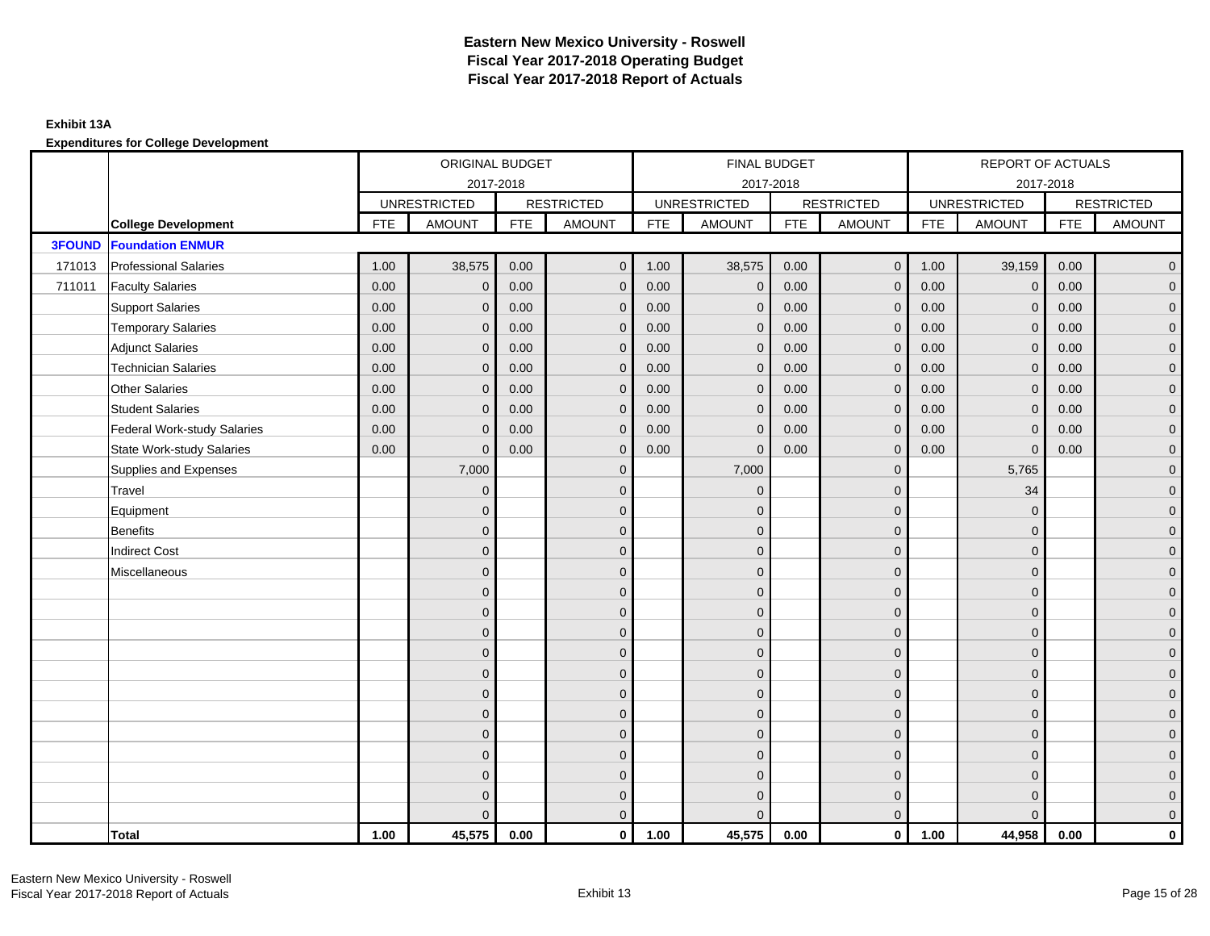# Eastern New Mexico University - Roswell
## Fiscal Year 2017-2018 Operating Budget
## Fiscal Year 2017-2018 Report of Actuals

**Exhibit 13A**

**Expenditures for College Development**

| | | ORIGINAL BUDGET 2017-2018 | | | | FINAL BUDGET 2017-2018 | | | | REPORT OF ACTUALS 2017-2018 | | | |
|---|---|---|---|---|---|---|---|---|---|---|---|---|---|
| | | UNRESTRICTED | | RESTRICTED | | UNRESTRICTED | | RESTRICTED | | UNRESTRICTED | | RESTRICTED | |
| | **College Development** | FTE | AMOUNT | FTE | AMOUNT | FTE | AMOUNT | FTE | AMOUNT | FTE | AMOUNT | FTE | AMOUNT |
| **3FOUND** | **Foundation ENMUR** | | | | | | | | | | | | |
| 171013 | Professional Salaries | 1.00 | 38,575 | 0.00 | 0 | 1.00 | 38,575 | 0.00 | 0 | 1.00 | 39,159 | 0.00 | 0 |
| 711011 | Faculty Salaries | 0.00 | 0 | 0.00 | 0 | 0.00 | 0 | 0.00 | 0 | 0.00 | 0 | 0.00 | 0 |
| | Support Salaries | 0.00 | 0 | 0.00 | 0 | 0.00 | 0 | 0.00 | 0 | 0.00 | 0 | 0.00 | 0 |
| | Temporary Salaries | 0.00 | 0 | 0.00 | 0 | 0.00 | 0 | 0.00 | 0 | 0.00 | 0 | 0.00 | 0 |
| | Adjunct Salaries | 0.00 | 0 | 0.00 | 0 | 0.00 | 0 | 0.00 | 0 | 0.00 | 0 | 0.00 | 0 |
| | Technician Salaries | 0.00 | 0 | 0.00 | 0 | 0.00 | 0 | 0.00 | 0 | 0.00 | 0 | 0.00 | 0 |
| | Other Salaries | 0.00 | 0 | 0.00 | 0 | 0.00 | 0 | 0.00 | 0 | 0.00 | 0 | 0.00 | 0 |
| | Student Salaries | 0.00 | 0 | 0.00 | 0 | 0.00 | 0 | 0.00 | 0 | 0.00 | 0 | 0.00 | 0 |
| | Federal Work-study Salaries | 0.00 | 0 | 0.00 | 0 | 0.00 | 0 | 0.00 | 0 | 0.00 | 0 | 0.00 | 0 |
| | State Work-study Salaries | 0.00 | 0 | 0.00 | 0 | 0.00 | 0 | 0.00 | 0 | 0.00 | 0 | 0.00 | 0 |
| | Supplies and Expenses | | 7,000 | | 0 | | 7,000 | | 0 | | 5,765 | | 0 |
| | Travel | | 0 | | 0 | | 0 | | 0 | | 34 | | 0 |
| | Equipment | | 0 | | 0 | | 0 | | 0 | | 0 | | 0 |
| | Benefits | | 0 | | 0 | | 0 | | 0 | | 0 | | 0 |
| | Indirect Cost | | 0 | | 0 | | 0 | | 0 | | 0 | | 0 |
| | Miscellaneous | | 0 | | 0 | | 0 | | 0 | | 0 | | 0 |
| | | | 0 | | 0 | | 0 | | 0 | | 0 | | 0 |
| | | | 0 | | 0 | | 0 | | 0 | | 0 | | 0 |
| | | | 0 | | 0 | | 0 | | 0 | | 0 | | 0 |
| | | | 0 | | 0 | | 0 | | 0 | | 0 | | 0 |
| | | | 0 | | 0 | | 0 | | 0 | | 0 | | 0 |
| | | | 0 | | 0 | | 0 | | 0 | | 0 | | 0 |
| | | | 0 | | 0 | | 0 | | 0 | | 0 | | 0 |
| | | | 0 | | 0 | | 0 | | 0 | | 0 | | 0 |
| | | | 0 | | 0 | | 0 | | 0 | | 0 | | 0 |
| | | | 0 | | 0 | | 0 | | 0 | | 0 | | 0 |
| | | | 0 | | 0 | | 0 | | 0 | | 0 | | 0 |
| | | | 0 | | 0 | | 0 | | 0 | | 0 | | 0 |
| | **Total** | **1.00** | **45,575** | **0.00** | **0** | **1.00** | **45,575** | **0.00** | **0** | **1.00** | **44,958** | **0.00** | **0** |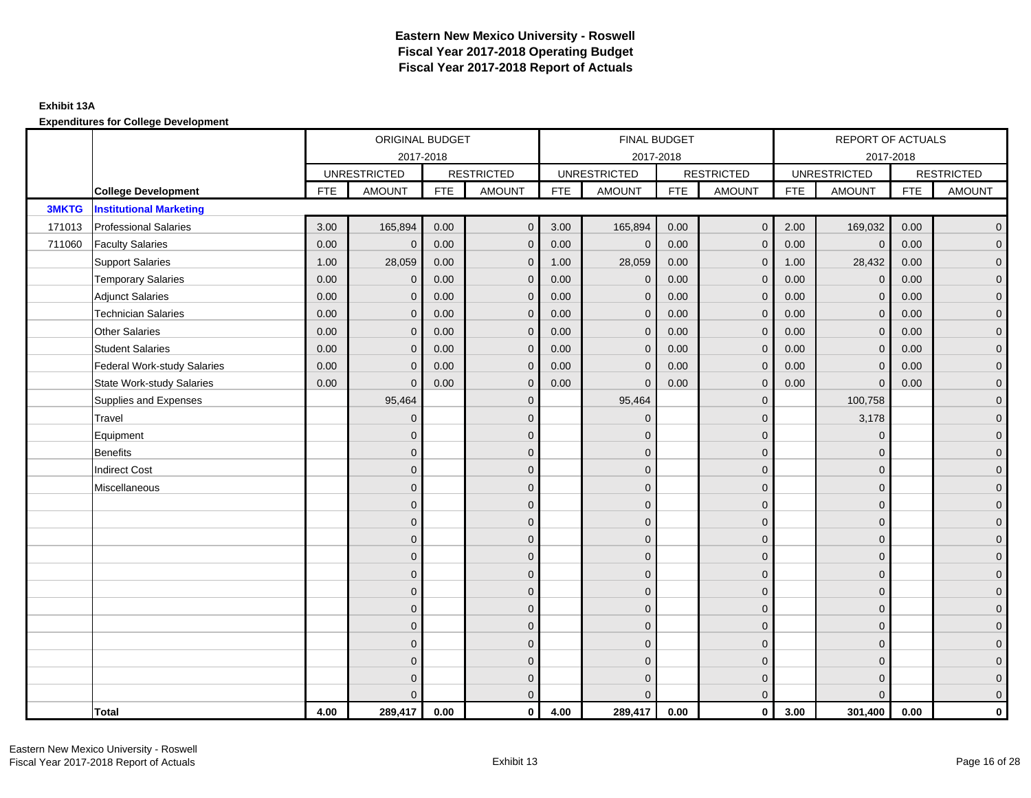# Eastern New Mexico University - Roswell
## Fiscal Year 2017-2018 Operating Budget
## Fiscal Year 2017-2018 Report of Actuals

**Exhibit 13A**

**Expenditures for College Development**

| | | ORIGINAL BUDGET 2017-2018 | | | | FINAL BUDGET 2017-2018 | | | | REPORT OF ACTUALS 2017-2018 | | | |
|---|---|---|---|---|---|---|---|---|---|---|---|---|---|
| | | UNRESTRICTED | | RESTRICTED | | UNRESTRICTED | | RESTRICTED | | UNRESTRICTED | | RESTRICTED | |
| | **College Development** | FTE | AMOUNT | FTE | AMOUNT | FTE | AMOUNT | FTE | AMOUNT | FTE | AMOUNT | FTE | AMOUNT |
| **3MKTG** | **Institutional Marketing** | | | | | | | | | | | | |
| 171013 | Professional Salaries | 3.00 | 165,894 | 0.00 | 0 | 3.00 | 165,894 | 0.00 | 0 | 2.00 | 169,032 | 0.00 | 0 |
| 711060 | Faculty Salaries | 0.00 | 0 | 0.00 | 0 | 0.00 | 0 | 0.00 | 0 | 0.00 | 0 | 0.00 | 0 |
| | Support Salaries | 1.00 | 28,059 | 0.00 | 0 | 1.00 | 28,059 | 0.00 | 0 | 1.00 | 28,432 | 0.00 | 0 |
| | Temporary Salaries | 0.00 | 0 | 0.00 | 0 | 0.00 | 0 | 0.00 | 0 | 0.00 | 0 | 0.00 | 0 |
| | Adjunct Salaries | 0.00 | 0 | 0.00 | 0 | 0.00 | 0 | 0.00 | 0 | 0.00 | 0 | 0.00 | 0 |
| | Technician Salaries | 0.00 | 0 | 0.00 | 0 | 0.00 | 0 | 0.00 | 0 | 0.00 | 0 | 0.00 | 0 |
| | Other Salaries | 0.00 | 0 | 0.00 | 0 | 0.00 | 0 | 0.00 | 0 | 0.00 | 0 | 0.00 | 0 |
| | Student Salaries | 0.00 | 0 | 0.00 | 0 | 0.00 | 0 | 0.00 | 0 | 0.00 | 0 | 0.00 | 0 |
| | Federal Work-study Salaries | 0.00 | 0 | 0.00 | 0 | 0.00 | 0 | 0.00 | 0 | 0.00 | 0 | 0.00 | 0 |
| | State Work-study Salaries | 0.00 | 0 | 0.00 | 0 | 0.00 | 0 | 0.00 | 0 | 0.00 | 0 | 0.00 | 0 |
| | Supplies and Expenses | | 95,464 | | 0 | | 95,464 | | 0 | | 100,758 | | 0 |
| | Travel | | 0 | | 0 | | 0 | | 0 | | 3,178 | | 0 |
| | Equipment | | 0 | | 0 | | 0 | | 0 | | 0 | | 0 |
| | Benefits | | 0 | | 0 | | 0 | | 0 | | 0 | | 0 |
| | Indirect Cost | | 0 | | 0 | | 0 | | 0 | | 0 | | 0 |
| | Miscellaneous | | 0 | | 0 | | 0 | | 0 | | 0 | | 0 |
| | | | 0 | | 0 | | 0 | | 0 | | 0 | | 0 |
| | | | 0 | | 0 | | 0 | | 0 | | 0 | | 0 |
| | | | 0 | | 0 | | 0 | | 0 | | 0 | | 0 |
| | | | 0 | | 0 | | 0 | | 0 | | 0 | | 0 |
| | | | 0 | | 0 | | 0 | | 0 | | 0 | | 0 |
| | | | 0 | | 0 | | 0 | | 0 | | 0 | | 0 |
| | | | 0 | | 0 | | 0 | | 0 | | 0 | | 0 |
| | | | 0 | | 0 | | 0 | | 0 | | 0 | | 0 |
| | | | 0 | | 0 | | 0 | | 0 | | 0 | | 0 |
| | | | 0 | | 0 | | 0 | | 0 | | 0 | | 0 |
| | | | 0 | | 0 | | 0 | | 0 | | 0 | | 0 |
| | | | 0 | | 0 | | 0 | | 0 | | 0 | | 0 |
| | **Total** | **4.00** | **289,417** | **0.00** | **0** | **4.00** | **289,417** | **0.00** | **0** | **3.00** | **301,400** | **0.00** | **0** |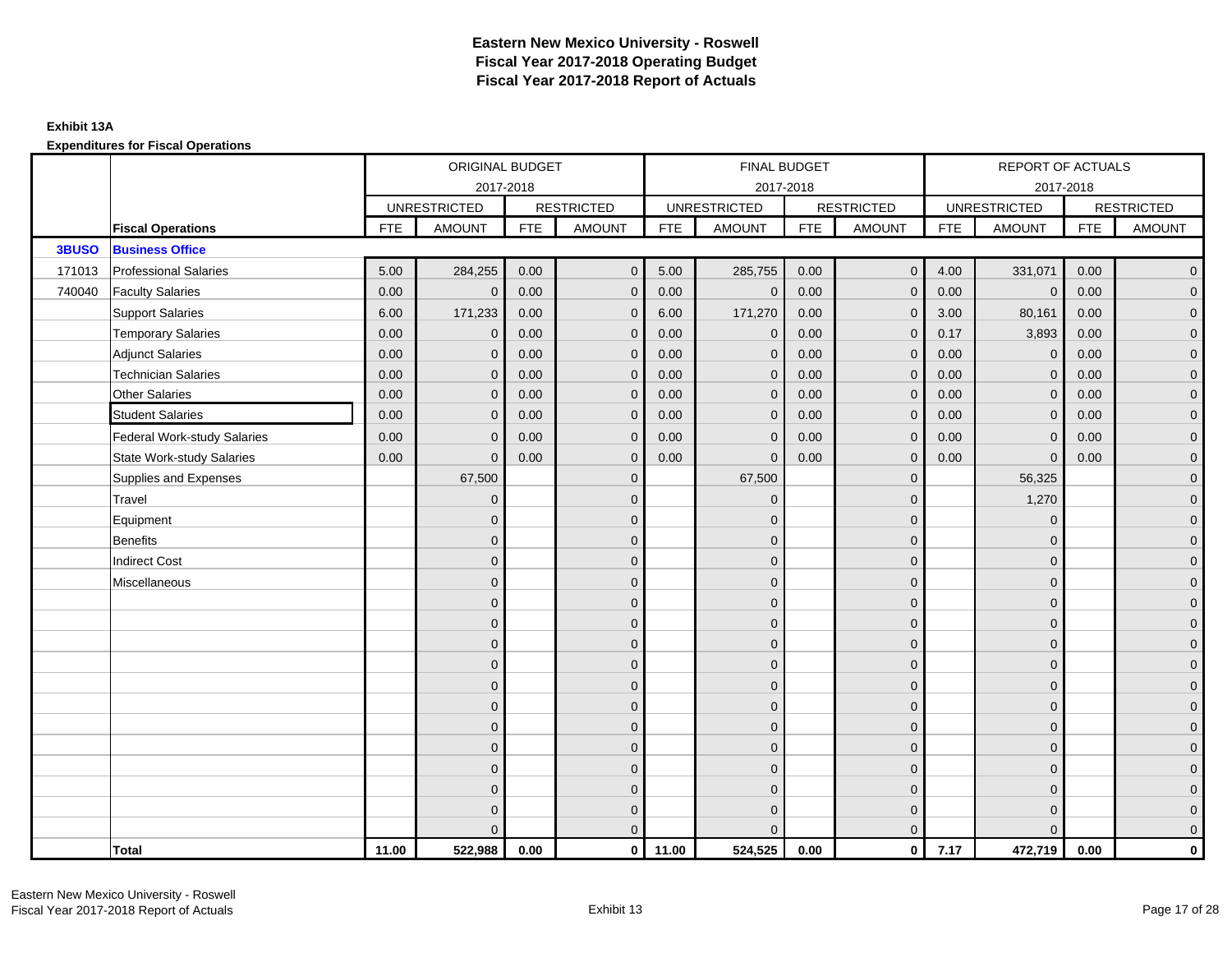# Eastern New Mexico University - Roswell
# Fiscal Year 2017-2018 Operating Budget
# Fiscal Year 2017-2018 Report of Actuals

**Exhibit 13A**

**Expenditures for Fiscal Operations**

| | | ORIGINAL BUDGET 2017-2018 | | | | FINAL BUDGET 2017-2018 | | | | REPORT OF ACTUALS 2017-2018 | | | |
|---|---|---|---|---|---|---|---|---|---|---|---|---|---|
| | | UNRESTRICTED | | RESTRICTED | | UNRESTRICTED | | RESTRICTED | | UNRESTRICTED | | RESTRICTED | |
| | **Fiscal Operations** | FTE | AMOUNT | FTE | AMOUNT | FTE | AMOUNT | FTE | AMOUNT | FTE | AMOUNT | FTE | AMOUNT |
| **3BUSO** | **Business Office** | | | | | | | | | | | | |
| 171013 | Professional Salaries | 5.00 | 284,255 | 0.00 | 0 | 5.00 | 285,755 | 0.00 | 0 | 4.00 | 331,071 | 0.00 | 0 |
| 740040 | Faculty Salaries | 0.00 | 0 | 0.00 | 0 | 0.00 | 0 | 0.00 | 0 | 0.00 | 0 | 0.00 | 0 |
| | Support Salaries | 6.00 | 171,233 | 0.00 | 0 | 6.00 | 171,270 | 0.00 | 0 | 3.00 | 80,161 | 0.00 | 0 |
| | Temporary Salaries | 0.00 | 0 | 0.00 | 0 | 0.00 | 0 | 0.00 | 0 | 0.17 | 3,893 | 0.00 | 0 |
| | Adjunct Salaries | 0.00 | 0 | 0.00 | 0 | 0.00 | 0 | 0.00 | 0 | 0.00 | 0 | 0.00 | 0 |
| | Technician Salaries | 0.00 | 0 | 0.00 | 0 | 0.00 | 0 | 0.00 | 0 | 0.00 | 0 | 0.00 | 0 |
| | Other Salaries | 0.00 | 0 | 0.00 | 0 | 0.00 | 0 | 0.00 | 0 | 0.00 | 0 | 0.00 | 0 |
| | Student Salaries | 0.00 | 0 | 0.00 | 0 | 0.00 | 0 | 0.00 | 0 | 0.00 | 0 | 0.00 | 0 |
| | Federal Work-study Salaries | 0.00 | 0 | 0.00 | 0 | 0.00 | 0 | 0.00 | 0 | 0.00 | 0 | 0.00 | 0 |
| | State Work-study Salaries | 0.00 | 0 | 0.00 | 0 | 0.00 | 0 | 0.00 | 0 | 0.00 | 0 | 0.00 | 0 |
| | Supplies and Expenses | | 67,500 | | 0 | | 67,500 | | 0 | | 56,325 | | 0 |
| | Travel | | 0 | | 0 | | 0 | | 0 | | 1,270 | | 0 |
| | Equipment | | 0 | | 0 | | 0 | | 0 | | 0 | | 0 |
| | Benefits | | 0 | | 0 | | 0 | | 0 | | 0 | | 0 |
| | Indirect Cost | | 0 | | 0 | | 0 | | 0 | | 0 | | 0 |
| | Miscellaneous | | 0 | | 0 | | 0 | | 0 | | 0 | | 0 |
| | | | 0 | | 0 | | 0 | | 0 | | 0 | | 0 |
| | | | 0 | | 0 | | 0 | | 0 | | 0 | | 0 |
| | | | 0 | | 0 | | 0 | | 0 | | 0 | | 0 |
| | | | 0 | | 0 | | 0 | | 0 | | 0 | | 0 |
| | | | 0 | | 0 | | 0 | | 0 | | 0 | | 0 |
| | | | 0 | | 0 | | 0 | | 0 | | 0 | | 0 |
| | | | 0 | | 0 | | 0 | | 0 | | 0 | | 0 |
| | | | 0 | | 0 | | 0 | | 0 | | 0 | | 0 |
| | | | 0 | | 0 | | 0 | | 0 | | 0 | | 0 |
| | | | 0 | | 0 | | 0 | | 0 | | 0 | | 0 |
| | | | 0 | | 0 | | 0 | | 0 | | 0 | | 0 |
| | | | 0 | | 0 | | 0 | | 0 | | 0 | | 0 |
| | **Total** | **11.00** | **522,988** | **0.00** | **0** | **11.00** | **524,525** | **0.00** | **0** | **7.17** | **472,719** | **0.00** | **0** |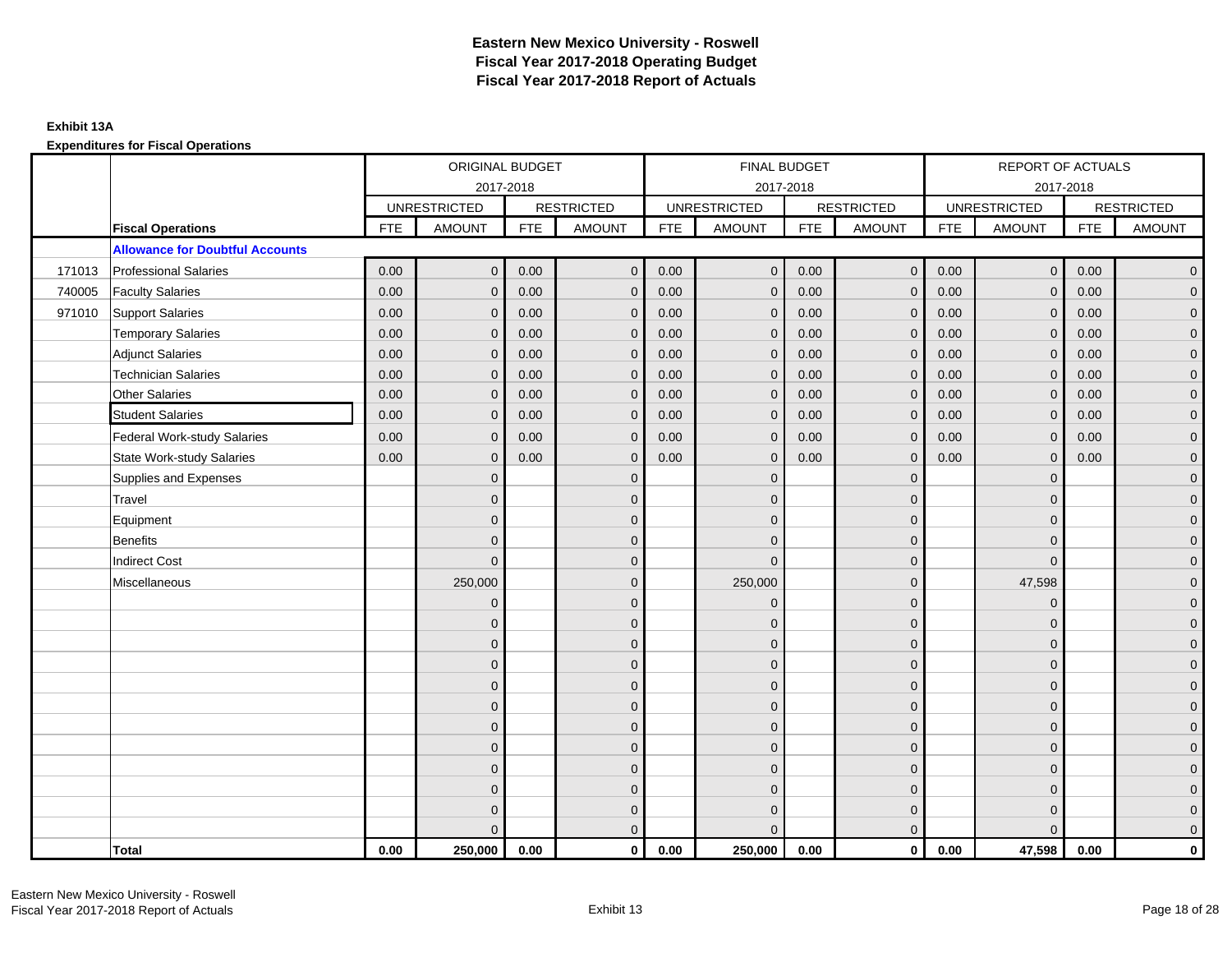# Eastern New Mexico University - Roswell
## Fiscal Year 2017-2018 Operating Budget
## Fiscal Year 2017-2018 Report of Actuals

**Exhibit 13A**

**Expenditures for Fiscal Operations**

| | | ORIGINAL BUDGET 2017-2018 | | | | FINAL BUDGET 2017-2018 | | | | REPORT OF ACTUALS 2017-2018 | | | |
|---|---|---|---|---|---|---|---|---|---|---|---|---|---|
| | | UNRESTRICTED | | RESTRICTED | | UNRESTRICTED | | RESTRICTED | | UNRESTRICTED | | RESTRICTED | |
| | **Fiscal Operations** | FTE | AMOUNT | FTE | AMOUNT | FTE | AMOUNT | FTE | AMOUNT | FTE | AMOUNT | FTE | AMOUNT |
| | **Allowance for Doubtful Accounts** | | | | | | | | | | | | |
| 171013 | Professional Salaries | 0.00 | 0 | 0.00 | 0 | 0.00 | 0 | 0.00 | 0 | 0.00 | 0 | 0.00 | 0 |
| 740005 | Faculty Salaries | 0.00 | 0 | 0.00 | 0 | 0.00 | 0 | 0.00 | 0 | 0.00 | 0 | 0.00 | 0 |
| 971010 | Support Salaries | 0.00 | 0 | 0.00 | 0 | 0.00 | 0 | 0.00 | 0 | 0.00 | 0 | 0.00 | 0 |
| | Temporary Salaries | 0.00 | 0 | 0.00 | 0 | 0.00 | 0 | 0.00 | 0 | 0.00 | 0 | 0.00 | 0 |
| | Adjunct Salaries | 0.00 | 0 | 0.00 | 0 | 0.00 | 0 | 0.00 | 0 | 0.00 | 0 | 0.00 | 0 |
| | Technician Salaries | 0.00 | 0 | 0.00 | 0 | 0.00 | 0 | 0.00 | 0 | 0.00 | 0 | 0.00 | 0 |
| | Other Salaries | 0.00 | 0 | 0.00 | 0 | 0.00 | 0 | 0.00 | 0 | 0.00 | 0 | 0.00 | 0 |
| | Student Salaries | 0.00 | 0 | 0.00 | 0 | 0.00 | 0 | 0.00 | 0 | 0.00 | 0 | 0.00 | 0 |
| | Federal Work-study Salaries | 0.00 | 0 | 0.00 | 0 | 0.00 | 0 | 0.00 | 0 | 0.00 | 0 | 0.00 | 0 |
| | State Work-study Salaries | 0.00 | 0 | 0.00 | 0 | 0.00 | 0 | 0.00 | 0 | 0.00 | 0 | 0.00 | 0 |
| | Supplies and Expenses | | 0 | | 0 | | 0 | | 0 | | 0 | | 0 |
| | Travel | | 0 | | 0 | | 0 | | 0 | | 0 | | 0 |
| | Equipment | | 0 | | 0 | | 0 | | 0 | | 0 | | 0 |
| | Benefits | | 0 | | 0 | | 0 | | 0 | | 0 | | 0 |
| | Indirect Cost | | 0 | | 0 | | 0 | | 0 | | 0 | | 0 |
| | Miscellaneous | | 250,000 | | 0 | | 250,000 | | 0 | | 47,598 | | 0 |
| | | | 0 | | 0 | | 0 | | 0 | | 0 | | 0 |
| | | | 0 | | 0 | | 0 | | 0 | | 0 | | 0 |
| | | | 0 | | 0 | | 0 | | 0 | | 0 | | 0 |
| | | | 0 | | 0 | | 0 | | 0 | | 0 | | 0 |
| | | | 0 | | 0 | | 0 | | 0 | | 0 | | 0 |
| | | | 0 | | 0 | | 0 | | 0 | | 0 | | 0 |
| | | | 0 | | 0 | | 0 | | 0 | | 0 | | 0 |
| | | | 0 | | 0 | | 0 | | 0 | | 0 | | 0 |
| | | | 0 | | 0 | | 0 | | 0 | | 0 | | 0 |
| | | | 0 | | 0 | | 0 | | 0 | | 0 | | 0 |
| | | | 0 | | 0 | | 0 | | 0 | | 0 | | 0 |
| | | | 0 | | 0 | | 0 | | 0 | | 0 | | 0 |
| | **Total** | **0.00** | **250,000** | **0.00** | **0** | **0.00** | **250,000** | **0.00** | **0** | **0.00** | **47,598** | **0.00** | **0** |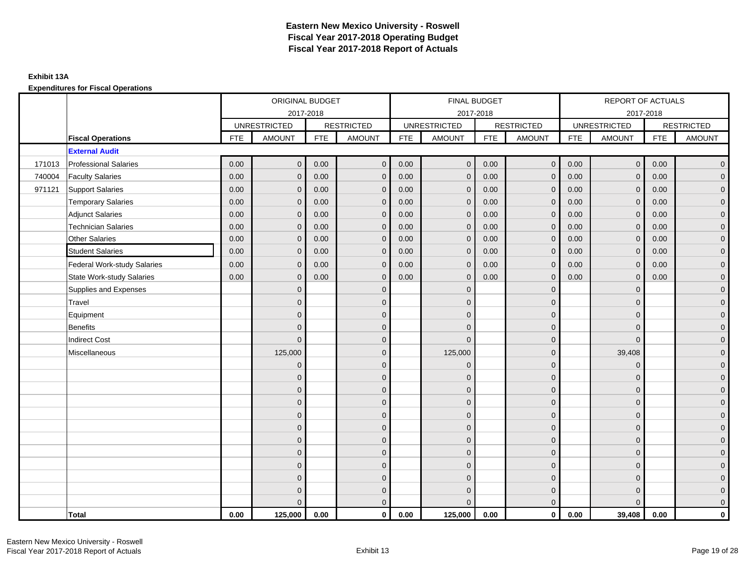# Eastern New Mexico University - Roswell
# Fiscal Year 2017-2018 Operating Budget
# Fiscal Year 2017-2018 Report of Actuals

**Exhibit 13A**

**Expenditures for Fiscal Operations**

| | | ORIGINAL BUDGET 2017-2018 | | | | FINAL BUDGET 2017-2018 | | | | REPORT OF ACTUALS 2017-2018 | | | |
|---|---|---|---|---|---|---|---|---|---|---|---|---|---|
| | | UNRESTRICTED | | RESTRICTED | | UNRESTRICTED | | RESTRICTED | | UNRESTRICTED | | RESTRICTED | |
| | **Fiscal Operations** | FTE | AMOUNT | FTE | AMOUNT | FTE | AMOUNT | FTE | AMOUNT | FTE | AMOUNT | FTE | AMOUNT |
| | **External Audit** | | | | | | | | | | | | |
| 171013 | Professional Salaries | 0.00 | 0 | 0.00 | 0 | 0.00 | 0 | 0.00 | 0 | 0.00 | 0 | 0.00 | 0 |
| 740004 | Faculty Salaries | 0.00 | 0 | 0.00 | 0 | 0.00 | 0 | 0.00 | 0 | 0.00 | 0 | 0.00 | 0 |
| 971121 | Support Salaries | 0.00 | 0 | 0.00 | 0 | 0.00 | 0 | 0.00 | 0 | 0.00 | 0 | 0.00 | 0 |
| | Temporary Salaries | 0.00 | 0 | 0.00 | 0 | 0.00 | 0 | 0.00 | 0 | 0.00 | 0 | 0.00 | 0 |
| | Adjunct Salaries | 0.00 | 0 | 0.00 | 0 | 0.00 | 0 | 0.00 | 0 | 0.00 | 0 | 0.00 | 0 |
| | Technician Salaries | 0.00 | 0 | 0.00 | 0 | 0.00 | 0 | 0.00 | 0 | 0.00 | 0 | 0.00 | 0 |
| | Other Salaries | 0.00 | 0 | 0.00 | 0 | 0.00 | 0 | 0.00 | 0 | 0.00 | 0 | 0.00 | 0 |
| | Student Salaries | 0.00 | 0 | 0.00 | 0 | 0.00 | 0 | 0.00 | 0 | 0.00 | 0 | 0.00 | 0 |
| | Federal Work-study Salaries | 0.00 | 0 | 0.00 | 0 | 0.00 | 0 | 0.00 | 0 | 0.00 | 0 | 0.00 | 0 |
| | State Work-study Salaries | 0.00 | 0 | 0.00 | 0 | 0.00 | 0 | 0.00 | 0 | 0.00 | 0 | 0.00 | 0 |
| | Supplies and Expenses | | 0 | | 0 | | 0 | | 0 | | 0 | | 0 |
| | Travel | | 0 | | 0 | | 0 | | 0 | | 0 | | 0 |
| | Equipment | | 0 | | 0 | | 0 | | 0 | | 0 | | 0 |
| | Benefits | | 0 | | 0 | | 0 | | 0 | | 0 | | 0 |
| | Indirect Cost | | 0 | | 0 | | 0 | | 0 | | 0 | | 0 |
| | Miscellaneous | | 125,000 | | 0 | | 125,000 | | 0 | | 39,408 | | 0 |
| | | | 0 | | 0 | | 0 | | 0 | | 0 | | 0 |
| | | | 0 | | 0 | | 0 | | 0 | | 0 | | 0 |
| | | | 0 | | 0 | | 0 | | 0 | | 0 | | 0 |
| | | | 0 | | 0 | | 0 | | 0 | | 0 | | 0 |
| | | | 0 | | 0 | | 0 | | 0 | | 0 | | 0 |
| | | | 0 | | 0 | | 0 | | 0 | | 0 | | 0 |
| | | | 0 | | 0 | | 0 | | 0 | | 0 | | 0 |
| | | | 0 | | 0 | | 0 | | 0 | | 0 | | 0 |
| | | | 0 | | 0 | | 0 | | 0 | | 0 | | 0 |
| | | | 0 | | 0 | | 0 | | 0 | | 0 | | 0 |
| | | | 0 | | 0 | | 0 | | 0 | | 0 | | 0 |
| | | | 0 | | 0 | | 0 | | 0 | | 0 | | 0 |
| | **Total** | **0.00** | **125,000** | **0.00** | **0** | **0.00** | **125,000** | **0.00** | **0** | **0.00** | **39,408** | **0.00** | **0** |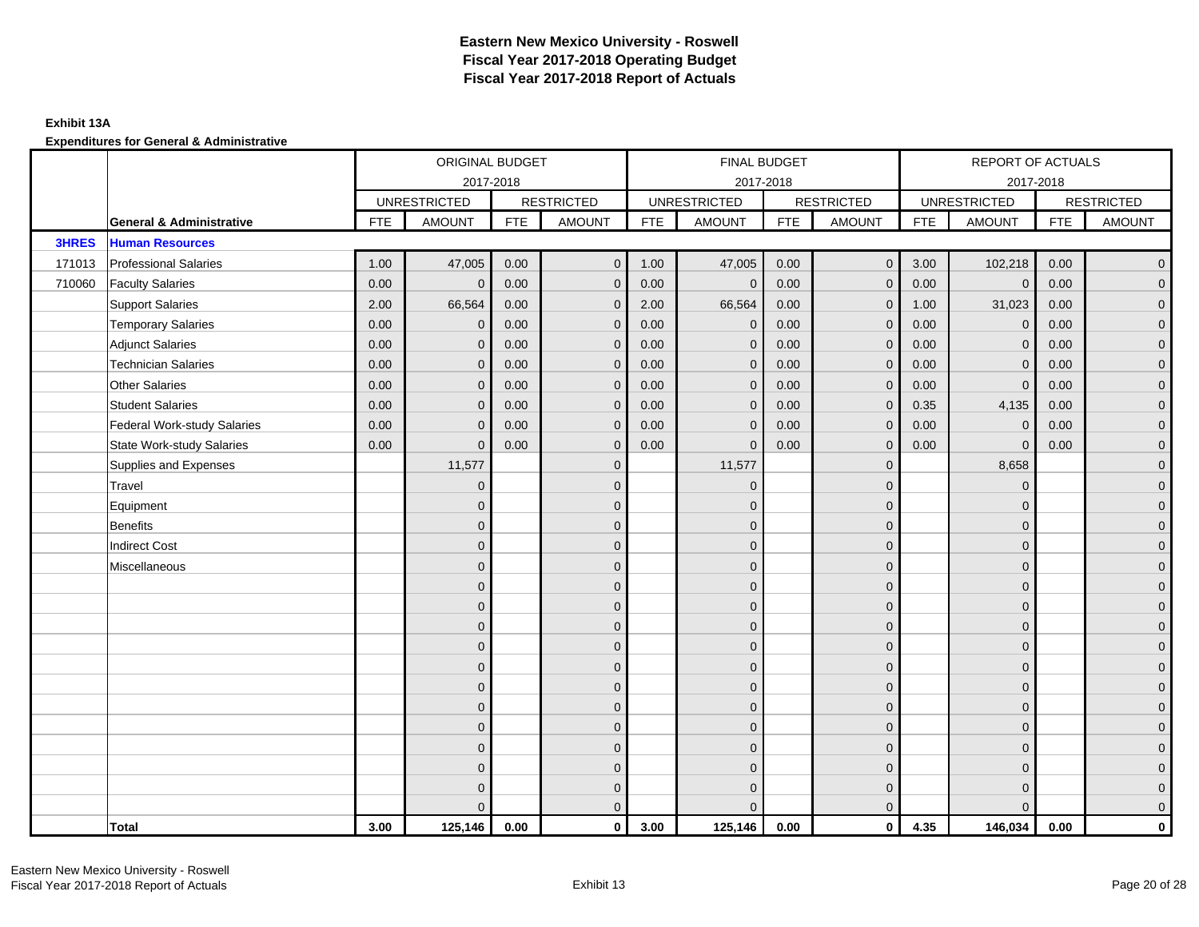# Eastern New Mexico University - Roswell
# Fiscal Year 2017-2018 Operating Budget
# Fiscal Year 2017-2018 Report of Actuals

**Exhibit 13A**

**Expenditures for General & Administrative**

| | | ORIGINAL BUDGET 2017-2018 | | | | FINAL BUDGET 2017-2018 | | | | REPORT OF ACTUALS 2017-2018 | | | |
|---|---|---|---|---|---|---|---|---|---|---|---|---|---|
| | | UNRESTRICTED | | RESTRICTED | | UNRESTRICTED | | RESTRICTED | | UNRESTRICTED | | RESTRICTED | |
| | **General & Administrative** | FTE | AMOUNT | FTE | AMOUNT | FTE | AMOUNT | FTE | AMOUNT | FTE | AMOUNT | FTE | AMOUNT |
| **3HRES** | **Human Resources** | | | | | | | | | | | | |
| 171013 | Professional Salaries | 1.00 | 47,005 | 0.00 | 0 | 1.00 | 47,005 | 0.00 | 0 | 3.00 | 102,218 | 0.00 | 0 |
| 710060 | Faculty Salaries | 0.00 | 0 | 0.00 | 0 | 0.00 | 0 | 0.00 | 0 | 0.00 | 0 | 0.00 | 0 |
| | Support Salaries | 2.00 | 66,564 | 0.00 | 0 | 2.00 | 66,564 | 0.00 | 0 | 1.00 | 31,023 | 0.00 | 0 |
| | Temporary Salaries | 0.00 | 0 | 0.00 | 0 | 0.00 | 0 | 0.00 | 0 | 0.00 | 0 | 0.00 | 0 |
| | Adjunct Salaries | 0.00 | 0 | 0.00 | 0 | 0.00 | 0 | 0.00 | 0 | 0.00 | 0 | 0.00 | 0 |
| | Technician Salaries | 0.00 | 0 | 0.00 | 0 | 0.00 | 0 | 0.00 | 0 | 0.00 | 0 | 0.00 | 0 |
| | Other Salaries | 0.00 | 0 | 0.00 | 0 | 0.00 | 0 | 0.00 | 0 | 0.00 | 0 | 0.00 | 0 |
| | Student Salaries | 0.00 | 0 | 0.00 | 0 | 0.00 | 0 | 0.00 | 0 | 0.35 | 4,135 | 0.00 | 0 |
| | Federal Work-study Salaries | 0.00 | 0 | 0.00 | 0 | 0.00 | 0 | 0.00 | 0 | 0.00 | 0 | 0.00 | 0 |
| | State Work-study Salaries | 0.00 | 0 | 0.00 | 0 | 0.00 | 0 | 0.00 | 0 | 0.00 | 0 | 0.00 | 0 |
| | Supplies and Expenses | | 11,577 | | 0 | | 11,577 | | 0 | | 8,658 | | 0 |
| | Travel | | 0 | | 0 | | 0 | | 0 | | 0 | | 0 |
| | Equipment | | 0 | | 0 | | 0 | | 0 | | 0 | | 0 |
| | Benefits | | 0 | | 0 | | 0 | | 0 | | 0 | | 0 |
| | Indirect Cost | | 0 | | 0 | | 0 | | 0 | | 0 | | 0 |
| | Miscellaneous | | 0 | | 0 | | 0 | | 0 | | 0 | | 0 |
| | | | 0 | | 0 | | 0 | | 0 | | 0 | | 0 |
| | | | 0 | | 0 | | 0 | | 0 | | 0 | | 0 |
| | | | 0 | | 0 | | 0 | | 0 | | 0 | | 0 |
| | | | 0 | | 0 | | 0 | | 0 | | 0 | | 0 |
| | | | 0 | | 0 | | 0 | | 0 | | 0 | | 0 |
| | | | 0 | | 0 | | 0 | | 0 | | 0 | | 0 |
| | | | 0 | | 0 | | 0 | | 0 | | 0 | | 0 |
| | | | 0 | | 0 | | 0 | | 0 | | 0 | | 0 |
| | | | 0 | | 0 | | 0 | | 0 | | 0 | | 0 |
| | | | 0 | | 0 | | 0 | | 0 | | 0 | | 0 |
| | | | 0 | | 0 | | 0 | | 0 | | 0 | | 0 |
| | | | 0 | | 0 | | 0 | | 0 | | 0 | | 0 |
| | **Total** | **3.00** | **125,146** | **0.00** | **0** | **3.00** | **125,146** | **0.00** | **0** | **4.35** | **146,034** | **0.00** | **0** |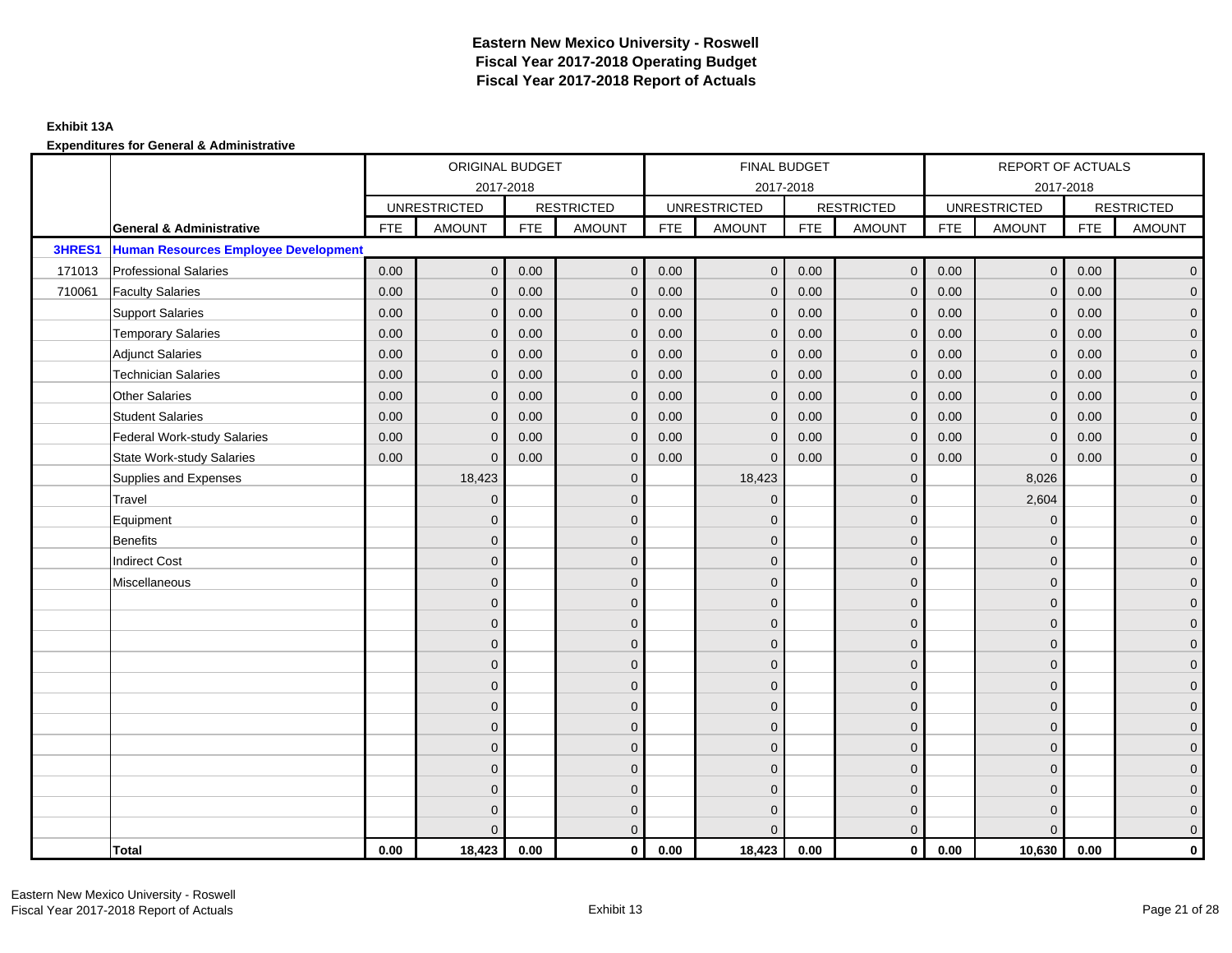# Eastern New Mexico University - Roswell
# Fiscal Year 2017-2018 Operating Budget
# Fiscal Year 2017-2018 Report of Actuals

**Exhibit 13A**

**Expenditures for General & Administrative**

| | | ORIGINAL BUDGET 2017-2018 | | | | FINAL BUDGET 2017-2018 | | | | REPORT OF ACTUALS 2017-2018 | | | |
|---|---|---|---|---|---|---|---|---|---|---|---|---|---|
| | | UNRESTRICTED | | RESTRICTED | | UNRESTRICTED | | RESTRICTED | | UNRESTRICTED | | RESTRICTED | |
| | **General & Administrative** | FTE | AMOUNT | FTE | AMOUNT | FTE | AMOUNT | FTE | AMOUNT | FTE | AMOUNT | FTE | AMOUNT |
| **3HRES1** | **Human Resources Employee Development** | | | | | | | | | | | | |
| 171013 | Professional Salaries | 0.00 | 0 | 0.00 | 0 | 0.00 | 0 | 0.00 | 0 | 0.00 | 0 | 0.00 | 0 |
| 710061 | Faculty Salaries | 0.00 | 0 | 0.00 | 0 | 0.00 | 0 | 0.00 | 0 | 0.00 | 0 | 0.00 | 0 |
| | Support Salaries | 0.00 | 0 | 0.00 | 0 | 0.00 | 0 | 0.00 | 0 | 0.00 | 0 | 0.00 | 0 |
| | Temporary Salaries | 0.00 | 0 | 0.00 | 0 | 0.00 | 0 | 0.00 | 0 | 0.00 | 0 | 0.00 | 0 |
| | Adjunct Salaries | 0.00 | 0 | 0.00 | 0 | 0.00 | 0 | 0.00 | 0 | 0.00 | 0 | 0.00 | 0 |
| | Technician Salaries | 0.00 | 0 | 0.00 | 0 | 0.00 | 0 | 0.00 | 0 | 0.00 | 0 | 0.00 | 0 |
| | Other Salaries | 0.00 | 0 | 0.00 | 0 | 0.00 | 0 | 0.00 | 0 | 0.00 | 0 | 0.00 | 0 |
| | Student Salaries | 0.00 | 0 | 0.00 | 0 | 0.00 | 0 | 0.00 | 0 | 0.00 | 0 | 0.00 | 0 |
| | Federal Work-study Salaries | 0.00 | 0 | 0.00 | 0 | 0.00 | 0 | 0.00 | 0 | 0.00 | 0 | 0.00 | 0 |
| | State Work-study Salaries | 0.00 | 0 | 0.00 | 0 | 0.00 | 0 | 0.00 | 0 | 0.00 | 0 | 0.00 | 0 |
| | Supplies and Expenses | | 18,423 | | 0 | | 18,423 | | 0 | | 8,026 | | 0 |
| | Travel | | 0 | | 0 | | 0 | | 0 | | 2,604 | | 0 |
| | Equipment | | 0 | | 0 | | 0 | | 0 | | 0 | | 0 |
| | Benefits | | 0 | | 0 | | 0 | | 0 | | 0 | | 0 |
| | Indirect Cost | | 0 | | 0 | | 0 | | 0 | | 0 | | 0 |
| | Miscellaneous | | 0 | | 0 | | 0 | | 0 | | 0 | | 0 |
| | | | 0 | | 0 | | 0 | | 0 | | 0 | | 0 |
| | | | 0 | | 0 | | 0 | | 0 | | 0 | | 0 |
| | | | 0 | | 0 | | 0 | | 0 | | 0 | | 0 |
| | | | 0 | | 0 | | 0 | | 0 | | 0 | | 0 |
| | | | 0 | | 0 | | 0 | | 0 | | 0 | | 0 |
| | | | 0 | | 0 | | 0 | | 0 | | 0 | | 0 |
| | | | 0 | | 0 | | 0 | | 0 | | 0 | | 0 |
| | | | 0 | | 0 | | 0 | | 0 | | 0 | | 0 |
| | | | 0 | | 0 | | 0 | | 0 | | 0 | | 0 |
| | | | 0 | | 0 | | 0 | | 0 | | 0 | | 0 |
| | | | 0 | | 0 | | 0 | | 0 | | 0 | | 0 |
| | | | 0 | | 0 | | 0 | | 0 | | 0 | | 0 |
| | **Total** | **0.00** | **18,423** | **0.00** | **0** | **0.00** | **18,423** | **0.00** | **0** | **0.00** | **10,630** | **0.00** | **0** |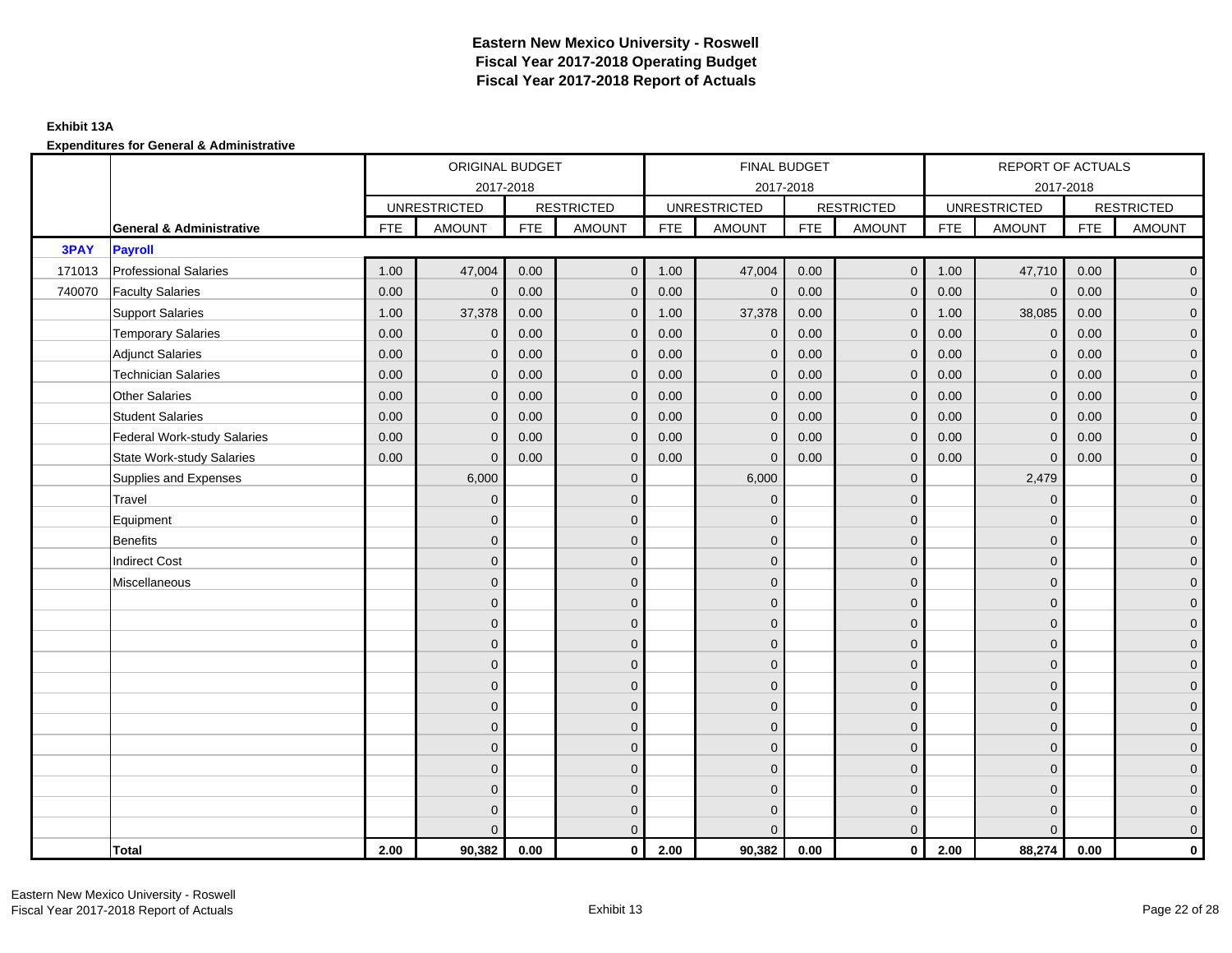# Eastern New Mexico University - Roswell
## Fiscal Year 2017-2018 Operating Budget
## Fiscal Year 2017-2018 Report of Actuals

**Exhibit 13A**

**Expenditures for General & Administrative**

| | | ORIGINAL BUDGET 2017-2018 | | | | FINAL BUDGET 2017-2018 | | | | REPORT OF ACTUALS 2017-2018 | | | |
|---|---|---|---|---|---|---|---|---|---|---|---|---|---|
| | | UNRESTRICTED | | RESTRICTED | | UNRESTRICTED | | RESTRICTED | | UNRESTRICTED | | RESTRICTED | |
| | **General & Administrative** | FTE | AMOUNT | FTE | AMOUNT | FTE | AMOUNT | FTE | AMOUNT | FTE | AMOUNT | FTE | AMOUNT |
| **3PAY** | **Payroll** | | | | | | | | | | | | |
| 171013 | Professional Salaries | 1.00 | 47,004 | 0.00 | 0 | 1.00 | 47,004 | 0.00 | 0 | 1.00 | 47,710 | 0.00 | 0 |
| 740070 | Faculty Salaries | 0.00 | 0 | 0.00 | 0 | 0.00 | 0 | 0.00 | 0 | 0.00 | 0 | 0.00 | 0 |
| | Support Salaries | 1.00 | 37,378 | 0.00 | 0 | 1.00 | 37,378 | 0.00 | 0 | 1.00 | 38,085 | 0.00 | 0 |
| | Temporary Salaries | 0.00 | 0 | 0.00 | 0 | 0.00 | 0 | 0.00 | 0 | 0.00 | 0 | 0.00 | 0 |
| | Adjunct Salaries | 0.00 | 0 | 0.00 | 0 | 0.00 | 0 | 0.00 | 0 | 0.00 | 0 | 0.00 | 0 |
| | Technician Salaries | 0.00 | 0 | 0.00 | 0 | 0.00 | 0 | 0.00 | 0 | 0.00 | 0 | 0.00 | 0 |
| | Other Salaries | 0.00 | 0 | 0.00 | 0 | 0.00 | 0 | 0.00 | 0 | 0.00 | 0 | 0.00 | 0 |
| | Student Salaries | 0.00 | 0 | 0.00 | 0 | 0.00 | 0 | 0.00 | 0 | 0.00 | 0 | 0.00 | 0 |
| | Federal Work-study Salaries | 0.00 | 0 | 0.00 | 0 | 0.00 | 0 | 0.00 | 0 | 0.00 | 0 | 0.00 | 0 |
| | State Work-study Salaries | 0.00 | 0 | 0.00 | 0 | 0.00 | 0 | 0.00 | 0 | 0.00 | 0 | 0.00 | 0 |
| | Supplies and Expenses | | 6,000 | | 0 | | 6,000 | | 0 | | 2,479 | | 0 |
| | Travel | | 0 | | 0 | | 0 | | 0 | | 0 | | 0 |
| | Equipment | | 0 | | 0 | | 0 | | 0 | | 0 | | 0 |
| | Benefits | | 0 | | 0 | | 0 | | 0 | | 0 | | 0 |
| | Indirect Cost | | 0 | | 0 | | 0 | | 0 | | 0 | | 0 |
| | Miscellaneous | | 0 | | 0 | | 0 | | 0 | | 0 | | 0 |
| | | | 0 | | 0 | | 0 | | 0 | | 0 | | 0 |
| | | | 0 | | 0 | | 0 | | 0 | | 0 | | 0 |
| | | | 0 | | 0 | | 0 | | 0 | | 0 | | 0 |
| | | | 0 | | 0 | | 0 | | 0 | | 0 | | 0 |
| | | | 0 | | 0 | | 0 | | 0 | | 0 | | 0 |
| | | | 0 | | 0 | | 0 | | 0 | | 0 | | 0 |
| | | | 0 | | 0 | | 0 | | 0 | | 0 | | 0 |
| | | | 0 | | 0 | | 0 | | 0 | | 0 | | 0 |
| | | | 0 | | 0 | | 0 | | 0 | | 0 | | 0 |
| | | | 0 | | 0 | | 0 | | 0 | | 0 | | 0 |
| | | | 0 | | 0 | | 0 | | 0 | | 0 | | 0 |
| | | | 0 | | 0 | | 0 | | 0 | | 0 | | 0 |
| | **Total** | **2.00** | **90,382** | **0.00** | **0** | **2.00** | **90,382** | **0.00** | **0** | **2.00** | **88,274** | **0.00** | **0** |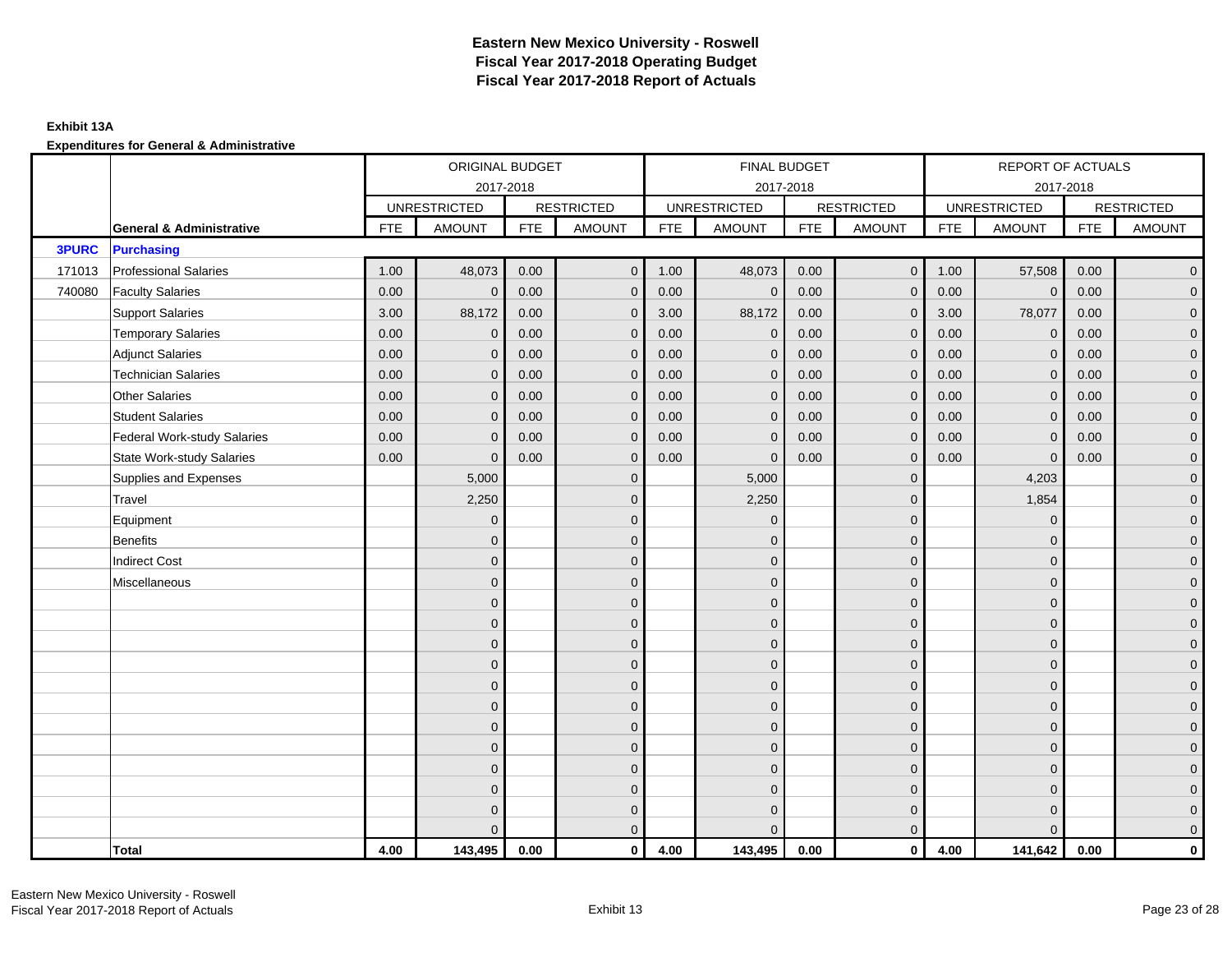# Eastern New Mexico University - Roswell
# Fiscal Year 2017-2018 Operating Budget
# Fiscal Year 2017-2018 Report of Actuals

**Exhibit 13A**

**Expenditures for General & Administrative**

| | | ORIGINAL BUDGET 2017-2018 | | | | FINAL BUDGET 2017-2018 | | | | REPORT OF ACTUALS 2017-2018 | | | |
|---|---|---|---|---|---|---|---|---|---|---|---|---|---|
| | | UNRESTRICTED | | RESTRICTED | | UNRESTRICTED | | RESTRICTED | | UNRESTRICTED | | RESTRICTED | |
| | **General & Administrative** | FTE | AMOUNT | FTE | AMOUNT | FTE | AMOUNT | FTE | AMOUNT | FTE | AMOUNT | FTE | AMOUNT |
| **3PURC** | **Purchasing** | | | | | | | | | | | | |
| 171013 | Professional Salaries | 1.00 | 48,073 | 0.00 | 0 | 1.00 | 48,073 | 0.00 | 0 | 1.00 | 57,508 | 0.00 | 0 |
| 740080 | Faculty Salaries | 0.00 | 0 | 0.00 | 0 | 0.00 | 0 | 0.00 | 0 | 0.00 | 0 | 0.00 | 0 |
| | Support Salaries | 3.00 | 88,172 | 0.00 | 0 | 3.00 | 88,172 | 0.00 | 0 | 3.00 | 78,077 | 0.00 | 0 |
| | Temporary Salaries | 0.00 | 0 | 0.00 | 0 | 0.00 | 0 | 0.00 | 0 | 0.00 | 0 | 0.00 | 0 |
| | Adjunct Salaries | 0.00 | 0 | 0.00 | 0 | 0.00 | 0 | 0.00 | 0 | 0.00 | 0 | 0.00 | 0 |
| | Technician Salaries | 0.00 | 0 | 0.00 | 0 | 0.00 | 0 | 0.00 | 0 | 0.00 | 0 | 0.00 | 0 |
| | Other Salaries | 0.00 | 0 | 0.00 | 0 | 0.00 | 0 | 0.00 | 0 | 0.00 | 0 | 0.00 | 0 |
| | Student Salaries | 0.00 | 0 | 0.00 | 0 | 0.00 | 0 | 0.00 | 0 | 0.00 | 0 | 0.00 | 0 |
| | Federal Work-study Salaries | 0.00 | 0 | 0.00 | 0 | 0.00 | 0 | 0.00 | 0 | 0.00 | 0 | 0.00 | 0 |
| | State Work-study Salaries | 0.00 | 0 | 0.00 | 0 | 0.00 | 0 | 0.00 | 0 | 0.00 | 0 | 0.00 | 0 |
| | Supplies and Expenses | | 5,000 | | 0 | | 5,000 | | 0 | | 4,203 | | 0 |
| | Travel | | 2,250 | | 0 | | 2,250 | | 0 | | 1,854 | | 0 |
| | Equipment | | 0 | | 0 | | 0 | | 0 | | 0 | | 0 |
| | Benefits | | 0 | | 0 | | 0 | | 0 | | 0 | | 0 |
| | Indirect Cost | | 0 | | 0 | | 0 | | 0 | | 0 | | 0 |
| | Miscellaneous | | 0 | | 0 | | 0 | | 0 | | 0 | | 0 |
| | | | 0 | | 0 | | 0 | | 0 | | 0 | | 0 |
| | | | 0 | | 0 | | 0 | | 0 | | 0 | | 0 |
| | | | 0 | | 0 | | 0 | | 0 | | 0 | | 0 |
| | | | 0 | | 0 | | 0 | | 0 | | 0 | | 0 |
| | | | 0 | | 0 | | 0 | | 0 | | 0 | | 0 |
| | | | 0 | | 0 | | 0 | | 0 | | 0 | | 0 |
| | | | 0 | | 0 | | 0 | | 0 | | 0 | | 0 |
| | | | 0 | | 0 | | 0 | | 0 | | 0 | | 0 |
| | | | 0 | | 0 | | 0 | | 0 | | 0 | | 0 |
| | | | 0 | | 0 | | 0 | | 0 | | 0 | | 0 |
| | | | 0 | | 0 | | 0 | | 0 | | 0 | | 0 |
| | | | 0 | | 0 | | 0 | | 0 | | 0 | | 0 |
| | **Total** | **4.00** | **143,495** | **0.00** | **0** | **4.00** | **143,495** | **0.00** | **0** | **4.00** | **141,642** | **0.00** | **0** |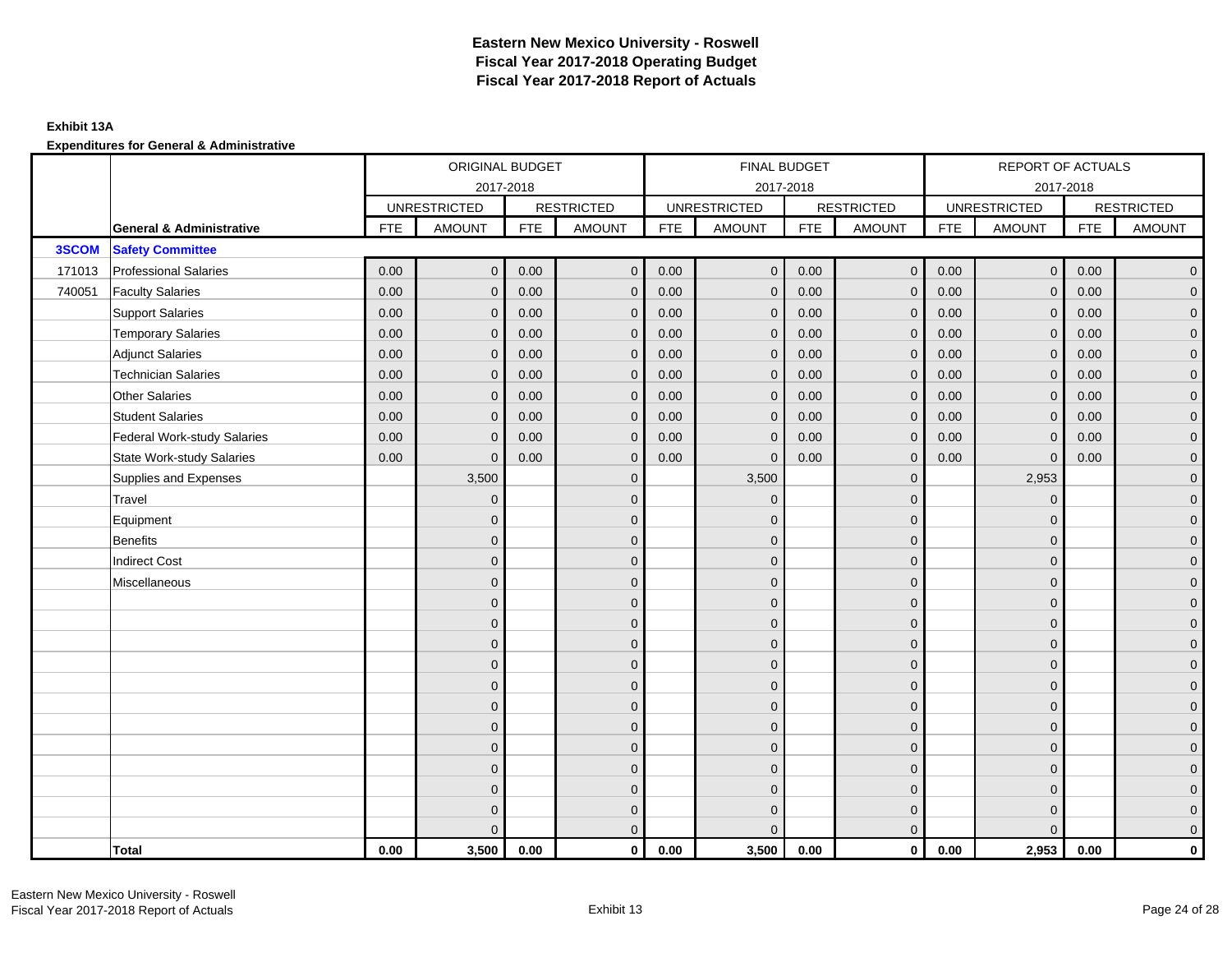# Eastern New Mexico University - Roswell
## Fiscal Year 2017-2018 Operating Budget
## Fiscal Year 2017-2018 Report of Actuals

**Exhibit 13A**

**Expenditures for General & Administrative**

| | | ORIGINAL BUDGET 2017-2018 | | | | FINAL BUDGET 2017-2018 | | | | REPORT OF ACTUALS 2017-2018 | | | |
|---|---|---|---|---|---|---|---|---|---|---|---|---|---|
| | | UNRESTRICTED | | RESTRICTED | | UNRESTRICTED | | RESTRICTED | | UNRESTRICTED | | RESTRICTED | |
| | **General & Administrative** | FTE | AMOUNT | FTE | AMOUNT | FTE | AMOUNT | FTE | AMOUNT | FTE | AMOUNT | FTE | AMOUNT |
| **3SCOM** | **Safety Committee** | | | | | | | | | | | | |
| 171013 | Professional Salaries | 0.00 | 0 | 0.00 | 0 | 0.00 | 0 | 0.00 | 0 | 0.00 | 0 | 0.00 | 0 |
| 740051 | Faculty Salaries | 0.00 | 0 | 0.00 | 0 | 0.00 | 0 | 0.00 | 0 | 0.00 | 0 | 0.00 | 0 |
| | Support Salaries | 0.00 | 0 | 0.00 | 0 | 0.00 | 0 | 0.00 | 0 | 0.00 | 0 | 0.00 | 0 |
| | Temporary Salaries | 0.00 | 0 | 0.00 | 0 | 0.00 | 0 | 0.00 | 0 | 0.00 | 0 | 0.00 | 0 |
| | Adjunct Salaries | 0.00 | 0 | 0.00 | 0 | 0.00 | 0 | 0.00 | 0 | 0.00 | 0 | 0.00 | 0 |
| | Technician Salaries | 0.00 | 0 | 0.00 | 0 | 0.00 | 0 | 0.00 | 0 | 0.00 | 0 | 0.00 | 0 |
| | Other Salaries | 0.00 | 0 | 0.00 | 0 | 0.00 | 0 | 0.00 | 0 | 0.00 | 0 | 0.00 | 0 |
| | Student Salaries | 0.00 | 0 | 0.00 | 0 | 0.00 | 0 | 0.00 | 0 | 0.00 | 0 | 0.00 | 0 |
| | Federal Work-study Salaries | 0.00 | 0 | 0.00 | 0 | 0.00 | 0 | 0.00 | 0 | 0.00 | 0 | 0.00 | 0 |
| | State Work-study Salaries | 0.00 | 0 | 0.00 | 0 | 0.00 | 0 | 0.00 | 0 | 0.00 | 0 | 0.00 | 0 |
| | Supplies and Expenses | | 3,500 | | 0 | | 3,500 | | 0 | | 2,953 | | 0 |
| | Travel | | 0 | | 0 | | 0 | | 0 | | 0 | | 0 |
| | Equipment | | 0 | | 0 | | 0 | | 0 | | 0 | | 0 |
| | Benefits | | 0 | | 0 | | 0 | | 0 | | 0 | | 0 |
| | Indirect Cost | | 0 | | 0 | | 0 | | 0 | | 0 | | 0 |
| | Miscellaneous | | 0 | | 0 | | 0 | | 0 | | 0 | | 0 |
| | | | 0 | | 0 | | 0 | | 0 | | 0 | | 0 |
| | | | 0 | | 0 | | 0 | | 0 | | 0 | | 0 |
| | | | 0 | | 0 | | 0 | | 0 | | 0 | | 0 |
| | | | 0 | | 0 | | 0 | | 0 | | 0 | | 0 |
| | | | 0 | | 0 | | 0 | | 0 | | 0 | | 0 |
| | | | 0 | | 0 | | 0 | | 0 | | 0 | | 0 |
| | | | 0 | | 0 | | 0 | | 0 | | 0 | | 0 |
| | | | 0 | | 0 | | 0 | | 0 | | 0 | | 0 |
| | | | 0 | | 0 | | 0 | | 0 | | 0 | | 0 |
| | | | 0 | | 0 | | 0 | | 0 | | 0 | | 0 |
| | | | 0 | | 0 | | 0 | | 0 | | 0 | | 0 |
| | | | 0 | | 0 | | 0 | | 0 | | 0 | | 0 |
| | **Total** | **0.00** | **3,500** | **0.00** | **0** | **0.00** | **3,500** | **0.00** | **0** | **0.00** | **2,953** | **0.00** | **0** |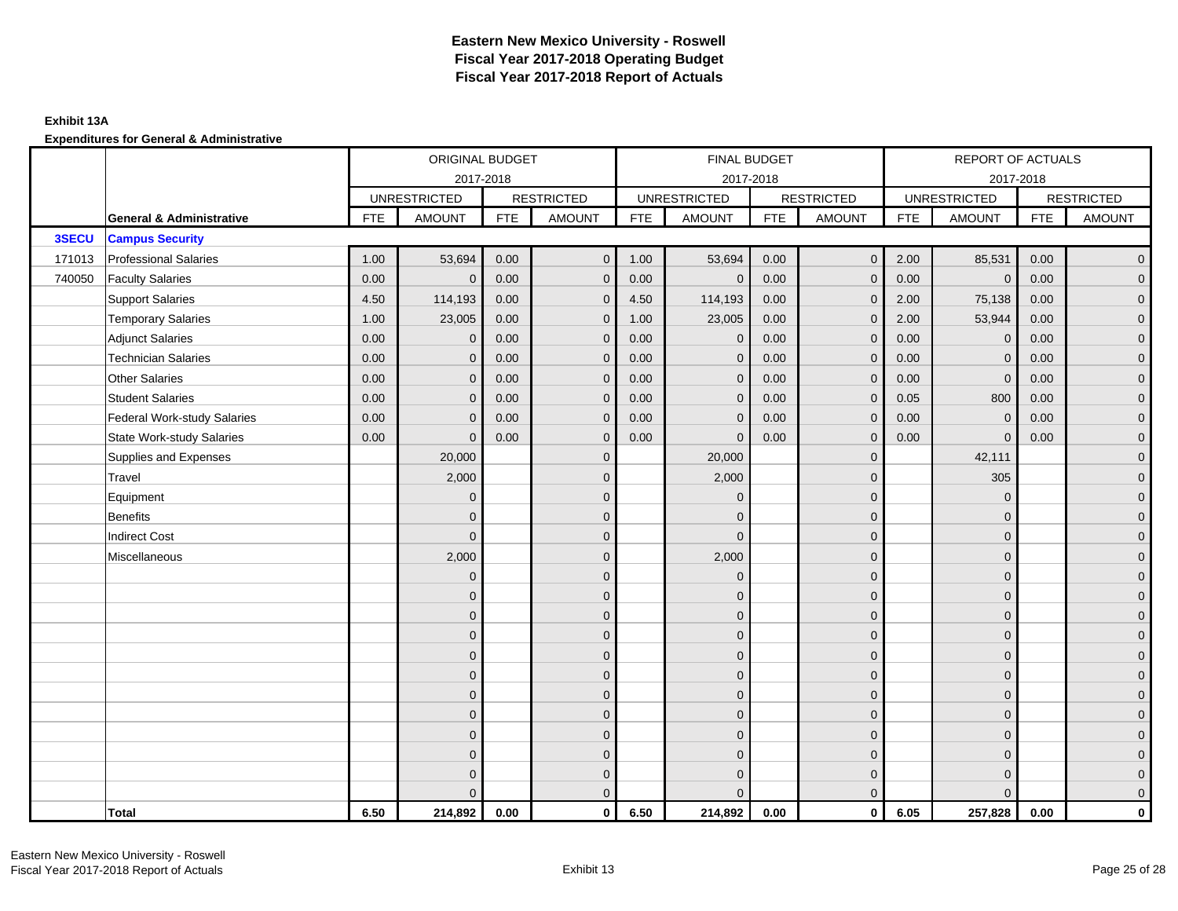# Eastern New Mexico University - Roswell
## Fiscal Year 2017-2018 Operating Budget
## Fiscal Year 2017-2018 Report of Actuals

**Exhibit 13A**

**Expenditures for General & Administrative**

| | | ORIGINAL BUDGET 2017-2018 | | | | FINAL BUDGET 2017-2018 | | | | REPORT OF ACTUALS 2017-2018 | | | |
|---|---|---|---|---|---|---|---|---|---|---|---|---|---|
| | | UNRESTRICTED | | RESTRICTED | | UNRESTRICTED | | RESTRICTED | | UNRESTRICTED | | RESTRICTED | |
| | **General & Administrative** | FTE | AMOUNT | FTE | AMOUNT | FTE | AMOUNT | FTE | AMOUNT | FTE | AMOUNT | FTE | AMOUNT |
| **3SECU** | **Campus Security** | | | | | | | | | | | | |
| 171013 | Professional Salaries | 1.00 | 53,694 | 0.00 | 0 | 1.00 | 53,694 | 0.00 | 0 | 2.00 | 85,531 | 0.00 | 0 |
| 740050 | Faculty Salaries | 0.00 | 0 | 0.00 | 0 | 0.00 | 0 | 0.00 | 0 | 0.00 | 0 | 0.00 | 0 |
| | Support Salaries | 4.50 | 114,193 | 0.00 | 0 | 4.50 | 114,193 | 0.00 | 0 | 2.00 | 75,138 | 0.00 | 0 |
| | Temporary Salaries | 1.00 | 23,005 | 0.00 | 0 | 1.00 | 23,005 | 0.00 | 0 | 2.00 | 53,944 | 0.00 | 0 |
| | Adjunct Salaries | 0.00 | 0 | 0.00 | 0 | 0.00 | 0 | 0.00 | 0 | 0.00 | 0 | 0.00 | 0 |
| | Technician Salaries | 0.00 | 0 | 0.00 | 0 | 0.00 | 0 | 0.00 | 0 | 0.00 | 0 | 0.00 | 0 |
| | Other Salaries | 0.00 | 0 | 0.00 | 0 | 0.00 | 0 | 0.00 | 0 | 0.00 | 0 | 0.00 | 0 |
| | Student Salaries | 0.00 | 0 | 0.00 | 0 | 0.00 | 0 | 0.00 | 0 | 0.05 | 800 | 0.00 | 0 |
| | Federal Work-study Salaries | 0.00 | 0 | 0.00 | 0 | 0.00 | 0 | 0.00 | 0 | 0.00 | 0 | 0.00 | 0 |
| | State Work-study Salaries | 0.00 | 0 | 0.00 | 0 | 0.00 | 0 | 0.00 | 0 | 0.00 | 0 | 0.00 | 0 |
| | Supplies and Expenses | | 20,000 | | 0 | | 20,000 | | 0 | | 42,111 | | 0 |
| | Travel | | 2,000 | | 0 | | 2,000 | | 0 | | 305 | | 0 |
| | Equipment | | 0 | | 0 | | 0 | | 0 | | 0 | | 0 |
| | Benefits | | 0 | | 0 | | 0 | | 0 | | 0 | | 0 |
| | Indirect Cost | | 0 | | 0 | | 0 | | 0 | | 0 | | 0 |
| | Miscellaneous | | 2,000 | | 0 | | 2,000 | | 0 | | 0 | | 0 |
| | | | 0 | | 0 | | 0 | | 0 | | 0 | | 0 |
| | | | 0 | | 0 | | 0 | | 0 | | 0 | | 0 |
| | | | 0 | | 0 | | 0 | | 0 | | 0 | | 0 |
| | | | 0 | | 0 | | 0 | | 0 | | 0 | | 0 |
| | | | 0 | | 0 | | 0 | | 0 | | 0 | | 0 |
| | | | 0 | | 0 | | 0 | | 0 | | 0 | | 0 |
| | | | 0 | | 0 | | 0 | | 0 | | 0 | | 0 |
| | | | 0 | | 0 | | 0 | | 0 | | 0 | | 0 |
| | | | 0 | | 0 | | 0 | | 0 | | 0 | | 0 |
| | | | 0 | | 0 | | 0 | | 0 | | 0 | | 0 |
| | | | 0 | | 0 | | 0 | | 0 | | 0 | | 0 |
| | | | 0 | | 0 | | 0 | | 0 | | 0 | | 0 |
| | **Total** | **6.50** | **214,892** | **0.00** | **0** | **6.50** | **214,892** | **0.00** | **0** | **6.05** | **257,828** | **0.00** | **0** |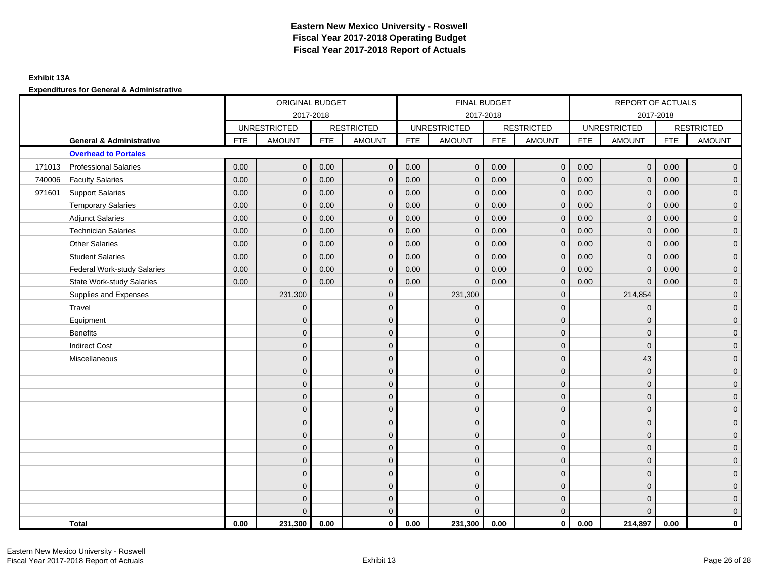# Eastern New Mexico University - Roswell
# Fiscal Year 2017-2018 Operating Budget
# Fiscal Year 2017-2018 Report of Actuals

**Exhibit 13A**

**Expenditures for General & Administrative**

| | | ORIGINAL BUDGET 2017-2018 | | | | FINAL BUDGET 2017-2018 | | | | REPORT OF ACTUALS 2017-2018 | | | |
|---|---|---|---|---|---|---|---|---|---|---|---|---|---|
| | | UNRESTRICTED | | RESTRICTED | | UNRESTRICTED | | RESTRICTED | | UNRESTRICTED | | RESTRICTED | |
| | **General & Administrative** | FTE | AMOUNT | FTE | AMOUNT | FTE | AMOUNT | FTE | AMOUNT | FTE | AMOUNT | FTE | AMOUNT |
| | **Overhead to Portales** | | | | | | | | | | | | |
| 171013 | Professional Salaries | 0.00 | 0 | 0.00 | 0 | 0.00 | 0 | 0.00 | 0 | 0.00 | 0 | 0.00 | 0 |
| 740006 | Faculty Salaries | 0.00 | 0 | 0.00 | 0 | 0.00 | 0 | 0.00 | 0 | 0.00 | 0 | 0.00 | 0 |
| 971601 | Support Salaries | 0.00 | 0 | 0.00 | 0 | 0.00 | 0 | 0.00 | 0 | 0.00 | 0 | 0.00 | 0 |
| | Temporary Salaries | 0.00 | 0 | 0.00 | 0 | 0.00 | 0 | 0.00 | 0 | 0.00 | 0 | 0.00 | 0 |
| | Adjunct Salaries | 0.00 | 0 | 0.00 | 0 | 0.00 | 0 | 0.00 | 0 | 0.00 | 0 | 0.00 | 0 |
| | Technician Salaries | 0.00 | 0 | 0.00 | 0 | 0.00 | 0 | 0.00 | 0 | 0.00 | 0 | 0.00 | 0 |
| | Other Salaries | 0.00 | 0 | 0.00 | 0 | 0.00 | 0 | 0.00 | 0 | 0.00 | 0 | 0.00 | 0 |
| | Student Salaries | 0.00 | 0 | 0.00 | 0 | 0.00 | 0 | 0.00 | 0 | 0.00 | 0 | 0.00 | 0 |
| | Federal Work-study Salaries | 0.00 | 0 | 0.00 | 0 | 0.00 | 0 | 0.00 | 0 | 0.00 | 0 | 0.00 | 0 |
| | State Work-study Salaries | 0.00 | 0 | 0.00 | 0 | 0.00 | 0 | 0.00 | 0 | 0.00 | 0 | 0.00 | 0 |
| | Supplies and Expenses | | 231,300 | | 0 | | 231,300 | | 0 | | 214,854 | | 0 |
| | Travel | | 0 | | 0 | | 0 | | 0 | | 0 | | 0 |
| | Equipment | | 0 | | 0 | | 0 | | 0 | | 0 | | 0 |
| | Benefits | | 0 | | 0 | | 0 | | 0 | | 0 | | 0 |
| | Indirect Cost | | 0 | | 0 | | 0 | | 0 | | 0 | | 0 |
| | Miscellaneous | | 0 | | 0 | | 0 | | 0 | | 43 | | 0 |
| | | | 0 | | 0 | | 0 | | 0 | | 0 | | 0 |
| | | | 0 | | 0 | | 0 | | 0 | | 0 | | 0 |
| | | | 0 | | 0 | | 0 | | 0 | | 0 | | 0 |
| | | | 0 | | 0 | | 0 | | 0 | | 0 | | 0 |
| | | | 0 | | 0 | | 0 | | 0 | | 0 | | 0 |
| | | | 0 | | 0 | | 0 | | 0 | | 0 | | 0 |
| | | | 0 | | 0 | | 0 | | 0 | | 0 | | 0 |
| | | | 0 | | 0 | | 0 | | 0 | | 0 | | 0 |
| | | | 0 | | 0 | | 0 | | 0 | | 0 | | 0 |
| | | | 0 | | 0 | | 0 | | 0 | | 0 | | 0 |
| | | | 0 | | 0 | | 0 | | 0 | | 0 | | 0 |
| | | | 0 | | 0 | | 0 | | 0 | | 0 | | 0 |
| | **Total** | **0.00** | **231,300** | **0.00** | **0** | **0.00** | **231,300** | **0.00** | **0** | **0.00** | **214,897** | **0.00** | **0** |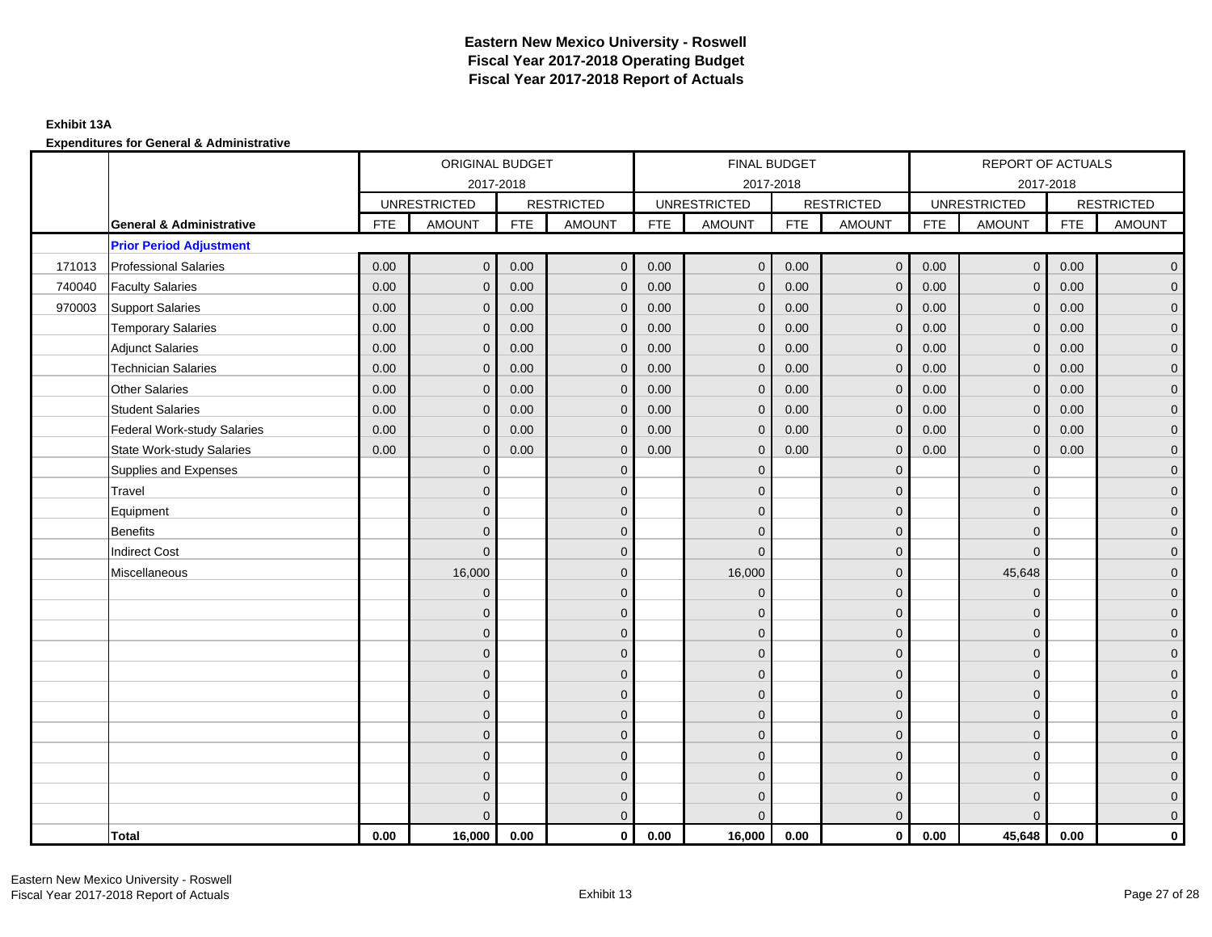# Eastern New Mexico University - Roswell
## Fiscal Year 2017-2018 Operating Budget
## Fiscal Year 2017-2018 Report of Actuals

**Exhibit 13A**

**Expenditures for General & Administrative**

| | | ORIGINAL BUDGET 2017-2018 | | | | FINAL BUDGET 2017-2018 | | | | REPORT OF ACTUALS 2017-2018 | | | |
|---|---|---|---|---|---|---|---|---|---|---|---|---|---|
| | | UNRESTRICTED | | RESTRICTED | | UNRESTRICTED | | RESTRICTED | | UNRESTRICTED | | RESTRICTED | |
| | **General & Administrative** | FTE | AMOUNT | FTE | AMOUNT | FTE | AMOUNT | FTE | AMOUNT | FTE | AMOUNT | FTE | AMOUNT |
| | **Prior Period Adjustment** | | | | | | | | | | | | |
| 171013 | Professional Salaries | 0.00 | 0 | 0.00 | 0 | 0.00 | 0 | 0.00 | 0 | 0.00 | 0 | 0.00 | 0 |
| 740040 | Faculty Salaries | 0.00 | 0 | 0.00 | 0 | 0.00 | 0 | 0.00 | 0 | 0.00 | 0 | 0.00 | 0 |
| 970003 | Support Salaries | 0.00 | 0 | 0.00 | 0 | 0.00 | 0 | 0.00 | 0 | 0.00 | 0 | 0.00 | 0 |
| | Temporary Salaries | 0.00 | 0 | 0.00 | 0 | 0.00 | 0 | 0.00 | 0 | 0.00 | 0 | 0.00 | 0 |
| | Adjunct Salaries | 0.00 | 0 | 0.00 | 0 | 0.00 | 0 | 0.00 | 0 | 0.00 | 0 | 0.00 | 0 |
| | Technician Salaries | 0.00 | 0 | 0.00 | 0 | 0.00 | 0 | 0.00 | 0 | 0.00 | 0 | 0.00 | 0 |
| | Other Salaries | 0.00 | 0 | 0.00 | 0 | 0.00 | 0 | 0.00 | 0 | 0.00 | 0 | 0.00 | 0 |
| | Student Salaries | 0.00 | 0 | 0.00 | 0 | 0.00 | 0 | 0.00 | 0 | 0.00 | 0 | 0.00 | 0 |
| | Federal Work-study Salaries | 0.00 | 0 | 0.00 | 0 | 0.00 | 0 | 0.00 | 0 | 0.00 | 0 | 0.00 | 0 |
| | State Work-study Salaries | 0.00 | 0 | 0.00 | 0 | 0.00 | 0 | 0.00 | 0 | 0.00 | 0 | 0.00 | 0 |
| | Supplies and Expenses | | 0 | | 0 | | 0 | | 0 | | 0 | | 0 |
| | Travel | | 0 | | 0 | | 0 | | 0 | | 0 | | 0 |
| | Equipment | | 0 | | 0 | | 0 | | 0 | | 0 | | 0 |
| | Benefits | | 0 | | 0 | | 0 | | 0 | | 0 | | 0 |
| | Indirect Cost | | 0 | | 0 | | 0 | | 0 | | 0 | | 0 |
| | Miscellaneous | | 16,000 | | 0 | | 16,000 | | 0 | | 45,648 | | 0 |
| | | | 0 | | 0 | | 0 | | 0 | | 0 | | 0 |
| | | | 0 | | 0 | | 0 | | 0 | | 0 | | 0 |
| | | | 0 | | 0 | | 0 | | 0 | | 0 | | 0 |
| | | | 0 | | 0 | | 0 | | 0 | | 0 | | 0 |
| | | | 0 | | 0 | | 0 | | 0 | | 0 | | 0 |
| | | | 0 | | 0 | | 0 | | 0 | | 0 | | 0 |
| | | | 0 | | 0 | | 0 | | 0 | | 0 | | 0 |
| | | | 0 | | 0 | | 0 | | 0 | | 0 | | 0 |
| | | | 0 | | 0 | | 0 | | 0 | | 0 | | 0 |
| | | | 0 | | 0 | | 0 | | 0 | | 0 | | 0 |
| | | | 0 | | 0 | | 0 | | 0 | | 0 | | 0 |
| | | | 0 | | 0 | | 0 | | 0 | | 0 | | 0 |
| | **Total** | **0.00** | **16,000** | **0.00** | **0** | **0.00** | **16,000** | **0.00** | **0** | **0.00** | **45,648** | **0.00** | **0** |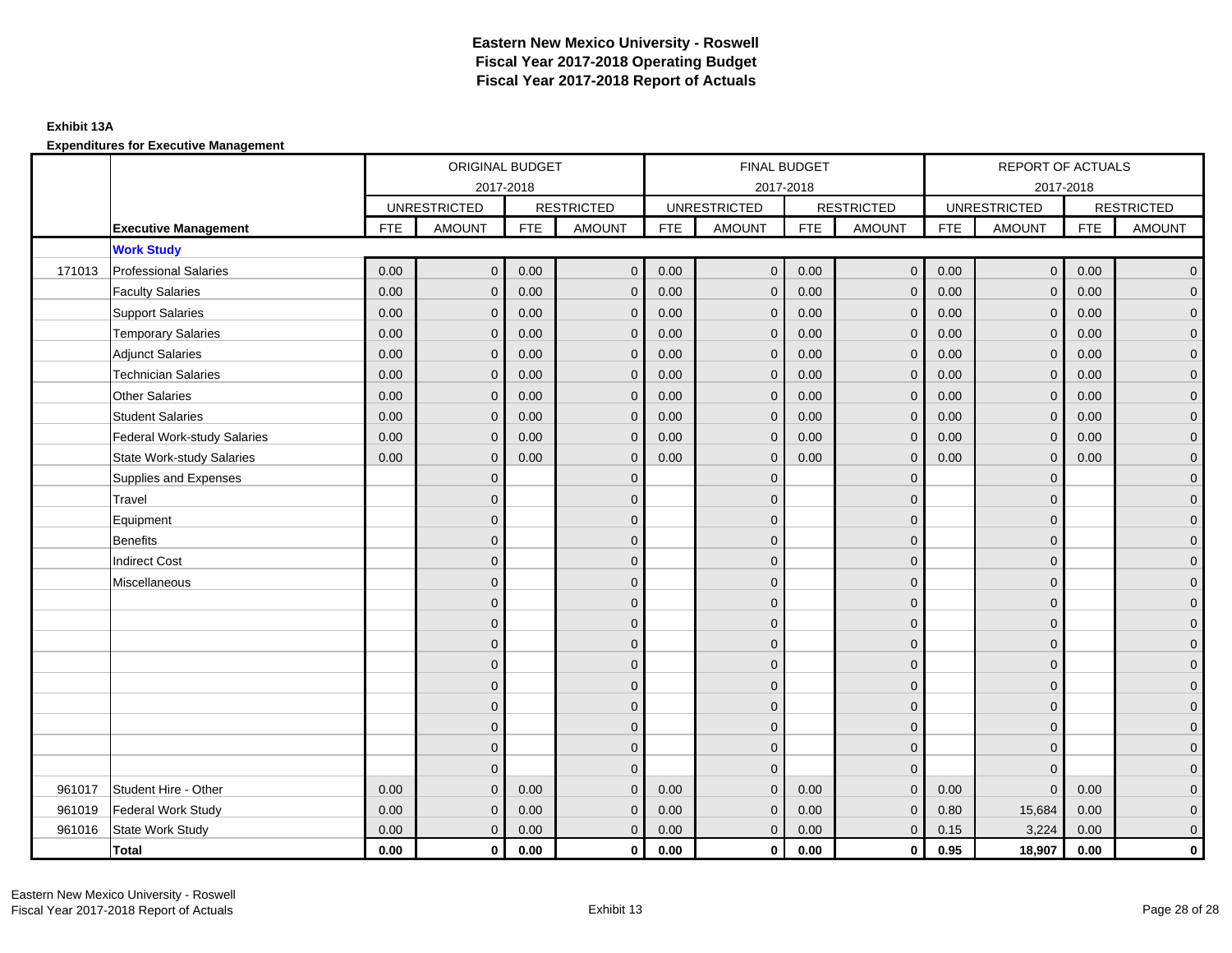# Eastern New Mexico University - Roswell
## Fiscal Year 2017-2018 Operating Budget
## Fiscal Year 2017-2018 Report of Actuals

**Exhibit 13A**

**Expenditures for Executive Management**

| | | ORIGINAL BUDGET 2017-2018 | | | | FINAL BUDGET 2017-2018 | | | | REPORT OF ACTUALS 2017-2018 | | | |
|---|---|---|---|---|---|---|---|---|---|---|---|---|---|
| | | UNRESTRICTED | | RESTRICTED | | UNRESTRICTED | | RESTRICTED | | UNRESTRICTED | | RESTRICTED | |
| | **Executive Management** | FTE | AMOUNT | FTE | AMOUNT | FTE | AMOUNT | FTE | AMOUNT | FTE | AMOUNT | FTE | AMOUNT |
| | **Work Study** | | | | | | | | | | | | |
| 171013 | Professional Salaries | 0.00 | 0 | 0.00 | 0 | 0.00 | 0 | 0.00 | 0 | 0.00 | 0 | 0.00 | 0 |
| | Faculty Salaries | 0.00 | 0 | 0.00 | 0 | 0.00 | 0 | 0.00 | 0 | 0.00 | 0 | 0.00 | 0 |
| | Support Salaries | 0.00 | 0 | 0.00 | 0 | 0.00 | 0 | 0.00 | 0 | 0.00 | 0 | 0.00 | 0 |
| | Temporary Salaries | 0.00 | 0 | 0.00 | 0 | 0.00 | 0 | 0.00 | 0 | 0.00 | 0 | 0.00 | 0 |
| | Adjunct Salaries | 0.00 | 0 | 0.00 | 0 | 0.00 | 0 | 0.00 | 0 | 0.00 | 0 | 0.00 | 0 |
| | Technician Salaries | 0.00 | 0 | 0.00 | 0 | 0.00 | 0 | 0.00 | 0 | 0.00 | 0 | 0.00 | 0 |
| | Other Salaries | 0.00 | 0 | 0.00 | 0 | 0.00 | 0 | 0.00 | 0 | 0.00 | 0 | 0.00 | 0 |
| | Student Salaries | 0.00 | 0 | 0.00 | 0 | 0.00 | 0 | 0.00 | 0 | 0.00 | 0 | 0.00 | 0 |
| | Federal Work-study Salaries | 0.00 | 0 | 0.00 | 0 | 0.00 | 0 | 0.00 | 0 | 0.00 | 0 | 0.00 | 0 |
| | State Work-study Salaries | 0.00 | 0 | 0.00 | 0 | 0.00 | 0 | 0.00 | 0 | 0.00 | 0 | 0.00 | 0 |
| | Supplies and Expenses | | 0 | | 0 | | 0 | | 0 | | 0 | | 0 |
| | Travel | | 0 | | 0 | | 0 | | 0 | | 0 | | 0 |
| | Equipment | | 0 | | 0 | | 0 | | 0 | | 0 | | 0 |
| | Benefits | | 0 | | 0 | | 0 | | 0 | | 0 | | 0 |
| | Indirect Cost | | 0 | | 0 | | 0 | | 0 | | 0 | | 0 |
| | Miscellaneous | | 0 | | 0 | | 0 | | 0 | | 0 | | 0 |
| | | | 0 | | 0 | | 0 | | 0 | | 0 | | 0 |
| | | | 0 | | 0 | | 0 | | 0 | | 0 | | 0 |
| | | | 0 | | 0 | | 0 | | 0 | | 0 | | 0 |
| | | | 0 | | 0 | | 0 | | 0 | | 0 | | 0 |
| | | | 0 | | 0 | | 0 | | 0 | | 0 | | 0 |
| | | | 0 | | 0 | | 0 | | 0 | | 0 | | 0 |
| | | | 0 | | 0 | | 0 | | 0 | | 0 | | 0 |
| | | | 0 | | 0 | | 0 | | 0 | | 0 | | 0 |
| | | | 0 | | 0 | | 0 | | 0 | | 0 | | 0 |
| 961017 | Student Hire - Other | 0.00 | 0 | 0.00 | 0 | 0.00 | 0 | 0.00 | 0 | 0.00 | 0 | 0.00 | 0 |
| 961019 | Federal Work Study | 0.00 | 0 | 0.00 | 0 | 0.00 | 0 | 0.00 | 0 | 0.80 | 15,684 | 0.00 | 0 |
| 961016 | State Work Study | 0.00 | 0 | 0.00 | 0 | 0.00 | 0 | 0.00 | 0 | 0.15 | 3,224 | 0.00 | 0 |
| | **Total** | **0.00** | **0** | **0.00** | **0** | **0.00** | **0** | **0.00** | **0** | **0.95** | **18,907** | **0.00** | **0** |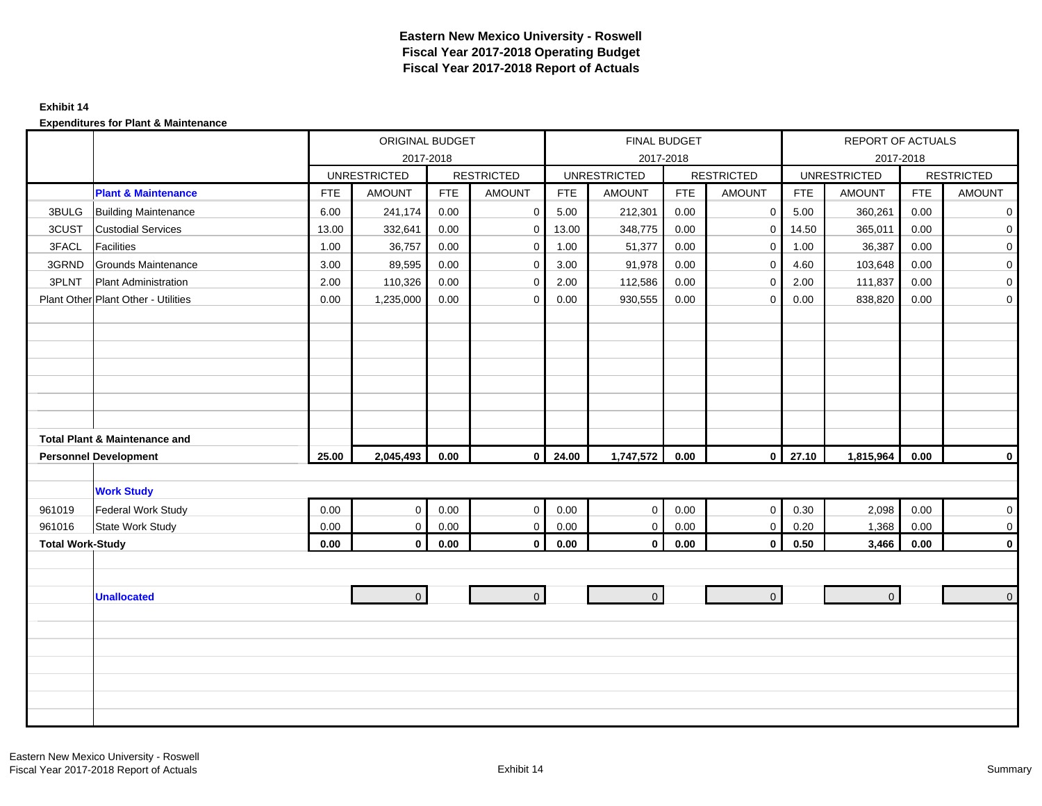# Eastern New Mexico University - Roswell
## Fiscal Year 2017-2018 Operating Budget
## Fiscal Year 2017-2018 Report of Actuals

**Exhibit 14**

**Expenditures for Plant & Maintenance**

| | | ORIGINAL BUDGET 2017-2018 | | | | FINAL BUDGET 2017-2018 | | | | REPORT OF ACTUALS 2017-2018 | | | |
|---|---|---|---|---|---|---|---|---|---|---|---|---|---|
| | | UNRESTRICTED | | RESTRICTED | | UNRESTRICTED | | RESTRICTED | | UNRESTRICTED | | RESTRICTED | |
| | **Plant & Maintenance** | FTE | AMOUNT | FTE | AMOUNT | FTE | AMOUNT | FTE | AMOUNT | FTE | AMOUNT | FTE | AMOUNT |
| 3BULG | Building Maintenance | 6.00 | 241,174 | 0.00 | 0 | 5.00 | 212,301 | 0.00 | 0 | 5.00 | 360,261 | 0.00 | 0 |
| 3CUST | Custodial Services | 13.00 | 332,641 | 0.00 | 0 | 13.00 | 348,775 | 0.00 | 0 | 14.50 | 365,011 | 0.00 | 0 |
| 3FACL | Facilities | 1.00 | 36,757 | 0.00 | 0 | 1.00 | 51,377 | 0.00 | 0 | 1.00 | 36,387 | 0.00 | 0 |
| 3GRND | Grounds Maintenance | 3.00 | 89,595 | 0.00 | 0 | 3.00 | 91,978 | 0.00 | 0 | 4.60 | 103,648 | 0.00 | 0 |
| 3PLNT | Plant Administration | 2.00 | 110,326 | 0.00 | 0 | 2.00 | 112,586 | 0.00 | 0 | 2.00 | 111,837 | 0.00 | 0 |
| Plant Other | Plant Other - Utilities | 0.00 | 1,235,000 | 0.00 | 0 | 0.00 | 930,555 | 0.00 | 0 | 0.00 | 838,820 | 0.00 | 0 |
| **Total Plant & Maintenance and Personnel Development** | | **25.00** | **2,045,493** | **0.00** | **0** | **24.00** | **1,747,572** | **0.00** | **0** | **27.10** | **1,815,964** | **0.00** | **0** |
| | **Work Study** | | | | | | | | | | | | |
| 961019 | Federal Work Study | 0.00 | 0 | 0.00 | 0 | 0.00 | 0 | 0.00 | 0 | 0.30 | 2,098 | 0.00 | 0 |
| 961016 | State Work Study | 0.00 | 0 | 0.00 | 0 | 0.00 | 0 | 0.00 | 0 | 0.20 | 1,368 | 0.00 | 0 |
| **Total Work-Study** | | **0.00** | **0** | **0.00** | **0** | **0.00** | **0** | **0.00** | **0** | **0.50** | **3,466** | **0.00** | **0** |
| | **Unallocated** | | 0 | | 0 | | 0 | | 0 | | 0 | | 0 |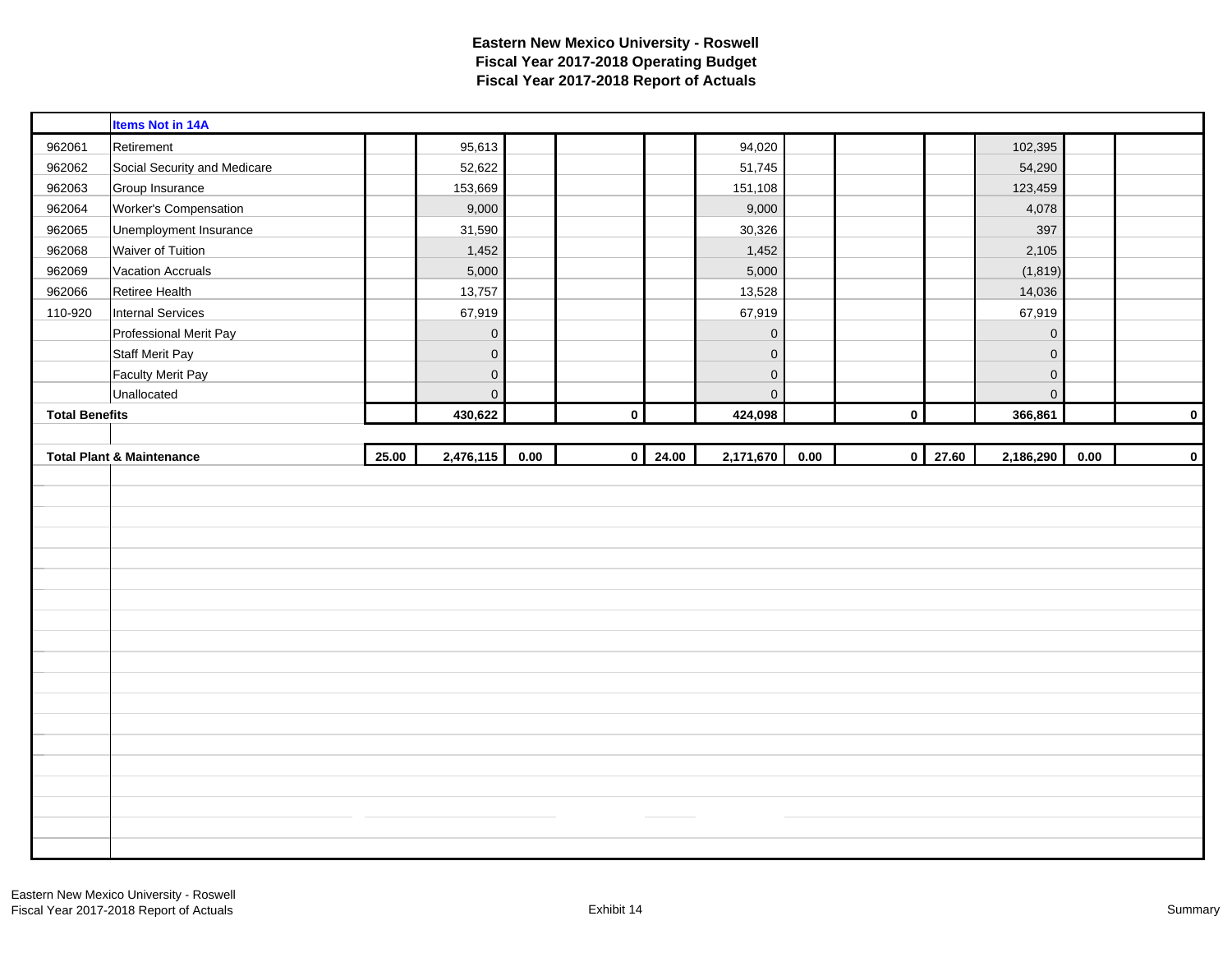# Eastern New Mexico University - Roswell
## Fiscal Year 2017-2018 Operating Budget
## Fiscal Year 2017-2018 Report of Actuals

| | Items Not in 14A | | | | | | | | | | | | |
|---|---|---|---|---|---|---|---|---|---|---|---|---|---|
| 962061 | Retirement | | 95,613 | | | | 94,020 | | | | 102,395 | | |
| 962062 | Social Security and Medicare | | 52,622 | | | | 51,745 | | | | 54,290 | | |
| 962063 | Group Insurance | | 153,669 | | | | 151,108 | | | | 123,459 | | |
| 962064 | Worker's Compensation | | 9,000 | | | | 9,000 | | | | 4,078 | | |
| 962065 | Unemployment Insurance | | 31,590 | | | | 30,326 | | | | 397 | | |
| 962068 | Waiver of Tuition | | 1,452 | | | | 1,452 | | | | 2,105 | | |
| 962069 | Vacation Accruals | | 5,000 | | | | 5,000 | | | | (1,819) | | |
| 962066 | Retiree Health | | 13,757 | | | | 13,528 | | | | 14,036 | | |
| 110-920 | Internal Services | | 67,919 | | | | 67,919 | | | | 67,919 | | |
| | Professional Merit Pay | | 0 | | | | 0 | | | | 0 | | |
| | Staff Merit Pay | | 0 | | | | 0 | | | | 0 | | |
| | Faculty Merit Pay | | 0 | | | | 0 | | | | 0 | | |
| | Unallocated | | 0 | | | | 0 | | | | 0 | | |
| **Total Benefits** | | | **430,622** | | **0** | | **424,098** | | **0** | | **366,861** | | **0** |
| **Total Plant & Maintenance** | | **25.00** | **2,476,115** | **0.00** | **0** | **24.00** | **2,171,670** | **0.00** | **0** | **27.60** | **2,186,290** | **0.00** | **0** |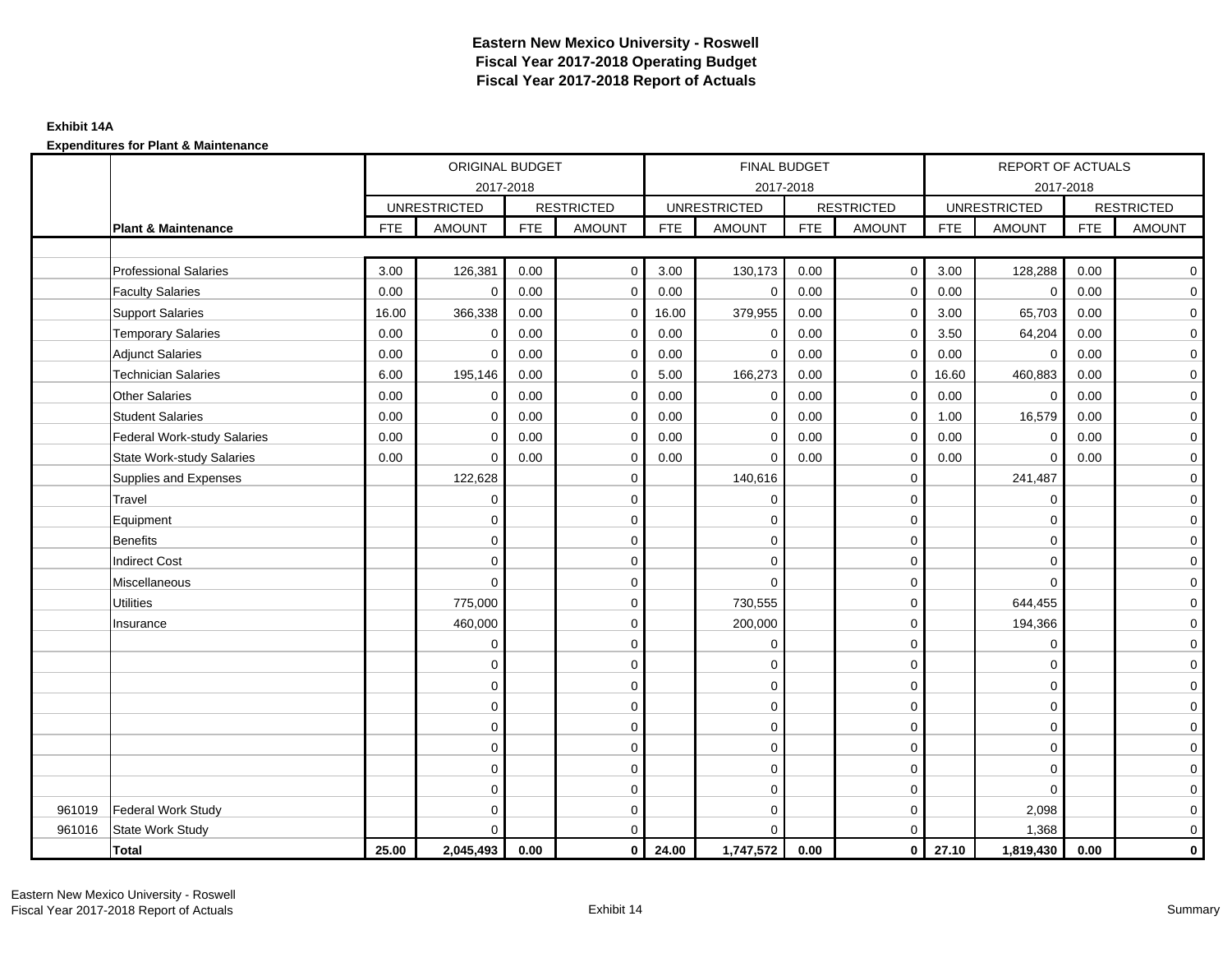# Eastern New Mexico University - Roswell
## Fiscal Year 2017-2018 Operating Budget
## Fiscal Year 2017-2018 Report of Actuals

**Exhibit 14A**

**Expenditures for Plant & Maintenance**

| | | ORIGINAL BUDGET 2017-2018 | | | | FINAL BUDGET 2017-2018 | | | | REPORT OF ACTUALS 2017-2018 | | | |
|---|---|---|---|---|---|---|---|---|---|---|---|---|---|
| | | UNRESTRICTED | | RESTRICTED | | UNRESTRICTED | | RESTRICTED | | UNRESTRICTED | | RESTRICTED | |
| | **Plant & Maintenance** | FTE | AMOUNT | FTE | AMOUNT | FTE | AMOUNT | FTE | AMOUNT | FTE | AMOUNT | FTE | AMOUNT |
| | Professional Salaries | 3.00 | 126,381 | 0.00 | 0 | 3.00 | 130,173 | 0.00 | 0 | 3.00 | 128,288 | 0.00 | 0 |
| | Faculty Salaries | 0.00 | 0 | 0.00 | 0 | 0.00 | 0 | 0.00 | 0 | 0.00 | 0 | 0.00 | 0 |
| | Support Salaries | 16.00 | 366,338 | 0.00 | 0 | 16.00 | 379,955 | 0.00 | 0 | 3.00 | 65,703 | 0.00 | 0 |
| | Temporary Salaries | 0.00 | 0 | 0.00 | 0 | 0.00 | 0 | 0.00 | 0 | 3.50 | 64,204 | 0.00 | 0 |
| | Adjunct Salaries | 0.00 | 0 | 0.00 | 0 | 0.00 | 0 | 0.00 | 0 | 0.00 | 0 | 0.00 | 0 |
| | Technician Salaries | 6.00 | 195,146 | 0.00 | 0 | 5.00 | 166,273 | 0.00 | 0 | 16.60 | 460,883 | 0.00 | 0 |
| | Other Salaries | 0.00 | 0 | 0.00 | 0 | 0.00 | 0 | 0.00 | 0 | 0.00 | 0 | 0.00 | 0 |
| | Student Salaries | 0.00 | 0 | 0.00 | 0 | 0.00 | 0 | 0.00 | 0 | 1.00 | 16,579 | 0.00 | 0 |
| | Federal Work-study Salaries | 0.00 | 0 | 0.00 | 0 | 0.00 | 0 | 0.00 | 0 | 0.00 | 0 | 0.00 | 0 |
| | State Work-study Salaries | 0.00 | 0 | 0.00 | 0 | 0.00 | 0 | 0.00 | 0 | 0.00 | 0 | 0.00 | 0 |
| | Supplies and Expenses | | 122,628 | | 0 | | 140,616 | | 0 | | 241,487 | | 0 |
| | Travel | | 0 | | 0 | | 0 | | 0 | | 0 | | 0 |
| | Equipment | | 0 | | 0 | | 0 | | 0 | | 0 | | 0 |
| | Benefits | | 0 | | 0 | | 0 | | 0 | | 0 | | 0 |
| | Indirect Cost | | 0 | | 0 | | 0 | | 0 | | 0 | | 0 |
| | Miscellaneous | | 0 | | 0 | | 0 | | 0 | | 0 | | 0 |
| | Utilities | | 775,000 | | 0 | | 730,555 | | 0 | | 644,455 | | 0 |
| | Insurance | | 460,000 | | 0 | | 200,000 | | 0 | | 194,366 | | 0 |
| | | | 0 | | 0 | | 0 | | 0 | | 0 | | 0 |
| | | | 0 | | 0 | | 0 | | 0 | | 0 | | 0 |
| | | | 0 | | 0 | | 0 | | 0 | | 0 | | 0 |
| | | | 0 | | 0 | | 0 | | 0 | | 0 | | 0 |
| | | | 0 | | 0 | | 0 | | 0 | | 0 | | 0 |
| | | | 0 | | 0 | | 0 | | 0 | | 0 | | 0 |
| | | | 0 | | 0 | | 0 | | 0 | | 0 | | 0 |
| | | | 0 | | 0 | | 0 | | 0 | | 0 | | 0 |
| 961019 | Federal Work Study | | 0 | | 0 | | 0 | | 0 | | 2,098 | | 0 |
| 961016 | State Work Study | | 0 | | 0 | | 0 | | 0 | | 1,368 | | 0 |
| | **Total** | **25.00** | **2,045,493** | **0.00** | **0** | **24.00** | **1,747,572** | **0.00** | **0** | **27.10** | **1,819,430** | **0.00** | **0** |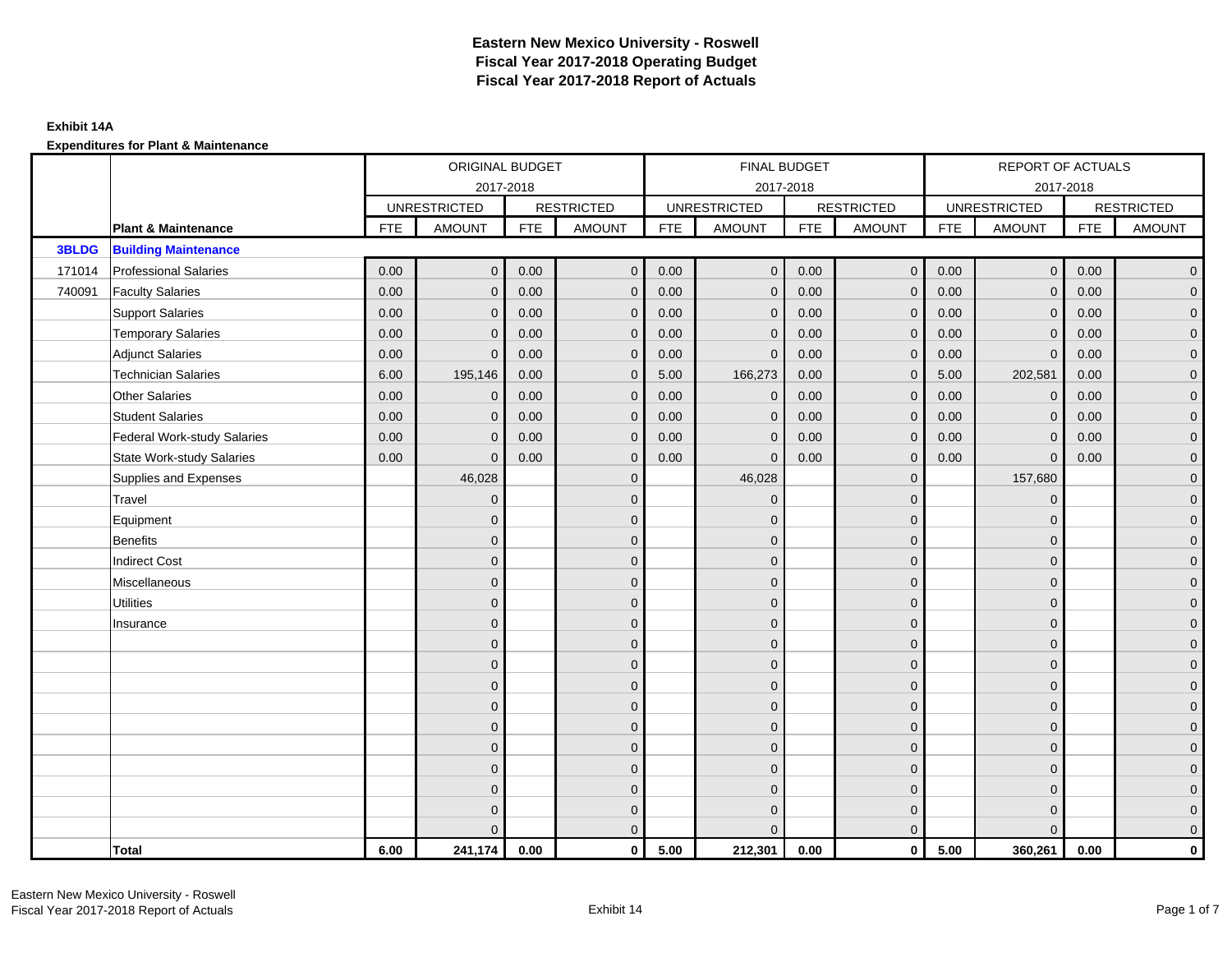# Eastern New Mexico University - Roswell
## Fiscal Year 2017-2018 Operating Budget
## Fiscal Year 2017-2018 Report of Actuals

**Exhibit 14A**

**Expenditures for Plant & Maintenance**

| | | ORIGINAL BUDGET 2017-2018 | | | | FINAL BUDGET 2017-2018 | | | | REPORT OF ACTUALS 2017-2018 | | | |
|---|---|---|---|---|---|---|---|---|---|---|---|---|---|
| | | UNRESTRICTED | | RESTRICTED | | UNRESTRICTED | | RESTRICTED | | UNRESTRICTED | | RESTRICTED | |
| | **Plant & Maintenance** | FTE | AMOUNT | FTE | AMOUNT | FTE | AMOUNT | FTE | AMOUNT | FTE | AMOUNT | FTE | AMOUNT |
| **3BLDG** | **Building Maintenance** | | | | | | | | | | | | |
| 171014 | Professional Salaries | 0.00 | 0 | 0.00 | 0 | 0.00 | 0 | 0.00 | 0 | 0.00 | 0 | 0.00 | 0 |
| 740091 | Faculty Salaries | 0.00 | 0 | 0.00 | 0 | 0.00 | 0 | 0.00 | 0 | 0.00 | 0 | 0.00 | 0 |
| | Support Salaries | 0.00 | 0 | 0.00 | 0 | 0.00 | 0 | 0.00 | 0 | 0.00 | 0 | 0.00 | 0 |
| | Temporary Salaries | 0.00 | 0 | 0.00 | 0 | 0.00 | 0 | 0.00 | 0 | 0.00 | 0 | 0.00 | 0 |
| | Adjunct Salaries | 0.00 | 0 | 0.00 | 0 | 0.00 | 0 | 0.00 | 0 | 0.00 | 0 | 0.00 | 0 |
| | Technician Salaries | 6.00 | 195,146 | 0.00 | 0 | 5.00 | 166,273 | 0.00 | 0 | 5.00 | 202,581 | 0.00 | 0 |
| | Other Salaries | 0.00 | 0 | 0.00 | 0 | 0.00 | 0 | 0.00 | 0 | 0.00 | 0 | 0.00 | 0 |
| | Student Salaries | 0.00 | 0 | 0.00 | 0 | 0.00 | 0 | 0.00 | 0 | 0.00 | 0 | 0.00 | 0 |
| | Federal Work-study Salaries | 0.00 | 0 | 0.00 | 0 | 0.00 | 0 | 0.00 | 0 | 0.00 | 0 | 0.00 | 0 |
| | State Work-study Salaries | 0.00 | 0 | 0.00 | 0 | 0.00 | 0 | 0.00 | 0 | 0.00 | 0 | 0.00 | 0 |
| | Supplies and Expenses | | 46,028 | | 0 | | 46,028 | | 0 | | 157,680 | | 0 |
| | Travel | | 0 | | 0 | | 0 | | 0 | | 0 | | 0 |
| | Equipment | | 0 | | 0 | | 0 | | 0 | | 0 | | 0 |
| | Benefits | | 0 | | 0 | | 0 | | 0 | | 0 | | 0 |
| | Indirect Cost | | 0 | | 0 | | 0 | | 0 | | 0 | | 0 |
| | Miscellaneous | | 0 | | 0 | | 0 | | 0 | | 0 | | 0 |
| | Utilities | | 0 | | 0 | | 0 | | 0 | | 0 | | 0 |
| | Insurance | | 0 | | 0 | | 0 | | 0 | | 0 | | 0 |
| | | | 0 | | 0 | | 0 | | 0 | | 0 | | 0 |
| | | | 0 | | 0 | | 0 | | 0 | | 0 | | 0 |
| | | | 0 | | 0 | | 0 | | 0 | | 0 | | 0 |
| | | | 0 | | 0 | | 0 | | 0 | | 0 | | 0 |
| | | | 0 | | 0 | | 0 | | 0 | | 0 | | 0 |
| | | | 0 | | 0 | | 0 | | 0 | | 0 | | 0 |
| | | | 0 | | 0 | | 0 | | 0 | | 0 | | 0 |
| | | | 0 | | 0 | | 0 | | 0 | | 0 | | 0 |
| | | | 0 | | 0 | | 0 | | 0 | | 0 | | 0 |
| | | | 0 | | 0 | | 0 | | 0 | | 0 | | 0 |
| | **Total** | **6.00** | **241,174** | **0.00** | **0** | **5.00** | **212,301** | **0.00** | **0** | **5.00** | **360,261** | **0.00** | **0** |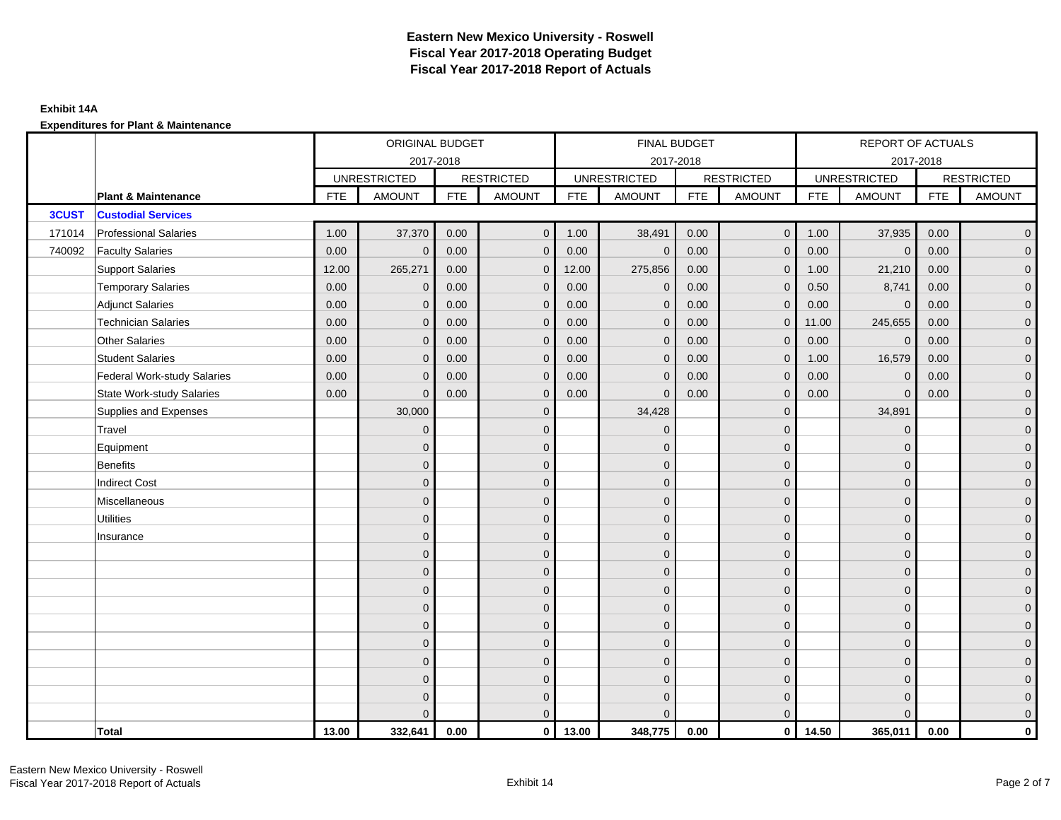# Eastern New Mexico University - Roswell
## Fiscal Year 2017-2018 Operating Budget
## Fiscal Year 2017-2018 Report of Actuals

**Exhibit 14A**

**Expenditures for Plant & Maintenance**

| | | ORIGINAL BUDGET 2017-2018 | | | | FINAL BUDGET 2017-2018 | | | | REPORT OF ACTUALS 2017-2018 | | | |
|---|---|---|---|---|---|---|---|---|---|---|---|---|---|
| | | UNRESTRICTED | | RESTRICTED | | UNRESTRICTED | | RESTRICTED | | UNRESTRICTED | | RESTRICTED | |
| | **Plant & Maintenance** | FTE | AMOUNT | FTE | AMOUNT | FTE | AMOUNT | FTE | AMOUNT | FTE | AMOUNT | FTE | AMOUNT |
| **3CUST** | **Custodial Services** | | | | | | | | | | | | |
| 171014 | Professional Salaries | 1.00 | 37,370 | 0.00 | 0 | 1.00 | 38,491 | 0.00 | 0 | 1.00 | 37,935 | 0.00 | 0 |
| 740092 | Faculty Salaries | 0.00 | 0 | 0.00 | 0 | 0.00 | 0 | 0.00 | 0 | 0.00 | 0 | 0.00 | 0 |
| | Support Salaries | 12.00 | 265,271 | 0.00 | 0 | 12.00 | 275,856 | 0.00 | 0 | 1.00 | 21,210 | 0.00 | 0 |
| | Temporary Salaries | 0.00 | 0 | 0.00 | 0 | 0.00 | 0 | 0.00 | 0 | 0.50 | 8,741 | 0.00 | 0 |
| | Adjunct Salaries | 0.00 | 0 | 0.00 | 0 | 0.00 | 0 | 0.00 | 0 | 0.00 | 0 | 0.00 | 0 |
| | Technician Salaries | 0.00 | 0 | 0.00 | 0 | 0.00 | 0 | 0.00 | 0 | 11.00 | 245,655 | 0.00 | 0 |
| | Other Salaries | 0.00 | 0 | 0.00 | 0 | 0.00 | 0 | 0.00 | 0 | 0.00 | 0 | 0.00 | 0 |
| | Student Salaries | 0.00 | 0 | 0.00 | 0 | 0.00 | 0 | 0.00 | 0 | 1.00 | 16,579 | 0.00 | 0 |
| | Federal Work-study Salaries | 0.00 | 0 | 0.00 | 0 | 0.00 | 0 | 0.00 | 0 | 0.00 | 0 | 0.00 | 0 |
| | State Work-study Salaries | 0.00 | 0 | 0.00 | 0 | 0.00 | 0 | 0.00 | 0 | 0.00 | 0 | 0.00 | 0 |
| | Supplies and Expenses | | 30,000 | | 0 | | 34,428 | | 0 | | 34,891 | | 0 |
| | Travel | | 0 | | 0 | | 0 | | 0 | | 0 | | 0 |
| | Equipment | | 0 | | 0 | | 0 | | 0 | | 0 | | 0 |
| | Benefits | | 0 | | 0 | | 0 | | 0 | | 0 | | 0 |
| | Indirect Cost | | 0 | | 0 | | 0 | | 0 | | 0 | | 0 |
| | Miscellaneous | | 0 | | 0 | | 0 | | 0 | | 0 | | 0 |
| | Utilities | | 0 | | 0 | | 0 | | 0 | | 0 | | 0 |
| | Insurance | | 0 | | 0 | | 0 | | 0 | | 0 | | 0 |
| | | | 0 | | 0 | | 0 | | 0 | | 0 | | 0 |
| | | | 0 | | 0 | | 0 | | 0 | | 0 | | 0 |
| | | | 0 | | 0 | | 0 | | 0 | | 0 | | 0 |
| | | | 0 | | 0 | | 0 | | 0 | | 0 | | 0 |
| | | | 0 | | 0 | | 0 | | 0 | | 0 | | 0 |
| | | | 0 | | 0 | | 0 | | 0 | | 0 | | 0 |
| | | | 0 | | 0 | | 0 | | 0 | | 0 | | 0 |
| | | | 0 | | 0 | | 0 | | 0 | | 0 | | 0 |
| | | | 0 | | 0 | | 0 | | 0 | | 0 | | 0 |
| | | | 0 | | 0 | | 0 | | 0 | | 0 | | 0 |
| | **Total** | **13.00** | **332,641** | **0.00** | **0** | **13.00** | **348,775** | **0.00** | **0** | **14.50** | **365,011** | **0.00** | **0** |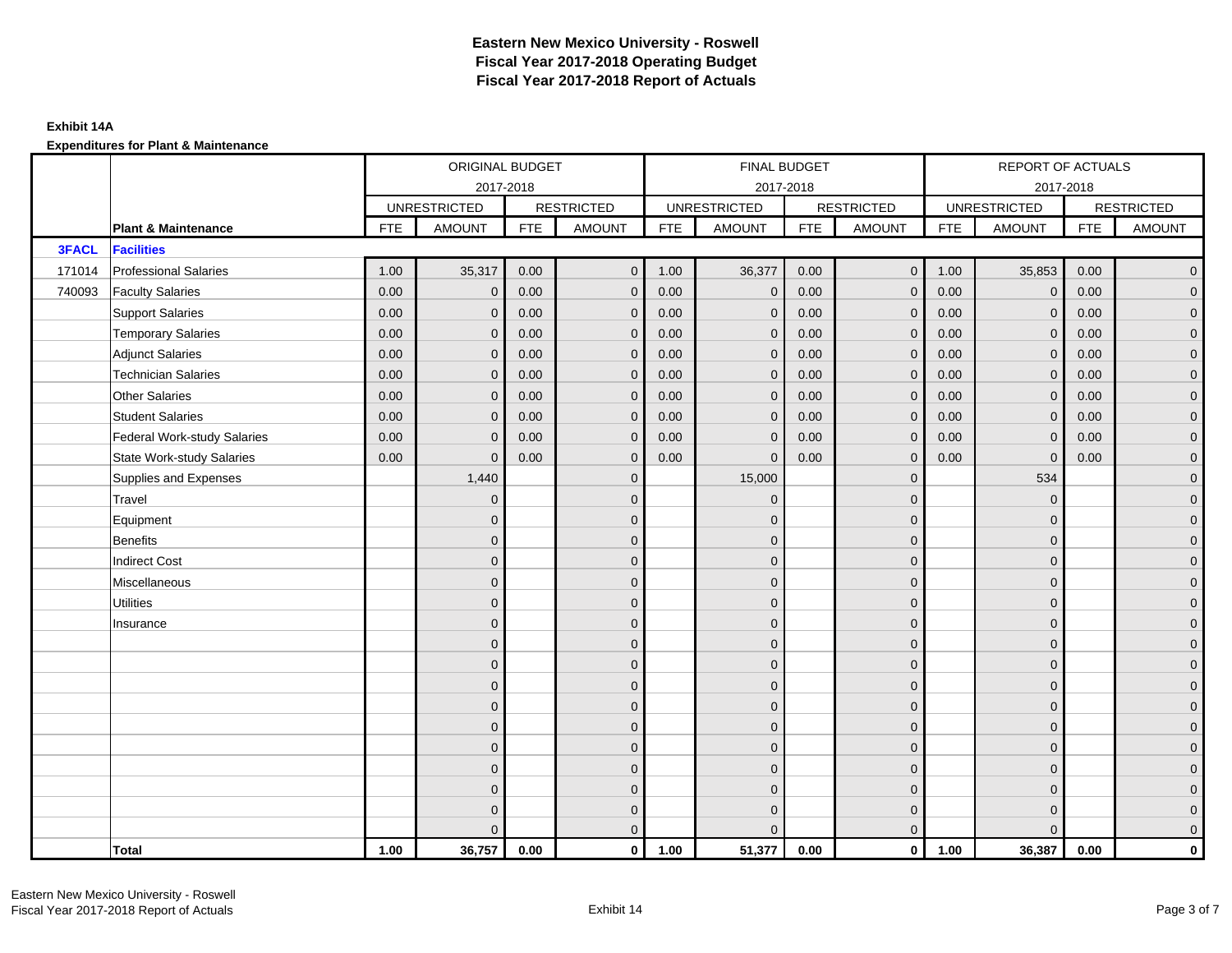# Eastern New Mexico University - Roswell
## Fiscal Year 2017-2018 Operating Budget
## Fiscal Year 2017-2018 Report of Actuals

**Exhibit 14A**

**Expenditures for Plant & Maintenance**

| | | ORIGINAL BUDGET 2017-2018 | | | | FINAL BUDGET 2017-2018 | | | | REPORT OF ACTUALS 2017-2018 | | | |
|---|---|---|---|---|---|---|---|---|---|---|---|---|---|
| | | UNRESTRICTED | | RESTRICTED | | UNRESTRICTED | | RESTRICTED | | UNRESTRICTED | | RESTRICTED | |
| | **Plant & Maintenance** | FTE | AMOUNT | FTE | AMOUNT | FTE | AMOUNT | FTE | AMOUNT | FTE | AMOUNT | FTE | AMOUNT |
| **3FACL** | **Facilities** | | | | | | | | | | | | |
| 171014 | Professional Salaries | 1.00 | 35,317 | 0.00 | 0 | 1.00 | 36,377 | 0.00 | 0 | 1.00 | 35,853 | 0.00 | 0 |
| 740093 | Faculty Salaries | 0.00 | 0 | 0.00 | 0 | 0.00 | 0 | 0.00 | 0 | 0.00 | 0 | 0.00 | 0 |
| | Support Salaries | 0.00 | 0 | 0.00 | 0 | 0.00 | 0 | 0.00 | 0 | 0.00 | 0 | 0.00 | 0 |
| | Temporary Salaries | 0.00 | 0 | 0.00 | 0 | 0.00 | 0 | 0.00 | 0 | 0.00 | 0 | 0.00 | 0 |
| | Adjunct Salaries | 0.00 | 0 | 0.00 | 0 | 0.00 | 0 | 0.00 | 0 | 0.00 | 0 | 0.00 | 0 |
| | Technician Salaries | 0.00 | 0 | 0.00 | 0 | 0.00 | 0 | 0.00 | 0 | 0.00 | 0 | 0.00 | 0 |
| | Other Salaries | 0.00 | 0 | 0.00 | 0 | 0.00 | 0 | 0.00 | 0 | 0.00 | 0 | 0.00 | 0 |
| | Student Salaries | 0.00 | 0 | 0.00 | 0 | 0.00 | 0 | 0.00 | 0 | 0.00 | 0 | 0.00 | 0 |
| | Federal Work-study Salaries | 0.00 | 0 | 0.00 | 0 | 0.00 | 0 | 0.00 | 0 | 0.00 | 0 | 0.00 | 0 |
| | State Work-study Salaries | 0.00 | 0 | 0.00 | 0 | 0.00 | 0 | 0.00 | 0 | 0.00 | 0 | 0.00 | 0 |
| | Supplies and Expenses | | 1,440 | | 0 | | 15,000 | | 0 | | 534 | | 0 |
| | Travel | | 0 | | 0 | | 0 | | 0 | | 0 | | 0 |
| | Equipment | | 0 | | 0 | | 0 | | 0 | | 0 | | 0 |
| | Benefits | | 0 | | 0 | | 0 | | 0 | | 0 | | 0 |
| | Indirect Cost | | 0 | | 0 | | 0 | | 0 | | 0 | | 0 |
| | Miscellaneous | | 0 | | 0 | | 0 | | 0 | | 0 | | 0 |
| | Utilities | | 0 | | 0 | | 0 | | 0 | | 0 | | 0 |
| | Insurance | | 0 | | 0 | | 0 | | 0 | | 0 | | 0 |
| | | | 0 | | 0 | | 0 | | 0 | | 0 | | 0 |
| | | | 0 | | 0 | | 0 | | 0 | | 0 | | 0 |
| | | | 0 | | 0 | | 0 | | 0 | | 0 | | 0 |
| | | | 0 | | 0 | | 0 | | 0 | | 0 | | 0 |
| | | | 0 | | 0 | | 0 | | 0 | | 0 | | 0 |
| | | | 0 | | 0 | | 0 | | 0 | | 0 | | 0 |
| | | | 0 | | 0 | | 0 | | 0 | | 0 | | 0 |
| | | | 0 | | 0 | | 0 | | 0 | | 0 | | 0 |
| | | | 0 | | 0 | | 0 | | 0 | | 0 | | 0 |
| | | | 0 | | 0 | | 0 | | 0 | | 0 | | 0 |
| | **Total** | **1.00** | **36,757** | **0.00** | **0** | **1.00** | **51,377** | **0.00** | **0** | **1.00** | **36,387** | **0.00** | **0** |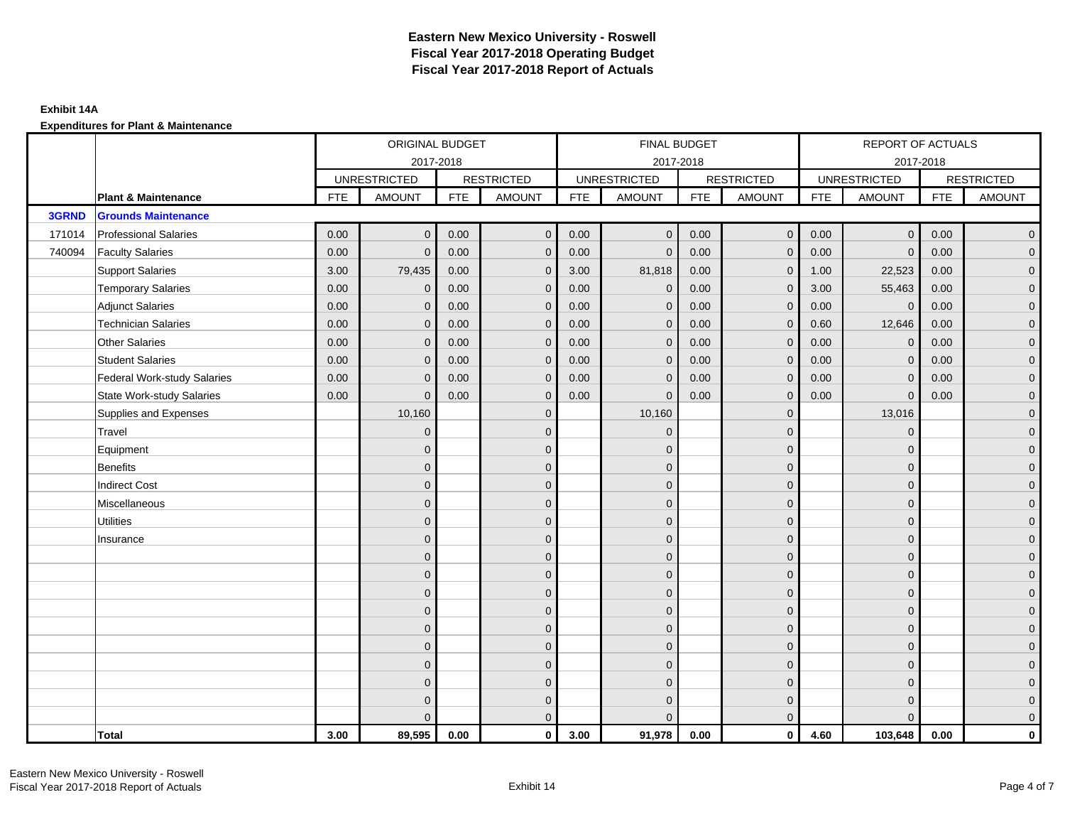# Eastern New Mexico University - Roswell
# Fiscal Year 2017-2018 Operating Budget
# Fiscal Year 2017-2018 Report of Actuals

**Exhibit 14A**

**Expenditures for Plant & Maintenance**

| | | ORIGINAL BUDGET 2017-2018 | | | | FINAL BUDGET 2017-2018 | | | | REPORT OF ACTUALS 2017-2018 | | | |
|---|---|---|---|---|---|---|---|---|---|---|---|---|---|
| | | UNRESTRICTED | | RESTRICTED | | UNRESTRICTED | | RESTRICTED | | UNRESTRICTED | | RESTRICTED | |
| | **Plant & Maintenance** | FTE | AMOUNT | FTE | AMOUNT | FTE | AMOUNT | FTE | AMOUNT | FTE | AMOUNT | FTE | AMOUNT |
| **3GRND** | **Grounds Maintenance** | | | | | | | | | | | | |
| 171014 | Professional Salaries | 0.00 | 0 | 0.00 | 0 | 0.00 | 0 | 0.00 | 0 | 0.00 | 0 | 0.00 | 0 |
| 740094 | Faculty Salaries | 0.00 | 0 | 0.00 | 0 | 0.00 | 0 | 0.00 | 0 | 0.00 | 0 | 0.00 | 0 |
| | Support Salaries | 3.00 | 79,435 | 0.00 | 0 | 3.00 | 81,818 | 0.00 | 0 | 1.00 | 22,523 | 0.00 | 0 |
| | Temporary Salaries | 0.00 | 0 | 0.00 | 0 | 0.00 | 0 | 0.00 | 0 | 3.00 | 55,463 | 0.00 | 0 |
| | Adjunct Salaries | 0.00 | 0 | 0.00 | 0 | 0.00 | 0 | 0.00 | 0 | 0.00 | 0 | 0.00 | 0 |
| | Technician Salaries | 0.00 | 0 | 0.00 | 0 | 0.00 | 0 | 0.00 | 0 | 0.60 | 12,646 | 0.00 | 0 |
| | Other Salaries | 0.00 | 0 | 0.00 | 0 | 0.00 | 0 | 0.00 | 0 | 0.00 | 0 | 0.00 | 0 |
| | Student Salaries | 0.00 | 0 | 0.00 | 0 | 0.00 | 0 | 0.00 | 0 | 0.00 | 0 | 0.00 | 0 |
| | Federal Work-study Salaries | 0.00 | 0 | 0.00 | 0 | 0.00 | 0 | 0.00 | 0 | 0.00 | 0 | 0.00 | 0 |
| | State Work-study Salaries | 0.00 | 0 | 0.00 | 0 | 0.00 | 0 | 0.00 | 0 | 0.00 | 0 | 0.00 | 0 |
| | Supplies and Expenses | | 10,160 | | 0 | | 10,160 | | 0 | | 13,016 | | 0 |
| | Travel | | 0 | | 0 | | 0 | | 0 | | 0 | | 0 |
| | Equipment | | 0 | | 0 | | 0 | | 0 | | 0 | | 0 |
| | Benefits | | 0 | | 0 | | 0 | | 0 | | 0 | | 0 |
| | Indirect Cost | | 0 | | 0 | | 0 | | 0 | | 0 | | 0 |
| | Miscellaneous | | 0 | | 0 | | 0 | | 0 | | 0 | | 0 |
| | Utilities | | 0 | | 0 | | 0 | | 0 | | 0 | | 0 |
| | Insurance | | 0 | | 0 | | 0 | | 0 | | 0 | | 0 |
| | | | 0 | | 0 | | 0 | | 0 | | 0 | | 0 |
| | | | 0 | | 0 | | 0 | | 0 | | 0 | | 0 |
| | | | 0 | | 0 | | 0 | | 0 | | 0 | | 0 |
| | | | 0 | | 0 | | 0 | | 0 | | 0 | | 0 |
| | | | 0 | | 0 | | 0 | | 0 | | 0 | | 0 |
| | | | 0 | | 0 | | 0 | | 0 | | 0 | | 0 |
| | | | 0 | | 0 | | 0 | | 0 | | 0 | | 0 |
| | | | 0 | | 0 | | 0 | | 0 | | 0 | | 0 |
| | | | 0 | | 0 | | 0 | | 0 | | 0 | | 0 |
| | | | 0 | | 0 | | 0 | | 0 | | 0 | | 0 |
| | **Total** | **3.00** | **89,595** | **0.00** | **0** | **3.00** | **91,978** | **0.00** | **0** | **4.60** | **103,648** | **0.00** | **0** |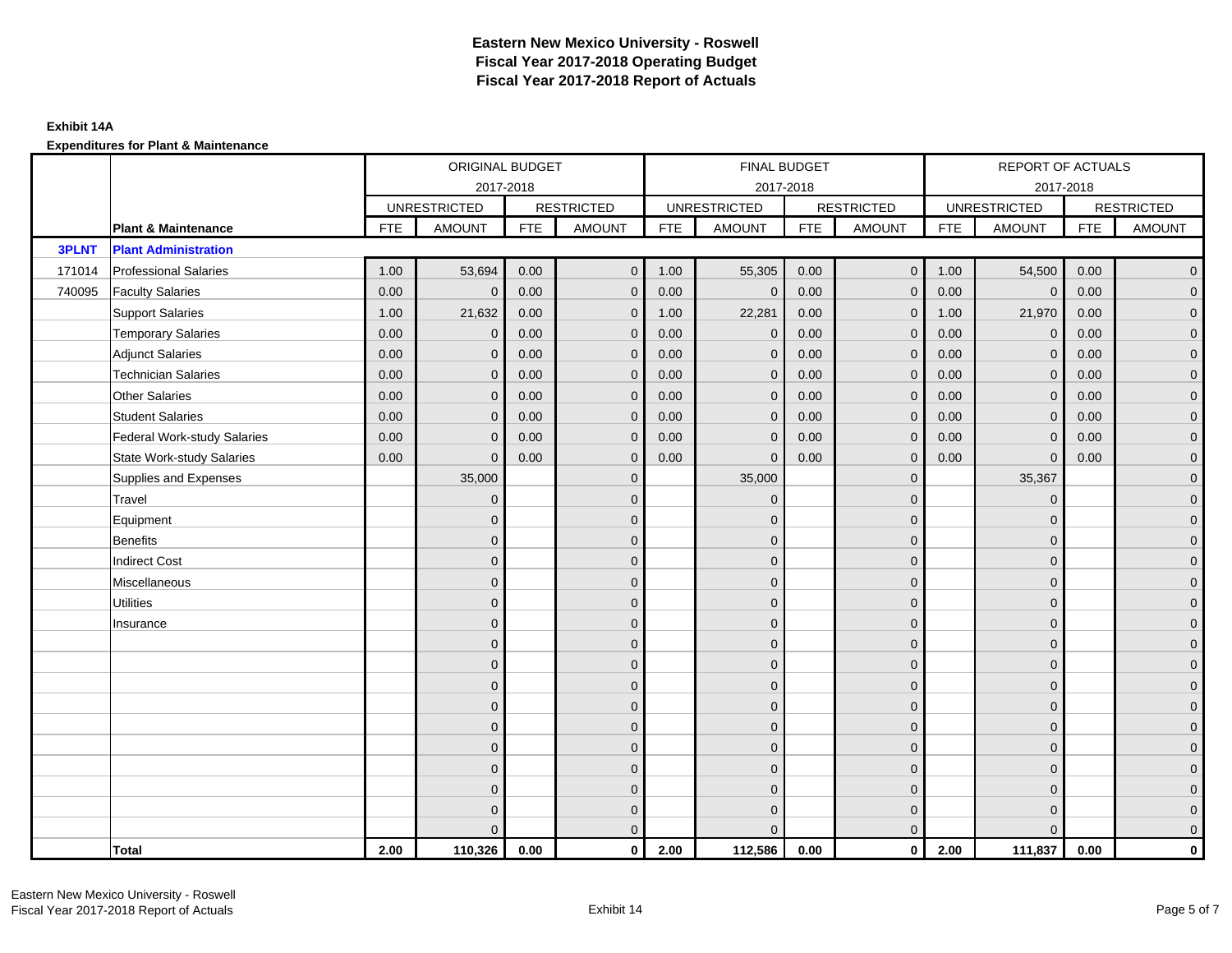# Eastern New Mexico University - Roswell
# Fiscal Year 2017-2018 Operating Budget
# Fiscal Year 2017-2018 Report of Actuals

**Exhibit 14A**

**Expenditures for Plant & Maintenance**

| | | ORIGINAL BUDGET 2017-2018 | | | | FINAL BUDGET 2017-2018 | | | | REPORT OF ACTUALS 2017-2018 | | | |
|---|---|---|---|---|---|---|---|---|---|---|---|---|---|
| | | UNRESTRICTED | | RESTRICTED | | UNRESTRICTED | | RESTRICTED | | UNRESTRICTED | | RESTRICTED | |
| | **Plant & Maintenance** | FTE | AMOUNT | FTE | AMOUNT | FTE | AMOUNT | FTE | AMOUNT | FTE | AMOUNT | FTE | AMOUNT |
| **3PLNT** | **Plant Administration** | | | | | | | | | | | | |
| 171014 | Professional Salaries | 1.00 | 53,694 | 0.00 | 0 | 1.00 | 55,305 | 0.00 | 0 | 1.00 | 54,500 | 0.00 | 0 |
| 740095 | Faculty Salaries | 0.00 | 0 | 0.00 | 0 | 0.00 | 0 | 0.00 | 0 | 0.00 | 0 | 0.00 | 0 |
| | Support Salaries | 1.00 | 21,632 | 0.00 | 0 | 1.00 | 22,281 | 0.00 | 0 | 1.00 | 21,970 | 0.00 | 0 |
| | Temporary Salaries | 0.00 | 0 | 0.00 | 0 | 0.00 | 0 | 0.00 | 0 | 0.00 | 0 | 0.00 | 0 |
| | Adjunct Salaries | 0.00 | 0 | 0.00 | 0 | 0.00 | 0 | 0.00 | 0 | 0.00 | 0 | 0.00 | 0 |
| | Technician Salaries | 0.00 | 0 | 0.00 | 0 | 0.00 | 0 | 0.00 | 0 | 0.00 | 0 | 0.00 | 0 |
| | Other Salaries | 0.00 | 0 | 0.00 | 0 | 0.00 | 0 | 0.00 | 0 | 0.00 | 0 | 0.00 | 0 |
| | Student Salaries | 0.00 | 0 | 0.00 | 0 | 0.00 | 0 | 0.00 | 0 | 0.00 | 0 | 0.00 | 0 |
| | Federal Work-study Salaries | 0.00 | 0 | 0.00 | 0 | 0.00 | 0 | 0.00 | 0 | 0.00 | 0 | 0.00 | 0 |
| | State Work-study Salaries | 0.00 | 0 | 0.00 | 0 | 0.00 | 0 | 0.00 | 0 | 0.00 | 0 | 0.00 | 0 |
| | Supplies and Expenses | | 35,000 | | 0 | | 35,000 | | 0 | | 35,367 | | 0 |
| | Travel | | 0 | | 0 | | 0 | | 0 | | 0 | | 0 |
| | Equipment | | 0 | | 0 | | 0 | | 0 | | 0 | | 0 |
| | Benefits | | 0 | | 0 | | 0 | | 0 | | 0 | | 0 |
| | Indirect Cost | | 0 | | 0 | | 0 | | 0 | | 0 | | 0 |
| | Miscellaneous | | 0 | | 0 | | 0 | | 0 | | 0 | | 0 |
| | Utilities | | 0 | | 0 | | 0 | | 0 | | 0 | | 0 |
| | Insurance | | 0 | | 0 | | 0 | | 0 | | 0 | | 0 |
| | | | 0 | | 0 | | 0 | | 0 | | 0 | | 0 |
| | | | 0 | | 0 | | 0 | | 0 | | 0 | | 0 |
| | | | 0 | | 0 | | 0 | | 0 | | 0 | | 0 |
| | | | 0 | | 0 | | 0 | | 0 | | 0 | | 0 |
| | | | 0 | | 0 | | 0 | | 0 | | 0 | | 0 |
| | | | 0 | | 0 | | 0 | | 0 | | 0 | | 0 |
| | | | 0 | | 0 | | 0 | | 0 | | 0 | | 0 |
| | | | 0 | | 0 | | 0 | | 0 | | 0 | | 0 |
| | | | 0 | | 0 | | 0 | | 0 | | 0 | | 0 |
| | | | 0 | | 0 | | 0 | | 0 | | 0 | | 0 |
| | **Total** | **2.00** | **110,326** | **0.00** | **0** | **2.00** | **112,586** | **0.00** | **0** | **2.00** | **111,837** | **0.00** | **0** |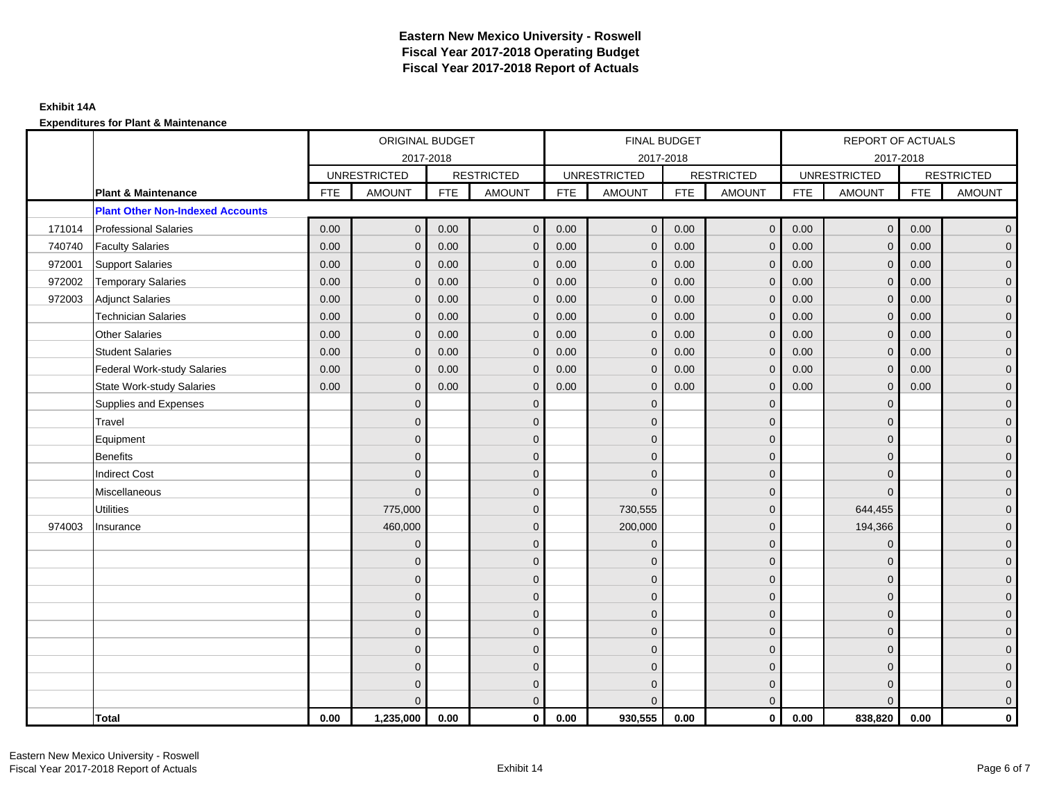# Eastern New Mexico University - Roswell
## Fiscal Year 2017-2018 Operating Budget
## Fiscal Year 2017-2018 Report of Actuals

**Exhibit 14A**

**Expenditures for Plant & Maintenance**

| | | ORIGINAL BUDGET 2017-2018 | | | | FINAL BUDGET 2017-2018 | | | | REPORT OF ACTUALS 2017-2018 | | | |
|---|---|---|---|---|---|---|---|---|---|---|---|---|---|
| | | UNRESTRICTED | | RESTRICTED | | UNRESTRICTED | | RESTRICTED | | UNRESTRICTED | | RESTRICTED | |
| | **Plant & Maintenance** | FTE | AMOUNT | FTE | AMOUNT | FTE | AMOUNT | FTE | AMOUNT | FTE | AMOUNT | FTE | AMOUNT |
| | **Plant Other Non-Indexed Accounts** | | | | | | | | | | | | |
| 171014 | Professional Salaries | 0.00 | 0 | 0.00 | 0 | 0.00 | 0 | 0.00 | 0 | 0.00 | 0 | 0.00 | 0 |
| 740740 | Faculty Salaries | 0.00 | 0 | 0.00 | 0 | 0.00 | 0 | 0.00 | 0 | 0.00 | 0 | 0.00 | 0 |
| 972001 | Support Salaries | 0.00 | 0 | 0.00 | 0 | 0.00 | 0 | 0.00 | 0 | 0.00 | 0 | 0.00 | 0 |
| 972002 | Temporary Salaries | 0.00 | 0 | 0.00 | 0 | 0.00 | 0 | 0.00 | 0 | 0.00 | 0 | 0.00 | 0 |
| 972003 | Adjunct Salaries | 0.00 | 0 | 0.00 | 0 | 0.00 | 0 | 0.00 | 0 | 0.00 | 0 | 0.00 | 0 |
| | Technician Salaries | 0.00 | 0 | 0.00 | 0 | 0.00 | 0 | 0.00 | 0 | 0.00 | 0 | 0.00 | 0 |
| | Other Salaries | 0.00 | 0 | 0.00 | 0 | 0.00 | 0 | 0.00 | 0 | 0.00 | 0 | 0.00 | 0 |
| | Student Salaries | 0.00 | 0 | 0.00 | 0 | 0.00 | 0 | 0.00 | 0 | 0.00 | 0 | 0.00 | 0 |
| | Federal Work-study Salaries | 0.00 | 0 | 0.00 | 0 | 0.00 | 0 | 0.00 | 0 | 0.00 | 0 | 0.00 | 0 |
| | State Work-study Salaries | 0.00 | 0 | 0.00 | 0 | 0.00 | 0 | 0.00 | 0 | 0.00 | 0 | 0.00 | 0 |
| | Supplies and Expenses | | 0 | | 0 | | 0 | | 0 | | 0 | | 0 |
| | Travel | | 0 | | 0 | | 0 | | 0 | | 0 | | 0 |
| | Equipment | | 0 | | 0 | | 0 | | 0 | | 0 | | 0 |
| | Benefits | | 0 | | 0 | | 0 | | 0 | | 0 | | 0 |
| | Indirect Cost | | 0 | | 0 | | 0 | | 0 | | 0 | | 0 |
| | Miscellaneous | | 0 | | 0 | | 0 | | 0 | | 0 | | 0 |
| | Utilities | | 775,000 | | 0 | | 730,555 | | 0 | | 644,455 | | 0 |
| 974003 | Insurance | | 460,000 | | 0 | | 200,000 | | 0 | | 194,366 | | 0 |
| | | | 0 | | 0 | | 0 | | 0 | | 0 | | 0 |
| | | | 0 | | 0 | | 0 | | 0 | | 0 | | 0 |
| | | | 0 | | 0 | | 0 | | 0 | | 0 | | 0 |
| | | | 0 | | 0 | | 0 | | 0 | | 0 | | 0 |
| | | | 0 | | 0 | | 0 | | 0 | | 0 | | 0 |
| | | | 0 | | 0 | | 0 | | 0 | | 0 | | 0 |
| | | | 0 | | 0 | | 0 | | 0 | | 0 | | 0 |
| | | | 0 | | 0 | | 0 | | 0 | | 0 | | 0 |
| | | | 0 | | 0 | | 0 | | 0 | | 0 | | 0 |
| | | | 0 | | 0 | | 0 | | 0 | | 0 | | 0 |
| | **Total** | **0.00** | **1,235,000** | **0.00** | **0** | **0.00** | **930,555** | **0.00** | **0** | **0.00** | **838,820** | **0.00** | **0** |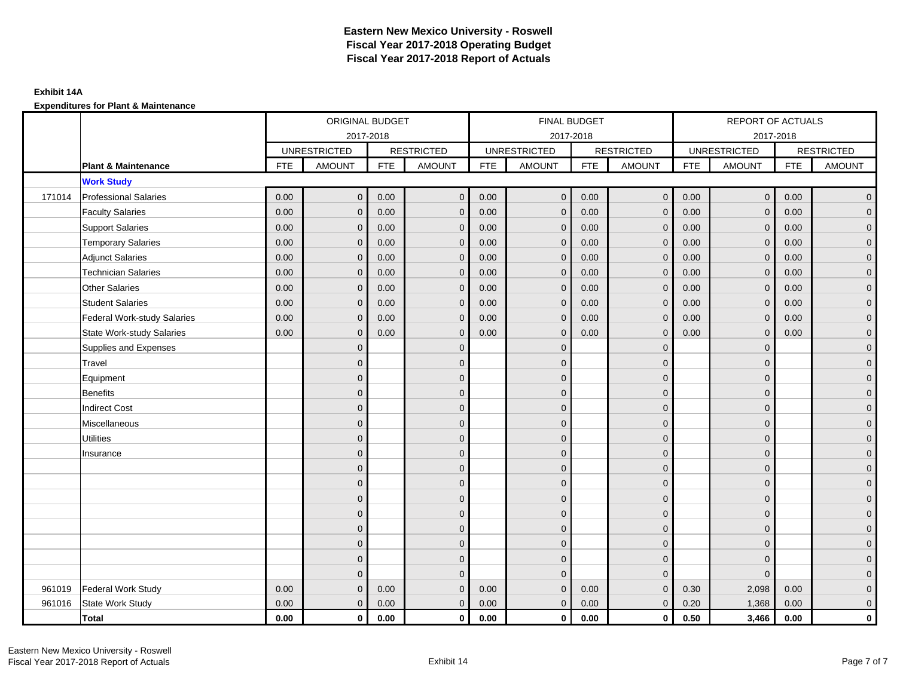# Eastern New Mexico University - Roswell
## Fiscal Year 2017-2018 Operating Budget
## Fiscal Year 2017-2018 Report of Actuals

**Exhibit 14A**

**Expenditures for Plant & Maintenance**

| | | ORIGINAL BUDGET 2017-2018 | | | | FINAL BUDGET 2017-2018 | | | | REPORT OF ACTUALS 2017-2018 | | | |
|---|---|---|---|---|---|---|---|---|---|---|---|---|---|
| | | UNRESTRICTED | | RESTRICTED | | UNRESTRICTED | | RESTRICTED | | UNRESTRICTED | | RESTRICTED | |
| | **Plant & Maintenance** | FTE | AMOUNT | FTE | AMOUNT | FTE | AMOUNT | FTE | AMOUNT | FTE | AMOUNT | FTE | AMOUNT |
| | **Work Study** | | | | | | | | | | | | |
| 171014 | Professional Salaries | 0.00 | 0 | 0.00 | 0 | 0.00 | 0 | 0.00 | 0 | 0.00 | 0 | 0.00 | 0 |
| | Faculty Salaries | 0.00 | 0 | 0.00 | 0 | 0.00 | 0 | 0.00 | 0 | 0.00 | 0 | 0.00 | 0 |
| | Support Salaries | 0.00 | 0 | 0.00 | 0 | 0.00 | 0 | 0.00 | 0 | 0.00 | 0 | 0.00 | 0 |
| | Temporary Salaries | 0.00 | 0 | 0.00 | 0 | 0.00 | 0 | 0.00 | 0 | 0.00 | 0 | 0.00 | 0 |
| | Adjunct Salaries | 0.00 | 0 | 0.00 | 0 | 0.00 | 0 | 0.00 | 0 | 0.00 | 0 | 0.00 | 0 |
| | Technician Salaries | 0.00 | 0 | 0.00 | 0 | 0.00 | 0 | 0.00 | 0 | 0.00 | 0 | 0.00 | 0 |
| | Other Salaries | 0.00 | 0 | 0.00 | 0 | 0.00 | 0 | 0.00 | 0 | 0.00 | 0 | 0.00 | 0 |
| | Student Salaries | 0.00 | 0 | 0.00 | 0 | 0.00 | 0 | 0.00 | 0 | 0.00 | 0 | 0.00 | 0 |
| | Federal Work-study Salaries | 0.00 | 0 | 0.00 | 0 | 0.00 | 0 | 0.00 | 0 | 0.00 | 0 | 0.00 | 0 |
| | State Work-study Salaries | 0.00 | 0 | 0.00 | 0 | 0.00 | 0 | 0.00 | 0 | 0.00 | 0 | 0.00 | 0 |
| | Supplies and Expenses | | 0 | | 0 | | 0 | | 0 | | 0 | | 0 |
| | Travel | | 0 | | 0 | | 0 | | 0 | | 0 | | 0 |
| | Equipment | | 0 | | 0 | | 0 | | 0 | | 0 | | 0 |
| | Benefits | | 0 | | 0 | | 0 | | 0 | | 0 | | 0 |
| | Indirect Cost | | 0 | | 0 | | 0 | | 0 | | 0 | | 0 |
| | Miscellaneous | | 0 | | 0 | | 0 | | 0 | | 0 | | 0 |
| | Utilities | | 0 | | 0 | | 0 | | 0 | | 0 | | 0 |
| | Insurance | | 0 | | 0 | | 0 | | 0 | | 0 | | 0 |
| | | | 0 | | 0 | | 0 | | 0 | | 0 | | 0 |
| | | | 0 | | 0 | | 0 | | 0 | | 0 | | 0 |
| | | | 0 | | 0 | | 0 | | 0 | | 0 | | 0 |
| | | | 0 | | 0 | | 0 | | 0 | | 0 | | 0 |
| | | | 0 | | 0 | | 0 | | 0 | | 0 | | 0 |
| | | | 0 | | 0 | | 0 | | 0 | | 0 | | 0 |
| | | | 0 | | 0 | | 0 | | 0 | | 0 | | 0 |
| | | | 0 | | 0 | | 0 | | 0 | | 0 | | 0 |
| 961019 | Federal Work Study | 0.00 | 0 | 0.00 | 0 | 0.00 | 0 | 0.00 | 0 | 0.30 | 2,098 | 0.00 | 0 |
| 961016 | State Work Study | 0.00 | 0 | 0.00 | 0 | 0.00 | 0 | 0.00 | 0 | 0.20 | 1,368 | 0.00 | 0 |
| | **Total** | **0.00** | **0** | **0.00** | **0** | **0.00** | **0** | **0.00** | **0** | **0.50** | **3,466** | **0.00** | **0** |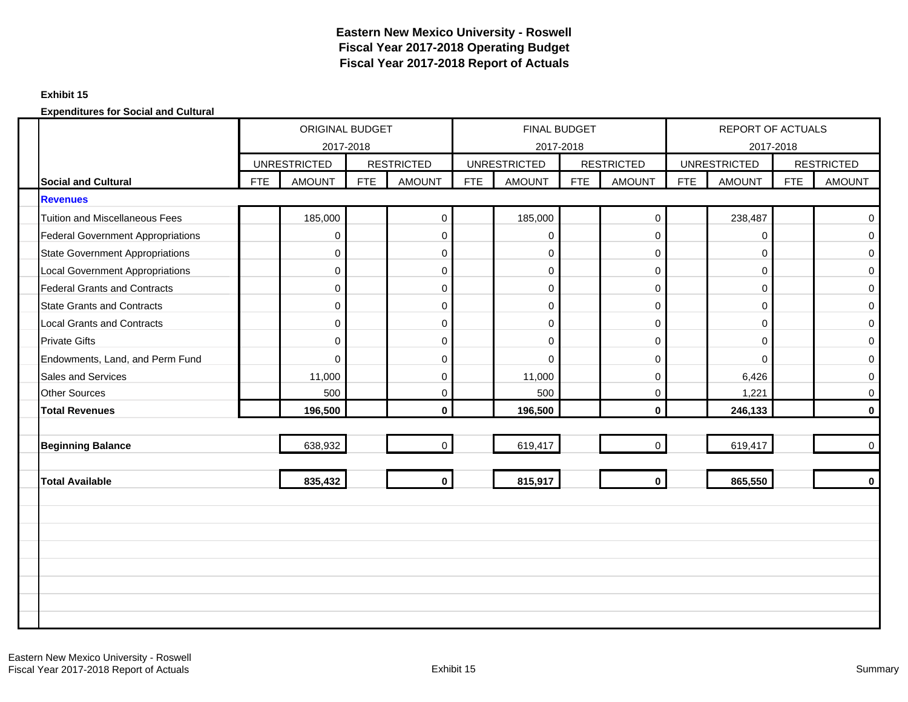# Eastern New Mexico University - Roswell
## Fiscal Year 2017-2018 Operating Budget
## Fiscal Year 2017-2018 Report of Actuals

**Exhibit 15**

**Expenditures for Social and Cultural**

| | ORIGINAL BUDGET 2017-2018 | | | | FINAL BUDGET 2017-2018 | | | | REPORT OF ACTUALS 2017-2018 | | | |
|---|---|---|---|---|---|---|---|---|---|---|---|---|
| | UNRESTRICTED | | RESTRICTED | | UNRESTRICTED | | RESTRICTED | | UNRESTRICTED | | RESTRICTED | |
| **Social and Cultural** | FTE | AMOUNT | FTE | AMOUNT | FTE | AMOUNT | FTE | AMOUNT | FTE | AMOUNT | FTE | AMOUNT |
| **Revenues** | | | | | | | | | | | | |
| Tuition and Miscellaneous Fees | | 185,000 | | 0 | | 185,000 | | 0 | | 238,487 | | 0 |
| Federal Government Appropriations | | 0 | | 0 | | 0 | | 0 | | 0 | | 0 |
| State Government Appropriations | | 0 | | 0 | | 0 | | 0 | | 0 | | 0 |
| Local Government Appropriations | | 0 | | 0 | | 0 | | 0 | | 0 | | 0 |
| Federal Grants and Contracts | | 0 | | 0 | | 0 | | 0 | | 0 | | 0 |
| State Grants and Contracts | | 0 | | 0 | | 0 | | 0 | | 0 | | 0 |
| Local Grants and Contracts | | 0 | | 0 | | 0 | | 0 | | 0 | | 0 |
| Private Gifts | | 0 | | 0 | | 0 | | 0 | | 0 | | 0 |
| Endowments, Land, and Perm Fund | | 0 | | 0 | | 0 | | 0 | | 0 | | 0 |
| Sales and Services | | 11,000 | | 0 | | 11,000 | | 0 | | 6,426 | | 0 |
| Other Sources | | 500 | | 0 | | 500 | | 0 | | 1,221 | | 0 |
| **Total Revenues** | | **196,500** | | **0** | | **196,500** | | **0** | | **246,133** | | **0** |
| **Beginning Balance** | | 638,932 | | 0 | | 619,417 | | 0 | | 619,417 | | 0 |
| **Total Available** | | **835,432** | | **0** | | **815,917** | | **0** | | **865,550** | | **0** |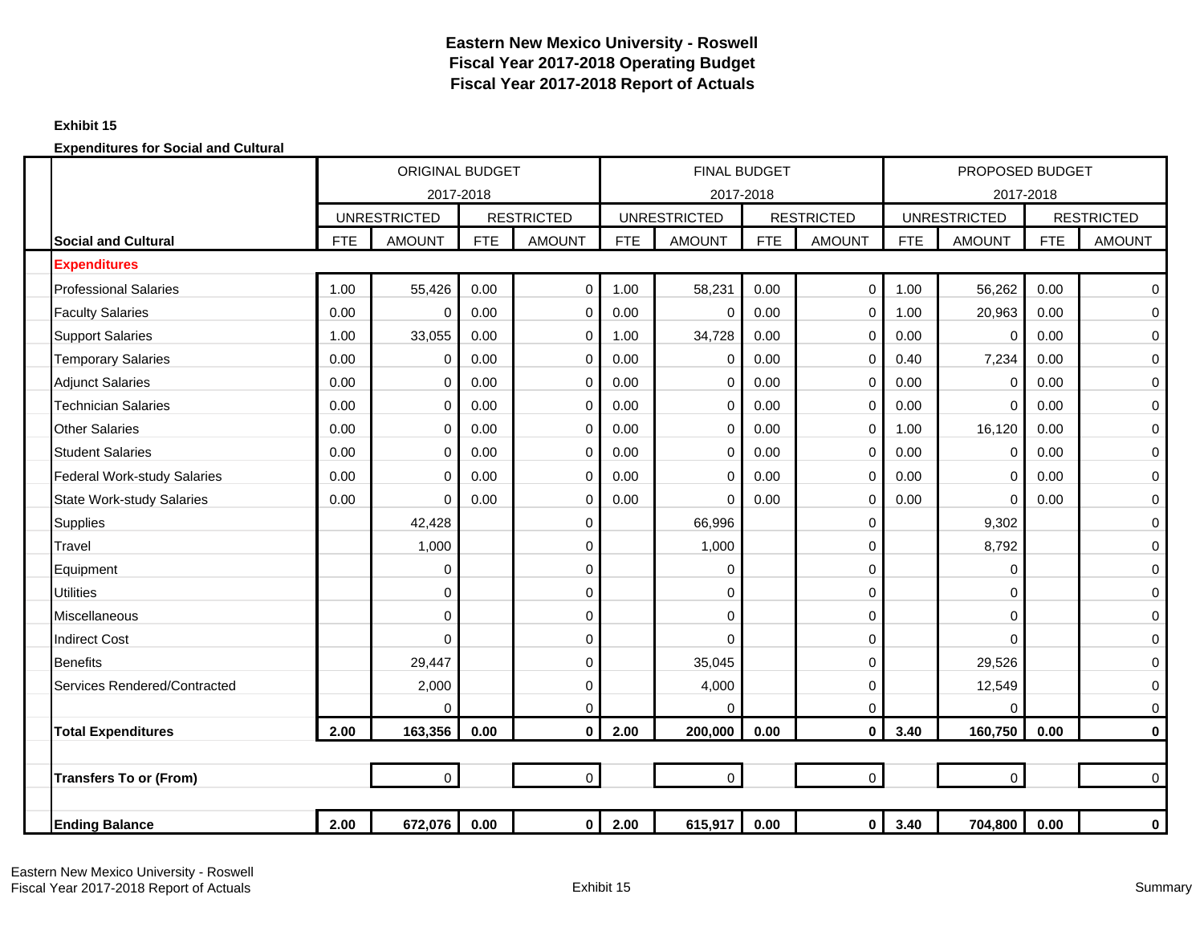# Eastern New Mexico University - Roswell
## Fiscal Year 2017-2018 Operating Budget
## Fiscal Year 2017-2018 Report of Actuals

**Exhibit 15**

**Expenditures for Social and Cultural**

| | ORIGINAL BUDGET 2017-2018 | | | | FINAL BUDGET 2017-2018 | | | | PROPOSED BUDGET 2017-2018 | | | |
|---|---|---|---|---|---|---|---|---|---|---|---|---|
| | UNRESTRICTED | | RESTRICTED | | UNRESTRICTED | | RESTRICTED | | UNRESTRICTED | | RESTRICTED | |
| **Social and Cultural** | FTE | AMOUNT | FTE | AMOUNT | FTE | AMOUNT | FTE | AMOUNT | FTE | AMOUNT | FTE | AMOUNT |
| **Expenditures** | | | | | | | | | | | | |
| Professional Salaries | 1.00 | 55,426 | 0.00 | 0 | 1.00 | 58,231 | 0.00 | 0 | 1.00 | 56,262 | 0.00 | 0 |
| Faculty Salaries | 0.00 | 0 | 0.00 | 0 | 0.00 | 0 | 0.00 | 0 | 1.00 | 20,963 | 0.00 | 0 |
| Support Salaries | 1.00 | 33,055 | 0.00 | 0 | 1.00 | 34,728 | 0.00 | 0 | 0.00 | 0 | 0.00 | 0 |
| Temporary Salaries | 0.00 | 0 | 0.00 | 0 | 0.00 | 0 | 0.00 | 0 | 0.40 | 7,234 | 0.00 | 0 |
| Adjunct Salaries | 0.00 | 0 | 0.00 | 0 | 0.00 | 0 | 0.00 | 0 | 0.00 | 0 | 0.00 | 0 |
| Technician Salaries | 0.00 | 0 | 0.00 | 0 | 0.00 | 0 | 0.00 | 0 | 0.00 | 0 | 0.00 | 0 |
| Other Salaries | 0.00 | 0 | 0.00 | 0 | 0.00 | 0 | 0.00 | 0 | 1.00 | 16,120 | 0.00 | 0 |
| Student Salaries | 0.00 | 0 | 0.00 | 0 | 0.00 | 0 | 0.00 | 0 | 0.00 | 0 | 0.00 | 0 |
| Federal Work-study Salaries | 0.00 | 0 | 0.00 | 0 | 0.00 | 0 | 0.00 | 0 | 0.00 | 0 | 0.00 | 0 |
| State Work-study Salaries | 0.00 | 0 | 0.00 | 0 | 0.00 | 0 | 0.00 | 0 | 0.00 | 0 | 0.00 | 0 |
| Supplies | | 42,428 | | 0 | | 66,996 | | 0 | | 9,302 | | 0 |
| Travel | | 1,000 | | 0 | | 1,000 | | 0 | | 8,792 | | 0 |
| Equipment | | 0 | | 0 | | 0 | | 0 | | 0 | | 0 |
| Utilities | | 0 | | 0 | | 0 | | 0 | | 0 | | 0 |
| Miscellaneous | | 0 | | 0 | | 0 | | 0 | | 0 | | 0 |
| Indirect Cost | | 0 | | 0 | | 0 | | 0 | | 0 | | 0 |
| Benefits | | 29,447 | | 0 | | 35,045 | | 0 | | 29,526 | | 0 |
| Services Rendered/Contracted | | 2,000 | | 0 | | 4,000 | | 0 | | 12,549 | | 0 |
| | | 0 | | 0 | | 0 | | 0 | | 0 | | 0 |
| **Total Expenditures** | **2.00** | **163,356** | **0.00** | **0** | **2.00** | **200,000** | **0.00** | **0** | **3.40** | **160,750** | **0.00** | **0** |
| **Transfers To or (From)** | | 0 | | 0 | | 0 | | 0 | | 0 | | 0 |
| **Ending Balance** | **2.00** | **672,076** | **0.00** | **0** | **2.00** | **615,917** | **0.00** | **0** | **3.40** | **704,800** | **0.00** | **0** |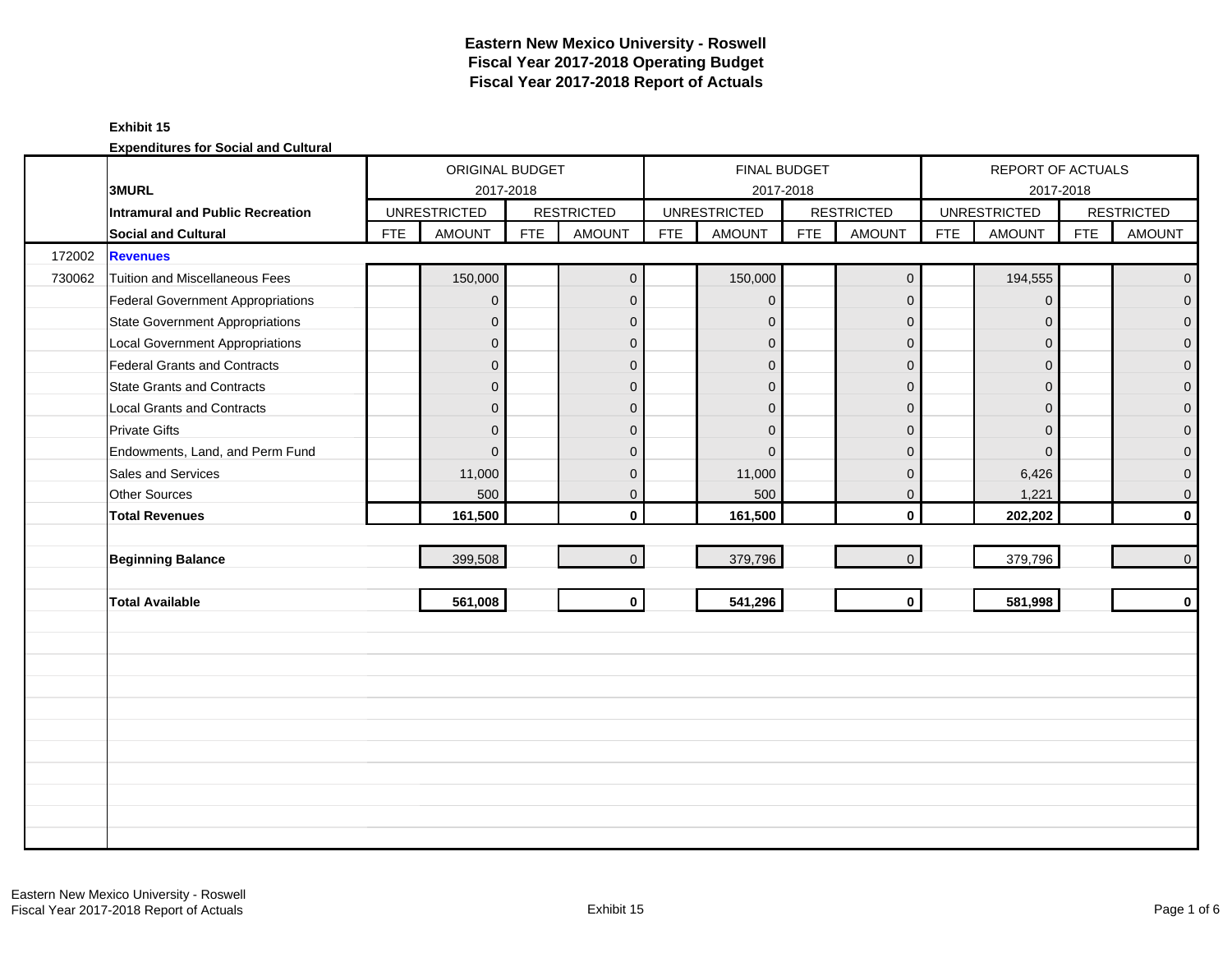# Eastern New Mexico University - Roswell
# Fiscal Year 2017-2018 Operating Budget
# Fiscal Year 2017-2018 Report of Actuals

**Exhibit 15**

**Expenditures for Social and Cultural**

| | **3MURL** | ORIGINAL BUDGET 2017-2018 | | | | FINAL BUDGET 2017-2018 | | | | REPORT OF ACTUALS 2017-2018 | | | |
|---|---|---|---|---|---|---|---|---|---|---|---|---|---|
| | **Intramural and Public Recreation** | UNRESTRICTED | | RESTRICTED | | UNRESTRICTED | | RESTRICTED | | UNRESTRICTED | | RESTRICTED | |
| | **Social and Cultural** | FTE | AMOUNT | FTE | AMOUNT | FTE | AMOUNT | FTE | AMOUNT | FTE | AMOUNT | FTE | AMOUNT |
| 172002 | **Revenues** | | | | | | | | | | | | |
| 730062 | Tuition and Miscellaneous Fees | | 150,000 | | 0 | | 150,000 | | 0 | | 194,555 | | 0 |
| | Federal Government Appropriations | | 0 | | 0 | | 0 | | 0 | | 0 | | 0 |
| | State Government Appropriations | | 0 | | 0 | | 0 | | 0 | | 0 | | 0 |
| | Local Government Appropriations | | 0 | | 0 | | 0 | | 0 | | 0 | | 0 |
| | Federal Grants and Contracts | | 0 | | 0 | | 0 | | 0 | | 0 | | 0 |
| | State Grants and Contracts | | 0 | | 0 | | 0 | | 0 | | 0 | | 0 |
| | Local Grants and Contracts | | 0 | | 0 | | 0 | | 0 | | 0 | | 0 |
| | Private Gifts | | 0 | | 0 | | 0 | | 0 | | 0 | | 0 |
| | Endowments, Land, and Perm Fund | | 0 | | 0 | | 0 | | 0 | | 0 | | 0 |
| | Sales and Services | | 11,000 | | 0 | | 11,000 | | 0 | | 6,426 | | 0 |
| | Other Sources | | 500 | | 0 | | 500 | | 0 | | 1,221 | | 0 |
| | **Total Revenues** | | **161,500** | | **0** | | **161,500** | | **0** | | **202,202** | | **0** |
| | | | | | | | | | | | | | |
| | **Beginning Balance** | | 399,508 | | 0 | | 379,796 | | 0 | | 379,796 | | 0 |
| | | | | | | | | | | | | | |
| | **Total Available** | | **561,008** | | **0** | | **541,296** | | **0** | | **581,998** | | **0** |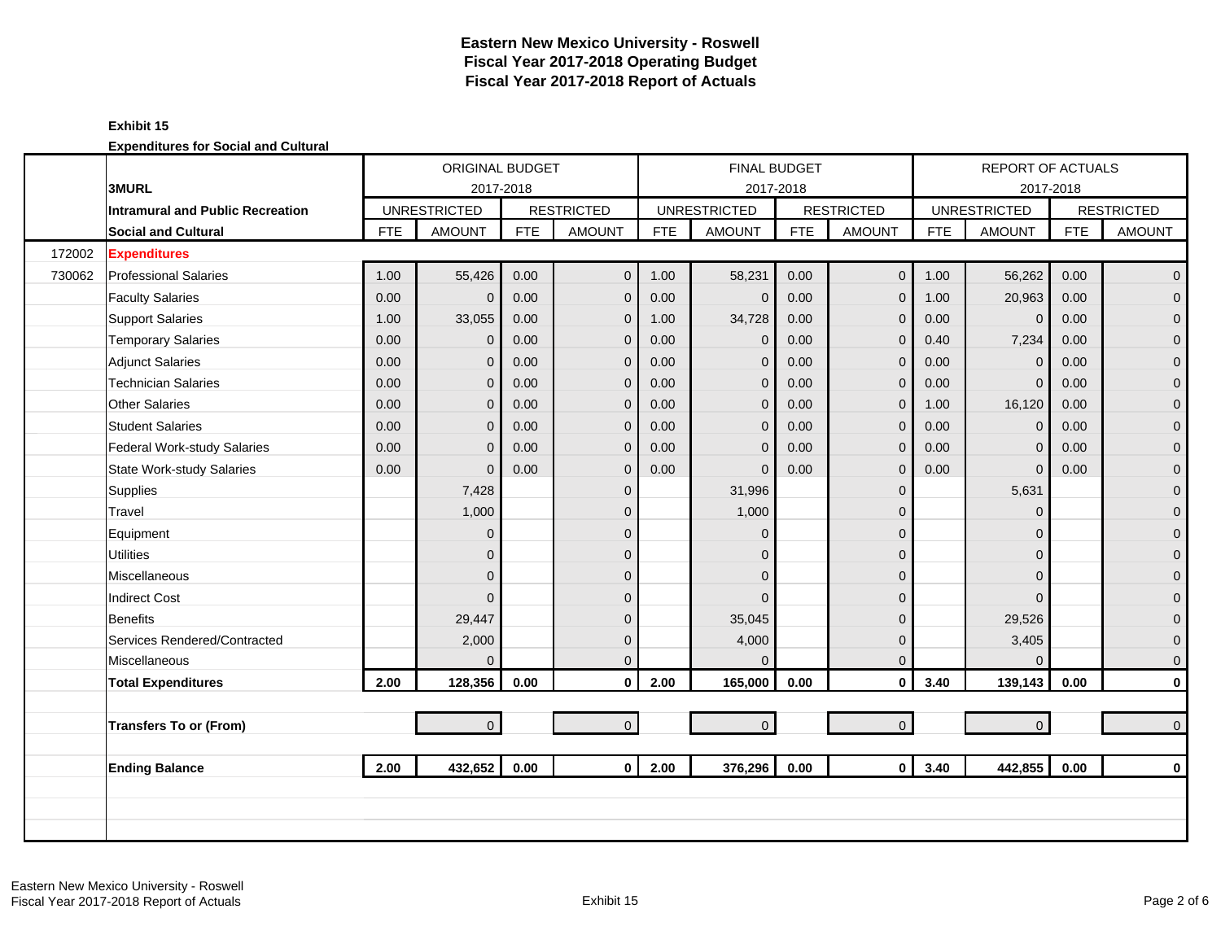# Eastern New Mexico University - Roswell
## Fiscal Year 2017-2018 Operating Budget
## Fiscal Year 2017-2018 Report of Actuals

**Exhibit 15**

**Expenditures for Social and Cultural**

| | | ORIGINAL BUDGET 2017-2018 | | | | FINAL BUDGET 2017-2018 | | | | REPORT OF ACTUALS 2017-2018 | | | |
|---|---|---|---|---|---|---|---|---|---|---|---|---|---|
| | **3MURL** | UNRESTRICTED | | RESTRICTED | | UNRESTRICTED | | RESTRICTED | | UNRESTRICTED | | RESTRICTED | |
| | **Intramural and Public Recreation** | | | | | | | | | | | | |
| | **Social and Cultural** | FTE | AMOUNT | FTE | AMOUNT | FTE | AMOUNT | FTE | AMOUNT | FTE | AMOUNT | FTE | AMOUNT |
| 172002 | **Expenditures** | | | | | | | | | | | | |
| 730062 | Professional Salaries | 1.00 | 55,426 | 0.00 | 0 | 1.00 | 58,231 | 0.00 | 0 | 1.00 | 56,262 | 0.00 | 0 |
| | Faculty Salaries | 0.00 | 0 | 0.00 | 0 | 0.00 | 0 | 0.00 | 0 | 1.00 | 20,963 | 0.00 | 0 |
| | Support Salaries | 1.00 | 33,055 | 0.00 | 0 | 1.00 | 34,728 | 0.00 | 0 | 0.00 | 0 | 0.00 | 0 |
| | Temporary Salaries | 0.00 | 0 | 0.00 | 0 | 0.00 | 0 | 0.00 | 0 | 0.40 | 7,234 | 0.00 | 0 |
| | Adjunct Salaries | 0.00 | 0 | 0.00 | 0 | 0.00 | 0 | 0.00 | 0 | 0.00 | 0 | 0.00 | 0 |
| | Technician Salaries | 0.00 | 0 | 0.00 | 0 | 0.00 | 0 | 0.00 | 0 | 0.00 | 0 | 0.00 | 0 |
| | Other Salaries | 0.00 | 0 | 0.00 | 0 | 0.00 | 0 | 0.00 | 0 | 1.00 | 16,120 | 0.00 | 0 |
| | Student Salaries | 0.00 | 0 | 0.00 | 0 | 0.00 | 0 | 0.00 | 0 | 0.00 | 0 | 0.00 | 0 |
| | Federal Work-study Salaries | 0.00 | 0 | 0.00 | 0 | 0.00 | 0 | 0.00 | 0 | 0.00 | 0 | 0.00 | 0 |
| | State Work-study Salaries | 0.00 | 0 | 0.00 | 0 | 0.00 | 0 | 0.00 | 0 | 0.00 | 0 | 0.00 | 0 |
| | Supplies | | 7,428 | | 0 | | 31,996 | | 0 | | 5,631 | | 0 |
| | Travel | | 1,000 | | 0 | | 1,000 | | 0 | | 0 | | 0 |
| | Equipment | | 0 | | 0 | | 0 | | 0 | | 0 | | 0 |
| | Utilities | | 0 | | 0 | | 0 | | 0 | | 0 | | 0 |
| | Miscellaneous | | 0 | | 0 | | 0 | | 0 | | 0 | | 0 |
| | Indirect Cost | | 0 | | 0 | | 0 | | 0 | | 0 | | 0 |
| | Benefits | | 29,447 | | 0 | | 35,045 | | 0 | | 29,526 | | 0 |
| | Services Rendered/Contracted | | 2,000 | | 0 | | 4,000 | | 0 | | 3,405 | | 0 |
| | Miscellaneous | | 0 | | 0 | | 0 | | 0 | | 0 | | 0 |
| | **Total Expenditures** | **2.00** | **128,356** | **0.00** | **0** | **2.00** | **165,000** | **0.00** | **0** | **3.40** | **139,143** | **0.00** | **0** |
| | | | | | | | | | | | | | |
| | **Transfers To or (From)** | | 0 | | 0 | | 0 | | 0 | | 0 | | 0 |
| | | | | | | | | | | | | | |
| | **Ending Balance** | **2.00** | **432,652** | **0.00** | **0** | **2.00** | **376,296** | **0.00** | **0** | **3.40** | **442,855** | **0.00** | **0** |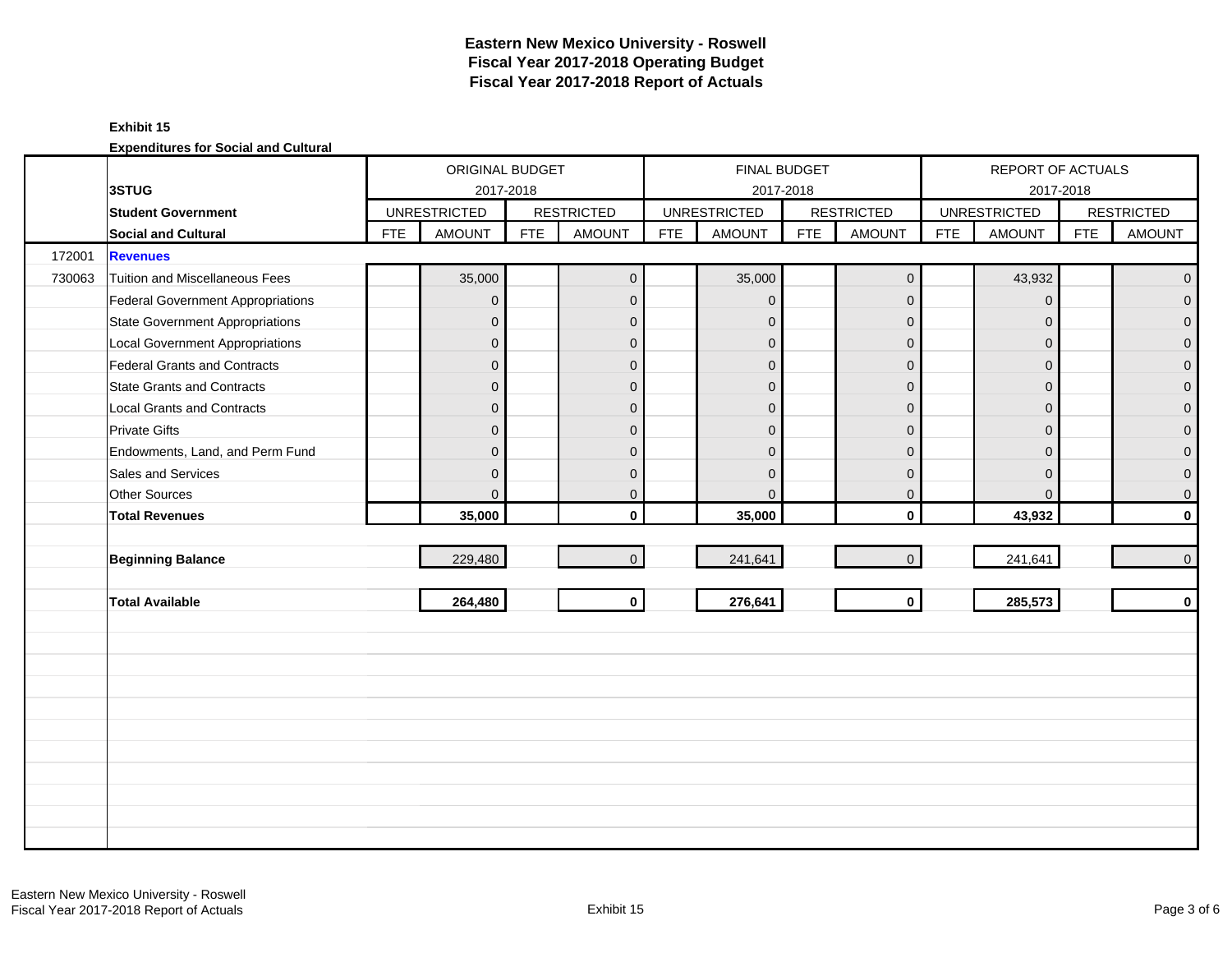# Eastern New Mexico University - Roswell
## Fiscal Year 2017-2018 Operating Budget
## Fiscal Year 2017-2018 Report of Actuals

**Exhibit 15**

**Expenditures for Social and Cultural**

| | | ORIGINAL BUDGET 2017-2018 | | | | FINAL BUDGET 2017-2018 | | | | REPORT OF ACTUALS 2017-2018 | | | |
|---|---|---|---|---|---|---|---|---|---|---|---|---|---|
| | **3STUG** | | | | | | | | | | | | |
| | **Student Government** | UNRESTRICTED | | RESTRICTED | | UNRESTRICTED | | RESTRICTED | | UNRESTRICTED | | RESTRICTED | |
| | **Social and Cultural** | FTE | AMOUNT | FTE | AMOUNT | FTE | AMOUNT | FTE | AMOUNT | FTE | AMOUNT | FTE | AMOUNT |
| 172001 | **Revenues** | | | | | | | | | | | | |
| 730063 | Tuition and Miscellaneous Fees | | 35,000 | | 0 | | 35,000 | | 0 | | 43,932 | | 0 |
| | Federal Government Appropriations | | 0 | | 0 | | 0 | | 0 | | 0 | | 0 |
| | State Government Appropriations | | 0 | | 0 | | 0 | | 0 | | 0 | | 0 |
| | Local Government Appropriations | | 0 | | 0 | | 0 | | 0 | | 0 | | 0 |
| | Federal Grants and Contracts | | 0 | | 0 | | 0 | | 0 | | 0 | | 0 |
| | State Grants and Contracts | | 0 | | 0 | | 0 | | 0 | | 0 | | 0 |
| | Local Grants and Contracts | | 0 | | 0 | | 0 | | 0 | | 0 | | 0 |
| | Private Gifts | | 0 | | 0 | | 0 | | 0 | | 0 | | 0 |
| | Endowments, Land, and Perm Fund | | 0 | | 0 | | 0 | | 0 | | 0 | | 0 |
| | Sales and Services | | 0 | | 0 | | 0 | | 0 | | 0 | | 0 |
| | Other Sources | | 0 | | 0 | | 0 | | 0 | | 0 | | 0 |
| | **Total Revenues** | | **35,000** | | **0** | | **35,000** | | **0** | | **43,932** | | **0** |
| | **Beginning Balance** | | 229,480 | | 0 | | 241,641 | | 0 | | 241,641 | | 0 |
| | **Total Available** | | **264,480** | | **0** | | **276,641** | | **0** | | **285,573** | | **0** |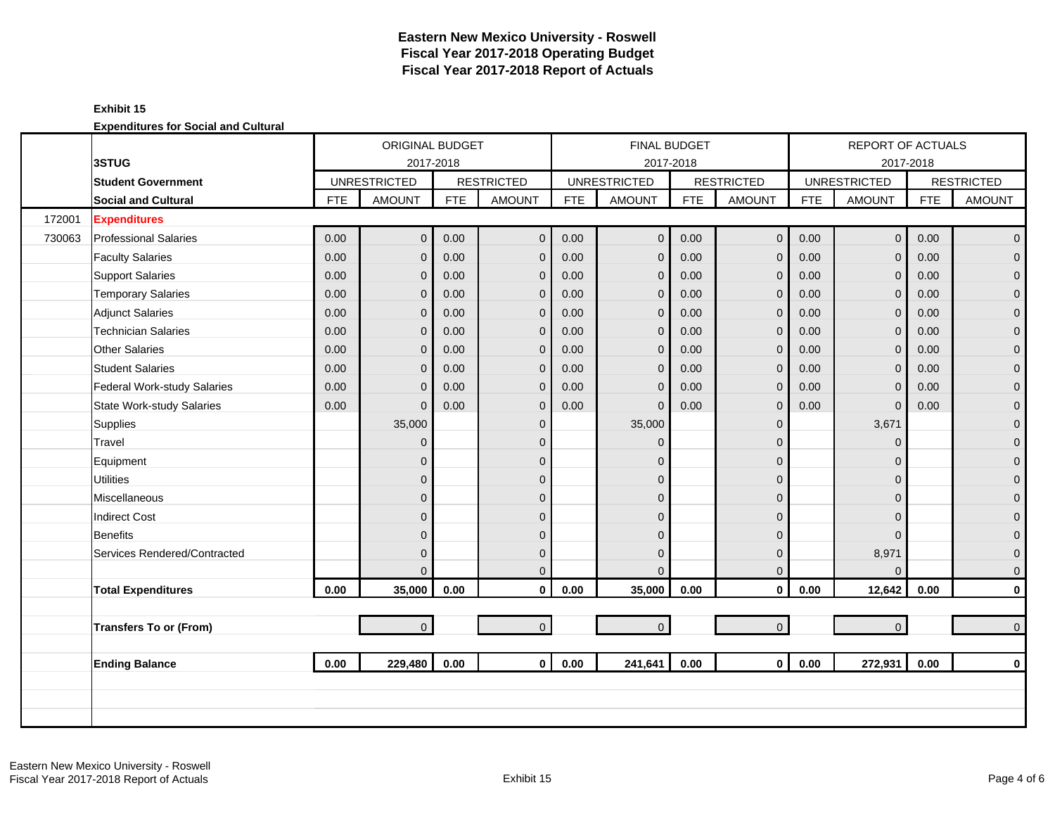# Eastern New Mexico University - Roswell
## Fiscal Year 2017-2018 Operating Budget
## Fiscal Year 2017-2018 Report of Actuals

**Exhibit 15**

**Expenditures for Social and Cultural**

| | | ORIGINAL BUDGET 2017-2018 | | | | FINAL BUDGET 2017-2018 | | | | REPORT OF ACTUALS 2017-2018 | | | |
|---|---|---|---|---|---|---|---|---|---|---|---|---|---|
| | **3STUG** | UNRESTRICTED | | RESTRICTED | | UNRESTRICTED | | RESTRICTED | | UNRESTRICTED | | RESTRICTED | |
| | **Student Government** | | | | | | | | | | | | |
| | **Social and Cultural** | FTE | AMOUNT | FTE | AMOUNT | FTE | AMOUNT | FTE | AMOUNT | FTE | AMOUNT | FTE | AMOUNT |
| 172001 | **Expenditures** | | | | | | | | | | | | |
| 730063 | Professional Salaries | 0.00 | 0 | 0.00 | 0 | 0.00 | 0 | 0.00 | 0 | 0.00 | 0 | 0.00 | 0 |
| | Faculty Salaries | 0.00 | 0 | 0.00 | 0 | 0.00 | 0 | 0.00 | 0 | 0.00 | 0 | 0.00 | 0 |
| | Support Salaries | 0.00 | 0 | 0.00 | 0 | 0.00 | 0 | 0.00 | 0 | 0.00 | 0 | 0.00 | 0 |
| | Temporary Salaries | 0.00 | 0 | 0.00 | 0 | 0.00 | 0 | 0.00 | 0 | 0.00 | 0 | 0.00 | 0 |
| | Adjunct Salaries | 0.00 | 0 | 0.00 | 0 | 0.00 | 0 | 0.00 | 0 | 0.00 | 0 | 0.00 | 0 |
| | Technician Salaries | 0.00 | 0 | 0.00 | 0 | 0.00 | 0 | 0.00 | 0 | 0.00 | 0 | 0.00 | 0 |
| | Other Salaries | 0.00 | 0 | 0.00 | 0 | 0.00 | 0 | 0.00 | 0 | 0.00 | 0 | 0.00 | 0 |
| | Student Salaries | 0.00 | 0 | 0.00 | 0 | 0.00 | 0 | 0.00 | 0 | 0.00 | 0 | 0.00 | 0 |
| | Federal Work-study Salaries | 0.00 | 0 | 0.00 | 0 | 0.00 | 0 | 0.00 | 0 | 0.00 | 0 | 0.00 | 0 |
| | State Work-study Salaries | 0.00 | 0 | 0.00 | 0 | 0.00 | 0 | 0.00 | 0 | 0.00 | 0 | 0.00 | 0 |
| | Supplies | | 35,000 | | 0 | | 35,000 | | 0 | | 3,671 | | 0 |
| | Travel | | 0 | | 0 | | 0 | | 0 | | 0 | | 0 |
| | Equipment | | 0 | | 0 | | 0 | | 0 | | 0 | | 0 |
| | Utilities | | 0 | | 0 | | 0 | | 0 | | 0 | | 0 |
| | Miscellaneous | | 0 | | 0 | | 0 | | 0 | | 0 | | 0 |
| | Indirect Cost | | 0 | | 0 | | 0 | | 0 | | 0 | | 0 |
| | Benefits | | 0 | | 0 | | 0 | | 0 | | 0 | | 0 |
| | Services Rendered/Contracted | | 0 | | 0 | | 0 | | 0 | | 8,971 | | 0 |
| | | | 0 | | 0 | | 0 | | 0 | | 0 | | 0 |
| | **Total Expenditures** | **0.00** | **35,000** | **0.00** | **0** | **0.00** | **35,000** | **0.00** | **0** | **0.00** | **12,642** | **0.00** | **0** |
| | | | | | | | | | | | | | |
| | **Transfers To or (From)** | | 0 | | 0 | | 0 | | 0 | | 0 | | 0 |
| | | | | | | | | | | | | | |
| | **Ending Balance** | **0.00** | **229,480** | **0.00** | **0** | **0.00** | **241,641** | **0.00** | **0** | **0.00** | **272,931** | **0.00** | **0** |

Eastern New Mexico University - Roswell
Fiscal Year 2017-2018 Report of Actuals

Exhibit 15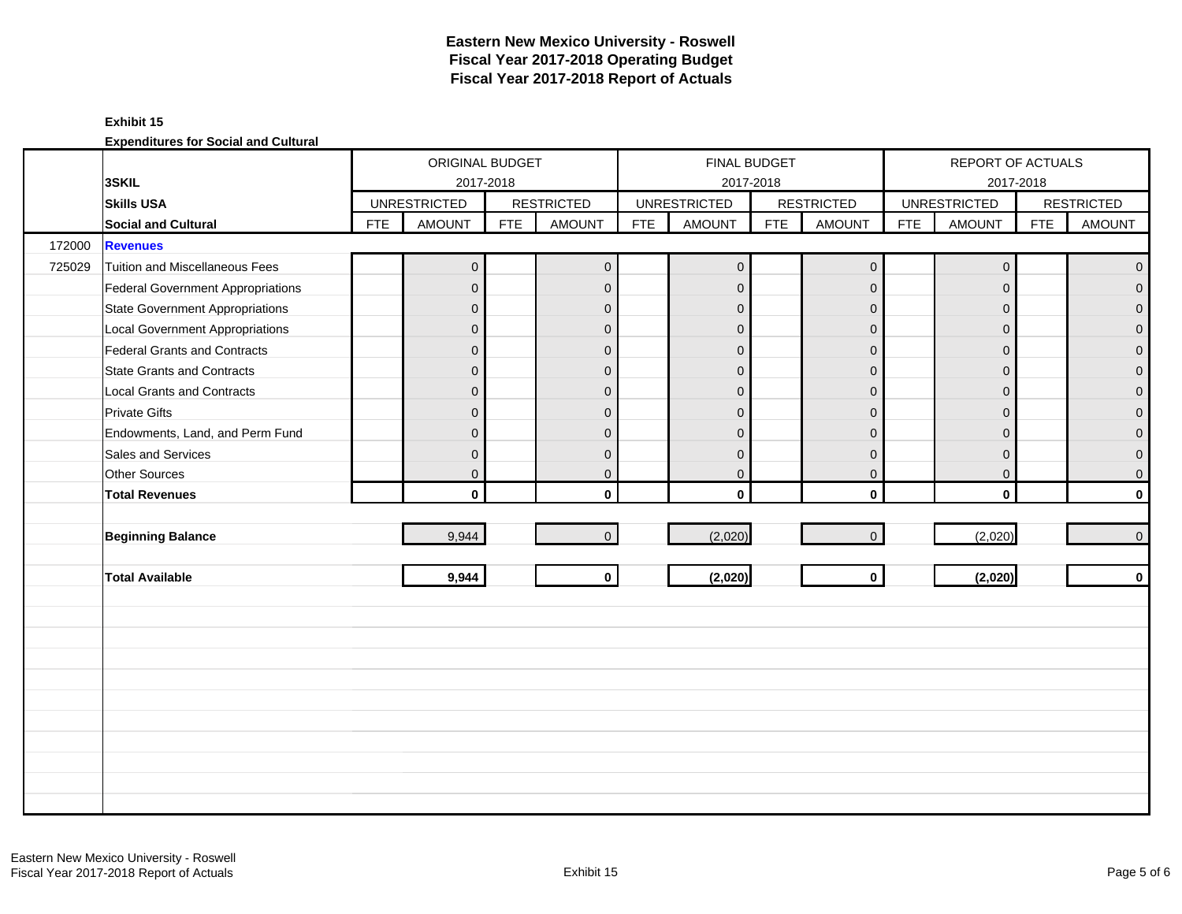# Eastern New Mexico University - Roswell
## Fiscal Year 2017-2018 Operating Budget
## Fiscal Year 2017-2018 Report of Actuals

**Exhibit 15**

**Expenditures for Social and Cultural**

| | | ORIGINAL BUDGET 2017-2018 | | | | FINAL BUDGET 2017-2018 | | | | REPORT OF ACTUALS 2017-2018 | | | |
|---|---|---|---|---|---|---|---|---|---|---|---|---|---|
| | **3SKIL** | UNRESTRICTED | | RESTRICTED | | UNRESTRICTED | | RESTRICTED | | UNRESTRICTED | | RESTRICTED | |
| | **Skills USA** | | | | | | | | | | | | |
| | **Social and Cultural** | FTE | AMOUNT | FTE | AMOUNT | FTE | AMOUNT | FTE | AMOUNT | FTE | AMOUNT | FTE | AMOUNT |
| 172000 | **Revenues** | | | | | | | | | | | | |
| 725029 | Tuition and Miscellaneous Fees | | 0 | | 0 | | 0 | | 0 | | 0 | | 0 |
| | Federal Government Appropriations | | 0 | | 0 | | 0 | | 0 | | 0 | | 0 |
| | State Government Appropriations | | 0 | | 0 | | 0 | | 0 | | 0 | | 0 |
| | Local Government Appropriations | | 0 | | 0 | | 0 | | 0 | | 0 | | 0 |
| | Federal Grants and Contracts | | 0 | | 0 | | 0 | | 0 | | 0 | | 0 |
| | State Grants and Contracts | | 0 | | 0 | | 0 | | 0 | | 0 | | 0 |
| | Local Grants and Contracts | | 0 | | 0 | | 0 | | 0 | | 0 | | 0 |
| | Private Gifts | | 0 | | 0 | | 0 | | 0 | | 0 | | 0 |
| | Endowments, Land, and Perm Fund | | 0 | | 0 | | 0 | | 0 | | 0 | | 0 |
| | Sales and Services | | 0 | | 0 | | 0 | | 0 | | 0 | | 0 |
| | Other Sources | | 0 | | 0 | | 0 | | 0 | | 0 | | 0 |
| | **Total Revenues** | | **0** | | **0** | | **0** | | **0** | | **0** | | **0** |
| | **Beginning Balance** | | 9,944 | | 0 | | (2,020) | | 0 | | (2,020) | | 0 |
| | **Total Available** | | **9,944** | | **0** | | **(2,020)** | | **0** | | **(2,020)** | | **0** |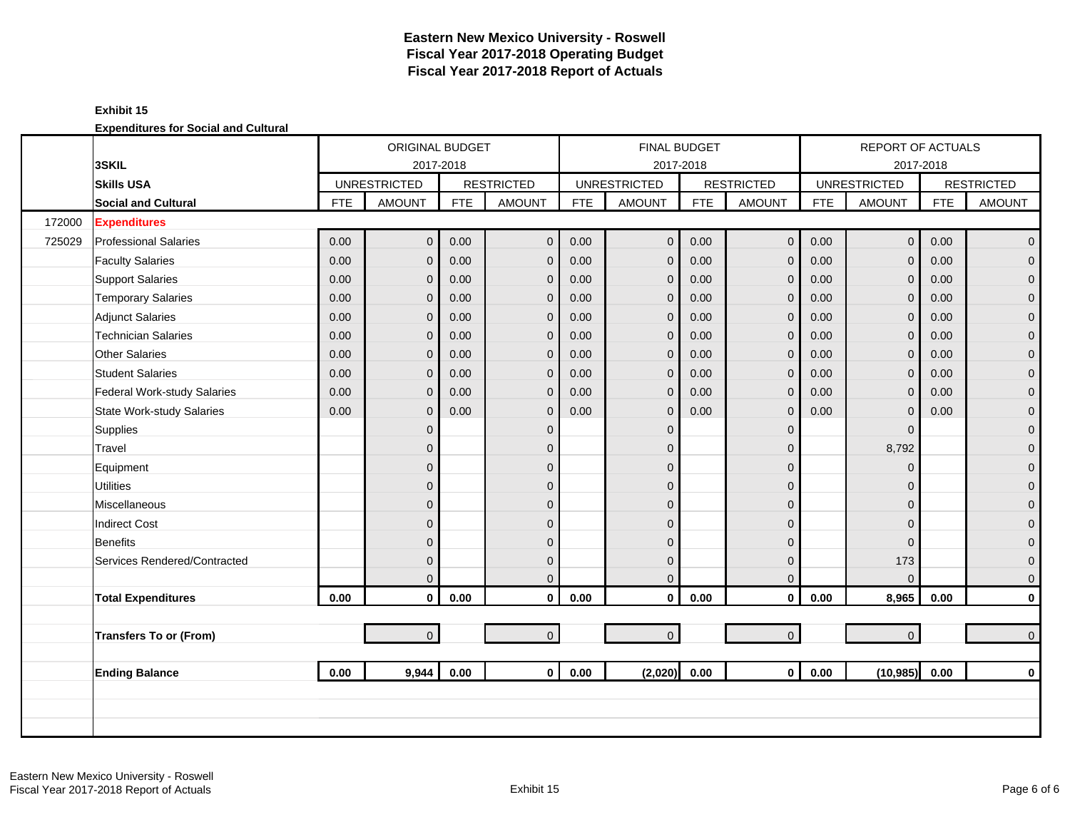# Eastern New Mexico University - Roswell
## Fiscal Year 2017-2018 Operating Budget
## Fiscal Year 2017-2018 Report of Actuals

**Exhibit 15**

**Expenditures for Social and Cultural**

| | | ORIGINAL BUDGET 2017-2018 | | | | FINAL BUDGET 2017-2018 | | | | REPORT OF ACTUALS 2017-2018 | | | |
|---|---|---|---|---|---|---|---|---|---|---|---|---|---|
| | **3SKIL** | | | | | | | | | | | | |
| | **Skills USA** | UNRESTRICTED | | RESTRICTED | | UNRESTRICTED | | RESTRICTED | | UNRESTRICTED | | RESTRICTED | |
| | **Social and Cultural** | FTE | AMOUNT | FTE | AMOUNT | FTE | AMOUNT | FTE | AMOUNT | FTE | AMOUNT | FTE | AMOUNT |
| 172000 | **Expenditures** | | | | | | | | | | | | |
| 725029 | Professional Salaries | 0.00 | 0 | 0.00 | 0 | 0.00 | 0 | 0.00 | 0 | 0.00 | 0 | 0.00 | 0 |
| | Faculty Salaries | 0.00 | 0 | 0.00 | 0 | 0.00 | 0 | 0.00 | 0 | 0.00 | 0 | 0.00 | 0 |
| | Support Salaries | 0.00 | 0 | 0.00 | 0 | 0.00 | 0 | 0.00 | 0 | 0.00 | 0 | 0.00 | 0 |
| | Temporary Salaries | 0.00 | 0 | 0.00 | 0 | 0.00 | 0 | 0.00 | 0 | 0.00 | 0 | 0.00 | 0 |
| | Adjunct Salaries | 0.00 | 0 | 0.00 | 0 | 0.00 | 0 | 0.00 | 0 | 0.00 | 0 | 0.00 | 0 |
| | Technician Salaries | 0.00 | 0 | 0.00 | 0 | 0.00 | 0 | 0.00 | 0 | 0.00 | 0 | 0.00 | 0 |
| | Other Salaries | 0.00 | 0 | 0.00 | 0 | 0.00 | 0 | 0.00 | 0 | 0.00 | 0 | 0.00 | 0 |
| | Student Salaries | 0.00 | 0 | 0.00 | 0 | 0.00 | 0 | 0.00 | 0 | 0.00 | 0 | 0.00 | 0 |
| | Federal Work-study Salaries | 0.00 | 0 | 0.00 | 0 | 0.00 | 0 | 0.00 | 0 | 0.00 | 0 | 0.00 | 0 |
| | State Work-study Salaries | 0.00 | 0 | 0.00 | 0 | 0.00 | 0 | 0.00 | 0 | 0.00 | 0 | 0.00 | 0 |
| | Supplies | | 0 | | 0 | | 0 | | 0 | | 0 | | 0 |
| | Travel | | 0 | | 0 | | 0 | | 0 | | 8,792 | | 0 |
| | Equipment | | 0 | | 0 | | 0 | | 0 | | 0 | | 0 |
| | Utilities | | 0 | | 0 | | 0 | | 0 | | 0 | | 0 |
| | Miscellaneous | | 0 | | 0 | | 0 | | 0 | | 0 | | 0 |
| | Indirect Cost | | 0 | | 0 | | 0 | | 0 | | 0 | | 0 |
| | Benefits | | 0 | | 0 | | 0 | | 0 | | 0 | | 0 |
| | Services Rendered/Contracted | | 0 | | 0 | | 0 | | 0 | | 173 | | 0 |
| | | | 0 | | 0 | | 0 | | 0 | | 0 | | 0 |
| | **Total Expenditures** | **0.00** | **0** | **0.00** | **0** | **0.00** | **0** | **0.00** | **0** | **0.00** | **8,965** | **0.00** | **0** |
| | **Transfers To or (From)** | | 0 | | 0 | | 0 | | 0 | | 0 | | 0 |
| | **Ending Balance** | **0.00** | **9,944** | **0.00** | **0** | **0.00** | **(2,020)** | **0.00** | **0** | **0.00** | **(10,985)** | **0.00** | **0** |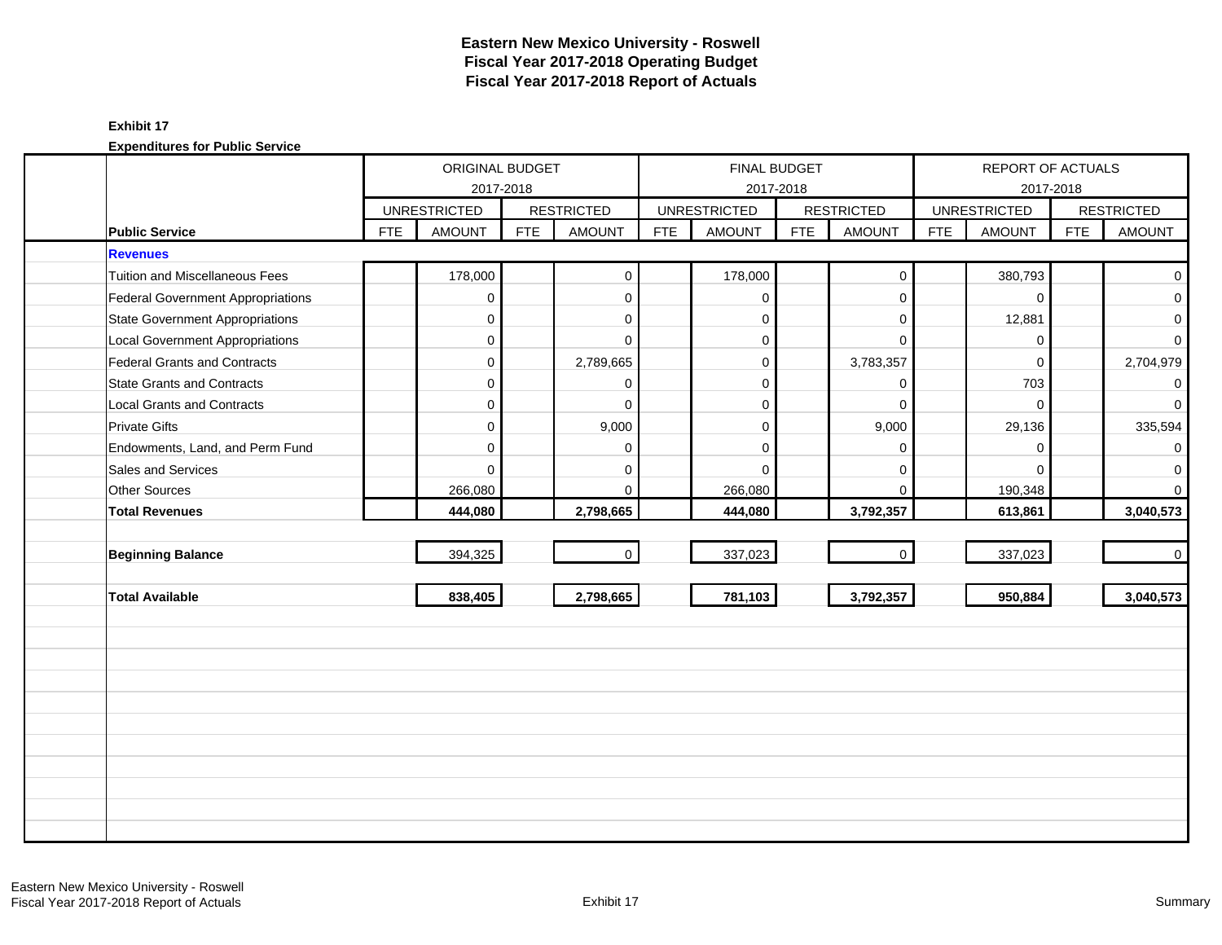# Eastern New Mexico University - Roswell
## Fiscal Year 2017-2018 Operating Budget
## Fiscal Year 2017-2018 Report of Actuals

**Exhibit 17**

**Expenditures for Public Service**

| | ORIGINAL BUDGET 2017-2018 | | | | FINAL BUDGET 2017-2018 | | | | REPORT OF ACTUALS 2017-2018 | | | |
|---|---|---|---|---|---|---|---|---|---|---|---|---|
| | UNRESTRICTED | | RESTRICTED | | UNRESTRICTED | | RESTRICTED | | UNRESTRICTED | | RESTRICTED | |
| **Public Service** | FTE | AMOUNT | FTE | AMOUNT | FTE | AMOUNT | FTE | AMOUNT | FTE | AMOUNT | FTE | AMOUNT |
| **Revenues** | | | | | | | | | | | | |
| Tuition and Miscellaneous Fees | | 178,000 | | 0 | | 178,000 | | 0 | | 380,793 | | 0 |
| Federal Government Appropriations | | 0 | | 0 | | 0 | | 0 | | 0 | | 0 |
| State Government Appropriations | | 0 | | 0 | | 0 | | 0 | | 12,881 | | 0 |
| Local Government Appropriations | | 0 | | 0 | | 0 | | 0 | | 0 | | 0 |
| Federal Grants and Contracts | | 0 | | 2,789,665 | | 0 | | 3,783,357 | | 0 | | 2,704,979 |
| State Grants and Contracts | | 0 | | 0 | | 0 | | 0 | | 703 | | 0 |
| Local Grants and Contracts | | 0 | | 0 | | 0 | | 0 | | 0 | | 0 |
| Private Gifts | | 0 | | 9,000 | | 0 | | 9,000 | | 29,136 | | 335,594 |
| Endowments, Land, and Perm Fund | | 0 | | 0 | | 0 | | 0 | | 0 | | 0 |
| Sales and Services | | 0 | | 0 | | 0 | | 0 | | 0 | | 0 |
| Other Sources | | 266,080 | | 0 | | 266,080 | | 0 | | 190,348 | | 0 |
| **Total Revenues** | | **444,080** | | **2,798,665** | | **444,080** | | **3,792,357** | | **613,861** | | **3,040,573** |
| **Beginning Balance** | | 394,325 | | 0 | | 337,023 | | 0 | | 337,023 | | 0 |
| **Total Available** | | **838,405** | | **2,798,665** | | **781,103** | | **3,792,357** | | **950,884** | | **3,040,573** |

Eastern New Mexico University - Roswell
Fiscal Year 2017-2018 Report of Actuals

Exhibit 17

Summary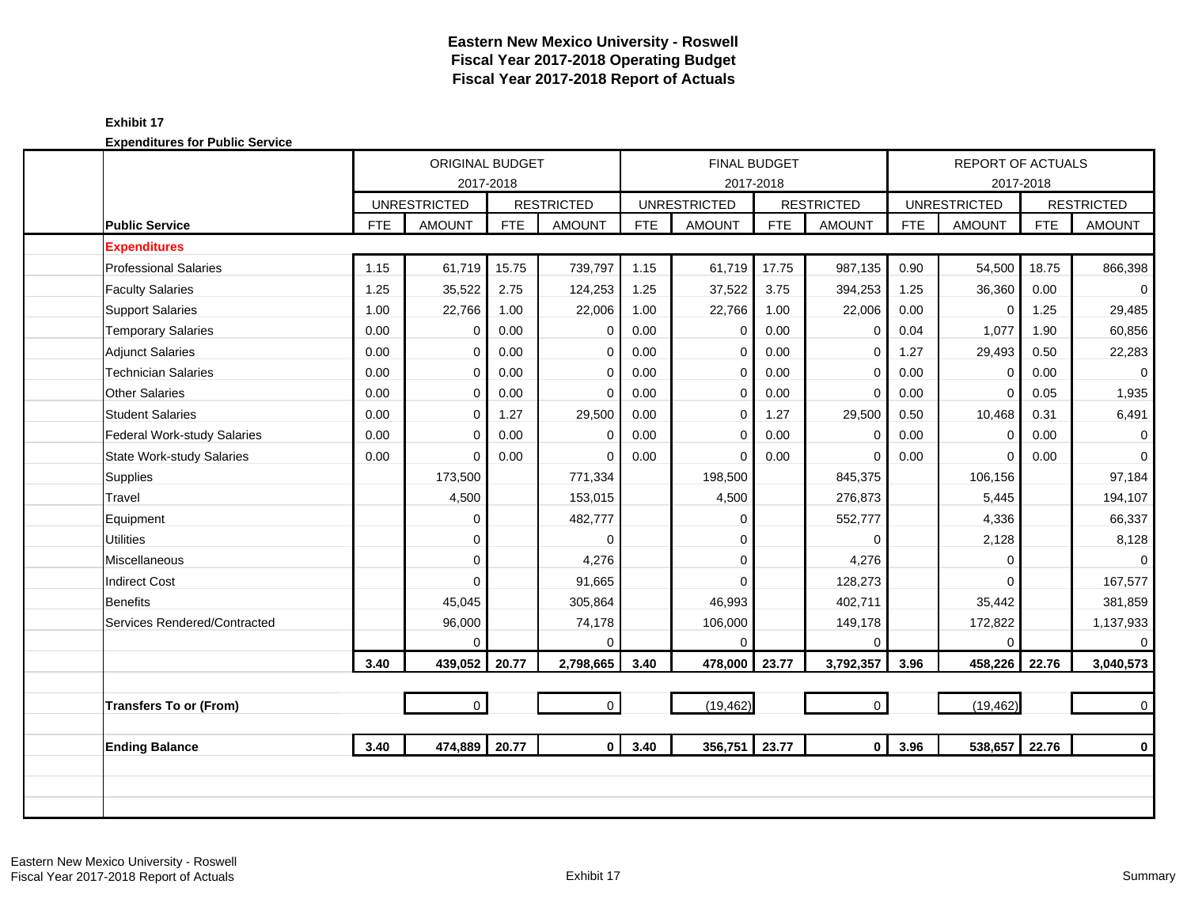# Eastern New Mexico University - Roswell
## Fiscal Year 2017-2018 Operating Budget
## Fiscal Year 2017-2018 Report of Actuals

**Exhibit 17**

**Expenditures for Public Service**

| | ORIGINAL BUDGET 2017-2018 | | | | FINAL BUDGET 2017-2018 | | | | REPORT OF ACTUALS 2017-2018 | | | |
|---|---|---|---|---|---|---|---|---|---|---|---|---|
| | UNRESTRICTED | | RESTRICTED | | UNRESTRICTED | | RESTRICTED | | UNRESTRICTED | | RESTRICTED | |
| **Public Service** | FTE | AMOUNT | FTE | AMOUNT | FTE | AMOUNT | FTE | AMOUNT | FTE | AMOUNT | FTE | AMOUNT |
| **Expenditures** | | | | | | | | | | | | |
| Professional Salaries | 1.15 | 61,719 | 15.75 | 739,797 | 1.15 | 61,719 | 17.75 | 987,135 | 0.90 | 54,500 | 18.75 | 866,398 |
| Faculty Salaries | 1.25 | 35,522 | 2.75 | 124,253 | 1.25 | 37,522 | 3.75 | 394,253 | 1.25 | 36,360 | 0.00 | 0 |
| Support Salaries | 1.00 | 22,766 | 1.00 | 22,006 | 1.00 | 22,766 | 1.00 | 22,006 | 0.00 | 0 | 1.25 | 29,485 |
| Temporary Salaries | 0.00 | 0 | 0.00 | 0 | 0.00 | 0 | 0.00 | 0 | 0.04 | 1,077 | 1.90 | 60,856 |
| Adjunct Salaries | 0.00 | 0 | 0.00 | 0 | 0.00 | 0 | 0.00 | 0 | 1.27 | 29,493 | 0.50 | 22,283 |
| Technician Salaries | 0.00 | 0 | 0.00 | 0 | 0.00 | 0 | 0.00 | 0 | 0.00 | 0 | 0.00 | 0 |
| Other Salaries | 0.00 | 0 | 0.00 | 0 | 0.00 | 0 | 0.00 | 0 | 0.00 | 0 | 0.05 | 1,935 |
| Student Salaries | 0.00 | 0 | 1.27 | 29,500 | 0.00 | 0 | 1.27 | 29,500 | 0.50 | 10,468 | 0.31 | 6,491 |
| Federal Work-study Salaries | 0.00 | 0 | 0.00 | 0 | 0.00 | 0 | 0.00 | 0 | 0.00 | 0 | 0.00 | 0 |
| State Work-study Salaries | 0.00 | 0 | 0.00 | 0 | 0.00 | 0 | 0.00 | 0 | 0.00 | 0 | 0.00 | 0 |
| Supplies | | 173,500 | | 771,334 | | 198,500 | | 845,375 | | 106,156 | | 97,184 |
| Travel | | 4,500 | | 153,015 | | 4,500 | | 276,873 | | 5,445 | | 194,107 |
| Equipment | | 0 | | 482,777 | | 0 | | 552,777 | | 4,336 | | 66,337 |
| Utilities | | 0 | | 0 | | 0 | | 0 | | 2,128 | | 8,128 |
| Miscellaneous | | 0 | | 4,276 | | 0 | | 4,276 | | 0 | | 0 |
| Indirect Cost | | 0 | | 91,665 | | 0 | | 128,273 | | 0 | | 167,577 |
| Benefits | | 45,045 | | 305,864 | | 46,993 | | 402,711 | | 35,442 | | 381,859 |
| Services Rendered/Contracted | | 96,000 | | 74,178 | | 106,000 | | 149,178 | | 172,822 | | 1,137,933 |
| | | 0 | | 0 | | 0 | | 0 | | 0 | | 0 |
| | **3.40** | **439,052** | **20.77** | **2,798,665** | **3.40** | **478,000** | **23.77** | **3,792,357** | **3.96** | **458,226** | **22.76** | **3,040,573** |
| **Transfers To or (From)** | | 0 | | 0 | | (19,462) | | 0 | | (19,462) | | 0 |
| **Ending Balance** | **3.40** | **474,889** | **20.77** | **0** | **3.40** | **356,751** | **23.77** | **0** | **3.96** | **538,657** | **22.76** | **0** |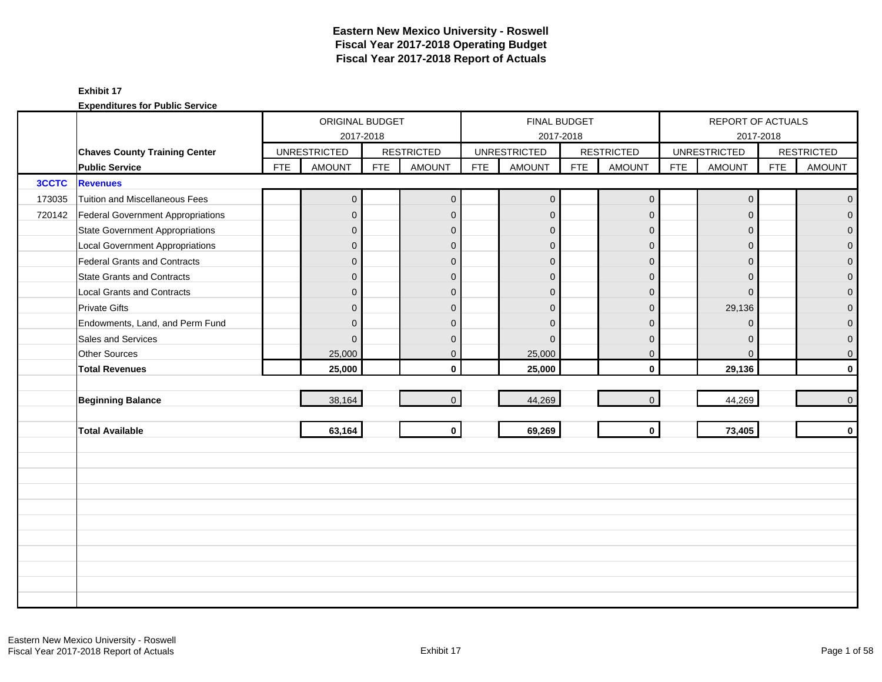# Eastern New Mexico University - Roswell
## Fiscal Year 2017-2018 Operating Budget
## Fiscal Year 2017-2018 Report of Actuals

**Exhibit 17**

**Expenditures for Public Service**

| | | ORIGINAL BUDGET 2017-2018 | | | | FINAL BUDGET 2017-2018 | | | | REPORT OF ACTUALS 2017-2018 | | | |
|---|---|---|---|---|---|---|---|---|---|---|---|---|---|
| | **Chaves County Training Center** | UNRESTRICTED | | RESTRICTED | | UNRESTRICTED | | RESTRICTED | | UNRESTRICTED | | RESTRICTED | |
| | **Public Service** | FTE | AMOUNT | FTE | AMOUNT | FTE | AMOUNT | FTE | AMOUNT | FTE | AMOUNT | FTE | AMOUNT |
| **3CCTC** | **Revenues** | | | | | | | | | | | | |
| 173035 | Tuition and Miscellaneous Fees | | 0 | | 0 | | 0 | | 0 | | 0 | | 0 |
| 720142 | Federal Government Appropriations | | 0 | | 0 | | 0 | | 0 | | 0 | | 0 |
| | State Government Appropriations | | 0 | | 0 | | 0 | | 0 | | 0 | | 0 |
| | Local Government Appropriations | | 0 | | 0 | | 0 | | 0 | | 0 | | 0 |
| | Federal Grants and Contracts | | 0 | | 0 | | 0 | | 0 | | 0 | | 0 |
| | State Grants and Contracts | | 0 | | 0 | | 0 | | 0 | | 0 | | 0 |
| | Local Grants and Contracts | | 0 | | 0 | | 0 | | 0 | | 0 | | 0 |
| | Private Gifts | | 0 | | 0 | | 0 | | 0 | | 29,136 | | 0 |
| | Endowments, Land, and Perm Fund | | 0 | | 0 | | 0 | | 0 | | 0 | | 0 |
| | Sales and Services | | 0 | | 0 | | 0 | | 0 | | 0 | | 0 |
| | Other Sources | | 25,000 | | 0 | | 25,000 | | 0 | | 0 | | 0 |
| | **Total Revenues** | | **25,000** | | **0** | | **25,000** | | **0** | | **29,136** | | **0** |
| | **Beginning Balance** | | 38,164 | | 0 | | 44,269 | | 0 | | 44,269 | | 0 |
| | **Total Available** | | **63,164** | | **0** | | **69,269** | | **0** | | **73,405** | | **0** |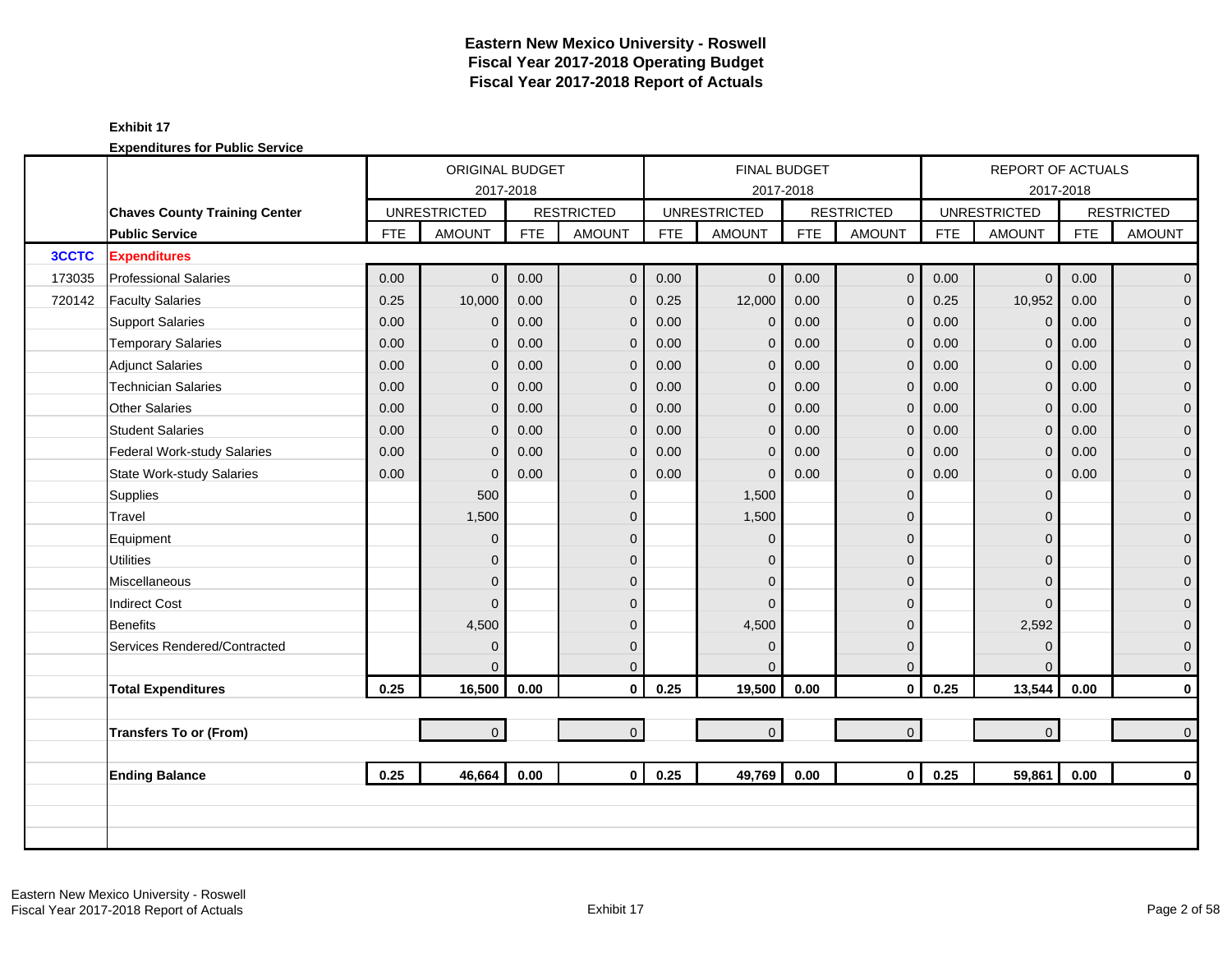# Eastern New Mexico University - Roswell
## Fiscal Year 2017-2018 Operating Budget
## Fiscal Year 2017-2018 Report of Actuals

**Exhibit 17**

**Expenditures for Public Service**

| | | ORIGINAL BUDGET 2017-2018 | | | | FINAL BUDGET 2017-2018 | | | | REPORT OF ACTUALS 2017-2018 | | | |
|---|---|---|---|---|---|---|---|---|---|---|---|---|---|
| | **Chaves County Training Center** | UNRESTRICTED | | RESTRICTED | | UNRESTRICTED | | RESTRICTED | | UNRESTRICTED | | RESTRICTED | |
| | **Public Service** | FTE | AMOUNT | FTE | AMOUNT | FTE | AMOUNT | FTE | AMOUNT | FTE | AMOUNT | FTE | AMOUNT |
| **3CCTC** | **Expenditures** | | | | | | | | | | | | |
| 173035 | Professional Salaries | 0.00 | 0 | 0.00 | 0 | 0.00 | 0 | 0.00 | 0 | 0.00 | 0 | 0.00 | 0 |
| 720142 | Faculty Salaries | 0.25 | 10,000 | 0.00 | 0 | 0.25 | 12,000 | 0.00 | 0 | 0.25 | 10,952 | 0.00 | 0 |
| | Support Salaries | 0.00 | 0 | 0.00 | 0 | 0.00 | 0 | 0.00 | 0 | 0.00 | 0 | 0.00 | 0 |
| | Temporary Salaries | 0.00 | 0 | 0.00 | 0 | 0.00 | 0 | 0.00 | 0 | 0.00 | 0 | 0.00 | 0 |
| | Adjunct Salaries | 0.00 | 0 | 0.00 | 0 | 0.00 | 0 | 0.00 | 0 | 0.00 | 0 | 0.00 | 0 |
| | Technician Salaries | 0.00 | 0 | 0.00 | 0 | 0.00 | 0 | 0.00 | 0 | 0.00 | 0 | 0.00 | 0 |
| | Other Salaries | 0.00 | 0 | 0.00 | 0 | 0.00 | 0 | 0.00 | 0 | 0.00 | 0 | 0.00 | 0 |
| | Student Salaries | 0.00 | 0 | 0.00 | 0 | 0.00 | 0 | 0.00 | 0 | 0.00 | 0 | 0.00 | 0 |
| | Federal Work-study Salaries | 0.00 | 0 | 0.00 | 0 | 0.00 | 0 | 0.00 | 0 | 0.00 | 0 | 0.00 | 0 |
| | State Work-study Salaries | 0.00 | 0 | 0.00 | 0 | 0.00 | 0 | 0.00 | 0 | 0.00 | 0 | 0.00 | 0 |
| | Supplies | | 500 | | 0 | | 1,500 | | 0 | | 0 | | 0 |
| | Travel | | 1,500 | | 0 | | 1,500 | | 0 | | 0 | | 0 |
| | Equipment | | 0 | | 0 | | 0 | | 0 | | 0 | | 0 |
| | Utilities | | 0 | | 0 | | 0 | | 0 | | 0 | | 0 |
| | Miscellaneous | | 0 | | 0 | | 0 | | 0 | | 0 | | 0 |
| | Indirect Cost | | 0 | | 0 | | 0 | | 0 | | 0 | | 0 |
| | Benefits | | 4,500 | | 0 | | 4,500 | | 0 | | 2,592 | | 0 |
| | Services Rendered/Contracted | | 0 | | 0 | | 0 | | 0 | | 0 | | 0 |
| | | | 0 | | 0 | | 0 | | 0 | | 0 | | 0 |
| | **Total Expenditures** | **0.25** | **16,500** | **0.00** | **0** | **0.25** | **19,500** | **0.00** | **0** | **0.25** | **13,544** | **0.00** | **0** |
| | | | | | | | | | | | | | |
| | **Transfers To or (From)** | | 0 | | 0 | | 0 | | 0 | | 0 | | 0 |
| | | | | | | | | | | | | | |
| | **Ending Balance** | **0.25** | **46,664** | **0.00** | **0** | **0.25** | **49,769** | **0.00** | **0** | **0.25** | **59,861** | **0.00** | **0** |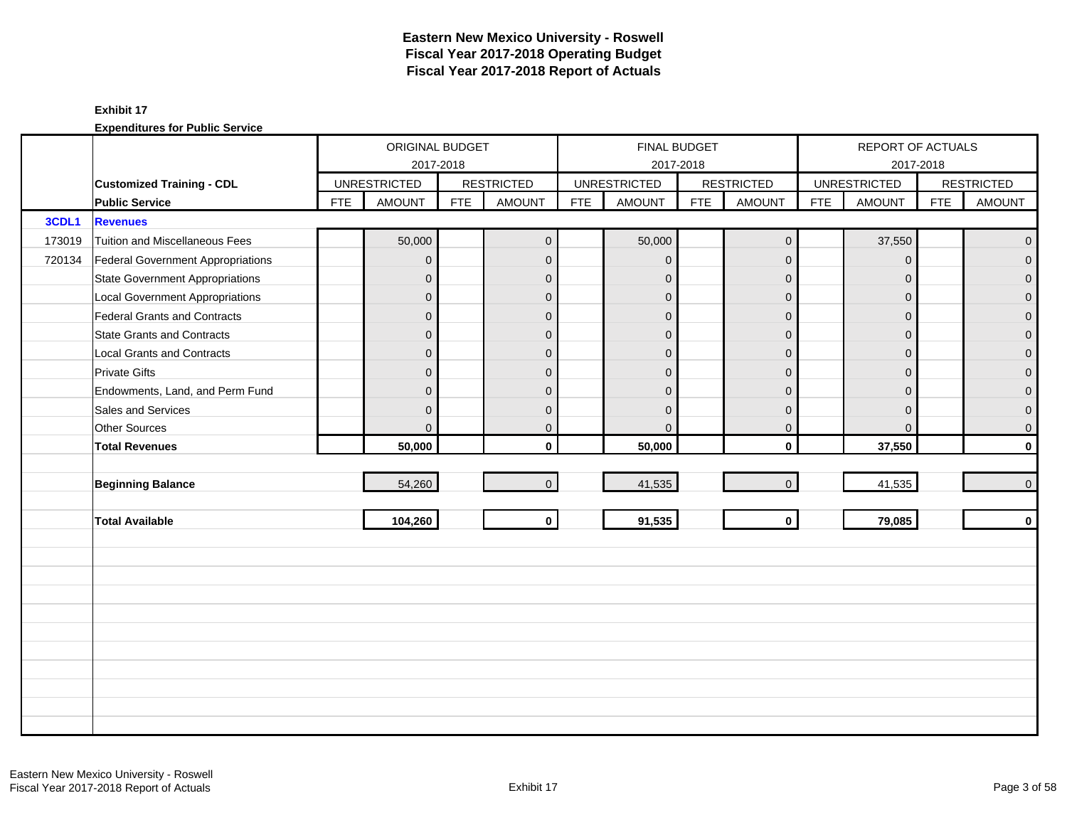# Eastern New Mexico University - Roswell
## Fiscal Year 2017-2018 Operating Budget
## Fiscal Year 2017-2018 Report of Actuals

**Exhibit 17**

**Expenditures for Public Service**

| | | ORIGINAL BUDGET 2017-2018 | | | | FINAL BUDGET 2017-2018 | | | | REPORT OF ACTUALS 2017-2018 | | | |
|---|---|---|---|---|---|---|---|---|---|---|---|---|---|
| | **Customized Training - CDL** | UNRESTRICTED | | RESTRICTED | | UNRESTRICTED | | RESTRICTED | | UNRESTRICTED | | RESTRICTED | |
| | **Public Service** | FTE | AMOUNT | FTE | AMOUNT | FTE | AMOUNT | FTE | AMOUNT | FTE | AMOUNT | FTE | AMOUNT |
| **3CDL1** | **Revenues** | | | | | | | | | | | | |
| 173019 | Tuition and Miscellaneous Fees | | 50,000 | | 0 | | 50,000 | | 0 | | 37,550 | | 0 |
| 720134 | Federal Government Appropriations | | 0 | | 0 | | 0 | | 0 | | 0 | | 0 |
| | State Government Appropriations | | 0 | | 0 | | 0 | | 0 | | 0 | | 0 |
| | Local Government Appropriations | | 0 | | 0 | | 0 | | 0 | | 0 | | 0 |
| | Federal Grants and Contracts | | 0 | | 0 | | 0 | | 0 | | 0 | | 0 |
| | State Grants and Contracts | | 0 | | 0 | | 0 | | 0 | | 0 | | 0 |
| | Local Grants and Contracts | | 0 | | 0 | | 0 | | 0 | | 0 | | 0 |
| | Private Gifts | | 0 | | 0 | | 0 | | 0 | | 0 | | 0 |
| | Endowments, Land, and Perm Fund | | 0 | | 0 | | 0 | | 0 | | 0 | | 0 |
| | Sales and Services | | 0 | | 0 | | 0 | | 0 | | 0 | | 0 |
| | Other Sources | | 0 | | 0 | | 0 | | 0 | | 0 | | 0 |
| | **Total Revenues** | | **50,000** | | **0** | | **50,000** | | **0** | | **37,550** | | **0** |
| | **Beginning Balance** | | 54,260 | | 0 | | 41,535 | | 0 | | 41,535 | | 0 |
| | **Total Available** | | **104,260** | | **0** | | **91,535** | | **0** | | **79,085** | | **0** |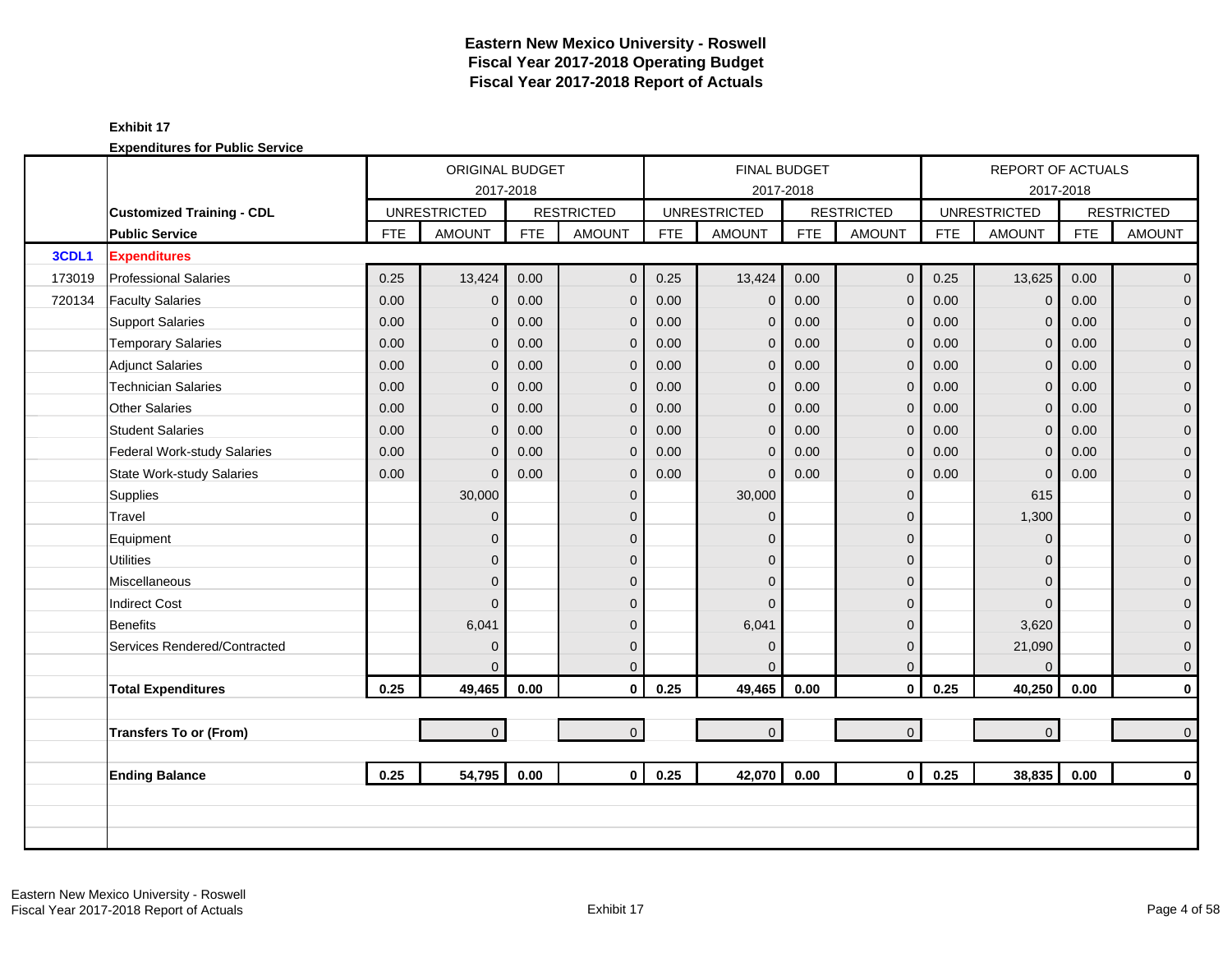# Eastern New Mexico University - Roswell
## Fiscal Year 2017-2018 Operating Budget
## Fiscal Year 2017-2018 Report of Actuals

**Exhibit 17**

**Expenditures for Public Service**

| | | ORIGINAL BUDGET 2017-2018 | | | | FINAL BUDGET 2017-2018 | | | | REPORT OF ACTUALS 2017-2018 | | | |
|---|---|---|---|---|---|---|---|---|---|---|---|---|---|
| | **Customized Training - CDL** | UNRESTRICTED | | RESTRICTED | | UNRESTRICTED | | RESTRICTED | | UNRESTRICTED | | RESTRICTED | |
| | **Public Service** | FTE | AMOUNT | FTE | AMOUNT | FTE | AMOUNT | FTE | AMOUNT | FTE | AMOUNT | FTE | AMOUNT |
| **3CDL1** | **Expenditures** | | | | | | | | | | | | |
| 173019 | Professional Salaries | 0.25 | 13,424 | 0.00 | 0 | 0.25 | 13,424 | 0.00 | 0 | 0.25 | 13,625 | 0.00 | 0 |
| 720134 | Faculty Salaries | 0.00 | 0 | 0.00 | 0 | 0.00 | 0 | 0.00 | 0 | 0.00 | 0 | 0.00 | 0 |
| | Support Salaries | 0.00 | 0 | 0.00 | 0 | 0.00 | 0 | 0.00 | 0 | 0.00 | 0 | 0.00 | 0 |
| | Temporary Salaries | 0.00 | 0 | 0.00 | 0 | 0.00 | 0 | 0.00 | 0 | 0.00 | 0 | 0.00 | 0 |
| | Adjunct Salaries | 0.00 | 0 | 0.00 | 0 | 0.00 | 0 | 0.00 | 0 | 0.00 | 0 | 0.00 | 0 |
| | Technician Salaries | 0.00 | 0 | 0.00 | 0 | 0.00 | 0 | 0.00 | 0 | 0.00 | 0 | 0.00 | 0 |
| | Other Salaries | 0.00 | 0 | 0.00 | 0 | 0.00 | 0 | 0.00 | 0 | 0.00 | 0 | 0.00 | 0 |
| | Student Salaries | 0.00 | 0 | 0.00 | 0 | 0.00 | 0 | 0.00 | 0 | 0.00 | 0 | 0.00 | 0 |
| | Federal Work-study Salaries | 0.00 | 0 | 0.00 | 0 | 0.00 | 0 | 0.00 | 0 | 0.00 | 0 | 0.00 | 0 |
| | State Work-study Salaries | 0.00 | 0 | 0.00 | 0 | 0.00 | 0 | 0.00 | 0 | 0.00 | 0 | 0.00 | 0 |
| | Supplies | | 30,000 | | 0 | | 30,000 | | 0 | | 615 | | 0 |
| | Travel | | 0 | | 0 | | 0 | | 0 | | 1,300 | | 0 |
| | Equipment | | 0 | | 0 | | 0 | | 0 | | 0 | | 0 |
| | Utilities | | 0 | | 0 | | 0 | | 0 | | 0 | | 0 |
| | Miscellaneous | | 0 | | 0 | | 0 | | 0 | | 0 | | 0 |
| | Indirect Cost | | 0 | | 0 | | 0 | | 0 | | 0 | | 0 |
| | Benefits | | 6,041 | | 0 | | 6,041 | | 0 | | 3,620 | | 0 |
| | Services Rendered/Contracted | | 0 | | 0 | | 0 | | 0 | | 21,090 | | 0 |
| | | | 0 | | 0 | | 0 | | 0 | | 0 | | 0 |
| | **Total Expenditures** | **0.25** | **49,465** | **0.00** | **0** | **0.25** | **49,465** | **0.00** | **0** | **0.25** | **40,250** | **0.00** | **0** |
| | | | | | | | | | | | | | |
| | **Transfers To or (From)** | | 0 | | 0 | | 0 | | 0 | | 0 | | 0 |
| | | | | | | | | | | | | | |
| | **Ending Balance** | **0.25** | **54,795** | **0.00** | **0** | **0.25** | **42,070** | **0.00** | **0** | **0.25** | **38,835** | **0.00** | **0** |

Eastern New Mexico University - Roswell
Fiscal Year 2017-2018 Report of Actuals

Exhibit 17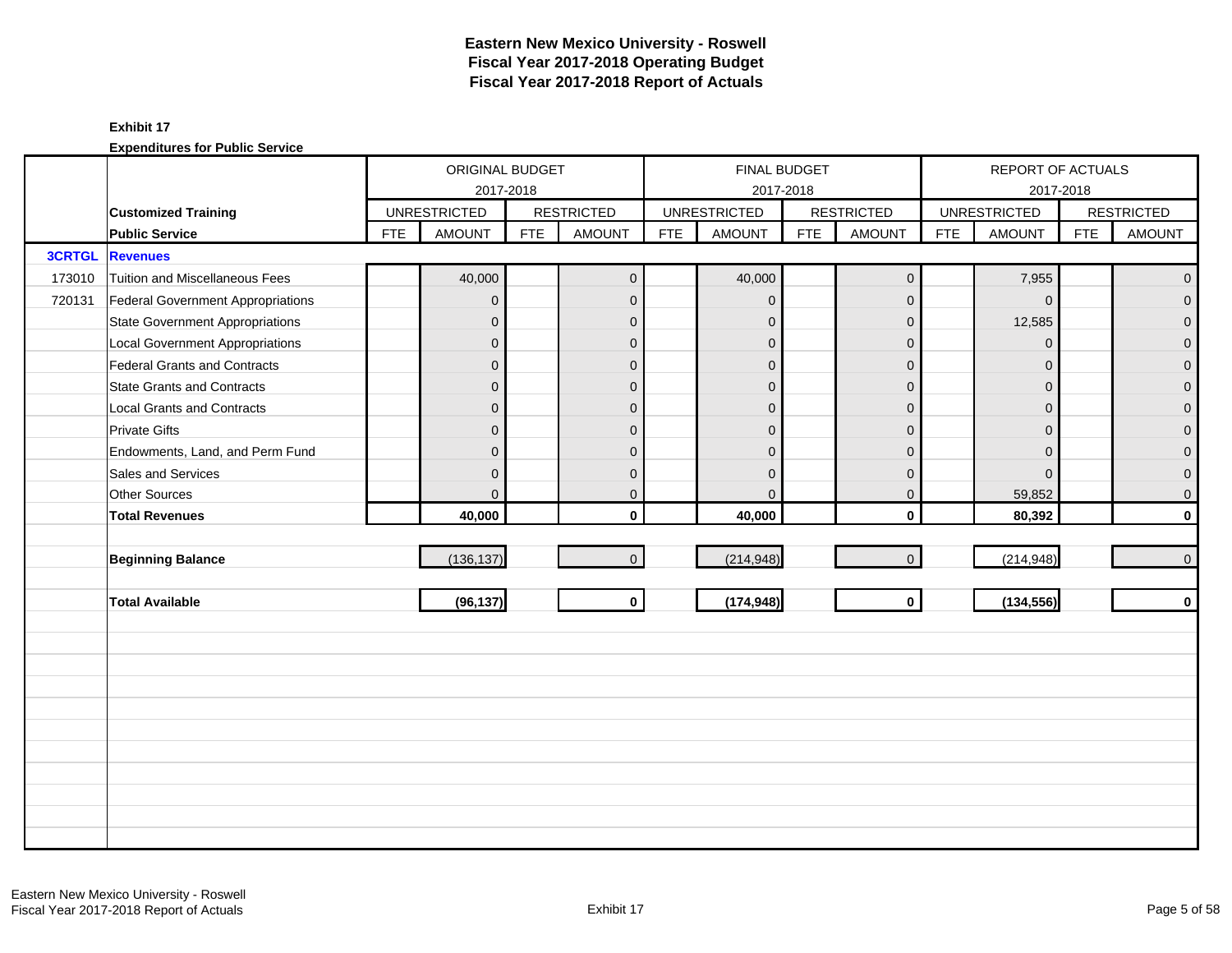# Eastern New Mexico University - Roswell
## Fiscal Year 2017-2018 Operating Budget
## Fiscal Year 2017-2018 Report of Actuals

**Exhibit 17**

**Expenditures for Public Service**

| | | ORIGINAL BUDGET 2017-2018 | | | | FINAL BUDGET 2017-2018 | | | | REPORT OF ACTUALS 2017-2018 | | | |
|---|---|---|---|---|---|---|---|---|---|---|---|---|---|
| | **Customized Training** | UNRESTRICTED | | RESTRICTED | | UNRESTRICTED | | RESTRICTED | | UNRESTRICTED | | RESTRICTED | |
| | **Public Service** | FTE | AMOUNT | FTE | AMOUNT | FTE | AMOUNT | FTE | AMOUNT | FTE | AMOUNT | FTE | AMOUNT |
| **3CRTGL** | **Revenues** | | | | | | | | | | | | |
| 173010 | Tuition and Miscellaneous Fees | | 40,000 | | 0 | | 40,000 | | 0 | | 7,955 | | 0 |
| 720131 | Federal Government Appropriations | | 0 | | 0 | | 0 | | 0 | | 0 | | 0 |
| | State Government Appropriations | | 0 | | 0 | | 0 | | 0 | | 12,585 | | 0 |
| | Local Government Appropriations | | 0 | | 0 | | 0 | | 0 | | 0 | | 0 |
| | Federal Grants and Contracts | | 0 | | 0 | | 0 | | 0 | | 0 | | 0 |
| | State Grants and Contracts | | 0 | | 0 | | 0 | | 0 | | 0 | | 0 |
| | Local Grants and Contracts | | 0 | | 0 | | 0 | | 0 | | 0 | | 0 |
| | Private Gifts | | 0 | | 0 | | 0 | | 0 | | 0 | | 0 |
| | Endowments, Land, and Perm Fund | | 0 | | 0 | | 0 | | 0 | | 0 | | 0 |
| | Sales and Services | | 0 | | 0 | | 0 | | 0 | | 0 | | 0 |
| | Other Sources | | 0 | | 0 | | 0 | | 0 | | 59,852 | | 0 |
| | **Total Revenues** | | **40,000** | | **0** | | **40,000** | | **0** | | **80,392** | | **0** |
| | **Beginning Balance** | | (136,137) | | 0 | | (214,948) | | 0 | | (214,948) | | 0 |
| | **Total Available** | | **(96,137)** | | **0** | | **(174,948)** | | **0** | | **(134,556)** | | **0** |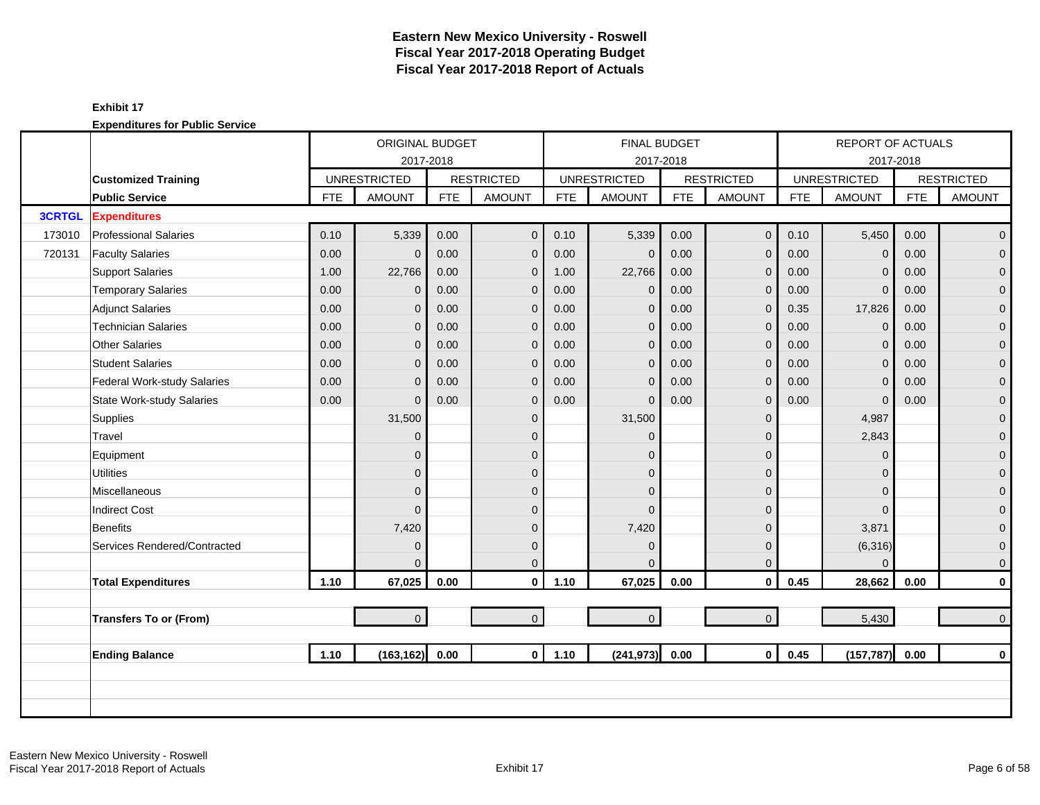# Eastern New Mexico University - Roswell
## Fiscal Year 2017-2018 Operating Budget
## Fiscal Year 2017-2018 Report of Actuals

**Exhibit 17**

**Expenditures for Public Service**

| | | ORIGINAL BUDGET 2017-2018 | | | | FINAL BUDGET 2017-2018 | | | | REPORT OF ACTUALS 2017-2018 | | | |
|---|---|---|---|---|---|---|---|---|---|---|---|---|---|
| | **Customized Training** | UNRESTRICTED | | RESTRICTED | | UNRESTRICTED | | RESTRICTED | | UNRESTRICTED | | RESTRICTED | |
| | **Public Service** | FTE | AMOUNT | FTE | AMOUNT | FTE | AMOUNT | FTE | AMOUNT | FTE | AMOUNT | FTE | AMOUNT |
| **3CRTGL** | **Expenditures** | | | | | | | | | | | | |
| 173010 | Professional Salaries | 0.10 | 5,339 | 0.00 | 0 | 0.10 | 5,339 | 0.00 | 0 | 0.10 | 5,450 | 0.00 | 0 |
| 720131 | Faculty Salaries | 0.00 | 0 | 0.00 | 0 | 0.00 | 0 | 0.00 | 0 | 0.00 | 0 | 0.00 | 0 |
| | Support Salaries | 1.00 | 22,766 | 0.00 | 0 | 1.00 | 22,766 | 0.00 | 0 | 0.00 | 0 | 0.00 | 0 |
| | Temporary Salaries | 0.00 | 0 | 0.00 | 0 | 0.00 | 0 | 0.00 | 0 | 0.00 | 0 | 0.00 | 0 |
| | Adjunct Salaries | 0.00 | 0 | 0.00 | 0 | 0.00 | 0 | 0.00 | 0 | 0.35 | 17,826 | 0.00 | 0 |
| | Technician Salaries | 0.00 | 0 | 0.00 | 0 | 0.00 | 0 | 0.00 | 0 | 0.00 | 0 | 0.00 | 0 |
| | Other Salaries | 0.00 | 0 | 0.00 | 0 | 0.00 | 0 | 0.00 | 0 | 0.00 | 0 | 0.00 | 0 |
| | Student Salaries | 0.00 | 0 | 0.00 | 0 | 0.00 | 0 | 0.00 | 0 | 0.00 | 0 | 0.00 | 0 |
| | Federal Work-study Salaries | 0.00 | 0 | 0.00 | 0 | 0.00 | 0 | 0.00 | 0 | 0.00 | 0 | 0.00 | 0 |
| | State Work-study Salaries | 0.00 | 0 | 0.00 | 0 | 0.00 | 0 | 0.00 | 0 | 0.00 | 0 | 0.00 | 0 |
| | Supplies | | 31,500 | | 0 | | 31,500 | | 0 | | 4,987 | | 0 |
| | Travel | | 0 | | 0 | | 0 | | 0 | | 2,843 | | 0 |
| | Equipment | | 0 | | 0 | | 0 | | 0 | | 0 | | 0 |
| | Utilities | | 0 | | 0 | | 0 | | 0 | | 0 | | 0 |
| | Miscellaneous | | 0 | | 0 | | 0 | | 0 | | 0 | | 0 |
| | Indirect Cost | | 0 | | 0 | | 0 | | 0 | | 0 | | 0 |
| | Benefits | | 7,420 | | 0 | | 7,420 | | 0 | | 3,871 | | 0 |
| | Services Rendered/Contracted | | 0 | | 0 | | 0 | | 0 | | (6,316) | | 0 |
| | | | 0 | | 0 | | 0 | | 0 | | 0 | | 0 |
| | **Total Expenditures** | **1.10** | **67,025** | **0.00** | **0** | **1.10** | **67,025** | **0.00** | **0** | **0.45** | **28,662** | **0.00** | **0** |
| | | | | | | | | | | | | | |
| | **Transfers To or (From)** | | 0 | | 0 | | 0 | | 0 | | 5,430 | | 0 |
| | | | | | | | | | | | | | |
| | **Ending Balance** | **1.10** | **(163,162)** | **0.00** | **0** | **1.10** | **(241,973)** | **0.00** | **0** | **0.45** | **(157,787)** | **0.00** | **0** |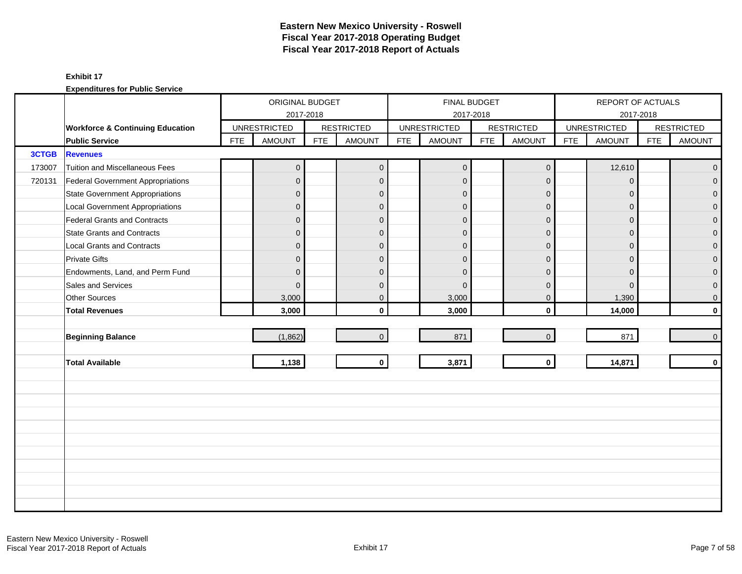# Eastern New Mexico University - Roswell
## Fiscal Year 2017-2018 Operating Budget
## Fiscal Year 2017-2018 Report of Actuals

**Exhibit 17**

**Expenditures for Public Service**

| | | ORIGINAL BUDGET 2017-2018 | | | | FINAL BUDGET 2017-2018 | | | | REPORT OF ACTUALS 2017-2018 | | | |
|---|---|---|---|---|---|---|---|---|---|---|---|---|---|
| | **Workforce & Continuing Education** | UNRESTRICTED | | RESTRICTED | | UNRESTRICTED | | RESTRICTED | | UNRESTRICTED | | RESTRICTED | |
| | **Public Service** | FTE | AMOUNT | FTE | AMOUNT | FTE | AMOUNT | FTE | AMOUNT | FTE | AMOUNT | FTE | AMOUNT |
| **3CTGB** | **Revenues** | | | | | | | | | | | | |
| 173007 | Tuition and Miscellaneous Fees | | 0 | | 0 | | 0 | | 0 | | 12,610 | | 0 |
| 720131 | Federal Government Appropriations | | 0 | | 0 | | 0 | | 0 | | 0 | | 0 |
| | State Government Appropriations | | 0 | | 0 | | 0 | | 0 | | 0 | | 0 |
| | Local Government Appropriations | | 0 | | 0 | | 0 | | 0 | | 0 | | 0 |
| | Federal Grants and Contracts | | 0 | | 0 | | 0 | | 0 | | 0 | | 0 |
| | State Grants and Contracts | | 0 | | 0 | | 0 | | 0 | | 0 | | 0 |
| | Local Grants and Contracts | | 0 | | 0 | | 0 | | 0 | | 0 | | 0 |
| | Private Gifts | | 0 | | 0 | | 0 | | 0 | | 0 | | 0 |
| | Endowments, Land, and Perm Fund | | 0 | | 0 | | 0 | | 0 | | 0 | | 0 |
| | Sales and Services | | 0 | | 0 | | 0 | | 0 | | 0 | | 0 |
| | Other Sources | | 3,000 | | 0 | | 3,000 | | 0 | | 1,390 | | 0 |
| | **Total Revenues** | | **3,000** | | **0** | | **3,000** | | **0** | | **14,000** | | **0** |
| | **Beginning Balance** | | (1,862) | | 0 | | 871 | | 0 | | 871 | | 0 |
| | **Total Available** | | **1,138** | | **0** | | **3,871** | | **0** | | **14,871** | | **0** |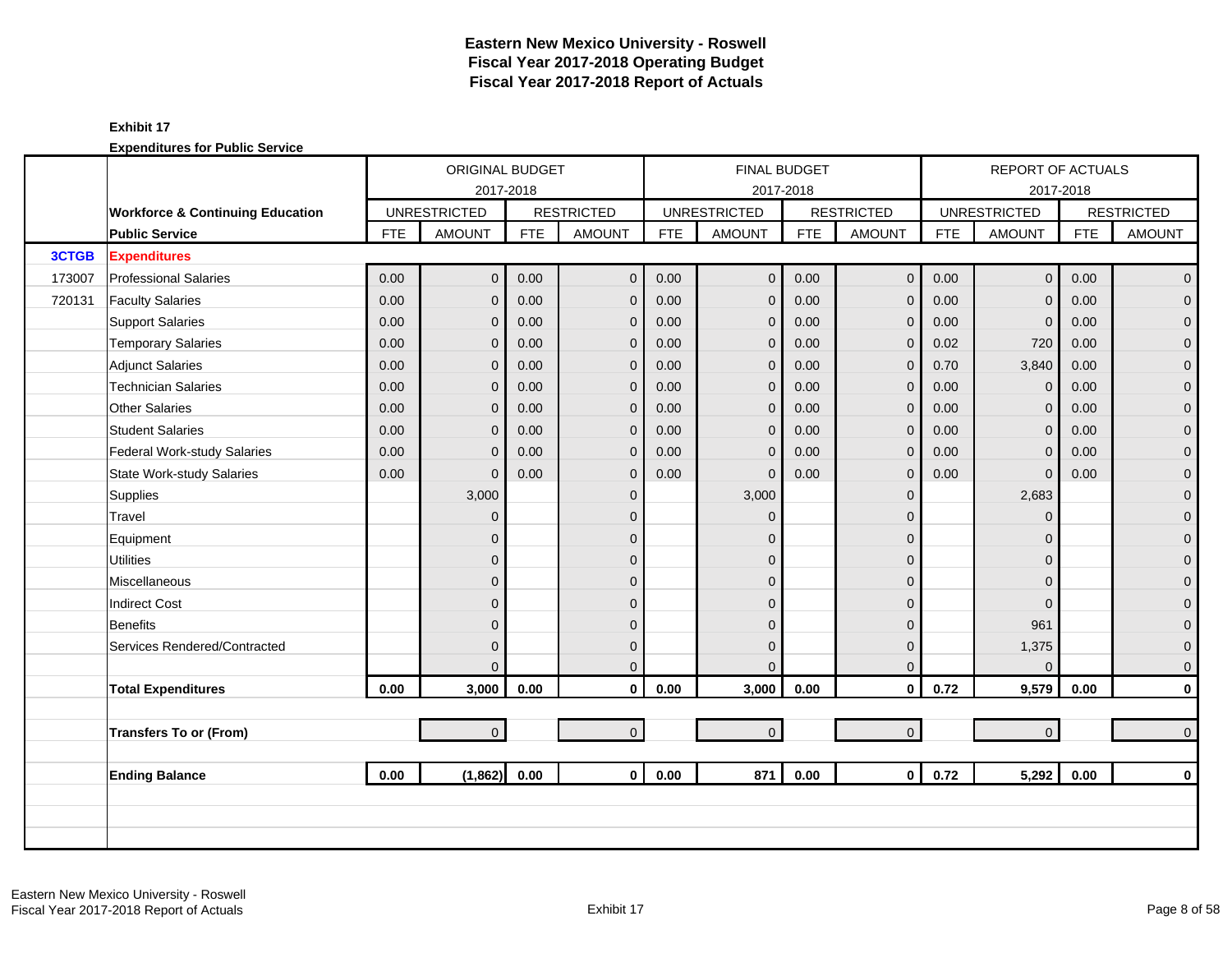# Eastern New Mexico University - Roswell
## Fiscal Year 2017-2018 Operating Budget
## Fiscal Year 2017-2018 Report of Actuals

**Exhibit 17**

**Expenditures for Public Service**

| | | ORIGINAL BUDGET 2017-2018 | | | | FINAL BUDGET 2017-2018 | | | | REPORT OF ACTUALS 2017-2018 | | | |
|---|---|---|---|---|---|---|---|---|---|---|---|---|---|
| | **Workforce & Continuing Education** | UNRESTRICTED | | RESTRICTED | | UNRESTRICTED | | RESTRICTED | | UNRESTRICTED | | RESTRICTED | |
| | **Public Service** | FTE | AMOUNT | FTE | AMOUNT | FTE | AMOUNT | FTE | AMOUNT | FTE | AMOUNT | FTE | AMOUNT |
| **3CTGB** | **Expenditures** | | | | | | | | | | | | |
| 173007 | Professional Salaries | 0.00 | 0 | 0.00 | 0 | 0.00 | 0 | 0.00 | 0 | 0.00 | 0 | 0.00 | 0 |
| 720131 | Faculty Salaries | 0.00 | 0 | 0.00 | 0 | 0.00 | 0 | 0.00 | 0 | 0.00 | 0 | 0.00 | 0 |
| | Support Salaries | 0.00 | 0 | 0.00 | 0 | 0.00 | 0 | 0.00 | 0 | 0.00 | 0 | 0.00 | 0 |
| | Temporary Salaries | 0.00 | 0 | 0.00 | 0 | 0.00 | 0 | 0.00 | 0 | 0.02 | 720 | 0.00 | 0 |
| | Adjunct Salaries | 0.00 | 0 | 0.00 | 0 | 0.00 | 0 | 0.00 | 0 | 0.70 | 3,840 | 0.00 | 0 |
| | Technician Salaries | 0.00 | 0 | 0.00 | 0 | 0.00 | 0 | 0.00 | 0 | 0.00 | 0 | 0.00 | 0 |
| | Other Salaries | 0.00 | 0 | 0.00 | 0 | 0.00 | 0 | 0.00 | 0 | 0.00 | 0 | 0.00 | 0 |
| | Student Salaries | 0.00 | 0 | 0.00 | 0 | 0.00 | 0 | 0.00 | 0 | 0.00 | 0 | 0.00 | 0 |
| | Federal Work-study Salaries | 0.00 | 0 | 0.00 | 0 | 0.00 | 0 | 0.00 | 0 | 0.00 | 0 | 0.00 | 0 |
| | State Work-study Salaries | 0.00 | 0 | 0.00 | 0 | 0.00 | 0 | 0.00 | 0 | 0.00 | 0 | 0.00 | 0 |
| | Supplies | | 3,000 | | 0 | | 3,000 | | 0 | | 2,683 | | 0 |
| | Travel | | 0 | | 0 | | 0 | | 0 | | 0 | | 0 |
| | Equipment | | 0 | | 0 | | 0 | | 0 | | 0 | | 0 |
| | Utilities | | 0 | | 0 | | 0 | | 0 | | 0 | | 0 |
| | Miscellaneous | | 0 | | 0 | | 0 | | 0 | | 0 | | 0 |
| | Indirect Cost | | 0 | | 0 | | 0 | | 0 | | 0 | | 0 |
| | Benefits | | 0 | | 0 | | 0 | | 0 | | 961 | | 0 |
| | Services Rendered/Contracted | | 0 | | 0 | | 0 | | 0 | | 1,375 | | 0 |
| | | | 0 | | 0 | | 0 | | 0 | | 0 | | 0 |
| | **Total Expenditures** | **0.00** | **3,000** | **0.00** | **0** | **0.00** | **3,000** | **0.00** | **0** | **0.72** | **9,579** | **0.00** | **0** |
| | | | | | | | | | | | | | |
| | **Transfers To or (From)** | | 0 | | 0 | | 0 | | 0 | | 0 | | 0 |
| | | | | | | | | | | | | | |
| | **Ending Balance** | **0.00** | **(1,862)** | **0.00** | **0** | **0.00** | **871** | **0.00** | **0** | **0.72** | **5,292** | **0.00** | **0** |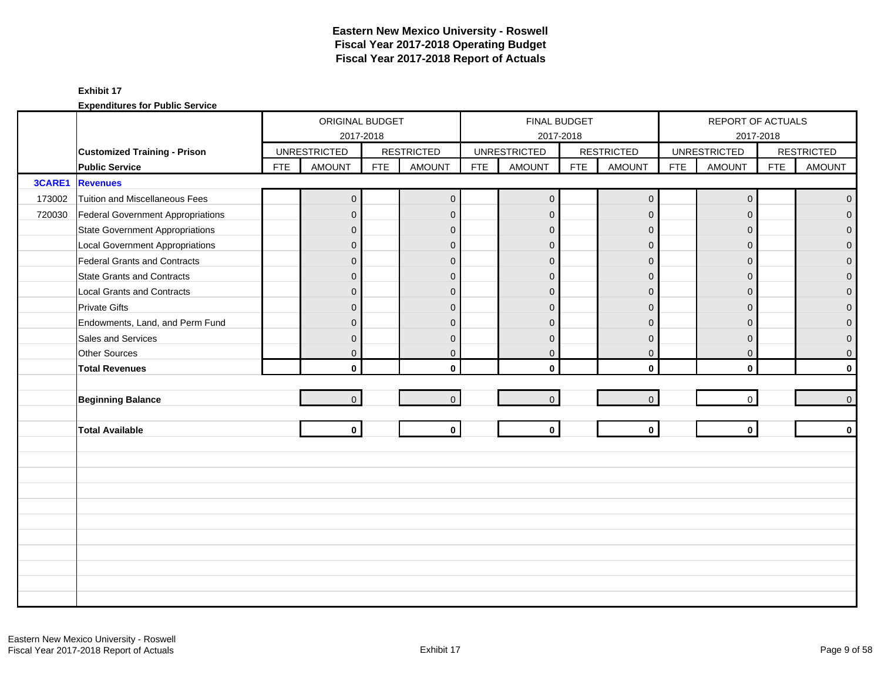# Eastern New Mexico University - Roswell
## Fiscal Year 2017-2018 Operating Budget
## Fiscal Year 2017-2018 Report of Actuals

**Exhibit 17**

**Expenditures for Public Service**

| | | ORIGINAL BUDGET 2017-2018 | | | | FINAL BUDGET 2017-2018 | | | | REPORT OF ACTUALS 2017-2018 | | | |
|---|---|---|---|---|---|---|---|---|---|---|---|---|---|
| | **Customized Training - Prison** | UNRESTRICTED | | RESTRICTED | | UNRESTRICTED | | RESTRICTED | | UNRESTRICTED | | RESTRICTED | |
| | **Public Service** | FTE | AMOUNT | FTE | AMOUNT | FTE | AMOUNT | FTE | AMOUNT | FTE | AMOUNT | FTE | AMOUNT |
| **3CARE1** | **Revenues** | | | | | | | | | | | | |
| 173002 | Tuition and Miscellaneous Fees | | 0 | | 0 | | 0 | | 0 | | 0 | | 0 |
| 720030 | Federal Government Appropriations | | 0 | | 0 | | 0 | | 0 | | 0 | | 0 |
| | State Government Appropriations | | 0 | | 0 | | 0 | | 0 | | 0 | | 0 |
| | Local Government Appropriations | | 0 | | 0 | | 0 | | 0 | | 0 | | 0 |
| | Federal Grants and Contracts | | 0 | | 0 | | 0 | | 0 | | 0 | | 0 |
| | State Grants and Contracts | | 0 | | 0 | | 0 | | 0 | | 0 | | 0 |
| | Local Grants and Contracts | | 0 | | 0 | | 0 | | 0 | | 0 | | 0 |
| | Private Gifts | | 0 | | 0 | | 0 | | 0 | | 0 | | 0 |
| | Endowments, Land, and Perm Fund | | 0 | | 0 | | 0 | | 0 | | 0 | | 0 |
| | Sales and Services | | 0 | | 0 | | 0 | | 0 | | 0 | | 0 |
| | Other Sources | | 0 | | 0 | | 0 | | 0 | | 0 | | 0 |
| | **Total Revenues** | | **0** | | **0** | | **0** | | **0** | | **0** | | **0** |
| | **Beginning Balance** | | 0 | | 0 | | 0 | | 0 | | 0 | | 0 |
| | **Total Available** | | **0** | | **0** | | **0** | | **0** | | **0** | | **0** |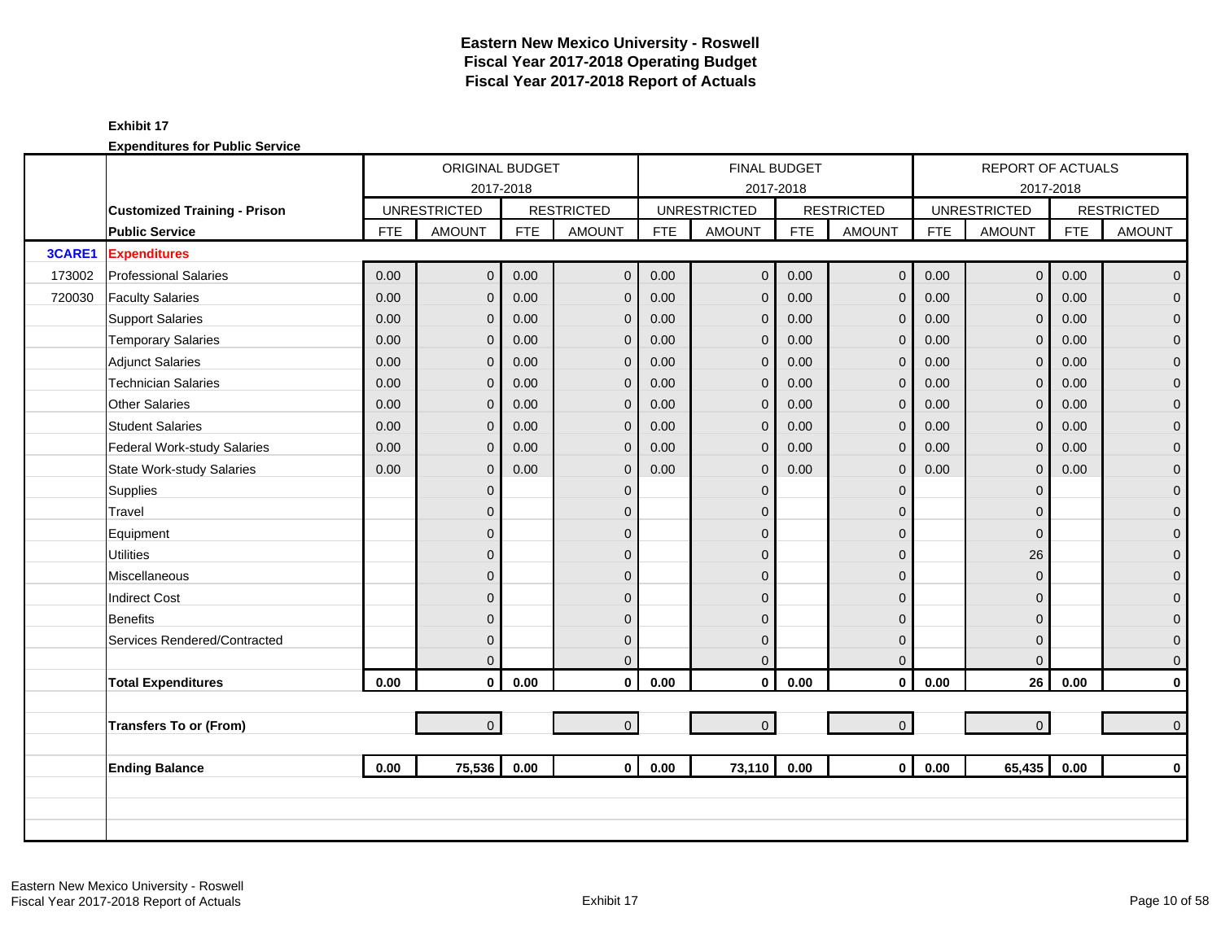# Eastern New Mexico University - Roswell
## Fiscal Year 2017-2018 Operating Budget
## Fiscal Year 2017-2018 Report of Actuals

**Exhibit 17**

**Expenditures for Public Service**

| | | ORIGINAL BUDGET 2017-2018 | | | | FINAL BUDGET 2017-2018 | | | | REPORT OF ACTUALS 2017-2018 | | | |
|---|---|---|---|---|---|---|---|---|---|---|---|---|---|
| | **Customized Training - Prison** | UNRESTRICTED | | RESTRICTED | | UNRESTRICTED | | RESTRICTED | | UNRESTRICTED | | RESTRICTED | |
| | **Public Service** | FTE | AMOUNT | FTE | AMOUNT | FTE | AMOUNT | FTE | AMOUNT | FTE | AMOUNT | FTE | AMOUNT |
| **3CARE1** | **Expenditures** | | | | | | | | | | | | |
| 173002 | Professional Salaries | 0.00 | 0 | 0.00 | 0 | 0.00 | 0 | 0.00 | 0 | 0.00 | 0 | 0.00 | 0 |
| 720030 | Faculty Salaries | 0.00 | 0 | 0.00 | 0 | 0.00 | 0 | 0.00 | 0 | 0.00 | 0 | 0.00 | 0 |
| | Support Salaries | 0.00 | 0 | 0.00 | 0 | 0.00 | 0 | 0.00 | 0 | 0.00 | 0 | 0.00 | 0 |
| | Temporary Salaries | 0.00 | 0 | 0.00 | 0 | 0.00 | 0 | 0.00 | 0 | 0.00 | 0 | 0.00 | 0 |
| | Adjunct Salaries | 0.00 | 0 | 0.00 | 0 | 0.00 | 0 | 0.00 | 0 | 0.00 | 0 | 0.00 | 0 |
| | Technician Salaries | 0.00 | 0 | 0.00 | 0 | 0.00 | 0 | 0.00 | 0 | 0.00 | 0 | 0.00 | 0 |
| | Other Salaries | 0.00 | 0 | 0.00 | 0 | 0.00 | 0 | 0.00 | 0 | 0.00 | 0 | 0.00 | 0 |
| | Student Salaries | 0.00 | 0 | 0.00 | 0 | 0.00 | 0 | 0.00 | 0 | 0.00 | 0 | 0.00 | 0 |
| | Federal Work-study Salaries | 0.00 | 0 | 0.00 | 0 | 0.00 | 0 | 0.00 | 0 | 0.00 | 0 | 0.00 | 0 |
| | State Work-study Salaries | 0.00 | 0 | 0.00 | 0 | 0.00 | 0 | 0.00 | 0 | 0.00 | 0 | 0.00 | 0 |
| | Supplies | | 0 | | 0 | | 0 | | 0 | | 0 | | 0 |
| | Travel | | 0 | | 0 | | 0 | | 0 | | 0 | | 0 |
| | Equipment | | 0 | | 0 | | 0 | | 0 | | 0 | | 0 |
| | Utilities | | 0 | | 0 | | 0 | | 0 | | 26 | | 0 |
| | Miscellaneous | | 0 | | 0 | | 0 | | 0 | | 0 | | 0 |
| | Indirect Cost | | 0 | | 0 | | 0 | | 0 | | 0 | | 0 |
| | Benefits | | 0 | | 0 | | 0 | | 0 | | 0 | | 0 |
| | Services Rendered/Contracted | | 0 | | 0 | | 0 | | 0 | | 0 | | 0 |
| | | | 0 | | 0 | | 0 | | 0 | | 0 | | 0 |
| | **Total Expenditures** | **0.00** | **0** | **0.00** | **0** | **0.00** | **0** | **0.00** | **0** | **0.00** | **26** | **0.00** | **0** |
| | **Transfers To or (From)** | | 0 | | 0 | | 0 | | 0 | | 0 | | 0 |
| | **Ending Balance** | **0.00** | **75,536** | **0.00** | **0** | **0.00** | **73,110** | **0.00** | **0** | **0.00** | **65,435** | **0.00** | **0** |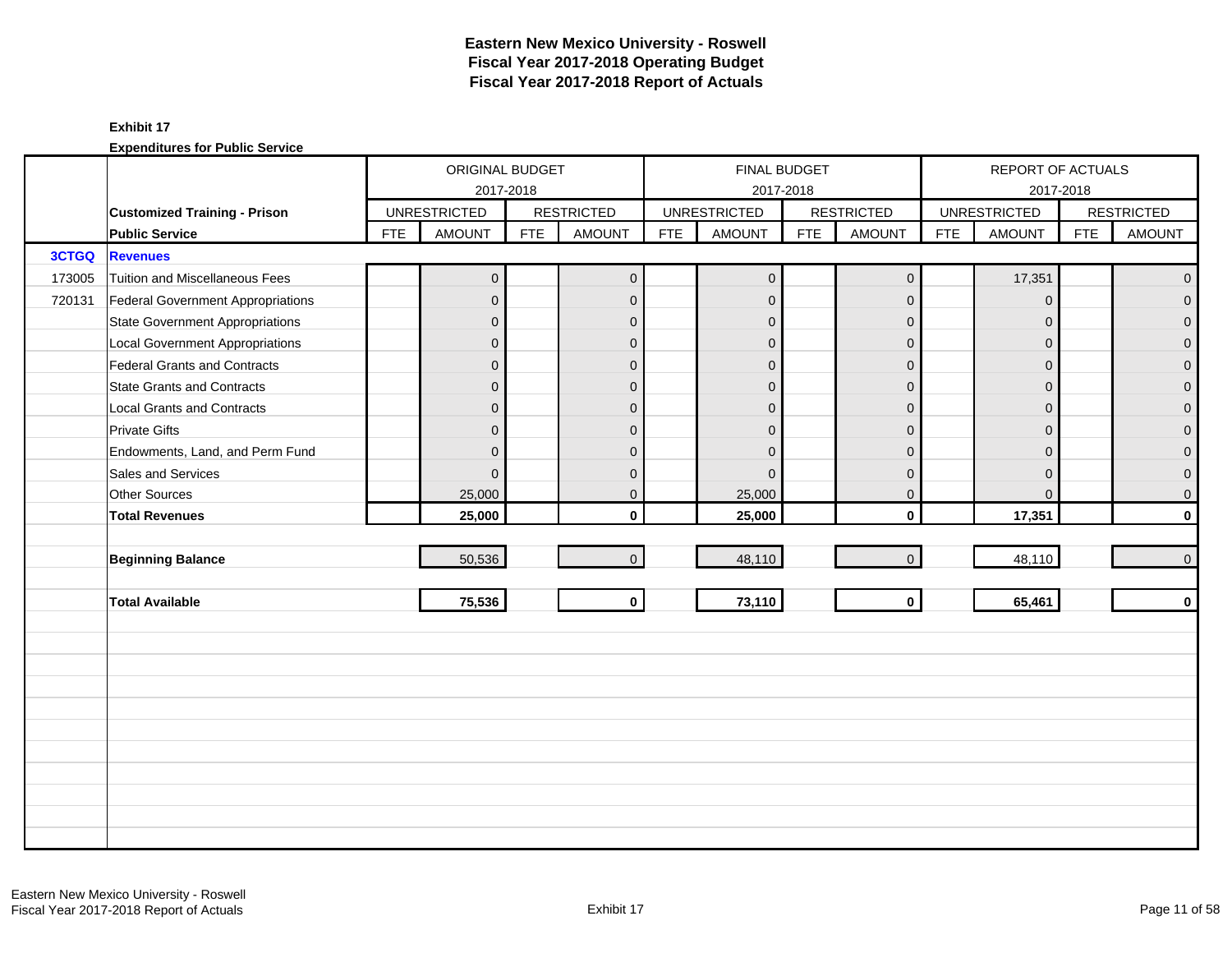# Eastern New Mexico University - Roswell
## Fiscal Year 2017-2018 Operating Budget
## Fiscal Year 2017-2018 Report of Actuals

**Exhibit 17**

**Expenditures for Public Service**

| | | ORIGINAL BUDGET 2017-2018 | | | | FINAL BUDGET 2017-2018 | | | | REPORT OF ACTUALS 2017-2018 | | | |
|---|---|---|---|---|---|---|---|---|---|---|---|---|---|
| | **Customized Training - Prison** | UNRESTRICTED | | RESTRICTED | | UNRESTRICTED | | RESTRICTED | | UNRESTRICTED | | RESTRICTED | |
| | **Public Service** | FTE | AMOUNT | FTE | AMOUNT | FTE | AMOUNT | FTE | AMOUNT | FTE | AMOUNT | FTE | AMOUNT |
| **3CTGQ** | **Revenues** | | | | | | | | | | | | |
| 173005 | Tuition and Miscellaneous Fees | | 0 | | 0 | | 0 | | 0 | | 17,351 | | 0 |
| 720131 | Federal Government Appropriations | | 0 | | 0 | | 0 | | 0 | | 0 | | 0 |
| | State Government Appropriations | | 0 | | 0 | | 0 | | 0 | | 0 | | 0 |
| | Local Government Appropriations | | 0 | | 0 | | 0 | | 0 | | 0 | | 0 |
| | Federal Grants and Contracts | | 0 | | 0 | | 0 | | 0 | | 0 | | 0 |
| | State Grants and Contracts | | 0 | | 0 | | 0 | | 0 | | 0 | | 0 |
| | Local Grants and Contracts | | 0 | | 0 | | 0 | | 0 | | 0 | | 0 |
| | Private Gifts | | 0 | | 0 | | 0 | | 0 | | 0 | | 0 |
| | Endowments, Land, and Perm Fund | | 0 | | 0 | | 0 | | 0 | | 0 | | 0 |
| | Sales and Services | | 0 | | 0 | | 0 | | 0 | | 0 | | 0 |
| | Other Sources | | 25,000 | | 0 | | 25,000 | | 0 | | 0 | | 0 |
| | **Total Revenues** | | **25,000** | | **0** | | **25,000** | | **0** | | **17,351** | | **0** |
| | **Beginning Balance** | | 50,536 | | 0 | | 48,110 | | 0 | | 48,110 | | 0 |
| | **Total Available** | | **75,536** | | **0** | | **73,110** | | **0** | | **65,461** | | **0** |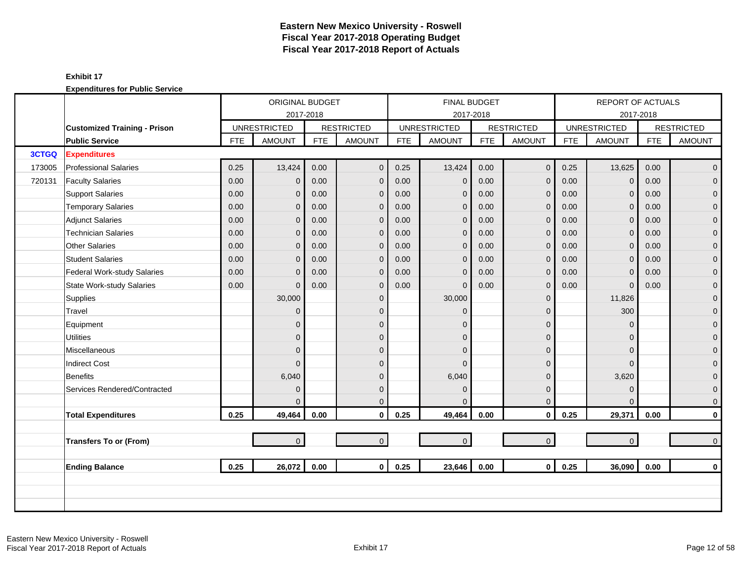# Eastern New Mexico University - Roswell
## Fiscal Year 2017-2018 Operating Budget
## Fiscal Year 2017-2018 Report of Actuals

**Exhibit 17**

**Expenditures for Public Service**

| | | ORIGINAL BUDGET 2017-2018 | | | | FINAL BUDGET 2017-2018 | | | | REPORT OF ACTUALS 2017-2018 | | | |
|---|---|---|---|---|---|---|---|---|---|---|---|---|---|
| | **Customized Training - Prison** | UNRESTRICTED | | RESTRICTED | | UNRESTRICTED | | RESTRICTED | | UNRESTRICTED | | RESTRICTED | |
| | **Public Service** | FTE | AMOUNT | FTE | AMOUNT | FTE | AMOUNT | FTE | AMOUNT | FTE | AMOUNT | FTE | AMOUNT |
| **3CTGQ** | **Expenditures** | | | | | | | | | | | | |
| 173005 | Professional Salaries | 0.25 | 13,424 | 0.00 | 0 | 0.25 | 13,424 | 0.00 | 0 | 0.25 | 13,625 | 0.00 | 0 |
| 720131 | Faculty Salaries | 0.00 | 0 | 0.00 | 0 | 0.00 | 0 | 0.00 | 0 | 0.00 | 0 | 0.00 | 0 |
| | Support Salaries | 0.00 | 0 | 0.00 | 0 | 0.00 | 0 | 0.00 | 0 | 0.00 | 0 | 0.00 | 0 |
| | Temporary Salaries | 0.00 | 0 | 0.00 | 0 | 0.00 | 0 | 0.00 | 0 | 0.00 | 0 | 0.00 | 0 |
| | Adjunct Salaries | 0.00 | 0 | 0.00 | 0 | 0.00 | 0 | 0.00 | 0 | 0.00 | 0 | 0.00 | 0 |
| | Technician Salaries | 0.00 | 0 | 0.00 | 0 | 0.00 | 0 | 0.00 | 0 | 0.00 | 0 | 0.00 | 0 |
| | Other Salaries | 0.00 | 0 | 0.00 | 0 | 0.00 | 0 | 0.00 | 0 | 0.00 | 0 | 0.00 | 0 |
| | Student Salaries | 0.00 | 0 | 0.00 | 0 | 0.00 | 0 | 0.00 | 0 | 0.00 | 0 | 0.00 | 0 |
| | Federal Work-study Salaries | 0.00 | 0 | 0.00 | 0 | 0.00 | 0 | 0.00 | 0 | 0.00 | 0 | 0.00 | 0 |
| | State Work-study Salaries | 0.00 | 0 | 0.00 | 0 | 0.00 | 0 | 0.00 | 0 | 0.00 | 0 | 0.00 | 0 |
| | Supplies | | 30,000 | | 0 | | 30,000 | | 0 | | 11,826 | | 0 |
| | Travel | | 0 | | 0 | | 0 | | 0 | | 300 | | 0 |
| | Equipment | | 0 | | 0 | | 0 | | 0 | | 0 | | 0 |
| | Utilities | | 0 | | 0 | | 0 | | 0 | | 0 | | 0 |
| | Miscellaneous | | 0 | | 0 | | 0 | | 0 | | 0 | | 0 |
| | Indirect Cost | | 0 | | 0 | | 0 | | 0 | | 0 | | 0 |
| | Benefits | | 6,040 | | 0 | | 6,040 | | 0 | | 3,620 | | 0 |
| | Services Rendered/Contracted | | 0 | | 0 | | 0 | | 0 | | 0 | | 0 |
| | | | 0 | | 0 | | 0 | | 0 | | 0 | | 0 |
| | **Total Expenditures** | **0.25** | **49,464** | **0.00** | **0** | **0.25** | **49,464** | **0.00** | **0** | **0.25** | **29,371** | **0.00** | **0** |
| | | | | | | | | | | | | | |
| | **Transfers To or (From)** | | 0 | | 0 | | 0 | | 0 | | 0 | | 0 |
| | | | | | | | | | | | | | |
| | **Ending Balance** | **0.25** | **26,072** | **0.00** | **0** | **0.25** | **23,646** | **0.00** | **0** | **0.25** | **36,090** | **0.00** | **0** |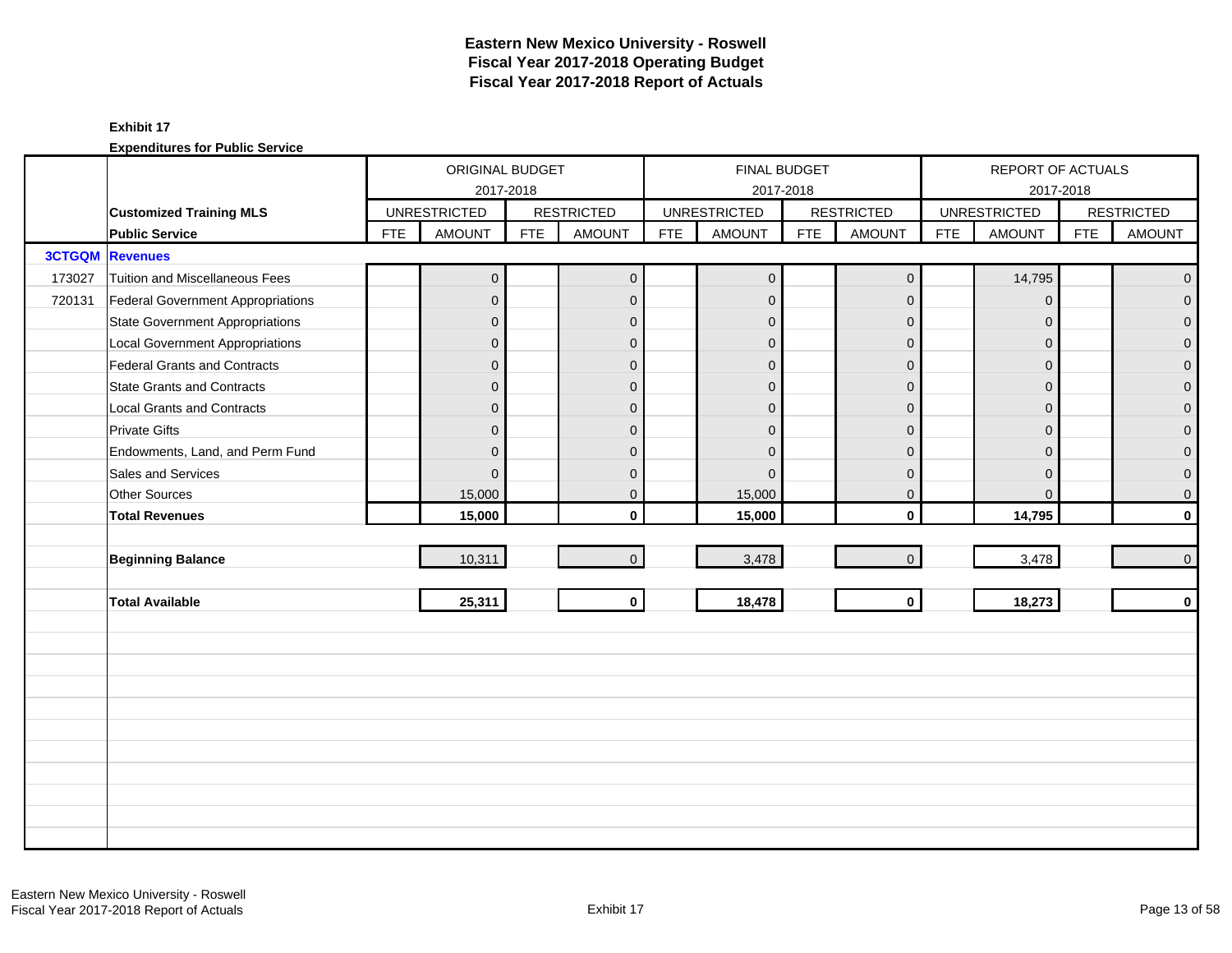# Eastern New Mexico University - Roswell
# Fiscal Year 2017-2018 Operating Budget
# Fiscal Year 2017-2018 Report of Actuals

**Exhibit 17**

**Expenditures for Public Service**

| | | ORIGINAL BUDGET 2017-2018 | | | | FINAL BUDGET 2017-2018 | | | | REPORT OF ACTUALS 2017-2018 | | | |
|---|---|---|---|---|---|---|---|---|---|---|---|---|---|
| | **Customized Training MLS** | UNRESTRICTED | | RESTRICTED | | UNRESTRICTED | | RESTRICTED | | UNRESTRICTED | | RESTRICTED | |
| | **Public Service** | FTE | AMOUNT | FTE | AMOUNT | FTE | AMOUNT | FTE | AMOUNT | FTE | AMOUNT | FTE | AMOUNT |
| **3CTGQM** | **Revenues** | | | | | | | | | | | | |
| 173027 | Tuition and Miscellaneous Fees | | 0 | | 0 | | 0 | | 0 | | 14,795 | | 0 |
| 720131 | Federal Government Appropriations | | 0 | | 0 | | 0 | | 0 | | 0 | | 0 |
| | State Government Appropriations | | 0 | | 0 | | 0 | | 0 | | 0 | | 0 |
| | Local Government Appropriations | | 0 | | 0 | | 0 | | 0 | | 0 | | 0 |
| | Federal Grants and Contracts | | 0 | | 0 | | 0 | | 0 | | 0 | | 0 |
| | State Grants and Contracts | | 0 | | 0 | | 0 | | 0 | | 0 | | 0 |
| | Local Grants and Contracts | | 0 | | 0 | | 0 | | 0 | | 0 | | 0 |
| | Private Gifts | | 0 | | 0 | | 0 | | 0 | | 0 | | 0 |
| | Endowments, Land, and Perm Fund | | 0 | | 0 | | 0 | | 0 | | 0 | | 0 |
| | Sales and Services | | 0 | | 0 | | 0 | | 0 | | 0 | | 0 |
| | Other Sources | | 15,000 | | 0 | | 15,000 | | 0 | | 0 | | 0 |
| | **Total Revenues** | | **15,000** | | **0** | | **15,000** | | **0** | | **14,795** | | **0** |
| | **Beginning Balance** | | 10,311 | | 0 | | 3,478 | | 0 | | 3,478 | | 0 |
| | **Total Available** | | **25,311** | | **0** | | **18,478** | | **0** | | **18,273** | | **0** |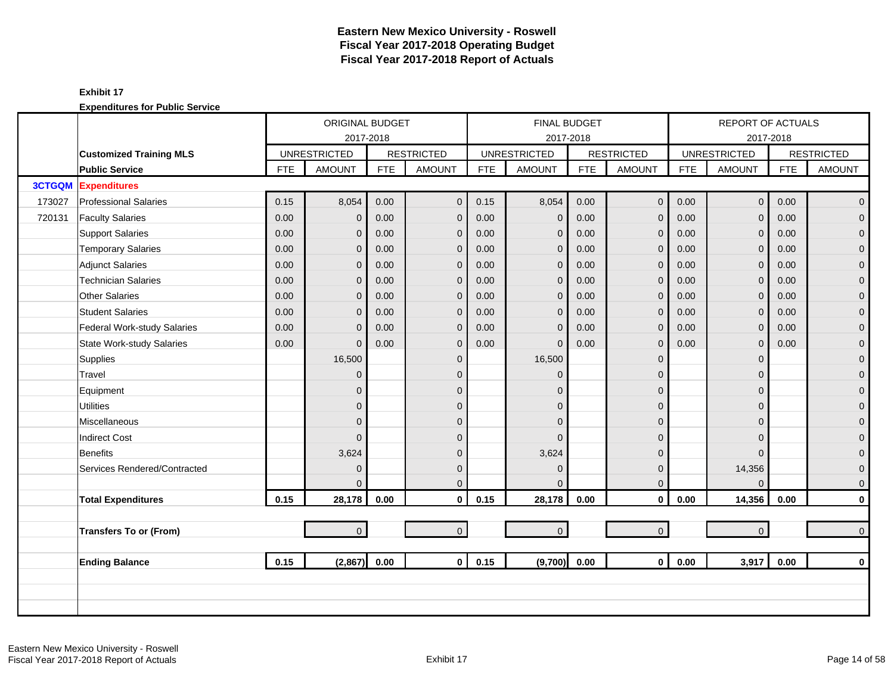# Eastern New Mexico University - Roswell
## Fiscal Year 2017-2018 Operating Budget
## Fiscal Year 2017-2018 Report of Actuals

**Exhibit 17**

**Expenditures for Public Service**

| | | ORIGINAL BUDGET 2017-2018 | | | | FINAL BUDGET 2017-2018 | | | | REPORT OF ACTUALS 2017-2018 | | | |
|---|---|---|---|---|---|---|---|---|---|---|---|---|---|
| | **Customized Training MLS** | UNRESTRICTED | | RESTRICTED | | UNRESTRICTED | | RESTRICTED | | UNRESTRICTED | | RESTRICTED | |
| | **Public Service** | FTE | AMOUNT | FTE | AMOUNT | FTE | AMOUNT | FTE | AMOUNT | FTE | AMOUNT | FTE | AMOUNT |
| **3CTGQM** | **Expenditures** | | | | | | | | | | | | |
| 173027 | Professional Salaries | 0.15 | 8,054 | 0.00 | 0 | 0.15 | 8,054 | 0.00 | 0 | 0.00 | 0 | 0.00 | 0 |
| 720131 | Faculty Salaries | 0.00 | 0 | 0.00 | 0 | 0.00 | 0 | 0.00 | 0 | 0.00 | 0 | 0.00 | 0 |
| | Support Salaries | 0.00 | 0 | 0.00 | 0 | 0.00 | 0 | 0.00 | 0 | 0.00 | 0 | 0.00 | 0 |
| | Temporary Salaries | 0.00 | 0 | 0.00 | 0 | 0.00 | 0 | 0.00 | 0 | 0.00 | 0 | 0.00 | 0 |
| | Adjunct Salaries | 0.00 | 0 | 0.00 | 0 | 0.00 | 0 | 0.00 | 0 | 0.00 | 0 | 0.00 | 0 |
| | Technician Salaries | 0.00 | 0 | 0.00 | 0 | 0.00 | 0 | 0.00 | 0 | 0.00 | 0 | 0.00 | 0 |
| | Other Salaries | 0.00 | 0 | 0.00 | 0 | 0.00 | 0 | 0.00 | 0 | 0.00 | 0 | 0.00 | 0 |
| | Student Salaries | 0.00 | 0 | 0.00 | 0 | 0.00 | 0 | 0.00 | 0 | 0.00 | 0 | 0.00 | 0 |
| | Federal Work-study Salaries | 0.00 | 0 | 0.00 | 0 | 0.00 | 0 | 0.00 | 0 | 0.00 | 0 | 0.00 | 0 |
| | State Work-study Salaries | 0.00 | 0 | 0.00 | 0 | 0.00 | 0 | 0.00 | 0 | 0.00 | 0 | 0.00 | 0 |
| | Supplies | | 16,500 | | 0 | | 16,500 | | 0 | | 0 | | 0 |
| | Travel | | 0 | | 0 | | 0 | | 0 | | 0 | | 0 |
| | Equipment | | 0 | | 0 | | 0 | | 0 | | 0 | | 0 |
| | Utilities | | 0 | | 0 | | 0 | | 0 | | 0 | | 0 |
| | Miscellaneous | | 0 | | 0 | | 0 | | 0 | | 0 | | 0 |
| | Indirect Cost | | 0 | | 0 | | 0 | | 0 | | 0 | | 0 |
| | Benefits | | 3,624 | | 0 | | 3,624 | | 0 | | 0 | | 0 |
| | Services Rendered/Contracted | | 0 | | 0 | | 0 | | 0 | | 14,356 | | 0 |
| | | | 0 | | 0 | | 0 | | 0 | | 0 | | 0 |
| | **Total Expenditures** | **0.15** | **28,178** | **0.00** | **0** | **0.15** | **28,178** | **0.00** | **0** | **0.00** | **14,356** | **0.00** | **0** |
| | **Transfers To or (From)** | | 0 | | 0 | | 0 | | 0 | | 0 | | 0 |
| | **Ending Balance** | **0.15** | **(2,867)** | **0.00** | **0** | **0.15** | **(9,700)** | **0.00** | **0** | **0.00** | **3,917** | **0.00** | **0** |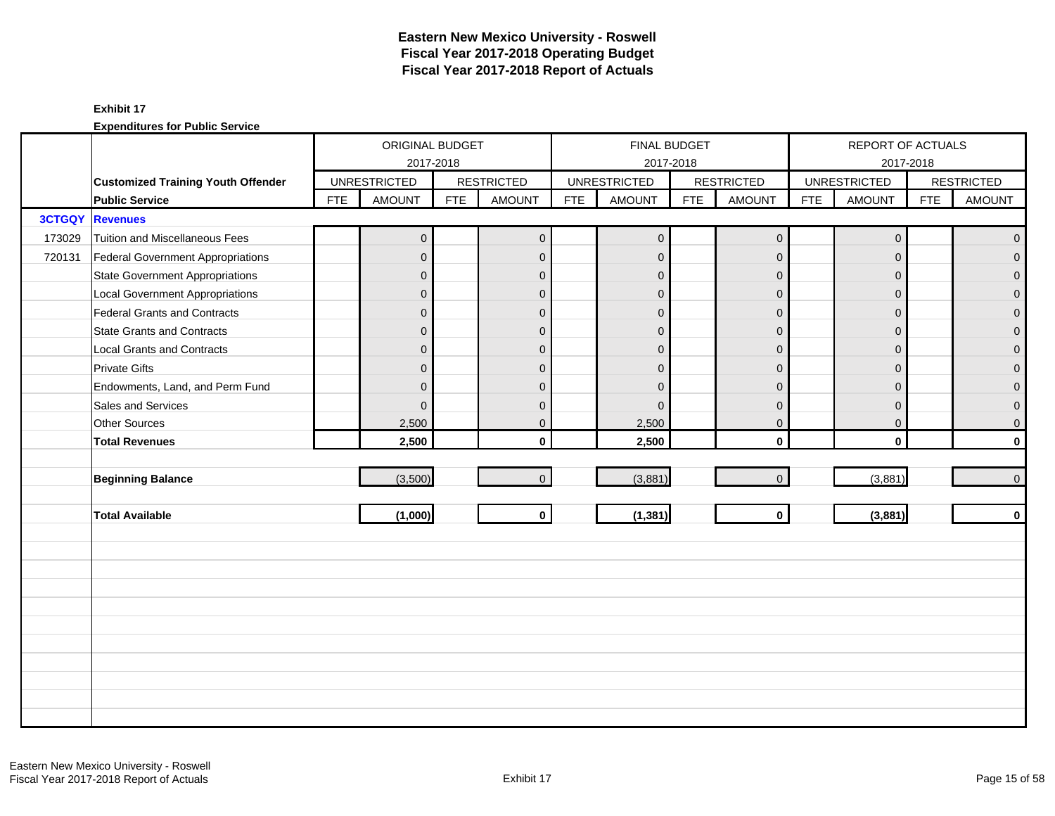# Eastern New Mexico University - Roswell
## Fiscal Year 2017-2018 Operating Budget
## Fiscal Year 2017-2018 Report of Actuals

**Exhibit 17**

**Expenditures for Public Service**

| | | ORIGINAL BUDGET 2017-2018 | | | | FINAL BUDGET 2017-2018 | | | | REPORT OF ACTUALS 2017-2018 | | | |
|---|---|---|---|---|---|---|---|---|---|---|---|---|---|
| | **Customized Training Youth Offender** | UNRESTRICTED | | RESTRICTED | | UNRESTRICTED | | RESTRICTED | | UNRESTRICTED | | RESTRICTED | |
| | **Public Service** | FTE | AMOUNT | FTE | AMOUNT | FTE | AMOUNT | FTE | AMOUNT | FTE | AMOUNT | FTE | AMOUNT |
| **3CTGQY** | **Revenues** | | | | | | | | | | | | |
| 173029 | Tuition and Miscellaneous Fees | | 0 | | 0 | | 0 | | 0 | | 0 | | 0 |
| 720131 | Federal Government Appropriations | | 0 | | 0 | | 0 | | 0 | | 0 | | 0 |
| | State Government Appropriations | | 0 | | 0 | | 0 | | 0 | | 0 | | 0 |
| | Local Government Appropriations | | 0 | | 0 | | 0 | | 0 | | 0 | | 0 |
| | Federal Grants and Contracts | | 0 | | 0 | | 0 | | 0 | | 0 | | 0 |
| | State Grants and Contracts | | 0 | | 0 | | 0 | | 0 | | 0 | | 0 |
| | Local Grants and Contracts | | 0 | | 0 | | 0 | | 0 | | 0 | | 0 |
| | Private Gifts | | 0 | | 0 | | 0 | | 0 | | 0 | | 0 |
| | Endowments, Land, and Perm Fund | | 0 | | 0 | | 0 | | 0 | | 0 | | 0 |
| | Sales and Services | | 0 | | 0 | | 0 | | 0 | | 0 | | 0 |
| | Other Sources | | 2,500 | | 0 | | 2,500 | | 0 | | 0 | | 0 |
| | **Total Revenues** | | **2,500** | | **0** | | **2,500** | | **0** | | **0** | | **0** |
| | **Beginning Balance** | | (3,500) | | 0 | | (3,881) | | 0 | | (3,881) | | 0 |
| | **Total Available** | | **(1,000)** | | **0** | | **(1,381)** | | **0** | | **(3,881)** | | **0** |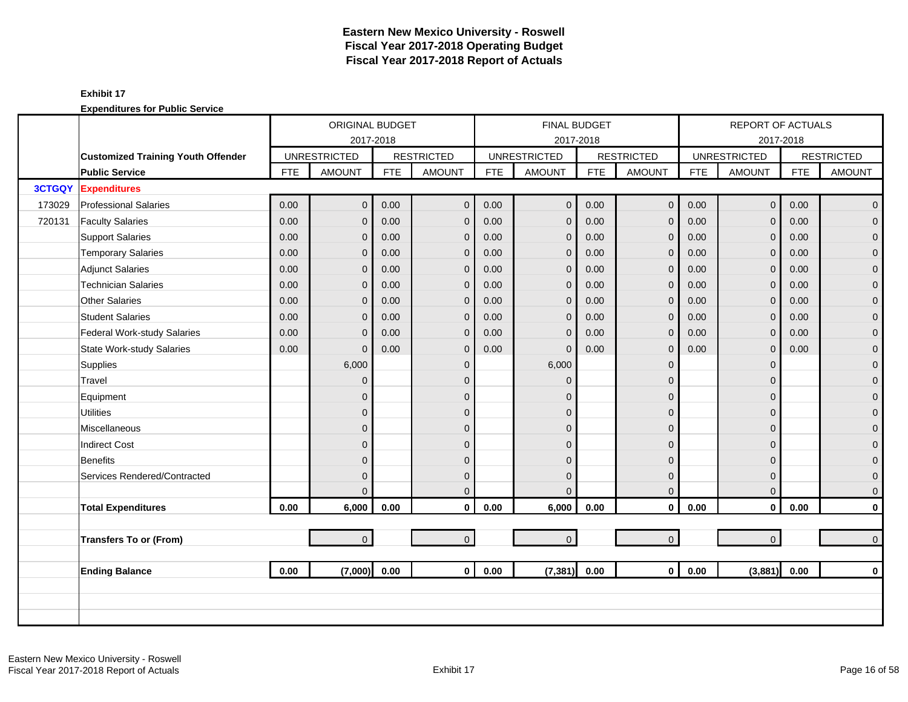# Eastern New Mexico University - Roswell
## Fiscal Year 2017-2018 Operating Budget
## Fiscal Year 2017-2018 Report of Actuals

**Exhibit 17**

**Expenditures for Public Service**

| | | ORIGINAL BUDGET 2017-2018 | | | | FINAL BUDGET 2017-2018 | | | | REPORT OF ACTUALS 2017-2018 | | | |
|---|---|---|---|---|---|---|---|---|---|---|---|---|---|
| | **Customized Training Youth Offender** | UNRESTRICTED | | RESTRICTED | | UNRESTRICTED | | RESTRICTED | | UNRESTRICTED | | RESTRICTED | |
| | **Public Service** | FTE | AMOUNT | FTE | AMOUNT | FTE | AMOUNT | FTE | AMOUNT | FTE | AMOUNT | FTE | AMOUNT |
| **3CTGQY** | **Expenditures** | | | | | | | | | | | | |
| 173029 | Professional Salaries | 0.00 | 0 | 0.00 | 0 | 0.00 | 0 | 0.00 | 0 | 0.00 | 0 | 0.00 | 0 |
| 720131 | Faculty Salaries | 0.00 | 0 | 0.00 | 0 | 0.00 | 0 | 0.00 | 0 | 0.00 | 0 | 0.00 | 0 |
| | Support Salaries | 0.00 | 0 | 0.00 | 0 | 0.00 | 0 | 0.00 | 0 | 0.00 | 0 | 0.00 | 0 |
| | Temporary Salaries | 0.00 | 0 | 0.00 | 0 | 0.00 | 0 | 0.00 | 0 | 0.00 | 0 | 0.00 | 0 |
| | Adjunct Salaries | 0.00 | 0 | 0.00 | 0 | 0.00 | 0 | 0.00 | 0 | 0.00 | 0 | 0.00 | 0 |
| | Technician Salaries | 0.00 | 0 | 0.00 | 0 | 0.00 | 0 | 0.00 | 0 | 0.00 | 0 | 0.00 | 0 |
| | Other Salaries | 0.00 | 0 | 0.00 | 0 | 0.00 | 0 | 0.00 | 0 | 0.00 | 0 | 0.00 | 0 |
| | Student Salaries | 0.00 | 0 | 0.00 | 0 | 0.00 | 0 | 0.00 | 0 | 0.00 | 0 | 0.00 | 0 |
| | Federal Work-study Salaries | 0.00 | 0 | 0.00 | 0 | 0.00 | 0 | 0.00 | 0 | 0.00 | 0 | 0.00 | 0 |
| | State Work-study Salaries | 0.00 | 0 | 0.00 | 0 | 0.00 | 0 | 0.00 | 0 | 0.00 | 0 | 0.00 | 0 |
| | Supplies | | 6,000 | | 0 | | 6,000 | | 0 | | 0 | | 0 |
| | Travel | | 0 | | 0 | | 0 | | 0 | | 0 | | 0 |
| | Equipment | | 0 | | 0 | | 0 | | 0 | | 0 | | 0 |
| | Utilities | | 0 | | 0 | | 0 | | 0 | | 0 | | 0 |
| | Miscellaneous | | 0 | | 0 | | 0 | | 0 | | 0 | | 0 |
| | Indirect Cost | | 0 | | 0 | | 0 | | 0 | | 0 | | 0 |
| | Benefits | | 0 | | 0 | | 0 | | 0 | | 0 | | 0 |
| | Services Rendered/Contracted | | 0 | | 0 | | 0 | | 0 | | 0 | | 0 |
| | | | 0 | | 0 | | 0 | | 0 | | 0 | | 0 |
| | **Total Expenditures** | **0.00** | **6,000** | **0.00** | **0** | **0.00** | **6,000** | **0.00** | **0** | **0.00** | **0** | **0.00** | **0** |
| | **Transfers To or (From)** | | 0 | | 0 | | 0 | | 0 | | 0 | | 0 |
| | **Ending Balance** | **0.00** | **(7,000)** | **0.00** | **0** | **0.00** | **(7,381)** | **0.00** | **0** | **0.00** | **(3,881)** | **0.00** | **0** |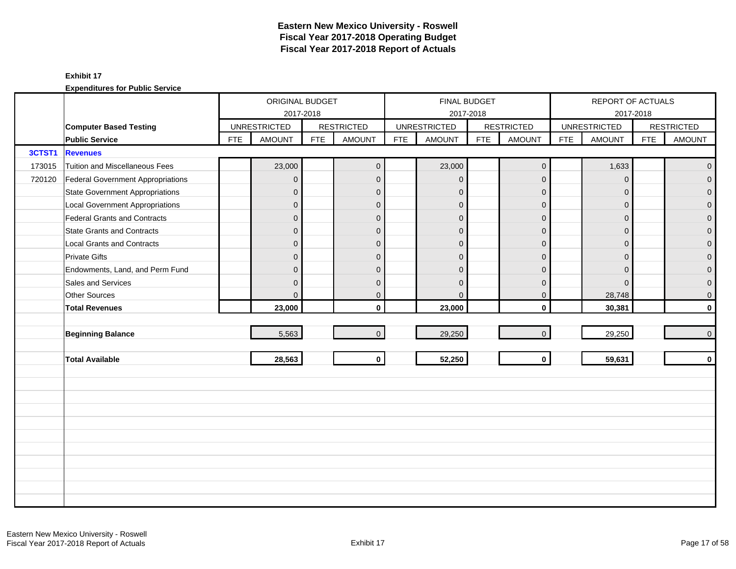# Eastern New Mexico University - Roswell
# Fiscal Year 2017-2018 Operating Budget
# Fiscal Year 2017-2018 Report of Actuals

**Exhibit 17**

**Expenditures for Public Service**

| | | ORIGINAL BUDGET 2017-2018 | | | | FINAL BUDGET 2017-2018 | | | | REPORT OF ACTUALS 2017-2018 | | | |
|---|---|---|---|---|---|---|---|---|---|---|---|---|---|
| | **Computer Based Testing** | UNRESTRICTED | | RESTRICTED | | UNRESTRICTED | | RESTRICTED | | UNRESTRICTED | | RESTRICTED | |
| | **Public Service** | FTE | AMOUNT | FTE | AMOUNT | FTE | AMOUNT | FTE | AMOUNT | FTE | AMOUNT | FTE | AMOUNT |
| **3CTST1** | **Revenues** | | | | | | | | | | | | |
| 173015 | Tuition and Miscellaneous Fees | | 23,000 | | 0 | | 23,000 | | 0 | | 1,633 | | 0 |
| 720120 | Federal Government Appropriations | | 0 | | 0 | | 0 | | 0 | | 0 | | 0 |
| | State Government Appropriations | | 0 | | 0 | | 0 | | 0 | | 0 | | 0 |
| | Local Government Appropriations | | 0 | | 0 | | 0 | | 0 | | 0 | | 0 |
| | Federal Grants and Contracts | | 0 | | 0 | | 0 | | 0 | | 0 | | 0 |
| | State Grants and Contracts | | 0 | | 0 | | 0 | | 0 | | 0 | | 0 |
| | Local Grants and Contracts | | 0 | | 0 | | 0 | | 0 | | 0 | | 0 |
| | Private Gifts | | 0 | | 0 | | 0 | | 0 | | 0 | | 0 |
| | Endowments, Land, and Perm Fund | | 0 | | 0 | | 0 | | 0 | | 0 | | 0 |
| | Sales and Services | | 0 | | 0 | | 0 | | 0 | | 0 | | 0 |
| | Other Sources | | 0 | | 0 | | 0 | | 0 | | 28,748 | | 0 |
| | **Total Revenues** | | **23,000** | | **0** | | **23,000** | | **0** | | **30,381** | | **0** |
| | | | | | | | | | | | | | |
| | **Beginning Balance** | | 5,563 | | 0 | | 29,250 | | 0 | | 29,250 | | 0 |
| | | | | | | | | | | | | | |
| | **Total Available** | | **28,563** | | **0** | | **52,250** | | **0** | | **59,631** | | **0** |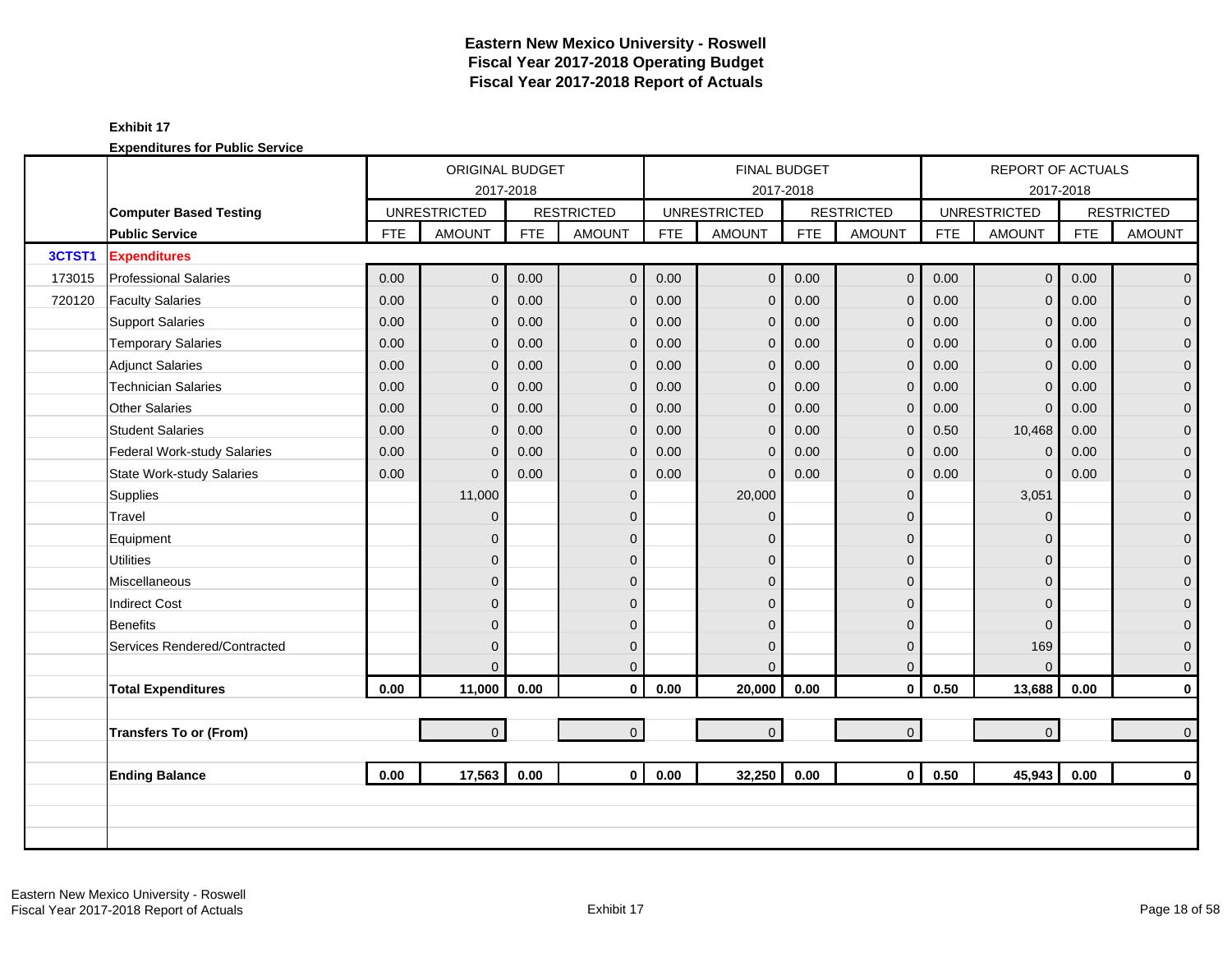# Eastern New Mexico University - Roswell
## Fiscal Year 2017-2018 Operating Budget
## Fiscal Year 2017-2018 Report of Actuals

**Exhibit 17**

**Expenditures for Public Service**

| | | ORIGINAL BUDGET 2017-2018 | | | | FINAL BUDGET 2017-2018 | | | | REPORT OF ACTUALS 2017-2018 | | | |
|---|---|---|---|---|---|---|---|---|---|---|---|---|---|
| | **Computer Based Testing** | UNRESTRICTED | | RESTRICTED | | UNRESTRICTED | | RESTRICTED | | UNRESTRICTED | | RESTRICTED | |
| | **Public Service** | FTE | AMOUNT | FTE | AMOUNT | FTE | AMOUNT | FTE | AMOUNT | FTE | AMOUNT | FTE | AMOUNT |
| **3CTST1** | **Expenditures** | | | | | | | | | | | | |
| 173015 | Professional Salaries | 0.00 | 0 | 0.00 | 0 | 0.00 | 0 | 0.00 | 0 | 0.00 | 0 | 0.00 | 0 |
| 720120 | Faculty Salaries | 0.00 | 0 | 0.00 | 0 | 0.00 | 0 | 0.00 | 0 | 0.00 | 0 | 0.00 | 0 |
| | Support Salaries | 0.00 | 0 | 0.00 | 0 | 0.00 | 0 | 0.00 | 0 | 0.00 | 0 | 0.00 | 0 |
| | Temporary Salaries | 0.00 | 0 | 0.00 | 0 | 0.00 | 0 | 0.00 | 0 | 0.00 | 0 | 0.00 | 0 |
| | Adjunct Salaries | 0.00 | 0 | 0.00 | 0 | 0.00 | 0 | 0.00 | 0 | 0.00 | 0 | 0.00 | 0 |
| | Technician Salaries | 0.00 | 0 | 0.00 | 0 | 0.00 | 0 | 0.00 | 0 | 0.00 | 0 | 0.00 | 0 |
| | Other Salaries | 0.00 | 0 | 0.00 | 0 | 0.00 | 0 | 0.00 | 0 | 0.00 | 0 | 0.00 | 0 |
| | Student Salaries | 0.00 | 0 | 0.00 | 0 | 0.00 | 0 | 0.00 | 0 | 0.50 | 10,468 | 0.00 | 0 |
| | Federal Work-study Salaries | 0.00 | 0 | 0.00 | 0 | 0.00 | 0 | 0.00 | 0 | 0.00 | 0 | 0.00 | 0 |
| | State Work-study Salaries | 0.00 | 0 | 0.00 | 0 | 0.00 | 0 | 0.00 | 0 | 0.00 | 0 | 0.00 | 0 |
| | Supplies | | 11,000 | | 0 | | 20,000 | | 0 | | 3,051 | | 0 |
| | Travel | | 0 | | 0 | | 0 | | 0 | | 0 | | 0 |
| | Equipment | | 0 | | 0 | | 0 | | 0 | | 0 | | 0 |
| | Utilities | | 0 | | 0 | | 0 | | 0 | | 0 | | 0 |
| | Miscellaneous | | 0 | | 0 | | 0 | | 0 | | 0 | | 0 |
| | Indirect Cost | | 0 | | 0 | | 0 | | 0 | | 0 | | 0 |
| | Benefits | | 0 | | 0 | | 0 | | 0 | | 0 | | 0 |
| | Services Rendered/Contracted | | 0 | | 0 | | 0 | | 0 | | 169 | | 0 |
| | | | 0 | | 0 | | 0 | | 0 | | 0 | | 0 |
| | **Total Expenditures** | **0.00** | **11,000** | **0.00** | **0** | **0.00** | **20,000** | **0.00** | **0** | **0.50** | **13,688** | **0.00** | **0** |
| | **Transfers To or (From)** | | 0 | | 0 | | 0 | | 0 | | 0 | | 0 |
| | **Ending Balance** | **0.00** | **17,563** | **0.00** | **0** | **0.00** | **32,250** | **0.00** | **0** | **0.50** | **45,943** | **0.00** | **0** |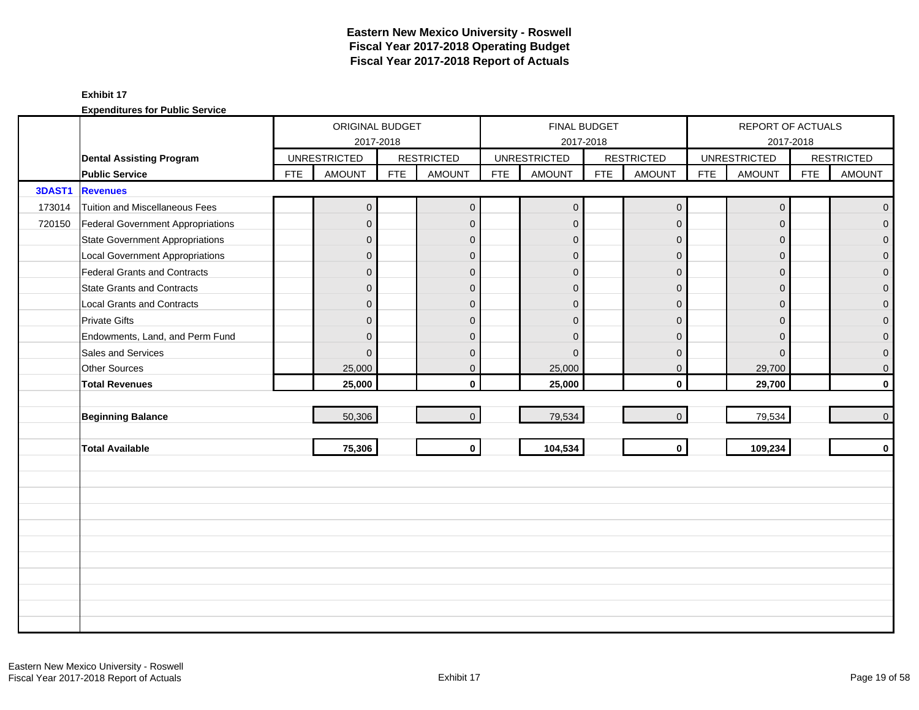# Eastern New Mexico University - Roswell
# Fiscal Year 2017-2018 Operating Budget
# Fiscal Year 2017-2018 Report of Actuals

**Exhibit 17**

**Expenditures for Public Service**

| | | ORIGINAL BUDGET 2017-2018 | | | | FINAL BUDGET 2017-2018 | | | | REPORT OF ACTUALS 2017-2018 | | | |
|---|---|---|---|---|---|---|---|---|---|---|---|---|---|
| | **Dental Assisting Program** | UNRESTRICTED | | RESTRICTED | | UNRESTRICTED | | RESTRICTED | | UNRESTRICTED | | RESTRICTED | |
| | **Public Service** | FTE | AMOUNT | FTE | AMOUNT | FTE | AMOUNT | FTE | AMOUNT | FTE | AMOUNT | FTE | AMOUNT |
| **3DAST1** | **Revenues** | | | | | | | | | | | | |
| 173014 | Tuition and Miscellaneous Fees | | 0 | | 0 | | 0 | | 0 | | 0 | | 0 |
| 720150 | Federal Government Appropriations | | 0 | | 0 | | 0 | | 0 | | 0 | | 0 |
| | State Government Appropriations | | 0 | | 0 | | 0 | | 0 | | 0 | | 0 |
| | Local Government Appropriations | | 0 | | 0 | | 0 | | 0 | | 0 | | 0 |
| | Federal Grants and Contracts | | 0 | | 0 | | 0 | | 0 | | 0 | | 0 |
| | State Grants and Contracts | | 0 | | 0 | | 0 | | 0 | | 0 | | 0 |
| | Local Grants and Contracts | | 0 | | 0 | | 0 | | 0 | | 0 | | 0 |
| | Private Gifts | | 0 | | 0 | | 0 | | 0 | | 0 | | 0 |
| | Endowments, Land, and Perm Fund | | 0 | | 0 | | 0 | | 0 | | 0 | | 0 |
| | Sales and Services | | 0 | | 0 | | 0 | | 0 | | 0 | | 0 |
| | Other Sources | | 25,000 | | 0 | | 25,000 | | 0 | | 29,700 | | 0 |
| | **Total Revenues** | | **25,000** | | **0** | | **25,000** | | **0** | | **29,700** | | **0** |
| | **Beginning Balance** | | 50,306 | | 0 | | 79,534 | | 0 | | 79,534 | | 0 |
| | **Total Available** | | **75,306** | | **0** | | **104,534** | | **0** | | **109,234** | | **0** |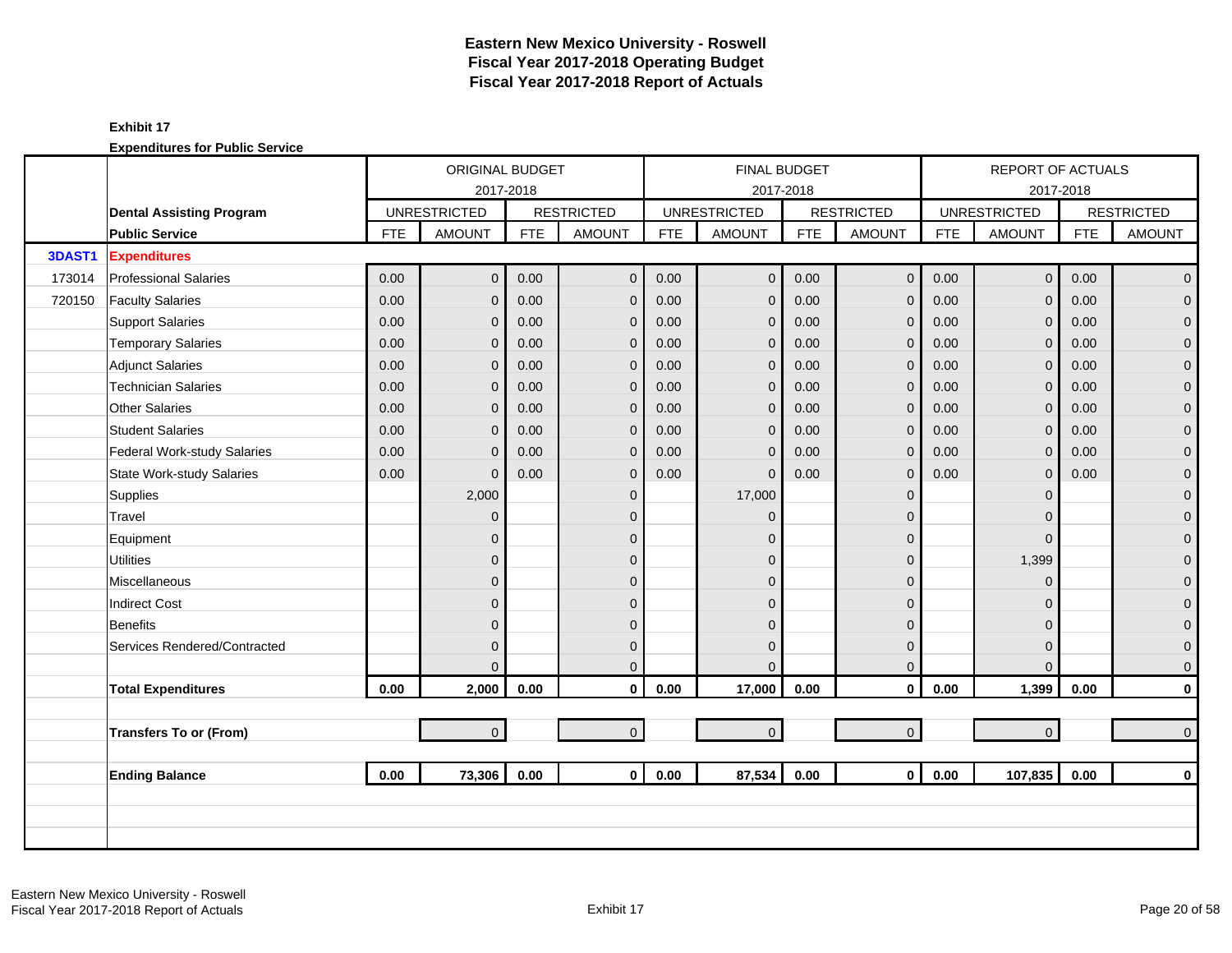# Eastern New Mexico University - Roswell
## Fiscal Year 2017-2018 Operating Budget
## Fiscal Year 2017-2018 Report of Actuals

**Exhibit 17**

**Expenditures for Public Service**

| | | ORIGINAL BUDGET 2017-2018 | | | | FINAL BUDGET 2017-2018 | | | | REPORT OF ACTUALS 2017-2018 | | | |
|---|---|---|---|---|---|---|---|---|---|---|---|---|---|
| | **Dental Assisting Program** | UNRESTRICTED | | RESTRICTED | | UNRESTRICTED | | RESTRICTED | | UNRESTRICTED | | RESTRICTED | |
| | **Public Service** | FTE | AMOUNT | FTE | AMOUNT | FTE | AMOUNT | FTE | AMOUNT | FTE | AMOUNT | FTE | AMOUNT |
| **3DAST1** | **Expenditures** | | | | | | | | | | | | |
| 173014 | Professional Salaries | 0.00 | 0 | 0.00 | 0 | 0.00 | 0 | 0.00 | 0 | 0.00 | 0 | 0.00 | 0 |
| 720150 | Faculty Salaries | 0.00 | 0 | 0.00 | 0 | 0.00 | 0 | 0.00 | 0 | 0.00 | 0 | 0.00 | 0 |
| | Support Salaries | 0.00 | 0 | 0.00 | 0 | 0.00 | 0 | 0.00 | 0 | 0.00 | 0 | 0.00 | 0 |
| | Temporary Salaries | 0.00 | 0 | 0.00 | 0 | 0.00 | 0 | 0.00 | 0 | 0.00 | 0 | 0.00 | 0 |
| | Adjunct Salaries | 0.00 | 0 | 0.00 | 0 | 0.00 | 0 | 0.00 | 0 | 0.00 | 0 | 0.00 | 0 |
| | Technician Salaries | 0.00 | 0 | 0.00 | 0 | 0.00 | 0 | 0.00 | 0 | 0.00 | 0 | 0.00 | 0 |
| | Other Salaries | 0.00 | 0 | 0.00 | 0 | 0.00 | 0 | 0.00 | 0 | 0.00 | 0 | 0.00 | 0 |
| | Student Salaries | 0.00 | 0 | 0.00 | 0 | 0.00 | 0 | 0.00 | 0 | 0.00 | 0 | 0.00 | 0 |
| | Federal Work-study Salaries | 0.00 | 0 | 0.00 | 0 | 0.00 | 0 | 0.00 | 0 | 0.00 | 0 | 0.00 | 0 |
| | State Work-study Salaries | 0.00 | 0 | 0.00 | 0 | 0.00 | 0 | 0.00 | 0 | 0.00 | 0 | 0.00 | 0 |
| | Supplies | | 2,000 | | 0 | | 17,000 | | 0 | | 0 | | 0 |
| | Travel | | 0 | | 0 | | 0 | | 0 | | 0 | | 0 |
| | Equipment | | 0 | | 0 | | 0 | | 0 | | 0 | | 0 |
| | Utilities | | 0 | | 0 | | 0 | | 0 | | 1,399 | | 0 |
| | Miscellaneous | | 0 | | 0 | | 0 | | 0 | | 0 | | 0 |
| | Indirect Cost | | 0 | | 0 | | 0 | | 0 | | 0 | | 0 |
| | Benefits | | 0 | | 0 | | 0 | | 0 | | 0 | | 0 |
| | Services Rendered/Contracted | | 0 | | 0 | | 0 | | 0 | | 0 | | 0 |
| | | | 0 | | 0 | | 0 | | 0 | | 0 | | 0 |
| | **Total Expenditures** | **0.00** | **2,000** | **0.00** | **0** | **0.00** | **17,000** | **0.00** | **0** | **0.00** | **1,399** | **0.00** | **0** |
| | **Transfers To or (From)** | | 0 | | 0 | | 0 | | 0 | | 0 | | 0 |
| | **Ending Balance** | **0.00** | **73,306** | **0.00** | **0** | **0.00** | **87,534** | **0.00** | **0** | **0.00** | **107,835** | **0.00** | **0** |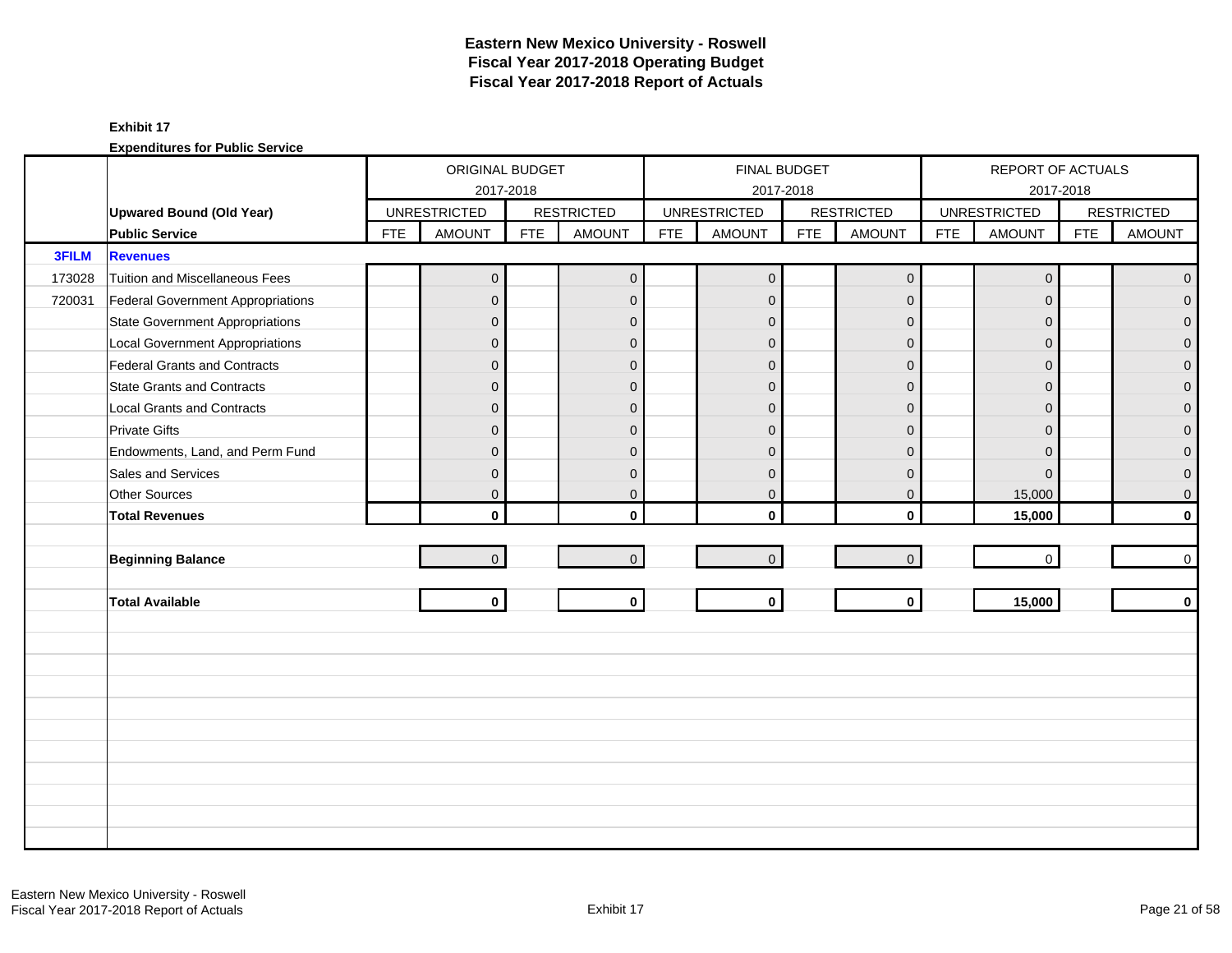# Eastern New Mexico University - Roswell
## Fiscal Year 2017-2018 Operating Budget
## Fiscal Year 2017-2018 Report of Actuals

**Exhibit 17**

**Expenditures for Public Service**

| | | ORIGINAL BUDGET 2017-2018 | | | | FINAL BUDGET 2017-2018 | | | | REPORT OF ACTUALS 2017-2018 | | | |
|---|---|---|---|---|---|---|---|---|---|---|---|---|---|
| | **Upward Bound (Old Year)** | UNRESTRICTED | | RESTRICTED | | UNRESTRICTED | | RESTRICTED | | UNRESTRICTED | | RESTRICTED | |
| | **Public Service** | FTE | AMOUNT | FTE | AMOUNT | FTE | AMOUNT | FTE | AMOUNT | FTE | AMOUNT | FTE | AMOUNT |
| **3FILM** | **Revenues** | | | | | | | | | | | | |
| 173028 | Tuition and Miscellaneous Fees | | 0 | | 0 | | 0 | | 0 | | 0 | | 0 |
| 720031 | Federal Government Appropriations | | 0 | | 0 | | 0 | | 0 | | 0 | | 0 |
| | State Government Appropriations | | 0 | | 0 | | 0 | | 0 | | 0 | | 0 |
| | Local Government Appropriations | | 0 | | 0 | | 0 | | 0 | | 0 | | 0 |
| | Federal Grants and Contracts | | 0 | | 0 | | 0 | | 0 | | 0 | | 0 |
| | State Grants and Contracts | | 0 | | 0 | | 0 | | 0 | | 0 | | 0 |
| | Local Grants and Contracts | | 0 | | 0 | | 0 | | 0 | | 0 | | 0 |
| | Private Gifts | | 0 | | 0 | | 0 | | 0 | | 0 | | 0 |
| | Endowments, Land, and Perm Fund | | 0 | | 0 | | 0 | | 0 | | 0 | | 0 |
| | Sales and Services | | 0 | | 0 | | 0 | | 0 | | 0 | | 0 |
| | Other Sources | | 0 | | 0 | | 0 | | 0 | | 15,000 | | 0 |
| | **Total Revenues** | | **0** | | **0** | | **0** | | **0** | | **15,000** | | **0** |
| | | | | | | | | | | | | | |
| | **Beginning Balance** | | 0 | | 0 | | 0 | | 0 | | 0 | | 0 |
| | | | | | | | | | | | | | |
| | **Total Available** | | **0** | | **0** | | **0** | | **0** | | **15,000** | | **0** |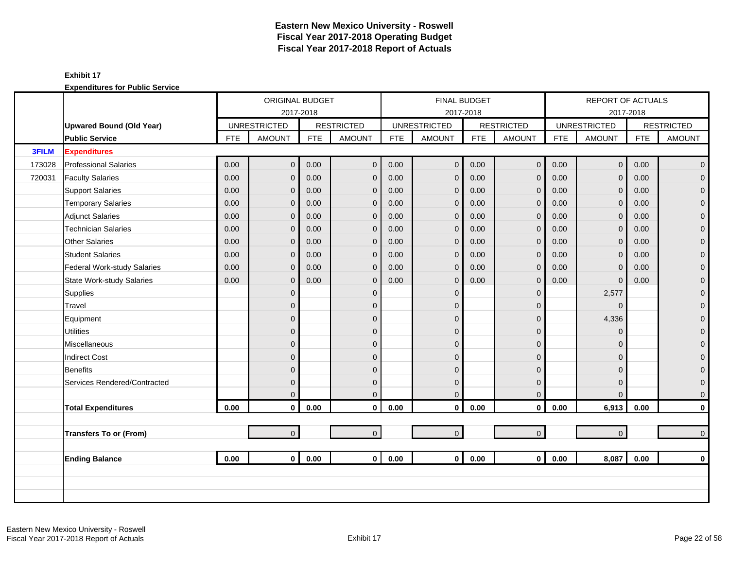# Eastern New Mexico University - Roswell
## Fiscal Year 2017-2018 Operating Budget
## Fiscal Year 2017-2018 Report of Actuals

**Exhibit 17**

**Expenditures for Public Service**

| | | ORIGINAL BUDGET 2017-2018 | | | | FINAL BUDGET 2017-2018 | | | | REPORT OF ACTUALS 2017-2018 | | | |
|---|---|---|---|---|---|---|---|---|---|---|---|---|---|
| | **Upwared Bound (Old Year)** | UNRESTRICTED | | RESTRICTED | | UNRESTRICTED | | RESTRICTED | | UNRESTRICTED | | RESTRICTED | |
| | **Public Service** | FTE | AMOUNT | FTE | AMOUNT | FTE | AMOUNT | FTE | AMOUNT | FTE | AMOUNT | FTE | AMOUNT |
| **3FILM** | **Expenditures** | | | | | | | | | | | | |
| 173028 | Professional Salaries | 0.00 | 0 | 0.00 | 0 | 0.00 | 0 | 0.00 | 0 | 0.00 | 0 | 0.00 | 0 |
| 720031 | Faculty Salaries | 0.00 | 0 | 0.00 | 0 | 0.00 | 0 | 0.00 | 0 | 0.00 | 0 | 0.00 | 0 |
| | Support Salaries | 0.00 | 0 | 0.00 | 0 | 0.00 | 0 | 0.00 | 0 | 0.00 | 0 | 0.00 | 0 |
| | Temporary Salaries | 0.00 | 0 | 0.00 | 0 | 0.00 | 0 | 0.00 | 0 | 0.00 | 0 | 0.00 | 0 |
| | Adjunct Salaries | 0.00 | 0 | 0.00 | 0 | 0.00 | 0 | 0.00 | 0 | 0.00 | 0 | 0.00 | 0 |
| | Technician Salaries | 0.00 | 0 | 0.00 | 0 | 0.00 | 0 | 0.00 | 0 | 0.00 | 0 | 0.00 | 0 |
| | Other Salaries | 0.00 | 0 | 0.00 | 0 | 0.00 | 0 | 0.00 | 0 | 0.00 | 0 | 0.00 | 0 |
| | Student Salaries | 0.00 | 0 | 0.00 | 0 | 0.00 | 0 | 0.00 | 0 | 0.00 | 0 | 0.00 | 0 |
| | Federal Work-study Salaries | 0.00 | 0 | 0.00 | 0 | 0.00 | 0 | 0.00 | 0 | 0.00 | 0 | 0.00 | 0 |
| | State Work-study Salaries | 0.00 | 0 | 0.00 | 0 | 0.00 | 0 | 0.00 | 0 | 0.00 | 0 | 0.00 | 0 |
| | Supplies | | 0 | | 0 | | 0 | | 0 | | 2,577 | | 0 |
| | Travel | | 0 | | 0 | | 0 | | 0 | | 0 | | 0 |
| | Equipment | | 0 | | 0 | | 0 | | 0 | | 4,336 | | 0 |
| | Utilities | | 0 | | 0 | | 0 | | 0 | | 0 | | 0 |
| | Miscellaneous | | 0 | | 0 | | 0 | | 0 | | 0 | | 0 |
| | Indirect Cost | | 0 | | 0 | | 0 | | 0 | | 0 | | 0 |
| | Benefits | | 0 | | 0 | | 0 | | 0 | | 0 | | 0 |
| | Services Rendered/Contracted | | 0 | | 0 | | 0 | | 0 | | 0 | | 0 |
| | | | 0 | | 0 | | 0 | | 0 | | 0 | | 0 |
| | **Total Expenditures** | **0.00** | **0** | **0.00** | **0** | **0.00** | **0** | **0.00** | **0** | **0.00** | **6,913** | **0.00** | **0** |
| | | | | | | | | | | | | | |
| | **Transfers To or (From)** | | 0 | | 0 | | 0 | | 0 | | 0 | | 0 |
| | | | | | | | | | | | | | |
| | **Ending Balance** | **0.00** | **0** | **0.00** | **0** | **0.00** | **0** | **0.00** | **0** | **0.00** | **8,087** | **0.00** | **0** |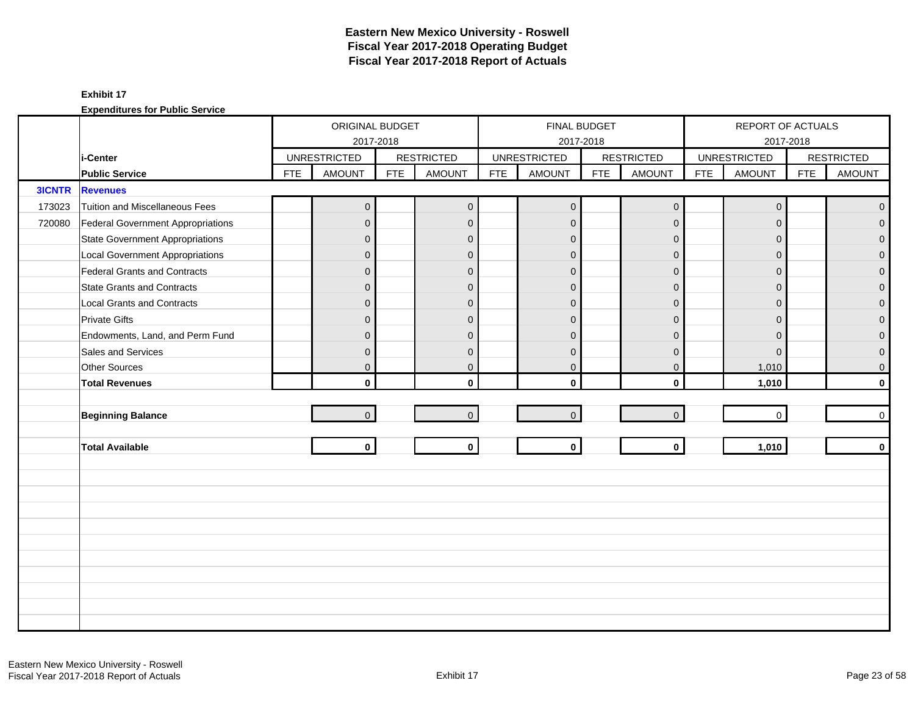# Eastern New Mexico University - Roswell
# Fiscal Year 2017-2018 Operating Budget
# Fiscal Year 2017-2018 Report of Actuals

**Exhibit 17**

**Expenditures for Public Service**

| | | ORIGINAL BUDGET 2017-2018 | | | | FINAL BUDGET 2017-2018 | | | | REPORT OF ACTUALS 2017-2018 | | | |
|---|---|---|---|---|---|---|---|---|---|---|---|---|---|
| | **i-Center** | UNRESTRICTED | | RESTRICTED | | UNRESTRICTED | | RESTRICTED | | UNRESTRICTED | | RESTRICTED | |
| | **Public Service** | FTE | AMOUNT | FTE | AMOUNT | FTE | AMOUNT | FTE | AMOUNT | FTE | AMOUNT | FTE | AMOUNT |
| **3ICNTR** | **Revenues** | | | | | | | | | | | | |
| 173023 | Tuition and Miscellaneous Fees | | 0 | | 0 | | 0 | | 0 | | 0 | | 0 |
| 720080 | Federal Government Appropriations | | 0 | | 0 | | 0 | | 0 | | 0 | | 0 |
| | State Government Appropriations | | 0 | | 0 | | 0 | | 0 | | 0 | | 0 |
| | Local Government Appropriations | | 0 | | 0 | | 0 | | 0 | | 0 | | 0 |
| | Federal Grants and Contracts | | 0 | | 0 | | 0 | | 0 | | 0 | | 0 |
| | State Grants and Contracts | | 0 | | 0 | | 0 | | 0 | | 0 | | 0 |
| | Local Grants and Contracts | | 0 | | 0 | | 0 | | 0 | | 0 | | 0 |
| | Private Gifts | | 0 | | 0 | | 0 | | 0 | | 0 | | 0 |
| | Endowments, Land, and Perm Fund | | 0 | | 0 | | 0 | | 0 | | 0 | | 0 |
| | Sales and Services | | 0 | | 0 | | 0 | | 0 | | 0 | | 0 |
| | Other Sources | | 0 | | 0 | | 0 | | 0 | | 1,010 | | 0 |
| | **Total Revenues** | | **0** | | **0** | | **0** | | **0** | | **1,010** | | **0** |
| | **Beginning Balance** | | 0 | | 0 | | 0 | | 0 | | 0 | | 0 |
| | **Total Available** | | **0** | | **0** | | **0** | | **0** | | **1,010** | | **0** |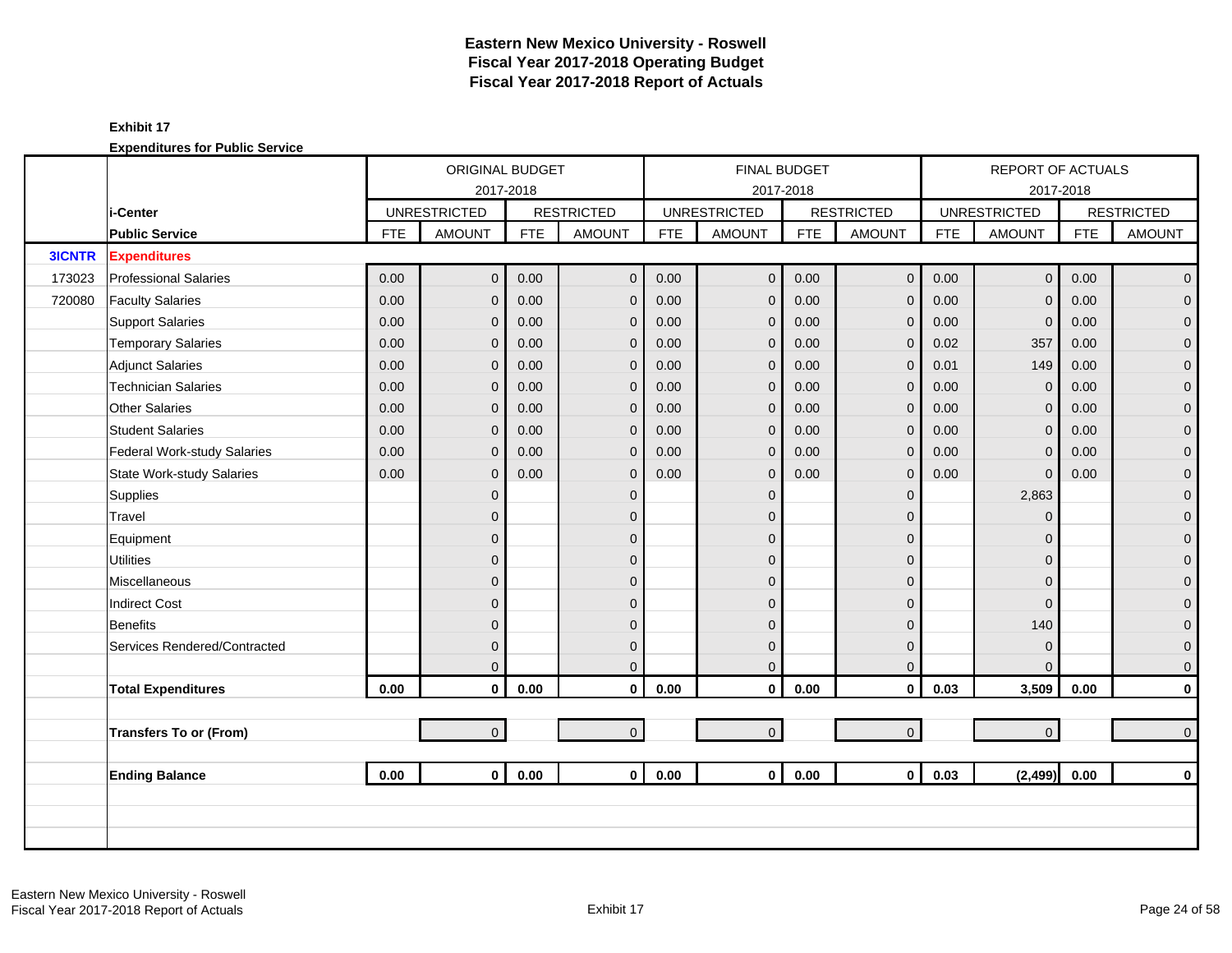# Eastern New Mexico University - Roswell
## Fiscal Year 2017-2018 Operating Budget
## Fiscal Year 2017-2018 Report of Actuals

**Exhibit 17**

**Expenditures for Public Service**

| | | ORIGINAL BUDGET 2017-2018 | | | | FINAL BUDGET 2017-2018 | | | | REPORT OF ACTUALS 2017-2018 | | | |
|---|---|---|---|---|---|---|---|---|---|---|---|---|---|
| | **i-Center** | UNRESTRICTED | | RESTRICTED | | UNRESTRICTED | | RESTRICTED | | UNRESTRICTED | | RESTRICTED | |
| | **Public Service** | FTE | AMOUNT | FTE | AMOUNT | FTE | AMOUNT | FTE | AMOUNT | FTE | AMOUNT | FTE | AMOUNT |
| **3ICNTR** | **Expenditures** | | | | | | | | | | | | |
| 173023 | Professional Salaries | 0.00 | 0 | 0.00 | 0 | 0.00 | 0 | 0.00 | 0 | 0.00 | 0 | 0.00 | 0 |
| 720080 | Faculty Salaries | 0.00 | 0 | 0.00 | 0 | 0.00 | 0 | 0.00 | 0 | 0.00 | 0 | 0.00 | 0 |
| | Support Salaries | 0.00 | 0 | 0.00 | 0 | 0.00 | 0 | 0.00 | 0 | 0.00 | 0 | 0.00 | 0 |
| | Temporary Salaries | 0.00 | 0 | 0.00 | 0 | 0.00 | 0 | 0.00 | 0 | 0.02 | 357 | 0.00 | 0 |
| | Adjunct Salaries | 0.00 | 0 | 0.00 | 0 | 0.00 | 0 | 0.00 | 0 | 0.01 | 149 | 0.00 | 0 |
| | Technician Salaries | 0.00 | 0 | 0.00 | 0 | 0.00 | 0 | 0.00 | 0 | 0.00 | 0 | 0.00 | 0 |
| | Other Salaries | 0.00 | 0 | 0.00 | 0 | 0.00 | 0 | 0.00 | 0 | 0.00 | 0 | 0.00 | 0 |
| | Student Salaries | 0.00 | 0 | 0.00 | 0 | 0.00 | 0 | 0.00 | 0 | 0.00 | 0 | 0.00 | 0 |
| | Federal Work-study Salaries | 0.00 | 0 | 0.00 | 0 | 0.00 | 0 | 0.00 | 0 | 0.00 | 0 | 0.00 | 0 |
| | State Work-study Salaries | 0.00 | 0 | 0.00 | 0 | 0.00 | 0 | 0.00 | 0 | 0.00 | 0 | 0.00 | 0 |
| | Supplies | | 0 | | 0 | | 0 | | 0 | | 2,863 | | 0 |
| | Travel | | 0 | | 0 | | 0 | | 0 | | 0 | | 0 |
| | Equipment | | 0 | | 0 | | 0 | | 0 | | 0 | | 0 |
| | Utilities | | 0 | | 0 | | 0 | | 0 | | 0 | | 0 |
| | Miscellaneous | | 0 | | 0 | | 0 | | 0 | | 0 | | 0 |
| | Indirect Cost | | 0 | | 0 | | 0 | | 0 | | 0 | | 0 |
| | Benefits | | 0 | | 0 | | 0 | | 0 | | 140 | | 0 |
| | Services Rendered/Contracted | | 0 | | 0 | | 0 | | 0 | | 0 | | 0 |
| | | | 0 | | 0 | | 0 | | 0 | | 0 | | 0 |
| | **Total Expenditures** | **0.00** | **0** | **0.00** | **0** | **0.00** | **0** | **0.00** | **0** | **0.03** | **3,509** | **0.00** | **0** |
| | **Transfers To or (From)** | | 0 | | 0 | | 0 | | 0 | | 0 | | 0 |
| | **Ending Balance** | **0.00** | **0** | **0.00** | **0** | **0.00** | **0** | **0.00** | **0** | **0.03** | **(2,499)** | **0.00** | **0** |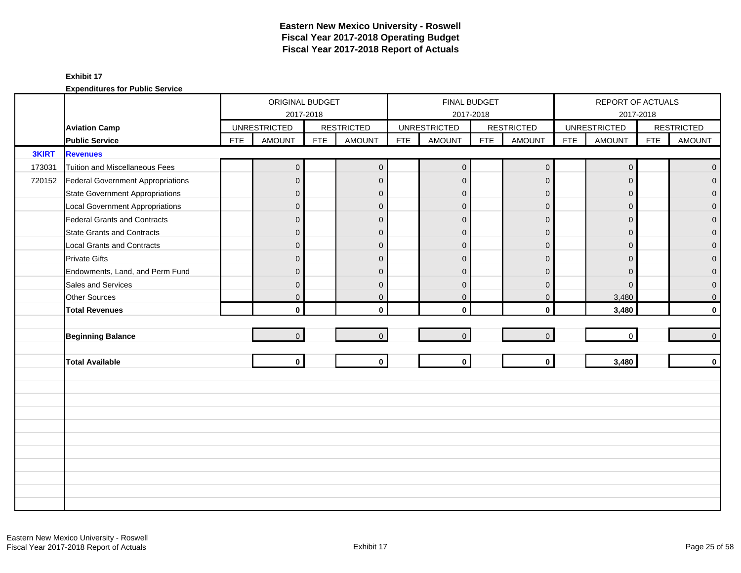# Eastern New Mexico University - Roswell
## Fiscal Year 2017-2018 Operating Budget
## Fiscal Year 2017-2018 Report of Actuals

**Exhibit 17**

**Expenditures for Public Service**

| | | ORIGINAL BUDGET 2017-2018 | | | | FINAL BUDGET 2017-2018 | | | | REPORT OF ACTUALS 2017-2018 | | | |
|---|---|---|---|---|---|---|---|---|---|---|---|---|---|
| | **Aviation Camp** | UNRESTRICTED | | RESTRICTED | | UNRESTRICTED | | RESTRICTED | | UNRESTRICTED | | RESTRICTED | |
| | **Public Service** | FTE | AMOUNT | FTE | AMOUNT | FTE | AMOUNT | FTE | AMOUNT | FTE | AMOUNT | FTE | AMOUNT |
| **3KIRT** | **Revenues** | | | | | | | | | | | | |
| 173031 | Tuition and Miscellaneous Fees | | 0 | | 0 | | 0 | | 0 | | 0 | | 0 |
| 720152 | Federal Government Appropriations | | 0 | | 0 | | 0 | | 0 | | 0 | | 0 |
| | State Government Appropriations | | 0 | | 0 | | 0 | | 0 | | 0 | | 0 |
| | Local Government Appropriations | | 0 | | 0 | | 0 | | 0 | | 0 | | 0 |
| | Federal Grants and Contracts | | 0 | | 0 | | 0 | | 0 | | 0 | | 0 |
| | State Grants and Contracts | | 0 | | 0 | | 0 | | 0 | | 0 | | 0 |
| | Local Grants and Contracts | | 0 | | 0 | | 0 | | 0 | | 0 | | 0 |
| | Private Gifts | | 0 | | 0 | | 0 | | 0 | | 0 | | 0 |
| | Endowments, Land, and Perm Fund | | 0 | | 0 | | 0 | | 0 | | 0 | | 0 |
| | Sales and Services | | 0 | | 0 | | 0 | | 0 | | 0 | | 0 |
| | Other Sources | | 0 | | 0 | | 0 | | 0 | | 3,480 | | 0 |
| | **Total Revenues** | | **0** | | **0** | | **0** | | **0** | | **3,480** | | **0** |
| | | | | | | | | | | | | | |
| | **Beginning Balance** | | 0 | | 0 | | 0 | | 0 | | 0 | | 0 |
| | | | | | | | | | | | | | |
| | **Total Available** | | **0** | | **0** | | **0** | | **0** | | **3,480** | | **0** |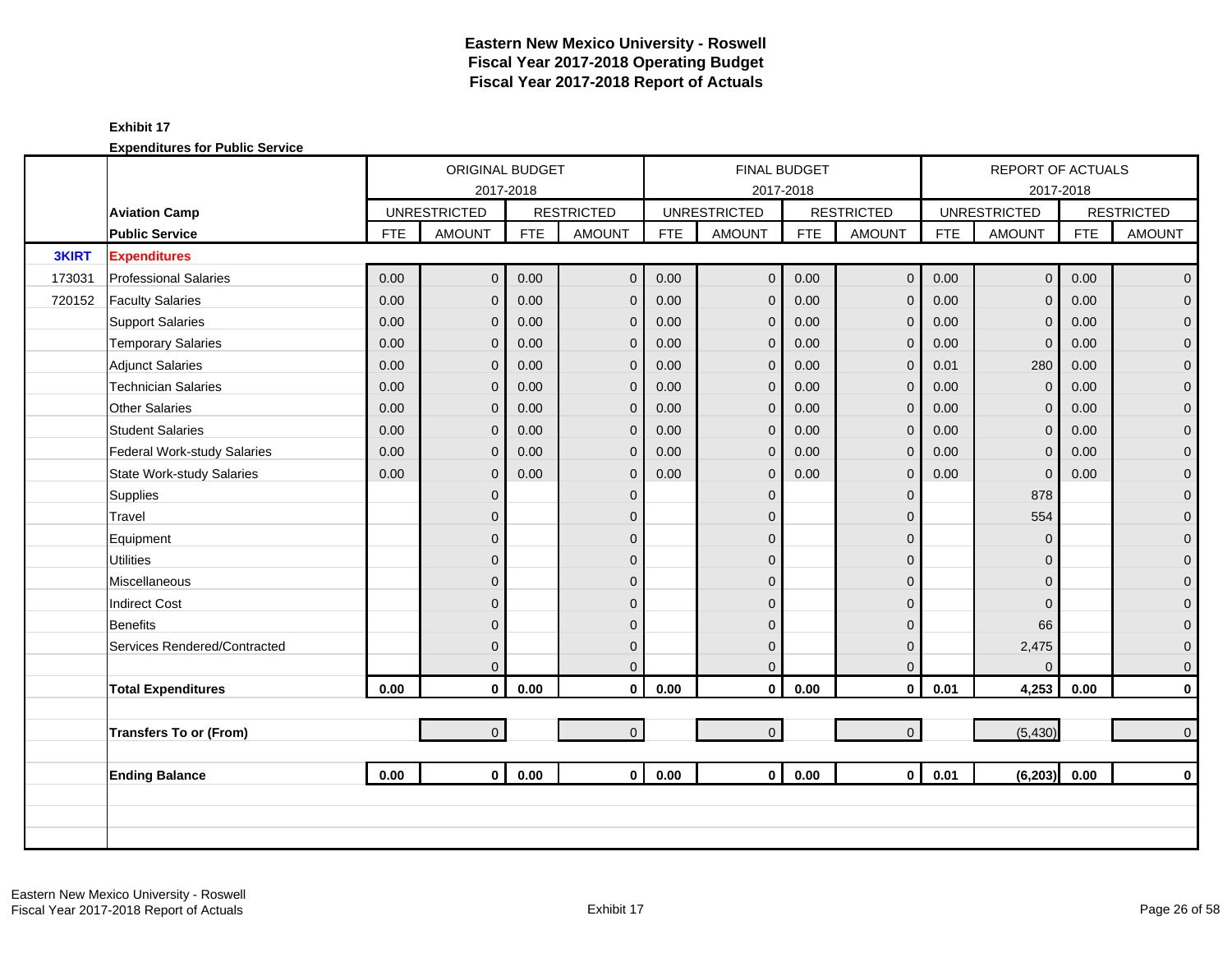# Eastern New Mexico University - Roswell
## Fiscal Year 2017-2018 Operating Budget
## Fiscal Year 2017-2018 Report of Actuals

**Exhibit 17**

**Expenditures for Public Service**

| | | ORIGINAL BUDGET 2017-2018 | | | | FINAL BUDGET 2017-2018 | | | | REPORT OF ACTUALS 2017-2018 | | | |
|---|---|---|---|---|---|---|---|---|---|---|---|---|---|
| | **Aviation Camp** | UNRESTRICTED | | RESTRICTED | | UNRESTRICTED | | RESTRICTED | | UNRESTRICTED | | RESTRICTED | |
| | **Public Service** | FTE | AMOUNT | FTE | AMOUNT | FTE | AMOUNT | FTE | AMOUNT | FTE | AMOUNT | FTE | AMOUNT |
| **3KIRT** | **Expenditures** | | | | | | | | | | | | |
| 173031 | Professional Salaries | 0.00 | 0 | 0.00 | 0 | 0.00 | 0 | 0.00 | 0 | 0.00 | 0 | 0.00 | 0 |
| 720152 | Faculty Salaries | 0.00 | 0 | 0.00 | 0 | 0.00 | 0 | 0.00 | 0 | 0.00 | 0 | 0.00 | 0 |
| | Support Salaries | 0.00 | 0 | 0.00 | 0 | 0.00 | 0 | 0.00 | 0 | 0.00 | 0 | 0.00 | 0 |
| | Temporary Salaries | 0.00 | 0 | 0.00 | 0 | 0.00 | 0 | 0.00 | 0 | 0.00 | 0 | 0.00 | 0 |
| | Adjunct Salaries | 0.00 | 0 | 0.00 | 0 | 0.00 | 0 | 0.00 | 0 | 0.01 | 280 | 0.00 | 0 |
| | Technician Salaries | 0.00 | 0 | 0.00 | 0 | 0.00 | 0 | 0.00 | 0 | 0.00 | 0 | 0.00 | 0 |
| | Other Salaries | 0.00 | 0 | 0.00 | 0 | 0.00 | 0 | 0.00 | 0 | 0.00 | 0 | 0.00 | 0 |
| | Student Salaries | 0.00 | 0 | 0.00 | 0 | 0.00 | 0 | 0.00 | 0 | 0.00 | 0 | 0.00 | 0 |
| | Federal Work-study Salaries | 0.00 | 0 | 0.00 | 0 | 0.00 | 0 | 0.00 | 0 | 0.00 | 0 | 0.00 | 0 |
| | State Work-study Salaries | 0.00 | 0 | 0.00 | 0 | 0.00 | 0 | 0.00 | 0 | 0.00 | 0 | 0.00 | 0 |
| | Supplies | | 0 | | 0 | | 0 | | 0 | | 878 | | 0 |
| | Travel | | 0 | | 0 | | 0 | | 0 | | 554 | | 0 |
| | Equipment | | 0 | | 0 | | 0 | | 0 | | 0 | | 0 |
| | Utilities | | 0 | | 0 | | 0 | | 0 | | 0 | | 0 |
| | Miscellaneous | | 0 | | 0 | | 0 | | 0 | | 0 | | 0 |
| | Indirect Cost | | 0 | | 0 | | 0 | | 0 | | 0 | | 0 |
| | Benefits | | 0 | | 0 | | 0 | | 0 | | 66 | | 0 |
| | Services Rendered/Contracted | | 0 | | 0 | | 0 | | 0 | | 2,475 | | 0 |
| | | | 0 | | 0 | | 0 | | 0 | | 0 | | 0 |
| | **Total Expenditures** | **0.00** | **0** | **0.00** | **0** | **0.00** | **0** | **0.00** | **0** | **0.01** | **4,253** | **0.00** | **0** |
| | | | | | | | | | | | | | |
| | **Transfers To or (From)** | | 0 | | 0 | | 0 | | 0 | | (5,430) | | 0 |
| | | | | | | | | | | | | | |
| | **Ending Balance** | **0.00** | **0** | **0.00** | **0** | **0.00** | **0** | **0.00** | **0** | **0.01** | **(6,203)** | **0.00** | **0** |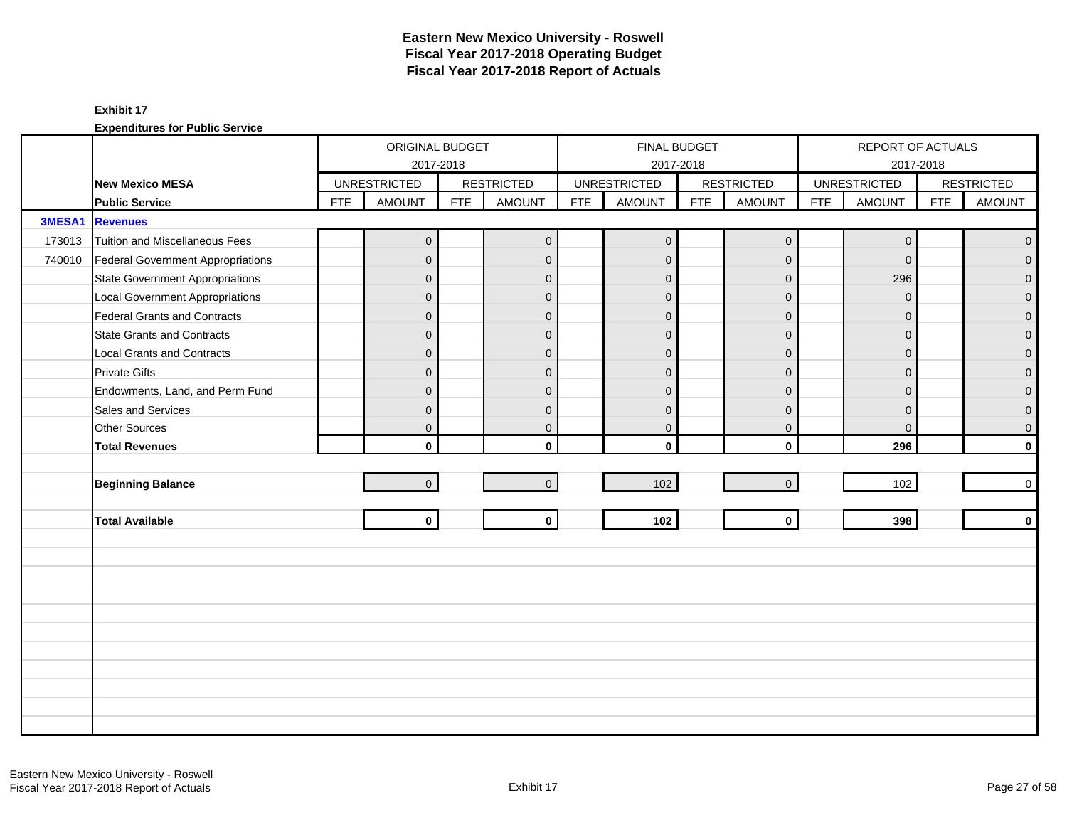# Eastern New Mexico University - Roswell
# Fiscal Year 2017-2018 Operating Budget
# Fiscal Year 2017-2018 Report of Actuals

**Exhibit 17**

**Expenditures for Public Service**

| | | ORIGINAL BUDGET 2017-2018 | | | | FINAL BUDGET 2017-2018 | | | | REPORT OF ACTUALS 2017-2018 | | | |
|---|---|---|---|---|---|---|---|---|---|---|---|---|---|
| | **New Mexico MESA** | UNRESTRICTED | | RESTRICTED | | UNRESTRICTED | | RESTRICTED | | UNRESTRICTED | | RESTRICTED | |
| | **Public Service** | FTE | AMOUNT | FTE | AMOUNT | FTE | AMOUNT | FTE | AMOUNT | FTE | AMOUNT | FTE | AMOUNT |
| **3MESA1** | **Revenues** | | | | | | | | | | | | |
| 173013 | Tuition and Miscellaneous Fees | | 0 | | 0 | | 0 | | 0 | | 0 | | 0 |
| 740010 | Federal Government Appropriations | | 0 | | 0 | | 0 | | 0 | | 0 | | 0 |
| | State Government Appropriations | | 0 | | 0 | | 0 | | 0 | | 296 | | 0 |
| | Local Government Appropriations | | 0 | | 0 | | 0 | | 0 | | 0 | | 0 |
| | Federal Grants and Contracts | | 0 | | 0 | | 0 | | 0 | | 0 | | 0 |
| | State Grants and Contracts | | 0 | | 0 | | 0 | | 0 | | 0 | | 0 |
| | Local Grants and Contracts | | 0 | | 0 | | 0 | | 0 | | 0 | | 0 |
| | Private Gifts | | 0 | | 0 | | 0 | | 0 | | 0 | | 0 |
| | Endowments, Land, and Perm Fund | | 0 | | 0 | | 0 | | 0 | | 0 | | 0 |
| | Sales and Services | | 0 | | 0 | | 0 | | 0 | | 0 | | 0 |
| | Other Sources | | 0 | | 0 | | 0 | | 0 | | 0 | | 0 |
| | **Total Revenues** | | **0** | | **0** | | **0** | | **0** | | **296** | | **0** |
| | | | | | | | | | | | | | |
| | **Beginning Balance** | | 0 | | 0 | | 102 | | 0 | | 102 | | 0 |
| | | | | | | | | | | | | | |
| | **Total Available** | | **0** | | **0** | | **102** | | **0** | | **398** | | **0** |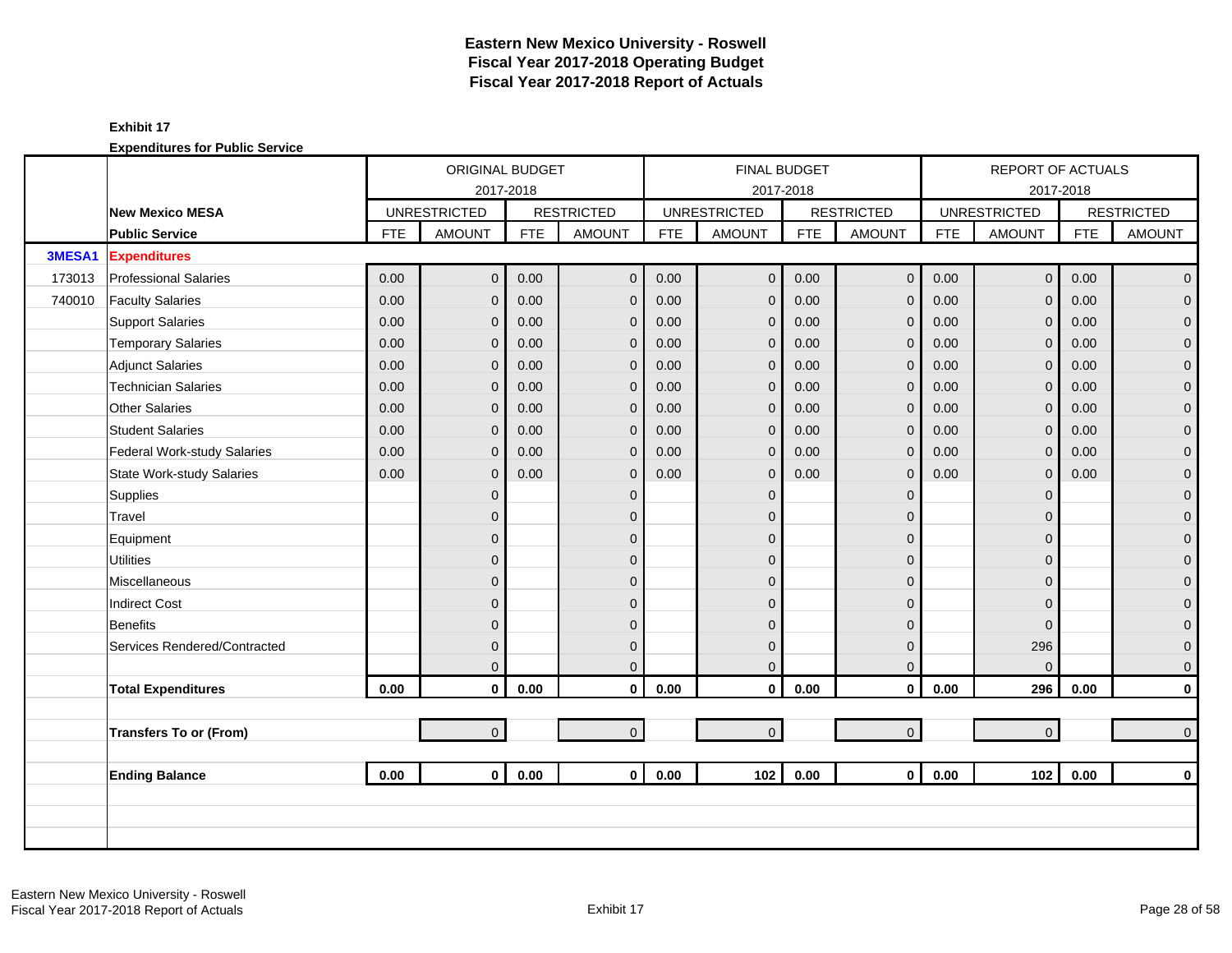# Eastern New Mexico University - Roswell
## Fiscal Year 2017-2018 Operating Budget
## Fiscal Year 2017-2018 Report of Actuals

**Exhibit 17**

**Expenditures for Public Service**

| | | ORIGINAL BUDGET 2017-2018 | | | | FINAL BUDGET 2017-2018 | | | | REPORT OF ACTUALS 2017-2018 | | | |
|---|---|---|---|---|---|---|---|---|---|---|---|---|---|
| | **New Mexico MESA** | UNRESTRICTED | | RESTRICTED | | UNRESTRICTED | | RESTRICTED | | UNRESTRICTED | | RESTRICTED | |
| | **Public Service** | FTE | AMOUNT | FTE | AMOUNT | FTE | AMOUNT | FTE | AMOUNT | FTE | AMOUNT | FTE | AMOUNT |
| **3MESA1** | **Expenditures** | | | | | | | | | | | | |
| 173013 | Professional Salaries | 0.00 | 0 | 0.00 | 0 | 0.00 | 0 | 0.00 | 0 | 0.00 | 0 | 0.00 | 0 |
| 740010 | Faculty Salaries | 0.00 | 0 | 0.00 | 0 | 0.00 | 0 | 0.00 | 0 | 0.00 | 0 | 0.00 | 0 |
| | Support Salaries | 0.00 | 0 | 0.00 | 0 | 0.00 | 0 | 0.00 | 0 | 0.00 | 0 | 0.00 | 0 |
| | Temporary Salaries | 0.00 | 0 | 0.00 | 0 | 0.00 | 0 | 0.00 | 0 | 0.00 | 0 | 0.00 | 0 |
| | Adjunct Salaries | 0.00 | 0 | 0.00 | 0 | 0.00 | 0 | 0.00 | 0 | 0.00 | 0 | 0.00 | 0 |
| | Technician Salaries | 0.00 | 0 | 0.00 | 0 | 0.00 | 0 | 0.00 | 0 | 0.00 | 0 | 0.00 | 0 |
| | Other Salaries | 0.00 | 0 | 0.00 | 0 | 0.00 | 0 | 0.00 | 0 | 0.00 | 0 | 0.00 | 0 |
| | Student Salaries | 0.00 | 0 | 0.00 | 0 | 0.00 | 0 | 0.00 | 0 | 0.00 | 0 | 0.00 | 0 |
| | Federal Work-study Salaries | 0.00 | 0 | 0.00 | 0 | 0.00 | 0 | 0.00 | 0 | 0.00 | 0 | 0.00 | 0 |
| | State Work-study Salaries | 0.00 | 0 | 0.00 | 0 | 0.00 | 0 | 0.00 | 0 | 0.00 | 0 | 0.00 | 0 |
| | Supplies | | 0 | | 0 | | 0 | | 0 | | 0 | | 0 |
| | Travel | | 0 | | 0 | | 0 | | 0 | | 0 | | 0 |
| | Equipment | | 0 | | 0 | | 0 | | 0 | | 0 | | 0 |
| | Utilities | | 0 | | 0 | | 0 | | 0 | | 0 | | 0 |
| | Miscellaneous | | 0 | | 0 | | 0 | | 0 | | 0 | | 0 |
| | Indirect Cost | | 0 | | 0 | | 0 | | 0 | | 0 | | 0 |
| | Benefits | | 0 | | 0 | | 0 | | 0 | | 0 | | 0 |
| | Services Rendered/Contracted | | 0 | | 0 | | 0 | | 0 | | 296 | | 0 |
| | | | 0 | | 0 | | 0 | | 0 | | 0 | | 0 |
| | **Total Expenditures** | **0.00** | **0** | **0.00** | **0** | **0.00** | **0** | **0.00** | **0** | **0.00** | **296** | **0.00** | **0** |
| | | | | | | | | | | | | | |
| | **Transfers To or (From)** | | 0 | | 0 | | 0 | | 0 | | 0 | | 0 |
| | | | | | | | | | | | | | |
| | **Ending Balance** | **0.00** | **0** | **0.00** | **0** | **0.00** | **102** | **0.00** | **0** | **0.00** | **102** | **0.00** | **0** |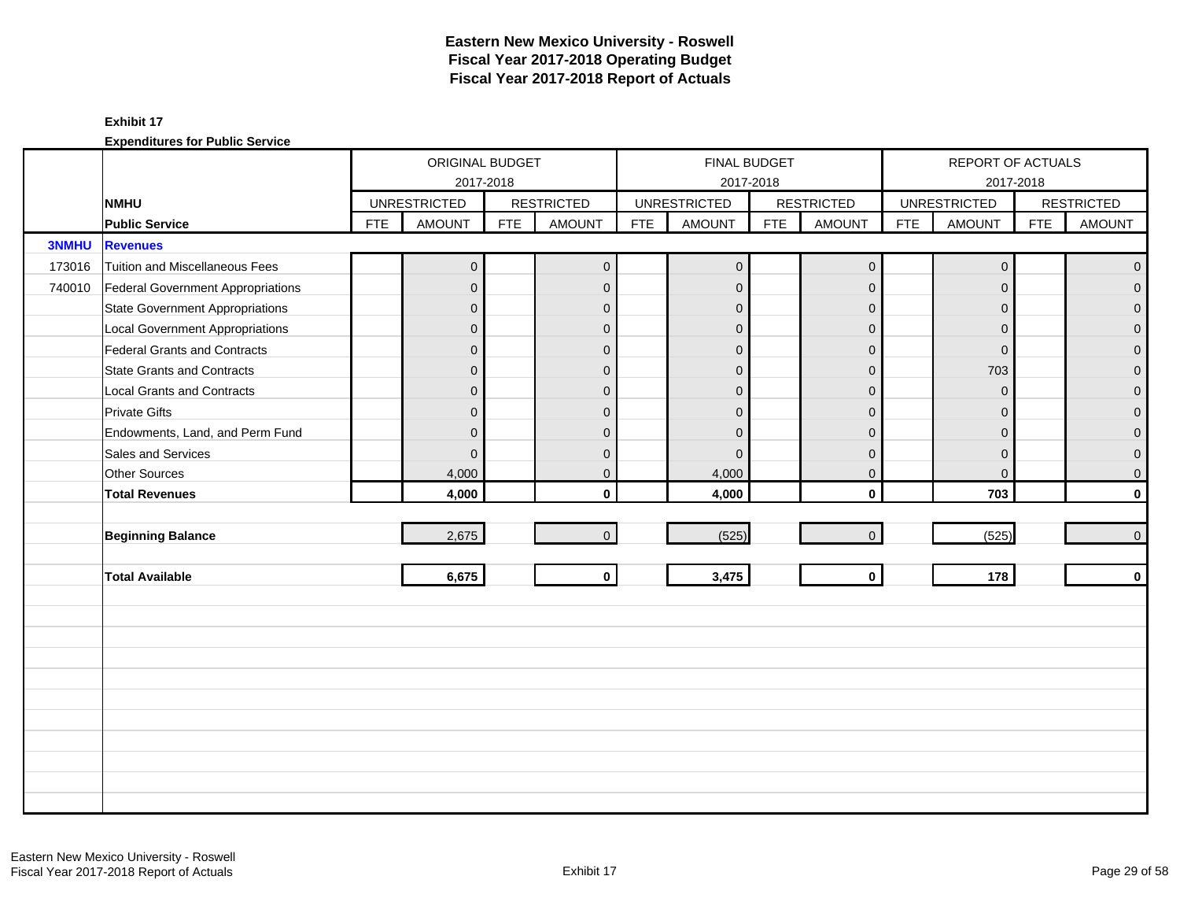# Eastern New Mexico University - Roswell
# Fiscal Year 2017-2018 Operating Budget
# Fiscal Year 2017-2018 Report of Actuals

**Exhibit 17**

**Expenditures for Public Service**

| | | ORIGINAL BUDGET 2017-2018 | | | | FINAL BUDGET 2017-2018 | | | | REPORT OF ACTUALS 2017-2018 | | | |
|---|---|---|---|---|---|---|---|---|---|---|---|---|---|
| | **NMHU** | UNRESTRICTED | | RESTRICTED | | UNRESTRICTED | | RESTRICTED | | UNRESTRICTED | | RESTRICTED | |
| | **Public Service** | FTE | AMOUNT | FTE | AMOUNT | FTE | AMOUNT | FTE | AMOUNT | FTE | AMOUNT | FTE | AMOUNT |
| **3NMHU** | **Revenues** | | | | | | | | | | | | |
| 173016 | Tuition and Miscellaneous Fees | | 0 | | 0 | | 0 | | 0 | | 0 | | 0 |
| 740010 | Federal Government Appropriations | | 0 | | 0 | | 0 | | 0 | | 0 | | 0 |
| | State Government Appropriations | | 0 | | 0 | | 0 | | 0 | | 0 | | 0 |
| | Local Government Appropriations | | 0 | | 0 | | 0 | | 0 | | 0 | | 0 |
| | Federal Grants and Contracts | | 0 | | 0 | | 0 | | 0 | | 0 | | 0 |
| | State Grants and Contracts | | 0 | | 0 | | 0 | | 0 | | 703 | | 0 |
| | Local Grants and Contracts | | 0 | | 0 | | 0 | | 0 | | 0 | | 0 |
| | Private Gifts | | 0 | | 0 | | 0 | | 0 | | 0 | | 0 |
| | Endowments, Land, and Perm Fund | | 0 | | 0 | | 0 | | 0 | | 0 | | 0 |
| | Sales and Services | | 0 | | 0 | | 0 | | 0 | | 0 | | 0 |
| | Other Sources | | 4,000 | | 0 | | 4,000 | | 0 | | 0 | | 0 |
| | **Total Revenues** | | **4,000** | | **0** | | **4,000** | | **0** | | **703** | | **0** |
| | **Beginning Balance** | | 2,675 | | 0 | | (525) | | 0 | | (525) | | 0 |
| | **Total Available** | | **6,675** | | **0** | | **3,475** | | **0** | | **178** | | **0** |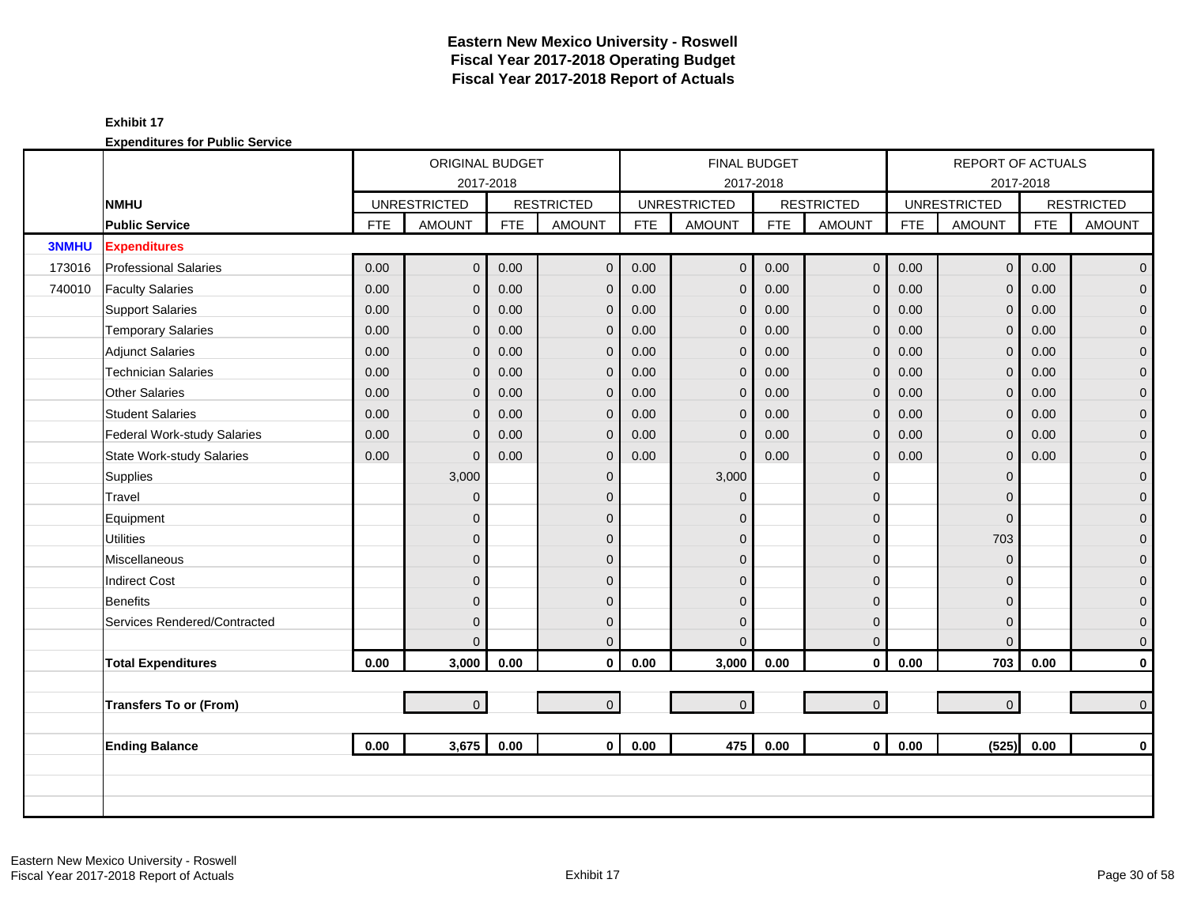# Eastern New Mexico University - Roswell
## Fiscal Year 2017-2018 Operating Budget
## Fiscal Year 2017-2018 Report of Actuals

**Exhibit 17**

**Expenditures for Public Service**

| | | ORIGINAL BUDGET 2017-2018 | | | | FINAL BUDGET 2017-2018 | | | | REPORT OF ACTUALS 2017-2018 | | | |
|---|---|---|---|---|---|---|---|---|---|---|---|---|---|
| | **NMHU** | UNRESTRICTED | | RESTRICTED | | UNRESTRICTED | | RESTRICTED | | UNRESTRICTED | | RESTRICTED | |
| | **Public Service** | FTE | AMOUNT | FTE | AMOUNT | FTE | AMOUNT | FTE | AMOUNT | FTE | AMOUNT | FTE | AMOUNT |
| **3NMHU** | **Expenditures** | | | | | | | | | | | | |
| 173016 | Professional Salaries | 0.00 | 0 | 0.00 | 0 | 0.00 | 0 | 0.00 | 0 | 0.00 | 0 | 0.00 | 0 |
| 740010 | Faculty Salaries | 0.00 | 0 | 0.00 | 0 | 0.00 | 0 | 0.00 | 0 | 0.00 | 0 | 0.00 | 0 |
| | Support Salaries | 0.00 | 0 | 0.00 | 0 | 0.00 | 0 | 0.00 | 0 | 0.00 | 0 | 0.00 | 0 |
| | Temporary Salaries | 0.00 | 0 | 0.00 | 0 | 0.00 | 0 | 0.00 | 0 | 0.00 | 0 | 0.00 | 0 |
| | Adjunct Salaries | 0.00 | 0 | 0.00 | 0 | 0.00 | 0 | 0.00 | 0 | 0.00 | 0 | 0.00 | 0 |
| | Technician Salaries | 0.00 | 0 | 0.00 | 0 | 0.00 | 0 | 0.00 | 0 | 0.00 | 0 | 0.00 | 0 |
| | Other Salaries | 0.00 | 0 | 0.00 | 0 | 0.00 | 0 | 0.00 | 0 | 0.00 | 0 | 0.00 | 0 |
| | Student Salaries | 0.00 | 0 | 0.00 | 0 | 0.00 | 0 | 0.00 | 0 | 0.00 | 0 | 0.00 | 0 |
| | Federal Work-study Salaries | 0.00 | 0 | 0.00 | 0 | 0.00 | 0 | 0.00 | 0 | 0.00 | 0 | 0.00 | 0 |
| | State Work-study Salaries | 0.00 | 0 | 0.00 | 0 | 0.00 | 0 | 0.00 | 0 | 0.00 | 0 | 0.00 | 0 |
| | Supplies | | 3,000 | | 0 | | 3,000 | | 0 | | 0 | | 0 |
| | Travel | | 0 | | 0 | | 0 | | 0 | | 0 | | 0 |
| | Equipment | | 0 | | 0 | | 0 | | 0 | | 0 | | 0 |
| | Utilities | | 0 | | 0 | | 0 | | 0 | | 703 | | 0 |
| | Miscellaneous | | 0 | | 0 | | 0 | | 0 | | 0 | | 0 |
| | Indirect Cost | | 0 | | 0 | | 0 | | 0 | | 0 | | 0 |
| | Benefits | | 0 | | 0 | | 0 | | 0 | | 0 | | 0 |
| | Services Rendered/Contracted | | 0 | | 0 | | 0 | | 0 | | 0 | | 0 |
| | | | 0 | | 0 | | 0 | | 0 | | 0 | | 0 |
| | **Total Expenditures** | **0.00** | **3,000** | **0.00** | **0** | **0.00** | **3,000** | **0.00** | **0** | **0.00** | **703** | **0.00** | **0** |
| | **Transfers To or (From)** | | 0 | | 0 | | 0 | | 0 | | 0 | | 0 |
| | **Ending Balance** | **0.00** | **3,675** | **0.00** | **0** | **0.00** | **475** | **0.00** | **0** | **0.00** | **(525)** | **0.00** | **0** |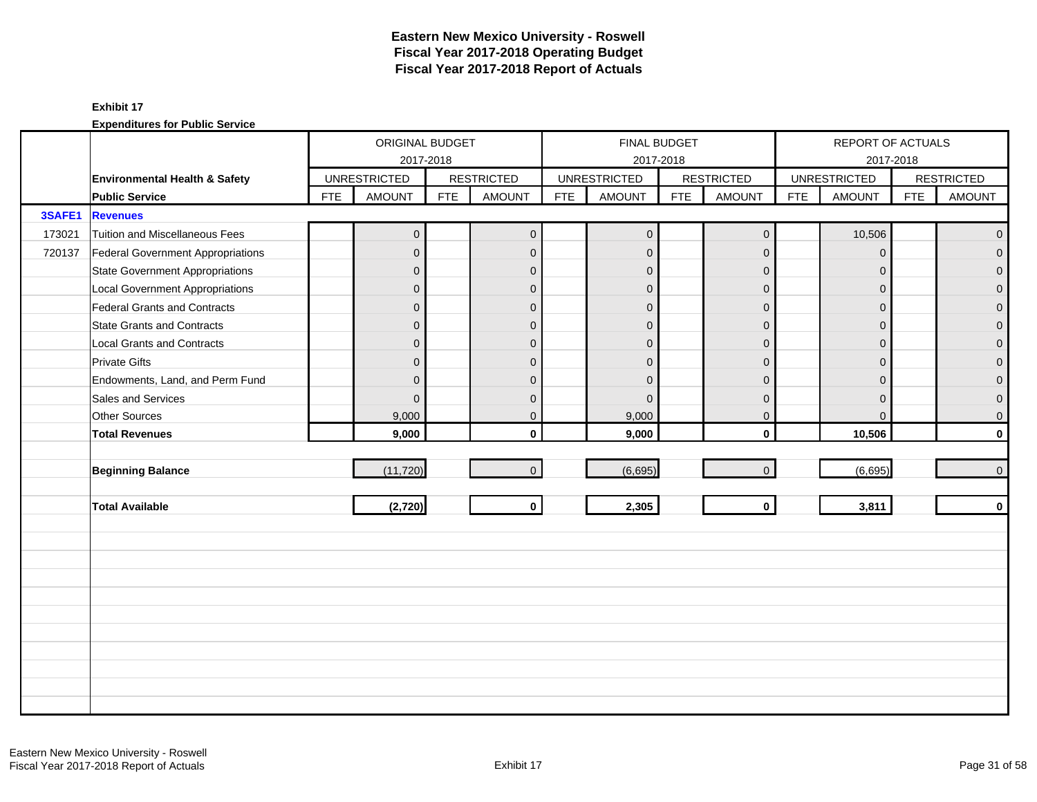# Eastern New Mexico University - Roswell
## Fiscal Year 2017-2018 Operating Budget
## Fiscal Year 2017-2018 Report of Actuals

**Exhibit 17**

**Expenditures for Public Service**

| | | ORIGINAL BUDGET 2017-2018 | | | | FINAL BUDGET 2017-2018 | | | | REPORT OF ACTUALS 2017-2018 | | | |
|---|---|---|---|---|---|---|---|---|---|---|---|---|---|
| | **Environmental Health & Safety** | UNRESTRICTED | | RESTRICTED | | UNRESTRICTED | | RESTRICTED | | UNRESTRICTED | | RESTRICTED | |
| | **Public Service** | FTE | AMOUNT | FTE | AMOUNT | FTE | AMOUNT | FTE | AMOUNT | FTE | AMOUNT | FTE | AMOUNT |
| **3SAFE1** | **Revenues** | | | | | | | | | | | | |
| 173021 | Tuition and Miscellaneous Fees | | 0 | | 0 | | 0 | | 0 | | 10,506 | | 0 |
| 720137 | Federal Government Appropriations | | 0 | | 0 | | 0 | | 0 | | 0 | | 0 |
| | State Government Appropriations | | 0 | | 0 | | 0 | | 0 | | 0 | | 0 |
| | Local Government Appropriations | | 0 | | 0 | | 0 | | 0 | | 0 | | 0 |
| | Federal Grants and Contracts | | 0 | | 0 | | 0 | | 0 | | 0 | | 0 |
| | State Grants and Contracts | | 0 | | 0 | | 0 | | 0 | | 0 | | 0 |
| | Local Grants and Contracts | | 0 | | 0 | | 0 | | 0 | | 0 | | 0 |
| | Private Gifts | | 0 | | 0 | | 0 | | 0 | | 0 | | 0 |
| | Endowments, Land, and Perm Fund | | 0 | | 0 | | 0 | | 0 | | 0 | | 0 |
| | Sales and Services | | 0 | | 0 | | 0 | | 0 | | 0 | | 0 |
| | Other Sources | | 9,000 | | 0 | | 9,000 | | 0 | | 0 | | 0 |
| | **Total Revenues** | | **9,000** | | **0** | | **9,000** | | **0** | | **10,506** | | **0** |
| | **Beginning Balance** | | (11,720) | | 0 | | (6,695) | | 0 | | (6,695) | | 0 |
| | **Total Available** | | **(2,720)** | | **0** | | **2,305** | | **0** | | **3,811** | | **0** |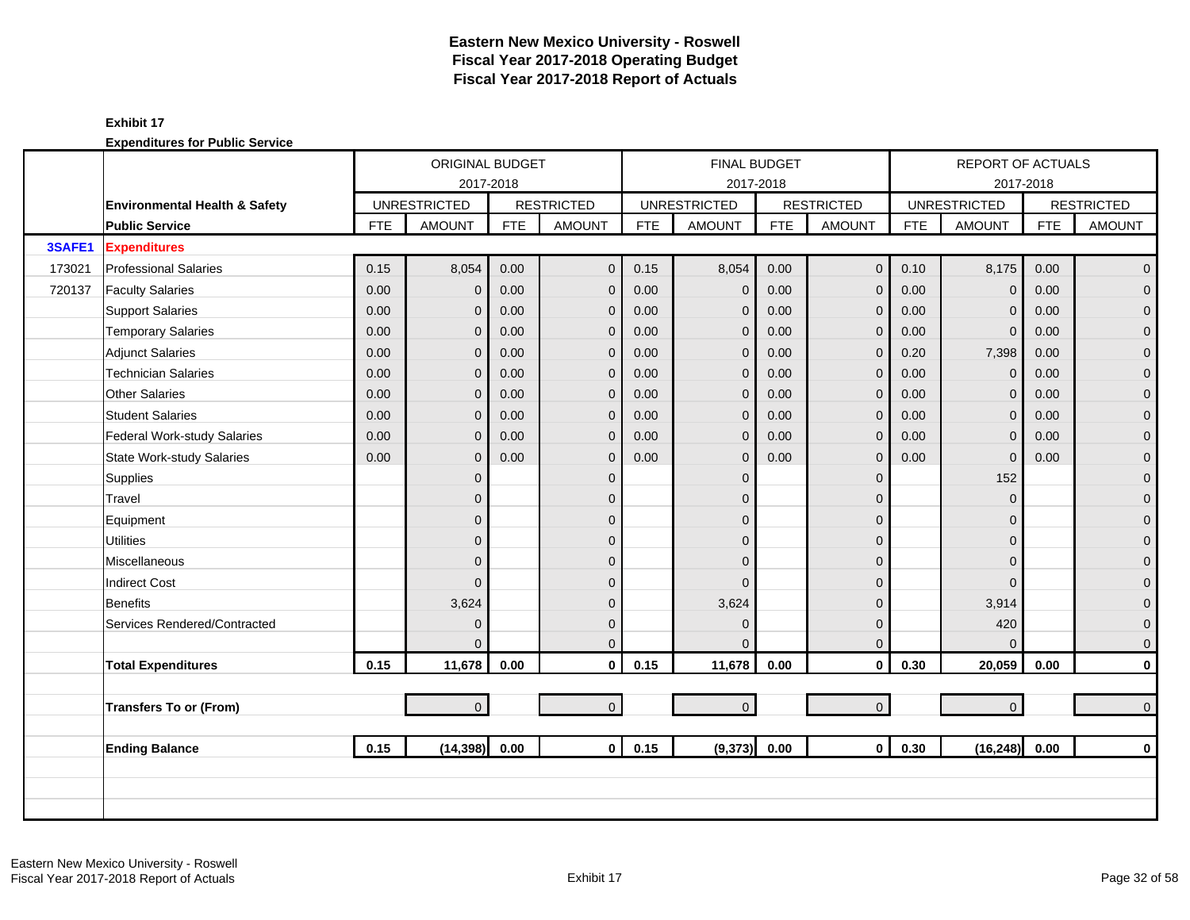# Eastern New Mexico University - Roswell
## Fiscal Year 2017-2018 Operating Budget
## Fiscal Year 2017-2018 Report of Actuals

**Exhibit 17**

**Expenditures for Public Service**

| | | ORIGINAL BUDGET 2017-2018 | | | | FINAL BUDGET 2017-2018 | | | | REPORT OF ACTUALS 2017-2018 | | | |
|---|---|---|---|---|---|---|---|---|---|---|---|---|---|
| | **Environmental Health & Safety** | UNRESTRICTED | | RESTRICTED | | UNRESTRICTED | | RESTRICTED | | UNRESTRICTED | | RESTRICTED | |
| | **Public Service** | FTE | AMOUNT | FTE | AMOUNT | FTE | AMOUNT | FTE | AMOUNT | FTE | AMOUNT | FTE | AMOUNT |
| **3SAFE1** | **Expenditures** | | | | | | | | | | | | |
| 173021 | Professional Salaries | 0.15 | 8,054 | 0.00 | 0 | 0.15 | 8,054 | 0.00 | 0 | 0.10 | 8,175 | 0.00 | 0 |
| 720137 | Faculty Salaries | 0.00 | 0 | 0.00 | 0 | 0.00 | 0 | 0.00 | 0 | 0.00 | 0 | 0.00 | 0 |
| | Support Salaries | 0.00 | 0 | 0.00 | 0 | 0.00 | 0 | 0.00 | 0 | 0.00 | 0 | 0.00 | 0 |
| | Temporary Salaries | 0.00 | 0 | 0.00 | 0 | 0.00 | 0 | 0.00 | 0 | 0.00 | 0 | 0.00 | 0 |
| | Adjunct Salaries | 0.00 | 0 | 0.00 | 0 | 0.00 | 0 | 0.00 | 0 | 0.20 | 7,398 | 0.00 | 0 |
| | Technician Salaries | 0.00 | 0 | 0.00 | 0 | 0.00 | 0 | 0.00 | 0 | 0.00 | 0 | 0.00 | 0 |
| | Other Salaries | 0.00 | 0 | 0.00 | 0 | 0.00 | 0 | 0.00 | 0 | 0.00 | 0 | 0.00 | 0 |
| | Student Salaries | 0.00 | 0 | 0.00 | 0 | 0.00 | 0 | 0.00 | 0 | 0.00 | 0 | 0.00 | 0 |
| | Federal Work-study Salaries | 0.00 | 0 | 0.00 | 0 | 0.00 | 0 | 0.00 | 0 | 0.00 | 0 | 0.00 | 0 |
| | State Work-study Salaries | 0.00 | 0 | 0.00 | 0 | 0.00 | 0 | 0.00 | 0 | 0.00 | 0 | 0.00 | 0 |
| | Supplies | | 0 | | 0 | | 0 | | 0 | | 152 | | 0 |
| | Travel | | 0 | | 0 | | 0 | | 0 | | 0 | | 0 |
| | Equipment | | 0 | | 0 | | 0 | | 0 | | 0 | | 0 |
| | Utilities | | 0 | | 0 | | 0 | | 0 | | 0 | | 0 |
| | Miscellaneous | | 0 | | 0 | | 0 | | 0 | | 0 | | 0 |
| | Indirect Cost | | 0 | | 0 | | 0 | | 0 | | 0 | | 0 |
| | Benefits | | 3,624 | | 0 | | 3,624 | | 0 | | 3,914 | | 0 |
| | Services Rendered/Contracted | | 0 | | 0 | | 0 | | 0 | | 420 | | 0 |
| | | | 0 | | 0 | | 0 | | 0 | | 0 | | 0 |
| | **Total Expenditures** | **0.15** | **11,678** | **0.00** | **0** | **0.15** | **11,678** | **0.00** | **0** | **0.30** | **20,059** | **0.00** | **0** |
| | **Transfers To or (From)** | | 0 | | 0 | | 0 | | 0 | | 0 | | 0 |
| | **Ending Balance** | **0.15** | **(14,398)** | **0.00** | **0** | **0.15** | **(9,373)** | **0.00** | **0** | **0.30** | **(16,248)** | **0.00** | **0** |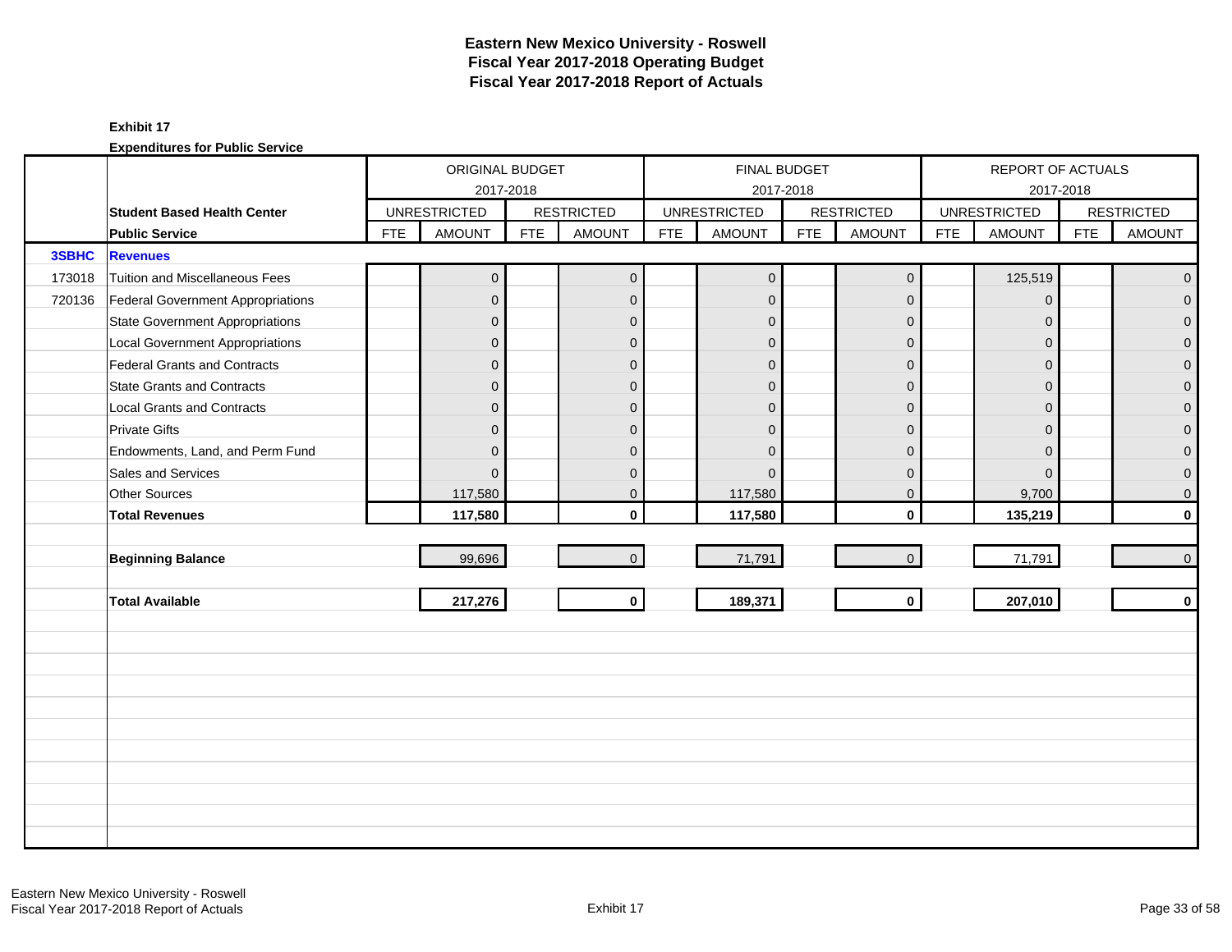# Eastern New Mexico University - Roswell
## Fiscal Year 2017-2018 Operating Budget
## Fiscal Year 2017-2018 Report of Actuals

**Exhibit 17**

**Expenditures for Public Service**

| | | ORIGINAL BUDGET 2017-2018 | | | | FINAL BUDGET 2017-2018 | | | | REPORT OF ACTUALS 2017-2018 | | | |
|---|---|---|---|---|---|---|---|---|---|---|---|---|---|
| | **Student Based Health Center** | UNRESTRICTED | | RESTRICTED | | UNRESTRICTED | | RESTRICTED | | UNRESTRICTED | | RESTRICTED | |
| | **Public Service** | FTE | AMOUNT | FTE | AMOUNT | FTE | AMOUNT | FTE | AMOUNT | FTE | AMOUNT | FTE | AMOUNT |
| **3SBHC** | **Revenues** | | | | | | | | | | | | |
| 173018 | Tuition and Miscellaneous Fees | | 0 | | 0 | | 0 | | 0 | | 125,519 | | 0 |
| 720136 | Federal Government Appropriations | | 0 | | 0 | | 0 | | 0 | | 0 | | 0 |
| | State Government Appropriations | | 0 | | 0 | | 0 | | 0 | | 0 | | 0 |
| | Local Government Appropriations | | 0 | | 0 | | 0 | | 0 | | 0 | | 0 |
| | Federal Grants and Contracts | | 0 | | 0 | | 0 | | 0 | | 0 | | 0 |
| | State Grants and Contracts | | 0 | | 0 | | 0 | | 0 | | 0 | | 0 |
| | Local Grants and Contracts | | 0 | | 0 | | 0 | | 0 | | 0 | | 0 |
| | Private Gifts | | 0 | | 0 | | 0 | | 0 | | 0 | | 0 |
| | Endowments, Land, and Perm Fund | | 0 | | 0 | | 0 | | 0 | | 0 | | 0 |
| | Sales and Services | | 0 | | 0 | | 0 | | 0 | | 0 | | 0 |
| | Other Sources | | 117,580 | | 0 | | 117,580 | | 0 | | 9,700 | | 0 |
| | **Total Revenues** | | **117,580** | | **0** | | **117,580** | | **0** | | **135,219** | | **0** |
| | **Beginning Balance** | | 99,696 | | 0 | | 71,791 | | 0 | | 71,791 | | 0 |
| | **Total Available** | | **217,276** | | **0** | | **189,371** | | **0** | | **207,010** | | **0** |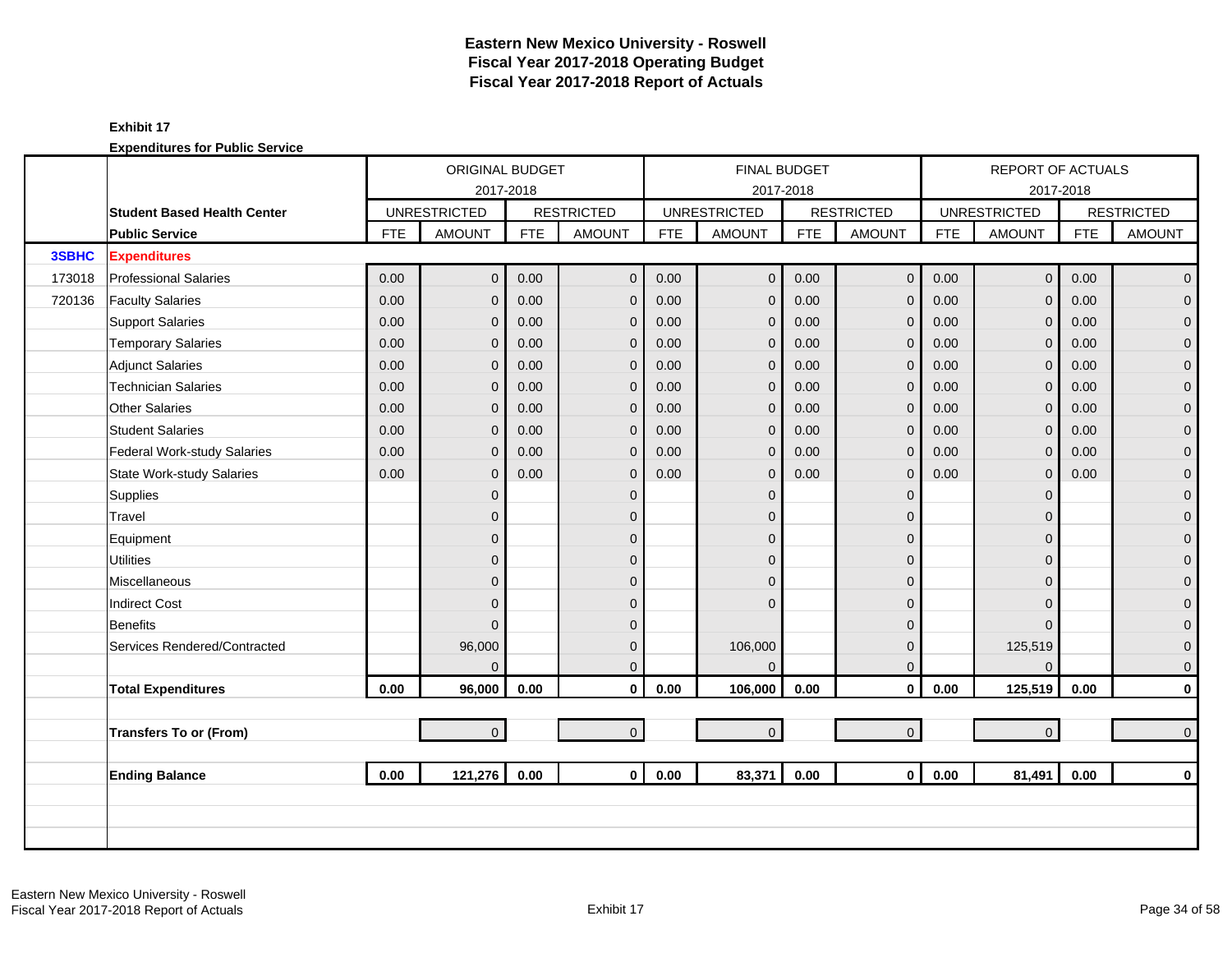# Eastern New Mexico University - Roswell
## Fiscal Year 2017-2018 Operating Budget
## Fiscal Year 2017-2018 Report of Actuals

**Exhibit 17**

**Expenditures for Public Service**

| | | ORIGINAL BUDGET 2017-2018 | | | | FINAL BUDGET 2017-2018 | | | | REPORT OF ACTUALS 2017-2018 | | | |
|---|---|---|---|---|---|---|---|---|---|---|---|---|---|
| | **Student Based Health Center** | UNRESTRICTED | | RESTRICTED | | UNRESTRICTED | | RESTRICTED | | UNRESTRICTED | | RESTRICTED | |
| | **Public Service** | FTE | AMOUNT | FTE | AMOUNT | FTE | AMOUNT | FTE | AMOUNT | FTE | AMOUNT | FTE | AMOUNT |
| **3SBHC** | **Expenditures** | | | | | | | | | | | | |
| 173018 | Professional Salaries | 0.00 | 0 | 0.00 | 0 | 0.00 | 0 | 0.00 | 0 | 0.00 | 0 | 0.00 | 0 |
| 720136 | Faculty Salaries | 0.00 | 0 | 0.00 | 0 | 0.00 | 0 | 0.00 | 0 | 0.00 | 0 | 0.00 | 0 |
| | Support Salaries | 0.00 | 0 | 0.00 | 0 | 0.00 | 0 | 0.00 | 0 | 0.00 | 0 | 0.00 | 0 |
| | Temporary Salaries | 0.00 | 0 | 0.00 | 0 | 0.00 | 0 | 0.00 | 0 | 0.00 | 0 | 0.00 | 0 |
| | Adjunct Salaries | 0.00 | 0 | 0.00 | 0 | 0.00 | 0 | 0.00 | 0 | 0.00 | 0 | 0.00 | 0 |
| | Technician Salaries | 0.00 | 0 | 0.00 | 0 | 0.00 | 0 | 0.00 | 0 | 0.00 | 0 | 0.00 | 0 |
| | Other Salaries | 0.00 | 0 | 0.00 | 0 | 0.00 | 0 | 0.00 | 0 | 0.00 | 0 | 0.00 | 0 |
| | Student Salaries | 0.00 | 0 | 0.00 | 0 | 0.00 | 0 | 0.00 | 0 | 0.00 | 0 | 0.00 | 0 |
| | Federal Work-study Salaries | 0.00 | 0 | 0.00 | 0 | 0.00 | 0 | 0.00 | 0 | 0.00 | 0 | 0.00 | 0 |
| | State Work-study Salaries | 0.00 | 0 | 0.00 | 0 | 0.00 | 0 | 0.00 | 0 | 0.00 | 0 | 0.00 | 0 |
| | Supplies | | 0 | | 0 | | 0 | | 0 | | 0 | | 0 |
| | Travel | | 0 | | 0 | | 0 | | 0 | | 0 | | 0 |
| | Equipment | | 0 | | 0 | | 0 | | 0 | | 0 | | 0 |
| | Utilities | | 0 | | 0 | | 0 | | 0 | | 0 | | 0 |
| | Miscellaneous | | 0 | | 0 | | 0 | | 0 | | 0 | | 0 |
| | Indirect Cost | | 0 | | 0 | | 0 | | 0 | | 0 | | 0 |
| | Benefits | | 0 | | 0 | | | | 0 | | 0 | | 0 |
| | Services Rendered/Contracted | | 96,000 | | 0 | | 106,000 | | 0 | | 125,519 | | 0 |
| | | | 0 | | 0 | | 0 | | 0 | | 0 | | 0 |
| | **Total Expenditures** | **0.00** | **96,000** | **0.00** | **0** | **0.00** | **106,000** | **0.00** | **0** | **0.00** | **125,519** | **0.00** | **0** |
| | | | | | | | | | | | | | |
| | **Transfers To or (From)** | | 0 | | 0 | | 0 | | 0 | | 0 | | 0 |
| | | | | | | | | | | | | | |
| | **Ending Balance** | **0.00** | **121,276** | **0.00** | **0** | **0.00** | **83,371** | **0.00** | **0** | **0.00** | **81,491** | **0.00** | **0** |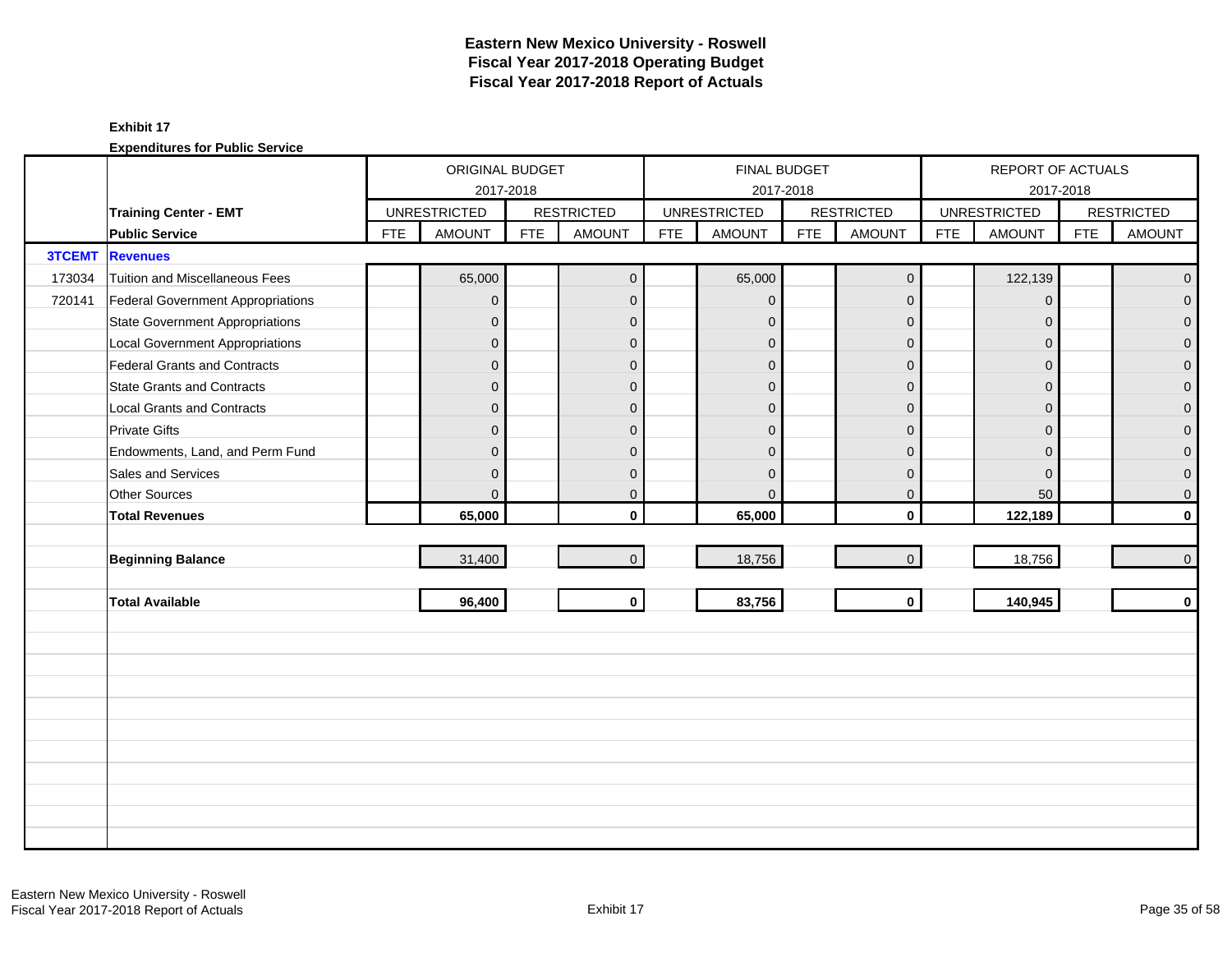# Eastern New Mexico University - Roswell
# Fiscal Year 2017-2018 Operating Budget
# Fiscal Year 2017-2018 Report of Actuals

**Exhibit 17**

**Expenditures for Public Service**

| | | ORIGINAL BUDGET 2017-2018 | | | | FINAL BUDGET 2017-2018 | | | | REPORT OF ACTUALS 2017-2018 | | | |
|---|---|---|---|---|---|---|---|---|---|---|---|---|---|
| | **Training Center - EMT** | UNRESTRICTED | | RESTRICTED | | UNRESTRICTED | | RESTRICTED | | UNRESTRICTED | | RESTRICTED | |
| | **Public Service** | FTE | AMOUNT | FTE | AMOUNT | FTE | AMOUNT | FTE | AMOUNT | FTE | AMOUNT | FTE | AMOUNT |
| **3TCEMT** | **Revenues** | | | | | | | | | | | | |
| 173034 | Tuition and Miscellaneous Fees | | 65,000 | | 0 | | 65,000 | | 0 | | 122,139 | | 0 |
| 720141 | Federal Government Appropriations | | 0 | | 0 | | 0 | | 0 | | 0 | | 0 |
| | State Government Appropriations | | 0 | | 0 | | 0 | | 0 | | 0 | | 0 |
| | Local Government Appropriations | | 0 | | 0 | | 0 | | 0 | | 0 | | 0 |
| | Federal Grants and Contracts | | 0 | | 0 | | 0 | | 0 | | 0 | | 0 |
| | State Grants and Contracts | | 0 | | 0 | | 0 | | 0 | | 0 | | 0 |
| | Local Grants and Contracts | | 0 | | 0 | | 0 | | 0 | | 0 | | 0 |
| | Private Gifts | | 0 | | 0 | | 0 | | 0 | | 0 | | 0 |
| | Endowments, Land, and Perm Fund | | 0 | | 0 | | 0 | | 0 | | 0 | | 0 |
| | Sales and Services | | 0 | | 0 | | 0 | | 0 | | 0 | | 0 |
| | Other Sources | | 0 | | 0 | | 0 | | 0 | | 50 | | 0 |
| | **Total Revenues** | | **65,000** | | **0** | | **65,000** | | **0** | | **122,189** | | **0** |
| | **Beginning Balance** | | 31,400 | | 0 | | 18,756 | | 0 | | 18,756 | | 0 |
| | **Total Available** | | **96,400** | | **0** | | **83,756** | | **0** | | **140,945** | | **0** |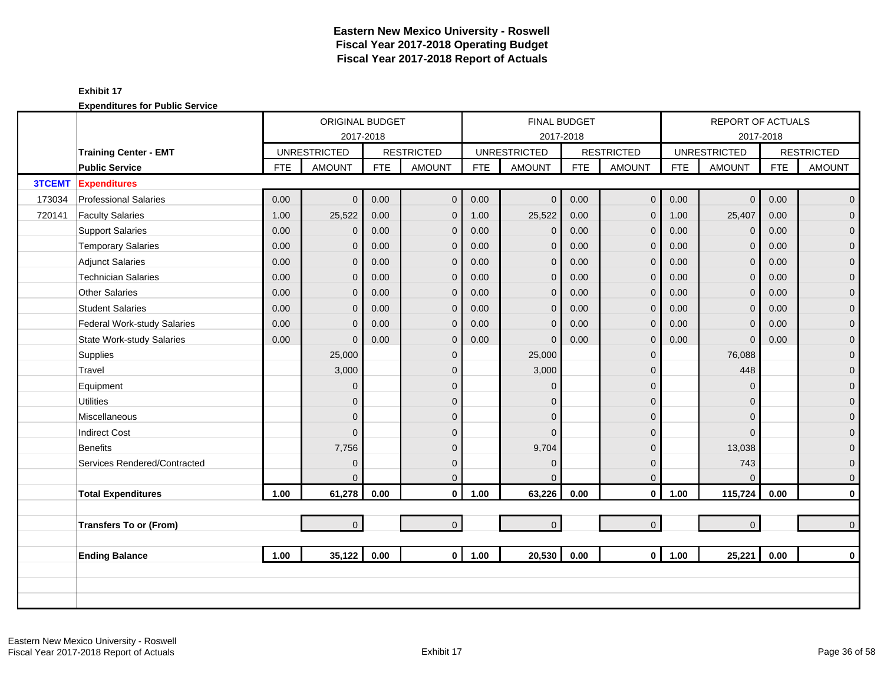# Eastern New Mexico University - Roswell
## Fiscal Year 2017-2018 Operating Budget
## Fiscal Year 2017-2018 Report of Actuals

**Exhibit 17**

**Expenditures for Public Service**

| | | ORIGINAL BUDGET 2017-2018 | | | | FINAL BUDGET 2017-2018 | | | | REPORT OF ACTUALS 2017-2018 | | | |
|---|---|---|---|---|---|---|---|---|---|---|---|---|---|
| | **Training Center - EMT** | UNRESTRICTED | | RESTRICTED | | UNRESTRICTED | | RESTRICTED | | UNRESTRICTED | | RESTRICTED | |
| | **Public Service** | FTE | AMOUNT | FTE | AMOUNT | FTE | AMOUNT | FTE | AMOUNT | FTE | AMOUNT | FTE | AMOUNT |
| **3TCEMT** | **Expenditures** | | | | | | | | | | | | |
| 173034 | Professional Salaries | 0.00 | 0 | 0.00 | 0 | 0.00 | 0 | 0.00 | 0 | 0.00 | 0 | 0.00 | 0 |
| 720141 | Faculty Salaries | 1.00 | 25,522 | 0.00 | 0 | 1.00 | 25,522 | 0.00 | 0 | 1.00 | 25,407 | 0.00 | 0 |
| | Support Salaries | 0.00 | 0 | 0.00 | 0 | 0.00 | 0 | 0.00 | 0 | 0.00 | 0 | 0.00 | 0 |
| | Temporary Salaries | 0.00 | 0 | 0.00 | 0 | 0.00 | 0 | 0.00 | 0 | 0.00 | 0 | 0.00 | 0 |
| | Adjunct Salaries | 0.00 | 0 | 0.00 | 0 | 0.00 | 0 | 0.00 | 0 | 0.00 | 0 | 0.00 | 0 |
| | Technician Salaries | 0.00 | 0 | 0.00 | 0 | 0.00 | 0 | 0.00 | 0 | 0.00 | 0 | 0.00 | 0 |
| | Other Salaries | 0.00 | 0 | 0.00 | 0 | 0.00 | 0 | 0.00 | 0 | 0.00 | 0 | 0.00 | 0 |
| | Student Salaries | 0.00 | 0 | 0.00 | 0 | 0.00 | 0 | 0.00 | 0 | 0.00 | 0 | 0.00 | 0 |
| | Federal Work-study Salaries | 0.00 | 0 | 0.00 | 0 | 0.00 | 0 | 0.00 | 0 | 0.00 | 0 | 0.00 | 0 |
| | State Work-study Salaries | 0.00 | 0 | 0.00 | 0 | 0.00 | 0 | 0.00 | 0 | 0.00 | 0 | 0.00 | 0 |
| | Supplies | | 25,000 | | 0 | | 25,000 | | 0 | | 76,088 | | 0 |
| | Travel | | 3,000 | | 0 | | 3,000 | | 0 | | 448 | | 0 |
| | Equipment | | 0 | | 0 | | 0 | | 0 | | 0 | | 0 |
| | Utilities | | 0 | | 0 | | 0 | | 0 | | 0 | | 0 |
| | Miscellaneous | | 0 | | 0 | | 0 | | 0 | | 0 | | 0 |
| | Indirect Cost | | 0 | | 0 | | 0 | | 0 | | 0 | | 0 |
| | Benefits | | 7,756 | | 0 | | 9,704 | | 0 | | 13,038 | | 0 |
| | Services Rendered/Contracted | | 0 | | 0 | | 0 | | 0 | | 743 | | 0 |
| | | | 0 | | 0 | | 0 | | 0 | | 0 | | 0 |
| | **Total Expenditures** | **1.00** | **61,278** | **0.00** | **0** | **1.00** | **63,226** | **0.00** | **0** | **1.00** | **115,724** | **0.00** | **0** |
| | **Transfers To or (From)** | | 0 | | 0 | | 0 | | 0 | | 0 | | 0 |
| | **Ending Balance** | **1.00** | **35,122** | **0.00** | **0** | **1.00** | **20,530** | **0.00** | **0** | **1.00** | **25,221** | **0.00** | **0** |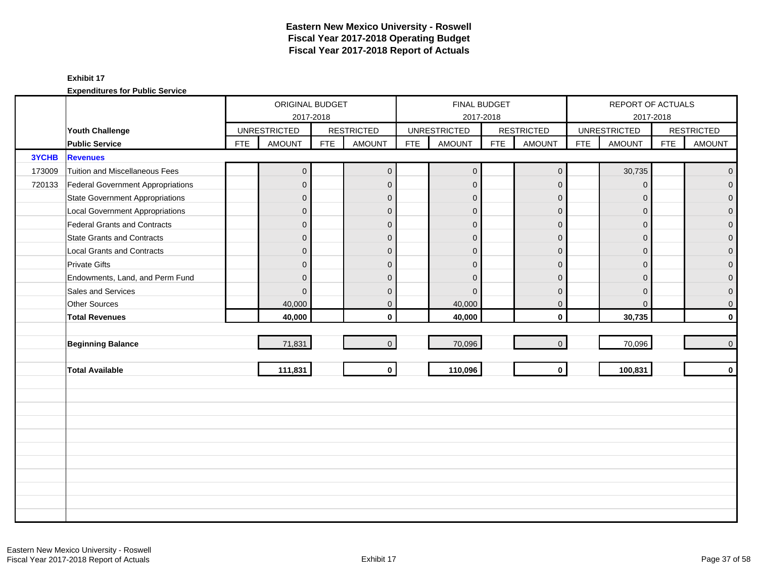# Eastern New Mexico University - Roswell
# Fiscal Year 2017-2018 Operating Budget
# Fiscal Year 2017-2018 Report of Actuals

**Exhibit 17**

**Expenditures for Public Service**

| | | ORIGINAL BUDGET 2017-2018 | | | | FINAL BUDGET 2017-2018 | | | | REPORT OF ACTUALS 2017-2018 | | | |
|---|---|---|---|---|---|---|---|---|---|---|---|---|---|
| | **Youth Challenge** | UNRESTRICTED | | RESTRICTED | | UNRESTRICTED | | RESTRICTED | | UNRESTRICTED | | RESTRICTED | |
| | **Public Service** | FTE | AMOUNT | FTE | AMOUNT | FTE | AMOUNT | FTE | AMOUNT | FTE | AMOUNT | FTE | AMOUNT |
| **3YCHB** | **Revenues** | | | | | | | | | | | | |
| 173009 | Tuition and Miscellaneous Fees | | 0 | | 0 | | 0 | | 0 | | 30,735 | | 0 |
| 720133 | Federal Government Appropriations | | 0 | | 0 | | 0 | | 0 | | 0 | | 0 |
| | State Government Appropriations | | 0 | | 0 | | 0 | | 0 | | 0 | | 0 |
| | Local Government Appropriations | | 0 | | 0 | | 0 | | 0 | | 0 | | 0 |
| | Federal Grants and Contracts | | 0 | | 0 | | 0 | | 0 | | 0 | | 0 |
| | State Grants and Contracts | | 0 | | 0 | | 0 | | 0 | | 0 | | 0 |
| | Local Grants and Contracts | | 0 | | 0 | | 0 | | 0 | | 0 | | 0 |
| | Private Gifts | | 0 | | 0 | | 0 | | 0 | | 0 | | 0 |
| | Endowments, Land, and Perm Fund | | 0 | | 0 | | 0 | | 0 | | 0 | | 0 |
| | Sales and Services | | 0 | | 0 | | 0 | | 0 | | 0 | | 0 |
| | Other Sources | | 40,000 | | 0 | | 40,000 | | 0 | | 0 | | 0 |
| | **Total Revenues** | | **40,000** | | **0** | | **40,000** | | **0** | | **30,735** | | **0** |
| | **Beginning Balance** | | 71,831 | | 0 | | 70,096 | | 0 | | 70,096 | | 0 |
| | **Total Available** | | **111,831** | | **0** | | **110,096** | | **0** | | **100,831** | | **0** |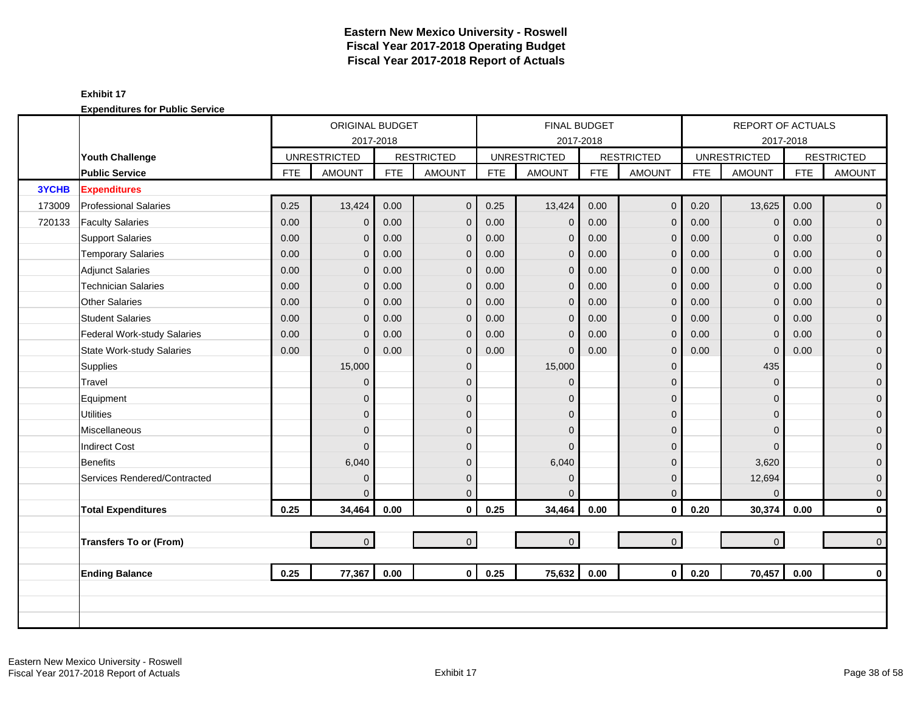# Eastern New Mexico University - Roswell
# Fiscal Year 2017-2018 Operating Budget
# Fiscal Year 2017-2018 Report of Actuals

**Exhibit 17**

**Expenditures for Public Service**

| | | ORIGINAL BUDGET 2017-2018 | | | | FINAL BUDGET 2017-2018 | | | | REPORT OF ACTUALS 2017-2018 | | | |
|---|---|---|---|---|---|---|---|---|---|---|---|---|---|
| | **Youth Challenge** | UNRESTRICTED | | RESTRICTED | | UNRESTRICTED | | RESTRICTED | | UNRESTRICTED | | RESTRICTED | |
| | **Public Service** | FTE | AMOUNT | FTE | AMOUNT | FTE | AMOUNT | FTE | AMOUNT | FTE | AMOUNT | FTE | AMOUNT |
| **3YCHB** | **Expenditures** | | | | | | | | | | | | |
| 173009 | Professional Salaries | 0.25 | 13,424 | 0.00 | 0 | 0.25 | 13,424 | 0.00 | 0 | 0.20 | 13,625 | 0.00 | 0 |
| 720133 | Faculty Salaries | 0.00 | 0 | 0.00 | 0 | 0.00 | 0 | 0.00 | 0 | 0.00 | 0 | 0.00 | 0 |
| | Support Salaries | 0.00 | 0 | 0.00 | 0 | 0.00 | 0 | 0.00 | 0 | 0.00 | 0 | 0.00 | 0 |
| | Temporary Salaries | 0.00 | 0 | 0.00 | 0 | 0.00 | 0 | 0.00 | 0 | 0.00 | 0 | 0.00 | 0 |
| | Adjunct Salaries | 0.00 | 0 | 0.00 | 0 | 0.00 | 0 | 0.00 | 0 | 0.00 | 0 | 0.00 | 0 |
| | Technician Salaries | 0.00 | 0 | 0.00 | 0 | 0.00 | 0 | 0.00 | 0 | 0.00 | 0 | 0.00 | 0 |
| | Other Salaries | 0.00 | 0 | 0.00 | 0 | 0.00 | 0 | 0.00 | 0 | 0.00 | 0 | 0.00 | 0 |
| | Student Salaries | 0.00 | 0 | 0.00 | 0 | 0.00 | 0 | 0.00 | 0 | 0.00 | 0 | 0.00 | 0 |
| | Federal Work-study Salaries | 0.00 | 0 | 0.00 | 0 | 0.00 | 0 | 0.00 | 0 | 0.00 | 0 | 0.00 | 0 |
| | State Work-study Salaries | 0.00 | 0 | 0.00 | 0 | 0.00 | 0 | 0.00 | 0 | 0.00 | 0 | 0.00 | 0 |
| | Supplies | | 15,000 | | 0 | | 15,000 | | 0 | | 435 | | 0 |
| | Travel | | 0 | | 0 | | 0 | | 0 | | 0 | | 0 |
| | Equipment | | 0 | | 0 | | 0 | | 0 | | 0 | | 0 |
| | Utilities | | 0 | | 0 | | 0 | | 0 | | 0 | | 0 |
| | Miscellaneous | | 0 | | 0 | | 0 | | 0 | | 0 | | 0 |
| | Indirect Cost | | 0 | | 0 | | 0 | | 0 | | 0 | | 0 |
| | Benefits | | 6,040 | | 0 | | 6,040 | | 0 | | 3,620 | | 0 |
| | Services Rendered/Contracted | | 0 | | 0 | | 0 | | 0 | | 12,694 | | 0 |
| | | | 0 | | 0 | | 0 | | 0 | | 0 | | 0 |
| | **Total Expenditures** | **0.25** | **34,464** | **0.00** | **0** | **0.25** | **34,464** | **0.00** | **0** | **0.20** | **30,374** | **0.00** | **0** |
| | | | | | | | | | | | | | |
| | **Transfers To or (From)** | | 0 | | 0 | | 0 | | 0 | | 0 | | 0 |
| | | | | | | | | | | | | | |
| | **Ending Balance** | **0.25** | **77,367** | **0.00** | **0** | **0.25** | **75,632** | **0.00** | **0** | **0.20** | **70,457** | **0.00** | **0** |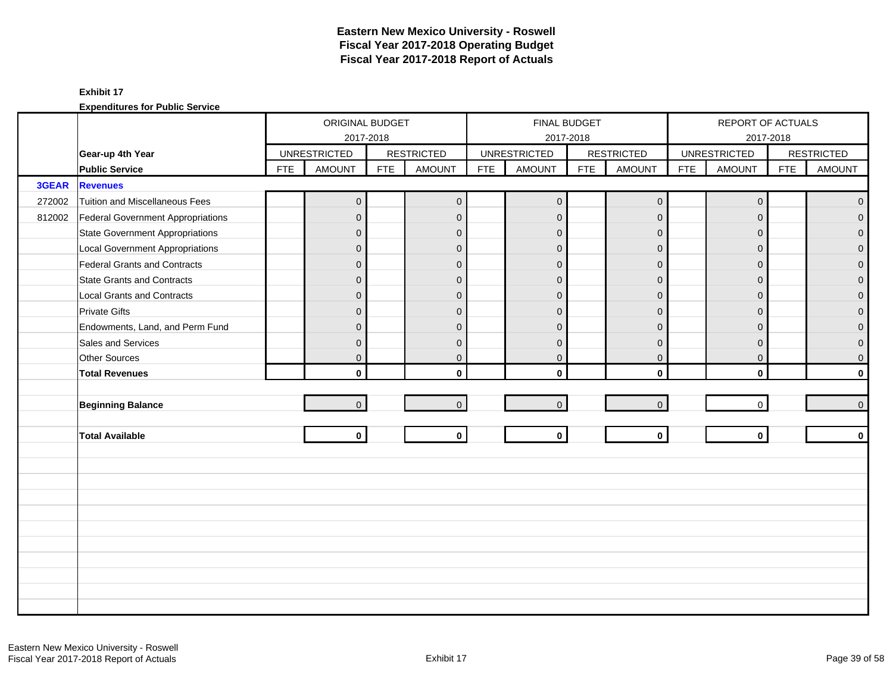# Eastern New Mexico University - Roswell
## Fiscal Year 2017-2018 Operating Budget
## Fiscal Year 2017-2018 Report of Actuals

**Exhibit 17**

**Expenditures for Public Service**

| | | ORIGINAL BUDGET 2017-2018 | | | | FINAL BUDGET 2017-2018 | | | | REPORT OF ACTUALS 2017-2018 | | | |
|---|---|---|---|---|---|---|---|---|---|---|---|---|---|
| | **Gear-up 4th Year** | UNRESTRICTED | | RESTRICTED | | UNRESTRICTED | | RESTRICTED | | UNRESTRICTED | | RESTRICTED | |
| | **Public Service** | FTE | AMOUNT | FTE | AMOUNT | FTE | AMOUNT | FTE | AMOUNT | FTE | AMOUNT | FTE | AMOUNT |
| **3GEAR** | **Revenues** | | | | | | | | | | | | |
| 272002 | Tuition and Miscellaneous Fees | | 0 | | 0 | | 0 | | 0 | | 0 | | 0 |
| 812002 | Federal Government Appropriations | | 0 | | 0 | | 0 | | 0 | | 0 | | 0 |
| | State Government Appropriations | | 0 | | 0 | | 0 | | 0 | | 0 | | 0 |
| | Local Government Appropriations | | 0 | | 0 | | 0 | | 0 | | 0 | | 0 |
| | Federal Grants and Contracts | | 0 | | 0 | | 0 | | 0 | | 0 | | 0 |
| | State Grants and Contracts | | 0 | | 0 | | 0 | | 0 | | 0 | | 0 |
| | Local Grants and Contracts | | 0 | | 0 | | 0 | | 0 | | 0 | | 0 |
| | Private Gifts | | 0 | | 0 | | 0 | | 0 | | 0 | | 0 |
| | Endowments, Land, and Perm Fund | | 0 | | 0 | | 0 | | 0 | | 0 | | 0 |
| | Sales and Services | | 0 | | 0 | | 0 | | 0 | | 0 | | 0 |
| | Other Sources | | 0 | | 0 | | 0 | | 0 | | 0 | | 0 |
| | **Total Revenues** | | **0** | | **0** | | **0** | | **0** | | **0** | | **0** |
| | **Beginning Balance** | | 0 | | 0 | | 0 | | 0 | | 0 | | 0 |
| | **Total Available** | | **0** | | **0** | | **0** | | **0** | | **0** | | **0** |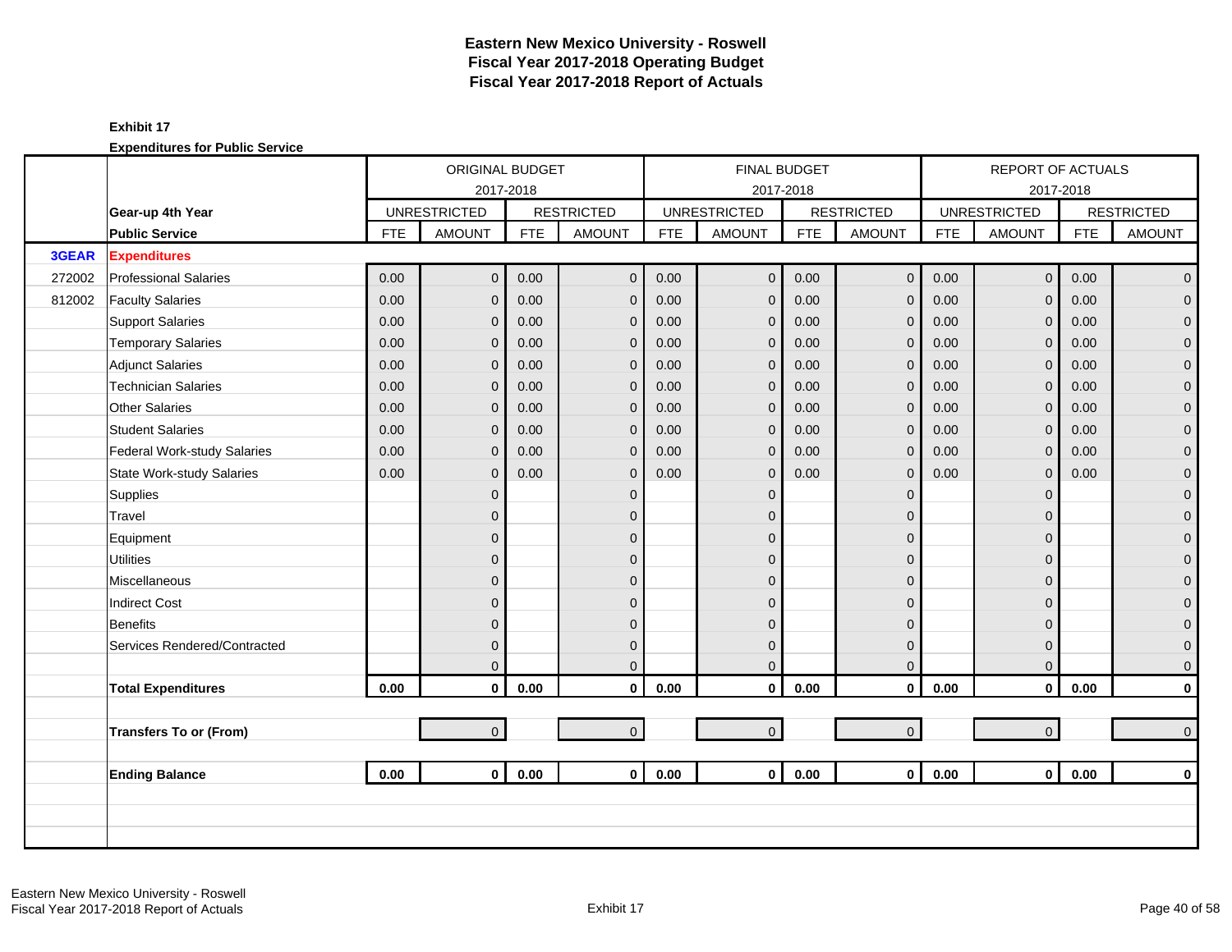# Eastern New Mexico University - Roswell
## Fiscal Year 2017-2018 Operating Budget
## Fiscal Year 2017-2018 Report of Actuals

**Exhibit 17**

**Expenditures for Public Service**

| | | ORIGINAL BUDGET 2017-2018 | | | | FINAL BUDGET 2017-2018 | | | | REPORT OF ACTUALS 2017-2018 | | | |
|---|---|---|---|---|---|---|---|---|---|---|---|---|---|
| | **Gear-up 4th Year** | UNRESTRICTED | | RESTRICTED | | UNRESTRICTED | | RESTRICTED | | UNRESTRICTED | | RESTRICTED | |
| | **Public Service** | FTE | AMOUNT | FTE | AMOUNT | FTE | AMOUNT | FTE | AMOUNT | FTE | AMOUNT | FTE | AMOUNT |
| **3GEAR** | **Expenditures** | | | | | | | | | | | | |
| 272002 | Professional Salaries | 0.00 | 0 | 0.00 | 0 | 0.00 | 0 | 0.00 | 0 | 0.00 | 0 | 0.00 | 0 |
| 812002 | Faculty Salaries | 0.00 | 0 | 0.00 | 0 | 0.00 | 0 | 0.00 | 0 | 0.00 | 0 | 0.00 | 0 |
| | Support Salaries | 0.00 | 0 | 0.00 | 0 | 0.00 | 0 | 0.00 | 0 | 0.00 | 0 | 0.00 | 0 |
| | Temporary Salaries | 0.00 | 0 | 0.00 | 0 | 0.00 | 0 | 0.00 | 0 | 0.00 | 0 | 0.00 | 0 |
| | Adjunct Salaries | 0.00 | 0 | 0.00 | 0 | 0.00 | 0 | 0.00 | 0 | 0.00 | 0 | 0.00 | 0 |
| | Technician Salaries | 0.00 | 0 | 0.00 | 0 | 0.00 | 0 | 0.00 | 0 | 0.00 | 0 | 0.00 | 0 |
| | Other Salaries | 0.00 | 0 | 0.00 | 0 | 0.00 | 0 | 0.00 | 0 | 0.00 | 0 | 0.00 | 0 |
| | Student Salaries | 0.00 | 0 | 0.00 | 0 | 0.00 | 0 | 0.00 | 0 | 0.00 | 0 | 0.00 | 0 |
| | Federal Work-study Salaries | 0.00 | 0 | 0.00 | 0 | 0.00 | 0 | 0.00 | 0 | 0.00 | 0 | 0.00 | 0 |
| | State Work-study Salaries | 0.00 | 0 | 0.00 | 0 | 0.00 | 0 | 0.00 | 0 | 0.00 | 0 | 0.00 | 0 |
| | Supplies | | 0 | | 0 | | 0 | | 0 | | 0 | | 0 |
| | Travel | | 0 | | 0 | | 0 | | 0 | | 0 | | 0 |
| | Equipment | | 0 | | 0 | | 0 | | 0 | | 0 | | 0 |
| | Utilities | | 0 | | 0 | | 0 | | 0 | | 0 | | 0 |
| | Miscellaneous | | 0 | | 0 | | 0 | | 0 | | 0 | | 0 |
| | Indirect Cost | | 0 | | 0 | | 0 | | 0 | | 0 | | 0 |
| | Benefits | | 0 | | 0 | | 0 | | 0 | | 0 | | 0 |
| | Services Rendered/Contracted | | 0 | | 0 | | 0 | | 0 | | 0 | | 0 |
| | | | 0 | | 0 | | 0 | | 0 | | 0 | | 0 |
| | **Total Expenditures** | **0.00** | **0** | **0.00** | **0** | **0.00** | **0** | **0.00** | **0** | **0.00** | **0** | **0.00** | **0** |
| | | | | | | | | | | | | | |
| | **Transfers To or (From)** | | 0 | | 0 | | 0 | | 0 | | 0 | | 0 |
| | | | | | | | | | | | | | |
| | **Ending Balance** | **0.00** | **0** | **0.00** | **0** | **0.00** | **0** | **0.00** | **0** | **0.00** | **0** | **0.00** | **0** |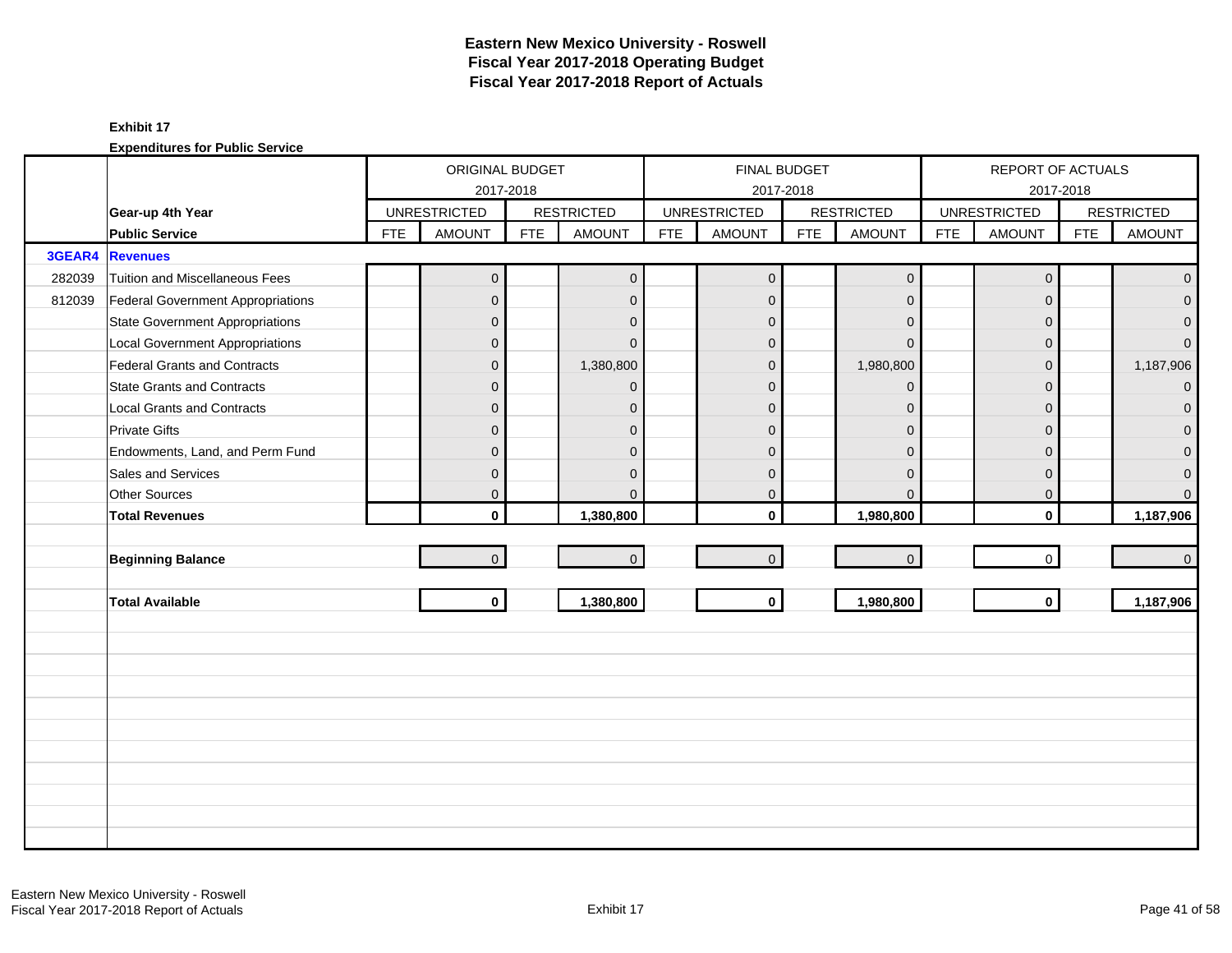# Eastern New Mexico University - Roswell
# Fiscal Year 2017-2018 Operating Budget
# Fiscal Year 2017-2018 Report of Actuals

**Exhibit 17**

**Expenditures for Public Service**

| | | ORIGINAL BUDGET 2017-2018 | | | | FINAL BUDGET 2017-2018 | | | | REPORT OF ACTUALS 2017-2018 | | | |
|---|---|---|---|---|---|---|---|---|---|---|---|---|---|
| | **Gear-up 4th Year** | UNRESTRICTED | | RESTRICTED | | UNRESTRICTED | | RESTRICTED | | UNRESTRICTED | | RESTRICTED | |
| | **Public Service** | FTE | AMOUNT | FTE | AMOUNT | FTE | AMOUNT | FTE | AMOUNT | FTE | AMOUNT | FTE | AMOUNT |
| **3GEAR4** | **Revenues** | | | | | | | | | | | | |
| 282039 | Tuition and Miscellaneous Fees | | 0 | | 0 | | 0 | | 0 | | 0 | | 0 |
| 812039 | Federal Government Appropriations | | 0 | | 0 | | 0 | | 0 | | 0 | | 0 |
| | State Government Appropriations | | 0 | | 0 | | 0 | | 0 | | 0 | | 0 |
| | Local Government Appropriations | | 0 | | 0 | | 0 | | 0 | | 0 | | 0 |
| | Federal Grants and Contracts | | 0 | | 1,380,800 | | 0 | | 1,980,800 | | 0 | | 1,187,906 |
| | State Grants and Contracts | | 0 | | 0 | | 0 | | 0 | | 0 | | 0 |
| | Local Grants and Contracts | | 0 | | 0 | | 0 | | 0 | | 0 | | 0 |
| | Private Gifts | | 0 | | 0 | | 0 | | 0 | | 0 | | 0 |
| | Endowments, Land, and Perm Fund | | 0 | | 0 | | 0 | | 0 | | 0 | | 0 |
| | Sales and Services | | 0 | | 0 | | 0 | | 0 | | 0 | | 0 |
| | Other Sources | | 0 | | 0 | | 0 | | 0 | | 0 | | 0 |
| | **Total Revenues** | | **0** | | **1,380,800** | | **0** | | **1,980,800** | | **0** | | **1,187,906** |
| | **Beginning Balance** | | 0 | | 0 | | 0 | | 0 | | 0 | | 0 |
| | **Total Available** | | **0** | | **1,380,800** | | **0** | | **1,980,800** | | **0** | | **1,187,906** |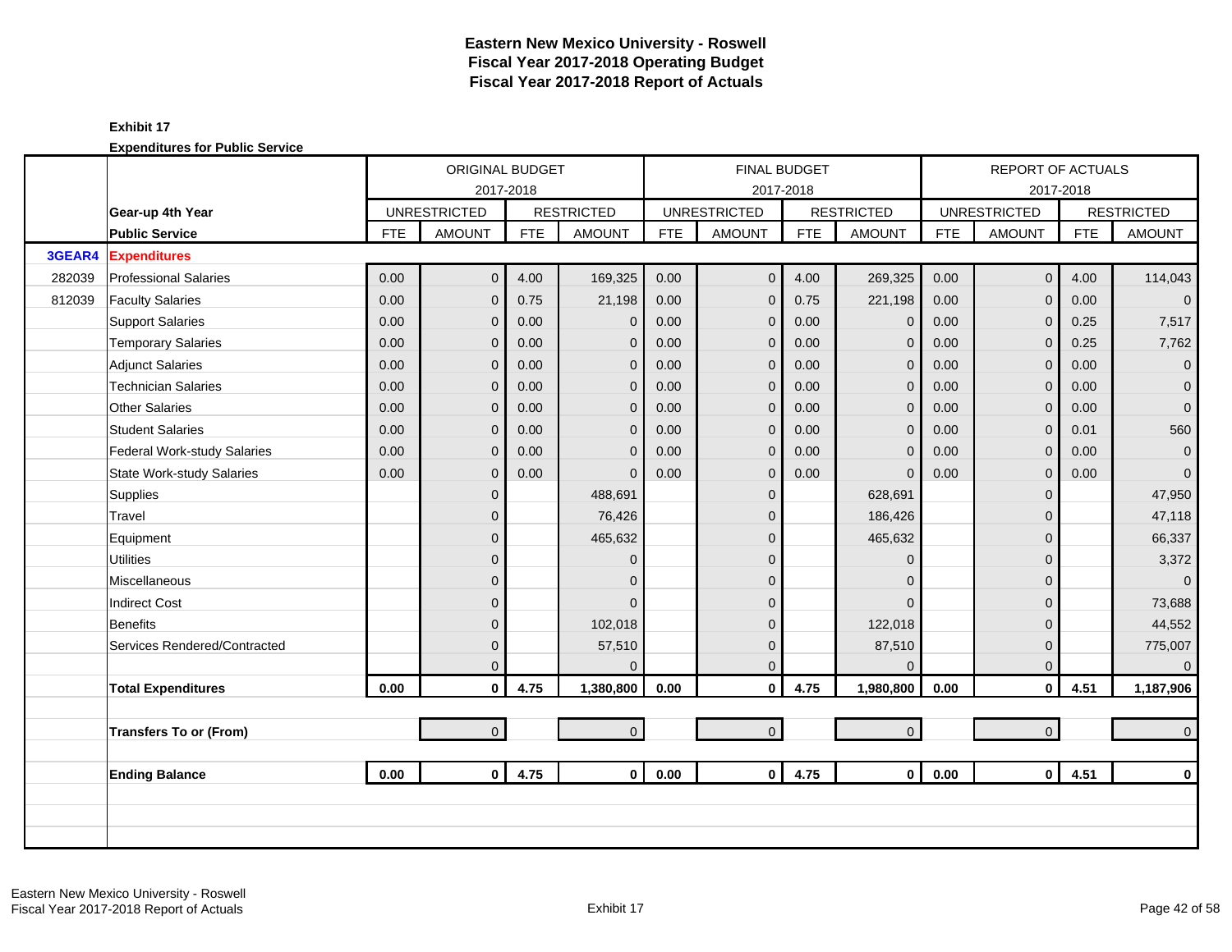# Eastern New Mexico University - Roswell
## Fiscal Year 2017-2018 Operating Budget
## Fiscal Year 2017-2018 Report of Actuals

**Exhibit 17**

**Expenditures for Public Service**

| | | ORIGINAL BUDGET 2017-2018 | | | | FINAL BUDGET 2017-2018 | | | | REPORT OF ACTUALS 2017-2018 | | | |
|---|---|---|---|---|---|---|---|---|---|---|---|---|---|
| | **Gear-up 4th Year** | UNRESTRICTED | | RESTRICTED | | UNRESTRICTED | | RESTRICTED | | UNRESTRICTED | | RESTRICTED | |
| | **Public Service** | FTE | AMOUNT | FTE | AMOUNT | FTE | AMOUNT | FTE | AMOUNT | FTE | AMOUNT | FTE | AMOUNT |
| **3GEAR4** | **Expenditures** | | | | | | | | | | | | |
| 282039 | Professional Salaries | 0.00 | 0 | 4.00 | 169,325 | 0.00 | 0 | 4.00 | 269,325 | 0.00 | 0 | 4.00 | 114,043 |
| 812039 | Faculty Salaries | 0.00 | 0 | 0.75 | 21,198 | 0.00 | 0 | 0.75 | 221,198 | 0.00 | 0 | 0.00 | 0 |
| | Support Salaries | 0.00 | 0 | 0.00 | 0 | 0.00 | 0 | 0.00 | 0 | 0.00 | 0 | 0.25 | 7,517 |
| | Temporary Salaries | 0.00 | 0 | 0.00 | 0 | 0.00 | 0 | 0.00 | 0 | 0.00 | 0 | 0.25 | 7,762 |
| | Adjunct Salaries | 0.00 | 0 | 0.00 | 0 | 0.00 | 0 | 0.00 | 0 | 0.00 | 0 | 0.00 | 0 |
| | Technician Salaries | 0.00 | 0 | 0.00 | 0 | 0.00 | 0 | 0.00 | 0 | 0.00 | 0 | 0.00 | 0 |
| | Other Salaries | 0.00 | 0 | 0.00 | 0 | 0.00 | 0 | 0.00 | 0 | 0.00 | 0 | 0.00 | 0 |
| | Student Salaries | 0.00 | 0 | 0.00 | 0 | 0.00 | 0 | 0.00 | 0 | 0.00 | 0 | 0.01 | 560 |
| | Federal Work-study Salaries | 0.00 | 0 | 0.00 | 0 | 0.00 | 0 | 0.00 | 0 | 0.00 | 0 | 0.00 | 0 |
| | State Work-study Salaries | 0.00 | 0 | 0.00 | 0 | 0.00 | 0 | 0.00 | 0 | 0.00 | 0 | 0.00 | 0 |
| | Supplies | | 0 | | 488,691 | | 0 | | 628,691 | | 0 | | 47,950 |
| | Travel | | 0 | | 76,426 | | 0 | | 186,426 | | 0 | | 47,118 |
| | Equipment | | 0 | | 465,632 | | 0 | | 465,632 | | 0 | | 66,337 |
| | Utilities | | 0 | | 0 | | 0 | | 0 | | 0 | | 3,372 |
| | Miscellaneous | | 0 | | 0 | | 0 | | 0 | | 0 | | 0 |
| | Indirect Cost | | 0 | | 0 | | 0 | | 0 | | 0 | | 73,688 |
| | Benefits | | 0 | | 102,018 | | 0 | | 122,018 | | 0 | | 44,552 |
| | Services Rendered/Contracted | | 0 | | 57,510 | | 0 | | 87,510 | | 0 | | 775,007 |
| | | | 0 | | 0 | | 0 | | 0 | | 0 | | 0 |
| | **Total Expenditures** | **0.00** | **0** | **4.75** | **1,380,800** | **0.00** | **0** | **4.75** | **1,980,800** | **0.00** | **0** | **4.51** | **1,187,906** |
| | | | | | | | | | | | | | |
| | **Transfers To or (From)** | | 0 | | 0 | | 0 | | 0 | | 0 | | 0 |
| | | | | | | | | | | | | | |
| | **Ending Balance** | **0.00** | **0** | **4.75** | **0** | **0.00** | **0** | **4.75** | **0** | **0.00** | **0** | **4.51** | **0** |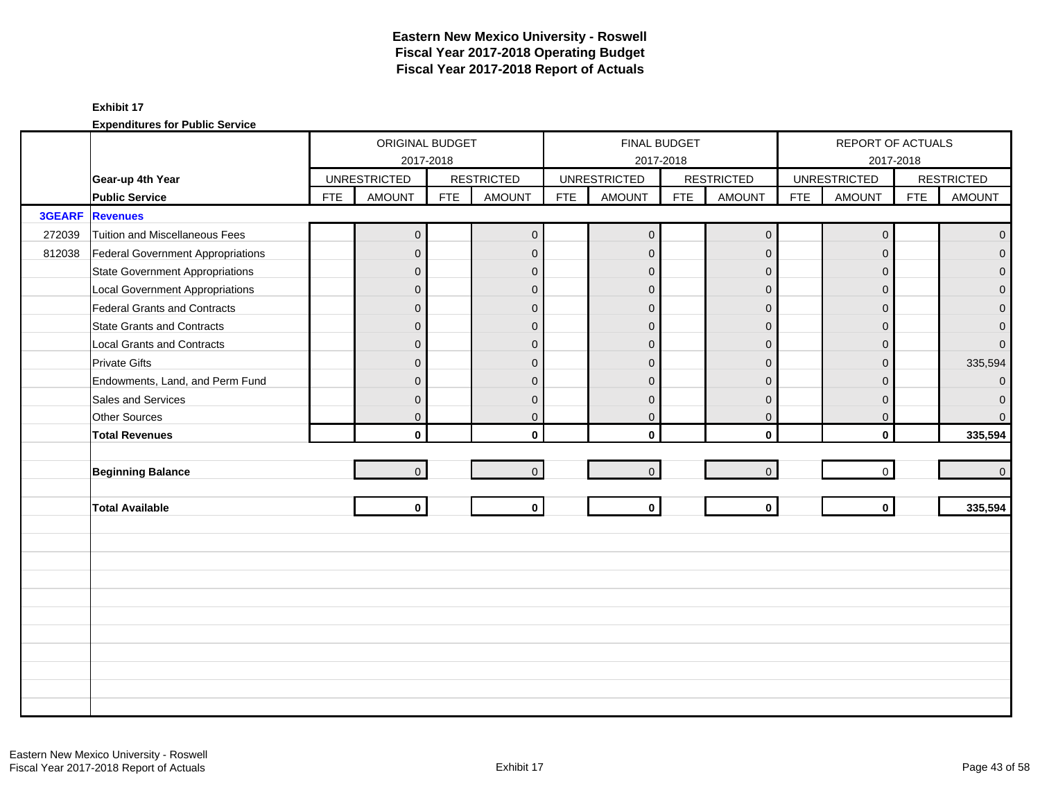# Eastern New Mexico University - Roswell
## Fiscal Year 2017-2018 Operating Budget
## Fiscal Year 2017-2018 Report of Actuals

**Exhibit 17**

**Expenditures for Public Service**

| | | ORIGINAL BUDGET 2017-2018 | | | | FINAL BUDGET 2017-2018 | | | | REPORT OF ACTUALS 2017-2018 | | | |
|---|---|---|---|---|---|---|---|---|---|---|---|---|---|
| | **Gear-up 4th Year** | UNRESTRICTED | | RESTRICTED | | UNRESTRICTED | | RESTRICTED | | UNRESTRICTED | | RESTRICTED | |
| | **Public Service** | FTE | AMOUNT | FTE | AMOUNT | FTE | AMOUNT | FTE | AMOUNT | FTE | AMOUNT | FTE | AMOUNT |
| **3GEARF** | **Revenues** | | | | | | | | | | | | |
| 272039 | Tuition and Miscellaneous Fees | | 0 | | 0 | | 0 | | 0 | | 0 | | 0 |
| 812038 | Federal Government Appropriations | | 0 | | 0 | | 0 | | 0 | | 0 | | 0 |
| | State Government Appropriations | | 0 | | 0 | | 0 | | 0 | | 0 | | 0 |
| | Local Government Appropriations | | 0 | | 0 | | 0 | | 0 | | 0 | | 0 |
| | Federal Grants and Contracts | | 0 | | 0 | | 0 | | 0 | | 0 | | 0 |
| | State Grants and Contracts | | 0 | | 0 | | 0 | | 0 | | 0 | | 0 |
| | Local Grants and Contracts | | 0 | | 0 | | 0 | | 0 | | 0 | | 0 |
| | Private Gifts | | 0 | | 0 | | 0 | | 0 | | 0 | | 335,594 |
| | Endowments, Land, and Perm Fund | | 0 | | 0 | | 0 | | 0 | | 0 | | 0 |
| | Sales and Services | | 0 | | 0 | | 0 | | 0 | | 0 | | 0 |
| | Other Sources | | 0 | | 0 | | 0 | | 0 | | 0 | | 0 |
| | **Total Revenues** | | **0** | | **0** | | **0** | | **0** | | **0** | | **335,594** |
| | **Beginning Balance** | | 0 | | 0 | | 0 | | 0 | | 0 | | 0 |
| | **Total Available** | | **0** | | **0** | | **0** | | **0** | | **0** | | **335,594** |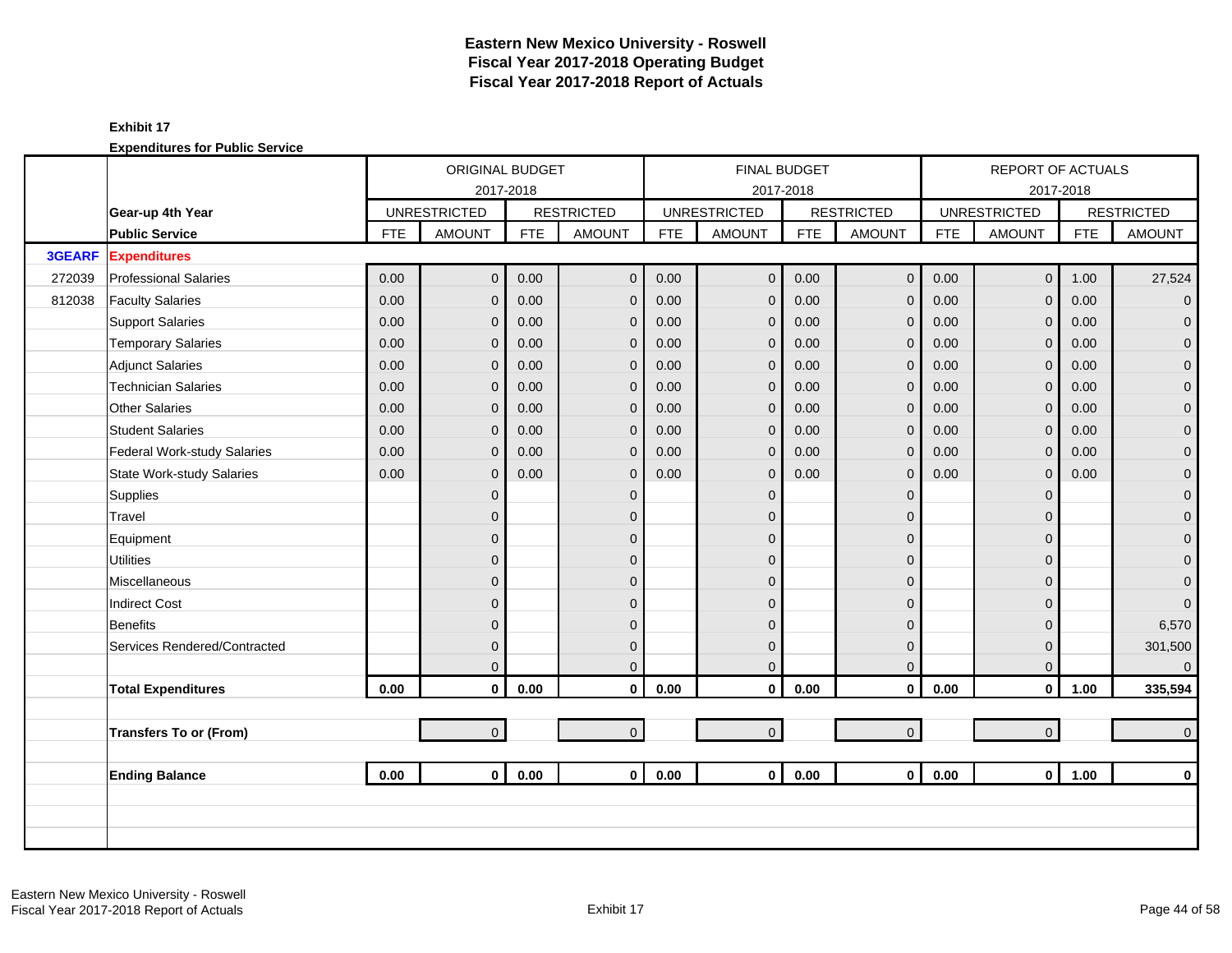# Eastern New Mexico University - Roswell
## Fiscal Year 2017-2018 Operating Budget
## Fiscal Year 2017-2018 Report of Actuals

**Exhibit 17**

**Expenditures for Public Service**

| | | ORIGINAL BUDGET 2017-2018 | | | | FINAL BUDGET 2017-2018 | | | | REPORT OF ACTUALS 2017-2018 | | | |
|---|---|---|---|---|---|---|---|---|---|---|---|---|---|
| | **Gear-up 4th Year** | UNRESTRICTED | | RESTRICTED | | UNRESTRICTED | | RESTRICTED | | UNRESTRICTED | | RESTRICTED | |
| | **Public Service** | FTE | AMOUNT | FTE | AMOUNT | FTE | AMOUNT | FTE | AMOUNT | FTE | AMOUNT | FTE | AMOUNT |
| **3GEARF** | **Expenditures** | | | | | | | | | | | | |
| 272039 | Professional Salaries | 0.00 | 0 | 0.00 | 0 | 0.00 | 0 | 0.00 | 0 | 0.00 | 0 | 1.00 | 27,524 |
| 812038 | Faculty Salaries | 0.00 | 0 | 0.00 | 0 | 0.00 | 0 | 0.00 | 0 | 0.00 | 0 | 0.00 | 0 |
| | Support Salaries | 0.00 | 0 | 0.00 | 0 | 0.00 | 0 | 0.00 | 0 | 0.00 | 0 | 0.00 | 0 |
| | Temporary Salaries | 0.00 | 0 | 0.00 | 0 | 0.00 | 0 | 0.00 | 0 | 0.00 | 0 | 0.00 | 0 |
| | Adjunct Salaries | 0.00 | 0 | 0.00 | 0 | 0.00 | 0 | 0.00 | 0 | 0.00 | 0 | 0.00 | 0 |
| | Technician Salaries | 0.00 | 0 | 0.00 | 0 | 0.00 | 0 | 0.00 | 0 | 0.00 | 0 | 0.00 | 0 |
| | Other Salaries | 0.00 | 0 | 0.00 | 0 | 0.00 | 0 | 0.00 | 0 | 0.00 | 0 | 0.00 | 0 |
| | Student Salaries | 0.00 | 0 | 0.00 | 0 | 0.00 | 0 | 0.00 | 0 | 0.00 | 0 | 0.00 | 0 |
| | Federal Work-study Salaries | 0.00 | 0 | 0.00 | 0 | 0.00 | 0 | 0.00 | 0 | 0.00 | 0 | 0.00 | 0 |
| | State Work-study Salaries | 0.00 | 0 | 0.00 | 0 | 0.00 | 0 | 0.00 | 0 | 0.00 | 0 | 0.00 | 0 |
| | Supplies | | 0 | | 0 | | 0 | | 0 | | 0 | | 0 |
| | Travel | | 0 | | 0 | | 0 | | 0 | | 0 | | 0 |
| | Equipment | | 0 | | 0 | | 0 | | 0 | | 0 | | 0 |
| | Utilities | | 0 | | 0 | | 0 | | 0 | | 0 | | 0 |
| | Miscellaneous | | 0 | | 0 | | 0 | | 0 | | 0 | | 0 |
| | Indirect Cost | | 0 | | 0 | | 0 | | 0 | | 0 | | 0 |
| | Benefits | | 0 | | 0 | | 0 | | 0 | | 0 | | 6,570 |
| | Services Rendered/Contracted | | 0 | | 0 | | 0 | | 0 | | 0 | | 301,500 |
| | | | 0 | | 0 | | 0 | | 0 | | 0 | | 0 |
| | **Total Expenditures** | **0.00** | **0** | **0.00** | **0** | **0.00** | **0** | **0.00** | **0** | **0.00** | **0** | **1.00** | **335,594** |
| | **Transfers To or (From)** | | 0 | | 0 | | 0 | | 0 | | 0 | | 0 |
| | **Ending Balance** | **0.00** | **0** | **0.00** | **0** | **0.00** | **0** | **0.00** | **0** | **0.00** | **0** | **1.00** | **0** |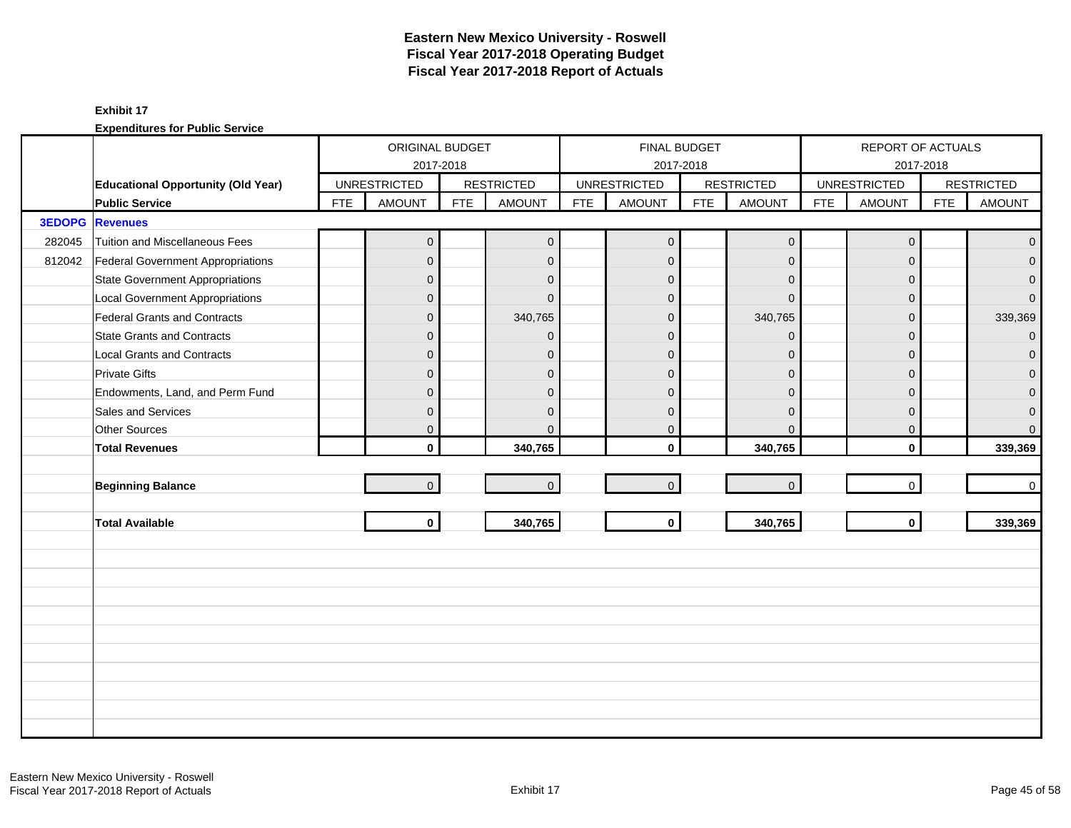# Eastern New Mexico University - Roswell
## Fiscal Year 2017-2018 Operating Budget
## Fiscal Year 2017-2018 Report of Actuals

**Exhibit 17**

**Expenditures for Public Service**

| | | ORIGINAL BUDGET 2017-2018 | | | | FINAL BUDGET 2017-2018 | | | | REPORT OF ACTUALS 2017-2018 | | | |
|---|---|---|---|---|---|---|---|---|---|---|---|---|---|
| | **Educational Opportunity (Old Year)** | UNRESTRICTED | | RESTRICTED | | UNRESTRICTED | | RESTRICTED | | UNRESTRICTED | | RESTRICTED | |
| | **Public Service** | FTE | AMOUNT | FTE | AMOUNT | FTE | AMOUNT | FTE | AMOUNT | FTE | AMOUNT | FTE | AMOUNT |
| **3EDOPG** | **Revenues** | | | | | | | | | | | | |
| 282045 | Tuition and Miscellaneous Fees | | 0 | | 0 | | 0 | | 0 | | 0 | | 0 |
| 812042 | Federal Government Appropriations | | 0 | | 0 | | 0 | | 0 | | 0 | | 0 |
| | State Government Appropriations | | 0 | | 0 | | 0 | | 0 | | 0 | | 0 |
| | Local Government Appropriations | | 0 | | 0 | | 0 | | 0 | | 0 | | 0 |
| | Federal Grants and Contracts | | 0 | | 340,765 | | 0 | | 340,765 | | 0 | | 339,369 |
| | State Grants and Contracts | | 0 | | 0 | | 0 | | 0 | | 0 | | 0 |
| | Local Grants and Contracts | | 0 | | 0 | | 0 | | 0 | | 0 | | 0 |
| | Private Gifts | | 0 | | 0 | | 0 | | 0 | | 0 | | 0 |
| | Endowments, Land, and Perm Fund | | 0 | | 0 | | 0 | | 0 | | 0 | | 0 |
| | Sales and Services | | 0 | | 0 | | 0 | | 0 | | 0 | | 0 |
| | Other Sources | | 0 | | 0 | | 0 | | 0 | | 0 | | 0 |
| | **Total Revenues** | | **0** | | **340,765** | | **0** | | **340,765** | | **0** | | **339,369** |
| | | | | | | | | | | | | | |
| | **Beginning Balance** | | 0 | | 0 | | 0 | | 0 | | 0 | | 0 |
| | | | | | | | | | | | | | |
| | **Total Available** | | **0** | | **340,765** | | **0** | | **340,765** | | **0** | | **339,369** |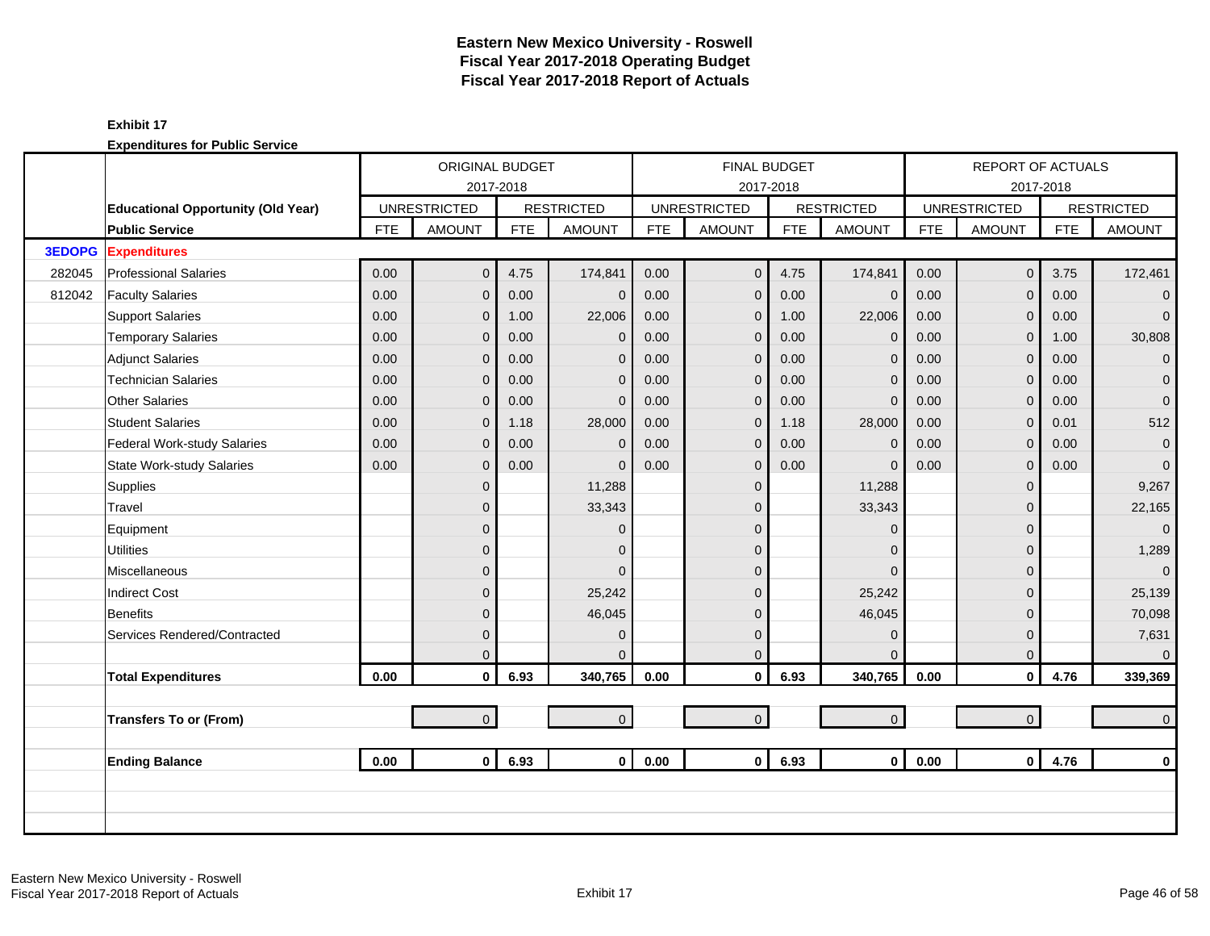# Eastern New Mexico University - Roswell
## Fiscal Year 2017-2018 Operating Budget
## Fiscal Year 2017-2018 Report of Actuals

**Exhibit 17**

**Expenditures for Public Service**

| | | ORIGINAL BUDGET 2017-2018 | | | | FINAL BUDGET 2017-2018 | | | | REPORT OF ACTUALS 2017-2018 | | | |
|---|---|---|---|---|---|---|---|---|---|---|---|---|---|
| | **Educational Opportunity (Old Year)** | UNRESTRICTED | | RESTRICTED | | UNRESTRICTED | | RESTRICTED | | UNRESTRICTED | | RESTRICTED | |
| | **Public Service** | FTE | AMOUNT | FTE | AMOUNT | FTE | AMOUNT | FTE | AMOUNT | FTE | AMOUNT | FTE | AMOUNT |
| **3EDOPG** | **Expenditures** | | | | | | | | | | | | |
| 282045 | Professional Salaries | 0.00 | 0 | 4.75 | 174,841 | 0.00 | 0 | 4.75 | 174,841 | 0.00 | 0 | 3.75 | 172,461 |
| 812042 | Faculty Salaries | 0.00 | 0 | 0.00 | 0 | 0.00 | 0 | 0.00 | 0 | 0.00 | 0 | 0.00 | 0 |
| | Support Salaries | 0.00 | 0 | 1.00 | 22,006 | 0.00 | 0 | 1.00 | 22,006 | 0.00 | 0 | 0.00 | 0 |
| | Temporary Salaries | 0.00 | 0 | 0.00 | 0 | 0.00 | 0 | 0.00 | 0 | 0.00 | 0 | 1.00 | 30,808 |
| | Adjunct Salaries | 0.00 | 0 | 0.00 | 0 | 0.00 | 0 | 0.00 | 0 | 0.00 | 0 | 0.00 | 0 |
| | Technician Salaries | 0.00 | 0 | 0.00 | 0 | 0.00 | 0 | 0.00 | 0 | 0.00 | 0 | 0.00 | 0 |
| | Other Salaries | 0.00 | 0 | 0.00 | 0 | 0.00 | 0 | 0.00 | 0 | 0.00 | 0 | 0.00 | 0 |
| | Student Salaries | 0.00 | 0 | 1.18 | 28,000 | 0.00 | 0 | 1.18 | 28,000 | 0.00 | 0 | 0.01 | 512 |
| | Federal Work-study Salaries | 0.00 | 0 | 0.00 | 0 | 0.00 | 0 | 0.00 | 0 | 0.00 | 0 | 0.00 | 0 |
| | State Work-study Salaries | 0.00 | 0 | 0.00 | 0 | 0.00 | 0 | 0.00 | 0 | 0.00 | 0 | 0.00 | 0 |
| | Supplies | | 0 | | 11,288 | | 0 | | 11,288 | | 0 | | 9,267 |
| | Travel | | 0 | | 33,343 | | 0 | | 33,343 | | 0 | | 22,165 |
| | Equipment | | 0 | | 0 | | 0 | | 0 | | 0 | | 0 |
| | Utilities | | 0 | | 0 | | 0 | | 0 | | 0 | | 1,289 |
| | Miscellaneous | | 0 | | 0 | | 0 | | 0 | | 0 | | 0 |
| | Indirect Cost | | 0 | | 25,242 | | 0 | | 25,242 | | 0 | | 25,139 |
| | Benefits | | 0 | | 46,045 | | 0 | | 46,045 | | 0 | | 70,098 |
| | Services Rendered/Contracted | | 0 | | 0 | | 0 | | 0 | | 0 | | 7,631 |
| | | | 0 | | 0 | | 0 | | 0 | | 0 | | 0 |
| | **Total Expenditures** | **0.00** | **0** | **6.93** | **340,765** | **0.00** | **0** | **6.93** | **340,765** | **0.00** | **0** | **4.76** | **339,369** |
| | **Transfers To or (From)** | | 0 | | 0 | | 0 | | 0 | | 0 | | 0 |
| | **Ending Balance** | **0.00** | **0** | **6.93** | **0** | **0.00** | **0** | **6.93** | **0** | **0.00** | **0** | **4.76** | **0** |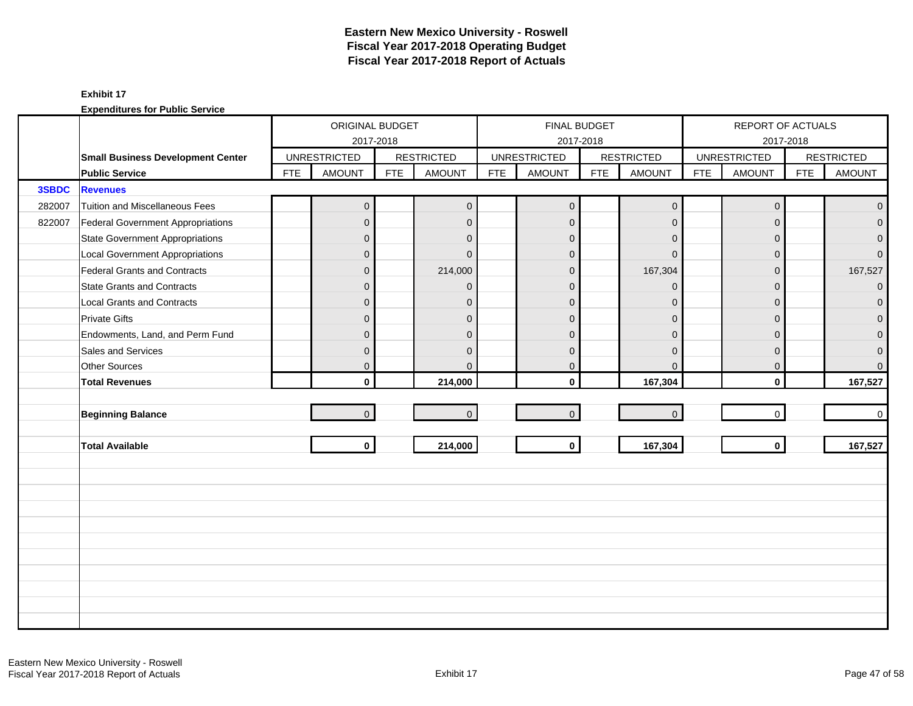# Eastern New Mexico University - Roswell
# Fiscal Year 2017-2018 Operating Budget
# Fiscal Year 2017-2018 Report of Actuals

**Exhibit 17**

**Expenditures for Public Service**

| | | ORIGINAL BUDGET 2017-2018 | | | | FINAL BUDGET 2017-2018 | | | | REPORT OF ACTUALS 2017-2018 | | | |
|---|---|---|---|---|---|---|---|---|---|---|---|---|---|
| | **Small Business Development Center** | UNRESTRICTED | | RESTRICTED | | UNRESTRICTED | | RESTRICTED | | UNRESTRICTED | | RESTRICTED | |
| | **Public Service** | FTE | AMOUNT | FTE | AMOUNT | FTE | AMOUNT | FTE | AMOUNT | FTE | AMOUNT | FTE | AMOUNT |
| **3SBDC** | **Revenues** | | | | | | | | | | | | |
| 282007 | Tuition and Miscellaneous Fees | | 0 | | 0 | | 0 | | 0 | | 0 | | 0 |
| 822007 | Federal Government Appropriations | | 0 | | 0 | | 0 | | 0 | | 0 | | 0 |
| | State Government Appropriations | | 0 | | 0 | | 0 | | 0 | | 0 | | 0 |
| | Local Government Appropriations | | 0 | | 0 | | 0 | | 0 | | 0 | | 0 |
| | Federal Grants and Contracts | | 0 | | 214,000 | | 0 | | 167,304 | | 0 | | 167,527 |
| | State Grants and Contracts | | 0 | | 0 | | 0 | | 0 | | 0 | | 0 |
| | Local Grants and Contracts | | 0 | | 0 | | 0 | | 0 | | 0 | | 0 |
| | Private Gifts | | 0 | | 0 | | 0 | | 0 | | 0 | | 0 |
| | Endowments, Land, and Perm Fund | | 0 | | 0 | | 0 | | 0 | | 0 | | 0 |
| | Sales and Services | | 0 | | 0 | | 0 | | 0 | | 0 | | 0 |
| | Other Sources | | 0 | | 0 | | 0 | | 0 | | 0 | | 0 |
| | **Total Revenues** | | **0** | | **214,000** | | **0** | | **167,304** | | **0** | | **167,527** |
| | **Beginning Balance** | | 0 | | 0 | | 0 | | 0 | | 0 | | 0 |
| | **Total Available** | | **0** | | **214,000** | | **0** | | **167,304** | | **0** | | **167,527** |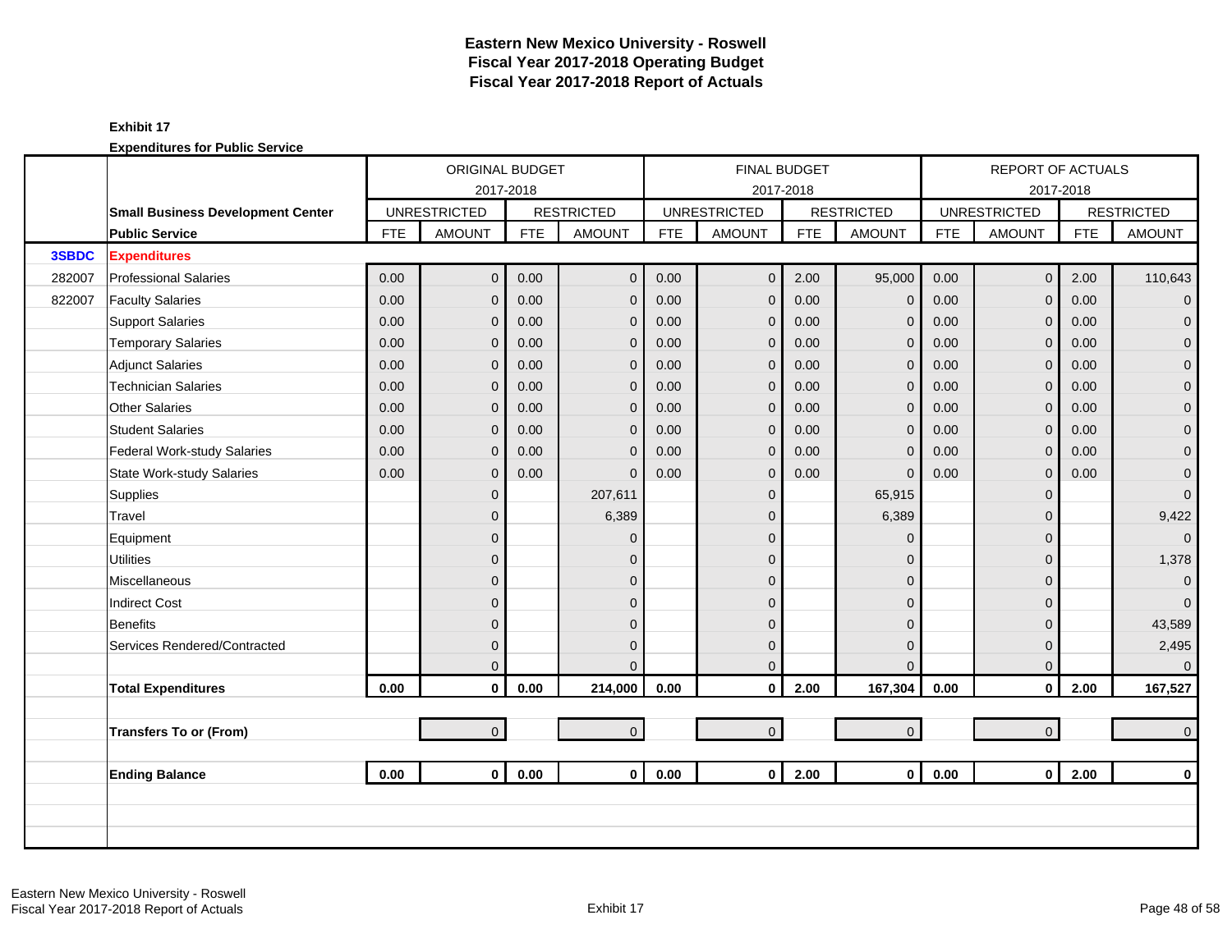# Eastern New Mexico University - Roswell
## Fiscal Year 2017-2018 Operating Budget
## Fiscal Year 2017-2018 Report of Actuals

**Exhibit 17**

**Expenditures for Public Service**

| | | ORIGINAL BUDGET 2017-2018 | | | | FINAL BUDGET 2017-2018 | | | | REPORT OF ACTUALS 2017-2018 | | | |
|---|---|---|---|---|---|---|---|---|---|---|---|---|---|
| | **Small Business Development Center** | UNRESTRICTED | | RESTRICTED | | UNRESTRICTED | | RESTRICTED | | UNRESTRICTED | | RESTRICTED | |
| | **Public Service** | FTE | AMOUNT | FTE | AMOUNT | FTE | AMOUNT | FTE | AMOUNT | FTE | AMOUNT | FTE | AMOUNT |
| **3SBDC** | **Expenditures** | | | | | | | | | | | | |
| 282007 | Professional Salaries | 0.00 | 0 | 0.00 | 0 | 0.00 | 0 | 2.00 | 95,000 | 0.00 | 0 | 2.00 | 110,643 |
| 822007 | Faculty Salaries | 0.00 | 0 | 0.00 | 0 | 0.00 | 0 | 0.00 | 0 | 0.00 | 0 | 0.00 | 0 |
| | Support Salaries | 0.00 | 0 | 0.00 | 0 | 0.00 | 0 | 0.00 | 0 | 0.00 | 0 | 0.00 | 0 |
| | Temporary Salaries | 0.00 | 0 | 0.00 | 0 | 0.00 | 0 | 0.00 | 0 | 0.00 | 0 | 0.00 | 0 |
| | Adjunct Salaries | 0.00 | 0 | 0.00 | 0 | 0.00 | 0 | 0.00 | 0 | 0.00 | 0 | 0.00 | 0 |
| | Technician Salaries | 0.00 | 0 | 0.00 | 0 | 0.00 | 0 | 0.00 | 0 | 0.00 | 0 | 0.00 | 0 |
| | Other Salaries | 0.00 | 0 | 0.00 | 0 | 0.00 | 0 | 0.00 | 0 | 0.00 | 0 | 0.00 | 0 |
| | Student Salaries | 0.00 | 0 | 0.00 | 0 | 0.00 | 0 | 0.00 | 0 | 0.00 | 0 | 0.00 | 0 |
| | Federal Work-study Salaries | 0.00 | 0 | 0.00 | 0 | 0.00 | 0 | 0.00 | 0 | 0.00 | 0 | 0.00 | 0 |
| | State Work-study Salaries | 0.00 | 0 | 0.00 | 0 | 0.00 | 0 | 0.00 | 0 | 0.00 | 0 | 0.00 | 0 |
| | Supplies | | 0 | | 207,611 | | 0 | | 65,915 | | 0 | | 0 |
| | Travel | | 0 | | 6,389 | | 0 | | 6,389 | | 0 | | 9,422 |
| | Equipment | | 0 | | 0 | | 0 | | 0 | | 0 | | 0 |
| | Utilities | | 0 | | 0 | | 0 | | 0 | | 0 | | 1,378 |
| | Miscellaneous | | 0 | | 0 | | 0 | | 0 | | 0 | | 0 |
| | Indirect Cost | | 0 | | 0 | | 0 | | 0 | | 0 | | 0 |
| | Benefits | | 0 | | 0 | | 0 | | 0 | | 0 | | 43,589 |
| | Services Rendered/Contracted | | 0 | | 0 | | 0 | | 0 | | 0 | | 2,495 |
| | | | 0 | | 0 | | 0 | | 0 | | 0 | | 0 |
| | **Total Expenditures** | **0.00** | **0** | **0.00** | **214,000** | **0.00** | **0** | **2.00** | **167,304** | **0.00** | **0** | **2.00** | **167,527** |
| | | | | | | | | | | | | | |
| | **Transfers To or (From)** | | 0 | | 0 | | 0 | | 0 | | 0 | | 0 |
| | | | | | | | | | | | | | |
| | **Ending Balance** | **0.00** | **0** | **0.00** | **0** | **0.00** | **0** | **2.00** | **0** | **0.00** | **0** | **2.00** | **0** |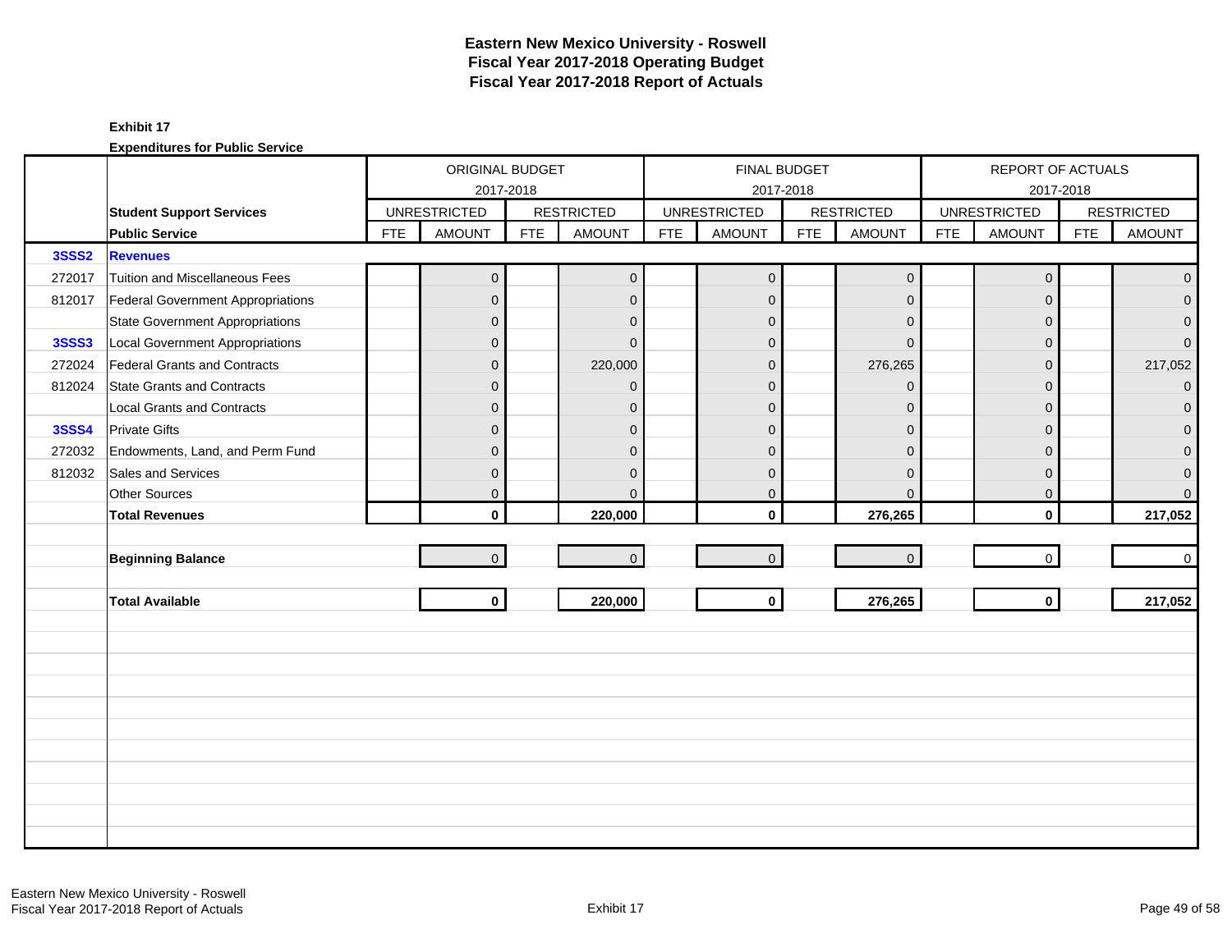# Eastern New Mexico University - Roswell
# Fiscal Year 2017-2018 Operating Budget
# Fiscal Year 2017-2018 Report of Actuals

**Exhibit 17**

**Expenditures for Public Service**

| | | ORIGINAL BUDGET 2017-2018 | | | | FINAL BUDGET 2017-2018 | | | | REPORT OF ACTUALS 2017-2018 | | | |
|---|---|---|---|---|---|---|---|---|---|---|---|---|---|
| | **Student Support Services** | UNRESTRICTED | | RESTRICTED | | UNRESTRICTED | | RESTRICTED | | UNRESTRICTED | | RESTRICTED | |
| | **Public Service** | FTE | AMOUNT | FTE | AMOUNT | FTE | AMOUNT | FTE | AMOUNT | FTE | AMOUNT | FTE | AMOUNT |
| **3SSS2** | **Revenues** | | | | | | | | | | | | |
| 272017 | Tuition and Miscellaneous Fees | | 0 | | 0 | | 0 | | 0 | | 0 | | 0 |
| 812017 | Federal Government Appropriations | | 0 | | 0 | | 0 | | 0 | | 0 | | 0 |
| | State Government Appropriations | | 0 | | 0 | | 0 | | 0 | | 0 | | 0 |
| **3SSS3** | Local Government Appropriations | | 0 | | 0 | | 0 | | 0 | | 0 | | 0 |
| 272024 | Federal Grants and Contracts | | 0 | | 220,000 | | 0 | | 276,265 | | 0 | | 217,052 |
| 812024 | State Grants and Contracts | | 0 | | 0 | | 0 | | 0 | | 0 | | 0 |
| | Local Grants and Contracts | | 0 | | 0 | | 0 | | 0 | | 0 | | 0 |
| **3SSS4** | Private Gifts | | 0 | | 0 | | 0 | | 0 | | 0 | | 0 |
| 272032 | Endowments, Land, and Perm Fund | | 0 | | 0 | | 0 | | 0 | | 0 | | 0 |
| 812032 | Sales and Services | | 0 | | 0 | | 0 | | 0 | | 0 | | 0 |
| | Other Sources | | 0 | | 0 | | 0 | | 0 | | 0 | | 0 |
| | **Total Revenues** | | **0** | | **220,000** | | **0** | | **276,265** | | **0** | | **217,052** |
| | **Beginning Balance** | | 0 | | 0 | | 0 | | 0 | | 0 | | 0 |
| | **Total Available** | | **0** | | **220,000** | | **0** | | **276,265** | | **0** | | **217,052** |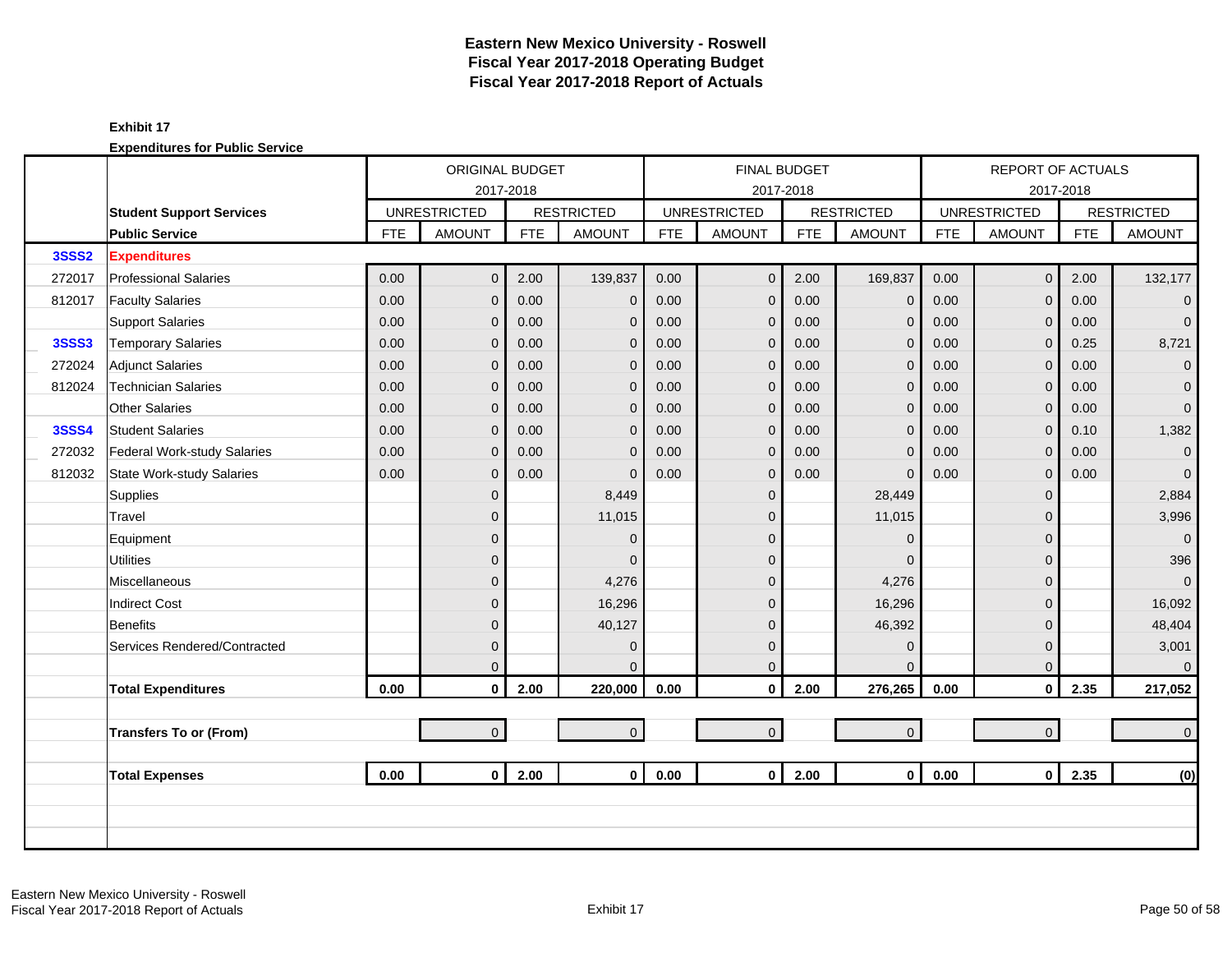# Eastern New Mexico University - Roswell
## Fiscal Year 2017-2018 Operating Budget
## Fiscal Year 2017-2018 Report of Actuals

**Exhibit 17**

**Expenditures for Public Service**

| | | ORIGINAL BUDGET 2017-2018 | | | | FINAL BUDGET 2017-2018 | | | | REPORT OF ACTUALS 2017-2018 | | | |
|---|---|---|---|---|---|---|---|---|---|---|---|---|---|
| | **Student Support Services** | UNRESTRICTED | | RESTRICTED | | UNRESTRICTED | | RESTRICTED | | UNRESTRICTED | | RESTRICTED | |
| | **Public Service** | FTE | AMOUNT | FTE | AMOUNT | FTE | AMOUNT | FTE | AMOUNT | FTE | AMOUNT | FTE | AMOUNT |
| **3SSS2** | **Expenditures** | | | | | | | | | | | | |
| 272017 | Professional Salaries | 0.00 | 0 | 2.00 | 139,837 | 0.00 | 0 | 2.00 | 169,837 | 0.00 | 0 | 2.00 | 132,177 |
| 812017 | Faculty Salaries | 0.00 | 0 | 0.00 | 0 | 0.00 | 0 | 0.00 | 0 | 0.00 | 0 | 0.00 | 0 |
| | Support Salaries | 0.00 | 0 | 0.00 | 0 | 0.00 | 0 | 0.00 | 0 | 0.00 | 0 | 0.00 | 0 |
| **3SSS3** | Temporary Salaries | 0.00 | 0 | 0.00 | 0 | 0.00 | 0 | 0.00 | 0 | 0.00 | 0 | 0.25 | 8,721 |
| 272024 | Adjunct Salaries | 0.00 | 0 | 0.00 | 0 | 0.00 | 0 | 0.00 | 0 | 0.00 | 0 | 0.00 | 0 |
| 812024 | Technician Salaries | 0.00 | 0 | 0.00 | 0 | 0.00 | 0 | 0.00 | 0 | 0.00 | 0 | 0.00 | 0 |
| | Other Salaries | 0.00 | 0 | 0.00 | 0 | 0.00 | 0 | 0.00 | 0 | 0.00 | 0 | 0.00 | 0 |
| **3SSS4** | Student Salaries | 0.00 | 0 | 0.00 | 0 | 0.00 | 0 | 0.00 | 0 | 0.00 | 0 | 0.10 | 1,382 |
| 272032 | Federal Work-study Salaries | 0.00 | 0 | 0.00 | 0 | 0.00 | 0 | 0.00 | 0 | 0.00 | 0 | 0.00 | 0 |
| 812032 | State Work-study Salaries | 0.00 | 0 | 0.00 | 0 | 0.00 | 0 | 0.00 | 0 | 0.00 | 0 | 0.00 | 0 |
| | Supplies | | 0 | | 8,449 | | 0 | | 28,449 | | 0 | | 2,884 |
| | Travel | | 0 | | 11,015 | | 0 | | 11,015 | | 0 | | 3,996 |
| | Equipment | | 0 | | 0 | | 0 | | 0 | | 0 | | 0 |
| | Utilities | | 0 | | 0 | | 0 | | 0 | | 0 | | 396 |
| | Miscellaneous | | 0 | | 4,276 | | 0 | | 4,276 | | 0 | | 0 |
| | Indirect Cost | | 0 | | 16,296 | | 0 | | 16,296 | | 0 | | 16,092 |
| | Benefits | | 0 | | 40,127 | | 0 | | 46,392 | | 0 | | 48,404 |
| | Services Rendered/Contracted | | 0 | | 0 | | 0 | | 0 | | 0 | | 3,001 |
| | | | 0 | | 0 | | 0 | | 0 | | 0 | | 0 |
| | **Total Expenditures** | **0.00** | **0** | **2.00** | **220,000** | **0.00** | **0** | **2.00** | **276,265** | **0.00** | **0** | **2.35** | **217,052** |
| | **Transfers To or (From)** | | 0 | | 0 | | 0 | | 0 | | 0 | | 0 |
| | **Total Expenses** | **0.00** | **0** | **2.00** | **0** | **0.00** | **0** | **2.00** | **0** | **0.00** | **0** | **2.35** | **(0)** |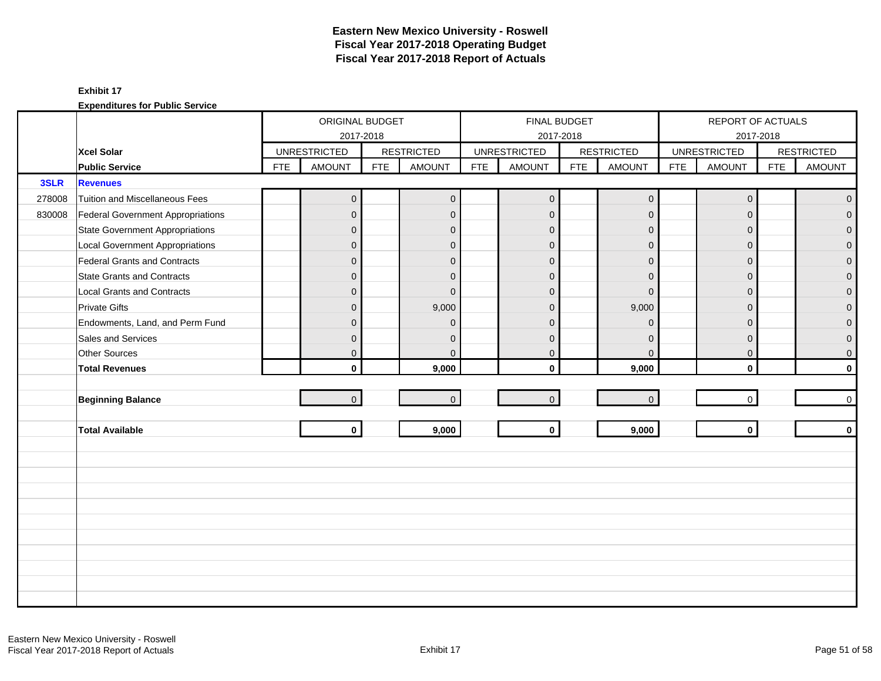# Eastern New Mexico University - Roswell
# Fiscal Year 2017-2018 Operating Budget
# Fiscal Year 2017-2018 Report of Actuals

**Exhibit 17**

**Expenditures for Public Service**

| | | ORIGINAL BUDGET 2017-2018 | | | | FINAL BUDGET 2017-2018 | | | | REPORT OF ACTUALS 2017-2018 | | | |
|---|---|---|---|---|---|---|---|---|---|---|---|---|---|
| | **Xcel Solar** | UNRESTRICTED | | RESTRICTED | | UNRESTRICTED | | RESTRICTED | | UNRESTRICTED | | RESTRICTED | |
| | **Public Service** | FTE | AMOUNT | FTE | AMOUNT | FTE | AMOUNT | FTE | AMOUNT | FTE | AMOUNT | FTE | AMOUNT |
| **3SLR** | **Revenues** | | | | | | | | | | | | |
| 278008 | Tuition and Miscellaneous Fees | | 0 | | 0 | | 0 | | 0 | | 0 | | 0 |
| 830008 | Federal Government Appropriations | | 0 | | 0 | | 0 | | 0 | | 0 | | 0 |
| | State Government Appropriations | | 0 | | 0 | | 0 | | 0 | | 0 | | 0 |
| | Local Government Appropriations | | 0 | | 0 | | 0 | | 0 | | 0 | | 0 |
| | Federal Grants and Contracts | | 0 | | 0 | | 0 | | 0 | | 0 | | 0 |
| | State Grants and Contracts | | 0 | | 0 | | 0 | | 0 | | 0 | | 0 |
| | Local Grants and Contracts | | 0 | | 0 | | 0 | | 0 | | 0 | | 0 |
| | Private Gifts | | 0 | | 9,000 | | 0 | | 9,000 | | 0 | | 0 |
| | Endowments, Land, and Perm Fund | | 0 | | 0 | | 0 | | 0 | | 0 | | 0 |
| | Sales and Services | | 0 | | 0 | | 0 | | 0 | | 0 | | 0 |
| | Other Sources | | 0 | | 0 | | 0 | | 0 | | 0 | | 0 |
| | **Total Revenues** | | **0** | | **9,000** | | **0** | | **9,000** | | **0** | | **0** |
| | **Beginning Balance** | | 0 | | 0 | | 0 | | 0 | | 0 | | 0 |
| | **Total Available** | | **0** | | **9,000** | | **0** | | **9,000** | | **0** | | **0** |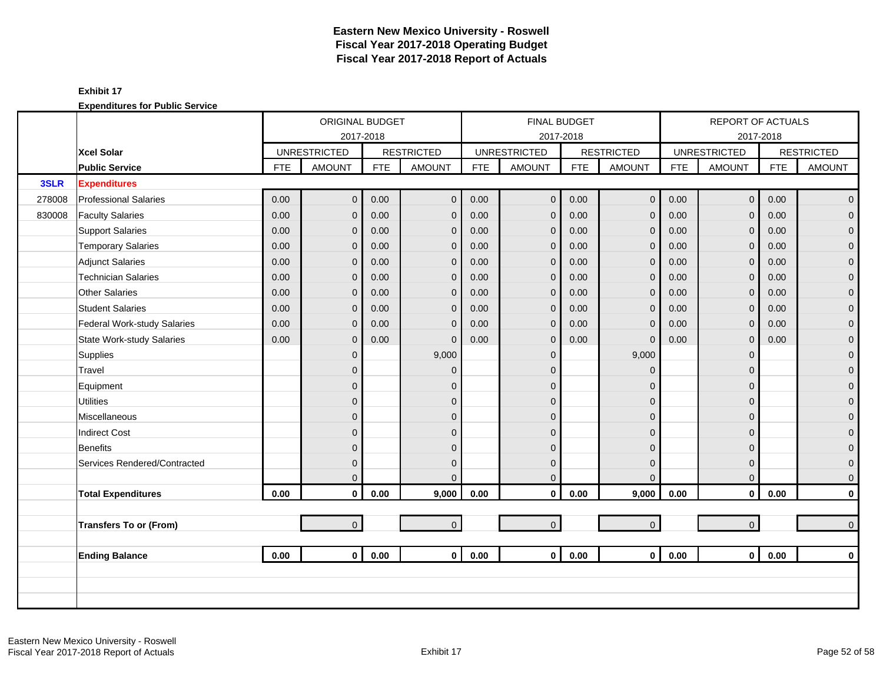# Eastern New Mexico University - Roswell
## Fiscal Year 2017-2018 Operating Budget
## Fiscal Year 2017-2018 Report of Actuals

**Exhibit 17**

**Expenditures for Public Service**

| | | ORIGINAL BUDGET 2017-2018 | | | | FINAL BUDGET 2017-2018 | | | | REPORT OF ACTUALS 2017-2018 | | | |
|---|---|---|---|---|---|---|---|---|---|---|---|---|---|
| | **Xcel Solar** | UNRESTRICTED | | RESTRICTED | | UNRESTRICTED | | RESTRICTED | | UNRESTRICTED | | RESTRICTED | |
| | **Public Service** | FTE | AMOUNT | FTE | AMOUNT | FTE | AMOUNT | FTE | AMOUNT | FTE | AMOUNT | FTE | AMOUNT |
| **3SLR** | **Expenditures** | | | | | | | | | | | | |
| 278008 | Professional Salaries | 0.00 | 0 | 0.00 | 0 | 0.00 | 0 | 0.00 | 0 | 0.00 | 0 | 0.00 | 0 |
| 830008 | Faculty Salaries | 0.00 | 0 | 0.00 | 0 | 0.00 | 0 | 0.00 | 0 | 0.00 | 0 | 0.00 | 0 |
| | Support Salaries | 0.00 | 0 | 0.00 | 0 | 0.00 | 0 | 0.00 | 0 | 0.00 | 0 | 0.00 | 0 |
| | Temporary Salaries | 0.00 | 0 | 0.00 | 0 | 0.00 | 0 | 0.00 | 0 | 0.00 | 0 | 0.00 | 0 |
| | Adjunct Salaries | 0.00 | 0 | 0.00 | 0 | 0.00 | 0 | 0.00 | 0 | 0.00 | 0 | 0.00 | 0 |
| | Technician Salaries | 0.00 | 0 | 0.00 | 0 | 0.00 | 0 | 0.00 | 0 | 0.00 | 0 | 0.00 | 0 |
| | Other Salaries | 0.00 | 0 | 0.00 | 0 | 0.00 | 0 | 0.00 | 0 | 0.00 | 0 | 0.00 | 0 |
| | Student Salaries | 0.00 | 0 | 0.00 | 0 | 0.00 | 0 | 0.00 | 0 | 0.00 | 0 | 0.00 | 0 |
| | Federal Work-study Salaries | 0.00 | 0 | 0.00 | 0 | 0.00 | 0 | 0.00 | 0 | 0.00 | 0 | 0.00 | 0 |
| | State Work-study Salaries | 0.00 | 0 | 0.00 | 0 | 0.00 | 0 | 0.00 | 0 | 0.00 | 0 | 0.00 | 0 |
| | Supplies | | 0 | | 9,000 | | 0 | | 9,000 | | 0 | | 0 |
| | Travel | | 0 | | 0 | | 0 | | 0 | | 0 | | 0 |
| | Equipment | | 0 | | 0 | | 0 | | 0 | | 0 | | 0 |
| | Utilities | | 0 | | 0 | | 0 | | 0 | | 0 | | 0 |
| | Miscellaneous | | 0 | | 0 | | 0 | | 0 | | 0 | | 0 |
| | Indirect Cost | | 0 | | 0 | | 0 | | 0 | | 0 | | 0 |
| | Benefits | | 0 | | 0 | | 0 | | 0 | | 0 | | 0 |
| | Services Rendered/Contracted | | 0 | | 0 | | 0 | | 0 | | 0 | | 0 |
| | | | 0 | | 0 | | 0 | | 0 | | 0 | | 0 |
| | **Total Expenditures** | **0.00** | **0** | **0.00** | **9,000** | **0.00** | **0** | **0.00** | **9,000** | **0.00** | **0** | **0.00** | **0** |
| | | | | | | | | | | | | | |
| | **Transfers To or (From)** | | 0 | | 0 | | 0 | | 0 | | 0 | | 0 |
| | | | | | | | | | | | | | |
| | **Ending Balance** | **0.00** | **0** | **0.00** | **0** | **0.00** | **0** | **0.00** | **0** | **0.00** | **0** | **0.00** | **0** |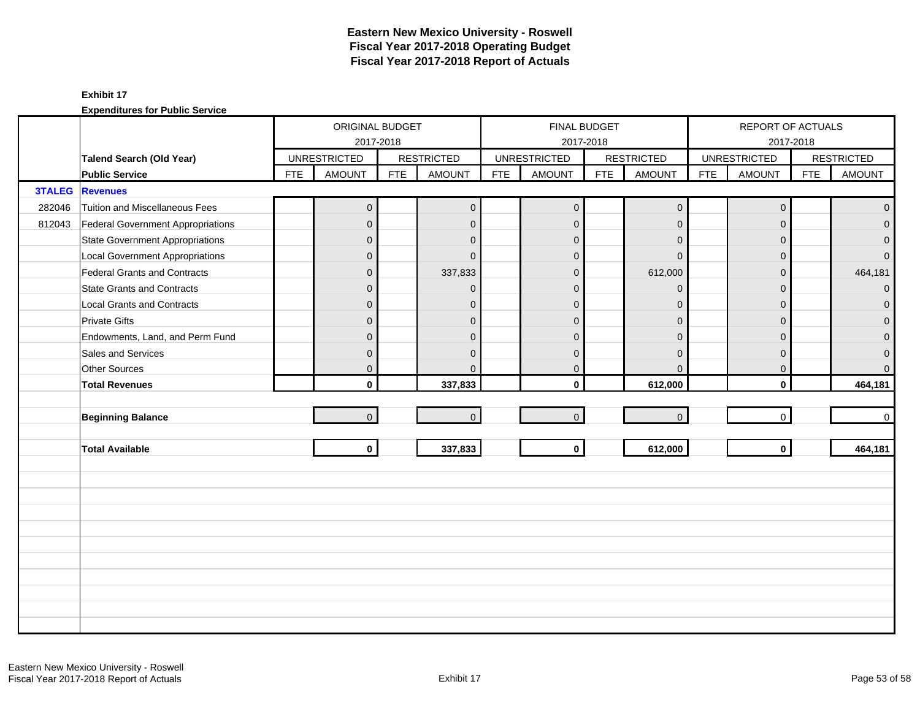# Eastern New Mexico University - Roswell
## Fiscal Year 2017-2018 Operating Budget
## Fiscal Year 2017-2018 Report of Actuals

**Exhibit 17**

**Expenditures for Public Service**

| | | ORIGINAL BUDGET 2017-2018 | | | | FINAL BUDGET 2017-2018 | | | | REPORT OF ACTUALS 2017-2018 | | | |
|---|---|---|---|---|---|---|---|---|---|---|---|---|---|
| | **Talend Search (Old Year)** | UNRESTRICTED | | RESTRICTED | | UNRESTRICTED | | RESTRICTED | | UNRESTRICTED | | RESTRICTED | |
| | **Public Service** | FTE | AMOUNT | FTE | AMOUNT | FTE | AMOUNT | FTE | AMOUNT | FTE | AMOUNT | FTE | AMOUNT |
| **3TALEG** | **Revenues** | | | | | | | | | | | | |
| 282046 | Tuition and Miscellaneous Fees | | 0 | | 0 | | 0 | | 0 | | 0 | | 0 |
| 812043 | Federal Government Appropriations | | 0 | | 0 | | 0 | | 0 | | 0 | | 0 |
| | State Government Appropriations | | 0 | | 0 | | 0 | | 0 | | 0 | | 0 |
| | Local Government Appropriations | | 0 | | 0 | | 0 | | 0 | | 0 | | 0 |
| | Federal Grants and Contracts | | 0 | | 337,833 | | 0 | | 612,000 | | 0 | | 464,181 |
| | State Grants and Contracts | | 0 | | 0 | | 0 | | 0 | | 0 | | 0 |
| | Local Grants and Contracts | | 0 | | 0 | | 0 | | 0 | | 0 | | 0 |
| | Private Gifts | | 0 | | 0 | | 0 | | 0 | | 0 | | 0 |
| | Endowments, Land, and Perm Fund | | 0 | | 0 | | 0 | | 0 | | 0 | | 0 |
| | Sales and Services | | 0 | | 0 | | 0 | | 0 | | 0 | | 0 |
| | Other Sources | | 0 | | 0 | | 0 | | 0 | | 0 | | 0 |
| | **Total Revenues** | | **0** | | **337,833** | | **0** | | **612,000** | | **0** | | **464,181** |
| | **Beginning Balance** | | 0 | | 0 | | 0 | | 0 | | 0 | | 0 |
| | **Total Available** | | **0** | | **337,833** | | **0** | | **612,000** | | **0** | | **464,181** |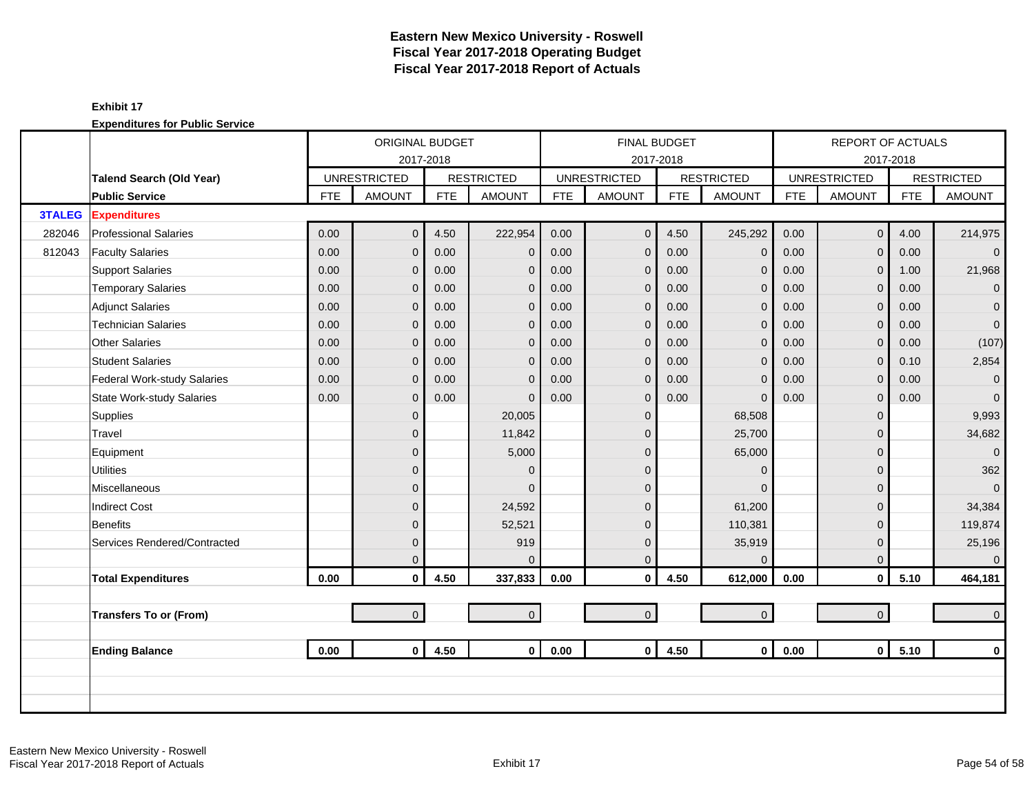# Eastern New Mexico University - Roswell
## Fiscal Year 2017-2018 Operating Budget
## Fiscal Year 2017-2018 Report of Actuals

**Exhibit 17**

**Expenditures for Public Service**

| | | ORIGINAL BUDGET 2017-2018 | | | | FINAL BUDGET 2017-2018 | | | | REPORT OF ACTUALS 2017-2018 | | | |
|---|---|---|---|---|---|---|---|---|---|---|---|---|---|
| | **Talend Search (Old Year)** | UNRESTRICTED | | RESTRICTED | | UNRESTRICTED | | RESTRICTED | | UNRESTRICTED | | RESTRICTED | |
| | **Public Service** | FTE | AMOUNT | FTE | AMOUNT | FTE | AMOUNT | FTE | AMOUNT | FTE | AMOUNT | FTE | AMOUNT |
| **3TALEG** | **Expenditures** | | | | | | | | | | | | |
| 282046 | Professional Salaries | 0.00 | 0 | 4.50 | 222,954 | 0.00 | 0 | 4.50 | 245,292 | 0.00 | 0 | 4.00 | 214,975 |
| 812043 | Faculty Salaries | 0.00 | 0 | 0.00 | 0 | 0.00 | 0 | 0.00 | 0 | 0.00 | 0 | 0.00 | 0 |
| | Support Salaries | 0.00 | 0 | 0.00 | 0 | 0.00 | 0 | 0.00 | 0 | 0.00 | 0 | 1.00 | 21,968 |
| | Temporary Salaries | 0.00 | 0 | 0.00 | 0 | 0.00 | 0 | 0.00 | 0 | 0.00 | 0 | 0.00 | 0 |
| | Adjunct Salaries | 0.00 | 0 | 0.00 | 0 | 0.00 | 0 | 0.00 | 0 | 0.00 | 0 | 0.00 | 0 |
| | Technician Salaries | 0.00 | 0 | 0.00 | 0 | 0.00 | 0 | 0.00 | 0 | 0.00 | 0 | 0.00 | 0 |
| | Other Salaries | 0.00 | 0 | 0.00 | 0 | 0.00 | 0 | 0.00 | 0 | 0.00 | 0 | 0.00 | (107) |
| | Student Salaries | 0.00 | 0 | 0.00 | 0 | 0.00 | 0 | 0.00 | 0 | 0.00 | 0 | 0.10 | 2,854 |
| | Federal Work-study Salaries | 0.00 | 0 | 0.00 | 0 | 0.00 | 0 | 0.00 | 0 | 0.00 | 0 | 0.00 | 0 |
| | State Work-study Salaries | 0.00 | 0 | 0.00 | 0 | 0.00 | 0 | 0.00 | 0 | 0.00 | 0 | 0.00 | 0 |
| | Supplies | | 0 | | 20,005 | | 0 | | 68,508 | | 0 | | 9,993 |
| | Travel | | 0 | | 11,842 | | 0 | | 25,700 | | 0 | | 34,682 |
| | Equipment | | 0 | | 5,000 | | 0 | | 65,000 | | 0 | | 0 |
| | Utilities | | 0 | | 0 | | 0 | | 0 | | 0 | | 362 |
| | Miscellaneous | | 0 | | 0 | | 0 | | 0 | | 0 | | 0 |
| | Indirect Cost | | 0 | | 24,592 | | 0 | | 61,200 | | 0 | | 34,384 |
| | Benefits | | 0 | | 52,521 | | 0 | | 110,381 | | 0 | | 119,874 |
| | Services Rendered/Contracted | | 0 | | 919 | | 0 | | 35,919 | | 0 | | 25,196 |
| | | | 0 | | 0 | | 0 | | 0 | | 0 | | 0 |
| | **Total Expenditures** | **0.00** | **0** | **4.50** | **337,833** | **0.00** | **0** | **4.50** | **612,000** | **0.00** | **0** | **5.10** | **464,181** |
| | | | | | | | | | | | | | |
| | **Transfers To or (From)** | | 0 | | 0 | | 0 | | 0 | | 0 | | 0 |
| | | | | | | | | | | | | | |
| | **Ending Balance** | **0.00** | **0** | **4.50** | **0** | **0.00** | **0** | **4.50** | **0** | **0.00** | **0** | **5.10** | **0** |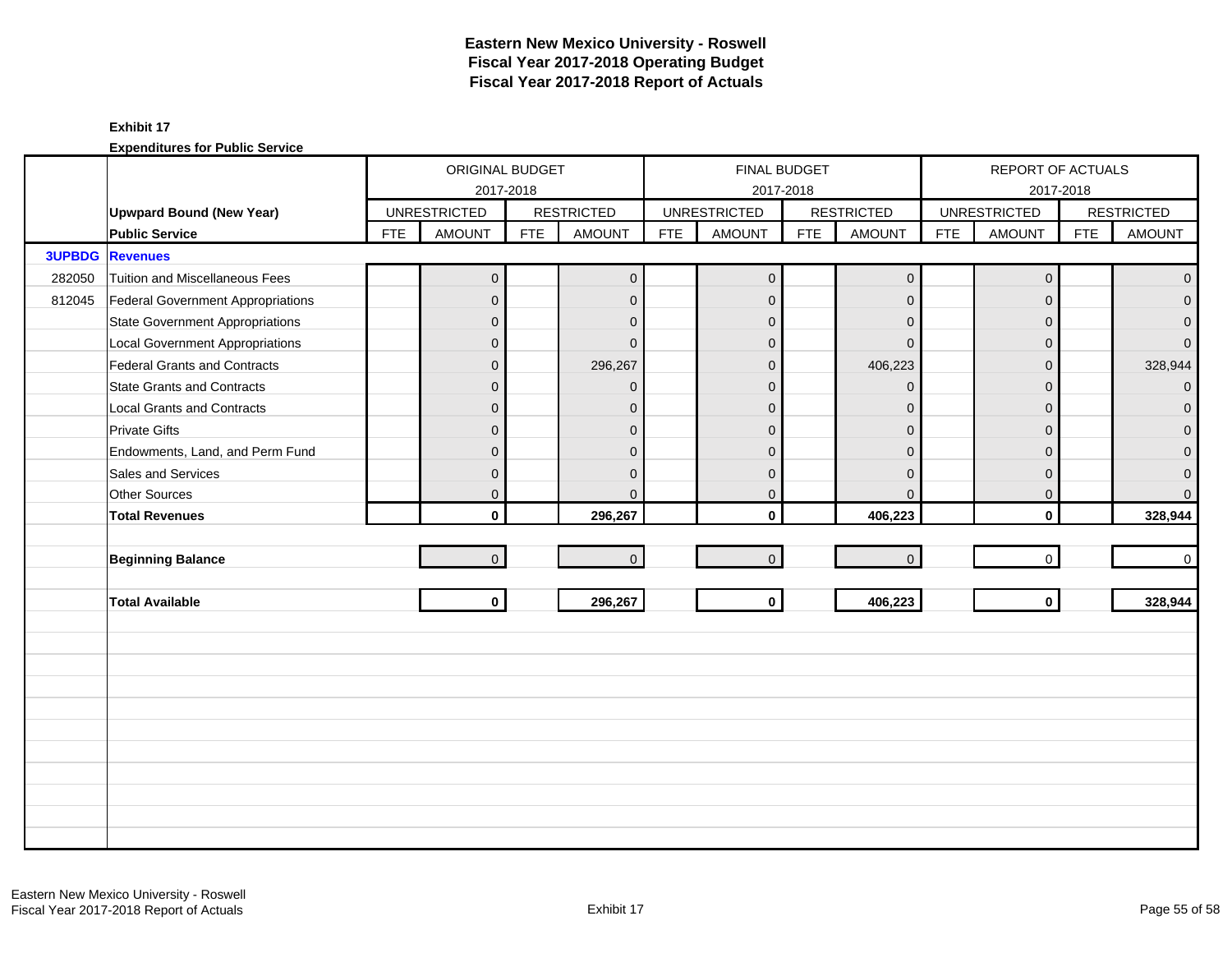# Eastern New Mexico University - Roswell
## Fiscal Year 2017-2018 Operating Budget
## Fiscal Year 2017-2018 Report of Actuals

**Exhibit 17**

**Expenditures for Public Service**

| | | ORIGINAL BUDGET 2017-2018 | | | | FINAL BUDGET 2017-2018 | | | | REPORT OF ACTUALS 2017-2018 | | | |
|---|---|---|---|---|---|---|---|---|---|---|---|---|---|
| | **Upwpard Bound (New Year)** | UNRESTRICTED | | RESTRICTED | | UNRESTRICTED | | RESTRICTED | | UNRESTRICTED | | RESTRICTED | |
| | **Public Service** | FTE | AMOUNT | FTE | AMOUNT | FTE | AMOUNT | FTE | AMOUNT | FTE | AMOUNT | FTE | AMOUNT |
| **3UPBDG** | **Revenues** | | | | | | | | | | | | |
| 282050 | Tuition and Miscellaneous Fees | | 0 | | 0 | | 0 | | 0 | | 0 | | 0 |
| 812045 | Federal Government Appropriations | | 0 | | 0 | | 0 | | 0 | | 0 | | 0 |
| | State Government Appropriations | | 0 | | 0 | | 0 | | 0 | | 0 | | 0 |
| | Local Government Appropriations | | 0 | | 0 | | 0 | | 0 | | 0 | | 0 |
| | Federal Grants and Contracts | | 0 | | 296,267 | | 0 | | 406,223 | | 0 | | 328,944 |
| | State Grants and Contracts | | 0 | | 0 | | 0 | | 0 | | 0 | | 0 |
| | Local Grants and Contracts | | 0 | | 0 | | 0 | | 0 | | 0 | | 0 |
| | Private Gifts | | 0 | | 0 | | 0 | | 0 | | 0 | | 0 |
| | Endowments, Land, and Perm Fund | | 0 | | 0 | | 0 | | 0 | | 0 | | 0 |
| | Sales and Services | | 0 | | 0 | | 0 | | 0 | | 0 | | 0 |
| | Other Sources | | 0 | | 0 | | 0 | | 0 | | 0 | | 0 |
| | **Total Revenues** | | **0** | | **296,267** | | **0** | | **406,223** | | **0** | | **328,944** |
| | **Beginning Balance** | | 0 | | 0 | | 0 | | 0 | | 0 | | 0 |
| | **Total Available** | | **0** | | **296,267** | | **0** | | **406,223** | | **0** | | **328,944** |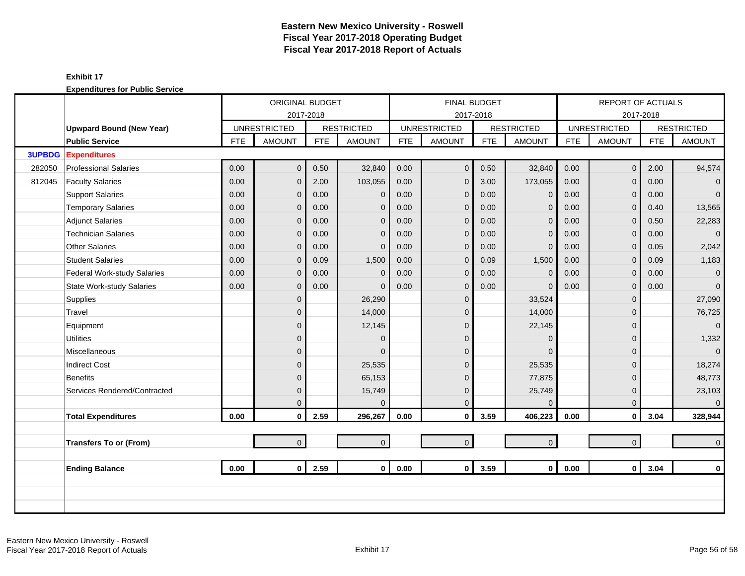# Eastern New Mexico University - Roswell
## Fiscal Year 2017-2018 Operating Budget
## Fiscal Year 2017-2018 Report of Actuals

**Exhibit 17**

**Expenditures for Public Service**

| | | ORIGINAL BUDGET 2017-2018 | | | | FINAL BUDGET 2017-2018 | | | | REPORT OF ACTUALS 2017-2018 | | | |
|---|---|---|---|---|---|---|---|---|---|---|---|---|---|
| | **Upwpard Bound (New Year)** | UNRESTRICTED | | RESTRICTED | | UNRESTRICTED | | RESTRICTED | | UNRESTRICTED | | RESTRICTED | |
| | **Public Service** | FTE | AMOUNT | FTE | AMOUNT | FTE | AMOUNT | FTE | AMOUNT | FTE | AMOUNT | FTE | AMOUNT |
| **3UPBDG** | **Expenditures** | | | | | | | | | | | | |
| 282050 | Professional Salaries | 0.00 | 0 | 0.50 | 32,840 | 0.00 | 0 | 0.50 | 32,840 | 0.00 | 0 | 2.00 | 94,574 |
| 812045 | Faculty Salaries | 0.00 | 0 | 2.00 | 103,055 | 0.00 | 0 | 3.00 | 173,055 | 0.00 | 0 | 0.00 | 0 |
| | Support Salaries | 0.00 | 0 | 0.00 | 0 | 0.00 | 0 | 0.00 | 0 | 0.00 | 0 | 0.00 | 0 |
| | Temporary Salaries | 0.00 | 0 | 0.00 | 0 | 0.00 | 0 | 0.00 | 0 | 0.00 | 0 | 0.40 | 13,565 |
| | Adjunct Salaries | 0.00 | 0 | 0.00 | 0 | 0.00 | 0 | 0.00 | 0 | 0.00 | 0 | 0.50 | 22,283 |
| | Technician Salaries | 0.00 | 0 | 0.00 | 0 | 0.00 | 0 | 0.00 | 0 | 0.00 | 0 | 0.00 | 0 |
| | Other Salaries | 0.00 | 0 | 0.00 | 0 | 0.00 | 0 | 0.00 | 0 | 0.00 | 0 | 0.05 | 2,042 |
| | Student Salaries | 0.00 | 0 | 0.09 | 1,500 | 0.00 | 0 | 0.09 | 1,500 | 0.00 | 0 | 0.09 | 1,183 |
| | Federal Work-study Salaries | 0.00 | 0 | 0.00 | 0 | 0.00 | 0 | 0.00 | 0 | 0.00 | 0 | 0.00 | 0 |
| | State Work-study Salaries | 0.00 | 0 | 0.00 | 0 | 0.00 | 0 | 0.00 | 0 | 0.00 | 0 | 0.00 | 0 |
| | Supplies | | 0 | | 26,290 | | 0 | | 33,524 | | 0 | | 27,090 |
| | Travel | | 0 | | 14,000 | | 0 | | 14,000 | | 0 | | 76,725 |
| | Equipment | | 0 | | 12,145 | | 0 | | 22,145 | | 0 | | 0 |
| | Utilities | | 0 | | 0 | | 0 | | 0 | | 0 | | 1,332 |
| | Miscellaneous | | 0 | | 0 | | 0 | | 0 | | 0 | | 0 |
| | Indirect Cost | | 0 | | 25,535 | | 0 | | 25,535 | | 0 | | 18,274 |
| | Benefits | | 0 | | 65,153 | | 0 | | 77,875 | | 0 | | 48,773 |
| | Services Rendered/Contracted | | 0 | | 15,749 | | 0 | | 25,749 | | 0 | | 23,103 |
| | | | 0 | | 0 | | 0 | | 0 | | 0 | | 0 |
| | **Total Expenditures** | **0.00** | **0** | **2.59** | **296,267** | **0.00** | **0** | **3.59** | **406,223** | **0.00** | **0** | **3.04** | **328,944** |
| | | | | | | | | | | | | | |
| | **Transfers To or (From)** | | 0 | | 0 | | 0 | | 0 | | 0 | | 0 |
| | | | | | | | | | | | | | |
| | **Ending Balance** | **0.00** | **0** | **2.59** | **0** | **0.00** | **0** | **3.59** | **0** | **0.00** | **0** | **3.04** | **0** |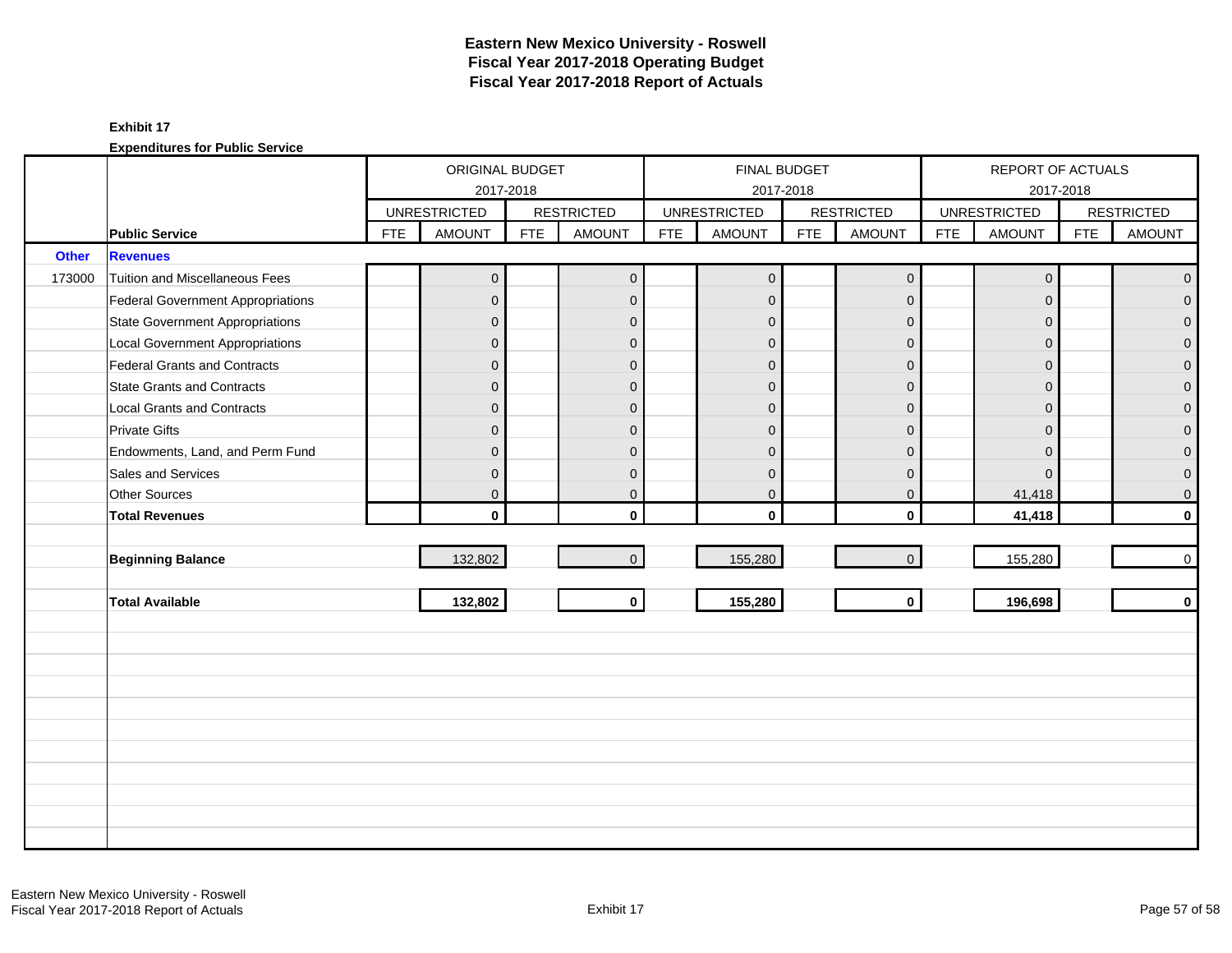# Eastern New Mexico University - Roswell
# Fiscal Year 2017-2018 Operating Budget
# Fiscal Year 2017-2018 Report of Actuals

**Exhibit 17**

**Expenditures for Public Service**

| | | ORIGINAL BUDGET 2017-2018 | | | | FINAL BUDGET 2017-2018 | | | | REPORT OF ACTUALS 2017-2018 | | | |
|---|---|---|---|---|---|---|---|---|---|---|---|---|---|
| | | UNRESTRICTED | | RESTRICTED | | UNRESTRICTED | | RESTRICTED | | UNRESTRICTED | | RESTRICTED | |
| | **Public Service** | FTE | AMOUNT | FTE | AMOUNT | FTE | AMOUNT | FTE | AMOUNT | FTE | AMOUNT | FTE | AMOUNT |
| **Other** | **Revenues** | | | | | | | | | | | | |
| 173000 | Tuition and Miscellaneous Fees | | 0 | | 0 | | 0 | | 0 | | 0 | | 0 |
| | Federal Government Appropriations | | 0 | | 0 | | 0 | | 0 | | 0 | | 0 |
| | State Government Appropriations | | 0 | | 0 | | 0 | | 0 | | 0 | | 0 |
| | Local Government Appropriations | | 0 | | 0 | | 0 | | 0 | | 0 | | 0 |
| | Federal Grants and Contracts | | 0 | | 0 | | 0 | | 0 | | 0 | | 0 |
| | State Grants and Contracts | | 0 | | 0 | | 0 | | 0 | | 0 | | 0 |
| | Local Grants and Contracts | | 0 | | 0 | | 0 | | 0 | | 0 | | 0 |
| | Private Gifts | | 0 | | 0 | | 0 | | 0 | | 0 | | 0 |
| | Endowments, Land, and Perm Fund | | 0 | | 0 | | 0 | | 0 | | 0 | | 0 |
| | Sales and Services | | 0 | | 0 | | 0 | | 0 | | 0 | | 0 |
| | Other Sources | | 0 | | 0 | | 0 | | 0 | | 41,418 | | 0 |
| | **Total Revenues** | | **0** | | **0** | | **0** | | **0** | | **41,418** | | **0** |
| | **Beginning Balance** | | 132,802 | | 0 | | 155,280 | | 0 | | 155,280 | | 0 |
| | **Total Available** | | **132,802** | | **0** | | **155,280** | | **0** | | **196,698** | | **0** |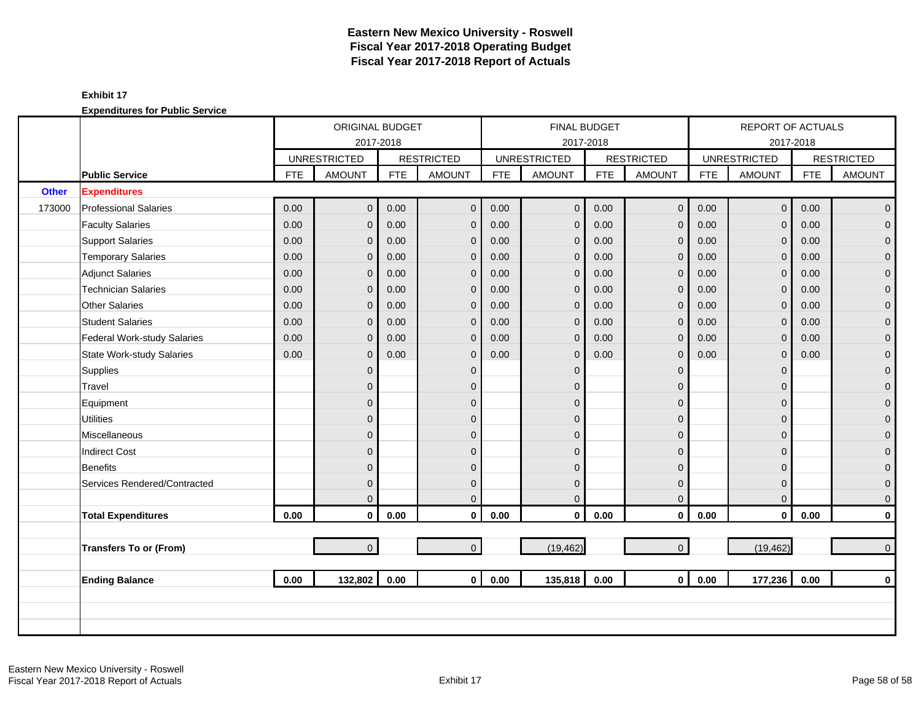# Eastern New Mexico University - Roswell
## Fiscal Year 2017-2018 Operating Budget
## Fiscal Year 2017-2018 Report of Actuals

**Exhibit 17**

**Expenditures for Public Service**

| | | ORIGINAL BUDGET 2017-2018 | | | | FINAL BUDGET 2017-2018 | | | | REPORT OF ACTUALS 2017-2018 | | | |
|---|---|---|---|---|---|---|---|---|---|---|---|---|---|
| | | UNRESTRICTED | | RESTRICTED | | UNRESTRICTED | | RESTRICTED | | UNRESTRICTED | | RESTRICTED | |
| | **Public Service** | FTE | AMOUNT | FTE | AMOUNT | FTE | AMOUNT | FTE | AMOUNT | FTE | AMOUNT | FTE | AMOUNT |
| **Other** | **Expenditures** | | | | | | | | | | | | |
| 173000 | Professional Salaries | 0.00 | 0 | 0.00 | 0 | 0.00 | 0 | 0.00 | 0 | 0.00 | 0 | 0.00 | 0 |
| | Faculty Salaries | 0.00 | 0 | 0.00 | 0 | 0.00 | 0 | 0.00 | 0 | 0.00 | 0 | 0.00 | 0 |
| | Support Salaries | 0.00 | 0 | 0.00 | 0 | 0.00 | 0 | 0.00 | 0 | 0.00 | 0 | 0.00 | 0 |
| | Temporary Salaries | 0.00 | 0 | 0.00 | 0 | 0.00 | 0 | 0.00 | 0 | 0.00 | 0 | 0.00 | 0 |
| | Adjunct Salaries | 0.00 | 0 | 0.00 | 0 | 0.00 | 0 | 0.00 | 0 | 0.00 | 0 | 0.00 | 0 |
| | Technician Salaries | 0.00 | 0 | 0.00 | 0 | 0.00 | 0 | 0.00 | 0 | 0.00 | 0 | 0.00 | 0 |
| | Other Salaries | 0.00 | 0 | 0.00 | 0 | 0.00 | 0 | 0.00 | 0 | 0.00 | 0 | 0.00 | 0 |
| | Student Salaries | 0.00 | 0 | 0.00 | 0 | 0.00 | 0 | 0.00 | 0 | 0.00 | 0 | 0.00 | 0 |
| | Federal Work-study Salaries | 0.00 | 0 | 0.00 | 0 | 0.00 | 0 | 0.00 | 0 | 0.00 | 0 | 0.00 | 0 |
| | State Work-study Salaries | 0.00 | 0 | 0.00 | 0 | 0.00 | 0 | 0.00 | 0 | 0.00 | 0 | 0.00 | 0 |
| | Supplies | | 0 | | 0 | | 0 | | 0 | | 0 | | 0 |
| | Travel | | 0 | | 0 | | 0 | | 0 | | 0 | | 0 |
| | Equipment | | 0 | | 0 | | 0 | | 0 | | 0 | | 0 |
| | Utilities | | 0 | | 0 | | 0 | | 0 | | 0 | | 0 |
| | Miscellaneous | | 0 | | 0 | | 0 | | 0 | | 0 | | 0 |
| | Indirect Cost | | 0 | | 0 | | 0 | | 0 | | 0 | | 0 |
| | Benefits | | 0 | | 0 | | 0 | | 0 | | 0 | | 0 |
| | Services Rendered/Contracted | | 0 | | 0 | | 0 | | 0 | | 0 | | 0 |
| | | | 0 | | 0 | | 0 | | 0 | | 0 | | 0 |
| | **Total Expenditures** | **0.00** | **0** | **0.00** | **0** | **0.00** | **0** | **0.00** | **0** | **0.00** | **0** | **0.00** | **0** |
| | **Transfers To or (From)** | | 0 | | 0 | | (19,462) | | 0 | | (19,462) | | 0 |
| | **Ending Balance** | **0.00** | **132,802** | **0.00** | **0** | **0.00** | **135,818** | **0.00** | **0** | **0.00** | **177,236** | **0.00** | **0** |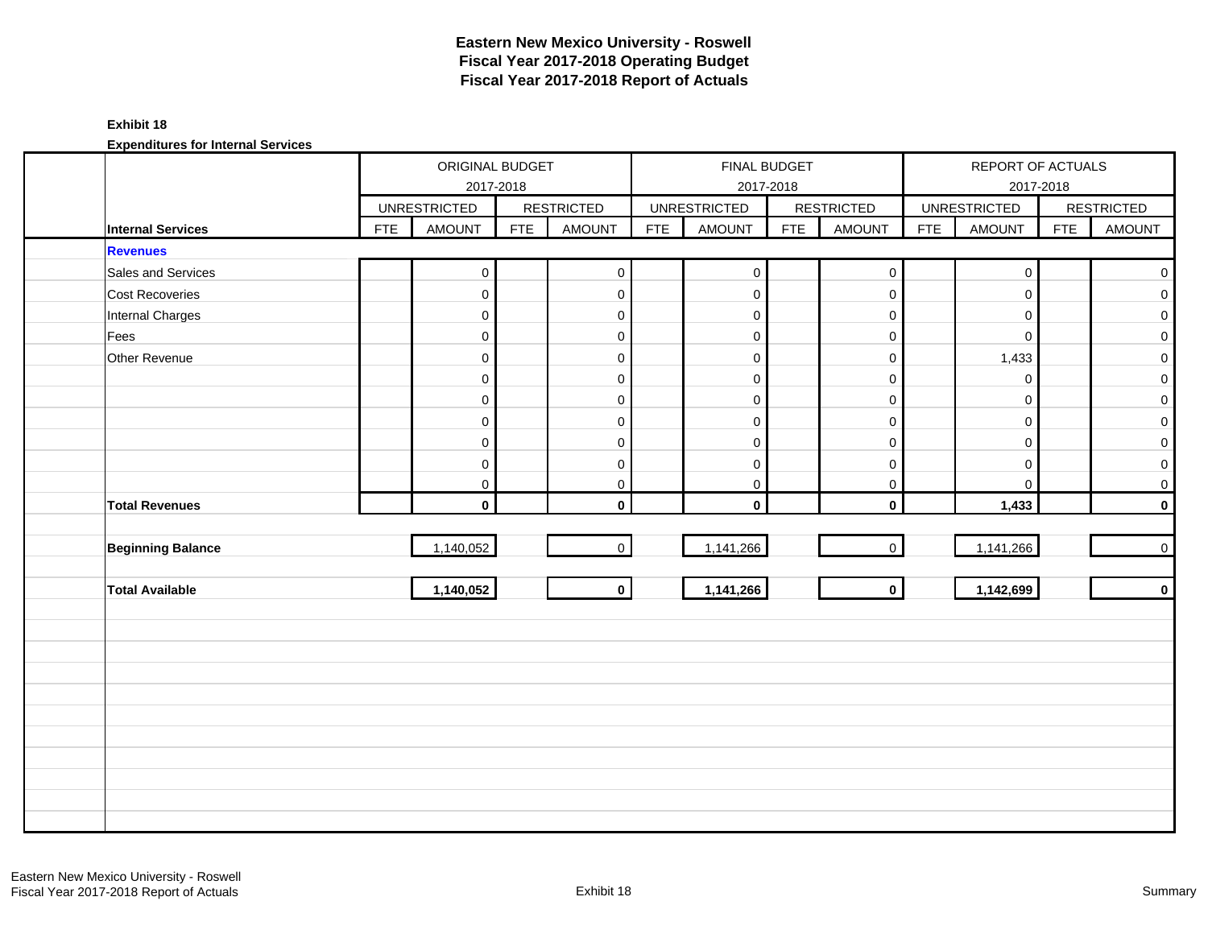# Eastern New Mexico University - Roswell
## Fiscal Year 2017-2018 Operating Budget
## Fiscal Year 2017-2018 Report of Actuals

**Exhibit 18**

**Expenditures for Internal Services**

| | ORIGINAL BUDGET 2017-2018 | | | | FINAL BUDGET 2017-2018 | | | | REPORT OF ACTUALS 2017-2018 | | | |
|---|---|---|---|---|---|---|---|---|---|---|---|---|
| | UNRESTRICTED | | RESTRICTED | | UNRESTRICTED | | RESTRICTED | | UNRESTRICTED | | RESTRICTED | |
| **Internal Services** | FTE | AMOUNT | FTE | AMOUNT | FTE | AMOUNT | FTE | AMOUNT | FTE | AMOUNT | FTE | AMOUNT |
| **Revenues** | | | | | | | | | | | | |
| Sales and Services | | 0 | | 0 | | 0 | | 0 | | 0 | | 0 |
| Cost Recoveries | | 0 | | 0 | | 0 | | 0 | | 0 | | 0 |
| Internal Charges | | 0 | | 0 | | 0 | | 0 | | 0 | | 0 |
| Fees | | 0 | | 0 | | 0 | | 0 | | 0 | | 0 |
| Other Revenue | | 0 | | 0 | | 0 | | 0 | | 1,433 | | 0 |
| | | 0 | | 0 | | 0 | | 0 | | 0 | | 0 |
| | | 0 | | 0 | | 0 | | 0 | | 0 | | 0 |
| | | 0 | | 0 | | 0 | | 0 | | 0 | | 0 |
| | | 0 | | 0 | | 0 | | 0 | | 0 | | 0 |
| | | 0 | | 0 | | 0 | | 0 | | 0 | | 0 |
| | | 0 | | 0 | | 0 | | 0 | | 0 | | 0 |
| **Total Revenues** | | **0** | | **0** | | **0** | | **0** | | **1,433** | | **0** |
| **Beginning Balance** | | 1,140,052 | | 0 | | 1,141,266 | | 0 | | 1,141,266 | | 0 |
| **Total Available** | | **1,140,052** | | **0** | | **1,141,266** | | **0** | | **1,142,699** | | **0** |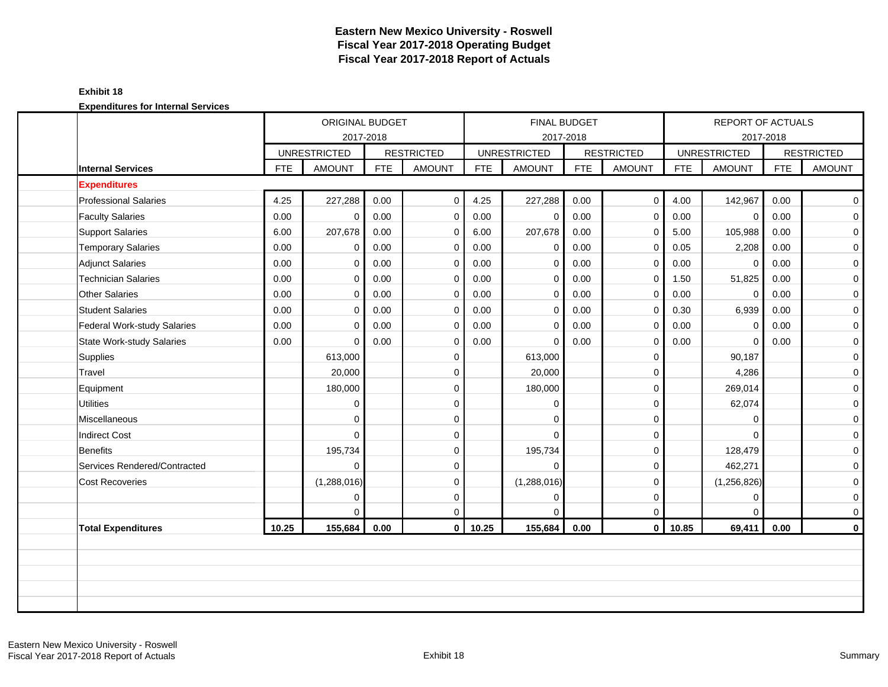# Eastern New Mexico University - Roswell
## Fiscal Year 2017-2018 Operating Budget
## Fiscal Year 2017-2018 Report of Actuals

**Exhibit 18**

**Expenditures for Internal Services**

| | ORIGINAL BUDGET 2017-2018 | | | | FINAL BUDGET 2017-2018 | | | | REPORT OF ACTUALS 2017-2018 | | | |
|---|---|---|---|---|---|---|---|---|---|---|---|---|
| | UNRESTRICTED | | RESTRICTED | | UNRESTRICTED | | RESTRICTED | | UNRESTRICTED | | RESTRICTED | |
| **Internal Services** | FTE | AMOUNT | FTE | AMOUNT | FTE | AMOUNT | FTE | AMOUNT | FTE | AMOUNT | FTE | AMOUNT |
| **Expenditures** | | | | | | | | | | | | |
| Professional Salaries | 4.25 | 227,288 | 0.00 | 0 | 4.25 | 227,288 | 0.00 | 0 | 4.00 | 142,967 | 0.00 | 0 |
| Faculty Salaries | 0.00 | 0 | 0.00 | 0 | 0.00 | 0 | 0.00 | 0 | 0.00 | 0 | 0.00 | 0 |
| Support Salaries | 6.00 | 207,678 | 0.00 | 0 | 6.00 | 207,678 | 0.00 | 0 | 5.00 | 105,988 | 0.00 | 0 |
| Temporary Salaries | 0.00 | 0 | 0.00 | 0 | 0.00 | 0 | 0.00 | 0 | 0.05 | 2,208 | 0.00 | 0 |
| Adjunct Salaries | 0.00 | 0 | 0.00 | 0 | 0.00 | 0 | 0.00 | 0 | 0.00 | 0 | 0.00 | 0 |
| Technician Salaries | 0.00 | 0 | 0.00 | 0 | 0.00 | 0 | 0.00 | 0 | 1.50 | 51,825 | 0.00 | 0 |
| Other Salaries | 0.00 | 0 | 0.00 | 0 | 0.00 | 0 | 0.00 | 0 | 0.00 | 0 | 0.00 | 0 |
| Student Salaries | 0.00 | 0 | 0.00 | 0 | 0.00 | 0 | 0.00 | 0 | 0.30 | 6,939 | 0.00 | 0 |
| Federal Work-study Salaries | 0.00 | 0 | 0.00 | 0 | 0.00 | 0 | 0.00 | 0 | 0.00 | 0 | 0.00 | 0 |
| State Work-study Salaries | 0.00 | 0 | 0.00 | 0 | 0.00 | 0 | 0.00 | 0 | 0.00 | 0 | 0.00 | 0 |
| Supplies | | 613,000 | | 0 | | 613,000 | | 0 | | 90,187 | | 0 |
| Travel | | 20,000 | | 0 | | 20,000 | | 0 | | 4,286 | | 0 |
| Equipment | | 180,000 | | 0 | | 180,000 | | 0 | | 269,014 | | 0 |
| Utilities | | 0 | | 0 | | 0 | | 0 | | 62,074 | | 0 |
| Miscellaneous | | 0 | | 0 | | 0 | | 0 | | 0 | | 0 |
| Indirect Cost | | 0 | | 0 | | 0 | | 0 | | 0 | | 0 |
| Benefits | | 195,734 | | 0 | | 195,734 | | 0 | | 128,479 | | 0 |
| Services Rendered/Contracted | | 0 | | 0 | | 0 | | 0 | | 462,271 | | 0 |
| Cost Recoveries | | (1,288,016) | | 0 | | (1,288,016) | | 0 | | (1,256,826) | | 0 |
| | | 0 | | 0 | | 0 | | 0 | | 0 | | 0 |
| | | 0 | | 0 | | 0 | | 0 | | 0 | | 0 |
| **Total Expenditures** | **10.25** | **155,684** | **0.00** | **0** | **10.25** | **155,684** | **0.00** | **0** | **10.85** | **69,411** | **0.00** | **0** |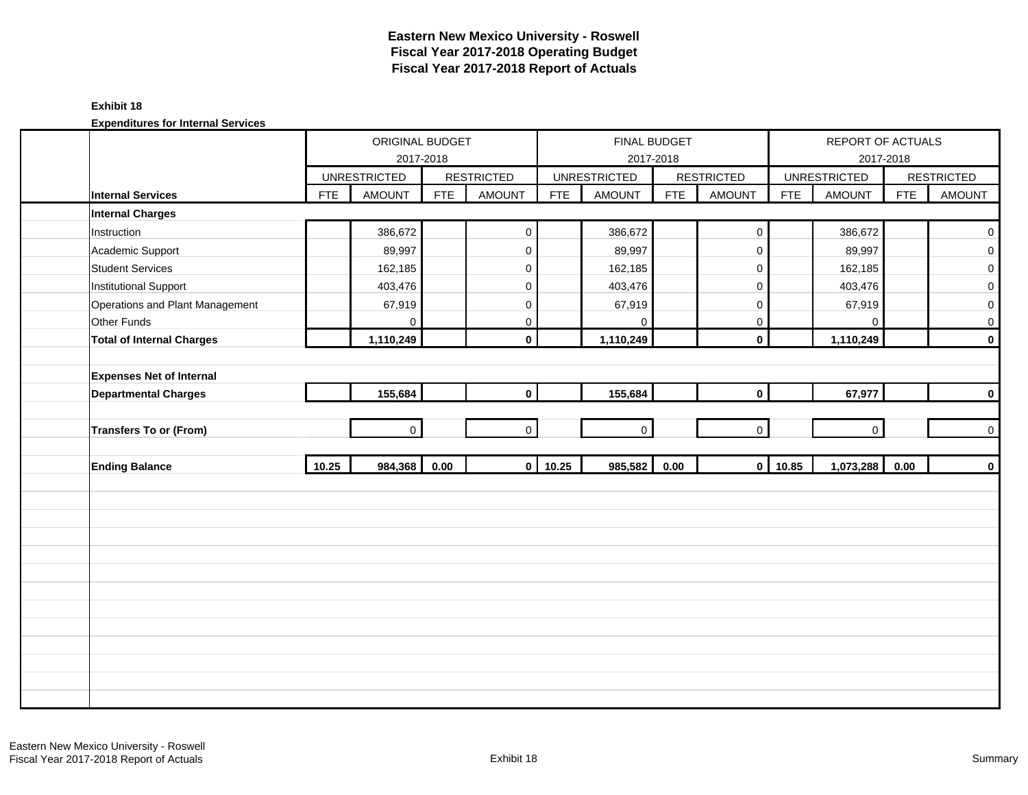# Eastern New Mexico University - Roswell
## Fiscal Year 2017-2018 Operating Budget
## Fiscal Year 2017-2018 Report of Actuals

**Exhibit 18**

**Expenditures for Internal Services**

| Internal Services | ORIGINAL BUDGET 2017-2018 | | | | FINAL BUDGET 2017-2018 | | | | REPORT OF ACTUALS 2017-2018 | | | |
|---|---|---|---|---|---|---|---|---|---|---|---|---|
| | UNRESTRICTED | | RESTRICTED | | UNRESTRICTED | | RESTRICTED | | UNRESTRICTED | | RESTRICTED | |
| | FTE | AMOUNT | FTE | AMOUNT | FTE | AMOUNT | FTE | AMOUNT | FTE | AMOUNT | FTE | AMOUNT |
| **Internal Charges** | | | | | | | | | | | | |
| Instruction | | 386,672 | | 0 | | 386,672 | | 0 | | 386,672 | | 0 |
| Academic Support | | 89,997 | | 0 | | 89,997 | | 0 | | 89,997 | | 0 |
| Student Services | | 162,185 | | 0 | | 162,185 | | 0 | | 162,185 | | 0 |
| Institutional Support | | 403,476 | | 0 | | 403,476 | | 0 | | 403,476 | | 0 |
| Operations and Plant Management | | 67,919 | | 0 | | 67,919 | | 0 | | 67,919 | | 0 |
| Other Funds | | 0 | | 0 | | 0 | | 0 | | 0 | | 0 |
| **Total of Internal Charges** | | **1,110,249** | | **0** | | **1,110,249** | | **0** | | **1,110,249** | | **0** |
| **Expenses Net of Internal Departmental Charges** | | **155,684** | | **0** | | **155,684** | | **0** | | **67,977** | | **0** |
| **Transfers To or (From)** | | 0 | | 0 | | 0 | | 0 | | 0 | | 0 |
| **Ending Balance** | **10.25** | **984,368** | **0.00** | **0** | **10.25** | **985,582** | **0.00** | **0** | **10.85** | **1,073,288** | **0.00** | **0** |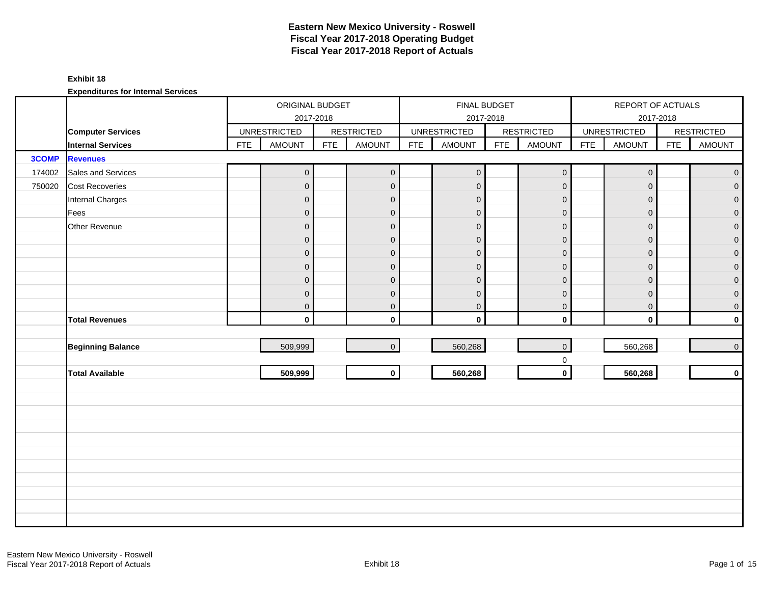# Eastern New Mexico University - Roswell
# Fiscal Year 2017-2018 Operating Budget
# Fiscal Year 2017-2018 Report of Actuals

**Exhibit 18**

**Expenditures for Internal Services**

| | | ORIGINAL BUDGET 2017-2018 | | | | FINAL BUDGET 2017-2018 | | | | REPORT OF ACTUALS 2017-2018 | | | |
|---|---|---|---|---|---|---|---|---|---|---|---|---|---|
| | **Computer Services** | UNRESTRICTED | | RESTRICTED | | UNRESTRICTED | | RESTRICTED | | UNRESTRICTED | | RESTRICTED | |
| | **Internal Services** | FTE | AMOUNT | FTE | AMOUNT | FTE | AMOUNT | FTE | AMOUNT | FTE | AMOUNT | FTE | AMOUNT |
| **3COMP** | **Revenues** | | | | | | | | | | | | |
| 174002 | Sales and Services | | 0 | | 0 | | 0 | | 0 | | 0 | | 0 |
| 750020 | Cost Recoveries | | 0 | | 0 | | 0 | | 0 | | 0 | | 0 |
| | Internal Charges | | 0 | | 0 | | 0 | | 0 | | 0 | | 0 |
| | Fees | | 0 | | 0 | | 0 | | 0 | | 0 | | 0 |
| | Other Revenue | | 0 | | 0 | | 0 | | 0 | | 0 | | 0 |
| | | | 0 | | 0 | | 0 | | 0 | | 0 | | 0 |
| | | | 0 | | 0 | | 0 | | 0 | | 0 | | 0 |
| | | | 0 | | 0 | | 0 | | 0 | | 0 | | 0 |
| | | | 0 | | 0 | | 0 | | 0 | | 0 | | 0 |
| | | | 0 | | 0 | | 0 | | 0 | | 0 | | 0 |
| | | | 0 | | 0 | | 0 | | 0 | | 0 | | 0 |
| | **Total Revenues** | | **0** | | **0** | | **0** | | **0** | | **0** | | **0** |
| | | | | | | | | | | | | | |
| | **Beginning Balance** | | 509,999 | | 0 | | 560,268 | | 0 | | 560,268 | | 0 |
| | | | | | | | | | 0 | | | | |
| | **Total Available** | | **509,999** | | **0** | | **560,268** | | **0** | | **560,268** | | **0** |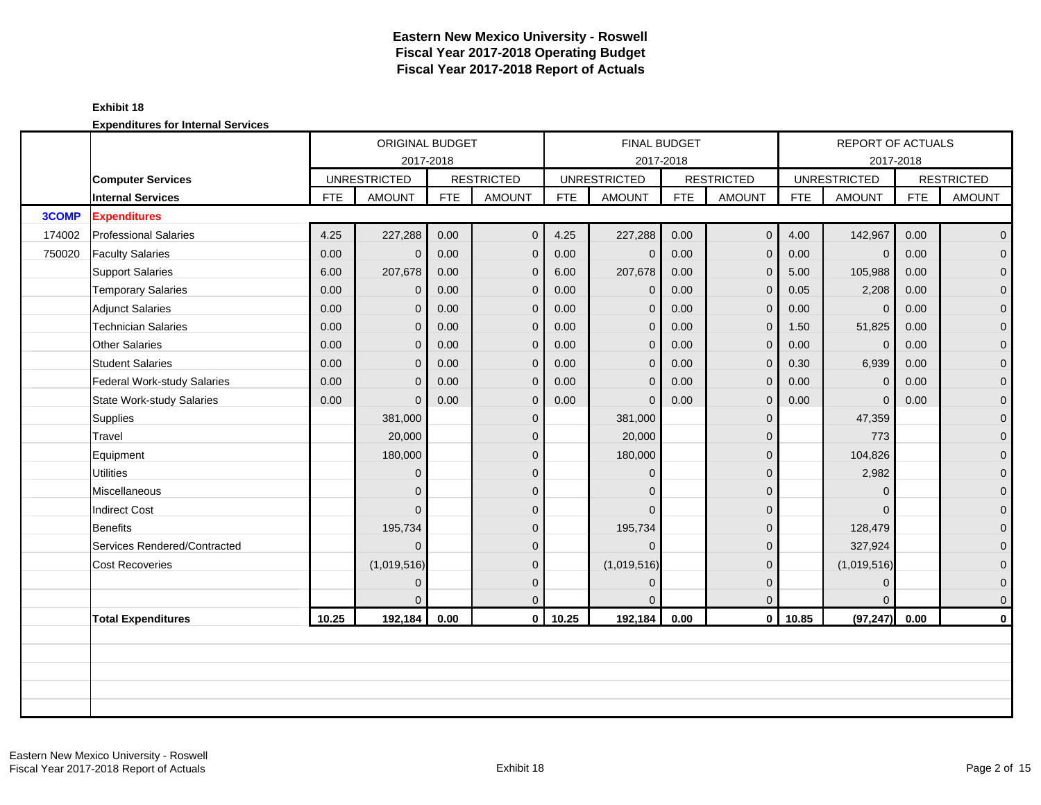# Eastern New Mexico University - Roswell
## Fiscal Year 2017-2018 Operating Budget
## Fiscal Year 2017-2018 Report of Actuals

**Exhibit 18**

**Expenditures for Internal Services**

| | | ORIGINAL BUDGET 2017-2018 | | | | FINAL BUDGET 2017-2018 | | | | REPORT OF ACTUALS 2017-2018 | | | |
|---|---|---|---|---|---|---|---|---|---|---|---|---|---|
| | **Computer Services** | UNRESTRICTED | | RESTRICTED | | UNRESTRICTED | | RESTRICTED | | UNRESTRICTED | | RESTRICTED | |
| | **Internal Services** | FTE | AMOUNT | FTE | AMOUNT | FTE | AMOUNT | FTE | AMOUNT | FTE | AMOUNT | FTE | AMOUNT |
| **3COMP** | **Expenditures** | | | | | | | | | | | | |
| 174002 | Professional Salaries | 4.25 | 227,288 | 0.00 | 0 | 4.25 | 227,288 | 0.00 | 0 | 4.00 | 142,967 | 0.00 | 0 |
| 750020 | Faculty Salaries | 0.00 | 0 | 0.00 | 0 | 0.00 | 0 | 0.00 | 0 | 0.00 | 0 | 0.00 | 0 |
| | Support Salaries | 6.00 | 207,678 | 0.00 | 0 | 6.00 | 207,678 | 0.00 | 0 | 5.00 | 105,988 | 0.00 | 0 |
| | Temporary Salaries | 0.00 | 0 | 0.00 | 0 | 0.00 | 0 | 0.00 | 0 | 0.05 | 2,208 | 0.00 | 0 |
| | Adjunct Salaries | 0.00 | 0 | 0.00 | 0 | 0.00 | 0 | 0.00 | 0 | 0.00 | 0 | 0.00 | 0 |
| | Technician Salaries | 0.00 | 0 | 0.00 | 0 | 0.00 | 0 | 0.00 | 0 | 1.50 | 51,825 | 0.00 | 0 |
| | Other Salaries | 0.00 | 0 | 0.00 | 0 | 0.00 | 0 | 0.00 | 0 | 0.00 | 0 | 0.00 | 0 |
| | Student Salaries | 0.00 | 0 | 0.00 | 0 | 0.00 | 0 | 0.00 | 0 | 0.30 | 6,939 | 0.00 | 0 |
| | Federal Work-study Salaries | 0.00 | 0 | 0.00 | 0 | 0.00 | 0 | 0.00 | 0 | 0.00 | 0 | 0.00 | 0 |
| | State Work-study Salaries | 0.00 | 0 | 0.00 | 0 | 0.00 | 0 | 0.00 | 0 | 0.00 | 0 | 0.00 | 0 |
| | Supplies | | 381,000 | | 0 | | 381,000 | | 0 | | 47,359 | | 0 |
| | Travel | | 20,000 | | 0 | | 20,000 | | 0 | | 773 | | 0 |
| | Equipment | | 180,000 | | 0 | | 180,000 | | 0 | | 104,826 | | 0 |
| | Utilities | | 0 | | 0 | | 0 | | 0 | | 2,982 | | 0 |
| | Miscellaneous | | 0 | | 0 | | 0 | | 0 | | 0 | | 0 |
| | Indirect Cost | | 0 | | 0 | | 0 | | 0 | | 0 | | 0 |
| | Benefits | | 195,734 | | 0 | | 195,734 | | 0 | | 128,479 | | 0 |
| | Services Rendered/Contracted | | 0 | | 0 | | 0 | | 0 | | 327,924 | | 0 |
| | Cost Recoveries | | (1,019,516) | | 0 | | (1,019,516) | | 0 | | (1,019,516) | | 0 |
| | | | 0 | | 0 | | 0 | | 0 | | 0 | | 0 |
| | | | 0 | | 0 | | 0 | | 0 | | 0 | | 0 |
| | **Total Expenditures** | **10.25** | **192,184** | **0.00** | **0** | **10.25** | **192,184** | **0.00** | **0** | **10.85** | **(97,247)** | **0.00** | **0** |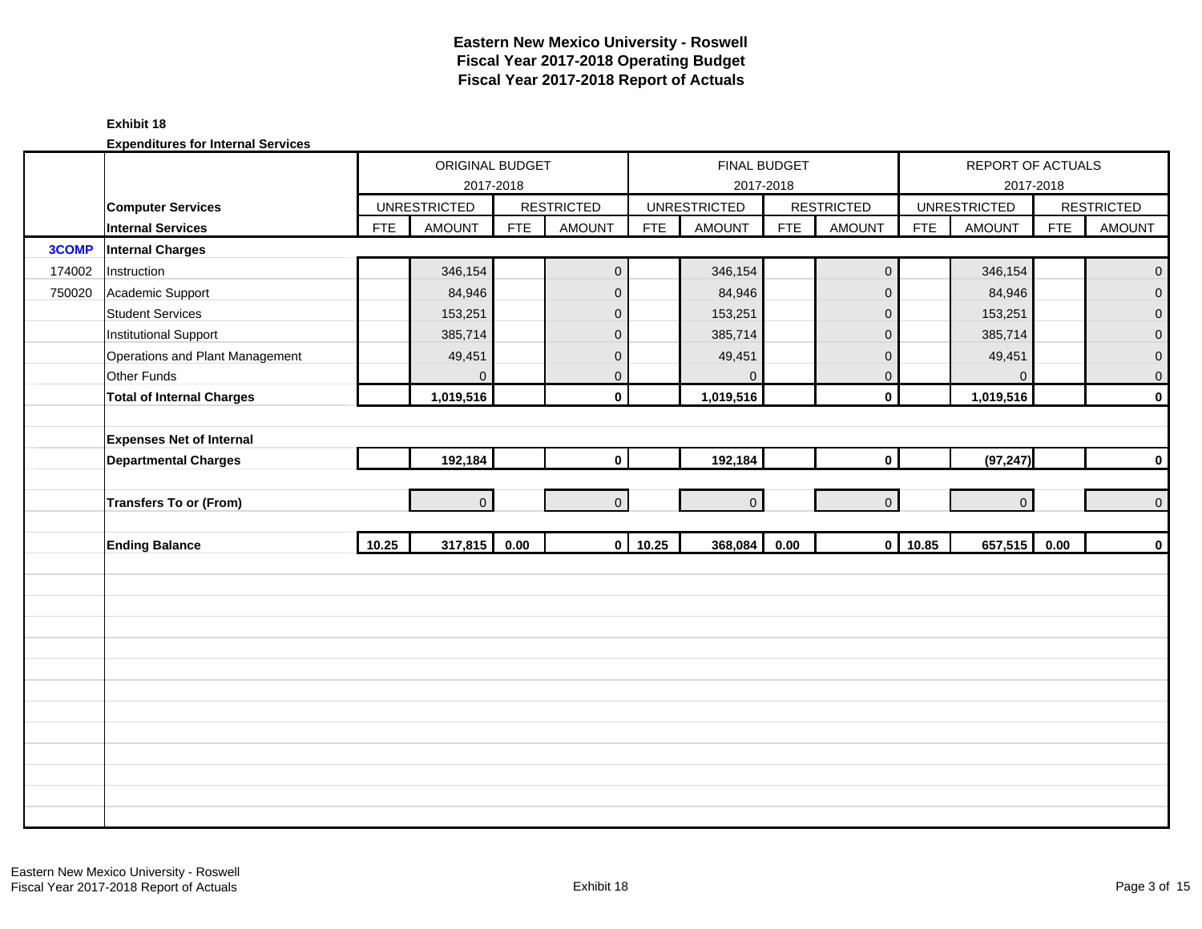# Eastern New Mexico University - Roswell
## Fiscal Year 2017-2018 Operating Budget
## Fiscal Year 2017-2018 Report of Actuals

**Exhibit 18**

**Expenditures for Internal Services**

| | | ORIGINAL BUDGET 2017-2018 | | | | FINAL BUDGET 2017-2018 | | | | REPORT OF ACTUALS 2017-2018 | | | |
|---|---|---|---|---|---|---|---|---|---|---|---|---|---|
| | **Computer Services** | UNRESTRICTED | | RESTRICTED | | UNRESTRICTED | | RESTRICTED | | UNRESTRICTED | | RESTRICTED | |
| | **Internal Services** | FTE | AMOUNT | FTE | AMOUNT | FTE | AMOUNT | FTE | AMOUNT | FTE | AMOUNT | FTE | AMOUNT |
| **3COMP** | **Internal Charges** | | | | | | | | | | | | |
| 174002 | Instruction | | 346,154 | | 0 | | 346,154 | | 0 | | 346,154 | | 0 |
| 750020 | Academic Support | | 84,946 | | 0 | | 84,946 | | 0 | | 84,946 | | 0 |
| | Student Services | | 153,251 | | 0 | | 153,251 | | 0 | | 153,251 | | 0 |
| | Institutional Support | | 385,714 | | 0 | | 385,714 | | 0 | | 385,714 | | 0 |
| | Operations and Plant Management | | 49,451 | | 0 | | 49,451 | | 0 | | 49,451 | | 0 |
| | Other Funds | | 0 | | 0 | | 0 | | 0 | | 0 | | 0 |
| | **Total of Internal Charges** | | **1,019,516** | | **0** | | **1,019,516** | | **0** | | **1,019,516** | | **0** |
| | **Expenses Net of Internal Departmental Charges** | | **192,184** | | **0** | | **192,184** | | **0** | | **(97,247)** | | **0** |
| | **Transfers To or (From)** | | 0 | | 0 | | 0 | | 0 | | 0 | | 0 |
| | **Ending Balance** | **10.25** | **317,815** | **0.00** | **0** | **10.25** | **368,084** | **0.00** | **0** | **10.85** | **657,515** | **0.00** | **0** |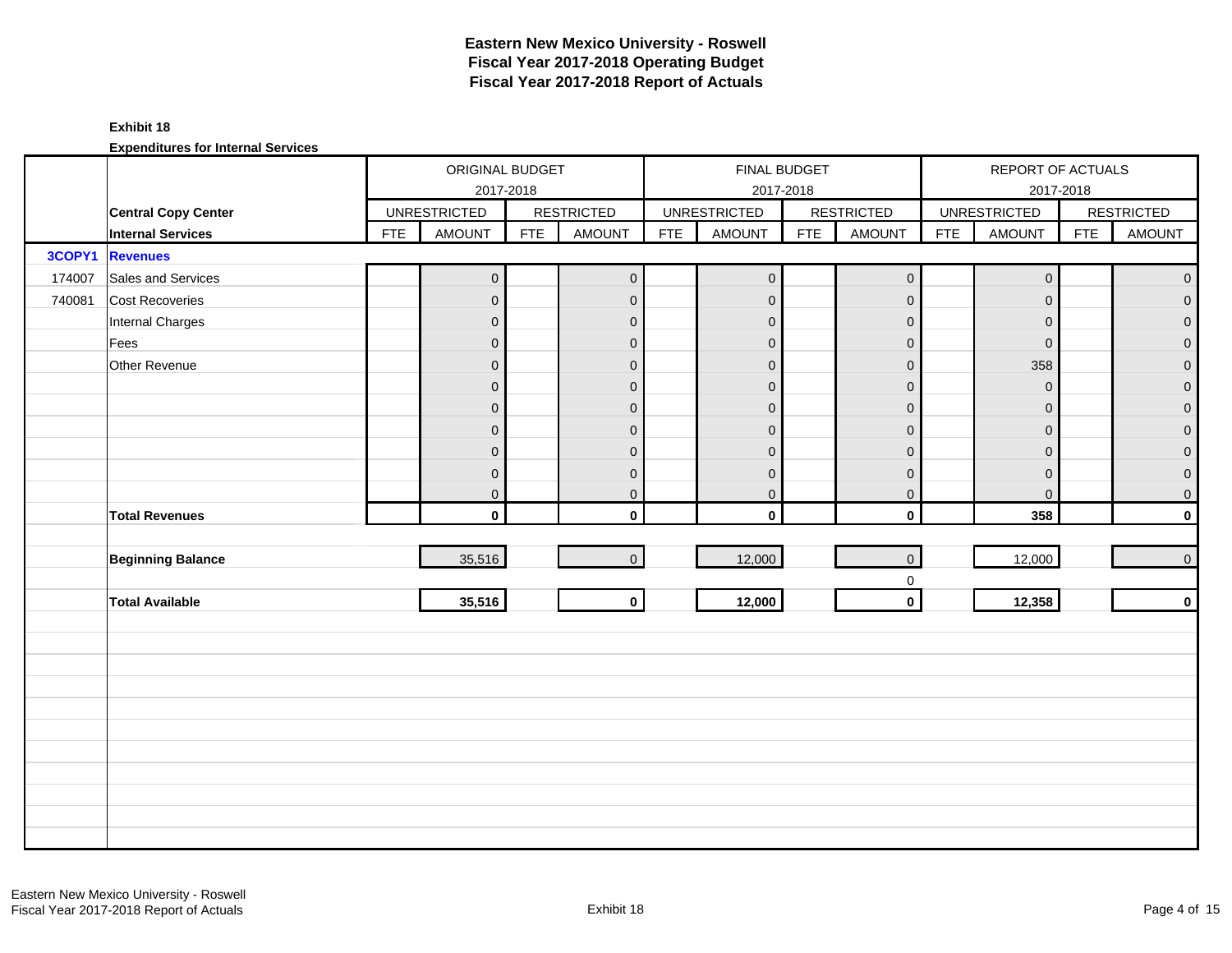# Eastern New Mexico University - Roswell
## Fiscal Year 2017-2018 Operating Budget
## Fiscal Year 2017-2018 Report of Actuals

**Exhibit 18**

**Expenditures for Internal Services**

| | | ORIGINAL BUDGET 2017-2018 | | | | FINAL BUDGET 2017-2018 | | | | REPORT OF ACTUALS 2017-2018 | | | |
|---|---|---|---|---|---|---|---|---|---|---|---|---|---|
| | **Central Copy Center** | UNRESTRICTED | | RESTRICTED | | UNRESTRICTED | | RESTRICTED | | UNRESTRICTED | | RESTRICTED | |
| | **Internal Services** | FTE | AMOUNT | FTE | AMOUNT | FTE | AMOUNT | FTE | AMOUNT | FTE | AMOUNT | FTE | AMOUNT |
| **3COPY1** | **Revenues** | | | | | | | | | | | | |
| 174007 | Sales and Services | | 0 | | 0 | | 0 | | 0 | | 0 | | 0 |
| 740081 | Cost Recoveries | | 0 | | 0 | | 0 | | 0 | | 0 | | 0 |
| | Internal Charges | | 0 | | 0 | | 0 | | 0 | | 0 | | 0 |
| | Fees | | 0 | | 0 | | 0 | | 0 | | 0 | | 0 |
| | Other Revenue | | 0 | | 0 | | 0 | | 0 | | 358 | | 0 |
| | | | 0 | | 0 | | 0 | | 0 | | 0 | | 0 |
| | | | 0 | | 0 | | 0 | | 0 | | 0 | | 0 |
| | | | 0 | | 0 | | 0 | | 0 | | 0 | | 0 |
| | | | 0 | | 0 | | 0 | | 0 | | 0 | | 0 |
| | | | 0 | | 0 | | 0 | | 0 | | 0 | | 0 |
| | | | 0 | | 0 | | 0 | | 0 | | 0 | | 0 |
| | **Total Revenues** | | **0** | | **0** | | **0** | | **0** | | **358** | | **0** |
| | | | | | | | | | | | | | |
| | **Beginning Balance** | | 35,516 | | 0 | | 12,000 | | 0 | | 12,000 | | 0 |
| | | | | | | | | | 0 | | | | |
| | **Total Available** | | **35,516** | | **0** | | **12,000** | | **0** | | **12,358** | | **0** |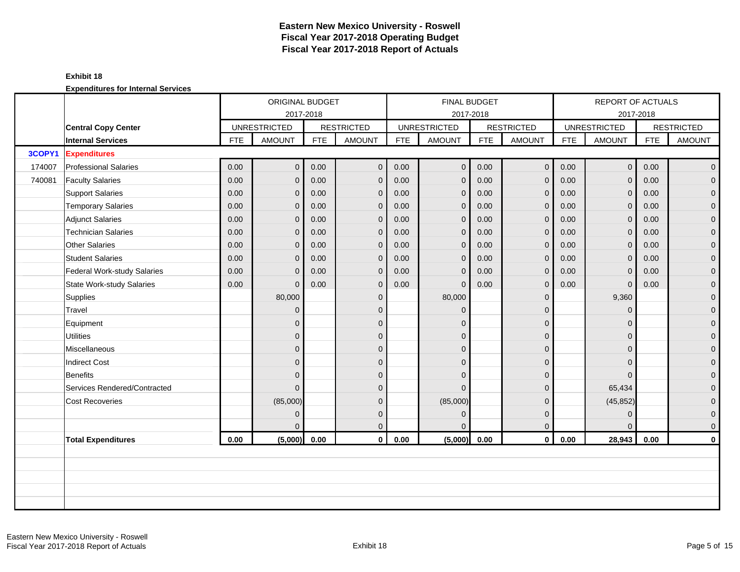# Eastern New Mexico University - Roswell
# Fiscal Year 2017-2018 Operating Budget
# Fiscal Year 2017-2018 Report of Actuals

**Exhibit 18**

**Expenditures for Internal Services**

| | | ORIGINAL BUDGET 2017-2018 | | | | FINAL BUDGET 2017-2018 | | | | REPORT OF ACTUALS 2017-2018 | | | |
|---|---|---|---|---|---|---|---|---|---|---|---|---|---|
| | **Central Copy Center** | UNRESTRICTED | | RESTRICTED | | UNRESTRICTED | | RESTRICTED | | UNRESTRICTED | | RESTRICTED | |
| | **Internal Services** | FTE | AMOUNT | FTE | AMOUNT | FTE | AMOUNT | FTE | AMOUNT | FTE | AMOUNT | FTE | AMOUNT |
| **3COPY1** | **Expenditures** | | | | | | | | | | | | |
| 174007 | Professional Salaries | 0.00 | 0 | 0.00 | 0 | 0.00 | 0 | 0.00 | 0 | 0.00 | 0 | 0.00 | 0 |
| 740081 | Faculty Salaries | 0.00 | 0 | 0.00 | 0 | 0.00 | 0 | 0.00 | 0 | 0.00 | 0 | 0.00 | 0 |
| | Support Salaries | 0.00 | 0 | 0.00 | 0 | 0.00 | 0 | 0.00 | 0 | 0.00 | 0 | 0.00 | 0 |
| | Temporary Salaries | 0.00 | 0 | 0.00 | 0 | 0.00 | 0 | 0.00 | 0 | 0.00 | 0 | 0.00 | 0 |
| | Adjunct Salaries | 0.00 | 0 | 0.00 | 0 | 0.00 | 0 | 0.00 | 0 | 0.00 | 0 | 0.00 | 0 |
| | Technician Salaries | 0.00 | 0 | 0.00 | 0 | 0.00 | 0 | 0.00 | 0 | 0.00 | 0 | 0.00 | 0 |
| | Other Salaries | 0.00 | 0 | 0.00 | 0 | 0.00 | 0 | 0.00 | 0 | 0.00 | 0 | 0.00 | 0 |
| | Student Salaries | 0.00 | 0 | 0.00 | 0 | 0.00 | 0 | 0.00 | 0 | 0.00 | 0 | 0.00 | 0 |
| | Federal Work-study Salaries | 0.00 | 0 | 0.00 | 0 | 0.00 | 0 | 0.00 | 0 | 0.00 | 0 | 0.00 | 0 |
| | State Work-study Salaries | 0.00 | 0 | 0.00 | 0 | 0.00 | 0 | 0.00 | 0 | 0.00 | 0 | 0.00 | 0 |
| | Supplies | | 80,000 | | 0 | | 80,000 | | 0 | | 9,360 | | 0 |
| | Travel | | 0 | | 0 | | 0 | | 0 | | 0 | | 0 |
| | Equipment | | 0 | | 0 | | 0 | | 0 | | 0 | | 0 |
| | Utilities | | 0 | | 0 | | 0 | | 0 | | 0 | | 0 |
| | Miscellaneous | | 0 | | 0 | | 0 | | 0 | | 0 | | 0 |
| | Indirect Cost | | 0 | | 0 | | 0 | | 0 | | 0 | | 0 |
| | Benefits | | 0 | | 0 | | 0 | | 0 | | 0 | | 0 |
| | Services Rendered/Contracted | | 0 | | 0 | | 0 | | 0 | | 65,434 | | 0 |
| | Cost Recoveries | | (85,000) | | 0 | | (85,000) | | 0 | | (45,852) | | 0 |
| | | | 0 | | 0 | | 0 | | 0 | | 0 | | 0 |
| | | | 0 | | 0 | | 0 | | 0 | | 0 | | 0 |
| | **Total Expenditures** | **0.00** | **(5,000)** | **0.00** | **0** | **0.00** | **(5,000)** | **0.00** | **0** | **0.00** | **28,943** | **0.00** | **0** |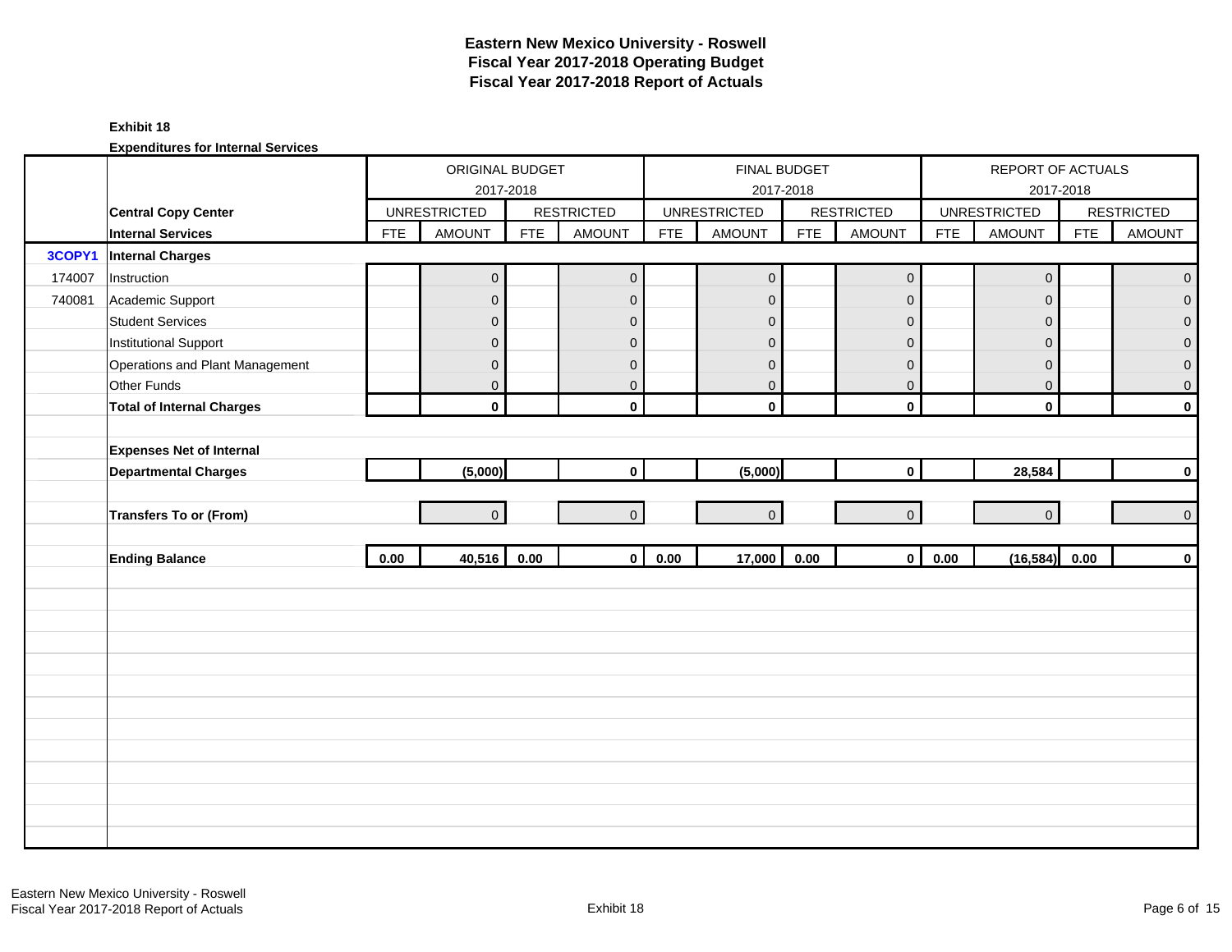# Eastern New Mexico University - Roswell
# Fiscal Year 2017-2018 Operating Budget
# Fiscal Year 2017-2018 Report of Actuals

**Exhibit 18**

**Expenditures for Internal Services**

| | | ORIGINAL BUDGET 2017-2018 | | | | FINAL BUDGET 2017-2018 | | | | REPORT OF ACTUALS 2017-2018 | | | |
|---|---|---|---|---|---|---|---|---|---|---|---|---|---|
| | **Central Copy Center** | UNRESTRICTED | | RESTRICTED | | UNRESTRICTED | | RESTRICTED | | UNRESTRICTED | | RESTRICTED | |
| | **Internal Services** | FTE | AMOUNT | FTE | AMOUNT | FTE | AMOUNT | FTE | AMOUNT | FTE | AMOUNT | FTE | AMOUNT |
| **3COPY1** | **Internal Charges** | | | | | | | | | | | | |
| 174007 | Instruction | | 0 | | 0 | | 0 | | 0 | | 0 | | 0 |
| 740081 | Academic Support | | 0 | | 0 | | 0 | | 0 | | 0 | | 0 |
| | Student Services | | 0 | | 0 | | 0 | | 0 | | 0 | | 0 |
| | Institutional Support | | 0 | | 0 | | 0 | | 0 | | 0 | | 0 |
| | Operations and Plant Management | | 0 | | 0 | | 0 | | 0 | | 0 | | 0 |
| | Other Funds | | 0 | | 0 | | 0 | | 0 | | 0 | | 0 |
| | **Total of Internal Charges** | | **0** | | **0** | | **0** | | **0** | | **0** | | **0** |
| | **Expenses Net of Internal Departmental Charges** | | **(5,000)** | | **0** | | **(5,000)** | | **0** | | **28,584** | | **0** |
| | **Transfers To or (From)** | | 0 | | 0 | | 0 | | 0 | | 0 | | 0 |
| | **Ending Balance** | **0.00** | **40,516** | **0.00** | **0** | **0.00** | **17,000** | **0.00** | **0** | **0.00** | **(16,584)** | **0.00** | **0** |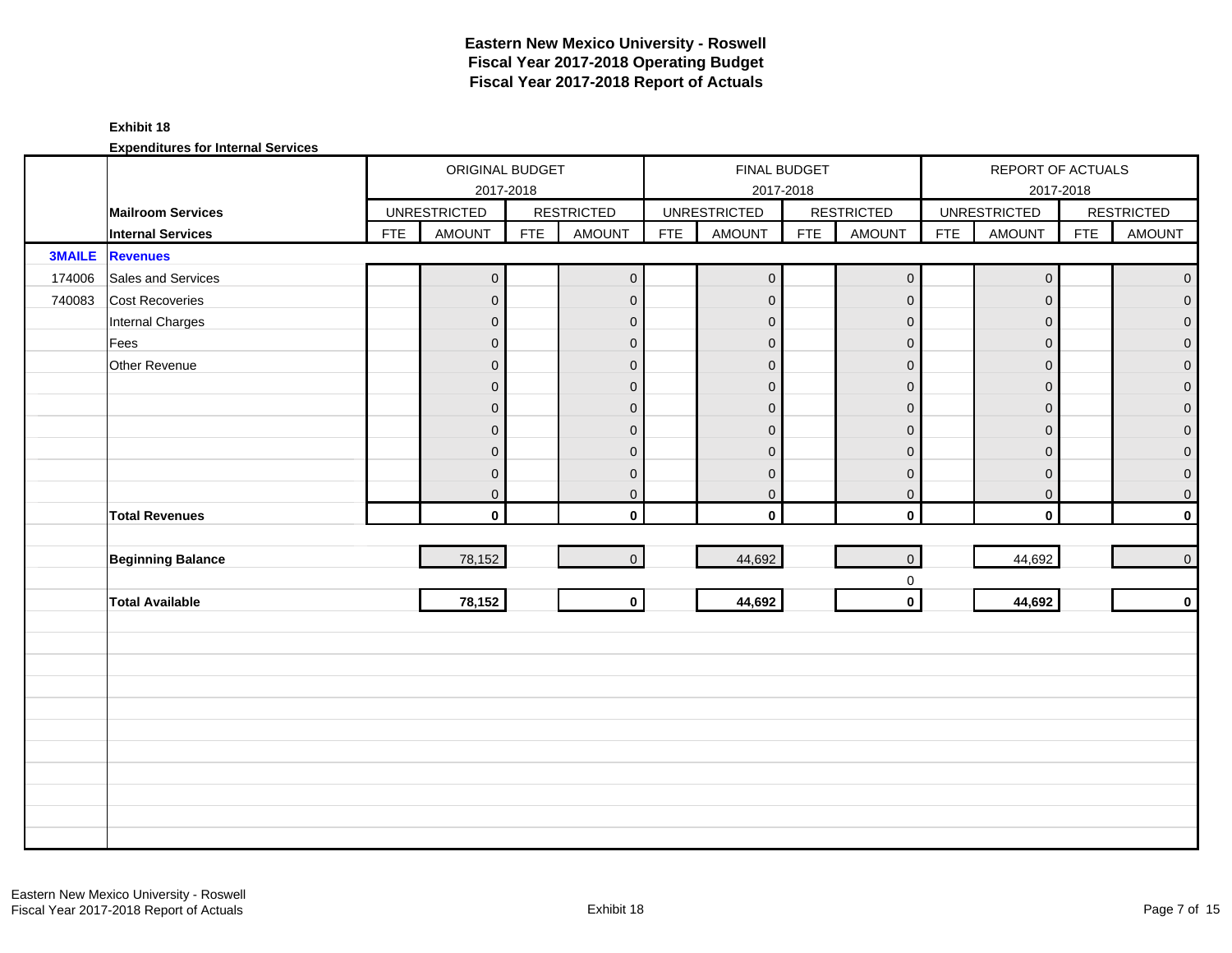# Eastern New Mexico University - Roswell
## Fiscal Year 2017-2018 Operating Budget
## Fiscal Year 2017-2018 Report of Actuals

**Exhibit 18**

**Expenditures for Internal Services**

| | | ORIGINAL BUDGET 2017-2018 | | | | FINAL BUDGET 2017-2018 | | | | REPORT OF ACTUALS 2017-2018 | | | |
|---|---|---|---|---|---|---|---|---|---|---|---|---|---|
| | **Mailroom Services** | UNRESTRICTED | | RESTRICTED | | UNRESTRICTED | | RESTRICTED | | UNRESTRICTED | | RESTRICTED | |
| | **Internal Services** | FTE | AMOUNT | FTE | AMOUNT | FTE | AMOUNT | FTE | AMOUNT | FTE | AMOUNT | FTE | AMOUNT |
| **3MAILE** | **Revenues** | | | | | | | | | | | | |
| 174006 | Sales and Services | | 0 | | 0 | | 0 | | 0 | | 0 | | 0 |
| 740083 | Cost Recoveries | | 0 | | 0 | | 0 | | 0 | | 0 | | 0 |
| | Internal Charges | | 0 | | 0 | | 0 | | 0 | | 0 | | 0 |
| | Fees | | 0 | | 0 | | 0 | | 0 | | 0 | | 0 |
| | Other Revenue | | 0 | | 0 | | 0 | | 0 | | 0 | | 0 |
| | | | 0 | | 0 | | 0 | | 0 | | 0 | | 0 |
| | | | 0 | | 0 | | 0 | | 0 | | 0 | | 0 |
| | | | 0 | | 0 | | 0 | | 0 | | 0 | | 0 |
| | | | 0 | | 0 | | 0 | | 0 | | 0 | | 0 |
| | | | 0 | | 0 | | 0 | | 0 | | 0 | | 0 |
| | | | 0 | | 0 | | 0 | | 0 | | 0 | | 0 |
| | **Total Revenues** | | **0** | | **0** | | **0** | | **0** | | **0** | | **0** |
| | **Beginning Balance** | | 78,152 | | 0 | | 44,692 | | 0 | | 44,692 | | 0 |
| | | | | | | | | | 0 | | | | |
| | **Total Available** | | **78,152** | | **0** | | **44,692** | | **0** | | **44,692** | | **0** |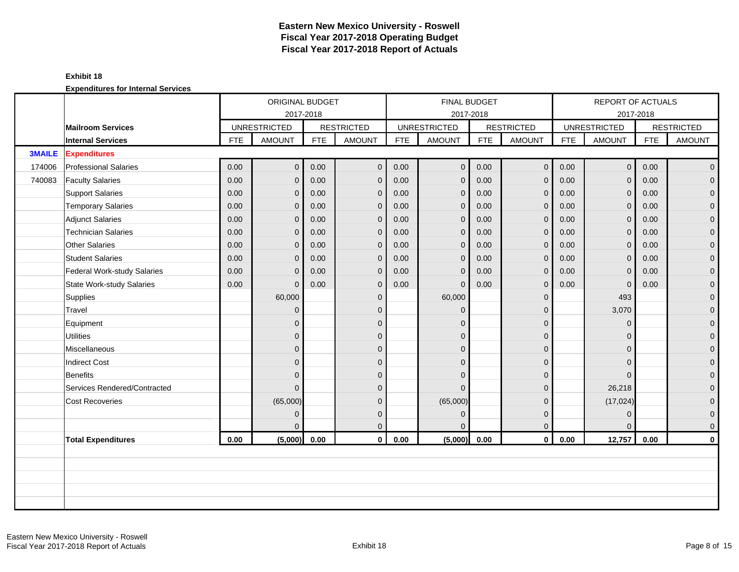# Eastern New Mexico University - Roswell
## Fiscal Year 2017-2018 Operating Budget
## Fiscal Year 2017-2018 Report of Actuals

**Exhibit 18**

**Expenditures for Internal Services**

| | | ORIGINAL BUDGET 2017-2018 | | | | FINAL BUDGET 2017-2018 | | | | REPORT OF ACTUALS 2017-2018 | | | |
|---|---|---|---|---|---|---|---|---|---|---|---|---|---|
| | **Mailroom Services** | UNRESTRICTED | | RESTRICTED | | UNRESTRICTED | | RESTRICTED | | UNRESTRICTED | | RESTRICTED | |
| | **Internal Services** | FTE | AMOUNT | FTE | AMOUNT | FTE | AMOUNT | FTE | AMOUNT | FTE | AMOUNT | FTE | AMOUNT |
| **3MAILE** | **Expenditures** | | | | | | | | | | | | |
| 174006 | Professional Salaries | 0.00 | 0 | 0.00 | 0 | 0.00 | 0 | 0.00 | 0 | 0.00 | 0 | 0.00 | 0 |
| 740083 | Faculty Salaries | 0.00 | 0 | 0.00 | 0 | 0.00 | 0 | 0.00 | 0 | 0.00 | 0 | 0.00 | 0 |
| | Support Salaries | 0.00 | 0 | 0.00 | 0 | 0.00 | 0 | 0.00 | 0 | 0.00 | 0 | 0.00 | 0 |
| | Temporary Salaries | 0.00 | 0 | 0.00 | 0 | 0.00 | 0 | 0.00 | 0 | 0.00 | 0 | 0.00 | 0 |
| | Adjunct Salaries | 0.00 | 0 | 0.00 | 0 | 0.00 | 0 | 0.00 | 0 | 0.00 | 0 | 0.00 | 0 |
| | Technician Salaries | 0.00 | 0 | 0.00 | 0 | 0.00 | 0 | 0.00 | 0 | 0.00 | 0 | 0.00 | 0 |
| | Other Salaries | 0.00 | 0 | 0.00 | 0 | 0.00 | 0 | 0.00 | 0 | 0.00 | 0 | 0.00 | 0 |
| | Student Salaries | 0.00 | 0 | 0.00 | 0 | 0.00 | 0 | 0.00 | 0 | 0.00 | 0 | 0.00 | 0 |
| | Federal Work-study Salaries | 0.00 | 0 | 0.00 | 0 | 0.00 | 0 | 0.00 | 0 | 0.00 | 0 | 0.00 | 0 |
| | State Work-study Salaries | 0.00 | 0 | 0.00 | 0 | 0.00 | 0 | 0.00 | 0 | 0.00 | 0 | 0.00 | 0 |
| | Supplies | | 60,000 | | 0 | | 60,000 | | 0 | | 493 | | 0 |
| | Travel | | 0 | | 0 | | 0 | | 0 | | 3,070 | | 0 |
| | Equipment | | 0 | | 0 | | 0 | | 0 | | 0 | | 0 |
| | Utilities | | 0 | | 0 | | 0 | | 0 | | 0 | | 0 |
| | Miscellaneous | | 0 | | 0 | | 0 | | 0 | | 0 | | 0 |
| | Indirect Cost | | 0 | | 0 | | 0 | | 0 | | 0 | | 0 |
| | Benefits | | 0 | | 0 | | 0 | | 0 | | 0 | | 0 |
| | Services Rendered/Contracted | | 0 | | 0 | | 0 | | 0 | | 26,218 | | 0 |
| | Cost Recoveries | | (65,000) | | 0 | | (65,000) | | 0 | | (17,024) | | 0 |
| | | | 0 | | 0 | | 0 | | 0 | | 0 | | 0 |
| | | | 0 | | 0 | | 0 | | 0 | | 0 | | 0 |
| | **Total Expenditures** | **0.00** | **(5,000)** | **0.00** | **0** | **0.00** | **(5,000)** | **0.00** | **0** | **0.00** | **12,757** | **0.00** | **0** |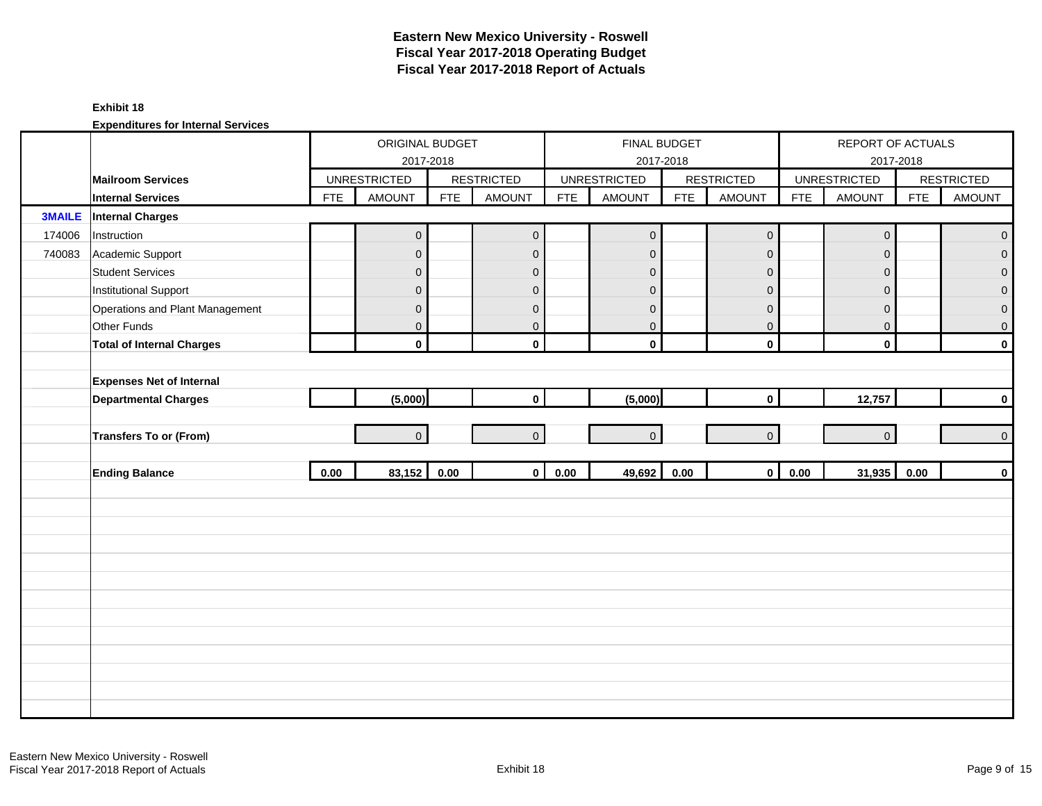# Eastern New Mexico University - Roswell
## Fiscal Year 2017-2018 Operating Budget
## Fiscal Year 2017-2018 Report of Actuals

**Exhibit 18**

**Expenditures for Internal Services**

| | | ORIGINAL BUDGET 2017-2018 | | | | FINAL BUDGET 2017-2018 | | | | REPORT OF ACTUALS 2017-2018 | | | |
|---|---|---|---|---|---|---|---|---|---|---|---|---|---|
| | **Mailroom Services** | UNRESTRICTED | | RESTRICTED | | UNRESTRICTED | | RESTRICTED | | UNRESTRICTED | | RESTRICTED | |
| | **Internal Services** | FTE | AMOUNT | FTE | AMOUNT | FTE | AMOUNT | FTE | AMOUNT | FTE | AMOUNT | FTE | AMOUNT |
| **3MAILE** | **Internal Charges** | | | | | | | | | | | | |
| 174006 | Instruction | | 0 | | 0 | | 0 | | 0 | | 0 | | 0 |
| 740083 | Academic Support | | 0 | | 0 | | 0 | | 0 | | 0 | | 0 |
| | Student Services | | 0 | | 0 | | 0 | | 0 | | 0 | | 0 |
| | Institutional Support | | 0 | | 0 | | 0 | | 0 | | 0 | | 0 |
| | Operations and Plant Management | | 0 | | 0 | | 0 | | 0 | | 0 | | 0 |
| | Other Funds | | 0 | | 0 | | 0 | | 0 | | 0 | | 0 |
| | **Total of Internal Charges** | | **0** | | **0** | | **0** | | **0** | | **0** | | **0** |
| | **Expenses Net of Internal Departmental Charges** | | **(5,000)** | | **0** | | **(5,000)** | | **0** | | **12,757** | | **0** |
| | **Transfers To or (From)** | | 0 | | 0 | | 0 | | 0 | | 0 | | 0 |
| | **Ending Balance** | **0.00** | **83,152** | **0.00** | **0** | **0.00** | **49,692** | **0.00** | **0** | **0.00** | **31,935** | **0.00** | **0** |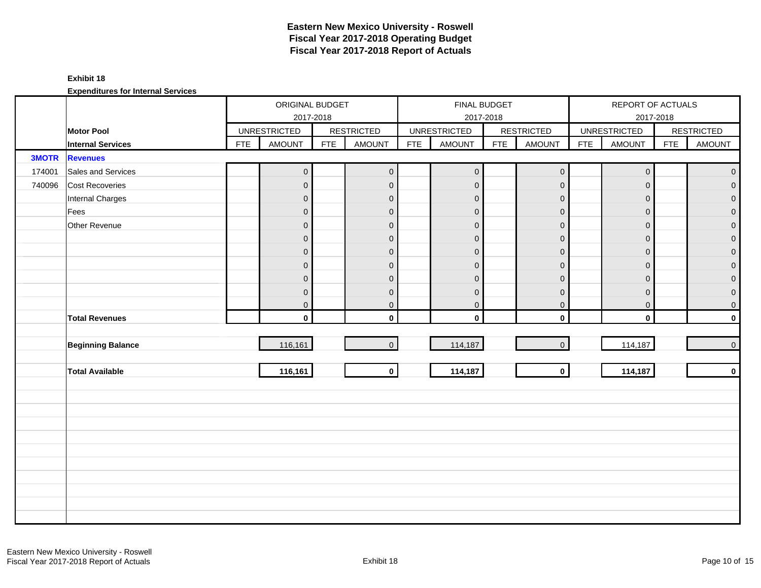# Eastern New Mexico University - Roswell
# Fiscal Year 2017-2018 Operating Budget
# Fiscal Year 2017-2018 Report of Actuals

**Exhibit 18**

**Expenditures for Internal Services**

| | | ORIGINAL BUDGET 2017-2018 | | | | FINAL BUDGET 2017-2018 | | | | REPORT OF ACTUALS 2017-2018 | | | |
|---|---|---|---|---|---|---|---|---|---|---|---|---|---|
| | **Motor Pool** | UNRESTRICTED | | RESTRICTED | | UNRESTRICTED | | RESTRICTED | | UNRESTRICTED | | RESTRICTED | |
| | **Internal Services** | FTE | AMOUNT | FTE | AMOUNT | FTE | AMOUNT | FTE | AMOUNT | FTE | AMOUNT | FTE | AMOUNT |
| **3MOTR** | **Revenues** | | | | | | | | | | | | |
| 174001 | Sales and Services | | 0 | | 0 | | 0 | | 0 | | 0 | | 0 |
| 740096 | Cost Recoveries | | 0 | | 0 | | 0 | | 0 | | 0 | | 0 |
| | Internal Charges | | 0 | | 0 | | 0 | | 0 | | 0 | | 0 |
| | Fees | | 0 | | 0 | | 0 | | 0 | | 0 | | 0 |
| | Other Revenue | | 0 | | 0 | | 0 | | 0 | | 0 | | 0 |
| | | | 0 | | 0 | | 0 | | 0 | | 0 | | 0 |
| | | | 0 | | 0 | | 0 | | 0 | | 0 | | 0 |
| | | | 0 | | 0 | | 0 | | 0 | | 0 | | 0 |
| | | | 0 | | 0 | | 0 | | 0 | | 0 | | 0 |
| | | | 0 | | 0 | | 0 | | 0 | | 0 | | 0 |
| | | | 0 | | 0 | | 0 | | 0 | | 0 | | 0 |
| | **Total Revenues** | | **0** | | **0** | | **0** | | **0** | | **0** | | **0** |
| | **Beginning Balance** | | 116,161 | | 0 | | 114,187 | | 0 | | 114,187 | | 0 |
| | **Total Available** | | **116,161** | | **0** | | **114,187** | | **0** | | **114,187** | | **0** |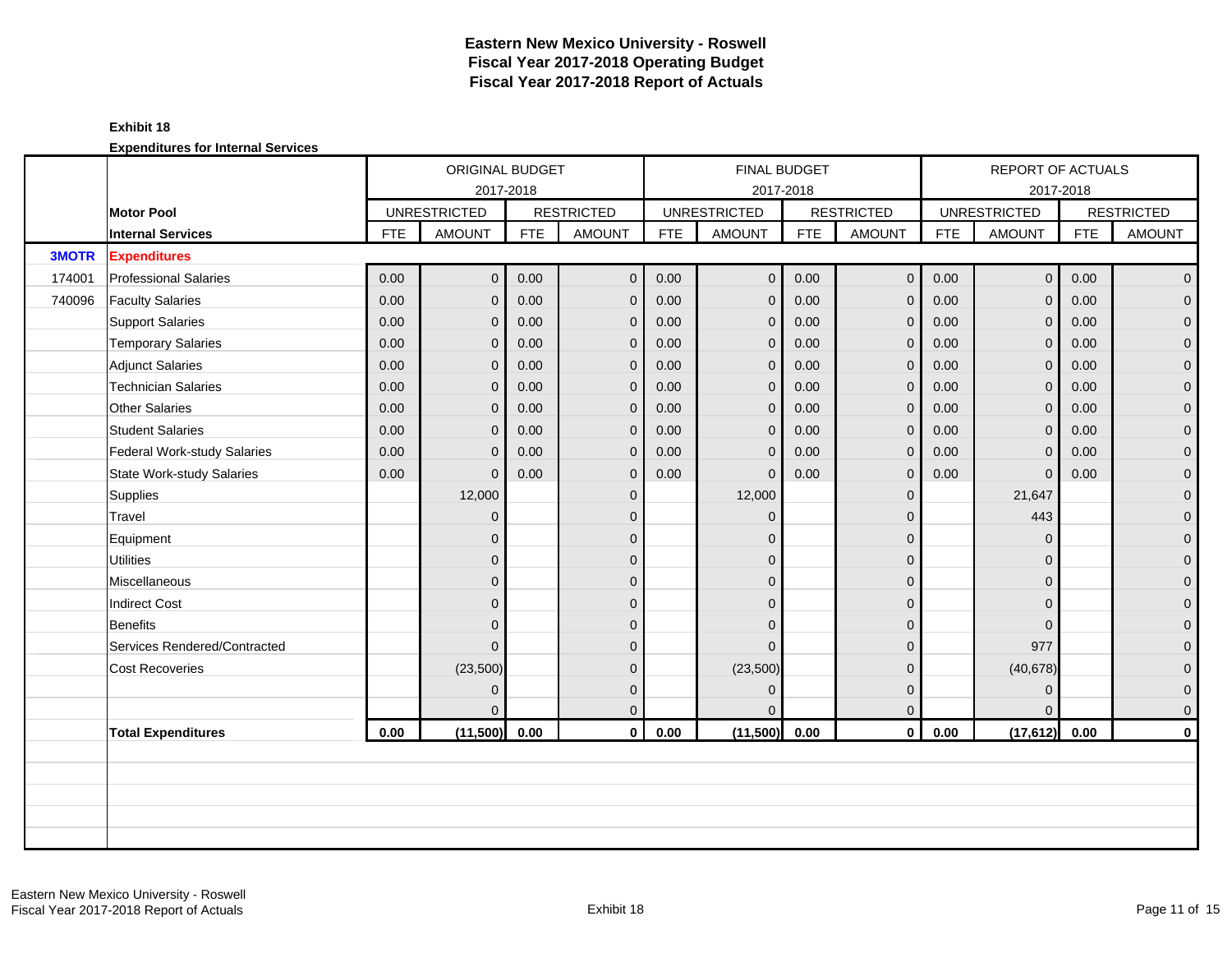# Eastern New Mexico University - Roswell
## Fiscal Year 2017-2018 Operating Budget
## Fiscal Year 2017-2018 Report of Actuals

**Exhibit 18**

**Expenditures for Internal Services**

| | | ORIGINAL BUDGET 2017-2018 | | | | FINAL BUDGET 2017-2018 | | | | REPORT OF ACTUALS 2017-2018 | | | |
|---|---|---|---|---|---|---|---|---|---|---|---|---|---|
| | **Motor Pool** | UNRESTRICTED | | RESTRICTED | | UNRESTRICTED | | RESTRICTED | | UNRESTRICTED | | RESTRICTED | |
| | **Internal Services** | FTE | AMOUNT | FTE | AMOUNT | FTE | AMOUNT | FTE | AMOUNT | FTE | AMOUNT | FTE | AMOUNT |
| **3MOTR** | **Expenditures** | | | | | | | | | | | | |
| 174001 | Professional Salaries | 0.00 | 0 | 0.00 | 0 | 0.00 | 0 | 0.00 | 0 | 0.00 | 0 | 0.00 | 0 |
| 740096 | Faculty Salaries | 0.00 | 0 | 0.00 | 0 | 0.00 | 0 | 0.00 | 0 | 0.00 | 0 | 0.00 | 0 |
| | Support Salaries | 0.00 | 0 | 0.00 | 0 | 0.00 | 0 | 0.00 | 0 | 0.00 | 0 | 0.00 | 0 |
| | Temporary Salaries | 0.00 | 0 | 0.00 | 0 | 0.00 | 0 | 0.00 | 0 | 0.00 | 0 | 0.00 | 0 |
| | Adjunct Salaries | 0.00 | 0 | 0.00 | 0 | 0.00 | 0 | 0.00 | 0 | 0.00 | 0 | 0.00 | 0 |
| | Technician Salaries | 0.00 | 0 | 0.00 | 0 | 0.00 | 0 | 0.00 | 0 | 0.00 | 0 | 0.00 | 0 |
| | Other Salaries | 0.00 | 0 | 0.00 | 0 | 0.00 | 0 | 0.00 | 0 | 0.00 | 0 | 0.00 | 0 |
| | Student Salaries | 0.00 | 0 | 0.00 | 0 | 0.00 | 0 | 0.00 | 0 | 0.00 | 0 | 0.00 | 0 |
| | Federal Work-study Salaries | 0.00 | 0 | 0.00 | 0 | 0.00 | 0 | 0.00 | 0 | 0.00 | 0 | 0.00 | 0 |
| | State Work-study Salaries | 0.00 | 0 | 0.00 | 0 | 0.00 | 0 | 0.00 | 0 | 0.00 | 0 | 0.00 | 0 |
| | Supplies | | 12,000 | | 0 | | 12,000 | | 0 | | 21,647 | | 0 |
| | Travel | | 0 | | 0 | | 0 | | 0 | | 443 | | 0 |
| | Equipment | | 0 | | 0 | | 0 | | 0 | | 0 | | 0 |
| | Utilities | | 0 | | 0 | | 0 | | 0 | | 0 | | 0 |
| | Miscellaneous | | 0 | | 0 | | 0 | | 0 | | 0 | | 0 |
| | Indirect Cost | | 0 | | 0 | | 0 | | 0 | | 0 | | 0 |
| | Benefits | | 0 | | 0 | | 0 | | 0 | | 0 | | 0 |
| | Services Rendered/Contracted | | 0 | | 0 | | 0 | | 0 | | 977 | | 0 |
| | Cost Recoveries | | (23,500) | | 0 | | (23,500) | | 0 | | (40,678) | | 0 |
| | | | 0 | | 0 | | 0 | | 0 | | 0 | | 0 |
| | | | 0 | | 0 | | 0 | | 0 | | 0 | | 0 |
| | **Total Expenditures** | **0.00** | **(11,500)** | **0.00** | **0** | **0.00** | **(11,500)** | **0.00** | **0** | **0.00** | **(17,612)** | **0.00** | **0** |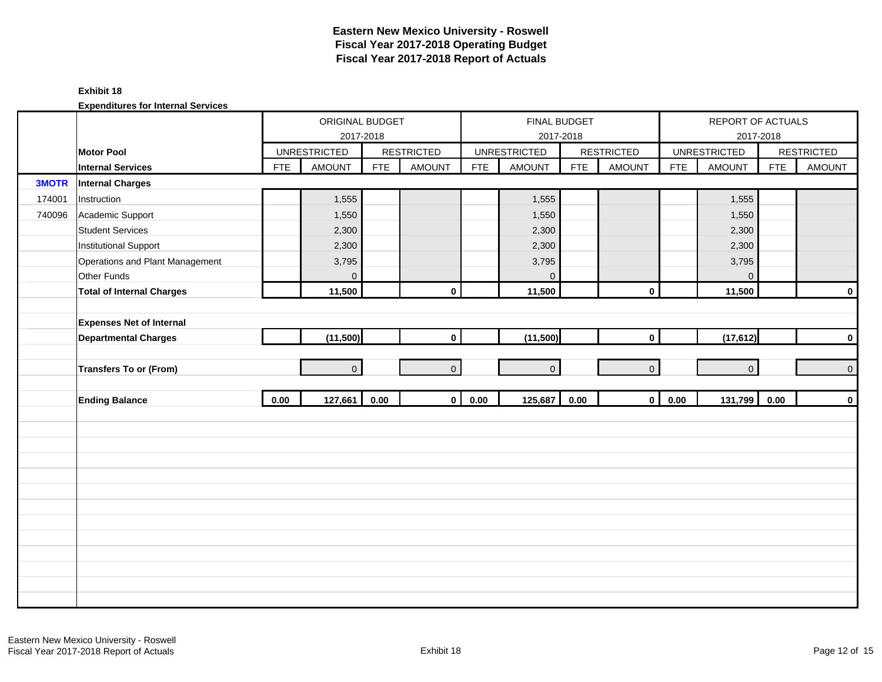# Eastern New Mexico University - Roswell
## Fiscal Year 2017-2018 Operating Budget
## Fiscal Year 2017-2018 Report of Actuals

**Exhibit 18**

**Expenditures for Internal Services**

| | | ORIGINAL BUDGET 2017-2018 | | | | FINAL BUDGET 2017-2018 | | | | REPORT OF ACTUALS 2017-2018 | | | |
|---|---|---|---|---|---|---|---|---|---|---|---|---|---|
| | **Motor Pool** | UNRESTRICTED | | RESTRICTED | | UNRESTRICTED | | RESTRICTED | | UNRESTRICTED | | RESTRICTED | |
| | **Internal Services** | FTE | AMOUNT | FTE | AMOUNT | FTE | AMOUNT | FTE | AMOUNT | FTE | AMOUNT | FTE | AMOUNT |
| **3MOTR** | **Internal Charges** | | | | | | | | | | | | |
| 174001 | Instruction | | 1,555 | | | | 1,555 | | | | 1,555 | | |
| 740096 | Academic Support | | 1,550 | | | | 1,550 | | | | 1,550 | | |
| | Student Services | | 2,300 | | | | 2,300 | | | | 2,300 | | |
| | Institutional Support | | 2,300 | | | | 2,300 | | | | 2,300 | | |
| | Operations and Plant Management | | 3,795 | | | | 3,795 | | | | 3,795 | | |
| | Other Funds | | 0 | | | | 0 | | | | 0 | | |
| | **Total of Internal Charges** | | **11,500** | | **0** | | **11,500** | | **0** | | **11,500** | | **0** |
| | | | | | | | | | | | | | |
| | **Expenses Net of Internal Departmental Charges** | | **(11,500)** | | **0** | | **(11,500)** | | **0** | | **(17,612)** | | **0** |
| | | | | | | | | | | | | | |
| | **Transfers To or (From)** | | 0 | | 0 | | 0 | | 0 | | 0 | | 0 |
| | | | | | | | | | | | | | |
| | **Ending Balance** | **0.00** | **127,661** | **0.00** | **0** | **0.00** | **125,687** | **0.00** | **0** | **0.00** | **131,799** | **0.00** | **0** |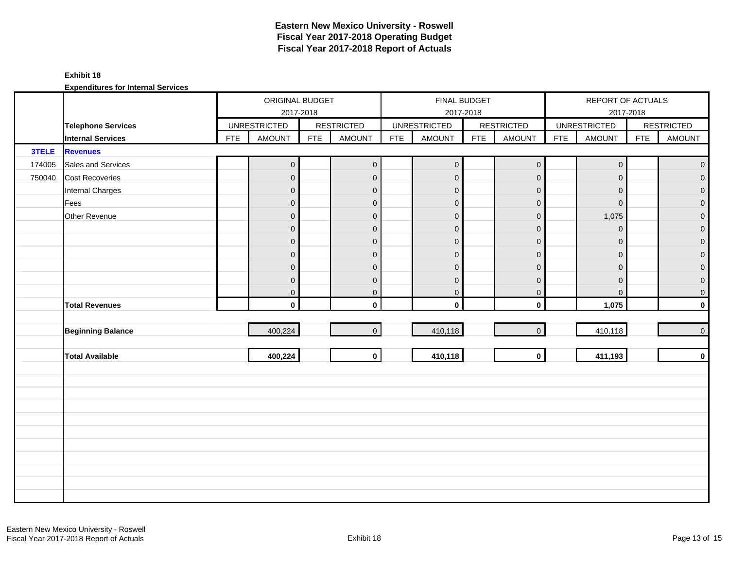# Eastern New Mexico University - Roswell
## Fiscal Year 2017-2018 Operating Budget
## Fiscal Year 2017-2018 Report of Actuals

**Exhibit 18**

**Expenditures for Internal Services**

| | | ORIGINAL BUDGET 2017-2018 | | | | FINAL BUDGET 2017-2018 | | | | REPORT OF ACTUALS 2017-2018 | | | |
|---|---|---|---|---|---|---|---|---|---|---|---|---|---|
| | **Telephone Services** | UNRESTRICTED | | RESTRICTED | | UNRESTRICTED | | RESTRICTED | | UNRESTRICTED | | RESTRICTED | |
| | **Internal Services** | FTE | AMOUNT | FTE | AMOUNT | FTE | AMOUNT | FTE | AMOUNT | FTE | AMOUNT | FTE | AMOUNT |
| **3TELE** | **Revenues** | | | | | | | | | | | | |
| 174005 | Sales and Services | | 0 | | 0 | | 0 | | 0 | | 0 | | 0 |
| 750040 | Cost Recoveries | | 0 | | 0 | | 0 | | 0 | | 0 | | 0 |
| | Internal Charges | | 0 | | 0 | | 0 | | 0 | | 0 | | 0 |
| | Fees | | 0 | | 0 | | 0 | | 0 | | 0 | | 0 |
| | Other Revenue | | 0 | | 0 | | 0 | | 0 | | 1,075 | | 0 |
| | | | 0 | | 0 | | 0 | | 0 | | 0 | | 0 |
| | | | 0 | | 0 | | 0 | | 0 | | 0 | | 0 |
| | | | 0 | | 0 | | 0 | | 0 | | 0 | | 0 |
| | | | 0 | | 0 | | 0 | | 0 | | 0 | | 0 |
| | | | 0 | | 0 | | 0 | | 0 | | 0 | | 0 |
| | | | 0 | | 0 | | 0 | | 0 | | 0 | | 0 |
| | **Total Revenues** | | **0** | | **0** | | **0** | | **0** | | **1,075** | | **0** |
| | **Beginning Balance** | | 400,224 | | 0 | | 410,118 | | 0 | | 410,118 | | 0 |
| | **Total Available** | | **400,224** | | **0** | | **410,118** | | **0** | | **411,193** | | **0** |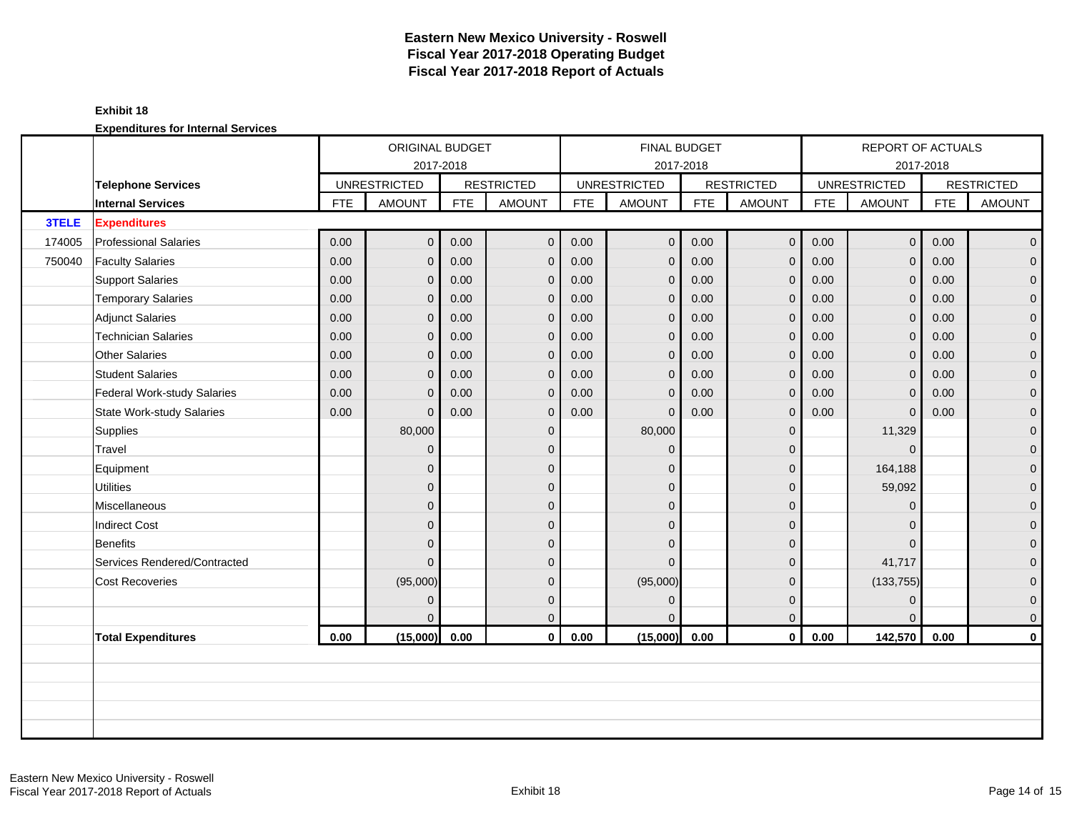# Eastern New Mexico University - Roswell
## Fiscal Year 2017-2018 Operating Budget
## Fiscal Year 2017-2018 Report of Actuals

**Exhibit 18**

**Expenditures for Internal Services**

| | | ORIGINAL BUDGET 2017-2018 | | | | FINAL BUDGET 2017-2018 | | | | REPORT OF ACTUALS 2017-2018 | | | |
|---|---|---|---|---|---|---|---|---|---|---|---|---|---|
| | **Telephone Services** | UNRESTRICTED | | RESTRICTED | | UNRESTRICTED | | RESTRICTED | | UNRESTRICTED | | RESTRICTED | |
| | **Internal Services** | FTE | AMOUNT | FTE | AMOUNT | FTE | AMOUNT | FTE | AMOUNT | FTE | AMOUNT | FTE | AMOUNT |
| **3TELE** | **Expenditures** | | | | | | | | | | | | |
| 174005 | Professional Salaries | 0.00 | 0 | 0.00 | 0 | 0.00 | 0 | 0.00 | 0 | 0.00 | 0 | 0.00 | 0 |
| 750040 | Faculty Salaries | 0.00 | 0 | 0.00 | 0 | 0.00 | 0 | 0.00 | 0 | 0.00 | 0 | 0.00 | 0 |
| | Support Salaries | 0.00 | 0 | 0.00 | 0 | 0.00 | 0 | 0.00 | 0 | 0.00 | 0 | 0.00 | 0 |
| | Temporary Salaries | 0.00 | 0 | 0.00 | 0 | 0.00 | 0 | 0.00 | 0 | 0.00 | 0 | 0.00 | 0 |
| | Adjunct Salaries | 0.00 | 0 | 0.00 | 0 | 0.00 | 0 | 0.00 | 0 | 0.00 | 0 | 0.00 | 0 |
| | Technician Salaries | 0.00 | 0 | 0.00 | 0 | 0.00 | 0 | 0.00 | 0 | 0.00 | 0 | 0.00 | 0 |
| | Other Salaries | 0.00 | 0 | 0.00 | 0 | 0.00 | 0 | 0.00 | 0 | 0.00 | 0 | 0.00 | 0 |
| | Student Salaries | 0.00 | 0 | 0.00 | 0 | 0.00 | 0 | 0.00 | 0 | 0.00 | 0 | 0.00 | 0 |
| | Federal Work-study Salaries | 0.00 | 0 | 0.00 | 0 | 0.00 | 0 | 0.00 | 0 | 0.00 | 0 | 0.00 | 0 |
| | State Work-study Salaries | 0.00 | 0 | 0.00 | 0 | 0.00 | 0 | 0.00 | 0 | 0.00 | 0 | 0.00 | 0 |
| | Supplies | | 80,000 | | 0 | | 80,000 | | 0 | | 11,329 | | 0 |
| | Travel | | 0 | | 0 | | 0 | | 0 | | 0 | | 0 |
| | Equipment | | 0 | | 0 | | 0 | | 0 | | 164,188 | | 0 |
| | Utilities | | 0 | | 0 | | 0 | | 0 | | 59,092 | | 0 |
| | Miscellaneous | | 0 | | 0 | | 0 | | 0 | | 0 | | 0 |
| | Indirect Cost | | 0 | | 0 | | 0 | | 0 | | 0 | | 0 |
| | Benefits | | 0 | | 0 | | 0 | | 0 | | 0 | | 0 |
| | Services Rendered/Contracted | | 0 | | 0 | | 0 | | 0 | | 41,717 | | 0 |
| | Cost Recoveries | | (95,000) | | 0 | | (95,000) | | 0 | | (133,755) | | 0 |
| | | | 0 | | 0 | | 0 | | 0 | | 0 | | 0 |
| | | | 0 | | 0 | | 0 | | 0 | | 0 | | 0 |
| | **Total Expenditures** | **0.00** | **(15,000)** | **0.00** | **0** | **0.00** | **(15,000)** | **0.00** | **0** | **0.00** | **142,570** | **0.00** | **0** |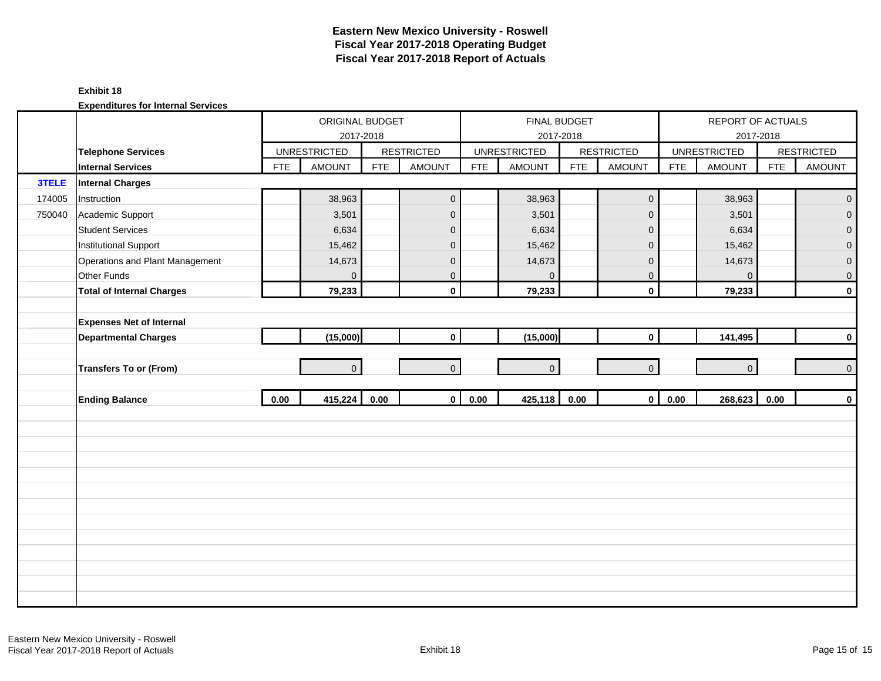# Eastern New Mexico University - Roswell
## Fiscal Year 2017-2018 Operating Budget
## Fiscal Year 2017-2018 Report of Actuals

**Exhibit 18**

**Expenditures for Internal Services**

| | | ORIGINAL BUDGET 2017-2018 | | | | FINAL BUDGET 2017-2018 | | | | REPORT OF ACTUALS 2017-2018 | | | |
|---|---|---|---|---|---|---|---|---|---|---|---|---|---|
| | **Telephone Services** | UNRESTRICTED | | RESTRICTED | | UNRESTRICTED | | RESTRICTED | | UNRESTRICTED | | RESTRICTED | |
| | **Internal Services** | FTE | AMOUNT | FTE | AMOUNT | FTE | AMOUNT | FTE | AMOUNT | FTE | AMOUNT | FTE | AMOUNT |
| **3TELE** | **Internal Charges** | | | | | | | | | | | | |
| 174005 | Instruction | | 38,963 | | 0 | | 38,963 | | 0 | | 38,963 | | 0 |
| 750040 | Academic Support | | 3,501 | | 0 | | 3,501 | | 0 | | 3,501 | | 0 |
| | Student Services | | 6,634 | | 0 | | 6,634 | | 0 | | 6,634 | | 0 |
| | Institutional Support | | 15,462 | | 0 | | 15,462 | | 0 | | 15,462 | | 0 |
| | Operations and Plant Management | | 14,673 | | 0 | | 14,673 | | 0 | | 14,673 | | 0 |
| | Other Funds | | 0 | | 0 | | 0 | | 0 | | 0 | | 0 |
| | **Total of Internal Charges** | | **79,233** | | **0** | | **79,233** | | **0** | | **79,233** | | **0** |
| | | | | | | | | | | | | | |
| | **Expenses Net of Internal Departmental Charges** | | **(15,000)** | | **0** | | **(15,000)** | | **0** | | **141,495** | | **0** |
| | | | | | | | | | | | | | |
| | **Transfers To or (From)** | | 0 | | 0 | | 0 | | 0 | | 0 | | 0 |
| | | | | | | | | | | | | | |
| | **Ending Balance** | **0.00** | **415,224** | **0.00** | **0** | **0.00** | **425,118** | **0.00** | **0** | **0.00** | **268,623** | **0.00** | **0** |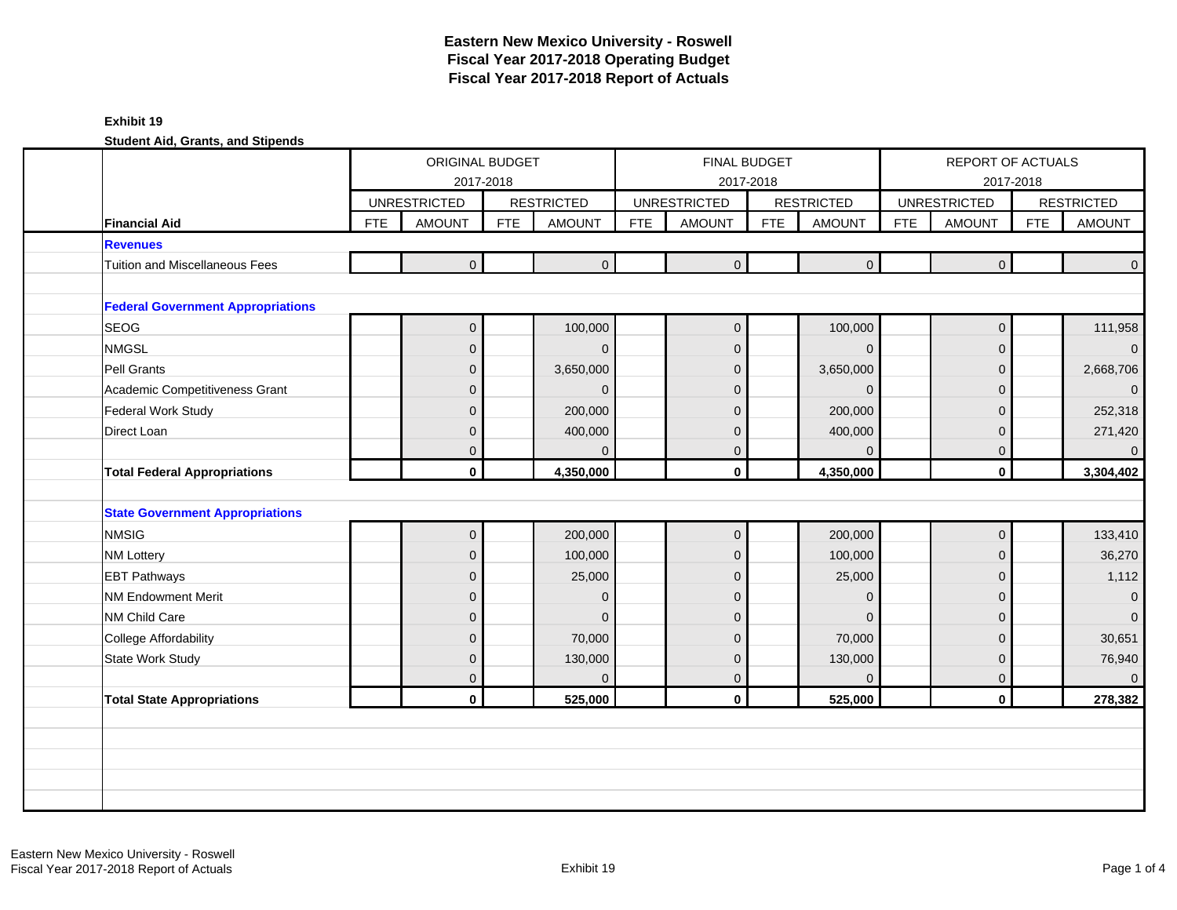# Eastern New Mexico University - Roswell
## Fiscal Year 2017-2018 Operating Budget
## Fiscal Year 2017-2018 Report of Actuals

**Exhibit 19**

**Student Aid, Grants, and Stipends**

| | ORIGINAL BUDGET 2017-2018 | | | | FINAL BUDGET 2017-2018 | | | | REPORT OF ACTUALS 2017-2018 | | | |
|---|---|---|---|---|---|---|---|---|---|---|---|---|
| | UNRESTRICTED | | RESTRICTED | | UNRESTRICTED | | RESTRICTED | | UNRESTRICTED | | RESTRICTED | |
| **Financial Aid** | FTE | AMOUNT | FTE | AMOUNT | FTE | AMOUNT | FTE | AMOUNT | FTE | AMOUNT | FTE | AMOUNT |
| **Revenues** | | | | | | | | | | | | |
| Tuition and Miscellaneous Fees | | 0 | | 0 | | 0 | | 0 | | 0 | | 0 |
| | | | | | | | | | | | | |
| **Federal Government Appropriations** | | | | | | | | | | | | |
| SEOG | | 0 | | 100,000 | | 0 | | 100,000 | | 0 | | 111,958 |
| NMGSL | | 0 | | 0 | | 0 | | 0 | | 0 | | 0 |
| Pell Grants | | 0 | | 3,650,000 | | 0 | | 3,650,000 | | 0 | | 2,668,706 |
| Academic Competitiveness Grant | | 0 | | 0 | | 0 | | 0 | | 0 | | 0 |
| Federal Work Study | | 0 | | 200,000 | | 0 | | 200,000 | | 0 | | 252,318 |
| Direct Loan | | 0 | | 400,000 | | 0 | | 400,000 | | 0 | | 271,420 |
| | | 0 | | 0 | | 0 | | 0 | | 0 | | 0 |
| **Total Federal Appropriations** | | **0** | | **4,350,000** | | **0** | | **4,350,000** | | **0** | | **3,304,402** |
| | | | | | | | | | | | | |
| **State Government Appropriations** | | | | | | | | | | | | |
| NMSIG | | 0 | | 200,000 | | 0 | | 200,000 | | 0 | | 133,410 |
| NM Lottery | | 0 | | 100,000 | | 0 | | 100,000 | | 0 | | 36,270 |
| EBT Pathways | | 0 | | 25,000 | | 0 | | 25,000 | | 0 | | 1,112 |
| NM Endowment Merit | | 0 | | 0 | | 0 | | 0 | | 0 | | 0 |
| NM Child Care | | 0 | | 0 | | 0 | | 0 | | 0 | | 0 |
| College Affordability | | 0 | | 70,000 | | 0 | | 70,000 | | 0 | | 30,651 |
| State Work Study | | 0 | | 130,000 | | 0 | | 130,000 | | 0 | | 76,940 |
| | | 0 | | 0 | | 0 | | 0 | | 0 | | 0 |
| **Total State Appropriations** | | **0** | | **525,000** | | **0** | | **525,000** | | **0** | | **278,382** |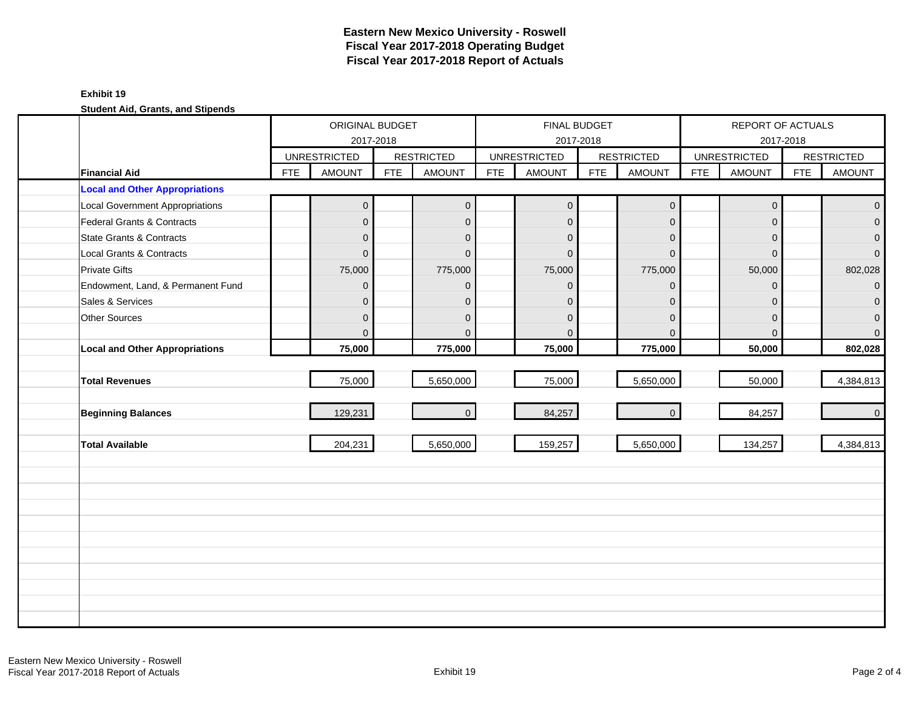# Eastern New Mexico University - Roswell
## Fiscal Year 2017-2018 Operating Budget
## Fiscal Year 2017-2018 Report of Actuals

**Exhibit 19**

**Student Aid, Grants, and Stipends**

| | ORIGINAL BUDGET 2017-2018 | | | | FINAL BUDGET 2017-2018 | | | | REPORT OF ACTUALS 2017-2018 | | | |
|---|---|---|---|---|---|---|---|---|---|---|---|---|
| | UNRESTRICTED | | RESTRICTED | | UNRESTRICTED | | RESTRICTED | | UNRESTRICTED | | RESTRICTED | |
| **Financial Aid** | FTE | AMOUNT | FTE | AMOUNT | FTE | AMOUNT | FTE | AMOUNT | FTE | AMOUNT | FTE | AMOUNT |
| **Local and Other Appropriations** | | | | | | | | | | | | |
| Local Government Appropriations | | 0 | | 0 | | 0 | | 0 | | 0 | | 0 |
| Federal Grants & Contracts | | 0 | | 0 | | 0 | | 0 | | 0 | | 0 |
| State Grants & Contracts | | 0 | | 0 | | 0 | | 0 | | 0 | | 0 |
| Local Grants & Contracts | | 0 | | 0 | | 0 | | 0 | | 0 | | 0 |
| Private Gifts | | 75,000 | | 775,000 | | 75,000 | | 775,000 | | 50,000 | | 802,028 |
| Endowment, Land, & Permanent Fund | | 0 | | 0 | | 0 | | 0 | | 0 | | 0 |
| Sales & Services | | 0 | | 0 | | 0 | | 0 | | 0 | | 0 |
| Other Sources | | 0 | | 0 | | 0 | | 0 | | 0 | | 0 |
| | | 0 | | 0 | | 0 | | 0 | | 0 | | 0 |
| **Local and Other Appropriations** | | **75,000** | | **775,000** | | **75,000** | | **775,000** | | **50,000** | | **802,028** |
| **Total Revenues** | | 75,000 | | 5,650,000 | | 75,000 | | 5,650,000 | | 50,000 | | 4,384,813 |
| **Beginning Balances** | | 129,231 | | 0 | | 84,257 | | 0 | | 84,257 | | 0 |
| **Total Available** | | 204,231 | | 5,650,000 | | 159,257 | | 5,650,000 | | 134,257 | | 4,384,813 |

Eastern New Mexico University - Roswell
Fiscal Year 2017-2018 Report of Actuals

Exhibit 19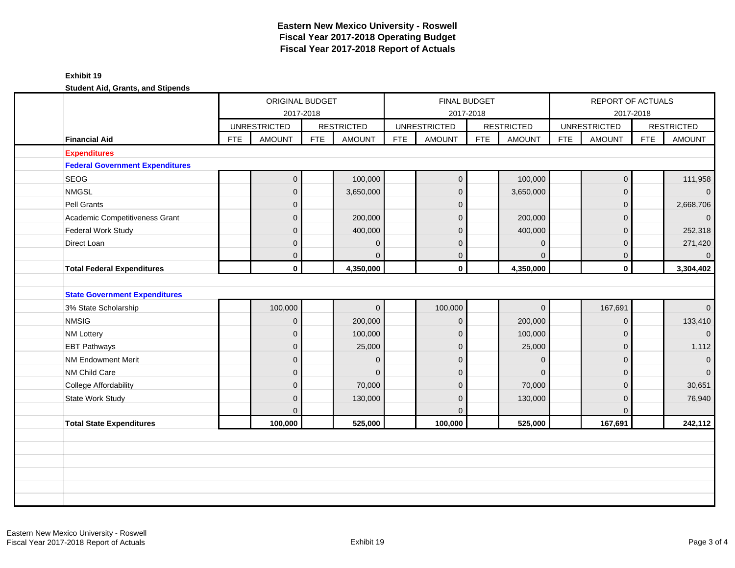# Eastern New Mexico University - Roswell
# Fiscal Year 2017-2018 Operating Budget
# Fiscal Year 2017-2018 Report of Actuals

**Exhibit 19**

**Student Aid, Grants, and Stipends**

| | ORIGINAL BUDGET 2017-2018 | | | | FINAL BUDGET 2017-2018 | | | | REPORT OF ACTUALS 2017-2018 | | | |
|---|---|---|---|---|---|---|---|---|---|---|---|---|
| | UNRESTRICTED | | RESTRICTED | | UNRESTRICTED | | RESTRICTED | | UNRESTRICTED | | RESTRICTED | |
| **Financial Aid** | FTE | AMOUNT | FTE | AMOUNT | FTE | AMOUNT | FTE | AMOUNT | FTE | AMOUNT | FTE | AMOUNT |
| **Expenditures** | | | | | | | | | | | | |
| **Federal Government Expenditures** | | | | | | | | | | | | |
| SEOG | | 0 | | 100,000 | | 0 | | 100,000 | | 0 | | 111,958 |
| NMGSL | | 0 | | 3,650,000 | | 0 | | 3,650,000 | | 0 | | 0 |
| Pell Grants | | 0 | | | | 0 | | | | 0 | | 2,668,706 |
| Academic Competitiveness Grant | | 0 | | 200,000 | | 0 | | 200,000 | | 0 | | 0 |
| Federal Work Study | | 0 | | 400,000 | | 0 | | 400,000 | | 0 | | 252,318 |
| Direct Loan | | 0 | | 0 | | 0 | | 0 | | 0 | | 271,420 |
| | | 0 | | 0 | | 0 | | 0 | | 0 | | 0 |
| **Total Federal Expenditures** | | **0** | | **4,350,000** | | **0** | | **4,350,000** | | **0** | | **3,304,402** |
| | | | | | | | | | | | | |
| **State Government Expenditures** | | | | | | | | | | | | |
| 3% State Scholarship | | 100,000 | | 0 | | 100,000 | | 0 | | 167,691 | | 0 |
| NMSIG | | 0 | | 200,000 | | 0 | | 200,000 | | 0 | | 133,410 |
| NM Lottery | | 0 | | 100,000 | | 0 | | 100,000 | | 0 | | 0 |
| EBT Pathways | | 0 | | 25,000 | | 0 | | 25,000 | | 0 | | 1,112 |
| NM Endowment Merit | | 0 | | 0 | | 0 | | 0 | | 0 | | 0 |
| NM Child Care | | 0 | | 0 | | 0 | | 0 | | 0 | | 0 |
| College Affordability | | 0 | | 70,000 | | 0 | | 70,000 | | 0 | | 30,651 |
| State Work Study | | 0 | | 130,000 | | 0 | | 130,000 | | 0 | | 76,940 |
| | | 0 | | | | 0 | | | | 0 | | |
| **Total State Expenditures** | | **100,000** | | **525,000** | | **100,000** | | **525,000** | | **167,691** | | **242,112** |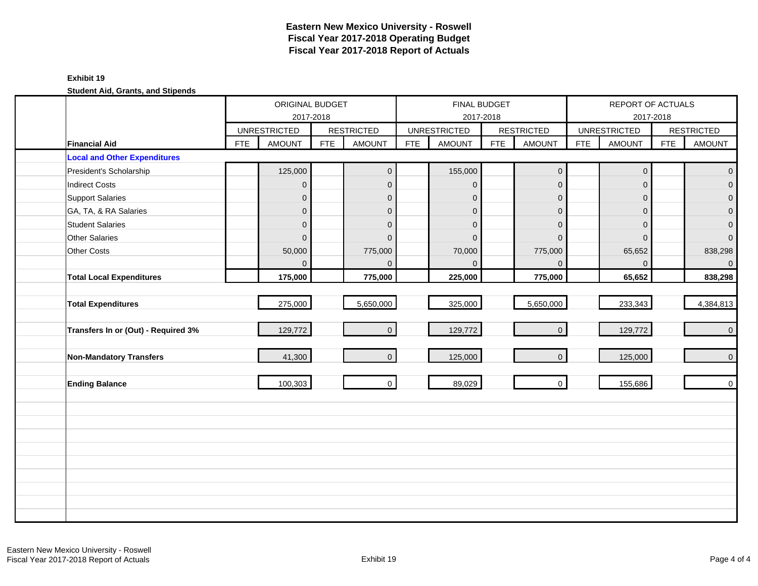# Eastern New Mexico University - Roswell
## Fiscal Year 2017-2018 Operating Budget
## Fiscal Year 2017-2018 Report of Actuals

**Exhibit 19**

**Student Aid, Grants, and Stipends**

| | ORIGINAL BUDGET 2017-2018 | | | | FINAL BUDGET 2017-2018 | | | | REPORT OF ACTUALS 2017-2018 | | | |
|---|---|---|---|---|---|---|---|---|---|---|---|---|
| | UNRESTRICTED | | RESTRICTED | | UNRESTRICTED | | RESTRICTED | | UNRESTRICTED | | RESTRICTED | |
| **Financial Aid** | FTE | AMOUNT | FTE | AMOUNT | FTE | AMOUNT | FTE | AMOUNT | FTE | AMOUNT | FTE | AMOUNT |
| **Local and Other Expenditures** | | | | | | | | | | | | |
| President's Scholarship | | 125,000 | | 0 | | 155,000 | | 0 | | 0 | | 0 |
| Indirect Costs | | 0 | | 0 | | 0 | | 0 | | 0 | | 0 |
| Support Salaries | | 0 | | 0 | | 0 | | 0 | | 0 | | 0 |
| GA, TA, & RA Salaries | | 0 | | 0 | | 0 | | 0 | | 0 | | 0 |
| Student Salaries | | 0 | | 0 | | 0 | | 0 | | 0 | | 0 |
| Other Salaries | | 0 | | 0 | | 0 | | 0 | | 0 | | 0 |
| Other Costs | | 50,000 | | 775,000 | | 70,000 | | 775,000 | | 65,652 | | 838,298 |
| | | 0 | | 0 | | 0 | | 0 | | 0 | | 0 |
| **Total Local Expenditures** | | **175,000** | | **775,000** | | **225,000** | | **775,000** | | **65,652** | | **838,298** |
| **Total Expenditures** | | 275,000 | | 5,650,000 | | 325,000 | | 5,650,000 | | 233,343 | | 4,384,813 |
| **Transfers In or (Out) - Required 3%** | | 129,772 | | 0 | | 129,772 | | 0 | | 129,772 | | 0 |
| **Non-Mandatory Transfers** | | 41,300 | | 0 | | 125,000 | | 0 | | 125,000 | | 0 |
| **Ending Balance** | | 100,303 | | 0 | | 89,029 | | 0 | | 155,686 | | 0 |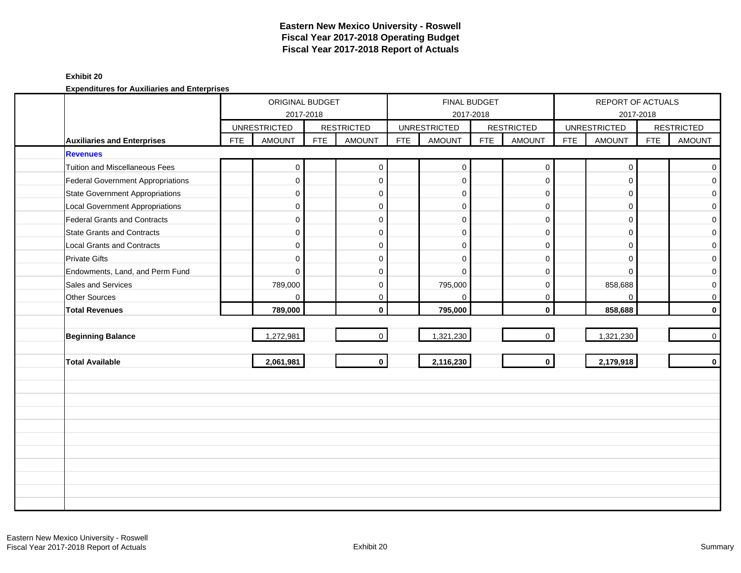# Eastern New Mexico University - Roswell
## Fiscal Year 2017-2018 Operating Budget
## Fiscal Year 2017-2018 Report of Actuals

**Exhibit 20**

**Expenditures for Auxiliaries and Enterprises**

| | ORIGINAL BUDGET 2017-2018 | | | | FINAL BUDGET 2017-2018 | | | | REPORT OF ACTUALS 2017-2018 | | | |
|---|---|---|---|---|---|---|---|---|---|---|---|---|
| | UNRESTRICTED | | RESTRICTED | | UNRESTRICTED | | RESTRICTED | | UNRESTRICTED | | RESTRICTED | |
| **Auxiliaries and Enterprises** | FTE | AMOUNT | FTE | AMOUNT | FTE | AMOUNT | FTE | AMOUNT | FTE | AMOUNT | FTE | AMOUNT |
| **Revenues** | | | | | | | | | | | | |
| Tuition and Miscellaneous Fees | | 0 | | 0 | | 0 | | 0 | | 0 | | 0 |
| Federal Government Appropriations | | 0 | | 0 | | 0 | | 0 | | 0 | | 0 |
| State Government Appropriations | | 0 | | 0 | | 0 | | 0 | | 0 | | 0 |
| Local Government Appropriations | | 0 | | 0 | | 0 | | 0 | | 0 | | 0 |
| Federal Grants and Contracts | | 0 | | 0 | | 0 | | 0 | | 0 | | 0 |
| State Grants and Contracts | | 0 | | 0 | | 0 | | 0 | | 0 | | 0 |
| Local Grants and Contracts | | 0 | | 0 | | 0 | | 0 | | 0 | | 0 |
| Private Gifts | | 0 | | 0 | | 0 | | 0 | | 0 | | 0 |
| Endowments, Land, and Perm Fund | | 0 | | 0 | | 0 | | 0 | | 0 | | 0 |
| Sales and Services | | 789,000 | | 0 | | 795,000 | | 0 | | 858,688 | | 0 |
| Other Sources | | 0 | | 0 | | 0 | | 0 | | 0 | | 0 |
| **Total Revenues** | | **789,000** | | **0** | | **795,000** | | **0** | | **858,688** | | **0** |
| **Beginning Balance** | | 1,272,981 | | 0 | | 1,321,230 | | 0 | | 1,321,230 | | 0 |
| **Total Available** | | **2,061,981** | | **0** | | **2,116,230** | | **0** | | **2,179,918** | | **0** |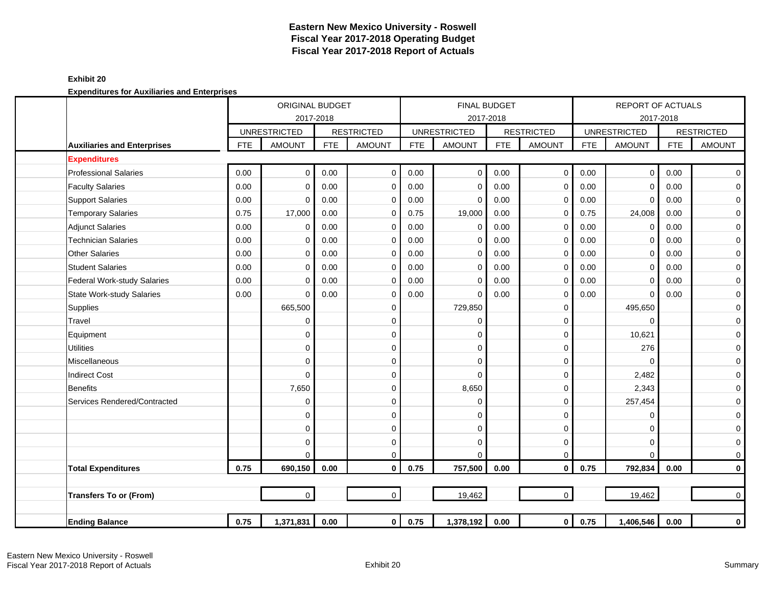# Eastern New Mexico University - Roswell
## Fiscal Year 2017-2018 Operating Budget
## Fiscal Year 2017-2018 Report of Actuals

**Exhibit 20**

**Expenditures for Auxiliaries and Enterprises**

| | ORIGINAL BUDGET 2017-2018 | | | | FINAL BUDGET 2017-2018 | | | | REPORT OF ACTUALS 2017-2018 | | | |
|---|---|---|---|---|---|---|---|---|---|---|---|---|
| | UNRESTRICTED | | RESTRICTED | | UNRESTRICTED | | RESTRICTED | | UNRESTRICTED | | RESTRICTED | |
| **Auxiliaries and Enterprises** | FTE | AMOUNT | FTE | AMOUNT | FTE | AMOUNT | FTE | AMOUNT | FTE | AMOUNT | FTE | AMOUNT |
| **Expenditures** | | | | | | | | | | | | |
| Professional Salaries | 0.00 | 0 | 0.00 | 0 | 0.00 | 0 | 0.00 | 0 | 0.00 | 0 | 0.00 | 0 |
| Faculty Salaries | 0.00 | 0 | 0.00 | 0 | 0.00 | 0 | 0.00 | 0 | 0.00 | 0 | 0.00 | 0 |
| Support Salaries | 0.00 | 0 | 0.00 | 0 | 0.00 | 0 | 0.00 | 0 | 0.00 | 0 | 0.00 | 0 |
| Temporary Salaries | 0.75 | 17,000 | 0.00 | 0 | 0.75 | 19,000 | 0.00 | 0 | 0.75 | 24,008 | 0.00 | 0 |
| Adjunct Salaries | 0.00 | 0 | 0.00 | 0 | 0.00 | 0 | 0.00 | 0 | 0.00 | 0 | 0.00 | 0 |
| Technician Salaries | 0.00 | 0 | 0.00 | 0 | 0.00 | 0 | 0.00 | 0 | 0.00 | 0 | 0.00 | 0 |
| Other Salaries | 0.00 | 0 | 0.00 | 0 | 0.00 | 0 | 0.00 | 0 | 0.00 | 0 | 0.00 | 0 |
| Student Salaries | 0.00 | 0 | 0.00 | 0 | 0.00 | 0 | 0.00 | 0 | 0.00 | 0 | 0.00 | 0 |
| Federal Work-study Salaries | 0.00 | 0 | 0.00 | 0 | 0.00 | 0 | 0.00 | 0 | 0.00 | 0 | 0.00 | 0 |
| State Work-study Salaries | 0.00 | 0 | 0.00 | 0 | 0.00 | 0 | 0.00 | 0 | 0.00 | 0 | 0.00 | 0 |
| Supplies | | 665,500 | | 0 | | 729,850 | | 0 | | 495,650 | | 0 |
| Travel | | 0 | | 0 | | 0 | | 0 | | 0 | | 0 |
| Equipment | | 0 | | 0 | | 0 | | 0 | | 10,621 | | 0 |
| Utilities | | 0 | | 0 | | 0 | | 0 | | 276 | | 0 |
| Miscellaneous | | 0 | | 0 | | 0 | | 0 | | 0 | | 0 |
| Indirect Cost | | 0 | | 0 | | 0 | | 0 | | 2,482 | | 0 |
| Benefits | | 7,650 | | 0 | | 8,650 | | 0 | | 2,343 | | 0 |
| Services Rendered/Contracted | | 0 | | 0 | | 0 | | 0 | | 257,454 | | 0 |
| | | 0 | | 0 | | 0 | | 0 | | 0 | | 0 |
| | | 0 | | 0 | | 0 | | 0 | | 0 | | 0 |
| | | 0 | | 0 | | 0 | | 0 | | 0 | | 0 |
| | | 0 | | 0 | | 0 | | 0 | | 0 | | 0 |
| **Total Expenditures** | **0.75** | **690,150** | **0.00** | **0** | **0.75** | **757,500** | **0.00** | **0** | **0.75** | **792,834** | **0.00** | **0** |
| | | | | | | | | | | | | |
| **Transfers To or (From)** | | 0 | | 0 | | 19,462 | | 0 | | 19,462 | | 0 |
| | | | | | | | | | | | | |
| **Ending Balance** | **0.75** | **1,371,831** | **0.00** | **0** | **0.75** | **1,378,192** | **0.00** | **0** | **0.75** | **1,406,546** | **0.00** | **0** |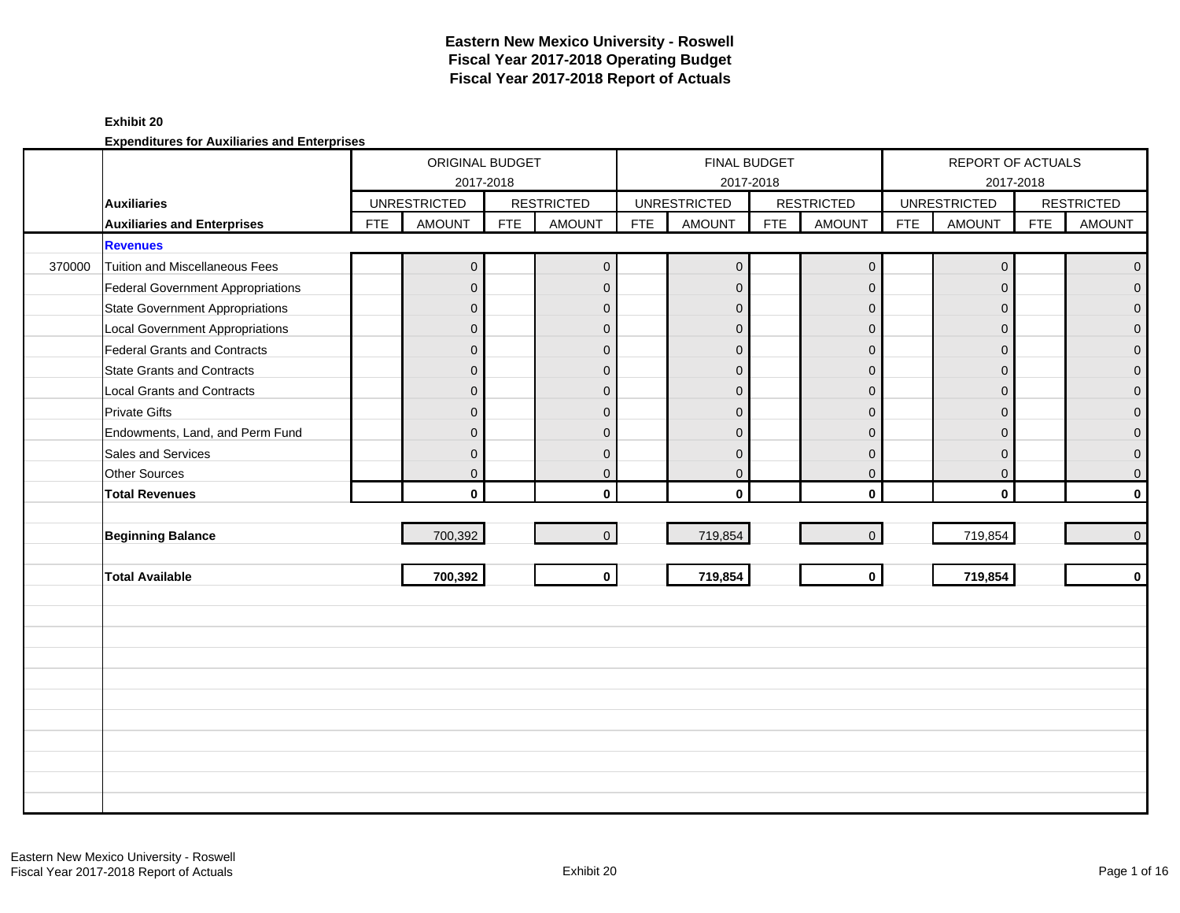# Eastern New Mexico University - Roswell
# Fiscal Year 2017-2018 Operating Budget
# Fiscal Year 2017-2018 Report of Actuals

**Exhibit 20**

**Expenditures for Auxiliaries and Enterprises**

| | | ORIGINAL BUDGET 2017-2018 | | | | FINAL BUDGET 2017-2018 | | | | REPORT OF ACTUALS 2017-2018 | | | |
|---|---|---|---|---|---|---|---|---|---|---|---|---|---|
| | **Auxiliaries** | UNRESTRICTED | | RESTRICTED | | UNRESTRICTED | | RESTRICTED | | UNRESTRICTED | | RESTRICTED | |
| | **Auxiliaries and Enterprises** | FTE | AMOUNT | FTE | AMOUNT | FTE | AMOUNT | FTE | AMOUNT | FTE | AMOUNT | FTE | AMOUNT |
| | **Revenues** | | | | | | | | | | | | |
| 370000 | Tuition and Miscellaneous Fees | | 0 | | 0 | | 0 | | 0 | | 0 | | 0 |
| | Federal Government Appropriations | | 0 | | 0 | | 0 | | 0 | | 0 | | 0 |
| | State Government Appropriations | | 0 | | 0 | | 0 | | 0 | | 0 | | 0 |
| | Local Government Appropriations | | 0 | | 0 | | 0 | | 0 | | 0 | | 0 |
| | Federal Grants and Contracts | | 0 | | 0 | | 0 | | 0 | | 0 | | 0 |
| | State Grants and Contracts | | 0 | | 0 | | 0 | | 0 | | 0 | | 0 |
| | Local Grants and Contracts | | 0 | | 0 | | 0 | | 0 | | 0 | | 0 |
| | Private Gifts | | 0 | | 0 | | 0 | | 0 | | 0 | | 0 |
| | Endowments, Land, and Perm Fund | | 0 | | 0 | | 0 | | 0 | | 0 | | 0 |
| | Sales and Services | | 0 | | 0 | | 0 | | 0 | | 0 | | 0 |
| | Other Sources | | 0 | | 0 | | 0 | | 0 | | 0 | | 0 |
| | **Total Revenues** | | **0** | | **0** | | **0** | | **0** | | **0** | | **0** |
| | **Beginning Balance** | | 700,392 | | 0 | | 719,854 | | 0 | | 719,854 | | 0 |
| | **Total Available** | | **700,392** | | **0** | | **719,854** | | **0** | | **719,854** | | **0** |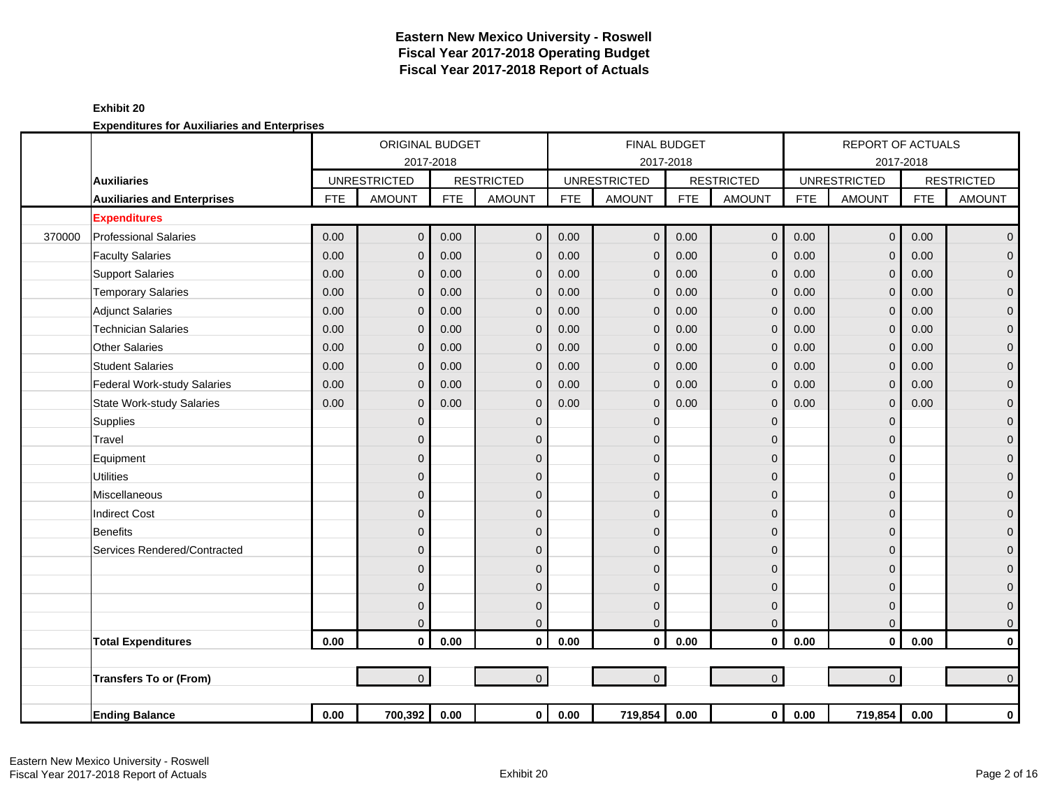# Eastern New Mexico University - Roswell
## Fiscal Year 2017-2018 Operating Budget
## Fiscal Year 2017-2018 Report of Actuals

**Exhibit 20**

**Expenditures for Auxiliaries and Enterprises**

| | | ORIGINAL BUDGET 2017-2018 | | | | FINAL BUDGET 2017-2018 | | | | REPORT OF ACTUALS 2017-2018 | | | |
|---|---|---|---|---|---|---|---|---|---|---|---|---|---|
| | **Auxiliaries** | UNRESTRICTED | | RESTRICTED | | UNRESTRICTED | | RESTRICTED | | UNRESTRICTED | | RESTRICTED | |
| | **Auxiliaries and Enterprises** | FTE | AMOUNT | FTE | AMOUNT | FTE | AMOUNT | FTE | AMOUNT | FTE | AMOUNT | FTE | AMOUNT |
| | **Expenditures** | | | | | | | | | | | | |
| 370000 | Professional Salaries | 0.00 | 0 | 0.00 | 0 | 0.00 | 0 | 0.00 | 0 | 0.00 | 0 | 0.00 | 0 |
| | Faculty Salaries | 0.00 | 0 | 0.00 | 0 | 0.00 | 0 | 0.00 | 0 | 0.00 | 0 | 0.00 | 0 |
| | Support Salaries | 0.00 | 0 | 0.00 | 0 | 0.00 | 0 | 0.00 | 0 | 0.00 | 0 | 0.00 | 0 |
| | Temporary Salaries | 0.00 | 0 | 0.00 | 0 | 0.00 | 0 | 0.00 | 0 | 0.00 | 0 | 0.00 | 0 |
| | Adjunct Salaries | 0.00 | 0 | 0.00 | 0 | 0.00 | 0 | 0.00 | 0 | 0.00 | 0 | 0.00 | 0 |
| | Technician Salaries | 0.00 | 0 | 0.00 | 0 | 0.00 | 0 | 0.00 | 0 | 0.00 | 0 | 0.00 | 0 |
| | Other Salaries | 0.00 | 0 | 0.00 | 0 | 0.00 | 0 | 0.00 | 0 | 0.00 | 0 | 0.00 | 0 |
| | Student Salaries | 0.00 | 0 | 0.00 | 0 | 0.00 | 0 | 0.00 | 0 | 0.00 | 0 | 0.00 | 0 |
| | Federal Work-study Salaries | 0.00 | 0 | 0.00 | 0 | 0.00 | 0 | 0.00 | 0 | 0.00 | 0 | 0.00 | 0 |
| | State Work-study Salaries | 0.00 | 0 | 0.00 | 0 | 0.00 | 0 | 0.00 | 0 | 0.00 | 0 | 0.00 | 0 |
| | Supplies | | 0 | | 0 | | 0 | | 0 | | 0 | | 0 |
| | Travel | | 0 | | 0 | | 0 | | 0 | | 0 | | 0 |
| | Equipment | | 0 | | 0 | | 0 | | 0 | | 0 | | 0 |
| | Utilities | | 0 | | 0 | | 0 | | 0 | | 0 | | 0 |
| | Miscellaneous | | 0 | | 0 | | 0 | | 0 | | 0 | | 0 |
| | Indirect Cost | | 0 | | 0 | | 0 | | 0 | | 0 | | 0 |
| | Benefits | | 0 | | 0 | | 0 | | 0 | | 0 | | 0 |
| | Services Rendered/Contracted | | 0 | | 0 | | 0 | | 0 | | 0 | | 0 |
| | | | 0 | | 0 | | 0 | | 0 | | 0 | | 0 |
| | | | 0 | | 0 | | 0 | | 0 | | 0 | | 0 |
| | | | 0 | | 0 | | 0 | | 0 | | 0 | | 0 |
| | | | 0 | | 0 | | 0 | | 0 | | 0 | | 0 |
| | **Total Expenditures** | **0.00** | **0** | **0.00** | **0** | **0.00** | **0** | **0.00** | **0** | **0.00** | **0** | **0.00** | **0** |
| | | | | | | | | | | | | | |
| | **Transfers To or (From)** | | 0 | | 0 | | 0 | | 0 | | 0 | | 0 |
| | | | | | | | | | | | | | |
| | **Ending Balance** | **0.00** | **700,392** | **0.00** | **0** | **0.00** | **719,854** | **0.00** | **0** | **0.00** | **719,854** | **0.00** | **0** |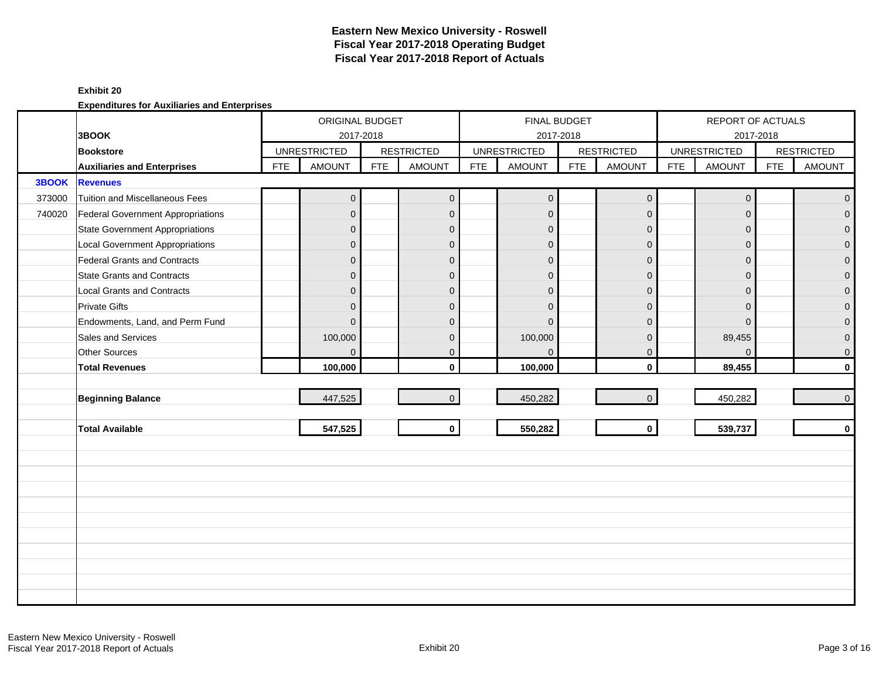# Eastern New Mexico University - Roswell
## Fiscal Year 2017-2018 Operating Budget
## Fiscal Year 2017-2018 Report of Actuals

**Exhibit 20**

**Expenditures for Auxiliaries and Enterprises**

| | | ORIGINAL BUDGET 2017-2018 | | | | FINAL BUDGET 2017-2018 | | | | REPORT OF ACTUALS 2017-2018 | | | |
|---|---|---|---|---|---|---|---|---|---|---|---|---|---|
| | **3BOOK** | UNRESTRICTED | | RESTRICTED | | UNRESTRICTED | | RESTRICTED | | UNRESTRICTED | | RESTRICTED | |
| | **Bookstore** | | | | | | | | | | | | |
| | **Auxiliaries and Enterprises** | FTE | AMOUNT | FTE | AMOUNT | FTE | AMOUNT | FTE | AMOUNT | FTE | AMOUNT | FTE | AMOUNT |
| **3BOOK** | **Revenues** | | | | | | | | | | | | |
| 373000 | Tuition and Miscellaneous Fees | | 0 | | 0 | | 0 | | 0 | | 0 | | 0 |
| 740020 | Federal Government Appropriations | | 0 | | 0 | | 0 | | 0 | | 0 | | 0 |
| | State Government Appropriations | | 0 | | 0 | | 0 | | 0 | | 0 | | 0 |
| | Local Government Appropriations | | 0 | | 0 | | 0 | | 0 | | 0 | | 0 |
| | Federal Grants and Contracts | | 0 | | 0 | | 0 | | 0 | | 0 | | 0 |
| | State Grants and Contracts | | 0 | | 0 | | 0 | | 0 | | 0 | | 0 |
| | Local Grants and Contracts | | 0 | | 0 | | 0 | | 0 | | 0 | | 0 |
| | Private Gifts | | 0 | | 0 | | 0 | | 0 | | 0 | | 0 |
| | Endowments, Land, and Perm Fund | | 0 | | 0 | | 0 | | 0 | | 0 | | 0 |
| | Sales and Services | | 100,000 | | 0 | | 100,000 | | 0 | | 89,455 | | 0 |
| | Other Sources | | 0 | | 0 | | 0 | | 0 | | 0 | | 0 |
| | **Total Revenues** | | **100,000** | | **0** | | **100,000** | | **0** | | **89,455** | | **0** |
| | **Beginning Balance** | | 447,525 | | 0 | | 450,282 | | 0 | | 450,282 | | 0 |
| | **Total Available** | | **547,525** | | **0** | | **550,282** | | **0** | | **539,737** | | **0** |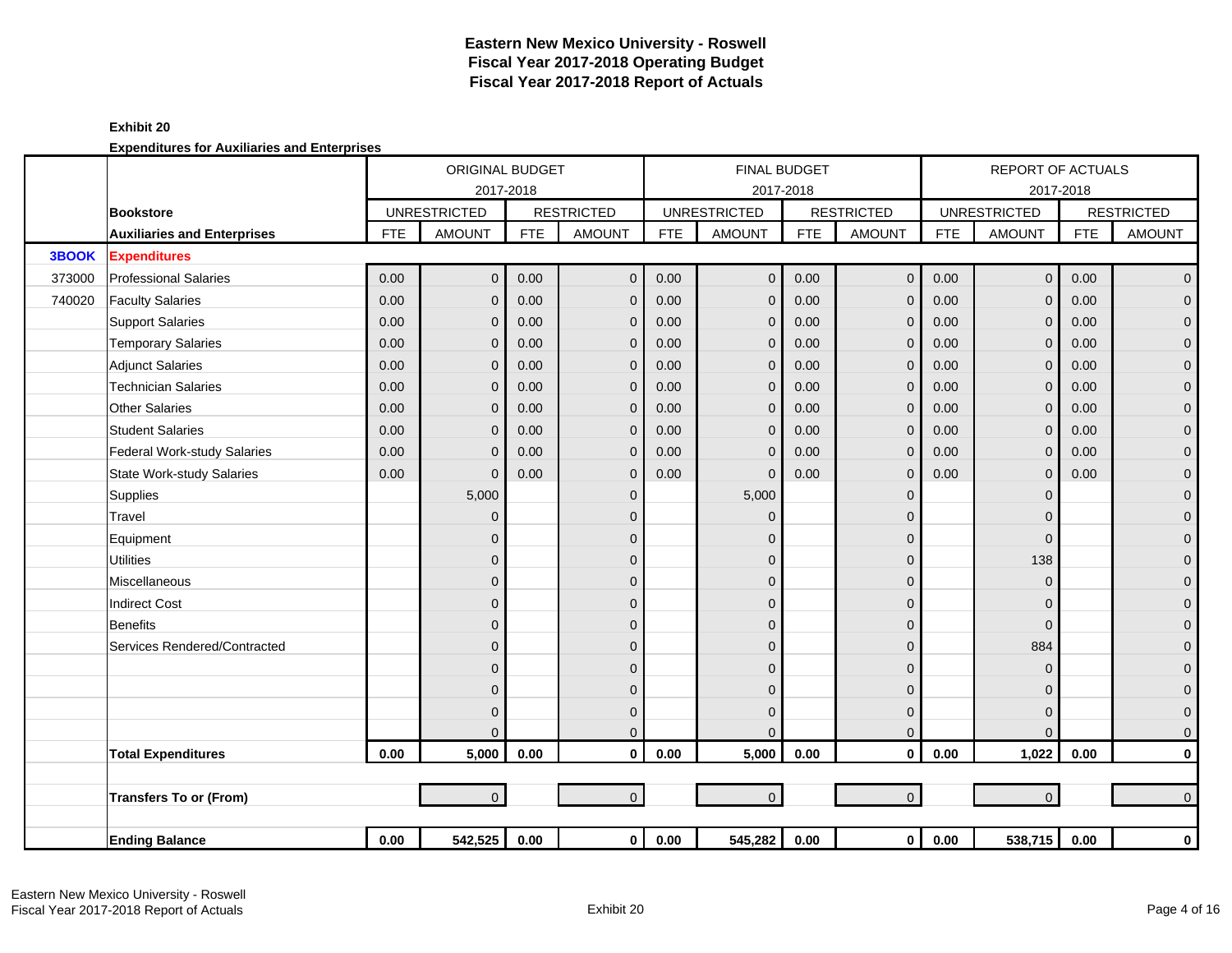# Eastern New Mexico University - Roswell
## Fiscal Year 2017-2018 Operating Budget
## Fiscal Year 2017-2018 Report of Actuals

**Exhibit 20**

**Expenditures for Auxiliaries and Enterprises**

| | | ORIGINAL BUDGET 2017-2018 | | | | FINAL BUDGET 2017-2018 | | | | REPORT OF ACTUALS 2017-2018 | | | |
|---|---|---|---|---|---|---|---|---|---|---|---|---|---|
| | **Bookstore** | UNRESTRICTED | | RESTRICTED | | UNRESTRICTED | | RESTRICTED | | UNRESTRICTED | | RESTRICTED | |
| | **Auxiliaries and Enterprises** | FTE | AMOUNT | FTE | AMOUNT | FTE | AMOUNT | FTE | AMOUNT | FTE | AMOUNT | FTE | AMOUNT |
| **3BOOK** | **Expenditures** | | | | | | | | | | | | |
| 373000 | Professional Salaries | 0.00 | 0 | 0.00 | 0 | 0.00 | 0 | 0.00 | 0 | 0.00 | 0 | 0.00 | 0 |
| 740020 | Faculty Salaries | 0.00 | 0 | 0.00 | 0 | 0.00 | 0 | 0.00 | 0 | 0.00 | 0 | 0.00 | 0 |
| | Support Salaries | 0.00 | 0 | 0.00 | 0 | 0.00 | 0 | 0.00 | 0 | 0.00 | 0 | 0.00 | 0 |
| | Temporary Salaries | 0.00 | 0 | 0.00 | 0 | 0.00 | 0 | 0.00 | 0 | 0.00 | 0 | 0.00 | 0 |
| | Adjunct Salaries | 0.00 | 0 | 0.00 | 0 | 0.00 | 0 | 0.00 | 0 | 0.00 | 0 | 0.00 | 0 |
| | Technician Salaries | 0.00 | 0 | 0.00 | 0 | 0.00 | 0 | 0.00 | 0 | 0.00 | 0 | 0.00 | 0 |
| | Other Salaries | 0.00 | 0 | 0.00 | 0 | 0.00 | 0 | 0.00 | 0 | 0.00 | 0 | 0.00 | 0 |
| | Student Salaries | 0.00 | 0 | 0.00 | 0 | 0.00 | 0 | 0.00 | 0 | 0.00 | 0 | 0.00 | 0 |
| | Federal Work-study Salaries | 0.00 | 0 | 0.00 | 0 | 0.00 | 0 | 0.00 | 0 | 0.00 | 0 | 0.00 | 0 |
| | State Work-study Salaries | 0.00 | 0 | 0.00 | 0 | 0.00 | 0 | 0.00 | 0 | 0.00 | 0 | 0.00 | 0 |
| | Supplies | | 5,000 | | 0 | | 5,000 | | 0 | | 0 | | 0 |
| | Travel | | 0 | | 0 | | 0 | | 0 | | 0 | | 0 |
| | Equipment | | 0 | | 0 | | 0 | | 0 | | 0 | | 0 |
| | Utilities | | 0 | | 0 | | 0 | | 0 | | 138 | | 0 |
| | Miscellaneous | | 0 | | 0 | | 0 | | 0 | | 0 | | 0 |
| | Indirect Cost | | 0 | | 0 | | 0 | | 0 | | 0 | | 0 |
| | Benefits | | 0 | | 0 | | 0 | | 0 | | 0 | | 0 |
| | Services Rendered/Contracted | | 0 | | 0 | | 0 | | 0 | | 884 | | 0 |
| | | | 0 | | 0 | | 0 | | 0 | | 0 | | 0 |
| | | | 0 | | 0 | | 0 | | 0 | | 0 | | 0 |
| | | | 0 | | 0 | | 0 | | 0 | | 0 | | 0 |
| | | | 0 | | 0 | | 0 | | 0 | | 0 | | 0 |
| | **Total Expenditures** | **0.00** | **5,000** | **0.00** | **0** | **0.00** | **5,000** | **0.00** | **0** | **0.00** | **1,022** | **0.00** | **0** |
| | | | | | | | | | | | | | |
| | **Transfers To or (From)** | | 0 | | 0 | | 0 | | 0 | | 0 | | 0 |
| | | | | | | | | | | | | | |
| | **Ending Balance** | **0.00** | **542,525** | **0.00** | **0** | **0.00** | **545,282** | **0.00** | **0** | **0.00** | **538,715** | **0.00** | **0** |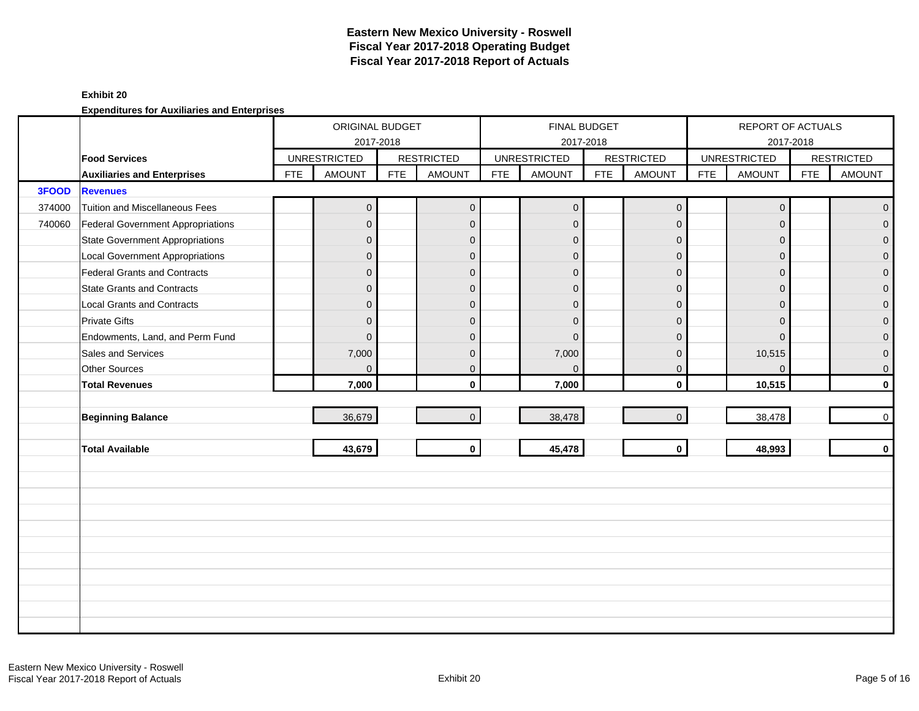# Eastern New Mexico University - Roswell
## Fiscal Year 2017-2018 Operating Budget
## Fiscal Year 2017-2018 Report of Actuals

**Exhibit 20**

**Expenditures for Auxiliaries and Enterprises**

| | | ORIGINAL BUDGET 2017-2018 | | | | FINAL BUDGET 2017-2018 | | | | REPORT OF ACTUALS 2017-2018 | | | |
|---|---|---|---|---|---|---|---|---|---|---|---|---|---|
| | **Food Services** | UNRESTRICTED | | RESTRICTED | | UNRESTRICTED | | RESTRICTED | | UNRESTRICTED | | RESTRICTED | |
| | **Auxiliaries and Enterprises** | FTE | AMOUNT | FTE | AMOUNT | FTE | AMOUNT | FTE | AMOUNT | FTE | AMOUNT | FTE | AMOUNT |
| **3FOOD** | **Revenues** | | | | | | | | | | | | |
| 374000 | Tuition and Miscellaneous Fees | | 0 | | 0 | | 0 | | 0 | | 0 | | 0 |
| 740060 | Federal Government Appropriations | | 0 | | 0 | | 0 | | 0 | | 0 | | 0 |
| | State Government Appropriations | | 0 | | 0 | | 0 | | 0 | | 0 | | 0 |
| | Local Government Appropriations | | 0 | | 0 | | 0 | | 0 | | 0 | | 0 |
| | Federal Grants and Contracts | | 0 | | 0 | | 0 | | 0 | | 0 | | 0 |
| | State Grants and Contracts | | 0 | | 0 | | 0 | | 0 | | 0 | | 0 |
| | Local Grants and Contracts | | 0 | | 0 | | 0 | | 0 | | 0 | | 0 |
| | Private Gifts | | 0 | | 0 | | 0 | | 0 | | 0 | | 0 |
| | Endowments, Land, and Perm Fund | | 0 | | 0 | | 0 | | 0 | | 0 | | 0 |
| | Sales and Services | | 7,000 | | 0 | | 7,000 | | 0 | | 10,515 | | 0 |
| | Other Sources | | 0 | | 0 | | 0 | | 0 | | 0 | | 0 |
| | **Total Revenues** | | **7,000** | | **0** | | **7,000** | | **0** | | **10,515** | | **0** |
| | | | | | | | | | | | | | |
| | **Beginning Balance** | | 36,679 | | 0 | | 38,478 | | 0 | | 38,478 | | 0 |
| | | | | | | | | | | | | | |
| | **Total Available** | | **43,679** | | **0** | | **45,478** | | **0** | | **48,993** | | **0** |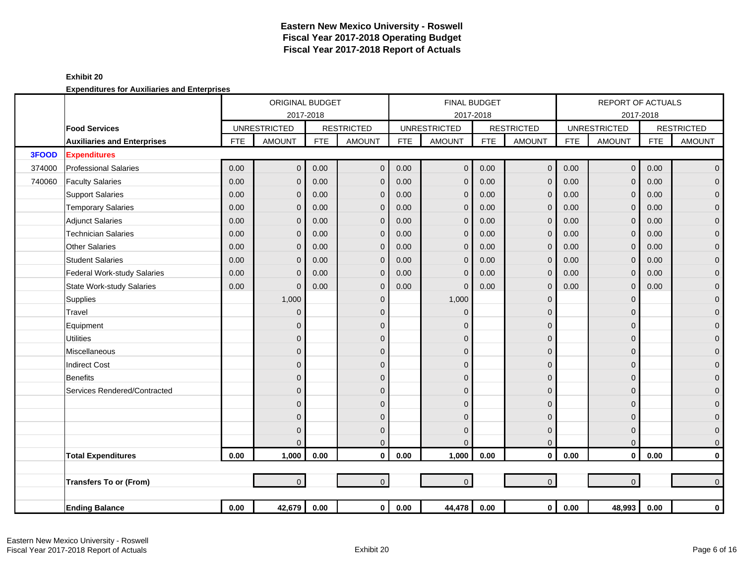# Eastern New Mexico University - Roswell
## Fiscal Year 2017-2018 Operating Budget
## Fiscal Year 2017-2018 Report of Actuals

**Exhibit 20**

**Expenditures for Auxiliaries and Enterprises**

| | | ORIGINAL BUDGET 2017-2018 | | | | FINAL BUDGET 2017-2018 | | | | REPORT OF ACTUALS 2017-2018 | | | |
|---|---|---|---|---|---|---|---|---|---|---|---|---|---|
| | **Food Services** | UNRESTRICTED | | RESTRICTED | | UNRESTRICTED | | RESTRICTED | | UNRESTRICTED | | RESTRICTED | |
| | **Auxiliaries and Enterprises** | FTE | AMOUNT | FTE | AMOUNT | FTE | AMOUNT | FTE | AMOUNT | FTE | AMOUNT | FTE | AMOUNT |
| **3FOOD** | **Expenditures** | | | | | | | | | | | | |
| 374000 | Professional Salaries | 0.00 | 0 | 0.00 | 0 | 0.00 | 0 | 0.00 | 0 | 0.00 | 0 | 0.00 | 0 |
| 740060 | Faculty Salaries | 0.00 | 0 | 0.00 | 0 | 0.00 | 0 | 0.00 | 0 | 0.00 | 0 | 0.00 | 0 |
| | Support Salaries | 0.00 | 0 | 0.00 | 0 | 0.00 | 0 | 0.00 | 0 | 0.00 | 0 | 0.00 | 0 |
| | Temporary Salaries | 0.00 | 0 | 0.00 | 0 | 0.00 | 0 | 0.00 | 0 | 0.00 | 0 | 0.00 | 0 |
| | Adjunct Salaries | 0.00 | 0 | 0.00 | 0 | 0.00 | 0 | 0.00 | 0 | 0.00 | 0 | 0.00 | 0 |
| | Technician Salaries | 0.00 | 0 | 0.00 | 0 | 0.00 | 0 | 0.00 | 0 | 0.00 | 0 | 0.00 | 0 |
| | Other Salaries | 0.00 | 0 | 0.00 | 0 | 0.00 | 0 | 0.00 | 0 | 0.00 | 0 | 0.00 | 0 |
| | Student Salaries | 0.00 | 0 | 0.00 | 0 | 0.00 | 0 | 0.00 | 0 | 0.00 | 0 | 0.00 | 0 |
| | Federal Work-study Salaries | 0.00 | 0 | 0.00 | 0 | 0.00 | 0 | 0.00 | 0 | 0.00 | 0 | 0.00 | 0 |
| | State Work-study Salaries | 0.00 | 0 | 0.00 | 0 | 0.00 | 0 | 0.00 | 0 | 0.00 | 0 | 0.00 | 0 |
| | Supplies | | 1,000 | | 0 | | 1,000 | | 0 | | 0 | | 0 |
| | Travel | | 0 | | 0 | | 0 | | 0 | | 0 | | 0 |
| | Equipment | | 0 | | 0 | | 0 | | 0 | | 0 | | 0 |
| | Utilities | | 0 | | 0 | | 0 | | 0 | | 0 | | 0 |
| | Miscellaneous | | 0 | | 0 | | 0 | | 0 | | 0 | | 0 |
| | Indirect Cost | | 0 | | 0 | | 0 | | 0 | | 0 | | 0 |
| | Benefits | | 0 | | 0 | | 0 | | 0 | | 0 | | 0 |
| | Services Rendered/Contracted | | 0 | | 0 | | 0 | | 0 | | 0 | | 0 |
| | | | 0 | | 0 | | 0 | | 0 | | 0 | | 0 |
| | | | 0 | | 0 | | 0 | | 0 | | 0 | | 0 |
| | | | 0 | | 0 | | 0 | | 0 | | 0 | | 0 |
| | | | 0 | | 0 | | 0 | | 0 | | 0 | | 0 |
| | **Total Expenditures** | **0.00** | **1,000** | **0.00** | **0** | **0.00** | **1,000** | **0.00** | **0** | **0.00** | **0** | **0.00** | **0** |
| | | | | | | | | | | | | | |
| | **Transfers To or (From)** | | 0 | | 0 | | 0 | | 0 | | 0 | | 0 |
| | | | | | | | | | | | | | |
| | **Ending Balance** | **0.00** | **42,679** | **0.00** | **0** | **0.00** | **44,478** | **0.00** | **0** | **0.00** | **48,993** | **0.00** | **0** |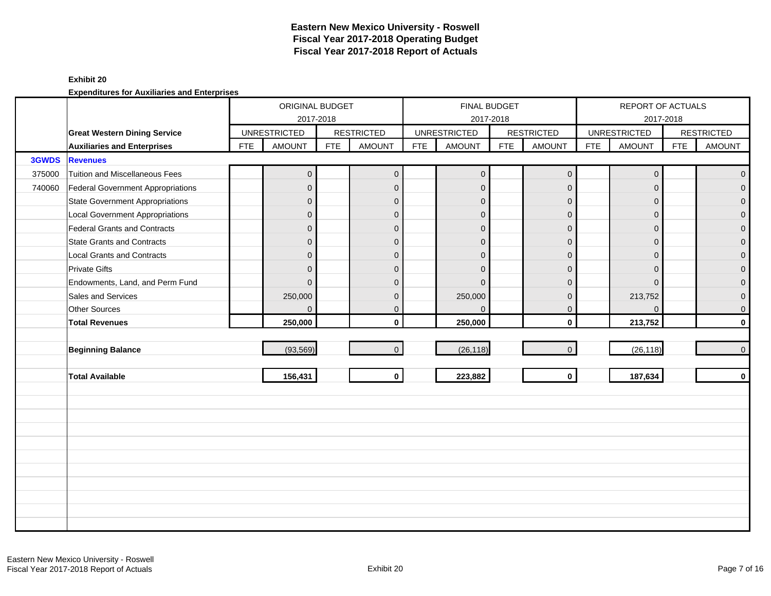# Eastern New Mexico University - Roswell
## Fiscal Year 2017-2018 Operating Budget
## Fiscal Year 2017-2018 Report of Actuals

**Exhibit 20**

**Expenditures for Auxiliaries and Enterprises**

| | | ORIGINAL BUDGET 2017-2018 | | | | FINAL BUDGET 2017-2018 | | | | REPORT OF ACTUALS 2017-2018 | | | |
|---|---|---|---|---|---|---|---|---|---|---|---|---|---|
| | **Great Western Dining Service** | UNRESTRICTED | | RESTRICTED | | UNRESTRICTED | | RESTRICTED | | UNRESTRICTED | | RESTRICTED | |
| | **Auxiliaries and Enterprises** | FTE | AMOUNT | FTE | AMOUNT | FTE | AMOUNT | FTE | AMOUNT | FTE | AMOUNT | FTE | AMOUNT |
| **3GWDS** | **Revenues** | | | | | | | | | | | | |
| 375000 | Tuition and Miscellaneous Fees | | 0 | | 0 | | 0 | | 0 | | 0 | | 0 |
| 740060 | Federal Government Appropriations | | 0 | | 0 | | 0 | | 0 | | 0 | | 0 |
| | State Government Appropriations | | 0 | | 0 | | 0 | | 0 | | 0 | | 0 |
| | Local Government Appropriations | | 0 | | 0 | | 0 | | 0 | | 0 | | 0 |
| | Federal Grants and Contracts | | 0 | | 0 | | 0 | | 0 | | 0 | | 0 |
| | State Grants and Contracts | | 0 | | 0 | | 0 | | 0 | | 0 | | 0 |
| | Local Grants and Contracts | | 0 | | 0 | | 0 | | 0 | | 0 | | 0 |
| | Private Gifts | | 0 | | 0 | | 0 | | 0 | | 0 | | 0 |
| | Endowments, Land, and Perm Fund | | 0 | | 0 | | 0 | | 0 | | 0 | | 0 |
| | Sales and Services | | 250,000 | | 0 | | 250,000 | | 0 | | 213,752 | | 0 |
| | Other Sources | | 0 | | 0 | | 0 | | 0 | | 0 | | 0 |
| | **Total Revenues** | | **250,000** | | **0** | | **250,000** | | **0** | | **213,752** | | **0** |
| | | | | | | | | | | | | | |
| | **Beginning Balance** | | (93,569) | | 0 | | (26,118) | | 0 | | (26,118) | | 0 |
| | | | | | | | | | | | | | |
| | **Total Available** | | **156,431** | | **0** | | **223,882** | | **0** | | **187,634** | | **0** |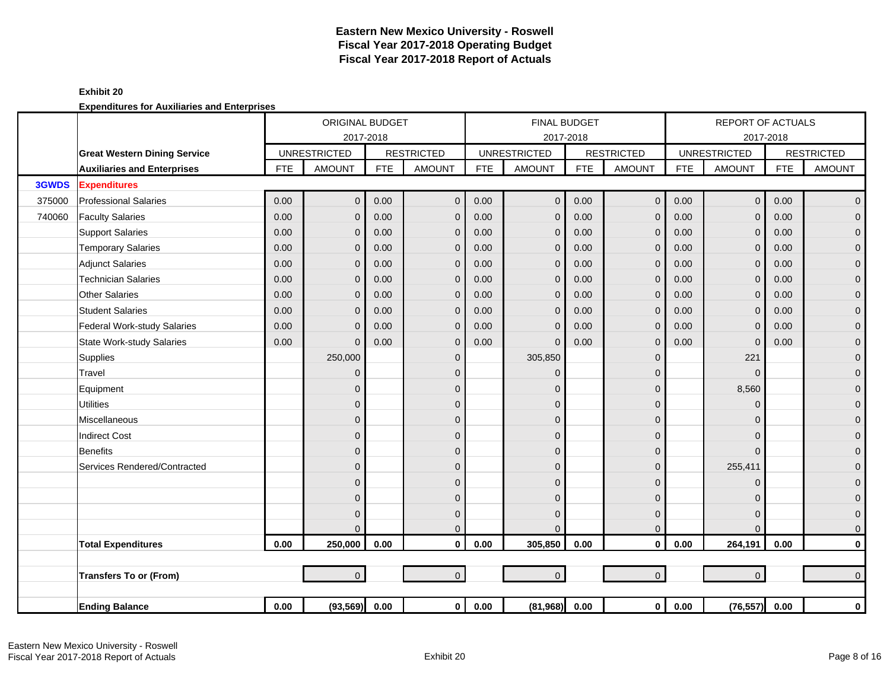# Eastern New Mexico University - Roswell
## Fiscal Year 2017-2018 Operating Budget
## Fiscal Year 2017-2018 Report of Actuals

**Exhibit 20**

**Expenditures for Auxiliaries and Enterprises**

| | | ORIGINAL BUDGET 2017-2018 | | | | FINAL BUDGET 2017-2018 | | | | REPORT OF ACTUALS 2017-2018 | | | |
|---|---|---|---|---|---|---|---|---|---|---|---|---|---|
| | **Great Western Dining Service** | UNRESTRICTED | | RESTRICTED | | UNRESTRICTED | | RESTRICTED | | UNRESTRICTED | | RESTRICTED | |
| | **Auxiliaries and Enterprises** | FTE | AMOUNT | FTE | AMOUNT | FTE | AMOUNT | FTE | AMOUNT | FTE | AMOUNT | FTE | AMOUNT |
| **3GWDS** | **Expenditures** | | | | | | | | | | | | |
| 375000 | Professional Salaries | 0.00 | 0 | 0.00 | 0 | 0.00 | 0 | 0.00 | 0 | 0.00 | 0 | 0.00 | 0 |
| 740060 | Faculty Salaries | 0.00 | 0 | 0.00 | 0 | 0.00 | 0 | 0.00 | 0 | 0.00 | 0 | 0.00 | 0 |
| | Support Salaries | 0.00 | 0 | 0.00 | 0 | 0.00 | 0 | 0.00 | 0 | 0.00 | 0 | 0.00 | 0 |
| | Temporary Salaries | 0.00 | 0 | 0.00 | 0 | 0.00 | 0 | 0.00 | 0 | 0.00 | 0 | 0.00 | 0 |
| | Adjunct Salaries | 0.00 | 0 | 0.00 | 0 | 0.00 | 0 | 0.00 | 0 | 0.00 | 0 | 0.00 | 0 |
| | Technician Salaries | 0.00 | 0 | 0.00 | 0 | 0.00 | 0 | 0.00 | 0 | 0.00 | 0 | 0.00 | 0 |
| | Other Salaries | 0.00 | 0 | 0.00 | 0 | 0.00 | 0 | 0.00 | 0 | 0.00 | 0 | 0.00 | 0 |
| | Student Salaries | 0.00 | 0 | 0.00 | 0 | 0.00 | 0 | 0.00 | 0 | 0.00 | 0 | 0.00 | 0 |
| | Federal Work-study Salaries | 0.00 | 0 | 0.00 | 0 | 0.00 | 0 | 0.00 | 0 | 0.00 | 0 | 0.00 | 0 |
| | State Work-study Salaries | 0.00 | 0 | 0.00 | 0 | 0.00 | 0 | 0.00 | 0 | 0.00 | 0 | 0.00 | 0 |
| | Supplies | | 250,000 | | 0 | | 305,850 | | 0 | | 221 | | 0 |
| | Travel | | 0 | | 0 | | 0 | | 0 | | 0 | | 0 |
| | Equipment | | 0 | | 0 | | 0 | | 0 | | 8,560 | | 0 |
| | Utilities | | 0 | | 0 | | 0 | | 0 | | 0 | | 0 |
| | Miscellaneous | | 0 | | 0 | | 0 | | 0 | | 0 | | 0 |
| | Indirect Cost | | 0 | | 0 | | 0 | | 0 | | 0 | | 0 |
| | Benefits | | 0 | | 0 | | 0 | | 0 | | 0 | | 0 |
| | Services Rendered/Contracted | | 0 | | 0 | | 0 | | 0 | | 255,411 | | 0 |
| | | | 0 | | 0 | | 0 | | 0 | | 0 | | 0 |
| | | | 0 | | 0 | | 0 | | 0 | | 0 | | 0 |
| | | | 0 | | 0 | | 0 | | 0 | | 0 | | 0 |
| | | | 0 | | 0 | | 0 | | 0 | | 0 | | 0 |
| | **Total Expenditures** | **0.00** | **250,000** | **0.00** | **0** | **0.00** | **305,850** | **0.00** | **0** | **0.00** | **264,191** | **0.00** | **0** |
| | | | | | | | | | | | | | |
| | **Transfers To or (From)** | | 0 | | 0 | | 0 | | 0 | | 0 | | 0 |
| | | | | | | | | | | | | | |
| | **Ending Balance** | **0.00** | **(93,569)** | **0.00** | **0** | **0.00** | **(81,968)** | **0.00** | **0** | **0.00** | **(76,557)** | **0.00** | **0** |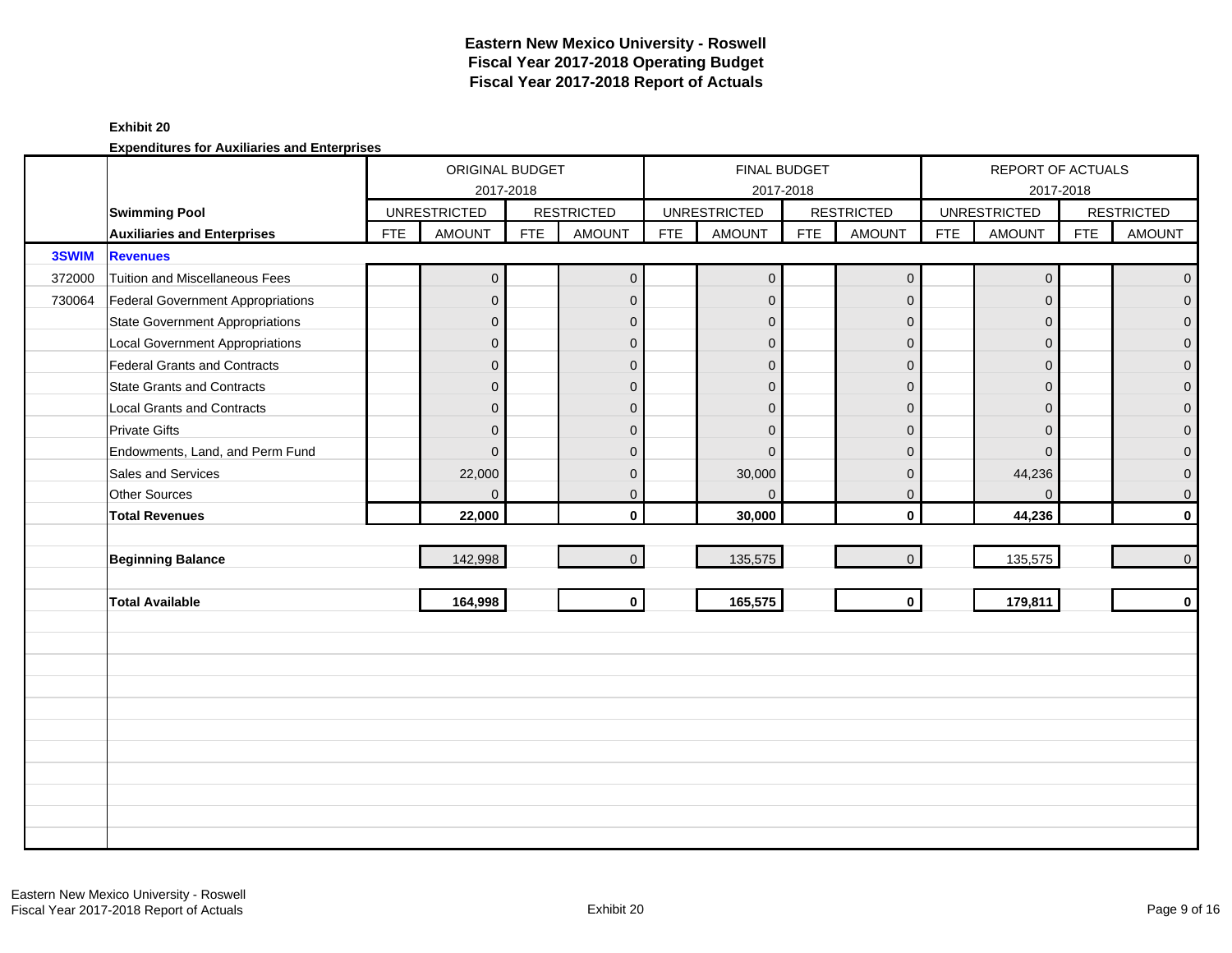# Eastern New Mexico University - Roswell
## Fiscal Year 2017-2018 Operating Budget
## Fiscal Year 2017-2018 Report of Actuals

**Exhibit 20**

**Expenditures for Auxiliaries and Enterprises**

| | | ORIGINAL BUDGET 2017-2018 | | | | FINAL BUDGET 2017-2018 | | | | REPORT OF ACTUALS 2017-2018 | | | |
|---|---|---|---|---|---|---|---|---|---|---|---|---|---|
| | **Swimming Pool** | UNRESTRICTED | | RESTRICTED | | UNRESTRICTED | | RESTRICTED | | UNRESTRICTED | | RESTRICTED | |
| | **Auxiliaries and Enterprises** | FTE | AMOUNT | FTE | AMOUNT | FTE | AMOUNT | FTE | AMOUNT | FTE | AMOUNT | FTE | AMOUNT |
| **3SWIM** | **Revenues** | | | | | | | | | | | | |
| 372000 | Tuition and Miscellaneous Fees | | 0 | | 0 | | 0 | | 0 | | 0 | | 0 |
| 730064 | Federal Government Appropriations | | 0 | | 0 | | 0 | | 0 | | 0 | | 0 |
| | State Government Appropriations | | 0 | | 0 | | 0 | | 0 | | 0 | | 0 |
| | Local Government Appropriations | | 0 | | 0 | | 0 | | 0 | | 0 | | 0 |
| | Federal Grants and Contracts | | 0 | | 0 | | 0 | | 0 | | 0 | | 0 |
| | State Grants and Contracts | | 0 | | 0 | | 0 | | 0 | | 0 | | 0 |
| | Local Grants and Contracts | | 0 | | 0 | | 0 | | 0 | | 0 | | 0 |
| | Private Gifts | | 0 | | 0 | | 0 | | 0 | | 0 | | 0 |
| | Endowments, Land, and Perm Fund | | 0 | | 0 | | 0 | | 0 | | 0 | | 0 |
| | Sales and Services | | 22,000 | | 0 | | 30,000 | | 0 | | 44,236 | | 0 |
| | Other Sources | | 0 | | 0 | | 0 | | 0 | | 0 | | 0 |
| | **Total Revenues** | | **22,000** | | **0** | | **30,000** | | **0** | | **44,236** | | **0** |
| | **Beginning Balance** | | 142,998 | | 0 | | 135,575 | | 0 | | 135,575 | | 0 |
| | **Total Available** | | **164,998** | | **0** | | **165,575** | | **0** | | **179,811** | | **0** |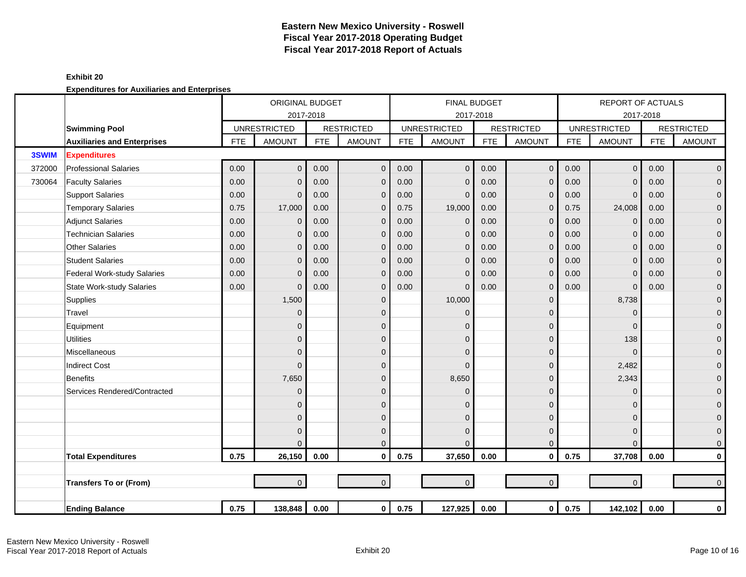# Eastern New Mexico University - Roswell
## Fiscal Year 2017-2018 Operating Budget
## Fiscal Year 2017-2018 Report of Actuals

**Exhibit 20**

**Expenditures for Auxiliaries and Enterprises**

| | | ORIGINAL BUDGET 2017-2018 | | | | FINAL BUDGET 2017-2018 | | | | REPORT OF ACTUALS 2017-2018 | | | |
|---|---|---|---|---|---|---|---|---|---|---|---|---|---|
| | **Swimming Pool** | UNRESTRICTED | | RESTRICTED | | UNRESTRICTED | | RESTRICTED | | UNRESTRICTED | | RESTRICTED | |
| | **Auxiliaries and Enterprises** | FTE | AMOUNT | FTE | AMOUNT | FTE | AMOUNT | FTE | AMOUNT | FTE | AMOUNT | FTE | AMOUNT |
| **3SWIM** | **Expenditures** | | | | | | | | | | | | |
| 372000 | Professional Salaries | 0.00 | 0 | 0.00 | 0 | 0.00 | 0 | 0.00 | 0 | 0.00 | 0 | 0.00 | 0 |
| 730064 | Faculty Salaries | 0.00 | 0 | 0.00 | 0 | 0.00 | 0 | 0.00 | 0 | 0.00 | 0 | 0.00 | 0 |
| | Support Salaries | 0.00 | 0 | 0.00 | 0 | 0.00 | 0 | 0.00 | 0 | 0.00 | 0 | 0.00 | 0 |
| | Temporary Salaries | 0.75 | 17,000 | 0.00 | 0 | 0.75 | 19,000 | 0.00 | 0 | 0.75 | 24,008 | 0.00 | 0 |
| | Adjunct Salaries | 0.00 | 0 | 0.00 | 0 | 0.00 | 0 | 0.00 | 0 | 0.00 | 0 | 0.00 | 0 |
| | Technician Salaries | 0.00 | 0 | 0.00 | 0 | 0.00 | 0 | 0.00 | 0 | 0.00 | 0 | 0.00 | 0 |
| | Other Salaries | 0.00 | 0 | 0.00 | 0 | 0.00 | 0 | 0.00 | 0 | 0.00 | 0 | 0.00 | 0 |
| | Student Salaries | 0.00 | 0 | 0.00 | 0 | 0.00 | 0 | 0.00 | 0 | 0.00 | 0 | 0.00 | 0 |
| | Federal Work-study Salaries | 0.00 | 0 | 0.00 | 0 | 0.00 | 0 | 0.00 | 0 | 0.00 | 0 | 0.00 | 0 |
| | State Work-study Salaries | 0.00 | 0 | 0.00 | 0 | 0.00 | 0 | 0.00 | 0 | 0.00 | 0 | 0.00 | 0 |
| | Supplies | | 1,500 | | 0 | | 10,000 | | 0 | | 8,738 | | 0 |
| | Travel | | 0 | | 0 | | 0 | | 0 | | 0 | | 0 |
| | Equipment | | 0 | | 0 | | 0 | | 0 | | 0 | | 0 |
| | Utilities | | 0 | | 0 | | 0 | | 0 | | 138 | | 0 |
| | Miscellaneous | | 0 | | 0 | | 0 | | 0 | | 0 | | 0 |
| | Indirect Cost | | 0 | | 0 | | 0 | | 0 | | 2,482 | | 0 |
| | Benefits | | 7,650 | | 0 | | 8,650 | | 0 | | 2,343 | | 0 |
| | Services Rendered/Contracted | | 0 | | 0 | | 0 | | 0 | | 0 | | 0 |
| | | | 0 | | 0 | | 0 | | 0 | | 0 | | 0 |
| | | | 0 | | 0 | | 0 | | 0 | | 0 | | 0 |
| | | | 0 | | 0 | | 0 | | 0 | | 0 | | 0 |
| | | | 0 | | 0 | | 0 | | 0 | | 0 | | 0 |
| | **Total Expenditures** | **0.75** | **26,150** | **0.00** | **0** | **0.75** | **37,650** | **0.00** | **0** | **0.75** | **37,708** | **0.00** | **0** |
| | | | | | | | | | | | | | |
| | **Transfers To or (From)** | | 0 | | 0 | | 0 | | 0 | | 0 | | 0 |
| | | | | | | | | | | | | | |
| | **Ending Balance** | **0.75** | **138,848** | **0.00** | **0** | **0.75** | **127,925** | **0.00** | **0** | **0.75** | **142,102** | **0.00** | **0** |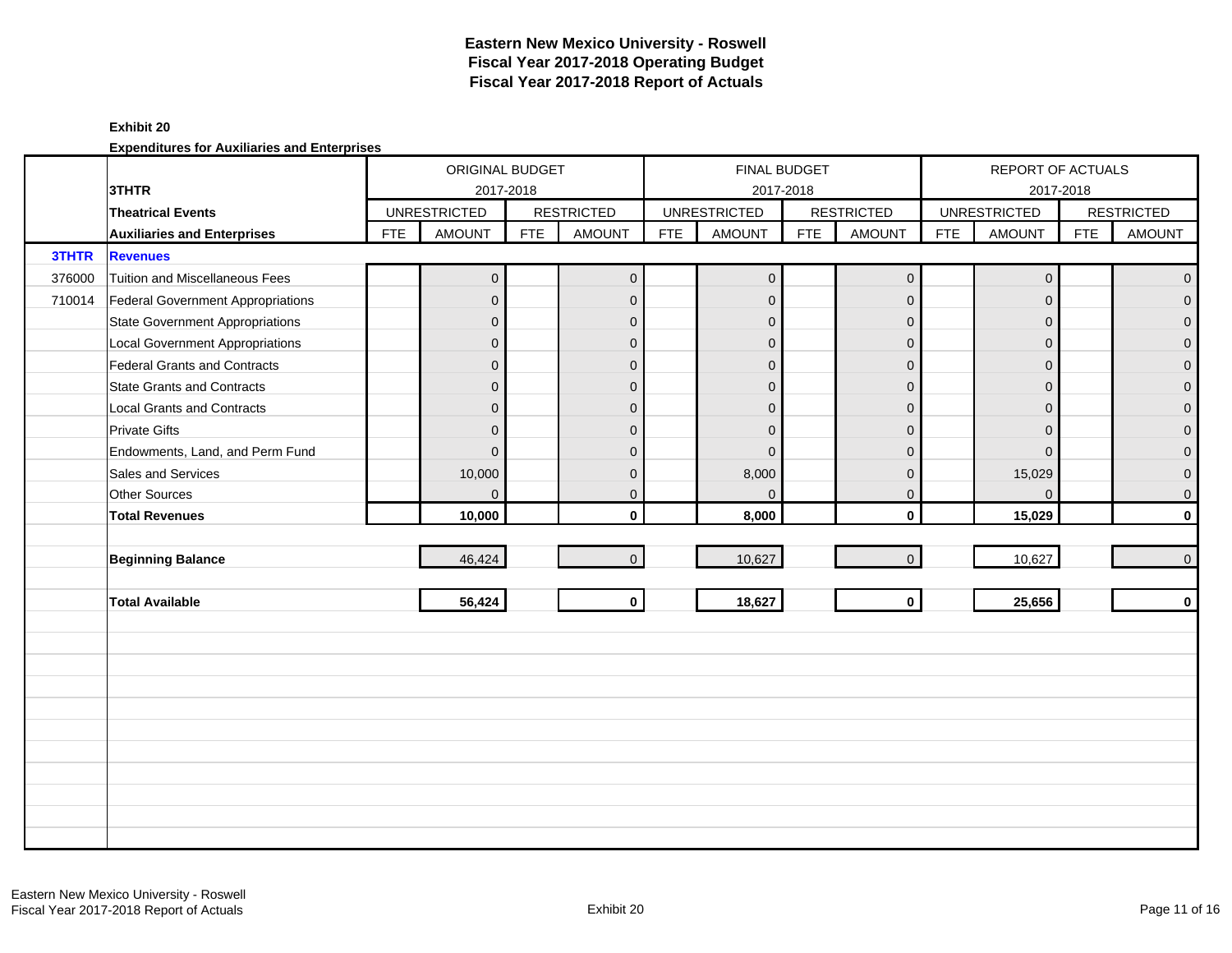# Eastern New Mexico University - Roswell
# Fiscal Year 2017-2018 Operating Budget
# Fiscal Year 2017-2018 Report of Actuals

**Exhibit 20**

**Expenditures for Auxiliaries and Enterprises**

| | 3THTR | ORIGINAL BUDGET 2017-2018 | | | | FINAL BUDGET 2017-2018 | | | | REPORT OF ACTUALS 2017-2018 | | | |
|---|---|---|---|---|---|---|---|---|---|---|---|---|---|
| | **Theatrical Events** | UNRESTRICTED | | RESTRICTED | | UNRESTRICTED | | RESTRICTED | | UNRESTRICTED | | RESTRICTED | |
| | **Auxiliaries and Enterprises** | FTE | AMOUNT | FTE | AMOUNT | FTE | AMOUNT | FTE | AMOUNT | FTE | AMOUNT | FTE | AMOUNT |
| **3THTR** | **Revenues** | | | | | | | | | | | | |
| 376000 | Tuition and Miscellaneous Fees | | 0 | | 0 | | 0 | | 0 | | 0 | | 0 |
| 710014 | Federal Government Appropriations | | 0 | | 0 | | 0 | | 0 | | 0 | | 0 |
| | State Government Appropriations | | 0 | | 0 | | 0 | | 0 | | 0 | | 0 |
| | Local Government Appropriations | | 0 | | 0 | | 0 | | 0 | | 0 | | 0 |
| | Federal Grants and Contracts | | 0 | | 0 | | 0 | | 0 | | 0 | | 0 |
| | State Grants and Contracts | | 0 | | 0 | | 0 | | 0 | | 0 | | 0 |
| | Local Grants and Contracts | | 0 | | 0 | | 0 | | 0 | | 0 | | 0 |
| | Private Gifts | | 0 | | 0 | | 0 | | 0 | | 0 | | 0 |
| | Endowments, Land, and Perm Fund | | 0 | | 0 | | 0 | | 0 | | 0 | | 0 |
| | Sales and Services | | 10,000 | | 0 | | 8,000 | | 0 | | 15,029 | | 0 |
| | Other Sources | | 0 | | 0 | | 0 | | 0 | | 0 | | 0 |
| | **Total Revenues** | | **10,000** | | **0** | | **8,000** | | **0** | | **15,029** | | **0** |
| | **Beginning Balance** | | 46,424 | | 0 | | 10,627 | | 0 | | 10,627 | | 0 |
| | **Total Available** | | **56,424** | | **0** | | **18,627** | | **0** | | **25,656** | | **0** |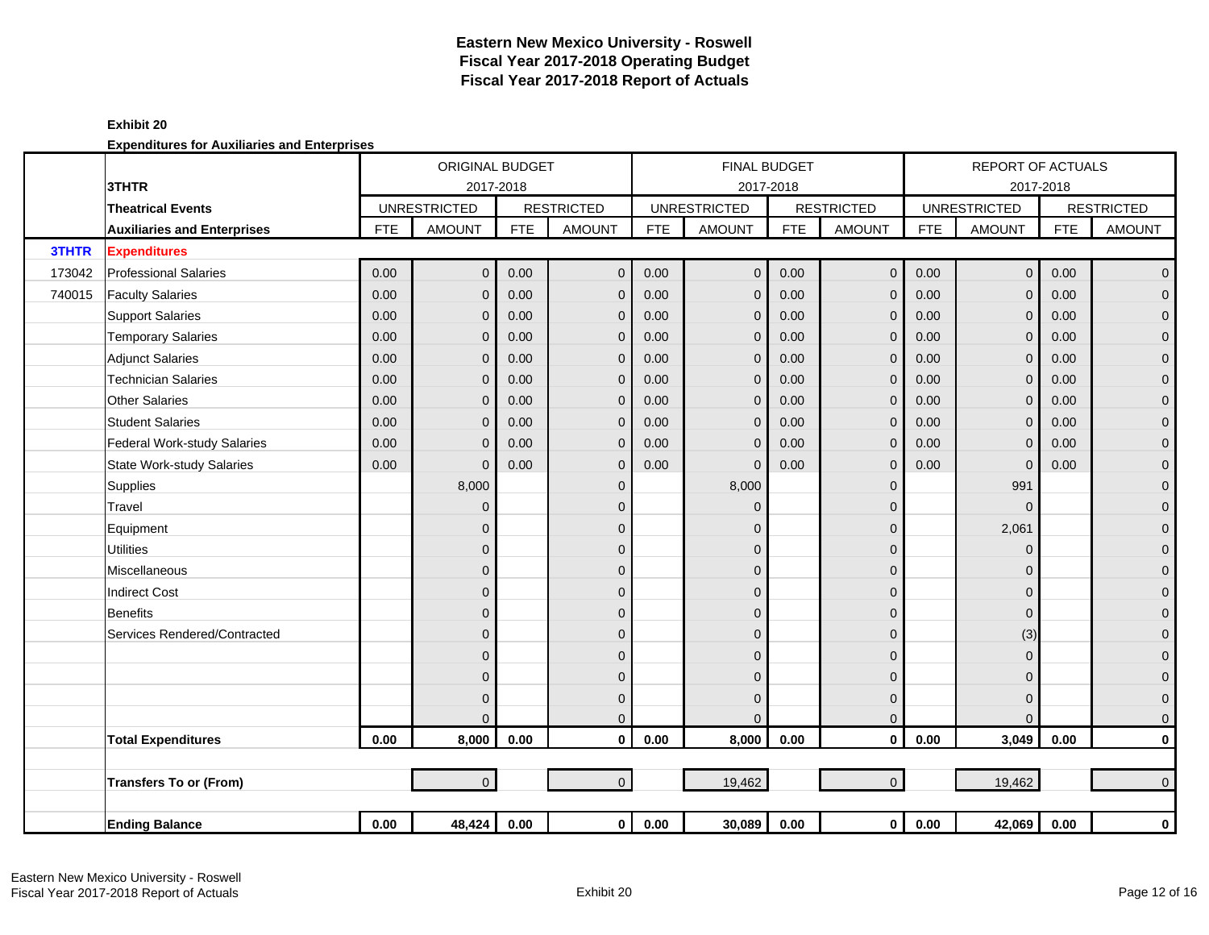# Eastern New Mexico University - Roswell
## Fiscal Year 2017-2018 Operating Budget
## Fiscal Year 2017-2018 Report of Actuals

**Exhibit 20**

**Expenditures for Auxiliaries and Enterprises**

| | | ORIGINAL BUDGET 2017-2018 | | | | FINAL BUDGET 2017-2018 | | | | REPORT OF ACTUALS 2017-2018 | | | |
|---|---|---|---|---|---|---|---|---|---|---|---|---|---|
| | **3THTR** | UNRESTRICTED | | RESTRICTED | | UNRESTRICTED | | RESTRICTED | | UNRESTRICTED | | RESTRICTED | |
| | **Theatrical Events** | FTE | AMOUNT | FTE | AMOUNT | FTE | AMOUNT | FTE | AMOUNT | FTE | AMOUNT | FTE | AMOUNT |
| | **Auxiliaries and Enterprises** | | | | | | | | | | | | |
| **3THTR** | **Expenditures** | | | | | | | | | | | | |
| 173042 | Professional Salaries | 0.00 | 0 | 0.00 | 0 | 0.00 | 0 | 0.00 | 0 | 0.00 | 0 | 0.00 | 0 |
| 740015 | Faculty Salaries | 0.00 | 0 | 0.00 | 0 | 0.00 | 0 | 0.00 | 0 | 0.00 | 0 | 0.00 | 0 |
| | Support Salaries | 0.00 | 0 | 0.00 | 0 | 0.00 | 0 | 0.00 | 0 | 0.00 | 0 | 0.00 | 0 |
| | Temporary Salaries | 0.00 | 0 | 0.00 | 0 | 0.00 | 0 | 0.00 | 0 | 0.00 | 0 | 0.00 | 0 |
| | Adjunct Salaries | 0.00 | 0 | 0.00 | 0 | 0.00 | 0 | 0.00 | 0 | 0.00 | 0 | 0.00 | 0 |
| | Technician Salaries | 0.00 | 0 | 0.00 | 0 | 0.00 | 0 | 0.00 | 0 | 0.00 | 0 | 0.00 | 0 |
| | Other Salaries | 0.00 | 0 | 0.00 | 0 | 0.00 | 0 | 0.00 | 0 | 0.00 | 0 | 0.00 | 0 |
| | Student Salaries | 0.00 | 0 | 0.00 | 0 | 0.00 | 0 | 0.00 | 0 | 0.00 | 0 | 0.00 | 0 |
| | Federal Work-study Salaries | 0.00 | 0 | 0.00 | 0 | 0.00 | 0 | 0.00 | 0 | 0.00 | 0 | 0.00 | 0 |
| | State Work-study Salaries | 0.00 | 0 | 0.00 | 0 | 0.00 | 0 | 0.00 | 0 | 0.00 | 0 | 0.00 | 0 |
| | Supplies | | 8,000 | | 0 | | 8,000 | | 0 | | 991 | | 0 |
| | Travel | | 0 | | 0 | | 0 | | 0 | | 0 | | 0 |
| | Equipment | | 0 | | 0 | | 0 | | 0 | | 2,061 | | 0 |
| | Utilities | | 0 | | 0 | | 0 | | 0 | | 0 | | 0 |
| | Miscellaneous | | 0 | | 0 | | 0 | | 0 | | 0 | | 0 |
| | Indirect Cost | | 0 | | 0 | | 0 | | 0 | | 0 | | 0 |
| | Benefits | | 0 | | 0 | | 0 | | 0 | | 0 | | 0 |
| | Services Rendered/Contracted | | 0 | | 0 | | 0 | | 0 | | (3) | | 0 |
| | | | 0 | | 0 | | 0 | | 0 | | 0 | | 0 |
| | | | 0 | | 0 | | 0 | | 0 | | 0 | | 0 |
| | | | 0 | | 0 | | 0 | | 0 | | 0 | | 0 |
| | | | 0 | | 0 | | 0 | | 0 | | 0 | | 0 |
| | **Total Expenditures** | **0.00** | **8,000** | **0.00** | **0** | **0.00** | **8,000** | **0.00** | **0** | **0.00** | **3,049** | **0.00** | **0** |
| | | | | | | | | | | | | | |
| | **Transfers To or (From)** | | 0 | | 0 | | 19,462 | | 0 | | 19,462 | | 0 |
| | | | | | | | | | | | | | |
| | **Ending Balance** | **0.00** | **48,424** | **0.00** | **0** | **0.00** | **30,089** | **0.00** | **0** | **0.00** | **42,069** | **0.00** | **0** |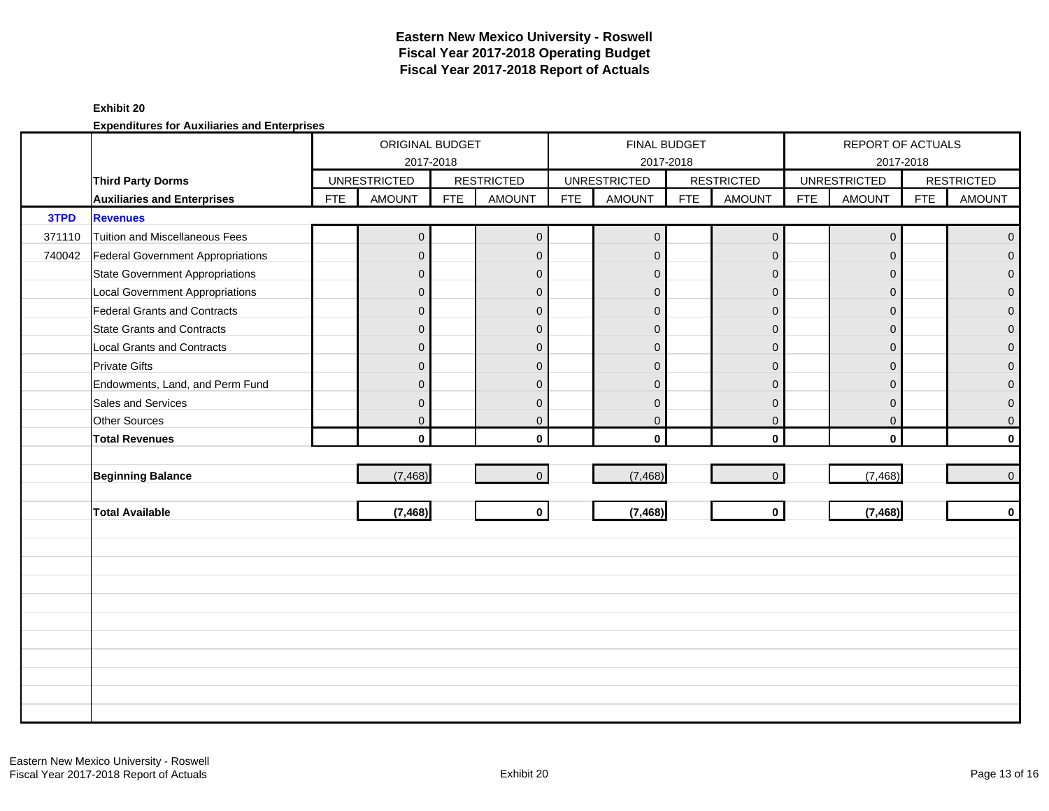# Eastern New Mexico University - Roswell
## Fiscal Year 2017-2018 Operating Budget
## Fiscal Year 2017-2018 Report of Actuals

**Exhibit 20**

**Expenditures for Auxiliaries and Enterprises**

| | | ORIGINAL BUDGET 2017-2018 | | | | FINAL BUDGET 2017-2018 | | | | REPORT OF ACTUALS 2017-2018 | | | |
|---|---|---|---|---|---|---|---|---|---|---|---|---|---|
| | **Third Party Dorms** | UNRESTRICTED | | RESTRICTED | | UNRESTRICTED | | RESTRICTED | | UNRESTRICTED | | RESTRICTED | |
| | **Auxiliaries and Enterprises** | FTE | AMOUNT | FTE | AMOUNT | FTE | AMOUNT | FTE | AMOUNT | FTE | AMOUNT | FTE | AMOUNT |
| **3TPD** | **Revenues** | | | | | | | | | | | | |
| 371110 | Tuition and Miscellaneous Fees | | 0 | | 0 | | 0 | | 0 | | 0 | | 0 |
| 740042 | Federal Government Appropriations | | 0 | | 0 | | 0 | | 0 | | 0 | | 0 |
| | State Government Appropriations | | 0 | | 0 | | 0 | | 0 | | 0 | | 0 |
| | Local Government Appropriations | | 0 | | 0 | | 0 | | 0 | | 0 | | 0 |
| | Federal Grants and Contracts | | 0 | | 0 | | 0 | | 0 | | 0 | | 0 |
| | State Grants and Contracts | | 0 | | 0 | | 0 | | 0 | | 0 | | 0 |
| | Local Grants and Contracts | | 0 | | 0 | | 0 | | 0 | | 0 | | 0 |
| | Private Gifts | | 0 | | 0 | | 0 | | 0 | | 0 | | 0 |
| | Endowments, Land, and Perm Fund | | 0 | | 0 | | 0 | | 0 | | 0 | | 0 |
| | Sales and Services | | 0 | | 0 | | 0 | | 0 | | 0 | | 0 |
| | Other Sources | | 0 | | 0 | | 0 | | 0 | | 0 | | 0 |
| | **Total Revenues** | | **0** | | **0** | | **0** | | **0** | | **0** | | **0** |
| | **Beginning Balance** | | (7,468) | | 0 | | (7,468) | | 0 | | (7,468) | | 0 |
| | **Total Available** | | **(7,468)** | | **0** | | **(7,468)** | | **0** | | **(7,468)** | | **0** |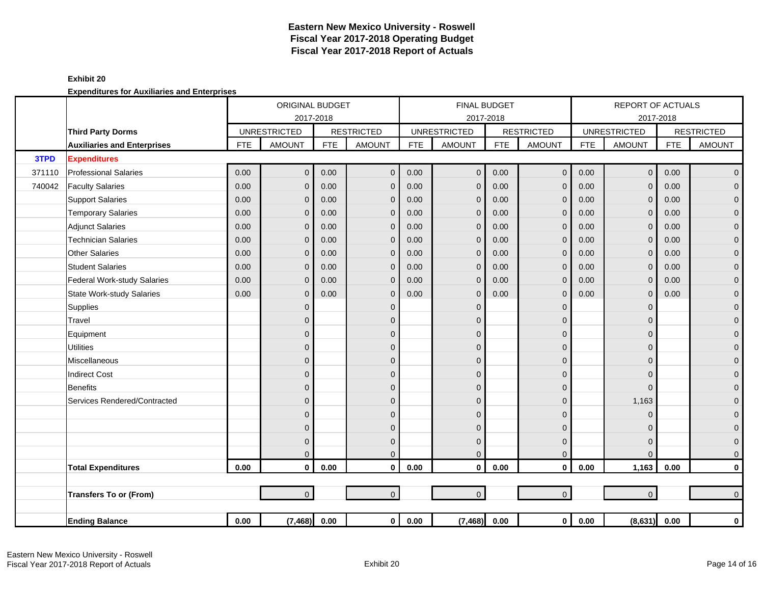# Eastern New Mexico University - Roswell
## Fiscal Year 2017-2018 Operating Budget
## Fiscal Year 2017-2018 Report of Actuals

**Exhibit 20**

**Expenditures for Auxiliaries and Enterprises**

| | | ORIGINAL BUDGET 2017-2018 | | | | FINAL BUDGET 2017-2018 | | | | REPORT OF ACTUALS 2017-2018 | | | |
|---|---|---|---|---|---|---|---|---|---|---|---|---|---|
| | **Third Party Dorms** | UNRESTRICTED | | RESTRICTED | | UNRESTRICTED | | RESTRICTED | | UNRESTRICTED | | RESTRICTED | |
| | **Auxiliaries and Enterprises** | FTE | AMOUNT | FTE | AMOUNT | FTE | AMOUNT | FTE | AMOUNT | FTE | AMOUNT | FTE | AMOUNT |
| **3TPD** | **Expenditures** | | | | | | | | | | | | |
| 371110 | Professional Salaries | 0.00 | 0 | 0.00 | 0 | 0.00 | 0 | 0.00 | 0 | 0.00 | 0 | 0.00 | 0 |
| 740042 | Faculty Salaries | 0.00 | 0 | 0.00 | 0 | 0.00 | 0 | 0.00 | 0 | 0.00 | 0 | 0.00 | 0 |
| | Support Salaries | 0.00 | 0 | 0.00 | 0 | 0.00 | 0 | 0.00 | 0 | 0.00 | 0 | 0.00 | 0 |
| | Temporary Salaries | 0.00 | 0 | 0.00 | 0 | 0.00 | 0 | 0.00 | 0 | 0.00 | 0 | 0.00 | 0 |
| | Adjunct Salaries | 0.00 | 0 | 0.00 | 0 | 0.00 | 0 | 0.00 | 0 | 0.00 | 0 | 0.00 | 0 |
| | Technician Salaries | 0.00 | 0 | 0.00 | 0 | 0.00 | 0 | 0.00 | 0 | 0.00 | 0 | 0.00 | 0 |
| | Other Salaries | 0.00 | 0 | 0.00 | 0 | 0.00 | 0 | 0.00 | 0 | 0.00 | 0 | 0.00 | 0 |
| | Student Salaries | 0.00 | 0 | 0.00 | 0 | 0.00 | 0 | 0.00 | 0 | 0.00 | 0 | 0.00 | 0 |
| | Federal Work-study Salaries | 0.00 | 0 | 0.00 | 0 | 0.00 | 0 | 0.00 | 0 | 0.00 | 0 | 0.00 | 0 |
| | State Work-study Salaries | 0.00 | 0 | 0.00 | 0 | 0.00 | 0 | 0.00 | 0 | 0.00 | 0 | 0.00 | 0 |
| | Supplies | | 0 | | 0 | | 0 | | 0 | | 0 | | 0 |
| | Travel | | 0 | | 0 | | 0 | | 0 | | 0 | | 0 |
| | Equipment | | 0 | | 0 | | 0 | | 0 | | 0 | | 0 |
| | Utilities | | 0 | | 0 | | 0 | | 0 | | 0 | | 0 |
| | Miscellaneous | | 0 | | 0 | | 0 | | 0 | | 0 | | 0 |
| | Indirect Cost | | 0 | | 0 | | 0 | | 0 | | 0 | | 0 |
| | Benefits | | 0 | | 0 | | 0 | | 0 | | 0 | | 0 |
| | Services Rendered/Contracted | | 0 | | 0 | | 0 | | 0 | | 1,163 | | 0 |
| | | | 0 | | 0 | | 0 | | 0 | | 0 | | 0 |
| | | | 0 | | 0 | | 0 | | 0 | | 0 | | 0 |
| | | | 0 | | 0 | | 0 | | 0 | | 0 | | 0 |
| | | | 0 | | 0 | | 0 | | 0 | | 0 | | 0 |
| | **Total Expenditures** | **0.00** | **0** | **0.00** | **0** | **0.00** | **0** | **0.00** | **0** | **0.00** | **1,163** | **0.00** | **0** |
| | | | | | | | | | | | | | |
| | **Transfers To or (From)** | | 0 | | 0 | | 0 | | 0 | | 0 | | 0 |
| | | | | | | | | | | | | | |
| | **Ending Balance** | **0.00** | **(7,468)** | **0.00** | **0** | **0.00** | **(7,468)** | **0.00** | **0** | **0.00** | **(8,631)** | **0.00** | **0** |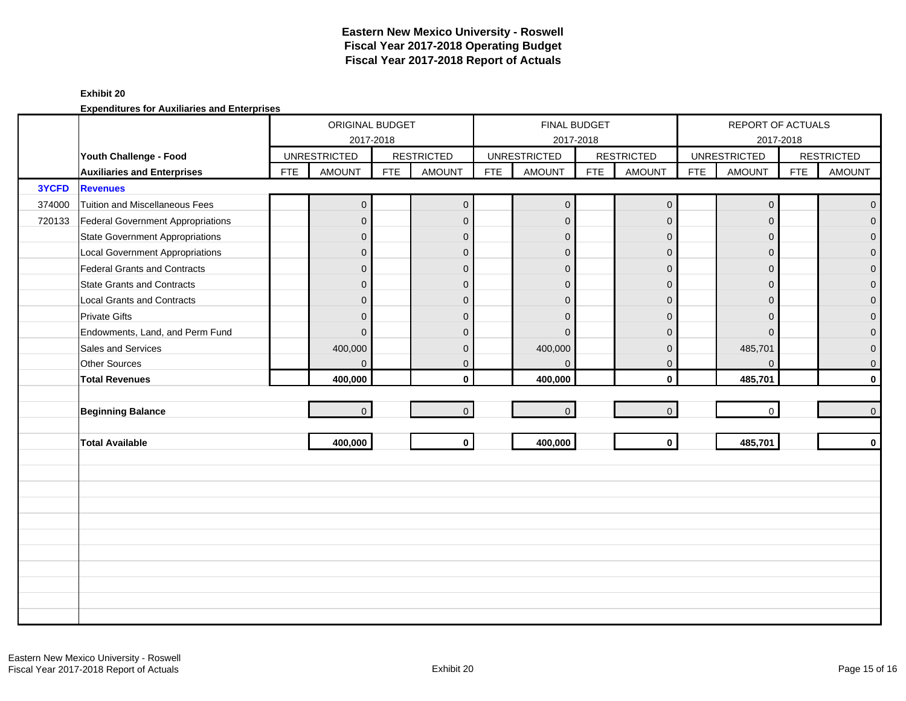# Eastern New Mexico University - Roswell
## Fiscal Year 2017-2018 Operating Budget
## Fiscal Year 2017-2018 Report of Actuals

**Exhibit 20**

**Expenditures for Auxiliaries and Enterprises**

| | | ORIGINAL BUDGET 2017-2018 | | | | FINAL BUDGET 2017-2018 | | | | REPORT OF ACTUALS 2017-2018 | | | |
|---|---|---|---|---|---|---|---|---|---|---|---|---|---|
| | **Youth Challenge - Food** | UNRESTRICTED | | RESTRICTED | | UNRESTRICTED | | RESTRICTED | | UNRESTRICTED | | RESTRICTED | |
| | **Auxiliaries and Enterprises** | FTE | AMOUNT | FTE | AMOUNT | FTE | AMOUNT | FTE | AMOUNT | FTE | AMOUNT | FTE | AMOUNT |
| **3YCFD** | **Revenues** | | | | | | | | | | | | |
| 374000 | Tuition and Miscellaneous Fees | | 0 | | 0 | | 0 | | 0 | | 0 | | 0 |
| 720133 | Federal Government Appropriations | | 0 | | 0 | | 0 | | 0 | | 0 | | 0 |
| | State Government Appropriations | | 0 | | 0 | | 0 | | 0 | | 0 | | 0 |
| | Local Government Appropriations | | 0 | | 0 | | 0 | | 0 | | 0 | | 0 |
| | Federal Grants and Contracts | | 0 | | 0 | | 0 | | 0 | | 0 | | 0 |
| | State Grants and Contracts | | 0 | | 0 | | 0 | | 0 | | 0 | | 0 |
| | Local Grants and Contracts | | 0 | | 0 | | 0 | | 0 | | 0 | | 0 |
| | Private Gifts | | 0 | | 0 | | 0 | | 0 | | 0 | | 0 |
| | Endowments, Land, and Perm Fund | | 0 | | 0 | | 0 | | 0 | | 0 | | 0 |
| | Sales and Services | | 400,000 | | 0 | | 400,000 | | 0 | | 485,701 | | 0 |
| | Other Sources | | 0 | | 0 | | 0 | | 0 | | 0 | | 0 |
| | **Total Revenues** | | **400,000** | | **0** | | **400,000** | | **0** | | **485,701** | | **0** |
| | **Beginning Balance** | | 0 | | 0 | | 0 | | 0 | | 0 | | 0 |
| | **Total Available** | | **400,000** | | **0** | | **400,000** | | **0** | | **485,701** | | **0** |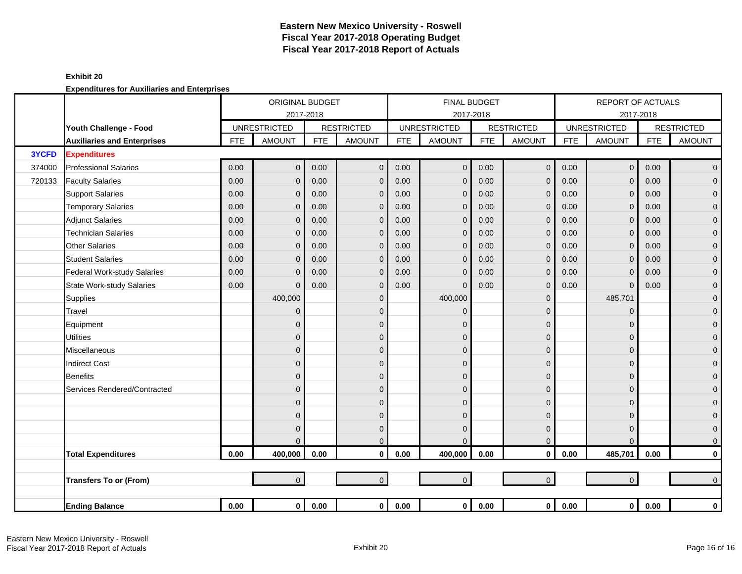# Eastern New Mexico University - Roswell
## Fiscal Year 2017-2018 Operating Budget
## Fiscal Year 2017-2018 Report of Actuals

**Exhibit 20**

**Expenditures for Auxiliaries and Enterprises**

| | | ORIGINAL BUDGET 2017-2018 | | | | FINAL BUDGET 2017-2018 | | | | REPORT OF ACTUALS 2017-2018 | | | |
|---|---|---|---|---|---|---|---|---|---|---|---|---|---|
| | **Youth Challenge - Food** | UNRESTRICTED | | RESTRICTED | | UNRESTRICTED | | RESTRICTED | | UNRESTRICTED | | RESTRICTED | |
| | **Auxiliaries and Enterprises** | FTE | AMOUNT | FTE | AMOUNT | FTE | AMOUNT | FTE | AMOUNT | FTE | AMOUNT | FTE | AMOUNT |
| **3YCFD** | **Expenditures** | | | | | | | | | | | | |
| 374000 | Professional Salaries | 0.00 | 0 | 0.00 | 0 | 0.00 | 0 | 0.00 | 0 | 0.00 | 0 | 0.00 | 0 |
| 720133 | Faculty Salaries | 0.00 | 0 | 0.00 | 0 | 0.00 | 0 | 0.00 | 0 | 0.00 | 0 | 0.00 | 0 |
| | Support Salaries | 0.00 | 0 | 0.00 | 0 | 0.00 | 0 | 0.00 | 0 | 0.00 | 0 | 0.00 | 0 |
| | Temporary Salaries | 0.00 | 0 | 0.00 | 0 | 0.00 | 0 | 0.00 | 0 | 0.00 | 0 | 0.00 | 0 |
| | Adjunct Salaries | 0.00 | 0 | 0.00 | 0 | 0.00 | 0 | 0.00 | 0 | 0.00 | 0 | 0.00 | 0 |
| | Technician Salaries | 0.00 | 0 | 0.00 | 0 | 0.00 | 0 | 0.00 | 0 | 0.00 | 0 | 0.00 | 0 |
| | Other Salaries | 0.00 | 0 | 0.00 | 0 | 0.00 | 0 | 0.00 | 0 | 0.00 | 0 | 0.00 | 0 |
| | Student Salaries | 0.00 | 0 | 0.00 | 0 | 0.00 | 0 | 0.00 | 0 | 0.00 | 0 | 0.00 | 0 |
| | Federal Work-study Salaries | 0.00 | 0 | 0.00 | 0 | 0.00 | 0 | 0.00 | 0 | 0.00 | 0 | 0.00 | 0 |
| | State Work-study Salaries | 0.00 | 0 | 0.00 | 0 | 0.00 | 0 | 0.00 | 0 | 0.00 | 0 | 0.00 | 0 |
| | Supplies | | 400,000 | | 0 | | 400,000 | | 0 | | 485,701 | | 0 |
| | Travel | | 0 | | 0 | | 0 | | 0 | | 0 | | 0 |
| | Equipment | | 0 | | 0 | | 0 | | 0 | | 0 | | 0 |
| | Utilities | | 0 | | 0 | | 0 | | 0 | | 0 | | 0 |
| | Miscellaneous | | 0 | | 0 | | 0 | | 0 | | 0 | | 0 |
| | Indirect Cost | | 0 | | 0 | | 0 | | 0 | | 0 | | 0 |
| | Benefits | | 0 | | 0 | | 0 | | 0 | | 0 | | 0 |
| | Services Rendered/Contracted | | 0 | | 0 | | 0 | | 0 | | 0 | | 0 |
| | | | 0 | | 0 | | 0 | | 0 | | 0 | | 0 |
| | | | 0 | | 0 | | 0 | | 0 | | 0 | | 0 |
| | | | 0 | | 0 | | 0 | | 0 | | 0 | | 0 |
| | | | 0 | | 0 | | 0 | | 0 | | 0 | | 0 |
| | **Total Expenditures** | **0.00** | **400,000** | **0.00** | **0** | **0.00** | **400,000** | **0.00** | **0** | **0.00** | **485,701** | **0.00** | **0** |
| | | | | | | | | | | | | | |
| | **Transfers To or (From)** | | 0 | | 0 | | 0 | | 0 | | 0 | | 0 |
| | | | | | | | | | | | | | |
| | **Ending Balance** | **0.00** | **0** | **0.00** | **0** | **0.00** | **0** | **0.00** | **0** | **0.00** | **0** | **0.00** | **0** |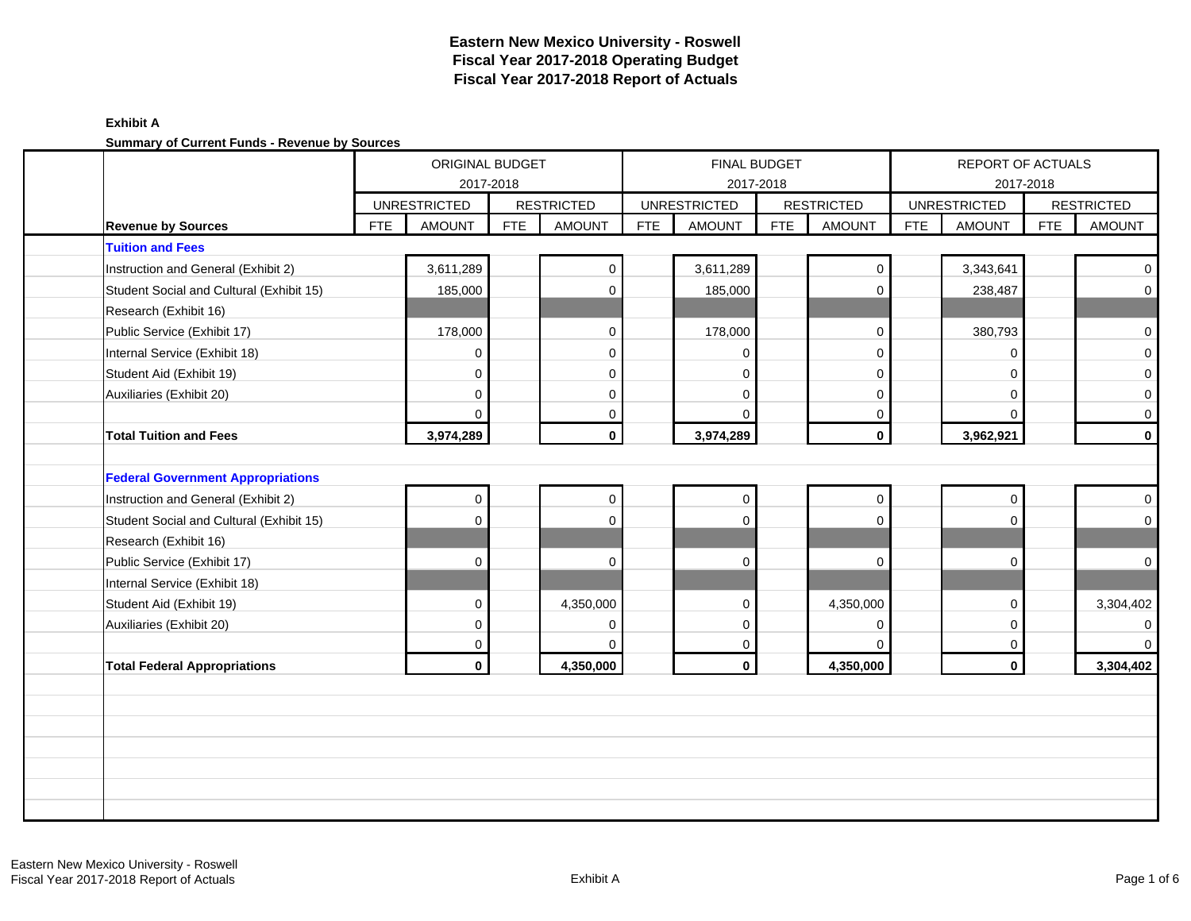# Eastern New Mexico University - Roswell
## Fiscal Year 2017-2018 Operating Budget
## Fiscal Year 2017-2018 Report of Actuals

**Exhibit A**

**Summary of Current Funds - Revenue by Sources**

| | ORIGINAL BUDGET 2017-2018 | | | | FINAL BUDGET 2017-2018 | | | | REPORT OF ACTUALS 2017-2018 | | | |
|---|---|---|---|---|---|---|---|---|---|---|---|---|
| | UNRESTRICTED | | RESTRICTED | | UNRESTRICTED | | RESTRICTED | | UNRESTRICTED | | RESTRICTED | |
| **Revenue by Sources** | FTE | AMOUNT | FTE | AMOUNT | FTE | AMOUNT | FTE | AMOUNT | FTE | AMOUNT | FTE | AMOUNT |
| **Tuition and Fees** | | | | | | | | | | | | |
| Instruction and General (Exhibit 2) | | 3,611,289 | | 0 | | 3,611,289 | | 0 | | 3,343,641 | | 0 |
| Student Social and Cultural (Exhibit 15) | | 185,000 | | 0 | | 185,000 | | 0 | | 238,487 | | 0 |
| Research (Exhibit 16) | | | | | | | | | | | | |
| Public Service (Exhibit 17) | | 178,000 | | 0 | | 178,000 | | 0 | | 380,793 | | 0 |
| Internal Service (Exhibit 18) | | 0 | | 0 | | 0 | | 0 | | 0 | | 0 |
| Student Aid (Exhibit 19) | | 0 | | 0 | | 0 | | 0 | | 0 | | 0 |
| Auxiliaries (Exhibit 20) | | 0 | | 0 | | 0 | | 0 | | 0 | | 0 |
| | | 0 | | 0 | | 0 | | 0 | | 0 | | 0 |
| **Total Tuition and Fees** | | **3,974,289** | | **0** | | **3,974,289** | | **0** | | **3,962,921** | | **0** |
| | | | | | | | | | | | | |
| **Federal Government Appropriations** | | | | | | | | | | | | |
| Instruction and General (Exhibit 2) | | 0 | | 0 | | 0 | | 0 | | 0 | | 0 |
| Student Social and Cultural (Exhibit 15) | | 0 | | 0 | | 0 | | 0 | | 0 | | 0 |
| Research (Exhibit 16) | | | | | | | | | | | | |
| Public Service (Exhibit 17) | | 0 | | 0 | | 0 | | 0 | | 0 | | 0 |
| Internal Service (Exhibit 18) | | | | | | | | | | | | |
| Student Aid (Exhibit 19) | | 0 | | 4,350,000 | | 0 | | 4,350,000 | | 0 | | 3,304,402 |
| Auxiliaries (Exhibit 20) | | 0 | | 0 | | 0 | | 0 | | 0 | | 0 |
| | | 0 | | 0 | | 0 | | 0 | | 0 | | 0 |
| **Total Federal Appropriations** | | **0** | | **4,350,000** | | **0** | | **4,350,000** | | **0** | | **3,304,402** |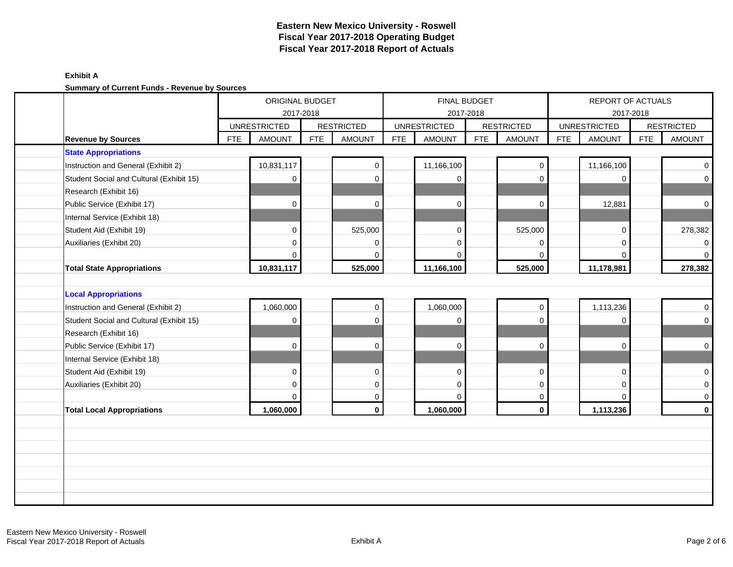# Eastern New Mexico University - Roswell
# Fiscal Year 2017-2018 Operating Budget
# Fiscal Year 2017-2018 Report of Actuals

**Exhibit A**

**Summary of Current Funds - Revenue by Sources**

| | ORIGINAL BUDGET 2017-2018 | | | | FINAL BUDGET 2017-2018 | | | | REPORT OF ACTUALS 2017-2018 | | | |
|---|---|---|---|---|---|---|---|---|---|---|---|---|
| | UNRESTRICTED | | RESTRICTED | | UNRESTRICTED | | RESTRICTED | | UNRESTRICTED | | RESTRICTED | |
| **Revenue by Sources** | FTE | AMOUNT | FTE | AMOUNT | FTE | AMOUNT | FTE | AMOUNT | FTE | AMOUNT | FTE | AMOUNT |
| **State Appropriations** | | | | | | | | | | | | |
| Instruction and General (Exhibit 2) | | 10,831,117 | | 0 | | 11,166,100 | | 0 | | 11,166,100 | | 0 |
| Student Social and Cultural (Exhibit 15) | | 0 | | 0 | | 0 | | 0 | | 0 | | 0 |
| Research (Exhibit 16) | | | | | | | | | | | | |
| Public Service (Exhibit 17) | | 0 | | 0 | | 0 | | 0 | | 12,881 | | 0 |
| Internal Service (Exhibit 18) | | | | | | | | | | | | |
| Student Aid (Exhibit 19) | | 0 | | 525,000 | | 0 | | 525,000 | | 0 | | 278,382 |
| Auxiliaries (Exhibit 20) | | 0 | | 0 | | 0 | | 0 | | 0 | | 0 |
| | | 0 | | 0 | | 0 | | 0 | | 0 | | 0 |
| **Total State Appropriations** | | **10,831,117** | | **525,000** | | **11,166,100** | | **525,000** | | **11,178,981** | | **278,382** |
| **Local Appropriations** | | | | | | | | | | | | |
| Instruction and General (Exhibit 2) | | 1,060,000 | | 0 | | 1,060,000 | | 0 | | 1,113,236 | | 0 |
| Student Social and Cultural (Exhibit 15) | | 0 | | 0 | | 0 | | 0 | | 0 | | 0 |
| Research (Exhibit 16) | | | | | | | | | | | | |
| Public Service (Exhibit 17) | | 0 | | 0 | | 0 | | 0 | | 0 | | 0 |
| Internal Service (Exhibit 18) | | | | | | | | | | | | |
| Student Aid (Exhibit 19) | | 0 | | 0 | | 0 | | 0 | | 0 | | 0 |
| Auxiliaries (Exhibit 20) | | 0 | | 0 | | 0 | | 0 | | 0 | | 0 |
| | | 0 | | 0 | | 0 | | 0 | | 0 | | 0 |
| **Total Local Appropriations** | | **1,060,000** | | **0** | | **1,060,000** | | **0** | | **1,113,236** | | **0** |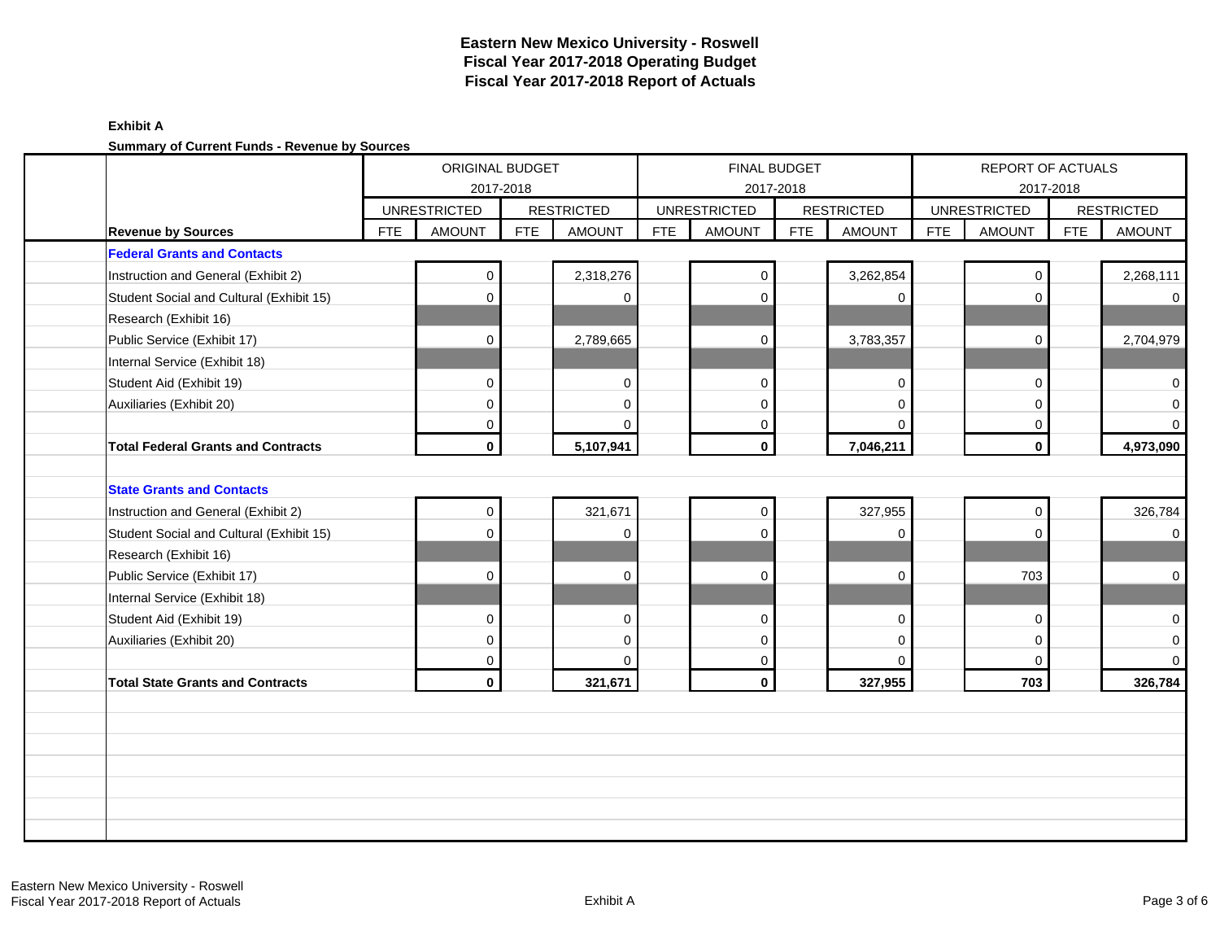# Eastern New Mexico University - Roswell
## Fiscal Year 2017-2018 Operating Budget
## Fiscal Year 2017-2018 Report of Actuals

**Exhibit A**

**Summary of Current Funds - Revenue by Sources**

| | ORIGINAL BUDGET 2017-2018 | | | | FINAL BUDGET 2017-2018 | | | | REPORT OF ACTUALS 2017-2018 | | | |
|---|---|---|---|---|---|---|---|---|---|---|---|---|
| | UNRESTRICTED | | RESTRICTED | | UNRESTRICTED | | RESTRICTED | | UNRESTRICTED | | RESTRICTED | |
| **Revenue by Sources** | FTE | AMOUNT | FTE | AMOUNT | FTE | AMOUNT | FTE | AMOUNT | FTE | AMOUNT | FTE | AMOUNT |
| **Federal Grants and Contacts** | | | | | | | | | | | | |
| Instruction and General (Exhibit 2) | | 0 | | 2,318,276 | | 0 | | 3,262,854 | | 0 | | 2,268,111 |
| Student Social and Cultural (Exhibit 15) | | 0 | | 0 | | 0 | | 0 | | 0 | | 0 |
| Research (Exhibit 16) | | | | | | | | | | | | |
| Public Service (Exhibit 17) | | 0 | | 2,789,665 | | 0 | | 3,783,357 | | 0 | | 2,704,979 |
| Internal Service (Exhibit 18) | | | | | | | | | | | | |
| Student Aid (Exhibit 19) | | 0 | | 0 | | 0 | | 0 | | 0 | | 0 |
| Auxiliaries (Exhibit 20) | | 0 | | 0 | | 0 | | 0 | | 0 | | 0 |
| | | 0 | | 0 | | 0 | | 0 | | 0 | | 0 |
| **Total Federal Grants and Contracts** | | **0** | | **5,107,941** | | **0** | | **7,046,211** | | **0** | | **4,973,090** |
| | | | | | | | | | | | | |
| **State Grants and Contacts** | | | | | | | | | | | | |
| Instruction and General (Exhibit 2) | | 0 | | 321,671 | | 0 | | 327,955 | | 0 | | 326,784 |
| Student Social and Cultural (Exhibit 15) | | 0 | | 0 | | 0 | | 0 | | 0 | | 0 |
| Research (Exhibit 16) | | | | | | | | | | | | |
| Public Service (Exhibit 17) | | 0 | | 0 | | 0 | | 0 | | 703 | | 0 |
| Internal Service (Exhibit 18) | | | | | | | | | | | | |
| Student Aid (Exhibit 19) | | 0 | | 0 | | 0 | | 0 | | 0 | | 0 |
| Auxiliaries (Exhibit 20) | | 0 | | 0 | | 0 | | 0 | | 0 | | 0 |
| | | 0 | | 0 | | 0 | | 0 | | 0 | | 0 |
| **Total State Grants and Contracts** | | **0** | | **321,671** | | **0** | | **327,955** | | **703** | | **326,784** |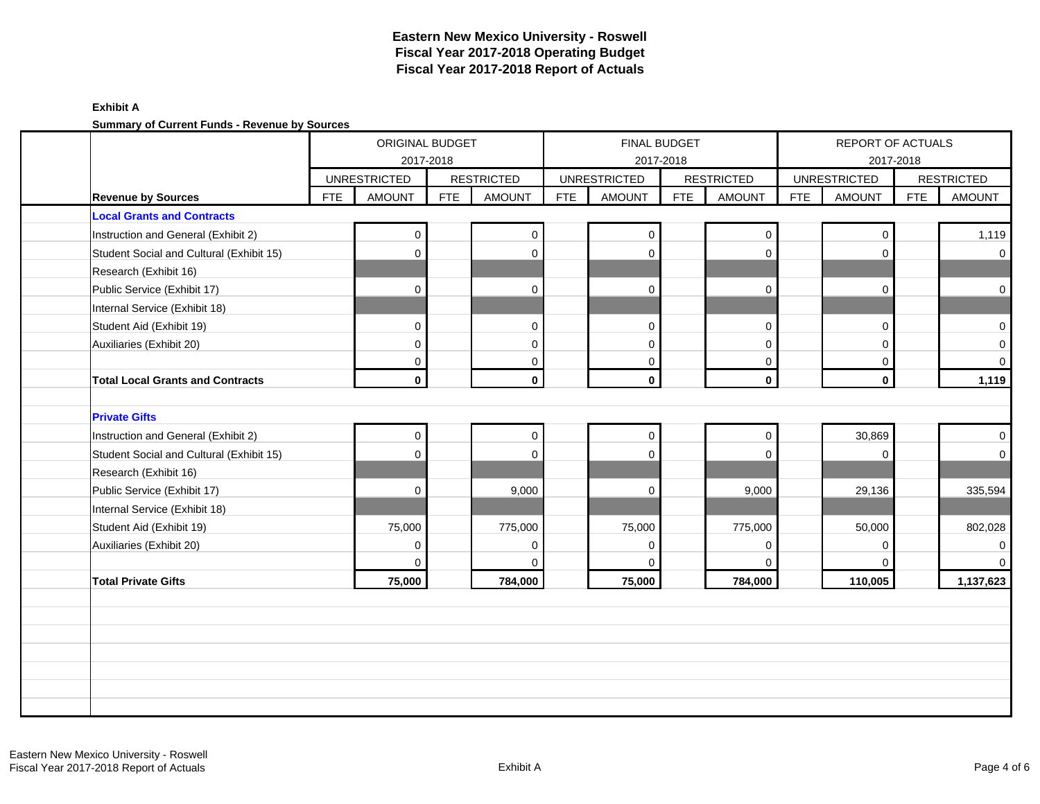# Eastern New Mexico University - Roswell
## Fiscal Year 2017-2018 Operating Budget
## Fiscal Year 2017-2018 Report of Actuals

**Exhibit A**

**Summary of Current Funds - Revenue by Sources**

| | ORIGINAL BUDGET 2017-2018 | | | | FINAL BUDGET 2017-2018 | | | | REPORT OF ACTUALS 2017-2018 | | | |
|---|---|---|---|---|---|---|---|---|---|---|---|---|
| | UNRESTRICTED | | RESTRICTED | | UNRESTRICTED | | RESTRICTED | | UNRESTRICTED | | RESTRICTED | |
| **Revenue by Sources** | FTE | AMOUNT | FTE | AMOUNT | FTE | AMOUNT | FTE | AMOUNT | FTE | AMOUNT | FTE | AMOUNT |
| **Local Grants and Contracts** | | | | | | | | | | | | |
| Instruction and General (Exhibit 2) | | 0 | | 0 | | 0 | | 0 | | 0 | | 1,119 |
| Student Social and Cultural (Exhibit 15) | | 0 | | 0 | | 0 | | 0 | | 0 | | 0 |
| Research (Exhibit 16) | | | | | | | | | | | | |
| Public Service (Exhibit 17) | | 0 | | 0 | | 0 | | 0 | | 0 | | 0 |
| Internal Service (Exhibit 18) | | | | | | | | | | | | |
| Student Aid (Exhibit 19) | | 0 | | 0 | | 0 | | 0 | | 0 | | 0 |
| Auxiliaries (Exhibit 20) | | 0 | | 0 | | 0 | | 0 | | 0 | | 0 |
| | | 0 | | 0 | | 0 | | 0 | | 0 | | 0 |
| **Total Local Grants and Contracts** | | **0** | | **0** | | **0** | | **0** | | **0** | | **1,119** |
| **Private Gifts** | | | | | | | | | | | | |
| Instruction and General (Exhibit 2) | | 0 | | 0 | | 0 | | 0 | | 30,869 | | 0 |
| Student Social and Cultural (Exhibit 15) | | 0 | | 0 | | 0 | | 0 | | 0 | | 0 |
| Research (Exhibit 16) | | | | | | | | | | | | |
| Public Service (Exhibit 17) | | 0 | | 9,000 | | 0 | | 9,000 | | 29,136 | | 335,594 |
| Internal Service (Exhibit 18) | | | | | | | | | | | | |
| Student Aid (Exhibit 19) | | 75,000 | | 775,000 | | 75,000 | | 775,000 | | 50,000 | | 802,028 |
| Auxiliaries (Exhibit 20) | | 0 | | 0 | | 0 | | 0 | | 0 | | 0 |
| | | 0 | | 0 | | 0 | | 0 | | 0 | | 0 |
| **Total Private Gifts** | | **75,000** | | **784,000** | | **75,000** | | **784,000** | | **110,005** | | **1,137,623** |

Eastern New Mexico University - Roswell
Fiscal Year 2017-2018 Report of Actuals

Exhibit A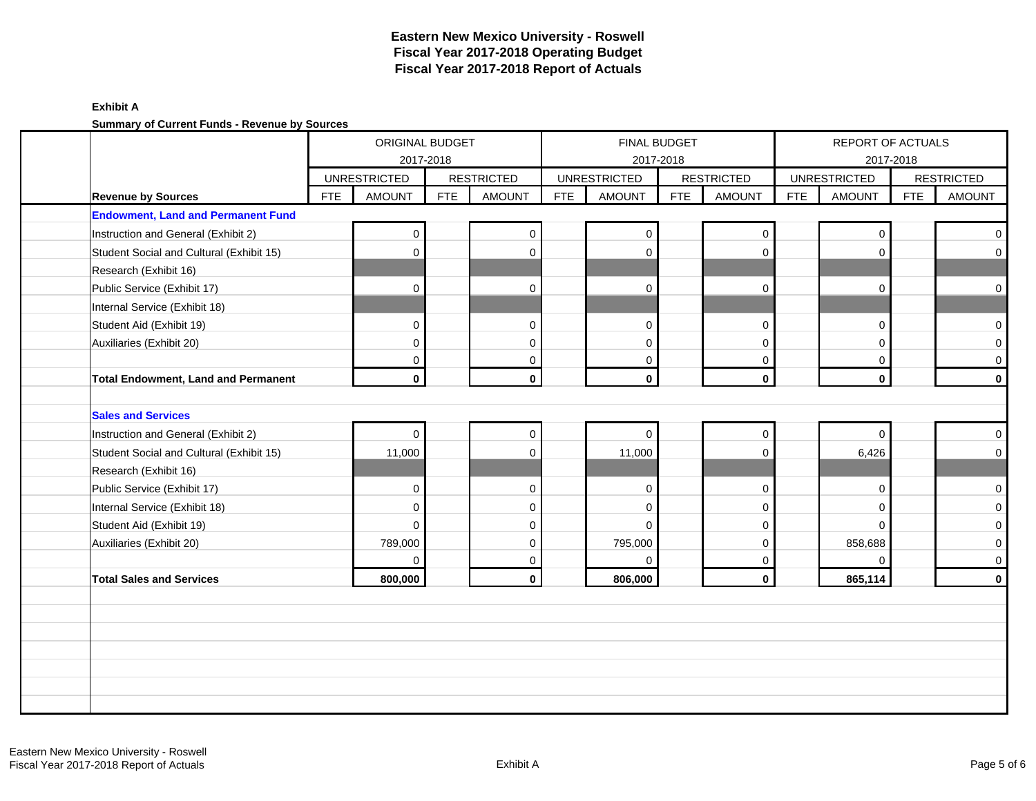# Eastern New Mexico University - Roswell
## Fiscal Year 2017-2018 Operating Budget
## Fiscal Year 2017-2018 Report of Actuals

**Exhibit A**

**Summary of Current Funds - Revenue by Sources**

| | ORIGINAL BUDGET 2017-2018 | | | | FINAL BUDGET 2017-2018 | | | | REPORT OF ACTUALS 2017-2018 | | | |
|---|---|---|---|---|---|---|---|---|---|---|---|---|
| | UNRESTRICTED | | RESTRICTED | | UNRESTRICTED | | RESTRICTED | | UNRESTRICTED | | RESTRICTED | |
| **Revenue by Sources** | FTE | AMOUNT | FTE | AMOUNT | FTE | AMOUNT | FTE | AMOUNT | FTE | AMOUNT | FTE | AMOUNT |
| **Endowment, Land and Permanent Fund** | | | | | | | | | | | | |
| Instruction and General (Exhibit 2) | | 0 | | 0 | | 0 | | 0 | | 0 | | 0 |
| Student Social and Cultural (Exhibit 15) | | 0 | | 0 | | 0 | | 0 | | 0 | | 0 |
| Research (Exhibit 16) | | | | | | | | | | | | |
| Public Service (Exhibit 17) | | 0 | | 0 | | 0 | | 0 | | 0 | | 0 |
| Internal Service (Exhibit 18) | | | | | | | | | | | | |
| Student Aid (Exhibit 19) | | 0 | | 0 | | 0 | | 0 | | 0 | | 0 |
| Auxiliaries (Exhibit 20) | | 0 | | 0 | | 0 | | 0 | | 0 | | 0 |
| | | 0 | | 0 | | 0 | | 0 | | 0 | | 0 |
| **Total Endowment, Land and Permanent** | | **0** | | **0** | | **0** | | **0** | | **0** | | **0** |
| | | | | | | | | | | | | |
| **Sales and Services** | | | | | | | | | | | | |
| Instruction and General (Exhibit 2) | | 0 | | 0 | | 0 | | 0 | | 0 | | 0 |
| Student Social and Cultural (Exhibit 15) | | 11,000 | | 0 | | 11,000 | | 0 | | 6,426 | | 0 |
| Research (Exhibit 16) | | | | | | | | | | | | |
| Public Service (Exhibit 17) | | 0 | | 0 | | 0 | | 0 | | 0 | | 0 |
| Internal Service (Exhibit 18) | | 0 | | 0 | | 0 | | 0 | | 0 | | 0 |
| Student Aid (Exhibit 19) | | 0 | | 0 | | 0 | | 0 | | 0 | | 0 |
| Auxiliaries (Exhibit 20) | | 789,000 | | 0 | | 795,000 | | 0 | | 858,688 | | 0 |
| | | 0 | | 0 | | 0 | | 0 | | 0 | | 0 |
| **Total Sales and Services** | | **800,000** | | **0** | | **806,000** | | **0** | | **865,114** | | **0** |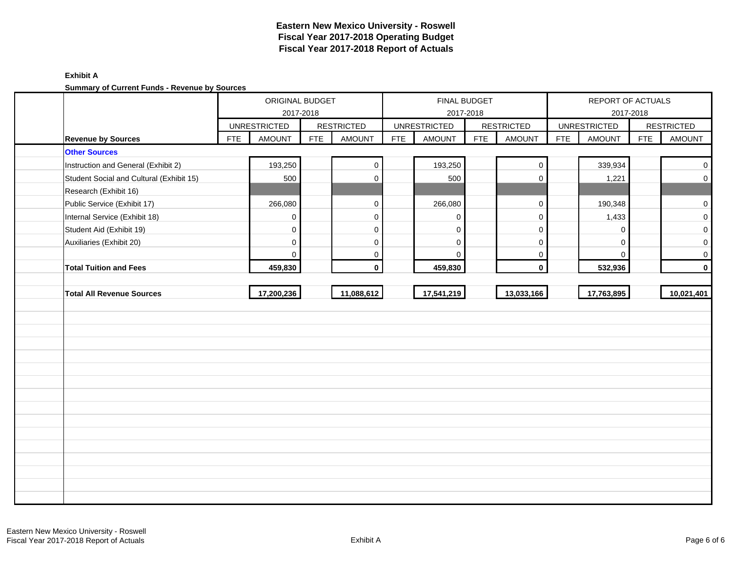# Eastern New Mexico University - Roswell
## Fiscal Year 2017-2018 Operating Budget
## Fiscal Year 2017-2018 Report of Actuals

**Exhibit A**

**Summary of Current Funds - Revenue by Sources**

| | ORIGINAL BUDGET 2017-2018 | | | | FINAL BUDGET 2017-2018 | | | | REPORT OF ACTUALS 2017-2018 | | | |
|---|---|---|---|---|---|---|---|---|---|---|---|---|
| | UNRESTRICTED | | RESTRICTED | | UNRESTRICTED | | RESTRICTED | | UNRESTRICTED | | RESTRICTED | |
| **Revenue by Sources** | FTE | AMOUNT | FTE | AMOUNT | FTE | AMOUNT | FTE | AMOUNT | FTE | AMOUNT | FTE | AMOUNT |
| **Other Sources** | | | | | | | | | | | | |
| Instruction and General (Exhibit 2) | | 193,250 | | 0 | | 193,250 | | 0 | | 339,934 | | 0 |
| Student Social and Cultural (Exhibit 15) | | 500 | | 0 | | 500 | | 0 | | 1,221 | | 0 |
| Research (Exhibit 16) | | | | | | | | | | | | |
| Public Service (Exhibit 17) | | 266,080 | | 0 | | 266,080 | | 0 | | 190,348 | | 0 |
| Internal Service (Exhibit 18) | | 0 | | 0 | | 0 | | 0 | | 1,433 | | 0 |
| Student Aid (Exhibit 19) | | 0 | | 0 | | 0 | | 0 | | 0 | | 0 |
| Auxiliaries (Exhibit 20) | | 0 | | 0 | | 0 | | 0 | | 0 | | 0 |
| | | 0 | | 0 | | 0 | | 0 | | 0 | | 0 |
| **Total Tuition and Fees** | | **459,830** | | **0** | | **459,830** | | **0** | | **532,936** | | **0** |
| **Total All Revenue Sources** | | **17,200,236** | | **11,088,612** | | **17,541,219** | | **13,033,166** | | **17,763,895** | | **10,021,401** |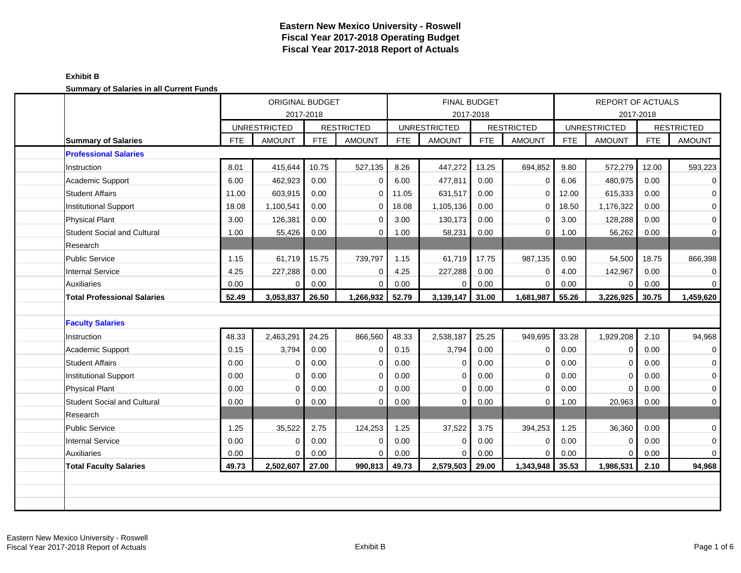# Eastern New Mexico University - Roswell
# Fiscal Year 2017-2018 Operating Budget
# Fiscal Year 2017-2018 Report of Actuals

**Exhibit B**

**Summary of Salaries in all Current Funds**

| | ORIGINAL BUDGET 2017-2018 | | | | FINAL BUDGET 2017-2018 | | | | REPORT OF ACTUALS 2017-2018 | | | |
|---|---|---|---|---|---|---|---|---|---|---|---|---|
| | UNRESTRICTED | | RESTRICTED | | UNRESTRICTED | | RESTRICTED | | UNRESTRICTED | | RESTRICTED | |
| **Summary of Salaries** | FTE | AMOUNT | FTE | AMOUNT | FTE | AMOUNT | FTE | AMOUNT | FTE | AMOUNT | FTE | AMOUNT |
| **Professional Salaries** | | | | | | | | | | | | |
| Instruction | 8.01 | 415,644 | 10.75 | 527,135 | 8.26 | 447,272 | 13.25 | 694,852 | 9.80 | 572,279 | 12.00 | 593,223 |
| Academic Support | 6.00 | 462,923 | 0.00 | 0 | 6.00 | 477,811 | 0.00 | 0 | 6.06 | 480,975 | 0.00 | 0 |
| Student Affairs | 11.00 | 603,915 | 0.00 | 0 | 11.05 | 631,517 | 0.00 | 0 | 12.00 | 615,333 | 0.00 | 0 |
| Institutional Support | 18.08 | 1,100,541 | 0.00 | 0 | 18.08 | 1,105,136 | 0.00 | 0 | 18.50 | 1,176,322 | 0.00 | 0 |
| Physical Plant | 3.00 | 126,381 | 0.00 | 0 | 3.00 | 130,173 | 0.00 | 0 | 3.00 | 128,288 | 0.00 | 0 |
| Student Social and Cultural | 1.00 | 55,426 | 0.00 | 0 | 1.00 | 58,231 | 0.00 | 0 | 1.00 | 56,262 | 0.00 | 0 |
| Research | | | | | | | | | | | | |
| Public Service | 1.15 | 61,719 | 15.75 | 739,797 | 1.15 | 61,719 | 17.75 | 987,135 | 0.90 | 54,500 | 18.75 | 866,398 |
| Internal Service | 4.25 | 227,288 | 0.00 | 0 | 4.25 | 227,288 | 0.00 | 0 | 4.00 | 142,967 | 0.00 | 0 |
| Auxiliaries | 0.00 | 0 | 0.00 | 0 | 0.00 | 0 | 0.00 | 0 | 0.00 | 0 | 0.00 | 0 |
| **Total Professional Salaries** | **52.49** | **3,053,837** | **26.50** | **1,266,932** | **52.79** | **3,139,147** | **31.00** | **1,681,987** | **55.26** | **3,226,925** | **30.75** | **1,459,620** |
| | | | | | | | | | | | | |
| **Faculty Salaries** | | | | | | | | | | | | |
| Instruction | 48.33 | 2,463,291 | 24.25 | 866,560 | 48.33 | 2,538,187 | 25.25 | 949,695 | 33.28 | 1,929,208 | 2.10 | 94,968 |
| Academic Support | 0.15 | 3,794 | 0.00 | 0 | 0.15 | 3,794 | 0.00 | 0 | 0.00 | 0 | 0.00 | 0 |
| Student Affairs | 0.00 | 0 | 0.00 | 0 | 0.00 | 0 | 0.00 | 0 | 0.00 | 0 | 0.00 | 0 |
| Institutional Support | 0.00 | 0 | 0.00 | 0 | 0.00 | 0 | 0.00 | 0 | 0.00 | 0 | 0.00 | 0 |
| Physical Plant | 0.00 | 0 | 0.00 | 0 | 0.00 | 0 | 0.00 | 0 | 0.00 | 0 | 0.00 | 0 |
| Student Social and Cultural | 0.00 | 0 | 0.00 | 0 | 0.00 | 0 | 0.00 | 0 | 1.00 | 20,963 | 0.00 | 0 |
| Research | | | | | | | | | | | | |
| Public Service | 1.25 | 35,522 | 2.75 | 124,253 | 1.25 | 37,522 | 3.75 | 394,253 | 1.25 | 36,360 | 0.00 | 0 |
| Internal Service | 0.00 | 0 | 0.00 | 0 | 0.00 | 0 | 0.00 | 0 | 0.00 | 0 | 0.00 | 0 |
| Auxiliaries | 0.00 | 0 | 0.00 | 0 | 0.00 | 0 | 0.00 | 0 | 0.00 | 0 | 0.00 | 0 |
| **Total Faculty Salaries** | **49.73** | **2,502,607** | **27.00** | **990,813** | **49.73** | **2,579,503** | **29.00** | **1,343,948** | **35.53** | **1,986,531** | **2.10** | **94,968** |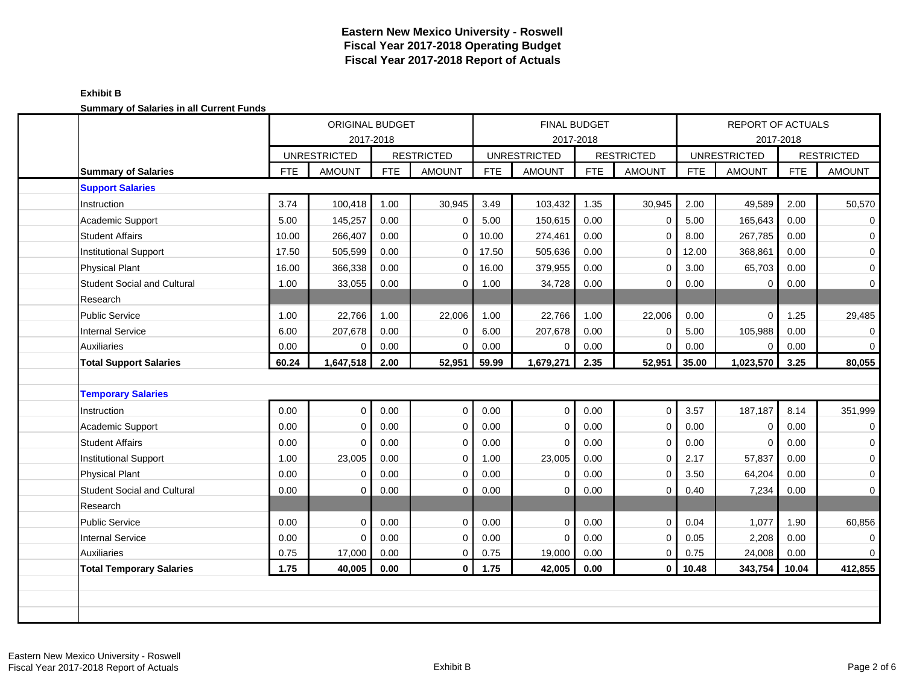# Eastern New Mexico University - Roswell
## Fiscal Year 2017-2018 Operating Budget
## Fiscal Year 2017-2018 Report of Actuals

**Exhibit B**

**Summary of Salaries in all Current Funds**

| | ORIGINAL BUDGET 2017-2018 | | | | FINAL BUDGET 2017-2018 | | | | REPORT OF ACTUALS 2017-2018 | | | |
|---|---|---|---|---|---|---|---|---|---|---|---|---|
| | UNRESTRICTED | | RESTRICTED | | UNRESTRICTED | | RESTRICTED | | UNRESTRICTED | | RESTRICTED | |
| **Summary of Salaries** | FTE | AMOUNT | FTE | AMOUNT | FTE | AMOUNT | FTE | AMOUNT | FTE | AMOUNT | FTE | AMOUNT |
| **Support Salaries** | | | | | | | | | | | | |
| Instruction | 3.74 | 100,418 | 1.00 | 30,945 | 3.49 | 103,432 | 1.35 | 30,945 | 2.00 | 49,589 | 2.00 | 50,570 |
| Academic Support | 5.00 | 145,257 | 0.00 | 0 | 5.00 | 150,615 | 0.00 | 0 | 5.00 | 165,643 | 0.00 | 0 |
| Student Affairs | 10.00 | 266,407 | 0.00 | 0 | 10.00 | 274,461 | 0.00 | 0 | 8.00 | 267,785 | 0.00 | 0 |
| Institutional Support | 17.50 | 505,599 | 0.00 | 0 | 17.50 | 505,636 | 0.00 | 0 | 12.00 | 368,861 | 0.00 | 0 |
| Physical Plant | 16.00 | 366,338 | 0.00 | 0 | 16.00 | 379,955 | 0.00 | 0 | 3.00 | 65,703 | 0.00 | 0 |
| Student Social and Cultural | 1.00 | 33,055 | 0.00 | 0 | 1.00 | 34,728 | 0.00 | 0 | 0.00 | 0 | 0.00 | 0 |
| Research | | | | | | | | | | | | |
| Public Service | 1.00 | 22,766 | 1.00 | 22,006 | 1.00 | 22,766 | 1.00 | 22,006 | 0.00 | 0 | 1.25 | 29,485 |
| Internal Service | 6.00 | 207,678 | 0.00 | 0 | 6.00 | 207,678 | 0.00 | 0 | 5.00 | 105,988 | 0.00 | 0 |
| Auxiliaries | 0.00 | 0 | 0.00 | 0 | 0.00 | 0 | 0.00 | 0 | 0.00 | 0 | 0.00 | 0 |
| **Total Support Salaries** | **60.24** | **1,647,518** | **2.00** | **52,951** | **59.99** | **1,679,271** | **2.35** | **52,951** | **35.00** | **1,023,570** | **3.25** | **80,055** |
| | | | | | | | | | | | | |
| **Temporary Salaries** | | | | | | | | | | | | |
| Instruction | 0.00 | 0 | 0.00 | 0 | 0.00 | 0 | 0.00 | 0 | 3.57 | 187,187 | 8.14 | 351,999 |
| Academic Support | 0.00 | 0 | 0.00 | 0 | 0.00 | 0 | 0.00 | 0 | 0.00 | 0 | 0.00 | 0 |
| Student Affairs | 0.00 | 0 | 0.00 | 0 | 0.00 | 0 | 0.00 | 0 | 0.00 | 0 | 0.00 | 0 |
| Institutional Support | 1.00 | 23,005 | 0.00 | 0 | 1.00 | 23,005 | 0.00 | 0 | 2.17 | 57,837 | 0.00 | 0 |
| Physical Plant | 0.00 | 0 | 0.00 | 0 | 0.00 | 0 | 0.00 | 0 | 3.50 | 64,204 | 0.00 | 0 |
| Student Social and Cultural | 0.00 | 0 | 0.00 | 0 | 0.00 | 0 | 0.00 | 0 | 0.40 | 7,234 | 0.00 | 0 |
| Research | | | | | | | | | | | | |
| Public Service | 0.00 | 0 | 0.00 | 0 | 0.00 | 0 | 0.00 | 0 | 0.04 | 1,077 | 1.90 | 60,856 |
| Internal Service | 0.00 | 0 | 0.00 | 0 | 0.00 | 0 | 0.00 | 0 | 0.05 | 2,208 | 0.00 | 0 |
| Auxiliaries | 0.75 | 17,000 | 0.00 | 0 | 0.75 | 19,000 | 0.00 | 0 | 0.75 | 24,008 | 0.00 | 0 |
| **Total Temporary Salaries** | **1.75** | **40,005** | **0.00** | **0** | **1.75** | **42,005** | **0.00** | **0** | **10.48** | **343,754** | **10.04** | **412,855** |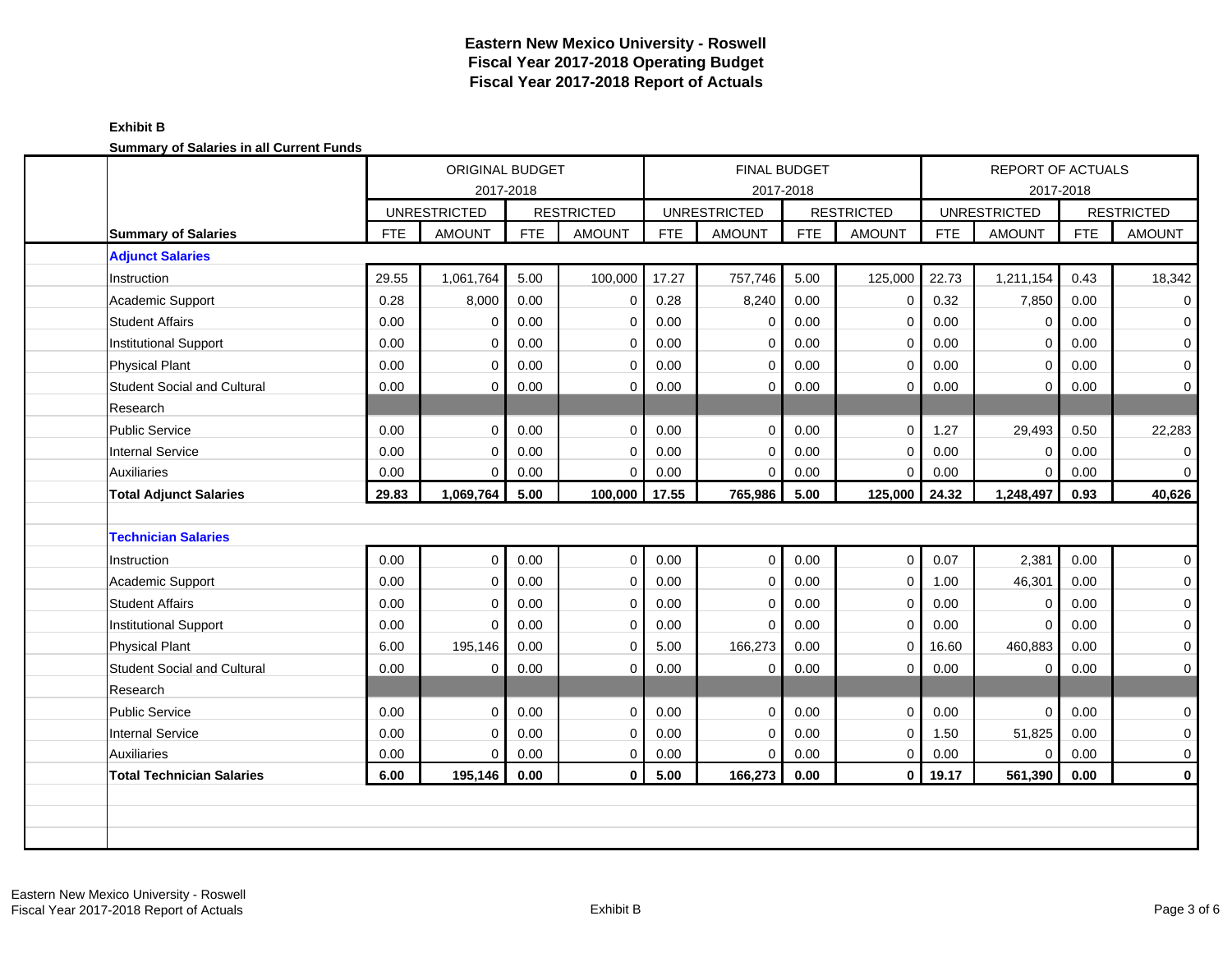# Eastern New Mexico University - Roswell
## Fiscal Year 2017-2018 Operating Budget
## Fiscal Year 2017-2018 Report of Actuals

**Exhibit B**

**Summary of Salaries in all Current Funds**

| | ORIGINAL BUDGET 2017-2018 | | | | FINAL BUDGET 2017-2018 | | | | REPORT OF ACTUALS 2017-2018 | | | |
|---|---|---|---|---|---|---|---|---|---|---|---|---|
| | UNRESTRICTED | | RESTRICTED | | UNRESTRICTED | | RESTRICTED | | UNRESTRICTED | | RESTRICTED | |
| **Summary of Salaries** | FTE | AMOUNT | FTE | AMOUNT | FTE | AMOUNT | FTE | AMOUNT | FTE | AMOUNT | FTE | AMOUNT |
| **Adjunct Salaries** | | | | | | | | | | | | |
| Instruction | 29.55 | 1,061,764 | 5.00 | 100,000 | 17.27 | 757,746 | 5.00 | 125,000 | 22.73 | 1,211,154 | 0.43 | 18,342 |
| Academic Support | 0.28 | 8,000 | 0.00 | 0 | 0.28 | 8,240 | 0.00 | 0 | 0.32 | 7,850 | 0.00 | 0 |
| Student Affairs | 0.00 | 0 | 0.00 | 0 | 0.00 | 0 | 0.00 | 0 | 0.00 | 0 | 0.00 | 0 |
| Institutional Support | 0.00 | 0 | 0.00 | 0 | 0.00 | 0 | 0.00 | 0 | 0.00 | 0 | 0.00 | 0 |
| Physical Plant | 0.00 | 0 | 0.00 | 0 | 0.00 | 0 | 0.00 | 0 | 0.00 | 0 | 0.00 | 0 |
| Student Social and Cultural | 0.00 | 0 | 0.00 | 0 | 0.00 | 0 | 0.00 | 0 | 0.00 | 0 | 0.00 | 0 |
| Research | | | | | | | | | | | | |
| Public Service | 0.00 | 0 | 0.00 | 0 | 0.00 | 0 | 0.00 | 0 | 1.27 | 29,493 | 0.50 | 22,283 |
| Internal Service | 0.00 | 0 | 0.00 | 0 | 0.00 | 0 | 0.00 | 0 | 0.00 | 0 | 0.00 | 0 |
| Auxiliaries | 0.00 | 0 | 0.00 | 0 | 0.00 | 0 | 0.00 | 0 | 0.00 | 0 | 0.00 | 0 |
| **Total Adjunct Salaries** | **29.83** | **1,069,764** | **5.00** | **100,000** | **17.55** | **765,986** | **5.00** | **125,000** | **24.32** | **1,248,497** | **0.93** | **40,626** |
| **Technician Salaries** | | | | | | | | | | | | |
| Instruction | 0.00 | 0 | 0.00 | 0 | 0.00 | 0 | 0.00 | 0 | 0.07 | 2,381 | 0.00 | 0 |
| Academic Support | 0.00 | 0 | 0.00 | 0 | 0.00 | 0 | 0.00 | 0 | 1.00 | 46,301 | 0.00 | 0 |
| Student Affairs | 0.00 | 0 | 0.00 | 0 | 0.00 | 0 | 0.00 | 0 | 0.00 | 0 | 0.00 | 0 |
| Institutional Support | 0.00 | 0 | 0.00 | 0 | 0.00 | 0 | 0.00 | 0 | 0.00 | 0 | 0.00 | 0 |
| Physical Plant | 6.00 | 195,146 | 0.00 | 0 | 5.00 | 166,273 | 0.00 | 0 | 16.60 | 460,883 | 0.00 | 0 |
| Student Social and Cultural | 0.00 | 0 | 0.00 | 0 | 0.00 | 0 | 0.00 | 0 | 0.00 | 0 | 0.00 | 0 |
| Research | | | | | | | | | | | | |
| Public Service | 0.00 | 0 | 0.00 | 0 | 0.00 | 0 | 0.00 | 0 | 0.00 | 0 | 0.00 | 0 |
| Internal Service | 0.00 | 0 | 0.00 | 0 | 0.00 | 0 | 0.00 | 0 | 1.50 | 51,825 | 0.00 | 0 |
| Auxiliaries | 0.00 | 0 | 0.00 | 0 | 0.00 | 0 | 0.00 | 0 | 0.00 | 0 | 0.00 | 0 |
| **Total Technician Salaries** | **6.00** | **195,146** | **0.00** | **0** | **5.00** | **166,273** | **0.00** | **0** | **19.17** | **561,390** | **0.00** | **0** |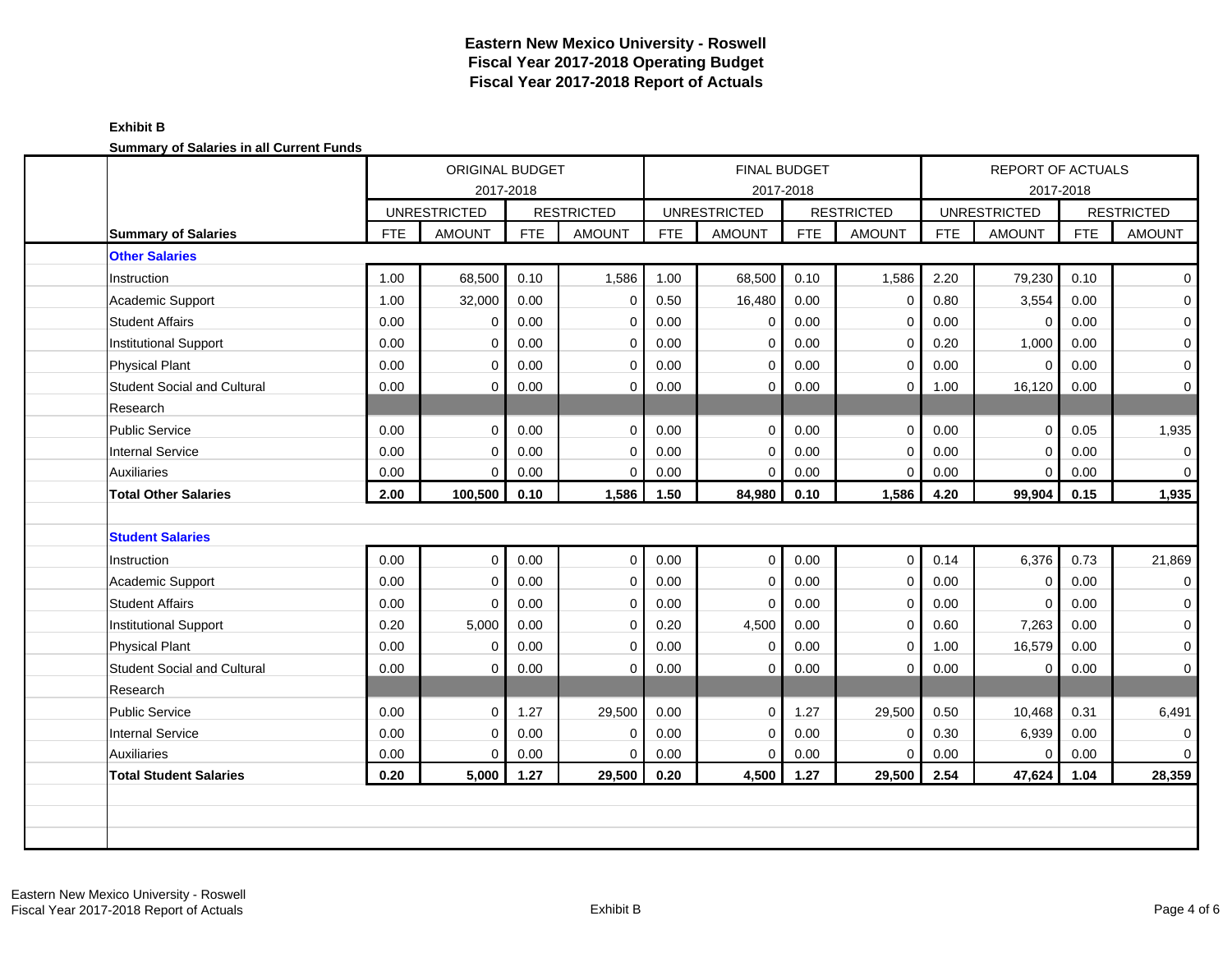# Eastern New Mexico University - Roswell
## Fiscal Year 2017-2018 Operating Budget
## Fiscal Year 2017-2018 Report of Actuals

**Exhibit B**

**Summary of Salaries in all Current Funds**

| | ORIGINAL BUDGET 2017-2018 | | | | FINAL BUDGET 2017-2018 | | | | REPORT OF ACTUALS 2017-2018 | | | |
|---|---|---|---|---|---|---|---|---|---|---|---|---|
| | UNRESTRICTED | | RESTRICTED | | UNRESTRICTED | | RESTRICTED | | UNRESTRICTED | | RESTRICTED | |
| **Summary of Salaries** | FTE | AMOUNT | FTE | AMOUNT | FTE | AMOUNT | FTE | AMOUNT | FTE | AMOUNT | FTE | AMOUNT |
| **Other Salaries** | | | | | | | | | | | | |
| Instruction | 1.00 | 68,500 | 0.10 | 1,586 | 1.00 | 68,500 | 0.10 | 1,586 | 2.20 | 79,230 | 0.10 | 0 |
| Academic Support | 1.00 | 32,000 | 0.00 | 0 | 0.50 | 16,480 | 0.00 | 0 | 0.80 | 3,554 | 0.00 | 0 |
| Student Affairs | 0.00 | 0 | 0.00 | 0 | 0.00 | 0 | 0.00 | 0 | 0.00 | 0 | 0.00 | 0 |
| Institutional Support | 0.00 | 0 | 0.00 | 0 | 0.00 | 0 | 0.00 | 0 | 0.20 | 1,000 | 0.00 | 0 |
| Physical Plant | 0.00 | 0 | 0.00 | 0 | 0.00 | 0 | 0.00 | 0 | 0.00 | 0 | 0.00 | 0 |
| Student Social and Cultural | 0.00 | 0 | 0.00 | 0 | 0.00 | 0 | 0.00 | 0 | 1.00 | 16,120 | 0.00 | 0 |
| Research | | | | | | | | | | | | |
| Public Service | 0.00 | 0 | 0.00 | 0 | 0.00 | 0 | 0.00 | 0 | 0.00 | 0 | 0.05 | 1,935 |
| Internal Service | 0.00 | 0 | 0.00 | 0 | 0.00 | 0 | 0.00 | 0 | 0.00 | 0 | 0.00 | 0 |
| Auxiliaries | 0.00 | 0 | 0.00 | 0 | 0.00 | 0 | 0.00 | 0 | 0.00 | 0 | 0.00 | 0 |
| **Total Other Salaries** | **2.00** | **100,500** | **0.10** | **1,586** | **1.50** | **84,980** | **0.10** | **1,586** | **4.20** | **99,904** | **0.15** | **1,935** |
| **Student Salaries** | | | | | | | | | | | | |
| Instruction | 0.00 | 0 | 0.00 | 0 | 0.00 | 0 | 0.00 | 0 | 0.14 | 6,376 | 0.73 | 21,869 |
| Academic Support | 0.00 | 0 | 0.00 | 0 | 0.00 | 0 | 0.00 | 0 | 0.00 | 0 | 0.00 | 0 |
| Student Affairs | 0.00 | 0 | 0.00 | 0 | 0.00 | 0 | 0.00 | 0 | 0.00 | 0 | 0.00 | 0 |
| Institutional Support | 0.20 | 5,000 | 0.00 | 0 | 0.20 | 4,500 | 0.00 | 0 | 0.60 | 7,263 | 0.00 | 0 |
| Physical Plant | 0.00 | 0 | 0.00 | 0 | 0.00 | 0 | 0.00 | 0 | 1.00 | 16,579 | 0.00 | 0 |
| Student Social and Cultural | 0.00 | 0 | 0.00 | 0 | 0.00 | 0 | 0.00 | 0 | 0.00 | 0 | 0.00 | 0 |
| Research | | | | | | | | | | | | |
| Public Service | 0.00 | 0 | 1.27 | 29,500 | 0.00 | 0 | 1.27 | 29,500 | 0.50 | 10,468 | 0.31 | 6,491 |
| Internal Service | 0.00 | 0 | 0.00 | 0 | 0.00 | 0 | 0.00 | 0 | 0.30 | 6,939 | 0.00 | 0 |
| Auxiliaries | 0.00 | 0 | 0.00 | 0 | 0.00 | 0 | 0.00 | 0 | 0.00 | 0 | 0.00 | 0 |
| **Total Student Salaries** | **0.20** | **5,000** | **1.27** | **29,500** | **0.20** | **4,500** | **1.27** | **29,500** | **2.54** | **47,624** | **1.04** | **28,359** |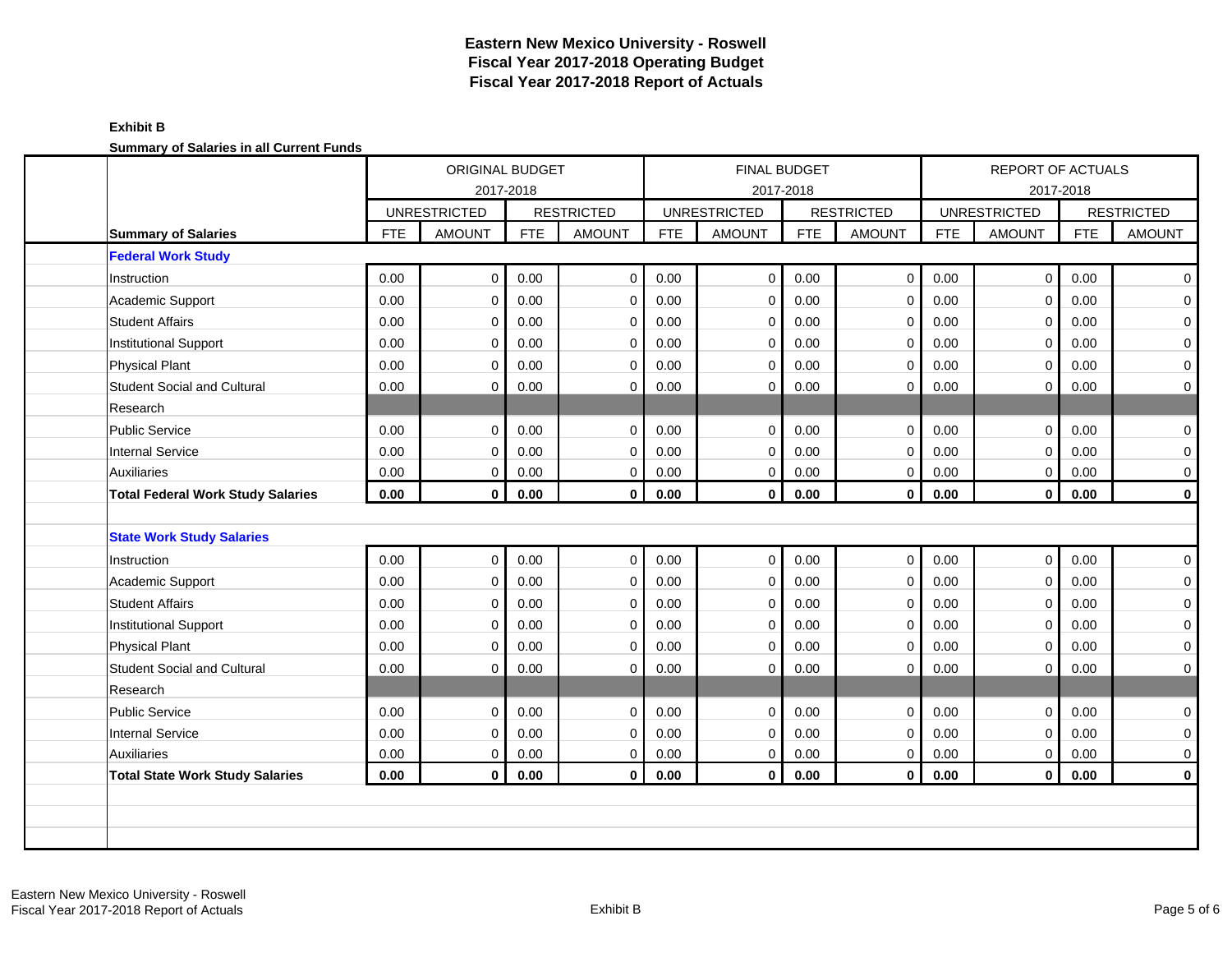# Eastern New Mexico University - Roswell
# Fiscal Year 2017-2018 Operating Budget
# Fiscal Year 2017-2018 Report of Actuals

**Exhibit B**

**Summary of Salaries in all Current Funds**

| | ORIGINAL BUDGET 2017-2018 | | | | FINAL BUDGET 2017-2018 | | | | REPORT OF ACTUALS 2017-2018 | | | |
|---|---|---|---|---|---|---|---|---|---|---|---|---|
| | UNRESTRICTED | | RESTRICTED | | UNRESTRICTED | | RESTRICTED | | UNRESTRICTED | | RESTRICTED | |
| **Summary of Salaries** | FTE | AMOUNT | FTE | AMOUNT | FTE | AMOUNT | FTE | AMOUNT | FTE | AMOUNT | FTE | AMOUNT |
| **Federal Work Study** | | | | | | | | | | | | |
| Instruction | 0.00 | 0 | 0.00 | 0 | 0.00 | 0 | 0.00 | 0 | 0.00 | 0 | 0.00 | 0 |
| Academic Support | 0.00 | 0 | 0.00 | 0 | 0.00 | 0 | 0.00 | 0 | 0.00 | 0 | 0.00 | 0 |
| Student Affairs | 0.00 | 0 | 0.00 | 0 | 0.00 | 0 | 0.00 | 0 | 0.00 | 0 | 0.00 | 0 |
| Institutional Support | 0.00 | 0 | 0.00 | 0 | 0.00 | 0 | 0.00 | 0 | 0.00 | 0 | 0.00 | 0 |
| Physical Plant | 0.00 | 0 | 0.00 | 0 | 0.00 | 0 | 0.00 | 0 | 0.00 | 0 | 0.00 | 0 |
| Student Social and Cultural | 0.00 | 0 | 0.00 | 0 | 0.00 | 0 | 0.00 | 0 | 0.00 | 0 | 0.00 | 0 |
| Research | | | | | | | | | | | | |
| Public Service | 0.00 | 0 | 0.00 | 0 | 0.00 | 0 | 0.00 | 0 | 0.00 | 0 | 0.00 | 0 |
| Internal Service | 0.00 | 0 | 0.00 | 0 | 0.00 | 0 | 0.00 | 0 | 0.00 | 0 | 0.00 | 0 |
| Auxiliaries | 0.00 | 0 | 0.00 | 0 | 0.00 | 0 | 0.00 | 0 | 0.00 | 0 | 0.00 | 0 |
| **Total Federal Work Study Salaries** | **0.00** | **0** | **0.00** | **0** | **0.00** | **0** | **0.00** | **0** | **0.00** | **0** | **0.00** | **0** |
| | | | | | | | | | | | | |
| **State Work Study Salaries** | | | | | | | | | | | | |
| Instruction | 0.00 | 0 | 0.00 | 0 | 0.00 | 0 | 0.00 | 0 | 0.00 | 0 | 0.00 | 0 |
| Academic Support | 0.00 | 0 | 0.00 | 0 | 0.00 | 0 | 0.00 | 0 | 0.00 | 0 | 0.00 | 0 |
| Student Affairs | 0.00 | 0 | 0.00 | 0 | 0.00 | 0 | 0.00 | 0 | 0.00 | 0 | 0.00 | 0 |
| Institutional Support | 0.00 | 0 | 0.00 | 0 | 0.00 | 0 | 0.00 | 0 | 0.00 | 0 | 0.00 | 0 |
| Physical Plant | 0.00 | 0 | 0.00 | 0 | 0.00 | 0 | 0.00 | 0 | 0.00 | 0 | 0.00 | 0 |
| Student Social and Cultural | 0.00 | 0 | 0.00 | 0 | 0.00 | 0 | 0.00 | 0 | 0.00 | 0 | 0.00 | 0 |
| Research | | | | | | | | | | | | |
| Public Service | 0.00 | 0 | 0.00 | 0 | 0.00 | 0 | 0.00 | 0 | 0.00 | 0 | 0.00 | 0 |
| Internal Service | 0.00 | 0 | 0.00 | 0 | 0.00 | 0 | 0.00 | 0 | 0.00 | 0 | 0.00 | 0 |
| Auxiliaries | 0.00 | 0 | 0.00 | 0 | 0.00 | 0 | 0.00 | 0 | 0.00 | 0 | 0.00 | 0 |
| **Total State Work Study Salaries** | **0.00** | **0** | **0.00** | **0** | **0.00** | **0** | **0.00** | **0** | **0.00** | **0** | **0.00** | **0** |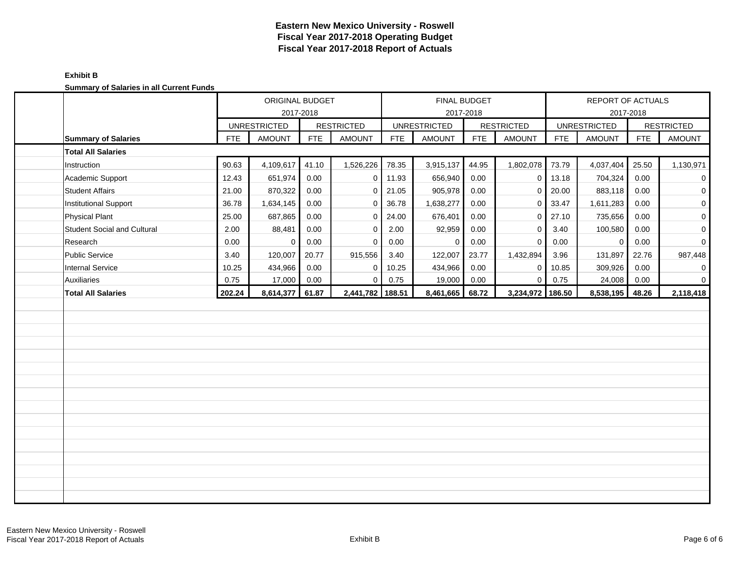**Eastern New Mexico University - Roswell**
**Fiscal Year 2017-2018 Operating Budget**
**Fiscal Year 2017-2018 Report of Actuals**

**Exhibit B**

**Summary of Salaries in all Current Funds**

| | ORIGINAL BUDGET 2017-2018 | | | | FINAL BUDGET 2017-2018 | | | | REPORT OF ACTUALS 2017-2018 | | | |
|---|---|---|---|---|---|---|---|---|---|---|---|---|
| | UNRESTRICTED | | RESTRICTED | | UNRESTRICTED | | RESTRICTED | | UNRESTRICTED | | RESTRICTED | |
| **Summary of Salaries** | FTE | AMOUNT | FTE | AMOUNT | FTE | AMOUNT | FTE | AMOUNT | FTE | AMOUNT | FTE | AMOUNT |
| **Total All Salaries** | | | | | | | | | | | | |
| Instruction | 90.63 | 4,109,617 | 41.10 | 1,526,226 | 78.35 | 3,915,137 | 44.95 | 1,802,078 | 73.79 | 4,037,404 | 25.50 | 1,130,971 |
| Academic Support | 12.43 | 651,974 | 0.00 | 0 | 11.93 | 656,940 | 0.00 | 0 | 13.18 | 704,324 | 0.00 | 0 |
| Student Affairs | 21.00 | 870,322 | 0.00 | 0 | 21.05 | 905,978 | 0.00 | 0 | 20.00 | 883,118 | 0.00 | 0 |
| Institutional Support | 36.78 | 1,634,145 | 0.00 | 0 | 36.78 | 1,638,277 | 0.00 | 0 | 33.47 | 1,611,283 | 0.00 | 0 |
| Physical Plant | 25.00 | 687,865 | 0.00 | 0 | 24.00 | 676,401 | 0.00 | 0 | 27.10 | 735,656 | 0.00 | 0 |
| Student Social and Cultural | 2.00 | 88,481 | 0.00 | 0 | 2.00 | 92,959 | 0.00 | 0 | 3.40 | 100,580 | 0.00 | 0 |
| Research | 0.00 | 0 | 0.00 | 0 | 0.00 | 0 | 0.00 | 0 | 0.00 | 0 | 0.00 | 0 |
| Public Service | 3.40 | 120,007 | 20.77 | 915,556 | 3.40 | 122,007 | 23.77 | 1,432,894 | 3.96 | 131,897 | 22.76 | 987,448 |
| Internal Service | 10.25 | 434,966 | 0.00 | 0 | 10.25 | 434,966 | 0.00 | 0 | 10.85 | 309,926 | 0.00 | 0 |
| Auxiliaries | 0.75 | 17,000 | 0.00 | 0 | 0.75 | 19,000 | 0.00 | 0 | 0.75 | 24,008 | 0.00 | 0 |
| **Total All Salaries** | **202.24** | **8,614,377** | **61.87** | **2,441,782** | **188.51** | **8,461,665** | **68.72** | **3,234,972** | **186.50** | **8,538,195** | **48.26** | **2,118,418** |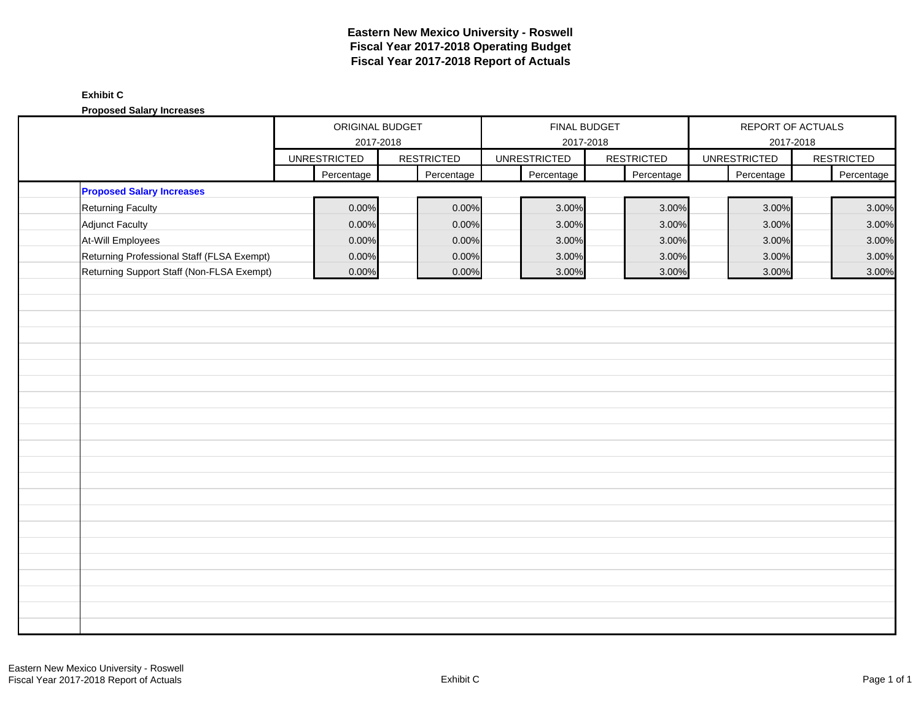# Eastern New Mexico University - Roswell
## Fiscal Year 2017-2018 Operating Budget
## Fiscal Year 2017-2018 Report of Actuals

**Exhibit C**

**Proposed Salary Increases**

| | ORIGINAL BUDGET 2017-2018 | | FINAL BUDGET 2017-2018 | | REPORT OF ACTUALS 2017-2018 | |
|---|---|---|---|---|---|---|
| | UNRESTRICTED | RESTRICTED | UNRESTRICTED | RESTRICTED | UNRESTRICTED | RESTRICTED |
| | Percentage | Percentage | Percentage | Percentage | Percentage | Percentage |
| **Proposed Salary Increases** | | | | | | |
| Returning Faculty | 0.00% | 0.00% | 3.00% | 3.00% | 3.00% | 3.00% |
| Adjunct Faculty | 0.00% | 0.00% | 3.00% | 3.00% | 3.00% | 3.00% |
| At-Will Employees | 0.00% | 0.00% | 3.00% | 3.00% | 3.00% | 3.00% |
| Returning Professional Staff (FLSA Exempt) | 0.00% | 0.00% | 3.00% | 3.00% | 3.00% | 3.00% |
| Returning Support Staff (Non-FLSA Exempt) | 0.00% | 0.00% | 3.00% | 3.00% | 3.00% | 3.00% |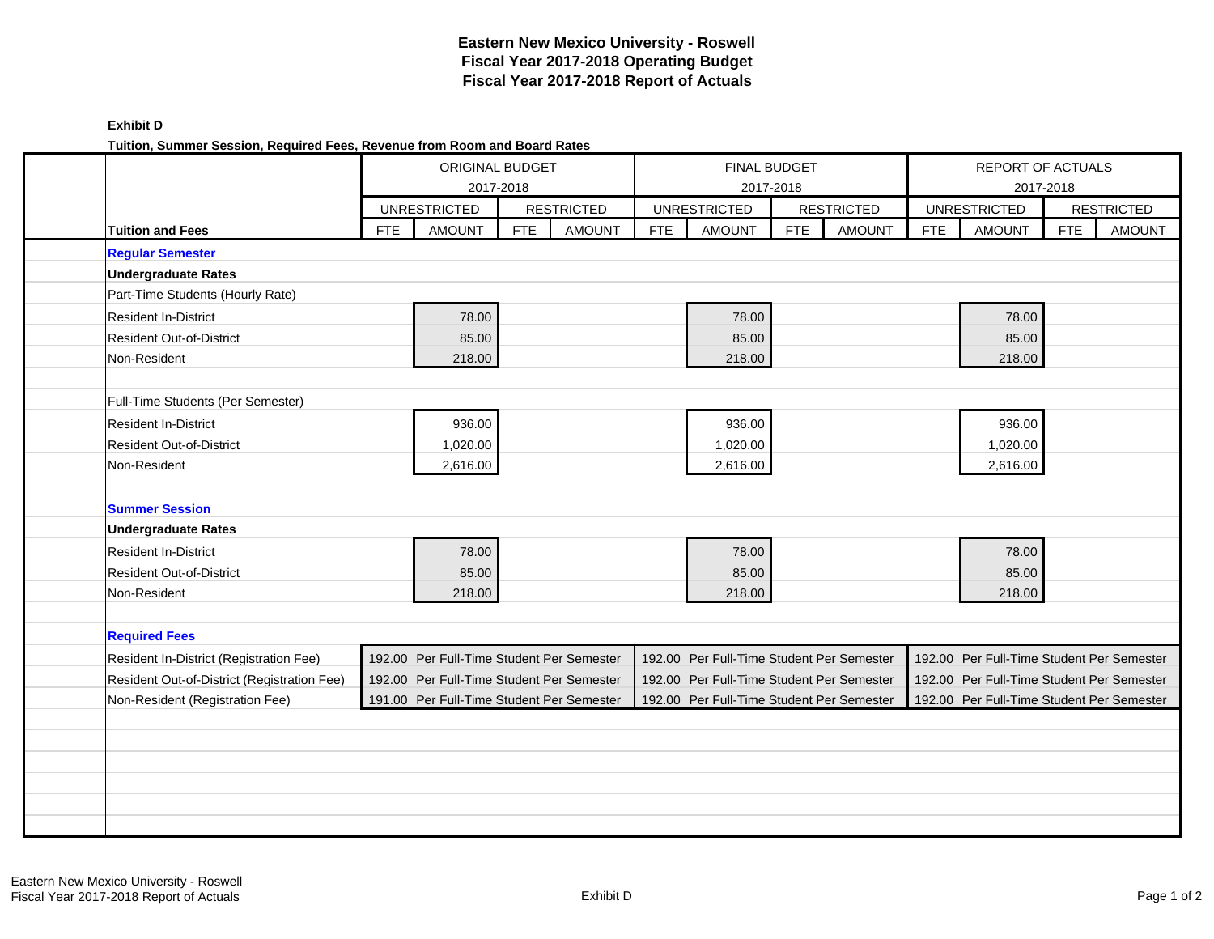# Eastern New Mexico University - Roswell
## Fiscal Year 2017-2018 Operating Budget
## Fiscal Year 2017-2018 Report of Actuals

**Exhibit D**

**Tuition, Summer Session, Required Fees, Revenue from Room and Board Rates**

| | ORIGINAL BUDGET 2017-2018 | | | | FINAL BUDGET 2017-2018 | | | | REPORT OF ACTUALS 2017-2018 | | | |
|---|---|---|---|---|---|---|---|---|---|---|---|---|
| | UNRESTRICTED | | RESTRICTED | | UNRESTRICTED | | RESTRICTED | | UNRESTRICTED | | RESTRICTED | |
| **Tuition and Fees** | FTE | AMOUNT | FTE | AMOUNT | FTE | AMOUNT | FTE | AMOUNT | FTE | AMOUNT | FTE | AMOUNT |
| **Regular Semester** | | | | | | | | | | | | |
| **Undergraduate Rates** | | | | | | | | | | | | |
| Part-Time Students (Hourly Rate) | | | | | | | | | | | | |
| Resident In-District | | 78.00 | | | | 78.00 | | | | 78.00 | | |
| Resident Out-of-District | | 85.00 | | | | 85.00 | | | | 85.00 | | |
| Non-Resident | | 218.00 | | | | 218.00 | | | | 218.00 | | |
| Full-Time Students (Per Semester) | | | | | | | | | | | | |
| Resident In-District | | 936.00 | | | | 936.00 | | | | 936.00 | | |
| Resident Out-of-District | | 1,020.00 | | | | 1,020.00 | | | | 1,020.00 | | |
| Non-Resident | | 2,616.00 | | | | 2,616.00 | | | | 2,616.00 | | |
| **Summer Session** | | | | | | | | | | | | |
| **Undergraduate Rates** | | | | | | | | | | | | |
| Resident In-District | | 78.00 | | | | 78.00 | | | | 78.00 | | |
| Resident Out-of-District | | 85.00 | | | | 85.00 | | | | 85.00 | | |
| Non-Resident | | 218.00 | | | | 218.00 | | | | 218.00 | | |
| **Required Fees** | | | | | | | | | | | | |
| Resident In-District (Registration Fee) | 192.00 Per Full-Time Student Per Semester | | | | 192.00 Per Full-Time Student Per Semester | | | | 192.00 Per Full-Time Student Per Semester | | | |
| Resident Out-of-District (Registration Fee) | 192.00 Per Full-Time Student Per Semester | | | | 192.00 Per Full-Time Student Per Semester | | | | 192.00 Per Full-Time Student Per Semester | | | |
| Non-Resident (Registration Fee) | 191.00 Per Full-Time Student Per Semester | | | | 192.00 Per Full-Time Student Per Semester | | | | 192.00 Per Full-Time Student Per Semester | | | |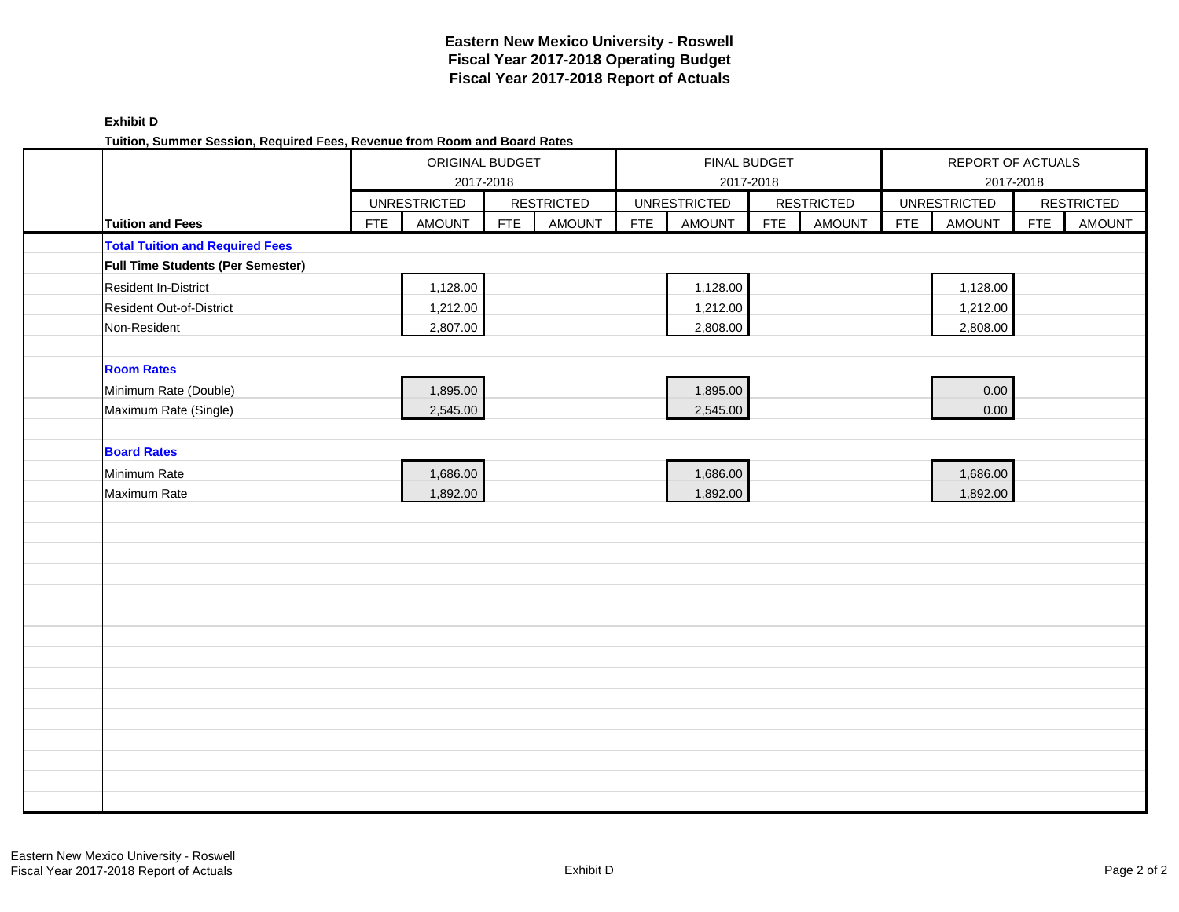# Eastern New Mexico University - Roswell
## Fiscal Year 2017-2018 Operating Budget
## Fiscal Year 2017-2018 Report of Actuals

**Exhibit D**

**Tuition, Summer Session, Required Fees, Revenue from Room and Board Rates**

| | ORIGINAL BUDGET 2017-2018 | | | | FINAL BUDGET 2017-2018 | | | | REPORT OF ACTUALS 2017-2018 | | | |
|---|---|---|---|---|---|---|---|---|---|---|---|---|
| | UNRESTRICTED | | RESTRICTED | | UNRESTRICTED | | RESTRICTED | | UNRESTRICTED | | RESTRICTED | |
| **Tuition and Fees** | FTE | AMOUNT | FTE | AMOUNT | FTE | AMOUNT | FTE | AMOUNT | FTE | AMOUNT | FTE | AMOUNT |
| **Total Tuition and Required Fees** | | | | | | | | | | | | |
| **Full Time Students (Per Semester)** | | | | | | | | | | | | |
| Resident In-District | | 1,128.00 | | | | 1,128.00 | | | | 1,128.00 | | |
| Resident Out-of-District | | 1,212.00 | | | | 1,212.00 | | | | 1,212.00 | | |
| Non-Resident | | 2,807.00 | | | | 2,808.00 | | | | 2,808.00 | | |
| | | | | | | | | | | | | |
| **Room Rates** | | | | | | | | | | | | |
| Minimum Rate (Double) | | 1,895.00 | | | | 1,895.00 | | | | 0.00 | | |
| Maximum Rate (Single) | | 2,545.00 | | | | 2,545.00 | | | | 0.00 | | |
| | | | | | | | | | | | | |
| **Board Rates** | | | | | | | | | | | | |
| Minimum Rate | | 1,686.00 | | | | 1,686.00 | | | | 1,686.00 | | |
| Maximum Rate | | 1,892.00 | | | | 1,892.00 | | | | 1,892.00 | | |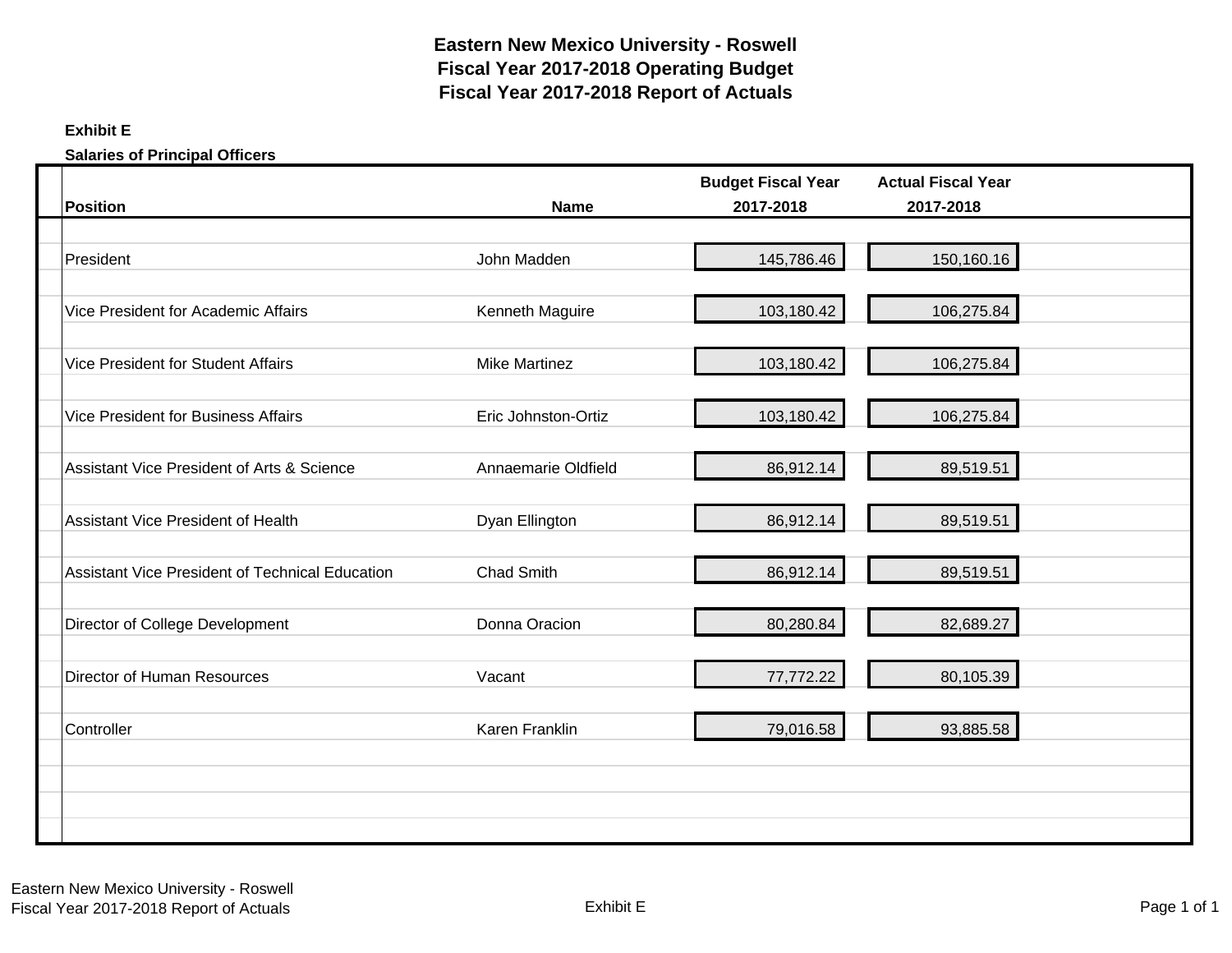# Eastern New Mexico University - Roswell
# Fiscal Year 2017-2018 Operating Budget
# Fiscal Year 2017-2018 Report of Actuals

**Exhibit E**

**Salaries of Principal Officers**

| Position | Name | Budget Fiscal Year 2017-2018 | Actual Fiscal Year 2017-2018 |
|---|---|---|---|
| President | John Madden | 145,786.46 | 150,160.16 |
| Vice President for Academic Affairs | Kenneth Maguire | 103,180.42 | 106,275.84 |
| Vice President for Student Affairs | Mike Martinez | 103,180.42 | 106,275.84 |
| Vice President for Business Affairs | Eric Johnston-Ortiz | 103,180.42 | 106,275.84 |
| Assistant Vice President of Arts & Science | Annaemarie Oldfield | 86,912.14 | 89,519.51 |
| Assistant Vice President of Health | Dyan Ellington | 86,912.14 | 89,519.51 |
| Assistant Vice President of Technical Education | Chad Smith | 86,912.14 | 89,519.51 |
| Director of College Development | Donna Oracion | 80,280.84 | 82,689.27 |
| Director of Human Resources | Vacant | 77,772.22 | 80,105.39 |
| Controller | Karen Franklin | 79,016.58 | 93,885.58 |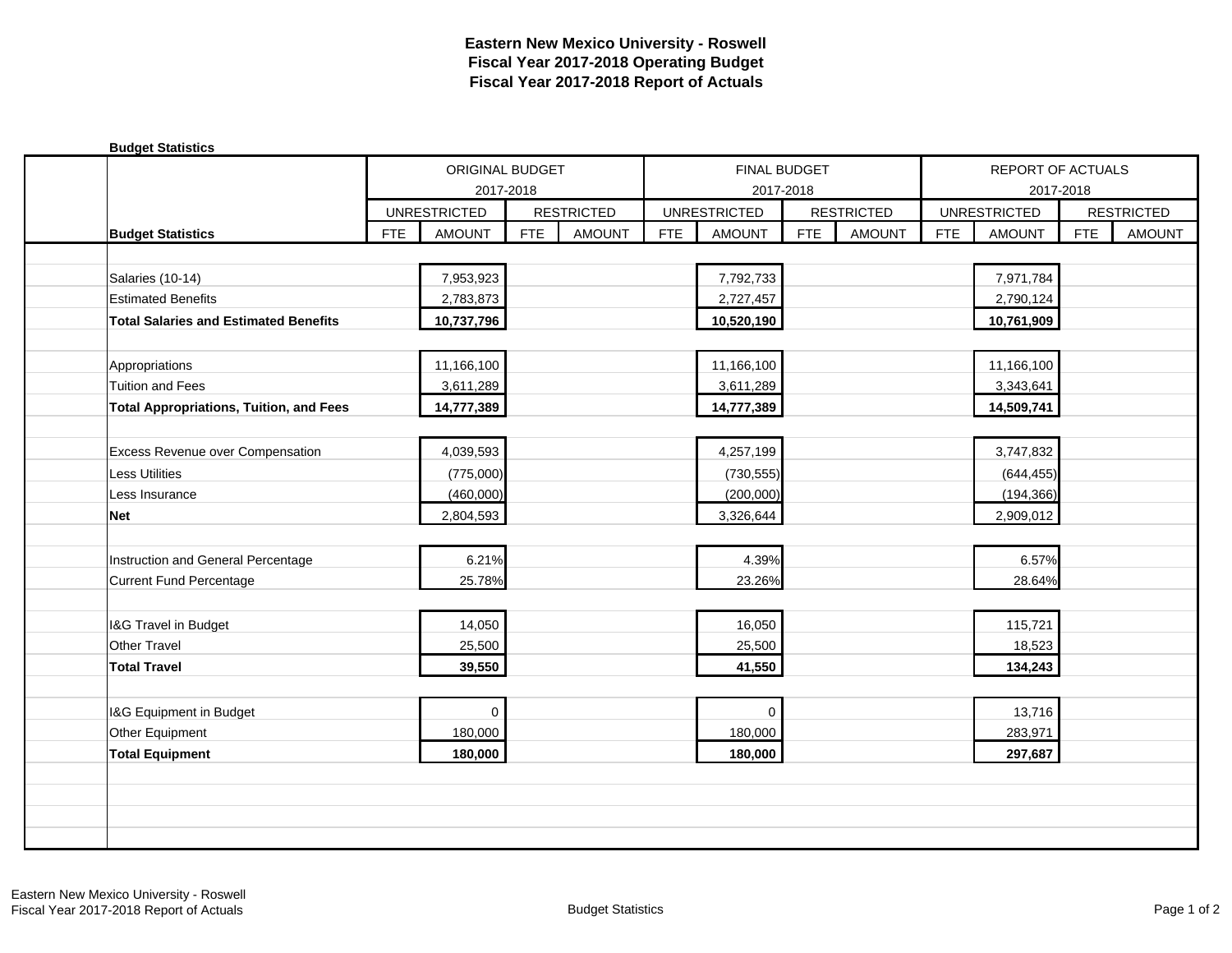# Eastern New Mexico University - Roswell
## Fiscal Year 2017-2018 Operating Budget
## Fiscal Year 2017-2018 Report of Actuals

**Budget Statistics**

| | ORIGINAL BUDGET 2017-2018 | | | | FINAL BUDGET 2017-2018 | | | | REPORT OF ACTUALS 2017-2018 | | | |
|---|---|---|---|---|---|---|---|---|---|---|---|---|
| | UNRESTRICTED | | RESTRICTED | | UNRESTRICTED | | RESTRICTED | | UNRESTRICTED | | RESTRICTED | |
| **Budget Statistics** | FTE | AMOUNT | FTE | AMOUNT | FTE | AMOUNT | FTE | AMOUNT | FTE | AMOUNT | FTE | AMOUNT |
| Salaries (10-14) | | 7,953,923 | | | | 7,792,733 | | | | 7,971,784 | | |
| Estimated Benefits | | 2,783,873 | | | | 2,727,457 | | | | 2,790,124 | | |
| **Total Salaries and Estimated Benefits** | | **10,737,796** | | | | **10,520,190** | | | | **10,761,909** | | |
| | | | | | | | | | | | | |
| Appropriations | | 11,166,100 | | | | 11,166,100 | | | | 11,166,100 | | |
| Tuition and Fees | | 3,611,289 | | | | 3,611,289 | | | | 3,343,641 | | |
| **Total Appropriations, Tuition, and Fees** | | **14,777,389** | | | | **14,777,389** | | | | **14,509,741** | | |
| | | | | | | | | | | | | |
| Excess Revenue over Compensation | | 4,039,593 | | | | 4,257,199 | | | | 3,747,832 | | |
| Less Utilities | | (775,000) | | | | (730,555) | | | | (644,455) | | |
| Less Insurance | | (460,000) | | | | (200,000) | | | | (194,366) | | |
| **Net** | | 2,804,593 | | | | 3,326,644 | | | | 2,909,012 | | |
| | | | | | | | | | | | | |
| Instruction and General Percentage | | 6.21% | | | | 4.39% | | | | 6.57% | | |
| Current Fund Percentage | | 25.78% | | | | 23.26% | | | | 28.64% | | |
| | | | | | | | | | | | | |
| I&G Travel in Budget | | 14,050 | | | | 16,050 | | | | 115,721 | | |
| Other Travel | | 25,500 | | | | 25,500 | | | | 18,523 | | |
| **Total Travel** | | **39,550** | | | | **41,550** | | | | **134,243** | | |
| | | | | | | | | | | | | |
| I&G Equipment in Budget | | 0 | | | | 0 | | | | 13,716 | | |
| Other Equipment | | 180,000 | | | | 180,000 | | | | 283,971 | | |
| **Total Equipment** | | **180,000** | | | | **180,000** | | | | **297,687** | | |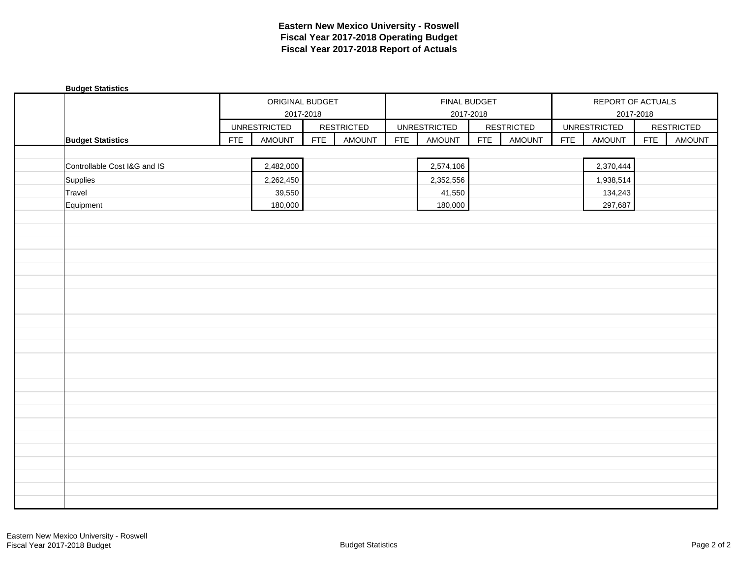# Eastern New Mexico University - Roswell
## Fiscal Year 2017-2018 Operating Budget
## Fiscal Year 2017-2018 Report of Actuals

**Budget Statistics**

| | ORIGINAL BUDGET 2017-2018 | | | | FINAL BUDGET 2017-2018 | | | | REPORT OF ACTUALS 2017-2018 | | | |
|---|---|---|---|---|---|---|---|---|---|---|---|---|
| | UNRESTRICTED | | RESTRICTED | | UNRESTRICTED | | RESTRICTED | | UNRESTRICTED | | RESTRICTED | |
| **Budget Statistics** | FTE | AMOUNT | FTE | AMOUNT | FTE | AMOUNT | FTE | AMOUNT | FTE | AMOUNT | FTE | AMOUNT |
| Controllable Cost I&G and IS | | 2,482,000 | | | | 2,574,106 | | | | 2,370,444 | | |
| Supplies | | 2,262,450 | | | | 2,352,556 | | | | 1,938,514 | | |
| Travel | | 39,550 | | | | 41,550 | | | | 134,243 | | |
| Equipment | | 180,000 | | | | 180,000 | | | | 297,687 | | |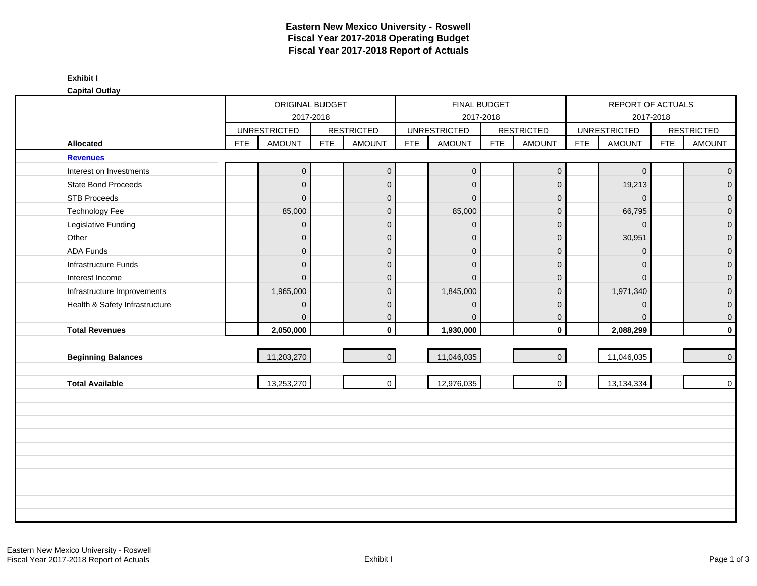# Eastern New Mexico University - Roswell
# Fiscal Year 2017-2018 Operating Budget
# Fiscal Year 2017-2018 Report of Actuals

**Exhibit I**

**Capital Outlay**

| | ORIGINAL BUDGET 2017-2018 | | | | FINAL BUDGET 2017-2018 | | | | REPORT OF ACTUALS 2017-2018 | | | |
|---|---|---|---|---|---|---|---|---|---|---|---|---|
| | UNRESTRICTED | | RESTRICTED | | UNRESTRICTED | | RESTRICTED | | UNRESTRICTED | | RESTRICTED | |
| **Allocated** | FTE | AMOUNT | FTE | AMOUNT | FTE | AMOUNT | FTE | AMOUNT | FTE | AMOUNT | FTE | AMOUNT |
| **Revenues** | | | | | | | | | | | | |
| Interest on Investments | | 0 | | 0 | | 0 | | 0 | | 0 | | 0 |
| State Bond Proceeds | | 0 | | 0 | | 0 | | 0 | | 19,213 | | 0 |
| STB Proceeds | | 0 | | 0 | | 0 | | 0 | | 0 | | 0 |
| Technology Fee | | 85,000 | | 0 | | 85,000 | | 0 | | 66,795 | | 0 |
| Legislative Funding | | 0 | | 0 | | 0 | | 0 | | 0 | | 0 |
| Other | | 0 | | 0 | | 0 | | 0 | | 30,951 | | 0 |
| ADA Funds | | 0 | | 0 | | 0 | | 0 | | 0 | | 0 |
| Infrastructure Funds | | 0 | | 0 | | 0 | | 0 | | 0 | | 0 |
| Interest Income | | 0 | | 0 | | 0 | | 0 | | 0 | | 0 |
| Infrastructure Improvements | | 1,965,000 | | 0 | | 1,845,000 | | 0 | | 1,971,340 | | 0 |
| Health & Safety Infrastructure | | 0 | | 0 | | 0 | | 0 | | 0 | | 0 |
| | | 0 | | 0 | | 0 | | 0 | | 0 | | 0 |
| **Total Revenues** | | **2,050,000** | | **0** | | **1,930,000** | | **0** | | **2,088,299** | | **0** |
| **Beginning Balances** | | 11,203,270 | | 0 | | 11,046,035 | | 0 | | 11,046,035 | | 0 |
| **Total Available** | | 13,253,270 | | 0 | | 12,976,035 | | 0 | | 13,134,334 | | 0 |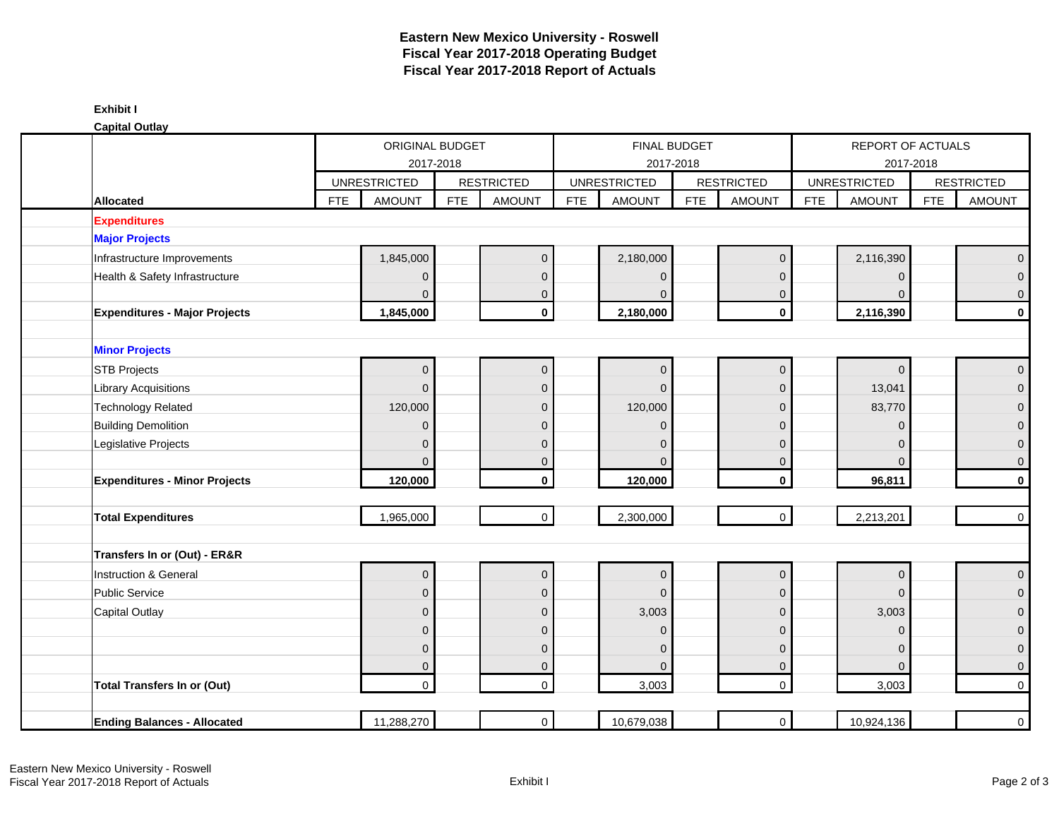**Eastern New Mexico University - Roswell**
**Fiscal Year 2017-2018 Operating Budget**
**Fiscal Year 2017-2018 Report of Actuals**

**Exhibit I**

**Capital Outlay**

| | ORIGINAL BUDGET 2017-2018 | | | | FINAL BUDGET 2017-2018 | | | | REPORT OF ACTUALS 2017-2018 | | | |
|---|---|---|---|---|---|---|---|---|---|---|---|---|
| | UNRESTRICTED | | RESTRICTED | | UNRESTRICTED | | RESTRICTED | | UNRESTRICTED | | RESTRICTED | |
| **Allocated** | FTE | AMOUNT | FTE | AMOUNT | FTE | AMOUNT | FTE | AMOUNT | FTE | AMOUNT | FTE | AMOUNT |
| **Expenditures** | | | | | | | | | | | | |
| **Major Projects** | | | | | | | | | | | | |
| Infrastructure Improvements | | 1,845,000 | | 0 | | 2,180,000 | | 0 | | 2,116,390 | | 0 |
| Health & Safety Infrastructure | | 0 | | 0 | | 0 | | 0 | | 0 | | 0 |
| | | 0 | | 0 | | 0 | | 0 | | 0 | | 0 |
| **Expenditures - Major Projects** | | **1,845,000** | | **0** | | **2,180,000** | | **0** | | **2,116,390** | | **0** |
| **Minor Projects** | | | | | | | | | | | | |
| STB Projects | | 0 | | 0 | | 0 | | 0 | | 0 | | 0 |
| Library Acquisitions | | 0 | | 0 | | 0 | | 0 | | 13,041 | | 0 |
| Technology Related | | 120,000 | | 0 | | 120,000 | | 0 | | 83,770 | | 0 |
| Building Demolition | | 0 | | 0 | | 0 | | 0 | | 0 | | 0 |
| Legislative Projects | | 0 | | 0 | | 0 | | 0 | | 0 | | 0 |
| | | 0 | | 0 | | 0 | | 0 | | 0 | | 0 |
| **Expenditures - Minor Projects** | | **120,000** | | **0** | | **120,000** | | **0** | | **96,811** | | **0** |
| **Total Expenditures** | | 1,965,000 | | 0 | | 2,300,000 | | 0 | | 2,213,201 | | 0 |
| **Transfers In or (Out) - ER&R** | | | | | | | | | | | | |
| Instruction & General | | 0 | | 0 | | 0 | | 0 | | 0 | | 0 |
| Public Service | | 0 | | 0 | | 0 | | 0 | | 0 | | 0 |
| Capital Outlay | | 0 | | 0 | | 3,003 | | 0 | | 3,003 | | 0 |
| | | 0 | | 0 | | 0 | | 0 | | 0 | | 0 |
| | | 0 | | 0 | | 0 | | 0 | | 0 | | 0 |
| | | 0 | | 0 | | 0 | | 0 | | 0 | | 0 |
| **Total Transfers In or (Out)** | | 0 | | 0 | | 3,003 | | 0 | | 3,003 | | 0 |
| **Ending Balances - Allocated** | | 11,288,270 | | 0 | | 10,679,038 | | 0 | | 10,924,136 | | 0 |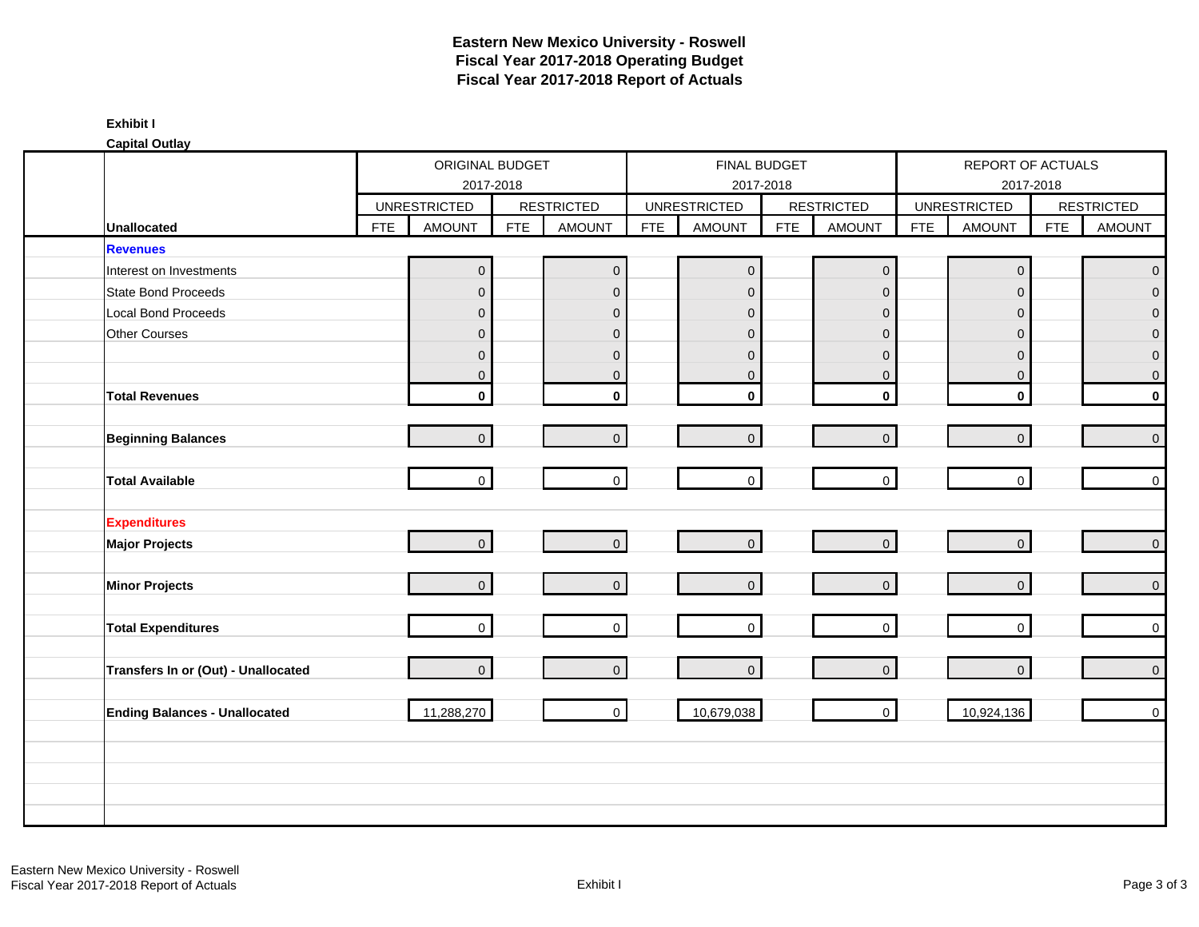# Eastern New Mexico University - Roswell
## Fiscal Year 2017-2018 Operating Budget
## Fiscal Year 2017-2018 Report of Actuals

**Exhibit I**

**Capital Outlay**

| | ORIGINAL BUDGET 2017-2018 | | | | FINAL BUDGET 2017-2018 | | | | REPORT OF ACTUALS 2017-2018 | | | |
|---|---|---|---|---|---|---|---|---|---|---|---|---|
| | UNRESTRICTED | | RESTRICTED | | UNRESTRICTED | | RESTRICTED | | UNRESTRICTED | | RESTRICTED | |
| **Unallocated** | FTE | AMOUNT | FTE | AMOUNT | FTE | AMOUNT | FTE | AMOUNT | FTE | AMOUNT | FTE | AMOUNT |
| **Revenues** | | | | | | | | | | | | |
| Interest on Investments | | 0 | | 0 | | 0 | | 0 | | 0 | | 0 |
| State Bond Proceeds | | 0 | | 0 | | 0 | | 0 | | 0 | | 0 |
| Local Bond Proceeds | | 0 | | 0 | | 0 | | 0 | | 0 | | 0 |
| Other Courses | | 0 | | 0 | | 0 | | 0 | | 0 | | 0 |
| | | 0 | | 0 | | 0 | | 0 | | 0 | | 0 |
| | | 0 | | 0 | | 0 | | 0 | | 0 | | 0 |
| **Total Revenues** | | **0** | | **0** | | **0** | | **0** | | **0** | | **0** |
| **Beginning Balances** | | 0 | | 0 | | 0 | | 0 | | 0 | | 0 |
| **Total Available** | | 0 | | 0 | | 0 | | 0 | | 0 | | 0 |
| **Expenditures** | | | | | | | | | | | | |
| **Major Projects** | | 0 | | 0 | | 0 | | 0 | | 0 | | 0 |
| **Minor Projects** | | 0 | | 0 | | 0 | | 0 | | 0 | | 0 |
| **Total Expenditures** | | 0 | | 0 | | 0 | | 0 | | 0 | | 0 |
| **Transfers In or (Out) - Unallocated** | | 0 | | 0 | | 0 | | 0 | | 0 | | 0 |
| **Ending Balances - Unallocated** | | 11,288,270 | | 0 | | 10,679,038 | | 0 | | 10,924,136 | | 0 |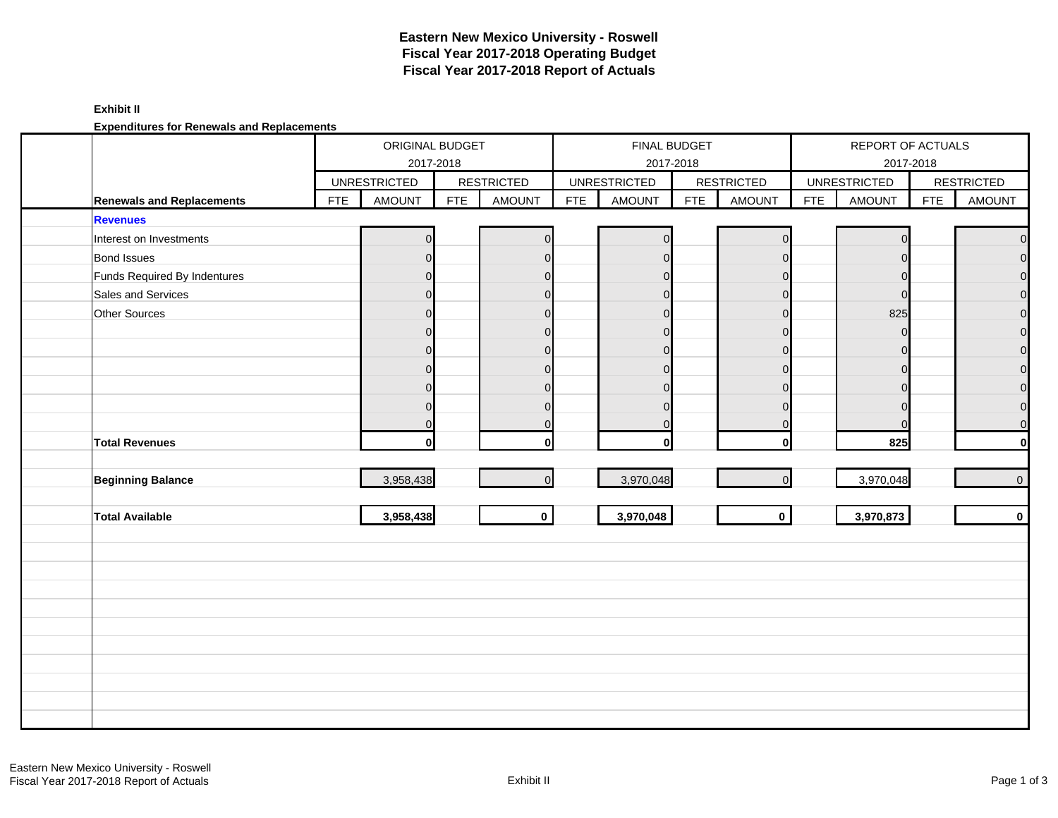# Eastern New Mexico University - Roswell
## Fiscal Year 2017-2018 Operating Budget
## Fiscal Year 2017-2018 Report of Actuals

**Exhibit II**

**Expenditures for Renewals and Replacements**

| | ORIGINAL BUDGET 2017-2018 | | | | FINAL BUDGET 2017-2018 | | | | REPORT OF ACTUALS 2017-2018 | | | |
|---|---|---|---|---|---|---|---|---|---|---|---|---|
| | UNRESTRICTED | | RESTRICTED | | UNRESTRICTED | | RESTRICTED | | UNRESTRICTED | | RESTRICTED | |
| **Renewals and Replacements** | FTE | AMOUNT | FTE | AMOUNT | FTE | AMOUNT | FTE | AMOUNT | FTE | AMOUNT | FTE | AMOUNT |
| **Revenues** | | | | | | | | | | | | |
| Interest on Investments | | 0 | | 0 | | 0 | | 0 | | 0 | | 0 |
| Bond Issues | | 0 | | 0 | | 0 | | 0 | | 0 | | 0 |
| Funds Required By Indentures | | 0 | | 0 | | 0 | | 0 | | 0 | | 0 |
| Sales and Services | | 0 | | 0 | | 0 | | 0 | | 0 | | 0 |
| Other Sources | | 0 | | 0 | | 0 | | 0 | | 825 | | 0 |
| | | 0 | | 0 | | 0 | | 0 | | 0 | | 0 |
| | | 0 | | 0 | | 0 | | 0 | | 0 | | 0 |
| | | 0 | | 0 | | 0 | | 0 | | 0 | | 0 |
| | | 0 | | 0 | | 0 | | 0 | | 0 | | 0 |
| | | 0 | | 0 | | 0 | | 0 | | 0 | | 0 |
| | | 0 | | 0 | | 0 | | 0 | | 0 | | 0 |
| **Total Revenues** | | **0** | | **0** | | **0** | | **0** | | **825** | | **0** |
| **Beginning Balance** | | 3,958,438 | | 0 | | 3,970,048 | | 0 | | 3,970,048 | | 0 |
| **Total Available** | | **3,958,438** | | **0** | | **3,970,048** | | **0** | | **3,970,873** | | **0** |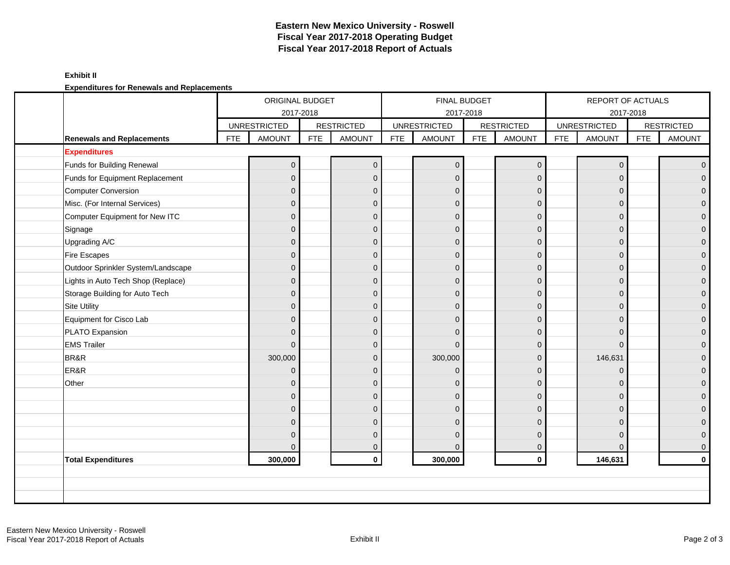# Eastern New Mexico University - Roswell
# Fiscal Year 2017-2018 Operating Budget
# Fiscal Year 2017-2018 Report of Actuals

**Exhibit II**

**Expenditures for Renewals and Replacements**

| | ORIGINAL BUDGET 2017-2018 | | | | FINAL BUDGET 2017-2018 | | | | REPORT OF ACTUALS 2017-2018 | | | |
|---|---|---|---|---|---|---|---|---|---|---|---|---|
| | UNRESTRICTED | | RESTRICTED | | UNRESTRICTED | | RESTRICTED | | UNRESTRICTED | | RESTRICTED | |
| **Renewals and Replacements** | FTE | AMOUNT | FTE | AMOUNT | FTE | AMOUNT | FTE | AMOUNT | FTE | AMOUNT | FTE | AMOUNT |
| **Expenditures** | | | | | | | | | | | | |
| Funds for Building Renewal | | 0 | | 0 | | 0 | | 0 | | 0 | | 0 |
| Funds for Equipment Replacement | | 0 | | 0 | | 0 | | 0 | | 0 | | 0 |
| Computer Conversion | | 0 | | 0 | | 0 | | 0 | | 0 | | 0 |
| Misc. (For Internal Services) | | 0 | | 0 | | 0 | | 0 | | 0 | | 0 |
| Computer Equipment for New ITC | | 0 | | 0 | | 0 | | 0 | | 0 | | 0 |
| Signage | | 0 | | 0 | | 0 | | 0 | | 0 | | 0 |
| Upgrading A/C | | 0 | | 0 | | 0 | | 0 | | 0 | | 0 |
| Fire Escapes | | 0 | | 0 | | 0 | | 0 | | 0 | | 0 |
| Outdoor Sprinkler System/Landscape | | 0 | | 0 | | 0 | | 0 | | 0 | | 0 |
| Lights in Auto Tech Shop (Replace) | | 0 | | 0 | | 0 | | 0 | | 0 | | 0 |
| Storage Building for Auto Tech | | 0 | | 0 | | 0 | | 0 | | 0 | | 0 |
| Site Utility | | 0 | | 0 | | 0 | | 0 | | 0 | | 0 |
| Equipment for Cisco Lab | | 0 | | 0 | | 0 | | 0 | | 0 | | 0 |
| PLATO Expansion | | 0 | | 0 | | 0 | | 0 | | 0 | | 0 |
| EMS Trailer | | 0 | | 0 | | 0 | | 0 | | 0 | | 0 |
| BR&R | | 300,000 | | 0 | | 300,000 | | 0 | | 146,631 | | 0 |
| ER&R | | 0 | | 0 | | 0 | | 0 | | 0 | | 0 |
| Other | | 0 | | 0 | | 0 | | 0 | | 0 | | 0 |
| | | 0 | | 0 | | 0 | | 0 | | 0 | | 0 |
| | | 0 | | 0 | | 0 | | 0 | | 0 | | 0 |
| | | 0 | | 0 | | 0 | | 0 | | 0 | | 0 |
| | | 0 | | 0 | | 0 | | 0 | | 0 | | 0 |
| | | 0 | | 0 | | 0 | | 0 | | 0 | | 0 |
| **Total Expenditures** | | **300,000** | | **0** | | **300,000** | | **0** | | **146,631** | | **0** |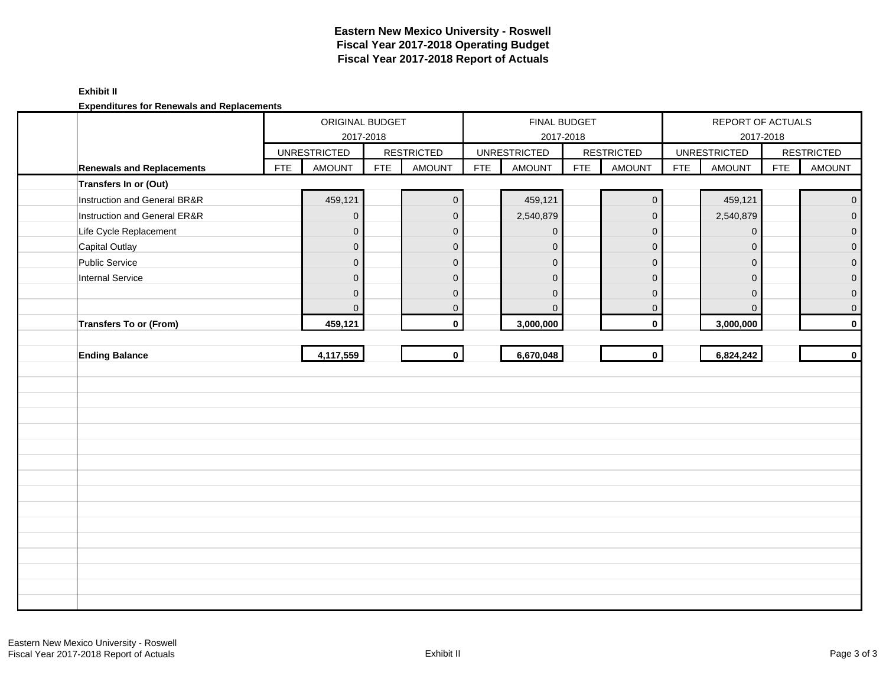**Eastern New Mexico University - Roswell**
**Fiscal Year 2017-2018 Operating Budget**
**Fiscal Year 2017-2018 Report of Actuals**

**Exhibit II**

**Expenditures for Renewals and Replacements**

| | ORIGINAL BUDGET 2017-2018 | | | | FINAL BUDGET 2017-2018 | | | | REPORT OF ACTUALS 2017-2018 | | | |
|---|---|---|---|---|---|---|---|---|---|---|---|---|
| | UNRESTRICTED | | RESTRICTED | | UNRESTRICTED | | RESTRICTED | | UNRESTRICTED | | RESTRICTED | |
| **Renewals and Replacements** | FTE | AMOUNT | FTE | AMOUNT | FTE | AMOUNT | FTE | AMOUNT | FTE | AMOUNT | FTE | AMOUNT |
| **Transfers In or (Out)** | | | | | | | | | | | | |
| Instruction and General BR&R | | 459,121 | | 0 | | 459,121 | | 0 | | 459,121 | | 0 |
| Instruction and General ER&R | | 0 | | 0 | | 2,540,879 | | 0 | | 2,540,879 | | 0 |
| Life Cycle Replacement | | 0 | | 0 | | 0 | | 0 | | 0 | | 0 |
| Capital Outlay | | 0 | | 0 | | 0 | | 0 | | 0 | | 0 |
| Public Service | | 0 | | 0 | | 0 | | 0 | | 0 | | 0 |
| Internal Service | | 0 | | 0 | | 0 | | 0 | | 0 | | 0 |
| | | 0 | | 0 | | 0 | | 0 | | 0 | | 0 |
| | | 0 | | 0 | | 0 | | 0 | | 0 | | 0 |
| **Transfers To or (From)** | | **459,121** | | **0** | | **3,000,000** | | **0** | | **3,000,000** | | **0** |
| **Ending Balance** | | **4,117,559** | | **0** | | **6,670,048** | | **0** | | **6,824,242** | | **0** |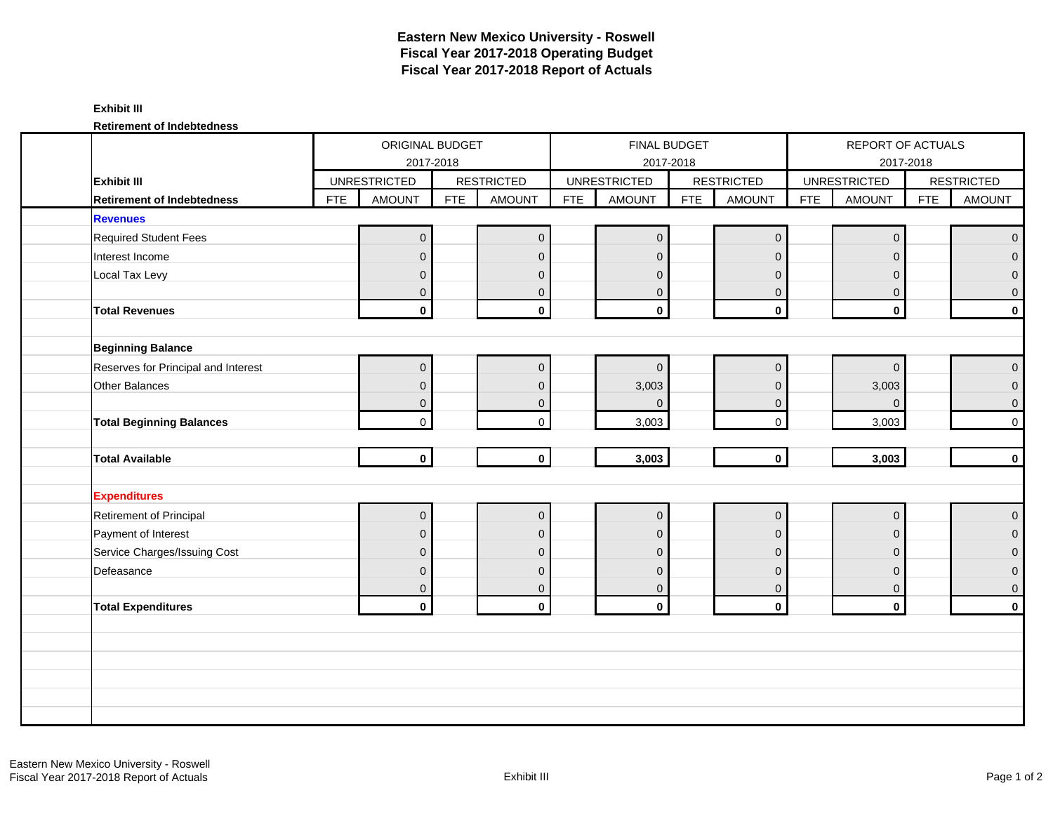# Eastern New Mexico University - Roswell
# Fiscal Year 2017-2018 Operating Budget
# Fiscal Year 2017-2018 Report of Actuals

**Exhibit III**

**Retirement of Indebtedness**

| | ORIGINAL BUDGET 2017-2018 | | | | FINAL BUDGET 2017-2018 | | | | REPORT OF ACTUALS 2017-2018 | | | |
|---|---|---|---|---|---|---|---|---|---|---|---|---|
| **Exhibit III** | UNRESTRICTED | | RESTRICTED | | UNRESTRICTED | | RESTRICTED | | UNRESTRICTED | | RESTRICTED | |
| **Retirement of Indebtedness** | FTE | AMOUNT | FTE | AMOUNT | FTE | AMOUNT | FTE | AMOUNT | FTE | AMOUNT | FTE | AMOUNT |
| **Revenues** | | | | | | | | | | | | |
| Required Student Fees | | 0 | | 0 | | 0 | | 0 | | 0 | | 0 |
| Interest Income | | 0 | | 0 | | 0 | | 0 | | 0 | | 0 |
| Local Tax Levy | | 0 | | 0 | | 0 | | 0 | | 0 | | 0 |
| | | 0 | | 0 | | 0 | | 0 | | 0 | | 0 |
| **Total Revenues** | | **0** | | **0** | | **0** | | **0** | | **0** | | **0** |
| | | | | | | | | | | | | |
| **Beginning Balance** | | | | | | | | | | | | |
| Reserves for Principal and Interest | | 0 | | 0 | | 0 | | 0 | | 0 | | 0 |
| Other Balances | | 0 | | 0 | | 3,003 | | 0 | | 3,003 | | 0 |
| | | 0 | | 0 | | 0 | | 0 | | 0 | | 0 |
| **Total Beginning Balances** | | 0 | | 0 | | 3,003 | | 0 | | 3,003 | | 0 |
| | | | | | | | | | | | | |
| **Total Available** | | **0** | | **0** | | **3,003** | | **0** | | **3,003** | | **0** |
| | | | | | | | | | | | | |
| **Expenditures** | | | | | | | | | | | | |
| Retirement of Principal | | 0 | | 0 | | 0 | | 0 | | 0 | | 0 |
| Payment of Interest | | 0 | | 0 | | 0 | | 0 | | 0 | | 0 |
| Service Charges/Issuing Cost | | 0 | | 0 | | 0 | | 0 | | 0 | | 0 |
| Defeasance | | 0 | | 0 | | 0 | | 0 | | 0 | | 0 |
| | | 0 | | 0 | | 0 | | 0 | | 0 | | 0 |
| **Total Expenditures** | | **0** | | **0** | | **0** | | **0** | | **0** | | **0** |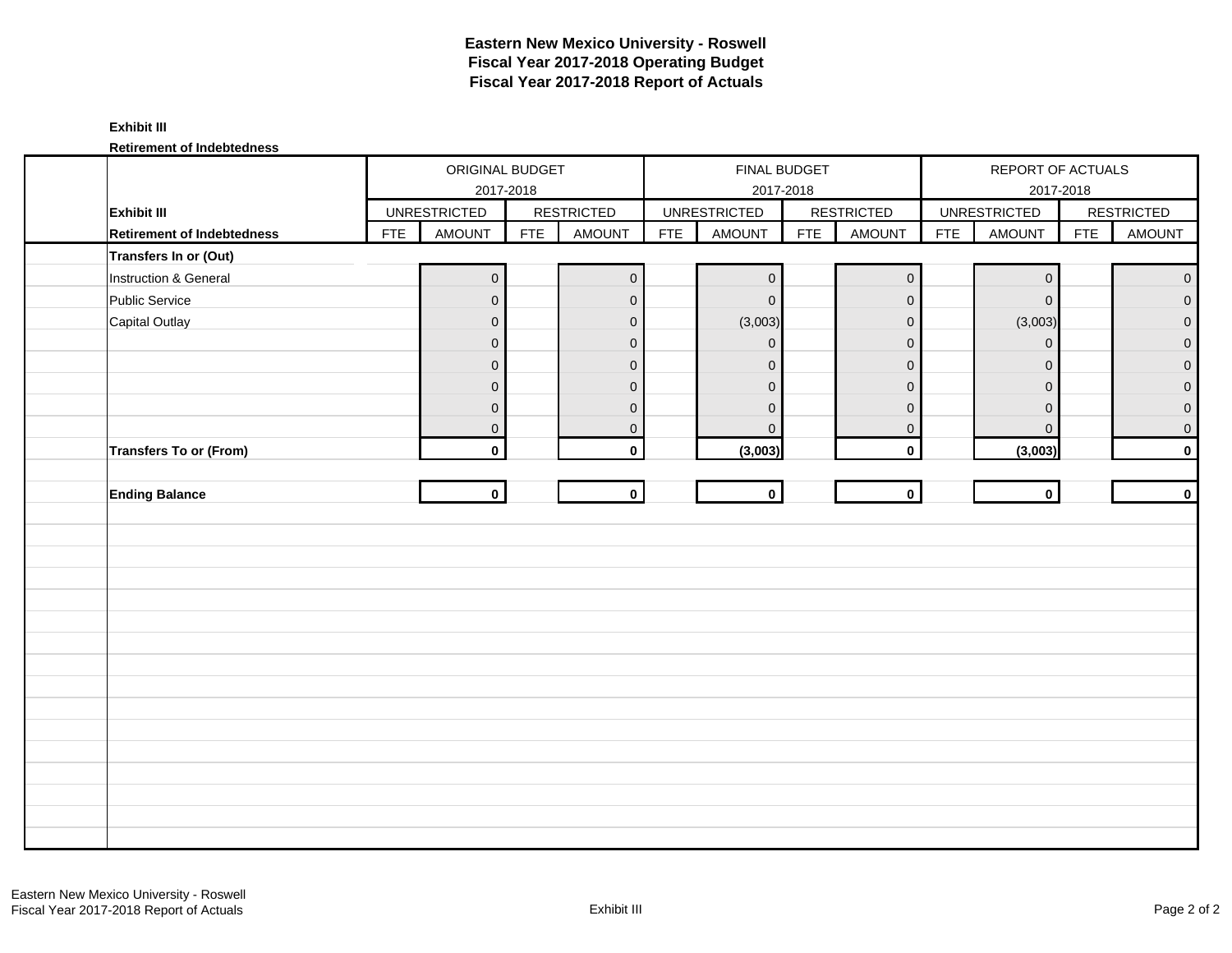# Eastern New Mexico University - Roswell
## Fiscal Year 2017-2018 Operating Budget
## Fiscal Year 2017-2018 Report of Actuals

**Exhibit III**

**Retirement of Indebtedness**

| | ORIGINAL BUDGET 2017-2018 | | | | FINAL BUDGET 2017-2018 | | | | REPORT OF ACTUALS 2017-2018 | | | |
|---|---|---|---|---|---|---|---|---|---|---|---|---|
| **Exhibit III** | UNRESTRICTED | | RESTRICTED | | UNRESTRICTED | | RESTRICTED | | UNRESTRICTED | | RESTRICTED | |
| **Retirement of Indebtedness** | FTE | AMOUNT | FTE | AMOUNT | FTE | AMOUNT | FTE | AMOUNT | FTE | AMOUNT | FTE | AMOUNT |
| **Transfers In or (Out)** | | | | | | | | | | | | |
| Instruction & General | | 0 | | 0 | | 0 | | 0 | | 0 | | 0 |
| Public Service | | 0 | | 0 | | 0 | | 0 | | 0 | | 0 |
| Capital Outlay | | 0 | | 0 | | (3,003) | | 0 | | (3,003) | | 0 |
| | | 0 | | 0 | | 0 | | 0 | | 0 | | 0 |
| | | 0 | | 0 | | 0 | | 0 | | 0 | | 0 |
| | | 0 | | 0 | | 0 | | 0 | | 0 | | 0 |
| | | 0 | | 0 | | 0 | | 0 | | 0 | | 0 |
| | | 0 | | 0 | | 0 | | 0 | | 0 | | 0 |
| **Transfers To or (From)** | | **0** | | **0** | | **(3,003)** | | **0** | | **(3,003)** | | **0** |
| | | | | | | | | | | | | |
| **Ending Balance** | | **0** | | **0** | | **0** | | **0** | | **0** | | **0** |